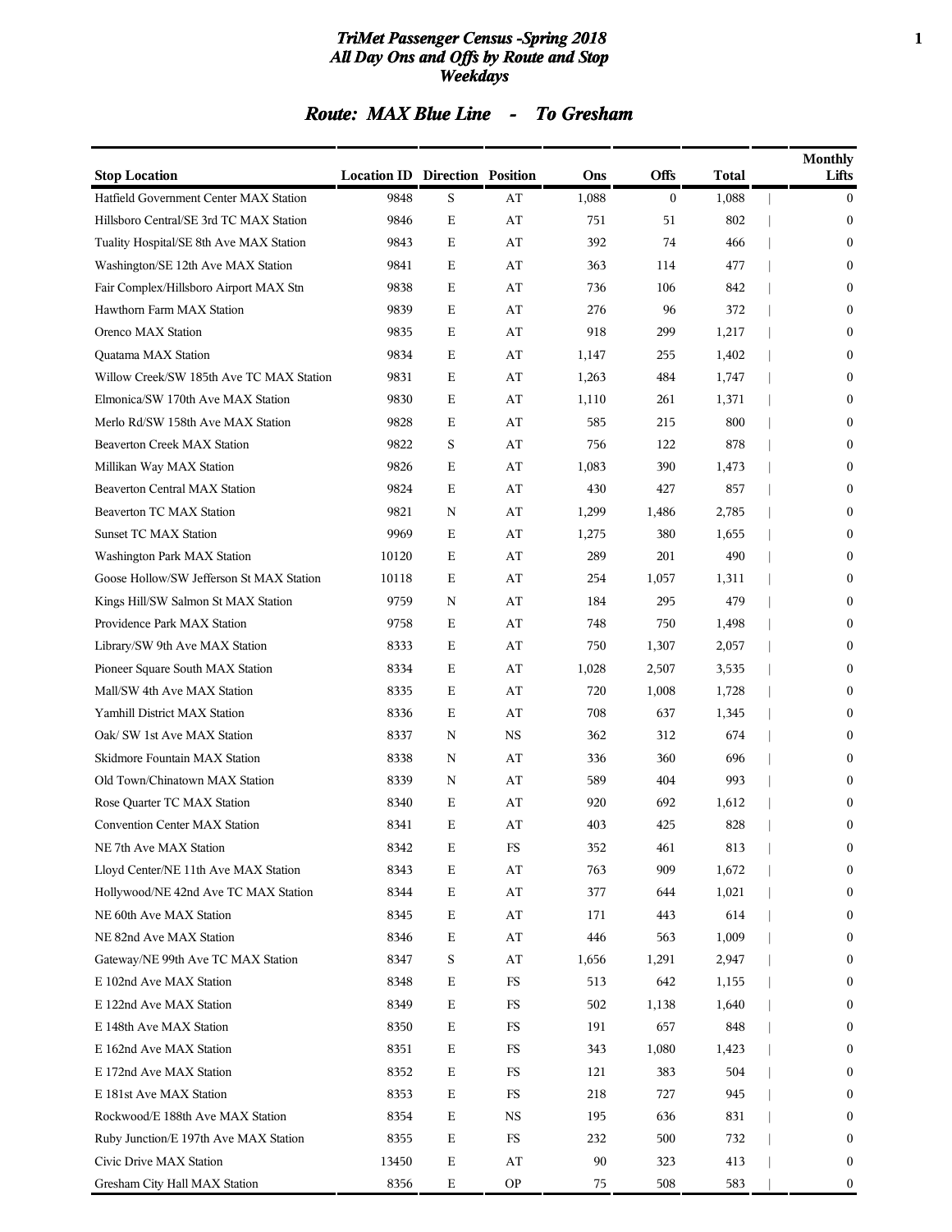# TriMet Passenger Census -Spring 2018
## All Day Ons and Offs by Route and Stop
### Weekdays

## Route: MAX Blue Line - To Gresham

| Stop Location | Location ID | Direction | Position | Ons | Offs | Total | Monthly Lifts |
|---|---|---|---|---|---|---|---|
| Hatfield Government Center MAX Station | 9848 | S | AT | 1,088 | 0 | 1,088 | 0 |
| Hillsboro Central/SE 3rd TC MAX Station | 9846 | E | AT | 751 | 51 | 802 | 0 |
| Tuality Hospital/SE 8th Ave MAX Station | 9843 | E | AT | 392 | 74 | 466 | 0 |
| Washington/SE 12th Ave MAX Station | 9841 | E | AT | 363 | 114 | 477 | 0 |
| Fair Complex/Hillsboro Airport MAX Stn | 9838 | E | AT | 736 | 106 | 842 | 0 |
| Hawthorn Farm MAX Station | 9839 | E | AT | 276 | 96 | 372 | 0 |
| Orenco MAX Station | 9835 | E | AT | 918 | 299 | 1,217 | 0 |
| Quatama MAX Station | 9834 | E | AT | 1,147 | 255 | 1,402 | 0 |
| Willow Creek/SW 185th Ave TC MAX Station | 9831 | E | AT | 1,263 | 484 | 1,747 | 0 |
| Elmonica/SW 170th Ave MAX Station | 9830 | E | AT | 1,110 | 261 | 1,371 | 0 |
| Merlo Rd/SW 158th Ave MAX Station | 9828 | E | AT | 585 | 215 | 800 | 0 |
| Beaverton Creek MAX Station | 9822 | S | AT | 756 | 122 | 878 | 0 |
| Millikan Way MAX Station | 9826 | E | AT | 1,083 | 390 | 1,473 | 0 |
| Beaverton Central MAX Station | 9824 | E | AT | 430 | 427 | 857 | 0 |
| Beaverton TC MAX Station | 9821 | N | AT | 1,299 | 1,486 | 2,785 | 0 |
| Sunset TC MAX Station | 9969 | E | AT | 1,275 | 380 | 1,655 | 0 |
| Washington Park MAX Station | 10120 | E | AT | 289 | 201 | 490 | 0 |
| Goose Hollow/SW Jefferson St MAX Station | 10118 | E | AT | 254 | 1,057 | 1,311 | 0 |
| Kings Hill/SW Salmon St MAX Station | 9759 | N | AT | 184 | 295 | 479 | 0 |
| Providence Park MAX Station | 9758 | E | AT | 748 | 750 | 1,498 | 0 |
| Library/SW 9th Ave MAX Station | 8333 | E | AT | 750 | 1,307 | 2,057 | 0 |
| Pioneer Square South MAX Station | 8334 | E | AT | 1,028 | 2,507 | 3,535 | 0 |
| Mall/SW 4th Ave MAX Station | 8335 | E | AT | 720 | 1,008 | 1,728 | 0 |
| Yamhill District MAX Station | 8336 | E | AT | 708 | 637 | 1,345 | 0 |
| Oak/ SW 1st Ave MAX Station | 8337 | N | NS | 362 | 312 | 674 | 0 |
| Skidmore Fountain MAX Station | 8338 | N | AT | 336 | 360 | 696 | 0 |
| Old Town/Chinatown MAX Station | 8339 | N | AT | 589 | 404 | 993 | 0 |
| Rose Quarter TC MAX Station | 8340 | E | AT | 920 | 692 | 1,612 | 0 |
| Convention Center MAX Station | 8341 | E | AT | 403 | 425 | 828 | 0 |
| NE 7th Ave MAX Station | 8342 | E | FS | 352 | 461 | 813 | 0 |
| Lloyd Center/NE 11th Ave MAX Station | 8343 | E | AT | 763 | 909 | 1,672 | 0 |
| Hollywood/NE 42nd Ave TC MAX Station | 8344 | E | AT | 377 | 644 | 1,021 | 0 |
| NE 60th Ave MAX Station | 8345 | E | AT | 171 | 443 | 614 | 0 |
| NE 82nd Ave MAX Station | 8346 | E | AT | 446 | 563 | 1,009 | 0 |
| Gateway/NE 99th Ave TC MAX Station | 8347 | S | AT | 1,656 | 1,291 | 2,947 | 0 |
| E 102nd Ave MAX Station | 8348 | E | FS | 513 | 642 | 1,155 | 0 |
| E 122nd Ave MAX Station | 8349 | E | FS | 502 | 1,138 | 1,640 | 0 |
| E 148th Ave MAX Station | 8350 | E | FS | 191 | 657 | 848 | 0 |
| E 162nd Ave MAX Station | 8351 | E | FS | 343 | 1,080 | 1,423 | 0 |
| E 172nd Ave MAX Station | 8352 | E | FS | 121 | 383 | 504 | 0 |
| E 181st Ave MAX Station | 8353 | E | FS | 218 | 727 | 945 | 0 |
| Rockwood/E 188th Ave MAX Station | 8354 | E | NS | 195 | 636 | 831 | 0 |
| Ruby Junction/E 197th Ave MAX Station | 8355 | E | FS | 232 | 500 | 732 | 0 |
| Civic Drive MAX Station | 13450 | E | AT | 90 | 323 | 413 | 0 |
| Gresham City Hall MAX Station | 8356 | E | OP | 75 | 508 | 583 | 0 |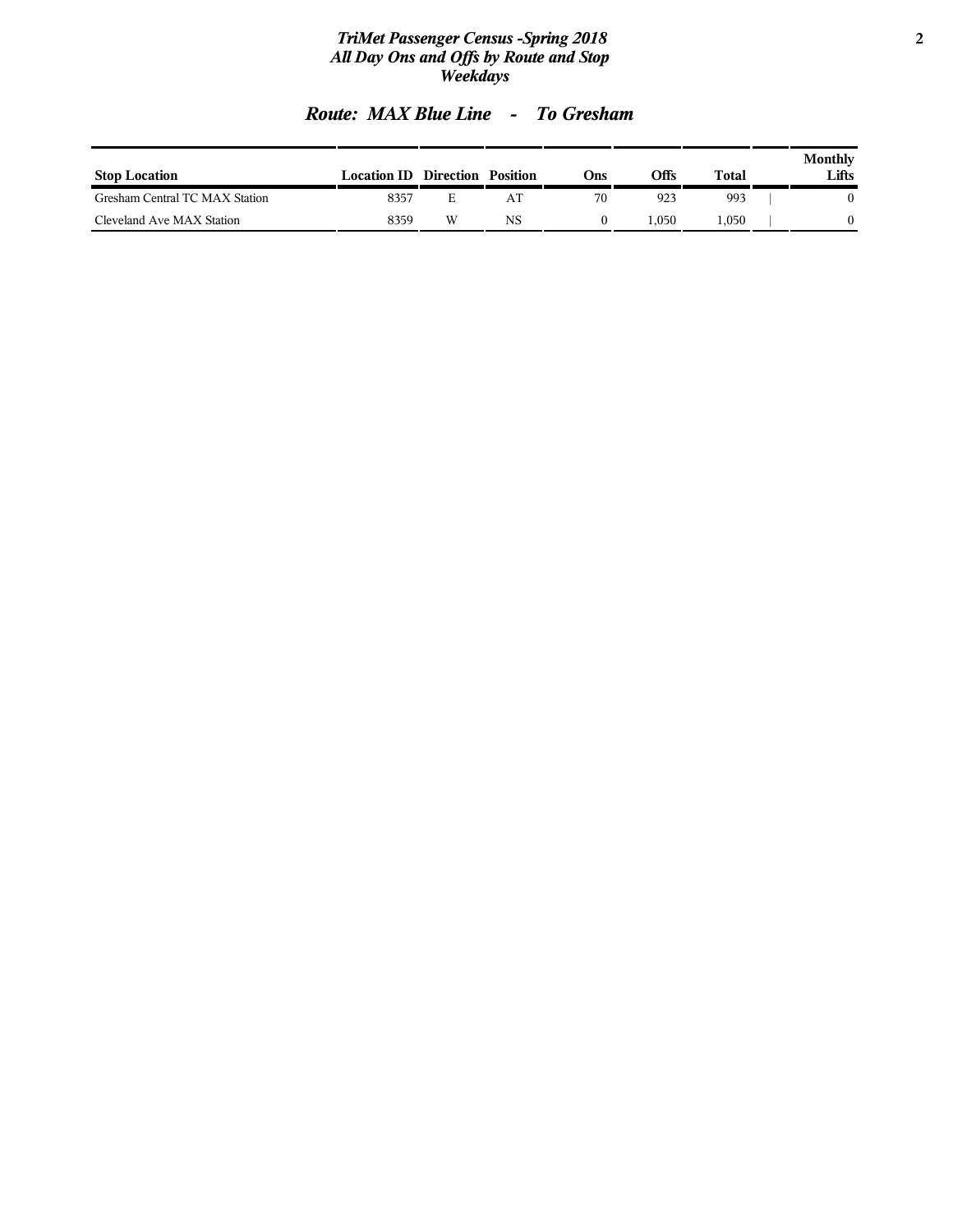# TriMet Passenger Census -Spring 2018
## All Day Ons and Offs by Route and Stop
## Weekdays

## Route: MAX Blue Line - To Gresham

| Stop Location | Location ID | Direction | Position | Ons | Offs | Total | Monthly Lifts |
|---|---|---|---|---|---|---|---|
| Gresham Central TC MAX Station | 8357 | E | AT | 70 | 923 | 993 | 0 |
| Cleveland Ave MAX Station | 8359 | W | NS | 0 | 1,050 | 1,050 | 0 |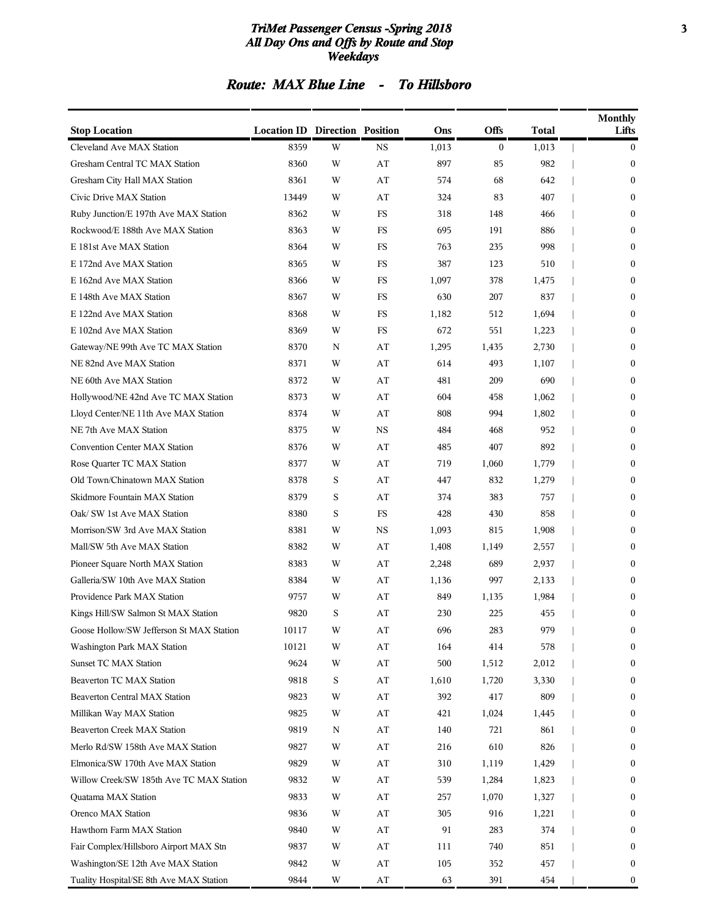# TriMet Passenger Census -Spring 2018
## All Day Ons and Offs by Route and Stop
### Weekdays

## Route: MAX Blue Line - To Hillsboro

| Stop Location | Location ID | Direction | Position | Ons | Offs | Total | Monthly Lifts |
|---|---|---|---|---|---|---|---|
| Cleveland Ave MAX Station | 8359 | W | NS | 1,013 | 0 | 1,013 | 0 |
| Gresham Central TC MAX Station | 8360 | W | AT | 897 | 85 | 982 | 0 |
| Gresham City Hall MAX Station | 8361 | W | AT | 574 | 68 | 642 | 0 |
| Civic Drive MAX Station | 13449 | W | AT | 324 | 83 | 407 | 0 |
| Ruby Junction/E 197th Ave MAX Station | 8362 | W | FS | 318 | 148 | 466 | 0 |
| Rockwood/E 188th Ave MAX Station | 8363 | W | FS | 695 | 191 | 886 | 0 |
| E 181st Ave MAX Station | 8364 | W | FS | 763 | 235 | 998 | 0 |
| E 172nd Ave MAX Station | 8365 | W | FS | 387 | 123 | 510 | 0 |
| E 162nd Ave MAX Station | 8366 | W | FS | 1,097 | 378 | 1,475 | 0 |
| E 148th Ave MAX Station | 8367 | W | FS | 630 | 207 | 837 | 0 |
| E 122nd Ave MAX Station | 8368 | W | FS | 1,182 | 512 | 1,694 | 0 |
| E 102nd Ave MAX Station | 8369 | W | FS | 672 | 551 | 1,223 | 0 |
| Gateway/NE 99th Ave TC MAX Station | 8370 | N | AT | 1,295 | 1,435 | 2,730 | 0 |
| NE 82nd Ave MAX Station | 8371 | W | AT | 614 | 493 | 1,107 | 0 |
| NE 60th Ave MAX Station | 8372 | W | AT | 481 | 209 | 690 | 0 |
| Hollywood/NE 42nd Ave TC MAX Station | 8373 | W | AT | 604 | 458 | 1,062 | 0 |
| Lloyd Center/NE 11th Ave MAX Station | 8374 | W | AT | 808 | 994 | 1,802 | 0 |
| NE 7th Ave MAX Station | 8375 | W | NS | 484 | 468 | 952 | 0 |
| Convention Center MAX Station | 8376 | W | AT | 485 | 407 | 892 | 0 |
| Rose Quarter TC MAX Station | 8377 | W | AT | 719 | 1,060 | 1,779 | 0 |
| Old Town/Chinatown MAX Station | 8378 | S | AT | 447 | 832 | 1,279 | 0 |
| Skidmore Fountain MAX Station | 8379 | S | AT | 374 | 383 | 757 | 0 |
| Oak/ SW 1st Ave MAX Station | 8380 | S | FS | 428 | 430 | 858 | 0 |
| Morrison/SW 3rd Ave MAX Station | 8381 | W | NS | 1,093 | 815 | 1,908 | 0 |
| Mall/SW 5th Ave MAX Station | 8382 | W | AT | 1,408 | 1,149 | 2,557 | 0 |
| Pioneer Square North MAX Station | 8383 | W | AT | 2,248 | 689 | 2,937 | 0 |
| Galleria/SW 10th Ave MAX Station | 8384 | W | AT | 1,136 | 997 | 2,133 | 0 |
| Providence Park MAX Station | 9757 | W | AT | 849 | 1,135 | 1,984 | 0 |
| Kings Hill/SW Salmon St MAX Station | 9820 | S | AT | 230 | 225 | 455 | 0 |
| Goose Hollow/SW Jefferson St MAX Station | 10117 | W | AT | 696 | 283 | 979 | 0 |
| Washington Park MAX Station | 10121 | W | AT | 164 | 414 | 578 | 0 |
| Sunset TC MAX Station | 9624 | W | AT | 500 | 1,512 | 2,012 | 0 |
| Beaverton TC MAX Station | 9818 | S | AT | 1,610 | 1,720 | 3,330 | 0 |
| Beaverton Central MAX Station | 9823 | W | AT | 392 | 417 | 809 | 0 |
| Millikan Way MAX Station | 9825 | W | AT | 421 | 1,024 | 1,445 | 0 |
| Beaverton Creek MAX Station | 9819 | N | AT | 140 | 721 | 861 | 0 |
| Merlo Rd/SW 158th Ave MAX Station | 9827 | W | AT | 216 | 610 | 826 | 0 |
| Elmonica/SW 170th Ave MAX Station | 9829 | W | AT | 310 | 1,119 | 1,429 | 0 |
| Willow Creek/SW 185th Ave TC MAX Station | 9832 | W | AT | 539 | 1,284 | 1,823 | 0 |
| Quatama MAX Station | 9833 | W | AT | 257 | 1,070 | 1,327 | 0 |
| Orenco MAX Station | 9836 | W | AT | 305 | 916 | 1,221 | 0 |
| Hawthorn Farm MAX Station | 9840 | W | AT | 91 | 283 | 374 | 0 |
| Fair Complex/Hillsboro Airport MAX Stn | 9837 | W | AT | 111 | 740 | 851 | 0 |
| Washington/SE 12th Ave MAX Station | 9842 | W | AT | 105 | 352 | 457 | 0 |
| Tuality Hospital/SE 8th Ave MAX Station | 9844 | W | AT | 63 | 391 | 454 | 0 |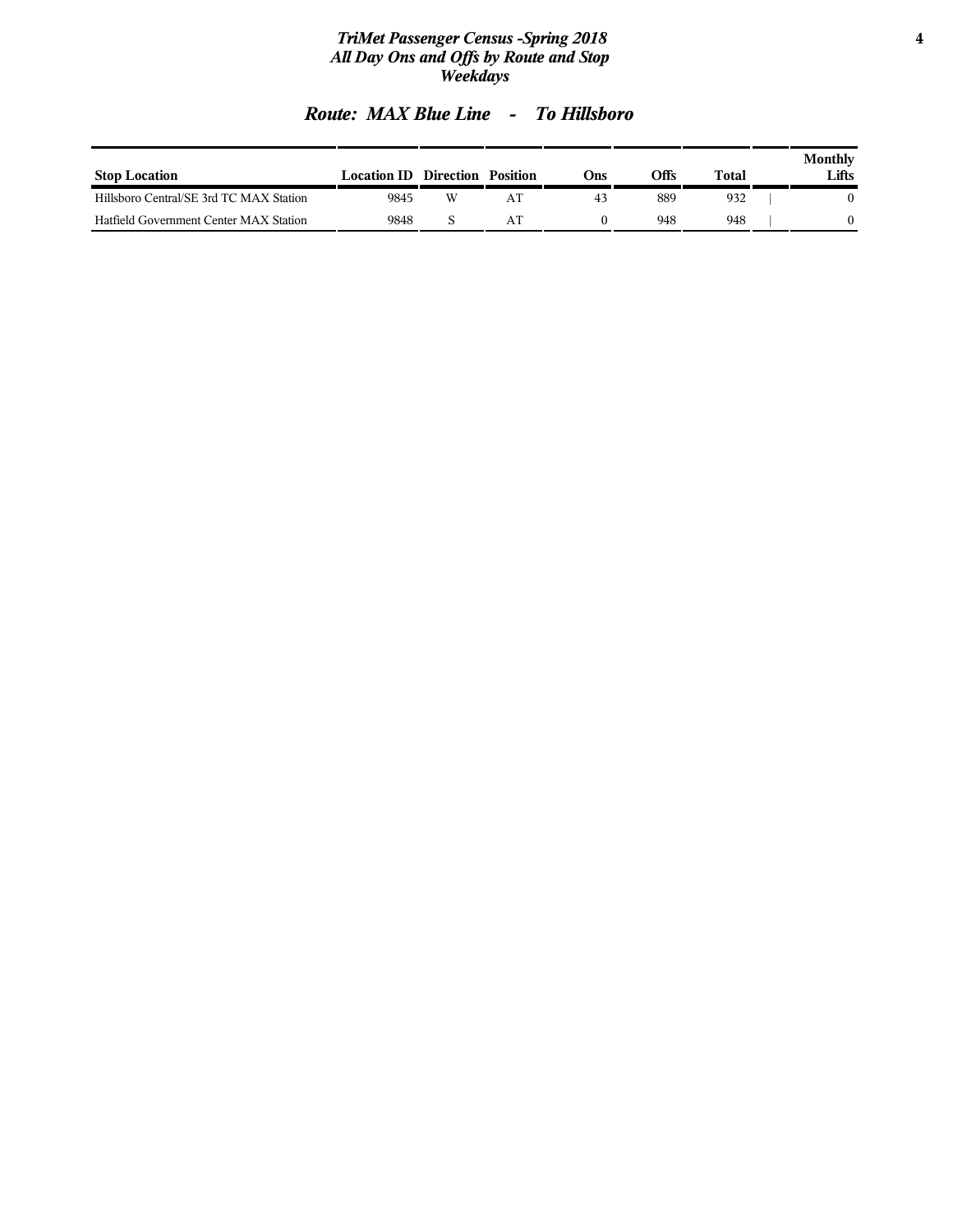## Route: MAX Blue Line - To Hillsboro

| Stop Location | Location ID | Direction | Position | Ons | Offs | Total | Monthly Lifts |
|---|---|---|---|---|---|---|---|
| Hillsboro Central/SE 3rd TC MAX Station | 9845 | W | AT | 43 | 889 | 932 | 0 |
| Hatfield Government Center MAX Station | 9848 | S | AT | 0 | 948 | 948 | 0 |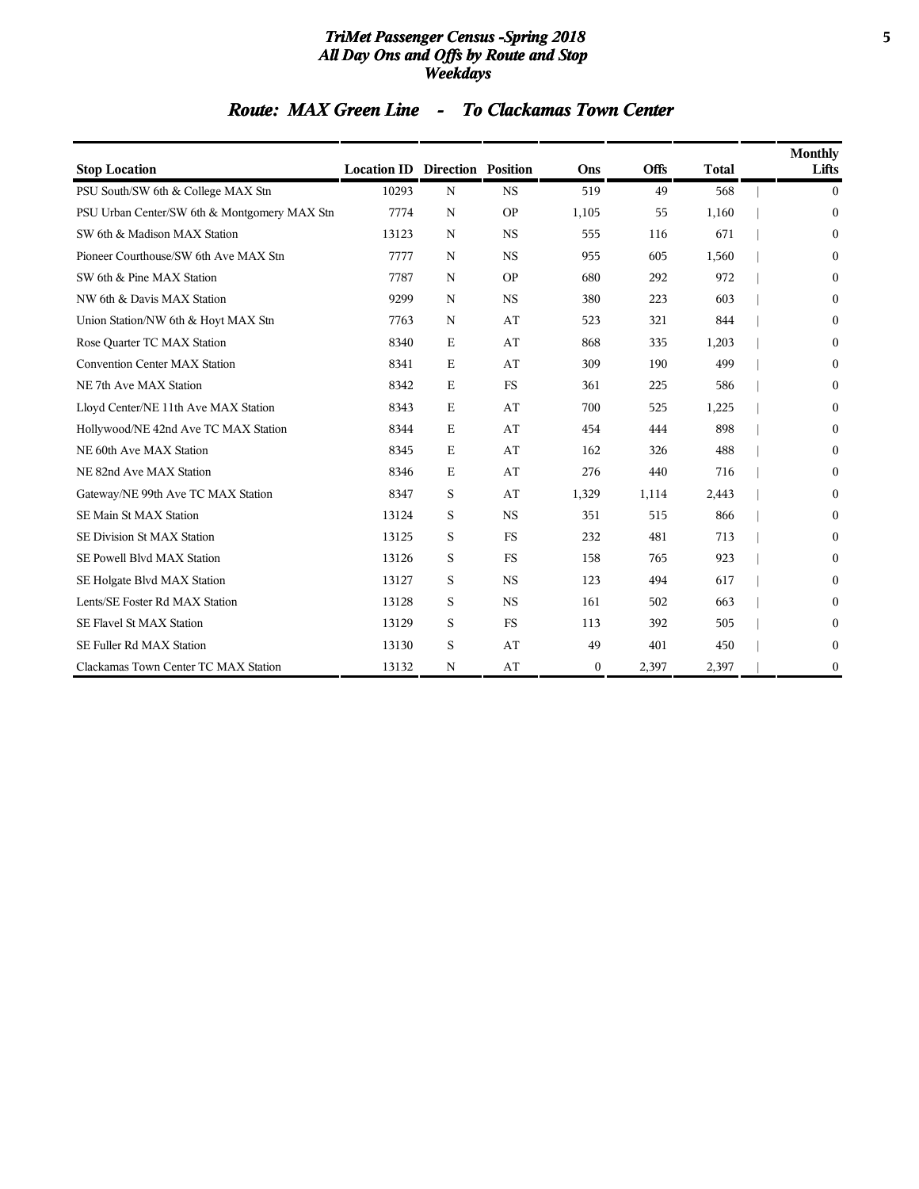# TriMet Passenger Census -Spring 2018
## All Day Ons and Offs by Route and Stop
### Weekdays

## Route: MAX Green Line - To Clackamas Town Center

| Stop Location | Location ID | Direction | Position | Ons | Offs | Total | Monthly Lifts |
|---|---|---|---|---|---|---|---|
| PSU South/SW 6th & College MAX Stn | 10293 | N | NS | 519 | 49 | 568 | 0 |
| PSU Urban Center/SW 6th & Montgomery MAX Stn | 7774 | N | OP | 1,105 | 55 | 1,160 | 0 |
| SW 6th & Madison MAX Station | 13123 | N | NS | 555 | 116 | 671 | 0 |
| Pioneer Courthouse/SW 6th Ave MAX Stn | 7777 | N | NS | 955 | 605 | 1,560 | 0 |
| SW 6th & Pine MAX Station | 7787 | N | OP | 680 | 292 | 972 | 0 |
| NW 6th & Davis MAX Station | 9299 | N | NS | 380 | 223 | 603 | 0 |
| Union Station/NW 6th & Hoyt MAX Stn | 7763 | N | AT | 523 | 321 | 844 | 0 |
| Rose Quarter TC MAX Station | 8340 | E | AT | 868 | 335 | 1,203 | 0 |
| Convention Center MAX Station | 8341 | E | AT | 309 | 190 | 499 | 0 |
| NE 7th Ave MAX Station | 8342 | E | FS | 361 | 225 | 586 | 0 |
| Lloyd Center/NE 11th Ave MAX Station | 8343 | E | AT | 700 | 525 | 1,225 | 0 |
| Hollywood/NE 42nd Ave TC MAX Station | 8344 | E | AT | 454 | 444 | 898 | 0 |
| NE 60th Ave MAX Station | 8345 | E | AT | 162 | 326 | 488 | 0 |
| NE 82nd Ave MAX Station | 8346 | E | AT | 276 | 440 | 716 | 0 |
| Gateway/NE 99th Ave TC MAX Station | 8347 | S | AT | 1,329 | 1,114 | 2,443 | 0 |
| SE Main St MAX Station | 13124 | S | NS | 351 | 515 | 866 | 0 |
| SE Division St MAX Station | 13125 | S | FS | 232 | 481 | 713 | 0 |
| SE Powell Blvd MAX Station | 13126 | S | FS | 158 | 765 | 923 | 0 |
| SE Holgate Blvd MAX Station | 13127 | S | NS | 123 | 494 | 617 | 0 |
| Lents/SE Foster Rd MAX Station | 13128 | S | NS | 161 | 502 | 663 | 0 |
| SE Flavel St MAX Station | 13129 | S | FS | 113 | 392 | 505 | 0 |
| SE Fuller Rd MAX Station | 13130 | S | AT | 49 | 401 | 450 | 0 |
| Clackamas Town Center TC MAX Station | 13132 | N | AT | 0 | 2,397 | 2,397 | 0 |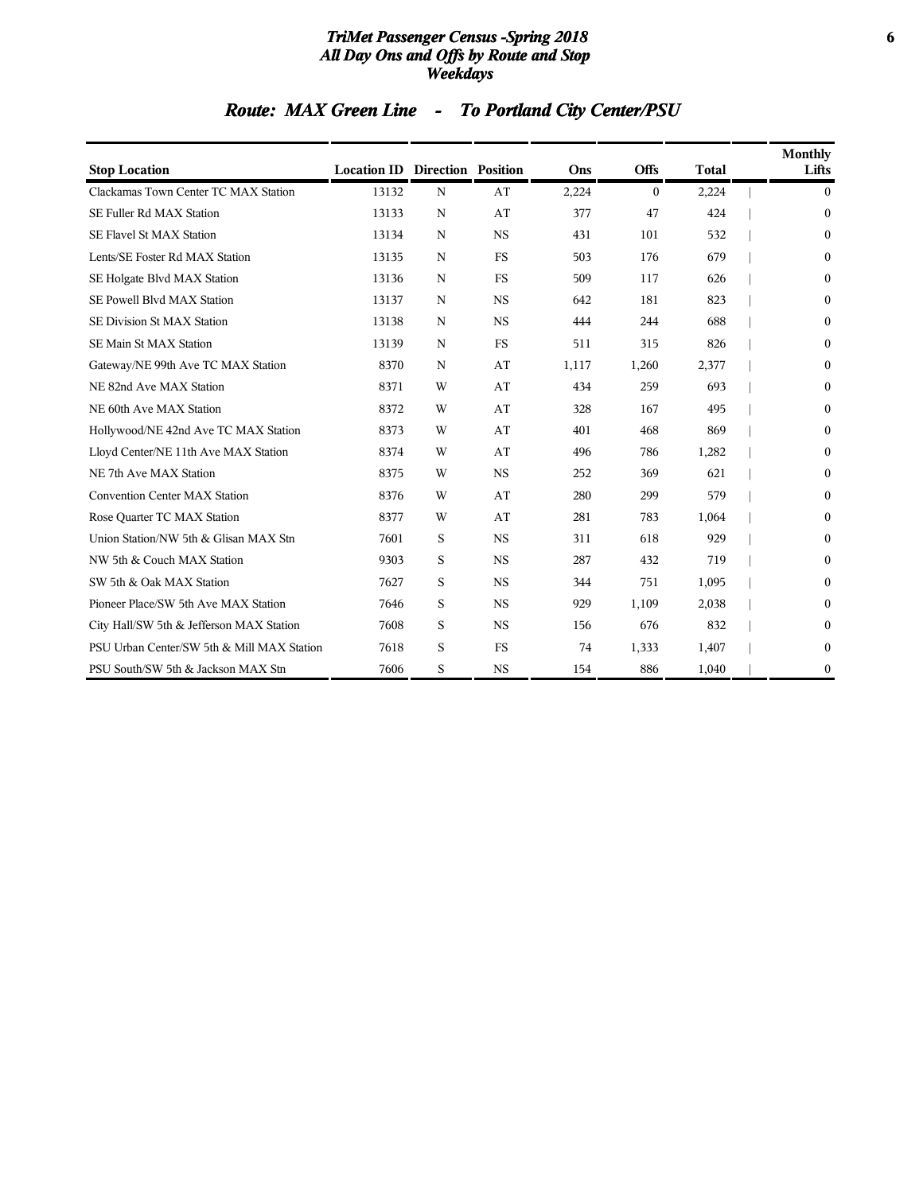# TriMet Passenger Census -Spring 2018
## All Day Ons and Offs by Route and Stop
## Weekdays

## Route: MAX Green Line - To Portland City Center/PSU

| Stop Location | Location ID | Direction | Position | Ons | Offs | Total | Monthly Lifts |
|---|---|---|---|---|---|---|---|
| Clackamas Town Center TC MAX Station | 13132 | N | AT | 2,224 | 0 | 2,224 | 0 |
| SE Fuller Rd MAX Station | 13133 | N | AT | 377 | 47 | 424 | 0 |
| SE Flavel St MAX Station | 13134 | N | NS | 431 | 101 | 532 | 0 |
| Lents/SE Foster Rd MAX Station | 13135 | N | FS | 503 | 176 | 679 | 0 |
| SE Holgate Blvd MAX Station | 13136 | N | FS | 509 | 117 | 626 | 0 |
| SE Powell Blvd MAX Station | 13137 | N | NS | 642 | 181 | 823 | 0 |
| SE Division St MAX Station | 13138 | N | NS | 444 | 244 | 688 | 0 |
| SE Main St MAX Station | 13139 | N | FS | 511 | 315 | 826 | 0 |
| Gateway/NE 99th Ave TC MAX Station | 8370 | N | AT | 1,117 | 1,260 | 2,377 | 0 |
| NE 82nd Ave MAX Station | 8371 | W | AT | 434 | 259 | 693 | 0 |
| NE 60th Ave MAX Station | 8372 | W | AT | 328 | 167 | 495 | 0 |
| Hollywood/NE 42nd Ave TC MAX Station | 8373 | W | AT | 401 | 468 | 869 | 0 |
| Lloyd Center/NE 11th Ave MAX Station | 8374 | W | AT | 496 | 786 | 1,282 | 0 |
| NE 7th Ave MAX Station | 8375 | W | NS | 252 | 369 | 621 | 0 |
| Convention Center MAX Station | 8376 | W | AT | 280 | 299 | 579 | 0 |
| Rose Quarter TC MAX Station | 8377 | W | AT | 281 | 783 | 1,064 | 0 |
| Union Station/NW 5th & Glisan MAX Stn | 7601 | S | NS | 311 | 618 | 929 | 0 |
| NW 5th & Couch MAX Station | 9303 | S | NS | 287 | 432 | 719 | 0 |
| SW 5th & Oak MAX Station | 7627 | S | NS | 344 | 751 | 1,095 | 0 |
| Pioneer Place/SW 5th Ave MAX Station | 7646 | S | NS | 929 | 1,109 | 2,038 | 0 |
| City Hall/SW 5th & Jefferson MAX Station | 7608 | S | NS | 156 | 676 | 832 | 0 |
| PSU Urban Center/SW 5th & Mill MAX Station | 7618 | S | FS | 74 | 1,333 | 1,407 | 0 |
| PSU South/SW 5th & Jackson MAX Stn | 7606 | S | NS | 154 | 886 | 1,040 | 0 |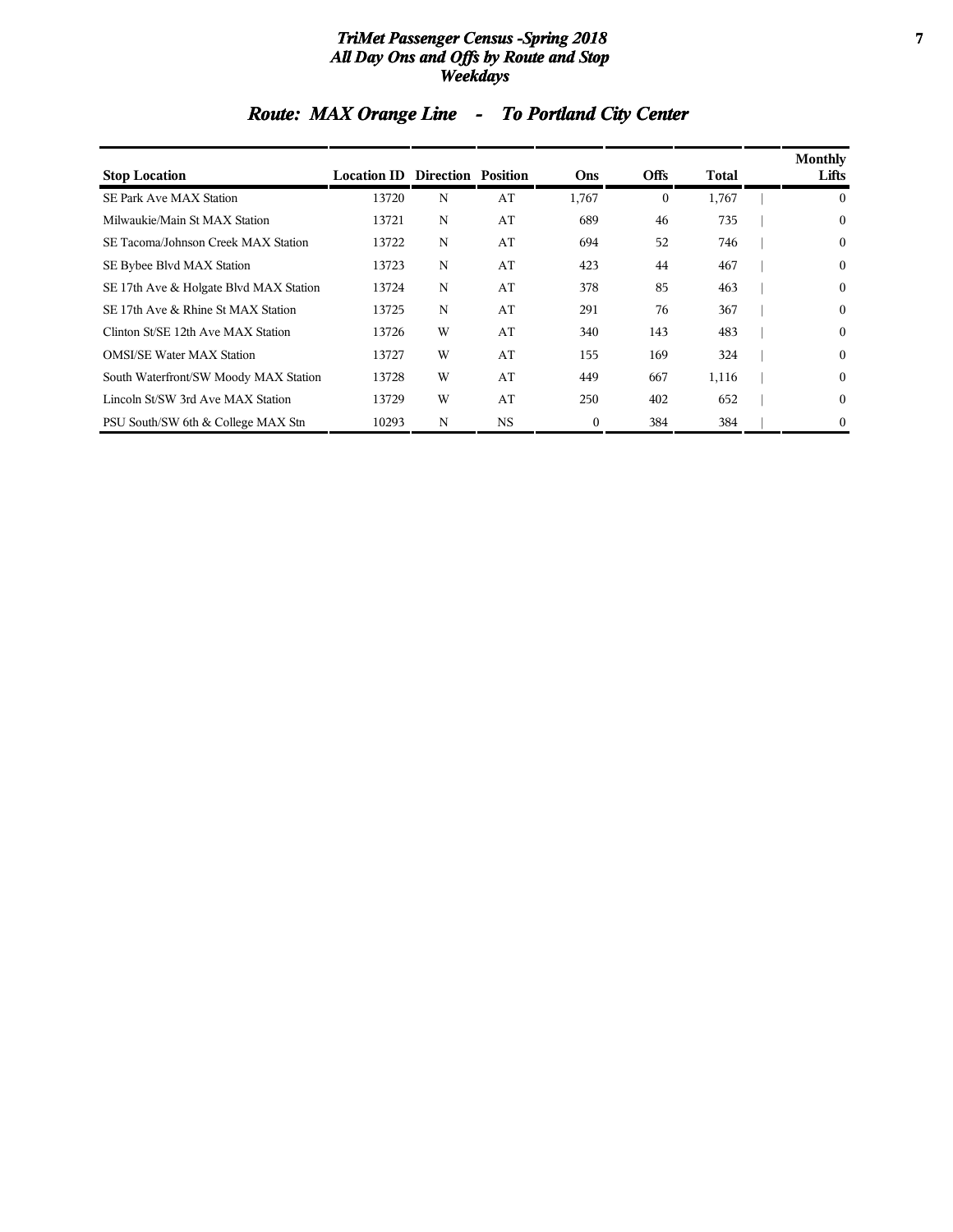# TriMet Passenger Census -Spring 2018
## All Day Ons and Offs by Route and Stop
## Weekdays

## Route: MAX Orange Line - To Portland City Center

| Stop Location | Location ID | Direction | Position | Ons | Offs | Total | Monthly Lifts |
|---|---|---|---|---|---|---|---|
| SE Park Ave MAX Station | 13720 | N | AT | 1,767 | 0 | 1,767 | 0 |
| Milwaukie/Main St MAX Station | 13721 | N | AT | 689 | 46 | 735 | 0 |
| SE Tacoma/Johnson Creek MAX Station | 13722 | N | AT | 694 | 52 | 746 | 0 |
| SE Bybee Blvd MAX Station | 13723 | N | AT | 423 | 44 | 467 | 0 |
| SE 17th Ave & Holgate Blvd MAX Station | 13724 | N | AT | 378 | 85 | 463 | 0 |
| SE 17th Ave & Rhine St MAX Station | 13725 | N | AT | 291 | 76 | 367 | 0 |
| Clinton St/SE 12th Ave MAX Station | 13726 | W | AT | 340 | 143 | 483 | 0 |
| OMSI/SE Water MAX Station | 13727 | W | AT | 155 | 169 | 324 | 0 |
| South Waterfront/SW Moody MAX Station | 13728 | W | AT | 449 | 667 | 1,116 | 0 |
| Lincoln St/SW 3rd Ave MAX Station | 13729 | W | AT | 250 | 402 | 652 | 0 |
| PSU South/SW 6th & College MAX Stn | 10293 | N | NS | 0 | 384 | 384 | 0 |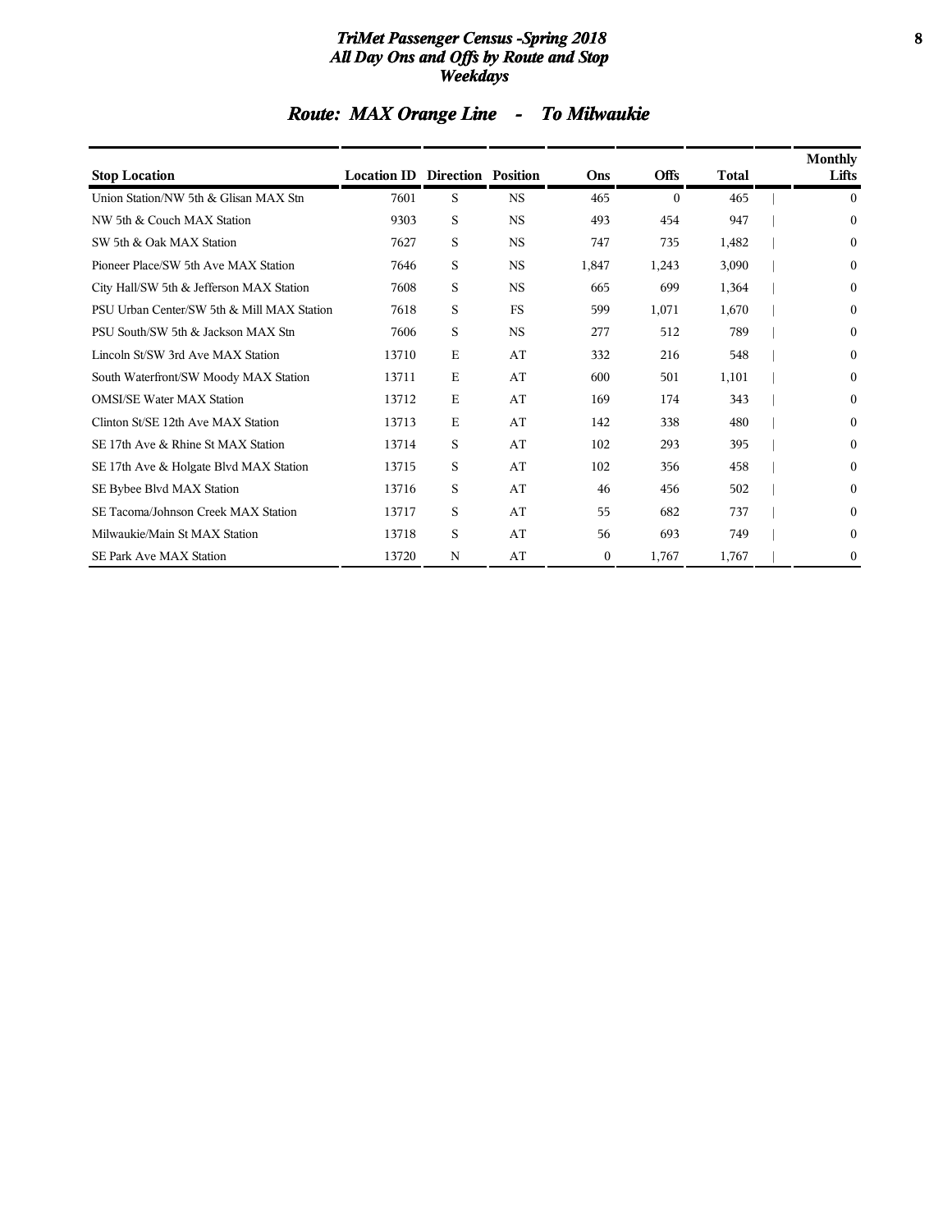# *TriMet Passenger Census -Spring 2018*
# *All Day Ons and Offs by Route and Stop*
# *Weekdays*

## *Route: MAX Orange Line - To Milwaukie*

| Stop Location | Location ID | Direction | Position | Ons | Offs | Total | Monthly Lifts |
|---|---|---|---|---|---|---|---|
| Union Station/NW 5th & Glisan MAX Stn | 7601 | S | NS | 465 | 0 | 465 | 0 |
| NW 5th & Couch MAX Station | 9303 | S | NS | 493 | 454 | 947 | 0 |
| SW 5th & Oak MAX Station | 7627 | S | NS | 747 | 735 | 1,482 | 0 |
| Pioneer Place/SW 5th Ave MAX Station | 7646 | S | NS | 1,847 | 1,243 | 3,090 | 0 |
| City Hall/SW 5th & Jefferson MAX Station | 7608 | S | NS | 665 | 699 | 1,364 | 0 |
| PSU Urban Center/SW 5th & Mill MAX Station | 7618 | S | FS | 599 | 1,071 | 1,670 | 0 |
| PSU South/SW 5th & Jackson MAX Stn | 7606 | S | NS | 277 | 512 | 789 | 0 |
| Lincoln St/SW 3rd Ave MAX Station | 13710 | E | AT | 332 | 216 | 548 | 0 |
| South Waterfront/SW Moody MAX Station | 13711 | E | AT | 600 | 501 | 1,101 | 0 |
| OMSI/SE Water MAX Station | 13712 | E | AT | 169 | 174 | 343 | 0 |
| Clinton St/SE 12th Ave MAX Station | 13713 | E | AT | 142 | 338 | 480 | 0 |
| SE 17th Ave & Rhine St MAX Station | 13714 | S | AT | 102 | 293 | 395 | 0 |
| SE 17th Ave & Holgate Blvd MAX Station | 13715 | S | AT | 102 | 356 | 458 | 0 |
| SE Bybee Blvd MAX Station | 13716 | S | AT | 46 | 456 | 502 | 0 |
| SE Tacoma/Johnson Creek MAX Station | 13717 | S | AT | 55 | 682 | 737 | 0 |
| Milwaukie/Main St MAX Station | 13718 | S | AT | 56 | 693 | 749 | 0 |
| SE Park Ave MAX Station | 13720 | N | AT | 0 | 1,767 | 1,767 | 0 |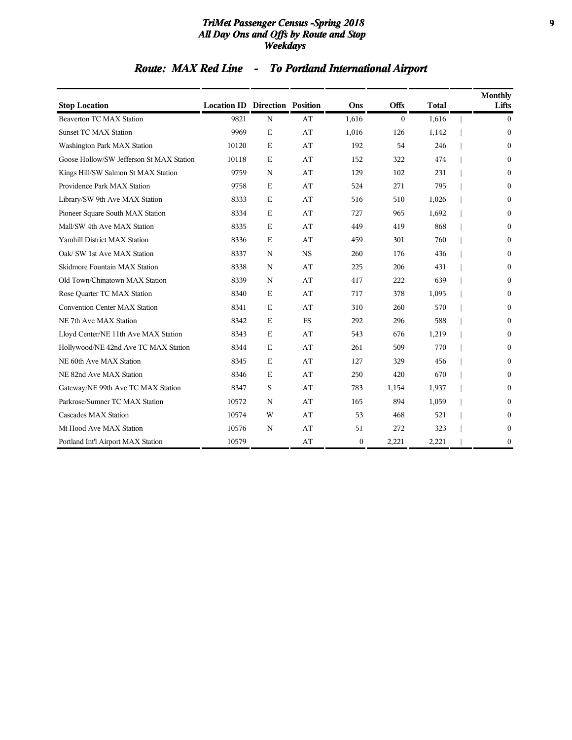# TriMet Passenger Census -Spring 2018
## All Day Ons and Offs by Route and Stop
## Weekdays

## Route: MAX Red Line - To Portland International Airport

| Stop Location | Location ID | Direction | Position | Ons | Offs | Total | Monthly Lifts |
|---|---|---|---|---|---|---|---|
| Beaverton TC MAX Station | 9821 | N | AT | 1,616 | 0 | 1,616 | 0 |
| Sunset TC MAX Station | 9969 | E | AT | 1,016 | 126 | 1,142 | 0 |
| Washington Park MAX Station | 10120 | E | AT | 192 | 54 | 246 | 0 |
| Goose Hollow/SW Jefferson St MAX Station | 10118 | E | AT | 152 | 322 | 474 | 0 |
| Kings Hill/SW Salmon St MAX Station | 9759 | N | AT | 129 | 102 | 231 | 0 |
| Providence Park MAX Station | 9758 | E | AT | 524 | 271 | 795 | 0 |
| Library/SW 9th Ave MAX Station | 8333 | E | AT | 516 | 510 | 1,026 | 0 |
| Pioneer Square South MAX Station | 8334 | E | AT | 727 | 965 | 1,692 | 0 |
| Mall/SW 4th Ave MAX Station | 8335 | E | AT | 449 | 419 | 868 | 0 |
| Yamhill District MAX Station | 8336 | E | AT | 459 | 301 | 760 | 0 |
| Oak/ SW 1st Ave MAX Station | 8337 | N | NS | 260 | 176 | 436 | 0 |
| Skidmore Fountain MAX Station | 8338 | N | AT | 225 | 206 | 431 | 0 |
| Old Town/Chinatown MAX Station | 8339 | N | AT | 417 | 222 | 639 | 0 |
| Rose Quarter TC MAX Station | 8340 | E | AT | 717 | 378 | 1,095 | 0 |
| Convention Center MAX Station | 8341 | E | AT | 310 | 260 | 570 | 0 |
| NE 7th Ave MAX Station | 8342 | E | FS | 292 | 296 | 588 | 0 |
| Lloyd Center/NE 11th Ave MAX Station | 8343 | E | AT | 543 | 676 | 1,219 | 0 |
| Hollywood/NE 42nd Ave TC MAX Station | 8344 | E | AT | 261 | 509 | 770 | 0 |
| NE 60th Ave MAX Station | 8345 | E | AT | 127 | 329 | 456 | 0 |
| NE 82nd Ave MAX Station | 8346 | E | AT | 250 | 420 | 670 | 0 |
| Gateway/NE 99th Ave TC MAX Station | 8347 | S | AT | 783 | 1,154 | 1,937 | 0 |
| Parkrose/Sumner TC MAX Station | 10572 | N | AT | 165 | 894 | 1,059 | 0 |
| Cascades MAX Station | 10574 | W | AT | 53 | 468 | 521 | 0 |
| Mt Hood Ave MAX Station | 10576 | N | AT | 51 | 272 | 323 | 0 |
| Portland Int'l Airport MAX Station | 10579 | | AT | 0 | 2,221 | 2,221 | 0 |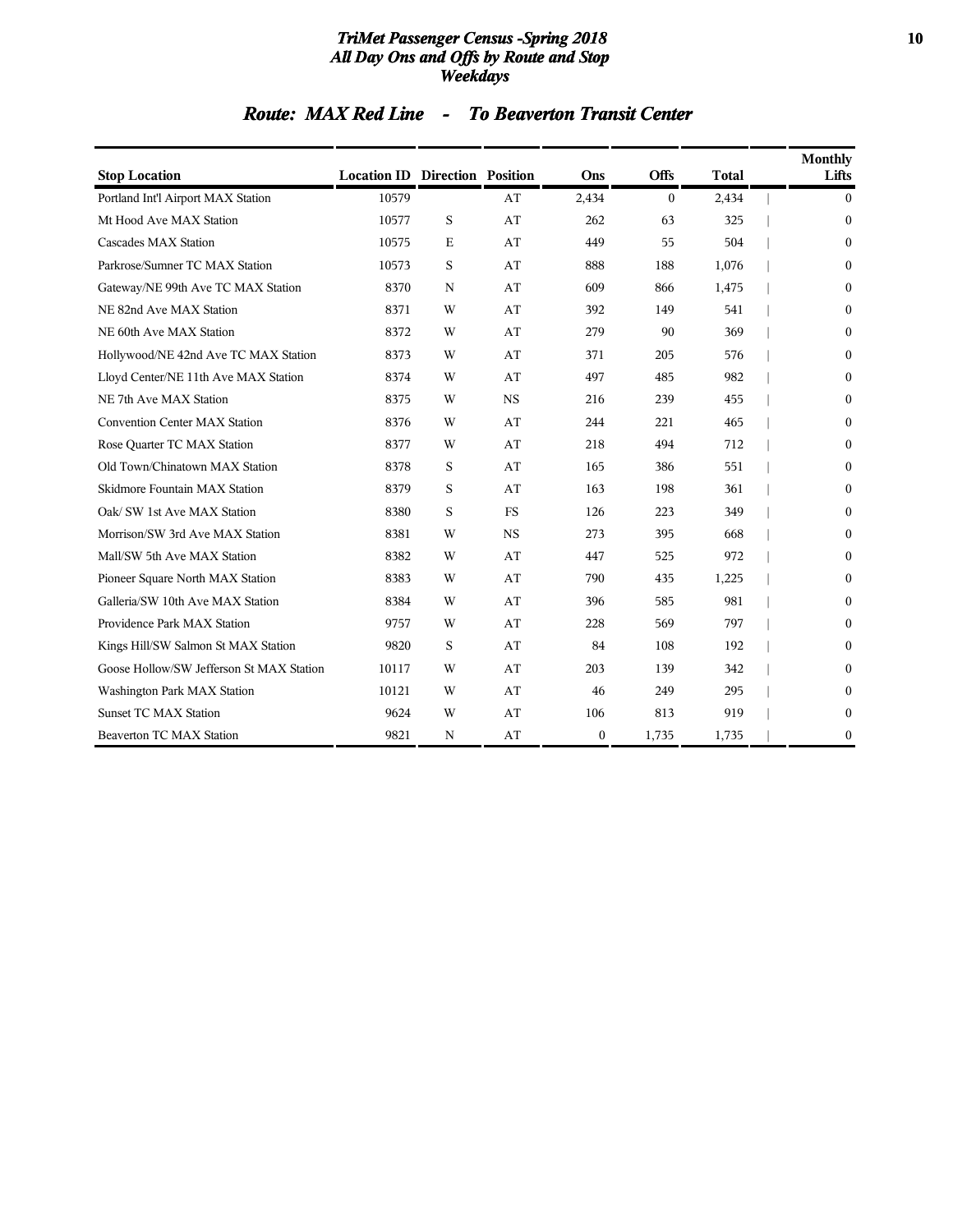## Route: MAX Red Line - To Beaverton Transit Center

| Stop Location | Location ID | Direction | Position | Ons | Offs | Total | Monthly Lifts |
|---|---|---|---|---|---|---|---|
| Portland Int'l Airport MAX Station | 10579 | | AT | 2,434 | 0 | 2,434 | 0 |
| Mt Hood Ave MAX Station | 10577 | S | AT | 262 | 63 | 325 | 0 |
| Cascades MAX Station | 10575 | E | AT | 449 | 55 | 504 | 0 |
| Parkrose/Sumner TC MAX Station | 10573 | S | AT | 888 | 188 | 1,076 | 0 |
| Gateway/NE 99th Ave TC MAX Station | 8370 | N | AT | 609 | 866 | 1,475 | 0 |
| NE 82nd Ave MAX Station | 8371 | W | AT | 392 | 149 | 541 | 0 |
| NE 60th Ave MAX Station | 8372 | W | AT | 279 | 90 | 369 | 0 |
| Hollywood/NE 42nd Ave TC MAX Station | 8373 | W | AT | 371 | 205 | 576 | 0 |
| Lloyd Center/NE 11th Ave MAX Station | 8374 | W | AT | 497 | 485 | 982 | 0 |
| NE 7th Ave MAX Station | 8375 | W | NS | 216 | 239 | 455 | 0 |
| Convention Center MAX Station | 8376 | W | AT | 244 | 221 | 465 | 0 |
| Rose Quarter TC MAX Station | 8377 | W | AT | 218 | 494 | 712 | 0 |
| Old Town/Chinatown MAX Station | 8378 | S | AT | 165 | 386 | 551 | 0 |
| Skidmore Fountain MAX Station | 8379 | S | AT | 163 | 198 | 361 | 0 |
| Oak/ SW 1st Ave MAX Station | 8380 | S | FS | 126 | 223 | 349 | 0 |
| Morrison/SW 3rd Ave MAX Station | 8381 | W | NS | 273 | 395 | 668 | 0 |
| Mall/SW 5th Ave MAX Station | 8382 | W | AT | 447 | 525 | 972 | 0 |
| Pioneer Square North MAX Station | 8383 | W | AT | 790 | 435 | 1,225 | 0 |
| Galleria/SW 10th Ave MAX Station | 8384 | W | AT | 396 | 585 | 981 | 0 |
| Providence Park MAX Station | 9757 | W | AT | 228 | 569 | 797 | 0 |
| Kings Hill/SW Salmon St MAX Station | 9820 | S | AT | 84 | 108 | 192 | 0 |
| Goose Hollow/SW Jefferson St MAX Station | 10117 | W | AT | 203 | 139 | 342 | 0 |
| Washington Park MAX Station | 10121 | W | AT | 46 | 249 | 295 | 0 |
| Sunset TC MAX Station | 9624 | W | AT | 106 | 813 | 919 | 0 |
| Beaverton TC MAX Station | 9821 | N | AT | 0 | 1,735 | 1,735 | 0 |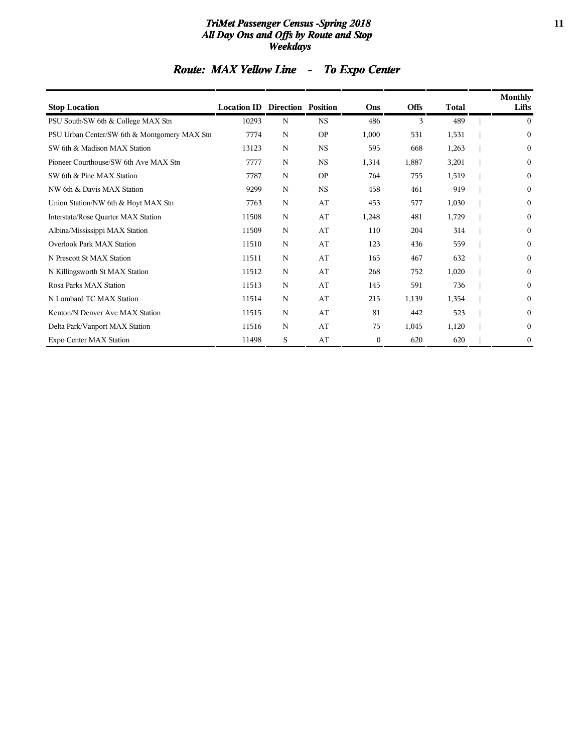# TriMet Passenger Census -Spring 2018
## All Day Ons and Offs by Route and Stop
## Weekdays

## Route: MAX Yellow Line - To Expo Center

| Stop Location | Location ID | Direction | Position | Ons | Offs | Total | Monthly Lifts |
|---|---|---|---|---|---|---|---|
| PSU South/SW 6th & College MAX Stn | 10293 | N | NS | 486 | 3 | 489 | 0 |
| PSU Urban Center/SW 6th & Montgomery MAX Stn | 7774 | N | OP | 1,000 | 531 | 1,531 | 0 |
| SW 6th & Madison MAX Station | 13123 | N | NS | 595 | 668 | 1,263 | 0 |
| Pioneer Courthouse/SW 6th Ave MAX Stn | 7777 | N | NS | 1,314 | 1,887 | 3,201 | 0 |
| SW 6th & Pine MAX Station | 7787 | N | OP | 764 | 755 | 1,519 | 0 |
| NW 6th & Davis MAX Station | 9299 | N | NS | 458 | 461 | 919 | 0 |
| Union Station/NW 6th & Hoyt MAX Stn | 7763 | N | AT | 453 | 577 | 1,030 | 0 |
| Interstate/Rose Quarter MAX Station | 11508 | N | AT | 1,248 | 481 | 1,729 | 0 |
| Albina/Mississippi MAX Station | 11509 | N | AT | 110 | 204 | 314 | 0 |
| Overlook Park MAX Station | 11510 | N | AT | 123 | 436 | 559 | 0 |
| N Prescott St MAX Station | 11511 | N | AT | 165 | 467 | 632 | 0 |
| N Killingsworth St MAX Station | 11512 | N | AT | 268 | 752 | 1,020 | 0 |
| Rosa Parks MAX Station | 11513 | N | AT | 145 | 591 | 736 | 0 |
| N Lombard TC MAX Station | 11514 | N | AT | 215 | 1,139 | 1,354 | 0 |
| Kenton/N Denver Ave MAX Station | 11515 | N | AT | 81 | 442 | 523 | 0 |
| Delta Park/Vanport MAX Station | 11516 | N | AT | 75 | 1,045 | 1,120 | 0 |
| Expo Center MAX Station | 11498 | S | AT | 0 | 620 | 620 | 0 |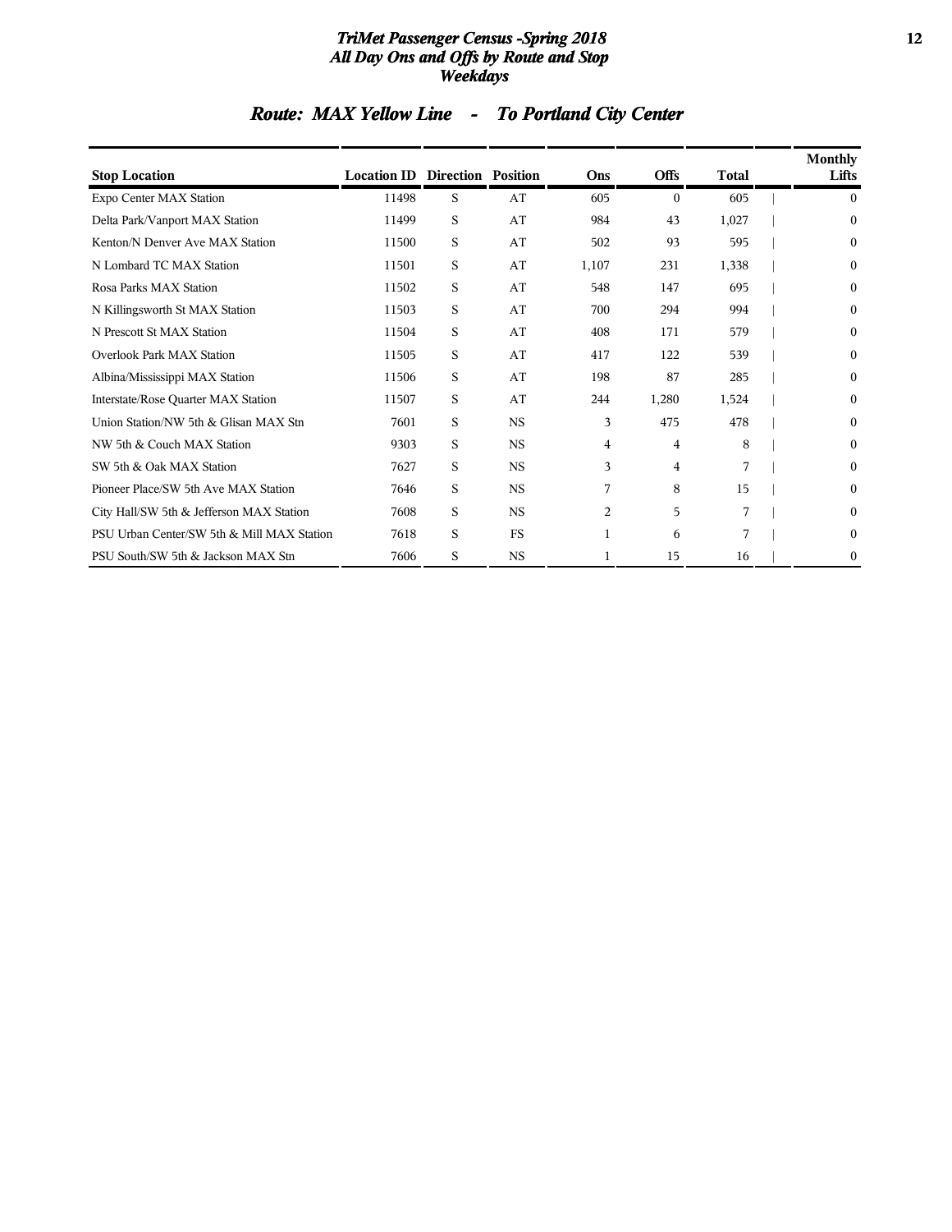# TriMet Passenger Census -Spring 2018
## All Day Ons and Offs by Route and Stop
## Weekdays

## Route: MAX Yellow Line - To Portland City Center

| Stop Location | Location ID | Direction | Position | Ons | Offs | Total | Monthly Lifts |
|---|---|---|---|---|---|---|---|
| Expo Center MAX Station | 11498 | S | AT | 605 | 0 | 605 | 0 |
| Delta Park/Vanport MAX Station | 11499 | S | AT | 984 | 43 | 1,027 | 0 |
| Kenton/N Denver Ave MAX Station | 11500 | S | AT | 502 | 93 | 595 | 0 |
| N Lombard TC MAX Station | 11501 | S | AT | 1,107 | 231 | 1,338 | 0 |
| Rosa Parks MAX Station | 11502 | S | AT | 548 | 147 | 695 | 0 |
| N Killingsworth St MAX Station | 11503 | S | AT | 700 | 294 | 994 | 0 |
| N Prescott St MAX Station | 11504 | S | AT | 408 | 171 | 579 | 0 |
| Overlook Park MAX Station | 11505 | S | AT | 417 | 122 | 539 | 0 |
| Albina/Mississippi MAX Station | 11506 | S | AT | 198 | 87 | 285 | 0 |
| Interstate/Rose Quarter MAX Station | 11507 | S | AT | 244 | 1,280 | 1,524 | 0 |
| Union Station/NW 5th & Glisan MAX Stn | 7601 | S | NS | 3 | 475 | 478 | 0 |
| NW 5th & Couch MAX Station | 9303 | S | NS | 4 | 4 | 8 | 0 |
| SW 5th & Oak MAX Station | 7627 | S | NS | 3 | 4 | 7 | 0 |
| Pioneer Place/SW 5th Ave MAX Station | 7646 | S | NS | 7 | 8 | 15 | 0 |
| City Hall/SW 5th & Jefferson MAX Station | 7608 | S | NS | 2 | 5 | 7 | 0 |
| PSU Urban Center/SW 5th & Mill MAX Station | 7618 | S | FS | 1 | 6 | 7 | 0 |
| PSU South/SW 5th & Jackson MAX Stn | 7606 | S | NS | 1 | 15 | 16 | 0 |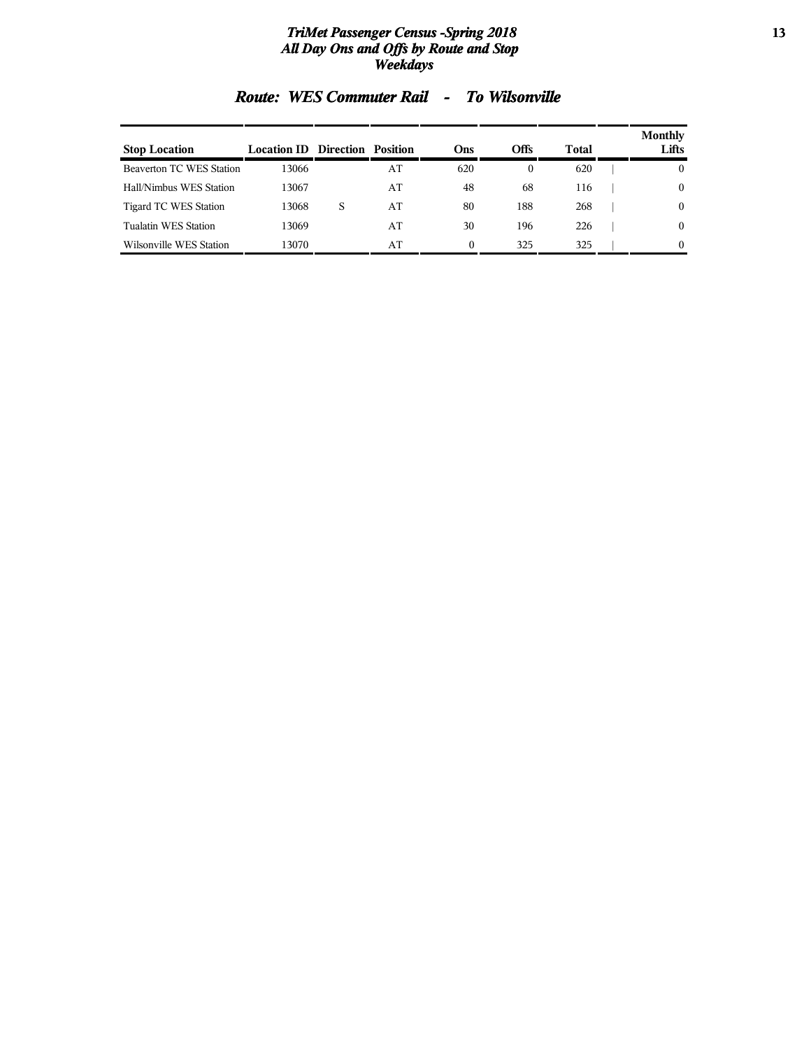## Route: WES Commuter Rail - To Wilsonville

| Stop Location | Location ID | Direction | Position | Ons | Offs | Total | Monthly Lifts |
|---|---|---|---|---|---|---|---|
| Beaverton TC WES Station | 13066 | | AT | 620 | 0 | 620 | 0 |
| Hall/Nimbus WES Station | 13067 | | AT | 48 | 68 | 116 | 0 |
| Tigard TC WES Station | 13068 | S | AT | 80 | 188 | 268 | 0 |
| Tualatin WES Station | 13069 | | AT | 30 | 196 | 226 | 0 |
| Wilsonville WES Station | 13070 | | AT | 0 | 325 | 325 | 0 |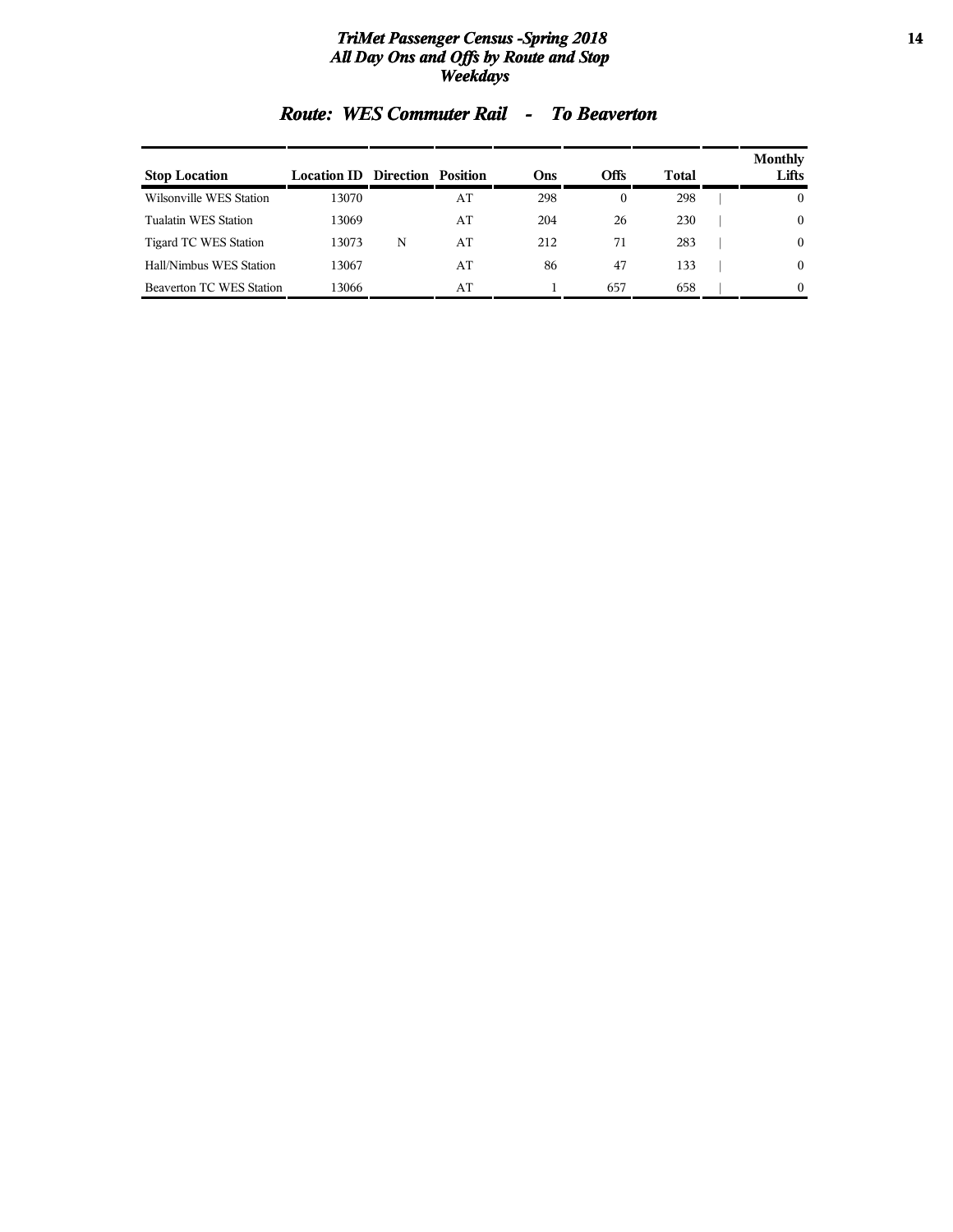## Route: WES Commuter Rail - To Beaverton

| Stop Location | Location ID | Direction | Position | Ons | Offs | Total | Monthly Lifts |
|---|---|---|---|---|---|---|---|
| Wilsonville WES Station | 13070 | | AT | 298 | 0 | 298 | 0 |
| Tualatin WES Station | 13069 | | AT | 204 | 26 | 230 | 0 |
| Tigard TC WES Station | 13073 | N | AT | 212 | 71 | 283 | 0 |
| Hall/Nimbus WES Station | 13067 | | AT | 86 | 47 | 133 | 0 |
| Beaverton TC WES Station | 13066 | | AT | 1 | 657 | 658 | 0 |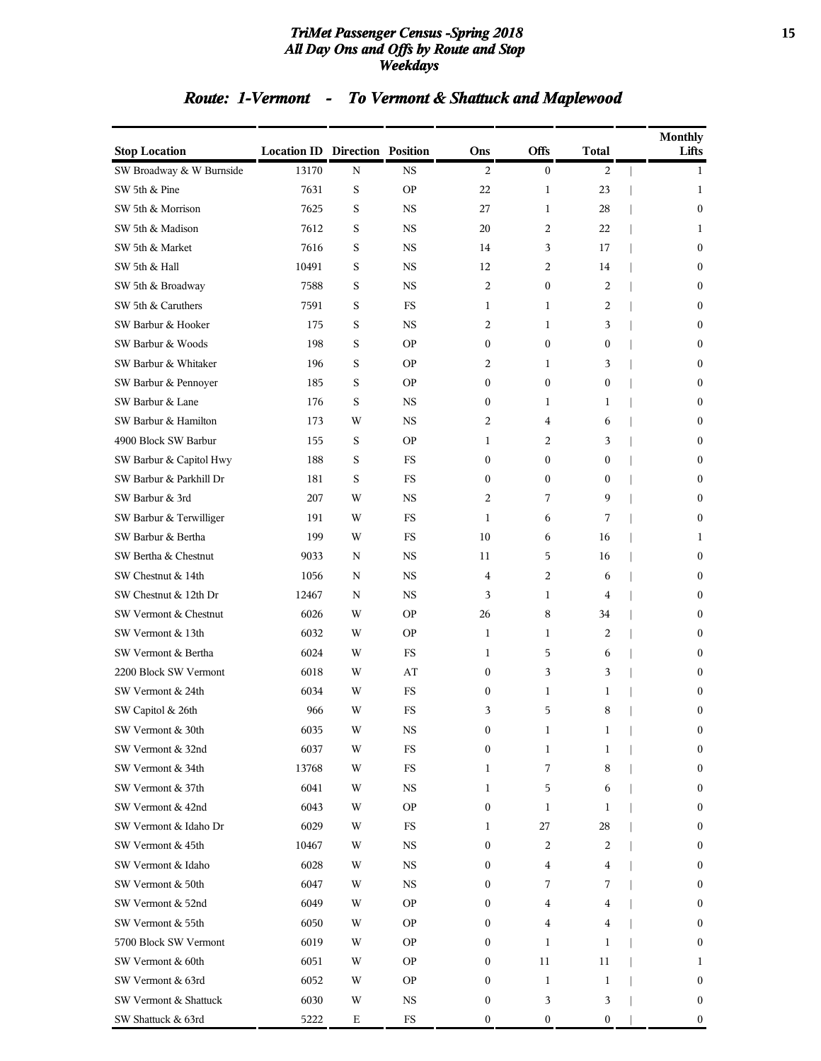# TriMet Passenger Census -Spring 2018
## All Day Ons and Offs by Route and Stop
## Weekdays

### Route: 1-Vermont - To Vermont & Shattuck and Maplewood

| Stop Location | Location ID | Direction | Position | Ons | Offs | Total | Monthly Lifts |
|---|---|---|---|---|---|---|---|
| SW Broadway & W Burnside | 13170 | N | NS | 2 | 0 | 2 | 1 |
| SW 5th & Pine | 7631 | S | OP | 22 | 1 | 23 | 1 |
| SW 5th & Morrison | 7625 | S | NS | 27 | 1 | 28 | 0 |
| SW 5th & Madison | 7612 | S | NS | 20 | 2 | 22 | 1 |
| SW 5th & Market | 7616 | S | NS | 14 | 3 | 17 | 0 |
| SW 5th & Hall | 10491 | S | NS | 12 | 2 | 14 | 0 |
| SW 5th & Broadway | 7588 | S | NS | 2 | 0 | 2 | 0 |
| SW 5th & Caruthers | 7591 | S | FS | 1 | 1 | 2 | 0 |
| SW Barbur & Hooker | 175 | S | NS | 2 | 1 | 3 | 0 |
| SW Barbur & Woods | 198 | S | OP | 0 | 0 | 0 | 0 |
| SW Barbur & Whitaker | 196 | S | OP | 2 | 1 | 3 | 0 |
| SW Barbur & Pennoyer | 185 | S | OP | 0 | 0 | 0 | 0 |
| SW Barbur & Lane | 176 | S | NS | 0 | 1 | 1 | 0 |
| SW Barbur & Hamilton | 173 | W | NS | 2 | 4 | 6 | 0 |
| 4900 Block SW Barbur | 155 | S | OP | 1 | 2 | 3 | 0 |
| SW Barbur & Capitol Hwy | 188 | S | FS | 0 | 0 | 0 | 0 |
| SW Barbur & Parkhill Dr | 181 | S | FS | 0 | 0 | 0 | 0 |
| SW Barbur & 3rd | 207 | W | NS | 2 | 7 | 9 | 0 |
| SW Barbur & Terwilliger | 191 | W | FS | 1 | 6 | 7 | 0 |
| SW Barbur & Bertha | 199 | W | FS | 10 | 6 | 16 | 1 |
| SW Bertha & Chestnut | 9033 | N | NS | 11 | 5 | 16 | 0 |
| SW Chestnut & 14th | 1056 | N | NS | 4 | 2 | 6 | 0 |
| SW Chestnut & 12th Dr | 12467 | N | NS | 3 | 1 | 4 | 0 |
| SW Vermont & Chestnut | 6026 | W | OP | 26 | 8 | 34 | 0 |
| SW Vermont & 13th | 6032 | W | OP | 1 | 1 | 2 | 0 |
| SW Vermont & Bertha | 6024 | W | FS | 1 | 5 | 6 | 0 |
| 2200 Block SW Vermont | 6018 | W | AT | 0 | 3 | 3 | 0 |
| SW Vermont & 24th | 6034 | W | FS | 0 | 1 | 1 | 0 |
| SW Capitol & 26th | 966 | W | FS | 3 | 5 | 8 | 0 |
| SW Vermont & 30th | 6035 | W | NS | 0 | 1 | 1 | 0 |
| SW Vermont & 32nd | 6037 | W | FS | 0 | 1 | 1 | 0 |
| SW Vermont & 34th | 13768 | W | FS | 1 | 7 | 8 | 0 |
| SW Vermont & 37th | 6041 | W | NS | 1 | 5 | 6 | 0 |
| SW Vermont & 42nd | 6043 | W | OP | 0 | 1 | 1 | 0 |
| SW Vermont & Idaho Dr | 6029 | W | FS | 1 | 27 | 28 | 0 |
| SW Vermont & 45th | 10467 | W | NS | 0 | 2 | 2 | 0 |
| SW Vermont & Idaho | 6028 | W | NS | 0 | 4 | 4 | 0 |
| SW Vermont & 50th | 6047 | W | NS | 0 | 7 | 7 | 0 |
| SW Vermont & 52nd | 6049 | W | OP | 0 | 4 | 4 | 0 |
| SW Vermont & 55th | 6050 | W | OP | 0 | 4 | 4 | 0 |
| 5700 Block SW Vermont | 6019 | W | OP | 0 | 1 | 1 | 0 |
| SW Vermont & 60th | 6051 | W | OP | 0 | 11 | 11 | 1 |
| SW Vermont & 63rd | 6052 | W | OP | 0 | 1 | 1 | 0 |
| SW Vermont & Shattuck | 6030 | W | NS | 0 | 3 | 3 | 0 |
| SW Shattuck & 63rd | 5222 | E | FS | 0 | 0 | 0 | 0 |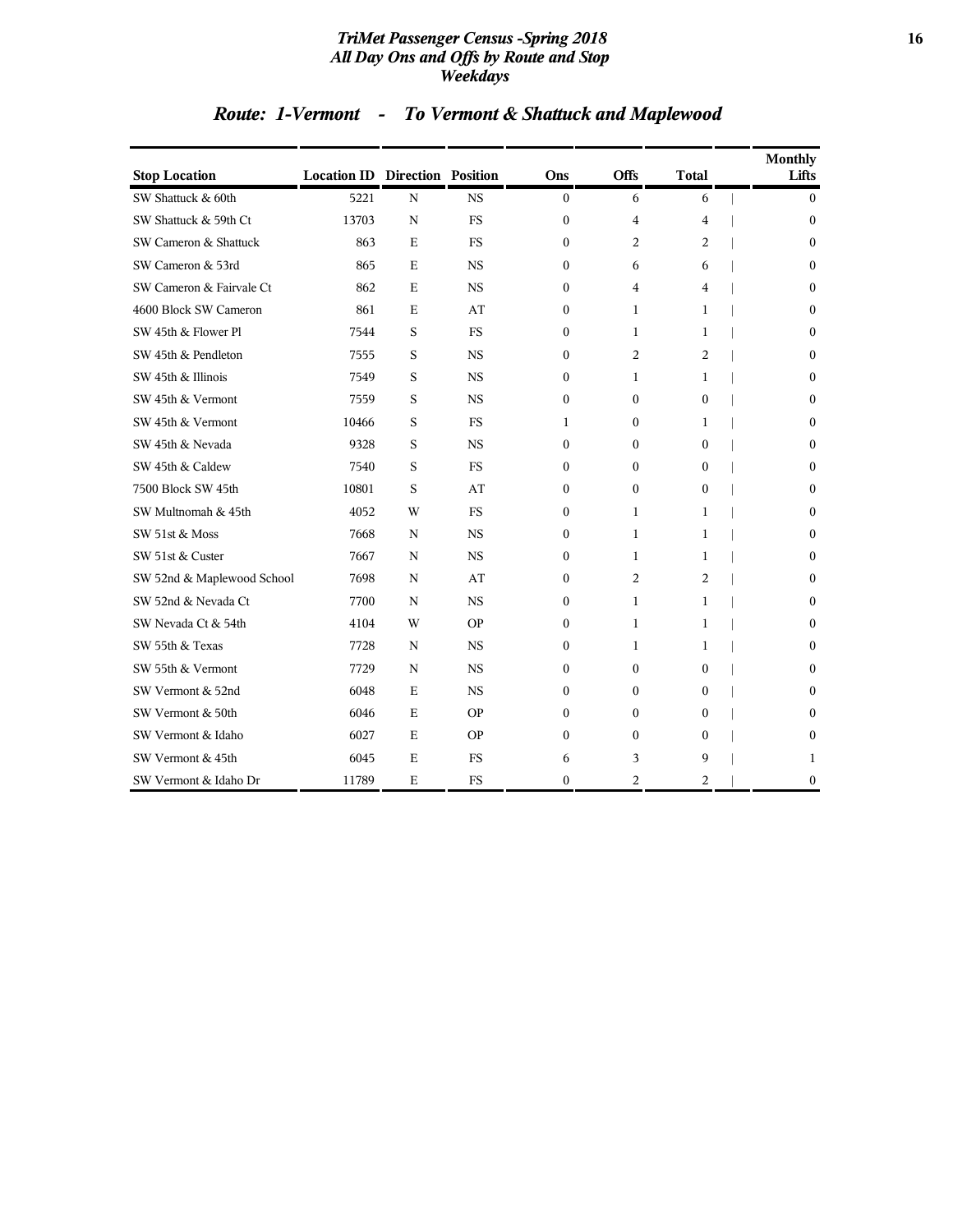## Route: 1-Vermont - To Vermont & Shattuck and Maplewood

| Stop Location | Location ID | Direction | Position | Ons | Offs | Total | Monthly Lifts |
|---|---|---|---|---|---|---|---|
| SW Shattuck & 60th | 5221 | N | NS | 0 | 6 | 6 | 0 |
| SW Shattuck & 59th Ct | 13703 | N | FS | 0 | 4 | 4 | 0 |
| SW Cameron & Shattuck | 863 | E | FS | 0 | 2 | 2 | 0 |
| SW Cameron & 53rd | 865 | E | NS | 0 | 6 | 6 | 0 |
| SW Cameron & Fairvale Ct | 862 | E | NS | 0 | 4 | 4 | 0 |
| 4600 Block SW Cameron | 861 | E | AT | 0 | 1 | 1 | 0 |
| SW 45th & Flower Pl | 7544 | S | FS | 0 | 1 | 1 | 0 |
| SW 45th & Pendleton | 7555 | S | NS | 0 | 2 | 2 | 0 |
| SW 45th & Illinois | 7549 | S | NS | 0 | 1 | 1 | 0 |
| SW 45th & Vermont | 7559 | S | NS | 0 | 0 | 0 | 0 |
| SW 45th & Vermont | 10466 | S | FS | 1 | 0 | 1 | 0 |
| SW 45th & Nevada | 9328 | S | NS | 0 | 0 | 0 | 0 |
| SW 45th & Caldew | 7540 | S | FS | 0 | 0 | 0 | 0 |
| 7500 Block SW 45th | 10801 | S | AT | 0 | 0 | 0 | 0 |
| SW Multnomah & 45th | 4052 | W | FS | 0 | 1 | 1 | 0 |
| SW 51st & Moss | 7668 | N | NS | 0 | 1 | 1 | 0 |
| SW 51st & Custer | 7667 | N | NS | 0 | 1 | 1 | 0 |
| SW 52nd & Maplewood School | 7698 | N | AT | 0 | 2 | 2 | 0 |
| SW 52nd & Nevada Ct | 7700 | N | NS | 0 | 1 | 1 | 0 |
| SW Nevada Ct & 54th | 4104 | W | OP | 0 | 1 | 1 | 0 |
| SW 55th & Texas | 7728 | N | NS | 0 | 1 | 1 | 0 |
| SW 55th & Vermont | 7729 | N | NS | 0 | 0 | 0 | 0 |
| SW Vermont & 52nd | 6048 | E | NS | 0 | 0 | 0 | 0 |
| SW Vermont & 50th | 6046 | E | OP | 0 | 0 | 0 | 0 |
| SW Vermont & Idaho | 6027 | E | OP | 0 | 0 | 0 | 0 |
| SW Vermont & 45th | 6045 | E | FS | 6 | 3 | 9 | 1 |
| SW Vermont & Idaho Dr | 11789 | E | FS | 0 | 2 | 2 | 0 |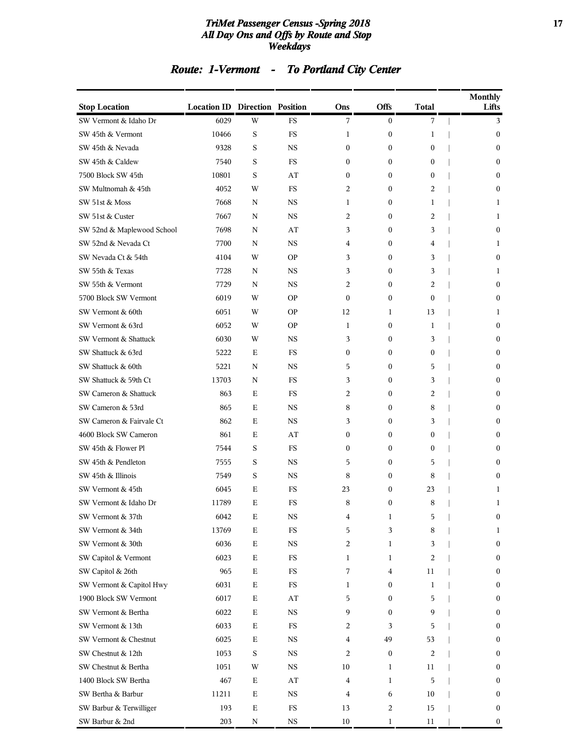# TriMet Passenger Census -Spring 2018
## All Day Ons and Offs by Route and Stop
## Weekdays

### Route: 1-Vermont - To Portland City Center

| Stop Location | Location ID | Direction | Position | Ons | Offs | Total | Monthly Lifts |
|---|---|---|---|---|---|---|---|
| SW Vermont & Idaho Dr | 6029 | W | FS | 7 | 0 | 7 | 3 |
| SW 45th & Vermont | 10466 | S | FS | 1 | 0 | 1 | 0 |
| SW 45th & Nevada | 9328 | S | NS | 0 | 0 | 0 | 0 |
| SW 45th & Caldew | 7540 | S | FS | 0 | 0 | 0 | 0 |
| 7500 Block SW 45th | 10801 | S | AT | 0 | 0 | 0 | 0 |
| SW Multnomah & 45th | 4052 | W | FS | 2 | 0 | 2 | 0 |
| SW 51st & Moss | 7668 | N | NS | 1 | 0 | 1 | 1 |
| SW 51st & Custer | 7667 | N | NS | 2 | 0 | 2 | 1 |
| SW 52nd & Maplewood School | 7698 | N | AT | 3 | 0 | 3 | 0 |
| SW 52nd & Nevada Ct | 7700 | N | NS | 4 | 0 | 4 | 1 |
| SW Nevada Ct & 54th | 4104 | W | OP | 3 | 0 | 3 | 0 |
| SW 55th & Texas | 7728 | N | NS | 3 | 0 | 3 | 1 |
| SW 55th & Vermont | 7729 | N | NS | 2 | 0 | 2 | 0 |
| 5700 Block SW Vermont | 6019 | W | OP | 0 | 0 | 0 | 0 |
| SW Vermont & 60th | 6051 | W | OP | 12 | 1 | 13 | 1 |
| SW Vermont & 63rd | 6052 | W | OP | 1 | 0 | 1 | 0 |
| SW Vermont & Shattuck | 6030 | W | NS | 3 | 0 | 3 | 0 |
| SW Shattuck & 63rd | 5222 | E | FS | 0 | 0 | 0 | 0 |
| SW Shattuck & 60th | 5221 | N | NS | 5 | 0 | 5 | 0 |
| SW Shattuck & 59th Ct | 13703 | N | FS | 3 | 0 | 3 | 0 |
| SW Cameron & Shattuck | 863 | E | FS | 2 | 0 | 2 | 0 |
| SW Cameron & 53rd | 865 | E | NS | 8 | 0 | 8 | 0 |
| SW Cameron & Fairvale Ct | 862 | E | NS | 3 | 0 | 3 | 0 |
| 4600 Block SW Cameron | 861 | E | AT | 0 | 0 | 0 | 0 |
| SW 45th & Flower Pl | 7544 | S | FS | 0 | 0 | 0 | 0 |
| SW 45th & Pendleton | 7555 | S | NS | 5 | 0 | 5 | 0 |
| SW 45th & Illinois | 7549 | S | NS | 8 | 0 | 8 | 0 |
| SW Vermont & 45th | 6045 | E | FS | 23 | 0 | 23 | 1 |
| SW Vermont & Idaho Dr | 11789 | E | FS | 8 | 0 | 8 | 1 |
| SW Vermont & 37th | 6042 | E | NS | 4 | 1 | 5 | 0 |
| SW Vermont & 34th | 13769 | E | FS | 5 | 3 | 8 | 1 |
| SW Vermont & 30th | 6036 | E | NS | 2 | 1 | 3 | 0 |
| SW Capitol & Vermont | 6023 | E | FS | 1 | 1 | 2 | 0 |
| SW Capitol & 26th | 965 | E | FS | 7 | 4 | 11 | 0 |
| SW Vermont & Capitol Hwy | 6031 | E | FS | 1 | 0 | 1 | 0 |
| 1900 Block SW Vermont | 6017 | E | AT | 5 | 0 | 5 | 0 |
| SW Vermont & Bertha | 6022 | E | NS | 9 | 0 | 9 | 0 |
| SW Vermont & 13th | 6033 | E | FS | 2 | 3 | 5 | 0 |
| SW Vermont & Chestnut | 6025 | E | NS | 4 | 49 | 53 | 0 |
| SW Chestnut & 12th | 1053 | S | NS | 2 | 0 | 2 | 0 |
| SW Chestnut & Bertha | 1051 | W | NS | 10 | 1 | 11 | 0 |
| 1400 Block SW Bertha | 467 | E | AT | 4 | 1 | 5 | 0 |
| SW Bertha & Barbur | 11211 | E | NS | 4 | 6 | 10 | 0 |
| SW Barbur & Terwilliger | 193 | E | FS | 13 | 2 | 15 | 0 |
| SW Barbur & 2nd | 203 | N | NS | 10 | 1 | 11 | 0 |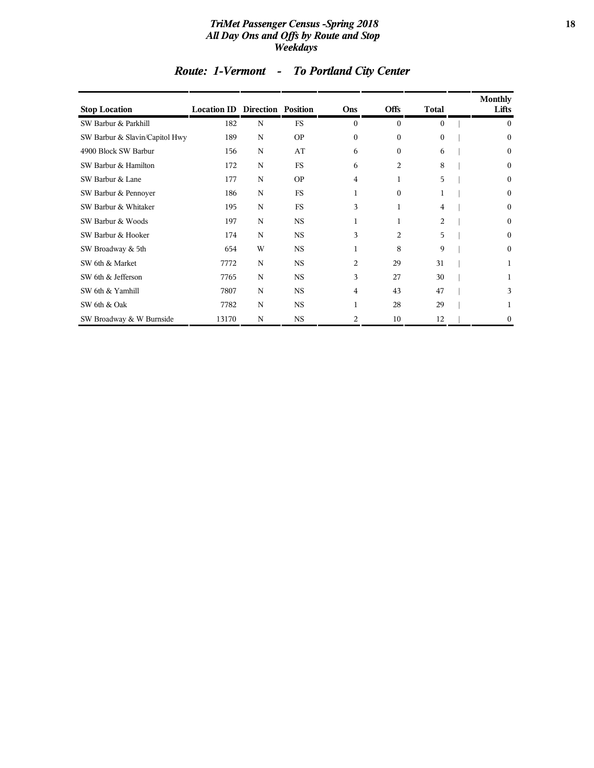# TriMet Passenger Census -Spring 2018
## All Day Ons and Offs by Route and Stop
### Weekdays

## *Route: 1-Vermont - To Portland City Center*

| Stop Location | Location ID | Direction | Position | Ons | Offs | Total | Monthly Lifts |
|---|---|---|---|---|---|---|---|
| SW Barbur & Parkhill | 182 | N | FS | 0 | 0 | 0 | 0 |
| SW Barbur & Slavin/Capitol Hwy | 189 | N | OP | 0 | 0 | 0 | 0 |
| 4900 Block SW Barbur | 156 | N | AT | 6 | 0 | 6 | 0 |
| SW Barbur & Hamilton | 172 | N | FS | 6 | 2 | 8 | 0 |
| SW Barbur & Lane | 177 | N | OP | 4 | 1 | 5 | 0 |
| SW Barbur & Pennoyer | 186 | N | FS | 1 | 0 | 1 | 0 |
| SW Barbur & Whitaker | 195 | N | FS | 3 | 1 | 4 | 0 |
| SW Barbur & Woods | 197 | N | NS | 1 | 1 | 2 | 0 |
| SW Barbur & Hooker | 174 | N | NS | 3 | 2 | 5 | 0 |
| SW Broadway & 5th | 654 | W | NS | 1 | 8 | 9 | 0 |
| SW 6th & Market | 7772 | N | NS | 2 | 29 | 31 | 1 |
| SW 6th & Jefferson | 7765 | N | NS | 3 | 27 | 30 | 1 |
| SW 6th & Yamhill | 7807 | N | NS | 4 | 43 | 47 | 3 |
| SW 6th & Oak | 7782 | N | NS | 1 | 28 | 29 | 1 |
| SW Broadway & W Burnside | 13170 | N | NS | 2 | 10 | 12 | 0 |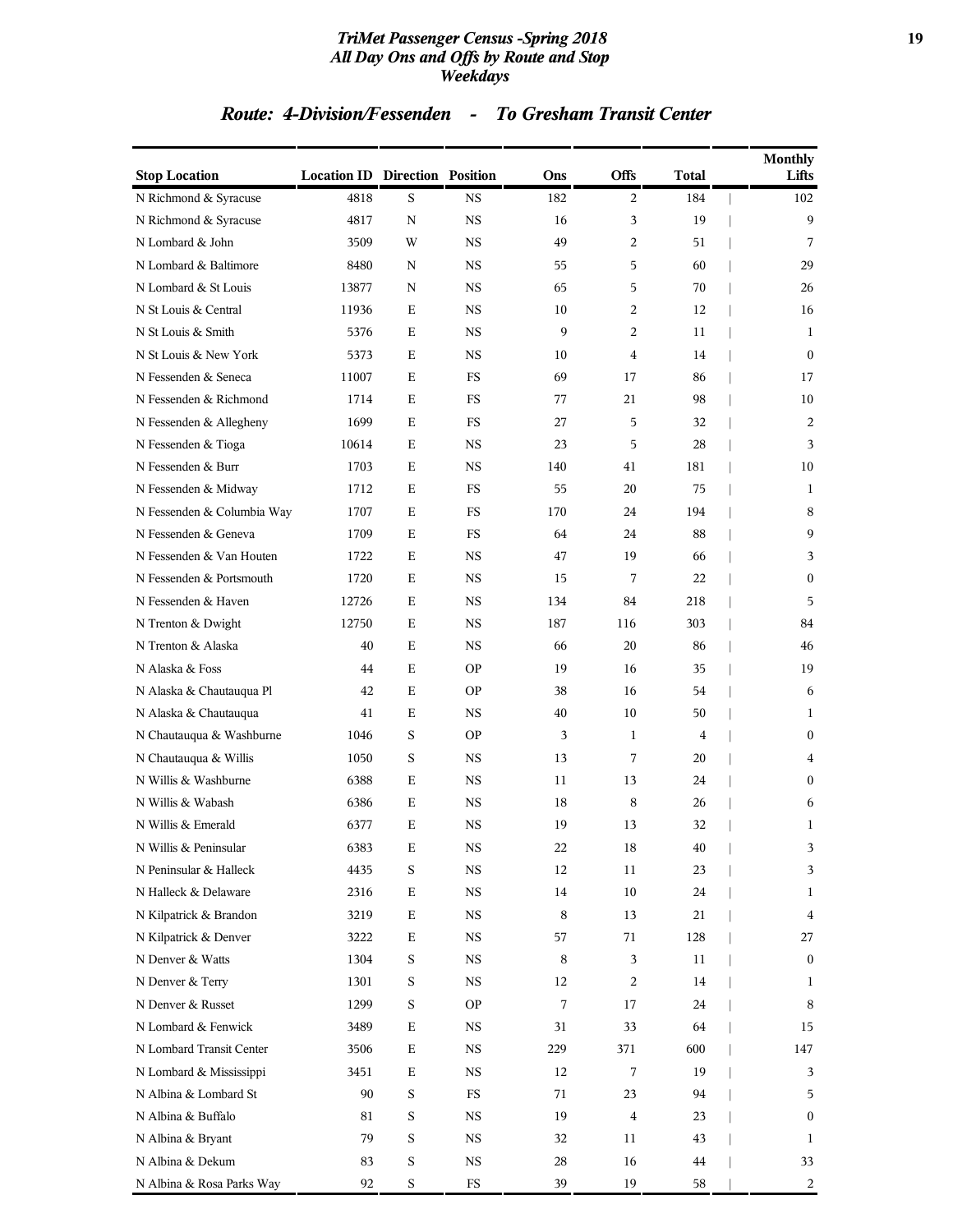## Route: 4-Division/Fessenden - To Gresham Transit Center

| Stop Location | Location ID | Direction | Position | Ons | Offs | Total | Monthly Lifts |
|---|---|---|---|---|---|---|---|
| N Richmond & Syracuse | 4818 | S | NS | 182 | 2 | 184 | 102 |
| N Richmond & Syracuse | 4817 | N | NS | 16 | 3 | 19 | 9 |
| N Lombard & John | 3509 | W | NS | 49 | 2 | 51 | 7 |
| N Lombard & Baltimore | 8480 | N | NS | 55 | 5 | 60 | 29 |
| N Lombard & St Louis | 13877 | N | NS | 65 | 5 | 70 | 26 |
| N St Louis & Central | 11936 | E | NS | 10 | 2 | 12 | 16 |
| N St Louis & Smith | 5376 | E | NS | 9 | 2 | 11 | 1 |
| N St Louis & New York | 5373 | E | NS | 10 | 4 | 14 | 0 |
| N Fessenden & Seneca | 11007 | E | FS | 69 | 17 | 86 | 17 |
| N Fessenden & Richmond | 1714 | E | FS | 77 | 21 | 98 | 10 |
| N Fessenden & Allegheny | 1699 | E | FS | 27 | 5 | 32 | 2 |
| N Fessenden & Tioga | 10614 | E | NS | 23 | 5 | 28 | 3 |
| N Fessenden & Burr | 1703 | E | NS | 140 | 41 | 181 | 10 |
| N Fessenden & Midway | 1712 | E | FS | 55 | 20 | 75 | 1 |
| N Fessenden & Columbia Way | 1707 | E | FS | 170 | 24 | 194 | 8 |
| N Fessenden & Geneva | 1709 | E | FS | 64 | 24 | 88 | 9 |
| N Fessenden & Van Houten | 1722 | E | NS | 47 | 19 | 66 | 3 |
| N Fessenden & Portsmouth | 1720 | E | NS | 15 | 7 | 22 | 0 |
| N Fessenden & Haven | 12726 | E | NS | 134 | 84 | 218 | 5 |
| N Trenton & Dwight | 12750 | E | NS | 187 | 116 | 303 | 84 |
| N Trenton & Alaska | 40 | E | NS | 66 | 20 | 86 | 46 |
| N Alaska & Foss | 44 | E | OP | 19 | 16 | 35 | 19 |
| N Alaska & Chautauqua Pl | 42 | E | OP | 38 | 16 | 54 | 6 |
| N Alaska & Chautauqua | 41 | E | NS | 40 | 10 | 50 | 1 |
| N Chautauqua & Washburne | 1046 | S | OP | 3 | 1 | 4 | 0 |
| N Chautauqua & Willis | 1050 | S | NS | 13 | 7 | 20 | 4 |
| N Willis & Washburne | 6388 | E | NS | 11 | 13 | 24 | 0 |
| N Willis & Wabash | 6386 | E | NS | 18 | 8 | 26 | 6 |
| N Willis & Emerald | 6377 | E | NS | 19 | 13 | 32 | 1 |
| N Willis & Peninsular | 6383 | E | NS | 22 | 18 | 40 | 3 |
| N Peninsular & Halleck | 4435 | S | NS | 12 | 11 | 23 | 3 |
| N Halleck & Delaware | 2316 | E | NS | 14 | 10 | 24 | 1 |
| N Kilpatrick & Brandon | 3219 | E | NS | 8 | 13 | 21 | 4 |
| N Kilpatrick & Denver | 3222 | E | NS | 57 | 71 | 128 | 27 |
| N Denver & Watts | 1304 | S | NS | 8 | 3 | 11 | 0 |
| N Denver & Terry | 1301 | S | NS | 12 | 2 | 14 | 1 |
| N Denver & Russet | 1299 | S | OP | 7 | 17 | 24 | 8 |
| N Lombard & Fenwick | 3489 | E | NS | 31 | 33 | 64 | 15 |
| N Lombard Transit Center | 3506 | E | NS | 229 | 371 | 600 | 147 |
| N Lombard & Mississippi | 3451 | E | NS | 12 | 7 | 19 | 3 |
| N Albina & Lombard St | 90 | S | FS | 71 | 23 | 94 | 5 |
| N Albina & Buffalo | 81 | S | NS | 19 | 4 | 23 | 0 |
| N Albina & Bryant | 79 | S | NS | 32 | 11 | 43 | 1 |
| N Albina & Dekum | 83 | S | NS | 28 | 16 | 44 | 33 |
| N Albina & Rosa Parks Way | 92 | S | FS | 39 | 19 | 58 | 2 |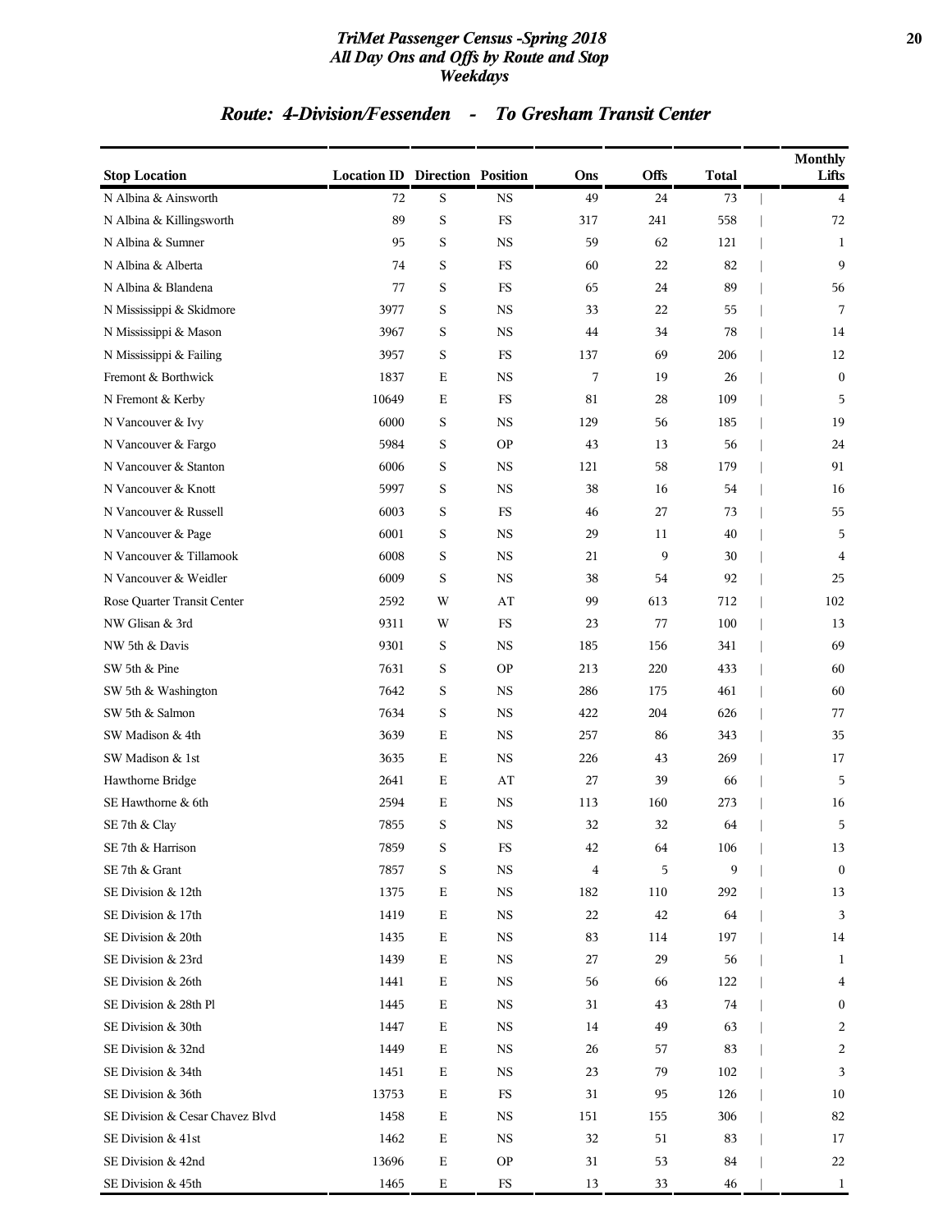# TriMet Passenger Census -Spring 2018
## All Day Ons and Offs by Route and Stop
### Weekdays

## Route: 4-Division/Fessenden - To Gresham Transit Center

| Stop Location | Location ID | Direction | Position | Ons | Offs | Total | Monthly Lifts |
|---|---|---|---|---|---|---|---|
| N Albina & Ainsworth | 72 | S | NS | 49 | 24 | 73 | 4 |
| N Albina & Killingsworth | 89 | S | FS | 317 | 241 | 558 | 72 |
| N Albina & Sumner | 95 | S | NS | 59 | 62 | 121 | 1 |
| N Albina & Alberta | 74 | S | FS | 60 | 22 | 82 | 9 |
| N Albina & Blandena | 77 | S | FS | 65 | 24 | 89 | 56 |
| N Mississippi & Skidmore | 3977 | S | NS | 33 | 22 | 55 | 7 |
| N Mississippi & Mason | 3967 | S | NS | 44 | 34 | 78 | 14 |
| N Mississippi & Failing | 3957 | S | FS | 137 | 69 | 206 | 12 |
| Fremont & Borthwick | 1837 | E | NS | 7 | 19 | 26 | 0 |
| N Fremont & Kerby | 10649 | E | FS | 81 | 28 | 109 | 5 |
| N Vancouver & Ivy | 6000 | S | NS | 129 | 56 | 185 | 19 |
| N Vancouver & Fargo | 5984 | S | OP | 43 | 13 | 56 | 24 |
| N Vancouver & Stanton | 6006 | S | NS | 121 | 58 | 179 | 91 |
| N Vancouver & Knott | 5997 | S | NS | 38 | 16 | 54 | 16 |
| N Vancouver & Russell | 6003 | S | FS | 46 | 27 | 73 | 55 |
| N Vancouver & Page | 6001 | S | NS | 29 | 11 | 40 | 5 |
| N Vancouver & Tillamook | 6008 | S | NS | 21 | 9 | 30 | 4 |
| N Vancouver & Weidler | 6009 | S | NS | 38 | 54 | 92 | 25 |
| Rose Quarter Transit Center | 2592 | W | AT | 99 | 613 | 712 | 102 |
| NW Glisan & 3rd | 9311 | W | FS | 23 | 77 | 100 | 13 |
| NW 5th & Davis | 9301 | S | NS | 185 | 156 | 341 | 69 |
| SW 5th & Pine | 7631 | S | OP | 213 | 220 | 433 | 60 |
| SW 5th & Washington | 7642 | S | NS | 286 | 175 | 461 | 60 |
| SW 5th & Salmon | 7634 | S | NS | 422 | 204 | 626 | 77 |
| SW Madison & 4th | 3639 | E | NS | 257 | 86 | 343 | 35 |
| SW Madison & 1st | 3635 | E | NS | 226 | 43 | 269 | 17 |
| Hawthorne Bridge | 2641 | E | AT | 27 | 39 | 66 | 5 |
| SE Hawthorne & 6th | 2594 | E | NS | 113 | 160 | 273 | 16 |
| SE 7th & Clay | 7855 | S | NS | 32 | 32 | 64 | 5 |
| SE 7th & Harrison | 7859 | S | FS | 42 | 64 | 106 | 13 |
| SE 7th & Grant | 7857 | S | NS | 4 | 5 | 9 | 0 |
| SE Division & 12th | 1375 | E | NS | 182 | 110 | 292 | 13 |
| SE Division & 17th | 1419 | E | NS | 22 | 42 | 64 | 3 |
| SE Division & 20th | 1435 | E | NS | 83 | 114 | 197 | 14 |
| SE Division & 23rd | 1439 | E | NS | 27 | 29 | 56 | 1 |
| SE Division & 26th | 1441 | E | NS | 56 | 66 | 122 | 4 |
| SE Division & 28th Pl | 1445 | E | NS | 31 | 43 | 74 | 0 |
| SE Division & 30th | 1447 | E | NS | 14 | 49 | 63 | 2 |
| SE Division & 32nd | 1449 | E | NS | 26 | 57 | 83 | 2 |
| SE Division & 34th | 1451 | E | NS | 23 | 79 | 102 | 3 |
| SE Division & 36th | 13753 | E | FS | 31 | 95 | 126 | 10 |
| SE Division & Cesar Chavez Blvd | 1458 | E | NS | 151 | 155 | 306 | 82 |
| SE Division & 41st | 1462 | E | NS | 32 | 51 | 83 | 17 |
| SE Division & 42nd | 13696 | E | OP | 31 | 53 | 84 | 22 |
| SE Division & 45th | 1465 | E | FS | 13 | 33 | 46 | 1 |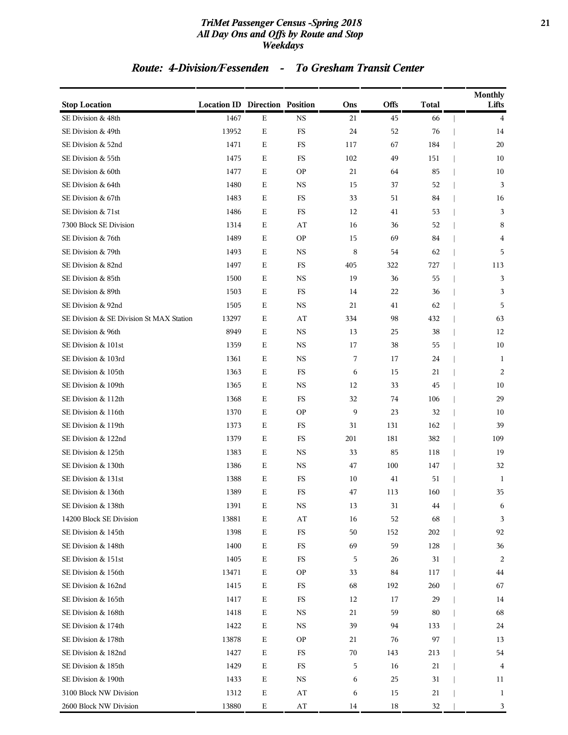# TriMet Passenger Census -Spring 2018
## All Day Ons and Offs by Route and Stop
### Weekdays

## Route: 4-Division/Fessenden - To Gresham Transit Center

| Stop Location | Location ID | Direction | Position | Ons | Offs | Total | Monthly Lifts |
|---|---|---|---|---|---|---|---|
| SE Division & 48th | 1467 | E | NS | 21 | 45 | 66 | 4 |
| SE Division & 49th | 13952 | E | FS | 24 | 52 | 76 | 14 |
| SE Division & 52nd | 1471 | E | FS | 117 | 67 | 184 | 20 |
| SE Division & 55th | 1475 | E | FS | 102 | 49 | 151 | 10 |
| SE Division & 60th | 1477 | E | OP | 21 | 64 | 85 | 10 |
| SE Division & 64th | 1480 | E | NS | 15 | 37 | 52 | 3 |
| SE Division & 67th | 1483 | E | FS | 33 | 51 | 84 | 16 |
| SE Division & 71st | 1486 | E | FS | 12 | 41 | 53 | 3 |
| 7300 Block SE Division | 1314 | E | AT | 16 | 36 | 52 | 8 |
| SE Division & 76th | 1489 | E | OP | 15 | 69 | 84 | 4 |
| SE Division & 79th | 1493 | E | NS | 8 | 54 | 62 | 5 |
| SE Division & 82nd | 1497 | E | FS | 405 | 322 | 727 | 113 |
| SE Division & 85th | 1500 | E | NS | 19 | 36 | 55 | 3 |
| SE Division & 89th | 1503 | E | FS | 14 | 22 | 36 | 3 |
| SE Division & 92nd | 1505 | E | NS | 21 | 41 | 62 | 5 |
| SE Division & SE Division St MAX Station | 13297 | E | AT | 334 | 98 | 432 | 63 |
| SE Division & 96th | 8949 | E | NS | 13 | 25 | 38 | 12 |
| SE Division & 101st | 1359 | E | NS | 17 | 38 | 55 | 10 |
| SE Division & 103rd | 1361 | E | NS | 7 | 17 | 24 | 1 |
| SE Division & 105th | 1363 | E | FS | 6 | 15 | 21 | 2 |
| SE Division & 109th | 1365 | E | NS | 12 | 33 | 45 | 10 |
| SE Division & 112th | 1368 | E | FS | 32 | 74 | 106 | 29 |
| SE Division & 116th | 1370 | E | OP | 9 | 23 | 32 | 10 |
| SE Division & 119th | 1373 | E | FS | 31 | 131 | 162 | 39 |
| SE Division & 122nd | 1379 | E | FS | 201 | 181 | 382 | 109 |
| SE Division & 125th | 1383 | E | NS | 33 | 85 | 118 | 19 |
| SE Division & 130th | 1386 | E | NS | 47 | 100 | 147 | 32 |
| SE Division & 131st | 1388 | E | FS | 10 | 41 | 51 | 1 |
| SE Division & 136th | 1389 | E | FS | 47 | 113 | 160 | 35 |
| SE Division & 138th | 1391 | E | NS | 13 | 31 | 44 | 6 |
| 14200 Block SE Division | 13881 | E | AT | 16 | 52 | 68 | 3 |
| SE Division & 145th | 1398 | E | FS | 50 | 152 | 202 | 92 |
| SE Division & 148th | 1400 | E | FS | 69 | 59 | 128 | 36 |
| SE Division & 151st | 1405 | E | FS | 5 | 26 | 31 | 2 |
| SE Division & 156th | 13471 | E | OP | 33 | 84 | 117 | 44 |
| SE Division & 162nd | 1415 | E | FS | 68 | 192 | 260 | 67 |
| SE Division & 165th | 1417 | E | FS | 12 | 17 | 29 | 14 |
| SE Division & 168th | 1418 | E | NS | 21 | 59 | 80 | 68 |
| SE Division & 174th | 1422 | E | NS | 39 | 94 | 133 | 24 |
| SE Division & 178th | 13878 | E | OP | 21 | 76 | 97 | 13 |
| SE Division & 182nd | 1427 | E | FS | 70 | 143 | 213 | 54 |
| SE Division & 185th | 1429 | E | FS | 5 | 16 | 21 | 4 |
| SE Division & 190th | 1433 | E | NS | 6 | 25 | 31 | 11 |
| 3100 Block NW Division | 1312 | E | AT | 6 | 15 | 21 | 1 |
| 2600 Block NW Division | 13880 | E | AT | 14 | 18 | 32 | 3 |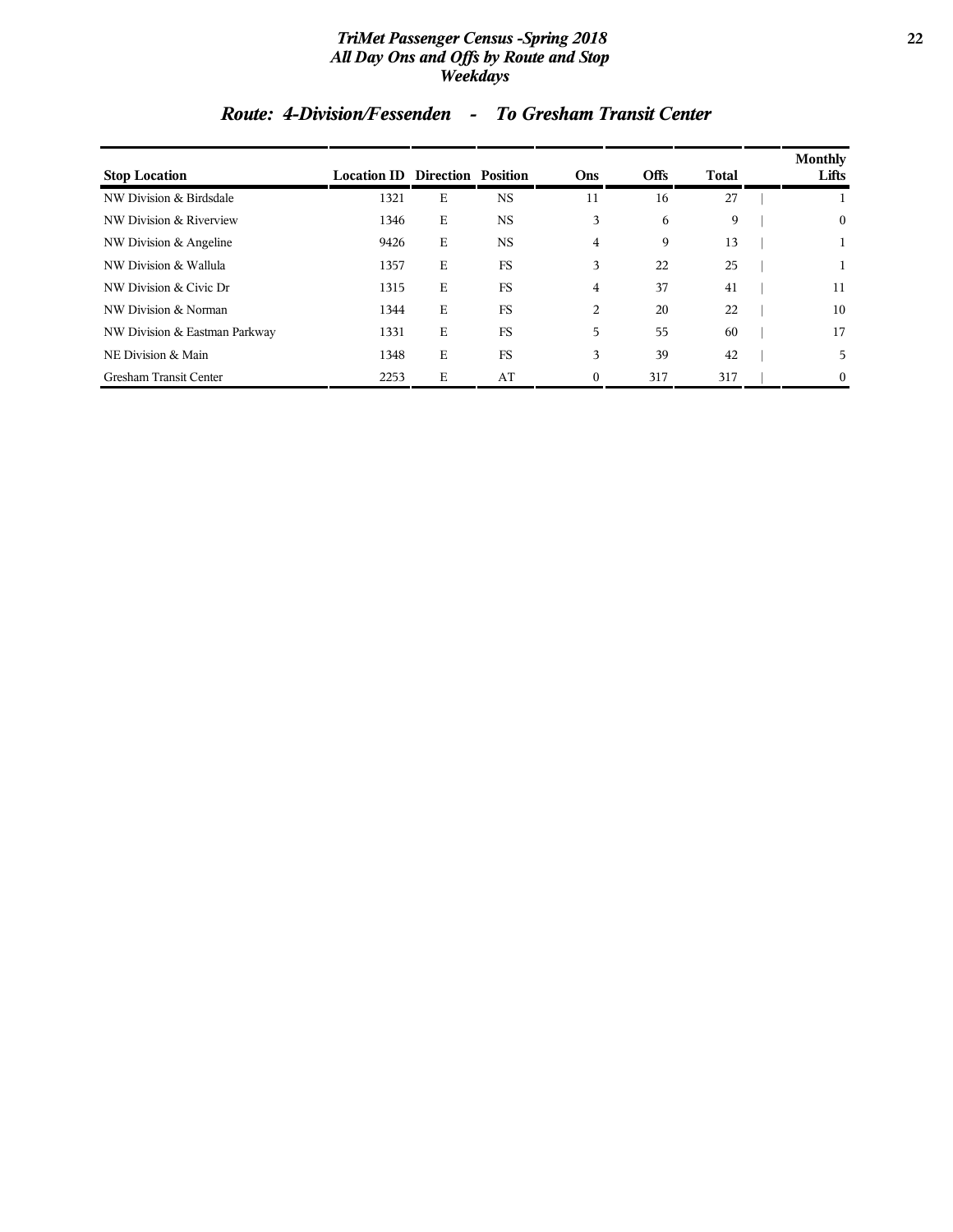## Route: 4-Division/Fessenden - To Gresham Transit Center

| Stop Location | Location ID | Direction | Position | Ons | Offs | Total | Monthly Lifts |
|---|---|---|---|---|---|---|---|
| NW Division & Birdsdale | 1321 | E | NS | 11 | 16 | 27 | 1 |
| NW Division & Riverview | 1346 | E | NS | 3 | 6 | 9 | 0 |
| NW Division & Angeline | 9426 | E | NS | 4 | 9 | 13 | 1 |
| NW Division & Wallula | 1357 | E | FS | 3 | 22 | 25 | 1 |
| NW Division & Civic Dr | 1315 | E | FS | 4 | 37 | 41 | 11 |
| NW Division & Norman | 1344 | E | FS | 2 | 20 | 22 | 10 |
| NW Division & Eastman Parkway | 1331 | E | FS | 5 | 55 | 60 | 17 |
| NE Division & Main | 1348 | E | FS | 3 | 39 | 42 | 5 |
| Gresham Transit Center | 2253 | E | AT | 0 | 317 | 317 | 0 |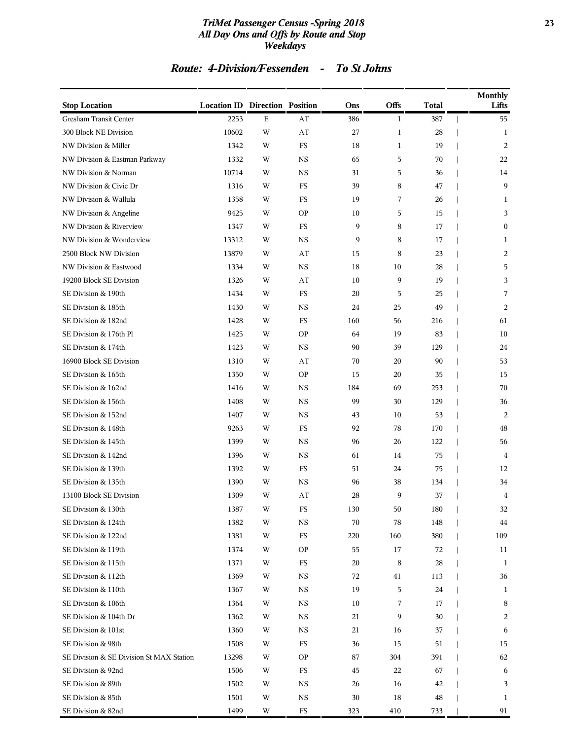# TriMet Passenger Census -Spring 2018
## All Day Ons and Offs by Route and Stop
### Weekdays

## Route: 4-Division/Fessenden - To St Johns

| Stop Location | Location ID | Direction | Position | Ons | Offs | Total | Monthly Lifts |
|---|---|---|---|---|---|---|---|
| Gresham Transit Center | 2253 | E | AT | 386 | 1 | 387 | 55 |
| 300 Block NE Division | 10602 | W | AT | 27 | 1 | 28 | 1 |
| NW Division & Miller | 1342 | W | FS | 18 | 1 | 19 | 2 |
| NW Division & Eastman Parkway | 1332 | W | NS | 65 | 5 | 70 | 22 |
| NW Division & Norman | 10714 | W | NS | 31 | 5 | 36 | 14 |
| NW Division & Civic Dr | 1316 | W | FS | 39 | 8 | 47 | 9 |
| NW Division & Wallula | 1358 | W | FS | 19 | 7 | 26 | 1 |
| NW Division & Angeline | 9425 | W | OP | 10 | 5 | 15 | 3 |
| NW Division & Riverview | 1347 | W | FS | 9 | 8 | 17 | 0 |
| NW Division & Wonderview | 13312 | W | NS | 9 | 8 | 17 | 1 |
| 2500 Block NW Division | 13879 | W | AT | 15 | 8 | 23 | 2 |
| NW Division & Eastwood | 1334 | W | NS | 18 | 10 | 28 | 5 |
| 19200 Block SE Division | 1326 | W | AT | 10 | 9 | 19 | 3 |
| SE Division & 190th | 1434 | W | FS | 20 | 5 | 25 | 7 |
| SE Division & 185th | 1430 | W | NS | 24 | 25 | 49 | 2 |
| SE Division & 182nd | 1428 | W | FS | 160 | 56 | 216 | 61 |
| SE Division & 176th Pl | 1425 | W | OP | 64 | 19 | 83 | 10 |
| SE Division & 174th | 1423 | W | NS | 90 | 39 | 129 | 24 |
| 16900 Block SE Division | 1310 | W | AT | 70 | 20 | 90 | 53 |
| SE Division & 165th | 1350 | W | OP | 15 | 20 | 35 | 15 |
| SE Division & 162nd | 1416 | W | NS | 184 | 69 | 253 | 70 |
| SE Division & 156th | 1408 | W | NS | 99 | 30 | 129 | 36 |
| SE Division & 152nd | 1407 | W | NS | 43 | 10 | 53 | 2 |
| SE Division & 148th | 9263 | W | FS | 92 | 78 | 170 | 48 |
| SE Division & 145th | 1399 | W | NS | 96 | 26 | 122 | 56 |
| SE Division & 142nd | 1396 | W | NS | 61 | 14 | 75 | 4 |
| SE Division & 139th | 1392 | W | FS | 51 | 24 | 75 | 12 |
| SE Division & 135th | 1390 | W | NS | 96 | 38 | 134 | 34 |
| 13100 Block SE Division | 1309 | W | AT | 28 | 9 | 37 | 4 |
| SE Division & 130th | 1387 | W | FS | 130 | 50 | 180 | 32 |
| SE Division & 124th | 1382 | W | NS | 70 | 78 | 148 | 44 |
| SE Division & 122nd | 1381 | W | FS | 220 | 160 | 380 | 109 |
| SE Division & 119th | 1374 | W | OP | 55 | 17 | 72 | 11 |
| SE Division & 115th | 1371 | W | FS | 20 | 8 | 28 | 1 |
| SE Division & 112th | 1369 | W | NS | 72 | 41 | 113 | 36 |
| SE Division & 110th | 1367 | W | NS | 19 | 5 | 24 | 1 |
| SE Division & 106th | 1364 | W | NS | 10 | 7 | 17 | 8 |
| SE Division & 104th Dr | 1362 | W | NS | 21 | 9 | 30 | 2 |
| SE Division & 101st | 1360 | W | NS | 21 | 16 | 37 | 6 |
| SE Division & 98th | 1508 | W | FS | 36 | 15 | 51 | 15 |
| SE Division & SE Division St MAX Station | 13298 | W | OP | 87 | 304 | 391 | 62 |
| SE Division & 92nd | 1506 | W | FS | 45 | 22 | 67 | 6 |
| SE Division & 89th | 1502 | W | NS | 26 | 16 | 42 | 3 |
| SE Division & 85th | 1501 | W | NS | 30 | 18 | 48 | 1 |
| SE Division & 82nd | 1499 | W | FS | 323 | 410 | 733 | 91 |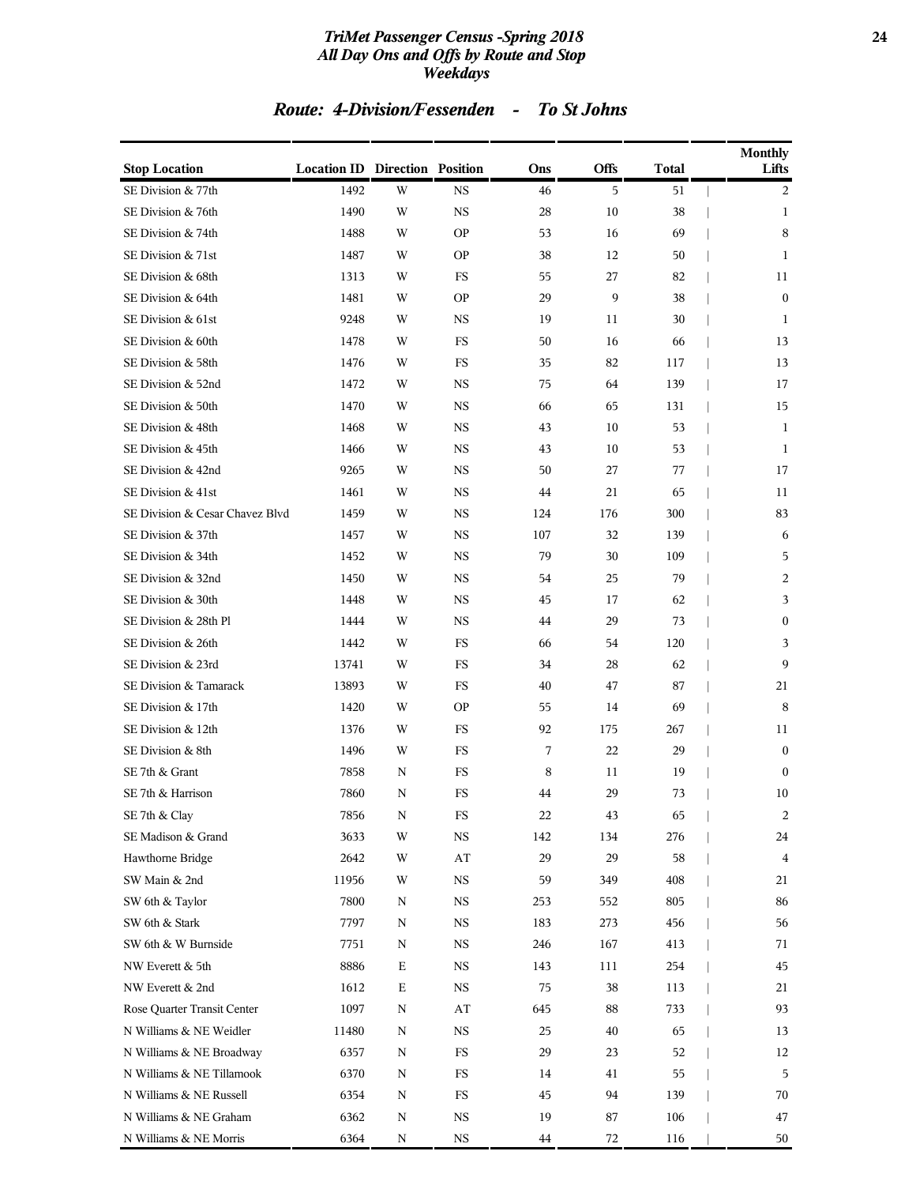### TriMet Passenger Census -Spring 2018
### All Day Ons and Offs by Route and Stop
### Weekdays

## Route: 4-Division/Fessenden - To St Johns

| Stop Location | Location ID | Direction | Position | Ons | Offs | Total | Monthly Lifts |
|---|---|---|---|---|---|---|---|
| SE Division & 77th | 1492 | W | NS | 46 | 5 | 51 | 2 |
| SE Division & 76th | 1490 | W | NS | 28 | 10 | 38 | 1 |
| SE Division & 74th | 1488 | W | OP | 53 | 16 | 69 | 8 |
| SE Division & 71st | 1487 | W | OP | 38 | 12 | 50 | 1 |
| SE Division & 68th | 1313 | W | FS | 55 | 27 | 82 | 11 |
| SE Division & 64th | 1481 | W | OP | 29 | 9 | 38 | 0 |
| SE Division & 61st | 9248 | W | NS | 19 | 11 | 30 | 1 |
| SE Division & 60th | 1478 | W | FS | 50 | 16 | 66 | 13 |
| SE Division & 58th | 1476 | W | FS | 35 | 82 | 117 | 13 |
| SE Division & 52nd | 1472 | W | NS | 75 | 64 | 139 | 17 |
| SE Division & 50th | 1470 | W | NS | 66 | 65 | 131 | 15 |
| SE Division & 48th | 1468 | W | NS | 43 | 10 | 53 | 1 |
| SE Division & 45th | 1466 | W | NS | 43 | 10 | 53 | 1 |
| SE Division & 42nd | 9265 | W | NS | 50 | 27 | 77 | 17 |
| SE Division & 41st | 1461 | W | NS | 44 | 21 | 65 | 11 |
| SE Division & Cesar Chavez Blvd | 1459 | W | NS | 124 | 176 | 300 | 83 |
| SE Division & 37th | 1457 | W | NS | 107 | 32 | 139 | 6 |
| SE Division & 34th | 1452 | W | NS | 79 | 30 | 109 | 5 |
| SE Division & 32nd | 1450 | W | NS | 54 | 25 | 79 | 2 |
| SE Division & 30th | 1448 | W | NS | 45 | 17 | 62 | 3 |
| SE Division & 28th Pl | 1444 | W | NS | 44 | 29 | 73 | 0 |
| SE Division & 26th | 1442 | W | FS | 66 | 54 | 120 | 3 |
| SE Division & 23rd | 13741 | W | FS | 34 | 28 | 62 | 9 |
| SE Division & Tamarack | 13893 | W | FS | 40 | 47 | 87 | 21 |
| SE Division & 17th | 1420 | W | OP | 55 | 14 | 69 | 8 |
| SE Division & 12th | 1376 | W | FS | 92 | 175 | 267 | 11 |
| SE Division & 8th | 1496 | W | FS | 7 | 22 | 29 | 0 |
| SE 7th & Grant | 7858 | N | FS | 8 | 11 | 19 | 0 |
| SE 7th & Harrison | 7860 | N | FS | 44 | 29 | 73 | 10 |
| SE 7th & Clay | 7856 | N | FS | 22 | 43 | 65 | 2 |
| SE Madison & Grand | 3633 | W | NS | 142 | 134 | 276 | 24 |
| Hawthorne Bridge | 2642 | W | AT | 29 | 29 | 58 | 4 |
| SW Main & 2nd | 11956 | W | NS | 59 | 349 | 408 | 21 |
| SW 6th & Taylor | 7800 | N | NS | 253 | 552 | 805 | 86 |
| SW 6th & Stark | 7797 | N | NS | 183 | 273 | 456 | 56 |
| SW 6th & W Burnside | 7751 | N | NS | 246 | 167 | 413 | 71 |
| NW Everett & 5th | 8886 | E | NS | 143 | 111 | 254 | 45 |
| NW Everett & 2nd | 1612 | E | NS | 75 | 38 | 113 | 21 |
| Rose Quarter Transit Center | 1097 | N | AT | 645 | 88 | 733 | 93 |
| N Williams & NE Weidler | 11480 | N | NS | 25 | 40 | 65 | 13 |
| N Williams & NE Broadway | 6357 | N | FS | 29 | 23 | 52 | 12 |
| N Williams & NE Tillamook | 6370 | N | FS | 14 | 41 | 55 | 5 |
| N Williams & NE Russell | 6354 | N | FS | 45 | 94 | 139 | 70 |
| N Williams & NE Graham | 6362 | N | NS | 19 | 87 | 106 | 47 |
| N Williams & NE Morris | 6364 | N | NS | 44 | 72 | 116 | 50 |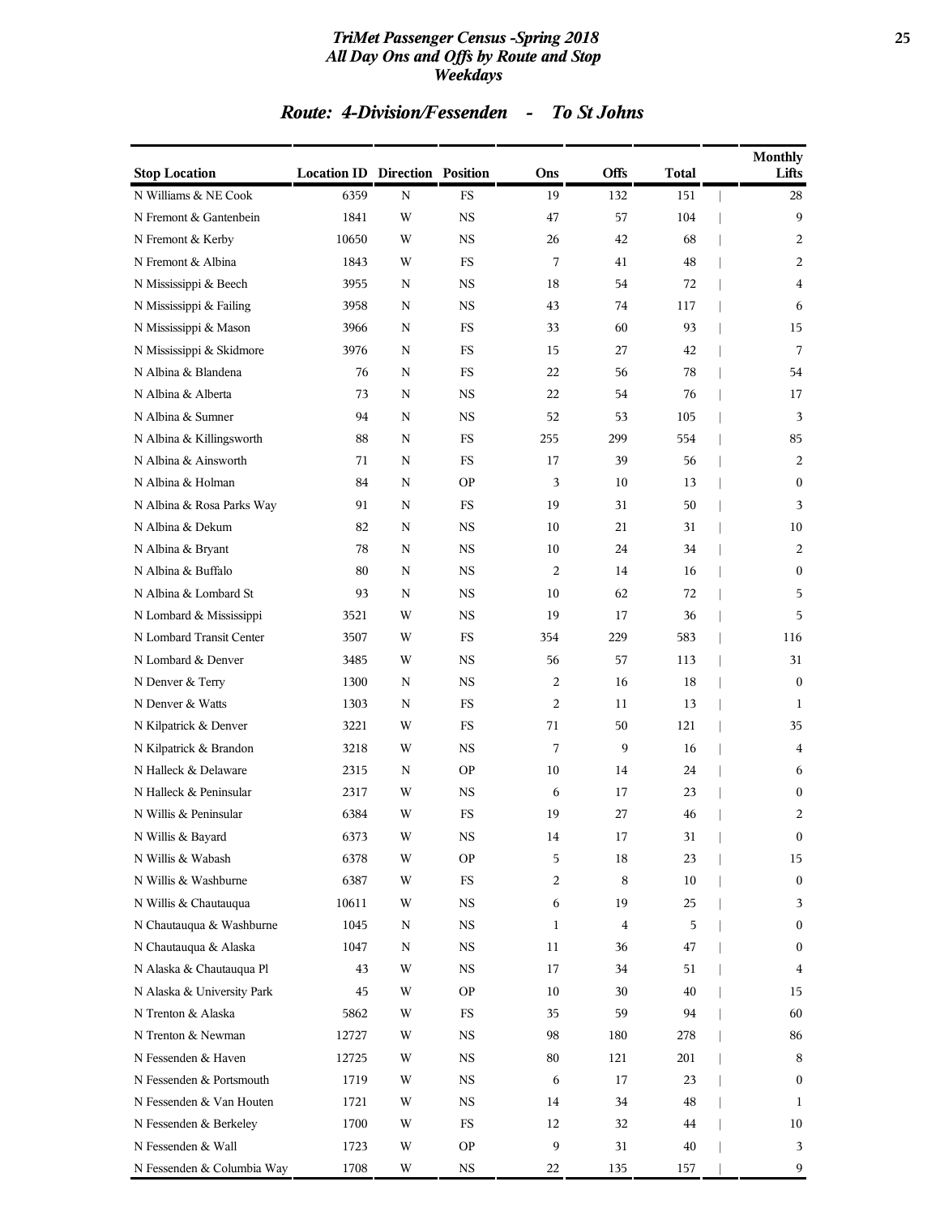# TriMet Passenger Census -Spring 2018
## All Day Ons and Offs by Route and Stop
### Weekdays

## Route: 4-Division/Fessenden - To St Johns

| Stop Location | Location ID | Direction | Position | Ons | Offs | Total | Monthly Lifts |
|---|---|---|---|---|---|---|---|
| N Williams & NE Cook | 6359 | N | FS | 19 | 132 | 151 | 28 |
| N Fremont & Gantenbein | 1841 | W | NS | 47 | 57 | 104 | 9 |
| N Fremont & Kerby | 10650 | W | NS | 26 | 42 | 68 | 2 |
| N Fremont & Albina | 1843 | W | FS | 7 | 41 | 48 | 2 |
| N Mississippi & Beech | 3955 | N | NS | 18 | 54 | 72 | 4 |
| N Mississippi & Failing | 3958 | N | NS | 43 | 74 | 117 | 6 |
| N Mississippi & Mason | 3966 | N | FS | 33 | 60 | 93 | 15 |
| N Mississippi & Skidmore | 3976 | N | FS | 15 | 27 | 42 | 7 |
| N Albina & Blandena | 76 | N | FS | 22 | 56 | 78 | 54 |
| N Albina & Alberta | 73 | N | NS | 22 | 54 | 76 | 17 |
| N Albina & Sumner | 94 | N | NS | 52 | 53 | 105 | 3 |
| N Albina & Killingsworth | 88 | N | FS | 255 | 299 | 554 | 85 |
| N Albina & Ainsworth | 71 | N | FS | 17 | 39 | 56 | 2 |
| N Albina & Holman | 84 | N | OP | 3 | 10 | 13 | 0 |
| N Albina & Rosa Parks Way | 91 | N | FS | 19 | 31 | 50 | 3 |
| N Albina & Dekum | 82 | N | NS | 10 | 21 | 31 | 10 |
| N Albina & Bryant | 78 | N | NS | 10 | 24 | 34 | 2 |
| N Albina & Buffalo | 80 | N | NS | 2 | 14 | 16 | 0 |
| N Albina & Lombard St | 93 | N | NS | 10 | 62 | 72 | 5 |
| N Lombard & Mississippi | 3521 | W | NS | 19 | 17 | 36 | 5 |
| N Lombard Transit Center | 3507 | W | FS | 354 | 229 | 583 | 116 |
| N Lombard & Denver | 3485 | W | NS | 56 | 57 | 113 | 31 |
| N Denver & Terry | 1300 | N | NS | 2 | 16 | 18 | 0 |
| N Denver & Watts | 1303 | N | FS | 2 | 11 | 13 | 1 |
| N Kilpatrick & Denver | 3221 | W | FS | 71 | 50 | 121 | 35 |
| N Kilpatrick & Brandon | 3218 | W | NS | 7 | 9 | 16 | 4 |
| N Halleck & Delaware | 2315 | N | OP | 10 | 14 | 24 | 6 |
| N Halleck & Peninsular | 2317 | W | NS | 6 | 17 | 23 | 0 |
| N Willis & Peninsular | 6384 | W | FS | 19 | 27 | 46 | 2 |
| N Willis & Bayard | 6373 | W | NS | 14 | 17 | 31 | 0 |
| N Willis & Wabash | 6378 | W | OP | 5 | 18 | 23 | 15 |
| N Willis & Washburne | 6387 | W | FS | 2 | 8 | 10 | 0 |
| N Willis & Chautauqua | 10611 | W | NS | 6 | 19 | 25 | 3 |
| N Chautauqua & Washburne | 1045 | N | NS | 1 | 4 | 5 | 0 |
| N Chautauqua & Alaska | 1047 | N | NS | 11 | 36 | 47 | 0 |
| N Alaska & Chautauqua Pl | 43 | W | NS | 17 | 34 | 51 | 4 |
| N Alaska & University Park | 45 | W | OP | 10 | 30 | 40 | 15 |
| N Trenton & Alaska | 5862 | W | FS | 35 | 59 | 94 | 60 |
| N Trenton & Newman | 12727 | W | NS | 98 | 180 | 278 | 86 |
| N Fessenden & Haven | 12725 | W | NS | 80 | 121 | 201 | 8 |
| N Fessenden & Portsmouth | 1719 | W | NS | 6 | 17 | 23 | 0 |
| N Fessenden & Van Houten | 1721 | W | NS | 14 | 34 | 48 | 1 |
| N Fessenden & Berkeley | 1700 | W | FS | 12 | 32 | 44 | 10 |
| N Fessenden & Wall | 1723 | W | OP | 9 | 31 | 40 | 3 |
| N Fessenden & Columbia Way | 1708 | W | NS | 22 | 135 | 157 | 9 |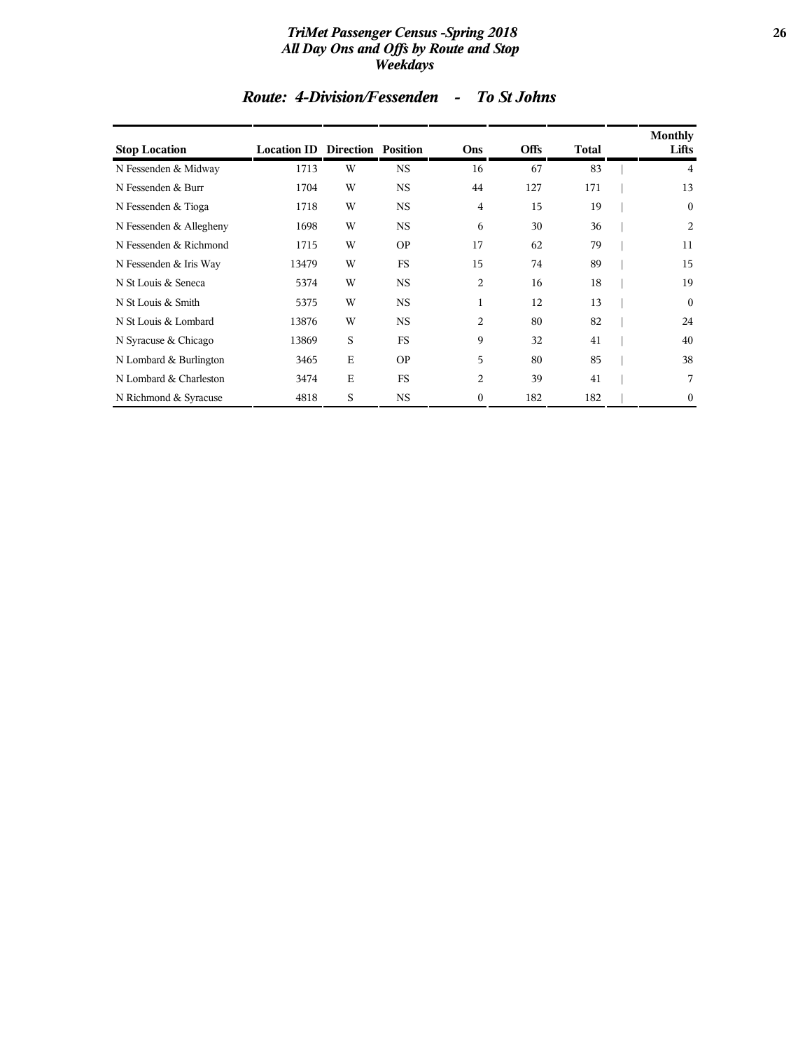## *Route: 4-Division/Fessenden - To St Johns*

| Stop Location | Location ID | Direction | Position | Ons | Offs | Total | Monthly Lifts |
|---|---|---|---|---|---|---|---|
| N Fessenden & Midway | 1713 | W | NS | 16 | 67 | 83 | 4 |
| N Fessenden & Burr | 1704 | W | NS | 44 | 127 | 171 | 13 |
| N Fessenden & Tioga | 1718 | W | NS | 4 | 15 | 19 | 0 |
| N Fessenden & Allegheny | 1698 | W | NS | 6 | 30 | 36 | 2 |
| N Fessenden & Richmond | 1715 | W | OP | 17 | 62 | 79 | 11 |
| N Fessenden & Iris Way | 13479 | W | FS | 15 | 74 | 89 | 15 |
| N St Louis & Seneca | 5374 | W | NS | 2 | 16 | 18 | 19 |
| N St Louis & Smith | 5375 | W | NS | 1 | 12 | 13 | 0 |
| N St Louis & Lombard | 13876 | W | NS | 2 | 80 | 82 | 24 |
| N Syracuse & Chicago | 13869 | S | FS | 9 | 32 | 41 | 40 |
| N Lombard & Burlington | 3465 | E | OP | 5 | 80 | 85 | 38 |
| N Lombard & Charleston | 3474 | E | FS | 2 | 39 | 41 | 7 |
| N Richmond & Syracuse | 4818 | S | NS | 0 | 182 | 182 | 0 |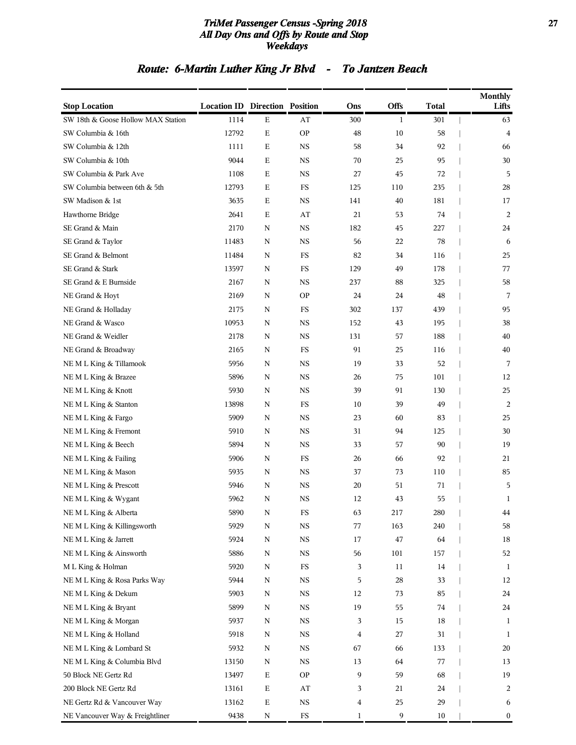## Route: 6-Martin Luther King Jr Blvd - To Jantzen Beach

| Stop Location | Location ID | Direction | Position | Ons | Offs | Total | Monthly Lifts |
|---|---|---|---|---|---|---|---|
| SW 18th & Goose Hollow MAX Station | 1114 | E | AT | 300 | 1 | 301 | 63 |
| SW Columbia & 16th | 12792 | E | OP | 48 | 10 | 58 | 4 |
| SW Columbia & 12th | 1111 | E | NS | 58 | 34 | 92 | 66 |
| SW Columbia & 10th | 9044 | E | NS | 70 | 25 | 95 | 30 |
| SW Columbia & Park Ave | 1108 | E | NS | 27 | 45 | 72 | 5 |
| SW Columbia between 6th & 5th | 12793 | E | FS | 125 | 110 | 235 | 28 |
| SW Madison & 1st | 3635 | E | NS | 141 | 40 | 181 | 17 |
| Hawthorne Bridge | 2641 | E | AT | 21 | 53 | 74 | 2 |
| SE Grand & Main | 2170 | N | NS | 182 | 45 | 227 | 24 |
| SE Grand & Taylor | 11483 | N | NS | 56 | 22 | 78 | 6 |
| SE Grand & Belmont | 11484 | N | FS | 82 | 34 | 116 | 25 |
| SE Grand & Stark | 13597 | N | FS | 129 | 49 | 178 | 77 |
| SE Grand & E Burnside | 2167 | N | NS | 237 | 88 | 325 | 58 |
| NE Grand & Hoyt | 2169 | N | OP | 24 | 24 | 48 | 7 |
| NE Grand & Holladay | 2175 | N | FS | 302 | 137 | 439 | 95 |
| NE Grand & Wasco | 10953 | N | NS | 152 | 43 | 195 | 38 |
| NE Grand & Weidler | 2178 | N | NS | 131 | 57 | 188 | 40 |
| NE Grand & Broadway | 2165 | N | FS | 91 | 25 | 116 | 40 |
| NE M L King & Tillamook | 5956 | N | NS | 19 | 33 | 52 | 7 |
| NE M L King & Brazee | 5896 | N | NS | 26 | 75 | 101 | 12 |
| NE M L King & Knott | 5930 | N | NS | 39 | 91 | 130 | 25 |
| NE M L King & Stanton | 13898 | N | FS | 10 | 39 | 49 | 2 |
| NE M L King & Fargo | 5909 | N | NS | 23 | 60 | 83 | 25 |
| NE M L King & Fremont | 5910 | N | NS | 31 | 94 | 125 | 30 |
| NE M L King & Beech | 5894 | N | NS | 33 | 57 | 90 | 19 |
| NE M L King & Failing | 5906 | N | FS | 26 | 66 | 92 | 21 |
| NE M L King & Mason | 5935 | N | NS | 37 | 73 | 110 | 85 |
| NE M L King & Prescott | 5946 | N | NS | 20 | 51 | 71 | 5 |
| NE M L King & Wygant | 5962 | N | NS | 12 | 43 | 55 | 1 |
| NE M L King & Alberta | 5890 | N | FS | 63 | 217 | 280 | 44 |
| NE M L King & Killingsworth | 5929 | N | NS | 77 | 163 | 240 | 58 |
| NE M L King & Jarrett | 5924 | N | NS | 17 | 47 | 64 | 18 |
| NE M L King & Ainsworth | 5886 | N | NS | 56 | 101 | 157 | 52 |
| M L King & Holman | 5920 | N | FS | 3 | 11 | 14 | 1 |
| NE M L King & Rosa Parks Way | 5944 | N | NS | 5 | 28 | 33 | 12 |
| NE M L King & Dekum | 5903 | N | NS | 12 | 73 | 85 | 24 |
| NE M L King & Bryant | 5899 | N | NS | 19 | 55 | 74 | 24 |
| NE M L King & Morgan | 5937 | N | NS | 3 | 15 | 18 | 1 |
| NE M L King & Holland | 5918 | N | NS | 4 | 27 | 31 | 1 |
| NE M L King & Lombard St | 5932 | N | NS | 67 | 66 | 133 | 20 |
| NE M L King & Columbia Blvd | 13150 | N | NS | 13 | 64 | 77 | 13 |
| 50 Block NE Gertz Rd | 13497 | E | OP | 9 | 59 | 68 | 19 |
| 200 Block NE Gertz Rd | 13161 | E | AT | 3 | 21 | 24 | 2 |
| NE Gertz Rd & Vancouver Way | 13162 | E | NS | 4 | 25 | 29 | 6 |
| NE Vancouver Way & Freightliner | 9438 | N | FS | 1 | 9 | 10 | 0 |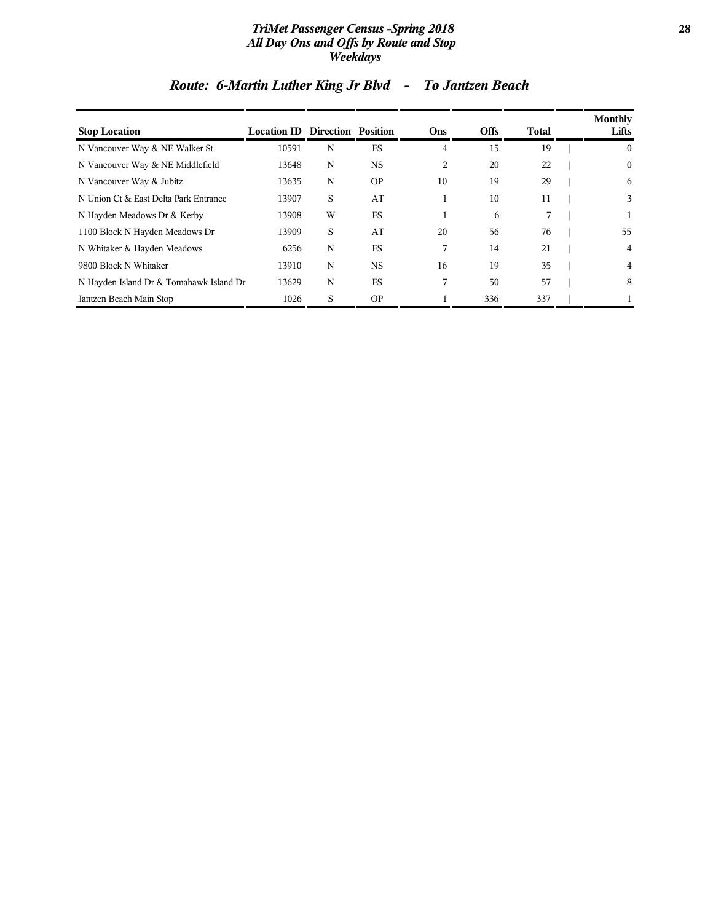## Route: 6-Martin Luther King Jr Blvd - To Jantzen Beach

| Stop Location | Location ID | Direction | Position | Ons | Offs | Total | Monthly Lifts |
|---|---|---|---|---|---|---|---|
| N Vancouver Way & NE Walker St | 10591 | N | FS | 4 | 15 | 19 | 0 |
| N Vancouver Way & NE Middlefield | 13648 | N | NS | 2 | 20 | 22 | 0 |
| N Vancouver Way & Jubitz | 13635 | N | OP | 10 | 19 | 29 | 6 |
| N Union Ct & East Delta Park Entrance | 13907 | S | AT | 1 | 10 | 11 | 3 |
| N Hayden Meadows Dr & Kerby | 13908 | W | FS | 1 | 6 | 7 | 1 |
| 1100 Block N Hayden Meadows Dr | 13909 | S | AT | 20 | 56 | 76 | 55 |
| N Whitaker & Hayden Meadows | 6256 | N | FS | 7 | 14 | 21 | 4 |
| 9800 Block N Whitaker | 13910 | N | NS | 16 | 19 | 35 | 4 |
| N Hayden Island Dr & Tomahawk Island Dr | 13629 | N | FS | 7 | 50 | 57 | 8 |
| Jantzen Beach Main Stop | 1026 | S | OP | 1 | 336 | 337 | 1 |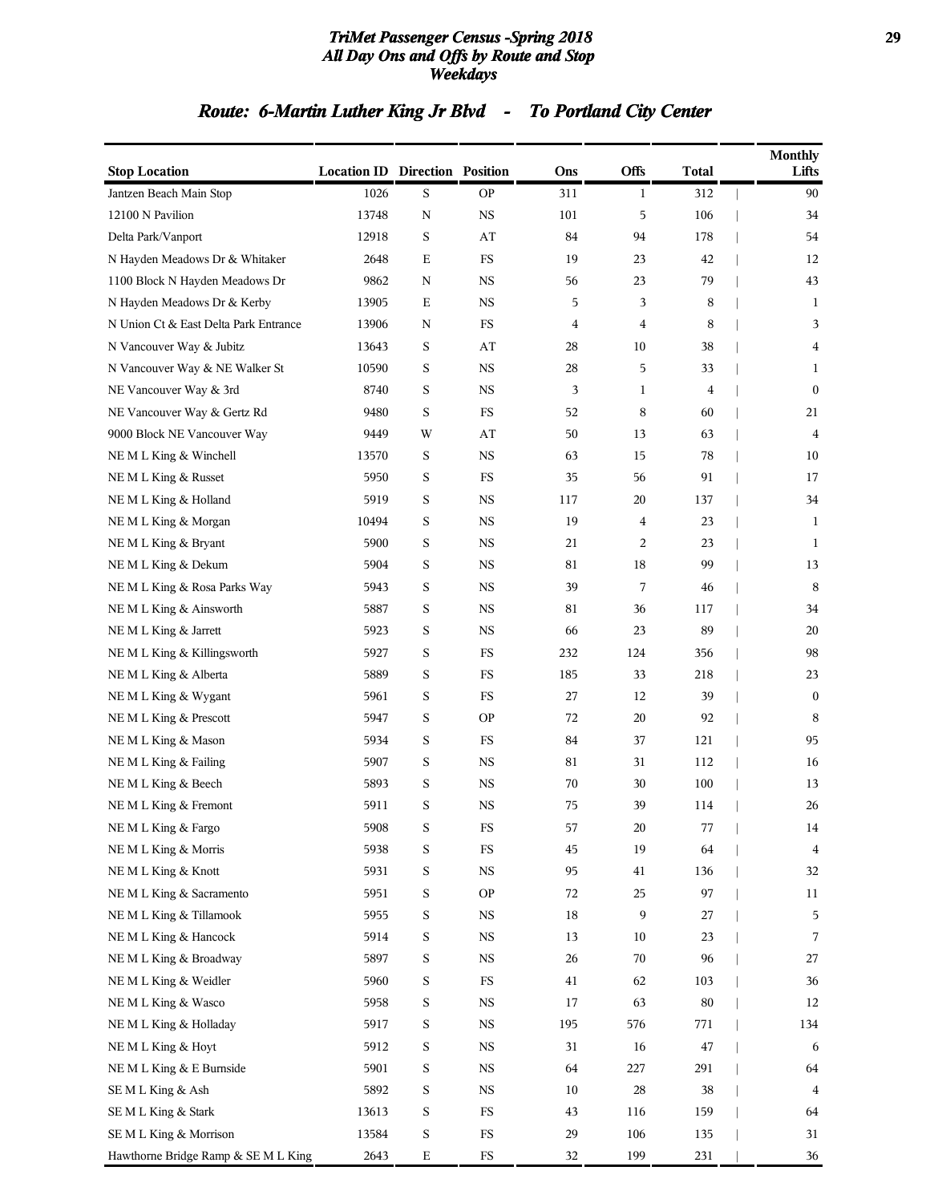# TriMet Passenger Census -Spring 2018
## All Day Ons and Offs by Route and Stop
### Weekdays

## Route: 6-Martin Luther King Jr Blvd - To Portland City Center

| Stop Location | Location ID | Direction | Position | Ons | Offs | Total | Monthly Lifts |
|---|---|---|---|---|---|---|---|
| Jantzen Beach Main Stop | 1026 | S | OP | 311 | 1 | 312 | 90 |
| 12100 N Pavilion | 13748 | N | NS | 101 | 5 | 106 | 34 |
| Delta Park/Vanport | 12918 | S | AT | 84 | 94 | 178 | 54 |
| N Hayden Meadows Dr & Whitaker | 2648 | E | FS | 19 | 23 | 42 | 12 |
| 1100 Block N Hayden Meadows Dr | 9862 | N | NS | 56 | 23 | 79 | 43 |
| N Hayden Meadows Dr & Kerby | 13905 | E | NS | 5 | 3 | 8 | 1 |
| N Union Ct & East Delta Park Entrance | 13906 | N | FS | 4 | 4 | 8 | 3 |
| N Vancouver Way & Jubitz | 13643 | S | AT | 28 | 10 | 38 | 4 |
| N Vancouver Way & NE Walker St | 10590 | S | NS | 28 | 5 | 33 | 1 |
| NE Vancouver Way & 3rd | 8740 | S | NS | 3 | 1 | 4 | 0 |
| NE Vancouver Way & Gertz Rd | 9480 | S | FS | 52 | 8 | 60 | 21 |
| 9000 Block NE Vancouver Way | 9449 | W | AT | 50 | 13 | 63 | 4 |
| NE M L King & Winchell | 13570 | S | NS | 63 | 15 | 78 | 10 |
| NE M L King & Russet | 5950 | S | FS | 35 | 56 | 91 | 17 |
| NE M L King & Holland | 5919 | S | NS | 117 | 20 | 137 | 34 |
| NE M L King & Morgan | 10494 | S | NS | 19 | 4 | 23 | 1 |
| NE M L King & Bryant | 5900 | S | NS | 21 | 2 | 23 | 1 |
| NE M L King & Dekum | 5904 | S | NS | 81 | 18 | 99 | 13 |
| NE M L King & Rosa Parks Way | 5943 | S | NS | 39 | 7 | 46 | 8 |
| NE M L King & Ainsworth | 5887 | S | NS | 81 | 36 | 117 | 34 |
| NE M L King & Jarrett | 5923 | S | NS | 66 | 23 | 89 | 20 |
| NE M L King & Killingsworth | 5927 | S | FS | 232 | 124 | 356 | 98 |
| NE M L King & Alberta | 5889 | S | FS | 185 | 33 | 218 | 23 |
| NE M L King & Wygant | 5961 | S | FS | 27 | 12 | 39 | 0 |
| NE M L King & Prescott | 5947 | S | OP | 72 | 20 | 92 | 8 |
| NE M L King & Mason | 5934 | S | FS | 84 | 37 | 121 | 95 |
| NE M L King & Failing | 5907 | S | NS | 81 | 31 | 112 | 16 |
| NE M L King & Beech | 5893 | S | NS | 70 | 30 | 100 | 13 |
| NE M L King & Fremont | 5911 | S | NS | 75 | 39 | 114 | 26 |
| NE M L King & Fargo | 5908 | S | FS | 57 | 20 | 77 | 14 |
| NE M L King & Morris | 5938 | S | FS | 45 | 19 | 64 | 4 |
| NE M L King & Knott | 5931 | S | NS | 95 | 41 | 136 | 32 |
| NE M L King & Sacramento | 5951 | S | OP | 72 | 25 | 97 | 11 |
| NE M L King & Tillamook | 5955 | S | NS | 18 | 9 | 27 | 5 |
| NE M L King & Hancock | 5914 | S | NS | 13 | 10 | 23 | 7 |
| NE M L King & Broadway | 5897 | S | NS | 26 | 70 | 96 | 27 |
| NE M L King & Weidler | 5960 | S | FS | 41 | 62 | 103 | 36 |
| NE M L King & Wasco | 5958 | S | NS | 17 | 63 | 80 | 12 |
| NE M L King & Holladay | 5917 | S | NS | 195 | 576 | 771 | 134 |
| NE M L King & Hoyt | 5912 | S | NS | 31 | 16 | 47 | 6 |
| NE M L King & E Burnside | 5901 | S | NS | 64 | 227 | 291 | 64 |
| SE M L King & Ash | 5892 | S | NS | 10 | 28 | 38 | 4 |
| SE M L King & Stark | 13613 | S | FS | 43 | 116 | 159 | 64 |
| SE M L King & Morrison | 13584 | S | FS | 29 | 106 | 135 | 31 |
| Hawthorne Bridge Ramp & SE M L King | 2643 | E | FS | 32 | 199 | 231 | 36 |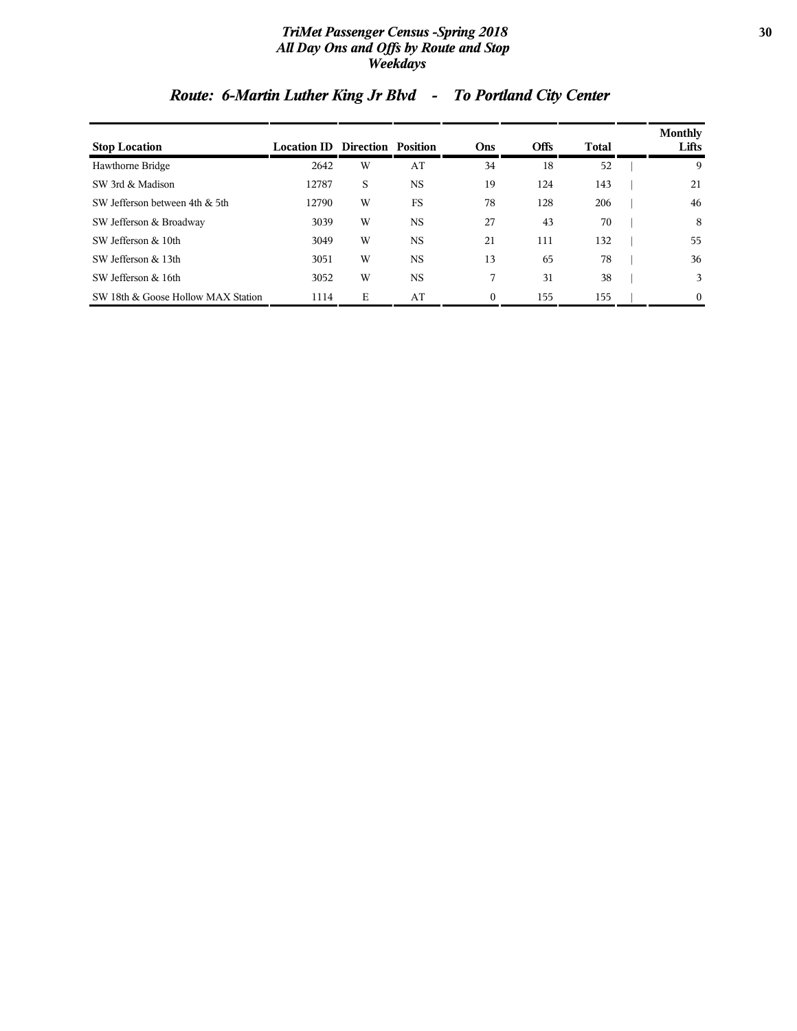## Route: 6-Martin Luther King Jr Blvd - To Portland City Center

| Stop Location | Location ID | Direction | Position | Ons | Offs | Total | Monthly Lifts |
|---|---|---|---|---|---|---|---|
| Hawthorne Bridge | 2642 | W | AT | 34 | 18 | 52 | 9 |
| SW 3rd & Madison | 12787 | S | NS | 19 | 124 | 143 | 21 |
| SW Jefferson between 4th & 5th | 12790 | W | FS | 78 | 128 | 206 | 46 |
| SW Jefferson & Broadway | 3039 | W | NS | 27 | 43 | 70 | 8 |
| SW Jefferson & 10th | 3049 | W | NS | 21 | 111 | 132 | 55 |
| SW Jefferson & 13th | 3051 | W | NS | 13 | 65 | 78 | 36 |
| SW Jefferson & 16th | 3052 | W | NS | 7 | 31 | 38 | 3 |
| SW 18th & Goose Hollow MAX Station | 1114 | E | AT | 0 | 155 | 155 | 0 |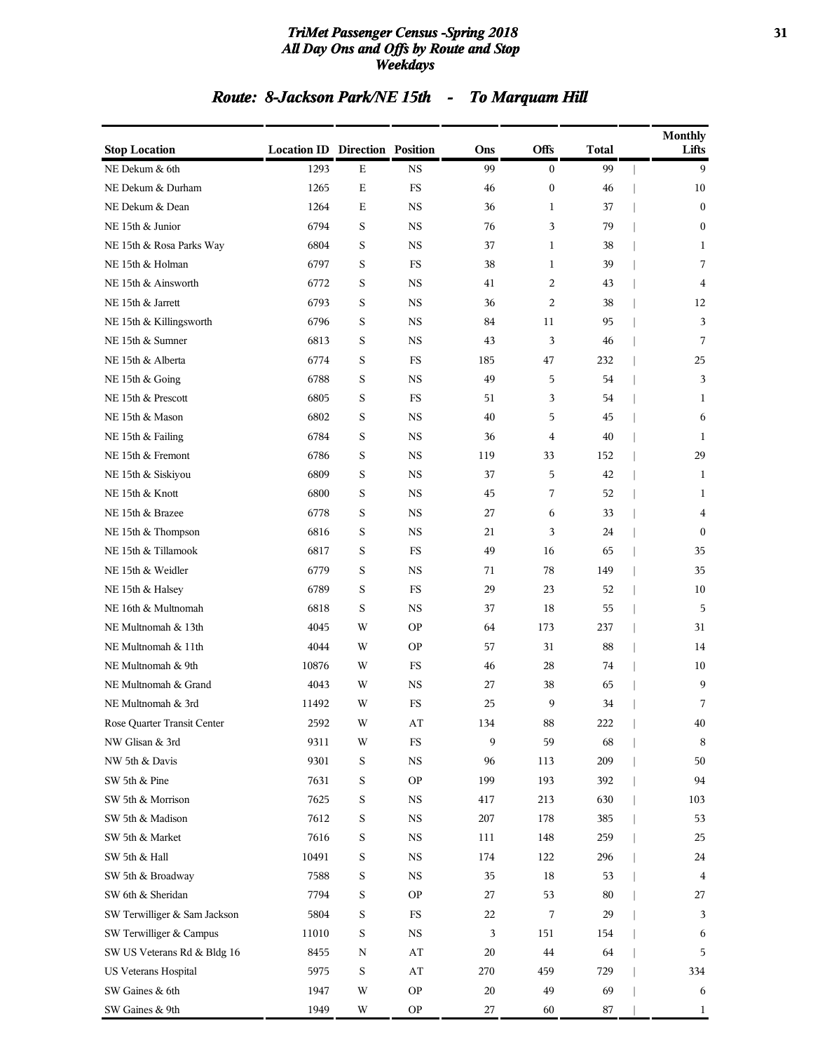# TriMet Passenger Census -Spring 2018
## All Day Ons and Offs by Route and Stop
## Weekdays

## Route: 8-Jackson Park/NE 15th - To Marquam Hill

| Stop Location | Location ID | Direction | Position | Ons | Offs | Total | Monthly Lifts |
|---|---|---|---|---|---|---|---|
| NE Dekum & 6th | 1293 | E | NS | 99 | 0 | 99 | 9 |
| NE Dekum & Durham | 1265 | E | FS | 46 | 0 | 46 | 10 |
| NE Dekum & Dean | 1264 | E | NS | 36 | 1 | 37 | 0 |
| NE 15th & Junior | 6794 | S | NS | 76 | 3 | 79 | 0 |
| NE 15th & Rosa Parks Way | 6804 | S | NS | 37 | 1 | 38 | 1 |
| NE 15th & Holman | 6797 | S | FS | 38 | 1 | 39 | 7 |
| NE 15th & Ainsworth | 6772 | S | NS | 41 | 2 | 43 | 4 |
| NE 15th & Jarrett | 6793 | S | NS | 36 | 2 | 38 | 12 |
| NE 15th & Killingsworth | 6796 | S | NS | 84 | 11 | 95 | 3 |
| NE 15th & Sumner | 6813 | S | NS | 43 | 3 | 46 | 7 |
| NE 15th & Alberta | 6774 | S | FS | 185 | 47 | 232 | 25 |
| NE 15th & Going | 6788 | S | NS | 49 | 5 | 54 | 3 |
| NE 15th & Prescott | 6805 | S | FS | 51 | 3 | 54 | 1 |
| NE 15th & Mason | 6802 | S | NS | 40 | 5 | 45 | 6 |
| NE 15th & Failing | 6784 | S | NS | 36 | 4 | 40 | 1 |
| NE 15th & Fremont | 6786 | S | NS | 119 | 33 | 152 | 29 |
| NE 15th & Siskiyou | 6809 | S | NS | 37 | 5 | 42 | 1 |
| NE 15th & Knott | 6800 | S | NS | 45 | 7 | 52 | 1 |
| NE 15th & Brazee | 6778 | S | NS | 27 | 6 | 33 | 4 |
| NE 15th & Thompson | 6816 | S | NS | 21 | 3 | 24 | 0 |
| NE 15th & Tillamook | 6817 | S | FS | 49 | 16 | 65 | 35 |
| NE 15th & Weidler | 6779 | S | NS | 71 | 78 | 149 | 35 |
| NE 15th & Halsey | 6789 | S | FS | 29 | 23 | 52 | 10 |
| NE 16th & Multnomah | 6818 | S | NS | 37 | 18 | 55 | 5 |
| NE Multnomah & 13th | 4045 | W | OP | 64 | 173 | 237 | 31 |
| NE Multnomah & 11th | 4044 | W | OP | 57 | 31 | 88 | 14 |
| NE Multnomah & 9th | 10876 | W | FS | 46 | 28 | 74 | 10 |
| NE Multnomah & Grand | 4043 | W | NS | 27 | 38 | 65 | 9 |
| NE Multnomah & 3rd | 11492 | W | FS | 25 | 9 | 34 | 7 |
| Rose Quarter Transit Center | 2592 | W | AT | 134 | 88 | 222 | 40 |
| NW Glisan & 3rd | 9311 | W | FS | 9 | 59 | 68 | 8 |
| NW 5th & Davis | 9301 | S | NS | 96 | 113 | 209 | 50 |
| SW 5th & Pine | 7631 | S | OP | 199 | 193 | 392 | 94 |
| SW 5th & Morrison | 7625 | S | NS | 417 | 213 | 630 | 103 |
| SW 5th & Madison | 7612 | S | NS | 207 | 178 | 385 | 53 |
| SW 5th & Market | 7616 | S | NS | 111 | 148 | 259 | 25 |
| SW 5th & Hall | 10491 | S | NS | 174 | 122 | 296 | 24 |
| SW 5th & Broadway | 7588 | S | NS | 35 | 18 | 53 | 4 |
| SW 6th & Sheridan | 7794 | S | OP | 27 | 53 | 80 | 27 |
| SW Terwilliger & Sam Jackson | 5804 | S | FS | 22 | 7 | 29 | 3 |
| SW Terwilliger & Campus | 11010 | S | NS | 3 | 151 | 154 | 6 |
| SW US Veterans Rd & Bldg 16 | 8455 | N | AT | 20 | 44 | 64 | 5 |
| US Veterans Hospital | 5975 | S | AT | 270 | 459 | 729 | 334 |
| SW Gaines & 6th | 1947 | W | OP | 20 | 49 | 69 | 6 |
| SW Gaines & 9th | 1949 | W | OP | 27 | 60 | 87 | 1 |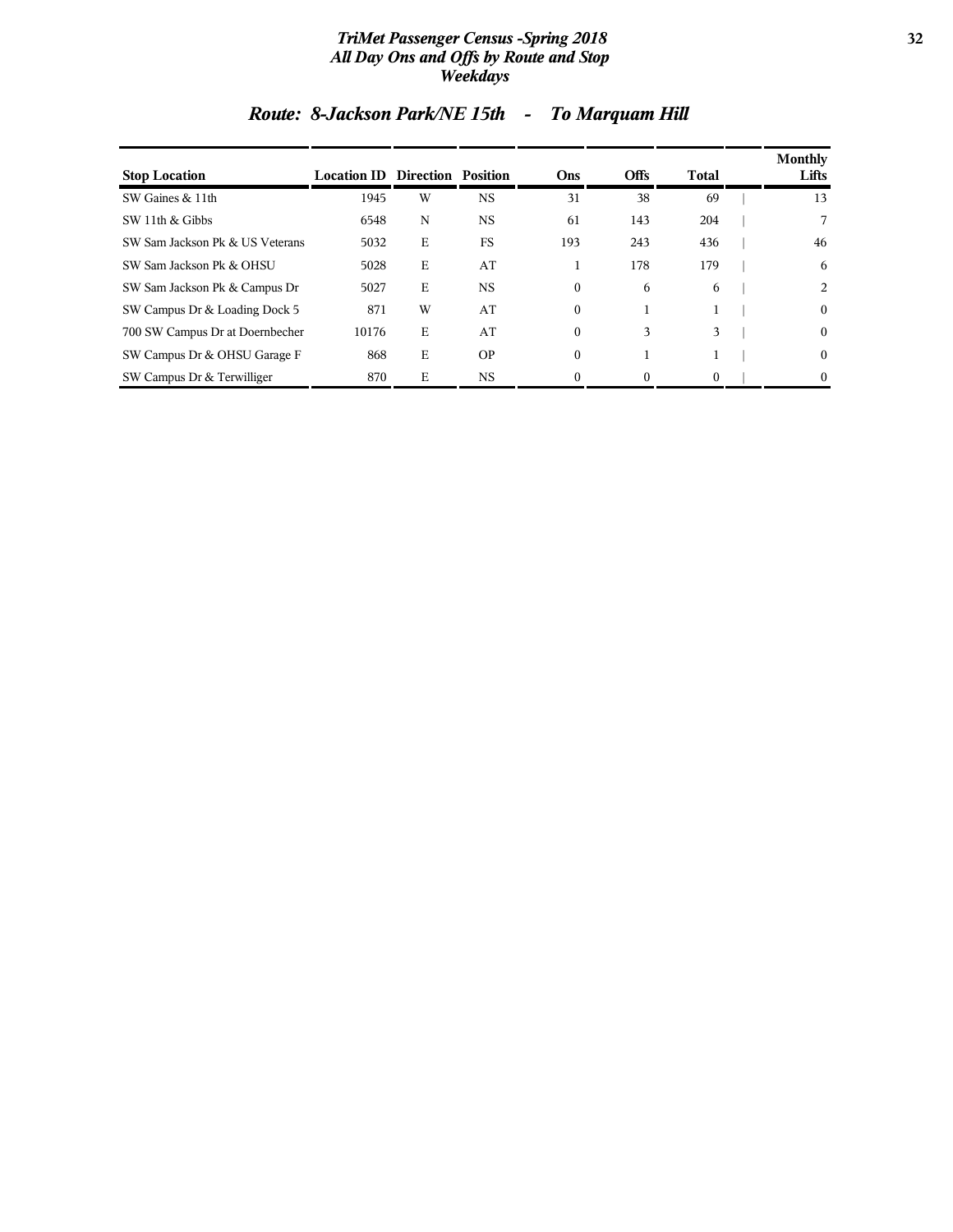## Route: 8-Jackson Park/NE 15th - To Marquam Hill

| Stop Location | Location ID | Direction | Position | Ons | Offs | Total | Monthly Lifts |
|---|---|---|---|---|---|---|---|
| SW Gaines & 11th | 1945 | W | NS | 31 | 38 | 69 | 13 |
| SW 11th & Gibbs | 6548 | N | NS | 61 | 143 | 204 | 7 |
| SW Sam Jackson Pk & US Veterans | 5032 | E | FS | 193 | 243 | 436 | 46 |
| SW Sam Jackson Pk & OHSU | 5028 | E | AT | 1 | 178 | 179 | 6 |
| SW Sam Jackson Pk & Campus Dr | 5027 | E | NS | 0 | 6 | 6 | 2 |
| SW Campus Dr & Loading Dock 5 | 871 | W | AT | 0 | 1 | 1 | 0 |
| 700 SW Campus Dr at Doernbecher | 10176 | E | AT | 0 | 3 | 3 | 0 |
| SW Campus Dr & OHSU Garage F | 868 | E | OP | 0 | 1 | 1 | 0 |
| SW Campus Dr & Terwilliger | 870 | E | NS | 0 | 0 | 0 | 0 |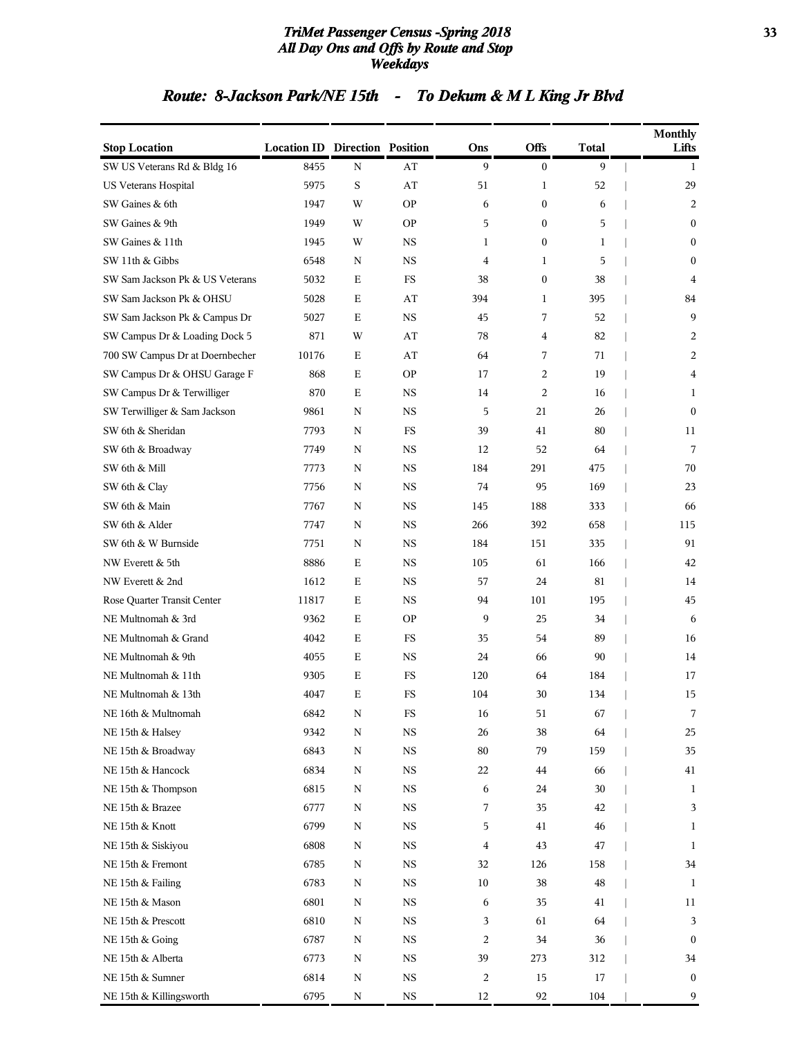# TriMet Passenger Census -Spring 2018
## All Day Ons and Offs by Route and Stop
## Weekdays

## Route: 8-Jackson Park/NE 15th - To Dekum & M L King Jr Blvd

| Stop Location | Location ID | Direction | Position | Ons | Offs | Total | Monthly Lifts |
|---|---|---|---|---|---|---|---|
| SW US Veterans Rd & Bldg 16 | 8455 | N | AT | 9 | 0 | 9 | 1 |
| US Veterans Hospital | 5975 | S | AT | 51 | 1 | 52 | 29 |
| SW Gaines & 6th | 1947 | W | OP | 6 | 0 | 6 | 2 |
| SW Gaines & 9th | 1949 | W | OP | 5 | 0 | 5 | 0 |
| SW Gaines & 11th | 1945 | W | NS | 1 | 0 | 1 | 0 |
| SW 11th & Gibbs | 6548 | N | NS | 4 | 1 | 5 | 0 |
| SW Sam Jackson Pk & US Veterans | 5032 | E | FS | 38 | 0 | 38 | 4 |
| SW Sam Jackson Pk & OHSU | 5028 | E | AT | 394 | 1 | 395 | 84 |
| SW Sam Jackson Pk & Campus Dr | 5027 | E | NS | 45 | 7 | 52 | 9 |
| SW Campus Dr & Loading Dock 5 | 871 | W | AT | 78 | 4 | 82 | 2 |
| 700 SW Campus Dr at Doernbecher | 10176 | E | AT | 64 | 7 | 71 | 2 |
| SW Campus Dr & OHSU Garage F | 868 | E | OP | 17 | 2 | 19 | 4 |
| SW Campus Dr & Terwilliger | 870 | E | NS | 14 | 2 | 16 | 1 |
| SW Terwilliger & Sam Jackson | 9861 | N | NS | 5 | 21 | 26 | 0 |
| SW 6th & Sheridan | 7793 | N | FS | 39 | 41 | 80 | 11 |
| SW 6th & Broadway | 7749 | N | NS | 12 | 52 | 64 | 7 |
| SW 6th & Mill | 7773 | N | NS | 184 | 291 | 475 | 70 |
| SW 6th & Clay | 7756 | N | NS | 74 | 95 | 169 | 23 |
| SW 6th & Main | 7767 | N | NS | 145 | 188 | 333 | 66 |
| SW 6th & Alder | 7747 | N | NS | 266 | 392 | 658 | 115 |
| SW 6th & W Burnside | 7751 | N | NS | 184 | 151 | 335 | 91 |
| NW Everett & 5th | 8886 | E | NS | 105 | 61 | 166 | 42 |
| NW Everett & 2nd | 1612 | E | NS | 57 | 24 | 81 | 14 |
| Rose Quarter Transit Center | 11817 | E | NS | 94 | 101 | 195 | 45 |
| NE Multnomah & 3rd | 9362 | E | OP | 9 | 25 | 34 | 6 |
| NE Multnomah & Grand | 4042 | E | FS | 35 | 54 | 89 | 16 |
| NE Multnomah & 9th | 4055 | E | NS | 24 | 66 | 90 | 14 |
| NE Multnomah & 11th | 9305 | E | FS | 120 | 64 | 184 | 17 |
| NE Multnomah & 13th | 4047 | E | FS | 104 | 30 | 134 | 15 |
| NE 16th & Multnomah | 6842 | N | FS | 16 | 51 | 67 | 7 |
| NE 15th & Halsey | 9342 | N | NS | 26 | 38 | 64 | 25 |
| NE 15th & Broadway | 6843 | N | NS | 80 | 79 | 159 | 35 |
| NE 15th & Hancock | 6834 | N | NS | 22 | 44 | 66 | 41 |
| NE 15th & Thompson | 6815 | N | NS | 6 | 24 | 30 | 1 |
| NE 15th & Brazee | 6777 | N | NS | 7 | 35 | 42 | 3 |
| NE 15th & Knott | 6799 | N | NS | 5 | 41 | 46 | 1 |
| NE 15th & Siskiyou | 6808 | N | NS | 4 | 43 | 47 | 1 |
| NE 15th & Fremont | 6785 | N | NS | 32 | 126 | 158 | 34 |
| NE 15th & Failing | 6783 | N | NS | 10 | 38 | 48 | 1 |
| NE 15th & Mason | 6801 | N | NS | 6 | 35 | 41 | 11 |
| NE 15th & Prescott | 6810 | N | NS | 3 | 61 | 64 | 3 |
| NE 15th & Going | 6787 | N | NS | 2 | 34 | 36 | 0 |
| NE 15th & Alberta | 6773 | N | NS | 39 | 273 | 312 | 34 |
| NE 15th & Sumner | 6814 | N | NS | 2 | 15 | 17 | 0 |
| NE 15th & Killingsworth | 6795 | N | NS | 12 | 92 | 104 | 9 |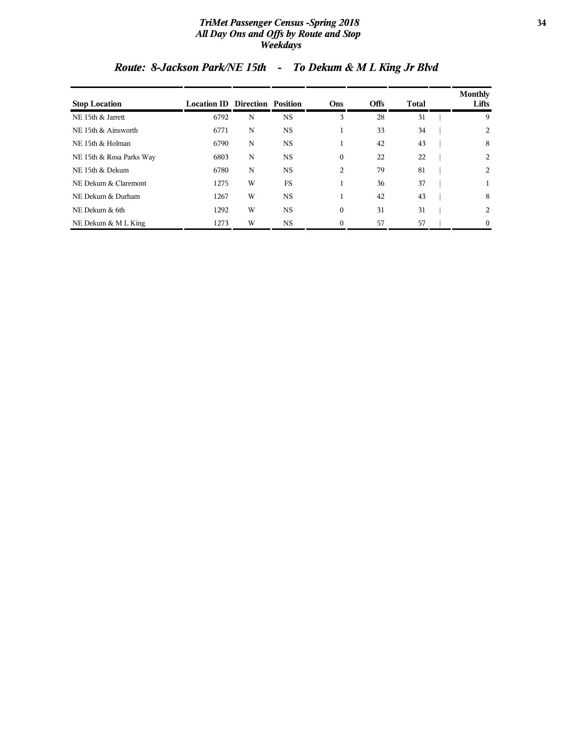# Route: 8-Jackson Park/NE 15th - To Dekum & M L King Jr Blvd

| Stop Location | Location ID | Direction | Position | Ons | Offs | Total | Monthly Lifts |
|---|---|---|---|---|---|---|---|
| NE 15th & Jarrett | 6792 | N | NS | 3 | 28 | 31 | 9 |
| NE 15th & Ainsworth | 6771 | N | NS | 1 | 33 | 34 | 2 |
| NE 15th & Holman | 6790 | N | NS | 1 | 42 | 43 | 8 |
| NE 15th & Rosa Parks Way | 6803 | N | NS | 0 | 22 | 22 | 2 |
| NE 15th & Dekum | 6780 | N | NS | 2 | 79 | 81 | 2 |
| NE Dekum & Claremont | 1275 | W | FS | 1 | 36 | 37 | 1 |
| NE Dekum & Durham | 1267 | W | NS | 1 | 42 | 43 | 8 |
| NE Dekum & 6th | 1292 | W | NS | 0 | 31 | 31 | 2 |
| NE Dekum & M L King | 1273 | W | NS | 0 | 57 | 57 | 0 |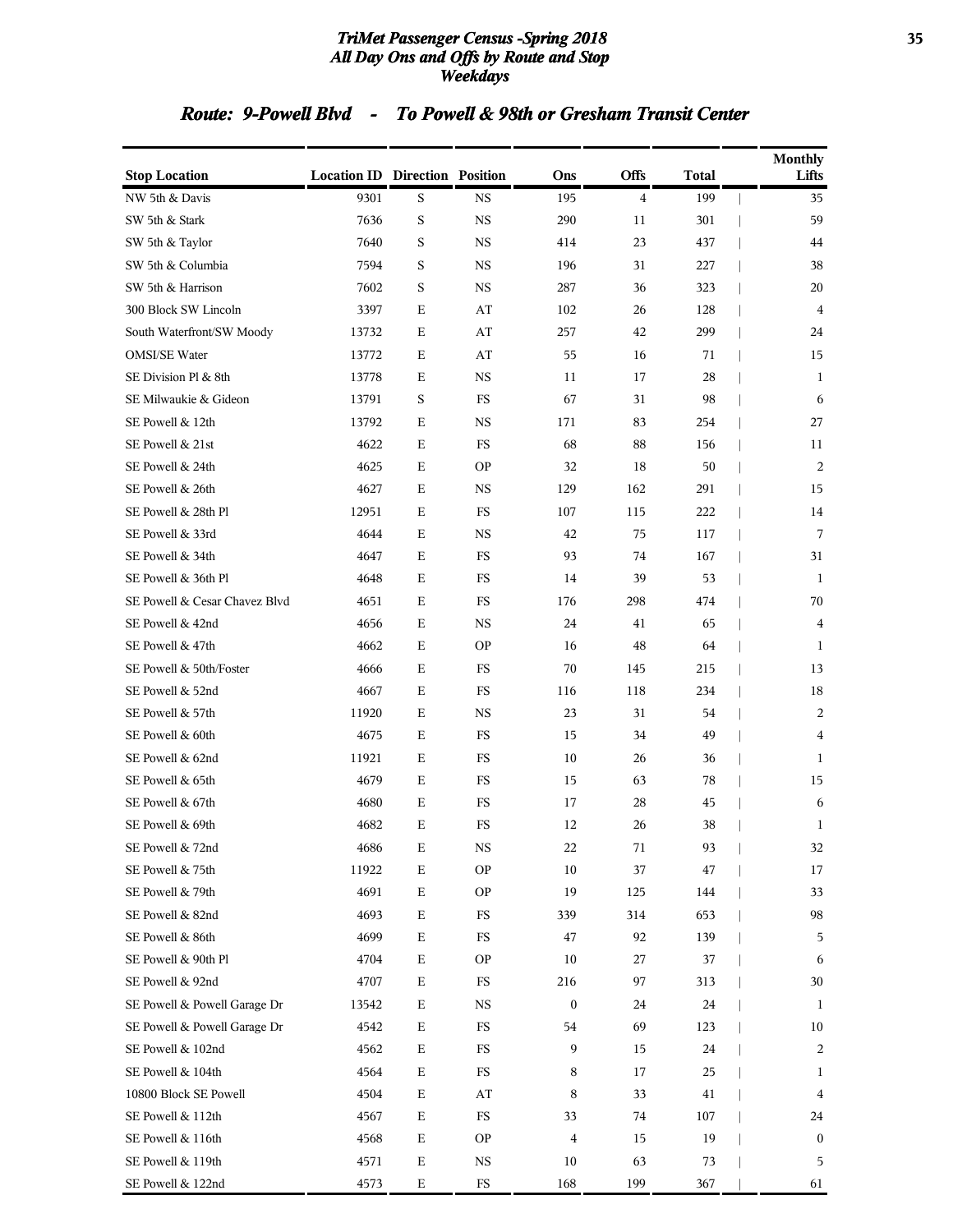## Route: 9-Powell Blvd - To Powell & 98th or Gresham Transit Center

| Stop Location | Location ID | Direction | Position | Ons | Offs | Total | Monthly Lifts |
|---|---|---|---|---|---|---|---|
| NW 5th & Davis | 9301 | S | NS | 195 | 4 | 199 | 35 |
| SW 5th & Stark | 7636 | S | NS | 290 | 11 | 301 | 59 |
| SW 5th & Taylor | 7640 | S | NS | 414 | 23 | 437 | 44 |
| SW 5th & Columbia | 7594 | S | NS | 196 | 31 | 227 | 38 |
| SW 5th & Harrison | 7602 | S | NS | 287 | 36 | 323 | 20 |
| 300 Block SW Lincoln | 3397 | E | AT | 102 | 26 | 128 | 4 |
| South Waterfront/SW Moody | 13732 | E | AT | 257 | 42 | 299 | 24 |
| OMSI/SE Water | 13772 | E | AT | 55 | 16 | 71 | 15 |
| SE Division Pl & 8th | 13778 | E | NS | 11 | 17 | 28 | 1 |
| SE Milwaukie & Gideon | 13791 | S | FS | 67 | 31 | 98 | 6 |
| SE Powell & 12th | 13792 | E | NS | 171 | 83 | 254 | 27 |
| SE Powell & 21st | 4622 | E | FS | 68 | 88 | 156 | 11 |
| SE Powell & 24th | 4625 | E | OP | 32 | 18 | 50 | 2 |
| SE Powell & 26th | 4627 | E | NS | 129 | 162 | 291 | 15 |
| SE Powell & 28th Pl | 12951 | E | FS | 107 | 115 | 222 | 14 |
| SE Powell & 33rd | 4644 | E | NS | 42 | 75 | 117 | 7 |
| SE Powell & 34th | 4647 | E | FS | 93 | 74 | 167 | 31 |
| SE Powell & 36th Pl | 4648 | E | FS | 14 | 39 | 53 | 1 |
| SE Powell & Cesar Chavez Blvd | 4651 | E | FS | 176 | 298 | 474 | 70 |
| SE Powell & 42nd | 4656 | E | NS | 24 | 41 | 65 | 4 |
| SE Powell & 47th | 4662 | E | OP | 16 | 48 | 64 | 1 |
| SE Powell & 50th/Foster | 4666 | E | FS | 70 | 145 | 215 | 13 |
| SE Powell & 52nd | 4667 | E | FS | 116 | 118 | 234 | 18 |
| SE Powell & 57th | 11920 | E | NS | 23 | 31 | 54 | 2 |
| SE Powell & 60th | 4675 | E | FS | 15 | 34 | 49 | 4 |
| SE Powell & 62nd | 11921 | E | FS | 10 | 26 | 36 | 1 |
| SE Powell & 65th | 4679 | E | FS | 15 | 63 | 78 | 15 |
| SE Powell & 67th | 4680 | E | FS | 17 | 28 | 45 | 6 |
| SE Powell & 69th | 4682 | E | FS | 12 | 26 | 38 | 1 |
| SE Powell & 72nd | 4686 | E | NS | 22 | 71 | 93 | 32 |
| SE Powell & 75th | 11922 | E | OP | 10 | 37 | 47 | 17 |
| SE Powell & 79th | 4691 | E | OP | 19 | 125 | 144 | 33 |
| SE Powell & 82nd | 4693 | E | FS | 339 | 314 | 653 | 98 |
| SE Powell & 86th | 4699 | E | FS | 47 | 92 | 139 | 5 |
| SE Powell & 90th Pl | 4704 | E | OP | 10 | 27 | 37 | 6 |
| SE Powell & 92nd | 4707 | E | FS | 216 | 97 | 313 | 30 |
| SE Powell & Powell Garage Dr | 13542 | E | NS | 0 | 24 | 24 | 1 |
| SE Powell & Powell Garage Dr | 4542 | E | FS | 54 | 69 | 123 | 10 |
| SE Powell & 102nd | 4562 | E | FS | 9 | 15 | 24 | 2 |
| SE Powell & 104th | 4564 | E | FS | 8 | 17 | 25 | 1 |
| 10800 Block SE Powell | 4504 | E | AT | 8 | 33 | 41 | 4 |
| SE Powell & 112th | 4567 | E | FS | 33 | 74 | 107 | 24 |
| SE Powell & 116th | 4568 | E | OP | 4 | 15 | 19 | 0 |
| SE Powell & 119th | 4571 | E | NS | 10 | 63 | 73 | 5 |
| SE Powell & 122nd | 4573 | E | FS | 168 | 199 | 367 | 61 |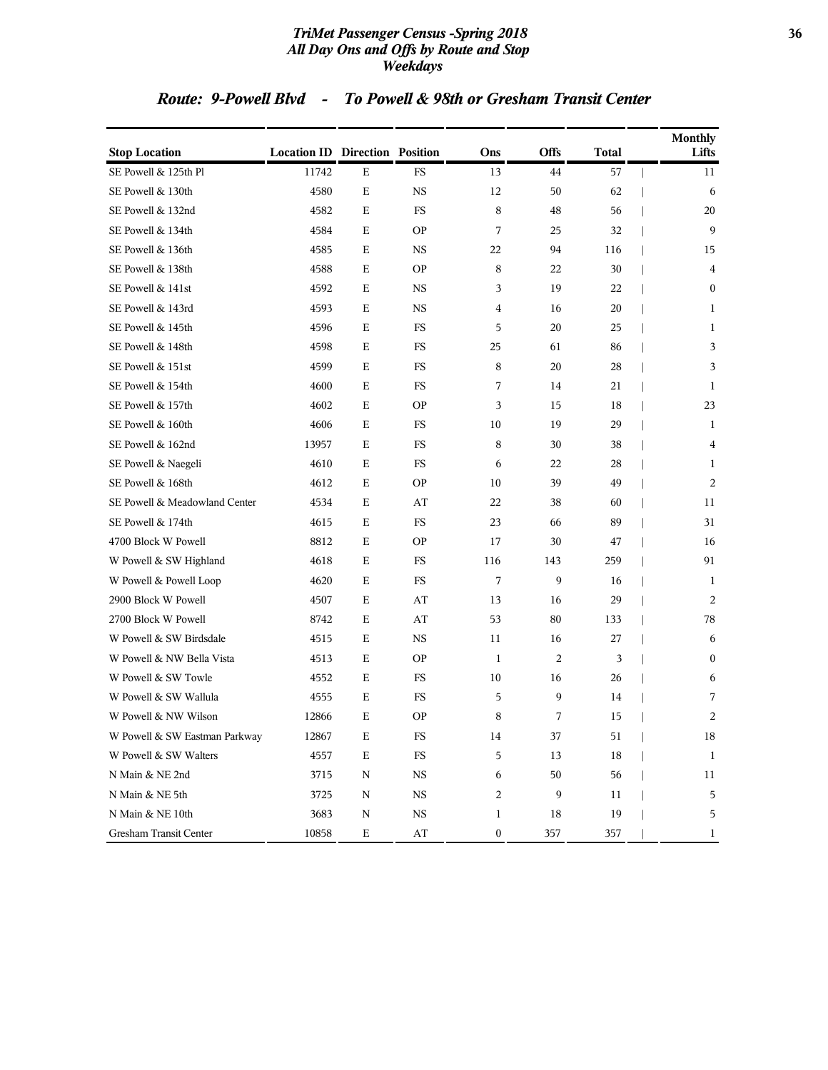## Route: 9-Powell Blvd - To Powell & 98th or Gresham Transit Center

| Stop Location | Location ID | Direction | Position | Ons | Offs | Total | Monthly Lifts |
|---|---|---|---|---|---|---|---|
| SE Powell & 125th Pl | 11742 | E | FS | 13 | 44 | 57 | 11 |
| SE Powell & 130th | 4580 | E | NS | 12 | 50 | 62 | 6 |
| SE Powell & 132nd | 4582 | E | FS | 8 | 48 | 56 | 20 |
| SE Powell & 134th | 4584 | E | OP | 7 | 25 | 32 | 9 |
| SE Powell & 136th | 4585 | E | NS | 22 | 94 | 116 | 15 |
| SE Powell & 138th | 4588 | E | OP | 8 | 22 | 30 | 4 |
| SE Powell & 141st | 4592 | E | NS | 3 | 19 | 22 | 0 |
| SE Powell & 143rd | 4593 | E | NS | 4 | 16 | 20 | 1 |
| SE Powell & 145th | 4596 | E | FS | 5 | 20 | 25 | 1 |
| SE Powell & 148th | 4598 | E | FS | 25 | 61 | 86 | 3 |
| SE Powell & 151st | 4599 | E | FS | 8 | 20 | 28 | 3 |
| SE Powell & 154th | 4600 | E | FS | 7 | 14 | 21 | 1 |
| SE Powell & 157th | 4602 | E | OP | 3 | 15 | 18 | 23 |
| SE Powell & 160th | 4606 | E | FS | 10 | 19 | 29 | 1 |
| SE Powell & 162nd | 13957 | E | FS | 8 | 30 | 38 | 4 |
| SE Powell & Naegeli | 4610 | E | FS | 6 | 22 | 28 | 1 |
| SE Powell & 168th | 4612 | E | OP | 10 | 39 | 49 | 2 |
| SE Powell & Meadowland Center | 4534 | E | AT | 22 | 38 | 60 | 11 |
| SE Powell & 174th | 4615 | E | FS | 23 | 66 | 89 | 31 |
| 4700 Block W Powell | 8812 | E | OP | 17 | 30 | 47 | 16 |
| W Powell & SW Highland | 4618 | E | FS | 116 | 143 | 259 | 91 |
| W Powell & Powell Loop | 4620 | E | FS | 7 | 9 | 16 | 1 |
| 2900 Block W Powell | 4507 | E | AT | 13 | 16 | 29 | 2 |
| 2700 Block W Powell | 8742 | E | AT | 53 | 80 | 133 | 78 |
| W Powell & SW Birdsdale | 4515 | E | NS | 11 | 16 | 27 | 6 |
| W Powell & NW Bella Vista | 4513 | E | OP | 1 | 2 | 3 | 0 |
| W Powell & SW Towle | 4552 | E | FS | 10 | 16 | 26 | 6 |
| W Powell & SW Wallula | 4555 | E | FS | 5 | 9 | 14 | 7 |
| W Powell & NW Wilson | 12866 | E | OP | 8 | 7 | 15 | 2 |
| W Powell & SW Eastman Parkway | 12867 | E | FS | 14 | 37 | 51 | 18 |
| W Powell & SW Walters | 4557 | E | FS | 5 | 13 | 18 | 1 |
| N Main & NE 2nd | 3715 | N | NS | 6 | 50 | 56 | 11 |
| N Main & NE 5th | 3725 | N | NS | 2 | 9 | 11 | 5 |
| N Main & NE 10th | 3683 | N | NS | 1 | 18 | 19 | 5 |
| Gresham Transit Center | 10858 | E | AT | 0 | 357 | 357 | 1 |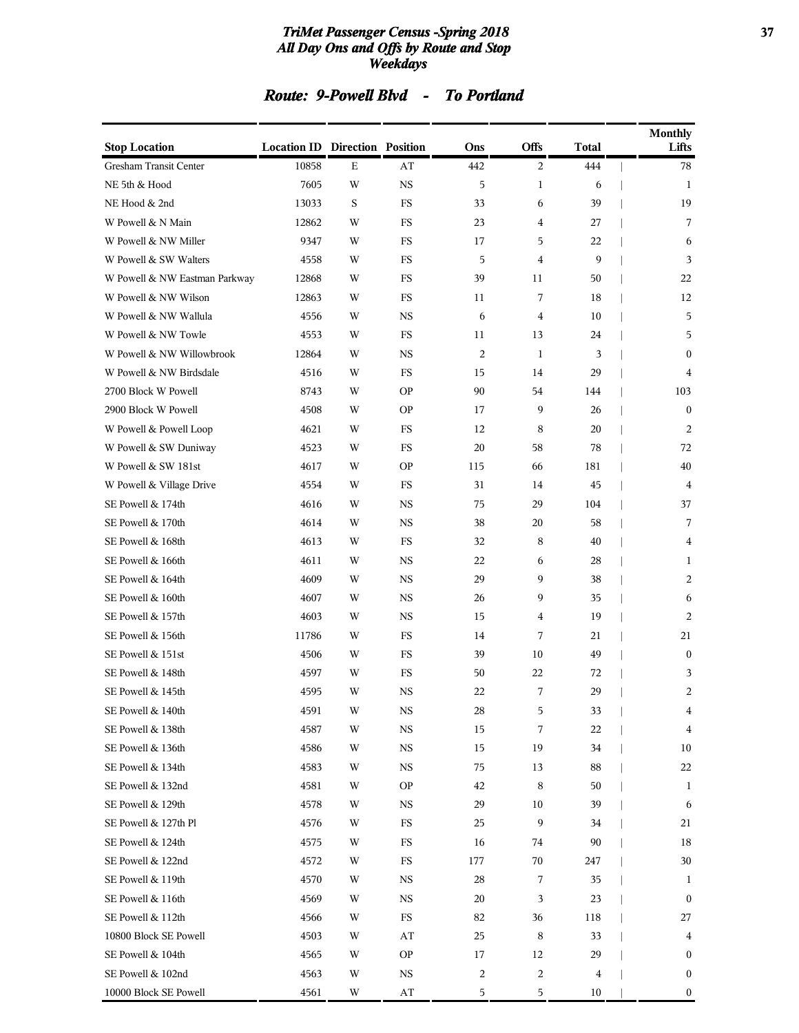# TriMet Passenger Census -Spring 2018
## All Day Ons and Offs by Route and Stop
### Weekdays

## Route: 9-Powell Blvd - To Portland

| Stop Location | Location ID | Direction | Position | Ons | Offs | Total | Monthly Lifts |
|---|---|---|---|---|---|---|---|
| Gresham Transit Center | 10858 | E | AT | 442 | 2 | 444 | 78 |
| NE 5th & Hood | 7605 | W | NS | 5 | 1 | 6 | 1 |
| NE Hood & 2nd | 13033 | S | FS | 33 | 6 | 39 | 19 |
| W Powell & N Main | 12862 | W | FS | 23 | 4 | 27 | 7 |
| W Powell & NW Miller | 9347 | W | FS | 17 | 5 | 22 | 6 |
| W Powell & SW Walters | 4558 | W | FS | 5 | 4 | 9 | 3 |
| W Powell & NW Eastman Parkway | 12868 | W | FS | 39 | 11 | 50 | 22 |
| W Powell & NW Wilson | 12863 | W | FS | 11 | 7 | 18 | 12 |
| W Powell & NW Wallula | 4556 | W | NS | 6 | 4 | 10 | 5 |
| W Powell & NW Towle | 4553 | W | FS | 11 | 13 | 24 | 5 |
| W Powell & NW Willowbrook | 12864 | W | NS | 2 | 1 | 3 | 0 |
| W Powell & NW Birdsdale | 4516 | W | FS | 15 | 14 | 29 | 4 |
| 2700 Block W Powell | 8743 | W | OP | 90 | 54 | 144 | 103 |
| 2900 Block W Powell | 4508 | W | OP | 17 | 9 | 26 | 0 |
| W Powell & Powell Loop | 4621 | W | FS | 12 | 8 | 20 | 2 |
| W Powell & SW Duniway | 4523 | W | FS | 20 | 58 | 78 | 72 |
| W Powell & SW 181st | 4617 | W | OP | 115 | 66 | 181 | 40 |
| W Powell & Village Drive | 4554 | W | FS | 31 | 14 | 45 | 4 |
| SE Powell & 174th | 4616 | W | NS | 75 | 29 | 104 | 37 |
| SE Powell & 170th | 4614 | W | NS | 38 | 20 | 58 | 7 |
| SE Powell & 168th | 4613 | W | FS | 32 | 8 | 40 | 4 |
| SE Powell & 166th | 4611 | W | NS | 22 | 6 | 28 | 1 |
| SE Powell & 164th | 4609 | W | NS | 29 | 9 | 38 | 2 |
| SE Powell & 160th | 4607 | W | NS | 26 | 9 | 35 | 6 |
| SE Powell & 157th | 4603 | W | NS | 15 | 4 | 19 | 2 |
| SE Powell & 156th | 11786 | W | FS | 14 | 7 | 21 | 21 |
| SE Powell & 151st | 4506 | W | FS | 39 | 10 | 49 | 0 |
| SE Powell & 148th | 4597 | W | FS | 50 | 22 | 72 | 3 |
| SE Powell & 145th | 4595 | W | NS | 22 | 7 | 29 | 2 |
| SE Powell & 140th | 4591 | W | NS | 28 | 5 | 33 | 4 |
| SE Powell & 138th | 4587 | W | NS | 15 | 7 | 22 | 4 |
| SE Powell & 136th | 4586 | W | NS | 15 | 19 | 34 | 10 |
| SE Powell & 134th | 4583 | W | NS | 75 | 13 | 88 | 22 |
| SE Powell & 132nd | 4581 | W | OP | 42 | 8 | 50 | 1 |
| SE Powell & 129th | 4578 | W | NS | 29 | 10 | 39 | 6 |
| SE Powell & 127th Pl | 4576 | W | FS | 25 | 9 | 34 | 21 |
| SE Powell & 124th | 4575 | W | FS | 16 | 74 | 90 | 18 |
| SE Powell & 122nd | 4572 | W | FS | 177 | 70 | 247 | 30 |
| SE Powell & 119th | 4570 | W | NS | 28 | 7 | 35 | 1 |
| SE Powell & 116th | 4569 | W | NS | 20 | 3 | 23 | 0 |
| SE Powell & 112th | 4566 | W | FS | 82 | 36 | 118 | 27 |
| 10800 Block SE Powell | 4503 | W | AT | 25 | 8 | 33 | 4 |
| SE Powell & 104th | 4565 | W | OP | 17 | 12 | 29 | 0 |
| SE Powell & 102nd | 4563 | W | NS | 2 | 2 | 4 | 0 |
| 10000 Block SE Powell | 4561 | W | AT | 5 | 5 | 10 | 0 |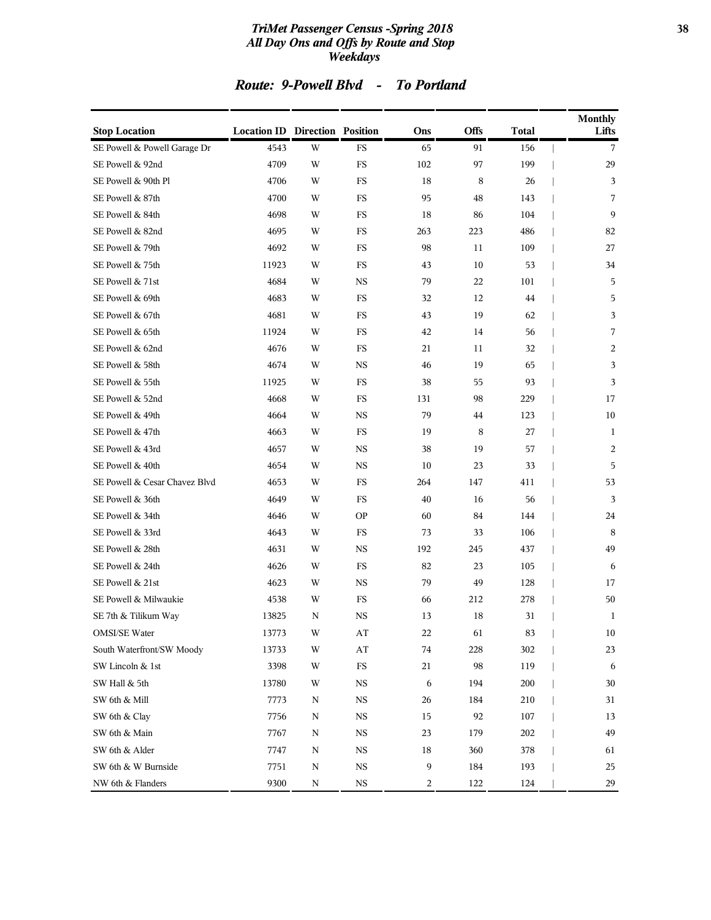# TriMet Passenger Census -Spring 2018
## All Day Ons and Offs by Route and Stop
## Weekdays

### Route: 9-Powell Blvd - To Portland

| Stop Location | Location ID | Direction | Position | Ons | Offs | Total | Monthly Lifts |
|---|---|---|---|---|---|---|---|
| SE Powell & Powell Garage Dr | 4543 | W | FS | 65 | 91 | 156 | 7 |
| SE Powell & 92nd | 4709 | W | FS | 102 | 97 | 199 | 29 |
| SE Powell & 90th Pl | 4706 | W | FS | 18 | 8 | 26 | 3 |
| SE Powell & 87th | 4700 | W | FS | 95 | 48 | 143 | 7 |
| SE Powell & 84th | 4698 | W | FS | 18 | 86 | 104 | 9 |
| SE Powell & 82nd | 4695 | W | FS | 263 | 223 | 486 | 82 |
| SE Powell & 79th | 4692 | W | FS | 98 | 11 | 109 | 27 |
| SE Powell & 75th | 11923 | W | FS | 43 | 10 | 53 | 34 |
| SE Powell & 71st | 4684 | W | NS | 79 | 22 | 101 | 5 |
| SE Powell & 69th | 4683 | W | FS | 32 | 12 | 44 | 5 |
| SE Powell & 67th | 4681 | W | FS | 43 | 19 | 62 | 3 |
| SE Powell & 65th | 11924 | W | FS | 42 | 14 | 56 | 7 |
| SE Powell & 62nd | 4676 | W | FS | 21 | 11 | 32 | 2 |
| SE Powell & 58th | 4674 | W | NS | 46 | 19 | 65 | 3 |
| SE Powell & 55th | 11925 | W | FS | 38 | 55 | 93 | 3 |
| SE Powell & 52nd | 4668 | W | FS | 131 | 98 | 229 | 17 |
| SE Powell & 49th | 4664 | W | NS | 79 | 44 | 123 | 10 |
| SE Powell & 47th | 4663 | W | FS | 19 | 8 | 27 | 1 |
| SE Powell & 43rd | 4657 | W | NS | 38 | 19 | 57 | 2 |
| SE Powell & 40th | 4654 | W | NS | 10 | 23 | 33 | 5 |
| SE Powell & Cesar Chavez Blvd | 4653 | W | FS | 264 | 147 | 411 | 53 |
| SE Powell & 36th | 4649 | W | FS | 40 | 16 | 56 | 3 |
| SE Powell & 34th | 4646 | W | OP | 60 | 84 | 144 | 24 |
| SE Powell & 33rd | 4643 | W | FS | 73 | 33 | 106 | 8 |
| SE Powell & 28th | 4631 | W | NS | 192 | 245 | 437 | 49 |
| SE Powell & 24th | 4626 | W | FS | 82 | 23 | 105 | 6 |
| SE Powell & 21st | 4623 | W | NS | 79 | 49 | 128 | 17 |
| SE Powell & Milwaukie | 4538 | W | FS | 66 | 212 | 278 | 50 |
| SE 7th & Tilikum Way | 13825 | N | NS | 13 | 18 | 31 | 1 |
| OMSI/SE Water | 13773 | W | AT | 22 | 61 | 83 | 10 |
| South Waterfront/SW Moody | 13733 | W | AT | 74 | 228 | 302 | 23 |
| SW Lincoln & 1st | 3398 | W | FS | 21 | 98 | 119 | 6 |
| SW Hall & 5th | 13780 | W | NS | 6 | 194 | 200 | 30 |
| SW 6th & Mill | 7773 | N | NS | 26 | 184 | 210 | 31 |
| SW 6th & Clay | 7756 | N | NS | 15 | 92 | 107 | 13 |
| SW 6th & Main | 7767 | N | NS | 23 | 179 | 202 | 49 |
| SW 6th & Alder | 7747 | N | NS | 18 | 360 | 378 | 61 |
| SW 6th & W Burnside | 7751 | N | NS | 9 | 184 | 193 | 25 |
| NW 6th & Flanders | 9300 | N | NS | 2 | 122 | 124 | 29 |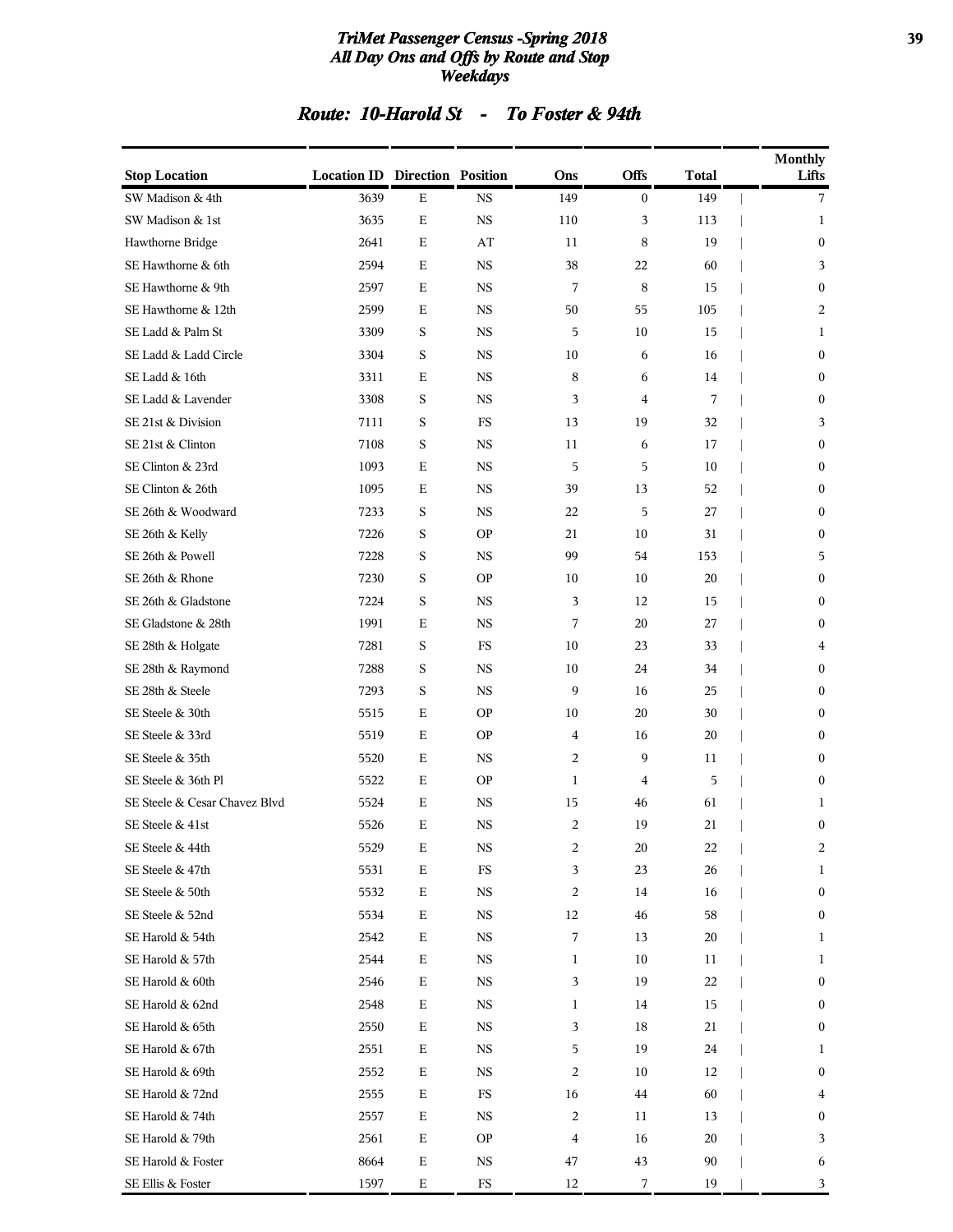# TriMet Passenger Census -Spring 2018
## All Day Ons and Offs by Route and Stop
### Weekdays

## Route: 10-Harold St - To Foster & 94th

| Stop Location | Location ID | Direction | Position | Ons | Offs | Total | Monthly Lifts |
|---|---|---|---|---|---|---|---|
| SW Madison & 4th | 3639 | E | NS | 149 | 0 | 149 | 7 |
| SW Madison & 1st | 3635 | E | NS | 110 | 3 | 113 | 1 |
| Hawthorne Bridge | 2641 | E | AT | 11 | 8 | 19 | 0 |
| SE Hawthorne & 6th | 2594 | E | NS | 38 | 22 | 60 | 3 |
| SE Hawthorne & 9th | 2597 | E | NS | 7 | 8 | 15 | 0 |
| SE Hawthorne & 12th | 2599 | E | NS | 50 | 55 | 105 | 2 |
| SE Ladd & Palm St | 3309 | S | NS | 5 | 10 | 15 | 1 |
| SE Ladd & Ladd Circle | 3304 | S | NS | 10 | 6 | 16 | 0 |
| SE Ladd & 16th | 3311 | E | NS | 8 | 6 | 14 | 0 |
| SE Ladd & Lavender | 3308 | S | NS | 3 | 4 | 7 | 0 |
| SE 21st & Division | 7111 | S | FS | 13 | 19 | 32 | 3 |
| SE 21st & Clinton | 7108 | S | NS | 11 | 6 | 17 | 0 |
| SE Clinton & 23rd | 1093 | E | NS | 5 | 5 | 10 | 0 |
| SE Clinton & 26th | 1095 | E | NS | 39 | 13 | 52 | 0 |
| SE 26th & Woodward | 7233 | S | NS | 22 | 5 | 27 | 0 |
| SE 26th & Kelly | 7226 | S | OP | 21 | 10 | 31 | 0 |
| SE 26th & Powell | 7228 | S | NS | 99 | 54 | 153 | 5 |
| SE 26th & Rhone | 7230 | S | OP | 10 | 10 | 20 | 0 |
| SE 26th & Gladstone | 7224 | S | NS | 3 | 12 | 15 | 0 |
| SE Gladstone & 28th | 1991 | E | NS | 7 | 20 | 27 | 0 |
| SE 28th & Holgate | 7281 | S | FS | 10 | 23 | 33 | 4 |
| SE 28th & Raymond | 7288 | S | NS | 10 | 24 | 34 | 0 |
| SE 28th & Steele | 7293 | S | NS | 9 | 16 | 25 | 0 |
| SE Steele & 30th | 5515 | E | OP | 10 | 20 | 30 | 0 |
| SE Steele & 33rd | 5519 | E | OP | 4 | 16 | 20 | 0 |
| SE Steele & 35th | 5520 | E | NS | 2 | 9 | 11 | 0 |
| SE Steele & 36th Pl | 5522 | E | OP | 1 | 4 | 5 | 0 |
| SE Steele & Cesar Chavez Blvd | 5524 | E | NS | 15 | 46 | 61 | 1 |
| SE Steele & 41st | 5526 | E | NS | 2 | 19 | 21 | 0 |
| SE Steele & 44th | 5529 | E | NS | 2 | 20 | 22 | 2 |
| SE Steele & 47th | 5531 | E | FS | 3 | 23 | 26 | 1 |
| SE Steele & 50th | 5532 | E | NS | 2 | 14 | 16 | 0 |
| SE Steele & 52nd | 5534 | E | NS | 12 | 46 | 58 | 0 |
| SE Harold & 54th | 2542 | E | NS | 7 | 13 | 20 | 1 |
| SE Harold & 57th | 2544 | E | NS | 1 | 10 | 11 | 1 |
| SE Harold & 60th | 2546 | E | NS | 3 | 19 | 22 | 0 |
| SE Harold & 62nd | 2548 | E | NS | 1 | 14 | 15 | 0 |
| SE Harold & 65th | 2550 | E | NS | 3 | 18 | 21 | 0 |
| SE Harold & 67th | 2551 | E | NS | 5 | 19 | 24 | 1 |
| SE Harold & 69th | 2552 | E | NS | 2 | 10 | 12 | 0 |
| SE Harold & 72nd | 2555 | E | FS | 16 | 44 | 60 | 4 |
| SE Harold & 74th | 2557 | E | NS | 2 | 11 | 13 | 0 |
| SE Harold & 79th | 2561 | E | OP | 4 | 16 | 20 | 3 |
| SE Harold & Foster | 8664 | E | NS | 47 | 43 | 90 | 6 |
| SE Ellis & Foster | 1597 | E | FS | 12 | 7 | 19 | 3 |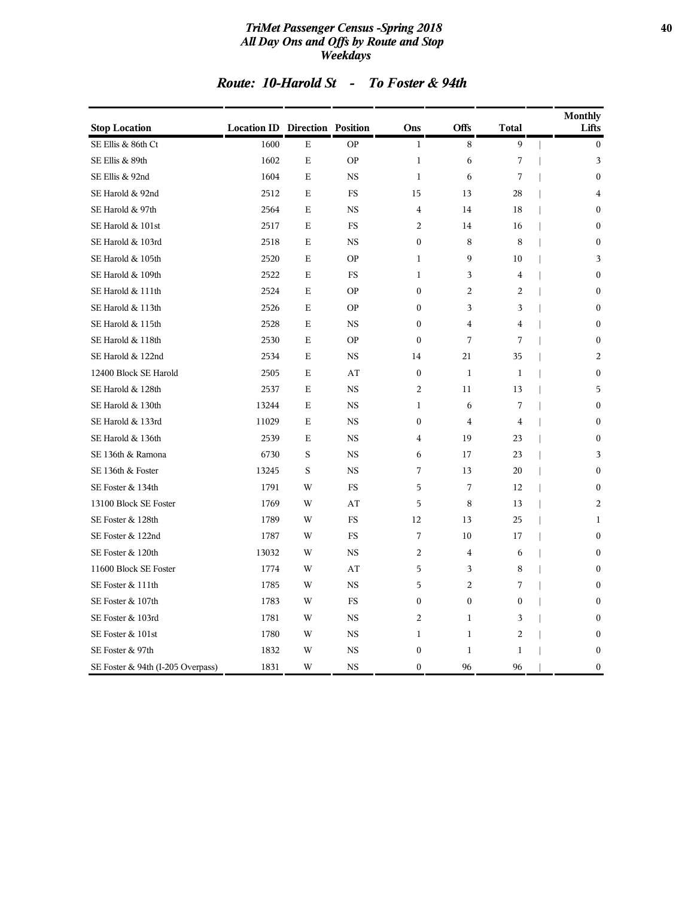# TriMet Passenger Census -Spring 2018
## All Day Ons and Offs by Route and Stop
## Weekdays

### Route: 10-Harold St - To Foster & 94th

| Stop Location | Location ID | Direction | Position | Ons | Offs | Total | Monthly Lifts |
|---|---|---|---|---|---|---|---|
| SE Ellis & 86th Ct | 1600 | E | OP | 1 | 8 | 9 | 0 |
| SE Ellis & 89th | 1602 | E | OP | 1 | 6 | 7 | 3 |
| SE Ellis & 92nd | 1604 | E | NS | 1 | 6 | 7 | 0 |
| SE Harold & 92nd | 2512 | E | FS | 15 | 13 | 28 | 4 |
| SE Harold & 97th | 2564 | E | NS | 4 | 14 | 18 | 0 |
| SE Harold & 101st | 2517 | E | FS | 2 | 14 | 16 | 0 |
| SE Harold & 103rd | 2518 | E | NS | 0 | 8 | 8 | 0 |
| SE Harold & 105th | 2520 | E | OP | 1 | 9 | 10 | 3 |
| SE Harold & 109th | 2522 | E | FS | 1 | 3 | 4 | 0 |
| SE Harold & 111th | 2524 | E | OP | 0 | 2 | 2 | 0 |
| SE Harold & 113th | 2526 | E | OP | 0 | 3 | 3 | 0 |
| SE Harold & 115th | 2528 | E | NS | 0 | 4 | 4 | 0 |
| SE Harold & 118th | 2530 | E | OP | 0 | 7 | 7 | 0 |
| SE Harold & 122nd | 2534 | E | NS | 14 | 21 | 35 | 2 |
| 12400 Block SE Harold | 2505 | E | AT | 0 | 1 | 1 | 0 |
| SE Harold & 128th | 2537 | E | NS | 2 | 11 | 13 | 5 |
| SE Harold & 130th | 13244 | E | NS | 1 | 6 | 7 | 0 |
| SE Harold & 133rd | 11029 | E | NS | 0 | 4 | 4 | 0 |
| SE Harold & 136th | 2539 | E | NS | 4 | 19 | 23 | 0 |
| SE 136th & Ramona | 6730 | S | NS | 6 | 17 | 23 | 3 |
| SE 136th & Foster | 13245 | S | NS | 7 | 13 | 20 | 0 |
| SE Foster & 134th | 1791 | W | FS | 5 | 7 | 12 | 0 |
| 13100 Block SE Foster | 1769 | W | AT | 5 | 8 | 13 | 2 |
| SE Foster & 128th | 1789 | W | FS | 12 | 13 | 25 | 1 |
| SE Foster & 122nd | 1787 | W | FS | 7 | 10 | 17 | 0 |
| SE Foster & 120th | 13032 | W | NS | 2 | 4 | 6 | 0 |
| 11600 Block SE Foster | 1774 | W | AT | 5 | 3 | 8 | 0 |
| SE Foster & 111th | 1785 | W | NS | 5 | 2 | 7 | 0 |
| SE Foster & 107th | 1783 | W | FS | 0 | 0 | 0 | 0 |
| SE Foster & 103rd | 1781 | W | NS | 2 | 1 | 3 | 0 |
| SE Foster & 101st | 1780 | W | NS | 1 | 1 | 2 | 0 |
| SE Foster & 97th | 1832 | W | NS | 0 | 1 | 1 | 0 |
| SE Foster & 94th (I-205 Overpass) | 1831 | W | NS | 0 | 96 | 96 | 0 |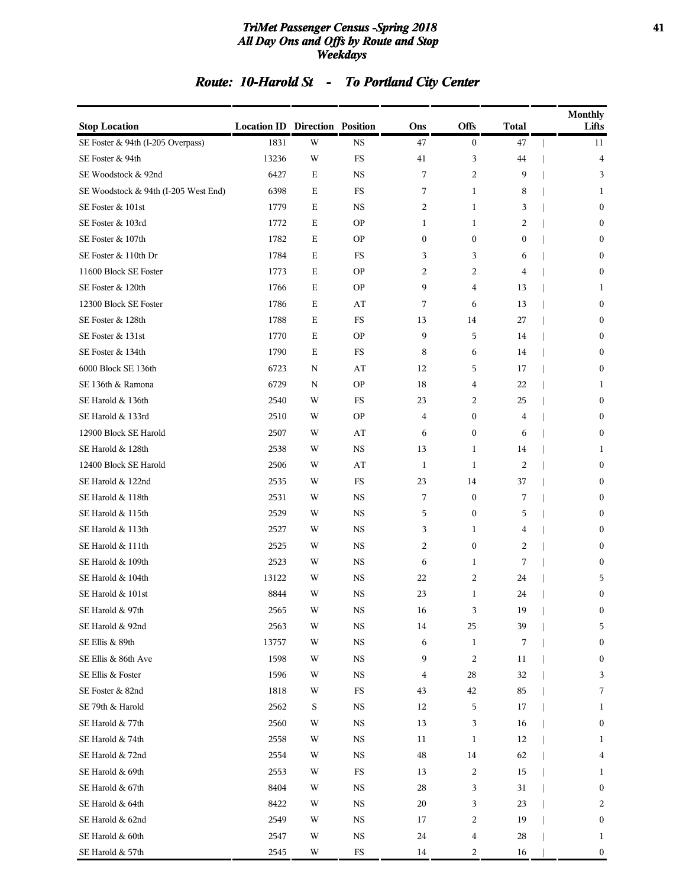# TriMet Passenger Census -Spring 2018
## All Day Ons and Offs by Route and Stop
### Weekdays

## Route: 10-Harold St - To Portland City Center

| Stop Location | Location ID | Direction | Position | Ons | Offs | Total | Monthly Lifts |
|---|---|---|---|---|---|---|---|
| SE Foster & 94th (I-205 Overpass) | 1831 | W | NS | 47 | 0 | 47 | 11 |
| SE Foster & 94th | 13236 | W | FS | 41 | 3 | 44 | 4 |
| SE Woodstock & 92nd | 6427 | E | NS | 7 | 2 | 9 | 3 |
| SE Woodstock & 94th (I-205 West End) | 6398 | E | FS | 7 | 1 | 8 | 1 |
| SE Foster & 101st | 1779 | E | NS | 2 | 1 | 3 | 0 |
| SE Foster & 103rd | 1772 | E | OP | 1 | 1 | 2 | 0 |
| SE Foster & 107th | 1782 | E | OP | 0 | 0 | 0 | 0 |
| SE Foster & 110th Dr | 1784 | E | FS | 3 | 3 | 6 | 0 |
| 11600 Block SE Foster | 1773 | E | OP | 2 | 2 | 4 | 0 |
| SE Foster & 120th | 1766 | E | OP | 9 | 4 | 13 | 1 |
| 12300 Block SE Foster | 1786 | E | AT | 7 | 6 | 13 | 0 |
| SE Foster & 128th | 1788 | E | FS | 13 | 14 | 27 | 0 |
| SE Foster & 131st | 1770 | E | OP | 9 | 5 | 14 | 0 |
| SE Foster & 134th | 1790 | E | FS | 8 | 6 | 14 | 0 |
| 6000 Block SE 136th | 6723 | N | AT | 12 | 5 | 17 | 0 |
| SE 136th & Ramona | 6729 | N | OP | 18 | 4 | 22 | 1 |
| SE Harold & 136th | 2540 | W | FS | 23 | 2 | 25 | 0 |
| SE Harold & 133rd | 2510 | W | OP | 4 | 0 | 4 | 0 |
| 12900 Block SE Harold | 2507 | W | AT | 6 | 0 | 6 | 0 |
| SE Harold & 128th | 2538 | W | NS | 13 | 1 | 14 | 1 |
| 12400 Block SE Harold | 2506 | W | AT | 1 | 1 | 2 | 0 |
| SE Harold & 122nd | 2535 | W | FS | 23 | 14 | 37 | 0 |
| SE Harold & 118th | 2531 | W | NS | 7 | 0 | 7 | 0 |
| SE Harold & 115th | 2529 | W | NS | 5 | 0 | 5 | 0 |
| SE Harold & 113th | 2527 | W | NS | 3 | 1 | 4 | 0 |
| SE Harold & 111th | 2525 | W | NS | 2 | 0 | 2 | 0 |
| SE Harold & 109th | 2523 | W | NS | 6 | 1 | 7 | 0 |
| SE Harold & 104th | 13122 | W | NS | 22 | 2 | 24 | 5 |
| SE Harold & 101st | 8844 | W | NS | 23 | 1 | 24 | 0 |
| SE Harold & 97th | 2565 | W | NS | 16 | 3 | 19 | 0 |
| SE Harold & 92nd | 2563 | W | NS | 14 | 25 | 39 | 5 |
| SE Ellis & 89th | 13757 | W | NS | 6 | 1 | 7 | 0 |
| SE Ellis & 86th Ave | 1598 | W | NS | 9 | 2 | 11 | 0 |
| SE Ellis & Foster | 1596 | W | NS | 4 | 28 | 32 | 3 |
| SE Foster & 82nd | 1818 | W | FS | 43 | 42 | 85 | 7 |
| SE 79th & Harold | 2562 | S | NS | 12 | 5 | 17 | 1 |
| SE Harold & 77th | 2560 | W | NS | 13 | 3 | 16 | 0 |
| SE Harold & 74th | 2558 | W | NS | 11 | 1 | 12 | 1 |
| SE Harold & 72nd | 2554 | W | NS | 48 | 14 | 62 | 4 |
| SE Harold & 69th | 2553 | W | FS | 13 | 2 | 15 | 1 |
| SE Harold & 67th | 8404 | W | NS | 28 | 3 | 31 | 0 |
| SE Harold & 64th | 8422 | W | NS | 20 | 3 | 23 | 2 |
| SE Harold & 62nd | 2549 | W | NS | 17 | 2 | 19 | 0 |
| SE Harold & 60th | 2547 | W | NS | 24 | 4 | 28 | 1 |
| SE Harold & 57th | 2545 | W | FS | 14 | 2 | 16 | 0 |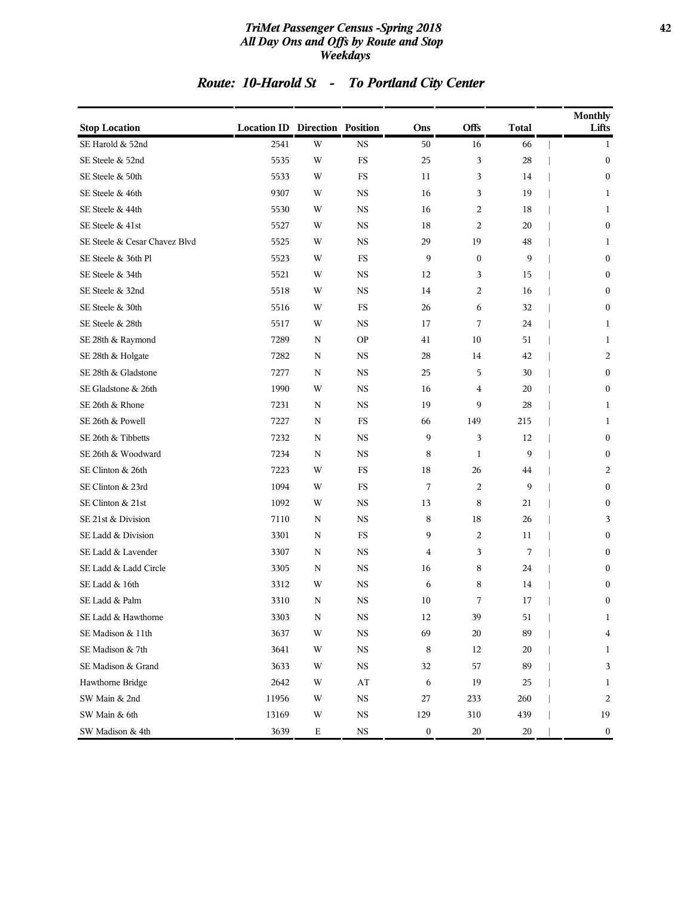*TriMet Passenger Census -Spring 2018*
*All Day Ons and Offs by Route and Stop*
*Weekdays*

## *Route: 10-Harold St - To Portland City Center*

| Stop Location | Location ID | Direction | Position | Ons | Offs | Total | Monthly Lifts |
|---|---|---|---|---|---|---|---|
| SE Harold & 52nd | 2541 | W | NS | 50 | 16 | 66 | 1 |
| SE Steele & 52nd | 5535 | W | FS | 25 | 3 | 28 | 0 |
| SE Steele & 50th | 5533 | W | FS | 11 | 3 | 14 | 0 |
| SE Steele & 46th | 9307 | W | NS | 16 | 3 | 19 | 1 |
| SE Steele & 44th | 5530 | W | NS | 16 | 2 | 18 | 1 |
| SE Steele & 41st | 5527 | W | NS | 18 | 2 | 20 | 0 |
| SE Steele & Cesar Chavez Blvd | 5525 | W | NS | 29 | 19 | 48 | 1 |
| SE Steele & 36th Pl | 5523 | W | FS | 9 | 0 | 9 | 0 |
| SE Steele & 34th | 5521 | W | NS | 12 | 3 | 15 | 0 |
| SE Steele & 32nd | 5518 | W | NS | 14 | 2 | 16 | 0 |
| SE Steele & 30th | 5516 | W | FS | 26 | 6 | 32 | 0 |
| SE Steele & 28th | 5517 | W | NS | 17 | 7 | 24 | 1 |
| SE 28th & Raymond | 7289 | N | OP | 41 | 10 | 51 | 1 |
| SE 28th & Holgate | 7282 | N | NS | 28 | 14 | 42 | 2 |
| SE 28th & Gladstone | 7277 | N | NS | 25 | 5 | 30 | 0 |
| SE Gladstone & 26th | 1990 | W | NS | 16 | 4 | 20 | 0 |
| SE 26th & Rhone | 7231 | N | NS | 19 | 9 | 28 | 1 |
| SE 26th & Powell | 7227 | N | FS | 66 | 149 | 215 | 1 |
| SE 26th & Tibbetts | 7232 | N | NS | 9 | 3 | 12 | 0 |
| SE 26th & Woodward | 7234 | N | NS | 8 | 1 | 9 | 0 |
| SE Clinton & 26th | 7223 | W | FS | 18 | 26 | 44 | 2 |
| SE Clinton & 23rd | 1094 | W | FS | 7 | 2 | 9 | 0 |
| SE Clinton & 21st | 1092 | W | NS | 13 | 8 | 21 | 0 |
| SE 21st & Division | 7110 | N | NS | 8 | 18 | 26 | 3 |
| SE Ladd & Division | 3301 | N | FS | 9 | 2 | 11 | 0 |
| SE Ladd & Lavender | 3307 | N | NS | 4 | 3 | 7 | 0 |
| SE Ladd & Ladd Circle | 3305 | N | NS | 16 | 8 | 24 | 0 |
| SE Ladd & 16th | 3312 | W | NS | 6 | 8 | 14 | 0 |
| SE Ladd & Palm | 3310 | N | NS | 10 | 7 | 17 | 0 |
| SE Ladd & Hawthorne | 3303 | N | NS | 12 | 39 | 51 | 1 |
| SE Madison & 11th | 3637 | W | NS | 69 | 20 | 89 | 4 |
| SE Madison & 7th | 3641 | W | NS | 8 | 12 | 20 | 1 |
| SE Madison & Grand | 3633 | W | NS | 32 | 57 | 89 | 3 |
| Hawthorne Bridge | 2642 | W | AT | 6 | 19 | 25 | 1 |
| SW Main & 2nd | 11956 | W | NS | 27 | 233 | 260 | 2 |
| SW Main & 6th | 13169 | W | NS | 129 | 310 | 439 | 19 |
| SW Madison & 4th | 3639 | E | NS | 0 | 20 | 20 | 0 |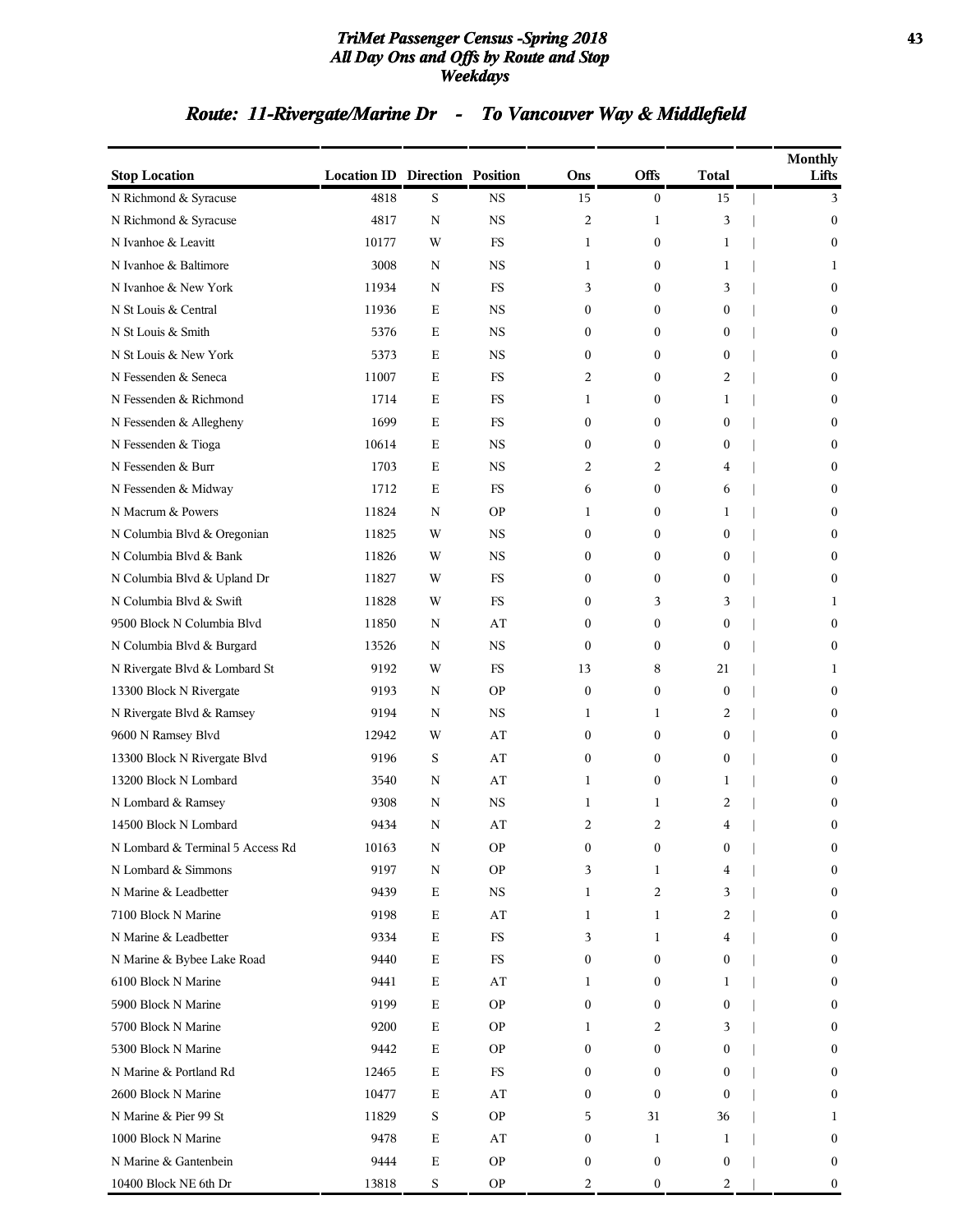## Route: 11-Rivergate/Marine Dr - To Vancouver Way & Middlefield

| Stop Location | Location ID | Direction | Position | Ons | Offs | Total | Monthly Lifts |
|---|---|---|---|---|---|---|---|
| N Richmond & Syracuse | 4818 | S | NS | 15 | 0 | 15 | 3 |
| N Richmond & Syracuse | 4817 | N | NS | 2 | 1 | 3 | 0 |
| N Ivanhoe & Leavitt | 10177 | W | FS | 1 | 0 | 1 | 0 |
| N Ivanhoe & Baltimore | 3008 | N | NS | 1 | 0 | 1 | 1 |
| N Ivanhoe & New York | 11934 | N | FS | 3 | 0 | 3 | 0 |
| N St Louis & Central | 11936 | E | NS | 0 | 0 | 0 | 0 |
| N St Louis & Smith | 5376 | E | NS | 0 | 0 | 0 | 0 |
| N St Louis & New York | 5373 | E | NS | 0 | 0 | 0 | 0 |
| N Fessenden & Seneca | 11007 | E | FS | 2 | 0 | 2 | 0 |
| N Fessenden & Richmond | 1714 | E | FS | 1 | 0 | 1 | 0 |
| N Fessenden & Allegheny | 1699 | E | FS | 0 | 0 | 0 | 0 |
| N Fessenden & Tioga | 10614 | E | NS | 0 | 0 | 0 | 0 |
| N Fessenden & Burr | 1703 | E | NS | 2 | 2 | 4 | 0 |
| N Fessenden & Midway | 1712 | E | FS | 6 | 0 | 6 | 0 |
| N Macrum & Powers | 11824 | N | OP | 1 | 0 | 1 | 0 |
| N Columbia Blvd & Oregonian | 11825 | W | NS | 0 | 0 | 0 | 0 |
| N Columbia Blvd & Bank | 11826 | W | NS | 0 | 0 | 0 | 0 |
| N Columbia Blvd & Upland Dr | 11827 | W | FS | 0 | 0 | 0 | 0 |
| N Columbia Blvd & Swift | 11828 | W | FS | 0 | 3 | 3 | 1 |
| 9500 Block N Columbia Blvd | 11850 | N | AT | 0 | 0 | 0 | 0 |
| N Columbia Blvd & Burgard | 13526 | N | NS | 0 | 0 | 0 | 0 |
| N Rivergate Blvd & Lombard St | 9192 | W | FS | 13 | 8 | 21 | 1 |
| 13300 Block N Rivergate | 9193 | N | OP | 0 | 0 | 0 | 0 |
| N Rivergate Blvd & Ramsey | 9194 | N | NS | 1 | 1 | 2 | 0 |
| 9600 N Ramsey Blvd | 12942 | W | AT | 0 | 0 | 0 | 0 |
| 13300 Block N Rivergate Blvd | 9196 | S | AT | 0 | 0 | 0 | 0 |
| 13200 Block N Lombard | 3540 | N | AT | 1 | 0 | 1 | 0 |
| N Lombard & Ramsey | 9308 | N | NS | 1 | 1 | 2 | 0 |
| 14500 Block N Lombard | 9434 | N | AT | 2 | 2 | 4 | 0 |
| N Lombard & Terminal 5 Access Rd | 10163 | N | OP | 0 | 0 | 0 | 0 |
| N Lombard & Simmons | 9197 | N | OP | 3 | 1 | 4 | 0 |
| N Marine & Leadbetter | 9439 | E | NS | 1 | 2 | 3 | 0 |
| 7100 Block N Marine | 9198 | E | AT | 1 | 1 | 2 | 0 |
| N Marine & Leadbetter | 9334 | E | FS | 3 | 1 | 4 | 0 |
| N Marine & Bybee Lake Road | 9440 | E | FS | 0 | 0 | 0 | 0 |
| 6100 Block N Marine | 9441 | E | AT | 1 | 0 | 1 | 0 |
| 5900 Block N Marine | 9199 | E | OP | 0 | 0 | 0 | 0 |
| 5700 Block N Marine | 9200 | E | OP | 1 | 2 | 3 | 0 |
| 5300 Block N Marine | 9442 | E | OP | 0 | 0 | 0 | 0 |
| N Marine & Portland Rd | 12465 | E | FS | 0 | 0 | 0 | 0 |
| 2600 Block N Marine | 10477 | E | AT | 0 | 0 | 0 | 0 |
| N Marine & Pier 99 St | 11829 | S | OP | 5 | 31 | 36 | 1 |
| 1000 Block N Marine | 9478 | E | AT | 0 | 1 | 1 | 0 |
| N Marine & Gantenbein | 9444 | E | OP | 0 | 0 | 0 | 0 |
| 10400 Block NE 6th Dr | 13818 | S | OP | 2 | 0 | 2 | 0 |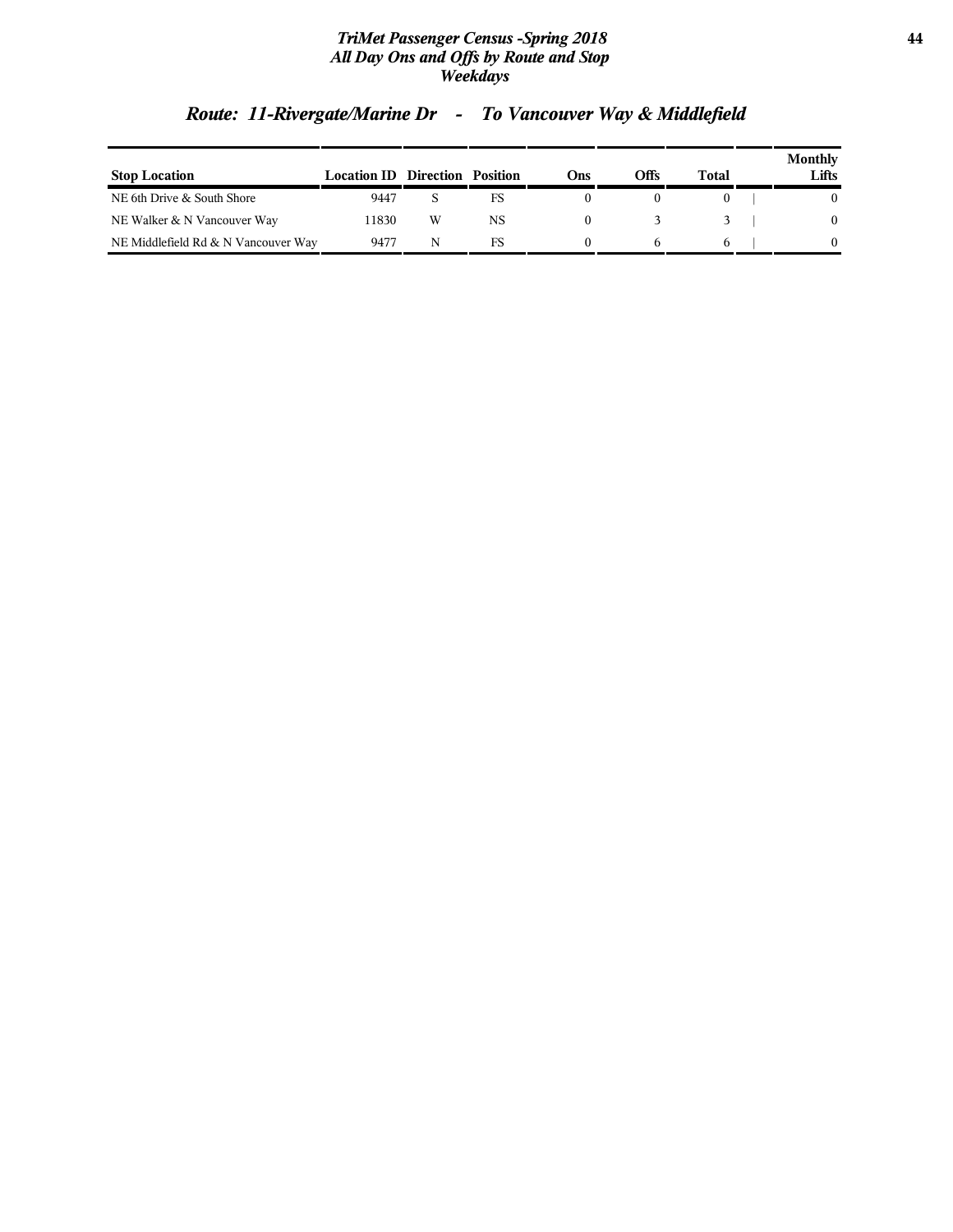## Route: 11-Rivergate/Marine Dr - To Vancouver Way & Middlefield

| Stop Location | Location ID | Direction | Position | Ons | Offs | Total | Monthly Lifts |
|---|---|---|---|---|---|---|---|
| NE 6th Drive & South Shore | 9447 | S | FS | 0 | 0 | 0 | 0 |
| NE Walker & N Vancouver Way | 11830 | W | NS | 0 | 3 | 3 | 0 |
| NE Middlefield Rd & N Vancouver Way | 9477 | N | FS | 0 | 6 | 6 | 0 |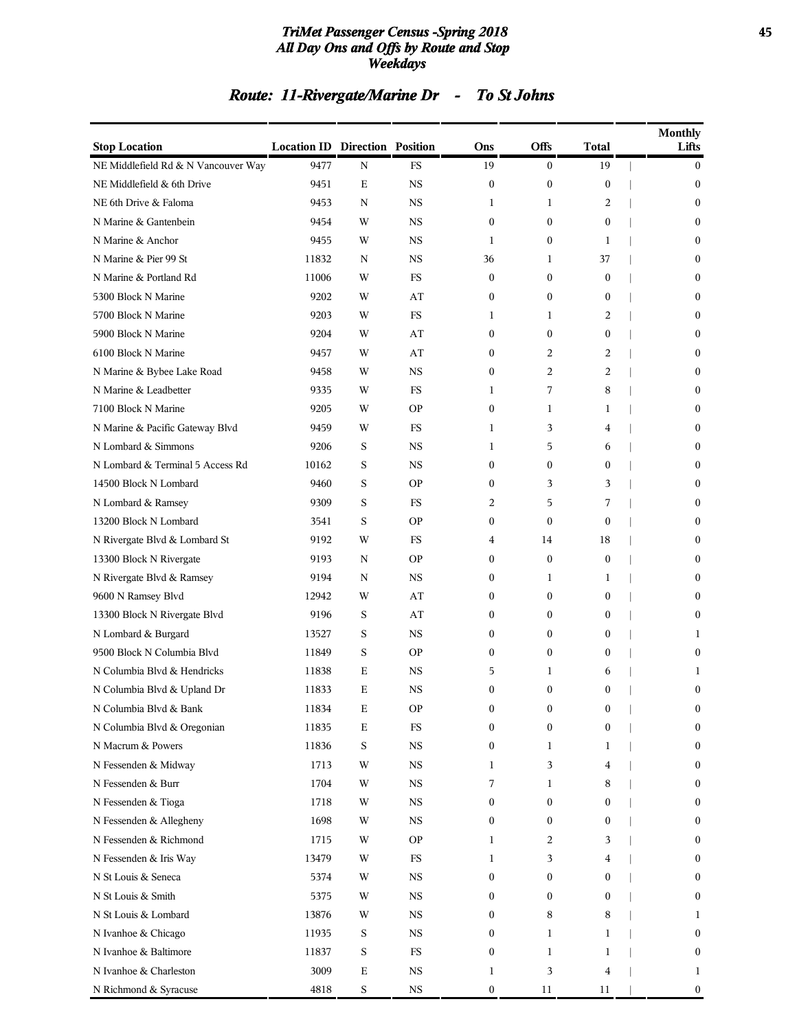# TriMet Passenger Census -Spring 2018
## All Day Ons and Offs by Route and Stop
### Weekdays

## Route: 11-Rivergate/Marine Dr - To St Johns

| Stop Location | Location ID | Direction | Position | Ons | Offs | Total | Monthly Lifts |
|---|---|---|---|---|---|---|---|
| NE Middlefield Rd & N Vancouver Way | 9477 | N | FS | 19 | 0 | 19 | 0 |
| NE Middlefield & 6th Drive | 9451 | E | NS | 0 | 0 | 0 | 0 |
| NE 6th Drive & Faloma | 9453 | N | NS | 1 | 1 | 2 | 0 |
| N Marine & Gantenbein | 9454 | W | NS | 0 | 0 | 0 | 0 |
| N Marine & Anchor | 9455 | W | NS | 1 | 0 | 1 | 0 |
| N Marine & Pier 99 St | 11832 | N | NS | 36 | 1 | 37 | 0 |
| N Marine & Portland Rd | 11006 | W | FS | 0 | 0 | 0 | 0 |
| 5300 Block N Marine | 9202 | W | AT | 0 | 0 | 0 | 0 |
| 5700 Block N Marine | 9203 | W | FS | 1 | 1 | 2 | 0 |
| 5900 Block N Marine | 9204 | W | AT | 0 | 0 | 0 | 0 |
| 6100 Block N Marine | 9457 | W | AT | 0 | 2 | 2 | 0 |
| N Marine & Bybee Lake Road | 9458 | W | NS | 0 | 2 | 2 | 0 |
| N Marine & Leadbetter | 9335 | W | FS | 1 | 7 | 8 | 0 |
| 7100 Block N Marine | 9205 | W | OP | 0 | 1 | 1 | 0 |
| N Marine & Pacific Gateway Blvd | 9459 | W | FS | 1 | 3 | 4 | 0 |
| N Lombard & Simmons | 9206 | S | NS | 1 | 5 | 6 | 0 |
| N Lombard & Terminal 5 Access Rd | 10162 | S | NS | 0 | 0 | 0 | 0 |
| 14500 Block N Lombard | 9460 | S | OP | 0 | 3 | 3 | 0 |
| N Lombard & Ramsey | 9309 | S | FS | 2 | 5 | 7 | 0 |
| 13200 Block N Lombard | 3541 | S | OP | 0 | 0 | 0 | 0 |
| N Rivergate Blvd & Lombard St | 9192 | W | FS | 4 | 14 | 18 | 0 |
| 13300 Block N Rivergate | 9193 | N | OP | 0 | 0 | 0 | 0 |
| N Rivergate Blvd & Ramsey | 9194 | N | NS | 0 | 1 | 1 | 0 |
| 9600 N Ramsey Blvd | 12942 | W | AT | 0 | 0 | 0 | 0 |
| 13300 Block N Rivergate Blvd | 9196 | S | AT | 0 | 0 | 0 | 0 |
| N Lombard & Burgard | 13527 | S | NS | 0 | 0 | 0 | 1 |
| 9500 Block N Columbia Blvd | 11849 | S | OP | 0 | 0 | 0 | 0 |
| N Columbia Blvd & Hendricks | 11838 | E | NS | 5 | 1 | 6 | 1 |
| N Columbia Blvd & Upland Dr | 11833 | E | NS | 0 | 0 | 0 | 0 |
| N Columbia Blvd & Bank | 11834 | E | OP | 0 | 0 | 0 | 0 |
| N Columbia Blvd & Oregonian | 11835 | E | FS | 0 | 0 | 0 | 0 |
| N Macrum & Powers | 11836 | S | NS | 0 | 1 | 1 | 0 |
| N Fessenden & Midway | 1713 | W | NS | 1 | 3 | 4 | 0 |
| N Fessenden & Burr | 1704 | W | NS | 7 | 1 | 8 | 0 |
| N Fessenden & Tioga | 1718 | W | NS | 0 | 0 | 0 | 0 |
| N Fessenden & Allegheny | 1698 | W | NS | 0 | 0 | 0 | 0 |
| N Fessenden & Richmond | 1715 | W | OP | 1 | 2 | 3 | 0 |
| N Fessenden & Iris Way | 13479 | W | FS | 1 | 3 | 4 | 0 |
| N St Louis & Seneca | 5374 | W | NS | 0 | 0 | 0 | 0 |
| N St Louis & Smith | 5375 | W | NS | 0 | 0 | 0 | 0 |
| N St Louis & Lombard | 13876 | W | NS | 0 | 8 | 8 | 1 |
| N Ivanhoe & Chicago | 11935 | S | NS | 0 | 1 | 1 | 0 |
| N Ivanhoe & Baltimore | 11837 | S | FS | 0 | 1 | 1 | 0 |
| N Ivanhoe & Charleston | 3009 | E | NS | 1 | 3 | 4 | 1 |
| N Richmond & Syracuse | 4818 | S | NS | 0 | 11 | 11 | 0 |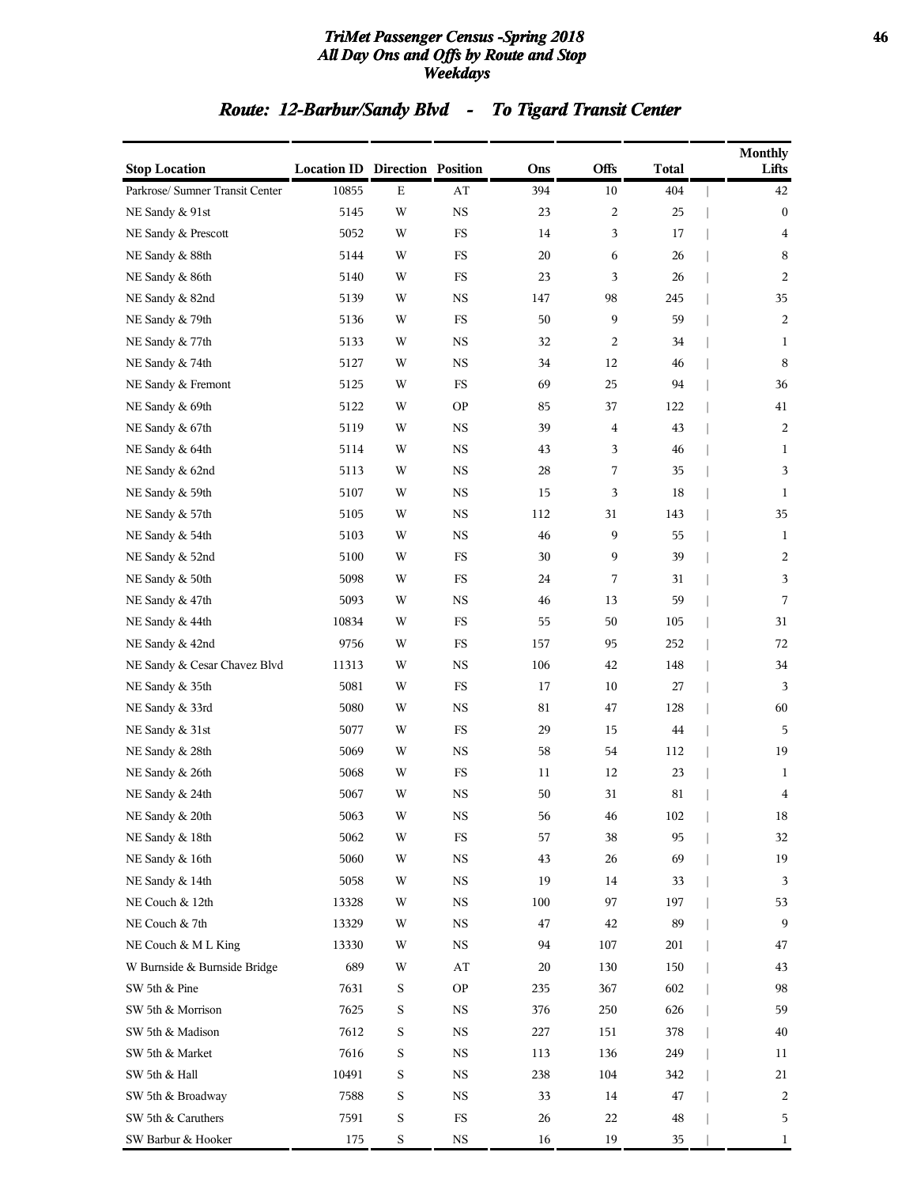# TriMet Passenger Census -Spring 2018
## All Day Ons and Offs by Route and Stop
### Weekdays

## Route: 12-Barbur/Sandy Blvd - To Tigard Transit Center

| Stop Location | Location ID | Direction | Position | Ons | Offs | Total | Monthly Lifts |
|---|---|---|---|---|---|---|---|
| Parkrose/ Sumner Transit Center | 10855 | E | AT | 394 | 10 | 404 | 42 |
| NE Sandy & 91st | 5145 | W | NS | 23 | 2 | 25 | 0 |
| NE Sandy & Prescott | 5052 | W | FS | 14 | 3 | 17 | 4 |
| NE Sandy & 88th | 5144 | W | FS | 20 | 6 | 26 | 8 |
| NE Sandy & 86th | 5140 | W | FS | 23 | 3 | 26 | 2 |
| NE Sandy & 82nd | 5139 | W | NS | 147 | 98 | 245 | 35 |
| NE Sandy & 79th | 5136 | W | FS | 50 | 9 | 59 | 2 |
| NE Sandy & 77th | 5133 | W | NS | 32 | 2 | 34 | 1 |
| NE Sandy & 74th | 5127 | W | NS | 34 | 12 | 46 | 8 |
| NE Sandy & Fremont | 5125 | W | FS | 69 | 25 | 94 | 36 |
| NE Sandy & 69th | 5122 | W | OP | 85 | 37 | 122 | 41 |
| NE Sandy & 67th | 5119 | W | NS | 39 | 4 | 43 | 2 |
| NE Sandy & 64th | 5114 | W | NS | 43 | 3 | 46 | 1 |
| NE Sandy & 62nd | 5113 | W | NS | 28 | 7 | 35 | 3 |
| NE Sandy & 59th | 5107 | W | NS | 15 | 3 | 18 | 1 |
| NE Sandy & 57th | 5105 | W | NS | 112 | 31 | 143 | 35 |
| NE Sandy & 54th | 5103 | W | NS | 46 | 9 | 55 | 1 |
| NE Sandy & 52nd | 5100 | W | FS | 30 | 9 | 39 | 2 |
| NE Sandy & 50th | 5098 | W | FS | 24 | 7 | 31 | 3 |
| NE Sandy & 47th | 5093 | W | NS | 46 | 13 | 59 | 7 |
| NE Sandy & 44th | 10834 | W | FS | 55 | 50 | 105 | 31 |
| NE Sandy & 42nd | 9756 | W | FS | 157 | 95 | 252 | 72 |
| NE Sandy & Cesar Chavez Blvd | 11313 | W | NS | 106 | 42 | 148 | 34 |
| NE Sandy & 35th | 5081 | W | FS | 17 | 10 | 27 | 3 |
| NE Sandy & 33rd | 5080 | W | NS | 81 | 47 | 128 | 60 |
| NE Sandy & 31st | 5077 | W | FS | 29 | 15 | 44 | 5 |
| NE Sandy & 28th | 5069 | W | NS | 58 | 54 | 112 | 19 |
| NE Sandy & 26th | 5068 | W | FS | 11 | 12 | 23 | 1 |
| NE Sandy & 24th | 5067 | W | NS | 50 | 31 | 81 | 4 |
| NE Sandy & 20th | 5063 | W | NS | 56 | 46 | 102 | 18 |
| NE Sandy & 18th | 5062 | W | FS | 57 | 38 | 95 | 32 |
| NE Sandy & 16th | 5060 | W | NS | 43 | 26 | 69 | 19 |
| NE Sandy & 14th | 5058 | W | NS | 19 | 14 | 33 | 3 |
| NE Couch & 12th | 13328 | W | NS | 100 | 97 | 197 | 53 |
| NE Couch & 7th | 13329 | W | NS | 47 | 42 | 89 | 9 |
| NE Couch & M L King | 13330 | W | NS | 94 | 107 | 201 | 47 |
| W Burnside & Burnside Bridge | 689 | W | AT | 20 | 130 | 150 | 43 |
| SW 5th & Pine | 7631 | S | OP | 235 | 367 | 602 | 98 |
| SW 5th & Morrison | 7625 | S | NS | 376 | 250 | 626 | 59 |
| SW 5th & Madison | 7612 | S | NS | 227 | 151 | 378 | 40 |
| SW 5th & Market | 7616 | S | NS | 113 | 136 | 249 | 11 |
| SW 5th & Hall | 10491 | S | NS | 238 | 104 | 342 | 21 |
| SW 5th & Broadway | 7588 | S | NS | 33 | 14 | 47 | 2 |
| SW 5th & Caruthers | 7591 | S | FS | 26 | 22 | 48 | 5 |
| SW Barbur & Hooker | 175 | S | NS | 16 | 19 | 35 | 1 |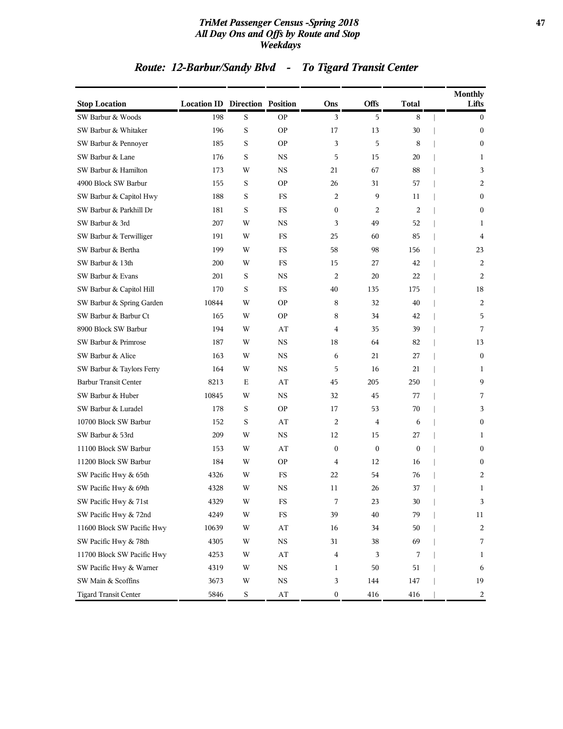## Route: 12-Barbur/Sandy Blvd - To Tigard Transit Center

| Stop Location | Location ID | Direction | Position | Ons | Offs | Total | Monthly Lifts |
|---|---|---|---|---|---|---|---|
| SW Barbur & Woods | 198 | S | OP | 3 | 5 | 8 | 0 |
| SW Barbur & Whitaker | 196 | S | OP | 17 | 13 | 30 | 0 |
| SW Barbur & Pennoyer | 185 | S | OP | 3 | 5 | 8 | 0 |
| SW Barbur & Lane | 176 | S | NS | 5 | 15 | 20 | 1 |
| SW Barbur & Hamilton | 173 | W | NS | 21 | 67 | 88 | 3 |
| 4900 Block SW Barbur | 155 | S | OP | 26 | 31 | 57 | 2 |
| SW Barbur & Capitol Hwy | 188 | S | FS | 2 | 9 | 11 | 0 |
| SW Barbur & Parkhill Dr | 181 | S | FS | 0 | 2 | 2 | 0 |
| SW Barbur & 3rd | 207 | W | NS | 3 | 49 | 52 | 1 |
| SW Barbur & Terwilliger | 191 | W | FS | 25 | 60 | 85 | 4 |
| SW Barbur & Bertha | 199 | W | FS | 58 | 98 | 156 | 23 |
| SW Barbur & 13th | 200 | W | FS | 15 | 27 | 42 | 2 |
| SW Barbur & Evans | 201 | S | NS | 2 | 20 | 22 | 2 |
| SW Barbur & Capitol Hill | 170 | S | FS | 40 | 135 | 175 | 18 |
| SW Barbur & Spring Garden | 10844 | W | OP | 8 | 32 | 40 | 2 |
| SW Barbur & Barbur Ct | 165 | W | OP | 8 | 34 | 42 | 5 |
| 8900 Block SW Barbur | 194 | W | AT | 4 | 35 | 39 | 7 |
| SW Barbur & Primrose | 187 | W | NS | 18 | 64 | 82 | 13 |
| SW Barbur & Alice | 163 | W | NS | 6 | 21 | 27 | 0 |
| SW Barbur & Taylors Ferry | 164 | W | NS | 5 | 16 | 21 | 1 |
| Barbur Transit Center | 8213 | E | AT | 45 | 205 | 250 | 9 |
| SW Barbur & Huber | 10845 | W | NS | 32 | 45 | 77 | 7 |
| SW Barbur & Luradel | 178 | S | OP | 17 | 53 | 70 | 3 |
| 10700 Block SW Barbur | 152 | S | AT | 2 | 4 | 6 | 0 |
| SW Barbur & 53rd | 209 | W | NS | 12 | 15 | 27 | 1 |
| 11100 Block SW Barbur | 153 | W | AT | 0 | 0 | 0 | 0 |
| 11200 Block SW Barbur | 184 | W | OP | 4 | 12 | 16 | 0 |
| SW Pacific Hwy & 65th | 4326 | W | FS | 22 | 54 | 76 | 2 |
| SW Pacific Hwy & 69th | 4328 | W | NS | 11 | 26 | 37 | 1 |
| SW Pacific Hwy & 71st | 4329 | W | FS | 7 | 23 | 30 | 3 |
| SW Pacific Hwy & 72nd | 4249 | W | FS | 39 | 40 | 79 | 11 |
| 11600 Block SW Pacific Hwy | 10639 | W | AT | 16 | 34 | 50 | 2 |
| SW Pacific Hwy & 78th | 4305 | W | NS | 31 | 38 | 69 | 7 |
| 11700 Block SW Pacific Hwy | 4253 | W | AT | 4 | 3 | 7 | 1 |
| SW Pacific Hwy & Warner | 4319 | W | NS | 1 | 50 | 51 | 6 |
| SW Main & Scoffins | 3673 | W | NS | 3 | 144 | 147 | 19 |
| Tigard Transit Center | 5846 | S | AT | 0 | 416 | 416 | 2 |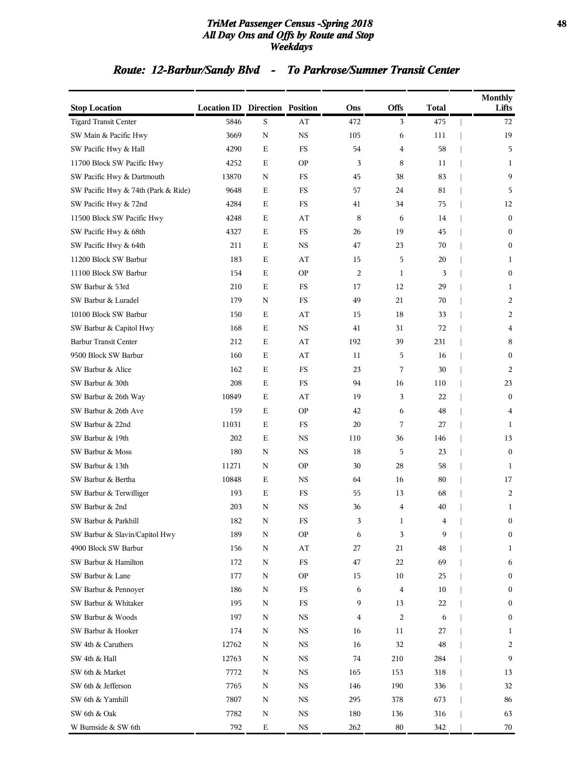# TriMet Passenger Census -Spring 2018
## All Day Ons and Offs by Route and Stop
### Weekdays

## Route: 12-Barbur/Sandy Blvd - To Parkrose/Sumner Transit Center

| Stop Location | Location ID | Direction | Position | Ons | Offs | Total | Monthly Lifts |
|---|---|---|---|---|---|---|---|
| Tigard Transit Center | 5846 | S | AT | 472 | 3 | 475 | 72 |
| SW Main & Pacific Hwy | 3669 | N | NS | 105 | 6 | 111 | 19 |
| SW Pacific Hwy & Hall | 4290 | E | FS | 54 | 4 | 58 | 5 |
| 11700 Block SW Pacific Hwy | 4252 | E | OP | 3 | 8 | 11 | 1 |
| SW Pacific Hwy & Dartmouth | 13870 | N | FS | 45 | 38 | 83 | 9 |
| SW Pacific Hwy & 74th (Park & Ride) | 9648 | E | FS | 57 | 24 | 81 | 5 |
| SW Pacific Hwy & 72nd | 4284 | E | FS | 41 | 34 | 75 | 12 |
| 11500 Block SW Pacific Hwy | 4248 | E | AT | 8 | 6 | 14 | 0 |
| SW Pacific Hwy & 68th | 4327 | E | FS | 26 | 19 | 45 | 0 |
| SW Pacific Hwy & 64th | 211 | E | NS | 47 | 23 | 70 | 0 |
| 11200 Block SW Barbur | 183 | E | AT | 15 | 5 | 20 | 1 |
| 11100 Block SW Barbur | 154 | E | OP | 2 | 1 | 3 | 0 |
| SW Barbur & 53rd | 210 | E | FS | 17 | 12 | 29 | 1 |
| SW Barbur & Luradel | 179 | N | FS | 49 | 21 | 70 | 2 |
| 10100 Block SW Barbur | 150 | E | AT | 15 | 18 | 33 | 2 |
| SW Barbur & Capitol Hwy | 168 | E | NS | 41 | 31 | 72 | 4 |
| Barbur Transit Center | 212 | E | AT | 192 | 39 | 231 | 8 |
| 9500 Block SW Barbur | 160 | E | AT | 11 | 5 | 16 | 0 |
| SW Barbur & Alice | 162 | E | FS | 23 | 7 | 30 | 2 |
| SW Barbur & 30th | 208 | E | FS | 94 | 16 | 110 | 23 |
| SW Barbur & 26th Way | 10849 | E | AT | 19 | 3 | 22 | 0 |
| SW Barbur & 26th Ave | 159 | E | OP | 42 | 6 | 48 | 4 |
| SW Barbur & 22nd | 11031 | E | FS | 20 | 7 | 27 | 1 |
| SW Barbur & 19th | 202 | E | NS | 110 | 36 | 146 | 13 |
| SW Barbur & Moss | 180 | N | NS | 18 | 5 | 23 | 0 |
| SW Barbur & 13th | 11271 | N | OP | 30 | 28 | 58 | 1 |
| SW Barbur & Bertha | 10848 | E | NS | 64 | 16 | 80 | 17 |
| SW Barbur & Terwilliger | 193 | E | FS | 55 | 13 | 68 | 2 |
| SW Barbur & 2nd | 203 | N | NS | 36 | 4 | 40 | 1 |
| SW Barbur & Parkhill | 182 | N | FS | 3 | 1 | 4 | 0 |
| SW Barbur & Slavin/Capitol Hwy | 189 | N | OP | 6 | 3 | 9 | 0 |
| 4900 Block SW Barbur | 156 | N | AT | 27 | 21 | 48 | 1 |
| SW Barbur & Hamilton | 172 | N | FS | 47 | 22 | 69 | 6 |
| SW Barbur & Lane | 177 | N | OP | 15 | 10 | 25 | 0 |
| SW Barbur & Pennoyer | 186 | N | FS | 6 | 4 | 10 | 0 |
| SW Barbur & Whitaker | 195 | N | FS | 9 | 13 | 22 | 0 |
| SW Barbur & Woods | 197 | N | NS | 4 | 2 | 6 | 0 |
| SW Barbur & Hooker | 174 | N | NS | 16 | 11 | 27 | 1 |
| SW 4th & Caruthers | 12762 | N | NS | 16 | 32 | 48 | 2 |
| SW 4th & Hall | 12763 | N | NS | 74 | 210 | 284 | 9 |
| SW 6th & Market | 7772 | N | NS | 165 | 153 | 318 | 13 |
| SW 6th & Jefferson | 7765 | N | NS | 146 | 190 | 336 | 32 |
| SW 6th & Yamhill | 7807 | N | NS | 295 | 378 | 673 | 86 |
| SW 6th & Oak | 7782 | N | NS | 180 | 136 | 316 | 63 |
| W Burnside & SW 6th | 792 | E | NS | 262 | 80 | 342 | 70 |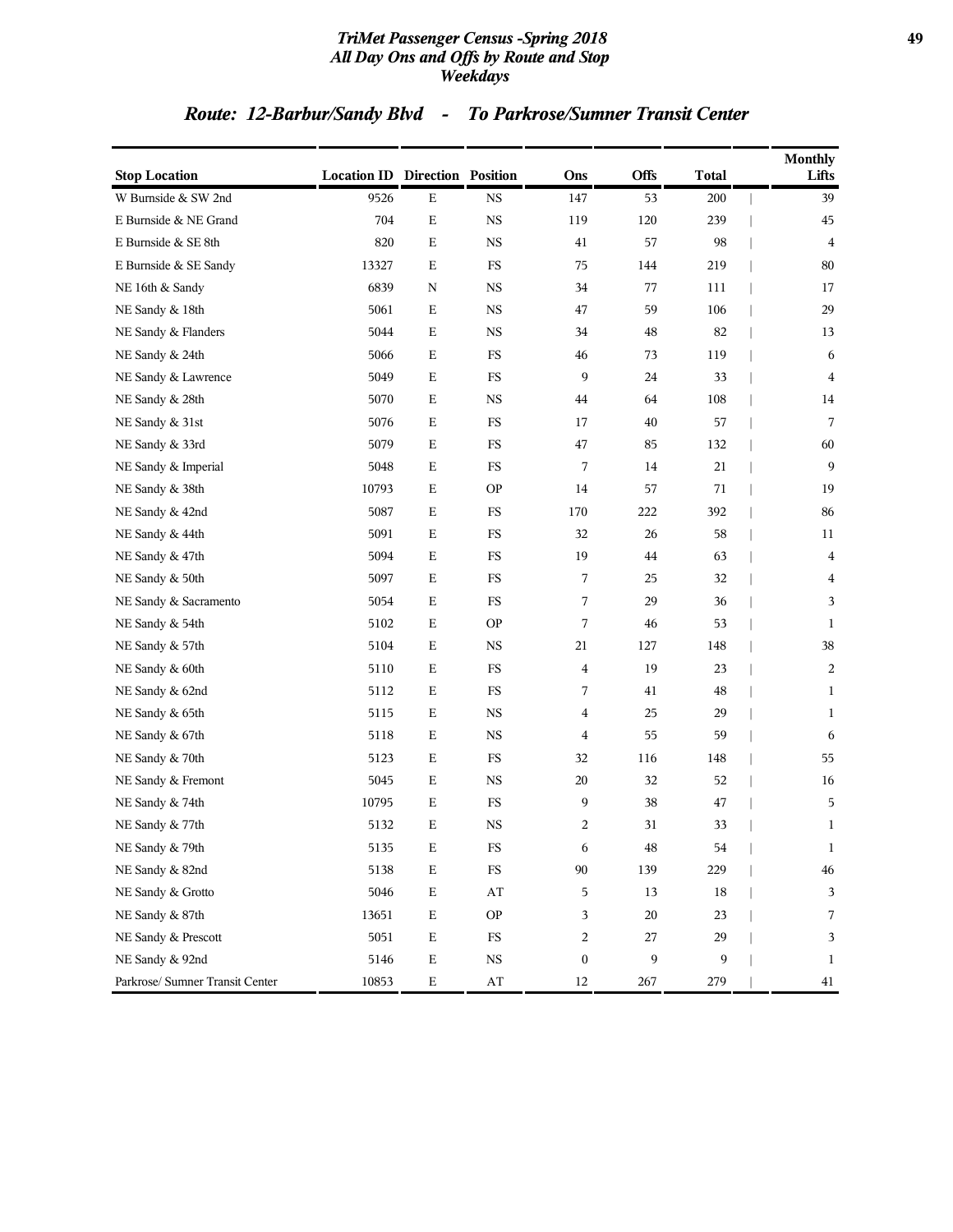# TriMet Passenger Census -Spring 2018
## All Day Ons and Offs by Route and Stop
### Weekdays

## Route: 12-Barbur/Sandy Blvd - To Parkrose/Sumner Transit Center

| Stop Location | Location ID | Direction | Position | Ons | Offs | Total | Monthly Lifts |
|---|---|---|---|---|---|---|---|
| W Burnside & SW 2nd | 9526 | E | NS | 147 | 53 | 200 | 39 |
| E Burnside & NE Grand | 704 | E | NS | 119 | 120 | 239 | 45 |
| E Burnside & SE 8th | 820 | E | NS | 41 | 57 | 98 | 4 |
| E Burnside & SE Sandy | 13327 | E | FS | 75 | 144 | 219 | 80 |
| NE 16th & Sandy | 6839 | N | NS | 34 | 77 | 111 | 17 |
| NE Sandy & 18th | 5061 | E | NS | 47 | 59 | 106 | 29 |
| NE Sandy & Flanders | 5044 | E | NS | 34 | 48 | 82 | 13 |
| NE Sandy & 24th | 5066 | E | FS | 46 | 73 | 119 | 6 |
| NE Sandy & Lawrence | 5049 | E | FS | 9 | 24 | 33 | 4 |
| NE Sandy & 28th | 5070 | E | NS | 44 | 64 | 108 | 14 |
| NE Sandy & 31st | 5076 | E | FS | 17 | 40 | 57 | 7 |
| NE Sandy & 33rd | 5079 | E | FS | 47 | 85 | 132 | 60 |
| NE Sandy & Imperial | 5048 | E | FS | 7 | 14 | 21 | 9 |
| NE Sandy & 38th | 10793 | E | OP | 14 | 57 | 71 | 19 |
| NE Sandy & 42nd | 5087 | E | FS | 170 | 222 | 392 | 86 |
| NE Sandy & 44th | 5091 | E | FS | 32 | 26 | 58 | 11 |
| NE Sandy & 47th | 5094 | E | FS | 19 | 44 | 63 | 4 |
| NE Sandy & 50th | 5097 | E | FS | 7 | 25 | 32 | 4 |
| NE Sandy & Sacramento | 5054 | E | FS | 7 | 29 | 36 | 3 |
| NE Sandy & 54th | 5102 | E | OP | 7 | 46 | 53 | 1 |
| NE Sandy & 57th | 5104 | E | NS | 21 | 127 | 148 | 38 |
| NE Sandy & 60th | 5110 | E | FS | 4 | 19 | 23 | 2 |
| NE Sandy & 62nd | 5112 | E | FS | 7 | 41 | 48 | 1 |
| NE Sandy & 65th | 5115 | E | NS | 4 | 25 | 29 | 1 |
| NE Sandy & 67th | 5118 | E | NS | 4 | 55 | 59 | 6 |
| NE Sandy & 70th | 5123 | E | FS | 32 | 116 | 148 | 55 |
| NE Sandy & Fremont | 5045 | E | NS | 20 | 32 | 52 | 16 |
| NE Sandy & 74th | 10795 | E | FS | 9 | 38 | 47 | 5 |
| NE Sandy & 77th | 5132 | E | NS | 2 | 31 | 33 | 1 |
| NE Sandy & 79th | 5135 | E | FS | 6 | 48 | 54 | 1 |
| NE Sandy & 82nd | 5138 | E | FS | 90 | 139 | 229 | 46 |
| NE Sandy & Grotto | 5046 | E | AT | 5 | 13 | 18 | 3 |
| NE Sandy & 87th | 13651 | E | OP | 3 | 20 | 23 | 7 |
| NE Sandy & Prescott | 5051 | E | FS | 2 | 27 | 29 | 3 |
| NE Sandy & 92nd | 5146 | E | NS | 0 | 9 | 9 | 1 |
| Parkrose/ Sumner Transit Center | 10853 | E | AT | 12 | 267 | 279 | 41 |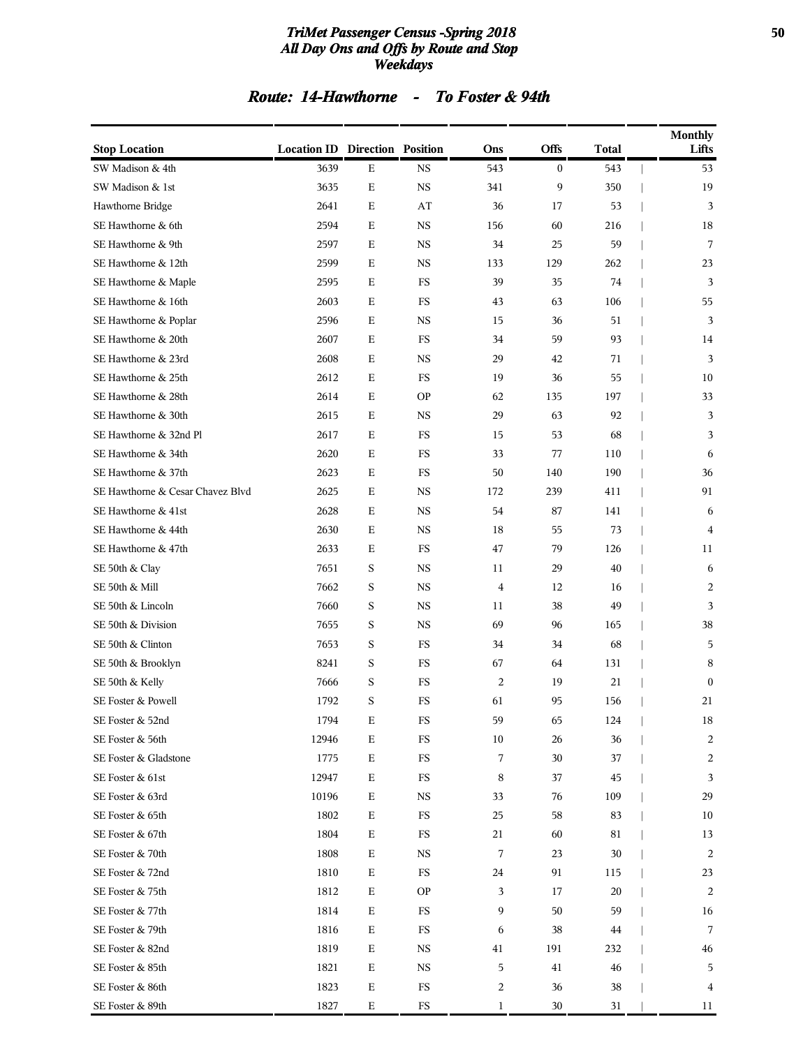# TriMet Passenger Census -Spring 2018
## All Day Ons and Offs by Route and Stop
## Weekdays

### Route: 14-Hawthorne - To Foster & 94th

| Stop Location | Location ID | Direction | Position | Ons | Offs | Total | Monthly Lifts |
|---|---|---|---|---|---|---|---|
| SW Madison & 4th | 3639 | E | NS | 543 | 0 | 543 | 53 |
| SW Madison & 1st | 3635 | E | NS | 341 | 9 | 350 | 19 |
| Hawthorne Bridge | 2641 | E | AT | 36 | 17 | 53 | 3 |
| SE Hawthorne & 6th | 2594 | E | NS | 156 | 60 | 216 | 18 |
| SE Hawthorne & 9th | 2597 | E | NS | 34 | 25 | 59 | 7 |
| SE Hawthorne & 12th | 2599 | E | NS | 133 | 129 | 262 | 23 |
| SE Hawthorne & Maple | 2595 | E | FS | 39 | 35 | 74 | 3 |
| SE Hawthorne & 16th | 2603 | E | FS | 43 | 63 | 106 | 55 |
| SE Hawthorne & Poplar | 2596 | E | NS | 15 | 36 | 51 | 3 |
| SE Hawthorne & 20th | 2607 | E | FS | 34 | 59 | 93 | 14 |
| SE Hawthorne & 23rd | 2608 | E | NS | 29 | 42 | 71 | 3 |
| SE Hawthorne & 25th | 2612 | E | FS | 19 | 36 | 55 | 10 |
| SE Hawthorne & 28th | 2614 | E | OP | 62 | 135 | 197 | 33 |
| SE Hawthorne & 30th | 2615 | E | NS | 29 | 63 | 92 | 3 |
| SE Hawthorne & 32nd Pl | 2617 | E | FS | 15 | 53 | 68 | 3 |
| SE Hawthorne & 34th | 2620 | E | FS | 33 | 77 | 110 | 6 |
| SE Hawthorne & 37th | 2623 | E | FS | 50 | 140 | 190 | 36 |
| SE Hawthorne & Cesar Chavez Blvd | 2625 | E | NS | 172 | 239 | 411 | 91 |
| SE Hawthorne & 41st | 2628 | E | NS | 54 | 87 | 141 | 6 |
| SE Hawthorne & 44th | 2630 | E | NS | 18 | 55 | 73 | 4 |
| SE Hawthorne & 47th | 2633 | E | FS | 47 | 79 | 126 | 11 |
| SE 50th & Clay | 7651 | S | NS | 11 | 29 | 40 | 6 |
| SE 50th & Mill | 7662 | S | NS | 4 | 12 | 16 | 2 |
| SE 50th & Lincoln | 7660 | S | NS | 11 | 38 | 49 | 3 |
| SE 50th & Division | 7655 | S | NS | 69 | 96 | 165 | 38 |
| SE 50th & Clinton | 7653 | S | FS | 34 | 34 | 68 | 5 |
| SE 50th & Brooklyn | 8241 | S | FS | 67 | 64 | 131 | 8 |
| SE 50th & Kelly | 7666 | S | FS | 2 | 19 | 21 | 0 |
| SE Foster & Powell | 1792 | S | FS | 61 | 95 | 156 | 21 |
| SE Foster & 52nd | 1794 | E | FS | 59 | 65 | 124 | 18 |
| SE Foster & 56th | 12946 | E | FS | 10 | 26 | 36 | 2 |
| SE Foster & Gladstone | 1775 | E | FS | 7 | 30 | 37 | 2 |
| SE Foster & 61st | 12947 | E | FS | 8 | 37 | 45 | 3 |
| SE Foster & 63rd | 10196 | E | NS | 33 | 76 | 109 | 29 |
| SE Foster & 65th | 1802 | E | FS | 25 | 58 | 83 | 10 |
| SE Foster & 67th | 1804 | E | FS | 21 | 60 | 81 | 13 |
| SE Foster & 70th | 1808 | E | NS | 7 | 23 | 30 | 2 |
| SE Foster & 72nd | 1810 | E | FS | 24 | 91 | 115 | 23 |
| SE Foster & 75th | 1812 | E | OP | 3 | 17 | 20 | 2 |
| SE Foster & 77th | 1814 | E | FS | 9 | 50 | 59 | 16 |
| SE Foster & 79th | 1816 | E | FS | 6 | 38 | 44 | 7 |
| SE Foster & 82nd | 1819 | E | NS | 41 | 191 | 232 | 46 |
| SE Foster & 85th | 1821 | E | NS | 5 | 41 | 46 | 5 |
| SE Foster & 86th | 1823 | E | FS | 2 | 36 | 38 | 4 |
| SE Foster & 89th | 1827 | E | FS | 1 | 30 | 31 | 11 |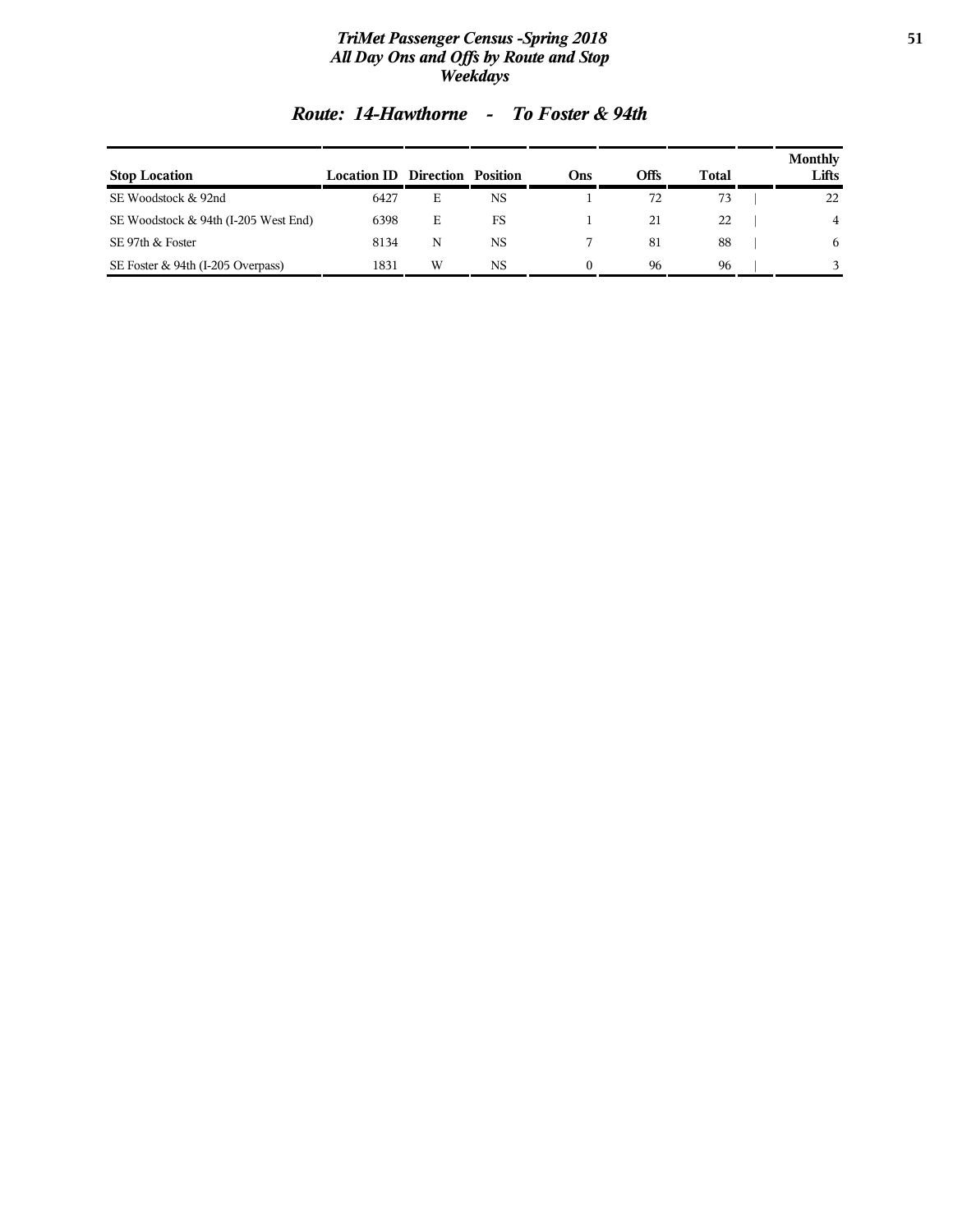## Route: 14-Hawthorne - To Foster & 94th

| Stop Location | Location ID | Direction | Position | Ons | Offs | Total | Monthly Lifts |
|---|---|---|---|---|---|---|---|
| SE Woodstock & 92nd | 6427 | E | NS | 1 | 72 | 73 | 22 |
| SE Woodstock & 94th (I-205 West End) | 6398 | E | FS | 1 | 21 | 22 | 4 |
| SE 97th & Foster | 8134 | N | NS | 7 | 81 | 88 | 6 |
| SE Foster & 94th (I-205 Overpass) | 1831 | W | NS | 0 | 96 | 96 | 3 |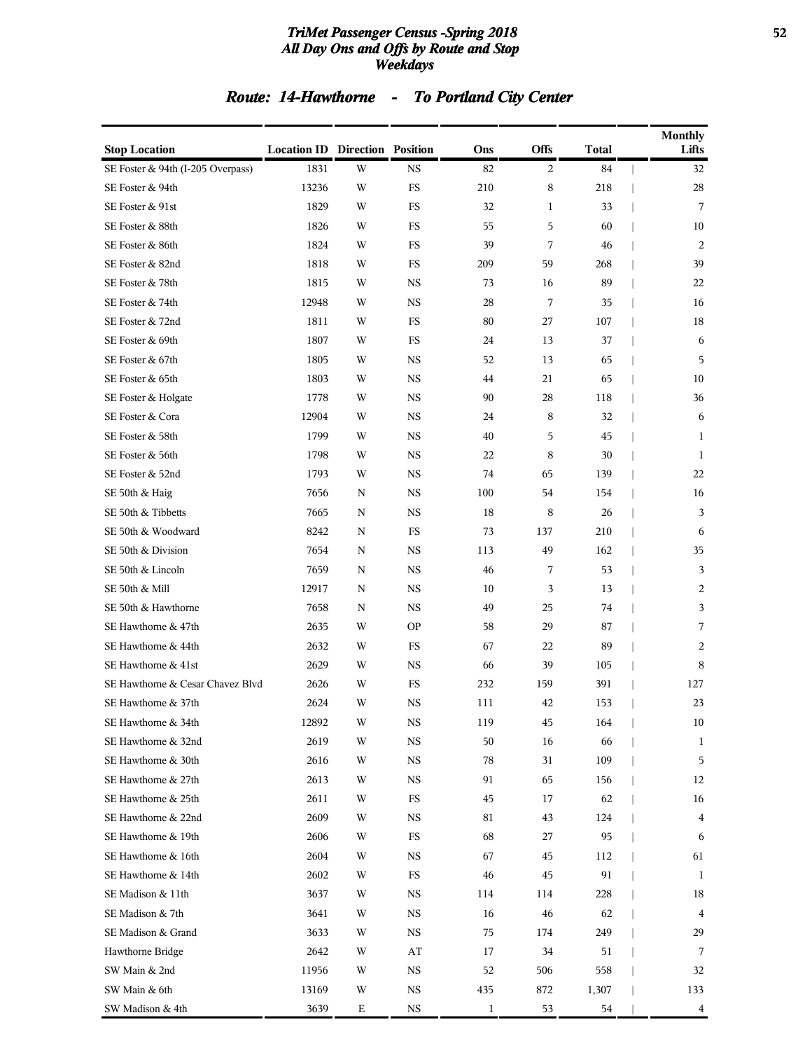## TriMet Passenger Census -Spring 2018
### All Day Ons and Offs by Route and Stop
### Weekdays

## Route: 14-Hawthorne - To Portland City Center

| Stop Location | Location ID | Direction | Position | Ons | Offs | Total | Monthly Lifts |
|---|---|---|---|---|---|---|---|
| SE Foster & 94th (I-205 Overpass) | 1831 | W | NS | 82 | 2 | 84 | 32 |
| SE Foster & 94th | 13236 | W | FS | 210 | 8 | 218 | 28 |
| SE Foster & 91st | 1829 | W | FS | 32 | 1 | 33 | 7 |
| SE Foster & 88th | 1826 | W | FS | 55 | 5 | 60 | 10 |
| SE Foster & 86th | 1824 | W | FS | 39 | 7 | 46 | 2 |
| SE Foster & 82nd | 1818 | W | FS | 209 | 59 | 268 | 39 |
| SE Foster & 78th | 1815 | W | NS | 73 | 16 | 89 | 22 |
| SE Foster & 74th | 12948 | W | NS | 28 | 7 | 35 | 16 |
| SE Foster & 72nd | 1811 | W | FS | 80 | 27 | 107 | 18 |
| SE Foster & 69th | 1807 | W | FS | 24 | 13 | 37 | 6 |
| SE Foster & 67th | 1805 | W | NS | 52 | 13 | 65 | 5 |
| SE Foster & 65th | 1803 | W | NS | 44 | 21 | 65 | 10 |
| SE Foster & Holgate | 1778 | W | NS | 90 | 28 | 118 | 36 |
| SE Foster & Cora | 12904 | W | NS | 24 | 8 | 32 | 6 |
| SE Foster & 58th | 1799 | W | NS | 40 | 5 | 45 | 1 |
| SE Foster & 56th | 1798 | W | NS | 22 | 8 | 30 | 1 |
| SE Foster & 52nd | 1793 | W | NS | 74 | 65 | 139 | 22 |
| SE 50th & Haig | 7656 | N | NS | 100 | 54 | 154 | 16 |
| SE 50th & Tibbetts | 7665 | N | NS | 18 | 8 | 26 | 3 |
| SE 50th & Woodward | 8242 | N | FS | 73 | 137 | 210 | 6 |
| SE 50th & Division | 7654 | N | NS | 113 | 49 | 162 | 35 |
| SE 50th & Lincoln | 7659 | N | NS | 46 | 7 | 53 | 3 |
| SE 50th & Mill | 12917 | N | NS | 10 | 3 | 13 | 2 |
| SE 50th & Hawthorne | 7658 | N | NS | 49 | 25 | 74 | 3 |
| SE Hawthorne & 47th | 2635 | W | OP | 58 | 29 | 87 | 7 |
| SE Hawthorne & 44th | 2632 | W | FS | 67 | 22 | 89 | 2 |
| SE Hawthorne & 41st | 2629 | W | NS | 66 | 39 | 105 | 8 |
| SE Hawthorne & Cesar Chavez Blvd | 2626 | W | FS | 232 | 159 | 391 | 127 |
| SE Hawthorne & 37th | 2624 | W | NS | 111 | 42 | 153 | 23 |
| SE Hawthorne & 34th | 12892 | W | NS | 119 | 45 | 164 | 10 |
| SE Hawthorne & 32nd | 2619 | W | NS | 50 | 16 | 66 | 1 |
| SE Hawthorne & 30th | 2616 | W | NS | 78 | 31 | 109 | 5 |
| SE Hawthorne & 27th | 2613 | W | NS | 91 | 65 | 156 | 12 |
| SE Hawthorne & 25th | 2611 | W | FS | 45 | 17 | 62 | 16 |
| SE Hawthorne & 22nd | 2609 | W | NS | 81 | 43 | 124 | 4 |
| SE Hawthorne & 19th | 2606 | W | FS | 68 | 27 | 95 | 6 |
| SE Hawthorne & 16th | 2604 | W | NS | 67 | 45 | 112 | 61 |
| SE Hawthorne & 14th | 2602 | W | FS | 46 | 45 | 91 | 1 |
| SE Madison & 11th | 3637 | W | NS | 114 | 114 | 228 | 18 |
| SE Madison & 7th | 3641 | W | NS | 16 | 46 | 62 | 4 |
| SE Madison & Grand | 3633 | W | NS | 75 | 174 | 249 | 29 |
| Hawthorne Bridge | 2642 | W | AT | 17 | 34 | 51 | 7 |
| SW Main & 2nd | 11956 | W | NS | 52 | 506 | 558 | 32 |
| SW Main & 6th | 13169 | W | NS | 435 | 872 | 1,307 | 133 |
| SW Madison & 4th | 3639 | E | NS | 1 | 53 | 54 | 4 |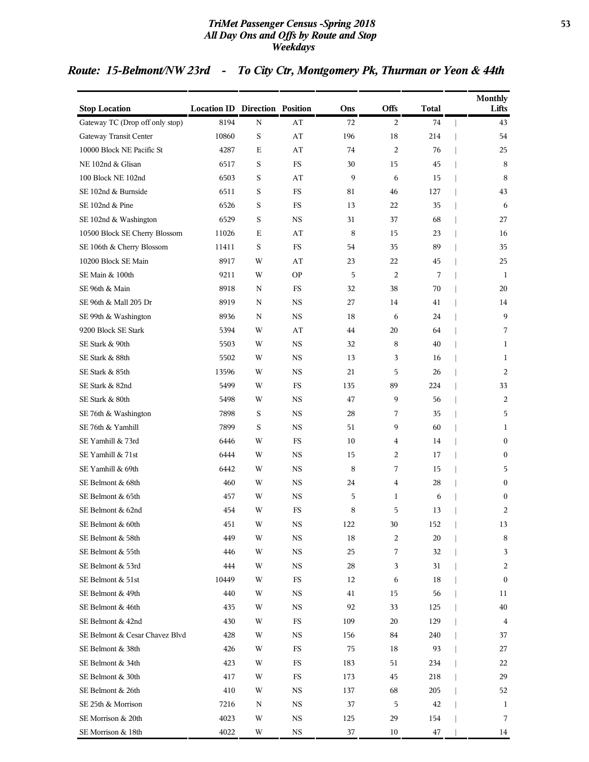## Route: 15-Belmont/NW 23rd - To City Ctr, Montgomery Pk, Thurman or Yeon & 44th

| Stop Location | Location ID | Direction | Position | Ons | Offs | Total | Monthly Lifts |
|---|---|---|---|---|---|---|---|
| Gateway TC (Drop off only stop) | 8194 | N | AT | 72 | 2 | 74 | 43 |
| Gateway Transit Center | 10860 | S | AT | 196 | 18 | 214 | 54 |
| 10000 Block NE Pacific St | 4287 | E | AT | 74 | 2 | 76 | 25 |
| NE 102nd & Glisan | 6517 | S | FS | 30 | 15 | 45 | 8 |
| 100 Block NE 102nd | 6503 | S | AT | 9 | 6 | 15 | 8 |
| SE 102nd & Burnside | 6511 | S | FS | 81 | 46 | 127 | 43 |
| SE 102nd & Pine | 6526 | S | FS | 13 | 22 | 35 | 6 |
| SE 102nd & Washington | 6529 | S | NS | 31 | 37 | 68 | 27 |
| 10500 Block SE Cherry Blossom | 11026 | E | AT | 8 | 15 | 23 | 16 |
| SE 106th & Cherry Blossom | 11411 | S | FS | 54 | 35 | 89 | 35 |
| 10200 Block SE Main | 8917 | W | AT | 23 | 22 | 45 | 25 |
| SE Main & 100th | 9211 | W | OP | 5 | 2 | 7 | 1 |
| SE 96th & Main | 8918 | N | FS | 32 | 38 | 70 | 20 |
| SE 96th & Mall 205 Dr | 8919 | N | NS | 27 | 14 | 41 | 14 |
| SE 99th & Washington | 8936 | N | NS | 18 | 6 | 24 | 9 |
| 9200 Block SE Stark | 5394 | W | AT | 44 | 20 | 64 | 7 |
| SE Stark & 90th | 5503 | W | NS | 32 | 8 | 40 | 1 |
| SE Stark & 88th | 5502 | W | NS | 13 | 3 | 16 | 1 |
| SE Stark & 85th | 13596 | W | NS | 21 | 5 | 26 | 2 |
| SE Stark & 82nd | 5499 | W | FS | 135 | 89 | 224 | 33 |
| SE Stark & 80th | 5498 | W | NS | 47 | 9 | 56 | 2 |
| SE 76th & Washington | 7898 | S | NS | 28 | 7 | 35 | 5 |
| SE 76th & Yamhill | 7899 | S | NS | 51 | 9 | 60 | 1 |
| SE Yamhill & 73rd | 6446 | W | FS | 10 | 4 | 14 | 0 |
| SE Yamhill & 71st | 6444 | W | NS | 15 | 2 | 17 | 0 |
| SE Yamhill & 69th | 6442 | W | NS | 8 | 7 | 15 | 5 |
| SE Belmont & 68th | 460 | W | NS | 24 | 4 | 28 | 0 |
| SE Belmont & 65th | 457 | W | NS | 5 | 1 | 6 | 0 |
| SE Belmont & 62nd | 454 | W | FS | 8 | 5 | 13 | 2 |
| SE Belmont & 60th | 451 | W | NS | 122 | 30 | 152 | 13 |
| SE Belmont & 58th | 449 | W | NS | 18 | 2 | 20 | 8 |
| SE Belmont & 55th | 446 | W | NS | 25 | 7 | 32 | 3 |
| SE Belmont & 53rd | 444 | W | NS | 28 | 3 | 31 | 2 |
| SE Belmont & 51st | 10449 | W | FS | 12 | 6 | 18 | 0 |
| SE Belmont & 49th | 440 | W | NS | 41 | 15 | 56 | 11 |
| SE Belmont & 46th | 435 | W | NS | 92 | 33 | 125 | 40 |
| SE Belmont & 42nd | 430 | W | FS | 109 | 20 | 129 | 4 |
| SE Belmont & Cesar Chavez Blvd | 428 | W | NS | 156 | 84 | 240 | 37 |
| SE Belmont & 38th | 426 | W | FS | 75 | 18 | 93 | 27 |
| SE Belmont & 34th | 423 | W | FS | 183 | 51 | 234 | 22 |
| SE Belmont & 30th | 417 | W | FS | 173 | 45 | 218 | 29 |
| SE Belmont & 26th | 410 | W | NS | 137 | 68 | 205 | 52 |
| SE 25th & Morrison | 7216 | N | NS | 37 | 5 | 42 | 1 |
| SE Morrison & 20th | 4023 | W | NS | 125 | 29 | 154 | 7 |
| SE Morrison & 18th | 4022 | W | NS | 37 | 10 | 47 | 14 |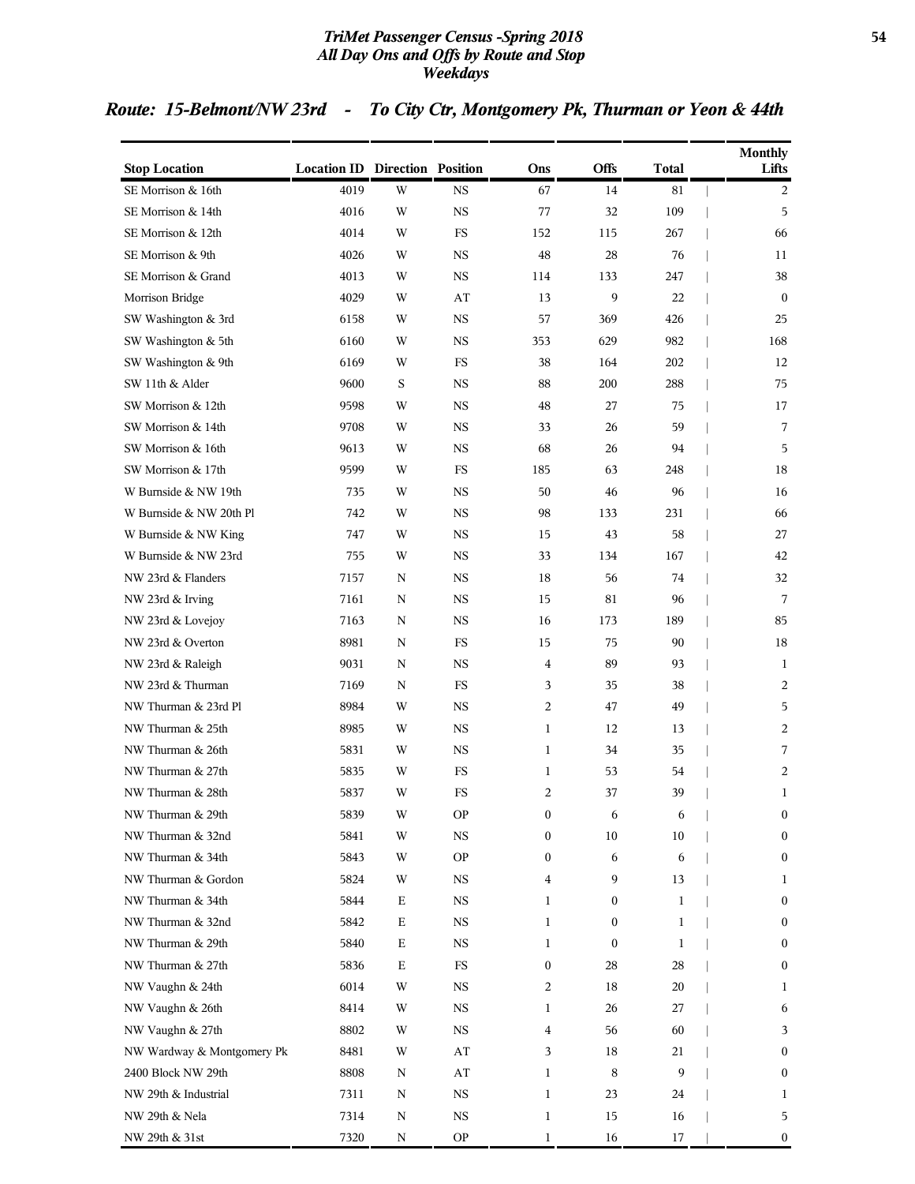# TriMet Passenger Census -Spring 2018
## All Day Ons and Offs by Route and Stop
### Weekdays

## Route: 15-Belmont/NW 23rd - To City Ctr, Montgomery Pk, Thurman or Yeon & 44th

| Stop Location | Location ID | Direction | Position | Ons | Offs | Total | Monthly Lifts |
|---|---|---|---|---|---|---|---|
| SE Morrison & 16th | 4019 | W | NS | 67 | 14 | 81 | 2 |
| SE Morrison & 14th | 4016 | W | NS | 77 | 32 | 109 | 5 |
| SE Morrison & 12th | 4014 | W | FS | 152 | 115 | 267 | 66 |
| SE Morrison & 9th | 4026 | W | NS | 48 | 28 | 76 | 11 |
| SE Morrison & Grand | 4013 | W | NS | 114 | 133 | 247 | 38 |
| Morrison Bridge | 4029 | W | AT | 13 | 9 | 22 | 0 |
| SW Washington & 3rd | 6158 | W | NS | 57 | 369 | 426 | 25 |
| SW Washington & 5th | 6160 | W | NS | 353 | 629 | 982 | 168 |
| SW Washington & 9th | 6169 | W | FS | 38 | 164 | 202 | 12 |
| SW 11th & Alder | 9600 | S | NS | 88 | 200 | 288 | 75 |
| SW Morrison & 12th | 9598 | W | NS | 48 | 27 | 75 | 17 |
| SW Morrison & 14th | 9708 | W | NS | 33 | 26 | 59 | 7 |
| SW Morrison & 16th | 9613 | W | NS | 68 | 26 | 94 | 5 |
| SW Morrison & 17th | 9599 | W | FS | 185 | 63 | 248 | 18 |
| W Burnside & NW 19th | 735 | W | NS | 50 | 46 | 96 | 16 |
| W Burnside & NW 20th Pl | 742 | W | NS | 98 | 133 | 231 | 66 |
| W Burnside & NW King | 747 | W | NS | 15 | 43 | 58 | 27 |
| W Burnside & NW 23rd | 755 | W | NS | 33 | 134 | 167 | 42 |
| NW 23rd & Flanders | 7157 | N | NS | 18 | 56 | 74 | 32 |
| NW 23rd & Irving | 7161 | N | NS | 15 | 81 | 96 | 7 |
| NW 23rd & Lovejoy | 7163 | N | NS | 16 | 173 | 189 | 85 |
| NW 23rd & Overton | 8981 | N | FS | 15 | 75 | 90 | 18 |
| NW 23rd & Raleigh | 9031 | N | NS | 4 | 89 | 93 | 1 |
| NW 23rd & Thurman | 7169 | N | FS | 3 | 35 | 38 | 2 |
| NW Thurman & 23rd Pl | 8984 | W | NS | 2 | 47 | 49 | 5 |
| NW Thurman & 25th | 8985 | W | NS | 1 | 12 | 13 | 2 |
| NW Thurman & 26th | 5831 | W | NS | 1 | 34 | 35 | 7 |
| NW Thurman & 27th | 5835 | W | FS | 1 | 53 | 54 | 2 |
| NW Thurman & 28th | 5837 | W | FS | 2 | 37 | 39 | 1 |
| NW Thurman & 29th | 5839 | W | OP | 0 | 6 | 6 | 0 |
| NW Thurman & 32nd | 5841 | W | NS | 0 | 10 | 10 | 0 |
| NW Thurman & 34th | 5843 | W | OP | 0 | 6 | 6 | 0 |
| NW Thurman & Gordon | 5824 | W | NS | 4 | 9 | 13 | 1 |
| NW Thurman & 34th | 5844 | E | NS | 1 | 0 | 1 | 0 |
| NW Thurman & 32nd | 5842 | E | NS | 1 | 0 | 1 | 0 |
| NW Thurman & 29th | 5840 | E | NS | 1 | 0 | 1 | 0 |
| NW Thurman & 27th | 5836 | E | FS | 0 | 28 | 28 | 0 |
| NW Vaughn & 24th | 6014 | W | NS | 2 | 18 | 20 | 1 |
| NW Vaughn & 26th | 8414 | W | NS | 1 | 26 | 27 | 6 |
| NW Vaughn & 27th | 8802 | W | NS | 4 | 56 | 60 | 3 |
| NW Wardway & Montgomery Pk | 8481 | W | AT | 3 | 18 | 21 | 0 |
| 2400 Block NW 29th | 8808 | N | AT | 1 | 8 | 9 | 0 |
| NW 29th & Industrial | 7311 | N | NS | 1 | 23 | 24 | 1 |
| NW 29th & Nela | 7314 | N | NS | 1 | 15 | 16 | 5 |
| NW 29th & 31st | 7320 | N | OP | 1 | 16 | 17 | 0 |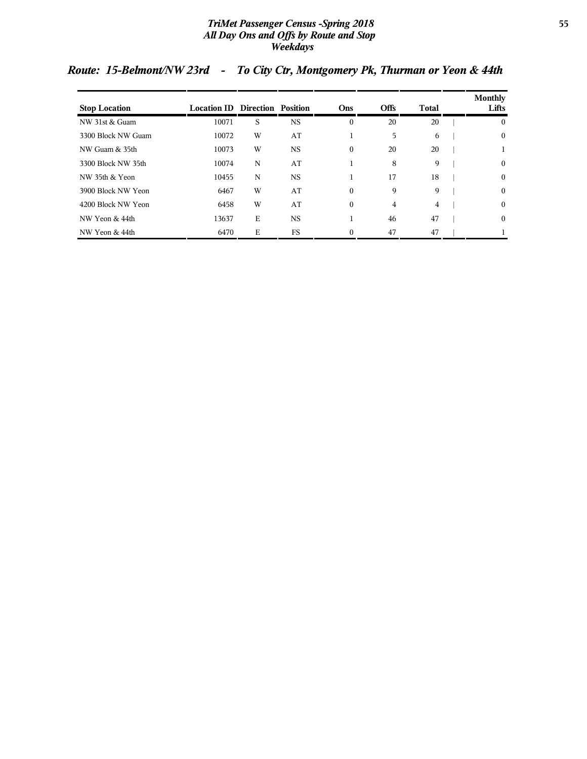## Route: 15-Belmont/NW 23rd - To City Ctr, Montgomery Pk, Thurman or Yeon & 44th

| Stop Location | Location ID | Direction | Position | Ons | Offs | Total | Monthly Lifts |
|---|---|---|---|---|---|---|---|
| NW 31st & Guam | 10071 | S | NS | 0 | 20 | 20 | 0 |
| 3300 Block NW Guam | 10072 | W | AT | 1 | 5 | 6 | 0 |
| NW Guam & 35th | 10073 | W | NS | 0 | 20 | 20 | 1 |
| 3300 Block NW 35th | 10074 | N | AT | 1 | 8 | 9 | 0 |
| NW 35th & Yeon | 10455 | N | NS | 1 | 17 | 18 | 0 |
| 3900 Block NW Yeon | 6467 | W | AT | 0 | 9 | 9 | 0 |
| 4200 Block NW Yeon | 6458 | W | AT | 0 | 4 | 4 | 0 |
| NW Yeon & 44th | 13637 | E | NS | 1 | 46 | 47 | 0 |
| NW Yeon & 44th | 6470 | E | FS | 0 | 47 | 47 | 1 |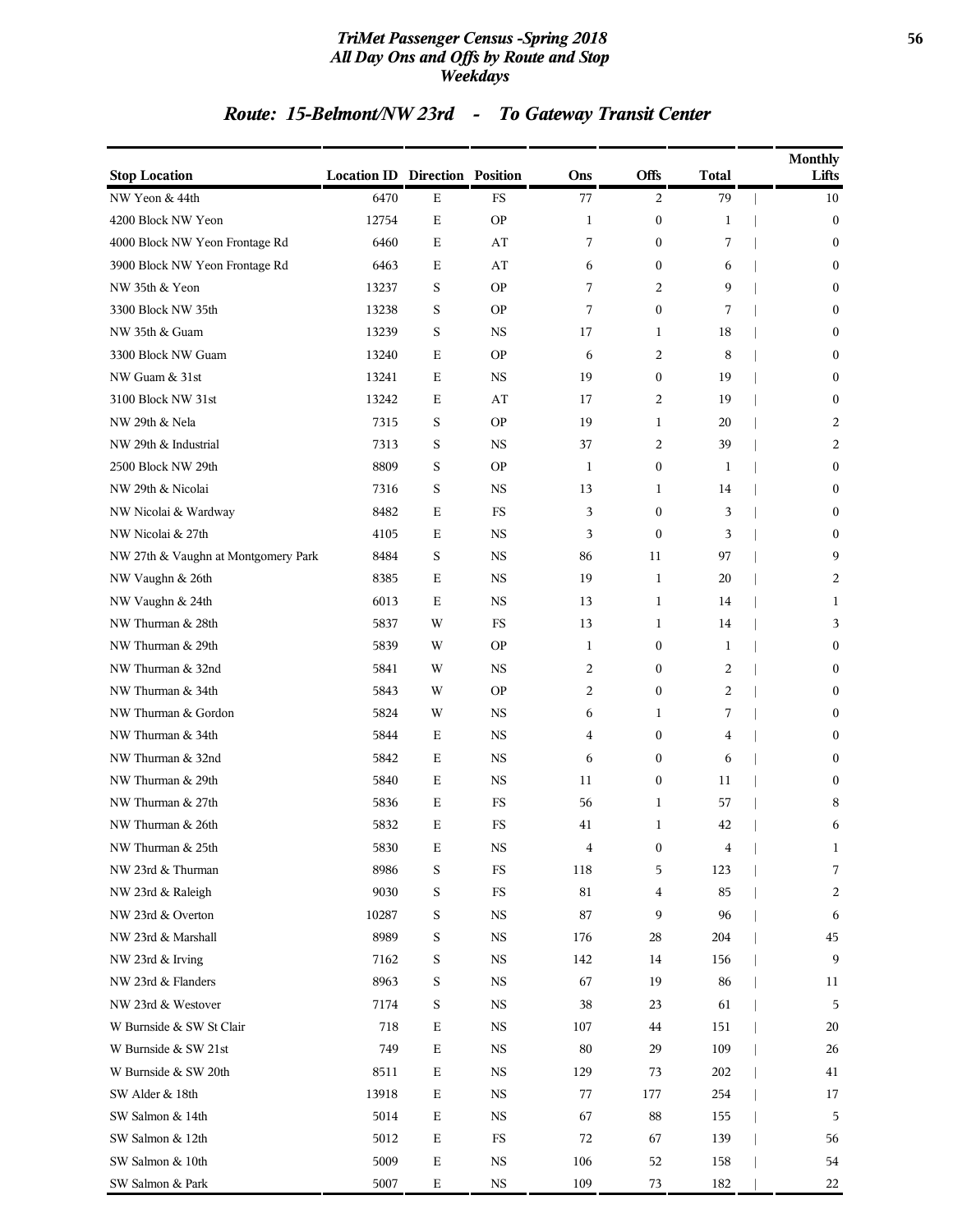# TriMet Passenger Census -Spring 2018
## All Day Ons and Offs by Route and Stop
## Weekdays

### Route: 15-Belmont/NW 23rd - To Gateway Transit Center

| Stop Location | Location ID | Direction | Position | Ons | Offs | Total | Monthly Lifts |
|---|---|---|---|---|---|---|---|
| NW Yeon & 44th | 6470 | E | FS | 77 | 2 | 79 | 10 |
| 4200 Block NW Yeon | 12754 | E | OP | 1 | 0 | 1 | 0 |
| 4000 Block NW Yeon Frontage Rd | 6460 | E | AT | 7 | 0 | 7 | 0 |
| 3900 Block NW Yeon Frontage Rd | 6463 | E | AT | 6 | 0 | 6 | 0 |
| NW 35th & Yeon | 13237 | S | OP | 7 | 2 | 9 | 0 |
| 3300 Block NW 35th | 13238 | S | OP | 7 | 0 | 7 | 0 |
| NW 35th & Guam | 13239 | S | NS | 17 | 1 | 18 | 0 |
| 3300 Block NW Guam | 13240 | E | OP | 6 | 2 | 8 | 0 |
| NW Guam & 31st | 13241 | E | NS | 19 | 0 | 19 | 0 |
| 3100 Block NW 31st | 13242 | E | AT | 17 | 2 | 19 | 0 |
| NW 29th & Nela | 7315 | S | OP | 19 | 1 | 20 | 2 |
| NW 29th & Industrial | 7313 | S | NS | 37 | 2 | 39 | 2 |
| 2500 Block NW 29th | 8809 | S | OP | 1 | 0 | 1 | 0 |
| NW 29th & Nicolai | 7316 | S | NS | 13 | 1 | 14 | 0 |
| NW Nicolai & Wardway | 8482 | E | FS | 3 | 0 | 3 | 0 |
| NW Nicolai & 27th | 4105 | E | NS | 3 | 0 | 3 | 0 |
| NW 27th & Vaughn at Montgomery Park | 8484 | S | NS | 86 | 11 | 97 | 9 |
| NW Vaughn & 26th | 8385 | E | NS | 19 | 1 | 20 | 2 |
| NW Vaughn & 24th | 6013 | E | NS | 13 | 1 | 14 | 1 |
| NW Thurman & 28th | 5837 | W | FS | 13 | 1 | 14 | 3 |
| NW Thurman & 29th | 5839 | W | OP | 1 | 0 | 1 | 0 |
| NW Thurman & 32nd | 5841 | W | NS | 2 | 0 | 2 | 0 |
| NW Thurman & 34th | 5843 | W | OP | 2 | 0 | 2 | 0 |
| NW Thurman & Gordon | 5824 | W | NS | 6 | 1 | 7 | 0 |
| NW Thurman & 34th | 5844 | E | NS | 4 | 0 | 4 | 0 |
| NW Thurman & 32nd | 5842 | E | NS | 6 | 0 | 6 | 0 |
| NW Thurman & 29th | 5840 | E | NS | 11 | 0 | 11 | 0 |
| NW Thurman & 27th | 5836 | E | FS | 56 | 1 | 57 | 8 |
| NW Thurman & 26th | 5832 | E | FS | 41 | 1 | 42 | 6 |
| NW Thurman & 25th | 5830 | E | NS | 4 | 0 | 4 | 1 |
| NW 23rd & Thurman | 8986 | S | FS | 118 | 5 | 123 | 7 |
| NW 23rd & Raleigh | 9030 | S | FS | 81 | 4 | 85 | 2 |
| NW 23rd & Overton | 10287 | S | NS | 87 | 9 | 96 | 6 |
| NW 23rd & Marshall | 8989 | S | NS | 176 | 28 | 204 | 45 |
| NW 23rd & Irving | 7162 | S | NS | 142 | 14 | 156 | 9 |
| NW 23rd & Flanders | 8963 | S | NS | 67 | 19 | 86 | 11 |
| NW 23rd & Westover | 7174 | S | NS | 38 | 23 | 61 | 5 |
| W Burnside & SW St Clair | 718 | E | NS | 107 | 44 | 151 | 20 |
| W Burnside & SW 21st | 749 | E | NS | 80 | 29 | 109 | 26 |
| W Burnside & SW 20th | 8511 | E | NS | 129 | 73 | 202 | 41 |
| SW Alder & 18th | 13918 | E | NS | 77 | 177 | 254 | 17 |
| SW Salmon & 14th | 5014 | E | NS | 67 | 88 | 155 | 5 |
| SW Salmon & 12th | 5012 | E | FS | 72 | 67 | 139 | 56 |
| SW Salmon & 10th | 5009 | E | NS | 106 | 52 | 158 | 54 |
| SW Salmon & Park | 5007 | E | NS | 109 | 73 | 182 | 22 |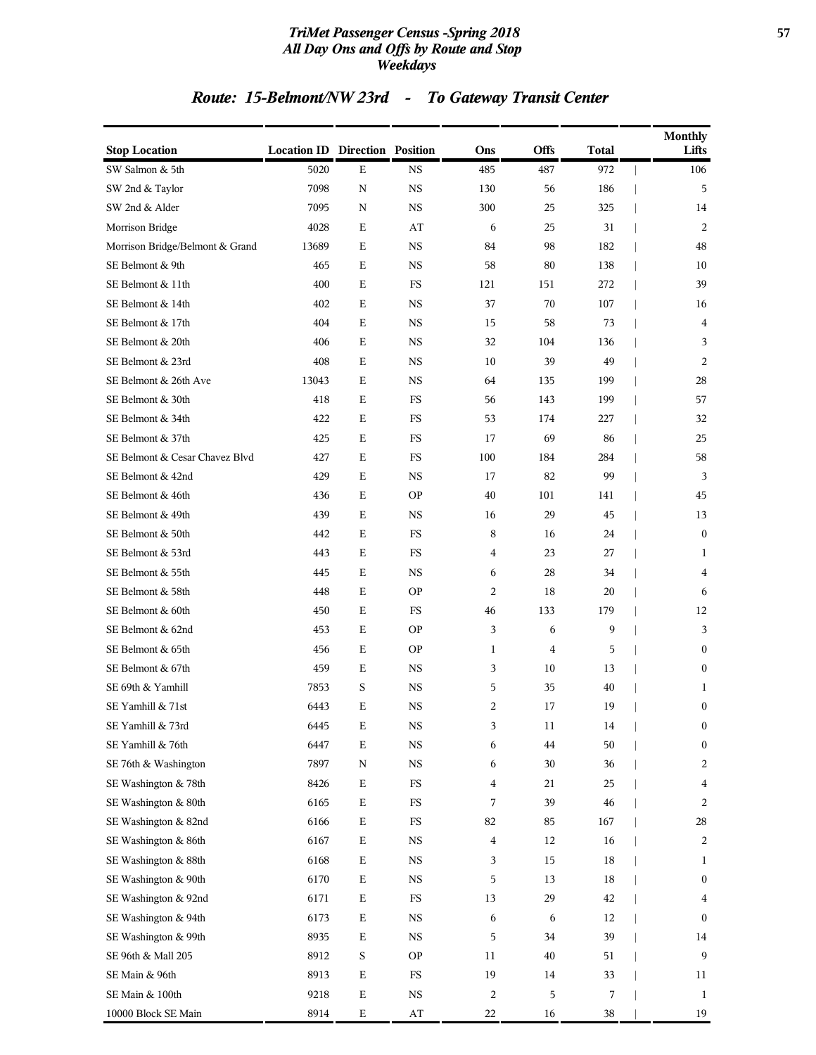## Route: 15-Belmont/NW 23rd - To Gateway Transit Center

| Stop Location | Location ID | Direction | Position | Ons | Offs | Total | Monthly Lifts |
|---|---|---|---|---|---|---|---|
| SW Salmon & 5th | 5020 | E | NS | 485 | 487 | 972 | 106 |
| SW 2nd & Taylor | 7098 | N | NS | 130 | 56 | 186 | 5 |
| SW 2nd & Alder | 7095 | N | NS | 300 | 25 | 325 | 14 |
| Morrison Bridge | 4028 | E | AT | 6 | 25 | 31 | 2 |
| Morrison Bridge/Belmont & Grand | 13689 | E | NS | 84 | 98 | 182 | 48 |
| SE Belmont & 9th | 465 | E | NS | 58 | 80 | 138 | 10 |
| SE Belmont & 11th | 400 | E | FS | 121 | 151 | 272 | 39 |
| SE Belmont & 14th | 402 | E | NS | 37 | 70 | 107 | 16 |
| SE Belmont & 17th | 404 | E | NS | 15 | 58 | 73 | 4 |
| SE Belmont & 20th | 406 | E | NS | 32 | 104 | 136 | 3 |
| SE Belmont & 23rd | 408 | E | NS | 10 | 39 | 49 | 2 |
| SE Belmont & 26th Ave | 13043 | E | NS | 64 | 135 | 199 | 28 |
| SE Belmont & 30th | 418 | E | FS | 56 | 143 | 199 | 57 |
| SE Belmont & 34th | 422 | E | FS | 53 | 174 | 227 | 32 |
| SE Belmont & 37th | 425 | E | FS | 17 | 69 | 86 | 25 |
| SE Belmont & Cesar Chavez Blvd | 427 | E | FS | 100 | 184 | 284 | 58 |
| SE Belmont & 42nd | 429 | E | NS | 17 | 82 | 99 | 3 |
| SE Belmont & 46th | 436 | E | OP | 40 | 101 | 141 | 45 |
| SE Belmont & 49th | 439 | E | NS | 16 | 29 | 45 | 13 |
| SE Belmont & 50th | 442 | E | FS | 8 | 16 | 24 | 0 |
| SE Belmont & 53rd | 443 | E | FS | 4 | 23 | 27 | 1 |
| SE Belmont & 55th | 445 | E | NS | 6 | 28 | 34 | 4 |
| SE Belmont & 58th | 448 | E | OP | 2 | 18 | 20 | 6 |
| SE Belmont & 60th | 450 | E | FS | 46 | 133 | 179 | 12 |
| SE Belmont & 62nd | 453 | E | OP | 3 | 6 | 9 | 3 |
| SE Belmont & 65th | 456 | E | OP | 1 | 4 | 5 | 0 |
| SE Belmont & 67th | 459 | E | NS | 3 | 10 | 13 | 0 |
| SE 69th & Yamhill | 7853 | S | NS | 5 | 35 | 40 | 1 |
| SE Yamhill & 71st | 6443 | E | NS | 2 | 17 | 19 | 0 |
| SE Yamhill & 73rd | 6445 | E | NS | 3 | 11 | 14 | 0 |
| SE Yamhill & 76th | 6447 | E | NS | 6 | 44 | 50 | 0 |
| SE 76th & Washington | 7897 | N | NS | 6 | 30 | 36 | 2 |
| SE Washington & 78th | 8426 | E | FS | 4 | 21 | 25 | 4 |
| SE Washington & 80th | 6165 | E | FS | 7 | 39 | 46 | 2 |
| SE Washington & 82nd | 6166 | E | FS | 82 | 85 | 167 | 28 |
| SE Washington & 86th | 6167 | E | NS | 4 | 12 | 16 | 2 |
| SE Washington & 88th | 6168 | E | NS | 3 | 15 | 18 | 1 |
| SE Washington & 90th | 6170 | E | NS | 5 | 13 | 18 | 0 |
| SE Washington & 92nd | 6171 | E | FS | 13 | 29 | 42 | 4 |
| SE Washington & 94th | 6173 | E | NS | 6 | 6 | 12 | 0 |
| SE Washington & 99th | 8935 | E | NS | 5 | 34 | 39 | 14 |
| SE 96th & Mall 205 | 8912 | S | OP | 11 | 40 | 51 | 9 |
| SE Main & 96th | 8913 | E | FS | 19 | 14 | 33 | 11 |
| SE Main & 100th | 9218 | E | NS | 2 | 5 | 7 | 1 |
| 10000 Block SE Main | 8914 | E | AT | 22 | 16 | 38 | 19 |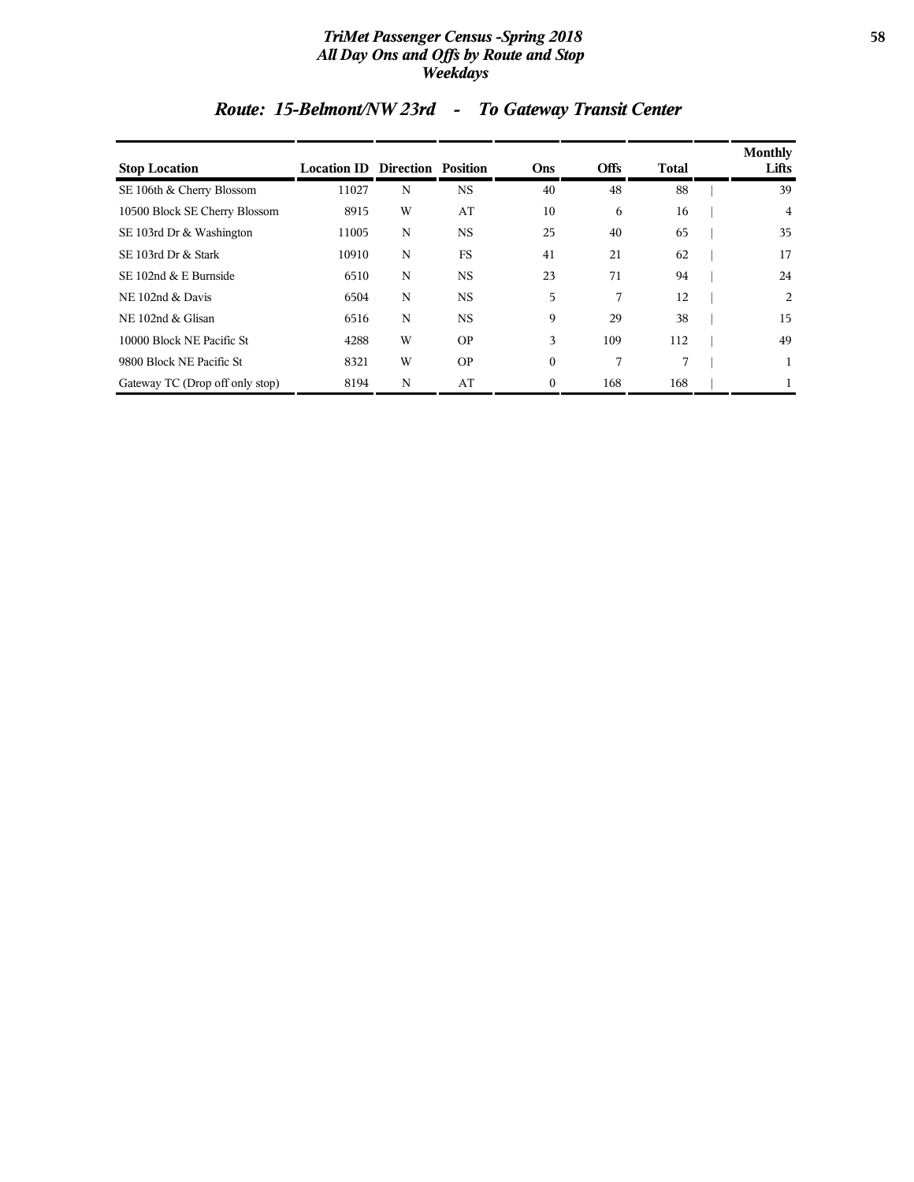## Route: 15-Belmont/NW 23rd - To Gateway Transit Center

| Stop Location | Location ID | Direction | Position | Ons | Offs | Total | Monthly Lifts |
|---|---|---|---|---|---|---|---|
| SE 106th & Cherry Blossom | 11027 | N | NS | 40 | 48 | 88 | 39 |
| 10500 Block SE Cherry Blossom | 8915 | W | AT | 10 | 6 | 16 | 4 |
| SE 103rd Dr & Washington | 11005 | N | NS | 25 | 40 | 65 | 35 |
| SE 103rd Dr & Stark | 10910 | N | FS | 41 | 21 | 62 | 17 |
| SE 102nd & E Burnside | 6510 | N | NS | 23 | 71 | 94 | 24 |
| NE 102nd & Davis | 6504 | N | NS | 5 | 7 | 12 | 2 |
| NE 102nd & Glisan | 6516 | N | NS | 9 | 29 | 38 | 15 |
| 10000 Block NE Pacific St | 4288 | W | OP | 3 | 109 | 112 | 49 |
| 9800 Block NE Pacific St | 8321 | W | OP | 0 | 7 | 7 | 1 |
| Gateway TC (Drop off only stop) | 8194 | N | AT | 0 | 168 | 168 | 1 |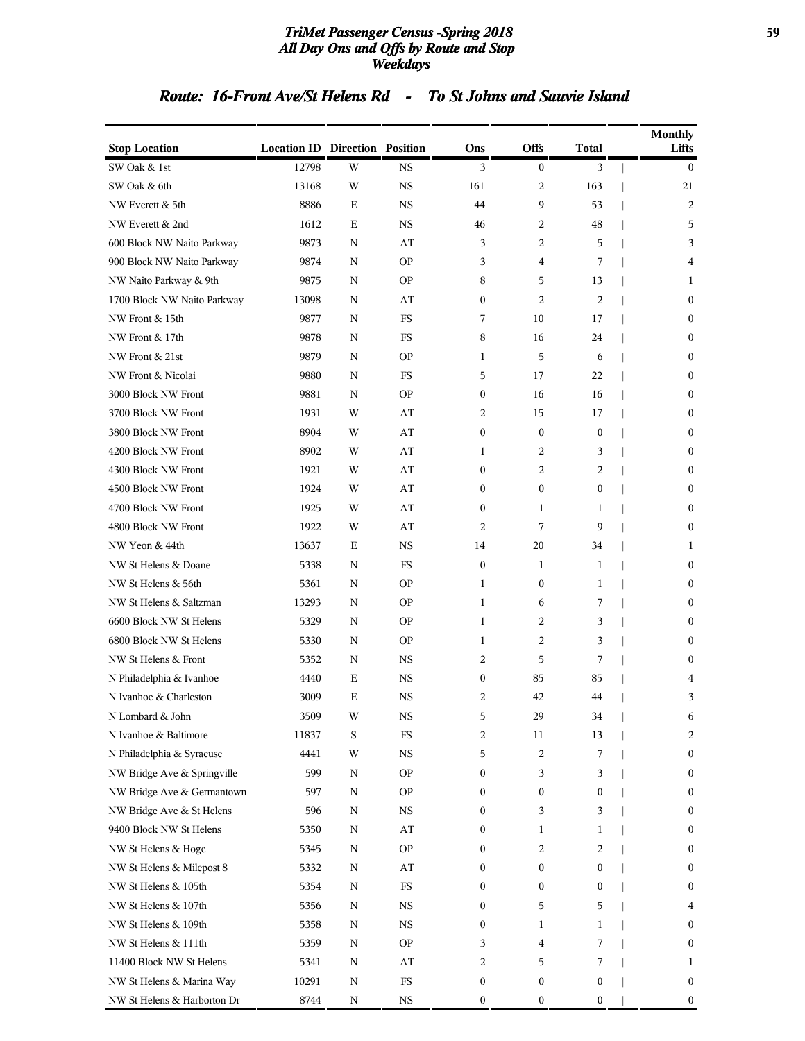# TriMet Passenger Census -Spring 2018
## All Day Ons and Offs by Route and Stop
### Weekdays

## Route: 16-Front Ave/St Helens Rd - To St Johns and Sauvie Island

| Stop Location | Location ID | Direction | Position | Ons | Offs | Total | Monthly Lifts |
|---|---|---|---|---|---|---|---|
| SW Oak & 1st | 12798 | W | NS | 3 | 0 | 3 | 0 |
| SW Oak & 6th | 13168 | W | NS | 161 | 2 | 163 | 21 |
| NW Everett & 5th | 8886 | E | NS | 44 | 9 | 53 | 2 |
| NW Everett & 2nd | 1612 | E | NS | 46 | 2 | 48 | 5 |
| 600 Block NW Naito Parkway | 9873 | N | AT | 3 | 2 | 5 | 3 |
| 900 Block NW Naito Parkway | 9874 | N | OP | 3 | 4 | 7 | 4 |
| NW Naito Parkway & 9th | 9875 | N | OP | 8 | 5 | 13 | 1 |
| 1700 Block NW Naito Parkway | 13098 | N | AT | 0 | 2 | 2 | 0 |
| NW Front & 15th | 9877 | N | FS | 7 | 10 | 17 | 0 |
| NW Front & 17th | 9878 | N | FS | 8 | 16 | 24 | 0 |
| NW Front & 21st | 9879 | N | OP | 1 | 5 | 6 | 0 |
| NW Front & Nicolai | 9880 | N | FS | 5 | 17 | 22 | 0 |
| 3000 Block NW Front | 9881 | N | OP | 0 | 16 | 16 | 0 |
| 3700 Block NW Front | 1931 | W | AT | 2 | 15 | 17 | 0 |
| 3800 Block NW Front | 8904 | W | AT | 0 | 0 | 0 | 0 |
| 4200 Block NW Front | 8902 | W | AT | 1 | 2 | 3 | 0 |
| 4300 Block NW Front | 1921 | W | AT | 0 | 2 | 2 | 0 |
| 4500 Block NW Front | 1924 | W | AT | 0 | 0 | 0 | 0 |
| 4700 Block NW Front | 1925 | W | AT | 0 | 1 | 1 | 0 |
| 4800 Block NW Front | 1922 | W | AT | 2 | 7 | 9 | 0 |
| NW Yeon & 44th | 13637 | E | NS | 14 | 20 | 34 | 1 |
| NW St Helens & Doane | 5338 | N | FS | 0 | 1 | 1 | 0 |
| NW St Helens & 56th | 5361 | N | OP | 1 | 0 | 1 | 0 |
| NW St Helens & Saltzman | 13293 | N | OP | 1 | 6 | 7 | 0 |
| 6600 Block NW St Helens | 5329 | N | OP | 1 | 2 | 3 | 0 |
| 6800 Block NW St Helens | 5330 | N | OP | 1 | 2 | 3 | 0 |
| NW St Helens & Front | 5352 | N | NS | 2 | 5 | 7 | 0 |
| N Philadelphia & Ivanhoe | 4440 | E | NS | 0 | 85 | 85 | 4 |
| N Ivanhoe & Charleston | 3009 | E | NS | 2 | 42 | 44 | 3 |
| N Lombard & John | 3509 | W | NS | 5 | 29 | 34 | 6 |
| N Ivanhoe & Baltimore | 11837 | S | FS | 2 | 11 | 13 | 2 |
| N Philadelphia & Syracuse | 4441 | W | NS | 5 | 2 | 7 | 0 |
| NW Bridge Ave & Springville | 599 | N | OP | 0 | 3 | 3 | 0 |
| NW Bridge Ave & Germantown | 597 | N | OP | 0 | 0 | 0 | 0 |
| NW Bridge Ave & St Helens | 596 | N | NS | 0 | 3 | 3 | 0 |
| 9400 Block NW St Helens | 5350 | N | AT | 0 | 1 | 1 | 0 |
| NW St Helens & Hoge | 5345 | N | OP | 0 | 2 | 2 | 0 |
| NW St Helens & Milepost 8 | 5332 | N | AT | 0 | 0 | 0 | 0 |
| NW St Helens & 105th | 5354 | N | FS | 0 | 0 | 0 | 0 |
| NW St Helens & 107th | 5356 | N | NS | 0 | 5 | 5 | 4 |
| NW St Helens & 109th | 5358 | N | NS | 0 | 1 | 1 | 0 |
| NW St Helens & 111th | 5359 | N | OP | 3 | 4 | 7 | 0 |
| 11400 Block NW St Helens | 5341 | N | AT | 2 | 5 | 7 | 1 |
| NW St Helens & Marina Way | 10291 | N | FS | 0 | 0 | 0 | 0 |
| NW St Helens & Harborton Dr | 8744 | N | NS | 0 | 0 | 0 | 0 |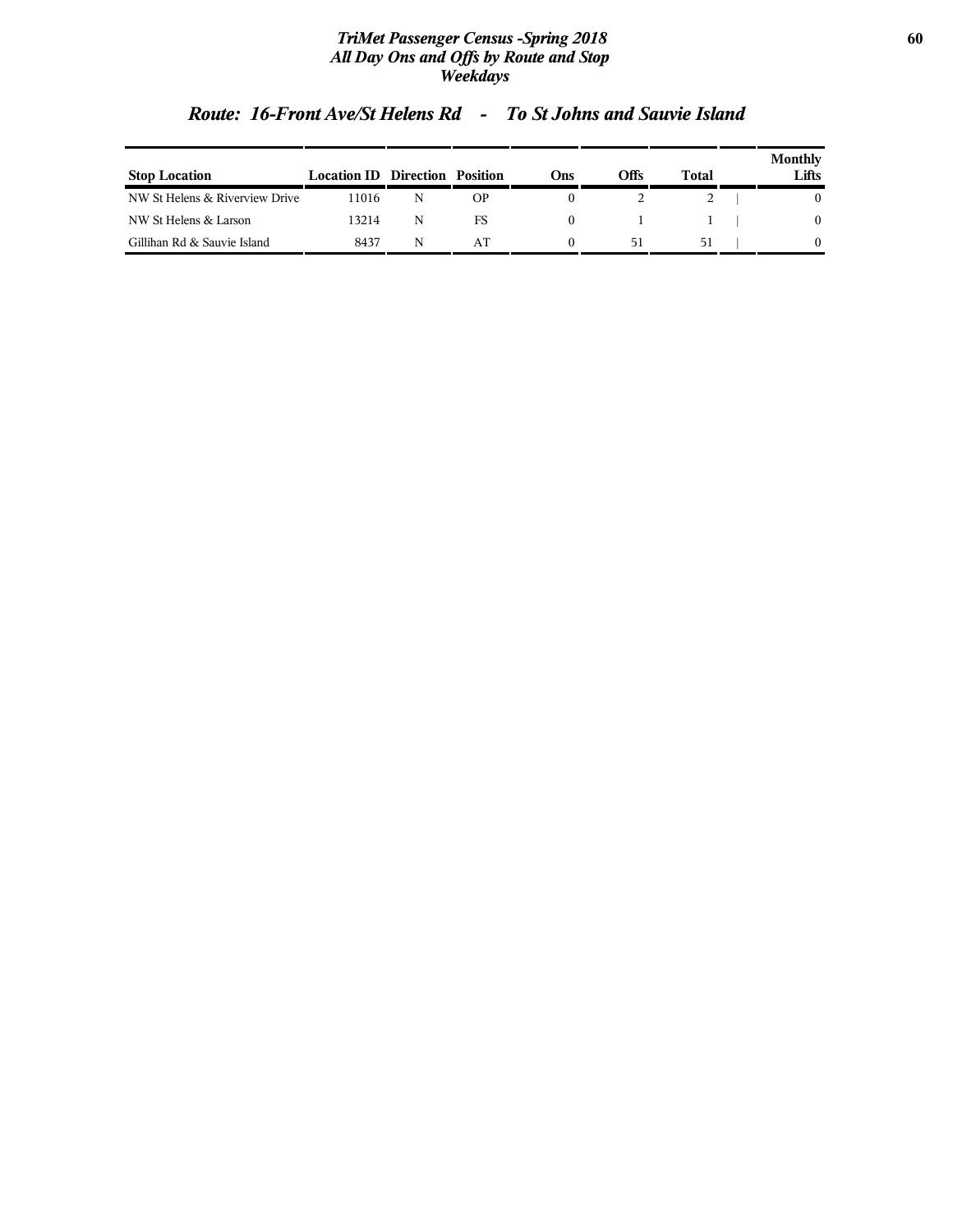## *Route: 16-Front Ave/St Helens Rd - To St Johns and Sauvie Island*

| Stop Location | Location ID | Direction | Position | Ons | Offs | Total | Monthly Lifts |
|---|---|---|---|---|---|---|---|
| NW St Helens & Riverview Drive | 11016 | N | OP | 0 | 2 | 2 | 0 |
| NW St Helens & Larson | 13214 | N | FS | 0 | 1 | 1 | 0 |
| Gillihan Rd & Sauvie Island | 8437 | N | AT | 0 | 51 | 51 | 0 |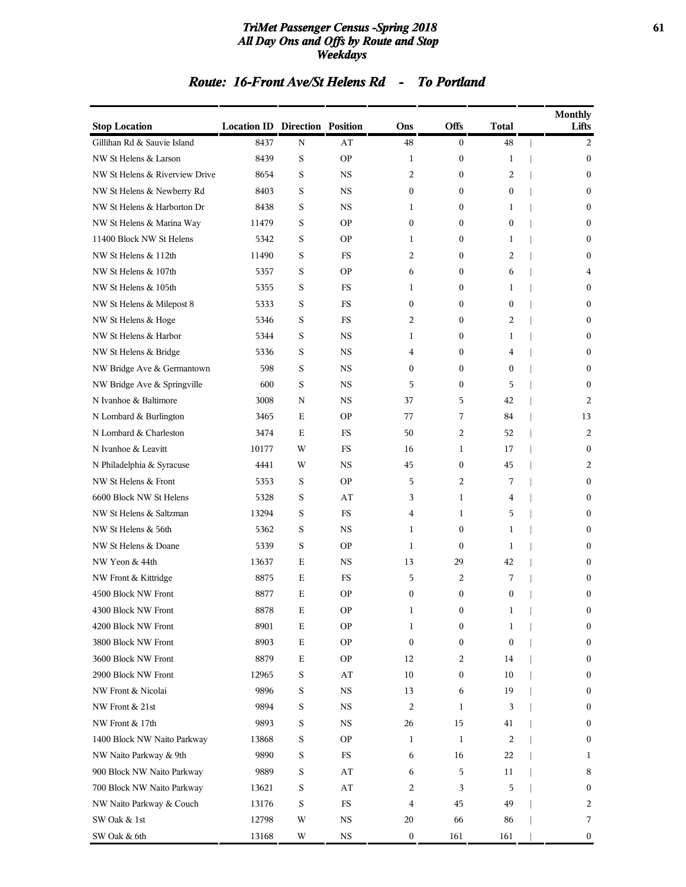## Route: 16-Front Ave/St Helens Rd - To Portland

| Stop Location | Location ID | Direction | Position | Ons | Offs | Total | Monthly Lifts |
|---|---|---|---|---|---|---|---|
| Gillihan Rd & Sauvie Island | 8437 | N | AT | 48 | 0 | 48 | 2 |
| NW St Helens & Larson | 8439 | S | OP | 1 | 0 | 1 | 0 |
| NW St Helens & Riverview Drive | 8654 | S | NS | 2 | 0 | 2 | 0 |
| NW St Helens & Newberry Rd | 8403 | S | NS | 0 | 0 | 0 | 0 |
| NW St Helens & Harborton Dr | 8438 | S | NS | 1 | 0 | 1 | 0 |
| NW St Helens & Marina Way | 11479 | S | OP | 0 | 0 | 0 | 0 |
| 11400 Block NW St Helens | 5342 | S | OP | 1 | 0 | 1 | 0 |
| NW St Helens & 112th | 11490 | S | FS | 2 | 0 | 2 | 0 |
| NW St Helens & 107th | 5357 | S | OP | 6 | 0 | 6 | 4 |
| NW St Helens & 105th | 5355 | S | FS | 1 | 0 | 1 | 0 |
| NW St Helens & Milepost 8 | 5333 | S | FS | 0 | 0 | 0 | 0 |
| NW St Helens & Hoge | 5346 | S | FS | 2 | 0 | 2 | 0 |
| NW St Helens & Harbor | 5344 | S | NS | 1 | 0 | 1 | 0 |
| NW St Helens & Bridge | 5336 | S | NS | 4 | 0 | 4 | 0 |
| NW Bridge Ave & Germantown | 598 | S | NS | 0 | 0 | 0 | 0 |
| NW Bridge Ave & Springville | 600 | S | NS | 5 | 0 | 5 | 0 |
| N Ivanhoe & Baltimore | 3008 | N | NS | 37 | 5 | 42 | 2 |
| N Lombard & Burlington | 3465 | E | OP | 77 | 7 | 84 | 13 |
| N Lombard & Charleston | 3474 | E | FS | 50 | 2 | 52 | 2 |
| N Ivanhoe & Leavitt | 10177 | W | FS | 16 | 1 | 17 | 0 |
| N Philadelphia & Syracuse | 4441 | W | NS | 45 | 0 | 45 | 2 |
| NW St Helens & Front | 5353 | S | OP | 5 | 2 | 7 | 0 |
| 6600 Block NW St Helens | 5328 | S | AT | 3 | 1 | 4 | 0 |
| NW St Helens & Saltzman | 13294 | S | FS | 4 | 1 | 5 | 0 |
| NW St Helens & 56th | 5362 | S | NS | 1 | 0 | 1 | 0 |
| NW St Helens & Doane | 5339 | S | OP | 1 | 0 | 1 | 0 |
| NW Yeon & 44th | 13637 | E | NS | 13 | 29 | 42 | 0 |
| NW Front & Kittridge | 8875 | E | FS | 5 | 2 | 7 | 0 |
| 4500 Block NW Front | 8877 | E | OP | 0 | 0 | 0 | 0 |
| 4300 Block NW Front | 8878 | E | OP | 1 | 0 | 1 | 0 |
| 4200 Block NW Front | 8901 | E | OP | 1 | 0 | 1 | 0 |
| 3800 Block NW Front | 8903 | E | OP | 0 | 0 | 0 | 0 |
| 3600 Block NW Front | 8879 | E | OP | 12 | 2 | 14 | 0 |
| 2900 Block NW Front | 12965 | S | AT | 10 | 0 | 10 | 0 |
| NW Front & Nicolai | 9896 | S | NS | 13 | 6 | 19 | 0 |
| NW Front & 21st | 9894 | S | NS | 2 | 1 | 3 | 0 |
| NW Front & 17th | 9893 | S | NS | 26 | 15 | 41 | 0 |
| 1400 Block NW Naito Parkway | 13868 | S | OP | 1 | 1 | 2 | 0 |
| NW Naito Parkway & 9th | 9890 | S | FS | 6 | 16 | 22 | 1 |
| 900 Block NW Naito Parkway | 9889 | S | AT | 6 | 5 | 11 | 8 |
| 700 Block NW Naito Parkway | 13621 | S | AT | 2 | 3 | 5 | 0 |
| NW Naito Parkway & Couch | 13176 | S | FS | 4 | 45 | 49 | 2 |
| SW Oak & 1st | 12798 | W | NS | 20 | 66 | 86 | 7 |
| SW Oak & 6th | 13168 | W | NS | 0 | 161 | 161 | 0 |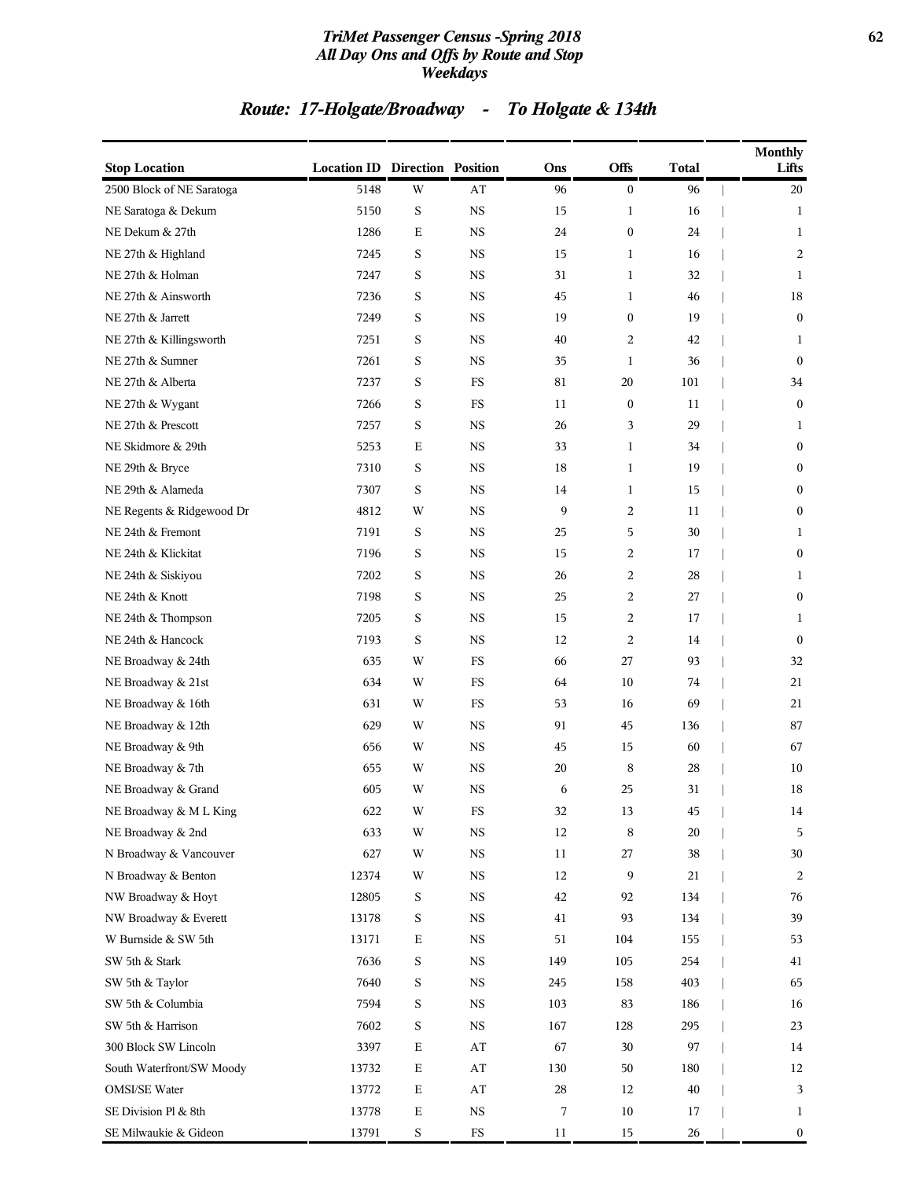# TriMet Passenger Census -Spring 2018
## All Day Ons and Offs by Route and Stop
### Weekdays

## Route: 17-Holgate/Broadway - To Holgate & 134th

| Stop Location | Location ID | Direction | Position | Ons | Offs | Total | Monthly Lifts |
|---|---|---|---|---|---|---|---|
| 2500 Block of NE Saratoga | 5148 | W | AT | 96 | 0 | 96 | 20 |
| NE Saratoga & Dekum | 5150 | S | NS | 15 | 1 | 16 | 1 |
| NE Dekum & 27th | 1286 | E | NS | 24 | 0 | 24 | 1 |
| NE 27th & Highland | 7245 | S | NS | 15 | 1 | 16 | 2 |
| NE 27th & Holman | 7247 | S | NS | 31 | 1 | 32 | 1 |
| NE 27th & Ainsworth | 7236 | S | NS | 45 | 1 | 46 | 18 |
| NE 27th & Jarrett | 7249 | S | NS | 19 | 0 | 19 | 0 |
| NE 27th & Killingsworth | 7251 | S | NS | 40 | 2 | 42 | 1 |
| NE 27th & Sumner | 7261 | S | NS | 35 | 1 | 36 | 0 |
| NE 27th & Alberta | 7237 | S | FS | 81 | 20 | 101 | 34 |
| NE 27th & Wygant | 7266 | S | FS | 11 | 0 | 11 | 0 |
| NE 27th & Prescott | 7257 | S | NS | 26 | 3 | 29 | 1 |
| NE Skidmore & 29th | 5253 | E | NS | 33 | 1 | 34 | 0 |
| NE 29th & Bryce | 7310 | S | NS | 18 | 1 | 19 | 0 |
| NE 29th & Alameda | 7307 | S | NS | 14 | 1 | 15 | 0 |
| NE Regents & Ridgewood Dr | 4812 | W | NS | 9 | 2 | 11 | 0 |
| NE 24th & Fremont | 7191 | S | NS | 25 | 5 | 30 | 1 |
| NE 24th & Klickitat | 7196 | S | NS | 15 | 2 | 17 | 0 |
| NE 24th & Siskiyou | 7202 | S | NS | 26 | 2 | 28 | 1 |
| NE 24th & Knott | 7198 | S | NS | 25 | 2 | 27 | 0 |
| NE 24th & Thompson | 7205 | S | NS | 15 | 2 | 17 | 1 |
| NE 24th & Hancock | 7193 | S | NS | 12 | 2 | 14 | 0 |
| NE Broadway & 24th | 635 | W | FS | 66 | 27 | 93 | 32 |
| NE Broadway & 21st | 634 | W | FS | 64 | 10 | 74 | 21 |
| NE Broadway & 16th | 631 | W | FS | 53 | 16 | 69 | 21 |
| NE Broadway & 12th | 629 | W | NS | 91 | 45 | 136 | 87 |
| NE Broadway & 9th | 656 | W | NS | 45 | 15 | 60 | 67 |
| NE Broadway & 7th | 655 | W | NS | 20 | 8 | 28 | 10 |
| NE Broadway & Grand | 605 | W | NS | 6 | 25 | 31 | 18 |
| NE Broadway & M L King | 622 | W | FS | 32 | 13 | 45 | 14 |
| NE Broadway & 2nd | 633 | W | NS | 12 | 8 | 20 | 5 |
| N Broadway & Vancouver | 627 | W | NS | 11 | 27 | 38 | 30 |
| N Broadway & Benton | 12374 | W | NS | 12 | 9 | 21 | 2 |
| NW Broadway & Hoyt | 12805 | S | NS | 42 | 92 | 134 | 76 |
| NW Broadway & Everett | 13178 | S | NS | 41 | 93 | 134 | 39 |
| W Burnside & SW 5th | 13171 | E | NS | 51 | 104 | 155 | 53 |
| SW 5th & Stark | 7636 | S | NS | 149 | 105 | 254 | 41 |
| SW 5th & Taylor | 7640 | S | NS | 245 | 158 | 403 | 65 |
| SW 5th & Columbia | 7594 | S | NS | 103 | 83 | 186 | 16 |
| SW 5th & Harrison | 7602 | S | NS | 167 | 128 | 295 | 23 |
| 300 Block SW Lincoln | 3397 | E | AT | 67 | 30 | 97 | 14 |
| South Waterfront/SW Moody | 13732 | E | AT | 130 | 50 | 180 | 12 |
| OMSI/SE Water | 13772 | E | AT | 28 | 12 | 40 | 3 |
| SE Division Pl & 8th | 13778 | E | NS | 7 | 10 | 17 | 1 |
| SE Milwaukie & Gideon | 13791 | S | FS | 11 | 15 | 26 | 0 |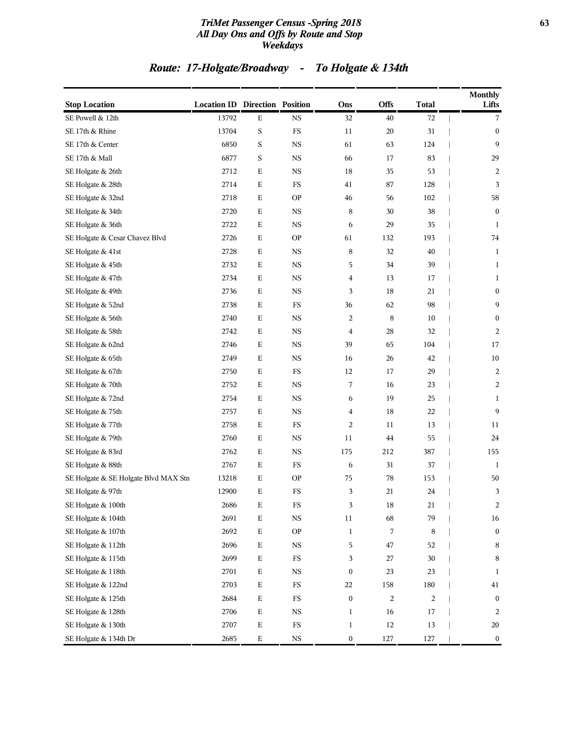## Route: 17-Holgate/Broadway - To Holgate & 134th

| Stop Location | Location ID | Direction | Position | Ons | Offs | Total | Monthly Lifts |
|---|---|---|---|---|---|---|---|
| SE Powell & 12th | 13792 | E | NS | 32 | 40 | 72 | 7 |
| SE 17th & Rhine | 13704 | S | FS | 11 | 20 | 31 | 0 |
| SE 17th & Center | 6850 | S | NS | 61 | 63 | 124 | 9 |
| SE 17th & Mall | 6877 | S | NS | 66 | 17 | 83 | 29 |
| SE Holgate & 26th | 2712 | E | NS | 18 | 35 | 53 | 2 |
| SE Holgate & 28th | 2714 | E | FS | 41 | 87 | 128 | 3 |
| SE Holgate & 32nd | 2718 | E | OP | 46 | 56 | 102 | 58 |
| SE Holgate & 34th | 2720 | E | NS | 8 | 30 | 38 | 0 |
| SE Holgate & 36th | 2722 | E | NS | 6 | 29 | 35 | 1 |
| SE Holgate & Cesar Chavez Blvd | 2726 | E | OP | 61 | 132 | 193 | 74 |
| SE Holgate & 41st | 2728 | E | NS | 8 | 32 | 40 | 1 |
| SE Holgate & 45th | 2732 | E | NS | 5 | 34 | 39 | 1 |
| SE Holgate & 47th | 2734 | E | NS | 4 | 13 | 17 | 1 |
| SE Holgate & 49th | 2736 | E | NS | 3 | 18 | 21 | 0 |
| SE Holgate & 52nd | 2738 | E | FS | 36 | 62 | 98 | 9 |
| SE Holgate & 56th | 2740 | E | NS | 2 | 8 | 10 | 0 |
| SE Holgate & 58th | 2742 | E | NS | 4 | 28 | 32 | 2 |
| SE Holgate & 62nd | 2746 | E | NS | 39 | 65 | 104 | 17 |
| SE Holgate & 65th | 2749 | E | NS | 16 | 26 | 42 | 10 |
| SE Holgate & 67th | 2750 | E | FS | 12 | 17 | 29 | 2 |
| SE Holgate & 70th | 2752 | E | NS | 7 | 16 | 23 | 2 |
| SE Holgate & 72nd | 2754 | E | NS | 6 | 19 | 25 | 1 |
| SE Holgate & 75th | 2757 | E | NS | 4 | 18 | 22 | 9 |
| SE Holgate & 77th | 2758 | E | FS | 2 | 11 | 13 | 11 |
| SE Holgate & 79th | 2760 | E | NS | 11 | 44 | 55 | 24 |
| SE Holgate & 83rd | 2762 | E | NS | 175 | 212 | 387 | 155 |
| SE Holgate & 88th | 2767 | E | FS | 6 | 31 | 37 | 1 |
| SE Holgate & SE Holgate Blvd MAX Stn | 13218 | E | OP | 75 | 78 | 153 | 50 |
| SE Holgate & 97th | 12900 | E | FS | 3 | 21 | 24 | 3 |
| SE Holgate & 100th | 2686 | E | FS | 3 | 18 | 21 | 2 |
| SE Holgate & 104th | 2691 | E | NS | 11 | 68 | 79 | 16 |
| SE Holgate & 107th | 2692 | E | OP | 1 | 7 | 8 | 0 |
| SE Holgate & 112th | 2696 | E | NS | 5 | 47 | 52 | 8 |
| SE Holgate & 115th | 2699 | E | FS | 3 | 27 | 30 | 8 |
| SE Holgate & 118th | 2701 | E | NS | 0 | 23 | 23 | 1 |
| SE Holgate & 122nd | 2703 | E | FS | 22 | 158 | 180 | 41 |
| SE Holgate & 125th | 2684 | E | FS | 0 | 2 | 2 | 0 |
| SE Holgate & 128th | 2706 | E | NS | 1 | 16 | 17 | 2 |
| SE Holgate & 130th | 2707 | E | FS | 1 | 12 | 13 | 20 |
| SE Holgate & 134th Dr | 2685 | E | NS | 0 | 127 | 127 | 0 |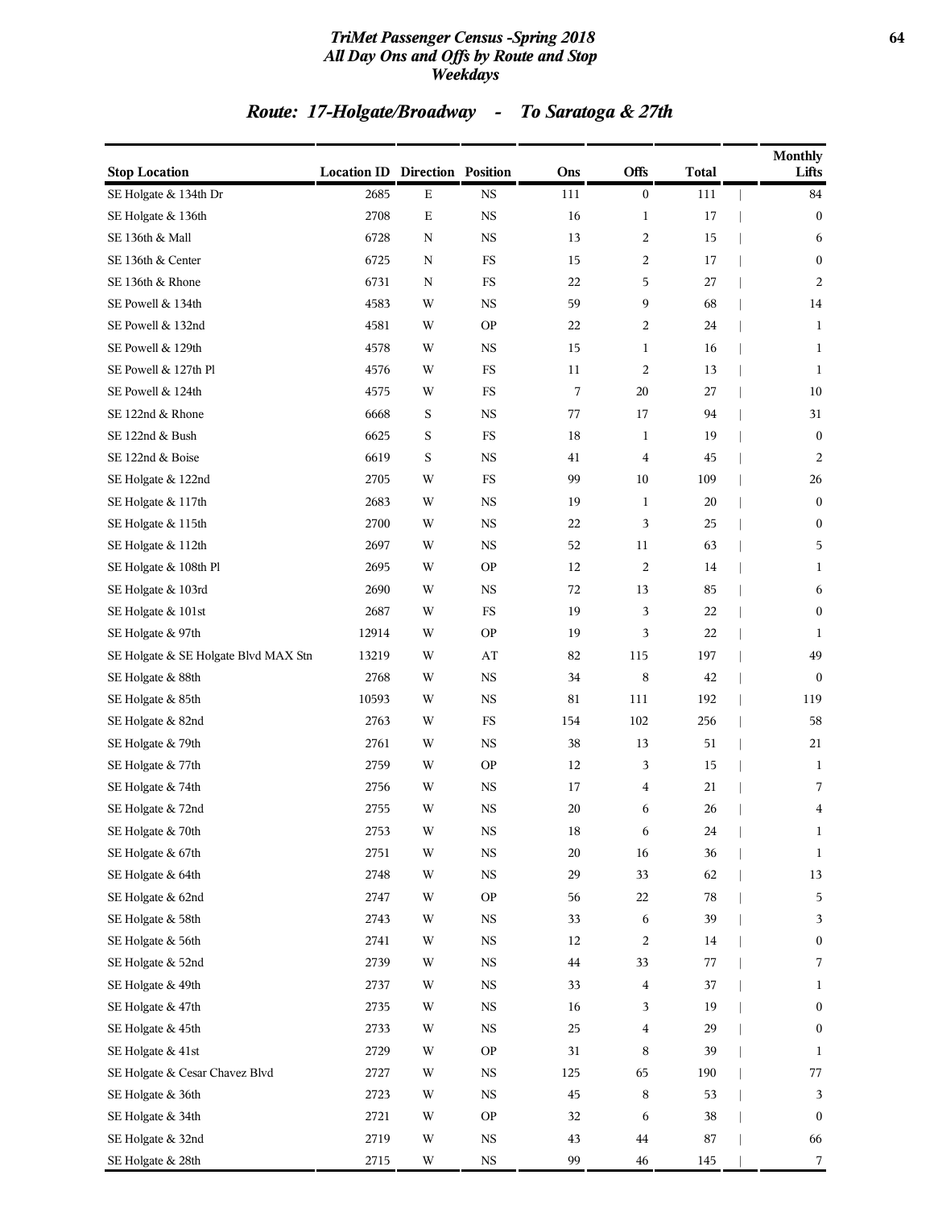# TriMet Passenger Census -Spring 2018
## All Day Ons and Offs by Route and Stop
### Weekdays

## Route: 17-Holgate/Broadway - To Saratoga & 27th

| Stop Location | Location ID | Direction | Position | Ons | Offs | Total | Monthly Lifts |
|---|---|---|---|---|---|---|---|
| SE Holgate & 134th Dr | 2685 | E | NS | 111 | 0 | 111 | 84 |
| SE Holgate & 136th | 2708 | E | NS | 16 | 1 | 17 | 0 |
| SE 136th & Mall | 6728 | N | NS | 13 | 2 | 15 | 6 |
| SE 136th & Center | 6725 | N | FS | 15 | 2 | 17 | 0 |
| SE 136th & Rhone | 6731 | N | FS | 22 | 5 | 27 | 2 |
| SE Powell & 134th | 4583 | W | NS | 59 | 9 | 68 | 14 |
| SE Powell & 132nd | 4581 | W | OP | 22 | 2 | 24 | 1 |
| SE Powell & 129th | 4578 | W | NS | 15 | 1 | 16 | 1 |
| SE Powell & 127th Pl | 4576 | W | FS | 11 | 2 | 13 | 1 |
| SE Powell & 124th | 4575 | W | FS | 7 | 20 | 27 | 10 |
| SE 122nd & Rhone | 6668 | S | NS | 77 | 17 | 94 | 31 |
| SE 122nd & Bush | 6625 | S | FS | 18 | 1 | 19 | 0 |
| SE 122nd & Boise | 6619 | S | NS | 41 | 4 | 45 | 2 |
| SE Holgate & 122nd | 2705 | W | FS | 99 | 10 | 109 | 26 |
| SE Holgate & 117th | 2683 | W | NS | 19 | 1 | 20 | 0 |
| SE Holgate & 115th | 2700 | W | NS | 22 | 3 | 25 | 0 |
| SE Holgate & 112th | 2697 | W | NS | 52 | 11 | 63 | 5 |
| SE Holgate & 108th Pl | 2695 | W | OP | 12 | 2 | 14 | 1 |
| SE Holgate & 103rd | 2690 | W | NS | 72 | 13 | 85 | 6 |
| SE Holgate & 101st | 2687 | W | FS | 19 | 3 | 22 | 0 |
| SE Holgate & 97th | 12914 | W | OP | 19 | 3 | 22 | 1 |
| SE Holgate & SE Holgate Blvd MAX Stn | 13219 | W | AT | 82 | 115 | 197 | 49 |
| SE Holgate & 88th | 2768 | W | NS | 34 | 8 | 42 | 0 |
| SE Holgate & 85th | 10593 | W | NS | 81 | 111 | 192 | 119 |
| SE Holgate & 82nd | 2763 | W | FS | 154 | 102 | 256 | 58 |
| SE Holgate & 79th | 2761 | W | NS | 38 | 13 | 51 | 21 |
| SE Holgate & 77th | 2759 | W | OP | 12 | 3 | 15 | 1 |
| SE Holgate & 74th | 2756 | W | NS | 17 | 4 | 21 | 7 |
| SE Holgate & 72nd | 2755 | W | NS | 20 | 6 | 26 | 4 |
| SE Holgate & 70th | 2753 | W | NS | 18 | 6 | 24 | 1 |
| SE Holgate & 67th | 2751 | W | NS | 20 | 16 | 36 | 1 |
| SE Holgate & 64th | 2748 | W | NS | 29 | 33 | 62 | 13 |
| SE Holgate & 62nd | 2747 | W | OP | 56 | 22 | 78 | 5 |
| SE Holgate & 58th | 2743 | W | NS | 33 | 6 | 39 | 3 |
| SE Holgate & 56th | 2741 | W | NS | 12 | 2 | 14 | 0 |
| SE Holgate & 52nd | 2739 | W | NS | 44 | 33 | 77 | 7 |
| SE Holgate & 49th | 2737 | W | NS | 33 | 4 | 37 | 1 |
| SE Holgate & 47th | 2735 | W | NS | 16 | 3 | 19 | 0 |
| SE Holgate & 45th | 2733 | W | NS | 25 | 4 | 29 | 0 |
| SE Holgate & 41st | 2729 | W | OP | 31 | 8 | 39 | 1 |
| SE Holgate & Cesar Chavez Blvd | 2727 | W | NS | 125 | 65 | 190 | 77 |
| SE Holgate & 36th | 2723 | W | NS | 45 | 8 | 53 | 3 |
| SE Holgate & 34th | 2721 | W | OP | 32 | 6 | 38 | 0 |
| SE Holgate & 32nd | 2719 | W | NS | 43 | 44 | 87 | 66 |
| SE Holgate & 28th | 2715 | W | NS | 99 | 46 | 145 | 7 |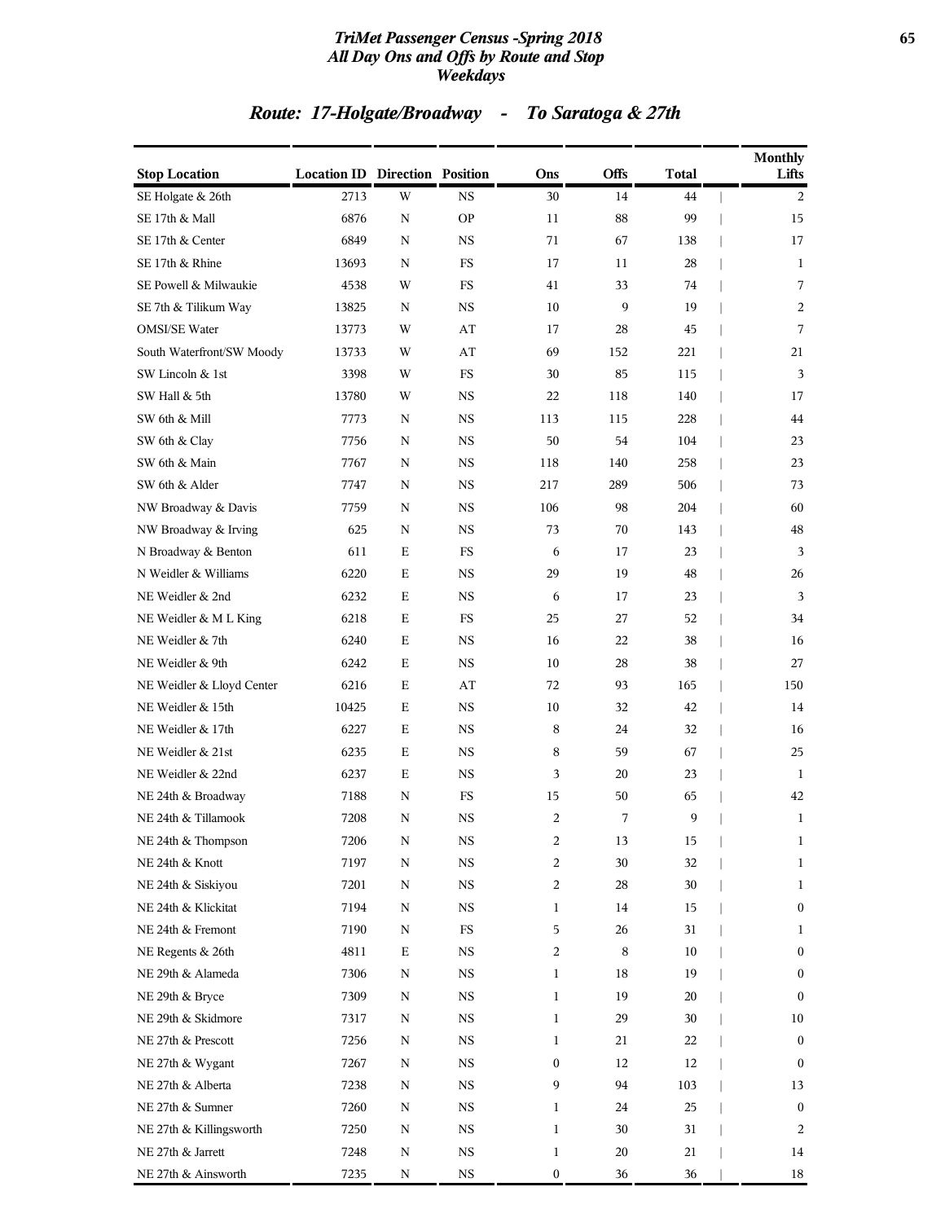## Route: 17-Holgate/Broadway - To Saratoga & 27th

| Stop Location | Location ID | Direction | Position | Ons | Offs | Total | Monthly Lifts |
|---|---|---|---|---|---|---|---|
| SE Holgate & 26th | 2713 | W | NS | 30 | 14 | 44 | 2 |
| SE 17th & Mall | 6876 | N | OP | 11 | 88 | 99 | 15 |
| SE 17th & Center | 6849 | N | NS | 71 | 67 | 138 | 17 |
| SE 17th & Rhine | 13693 | N | FS | 17 | 11 | 28 | 1 |
| SE Powell & Milwaukie | 4538 | W | FS | 41 | 33 | 74 | 7 |
| SE 7th & Tilikum Way | 13825 | N | NS | 10 | 9 | 19 | 2 |
| OMSI/SE Water | 13773 | W | AT | 17 | 28 | 45 | 7 |
| South Waterfront/SW Moody | 13733 | W | AT | 69 | 152 | 221 | 21 |
| SW Lincoln & 1st | 3398 | W | FS | 30 | 85 | 115 | 3 |
| SW Hall & 5th | 13780 | W | NS | 22 | 118 | 140 | 17 |
| SW 6th & Mill | 7773 | N | NS | 113 | 115 | 228 | 44 |
| SW 6th & Clay | 7756 | N | NS | 50 | 54 | 104 | 23 |
| SW 6th & Main | 7767 | N | NS | 118 | 140 | 258 | 23 |
| SW 6th & Alder | 7747 | N | NS | 217 | 289 | 506 | 73 |
| NW Broadway & Davis | 7759 | N | NS | 106 | 98 | 204 | 60 |
| NW Broadway & Irving | 625 | N | NS | 73 | 70 | 143 | 48 |
| N Broadway & Benton | 611 | E | FS | 6 | 17 | 23 | 3 |
| N Weidler & Williams | 6220 | E | NS | 29 | 19 | 48 | 26 |
| NE Weidler & 2nd | 6232 | E | NS | 6 | 17 | 23 | 3 |
| NE Weidler & M L King | 6218 | E | FS | 25 | 27 | 52 | 34 |
| NE Weidler & 7th | 6240 | E | NS | 16 | 22 | 38 | 16 |
| NE Weidler & 9th | 6242 | E | NS | 10 | 28 | 38 | 27 |
| NE Weidler & Lloyd Center | 6216 | E | AT | 72 | 93 | 165 | 150 |
| NE Weidler & 15th | 10425 | E | NS | 10 | 32 | 42 | 14 |
| NE Weidler & 17th | 6227 | E | NS | 8 | 24 | 32 | 16 |
| NE Weidler & 21st | 6235 | E | NS | 8 | 59 | 67 | 25 |
| NE Weidler & 22nd | 6237 | E | NS | 3 | 20 | 23 | 1 |
| NE 24th & Broadway | 7188 | N | FS | 15 | 50 | 65 | 42 |
| NE 24th & Tillamook | 7208 | N | NS | 2 | 7 | 9 | 1 |
| NE 24th & Thompson | 7206 | N | NS | 2 | 13 | 15 | 1 |
| NE 24th & Knott | 7197 | N | NS | 2 | 30 | 32 | 1 |
| NE 24th & Siskiyou | 7201 | N | NS | 2 | 28 | 30 | 1 |
| NE 24th & Klickitat | 7194 | N | NS | 1 | 14 | 15 | 0 |
| NE 24th & Fremont | 7190 | N | FS | 5 | 26 | 31 | 1 |
| NE Regents & 26th | 4811 | E | NS | 2 | 8 | 10 | 0 |
| NE 29th & Alameda | 7306 | N | NS | 1 | 18 | 19 | 0 |
| NE 29th & Bryce | 7309 | N | NS | 1 | 19 | 20 | 0 |
| NE 29th & Skidmore | 7317 | N | NS | 1 | 29 | 30 | 10 |
| NE 27th & Prescott | 7256 | N | NS | 1 | 21 | 22 | 0 |
| NE 27th & Wygant | 7267 | N | NS | 0 | 12 | 12 | 0 |
| NE 27th & Alberta | 7238 | N | NS | 9 | 94 | 103 | 13 |
| NE 27th & Sumner | 7260 | N | NS | 1 | 24 | 25 | 0 |
| NE 27th & Killingsworth | 7250 | N | NS | 1 | 30 | 31 | 2 |
| NE 27th & Jarrett | 7248 | N | NS | 1 | 20 | 21 | 14 |
| NE 27th & Ainsworth | 7235 | N | NS | 0 | 36 | 36 | 18 |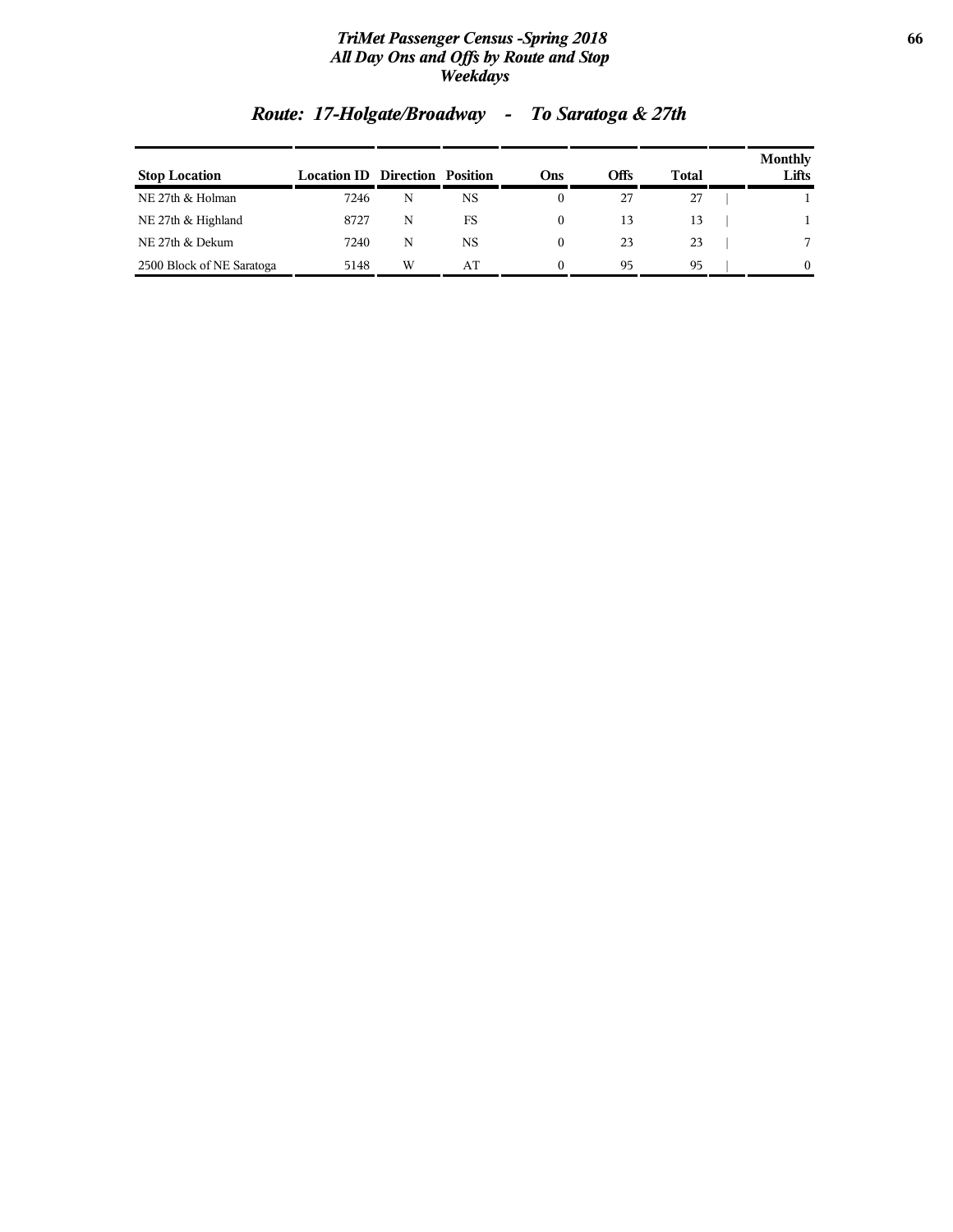## Route: 17-Holgate/Broadway - To Saratoga & 27th

| Stop Location | Location ID | Direction | Position | Ons | Offs | Total | Monthly Lifts |
|---|---|---|---|---|---|---|---|
| NE 27th & Holman | 7246 | N | NS | 0 | 27 | 27 | 1 |
| NE 27th & Highland | 8727 | N | FS | 0 | 13 | 13 | 1 |
| NE 27th & Dekum | 7240 | N | NS | 0 | 23 | 23 | 7 |
| 2500 Block of NE Saratoga | 5148 | W | AT | 0 | 95 | 95 | 0 |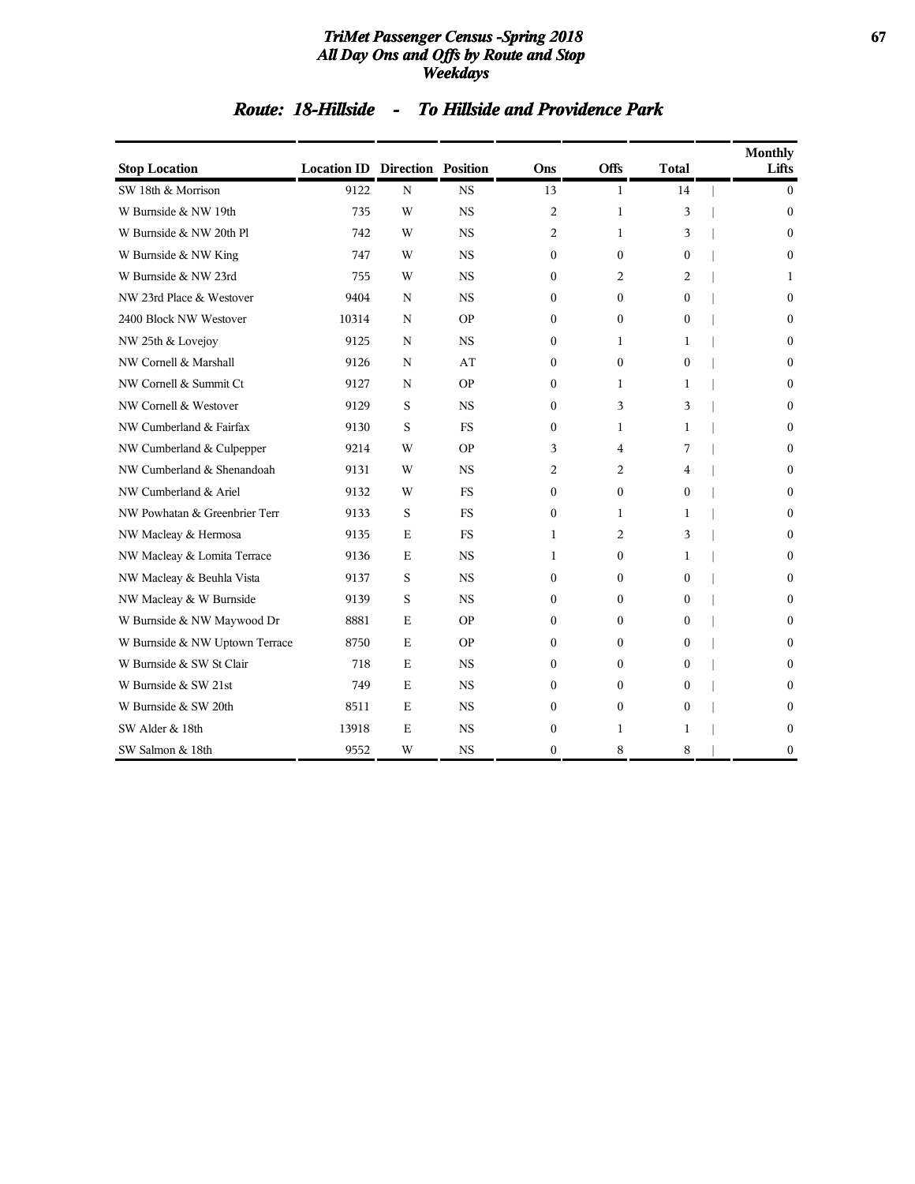# TriMet Passenger Census -Spring 2018
## All Day Ons and Offs by Route and Stop
## Weekdays

### Route: 18-Hillside - To Hillside and Providence Park

| Stop Location | Location ID | Direction | Position | Ons | Offs | Total | Monthly Lifts |
|---|---|---|---|---|---|---|---|
| SW 18th & Morrison | 9122 | N | NS | 13 | 1 | 14 | 0 |
| W Burnside & NW 19th | 735 | W | NS | 2 | 1 | 3 | 0 |
| W Burnside & NW 20th Pl | 742 | W | NS | 2 | 1 | 3 | 0 |
| W Burnside & NW King | 747 | W | NS | 0 | 0 | 0 | 0 |
| W Burnside & NW 23rd | 755 | W | NS | 0 | 2 | 2 | 1 |
| NW 23rd Place & Westover | 9404 | N | NS | 0 | 0 | 0 | 0 |
| 2400 Block NW Westover | 10314 | N | OP | 0 | 0 | 0 | 0 |
| NW 25th & Lovejoy | 9125 | N | NS | 0 | 1 | 1 | 0 |
| NW Cornell & Marshall | 9126 | N | AT | 0 | 0 | 0 | 0 |
| NW Cornell & Summit Ct | 9127 | N | OP | 0 | 1 | 1 | 0 |
| NW Cornell & Westover | 9129 | S | NS | 0 | 3 | 3 | 0 |
| NW Cumberland & Fairfax | 9130 | S | FS | 0 | 1 | 1 | 0 |
| NW Cumberland & Culpepper | 9214 | W | OP | 3 | 4 | 7 | 0 |
| NW Cumberland & Shenandoah | 9131 | W | NS | 2 | 2 | 4 | 0 |
| NW Cumberland & Ariel | 9132 | W | FS | 0 | 0 | 0 | 0 |
| NW Powhatan & Greenbrier Terr | 9133 | S | FS | 0 | 1 | 1 | 0 |
| NW Macleay & Hermosa | 9135 | E | FS | 1 | 2 | 3 | 0 |
| NW Macleay & Lomita Terrace | 9136 | E | NS | 1 | 0 | 1 | 0 |
| NW Macleay & Beuhla Vista | 9137 | S | NS | 0 | 0 | 0 | 0 |
| NW Macleay & W Burnside | 9139 | S | NS | 0 | 0 | 0 | 0 |
| W Burnside & NW Maywood Dr | 8881 | E | OP | 0 | 0 | 0 | 0 |
| W Burnside & NW Uptown Terrace | 8750 | E | OP | 0 | 0 | 0 | 0 |
| W Burnside & SW St Clair | 718 | E | NS | 0 | 0 | 0 | 0 |
| W Burnside & SW 21st | 749 | E | NS | 0 | 0 | 0 | 0 |
| W Burnside & SW 20th | 8511 | E | NS | 0 | 0 | 0 | 0 |
| SW Alder & 18th | 13918 | E | NS | 0 | 1 | 1 | 0 |
| SW Salmon & 18th | 9552 | W | NS | 0 | 8 | 8 | 0 |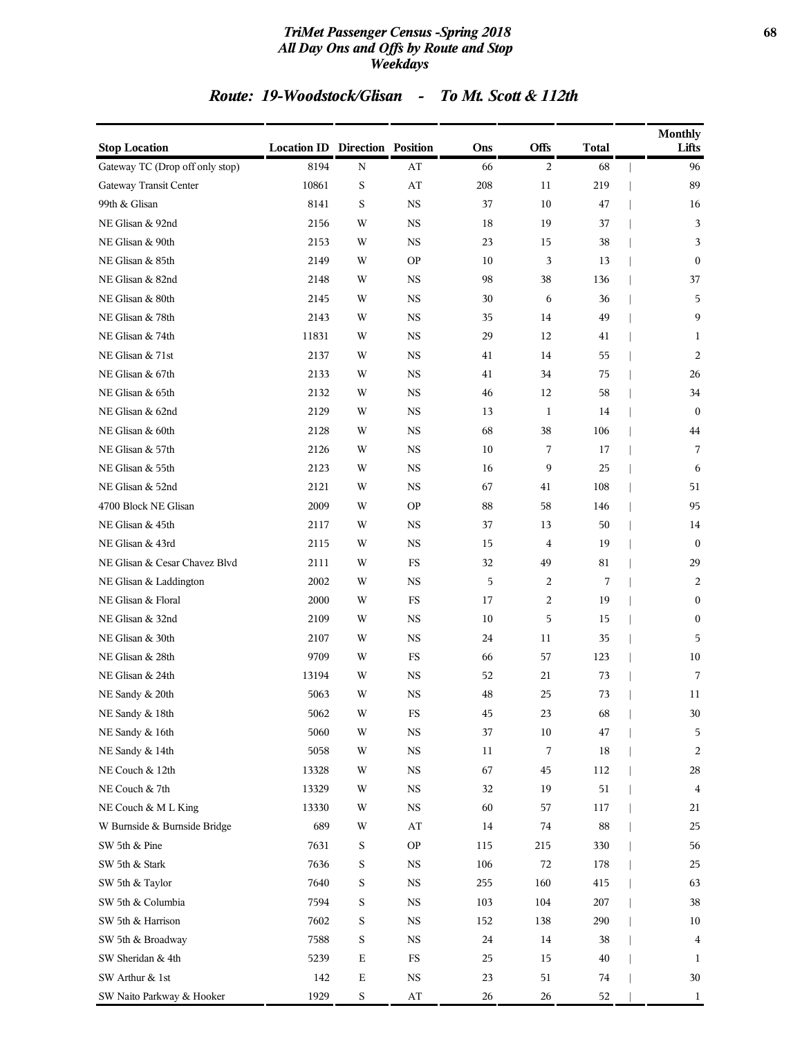# TriMet Passenger Census -Spring 2018
## All Day Ons and Offs by Route and Stop
## Weekdays

### Route: 19-Woodstock/Glisan - To Mt. Scott & 112th

| Stop Location | Location ID | Direction | Position | Ons | Offs | Total | Monthly Lifts |
|---|---|---|---|---|---|---|---|
| Gateway TC (Drop off only stop) | 8194 | N | AT | 66 | 2 | 68 | 96 |
| Gateway Transit Center | 10861 | S | AT | 208 | 11 | 219 | 89 |
| 99th & Glisan | 8141 | S | NS | 37 | 10 | 47 | 16 |
| NE Glisan & 92nd | 2156 | W | NS | 18 | 19 | 37 | 3 |
| NE Glisan & 90th | 2153 | W | NS | 23 | 15 | 38 | 3 |
| NE Glisan & 85th | 2149 | W | OP | 10 | 3 | 13 | 0 |
| NE Glisan & 82nd | 2148 | W | NS | 98 | 38 | 136 | 37 |
| NE Glisan & 80th | 2145 | W | NS | 30 | 6 | 36 | 5 |
| NE Glisan & 78th | 2143 | W | NS | 35 | 14 | 49 | 9 |
| NE Glisan & 74th | 11831 | W | NS | 29 | 12 | 41 | 1 |
| NE Glisan & 71st | 2137 | W | NS | 41 | 14 | 55 | 2 |
| NE Glisan & 67th | 2133 | W | NS | 41 | 34 | 75 | 26 |
| NE Glisan & 65th | 2132 | W | NS | 46 | 12 | 58 | 34 |
| NE Glisan & 62nd | 2129 | W | NS | 13 | 1 | 14 | 0 |
| NE Glisan & 60th | 2128 | W | NS | 68 | 38 | 106 | 44 |
| NE Glisan & 57th | 2126 | W | NS | 10 | 7 | 17 | 7 |
| NE Glisan & 55th | 2123 | W | NS | 16 | 9 | 25 | 6 |
| NE Glisan & 52nd | 2121 | W | NS | 67 | 41 | 108 | 51 |
| 4700 Block NE Glisan | 2009 | W | OP | 88 | 58 | 146 | 95 |
| NE Glisan & 45th | 2117 | W | NS | 37 | 13 | 50 | 14 |
| NE Glisan & 43rd | 2115 | W | NS | 15 | 4 | 19 | 0 |
| NE Glisan & Cesar Chavez Blvd | 2111 | W | FS | 32 | 49 | 81 | 29 |
| NE Glisan & Laddington | 2002 | W | NS | 5 | 2 | 7 | 2 |
| NE Glisan & Floral | 2000 | W | FS | 17 | 2 | 19 | 0 |
| NE Glisan & 32nd | 2109 | W | NS | 10 | 5 | 15 | 0 |
| NE Glisan & 30th | 2107 | W | NS | 24 | 11 | 35 | 5 |
| NE Glisan & 28th | 9709 | W | FS | 66 | 57 | 123 | 10 |
| NE Glisan & 24th | 13194 | W | NS | 52 | 21 | 73 | 7 |
| NE Sandy & 20th | 5063 | W | NS | 48 | 25 | 73 | 11 |
| NE Sandy & 18th | 5062 | W | FS | 45 | 23 | 68 | 30 |
| NE Sandy & 16th | 5060 | W | NS | 37 | 10 | 47 | 5 |
| NE Sandy & 14th | 5058 | W | NS | 11 | 7 | 18 | 2 |
| NE Couch & 12th | 13328 | W | NS | 67 | 45 | 112 | 28 |
| NE Couch & 7th | 13329 | W | NS | 32 | 19 | 51 | 4 |
| NE Couch & M L King | 13330 | W | NS | 60 | 57 | 117 | 21 |
| W Burnside & Burnside Bridge | 689 | W | AT | 14 | 74 | 88 | 25 |
| SW 5th & Pine | 7631 | S | OP | 115 | 215 | 330 | 56 |
| SW 5th & Stark | 7636 | S | NS | 106 | 72 | 178 | 25 |
| SW 5th & Taylor | 7640 | S | NS | 255 | 160 | 415 | 63 |
| SW 5th & Columbia | 7594 | S | NS | 103 | 104 | 207 | 38 |
| SW 5th & Harrison | 7602 | S | NS | 152 | 138 | 290 | 10 |
| SW 5th & Broadway | 7588 | S | NS | 24 | 14 | 38 | 4 |
| SW Sheridan & 4th | 5239 | E | FS | 25 | 15 | 40 | 1 |
| SW Arthur & 1st | 142 | E | NS | 23 | 51 | 74 | 30 |
| SW Naito Parkway & Hooker | 1929 | S | AT | 26 | 26 | 52 | 1 |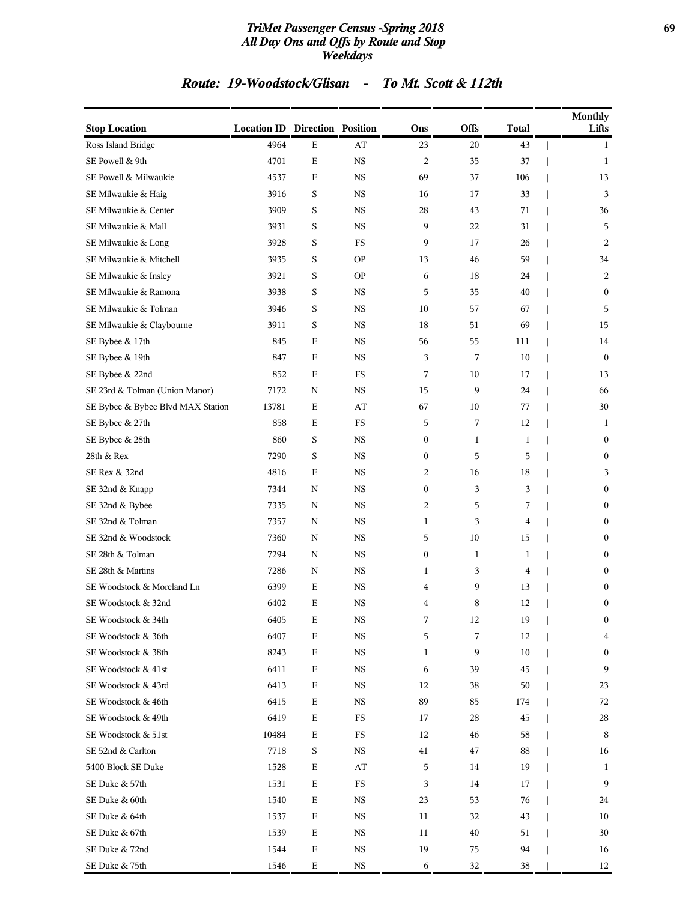# TriMet Passenger Census -Spring 2018
## All Day Ons and Offs by Route and Stop
### Weekdays

## Route: 19-Woodstock/Glisan - To Mt. Scott & 112th

| Stop Location | Location ID | Direction | Position | Ons | Offs | Total | Monthly Lifts |
|---|---|---|---|---|---|---|---|
| Ross Island Bridge | 4964 | E | AT | 23 | 20 | 43 | 1 |
| SE Powell & 9th | 4701 | E | NS | 2 | 35 | 37 | 1 |
| SE Powell & Milwaukie | 4537 | E | NS | 69 | 37 | 106 | 13 |
| SE Milwaukie & Haig | 3916 | S | NS | 16 | 17 | 33 | 3 |
| SE Milwaukie & Center | 3909 | S | NS | 28 | 43 | 71 | 36 |
| SE Milwaukie & Mall | 3931 | S | NS | 9 | 22 | 31 | 5 |
| SE Milwaukie & Long | 3928 | S | FS | 9 | 17 | 26 | 2 |
| SE Milwaukie & Mitchell | 3935 | S | OP | 13 | 46 | 59 | 34 |
| SE Milwaukie & Insley | 3921 | S | OP | 6 | 18 | 24 | 2 |
| SE Milwaukie & Ramona | 3938 | S | NS | 5 | 35 | 40 | 0 |
| SE Milwaukie & Tolman | 3946 | S | NS | 10 | 57 | 67 | 5 |
| SE Milwaukie & Claybourne | 3911 | S | NS | 18 | 51 | 69 | 15 |
| SE Bybee & 17th | 845 | E | NS | 56 | 55 | 111 | 14 |
| SE Bybee & 19th | 847 | E | NS | 3 | 7 | 10 | 0 |
| SE Bybee & 22nd | 852 | E | FS | 7 | 10 | 17 | 13 |
| SE 23rd & Tolman (Union Manor) | 7172 | N | NS | 15 | 9 | 24 | 66 |
| SE Bybee & Bybee Blvd MAX Station | 13781 | E | AT | 67 | 10 | 77 | 30 |
| SE Bybee & 27th | 858 | E | FS | 5 | 7 | 12 | 1 |
| SE Bybee & 28th | 860 | S | NS | 0 | 1 | 1 | 0 |
| 28th & Rex | 7290 | S | NS | 0 | 5 | 5 | 0 |
| SE Rex & 32nd | 4816 | E | NS | 2 | 16 | 18 | 3 |
| SE 32nd & Knapp | 7344 | N | NS | 0 | 3 | 3 | 0 |
| SE 32nd & Bybee | 7335 | N | NS | 2 | 5 | 7 | 0 |
| SE 32nd & Tolman | 7357 | N | NS | 1 | 3 | 4 | 0 |
| SE 32nd & Woodstock | 7360 | N | NS | 5 | 10 | 15 | 0 |
| SE 28th & Tolman | 7294 | N | NS | 0 | 1 | 1 | 0 |
| SE 28th & Martins | 7286 | N | NS | 1 | 3 | 4 | 0 |
| SE Woodstock & Moreland Ln | 6399 | E | NS | 4 | 9 | 13 | 0 |
| SE Woodstock & 32nd | 6402 | E | NS | 4 | 8 | 12 | 0 |
| SE Woodstock & 34th | 6405 | E | NS | 7 | 12 | 19 | 0 |
| SE Woodstock & 36th | 6407 | E | NS | 5 | 7 | 12 | 4 |
| SE Woodstock & 38th | 8243 | E | NS | 1 | 9 | 10 | 0 |
| SE Woodstock & 41st | 6411 | E | NS | 6 | 39 | 45 | 9 |
| SE Woodstock & 43rd | 6413 | E | NS | 12 | 38 | 50 | 23 |
| SE Woodstock & 46th | 6415 | E | NS | 89 | 85 | 174 | 72 |
| SE Woodstock & 49th | 6419 | E | FS | 17 | 28 | 45 | 28 |
| SE Woodstock & 51st | 10484 | E | FS | 12 | 46 | 58 | 8 |
| SE 52nd & Carlton | 7718 | S | NS | 41 | 47 | 88 | 16 |
| 5400 Block SE Duke | 1528 | E | AT | 5 | 14 | 19 | 1 |
| SE Duke & 57th | 1531 | E | FS | 3 | 14 | 17 | 9 |
| SE Duke & 60th | 1540 | E | NS | 23 | 53 | 76 | 24 |
| SE Duke & 64th | 1537 | E | NS | 11 | 32 | 43 | 10 |
| SE Duke & 67th | 1539 | E | NS | 11 | 40 | 51 | 30 |
| SE Duke & 72nd | 1544 | E | NS | 19 | 75 | 94 | 16 |
| SE Duke & 75th | 1546 | E | NS | 6 | 32 | 38 | 12 |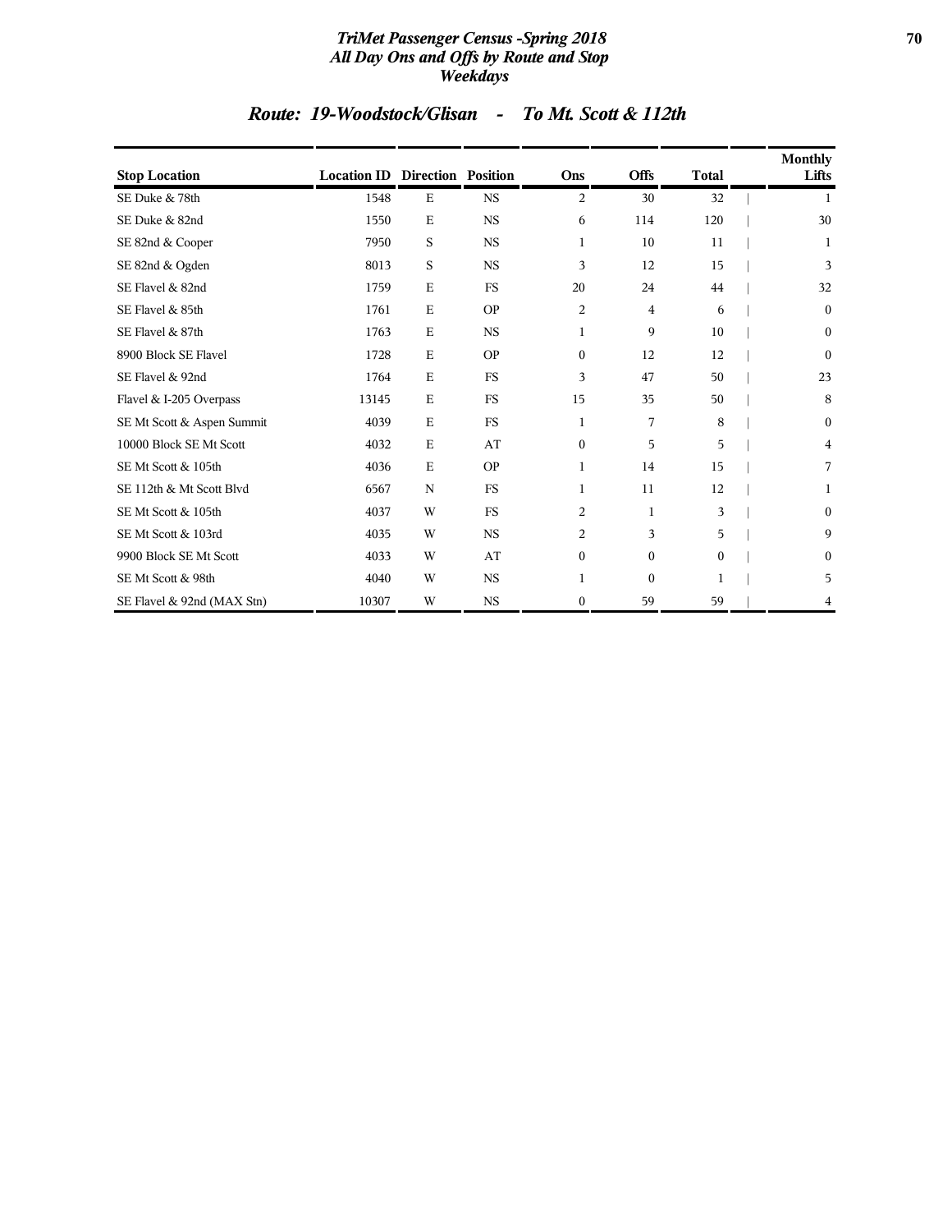## Route: 19-Woodstock/Glisan - To Mt. Scott & 112th

| Stop Location | Location ID | Direction | Position | Ons | Offs | Total | Monthly Lifts |
|---|---|---|---|---|---|---|---|
| SE Duke & 78th | 1548 | E | NS | 2 | 30 | 32 | 1 |
| SE Duke & 82nd | 1550 | E | NS | 6 | 114 | 120 | 30 |
| SE 82nd & Cooper | 7950 | S | NS | 1 | 10 | 11 | 1 |
| SE 82nd & Ogden | 8013 | S | NS | 3 | 12 | 15 | 3 |
| SE Flavel & 82nd | 1759 | E | FS | 20 | 24 | 44 | 32 |
| SE Flavel & 85th | 1761 | E | OP | 2 | 4 | 6 | 0 |
| SE Flavel & 87th | 1763 | E | NS | 1 | 9 | 10 | 0 |
| 8900 Block SE Flavel | 1728 | E | OP | 0 | 12 | 12 | 0 |
| SE Flavel & 92nd | 1764 | E | FS | 3 | 47 | 50 | 23 |
| Flavel & I-205 Overpass | 13145 | E | FS | 15 | 35 | 50 | 8 |
| SE Mt Scott & Aspen Summit | 4039 | E | FS | 1 | 7 | 8 | 0 |
| 10000 Block SE Mt Scott | 4032 | E | AT | 0 | 5 | 5 | 4 |
| SE Mt Scott & 105th | 4036 | E | OP | 1 | 14 | 15 | 7 |
| SE 112th & Mt Scott Blvd | 6567 | N | FS | 1 | 11 | 12 | 1 |
| SE Mt Scott & 105th | 4037 | W | FS | 2 | 1 | 3 | 0 |
| SE Mt Scott & 103rd | 4035 | W | NS | 2 | 3 | 5 | 9 |
| 9900 Block SE Mt Scott | 4033 | W | AT | 0 | 0 | 0 | 0 |
| SE Mt Scott & 98th | 4040 | W | NS | 1 | 0 | 1 | 5 |
| SE Flavel & 92nd (MAX Stn) | 10307 | W | NS | 0 | 59 | 59 | 4 |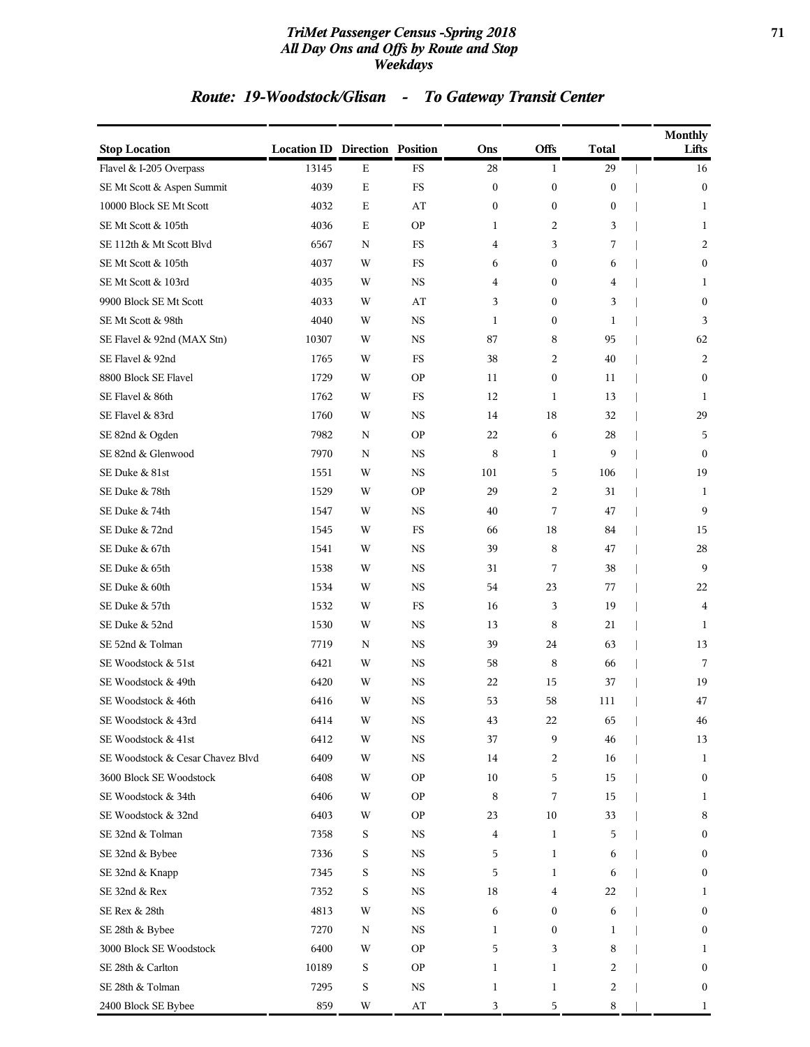## Route: 19-Woodstock/Glisan - To Gateway Transit Center

| Stop Location | Location ID | Direction | Position | Ons | Offs | Total | Monthly Lifts |
|---|---|---|---|---|---|---|---|
| Flavel & I-205 Overpass | 13145 | E | FS | 28 | 1 | 29 | 16 |
| SE Mt Scott & Aspen Summit | 4039 | E | FS | 0 | 0 | 0 | 0 |
| 10000 Block SE Mt Scott | 4032 | E | AT | 0 | 0 | 0 | 1 |
| SE Mt Scott & 105th | 4036 | E | OP | 1 | 2 | 3 | 1 |
| SE 112th & Mt Scott Blvd | 6567 | N | FS | 4 | 3 | 7 | 2 |
| SE Mt Scott & 105th | 4037 | W | FS | 6 | 0 | 6 | 0 |
| SE Mt Scott & 103rd | 4035 | W | NS | 4 | 0 | 4 | 1 |
| 9900 Block SE Mt Scott | 4033 | W | AT | 3 | 0 | 3 | 0 |
| SE Mt Scott & 98th | 4040 | W | NS | 1 | 0 | 1 | 3 |
| SE Flavel & 92nd (MAX Stn) | 10307 | W | NS | 87 | 8 | 95 | 62 |
| SE Flavel & 92nd | 1765 | W | FS | 38 | 2 | 40 | 2 |
| 8800 Block SE Flavel | 1729 | W | OP | 11 | 0 | 11 | 0 |
| SE Flavel & 86th | 1762 | W | FS | 12 | 1 | 13 | 1 |
| SE Flavel & 83rd | 1760 | W | NS | 14 | 18 | 32 | 29 |
| SE 82nd & Ogden | 7982 | N | OP | 22 | 6 | 28 | 5 |
| SE 82nd & Glenwood | 7970 | N | NS | 8 | 1 | 9 | 0 |
| SE Duke & 81st | 1551 | W | NS | 101 | 5 | 106 | 19 |
| SE Duke & 78th | 1529 | W | OP | 29 | 2 | 31 | 1 |
| SE Duke & 74th | 1547 | W | NS | 40 | 7 | 47 | 9 |
| SE Duke & 72nd | 1545 | W | FS | 66 | 18 | 84 | 15 |
| SE Duke & 67th | 1541 | W | NS | 39 | 8 | 47 | 28 |
| SE Duke & 65th | 1538 | W | NS | 31 | 7 | 38 | 9 |
| SE Duke & 60th | 1534 | W | NS | 54 | 23 | 77 | 22 |
| SE Duke & 57th | 1532 | W | FS | 16 | 3 | 19 | 4 |
| SE Duke & 52nd | 1530 | W | NS | 13 | 8 | 21 | 1 |
| SE 52nd & Tolman | 7719 | N | NS | 39 | 24 | 63 | 13 |
| SE Woodstock & 51st | 6421 | W | NS | 58 | 8 | 66 | 7 |
| SE Woodstock & 49th | 6420 | W | NS | 22 | 15 | 37 | 19 |
| SE Woodstock & 46th | 6416 | W | NS | 53 | 58 | 111 | 47 |
| SE Woodstock & 43rd | 6414 | W | NS | 43 | 22 | 65 | 46 |
| SE Woodstock & 41st | 6412 | W | NS | 37 | 9 | 46 | 13 |
| SE Woodstock & Cesar Chavez Blvd | 6409 | W | NS | 14 | 2 | 16 | 1 |
| 3600 Block SE Woodstock | 6408 | W | OP | 10 | 5 | 15 | 0 |
| SE Woodstock & 34th | 6406 | W | OP | 8 | 7 | 15 | 1 |
| SE Woodstock & 32nd | 6403 | W | OP | 23 | 10 | 33 | 8 |
| SE 32nd & Tolman | 7358 | S | NS | 4 | 1 | 5 | 0 |
| SE 32nd & Bybee | 7336 | S | NS | 5 | 1 | 6 | 0 |
| SE 32nd & Knapp | 7345 | S | NS | 5 | 1 | 6 | 0 |
| SE 32nd & Rex | 7352 | S | NS | 18 | 4 | 22 | 1 |
| SE Rex & 28th | 4813 | W | NS | 6 | 0 | 6 | 0 |
| SE 28th & Bybee | 7270 | N | NS | 1 | 0 | 1 | 0 |
| 3000 Block SE Woodstock | 6400 | W | OP | 5 | 3 | 8 | 1 |
| SE 28th & Carlton | 10189 | S | OP | 1 | 1 | 2 | 0 |
| SE 28th & Tolman | 7295 | S | NS | 1 | 1 | 2 | 0 |
| 2400 Block SE Bybee | 859 | W | AT | 3 | 5 | 8 | 1 |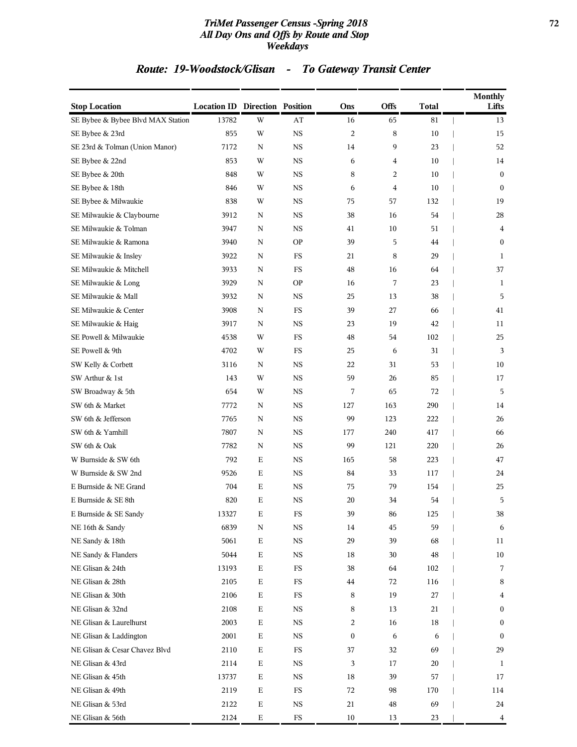# TriMet Passenger Census -Spring 2018
## All Day Ons and Offs by Route and Stop
### Weekdays

## Route: 19-Woodstock/Glisan - To Gateway Transit Center

| Stop Location | Location ID | Direction | Position | Ons | Offs | Total | Monthly Lifts |
|---|---|---|---|---|---|---|---|
| SE Bybee & Bybee Blvd MAX Station | 13782 | W | AT | 16 | 65 | 81 | 13 |
| SE Bybee & 23rd | 855 | W | NS | 2 | 8 | 10 | 15 |
| SE 23rd & Tolman (Union Manor) | 7172 | N | NS | 14 | 9 | 23 | 52 |
| SE Bybee & 22nd | 853 | W | NS | 6 | 4 | 10 | 14 |
| SE Bybee & 20th | 848 | W | NS | 8 | 2 | 10 | 0 |
| SE Bybee & 18th | 846 | W | NS | 6 | 4 | 10 | 0 |
| SE Bybee & Milwaukie | 838 | W | NS | 75 | 57 | 132 | 19 |
| SE Milwaukie & Claybourne | 3912 | N | NS | 38 | 16 | 54 | 28 |
| SE Milwaukie & Tolman | 3947 | N | NS | 41 | 10 | 51 | 4 |
| SE Milwaukie & Ramona | 3940 | N | OP | 39 | 5 | 44 | 0 |
| SE Milwaukie & Insley | 3922 | N | FS | 21 | 8 | 29 | 1 |
| SE Milwaukie & Mitchell | 3933 | N | FS | 48 | 16 | 64 | 37 |
| SE Milwaukie & Long | 3929 | N | OP | 16 | 7 | 23 | 1 |
| SE Milwaukie & Mall | 3932 | N | NS | 25 | 13 | 38 | 5 |
| SE Milwaukie & Center | 3908 | N | FS | 39 | 27 | 66 | 41 |
| SE Milwaukie & Haig | 3917 | N | NS | 23 | 19 | 42 | 11 |
| SE Powell & Milwaukie | 4538 | W | FS | 48 | 54 | 102 | 25 |
| SE Powell & 9th | 4702 | W | FS | 25 | 6 | 31 | 3 |
| SW Kelly & Corbett | 3116 | N | NS | 22 | 31 | 53 | 10 |
| SW Arthur & 1st | 143 | W | NS | 59 | 26 | 85 | 17 |
| SW Broadway & 5th | 654 | W | NS | 7 | 65 | 72 | 5 |
| SW 6th & Market | 7772 | N | NS | 127 | 163 | 290 | 14 |
| SW 6th & Jefferson | 7765 | N | NS | 99 | 123 | 222 | 26 |
| SW 6th & Yamhill | 7807 | N | NS | 177 | 240 | 417 | 66 |
| SW 6th & Oak | 7782 | N | NS | 99 | 121 | 220 | 26 |
| W Burnside & SW 6th | 792 | E | NS | 165 | 58 | 223 | 47 |
| W Burnside & SW 2nd | 9526 | E | NS | 84 | 33 | 117 | 24 |
| E Burnside & NE Grand | 704 | E | NS | 75 | 79 | 154 | 25 |
| E Burnside & SE 8th | 820 | E | NS | 20 | 34 | 54 | 5 |
| E Burnside & SE Sandy | 13327 | E | FS | 39 | 86 | 125 | 38 |
| NE 16th & Sandy | 6839 | N | NS | 14 | 45 | 59 | 6 |
| NE Sandy & 18th | 5061 | E | NS | 29 | 39 | 68 | 11 |
| NE Sandy & Flanders | 5044 | E | NS | 18 | 30 | 48 | 10 |
| NE Glisan & 24th | 13193 | E | FS | 38 | 64 | 102 | 7 |
| NE Glisan & 28th | 2105 | E | FS | 44 | 72 | 116 | 8 |
| NE Glisan & 30th | 2106 | E | FS | 8 | 19 | 27 | 4 |
| NE Glisan & 32nd | 2108 | E | NS | 8 | 13 | 21 | 0 |
| NE Glisan & Laurelhurst | 2003 | E | NS | 2 | 16 | 18 | 0 |
| NE Glisan & Laddington | 2001 | E | NS | 0 | 6 | 6 | 0 |
| NE Glisan & Cesar Chavez Blvd | 2110 | E | FS | 37 | 32 | 69 | 29 |
| NE Glisan & 43rd | 2114 | E | NS | 3 | 17 | 20 | 1 |
| NE Glisan & 45th | 13737 | E | NS | 18 | 39 | 57 | 17 |
| NE Glisan & 49th | 2119 | E | FS | 72 | 98 | 170 | 114 |
| NE Glisan & 53rd | 2122 | E | NS | 21 | 48 | 69 | 24 |
| NE Glisan & 56th | 2124 | E | FS | 10 | 13 | 23 | 4 |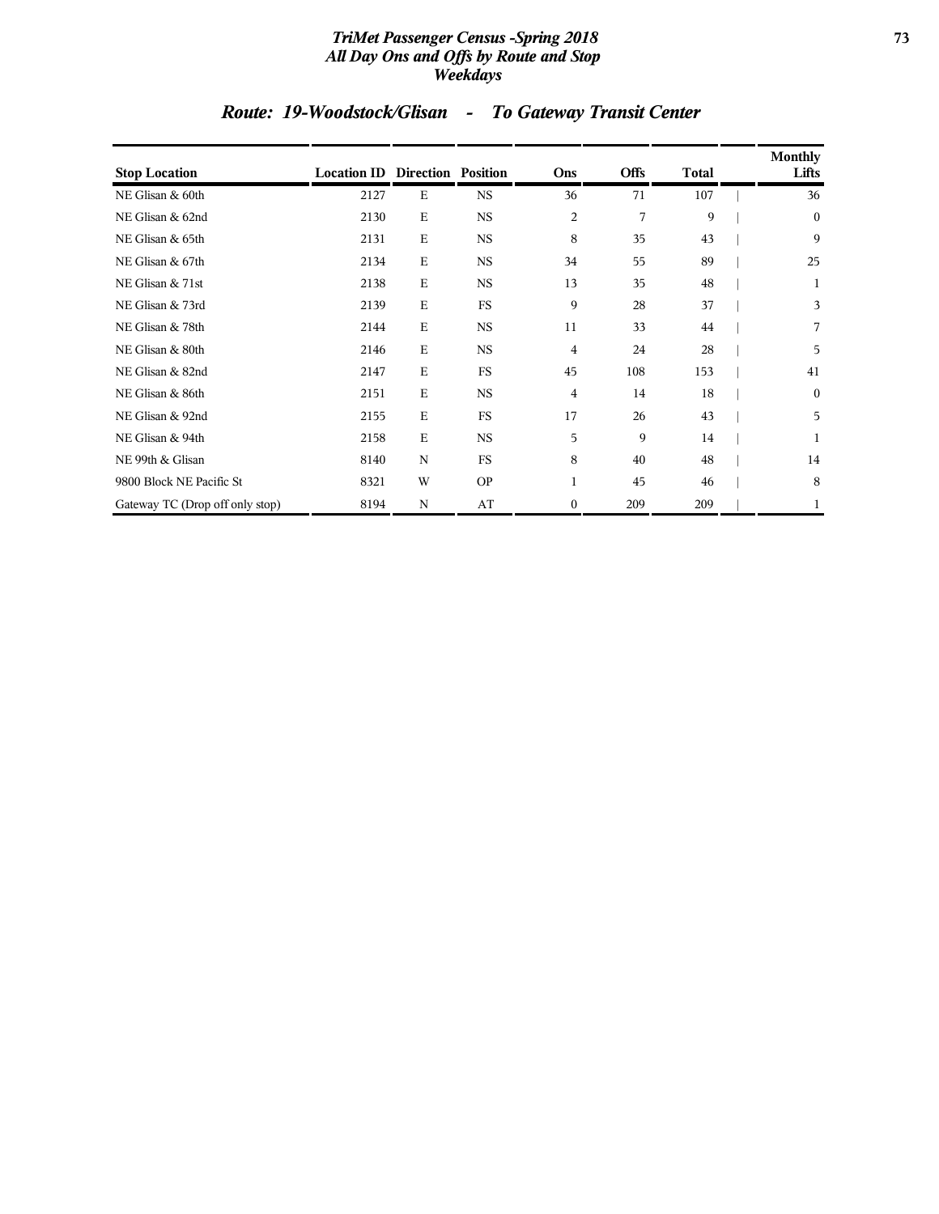## Route: 19-Woodstock/Glisan - To Gateway Transit Center

| Stop Location | Location ID | Direction | Position | Ons | Offs | Total | Monthly Lifts |
|---|---|---|---|---|---|---|---|
| NE Glisan & 60th | 2127 | E | NS | 36 | 71 | 107 | 36 |
| NE Glisan & 62nd | 2130 | E | NS | 2 | 7 | 9 | 0 |
| NE Glisan & 65th | 2131 | E | NS | 8 | 35 | 43 | 9 |
| NE Glisan & 67th | 2134 | E | NS | 34 | 55 | 89 | 25 |
| NE Glisan & 71st | 2138 | E | NS | 13 | 35 | 48 | 1 |
| NE Glisan & 73rd | 2139 | E | FS | 9 | 28 | 37 | 3 |
| NE Glisan & 78th | 2144 | E | NS | 11 | 33 | 44 | 7 |
| NE Glisan & 80th | 2146 | E | NS | 4 | 24 | 28 | 5 |
| NE Glisan & 82nd | 2147 | E | FS | 45 | 108 | 153 | 41 |
| NE Glisan & 86th | 2151 | E | NS | 4 | 14 | 18 | 0 |
| NE Glisan & 92nd | 2155 | E | FS | 17 | 26 | 43 | 5 |
| NE Glisan & 94th | 2158 | E | NS | 5 | 9 | 14 | 1 |
| NE 99th & Glisan | 8140 | N | FS | 8 | 40 | 48 | 14 |
| 9800 Block NE Pacific St | 8321 | W | OP | 1 | 45 | 46 | 8 |
| Gateway TC (Drop off only stop) | 8194 | N | AT | 0 | 209 | 209 | 1 |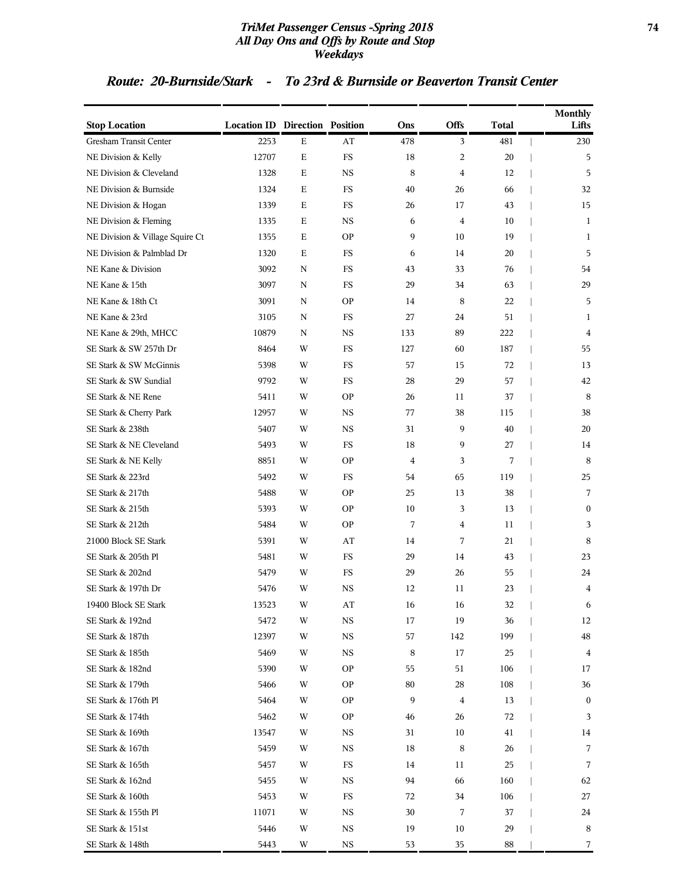## Route: 20-Burnside/Stark - To 23rd & Burnside or Beaverton Transit Center

| Stop Location | Location ID | Direction | Position | Ons | Offs | Total | Monthly Lifts |
|---|---|---|---|---|---|---|---|
| Gresham Transit Center | 2253 | E | AT | 478 | 3 | 481 | 230 |
| NE Division & Kelly | 12707 | E | FS | 18 | 2 | 20 | 5 |
| NE Division & Cleveland | 1328 | E | NS | 8 | 4 | 12 | 5 |
| NE Division & Burnside | 1324 | E | FS | 40 | 26 | 66 | 32 |
| NE Division & Hogan | 1339 | E | FS | 26 | 17 | 43 | 15 |
| NE Division & Fleming | 1335 | E | NS | 6 | 4 | 10 | 1 |
| NE Division & Village Squire Ct | 1355 | E | OP | 9 | 10 | 19 | 1 |
| NE Division & Palmblad Dr | 1320 | E | FS | 6 | 14 | 20 | 5 |
| NE Kane & Division | 3092 | N | FS | 43 | 33 | 76 | 54 |
| NE Kane & 15th | 3097 | N | FS | 29 | 34 | 63 | 29 |
| NE Kane & 18th Ct | 3091 | N | OP | 14 | 8 | 22 | 5 |
| NE Kane & 23rd | 3105 | N | FS | 27 | 24 | 51 | 1 |
| NE Kane & 29th, MHCC | 10879 | N | NS | 133 | 89 | 222 | 4 |
| SE Stark & SW 257th Dr | 8464 | W | FS | 127 | 60 | 187 | 55 |
| SE Stark & SW McGinnis | 5398 | W | FS | 57 | 15 | 72 | 13 |
| SE Stark & SW Sundial | 9792 | W | FS | 28 | 29 | 57 | 42 |
| SE Stark & NE Rene | 5411 | W | OP | 26 | 11 | 37 | 8 |
| SE Stark & Cherry Park | 12957 | W | NS | 77 | 38 | 115 | 38 |
| SE Stark & 238th | 5407 | W | NS | 31 | 9 | 40 | 20 |
| SE Stark & NE Cleveland | 5493 | W | FS | 18 | 9 | 27 | 14 |
| SE Stark & NE Kelly | 8851 | W | OP | 4 | 3 | 7 | 8 |
| SE Stark & 223rd | 5492 | W | FS | 54 | 65 | 119 | 25 |
| SE Stark & 217th | 5488 | W | OP | 25 | 13 | 38 | 7 |
| SE Stark & 215th | 5393 | W | OP | 10 | 3 | 13 | 0 |
| SE Stark & 212th | 5484 | W | OP | 7 | 4 | 11 | 3 |
| 21000 Block SE Stark | 5391 | W | AT | 14 | 7 | 21 | 8 |
| SE Stark & 205th Pl | 5481 | W | FS | 29 | 14 | 43 | 23 |
| SE Stark & 202nd | 5479 | W | FS | 29 | 26 | 55 | 24 |
| SE Stark & 197th Dr | 5476 | W | NS | 12 | 11 | 23 | 4 |
| 19400 Block SE Stark | 13523 | W | AT | 16 | 16 | 32 | 6 |
| SE Stark & 192nd | 5472 | W | NS | 17 | 19 | 36 | 12 |
| SE Stark & 187th | 12397 | W | NS | 57 | 142 | 199 | 48 |
| SE Stark & 185th | 5469 | W | NS | 8 | 17 | 25 | 4 |
| SE Stark & 182nd | 5390 | W | OP | 55 | 51 | 106 | 17 |
| SE Stark & 179th | 5466 | W | OP | 80 | 28 | 108 | 36 |
| SE Stark & 176th Pl | 5464 | W | OP | 9 | 4 | 13 | 0 |
| SE Stark & 174th | 5462 | W | OP | 46 | 26 | 72 | 3 |
| SE Stark & 169th | 13547 | W | NS | 31 | 10 | 41 | 14 |
| SE Stark & 167th | 5459 | W | NS | 18 | 8 | 26 | 7 |
| SE Stark & 165th | 5457 | W | FS | 14 | 11 | 25 | 7 |
| SE Stark & 162nd | 5455 | W | NS | 94 | 66 | 160 | 62 |
| SE Stark & 160th | 5453 | W | FS | 72 | 34 | 106 | 27 |
| SE Stark & 155th Pl | 11071 | W | NS | 30 | 7 | 37 | 24 |
| SE Stark & 151st | 5446 | W | NS | 19 | 10 | 29 | 8 |
| SE Stark & 148th | 5443 | W | NS | 53 | 35 | 88 | 7 |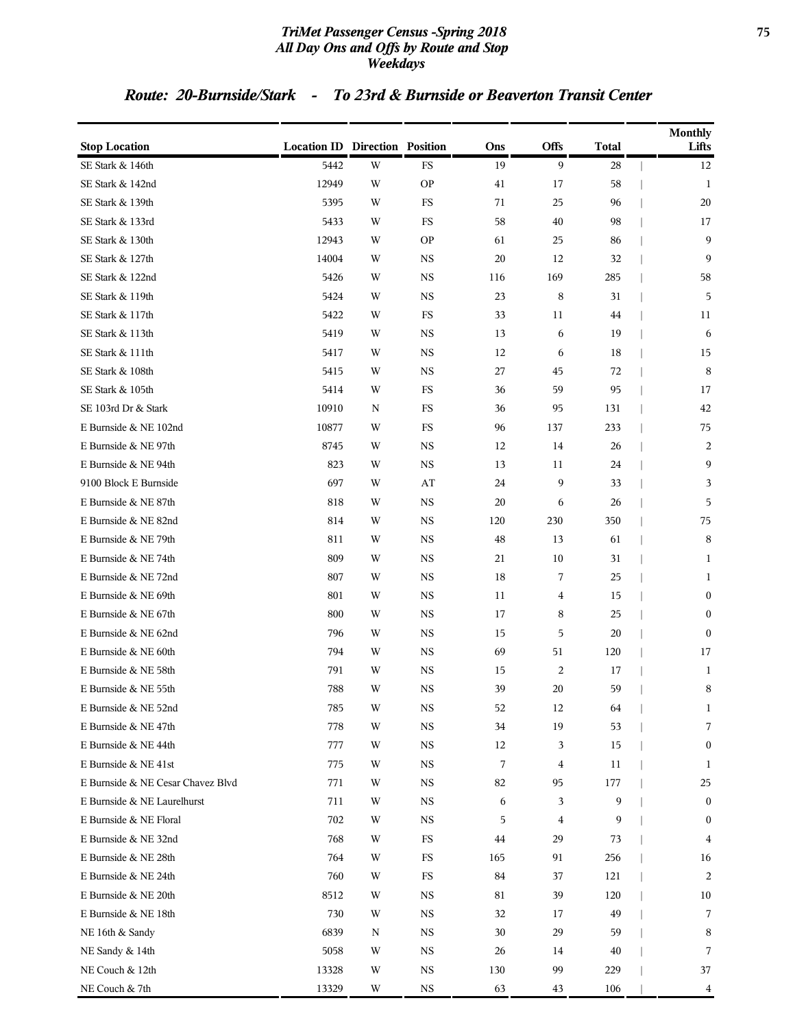# TriMet Passenger Census -Spring 2018
## All Day Ons and Offs by Route and Stop
### Weekdays

## Route: 20-Burnside/Stark - To 23rd & Burnside or Beaverton Transit Center

| Stop Location | Location ID | Direction | Position | Ons | Offs | Total | Monthly Lifts |
|---|---|---|---|---|---|---|---|
| SE Stark & 146th | 5442 | W | FS | 19 | 9 | 28 | 12 |
| SE Stark & 142nd | 12949 | W | OP | 41 | 17 | 58 | 1 |
| SE Stark & 139th | 5395 | W | FS | 71 | 25 | 96 | 20 |
| SE Stark & 133rd | 5433 | W | FS | 58 | 40 | 98 | 17 |
| SE Stark & 130th | 12943 | W | OP | 61 | 25 | 86 | 9 |
| SE Stark & 127th | 14004 | W | NS | 20 | 12 | 32 | 9 |
| SE Stark & 122nd | 5426 | W | NS | 116 | 169 | 285 | 58 |
| SE Stark & 119th | 5424 | W | NS | 23 | 8 | 31 | 5 |
| SE Stark & 117th | 5422 | W | FS | 33 | 11 | 44 | 11 |
| SE Stark & 113th | 5419 | W | NS | 13 | 6 | 19 | 6 |
| SE Stark & 111th | 5417 | W | NS | 12 | 6 | 18 | 15 |
| SE Stark & 108th | 5415 | W | NS | 27 | 45 | 72 | 8 |
| SE Stark & 105th | 5414 | W | FS | 36 | 59 | 95 | 17 |
| SE 103rd Dr & Stark | 10910 | N | FS | 36 | 95 | 131 | 42 |
| E Burnside & NE 102nd | 10877 | W | FS | 96 | 137 | 233 | 75 |
| E Burnside & NE 97th | 8745 | W | NS | 12 | 14 | 26 | 2 |
| E Burnside & NE 94th | 823 | W | NS | 13 | 11 | 24 | 9 |
| 9100 Block E Burnside | 697 | W | AT | 24 | 9 | 33 | 3 |
| E Burnside & NE 87th | 818 | W | NS | 20 | 6 | 26 | 5 |
| E Burnside & NE 82nd | 814 | W | NS | 120 | 230 | 350 | 75 |
| E Burnside & NE 79th | 811 | W | NS | 48 | 13 | 61 | 8 |
| E Burnside & NE 74th | 809 | W | NS | 21 | 10 | 31 | 1 |
| E Burnside & NE 72nd | 807 | W | NS | 18 | 7 | 25 | 1 |
| E Burnside & NE 69th | 801 | W | NS | 11 | 4 | 15 | 0 |
| E Burnside & NE 67th | 800 | W | NS | 17 | 8 | 25 | 0 |
| E Burnside & NE 62nd | 796 | W | NS | 15 | 5 | 20 | 0 |
| E Burnside & NE 60th | 794 | W | NS | 69 | 51 | 120 | 17 |
| E Burnside & NE 58th | 791 | W | NS | 15 | 2 | 17 | 1 |
| E Burnside & NE 55th | 788 | W | NS | 39 | 20 | 59 | 8 |
| E Burnside & NE 52nd | 785 | W | NS | 52 | 12 | 64 | 1 |
| E Burnside & NE 47th | 778 | W | NS | 34 | 19 | 53 | 7 |
| E Burnside & NE 44th | 777 | W | NS | 12 | 3 | 15 | 0 |
| E Burnside & NE 41st | 775 | W | NS | 7 | 4 | 11 | 1 |
| E Burnside & NE Cesar Chavez Blvd | 771 | W | NS | 82 | 95 | 177 | 25 |
| E Burnside & NE Laurelhurst | 711 | W | NS | 6 | 3 | 9 | 0 |
| E Burnside & NE Floral | 702 | W | NS | 5 | 4 | 9 | 0 |
| E Burnside & NE 32nd | 768 | W | FS | 44 | 29 | 73 | 4 |
| E Burnside & NE 28th | 764 | W | FS | 165 | 91 | 256 | 16 |
| E Burnside & NE 24th | 760 | W | FS | 84 | 37 | 121 | 2 |
| E Burnside & NE 20th | 8512 | W | NS | 81 | 39 | 120 | 10 |
| E Burnside & NE 18th | 730 | W | NS | 32 | 17 | 49 | 7 |
| NE 16th & Sandy | 6839 | N | NS | 30 | 29 | 59 | 8 |
| NE Sandy & 14th | 5058 | W | NS | 26 | 14 | 40 | 7 |
| NE Couch & 12th | 13328 | W | NS | 130 | 99 | 229 | 37 |
| NE Couch & 7th | 13329 | W | NS | 63 | 43 | 106 | 4 |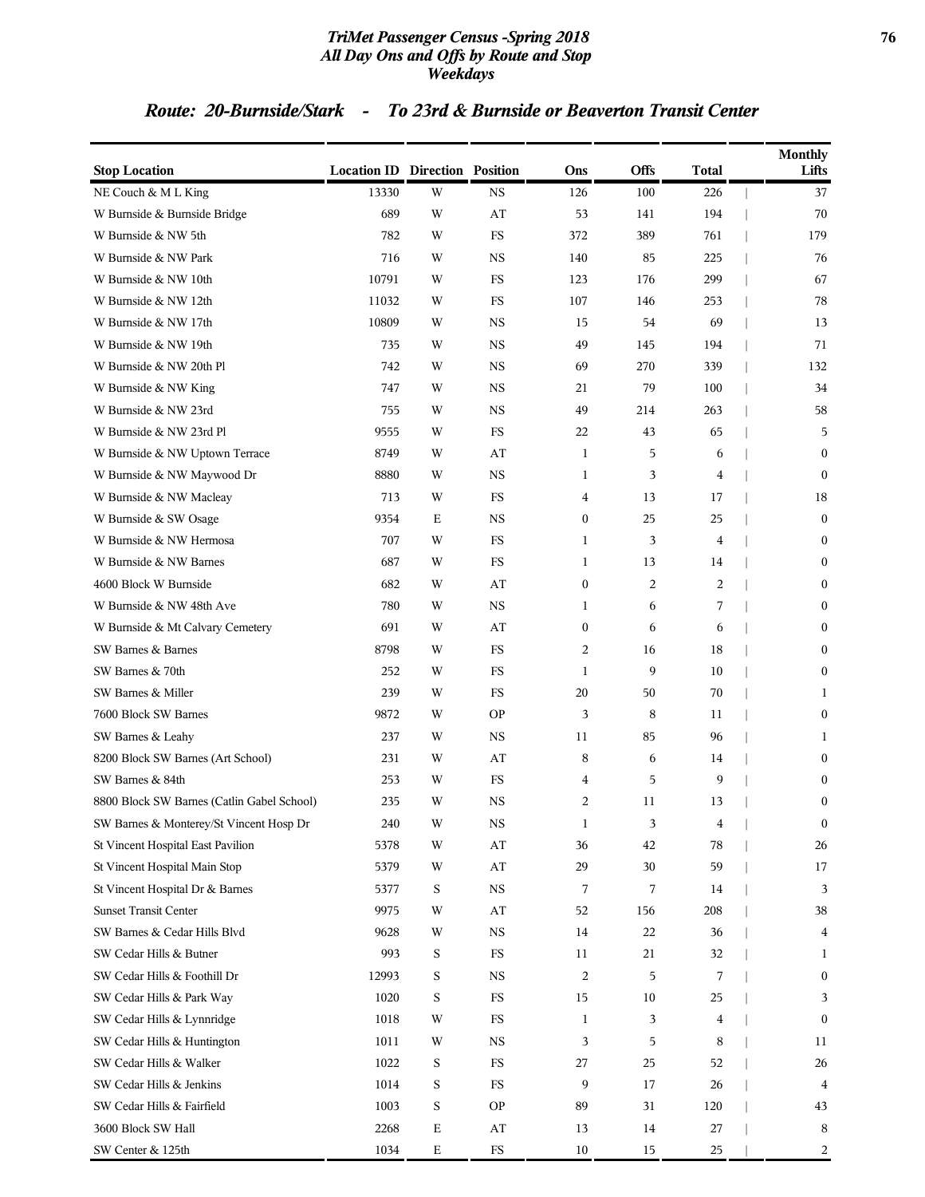# TriMet Passenger Census -Spring 2018
## All Day Ons and Offs by Route and Stop
## Weekdays

### Route: 20-Burnside/Stark - To 23rd & Burnside or Beaverton Transit Center

| Stop Location | Location ID | Direction | Position | Ons | Offs | Total | Monthly Lifts |
|---|---|---|---|---|---|---|---|
| NE Couch & M L King | 13330 | W | NS | 126 | 100 | 226 | 37 |
| W Burnside & Burnside Bridge | 689 | W | AT | 53 | 141 | 194 | 70 |
| W Burnside & NW 5th | 782 | W | FS | 372 | 389 | 761 | 179 |
| W Burnside & NW Park | 716 | W | NS | 140 | 85 | 225 | 76 |
| W Burnside & NW 10th | 10791 | W | FS | 123 | 176 | 299 | 67 |
| W Burnside & NW 12th | 11032 | W | FS | 107 | 146 | 253 | 78 |
| W Burnside & NW 17th | 10809 | W | NS | 15 | 54 | 69 | 13 |
| W Burnside & NW 19th | 735 | W | NS | 49 | 145 | 194 | 71 |
| W Burnside & NW 20th Pl | 742 | W | NS | 69 | 270 | 339 | 132 |
| W Burnside & NW King | 747 | W | NS | 21 | 79 | 100 | 34 |
| W Burnside & NW 23rd | 755 | W | NS | 49 | 214 | 263 | 58 |
| W Burnside & NW 23rd Pl | 9555 | W | FS | 22 | 43 | 65 | 5 |
| W Burnside & NW Uptown Terrace | 8749 | W | AT | 1 | 5 | 6 | 0 |
| W Burnside & NW Maywood Dr | 8880 | W | NS | 1 | 3 | 4 | 0 |
| W Burnside & NW Macleay | 713 | W | FS | 4 | 13 | 17 | 18 |
| W Burnside & SW Osage | 9354 | E | NS | 0 | 25 | 25 | 0 |
| W Burnside & NW Hermosa | 707 | W | FS | 1 | 3 | 4 | 0 |
| W Burnside & NW Barnes | 687 | W | FS | 1 | 13 | 14 | 0 |
| 4600 Block W Burnside | 682 | W | AT | 0 | 2 | 2 | 0 |
| W Burnside & NW 48th Ave | 780 | W | NS | 1 | 6 | 7 | 0 |
| W Burnside & Mt Calvary Cemetery | 691 | W | AT | 0 | 6 | 6 | 0 |
| SW Barnes & Barnes | 8798 | W | FS | 2 | 16 | 18 | 0 |
| SW Barnes & 70th | 252 | W | FS | 1 | 9 | 10 | 0 |
| SW Barnes & Miller | 239 | W | FS | 20 | 50 | 70 | 1 |
| 7600 Block SW Barnes | 9872 | W | OP | 3 | 8 | 11 | 0 |
| SW Barnes & Leahy | 237 | W | NS | 11 | 85 | 96 | 1 |
| 8200 Block SW Barnes (Art School) | 231 | W | AT | 8 | 6 | 14 | 0 |
| SW Barnes & 84th | 253 | W | FS | 4 | 5 | 9 | 0 |
| 8800 Block SW Barnes (Catlin Gabel School) | 235 | W | NS | 2 | 11 | 13 | 0 |
| SW Barnes & Monterey/St Vincent Hosp Dr | 240 | W | NS | 1 | 3 | 4 | 0 |
| St Vincent Hospital East Pavilion | 5378 | W | AT | 36 | 42 | 78 | 26 |
| St Vincent Hospital Main Stop | 5379 | W | AT | 29 | 30 | 59 | 17 |
| St Vincent Hospital Dr & Barnes | 5377 | S | NS | 7 | 7 | 14 | 3 |
| Sunset Transit Center | 9975 | W | AT | 52 | 156 | 208 | 38 |
| SW Barnes & Cedar Hills Blvd | 9628 | W | NS | 14 | 22 | 36 | 4 |
| SW Cedar Hills & Butner | 993 | S | FS | 11 | 21 | 32 | 1 |
| SW Cedar Hills & Foothill Dr | 12993 | S | NS | 2 | 5 | 7 | 0 |
| SW Cedar Hills & Park Way | 1020 | S | FS | 15 | 10 | 25 | 3 |
| SW Cedar Hills & Lynnridge | 1018 | W | FS | 1 | 3 | 4 | 0 |
| SW Cedar Hills & Huntington | 1011 | W | NS | 3 | 5 | 8 | 11 |
| SW Cedar Hills & Walker | 1022 | S | FS | 27 | 25 | 52 | 26 |
| SW Cedar Hills & Jenkins | 1014 | S | FS | 9 | 17 | 26 | 4 |
| SW Cedar Hills & Fairfield | 1003 | S | OP | 89 | 31 | 120 | 43 |
| 3600 Block SW Hall | 2268 | E | AT | 13 | 14 | 27 | 8 |
| SW Center & 125th | 1034 | E | FS | 10 | 15 | 25 | 2 |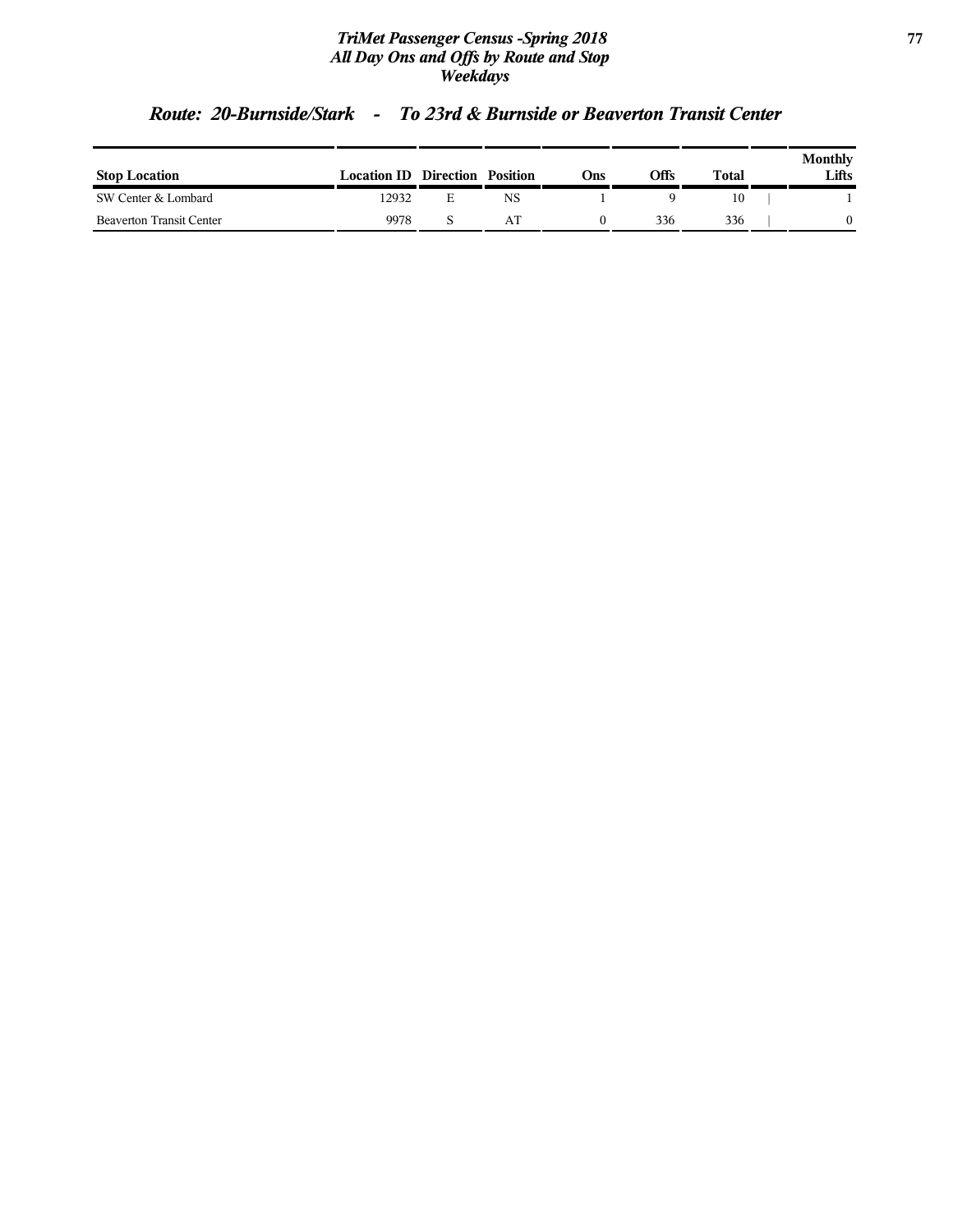## *Route: 20-Burnside/Stark - To 23rd & Burnside or Beaverton Transit Center*

| Stop Location | Location ID | Direction | Position | Ons | Offs | Total | Monthly Lifts |
|---|---|---|---|---|---|---|---|
| SW Center & Lombard | 12932 | E | NS | 1 | 9 | 10 | 1 |
| Beaverton Transit Center | 9978 | S | AT | 0 | 336 | 336 | 0 |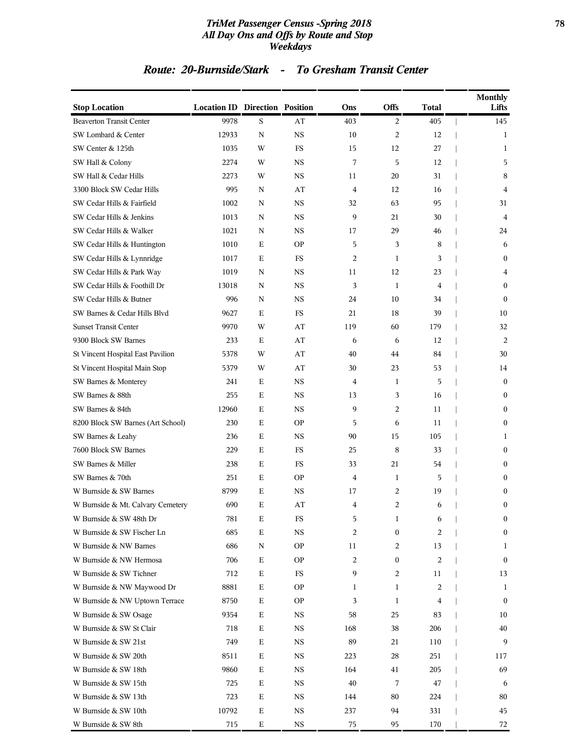## Route: 20-Burnside/Stark - To Gresham Transit Center

| Stop Location | Location ID | Direction | Position | Ons | Offs | Total | Monthly Lifts |
|---|---|---|---|---|---|---|---|
| Beaverton Transit Center | 9978 | S | AT | 403 | 2 | 405 | 145 |
| SW Lombard & Center | 12933 | N | NS | 10 | 2 | 12 | 1 |
| SW Center & 125th | 1035 | W | FS | 15 | 12 | 27 | 1 |
| SW Hall & Colony | 2274 | W | NS | 7 | 5 | 12 | 5 |
| SW Hall & Cedar Hills | 2273 | W | NS | 11 | 20 | 31 | 8 |
| 3300 Block SW Cedar Hills | 995 | N | AT | 4 | 12 | 16 | 4 |
| SW Cedar Hills & Fairfield | 1002 | N | NS | 32 | 63 | 95 | 31 |
| SW Cedar Hills & Jenkins | 1013 | N | NS | 9 | 21 | 30 | 4 |
| SW Cedar Hills & Walker | 1021 | N | NS | 17 | 29 | 46 | 24 |
| SW Cedar Hills & Huntington | 1010 | E | OP | 5 | 3 | 8 | 6 |
| SW Cedar Hills & Lynnridge | 1017 | E | FS | 2 | 1 | 3 | 0 |
| SW Cedar Hills & Park Way | 1019 | N | NS | 11 | 12 | 23 | 4 |
| SW Cedar Hills & Foothill Dr | 13018 | N | NS | 3 | 1 | 4 | 0 |
| SW Cedar Hills & Butner | 996 | N | NS | 24 | 10 | 34 | 0 |
| SW Barnes & Cedar Hills Blvd | 9627 | E | FS | 21 | 18 | 39 | 10 |
| Sunset Transit Center | 9970 | W | AT | 119 | 60 | 179 | 32 |
| 9300 Block SW Barnes | 233 | E | AT | 6 | 6 | 12 | 2 |
| St Vincent Hospital East Pavilion | 5378 | W | AT | 40 | 44 | 84 | 30 |
| St Vincent Hospital Main Stop | 5379 | W | AT | 30 | 23 | 53 | 14 |
| SW Barnes & Monterey | 241 | E | NS | 4 | 1 | 5 | 0 |
| SW Barnes & 88th | 255 | E | NS | 13 | 3 | 16 | 0 |
| SW Barnes & 84th | 12960 | E | NS | 9 | 2 | 11 | 0 |
| 8200 Block SW Barnes (Art School) | 230 | E | OP | 5 | 6 | 11 | 0 |
| SW Barnes & Leahy | 236 | E | NS | 90 | 15 | 105 | 1 |
| 7600 Block SW Barnes | 229 | E | FS | 25 | 8 | 33 | 0 |
| SW Barnes & Miller | 238 | E | FS | 33 | 21 | 54 | 0 |
| SW Barnes & 70th | 251 | E | OP | 4 | 1 | 5 | 0 |
| W Burnside & SW Barnes | 8799 | E | NS | 17 | 2 | 19 | 0 |
| W Burnside & Mt. Calvary Cemetery | 690 | E | AT | 4 | 2 | 6 | 0 |
| W Burnside & SW 48th Dr | 781 | E | FS | 5 | 1 | 6 | 0 |
| W Burnside & SW Fischer Ln | 685 | E | NS | 2 | 0 | 2 | 0 |
| W Burnside & NW Barnes | 686 | N | OP | 11 | 2 | 13 | 1 |
| W Burnside & NW Hermosa | 706 | E | OP | 2 | 0 | 2 | 0 |
| W Burnside & SW Tichner | 712 | E | FS | 9 | 2 | 11 | 13 |
| W Burnside & NW Maywood Dr | 8881 | E | OP | 1 | 1 | 2 | 1 |
| W Burnside & NW Uptown Terrace | 8750 | E | OP | 3 | 1 | 4 | 0 |
| W Burnside & SW Osage | 9354 | E | NS | 58 | 25 | 83 | 10 |
| W Burnside & SW St Clair | 718 | E | NS | 168 | 38 | 206 | 40 |
| W Burnside & SW 21st | 749 | E | NS | 89 | 21 | 110 | 9 |
| W Burnside & SW 20th | 8511 | E | NS | 223 | 28 | 251 | 117 |
| W Burnside & SW 18th | 9860 | E | NS | 164 | 41 | 205 | 69 |
| W Burnside & SW 15th | 725 | E | NS | 40 | 7 | 47 | 6 |
| W Burnside & SW 13th | 723 | E | NS | 144 | 80 | 224 | 80 |
| W Burnside & SW 10th | 10792 | E | NS | 237 | 94 | 331 | 45 |
| W Burnside & SW 8th | 715 | E | NS | 75 | 95 | 170 | 72 |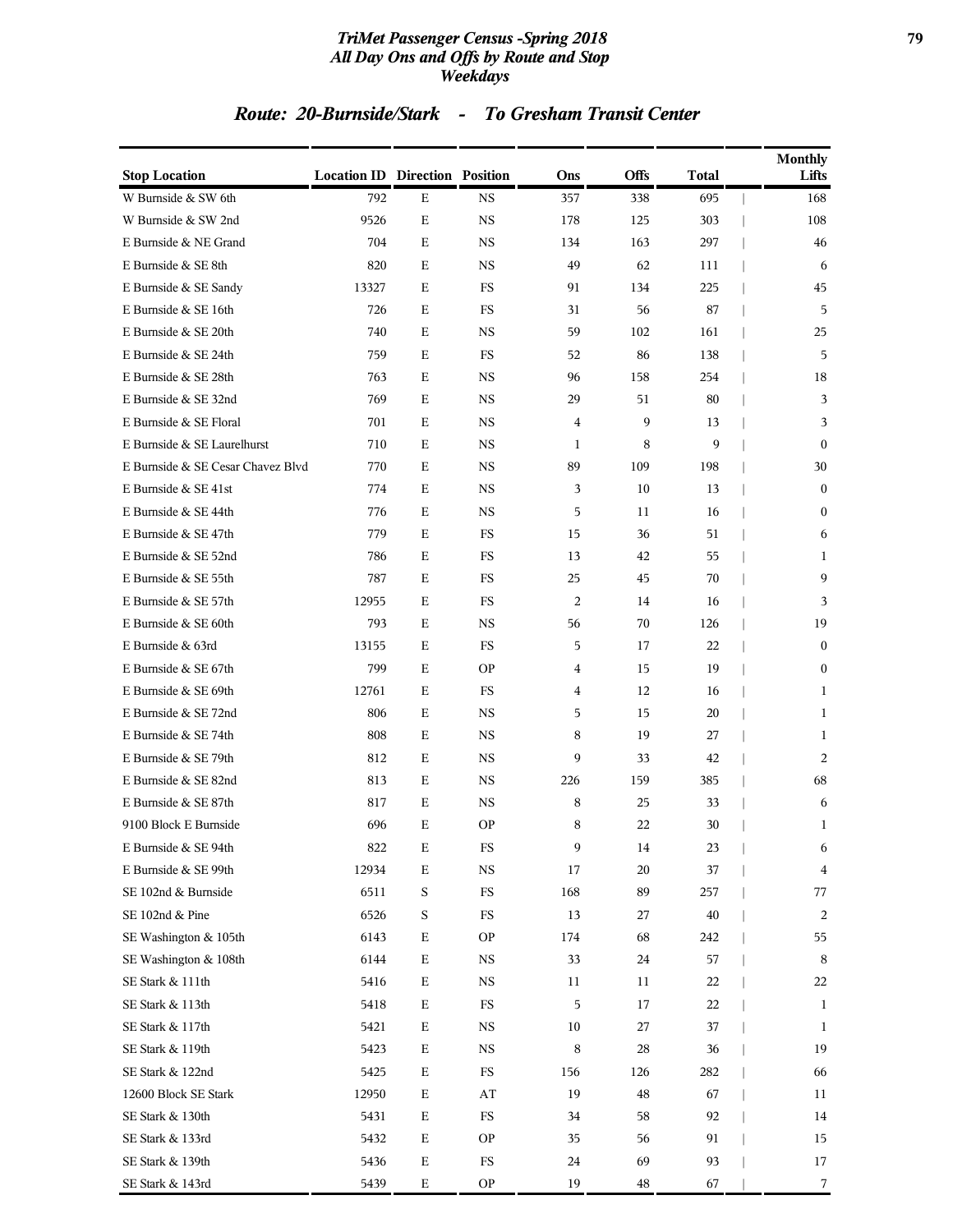# TriMet Passenger Census -Spring 2018
## All Day Ons and Offs by Route and Stop
## Weekdays

## Route: 20-Burnside/Stark - To Gresham Transit Center

| Stop Location | Location ID | Direction | Position | Ons | Offs | Total | Monthly Lifts |
|---|---|---|---|---|---|---|---|
| W Burnside & SW 6th | 792 | E | NS | 357 | 338 | 695 | 168 |
| W Burnside & SW 2nd | 9526 | E | NS | 178 | 125 | 303 | 108 |
| E Burnside & NE Grand | 704 | E | NS | 134 | 163 | 297 | 46 |
| E Burnside & SE 8th | 820 | E | NS | 49 | 62 | 111 | 6 |
| E Burnside & SE Sandy | 13327 | E | FS | 91 | 134 | 225 | 45 |
| E Burnside & SE 16th | 726 | E | FS | 31 | 56 | 87 | 5 |
| E Burnside & SE 20th | 740 | E | NS | 59 | 102 | 161 | 25 |
| E Burnside & SE 24th | 759 | E | FS | 52 | 86 | 138 | 5 |
| E Burnside & SE 28th | 763 | E | NS | 96 | 158 | 254 | 18 |
| E Burnside & SE 32nd | 769 | E | NS | 29 | 51 | 80 | 3 |
| E Burnside & SE Floral | 701 | E | NS | 4 | 9 | 13 | 3 |
| E Burnside & SE Laurelhurst | 710 | E | NS | 1 | 8 | 9 | 0 |
| E Burnside & SE Cesar Chavez Blvd | 770 | E | NS | 89 | 109 | 198 | 30 |
| E Burnside & SE 41st | 774 | E | NS | 3 | 10 | 13 | 0 |
| E Burnside & SE 44th | 776 | E | NS | 5 | 11 | 16 | 0 |
| E Burnside & SE 47th | 779 | E | FS | 15 | 36 | 51 | 6 |
| E Burnside & SE 52nd | 786 | E | FS | 13 | 42 | 55 | 1 |
| E Burnside & SE 55th | 787 | E | FS | 25 | 45 | 70 | 9 |
| E Burnside & SE 57th | 12955 | E | FS | 2 | 14 | 16 | 3 |
| E Burnside & SE 60th | 793 | E | NS | 56 | 70 | 126 | 19 |
| E Burnside & 63rd | 13155 | E | FS | 5 | 17 | 22 | 0 |
| E Burnside & SE 67th | 799 | E | OP | 4 | 15 | 19 | 0 |
| E Burnside & SE 69th | 12761 | E | FS | 4 | 12 | 16 | 1 |
| E Burnside & SE 72nd | 806 | E | NS | 5 | 15 | 20 | 1 |
| E Burnside & SE 74th | 808 | E | NS | 8 | 19 | 27 | 1 |
| E Burnside & SE 79th | 812 | E | NS | 9 | 33 | 42 | 2 |
| E Burnside & SE 82nd | 813 | E | NS | 226 | 159 | 385 | 68 |
| E Burnside & SE 87th | 817 | E | NS | 8 | 25 | 33 | 6 |
| 9100 Block E Burnside | 696 | E | OP | 8 | 22 | 30 | 1 |
| E Burnside & SE 94th | 822 | E | FS | 9 | 14 | 23 | 6 |
| E Burnside & SE 99th | 12934 | E | NS | 17 | 20 | 37 | 4 |
| SE 102nd & Burnside | 6511 | S | FS | 168 | 89 | 257 | 77 |
| SE 102nd & Pine | 6526 | S | FS | 13 | 27 | 40 | 2 |
| SE Washington & 105th | 6143 | E | OP | 174 | 68 | 242 | 55 |
| SE Washington & 108th | 6144 | E | NS | 33 | 24 | 57 | 8 |
| SE Stark & 111th | 5416 | E | NS | 11 | 11 | 22 | 22 |
| SE Stark & 113th | 5418 | E | FS | 5 | 17 | 22 | 1 |
| SE Stark & 117th | 5421 | E | NS | 10 | 27 | 37 | 1 |
| SE Stark & 119th | 5423 | E | NS | 8 | 28 | 36 | 19 |
| SE Stark & 122nd | 5425 | E | FS | 156 | 126 | 282 | 66 |
| 12600 Block SE Stark | 12950 | E | AT | 19 | 48 | 67 | 11 |
| SE Stark & 130th | 5431 | E | FS | 34 | 58 | 92 | 14 |
| SE Stark & 133rd | 5432 | E | OP | 35 | 56 | 91 | 15 |
| SE Stark & 139th | 5436 | E | FS | 24 | 69 | 93 | 17 |
| SE Stark & 143rd | 5439 | E | OP | 19 | 48 | 67 | 7 |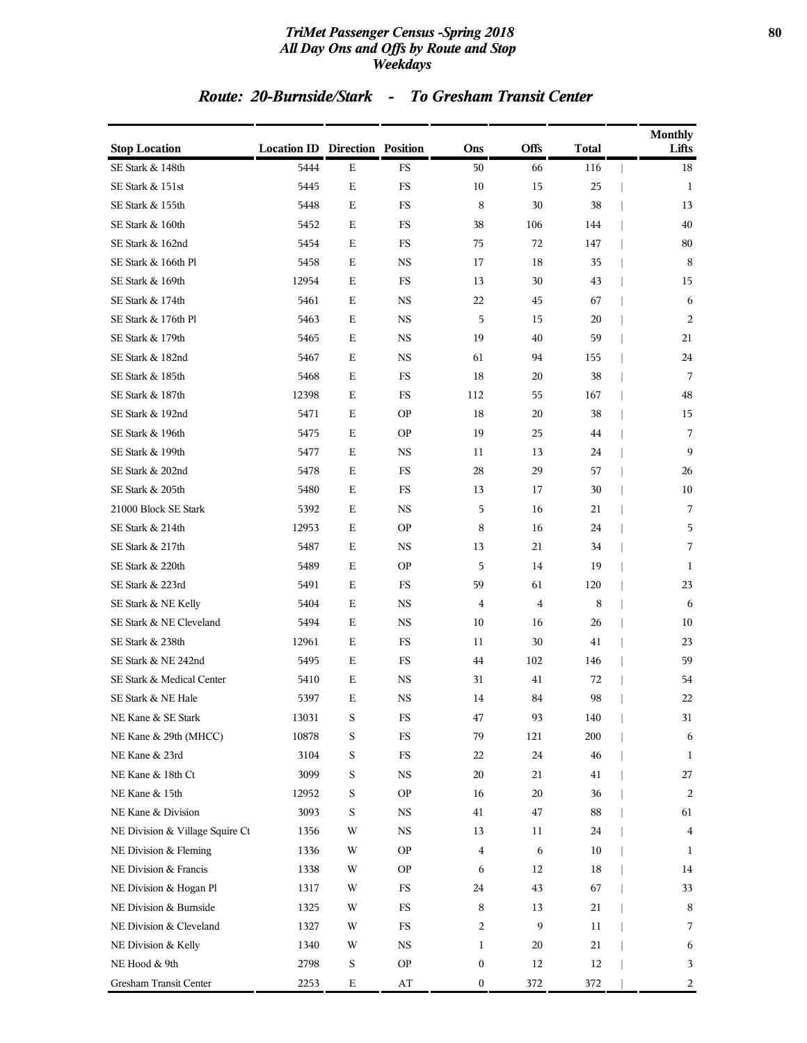# TriMet Passenger Census -Spring 2018
## All Day Ons and Offs by Route and Stop
### Weekdays

## Route: 20-Burnside/Stark - To Gresham Transit Center

| Stop Location | Location ID | Direction | Position | Ons | Offs | Total | Monthly Lifts |
|---|---|---|---|---|---|---|---|
| SE Stark & 148th | 5444 | E | FS | 50 | 66 | 116 | 18 |
| SE Stark & 151st | 5445 | E | FS | 10 | 15 | 25 | 1 |
| SE Stark & 155th | 5448 | E | FS | 8 | 30 | 38 | 13 |
| SE Stark & 160th | 5452 | E | FS | 38 | 106 | 144 | 40 |
| SE Stark & 162nd | 5454 | E | FS | 75 | 72 | 147 | 80 |
| SE Stark & 166th Pl | 5458 | E | NS | 17 | 18 | 35 | 8 |
| SE Stark & 169th | 12954 | E | FS | 13 | 30 | 43 | 15 |
| SE Stark & 174th | 5461 | E | NS | 22 | 45 | 67 | 6 |
| SE Stark & 176th Pl | 5463 | E | NS | 5 | 15 | 20 | 2 |
| SE Stark & 179th | 5465 | E | NS | 19 | 40 | 59 | 21 |
| SE Stark & 182nd | 5467 | E | NS | 61 | 94 | 155 | 24 |
| SE Stark & 185th | 5468 | E | FS | 18 | 20 | 38 | 7 |
| SE Stark & 187th | 12398 | E | FS | 112 | 55 | 167 | 48 |
| SE Stark & 192nd | 5471 | E | OP | 18 | 20 | 38 | 15 |
| SE Stark & 196th | 5475 | E | OP | 19 | 25 | 44 | 7 |
| SE Stark & 199th | 5477 | E | NS | 11 | 13 | 24 | 9 |
| SE Stark & 202nd | 5478 | E | FS | 28 | 29 | 57 | 26 |
| SE Stark & 205th | 5480 | E | FS | 13 | 17 | 30 | 10 |
| 21000 Block SE Stark | 5392 | E | NS | 5 | 16 | 21 | 7 |
| SE Stark & 214th | 12953 | E | OP | 8 | 16 | 24 | 5 |
| SE Stark & 217th | 5487 | E | NS | 13 | 21 | 34 | 7 |
| SE Stark & 220th | 5489 | E | OP | 5 | 14 | 19 | 1 |
| SE Stark & 223rd | 5491 | E | FS | 59 | 61 | 120 | 23 |
| SE Stark & NE Kelly | 5404 | E | NS | 4 | 4 | 8 | 6 |
| SE Stark & NE Cleveland | 5494 | E | NS | 10 | 16 | 26 | 10 |
| SE Stark & 238th | 12961 | E | FS | 11 | 30 | 41 | 23 |
| SE Stark & NE 242nd | 5495 | E | FS | 44 | 102 | 146 | 59 |
| SE Stark & Medical Center | 5410 | E | NS | 31 | 41 | 72 | 54 |
| SE Stark & NE Hale | 5397 | E | NS | 14 | 84 | 98 | 22 |
| NE Kane & SE Stark | 13031 | S | FS | 47 | 93 | 140 | 31 |
| NE Kane & 29th (MHCC) | 10878 | S | FS | 79 | 121 | 200 | 6 |
| NE Kane & 23rd | 3104 | S | FS | 22 | 24 | 46 | 1 |
| NE Kane & 18th Ct | 3099 | S | NS | 20 | 21 | 41 | 27 |
| NE Kane & 15th | 12952 | S | OP | 16 | 20 | 36 | 2 |
| NE Kane & Division | 3093 | S | NS | 41 | 47 | 88 | 61 |
| NE Division & Village Squire Ct | 1356 | W | NS | 13 | 11 | 24 | 4 |
| NE Division & Fleming | 1336 | W | OP | 4 | 6 | 10 | 1 |
| NE Division & Francis | 1338 | W | OP | 6 | 12 | 18 | 14 |
| NE Division & Hogan Pl | 1317 | W | FS | 24 | 43 | 67 | 33 |
| NE Division & Burnside | 1325 | W | FS | 8 | 13 | 21 | 8 |
| NE Division & Cleveland | 1327 | W | FS | 2 | 9 | 11 | 7 |
| NE Division & Kelly | 1340 | W | NS | 1 | 20 | 21 | 6 |
| NE Hood & 9th | 2798 | S | OP | 0 | 12 | 12 | 3 |
| Gresham Transit Center | 2253 | E | AT | 0 | 372 | 372 | 2 |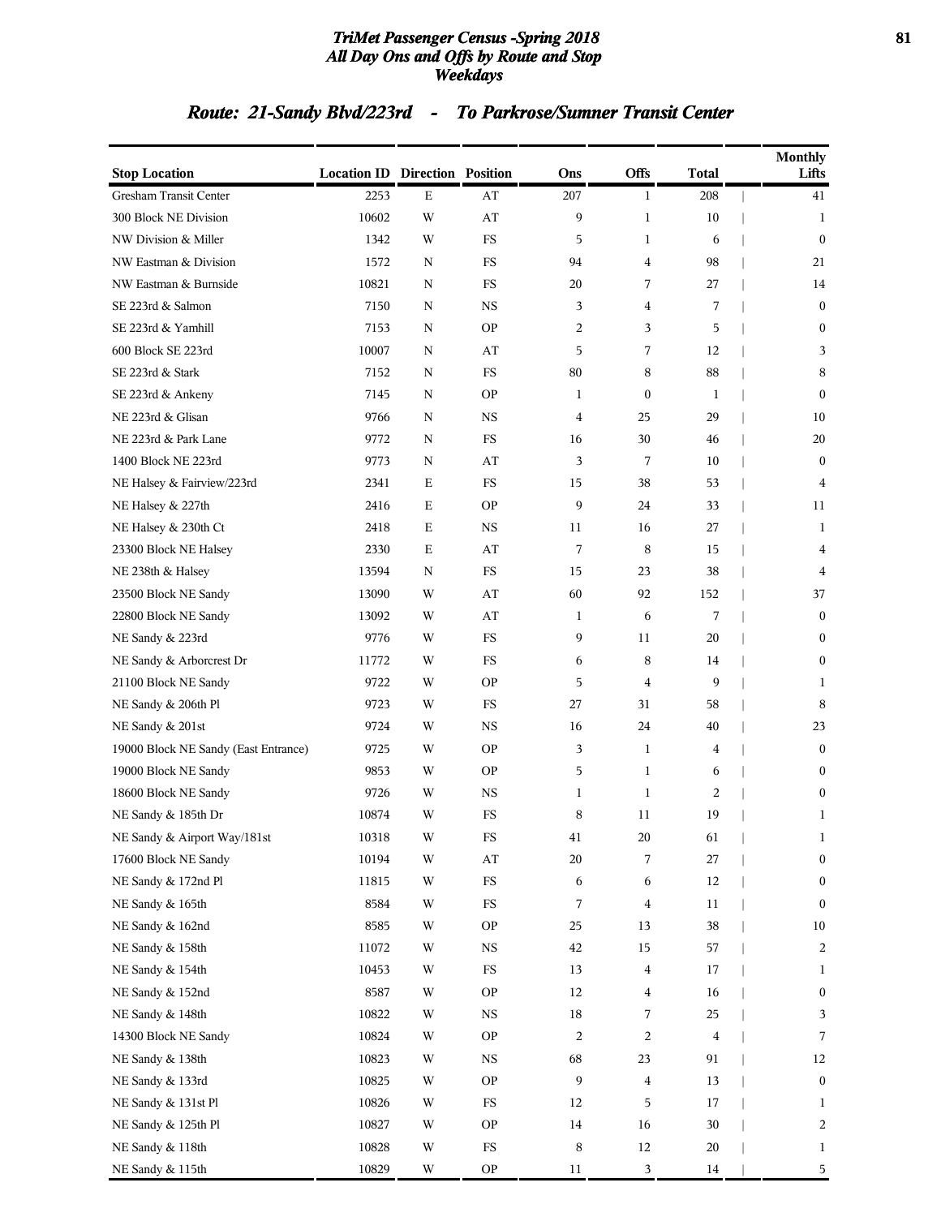## Route: 21-Sandy Blvd/223rd - To Parkrose/Sumner Transit Center

| Stop Location | Location ID | Direction | Position | Ons | Offs | Total | Monthly Lifts |
|---|---|---|---|---|---|---|---|
| Gresham Transit Center | 2253 | E | AT | 207 | 1 | 208 | 41 |
| 300 Block NE Division | 10602 | W | AT | 9 | 1 | 10 | 1 |
| NW Division & Miller | 1342 | W | FS | 5 | 1 | 6 | 0 |
| NW Eastman & Division | 1572 | N | FS | 94 | 4 | 98 | 21 |
| NW Eastman & Burnside | 10821 | N | FS | 20 | 7 | 27 | 14 |
| SE 223rd & Salmon | 7150 | N | NS | 3 | 4 | 7 | 0 |
| SE 223rd & Yamhill | 7153 | N | OP | 2 | 3 | 5 | 0 |
| 600 Block SE 223rd | 10007 | N | AT | 5 | 7 | 12 | 3 |
| SE 223rd & Stark | 7152 | N | FS | 80 | 8 | 88 | 8 |
| SE 223rd & Ankeny | 7145 | N | OP | 1 | 0 | 1 | 0 |
| NE 223rd & Glisan | 9766 | N | NS | 4 | 25 | 29 | 10 |
| NE 223rd & Park Lane | 9772 | N | FS | 16 | 30 | 46 | 20 |
| 1400 Block NE 223rd | 9773 | N | AT | 3 | 7 | 10 | 0 |
| NE Halsey & Fairview/223rd | 2341 | E | FS | 15 | 38 | 53 | 4 |
| NE Halsey & 227th | 2416 | E | OP | 9 | 24 | 33 | 11 |
| NE Halsey & 230th Ct | 2418 | E | NS | 11 | 16 | 27 | 1 |
| 23300 Block NE Halsey | 2330 | E | AT | 7 | 8 | 15 | 4 |
| NE 238th & Halsey | 13594 | N | FS | 15 | 23 | 38 | 4 |
| 23500 Block NE Sandy | 13090 | W | AT | 60 | 92 | 152 | 37 |
| 22800 Block NE Sandy | 13092 | W | AT | 1 | 6 | 7 | 0 |
| NE Sandy & 223rd | 9776 | W | FS | 9 | 11 | 20 | 0 |
| NE Sandy & Arborcrest Dr | 11772 | W | FS | 6 | 8 | 14 | 0 |
| 21100 Block NE Sandy | 9722 | W | OP | 5 | 4 | 9 | 1 |
| NE Sandy & 206th Pl | 9723 | W | FS | 27 | 31 | 58 | 8 |
| NE Sandy & 201st | 9724 | W | NS | 16 | 24 | 40 | 23 |
| 19000 Block NE Sandy (East Entrance) | 9725 | W | OP | 3 | 1 | 4 | 0 |
| 19000 Block NE Sandy | 9853 | W | OP | 5 | 1 | 6 | 0 |
| 18600 Block NE Sandy | 9726 | W | NS | 1 | 1 | 2 | 0 |
| NE Sandy & 185th Dr | 10874 | W | FS | 8 | 11 | 19 | 1 |
| NE Sandy & Airport Way/181st | 10318 | W | FS | 41 | 20 | 61 | 1 |
| 17600 Block NE Sandy | 10194 | W | AT | 20 | 7 | 27 | 0 |
| NE Sandy & 172nd Pl | 11815 | W | FS | 6 | 6 | 12 | 0 |
| NE Sandy & 165th | 8584 | W | FS | 7 | 4 | 11 | 0 |
| NE Sandy & 162nd | 8585 | W | OP | 25 | 13 | 38 | 10 |
| NE Sandy & 158th | 11072 | W | NS | 42 | 15 | 57 | 2 |
| NE Sandy & 154th | 10453 | W | FS | 13 | 4 | 17 | 1 |
| NE Sandy & 152nd | 8587 | W | OP | 12 | 4 | 16 | 0 |
| NE Sandy & 148th | 10822 | W | NS | 18 | 7 | 25 | 3 |
| 14300 Block NE Sandy | 10824 | W | OP | 2 | 2 | 4 | 7 |
| NE Sandy & 138th | 10823 | W | NS | 68 | 23 | 91 | 12 |
| NE Sandy & 133rd | 10825 | W | OP | 9 | 4 | 13 | 0 |
| NE Sandy & 131st Pl | 10826 | W | FS | 12 | 5 | 17 | 1 |
| NE Sandy & 125th Pl | 10827 | W | OP | 14 | 16 | 30 | 2 |
| NE Sandy & 118th | 10828 | W | FS | 8 | 12 | 20 | 1 |
| NE Sandy & 115th | 10829 | W | OP | 11 | 3 | 14 | 5 |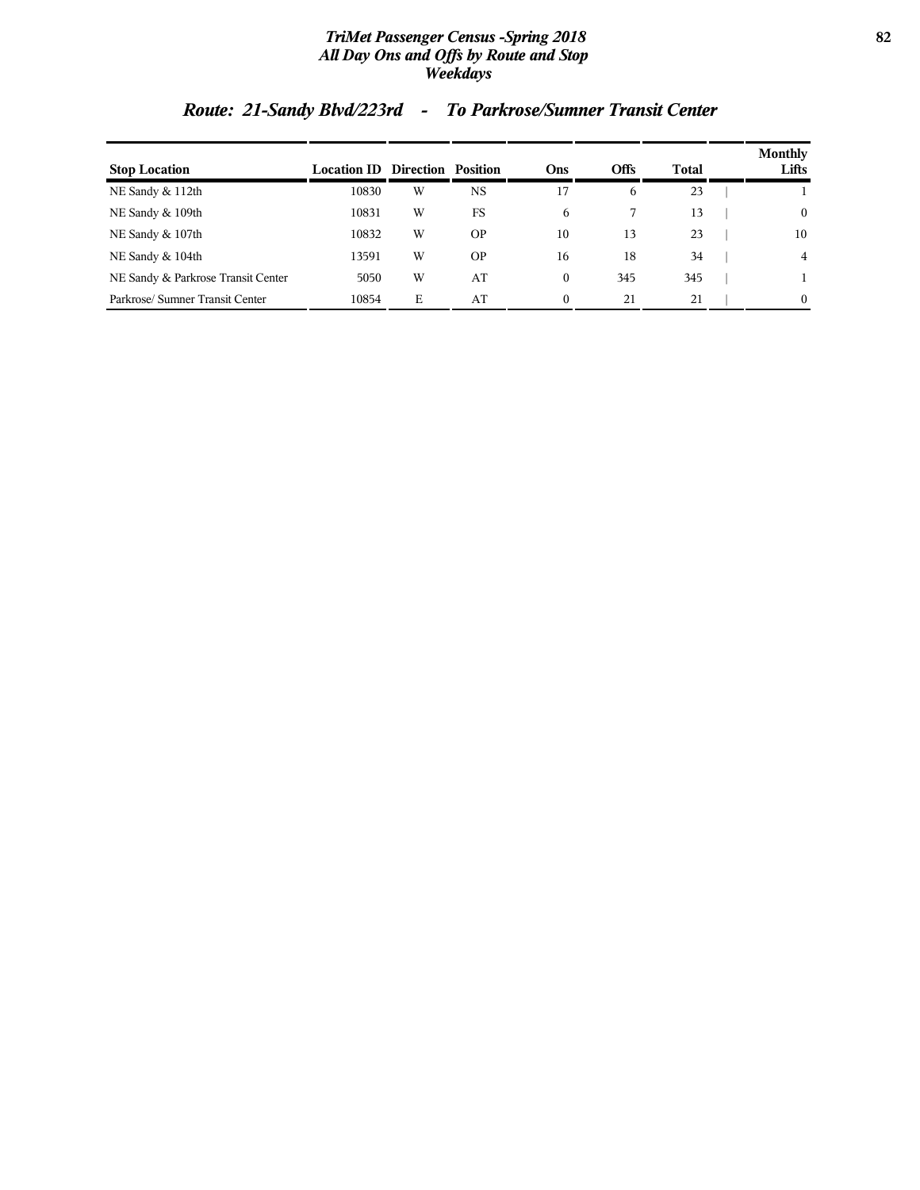## Route: 21-Sandy Blvd/223rd - To Parkrose/Sumner Transit Center

| Stop Location | Location ID | Direction | Position | Ons | Offs | Total | Monthly Lifts |
|---|---|---|---|---|---|---|---|
| NE Sandy & 112th | 10830 | W | NS | 17 | 6 | 23 | 1 |
| NE Sandy & 109th | 10831 | W | FS | 6 | 7 | 13 | 0 |
| NE Sandy & 107th | 10832 | W | OP | 10 | 13 | 23 | 10 |
| NE Sandy & 104th | 13591 | W | OP | 16 | 18 | 34 | 4 |
| NE Sandy & Parkrose Transit Center | 5050 | W | AT | 0 | 345 | 345 | 1 |
| Parkrose/ Sumner Transit Center | 10854 | E | AT | 0 | 21 | 21 | 0 |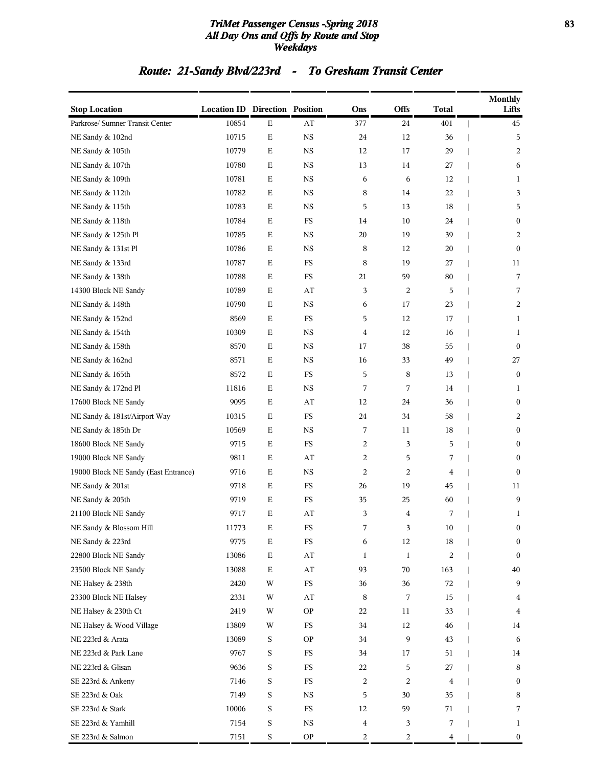## Route: 21-Sandy Blvd/223rd - To Gresham Transit Center

| Stop Location | Location ID | Direction | Position | Ons | Offs | Total | Monthly Lifts |
|---|---|---|---|---|---|---|---|
| Parkrose/ Sumner Transit Center | 10854 | E | AT | 377 | 24 | 401 | 45 |
| NE Sandy & 102nd | 10715 | E | NS | 24 | 12 | 36 | 5 |
| NE Sandy & 105th | 10779 | E | NS | 12 | 17 | 29 | 2 |
| NE Sandy & 107th | 10780 | E | NS | 13 | 14 | 27 | 6 |
| NE Sandy & 109th | 10781 | E | NS | 6 | 6 | 12 | 1 |
| NE Sandy & 112th | 10782 | E | NS | 8 | 14 | 22 | 3 |
| NE Sandy & 115th | 10783 | E | NS | 5 | 13 | 18 | 5 |
| NE Sandy & 118th | 10784 | E | FS | 14 | 10 | 24 | 0 |
| NE Sandy & 125th Pl | 10785 | E | NS | 20 | 19 | 39 | 2 |
| NE Sandy & 131st Pl | 10786 | E | NS | 8 | 12 | 20 | 0 |
| NE Sandy & 133rd | 10787 | E | FS | 8 | 19 | 27 | 11 |
| NE Sandy & 138th | 10788 | E | FS | 21 | 59 | 80 | 7 |
| 14300 Block NE Sandy | 10789 | E | AT | 3 | 2 | 5 | 7 |
| NE Sandy & 148th | 10790 | E | NS | 6 | 17 | 23 | 2 |
| NE Sandy & 152nd | 8569 | E | FS | 5 | 12 | 17 | 1 |
| NE Sandy & 154th | 10309 | E | NS | 4 | 12 | 16 | 1 |
| NE Sandy & 158th | 8570 | E | NS | 17 | 38 | 55 | 0 |
| NE Sandy & 162nd | 8571 | E | NS | 16 | 33 | 49 | 27 |
| NE Sandy & 165th | 8572 | E | FS | 5 | 8 | 13 | 0 |
| NE Sandy & 172nd Pl | 11816 | E | NS | 7 | 7 | 14 | 1 |
| 17600 Block NE Sandy | 9095 | E | AT | 12 | 24 | 36 | 0 |
| NE Sandy & 181st/Airport Way | 10315 | E | FS | 24 | 34 | 58 | 2 |
| NE Sandy & 185th Dr | 10569 | E | NS | 7 | 11 | 18 | 0 |
| 18600 Block NE Sandy | 9715 | E | FS | 2 | 3 | 5 | 0 |
| 19000 Block NE Sandy | 9811 | E | AT | 2 | 5 | 7 | 0 |
| 19000 Block NE Sandy (East Entrance) | 9716 | E | NS | 2 | 2 | 4 | 0 |
| NE Sandy & 201st | 9718 | E | FS | 26 | 19 | 45 | 11 |
| NE Sandy & 205th | 9719 | E | FS | 35 | 25 | 60 | 9 |
| 21100 Block NE Sandy | 9717 | E | AT | 3 | 4 | 7 | 1 |
| NE Sandy & Blossom Hill | 11773 | E | FS | 7 | 3 | 10 | 0 |
| NE Sandy & 223rd | 9775 | E | FS | 6 | 12 | 18 | 0 |
| 22800 Block NE Sandy | 13086 | E | AT | 1 | 1 | 2 | 0 |
| 23500 Block NE Sandy | 13088 | E | AT | 93 | 70 | 163 | 40 |
| NE Halsey & 238th | 2420 | W | FS | 36 | 36 | 72 | 9 |
| 23300 Block NE Halsey | 2331 | W | AT | 8 | 7 | 15 | 4 |
| NE Halsey & 230th Ct | 2419 | W | OP | 22 | 11 | 33 | 4 |
| NE Halsey & Wood Village | 13809 | W | FS | 34 | 12 | 46 | 14 |
| NE 223rd & Arata | 13089 | S | OP | 34 | 9 | 43 | 6 |
| NE 223rd & Park Lane | 9767 | S | FS | 34 | 17 | 51 | 14 |
| NE 223rd & Glisan | 9636 | S | FS | 22 | 5 | 27 | 8 |
| SE 223rd & Ankeny | 7146 | S | FS | 2 | 2 | 4 | 0 |
| SE 223rd & Oak | 7149 | S | NS | 5 | 30 | 35 | 8 |
| SE 223rd & Stark | 10006 | S | FS | 12 | 59 | 71 | 7 |
| SE 223rd & Yamhill | 7154 | S | NS | 4 | 3 | 7 | 1 |
| SE 223rd & Salmon | 7151 | S | OP | 2 | 2 | 4 | 0 |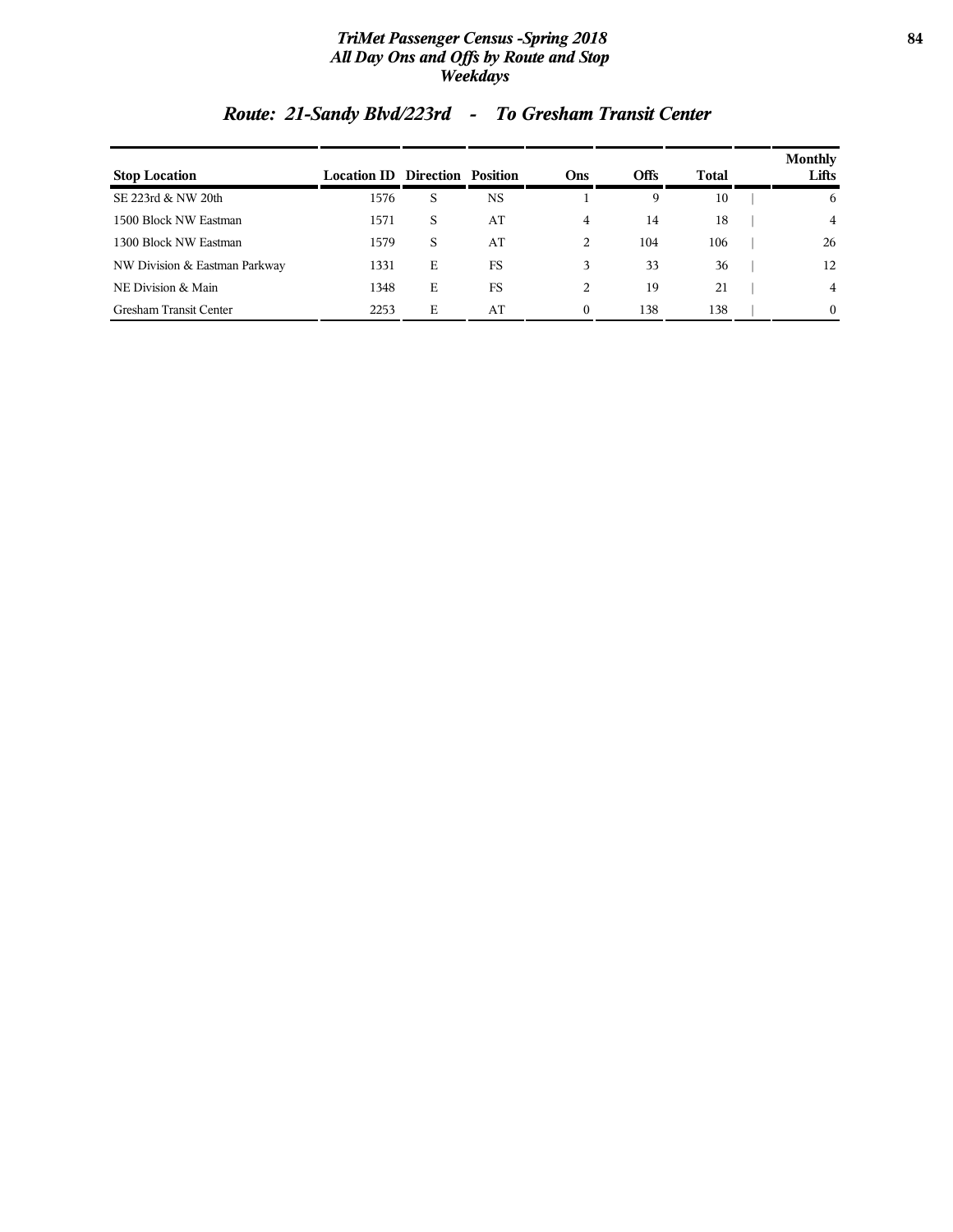## Route: 21-Sandy Blvd/223rd - To Gresham Transit Center

| Stop Location | Location ID | Direction | Position | Ons | Offs | Total | Monthly Lifts |
|---|---|---|---|---|---|---|---|
| SE 223rd & NW 20th | 1576 | S | NS | 1 | 9 | 10 | 6 |
| 1500 Block NW Eastman | 1571 | S | AT | 4 | 14 | 18 | 4 |
| 1300 Block NW Eastman | 1579 | S | AT | 2 | 104 | 106 | 26 |
| NW Division & Eastman Parkway | 1331 | E | FS | 3 | 33 | 36 | 12 |
| NE Division & Main | 1348 | E | FS | 2 | 19 | 21 | 4 |
| Gresham Transit Center | 2253 | E | AT | 0 | 138 | 138 | 0 |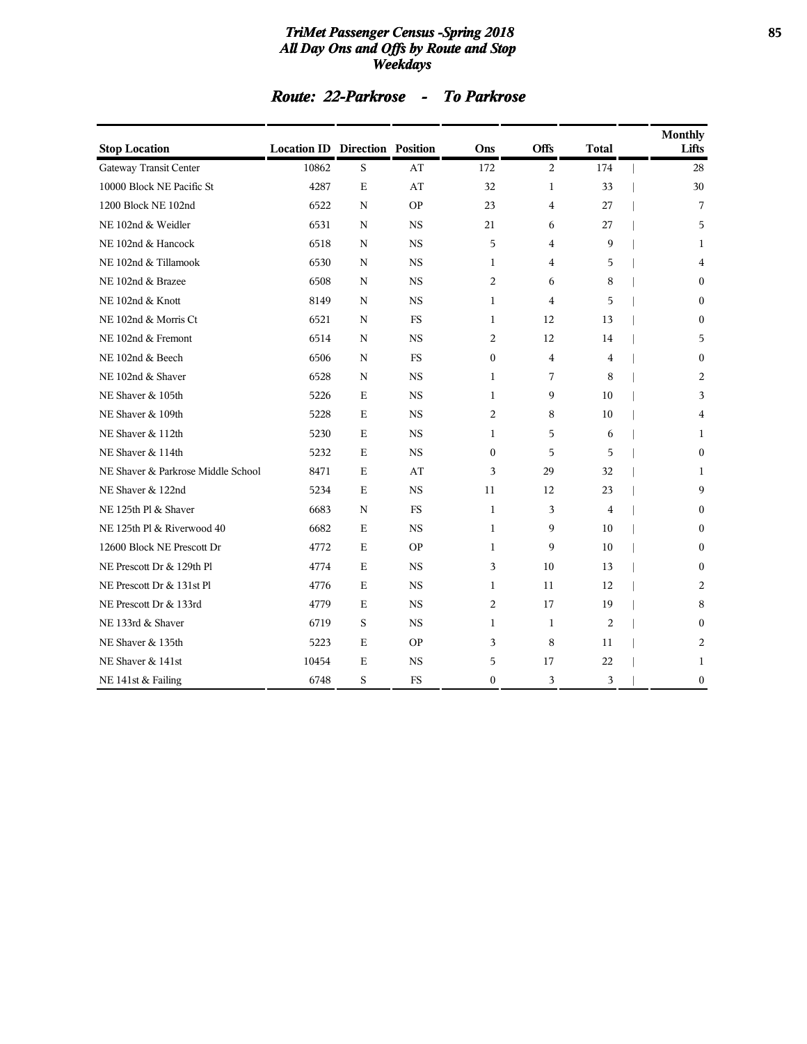# TriMet Passenger Census -Spring 2018
## All Day Ons and Offs by Route and Stop
## Weekdays

### Route: 22-Parkrose - To Parkrose

| Stop Location | Location ID | Direction | Position | Ons | Offs | Total | Monthly Lifts |
|---|---|---|---|---|---|---|---|
| Gateway Transit Center | 10862 | S | AT | 172 | 2 | 174 | 28 |
| 10000 Block NE Pacific St | 4287 | E | AT | 32 | 1 | 33 | 30 |
| 1200 Block NE 102nd | 6522 | N | OP | 23 | 4 | 27 | 7 |
| NE 102nd & Weidler | 6531 | N | NS | 21 | 6 | 27 | 5 |
| NE 102nd & Hancock | 6518 | N | NS | 5 | 4 | 9 | 1 |
| NE 102nd & Tillamook | 6530 | N | NS | 1 | 4 | 5 | 4 |
| NE 102nd & Brazee | 6508 | N | NS | 2 | 6 | 8 | 0 |
| NE 102nd & Knott | 8149 | N | NS | 1 | 4 | 5 | 0 |
| NE 102nd & Morris Ct | 6521 | N | FS | 1 | 12 | 13 | 0 |
| NE 102nd & Fremont | 6514 | N | NS | 2 | 12 | 14 | 5 |
| NE 102nd & Beech | 6506 | N | FS | 0 | 4 | 4 | 0 |
| NE 102nd & Shaver | 6528 | N | NS | 1 | 7 | 8 | 2 |
| NE Shaver & 105th | 5226 | E | NS | 1 | 9 | 10 | 3 |
| NE Shaver & 109th | 5228 | E | NS | 2 | 8 | 10 | 4 |
| NE Shaver & 112th | 5230 | E | NS | 1 | 5 | 6 | 1 |
| NE Shaver & 114th | 5232 | E | NS | 0 | 5 | 5 | 0 |
| NE Shaver & Parkrose Middle School | 8471 | E | AT | 3 | 29 | 32 | 1 |
| NE Shaver & 122nd | 5234 | E | NS | 11 | 12 | 23 | 9 |
| NE 125th Pl & Shaver | 6683 | N | FS | 1 | 3 | 4 | 0 |
| NE 125th Pl & Riverwood 40 | 6682 | E | NS | 1 | 9 | 10 | 0 |
| 12600 Block NE Prescott Dr | 4772 | E | OP | 1 | 9 | 10 | 0 |
| NE Prescott Dr & 129th Pl | 4774 | E | NS | 3 | 10 | 13 | 0 |
| NE Prescott Dr & 131st Pl | 4776 | E | NS | 1 | 11 | 12 | 2 |
| NE Prescott Dr & 133rd | 4779 | E | NS | 2 | 17 | 19 | 8 |
| NE 133rd & Shaver | 6719 | S | NS | 1 | 1 | 2 | 0 |
| NE Shaver & 135th | 5223 | E | OP | 3 | 8 | 11 | 2 |
| NE Shaver & 141st | 10454 | E | NS | 5 | 17 | 22 | 1 |
| NE 141st & Failing | 6748 | S | FS | 0 | 3 | 3 | 0 |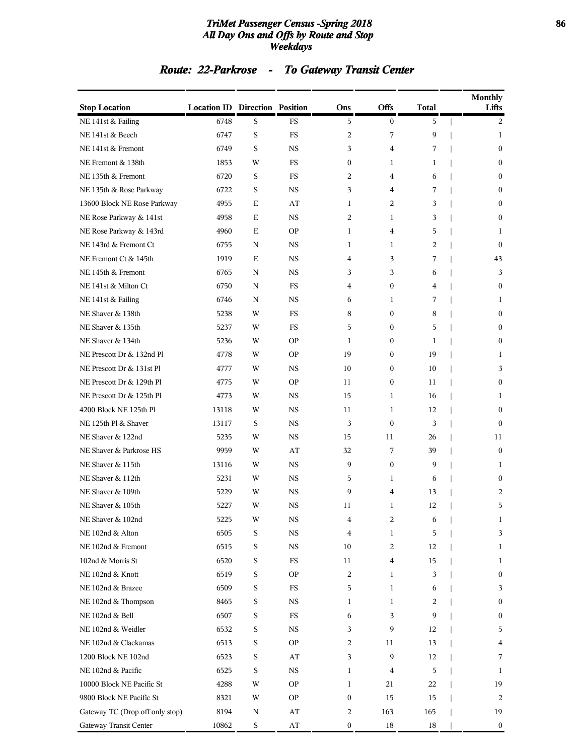## Route: 22-Parkrose - To Gateway Transit Center

| Stop Location | Location ID | Direction | Position | Ons | Offs | Total | Monthly Lifts |
|---|---|---|---|---|---|---|---|
| NE 141st & Failing | 6748 | S | FS | 5 | 0 | 5 | 2 |
| NE 141st & Beech | 6747 | S | FS | 2 | 7 | 9 | 1 |
| NE 141st & Fremont | 6749 | S | NS | 3 | 4 | 7 | 0 |
| NE Fremont & 138th | 1853 | W | FS | 0 | 1 | 1 | 0 |
| NE 135th & Fremont | 6720 | S | FS | 2 | 4 | 6 | 0 |
| NE 135th & Rose Parkway | 6722 | S | NS | 3 | 4 | 7 | 0 |
| 13600 Block NE Rose Parkway | 4955 | E | AT | 1 | 2 | 3 | 0 |
| NE Rose Parkway & 141st | 4958 | E | NS | 2 | 1 | 3 | 0 |
| NE Rose Parkway & 143rd | 4960 | E | OP | 1 | 4 | 5 | 1 |
| NE 143rd & Fremont Ct | 6755 | N | NS | 1 | 1 | 2 | 0 |
| NE Fremont Ct & 145th | 1919 | E | NS | 4 | 3 | 7 | 43 |
| NE 145th & Fremont | 6765 | N | NS | 3 | 3 | 6 | 3 |
| NE 141st & Milton Ct | 6750 | N | FS | 4 | 0 | 4 | 0 |
| NE 141st & Failing | 6746 | N | NS | 6 | 1 | 7 | 1 |
| NE Shaver & 138th | 5238 | W | FS | 8 | 0 | 8 | 0 |
| NE Shaver & 135th | 5237 | W | FS | 5 | 0 | 5 | 0 |
| NE Shaver & 134th | 5236 | W | OP | 1 | 0 | 1 | 0 |
| NE Prescott Dr & 132nd Pl | 4778 | W | OP | 19 | 0 | 19 | 1 |
| NE Prescott Dr & 131st Pl | 4777 | W | NS | 10 | 0 | 10 | 3 |
| NE Prescott Dr & 129th Pl | 4775 | W | OP | 11 | 0 | 11 | 0 |
| NE Prescott Dr & 125th Pl | 4773 | W | NS | 15 | 1 | 16 | 1 |
| 4200 Block NE 125th Pl | 13118 | W | NS | 11 | 1 | 12 | 0 |
| NE 125th Pl & Shaver | 13117 | S | NS | 3 | 0 | 3 | 0 |
| NE Shaver & 122nd | 5235 | W | NS | 15 | 11 | 26 | 11 |
| NE Shaver & Parkrose HS | 9959 | W | AT | 32 | 7 | 39 | 0 |
| NE Shaver & 115th | 13116 | W | NS | 9 | 0 | 9 | 1 |
| NE Shaver & 112th | 5231 | W | NS | 5 | 1 | 6 | 0 |
| NE Shaver & 109th | 5229 | W | NS | 9 | 4 | 13 | 2 |
| NE Shaver & 105th | 5227 | W | NS | 11 | 1 | 12 | 5 |
| NE Shaver & 102nd | 5225 | W | NS | 4 | 2 | 6 | 1 |
| NE 102nd & Alton | 6505 | S | NS | 4 | 1 | 5 | 3 |
| NE 102nd & Fremont | 6515 | S | NS | 10 | 2 | 12 | 1 |
| 102nd & Morris St | 6520 | S | FS | 11 | 4 | 15 | 1 |
| NE 102nd & Knott | 6519 | S | OP | 2 | 1 | 3 | 0 |
| NE 102nd & Brazee | 6509 | S | FS | 5 | 1 | 6 | 3 |
| NE 102nd & Thompson | 8465 | S | NS | 1 | 1 | 2 | 0 |
| NE 102nd & Bell | 6507 | S | FS | 6 | 3 | 9 | 0 |
| NE 102nd & Weidler | 6532 | S | NS | 3 | 9 | 12 | 5 |
| NE 102nd & Clackamas | 6513 | S | OP | 2 | 11 | 13 | 4 |
| 1200 Block NE 102nd | 6523 | S | AT | 3 | 9 | 12 | 7 |
| NE 102nd & Pacific | 6525 | S | NS | 1 | 4 | 5 | 1 |
| 10000 Block NE Pacific St | 4288 | W | OP | 1 | 21 | 22 | 19 |
| 9800 Block NE Pacific St | 8321 | W | OP | 0 | 15 | 15 | 2 |
| Gateway TC (Drop off only stop) | 8194 | N | AT | 2 | 163 | 165 | 19 |
| Gateway Transit Center | 10862 | S | AT | 0 | 18 | 18 | 0 |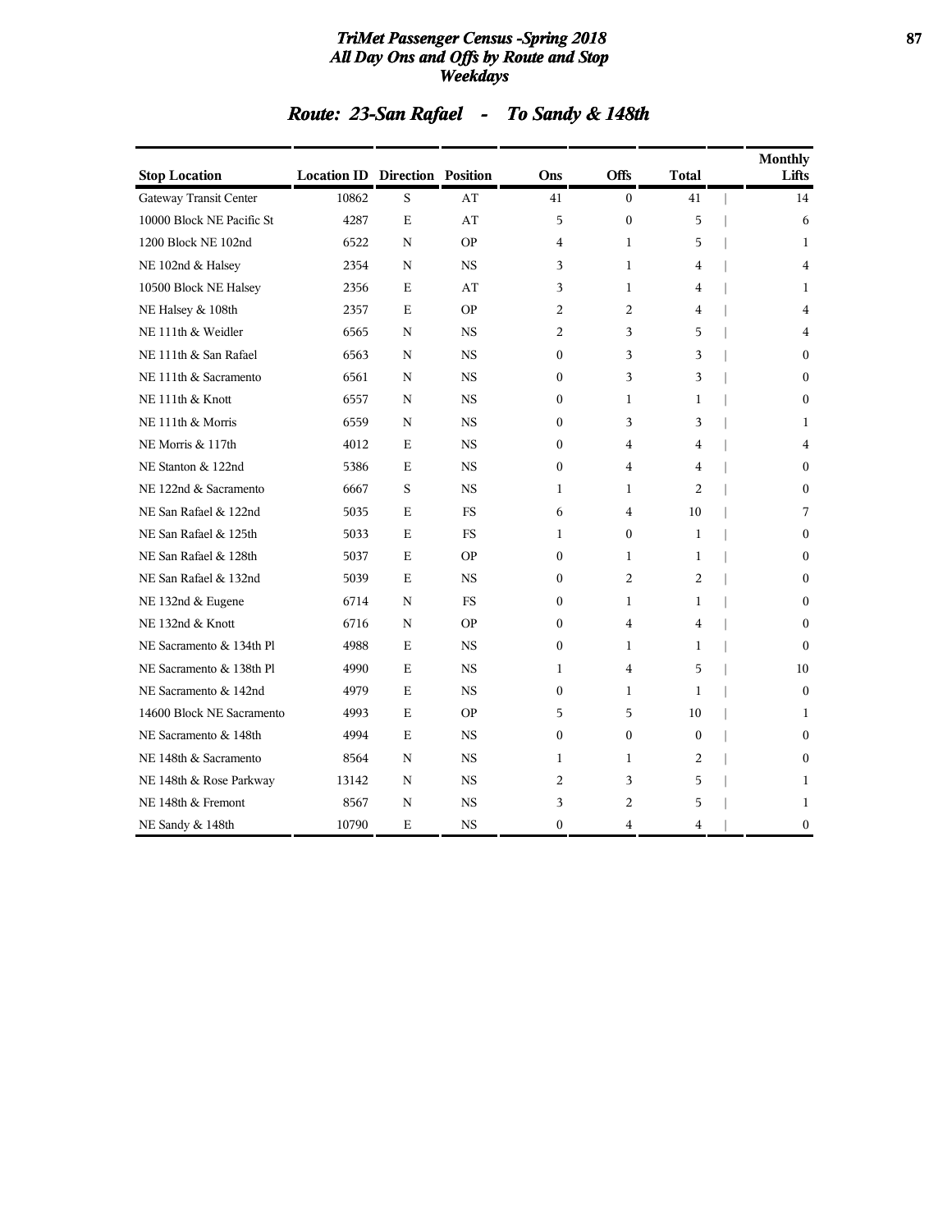## Route: 23-San Rafael - To Sandy & 148th

| Stop Location | Location ID | Direction | Position | Ons | Offs | Total | Monthly Lifts |
|---|---|---|---|---|---|---|---|
| Gateway Transit Center | 10862 | S | AT | 41 | 0 | 41 | 14 |
| 10000 Block NE Pacific St | 4287 | E | AT | 5 | 0 | 5 | 6 |
| 1200 Block NE 102nd | 6522 | N | OP | 4 | 1 | 5 | 1 |
| NE 102nd & Halsey | 2354 | N | NS | 3 | 1 | 4 | 4 |
| 10500 Block NE Halsey | 2356 | E | AT | 3 | 1 | 4 | 1 |
| NE Halsey & 108th | 2357 | E | OP | 2 | 2 | 4 | 4 |
| NE 111th & Weidler | 6565 | N | NS | 2 | 3 | 5 | 4 |
| NE 111th & San Rafael | 6563 | N | NS | 0 | 3 | 3 | 0 |
| NE 111th & Sacramento | 6561 | N | NS | 0 | 3 | 3 | 0 |
| NE 111th & Knott | 6557 | N | NS | 0 | 1 | 1 | 0 |
| NE 111th & Morris | 6559 | N | NS | 0 | 3 | 3 | 1 |
| NE Morris & 117th | 4012 | E | NS | 0 | 4 | 4 | 4 |
| NE Stanton & 122nd | 5386 | E | NS | 0 | 4 | 4 | 0 |
| NE 122nd & Sacramento | 6667 | S | NS | 1 | 1 | 2 | 0 |
| NE San Rafael & 122nd | 5035 | E | FS | 6 | 4 | 10 | 7 |
| NE San Rafael & 125th | 5033 | E | FS | 1 | 0 | 1 | 0 |
| NE San Rafael & 128th | 5037 | E | OP | 0 | 1 | 1 | 0 |
| NE San Rafael & 132nd | 5039 | E | NS | 0 | 2 | 2 | 0 |
| NE 132nd & Eugene | 6714 | N | FS | 0 | 1 | 1 | 0 |
| NE 132nd & Knott | 6716 | N | OP | 0 | 4 | 4 | 0 |
| NE Sacramento & 134th Pl | 4988 | E | NS | 0 | 1 | 1 | 0 |
| NE Sacramento & 138th Pl | 4990 | E | NS | 1 | 4 | 5 | 10 |
| NE Sacramento & 142nd | 4979 | E | NS | 0 | 1 | 1 | 0 |
| 14600 Block NE Sacramento | 4993 | E | OP | 5 | 5 | 10 | 1 |
| NE Sacramento & 148th | 4994 | E | NS | 0 | 0 | 0 | 0 |
| NE 148th & Sacramento | 8564 | N | NS | 1 | 1 | 2 | 0 |
| NE 148th & Rose Parkway | 13142 | N | NS | 2 | 3 | 5 | 1 |
| NE 148th & Fremont | 8567 | N | NS | 3 | 2 | 5 | 1 |
| NE Sandy & 148th | 10790 | E | NS | 0 | 4 | 4 | 0 |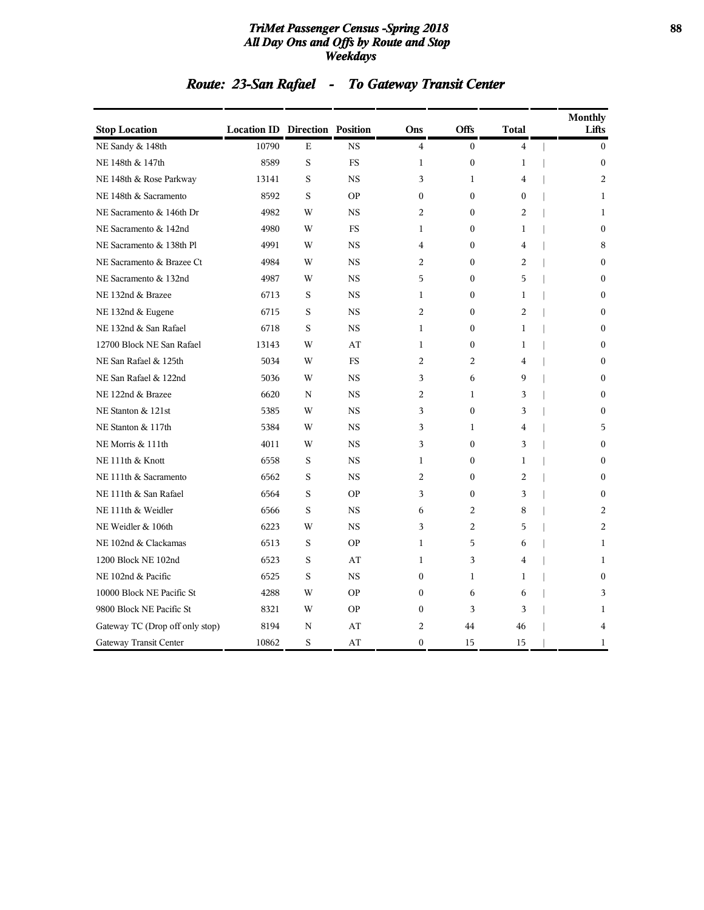## Route: 23-San Rafael - To Gateway Transit Center

| Stop Location | Location ID | Direction | Position | Ons | Offs | Total | Monthly Lifts |
|---|---|---|---|---|---|---|---|
| NE Sandy & 148th | 10790 | E | NS | 4 | 0 | 4 | 0 |
| NE 148th & 147th | 8589 | S | FS | 1 | 0 | 1 | 0 |
| NE 148th & Rose Parkway | 13141 | S | NS | 3 | 1 | 4 | 2 |
| NE 148th & Sacramento | 8592 | S | OP | 0 | 0 | 0 | 1 |
| NE Sacramento & 146th Dr | 4982 | W | NS | 2 | 0 | 2 | 1 |
| NE Sacramento & 142nd | 4980 | W | FS | 1 | 0 | 1 | 0 |
| NE Sacramento & 138th Pl | 4991 | W | NS | 4 | 0 | 4 | 8 |
| NE Sacramento & Brazee Ct | 4984 | W | NS | 2 | 0 | 2 | 0 |
| NE Sacramento & 132nd | 4987 | W | NS | 5 | 0 | 5 | 0 |
| NE 132nd & Brazee | 6713 | S | NS | 1 | 0 | 1 | 0 |
| NE 132nd & Eugene | 6715 | S | NS | 2 | 0 | 2 | 0 |
| NE 132nd & San Rafael | 6718 | S | NS | 1 | 0 | 1 | 0 |
| 12700 Block NE San Rafael | 13143 | W | AT | 1 | 0 | 1 | 0 |
| NE San Rafael & 125th | 5034 | W | FS | 2 | 2 | 4 | 0 |
| NE San Rafael & 122nd | 5036 | W | NS | 3 | 6 | 9 | 0 |
| NE 122nd & Brazee | 6620 | N | NS | 2 | 1 | 3 | 0 |
| NE Stanton & 121st | 5385 | W | NS | 3 | 0 | 3 | 0 |
| NE Stanton & 117th | 5384 | W | NS | 3 | 1 | 4 | 5 |
| NE Morris & 111th | 4011 | W | NS | 3 | 0 | 3 | 0 |
| NE 111th & Knott | 6558 | S | NS | 1 | 0 | 1 | 0 |
| NE 111th & Sacramento | 6562 | S | NS | 2 | 0 | 2 | 0 |
| NE 111th & San Rafael | 6564 | S | OP | 3 | 0 | 3 | 0 |
| NE 111th & Weidler | 6566 | S | NS | 6 | 2 | 8 | 2 |
| NE Weidler & 106th | 6223 | W | NS | 3 | 2 | 5 | 2 |
| NE 102nd & Clackamas | 6513 | S | OP | 1 | 5 | 6 | 1 |
| 1200 Block NE 102nd | 6523 | S | AT | 1 | 3 | 4 | 1 |
| NE 102nd & Pacific | 6525 | S | NS | 0 | 1 | 1 | 0 |
| 10000 Block NE Pacific St | 4288 | W | OP | 0 | 6 | 6 | 3 |
| 9800 Block NE Pacific St | 8321 | W | OP | 0 | 3 | 3 | 1 |
| Gateway TC (Drop off only stop) | 8194 | N | AT | 2 | 44 | 46 | 4 |
| Gateway Transit Center | 10862 | S | AT | 0 | 15 | 15 | 1 |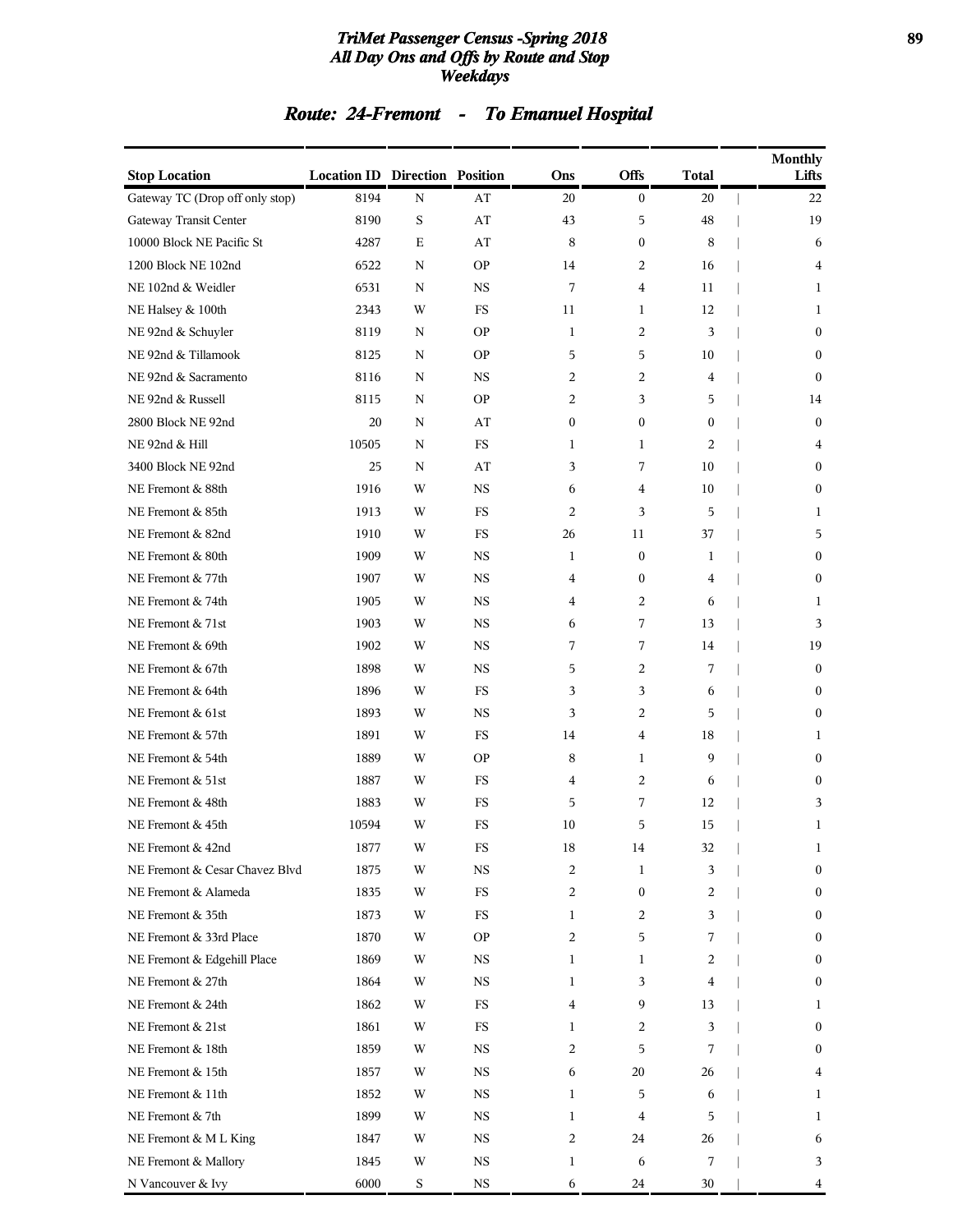# TriMet Passenger Census -Spring 2018
## All Day Ons and Offs by Route and Stop
## Weekdays

### Route: 24-Fremont - To Emanuel Hospital

| Stop Location | Location ID | Direction | Position | Ons | Offs | Total | Monthly Lifts |
|---|---|---|---|---|---|---|---|
| Gateway TC (Drop off only stop) | 8194 | N | AT | 20 | 0 | 20 | 22 |
| Gateway Transit Center | 8190 | S | AT | 43 | 5 | 48 | 19 |
| 10000 Block NE Pacific St | 4287 | E | AT | 8 | 0 | 8 | 6 |
| 1200 Block NE 102nd | 6522 | N | OP | 14 | 2 | 16 | 4 |
| NE 102nd & Weidler | 6531 | N | NS | 7 | 4 | 11 | 1 |
| NE Halsey & 100th | 2343 | W | FS | 11 | 1 | 12 | 1 |
| NE 92nd & Schuyler | 8119 | N | OP | 1 | 2 | 3 | 0 |
| NE 92nd & Tillamook | 8125 | N | OP | 5 | 5 | 10 | 0 |
| NE 92nd & Sacramento | 8116 | N | NS | 2 | 2 | 4 | 0 |
| NE 92nd & Russell | 8115 | N | OP | 2 | 3 | 5 | 14 |
| 2800 Block NE 92nd | 20 | N | AT | 0 | 0 | 0 | 0 |
| NE 92nd & Hill | 10505 | N | FS | 1 | 1 | 2 | 4 |
| 3400 Block NE 92nd | 25 | N | AT | 3 | 7 | 10 | 0 |
| NE Fremont & 88th | 1916 | W | NS | 6 | 4 | 10 | 0 |
| NE Fremont & 85th | 1913 | W | FS | 2 | 3 | 5 | 1 |
| NE Fremont & 82nd | 1910 | W | FS | 26 | 11 | 37 | 5 |
| NE Fremont & 80th | 1909 | W | NS | 1 | 0 | 1 | 0 |
| NE Fremont & 77th | 1907 | W | NS | 4 | 0 | 4 | 0 |
| NE Fremont & 74th | 1905 | W | NS | 4 | 2 | 6 | 1 |
| NE Fremont & 71st | 1903 | W | NS | 6 | 7 | 13 | 3 |
| NE Fremont & 69th | 1902 | W | NS | 7 | 7 | 14 | 19 |
| NE Fremont & 67th | 1898 | W | NS | 5 | 2 | 7 | 0 |
| NE Fremont & 64th | 1896 | W | FS | 3 | 3 | 6 | 0 |
| NE Fremont & 61st | 1893 | W | NS | 3 | 2 | 5 | 0 |
| NE Fremont & 57th | 1891 | W | FS | 14 | 4 | 18 | 1 |
| NE Fremont & 54th | 1889 | W | OP | 8 | 1 | 9 | 0 |
| NE Fremont & 51st | 1887 | W | FS | 4 | 2 | 6 | 0 |
| NE Fremont & 48th | 1883 | W | FS | 5 | 7 | 12 | 3 |
| NE Fremont & 45th | 10594 | W | FS | 10 | 5 | 15 | 1 |
| NE Fremont & 42nd | 1877 | W | FS | 18 | 14 | 32 | 1 |
| NE Fremont & Cesar Chavez Blvd | 1875 | W | NS | 2 | 1 | 3 | 0 |
| NE Fremont & Alameda | 1835 | W | FS | 2 | 0 | 2 | 0 |
| NE Fremont & 35th | 1873 | W | FS | 1 | 2 | 3 | 0 |
| NE Fremont & 33rd Place | 1870 | W | OP | 2 | 5 | 7 | 0 |
| NE Fremont & Edgehill Place | 1869 | W | NS | 1 | 1 | 2 | 0 |
| NE Fremont & 27th | 1864 | W | NS | 1 | 3 | 4 | 0 |
| NE Fremont & 24th | 1862 | W | FS | 4 | 9 | 13 | 1 |
| NE Fremont & 21st | 1861 | W | FS | 1 | 2 | 3 | 0 |
| NE Fremont & 18th | 1859 | W | NS | 2 | 5 | 7 | 0 |
| NE Fremont & 15th | 1857 | W | NS | 6 | 20 | 26 | 4 |
| NE Fremont & 11th | 1852 | W | NS | 1 | 5 | 6 | 1 |
| NE Fremont & 7th | 1899 | W | NS | 1 | 4 | 5 | 1 |
| NE Fremont & M L King | 1847 | W | NS | 2 | 24 | 26 | 6 |
| NE Fremont & Mallory | 1845 | W | NS | 1 | 6 | 7 | 3 |
| N Vancouver & Ivy | 6000 | S | NS | 6 | 24 | 30 | 4 |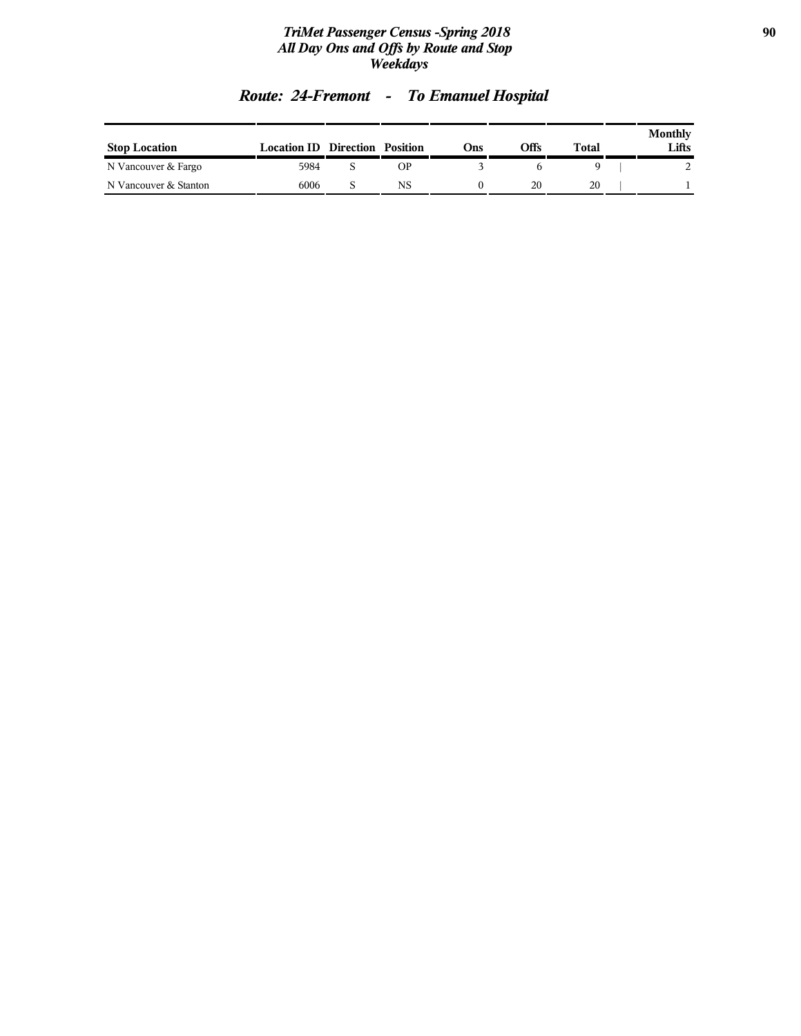## Route: 24-Fremont - To Emanuel Hospital

| Stop Location | Location ID | Direction | Position | Ons | Offs | Total | Monthly Lifts |
|---|---|---|---|---|---|---|---|
| N Vancouver & Fargo | 5984 | S | OP | 3 | 6 | 9 | 2 |
| N Vancouver & Stanton | 6006 | S | NS | 0 | 20 | 20 | 1 |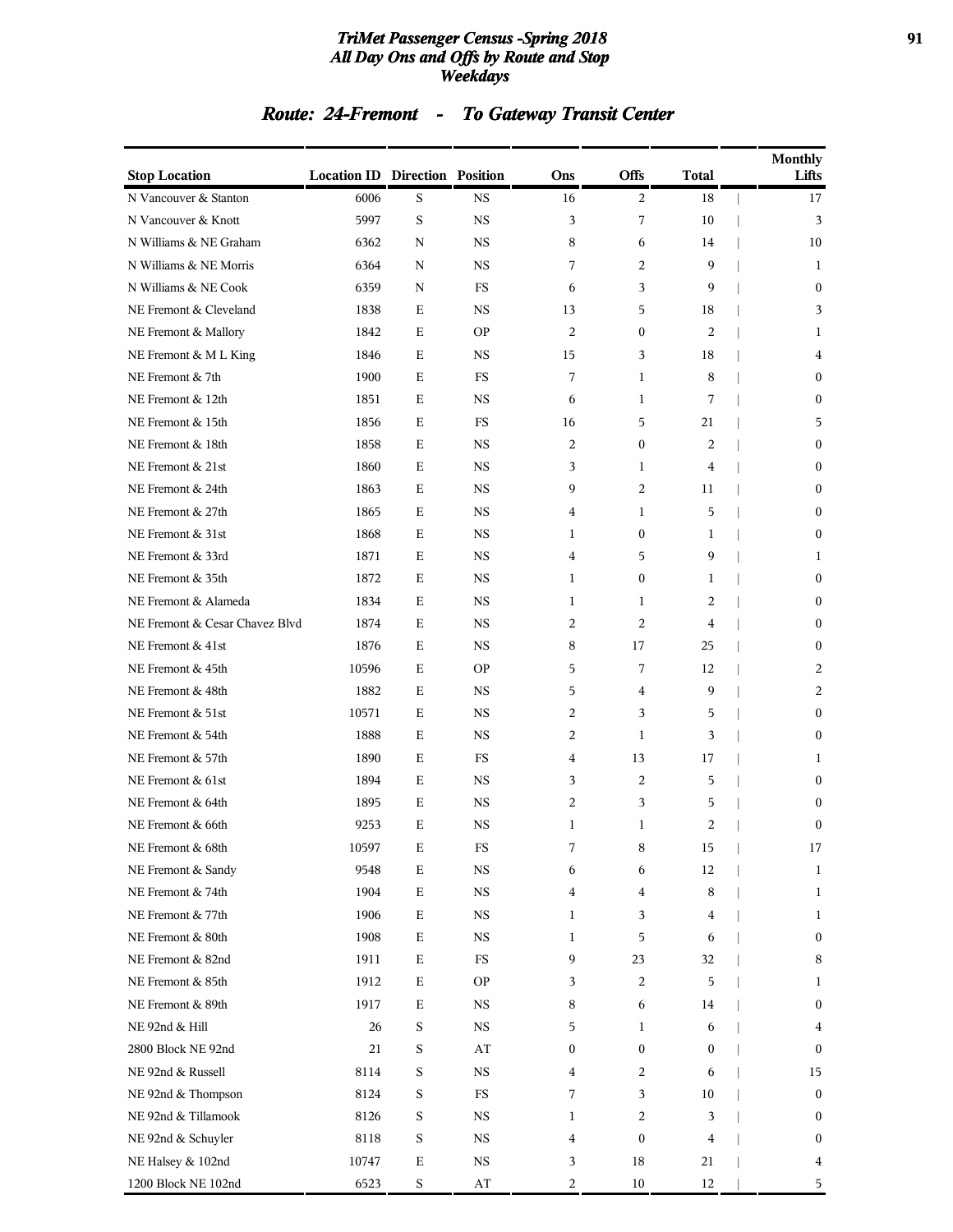## Route: 24-Fremont - To Gateway Transit Center

| Stop Location | Location ID | Direction | Position | Ons | Offs | Total | Monthly Lifts |
|---|---|---|---|---|---|---|---|
| N Vancouver & Stanton | 6006 | S | NS | 16 | 2 | 18 | 17 |
| N Vancouver & Knott | 5997 | S | NS | 3 | 7 | 10 | 3 |
| N Williams & NE Graham | 6362 | N | NS | 8 | 6 | 14 | 10 |
| N Williams & NE Morris | 6364 | N | NS | 7 | 2 | 9 | 1 |
| N Williams & NE Cook | 6359 | N | FS | 6 | 3 | 9 | 0 |
| NE Fremont & Cleveland | 1838 | E | NS | 13 | 5 | 18 | 3 |
| NE Fremont & Mallory | 1842 | E | OP | 2 | 0 | 2 | 1 |
| NE Fremont & M L King | 1846 | E | NS | 15 | 3 | 18 | 4 |
| NE Fremont & 7th | 1900 | E | FS | 7 | 1 | 8 | 0 |
| NE Fremont & 12th | 1851 | E | NS | 6 | 1 | 7 | 0 |
| NE Fremont & 15th | 1856 | E | FS | 16 | 5 | 21 | 5 |
| NE Fremont & 18th | 1858 | E | NS | 2 | 0 | 2 | 0 |
| NE Fremont & 21st | 1860 | E | NS | 3 | 1 | 4 | 0 |
| NE Fremont & 24th | 1863 | E | NS | 9 | 2 | 11 | 0 |
| NE Fremont & 27th | 1865 | E | NS | 4 | 1 | 5 | 0 |
| NE Fremont & 31st | 1868 | E | NS | 1 | 0 | 1 | 0 |
| NE Fremont & 33rd | 1871 | E | NS | 4 | 5 | 9 | 1 |
| NE Fremont & 35th | 1872 | E | NS | 1 | 0 | 1 | 0 |
| NE Fremont & Alameda | 1834 | E | NS | 1 | 1 | 2 | 0 |
| NE Fremont & Cesar Chavez Blvd | 1874 | E | NS | 2 | 2 | 4 | 0 |
| NE Fremont & 41st | 1876 | E | NS | 8 | 17 | 25 | 0 |
| NE Fremont & 45th | 10596 | E | OP | 5 | 7 | 12 | 2 |
| NE Fremont & 48th | 1882 | E | NS | 5 | 4 | 9 | 2 |
| NE Fremont & 51st | 10571 | E | NS | 2 | 3 | 5 | 0 |
| NE Fremont & 54th | 1888 | E | NS | 2 | 1 | 3 | 0 |
| NE Fremont & 57th | 1890 | E | FS | 4 | 13 | 17 | 1 |
| NE Fremont & 61st | 1894 | E | NS | 3 | 2 | 5 | 0 |
| NE Fremont & 64th | 1895 | E | NS | 2 | 3 | 5 | 0 |
| NE Fremont & 66th | 9253 | E | NS | 1 | 1 | 2 | 0 |
| NE Fremont & 68th | 10597 | E | FS | 7 | 8 | 15 | 17 |
| NE Fremont & Sandy | 9548 | E | NS | 6 | 6 | 12 | 1 |
| NE Fremont & 74th | 1904 | E | NS | 4 | 4 | 8 | 1 |
| NE Fremont & 77th | 1906 | E | NS | 1 | 3 | 4 | 1 |
| NE Fremont & 80th | 1908 | E | NS | 1 | 5 | 6 | 0 |
| NE Fremont & 82nd | 1911 | E | FS | 9 | 23 | 32 | 8 |
| NE Fremont & 85th | 1912 | E | OP | 3 | 2 | 5 | 1 |
| NE Fremont & 89th | 1917 | E | NS | 8 | 6 | 14 | 0 |
| NE 92nd & Hill | 26 | S | NS | 5 | 1 | 6 | 4 |
| 2800 Block NE 92nd | 21 | S | AT | 0 | 0 | 0 | 0 |
| NE 92nd & Russell | 8114 | S | NS | 4 | 2 | 6 | 15 |
| NE 92nd & Thompson | 8124 | S | FS | 7 | 3 | 10 | 0 |
| NE 92nd & Tillamook | 8126 | S | NS | 1 | 2 | 3 | 0 |
| NE 92nd & Schuyler | 8118 | S | NS | 4 | 0 | 4 | 0 |
| NE Halsey & 102nd | 10747 | E | NS | 3 | 18 | 21 | 4 |
| 1200 Block NE 102nd | 6523 | S | AT | 2 | 10 | 12 | 5 |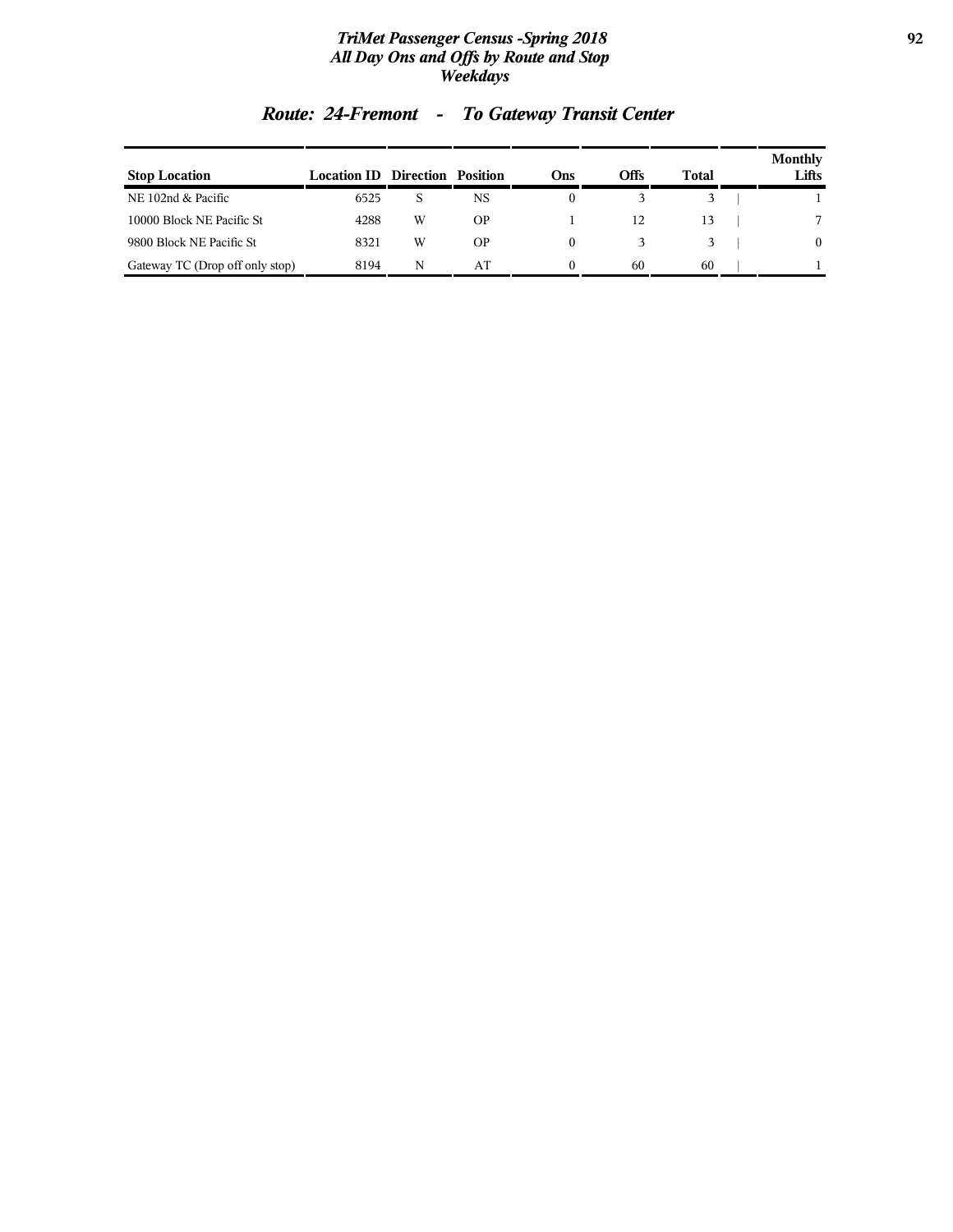## Route: 24-Fremont - To Gateway Transit Center

| Stop Location | Location ID | Direction | Position | Ons | Offs | Total | Monthly Lifts |
|---|---|---|---|---|---|---|---|
| NE 102nd & Pacific | 6525 | S | NS | 0 | 3 | 3 | 1 |
| 10000 Block NE Pacific St | 4288 | W | OP | 1 | 12 | 13 | 7 |
| 9800 Block NE Pacific St | 8321 | W | OP | 0 | 3 | 3 | 0 |
| Gateway TC (Drop off only stop) | 8194 | N | AT | 0 | 60 | 60 | 1 |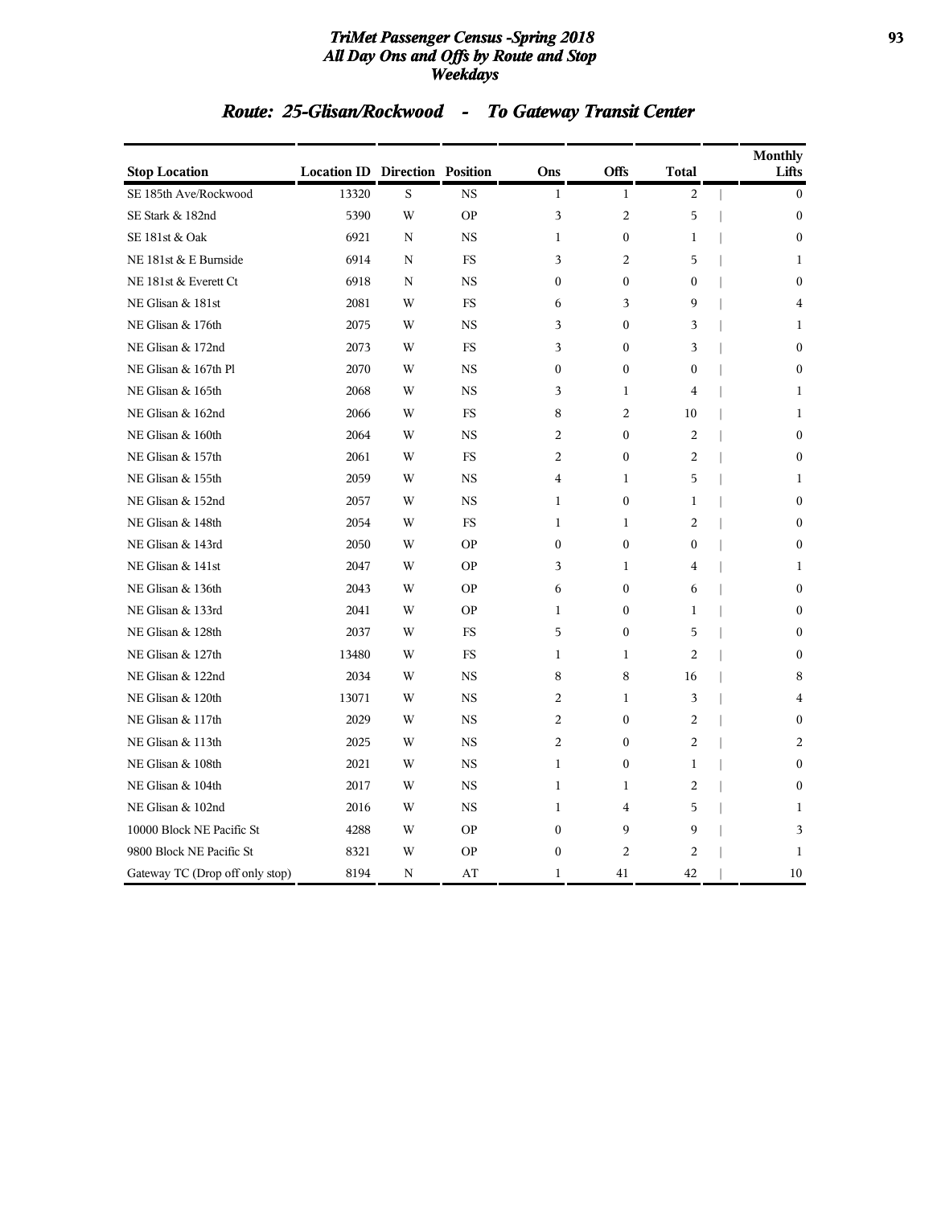## Route: 25-Glisan/Rockwood - To Gateway Transit Center

| Stop Location | Location ID | Direction | Position | Ons | Offs | Total | Monthly Lifts |
|---|---|---|---|---|---|---|---|
| SE 185th Ave/Rockwood | 13320 | S | NS | 1 | 1 | 2 | 0 |
| SE Stark & 182nd | 5390 | W | OP | 3 | 2 | 5 | 0 |
| SE 181st & Oak | 6921 | N | NS | 1 | 0 | 1 | 0 |
| NE 181st & E Burnside | 6914 | N | FS | 3 | 2 | 5 | 1 |
| NE 181st & Everett Ct | 6918 | N | NS | 0 | 0 | 0 | 0 |
| NE Glisan & 181st | 2081 | W | FS | 6 | 3 | 9 | 4 |
| NE Glisan & 176th | 2075 | W | NS | 3 | 0 | 3 | 1 |
| NE Glisan & 172nd | 2073 | W | FS | 3 | 0 | 3 | 0 |
| NE Glisan & 167th Pl | 2070 | W | NS | 0 | 0 | 0 | 0 |
| NE Glisan & 165th | 2068 | W | NS | 3 | 1 | 4 | 1 |
| NE Glisan & 162nd | 2066 | W | FS | 8 | 2 | 10 | 1 |
| NE Glisan & 160th | 2064 | W | NS | 2 | 0 | 2 | 0 |
| NE Glisan & 157th | 2061 | W | FS | 2 | 0 | 2 | 0 |
| NE Glisan & 155th | 2059 | W | NS | 4 | 1 | 5 | 1 |
| NE Glisan & 152nd | 2057 | W | NS | 1 | 0 | 1 | 0 |
| NE Glisan & 148th | 2054 | W | FS | 1 | 1 | 2 | 0 |
| NE Glisan & 143rd | 2050 | W | OP | 0 | 0 | 0 | 0 |
| NE Glisan & 141st | 2047 | W | OP | 3 | 1 | 4 | 1 |
| NE Glisan & 136th | 2043 | W | OP | 6 | 0 | 6 | 0 |
| NE Glisan & 133rd | 2041 | W | OP | 1 | 0 | 1 | 0 |
| NE Glisan & 128th | 2037 | W | FS | 5 | 0 | 5 | 0 |
| NE Glisan & 127th | 13480 | W | FS | 1 | 1 | 2 | 0 |
| NE Glisan & 122nd | 2034 | W | NS | 8 | 8 | 16 | 8 |
| NE Glisan & 120th | 13071 | W | NS | 2 | 1 | 3 | 4 |
| NE Glisan & 117th | 2029 | W | NS | 2 | 0 | 2 | 0 |
| NE Glisan & 113th | 2025 | W | NS | 2 | 0 | 2 | 2 |
| NE Glisan & 108th | 2021 | W | NS | 1 | 0 | 1 | 0 |
| NE Glisan & 104th | 2017 | W | NS | 1 | 1 | 2 | 0 |
| NE Glisan & 102nd | 2016 | W | NS | 1 | 4 | 5 | 1 |
| 10000 Block NE Pacific St | 4288 | W | OP | 0 | 9 | 9 | 3 |
| 9800 Block NE Pacific St | 8321 | W | OP | 0 | 2 | 2 | 1 |
| Gateway TC (Drop off only stop) | 8194 | N | AT | 1 | 41 | 42 | 10 |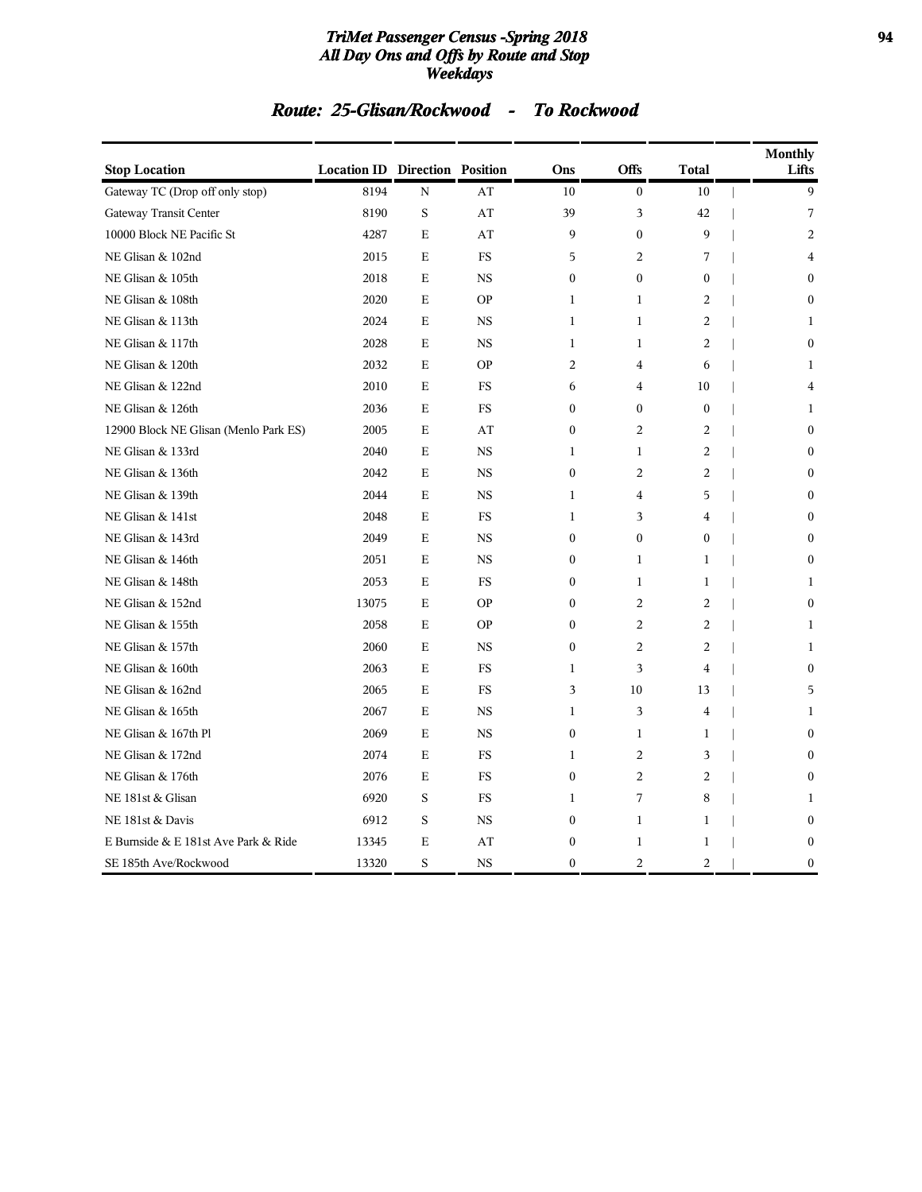# TriMet Passenger Census -Spring 2018
## All Day Ons and Offs by Route and Stop
## Weekdays

### Route: 25-Glisan/Rockwood - To Rockwood

| Stop Location | Location ID | Direction | Position | Ons | Offs | Total | Monthly Lifts |
|---|---|---|---|---|---|---|---|
| Gateway TC (Drop off only stop) | 8194 | N | AT | 10 | 0 | 10 | 9 |
| Gateway Transit Center | 8190 | S | AT | 39 | 3 | 42 | 7 |
| 10000 Block NE Pacific St | 4287 | E | AT | 9 | 0 | 9 | 2 |
| NE Glisan & 102nd | 2015 | E | FS | 5 | 2 | 7 | 4 |
| NE Glisan & 105th | 2018 | E | NS | 0 | 0 | 0 | 0 |
| NE Glisan & 108th | 2020 | E | OP | 1 | 1 | 2 | 0 |
| NE Glisan & 113th | 2024 | E | NS | 1 | 1 | 2 | 1 |
| NE Glisan & 117th | 2028 | E | NS | 1 | 1 | 2 | 0 |
| NE Glisan & 120th | 2032 | E | OP | 2 | 4 | 6 | 1 |
| NE Glisan & 122nd | 2010 | E | FS | 6 | 4 | 10 | 4 |
| NE Glisan & 126th | 2036 | E | FS | 0 | 0 | 0 | 1 |
| 12900 Block NE Glisan (Menlo Park ES) | 2005 | E | AT | 0 | 2 | 2 | 0 |
| NE Glisan & 133rd | 2040 | E | NS | 1 | 1 | 2 | 0 |
| NE Glisan & 136th | 2042 | E | NS | 0 | 2 | 2 | 0 |
| NE Glisan & 139th | 2044 | E | NS | 1 | 4 | 5 | 0 |
| NE Glisan & 141st | 2048 | E | FS | 1 | 3 | 4 | 0 |
| NE Glisan & 143rd | 2049 | E | NS | 0 | 0 | 0 | 0 |
| NE Glisan & 146th | 2051 | E | NS | 0 | 1 | 1 | 0 |
| NE Glisan & 148th | 2053 | E | FS | 0 | 1 | 1 | 1 |
| NE Glisan & 152nd | 13075 | E | OP | 0 | 2 | 2 | 0 |
| NE Glisan & 155th | 2058 | E | OP | 0 | 2 | 2 | 1 |
| NE Glisan & 157th | 2060 | E | NS | 0 | 2 | 2 | 1 |
| NE Glisan & 160th | 2063 | E | FS | 1 | 3 | 4 | 0 |
| NE Glisan & 162nd | 2065 | E | FS | 3 | 10 | 13 | 5 |
| NE Glisan & 165th | 2067 | E | NS | 1 | 3 | 4 | 1 |
| NE Glisan & 167th Pl | 2069 | E | NS | 0 | 1 | 1 | 0 |
| NE Glisan & 172nd | 2074 | E | FS | 1 | 2 | 3 | 0 |
| NE Glisan & 176th | 2076 | E | FS | 0 | 2 | 2 | 0 |
| NE 181st & Glisan | 6920 | S | FS | 1 | 7 | 8 | 1 |
| NE 181st & Davis | 6912 | S | NS | 0 | 1 | 1 | 0 |
| E Burnside & E 181st Ave Park & Ride | 13345 | E | AT | 0 | 1 | 1 | 0 |
| SE 185th Ave/Rockwood | 13320 | S | NS | 0 | 2 | 2 | 0 |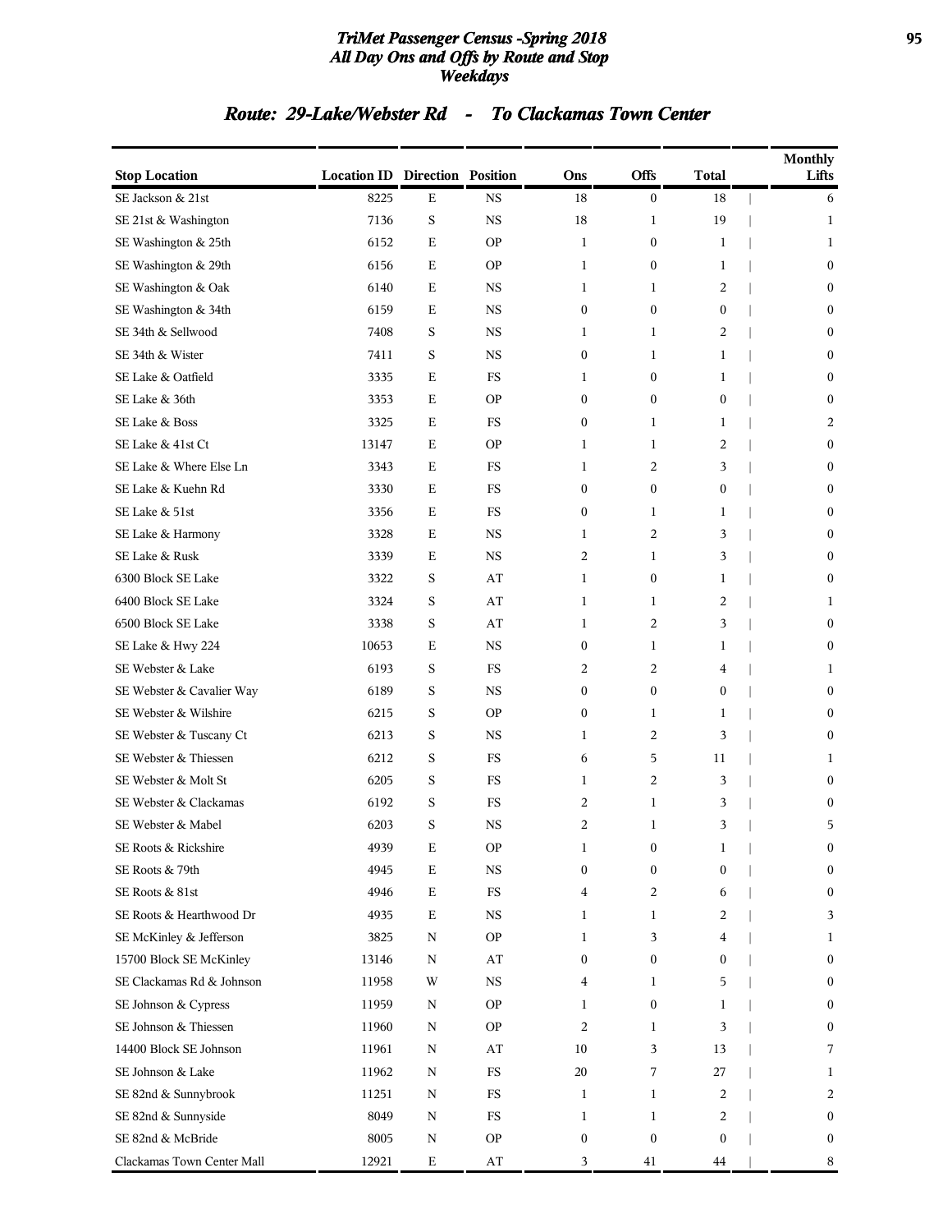## Route: 29-Lake/Webster Rd - To Clackamas Town Center

| Stop Location | Location ID | Direction | Position | Ons | Offs | Total | Monthly Lifts |
|---|---|---|---|---|---|---|---|
| SE Jackson & 21st | 8225 | E | NS | 18 | 0 | 18 | 6 |
| SE 21st & Washington | 7136 | S | NS | 18 | 1 | 19 | 1 |
| SE Washington & 25th | 6152 | E | OP | 1 | 0 | 1 | 1 |
| SE Washington & 29th | 6156 | E | OP | 1 | 0 | 1 | 0 |
| SE Washington & Oak | 6140 | E | NS | 1 | 1 | 2 | 0 |
| SE Washington & 34th | 6159 | E | NS | 0 | 0 | 0 | 0 |
| SE 34th & Sellwood | 7408 | S | NS | 1 | 1 | 2 | 0 |
| SE 34th & Wister | 7411 | S | NS | 0 | 1 | 1 | 0 |
| SE Lake & Oatfield | 3335 | E | FS | 1 | 0 | 1 | 0 |
| SE Lake & 36th | 3353 | E | OP | 0 | 0 | 0 | 0 |
| SE Lake & Boss | 3325 | E | FS | 0 | 1 | 1 | 2 |
| SE Lake & 41st Ct | 13147 | E | OP | 1 | 1 | 2 | 0 |
| SE Lake & Where Else Ln | 3343 | E | FS | 1 | 2 | 3 | 0 |
| SE Lake & Kuehn Rd | 3330 | E | FS | 0 | 0 | 0 | 0 |
| SE Lake & 51st | 3356 | E | FS | 0 | 1 | 1 | 0 |
| SE Lake & Harmony | 3328 | E | NS | 1 | 2 | 3 | 0 |
| SE Lake & Rusk | 3339 | E | NS | 2 | 1 | 3 | 0 |
| 6300 Block SE Lake | 3322 | S | AT | 1 | 0 | 1 | 0 |
| 6400 Block SE Lake | 3324 | S | AT | 1 | 1 | 2 | 1 |
| 6500 Block SE Lake | 3338 | S | AT | 1 | 2 | 3 | 0 |
| SE Lake & Hwy 224 | 10653 | E | NS | 0 | 1 | 1 | 0 |
| SE Webster & Lake | 6193 | S | FS | 2 | 2 | 4 | 1 |
| SE Webster & Cavalier Way | 6189 | S | NS | 0 | 0 | 0 | 0 |
| SE Webster & Wilshire | 6215 | S | OP | 0 | 1 | 1 | 0 |
| SE Webster & Tuscany Ct | 6213 | S | NS | 1 | 2 | 3 | 0 |
| SE Webster & Thiessen | 6212 | S | FS | 6 | 5 | 11 | 1 |
| SE Webster & Molt St | 6205 | S | FS | 1 | 2 | 3 | 0 |
| SE Webster & Clackamas | 6192 | S | FS | 2 | 1 | 3 | 0 |
| SE Webster & Mabel | 6203 | S | NS | 2 | 1 | 3 | 5 |
| SE Roots & Rickshire | 4939 | E | OP | 1 | 0 | 1 | 0 |
| SE Roots & 79th | 4945 | E | NS | 0 | 0 | 0 | 0 |
| SE Roots & 81st | 4946 | E | FS | 4 | 2 | 6 | 0 |
| SE Roots & Hearthwood Dr | 4935 | E | NS | 1 | 1 | 2 | 3 |
| SE McKinley & Jefferson | 3825 | N | OP | 1 | 3 | 4 | 1 |
| 15700 Block SE McKinley | 13146 | N | AT | 0 | 0 | 0 | 0 |
| SE Clackamas Rd & Johnson | 11958 | W | NS | 4 | 1 | 5 | 0 |
| SE Johnson & Cypress | 11959 | N | OP | 1 | 0 | 1 | 0 |
| SE Johnson & Thiessen | 11960 | N | OP | 2 | 1 | 3 | 0 |
| 14400 Block SE Johnson | 11961 | N | AT | 10 | 3 | 13 | 7 |
| SE Johnson & Lake | 11962 | N | FS | 20 | 7 | 27 | 1 |
| SE 82nd & Sunnybrook | 11251 | N | FS | 1 | 1 | 2 | 2 |
| SE 82nd & Sunnyside | 8049 | N | FS | 1 | 1 | 2 | 0 |
| SE 82nd & McBride | 8005 | N | OP | 0 | 0 | 0 | 0 |
| Clackamas Town Center Mall | 12921 | E | AT | 3 | 41 | 44 | 8 |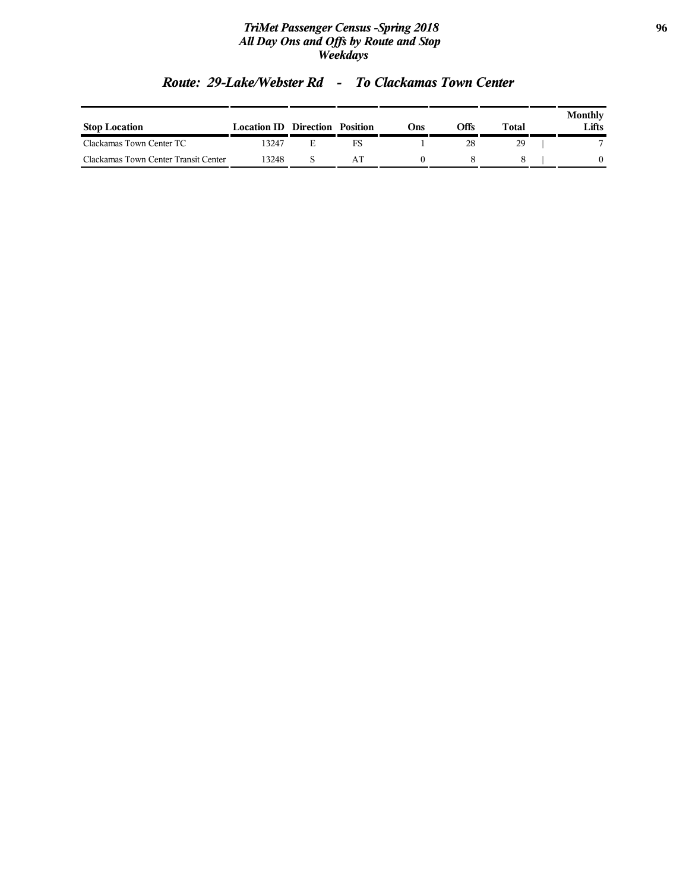## Route: 29-Lake/Webster Rd - To Clackamas Town Center

| Stop Location | Location ID | Direction | Position | Ons | Offs | Total | Monthly Lifts |
|---|---|---|---|---|---|---|---|
| Clackamas Town Center TC | 13247 | E | FS | 1 | 28 | 29 | 7 |
| Clackamas Town Center Transit Center | 13248 | S | AT | 0 | 8 | 8 | 0 |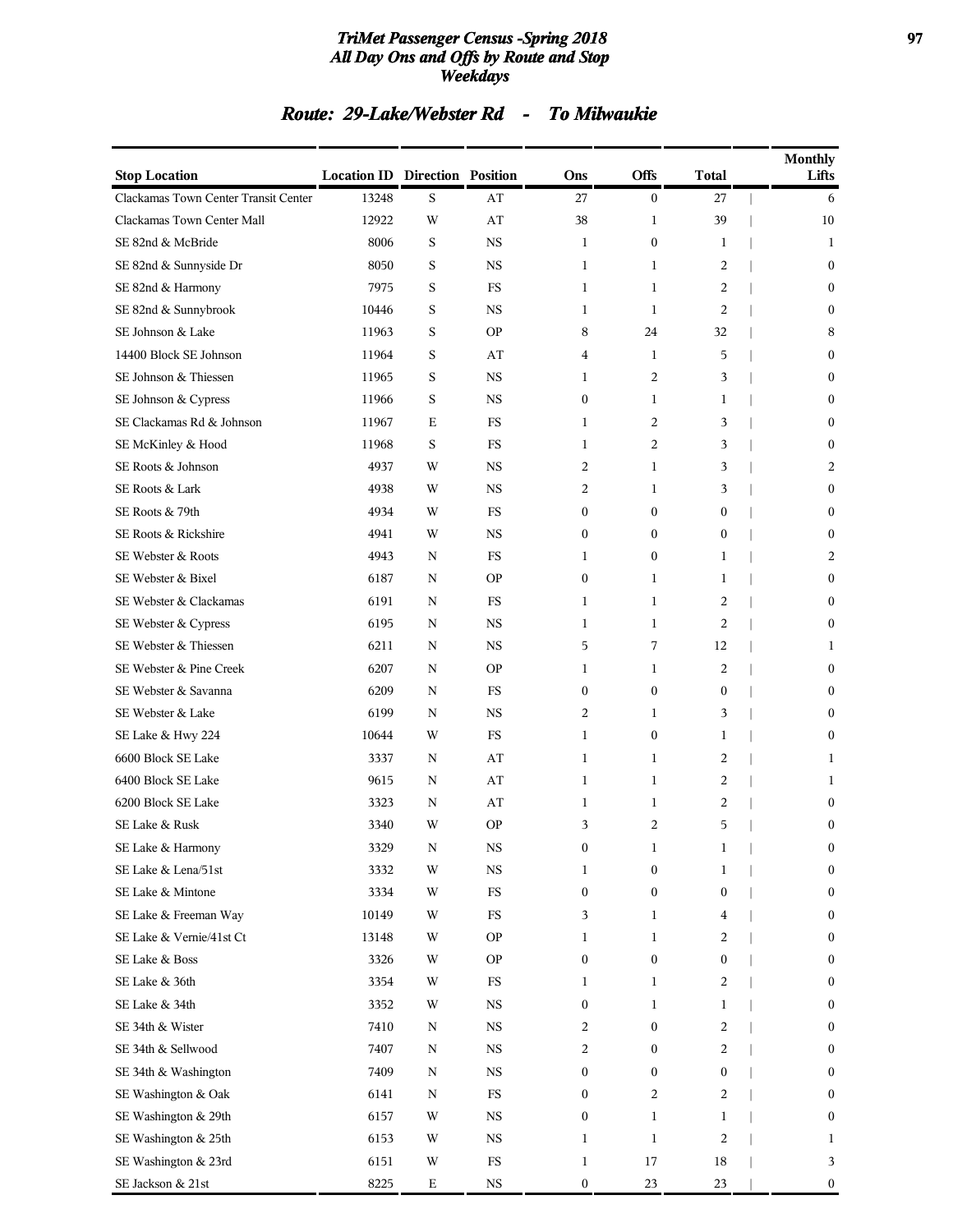# TriMet Passenger Census -Spring 2018
## All Day Ons and Offs by Route and Stop
### Weekdays

## Route: 29-Lake/Webster Rd - To Milwaukie

| Stop Location | Location ID | Direction | Position | Ons | Offs | Total | Monthly Lifts |
|---|---|---|---|---|---|---|---|
| Clackamas Town Center Transit Center | 13248 | S | AT | 27 | 0 | 27 | 6 |
| Clackamas Town Center Mall | 12922 | W | AT | 38 | 1 | 39 | 10 |
| SE 82nd & McBride | 8006 | S | NS | 1 | 0 | 1 | 1 |
| SE 82nd & Sunnyside Dr | 8050 | S | NS | 1 | 1 | 2 | 0 |
| SE 82nd & Harmony | 7975 | S | FS | 1 | 1 | 2 | 0 |
| SE 82nd & Sunnybrook | 10446 | S | NS | 1 | 1 | 2 | 0 |
| SE Johnson & Lake | 11963 | S | OP | 8 | 24 | 32 | 8 |
| 14400 Block SE Johnson | 11964 | S | AT | 4 | 1 | 5 | 0 |
| SE Johnson & Thiessen | 11965 | S | NS | 1 | 2 | 3 | 0 |
| SE Johnson & Cypress | 11966 | S | NS | 0 | 1 | 1 | 0 |
| SE Clackamas Rd & Johnson | 11967 | E | FS | 1 | 2 | 3 | 0 |
| SE McKinley & Hood | 11968 | S | FS | 1 | 2 | 3 | 0 |
| SE Roots & Johnson | 4937 | W | NS | 2 | 1 | 3 | 2 |
| SE Roots & Lark | 4938 | W | NS | 2 | 1 | 3 | 0 |
| SE Roots & 79th | 4934 | W | FS | 0 | 0 | 0 | 0 |
| SE Roots & Rickshire | 4941 | W | NS | 0 | 0 | 0 | 0 |
| SE Webster & Roots | 4943 | N | FS | 1 | 0 | 1 | 2 |
| SE Webster & Bixel | 6187 | N | OP | 0 | 1 | 1 | 0 |
| SE Webster & Clackamas | 6191 | N | FS | 1 | 1 | 2 | 0 |
| SE Webster & Cypress | 6195 | N | NS | 1 | 1 | 2 | 0 |
| SE Webster & Thiessen | 6211 | N | NS | 5 | 7 | 12 | 1 |
| SE Webster & Pine Creek | 6207 | N | OP | 1 | 1 | 2 | 0 |
| SE Webster & Savanna | 6209 | N | FS | 0 | 0 | 0 | 0 |
| SE Webster & Lake | 6199 | N | NS | 2 | 1 | 3 | 0 |
| SE Lake & Hwy 224 | 10644 | W | FS | 1 | 0 | 1 | 0 |
| 6600 Block SE Lake | 3337 | N | AT | 1 | 1 | 2 | 1 |
| 6400 Block SE Lake | 9615 | N | AT | 1 | 1 | 2 | 1 |
| 6200 Block SE Lake | 3323 | N | AT | 1 | 1 | 2 | 0 |
| SE Lake & Rusk | 3340 | W | OP | 3 | 2 | 5 | 0 |
| SE Lake & Harmony | 3329 | N | NS | 0 | 1 | 1 | 0 |
| SE Lake & Lena/51st | 3332 | W | NS | 1 | 0 | 1 | 0 |
| SE Lake & Mintone | 3334 | W | FS | 0 | 0 | 0 | 0 |
| SE Lake & Freeman Way | 10149 | W | FS | 3 | 1 | 4 | 0 |
| SE Lake & Vernie/41st Ct | 13148 | W | OP | 1 | 1 | 2 | 0 |
| SE Lake & Boss | 3326 | W | OP | 0 | 0 | 0 | 0 |
| SE Lake & 36th | 3354 | W | FS | 1 | 1 | 2 | 0 |
| SE Lake & 34th | 3352 | W | NS | 0 | 1 | 1 | 0 |
| SE 34th & Wister | 7410 | N | NS | 2 | 0 | 2 | 0 |
| SE 34th & Sellwood | 7407 | N | NS | 2 | 0 | 2 | 0 |
| SE 34th & Washington | 7409 | N | NS | 0 | 0 | 0 | 0 |
| SE Washington & Oak | 6141 | N | FS | 0 | 2 | 2 | 0 |
| SE Washington & 29th | 6157 | W | NS | 0 | 1 | 1 | 0 |
| SE Washington & 25th | 6153 | W | NS | 1 | 1 | 2 | 1 |
| SE Washington & 23rd | 6151 | W | FS | 1 | 17 | 18 | 3 |
| SE Jackson & 21st | 8225 | E | NS | 0 | 23 | 23 | 0 |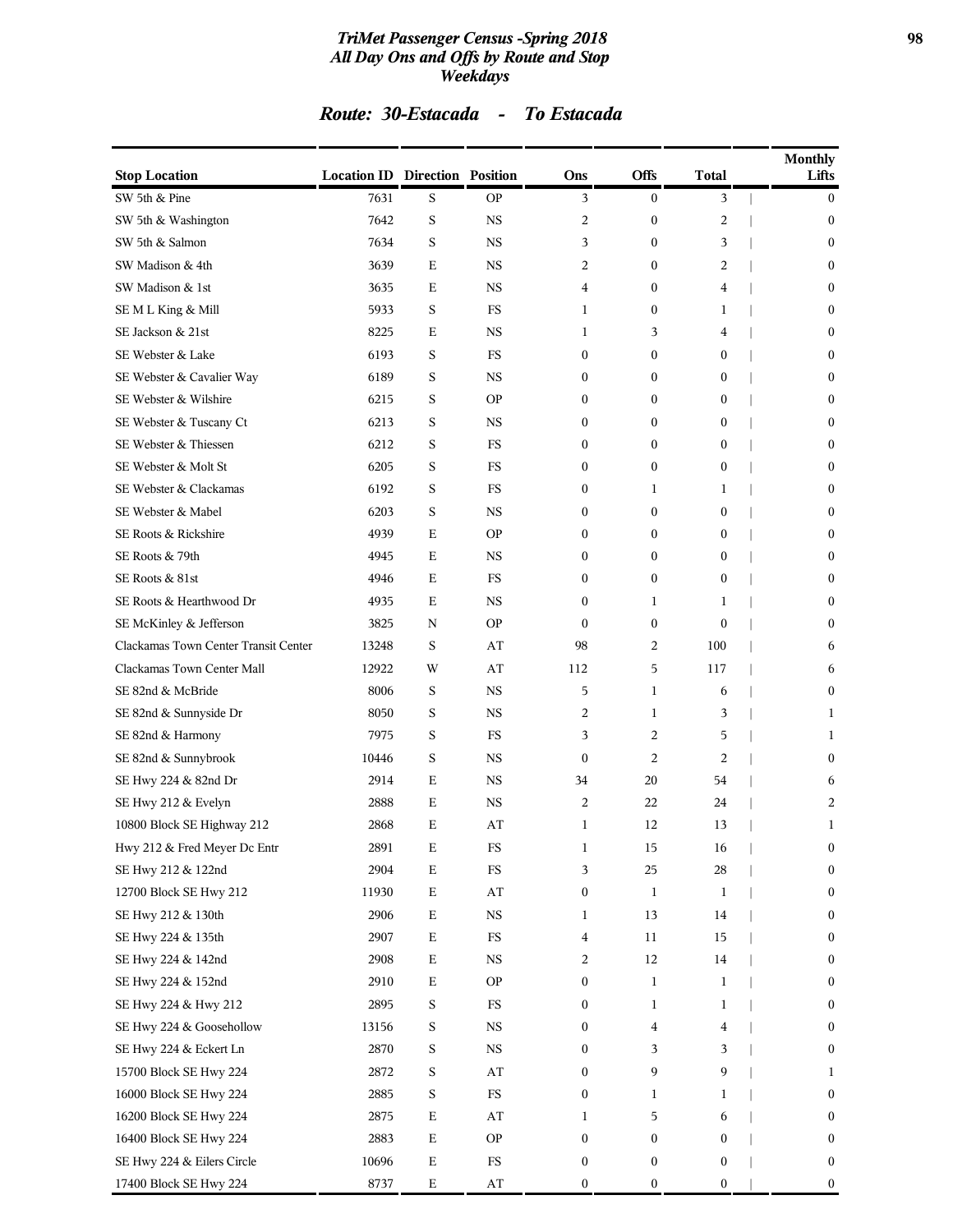# TriMet Passenger Census -Spring 2018
## All Day Ons and Offs by Route and Stop
## Weekdays

### Route: 30-Estacada - To Estacada

| Stop Location | Location ID | Direction | Position | Ons | Offs | Total | Monthly Lifts |
|---|---|---|---|---|---|---|---|
| SW 5th & Pine | 7631 | S | OP | 3 | 0 | 3 | 0 |
| SW 5th & Washington | 7642 | S | NS | 2 | 0 | 2 | 0 |
| SW 5th & Salmon | 7634 | S | NS | 3 | 0 | 3 | 0 |
| SW Madison & 4th | 3639 | E | NS | 2 | 0 | 2 | 0 |
| SW Madison & 1st | 3635 | E | NS | 4 | 0 | 4 | 0 |
| SE M L King & Mill | 5933 | S | FS | 1 | 0 | 1 | 0 |
| SE Jackson & 21st | 8225 | E | NS | 1 | 3 | 4 | 0 |
| SE Webster & Lake | 6193 | S | FS | 0 | 0 | 0 | 0 |
| SE Webster & Cavalier Way | 6189 | S | NS | 0 | 0 | 0 | 0 |
| SE Webster & Wilshire | 6215 | S | OP | 0 | 0 | 0 | 0 |
| SE Webster & Tuscany Ct | 6213 | S | NS | 0 | 0 | 0 | 0 |
| SE Webster & Thiessen | 6212 | S | FS | 0 | 0 | 0 | 0 |
| SE Webster & Molt St | 6205 | S | FS | 0 | 0 | 0 | 0 |
| SE Webster & Clackamas | 6192 | S | FS | 0 | 1 | 1 | 0 |
| SE Webster & Mabel | 6203 | S | NS | 0 | 0 | 0 | 0 |
| SE Roots & Rickshire | 4939 | E | OP | 0 | 0 | 0 | 0 |
| SE Roots & 79th | 4945 | E | NS | 0 | 0 | 0 | 0 |
| SE Roots & 81st | 4946 | E | FS | 0 | 0 | 0 | 0 |
| SE Roots & Hearthwood Dr | 4935 | E | NS | 0 | 1 | 1 | 0 |
| SE McKinley & Jefferson | 3825 | N | OP | 0 | 0 | 0 | 0 |
| Clackamas Town Center Transit Center | 13248 | S | AT | 98 | 2 | 100 | 6 |
| Clackamas Town Center Mall | 12922 | W | AT | 112 | 5 | 117 | 6 |
| SE 82nd & McBride | 8006 | S | NS | 5 | 1 | 6 | 0 |
| SE 82nd & Sunnyside Dr | 8050 | S | NS | 2 | 1 | 3 | 1 |
| SE 82nd & Harmony | 7975 | S | FS | 3 | 2 | 5 | 1 |
| SE 82nd & Sunnybrook | 10446 | S | NS | 0 | 2 | 2 | 0 |
| SE Hwy 224 & 82nd Dr | 2914 | E | NS | 34 | 20 | 54 | 6 |
| SE Hwy 212 & Evelyn | 2888 | E | NS | 2 | 22 | 24 | 2 |
| 10800 Block SE Highway 212 | 2868 | E | AT | 1 | 12 | 13 | 1 |
| Hwy 212 & Fred Meyer Dc Entr | 2891 | E | FS | 1 | 15 | 16 | 0 |
| SE Hwy 212 & 122nd | 2904 | E | FS | 3 | 25 | 28 | 0 |
| 12700 Block SE Hwy 212 | 11930 | E | AT | 0 | 1 | 1 | 0 |
| SE Hwy 212 & 130th | 2906 | E | NS | 1 | 13 | 14 | 0 |
| SE Hwy 224 & 135th | 2907 | E | FS | 4 | 11 | 15 | 0 |
| SE Hwy 224 & 142nd | 2908 | E | NS | 2 | 12 | 14 | 0 |
| SE Hwy 224 & 152nd | 2910 | E | OP | 0 | 1 | 1 | 0 |
| SE Hwy 224 & Hwy 212 | 2895 | S | FS | 0 | 1 | 1 | 0 |
| SE Hwy 224 & Goosehollow | 13156 | S | NS | 0 | 4 | 4 | 0 |
| SE Hwy 224 & Eckert Ln | 2870 | S | NS | 0 | 3 | 3 | 0 |
| 15700 Block SE Hwy 224 | 2872 | S | AT | 0 | 9 | 9 | 1 |
| 16000 Block SE Hwy 224 | 2885 | S | FS | 0 | 1 | 1 | 0 |
| 16200 Block SE Hwy 224 | 2875 | E | AT | 1 | 5 | 6 | 0 |
| 16400 Block SE Hwy 224 | 2883 | E | OP | 0 | 0 | 0 | 0 |
| SE Hwy 224 & Eilers Circle | 10696 | E | FS | 0 | 0 | 0 | 0 |
| 17400 Block SE Hwy 224 | 8737 | E | AT | 0 | 0 | 0 | 0 |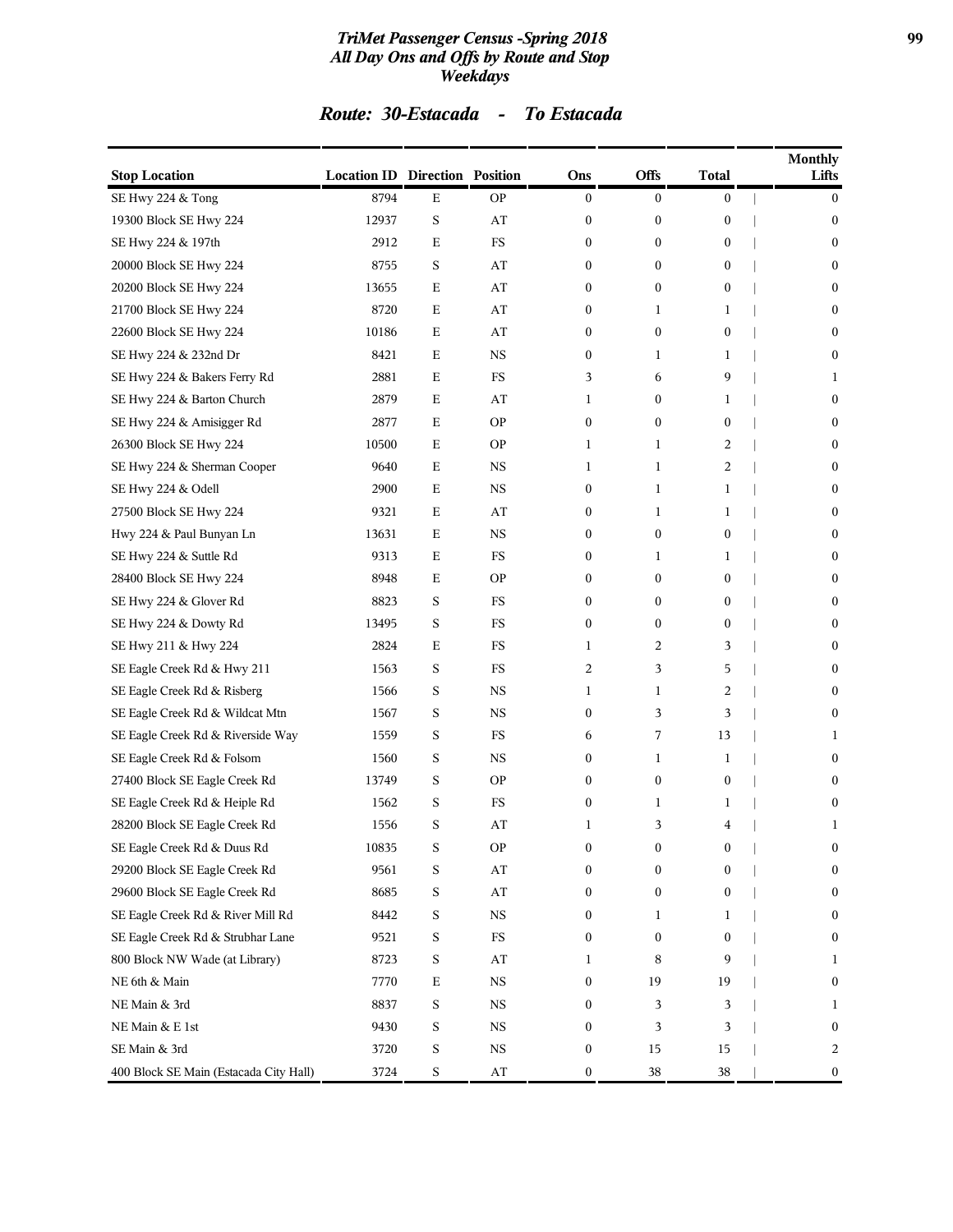# TriMet Passenger Census -Spring 2018
## All Day Ons and Offs by Route and Stop
### Weekdays

## Route: 30-Estacada - To Estacada

| Stop Location | Location ID | Direction | Position | Ons | Offs | Total | Monthly Lifts |
|---|---|---|---|---|---|---|---|
| SE Hwy 224 & Tong | 8794 | E | OP | 0 | 0 | 0 | 0 |
| 19300 Block SE Hwy 224 | 12937 | S | AT | 0 | 0 | 0 | 0 |
| SE Hwy 224 & 197th | 2912 | E | FS | 0 | 0 | 0 | 0 |
| 20000 Block SE Hwy 224 | 8755 | S | AT | 0 | 0 | 0 | 0 |
| 20200 Block SE Hwy 224 | 13655 | E | AT | 0 | 0 | 0 | 0 |
| 21700 Block SE Hwy 224 | 8720 | E | AT | 0 | 1 | 1 | 0 |
| 22600 Block SE Hwy 224 | 10186 | E | AT | 0 | 0 | 0 | 0 |
| SE Hwy 224 & 232nd Dr | 8421 | E | NS | 0 | 1 | 1 | 0 |
| SE Hwy 224 & Bakers Ferry Rd | 2881 | E | FS | 3 | 6 | 9 | 1 |
| SE Hwy 224 & Barton Church | 2879 | E | AT | 1 | 0 | 1 | 0 |
| SE Hwy 224 & Amisigger Rd | 2877 | E | OP | 0 | 0 | 0 | 0 |
| 26300 Block SE Hwy 224 | 10500 | E | OP | 1 | 1 | 2 | 0 |
| SE Hwy 224 & Sherman Cooper | 9640 | E | NS | 1 | 1 | 2 | 0 |
| SE Hwy 224 & Odell | 2900 | E | NS | 0 | 1 | 1 | 0 |
| 27500 Block SE Hwy 224 | 9321 | E | AT | 0 | 1 | 1 | 0 |
| Hwy 224 & Paul Bunyan Ln | 13631 | E | NS | 0 | 0 | 0 | 0 |
| SE Hwy 224 & Suttle Rd | 9313 | E | FS | 0 | 1 | 1 | 0 |
| 28400 Block SE Hwy 224 | 8948 | E | OP | 0 | 0 | 0 | 0 |
| SE Hwy 224 & Glover Rd | 8823 | S | FS | 0 | 0 | 0 | 0 |
| SE Hwy 224 & Dowty Rd | 13495 | S | FS | 0 | 0 | 0 | 0 |
| SE Hwy 211 & Hwy 224 | 2824 | E | FS | 1 | 2 | 3 | 0 |
| SE Eagle Creek Rd & Hwy 211 | 1563 | S | FS | 2 | 3 | 5 | 0 |
| SE Eagle Creek Rd & Risberg | 1566 | S | NS | 1 | 1 | 2 | 0 |
| SE Eagle Creek Rd & Wildcat Mtn | 1567 | S | NS | 0 | 3 | 3 | 0 |
| SE Eagle Creek Rd & Riverside Way | 1559 | S | FS | 6 | 7 | 13 | 1 |
| SE Eagle Creek Rd & Folsom | 1560 | S | NS | 0 | 1 | 1 | 0 |
| 27400 Block SE Eagle Creek Rd | 13749 | S | OP | 0 | 0 | 0 | 0 |
| SE Eagle Creek Rd & Heiple Rd | 1562 | S | FS | 0 | 1 | 1 | 0 |
| 28200 Block SE Eagle Creek Rd | 1556 | S | AT | 1 | 3 | 4 | 1 |
| SE Eagle Creek Rd & Duus Rd | 10835 | S | OP | 0 | 0 | 0 | 0 |
| 29200 Block SE Eagle Creek Rd | 9561 | S | AT | 0 | 0 | 0 | 0 |
| 29600 Block SE Eagle Creek Rd | 8685 | S | AT | 0 | 0 | 0 | 0 |
| SE Eagle Creek Rd & River Mill Rd | 8442 | S | NS | 0 | 1 | 1 | 0 |
| SE Eagle Creek Rd & Strubhar Lane | 9521 | S | FS | 0 | 0 | 0 | 0 |
| 800 Block NW Wade (at Library) | 8723 | S | AT | 1 | 8 | 9 | 1 |
| NE 6th & Main | 7770 | E | NS | 0 | 19 | 19 | 0 |
| NE Main & 3rd | 8837 | S | NS | 0 | 3 | 3 | 1 |
| NE Main & E 1st | 9430 | S | NS | 0 | 3 | 3 | 0 |
| SE Main & 3rd | 3720 | S | NS | 0 | 15 | 15 | 2 |
| 400 Block SE Main (Estacada City Hall) | 3724 | S | AT | 0 | 38 | 38 | 0 |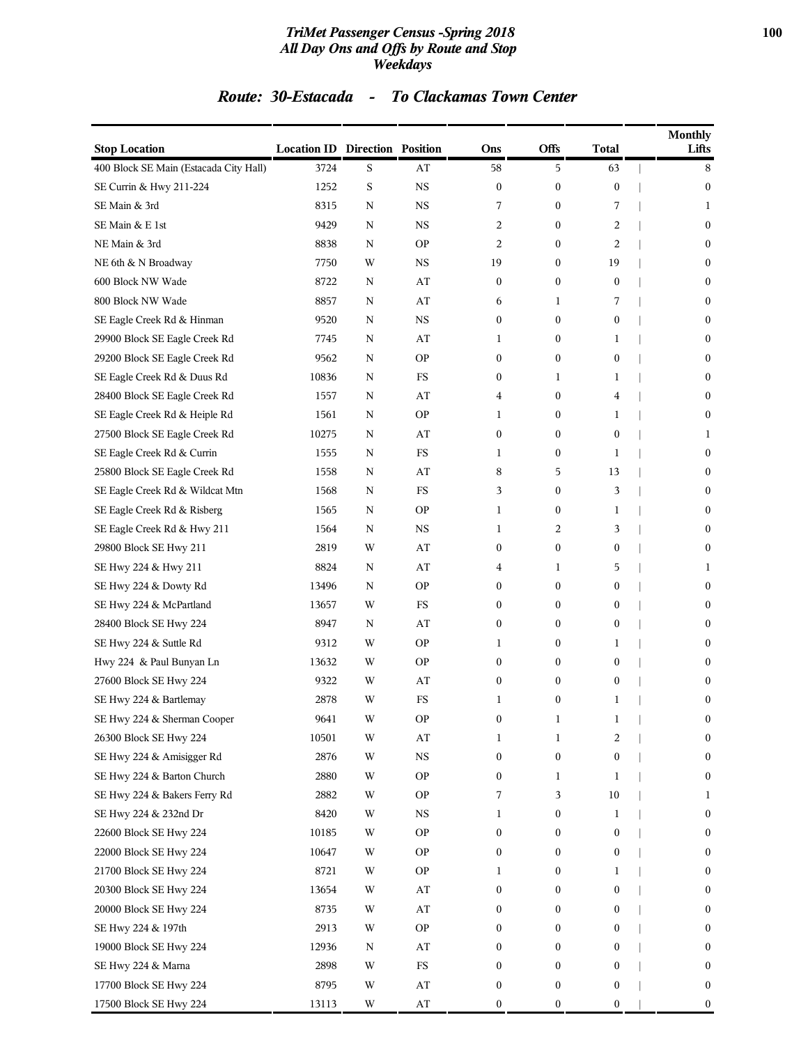## TriMet Passenger Census -Spring 2018
## All Day Ons and Offs by Route and Stop
## Weekdays

### Route: 30-Estacada - To Clackamas Town Center

| Stop Location | Location ID | Direction | Position | Ons | Offs | Total | Monthly Lifts |
|---|---|---|---|---|---|---|---|
| 400 Block SE Main (Estacada City Hall) | 3724 | S | AT | 58 | 5 | 63 | 8 |
| SE Currin & Hwy 211-224 | 1252 | S | NS | 0 | 0 | 0 | 0 |
| SE Main & 3rd | 8315 | N | NS | 7 | 0 | 7 | 1 |
| SE Main & E 1st | 9429 | N | NS | 2 | 0 | 2 | 0 |
| NE Main & 3rd | 8838 | N | OP | 2 | 0 | 2 | 0 |
| NE 6th & N Broadway | 7750 | W | NS | 19 | 0 | 19 | 0 |
| 600 Block NW Wade | 8722 | N | AT | 0 | 0 | 0 | 0 |
| 800 Block NW Wade | 8857 | N | AT | 6 | 1 | 7 | 0 |
| SE Eagle Creek Rd & Hinman | 9520 | N | NS | 0 | 0 | 0 | 0 |
| 29900 Block SE Eagle Creek Rd | 7745 | N | AT | 1 | 0 | 1 | 0 |
| 29200 Block SE Eagle Creek Rd | 9562 | N | OP | 0 | 0 | 0 | 0 |
| SE Eagle Creek Rd & Duus Rd | 10836 | N | FS | 0 | 1 | 1 | 0 |
| 28400 Block SE Eagle Creek Rd | 1557 | N | AT | 4 | 0 | 4 | 0 |
| SE Eagle Creek Rd & Heiple Rd | 1561 | N | OP | 1 | 0 | 1 | 0 |
| 27500 Block SE Eagle Creek Rd | 10275 | N | AT | 0 | 0 | 0 | 1 |
| SE Eagle Creek Rd & Currin | 1555 | N | FS | 1 | 0 | 1 | 0 |
| 25800 Block SE Eagle Creek Rd | 1558 | N | AT | 8 | 5 | 13 | 0 |
| SE Eagle Creek Rd & Wildcat Mtn | 1568 | N | FS | 3 | 0 | 3 | 0 |
| SE Eagle Creek Rd & Risberg | 1565 | N | OP | 1 | 0 | 1 | 0 |
| SE Eagle Creek Rd & Hwy 211 | 1564 | N | NS | 1 | 2 | 3 | 0 |
| 29800 Block SE Hwy 211 | 2819 | W | AT | 0 | 0 | 0 | 0 |
| SE Hwy 224 & Hwy 211 | 8824 | N | AT | 4 | 1 | 5 | 1 |
| SE Hwy 224 & Dowty Rd | 13496 | N | OP | 0 | 0 | 0 | 0 |
| SE Hwy 224 & McPartland | 13657 | W | FS | 0 | 0 | 0 | 0 |
| 28400 Block SE Hwy 224 | 8947 | N | AT | 0 | 0 | 0 | 0 |
| SE Hwy 224 & Suttle Rd | 9312 | W | OP | 1 | 0 | 1 | 0 |
| Hwy 224 & Paul Bunyan Ln | 13632 | W | OP | 0 | 0 | 0 | 0 |
| 27600 Block SE Hwy 224 | 9322 | W | AT | 0 | 0 | 0 | 0 |
| SE Hwy 224 & Bartlemay | 2878 | W | FS | 1 | 0 | 1 | 0 |
| SE Hwy 224 & Sherman Cooper | 9641 | W | OP | 0 | 1 | 1 | 0 |
| 26300 Block SE Hwy 224 | 10501 | W | AT | 1 | 1 | 2 | 0 |
| SE Hwy 224 & Amisigger Rd | 2876 | W | NS | 0 | 0 | 0 | 0 |
| SE Hwy 224 & Barton Church | 2880 | W | OP | 0 | 1 | 1 | 0 |
| SE Hwy 224 & Bakers Ferry Rd | 2882 | W | OP | 7 | 3 | 10 | 1 |
| SE Hwy 224 & 232nd Dr | 8420 | W | NS | 1 | 0 | 1 | 0 |
| 22600 Block SE Hwy 224 | 10185 | W | OP | 0 | 0 | 0 | 0 |
| 22000 Block SE Hwy 224 | 10647 | W | OP | 0 | 0 | 0 | 0 |
| 21700 Block SE Hwy 224 | 8721 | W | OP | 1 | 0 | 1 | 0 |
| 20300 Block SE Hwy 224 | 13654 | W | AT | 0 | 0 | 0 | 0 |
| 20000 Block SE Hwy 224 | 8735 | W | AT | 0 | 0 | 0 | 0 |
| SE Hwy 224 & 197th | 2913 | W | OP | 0 | 0 | 0 | 0 |
| 19000 Block SE Hwy 224 | 12936 | N | AT | 0 | 0 | 0 | 0 |
| SE Hwy 224 & Marna | 2898 | W | FS | 0 | 0 | 0 | 0 |
| 17700 Block SE Hwy 224 | 8795 | W | AT | 0 | 0 | 0 | 0 |
| 17500 Block SE Hwy 224 | 13113 | W | AT | 0 | 0 | 0 | 0 |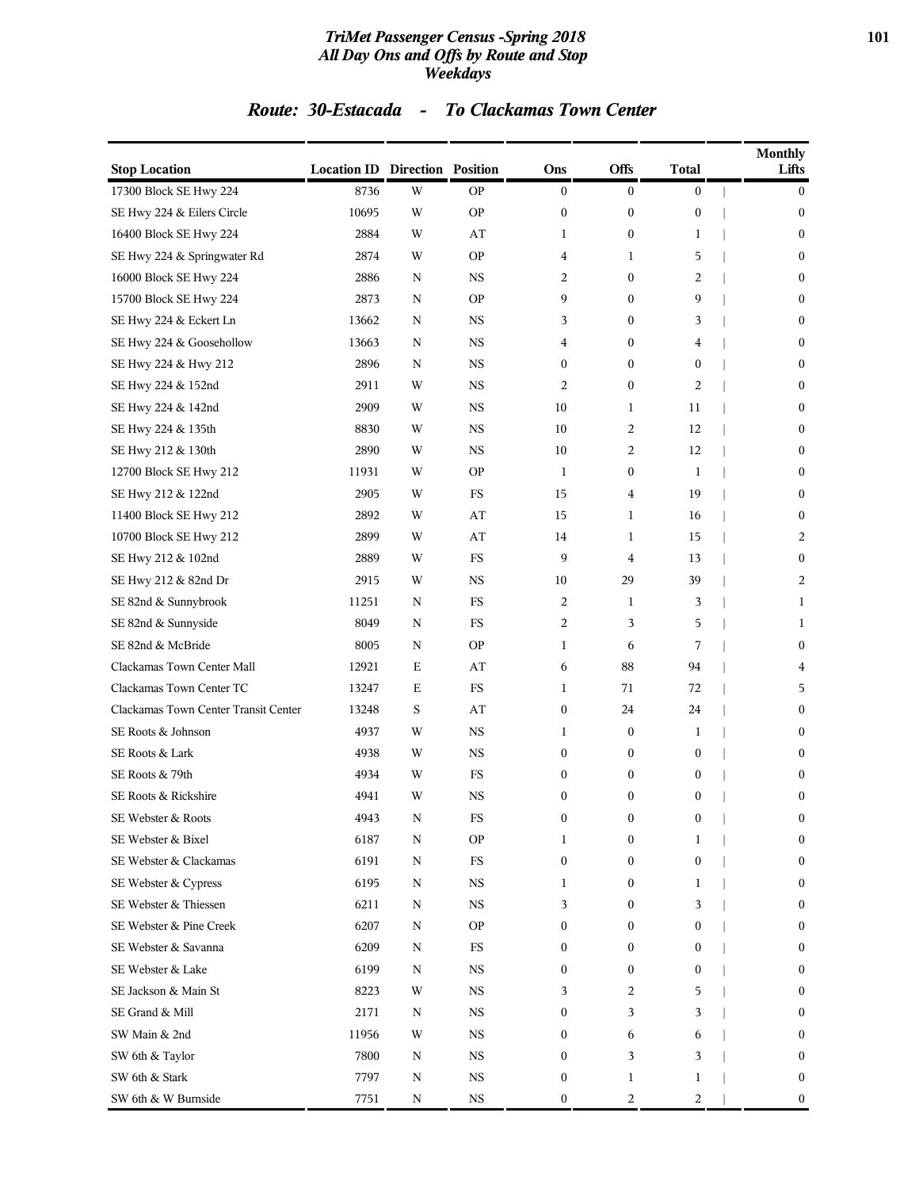## Route: 30-Estacada - To Clackamas Town Center

| Stop Location | Location ID | Direction | Position | Ons | Offs | Total | Monthly Lifts |
|---|---|---|---|---|---|---|---|
| 17300 Block SE Hwy 224 | 8736 | W | OP | 0 | 0 | 0 | 0 |
| SE Hwy 224 & Eilers Circle | 10695 | W | OP | 0 | 0 | 0 | 0 |
| 16400 Block SE Hwy 224 | 2884 | W | AT | 1 | 0 | 1 | 0 |
| SE Hwy 224 & Springwater Rd | 2874 | W | OP | 4 | 1 | 5 | 0 |
| 16000 Block SE Hwy 224 | 2886 | N | NS | 2 | 0 | 2 | 0 |
| 15700 Block SE Hwy 224 | 2873 | N | OP | 9 | 0 | 9 | 0 |
| SE Hwy 224 & Eckert Ln | 13662 | N | NS | 3 | 0 | 3 | 0 |
| SE Hwy 224 & Goosehollow | 13663 | N | NS | 4 | 0 | 4 | 0 |
| SE Hwy 224 & Hwy 212 | 2896 | N | NS | 0 | 0 | 0 | 0 |
| SE Hwy 224 & 152nd | 2911 | W | NS | 2 | 0 | 2 | 0 |
| SE Hwy 224 & 142nd | 2909 | W | NS | 10 | 1 | 11 | 0 |
| SE Hwy 224 & 135th | 8830 | W | NS | 10 | 2 | 12 | 0 |
| SE Hwy 212 & 130th | 2890 | W | NS | 10 | 2 | 12 | 0 |
| 12700 Block SE Hwy 212 | 11931 | W | OP | 1 | 0 | 1 | 0 |
| SE Hwy 212 & 122nd | 2905 | W | FS | 15 | 4 | 19 | 0 |
| 11400 Block SE Hwy 212 | 2892 | W | AT | 15 | 1 | 16 | 0 |
| 10700 Block SE Hwy 212 | 2899 | W | AT | 14 | 1 | 15 | 2 |
| SE Hwy 212 & 102nd | 2889 | W | FS | 9 | 4 | 13 | 0 |
| SE Hwy 212 & 82nd Dr | 2915 | W | NS | 10 | 29 | 39 | 2 |
| SE 82nd & Sunnybrook | 11251 | N | FS | 2 | 1 | 3 | 1 |
| SE 82nd & Sunnyside | 8049 | N | FS | 2 | 3 | 5 | 1 |
| SE 82nd & McBride | 8005 | N | OP | 1 | 6 | 7 | 0 |
| Clackamas Town Center Mall | 12921 | E | AT | 6 | 88 | 94 | 4 |
| Clackamas Town Center TC | 13247 | E | FS | 1 | 71 | 72 | 5 |
| Clackamas Town Center Transit Center | 13248 | S | AT | 0 | 24 | 24 | 0 |
| SE Roots & Johnson | 4937 | W | NS | 1 | 0 | 1 | 0 |
| SE Roots & Lark | 4938 | W | NS | 0 | 0 | 0 | 0 |
| SE Roots & 79th | 4934 | W | FS | 0 | 0 | 0 | 0 |
| SE Roots & Rickshire | 4941 | W | NS | 0 | 0 | 0 | 0 |
| SE Webster & Roots | 4943 | N | FS | 0 | 0 | 0 | 0 |
| SE Webster & Bixel | 6187 | N | OP | 1 | 0 | 1 | 0 |
| SE Webster & Clackamas | 6191 | N | FS | 0 | 0 | 0 | 0 |
| SE Webster & Cypress | 6195 | N | NS | 1 | 0 | 1 | 0 |
| SE Webster & Thiessen | 6211 | N | NS | 3 | 0 | 3 | 0 |
| SE Webster & Pine Creek | 6207 | N | OP | 0 | 0 | 0 | 0 |
| SE Webster & Savanna | 6209 | N | FS | 0 | 0 | 0 | 0 |
| SE Webster & Lake | 6199 | N | NS | 0 | 0 | 0 | 0 |
| SE Jackson & Main St | 8223 | W | NS | 3 | 2 | 5 | 0 |
| SE Grand & Mill | 2171 | N | NS | 0 | 3 | 3 | 0 |
| SW Main & 2nd | 11956 | W | NS | 0 | 6 | 6 | 0 |
| SW 6th & Taylor | 7800 | N | NS | 0 | 3 | 3 | 0 |
| SW 6th & Stark | 7797 | N | NS | 0 | 1 | 1 | 0 |
| SW 6th & W Burnside | 7751 | N | NS | 0 | 2 | 2 | 0 |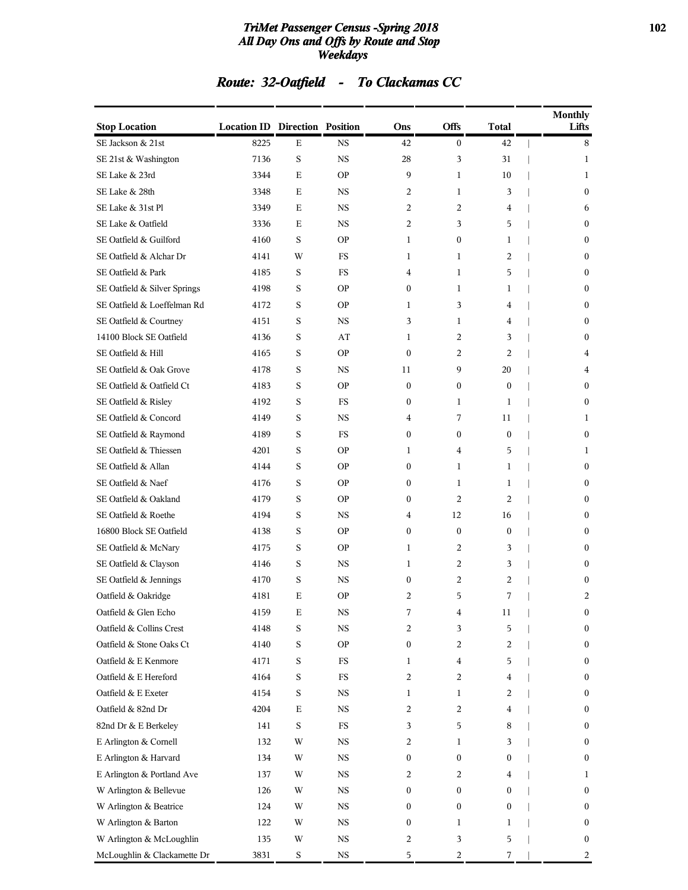# TriMet Passenger Census -Spring 2018
## All Day Ons and Offs by Route and Stop
### Weekdays

## Route: 32-Oatfield - To Clackamas CC

| Stop Location | Location ID | Direction | Position | Ons | Offs | Total | Monthly Lifts |
|---|---|---|---|---|---|---|---|
| SE Jackson & 21st | 8225 | E | NS | 42 | 0 | 42 | 8 |
| SE 21st & Washington | 7136 | S | NS | 28 | 3 | 31 | 1 |
| SE Lake & 23rd | 3344 | E | OP | 9 | 1 | 10 | 1 |
| SE Lake & 28th | 3348 | E | NS | 2 | 1 | 3 | 0 |
| SE Lake & 31st Pl | 3349 | E | NS | 2 | 2 | 4 | 6 |
| SE Lake & Oatfield | 3336 | E | NS | 2 | 3 | 5 | 0 |
| SE Oatfield & Guilford | 4160 | S | OP | 1 | 0 | 1 | 0 |
| SE Oatfield & Alchar Dr | 4141 | W | FS | 1 | 1 | 2 | 0 |
| SE Oatfield & Park | 4185 | S | FS | 4 | 1 | 5 | 0 |
| SE Oatfield & Silver Springs | 4198 | S | OP | 0 | 1 | 1 | 0 |
| SE Oatfield & Loeffelman Rd | 4172 | S | OP | 1 | 3 | 4 | 0 |
| SE Oatfield & Courtney | 4151 | S | NS | 3 | 1 | 4 | 0 |
| 14100 Block SE Oatfield | 4136 | S | AT | 1 | 2 | 3 | 0 |
| SE Oatfield & Hill | 4165 | S | OP | 0 | 2 | 2 | 4 |
| SE Oatfield & Oak Grove | 4178 | S | NS | 11 | 9 | 20 | 4 |
| SE Oatfield & Oatfield Ct | 4183 | S | OP | 0 | 0 | 0 | 0 |
| SE Oatfield & Risley | 4192 | S | FS | 0 | 1 | 1 | 0 |
| SE Oatfield & Concord | 4149 | S | NS | 4 | 7 | 11 | 1 |
| SE Oatfield & Raymond | 4189 | S | FS | 0 | 0 | 0 | 0 |
| SE Oatfield & Thiessen | 4201 | S | OP | 1 | 4 | 5 | 1 |
| SE Oatfield & Allan | 4144 | S | OP | 0 | 1 | 1 | 0 |
| SE Oatfield & Naef | 4176 | S | OP | 0 | 1 | 1 | 0 |
| SE Oatfield & Oakland | 4179 | S | OP | 0 | 2 | 2 | 0 |
| SE Oatfield & Roethe | 4194 | S | NS | 4 | 12 | 16 | 0 |
| 16800 Block SE Oatfield | 4138 | S | OP | 0 | 0 | 0 | 0 |
| SE Oatfield & McNary | 4175 | S | OP | 1 | 2 | 3 | 0 |
| SE Oatfield & Clayson | 4146 | S | NS | 1 | 2 | 3 | 0 |
| SE Oatfield & Jennings | 4170 | S | NS | 0 | 2 | 2 | 0 |
| Oatfield & Oakridge | 4181 | E | OP | 2 | 5 | 7 | 2 |
| Oatfield & Glen Echo | 4159 | E | NS | 7 | 4 | 11 | 0 |
| Oatfield & Collins Crest | 4148 | S | NS | 2 | 3 | 5 | 0 |
| Oatfield & Stone Oaks Ct | 4140 | S | OP | 0 | 2 | 2 | 0 |
| Oatfield & E Kenmore | 4171 | S | FS | 1 | 4 | 5 | 0 |
| Oatfield & E Hereford | 4164 | S | FS | 2 | 2 | 4 | 0 |
| Oatfield & E Exeter | 4154 | S | NS | 1 | 1 | 2 | 0 |
| Oatfield & 82nd Dr | 4204 | E | NS | 2 | 2 | 4 | 0 |
| 82nd Dr & E Berkeley | 141 | S | FS | 3 | 5 | 8 | 0 |
| E Arlington & Cornell | 132 | W | NS | 2 | 1 | 3 | 0 |
| E Arlington & Harvard | 134 | W | NS | 0 | 0 | 0 | 0 |
| E Arlington & Portland Ave | 137 | W | NS | 2 | 2 | 4 | 1 |
| W Arlington & Bellevue | 126 | W | NS | 0 | 0 | 0 | 0 |
| W Arlington & Beatrice | 124 | W | NS | 0 | 0 | 0 | 0 |
| W Arlington & Barton | 122 | W | NS | 0 | 1 | 1 | 0 |
| W Arlington & McLoughlin | 135 | W | NS | 2 | 3 | 5 | 0 |
| McLoughlin & Clackamette Dr | 3831 | S | NS | 5 | 2 | 7 | 2 |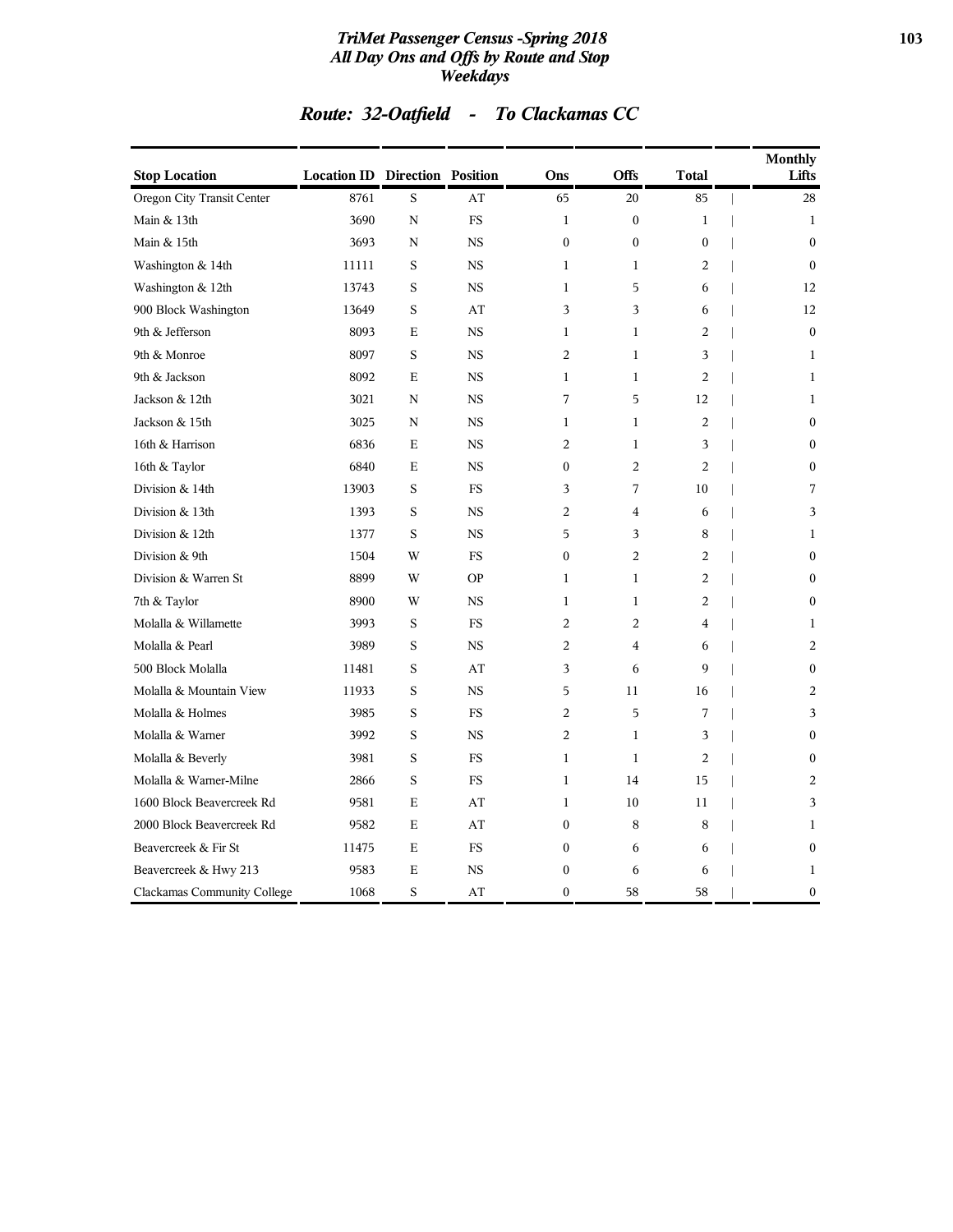## Route: 32-Oatfield - To Clackamas CC

| Stop Location | Location ID | Direction | Position | Ons | Offs | Total | Monthly Lifts |
|---|---|---|---|---|---|---|---|
| Oregon City Transit Center | 8761 | S | AT | 65 | 20 | 85 | 28 |
| Main & 13th | 3690 | N | FS | 1 | 0 | 1 | 1 |
| Main & 15th | 3693 | N | NS | 0 | 0 | 0 | 0 |
| Washington & 14th | 11111 | S | NS | 1 | 1 | 2 | 0 |
| Washington & 12th | 13743 | S | NS | 1 | 5 | 6 | 12 |
| 900 Block Washington | 13649 | S | AT | 3 | 3 | 6 | 12 |
| 9th & Jefferson | 8093 | E | NS | 1 | 1 | 2 | 0 |
| 9th & Monroe | 8097 | S | NS | 2 | 1 | 3 | 1 |
| 9th & Jackson | 8092 | E | NS | 1 | 1 | 2 | 1 |
| Jackson & 12th | 3021 | N | NS | 7 | 5 | 12 | 1 |
| Jackson & 15th | 3025 | N | NS | 1 | 1 | 2 | 0 |
| 16th & Harrison | 6836 | E | NS | 2 | 1 | 3 | 0 |
| 16th & Taylor | 6840 | E | NS | 0 | 2 | 2 | 0 |
| Division & 14th | 13903 | S | FS | 3 | 7 | 10 | 7 |
| Division & 13th | 1393 | S | NS | 2 | 4 | 6 | 3 |
| Division & 12th | 1377 | S | NS | 5 | 3 | 8 | 1 |
| Division & 9th | 1504 | W | FS | 0 | 2 | 2 | 0 |
| Division & Warren St | 8899 | W | OP | 1 | 1 | 2 | 0 |
| 7th & Taylor | 8900 | W | NS | 1 | 1 | 2 | 0 |
| Molalla & Willamette | 3993 | S | FS | 2 | 2 | 4 | 1 |
| Molalla & Pearl | 3989 | S | NS | 2 | 4 | 6 | 2 |
| 500 Block Molalla | 11481 | S | AT | 3 | 6 | 9 | 0 |
| Molalla & Mountain View | 11933 | S | NS | 5 | 11 | 16 | 2 |
| Molalla & Holmes | 3985 | S | FS | 2 | 5 | 7 | 3 |
| Molalla & Warner | 3992 | S | NS | 2 | 1 | 3 | 0 |
| Molalla & Beverly | 3981 | S | FS | 1 | 1 | 2 | 0 |
| Molalla & Warner-Milne | 2866 | S | FS | 1 | 14 | 15 | 2 |
| 1600 Block Beavercreek Rd | 9581 | E | AT | 1 | 10 | 11 | 3 |
| 2000 Block Beavercreek Rd | 9582 | E | AT | 0 | 8 | 8 | 1 |
| Beavercreek & Fir St | 11475 | E | FS | 0 | 6 | 6 | 0 |
| Beavercreek & Hwy 213 | 9583 | E | NS | 0 | 6 | 6 | 1 |
| Clackamas Community College | 1068 | S | AT | 0 | 58 | 58 | 0 |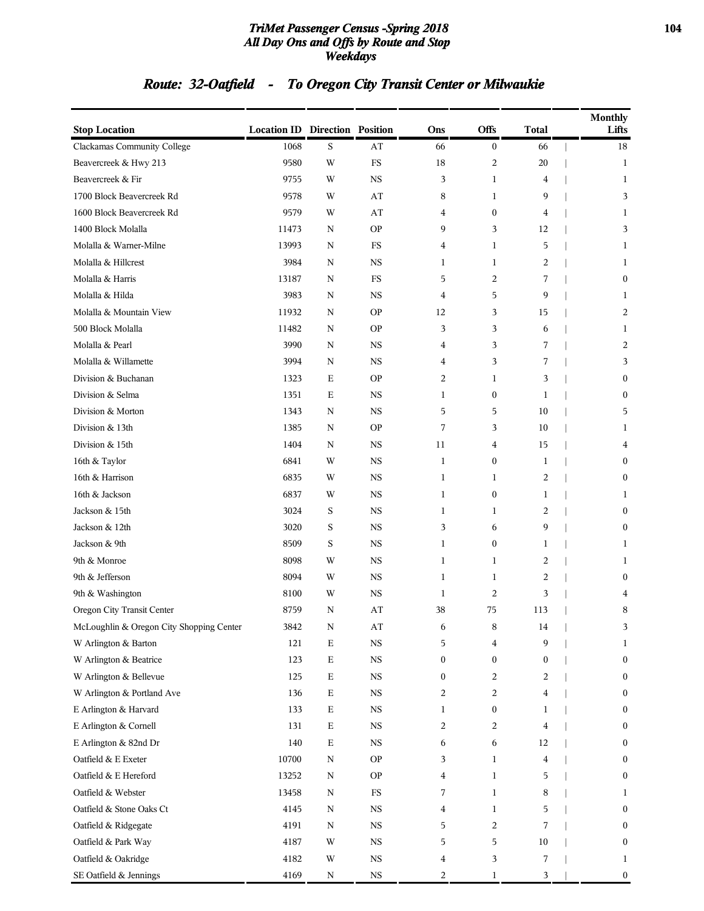# TriMet Passenger Census -Spring 2018
## All Day Ons and Offs by Route and Stop
## Weekdays

## Route: 32-Oatfield - To Oregon City Transit Center or Milwaukie

| Stop Location | Location ID | Direction | Position | Ons | Offs | Total | Monthly Lifts |
|---|---|---|---|---|---|---|---|
| Clackamas Community College | 1068 | S | AT | 66 | 0 | 66 | 18 |
| Beavercreek & Hwy 213 | 9580 | W | FS | 18 | 2 | 20 | 1 |
| Beavercreek & Fir | 9755 | W | NS | 3 | 1 | 4 | 1 |
| 1700 Block Beavercreek Rd | 9578 | W | AT | 8 | 1 | 9 | 3 |
| 1600 Block Beavercreek Rd | 9579 | W | AT | 4 | 0 | 4 | 1 |
| 1400 Block Molalla | 11473 | N | OP | 9 | 3 | 12 | 3 |
| Molalla & Warner-Milne | 13993 | N | FS | 4 | 1 | 5 | 1 |
| Molalla & Hillcrest | 3984 | N | NS | 1 | 1 | 2 | 1 |
| Molalla & Harris | 13187 | N | FS | 5 | 2 | 7 | 0 |
| Molalla & Hilda | 3983 | N | NS | 4 | 5 | 9 | 1 |
| Molalla & Mountain View | 11932 | N | OP | 12 | 3 | 15 | 2 |
| 500 Block Molalla | 11482 | N | OP | 3 | 3 | 6 | 1 |
| Molalla & Pearl | 3990 | N | NS | 4 | 3 | 7 | 2 |
| Molalla & Willamette | 3994 | N | NS | 4 | 3 | 7 | 3 |
| Division & Buchanan | 1323 | E | OP | 2 | 1 | 3 | 0 |
| Division & Selma | 1351 | E | NS | 1 | 0 | 1 | 0 |
| Division & Morton | 1343 | N | NS | 5 | 5 | 10 | 5 |
| Division & 13th | 1385 | N | OP | 7 | 3 | 10 | 1 |
| Division & 15th | 1404 | N | NS | 11 | 4 | 15 | 4 |
| 16th & Taylor | 6841 | W | NS | 1 | 0 | 1 | 0 |
| 16th & Harrison | 6835 | W | NS | 1 | 1 | 2 | 0 |
| 16th & Jackson | 6837 | W | NS | 1 | 0 | 1 | 1 |
| Jackson & 15th | 3024 | S | NS | 1 | 1 | 2 | 0 |
| Jackson & 12th | 3020 | S | NS | 3 | 6 | 9 | 0 |
| Jackson & 9th | 8509 | S | NS | 1 | 0 | 1 | 1 |
| 9th & Monroe | 8098 | W | NS | 1 | 1 | 2 | 1 |
| 9th & Jefferson | 8094 | W | NS | 1 | 1 | 2 | 0 |
| 9th & Washington | 8100 | W | NS | 1 | 2 | 3 | 4 |
| Oregon City Transit Center | 8759 | N | AT | 38 | 75 | 113 | 8 |
| McLoughlin & Oregon City Shopping Center | 3842 | N | AT | 6 | 8 | 14 | 3 |
| W Arlington & Barton | 121 | E | NS | 5 | 4 | 9 | 1 |
| W Arlington & Beatrice | 123 | E | NS | 0 | 0 | 0 | 0 |
| W Arlington & Bellevue | 125 | E | NS | 0 | 2 | 2 | 0 |
| W Arlington & Portland Ave | 136 | E | NS | 2 | 2 | 4 | 0 |
| E Arlington & Harvard | 133 | E | NS | 1 | 0 | 1 | 0 |
| E Arlington & Cornell | 131 | E | NS | 2 | 2 | 4 | 0 |
| E Arlington & 82nd Dr | 140 | E | NS | 6 | 6 | 12 | 0 |
| Oatfield & E Exeter | 10700 | N | OP | 3 | 1 | 4 | 0 |
| Oatfield & E Hereford | 13252 | N | OP | 4 | 1 | 5 | 0 |
| Oatfield & Webster | 13458 | N | FS | 7 | 1 | 8 | 1 |
| Oatfield & Stone Oaks Ct | 4145 | N | NS | 4 | 1 | 5 | 0 |
| Oatfield & Ridgegate | 4191 | N | NS | 5 | 2 | 7 | 0 |
| Oatfield & Park Way | 4187 | W | NS | 5 | 5 | 10 | 0 |
| Oatfield & Oakridge | 4182 | W | NS | 4 | 3 | 7 | 1 |
| SE Oatfield & Jennings | 4169 | N | NS | 2 | 1 | 3 | 0 |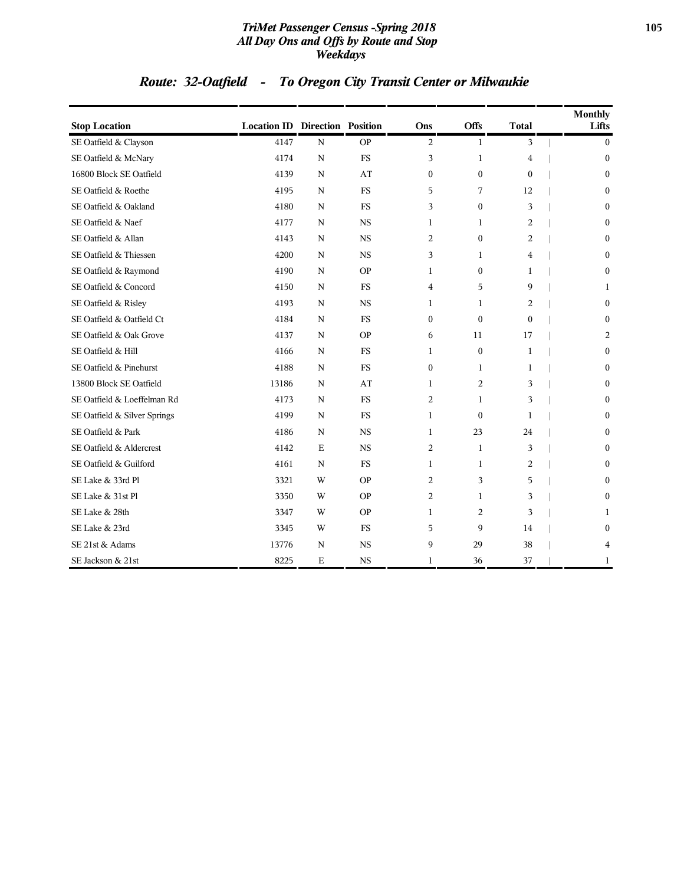# TriMet Passenger Census -Spring 2018
## All Day Ons and Offs by Route and Stop
### Weekdays

## Route: 32-Oatfield - To Oregon City Transit Center or Milwaukie

| Stop Location | Location ID | Direction | Position | Ons | Offs | Total | Monthly Lifts |
|---|---|---|---|---|---|---|---|
| SE Oatfield & Clayson | 4147 | N | OP | 2 | 1 | 3 | 0 |
| SE Oatfield & McNary | 4174 | N | FS | 3 | 1 | 4 | 0 |
| 16800 Block SE Oatfield | 4139 | N | AT | 0 | 0 | 0 | 0 |
| SE Oatfield & Roethe | 4195 | N | FS | 5 | 7 | 12 | 0 |
| SE Oatfield & Oakland | 4180 | N | FS | 3 | 0 | 3 | 0 |
| SE Oatfield & Naef | 4177 | N | NS | 1 | 1 | 2 | 0 |
| SE Oatfield & Allan | 4143 | N | NS | 2 | 0 | 2 | 0 |
| SE Oatfield & Thiessen | 4200 | N | NS | 3 | 1 | 4 | 0 |
| SE Oatfield & Raymond | 4190 | N | OP | 1 | 0 | 1 | 0 |
| SE Oatfield & Concord | 4150 | N | FS | 4 | 5 | 9 | 1 |
| SE Oatfield & Risley | 4193 | N | NS | 1 | 1 | 2 | 0 |
| SE Oatfield & Oatfield Ct | 4184 | N | FS | 0 | 0 | 0 | 0 |
| SE Oatfield & Oak Grove | 4137 | N | OP | 6 | 11 | 17 | 2 |
| SE Oatfield & Hill | 4166 | N | FS | 1 | 0 | 1 | 0 |
| SE Oatfield & Pinehurst | 4188 | N | FS | 0 | 1 | 1 | 0 |
| 13800 Block SE Oatfield | 13186 | N | AT | 1 | 2 | 3 | 0 |
| SE Oatfield & Loeffelman Rd | 4173 | N | FS | 2 | 1 | 3 | 0 |
| SE Oatfield & Silver Springs | 4199 | N | FS | 1 | 0 | 1 | 0 |
| SE Oatfield & Park | 4186 | N | NS | 1 | 23 | 24 | 0 |
| SE Oatfield & Aldercrest | 4142 | E | NS | 2 | 1 | 3 | 0 |
| SE Oatfield & Guilford | 4161 | N | FS | 1 | 1 | 2 | 0 |
| SE Lake & 33rd Pl | 3321 | W | OP | 2 | 3 | 5 | 0 |
| SE Lake & 31st Pl | 3350 | W | OP | 2 | 1 | 3 | 0 |
| SE Lake & 28th | 3347 | W | OP | 1 | 2 | 3 | 1 |
| SE Lake & 23rd | 3345 | W | FS | 5 | 9 | 14 | 0 |
| SE 21st & Adams | 13776 | N | NS | 9 | 29 | 38 | 4 |
| SE Jackson & 21st | 8225 | E | NS | 1 | 36 | 37 | 1 |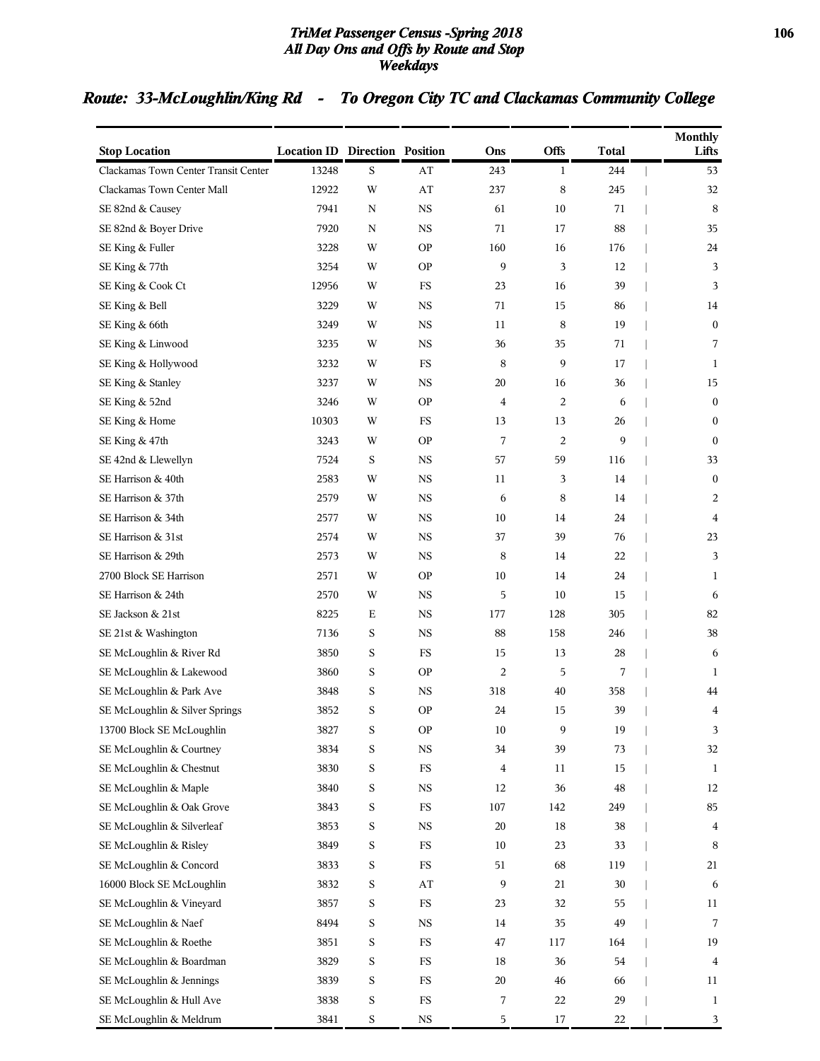# TriMet Passenger Census -Spring 2018
## All Day Ons and Offs by Route and Stop
### Weekdays

## Route: 33-McLoughlin/King Rd - To Oregon City TC and Clackamas Community College

| Stop Location | Location ID | Direction | Position | Ons | Offs | Total | Monthly Lifts |
|---|---|---|---|---|---|---|---|
| Clackamas Town Center Transit Center | 13248 | S | AT | 243 | 1 | 244 | 53 |
| Clackamas Town Center Mall | 12922 | W | AT | 237 | 8 | 245 | 32 |
| SE 82nd & Causey | 7941 | N | NS | 61 | 10 | 71 | 8 |
| SE 82nd & Boyer Drive | 7920 | N | NS | 71 | 17 | 88 | 35 |
| SE King & Fuller | 3228 | W | OP | 160 | 16 | 176 | 24 |
| SE King & 77th | 3254 | W | OP | 9 | 3 | 12 | 3 |
| SE King & Cook Ct | 12956 | W | FS | 23 | 16 | 39 | 3 |
| SE King & Bell | 3229 | W | NS | 71 | 15 | 86 | 14 |
| SE King & 66th | 3249 | W | NS | 11 | 8 | 19 | 0 |
| SE King & Linwood | 3235 | W | NS | 36 | 35 | 71 | 7 |
| SE King & Hollywood | 3232 | W | FS | 8 | 9 | 17 | 1 |
| SE King & Stanley | 3237 | W | NS | 20 | 16 | 36 | 15 |
| SE King & 52nd | 3246 | W | OP | 4 | 2 | 6 | 0 |
| SE King & Home | 10303 | W | FS | 13 | 13 | 26 | 0 |
| SE King & 47th | 3243 | W | OP | 7 | 2 | 9 | 0 |
| SE 42nd & Llewellyn | 7524 | S | NS | 57 | 59 | 116 | 33 |
| SE Harrison & 40th | 2583 | W | NS | 11 | 3 | 14 | 0 |
| SE Harrison & 37th | 2579 | W | NS | 6 | 8 | 14 | 2 |
| SE Harrison & 34th | 2577 | W | NS | 10 | 14 | 24 | 4 |
| SE Harrison & 31st | 2574 | W | NS | 37 | 39 | 76 | 23 |
| SE Harrison & 29th | 2573 | W | NS | 8 | 14 | 22 | 3 |
| 2700 Block SE Harrison | 2571 | W | OP | 10 | 14 | 24 | 1 |
| SE Harrison & 24th | 2570 | W | NS | 5 | 10 | 15 | 6 |
| SE Jackson & 21st | 8225 | E | NS | 177 | 128 | 305 | 82 |
| SE 21st & Washington | 7136 | S | NS | 88 | 158 | 246 | 38 |
| SE McLoughlin & River Rd | 3850 | S | FS | 15 | 13 | 28 | 6 |
| SE McLoughlin & Lakewood | 3860 | S | OP | 2 | 5 | 7 | 1 |
| SE McLoughlin & Park Ave | 3848 | S | NS | 318 | 40 | 358 | 44 |
| SE McLoughlin & Silver Springs | 3852 | S | OP | 24 | 15 | 39 | 4 |
| 13700 Block SE McLoughlin | 3827 | S | OP | 10 | 9 | 19 | 3 |
| SE McLoughlin & Courtney | 3834 | S | NS | 34 | 39 | 73 | 32 |
| SE McLoughlin & Chestnut | 3830 | S | FS | 4 | 11 | 15 | 1 |
| SE McLoughlin & Maple | 3840 | S | NS | 12 | 36 | 48 | 12 |
| SE McLoughlin & Oak Grove | 3843 | S | FS | 107 | 142 | 249 | 85 |
| SE McLoughlin & Silverleaf | 3853 | S | NS | 20 | 18 | 38 | 4 |
| SE McLoughlin & Risley | 3849 | S | FS | 10 | 23 | 33 | 8 |
| SE McLoughlin & Concord | 3833 | S | FS | 51 | 68 | 119 | 21 |
| 16000 Block SE McLoughlin | 3832 | S | AT | 9 | 21 | 30 | 6 |
| SE McLoughlin & Vineyard | 3857 | S | FS | 23 | 32 | 55 | 11 |
| SE McLoughlin & Naef | 8494 | S | NS | 14 | 35 | 49 | 7 |
| SE McLoughlin & Roethe | 3851 | S | FS | 47 | 117 | 164 | 19 |
| SE McLoughlin & Boardman | 3829 | S | FS | 18 | 36 | 54 | 4 |
| SE McLoughlin & Jennings | 3839 | S | FS | 20 | 46 | 66 | 11 |
| SE McLoughlin & Hull Ave | 3838 | S | FS | 7 | 22 | 29 | 1 |
| SE McLoughlin & Meldrum | 3841 | S | NS | 5 | 17 | 22 | 3 |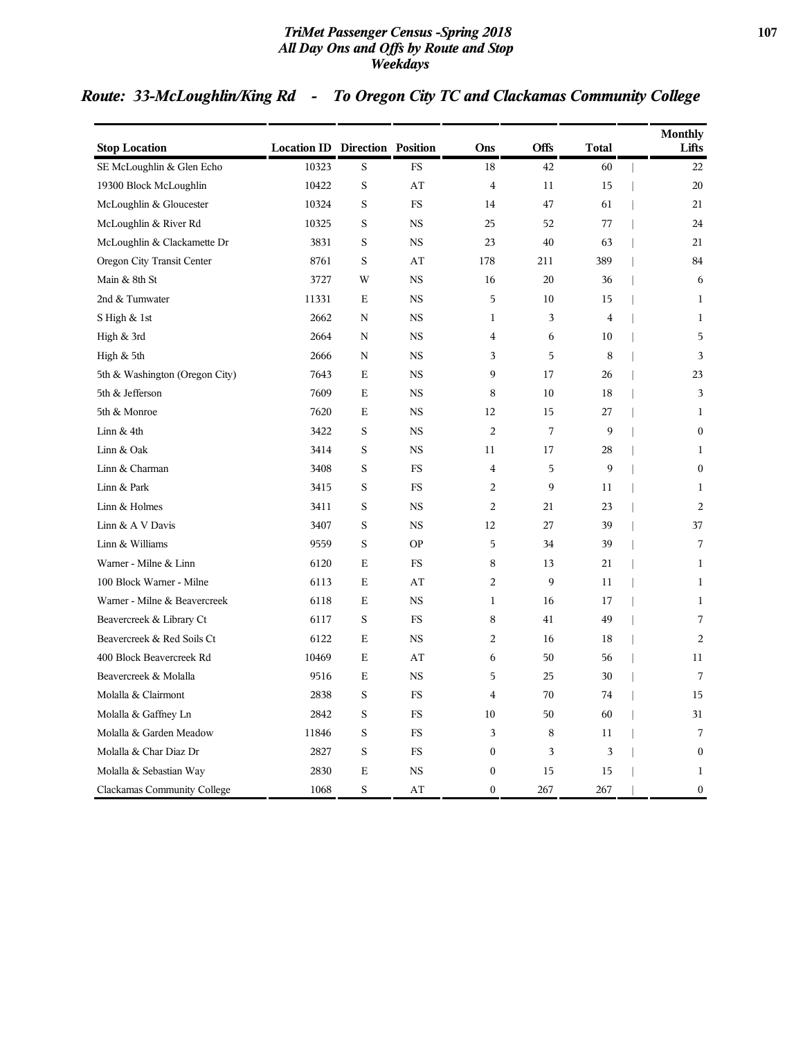## Route: 33-McLoughlin/King Rd - To Oregon City TC and Clackamas Community College

| Stop Location | Location ID | Direction | Position | Ons | Offs | Total | Monthly Lifts |
|---|---|---|---|---|---|---|---|
| SE McLoughlin & Glen Echo | 10323 | S | FS | 18 | 42 | 60 | 22 |
| 19300 Block McLoughlin | 10422 | S | AT | 4 | 11 | 15 | 20 |
| McLoughlin & Gloucester | 10324 | S | FS | 14 | 47 | 61 | 21 |
| McLoughlin & River Rd | 10325 | S | NS | 25 | 52 | 77 | 24 |
| McLoughlin & Clackamette Dr | 3831 | S | NS | 23 | 40 | 63 | 21 |
| Oregon City Transit Center | 8761 | S | AT | 178 | 211 | 389 | 84 |
| Main & 8th St | 3727 | W | NS | 16 | 20 | 36 | 6 |
| 2nd & Tumwater | 11331 | E | NS | 5 | 10 | 15 | 1 |
| S High & 1st | 2662 | N | NS | 1 | 3 | 4 | 1 |
| High & 3rd | 2664 | N | NS | 4 | 6 | 10 | 5 |
| High & 5th | 2666 | N | NS | 3 | 5 | 8 | 3 |
| 5th & Washington (Oregon City) | 7643 | E | NS | 9 | 17 | 26 | 23 |
| 5th & Jefferson | 7609 | E | NS | 8 | 10 | 18 | 3 |
| 5th & Monroe | 7620 | E | NS | 12 | 15 | 27 | 1 |
| Linn & 4th | 3422 | S | NS | 2 | 7 | 9 | 0 |
| Linn & Oak | 3414 | S | NS | 11 | 17 | 28 | 1 |
| Linn & Charman | 3408 | S | FS | 4 | 5 | 9 | 0 |
| Linn & Park | 3415 | S | FS | 2 | 9 | 11 | 1 |
| Linn & Holmes | 3411 | S | NS | 2 | 21 | 23 | 2 |
| Linn & A V Davis | 3407 | S | NS | 12 | 27 | 39 | 37 |
| Linn & Williams | 9559 | S | OP | 5 | 34 | 39 | 7 |
| Warner - Milne & Linn | 6120 | E | FS | 8 | 13 | 21 | 1 |
| 100 Block Warner - Milne | 6113 | E | AT | 2 | 9 | 11 | 1 |
| Warner - Milne & Beavercreek | 6118 | E | NS | 1 | 16 | 17 | 1 |
| Beavercreek & Library Ct | 6117 | S | FS | 8 | 41 | 49 | 7 |
| Beavercreek & Red Soils Ct | 6122 | E | NS | 2 | 16 | 18 | 2 |
| 400 Block Beavercreek Rd | 10469 | E | AT | 6 | 50 | 56 | 11 |
| Beavercreek & Molalla | 9516 | E | NS | 5 | 25 | 30 | 7 |
| Molalla & Clairmont | 2838 | S | FS | 4 | 70 | 74 | 15 |
| Molalla & Gaffney Ln | 2842 | S | FS | 10 | 50 | 60 | 31 |
| Molalla & Garden Meadow | 11846 | S | FS | 3 | 8 | 11 | 7 |
| Molalla & Char Diaz Dr | 2827 | S | FS | 0 | 3 | 3 | 0 |
| Molalla & Sebastian Way | 2830 | E | NS | 0 | 15 | 15 | 1 |
| Clackamas Community College | 1068 | S | AT | 0 | 267 | 267 | 0 |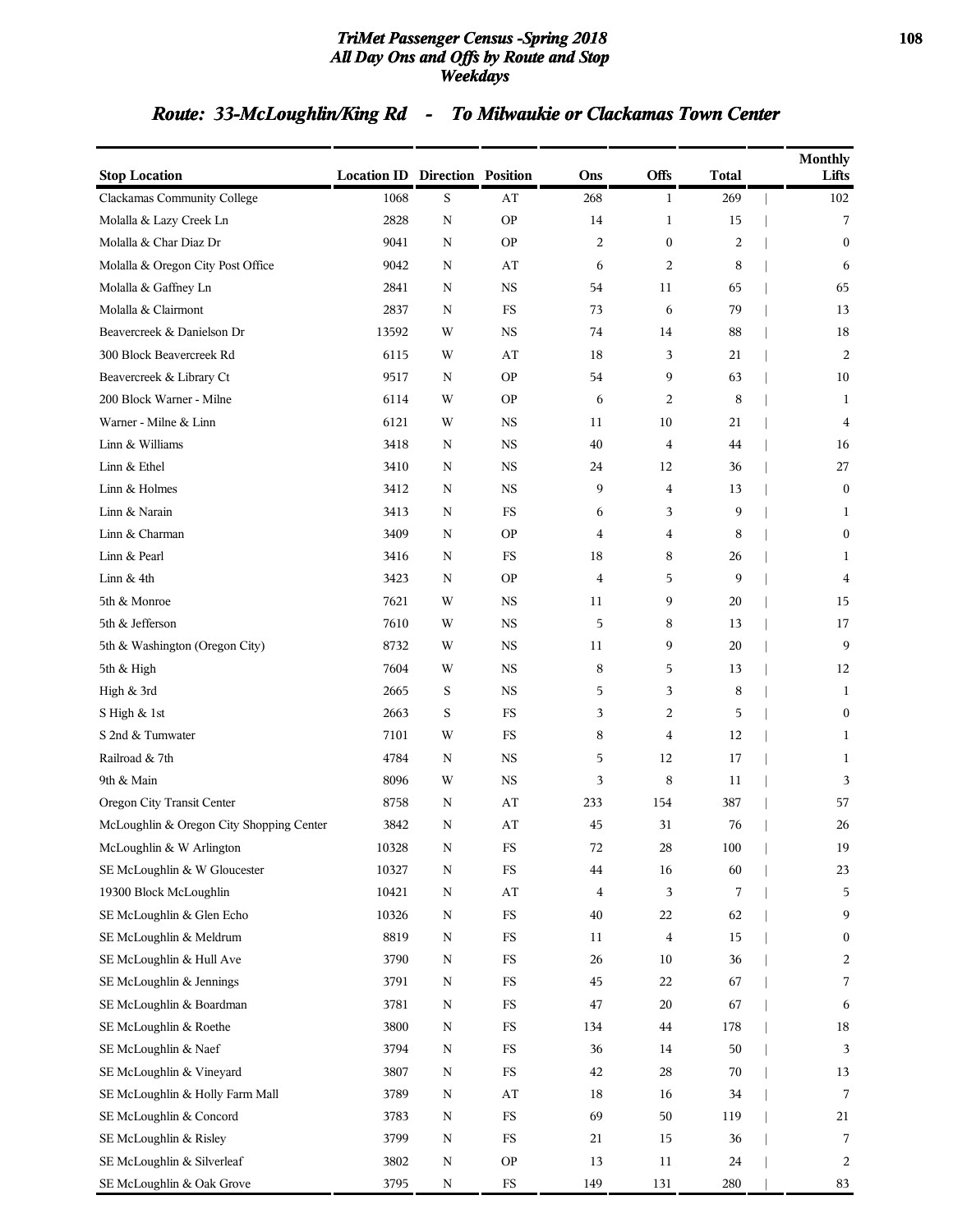# TriMet Passenger Census -Spring 2018
## All Day Ons and Offs by Route and Stop
## Weekdays

## Route: 33-McLoughlin/King Rd - To Milwaukie or Clackamas Town Center

| Stop Location | Location ID | Direction | Position | Ons | Offs | Total | Monthly Lifts |
|---|---|---|---|---|---|---|---|
| Clackamas Community College | 1068 | S | AT | 268 | 1 | 269 | 102 |
| Molalla & Lazy Creek Ln | 2828 | N | OP | 14 | 1 | 15 | 7 |
| Molalla & Char Diaz Dr | 9041 | N | OP | 2 | 0 | 2 | 0 |
| Molalla & Oregon City Post Office | 9042 | N | AT | 6 | 2 | 8 | 6 |
| Molalla & Gaffney Ln | 2841 | N | NS | 54 | 11 | 65 | 65 |
| Molalla & Clairmont | 2837 | N | FS | 73 | 6 | 79 | 13 |
| Beavercreek & Danielson Dr | 13592 | W | NS | 74 | 14 | 88 | 18 |
| 300 Block Beavercreek Rd | 6115 | W | AT | 18 | 3 | 21 | 2 |
| Beavercreek & Library Ct | 9517 | N | OP | 54 | 9 | 63 | 10 |
| 200 Block Warner - Milne | 6114 | W | OP | 6 | 2 | 8 | 1 |
| Warner - Milne & Linn | 6121 | W | NS | 11 | 10 | 21 | 4 |
| Linn & Williams | 3418 | N | NS | 40 | 4 | 44 | 16 |
| Linn & Ethel | 3410 | N | NS | 24 | 12 | 36 | 27 |
| Linn & Holmes | 3412 | N | NS | 9 | 4 | 13 | 0 |
| Linn & Narain | 3413 | N | FS | 6 | 3 | 9 | 1 |
| Linn & Charman | 3409 | N | OP | 4 | 4 | 8 | 0 |
| Linn & Pearl | 3416 | N | FS | 18 | 8 | 26 | 1 |
| Linn & 4th | 3423 | N | OP | 4 | 5 | 9 | 4 |
| 5th & Monroe | 7621 | W | NS | 11 | 9 | 20 | 15 |
| 5th & Jefferson | 7610 | W | NS | 5 | 8 | 13 | 17 |
| 5th & Washington (Oregon City) | 8732 | W | NS | 11 | 9 | 20 | 9 |
| 5th & High | 7604 | W | NS | 8 | 5 | 13 | 12 |
| High & 3rd | 2665 | S | NS | 5 | 3 | 8 | 1 |
| S High & 1st | 2663 | S | FS | 3 | 2 | 5 | 0 |
| S 2nd & Tumwater | 7101 | W | FS | 8 | 4 | 12 | 1 |
| Railroad & 7th | 4784 | N | NS | 5 | 12 | 17 | 1 |
| 9th & Main | 8096 | W | NS | 3 | 8 | 11 | 3 |
| Oregon City Transit Center | 8758 | N | AT | 233 | 154 | 387 | 57 |
| McLoughlin & Oregon City Shopping Center | 3842 | N | AT | 45 | 31 | 76 | 26 |
| McLoughlin & W Arlington | 10328 | N | FS | 72 | 28 | 100 | 19 |
| SE McLoughlin & W Gloucester | 10327 | N | FS | 44 | 16 | 60 | 23 |
| 19300 Block McLoughlin | 10421 | N | AT | 4 | 3 | 7 | 5 |
| SE McLoughlin & Glen Echo | 10326 | N | FS | 40 | 22 | 62 | 9 |
| SE McLoughlin & Meldrum | 8819 | N | FS | 11 | 4 | 15 | 0 |
| SE McLoughlin & Hull Ave | 3790 | N | FS | 26 | 10 | 36 | 2 |
| SE McLoughlin & Jennings | 3791 | N | FS | 45 | 22 | 67 | 7 |
| SE McLoughlin & Boardman | 3781 | N | FS | 47 | 20 | 67 | 6 |
| SE McLoughlin & Roethe | 3800 | N | FS | 134 | 44 | 178 | 18 |
| SE McLoughlin & Naef | 3794 | N | FS | 36 | 14 | 50 | 3 |
| SE McLoughlin & Vineyard | 3807 | N | FS | 42 | 28 | 70 | 13 |
| SE McLoughlin & Holly Farm Mall | 3789 | N | AT | 18 | 16 | 34 | 7 |
| SE McLoughlin & Concord | 3783 | N | FS | 69 | 50 | 119 | 21 |
| SE McLoughlin & Risley | 3799 | N | FS | 21 | 15 | 36 | 7 |
| SE McLoughlin & Silverleaf | 3802 | N | OP | 13 | 11 | 24 | 2 |
| SE McLoughlin & Oak Grove | 3795 | N | FS | 149 | 131 | 280 | 83 |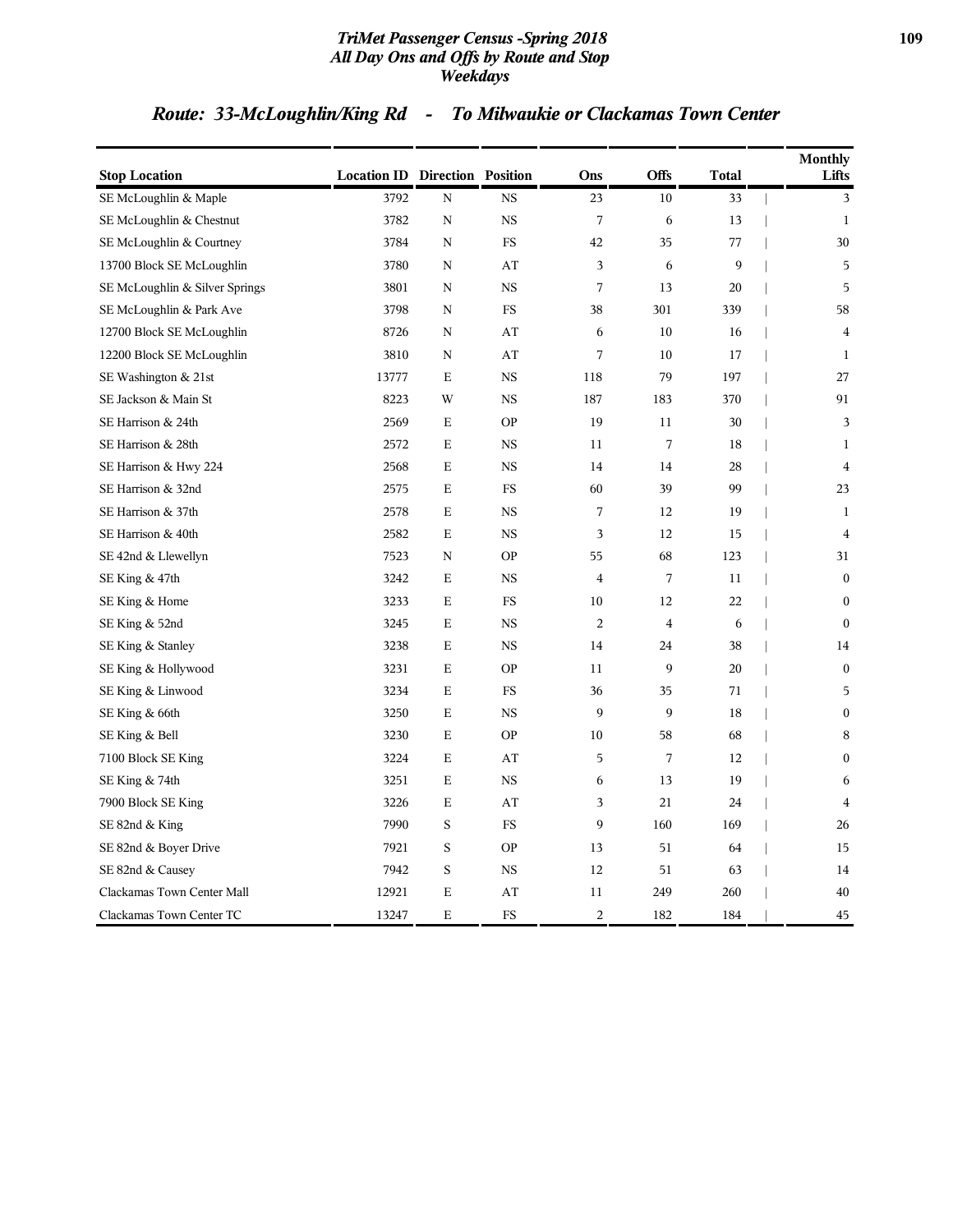## Route: 33-McLoughlin/King Rd - To Milwaukie or Clackamas Town Center

| Stop Location | Location ID | Direction | Position | Ons | Offs | Total | Monthly Lifts |
|---|---|---|---|---|---|---|---|
| SE McLoughlin & Maple | 3792 | N | NS | 23 | 10 | 33 | 3 |
| SE McLoughlin & Chestnut | 3782 | N | NS | 7 | 6 | 13 | 1 |
| SE McLoughlin & Courtney | 3784 | N | FS | 42 | 35 | 77 | 30 |
| 13700 Block SE McLoughlin | 3780 | N | AT | 3 | 6 | 9 | 5 |
| SE McLoughlin & Silver Springs | 3801 | N | NS | 7 | 13 | 20 | 5 |
| SE McLoughlin & Park Ave | 3798 | N | FS | 38 | 301 | 339 | 58 |
| 12700 Block SE McLoughlin | 8726 | N | AT | 6 | 10 | 16 | 4 |
| 12200 Block SE McLoughlin | 3810 | N | AT | 7 | 10 | 17 | 1 |
| SE Washington & 21st | 13777 | E | NS | 118 | 79 | 197 | 27 |
| SE Jackson & Main St | 8223 | W | NS | 187 | 183 | 370 | 91 |
| SE Harrison & 24th | 2569 | E | OP | 19 | 11 | 30 | 3 |
| SE Harrison & 28th | 2572 | E | NS | 11 | 7 | 18 | 1 |
| SE Harrison & Hwy 224 | 2568 | E | NS | 14 | 14 | 28 | 4 |
| SE Harrison & 32nd | 2575 | E | FS | 60 | 39 | 99 | 23 |
| SE Harrison & 37th | 2578 | E | NS | 7 | 12 | 19 | 1 |
| SE Harrison & 40th | 2582 | E | NS | 3 | 12 | 15 | 4 |
| SE 42nd & Llewellyn | 7523 | N | OP | 55 | 68 | 123 | 31 |
| SE King & 47th | 3242 | E | NS | 4 | 7 | 11 | 0 |
| SE King & Home | 3233 | E | FS | 10 | 12 | 22 | 0 |
| SE King & 52nd | 3245 | E | NS | 2 | 4 | 6 | 0 |
| SE King & Stanley | 3238 | E | NS | 14 | 24 | 38 | 14 |
| SE King & Hollywood | 3231 | E | OP | 11 | 9 | 20 | 0 |
| SE King & Linwood | 3234 | E | FS | 36 | 35 | 71 | 5 |
| SE King & 66th | 3250 | E | NS | 9 | 9 | 18 | 0 |
| SE King & Bell | 3230 | E | OP | 10 | 58 | 68 | 8 |
| 7100 Block SE King | 3224 | E | AT | 5 | 7 | 12 | 0 |
| SE King & 74th | 3251 | E | NS | 6 | 13 | 19 | 6 |
| 7900 Block SE King | 3226 | E | AT | 3 | 21 | 24 | 4 |
| SE 82nd & King | 7990 | S | FS | 9 | 160 | 169 | 26 |
| SE 82nd & Boyer Drive | 7921 | S | OP | 13 | 51 | 64 | 15 |
| SE 82nd & Causey | 7942 | S | NS | 12 | 51 | 63 | 14 |
| Clackamas Town Center Mall | 12921 | E | AT | 11 | 249 | 260 | 40 |
| Clackamas Town Center TC | 13247 | E | FS | 2 | 182 | 184 | 45 |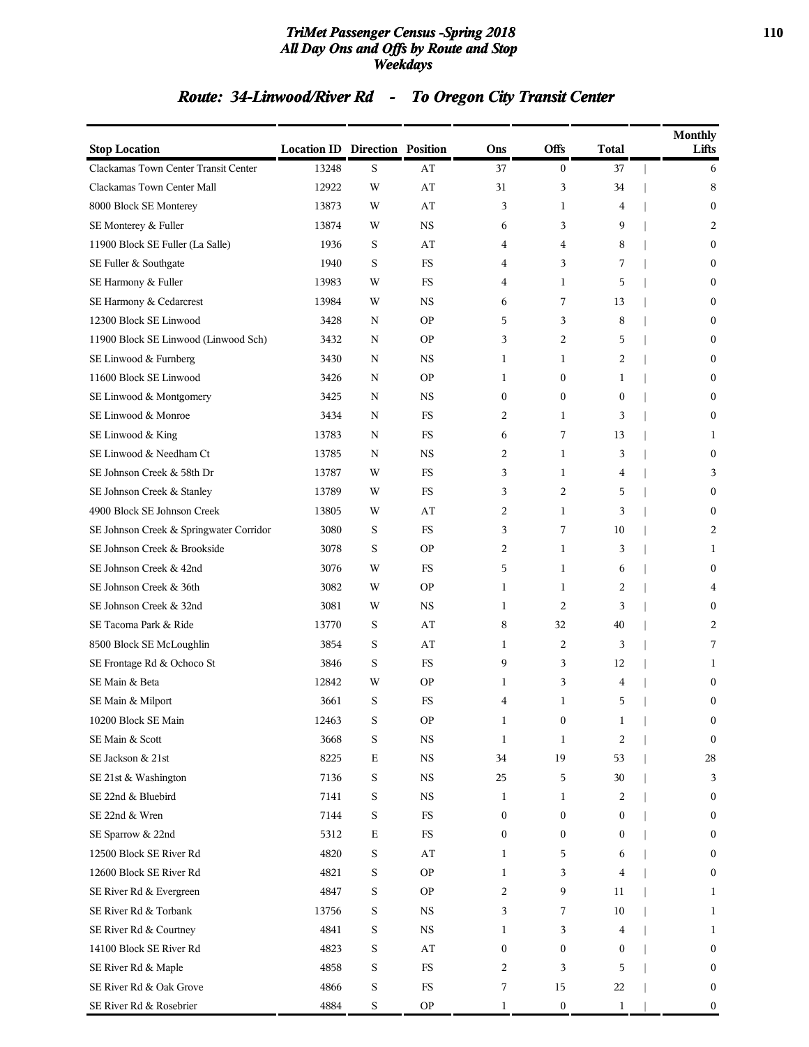# TriMet Passenger Census -Spring 2018
## All Day Ons and Offs by Route and Stop
### Weekdays

## Route: 34-Linwood/River Rd - To Oregon City Transit Center

| Stop Location | Location ID | Direction | Position | Ons | Offs | Total | Monthly Lifts |
|---|---|---|---|---|---|---|---|
| Clackamas Town Center Transit Center | 13248 | S | AT | 37 | 0 | 37 | 6 |
| Clackamas Town Center Mall | 12922 | W | AT | 31 | 3 | 34 | 8 |
| 8000 Block SE Monterey | 13873 | W | AT | 3 | 1 | 4 | 0 |
| SE Monterey & Fuller | 13874 | W | NS | 6 | 3 | 9 | 2 |
| 11900 Block SE Fuller (La Salle) | 1936 | S | AT | 4 | 4 | 8 | 0 |
| SE Fuller & Southgate | 1940 | S | FS | 4 | 3 | 7 | 0 |
| SE Harmony & Fuller | 13983 | W | FS | 4 | 1 | 5 | 0 |
| SE Harmony & Cedarcrest | 13984 | W | NS | 6 | 7 | 13 | 0 |
| 12300 Block SE Linwood | 3428 | N | OP | 5 | 3 | 8 | 0 |
| 11900 Block SE Linwood (Linwood Sch) | 3432 | N | OP | 3 | 2 | 5 | 0 |
| SE Linwood & Furnberg | 3430 | N | NS | 1 | 1 | 2 | 0 |
| 11600 Block SE Linwood | 3426 | N | OP | 1 | 0 | 1 | 0 |
| SE Linwood & Montgomery | 3425 | N | NS | 0 | 0 | 0 | 0 |
| SE Linwood & Monroe | 3434 | N | FS | 2 | 1 | 3 | 0 |
| SE Linwood & King | 13783 | N | FS | 6 | 7 | 13 | 1 |
| SE Linwood & Needham Ct | 13785 | N | NS | 2 | 1 | 3 | 0 |
| SE Johnson Creek & 58th Dr | 13787 | W | FS | 3 | 1 | 4 | 3 |
| SE Johnson Creek & Stanley | 13789 | W | FS | 3 | 2 | 5 | 0 |
| 4900 Block SE Johnson Creek | 13805 | W | AT | 2 | 1 | 3 | 0 |
| SE Johnson Creek & Springwater Corridor | 3080 | S | FS | 3 | 7 | 10 | 2 |
| SE Johnson Creek & Brookside | 3078 | S | OP | 2 | 1 | 3 | 1 |
| SE Johnson Creek & 42nd | 3076 | W | FS | 5 | 1 | 6 | 0 |
| SE Johnson Creek & 36th | 3082 | W | OP | 1 | 1 | 2 | 4 |
| SE Johnson Creek & 32nd | 3081 | W | NS | 1 | 2 | 3 | 0 |
| SE Tacoma Park & Ride | 13770 | S | AT | 8 | 32 | 40 | 2 |
| 8500 Block SE McLoughlin | 3854 | S | AT | 1 | 2 | 3 | 7 |
| SE Frontage Rd & Ochoco St | 3846 | S | FS | 9 | 3 | 12 | 1 |
| SE Main & Beta | 12842 | W | OP | 1 | 3 | 4 | 0 |
| SE Main & Milport | 3661 | S | FS | 4 | 1 | 5 | 0 |
| 10200 Block SE Main | 12463 | S | OP | 1 | 0 | 1 | 0 |
| SE Main & Scott | 3668 | S | NS | 1 | 1 | 2 | 0 |
| SE Jackson & 21st | 8225 | E | NS | 34 | 19 | 53 | 28 |
| SE 21st & Washington | 7136 | S | NS | 25 | 5 | 30 | 3 |
| SE 22nd & Bluebird | 7141 | S | NS | 1 | 1 | 2 | 0 |
| SE 22nd & Wren | 7144 | S | FS | 0 | 0 | 0 | 0 |
| SE Sparrow & 22nd | 5312 | E | FS | 0 | 0 | 0 | 0 |
| 12500 Block SE River Rd | 4820 | S | AT | 1 | 5 | 6 | 0 |
| 12600 Block SE River Rd | 4821 | S | OP | 1 | 3 | 4 | 0 |
| SE River Rd & Evergreen | 4847 | S | OP | 2 | 9 | 11 | 1 |
| SE River Rd & Torbank | 13756 | S | NS | 3 | 7 | 10 | 1 |
| SE River Rd & Courtney | 4841 | S | NS | 1 | 3 | 4 | 1 |
| 14100 Block SE River Rd | 4823 | S | AT | 0 | 0 | 0 | 0 |
| SE River Rd & Maple | 4858 | S | FS | 2 | 3 | 5 | 0 |
| SE River Rd & Oak Grove | 4866 | S | FS | 7 | 15 | 22 | 0 |
| SE River Rd & Rosebrier | 4884 | S | OP | 1 | 0 | 1 | 0 |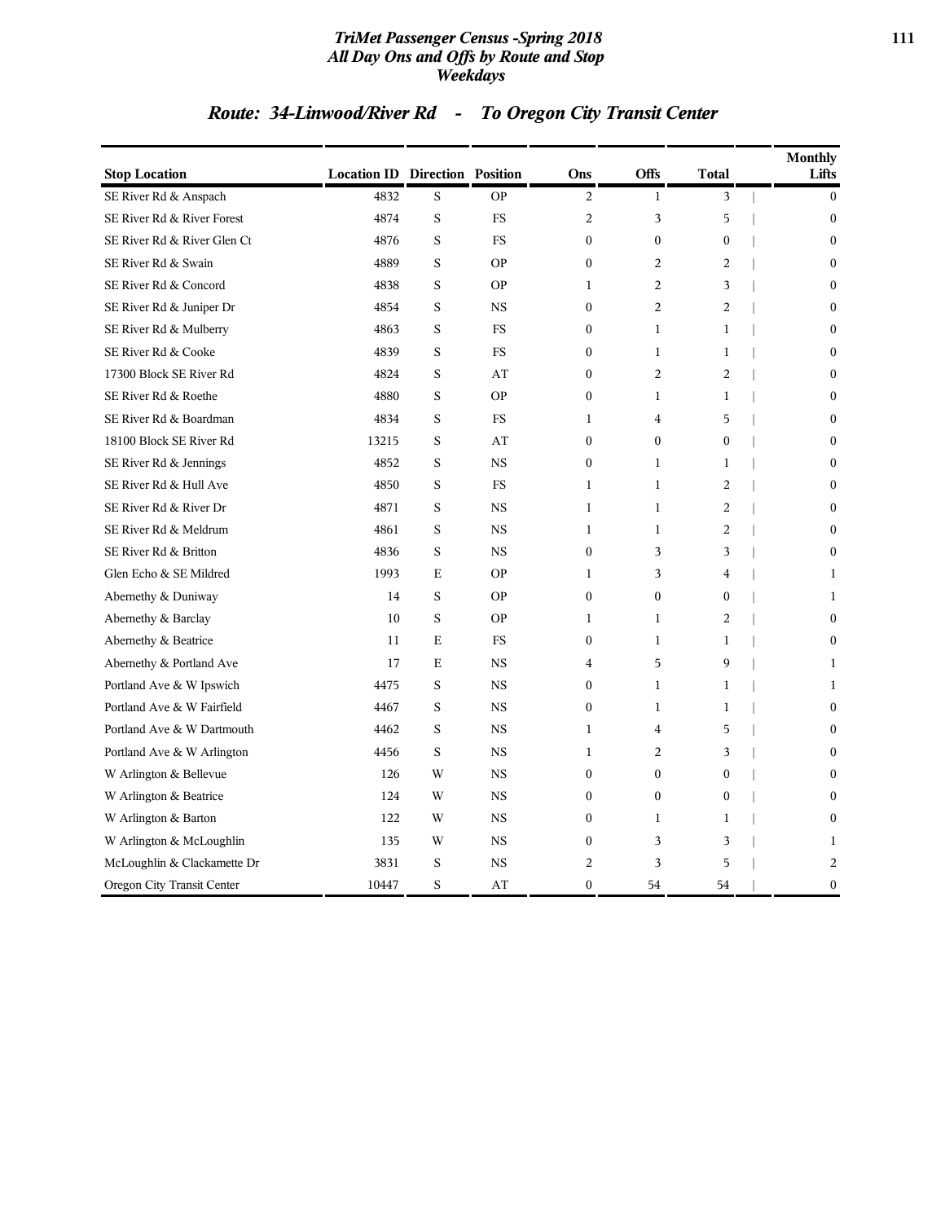# TriMet Passenger Census -Spring 2018
## All Day Ons and Offs by Route and Stop
### Weekdays

## Route: 34-Linwood/River Rd - To Oregon City Transit Center

| Stop Location | Location ID | Direction | Position | Ons | Offs | Total | Monthly Lifts |
|---|---|---|---|---|---|---|---|
| SE River Rd & Anspach | 4832 | S | OP | 2 | 1 | 3 | 0 |
| SE River Rd & River Forest | 4874 | S | FS | 2 | 3 | 5 | 0 |
| SE River Rd & River Glen Ct | 4876 | S | FS | 0 | 0 | 0 | 0 |
| SE River Rd & Swain | 4889 | S | OP | 0 | 2 | 2 | 0 |
| SE River Rd & Concord | 4838 | S | OP | 1 | 2 | 3 | 0 |
| SE River Rd & Juniper Dr | 4854 | S | NS | 0 | 2 | 2 | 0 |
| SE River Rd & Mulberry | 4863 | S | FS | 0 | 1 | 1 | 0 |
| SE River Rd & Cooke | 4839 | S | FS | 0 | 1 | 1 | 0 |
| 17300 Block SE River Rd | 4824 | S | AT | 0 | 2 | 2 | 0 |
| SE River Rd & Roethe | 4880 | S | OP | 0 | 1 | 1 | 0 |
| SE River Rd & Boardman | 4834 | S | FS | 1 | 4 | 5 | 0 |
| 18100 Block SE River Rd | 13215 | S | AT | 0 | 0 | 0 | 0 |
| SE River Rd & Jennings | 4852 | S | NS | 0 | 1 | 1 | 0 |
| SE River Rd & Hull Ave | 4850 | S | FS | 1 | 1 | 2 | 0 |
| SE River Rd & River Dr | 4871 | S | NS | 1 | 1 | 2 | 0 |
| SE River Rd & Meldrum | 4861 | S | NS | 1 | 1 | 2 | 0 |
| SE River Rd & Britton | 4836 | S | NS | 0 | 3 | 3 | 0 |
| Glen Echo & SE Mildred | 1993 | E | OP | 1 | 3 | 4 | 1 |
| Abernethy & Duniway | 14 | S | OP | 0 | 0 | 0 | 1 |
| Abernethy & Barclay | 10 | S | OP | 1 | 1 | 2 | 0 |
| Abernethy & Beatrice | 11 | E | FS | 0 | 1 | 1 | 0 |
| Abernethy & Portland Ave | 17 | E | NS | 4 | 5 | 9 | 1 |
| Portland Ave & W Ipswich | 4475 | S | NS | 0 | 1 | 1 | 1 |
| Portland Ave & W Fairfield | 4467 | S | NS | 0 | 1 | 1 | 0 |
| Portland Ave & W Dartmouth | 4462 | S | NS | 1 | 4 | 5 | 0 |
| Portland Ave & W Arlington | 4456 | S | NS | 1 | 2 | 3 | 0 |
| W Arlington & Bellevue | 126 | W | NS | 0 | 0 | 0 | 0 |
| W Arlington & Beatrice | 124 | W | NS | 0 | 0 | 0 | 0 |
| W Arlington & Barton | 122 | W | NS | 0 | 1 | 1 | 0 |
| W Arlington & McLoughlin | 135 | W | NS | 0 | 3 | 3 | 1 |
| McLoughlin & Clackamette Dr | 3831 | S | NS | 2 | 3 | 5 | 2 |
| Oregon City Transit Center | 10447 | S | AT | 0 | 54 | 54 | 0 |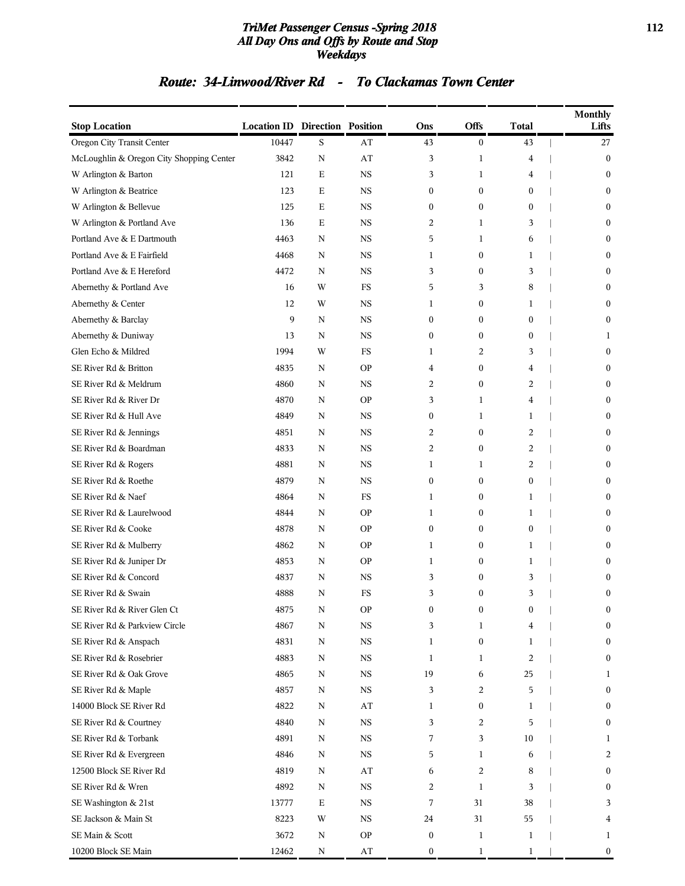# TriMet Passenger Census -Spring 2018
## All Day Ons and Offs by Route and Stop
## Weekdays

### Route: 34-Linwood/River Rd - To Clackamas Town Center

| Stop Location | Location ID | Direction | Position | Ons | Offs | Total | Monthly Lifts |
|---|---|---|---|---|---|---|---|
| Oregon City Transit Center | 10447 | S | AT | 43 | 0 | 43 | 27 |
| McLoughlin & Oregon City Shopping Center | 3842 | N | AT | 3 | 1 | 4 | 0 |
| W Arlington & Barton | 121 | E | NS | 3 | 1 | 4 | 0 |
| W Arlington & Beatrice | 123 | E | NS | 0 | 0 | 0 | 0 |
| W Arlington & Bellevue | 125 | E | NS | 0 | 0 | 0 | 0 |
| W Arlington & Portland Ave | 136 | E | NS | 2 | 1 | 3 | 0 |
| Portland Ave & E Dartmouth | 4463 | N | NS | 5 | 1 | 6 | 0 |
| Portland Ave & E Fairfield | 4468 | N | NS | 1 | 0 | 1 | 0 |
| Portland Ave & E Hereford | 4472 | N | NS | 3 | 0 | 3 | 0 |
| Abernethy & Portland Ave | 16 | W | FS | 5 | 3 | 8 | 0 |
| Abernethy & Center | 12 | W | NS | 1 | 0 | 1 | 0 |
| Abernethy & Barclay | 9 | N | NS | 0 | 0 | 0 | 0 |
| Abernethy & Duniway | 13 | N | NS | 0 | 0 | 0 | 1 |
| Glen Echo & Mildred | 1994 | W | FS | 1 | 2 | 3 | 0 |
| SE River Rd & Britton | 4835 | N | OP | 4 | 0 | 4 | 0 |
| SE River Rd & Meldrum | 4860 | N | NS | 2 | 0 | 2 | 0 |
| SE River Rd & River Dr | 4870 | N | OP | 3 | 1 | 4 | 0 |
| SE River Rd & Hull Ave | 4849 | N | NS | 0 | 1 | 1 | 0 |
| SE River Rd & Jennings | 4851 | N | NS | 2 | 0 | 2 | 0 |
| SE River Rd & Boardman | 4833 | N | NS | 2 | 0 | 2 | 0 |
| SE River Rd & Rogers | 4881 | N | NS | 1 | 1 | 2 | 0 |
| SE River Rd & Roethe | 4879 | N | NS | 0 | 0 | 0 | 0 |
| SE River Rd & Naef | 4864 | N | FS | 1 | 0 | 1 | 0 |
| SE River Rd & Laurelwood | 4844 | N | OP | 1 | 0 | 1 | 0 |
| SE River Rd & Cooke | 4878 | N | OP | 0 | 0 | 0 | 0 |
| SE River Rd & Mulberry | 4862 | N | OP | 1 | 0 | 1 | 0 |
| SE River Rd & Juniper Dr | 4853 | N | OP | 1 | 0 | 1 | 0 |
| SE River Rd & Concord | 4837 | N | NS | 3 | 0 | 3 | 0 |
| SE River Rd & Swain | 4888 | N | FS | 3 | 0 | 3 | 0 |
| SE River Rd & River Glen Ct | 4875 | N | OP | 0 | 0 | 0 | 0 |
| SE River Rd & Parkview Circle | 4867 | N | NS | 3 | 1 | 4 | 0 |
| SE River Rd & Anspach | 4831 | N | NS | 1 | 0 | 1 | 0 |
| SE River Rd & Rosebrier | 4883 | N | NS | 1 | 1 | 2 | 0 |
| SE River Rd & Oak Grove | 4865 | N | NS | 19 | 6 | 25 | 1 |
| SE River Rd & Maple | 4857 | N | NS | 3 | 2 | 5 | 0 |
| 14000 Block SE River Rd | 4822 | N | AT | 1 | 0 | 1 | 0 |
| SE River Rd & Courtney | 4840 | N | NS | 3 | 2 | 5 | 0 |
| SE River Rd & Torbank | 4891 | N | NS | 7 | 3 | 10 | 1 |
| SE River Rd & Evergreen | 4846 | N | NS | 5 | 1 | 6 | 2 |
| 12500 Block SE River Rd | 4819 | N | AT | 6 | 2 | 8 | 0 |
| SE River Rd & Wren | 4892 | N | NS | 2 | 1 | 3 | 0 |
| SE Washington & 21st | 13777 | E | NS | 7 | 31 | 38 | 3 |
| SE Jackson & Main St | 8223 | W | NS | 24 | 31 | 55 | 4 |
| SE Main & Scott | 3672 | N | OP | 0 | 1 | 1 | 1 |
| 10200 Block SE Main | 12462 | N | AT | 0 | 1 | 1 | 0 |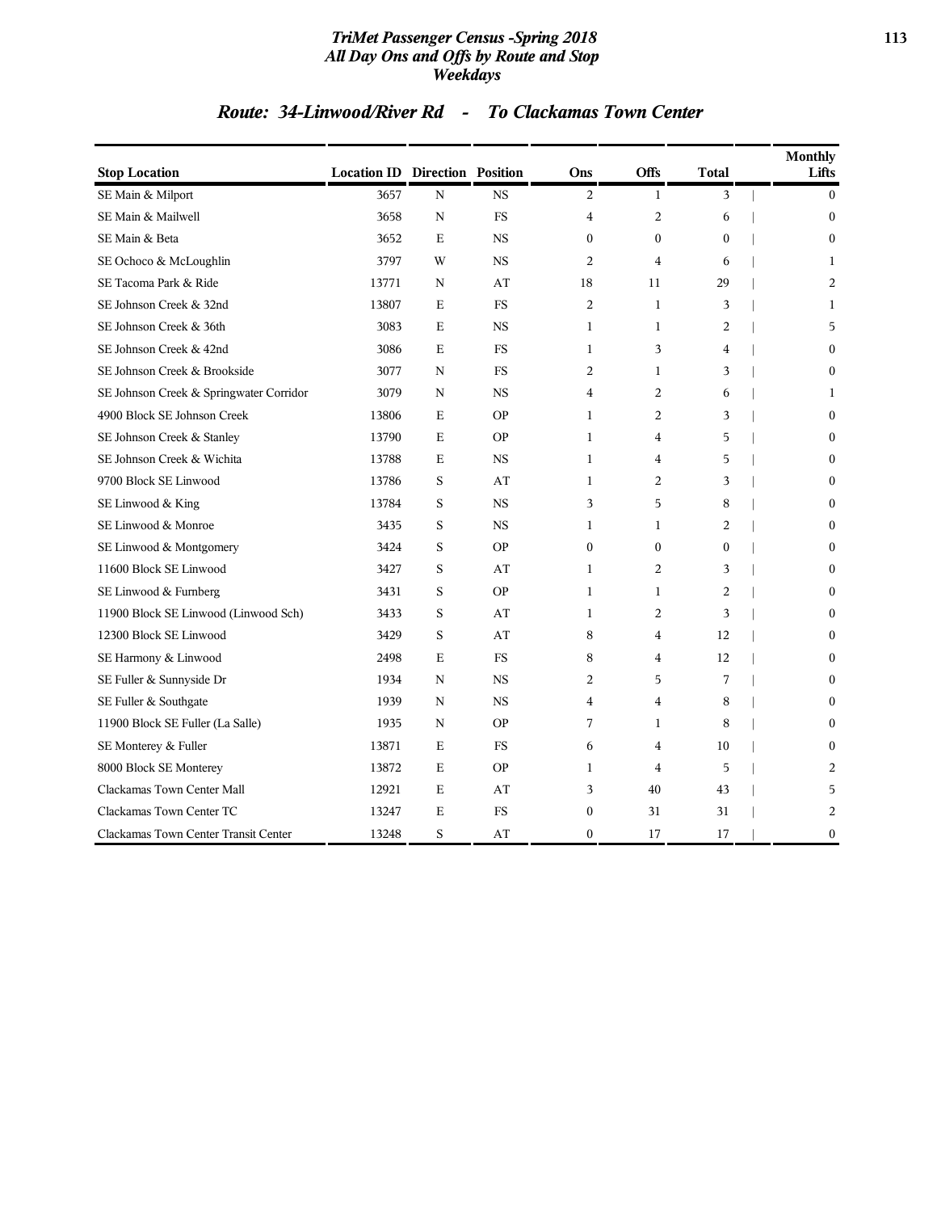# TriMet Passenger Census -Spring 2018
## All Day Ons and Offs by Route and Stop
### Weekdays

## Route: 34-Linwood/River Rd - To Clackamas Town Center

| Stop Location | Location ID | Direction | Position | Ons | Offs | Total | Monthly Lifts |
|---|---|---|---|---|---|---|---|
| SE Main & Milport | 3657 | N | NS | 2 | 1 | 3 | 0 |
| SE Main & Mailwell | 3658 | N | FS | 4 | 2 | 6 | 0 |
| SE Main & Beta | 3652 | E | NS | 0 | 0 | 0 | 0 |
| SE Ochoco & McLoughlin | 3797 | W | NS | 2 | 4 | 6 | 1 |
| SE Tacoma Park & Ride | 13771 | N | AT | 18 | 11 | 29 | 2 |
| SE Johnson Creek & 32nd | 13807 | E | FS | 2 | 1 | 3 | 1 |
| SE Johnson Creek & 36th | 3083 | E | NS | 1 | 1 | 2 | 5 |
| SE Johnson Creek & 42nd | 3086 | E | FS | 1 | 3 | 4 | 0 |
| SE Johnson Creek & Brookside | 3077 | N | FS | 2 | 1 | 3 | 0 |
| SE Johnson Creek & Springwater Corridor | 3079 | N | NS | 4 | 2 | 6 | 1 |
| 4900 Block SE Johnson Creek | 13806 | E | OP | 1 | 2 | 3 | 0 |
| SE Johnson Creek & Stanley | 13790 | E | OP | 1 | 4 | 5 | 0 |
| SE Johnson Creek & Wichita | 13788 | E | NS | 1 | 4 | 5 | 0 |
| 9700 Block SE Linwood | 13786 | S | AT | 1 | 2 | 3 | 0 |
| SE Linwood & King | 13784 | S | NS | 3 | 5 | 8 | 0 |
| SE Linwood & Monroe | 3435 | S | NS | 1 | 1 | 2 | 0 |
| SE Linwood & Montgomery | 3424 | S | OP | 0 | 0 | 0 | 0 |
| 11600 Block SE Linwood | 3427 | S | AT | 1 | 2 | 3 | 0 |
| SE Linwood & Furnberg | 3431 | S | OP | 1 | 1 | 2 | 0 |
| 11900 Block SE Linwood (Linwood Sch) | 3433 | S | AT | 1 | 2 | 3 | 0 |
| 12300 Block SE Linwood | 3429 | S | AT | 8 | 4 | 12 | 0 |
| SE Harmony & Linwood | 2498 | E | FS | 8 | 4 | 12 | 0 |
| SE Fuller & Sunnyside Dr | 1934 | N | NS | 2 | 5 | 7 | 0 |
| SE Fuller & Southgate | 1939 | N | NS | 4 | 4 | 8 | 0 |
| 11900 Block SE Fuller (La Salle) | 1935 | N | OP | 7 | 1 | 8 | 0 |
| SE Monterey & Fuller | 13871 | E | FS | 6 | 4 | 10 | 0 |
| 8000 Block SE Monterey | 13872 | E | OP | 1 | 4 | 5 | 2 |
| Clackamas Town Center Mall | 12921 | E | AT | 3 | 40 | 43 | 5 |
| Clackamas Town Center TC | 13247 | E | FS | 0 | 31 | 31 | 2 |
| Clackamas Town Center Transit Center | 13248 | S | AT | 0 | 17 | 17 | 0 |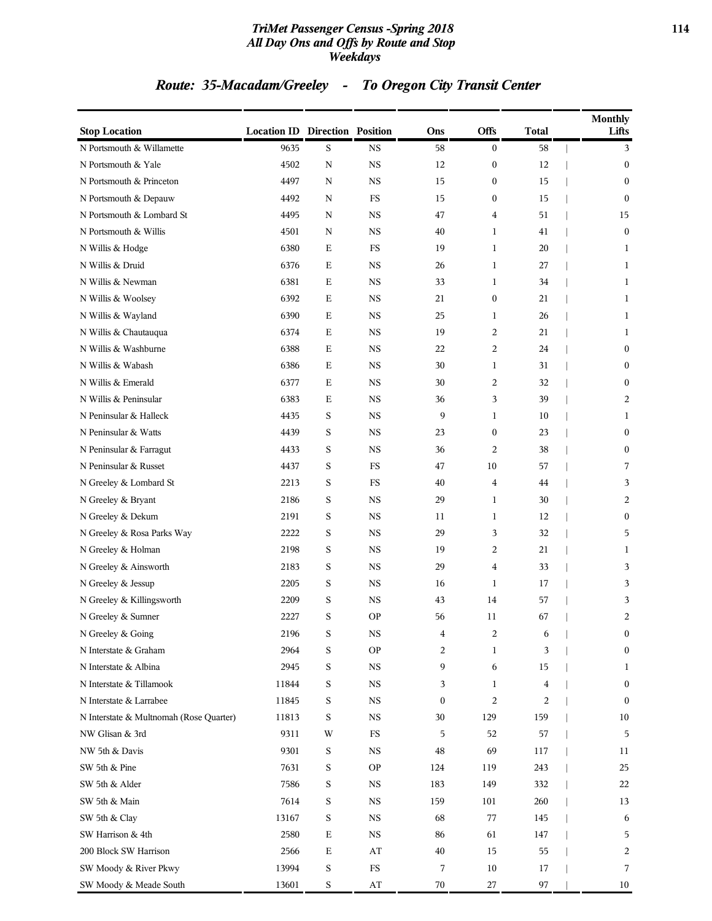# TriMet Passenger Census -Spring 2018
## All Day Ons and Offs by Route and Stop
### Weekdays

## Route: 35-Macadam/Greeley - To Oregon City Transit Center

| Stop Location | Location ID | Direction | Position | Ons | Offs | Total | Monthly Lifts |
|---|---|---|---|---|---|---|---|
| N Portsmouth & Willamette | 9635 | S | NS | 58 | 0 | 58 | 3 |
| N Portsmouth & Yale | 4502 | N | NS | 12 | 0 | 12 | 0 |
| N Portsmouth & Princeton | 4497 | N | NS | 15 | 0 | 15 | 0 |
| N Portsmouth & Depauw | 4492 | N | FS | 15 | 0 | 15 | 0 |
| N Portsmouth & Lombard St | 4495 | N | NS | 47 | 4 | 51 | 15 |
| N Portsmouth & Willis | 4501 | N | NS | 40 | 1 | 41 | 0 |
| N Willis & Hodge | 6380 | E | FS | 19 | 1 | 20 | 1 |
| N Willis & Druid | 6376 | E | NS | 26 | 1 | 27 | 1 |
| N Willis & Newman | 6381 | E | NS | 33 | 1 | 34 | 1 |
| N Willis & Woolsey | 6392 | E | NS | 21 | 0 | 21 | 1 |
| N Willis & Wayland | 6390 | E | NS | 25 | 1 | 26 | 1 |
| N Willis & Chautauqua | 6374 | E | NS | 19 | 2 | 21 | 1 |
| N Willis & Washburne | 6388 | E | NS | 22 | 2 | 24 | 0 |
| N Willis & Wabash | 6386 | E | NS | 30 | 1 | 31 | 0 |
| N Willis & Emerald | 6377 | E | NS | 30 | 2 | 32 | 0 |
| N Willis & Peninsular | 6383 | E | NS | 36 | 3 | 39 | 2 |
| N Peninsular & Halleck | 4435 | S | NS | 9 | 1 | 10 | 1 |
| N Peninsular & Watts | 4439 | S | NS | 23 | 0 | 23 | 0 |
| N Peninsular & Farragut | 4433 | S | NS | 36 | 2 | 38 | 0 |
| N Peninsular & Russet | 4437 | S | FS | 47 | 10 | 57 | 7 |
| N Greeley & Lombard St | 2213 | S | FS | 40 | 4 | 44 | 3 |
| N Greeley & Bryant | 2186 | S | NS | 29 | 1 | 30 | 2 |
| N Greeley & Dekum | 2191 | S | NS | 11 | 1 | 12 | 0 |
| N Greeley & Rosa Parks Way | 2222 | S | NS | 29 | 3 | 32 | 5 |
| N Greeley & Holman | 2198 | S | NS | 19 | 2 | 21 | 1 |
| N Greeley & Ainsworth | 2183 | S | NS | 29 | 4 | 33 | 3 |
| N Greeley & Jessup | 2205 | S | NS | 16 | 1 | 17 | 3 |
| N Greeley & Killingsworth | 2209 | S | NS | 43 | 14 | 57 | 3 |
| N Greeley & Sumner | 2227 | S | OP | 56 | 11 | 67 | 2 |
| N Greeley & Going | 2196 | S | NS | 4 | 2 | 6 | 0 |
| N Interstate & Graham | 2964 | S | OP | 2 | 1 | 3 | 0 |
| N Interstate & Albina | 2945 | S | NS | 9 | 6 | 15 | 1 |
| N Interstate & Tillamook | 11844 | S | NS | 3 | 1 | 4 | 0 |
| N Interstate & Larrabee | 11845 | S | NS | 0 | 2 | 2 | 0 |
| N Interstate & Multnomah (Rose Quarter) | 11813 | S | NS | 30 | 129 | 159 | 10 |
| NW Glisan & 3rd | 9311 | W | FS | 5 | 52 | 57 | 5 |
| NW 5th & Davis | 9301 | S | NS | 48 | 69 | 117 | 11 |
| SW 5th & Pine | 7631 | S | OP | 124 | 119 | 243 | 25 |
| SW 5th & Alder | 7586 | S | NS | 183 | 149 | 332 | 22 |
| SW 5th & Main | 7614 | S | NS | 159 | 101 | 260 | 13 |
| SW 5th & Clay | 13167 | S | NS | 68 | 77 | 145 | 6 |
| SW Harrison & 4th | 2580 | E | NS | 86 | 61 | 147 | 5 |
| 200 Block SW Harrison | 2566 | E | AT | 40 | 15 | 55 | 2 |
| SW Moody & River Pkwy | 13994 | S | FS | 7 | 10 | 17 | 7 |
| SW Moody & Meade South | 13601 | S | AT | 70 | 27 | 97 | 10 |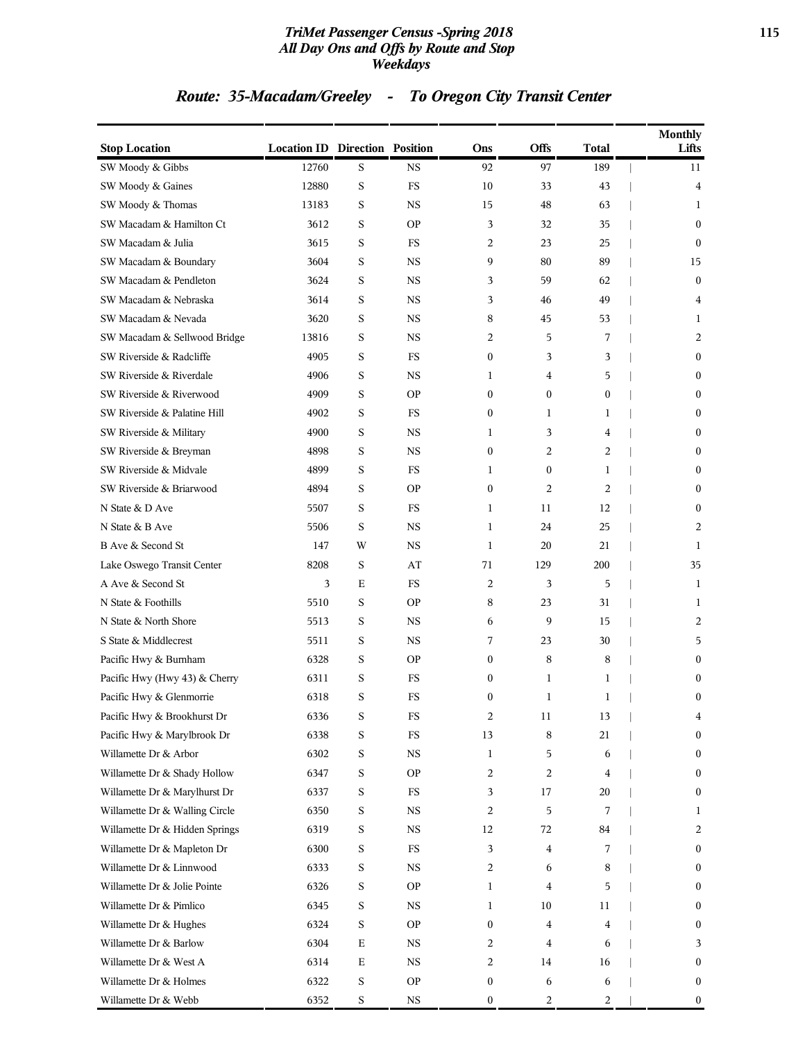## Route: 35-Macadam/Greeley - To Oregon City Transit Center

| Stop Location | Location ID | Direction | Position | Ons | Offs | Total | Monthly Lifts |
|---|---|---|---|---|---|---|---|
| SW Moody & Gibbs | 12760 | S | NS | 92 | 97 | 189 | 11 |
| SW Moody & Gaines | 12880 | S | FS | 10 | 33 | 43 | 4 |
| SW Moody & Thomas | 13183 | S | NS | 15 | 48 | 63 | 1 |
| SW Macadam & Hamilton Ct | 3612 | S | OP | 3 | 32 | 35 | 0 |
| SW Macadam & Julia | 3615 | S | FS | 2 | 23 | 25 | 0 |
| SW Macadam & Boundary | 3604 | S | NS | 9 | 80 | 89 | 15 |
| SW Macadam & Pendleton | 3624 | S | NS | 3 | 59 | 62 | 0 |
| SW Macadam & Nebraska | 3614 | S | NS | 3 | 46 | 49 | 4 |
| SW Macadam & Nevada | 3620 | S | NS | 8 | 45 | 53 | 1 |
| SW Macadam & Sellwood Bridge | 13816 | S | NS | 2 | 5 | 7 | 2 |
| SW Riverside & Radcliffe | 4905 | S | FS | 0 | 3 | 3 | 0 |
| SW Riverside & Riverdale | 4906 | S | NS | 1 | 4 | 5 | 0 |
| SW Riverside & Riverwood | 4909 | S | OP | 0 | 0 | 0 | 0 |
| SW Riverside & Palatine Hill | 4902 | S | FS | 0 | 1 | 1 | 0 |
| SW Riverside & Military | 4900 | S | NS | 1 | 3 | 4 | 0 |
| SW Riverside & Breyman | 4898 | S | NS | 0 | 2 | 2 | 0 |
| SW Riverside & Midvale | 4899 | S | FS | 1 | 0 | 1 | 0 |
| SW Riverside & Briarwood | 4894 | S | OP | 0 | 2 | 2 | 0 |
| N State & D Ave | 5507 | S | FS | 1 | 11 | 12 | 0 |
| N State & B Ave | 5506 | S | NS | 1 | 24 | 25 | 2 |
| B Ave & Second St | 147 | W | NS | 1 | 20 | 21 | 1 |
| Lake Oswego Transit Center | 8208 | S | AT | 71 | 129 | 200 | 35 |
| A Ave & Second St | 3 | E | FS | 2 | 3 | 5 | 1 |
| N State & Foothills | 5510 | S | OP | 8 | 23 | 31 | 1 |
| N State & North Shore | 5513 | S | NS | 6 | 9 | 15 | 2 |
| S State & Middlecrest | 5511 | S | NS | 7 | 23 | 30 | 5 |
| Pacific Hwy & Burnham | 6328 | S | OP | 0 | 8 | 8 | 0 |
| Pacific Hwy (Hwy 43) & Cherry | 6311 | S | FS | 0 | 1 | 1 | 0 |
| Pacific Hwy & Glenmorrie | 6318 | S | FS | 0 | 1 | 1 | 0 |
| Pacific Hwy & Brookhurst Dr | 6336 | S | FS | 2 | 11 | 13 | 4 |
| Pacific Hwy & Marylbrook Dr | 6338 | S | FS | 13 | 8 | 21 | 0 |
| Willamette Dr & Arbor | 6302 | S | NS | 1 | 5 | 6 | 0 |
| Willamette Dr & Shady Hollow | 6347 | S | OP | 2 | 2 | 4 | 0 |
| Willamette Dr & Marylhurst Dr | 6337 | S | FS | 3 | 17 | 20 | 0 |
| Willamette Dr & Walling Circle | 6350 | S | NS | 2 | 5 | 7 | 1 |
| Willamette Dr & Hidden Springs | 6319 | S | NS | 12 | 72 | 84 | 2 |
| Willamette Dr & Mapleton Dr | 6300 | S | FS | 3 | 4 | 7 | 0 |
| Willamette Dr & Linnwood | 6333 | S | NS | 2 | 6 | 8 | 0 |
| Willamette Dr & Jolie Pointe | 6326 | S | OP | 1 | 4 | 5 | 0 |
| Willamette Dr & Pimlico | 6345 | S | NS | 1 | 10 | 11 | 0 |
| Willamette Dr & Hughes | 6324 | S | OP | 0 | 4 | 4 | 0 |
| Willamette Dr & Barlow | 6304 | E | NS | 2 | 4 | 6 | 3 |
| Willamette Dr & West A | 6314 | E | NS | 2 | 14 | 16 | 0 |
| Willamette Dr & Holmes | 6322 | S | OP | 0 | 6 | 6 | 0 |
| Willamette Dr & Webb | 6352 | S | NS | 0 | 2 | 2 | 0 |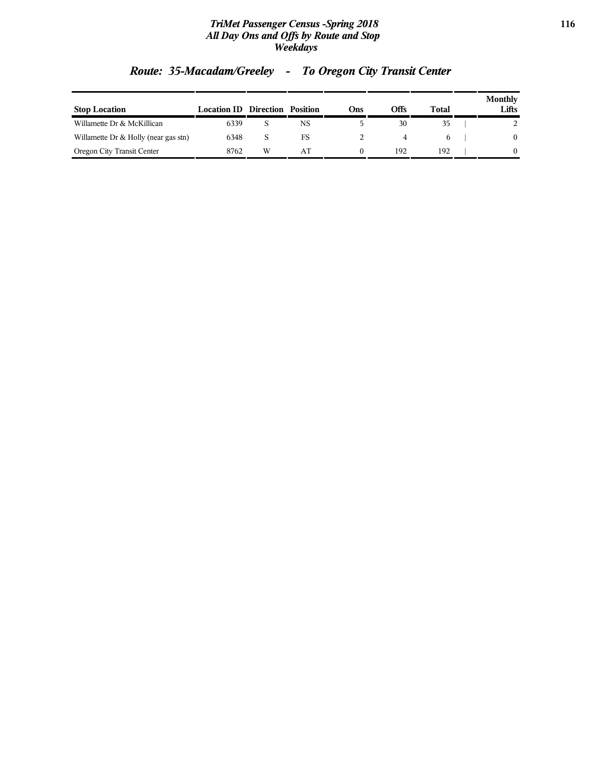## Route: 35-Macadam/Greeley - To Oregon City Transit Center

| Stop Location | Location ID | Direction | Position | Ons | Offs | Total | Monthly Lifts |
|---|---|---|---|---|---|---|---|
| Willamette Dr & McKillican | 6339 | S | NS | 5 | 30 | 35 | 2 |
| Willamette Dr & Holly (near gas stn) | 6348 | S | FS | 2 | 4 | 6 | 0 |
| Oregon City Transit Center | 8762 | W | AT | 0 | 192 | 192 | 0 |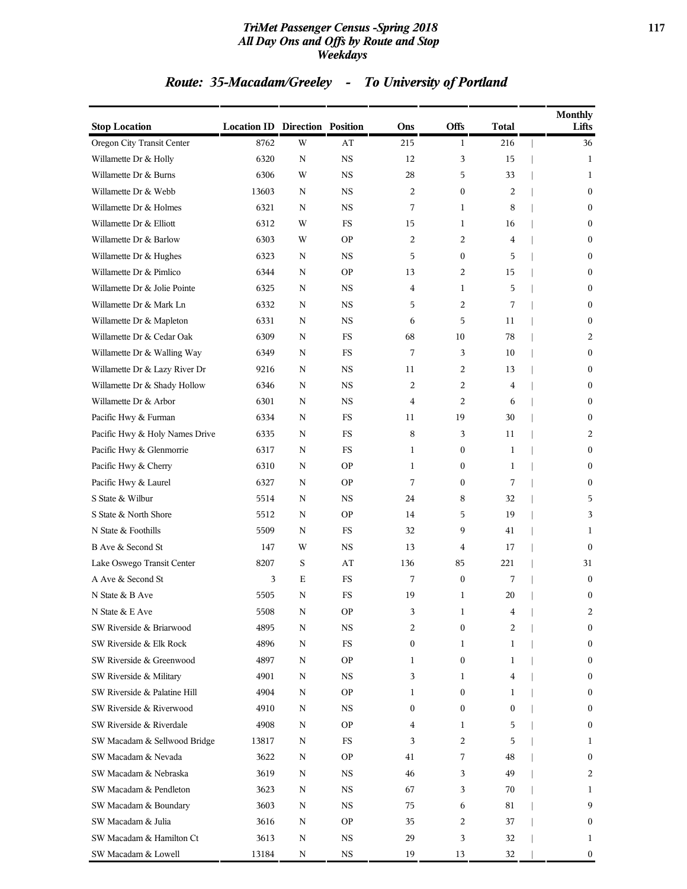## Route: 35-Macadam/Greeley - To University of Portland

| Stop Location | Location ID | Direction | Position | Ons | Offs | Total | Monthly Lifts |
|---|---|---|---|---|---|---|---|
| Oregon City Transit Center | 8762 | W | AT | 215 | 1 | 216 | 36 |
| Willamette Dr & Holly | 6320 | N | NS | 12 | 3 | 15 | 1 |
| Willamette Dr & Burns | 6306 | W | NS | 28 | 5 | 33 | 1 |
| Willamette Dr & Webb | 13603 | N | NS | 2 | 0 | 2 | 0 |
| Willamette Dr & Holmes | 6321 | N | NS | 7 | 1 | 8 | 0 |
| Willamette Dr & Elliott | 6312 | W | FS | 15 | 1 | 16 | 0 |
| Willamette Dr & Barlow | 6303 | W | OP | 2 | 2 | 4 | 0 |
| Willamette Dr & Hughes | 6323 | N | NS | 5 | 0 | 5 | 0 |
| Willamette Dr & Pimlico | 6344 | N | OP | 13 | 2 | 15 | 0 |
| Willamette Dr & Jolie Pointe | 6325 | N | NS | 4 | 1 | 5 | 0 |
| Willamette Dr & Mark Ln | 6332 | N | NS | 5 | 2 | 7 | 0 |
| Willamette Dr & Mapleton | 6331 | N | NS | 6 | 5 | 11 | 0 |
| Willamette Dr & Cedar Oak | 6309 | N | FS | 68 | 10 | 78 | 2 |
| Willamette Dr & Walling Way | 6349 | N | FS | 7 | 3 | 10 | 0 |
| Willamette Dr & Lazy River Dr | 9216 | N | NS | 11 | 2 | 13 | 0 |
| Willamette Dr & Shady Hollow | 6346 | N | NS | 2 | 2 | 4 | 0 |
| Willamette Dr & Arbor | 6301 | N | NS | 4 | 2 | 6 | 0 |
| Pacific Hwy & Furman | 6334 | N | FS | 11 | 19 | 30 | 0 |
| Pacific Hwy & Holy Names Drive | 6335 | N | FS | 8 | 3 | 11 | 2 |
| Pacific Hwy & Glenmorrie | 6317 | N | FS | 1 | 0 | 1 | 0 |
| Pacific Hwy & Cherry | 6310 | N | OP | 1 | 0 | 1 | 0 |
| Pacific Hwy & Laurel | 6327 | N | OP | 7 | 0 | 7 | 0 |
| S State & Wilbur | 5514 | N | NS | 24 | 8 | 32 | 5 |
| S State & North Shore | 5512 | N | OP | 14 | 5 | 19 | 3 |
| N State & Foothills | 5509 | N | FS | 32 | 9 | 41 | 1 |
| B Ave & Second St | 147 | W | NS | 13 | 4 | 17 | 0 |
| Lake Oswego Transit Center | 8207 | S | AT | 136 | 85 | 221 | 31 |
| A Ave & Second St | 3 | E | FS | 7 | 0 | 7 | 0 |
| N State & B Ave | 5505 | N | FS | 19 | 1 | 20 | 0 |
| N State & E Ave | 5508 | N | OP | 3 | 1 | 4 | 2 |
| SW Riverside & Briarwood | 4895 | N | NS | 2 | 0 | 2 | 0 |
| SW Riverside & Elk Rock | 4896 | N | FS | 0 | 1 | 1 | 0 |
| SW Riverside & Greenwood | 4897 | N | OP | 1 | 0 | 1 | 0 |
| SW Riverside & Military | 4901 | N | NS | 3 | 1 | 4 | 0 |
| SW Riverside & Palatine Hill | 4904 | N | OP | 1 | 0 | 1 | 0 |
| SW Riverside & Riverwood | 4910 | N | NS | 0 | 0 | 0 | 0 |
| SW Riverside & Riverdale | 4908 | N | OP | 4 | 1 | 5 | 0 |
| SW Macadam & Sellwood Bridge | 13817 | N | FS | 3 | 2 | 5 | 1 |
| SW Macadam & Nevada | 3622 | N | OP | 41 | 7 | 48 | 0 |
| SW Macadam & Nebraska | 3619 | N | NS | 46 | 3 | 49 | 2 |
| SW Macadam & Pendleton | 3623 | N | NS | 67 | 3 | 70 | 1 |
| SW Macadam & Boundary | 3603 | N | NS | 75 | 6 | 81 | 9 |
| SW Macadam & Julia | 3616 | N | OP | 35 | 2 | 37 | 0 |
| SW Macadam & Hamilton Ct | 3613 | N | NS | 29 | 3 | 32 | 1 |
| SW Macadam & Lowell | 13184 | N | NS | 19 | 13 | 32 | 0 |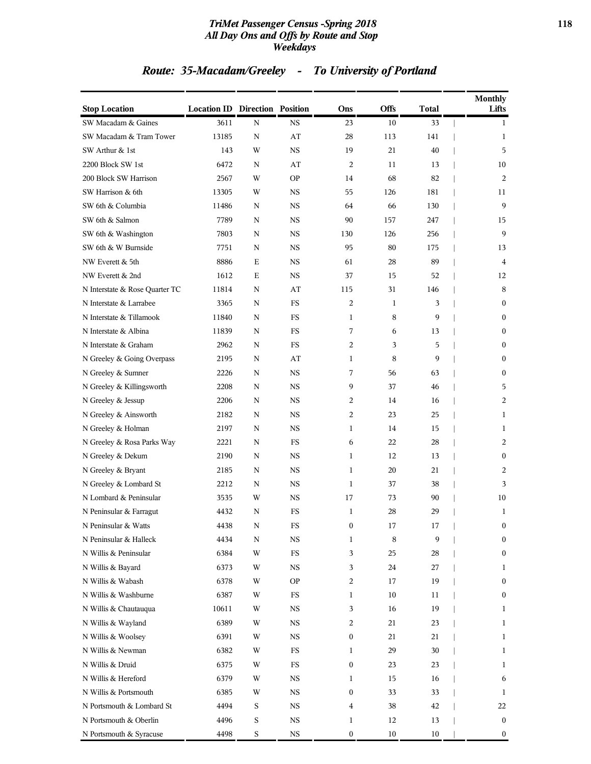## TriMet Passenger Census -Spring 2018
## All Day Ons and Offs by Route and Stop
## Weekdays

### Route: 35-Macadam/Greeley - To University of Portland

| Stop Location | Location ID | Direction | Position | Ons | Offs | Total | Monthly Lifts |
|---|---|---|---|---|---|---|---|
| SW Macadam & Gaines | 3611 | N | NS | 23 | 10 | 33 | 1 |
| SW Macadam & Tram Tower | 13185 | N | AT | 28 | 113 | 141 | 1 |
| SW Arthur & 1st | 143 | W | NS | 19 | 21 | 40 | 5 |
| 2200 Block SW 1st | 6472 | N | AT | 2 | 11 | 13 | 10 |
| 200 Block SW Harrison | 2567 | W | OP | 14 | 68 | 82 | 2 |
| SW Harrison & 6th | 13305 | W | NS | 55 | 126 | 181 | 11 |
| SW 6th & Columbia | 11486 | N | NS | 64 | 66 | 130 | 9 |
| SW 6th & Salmon | 7789 | N | NS | 90 | 157 | 247 | 15 |
| SW 6th & Washington | 7803 | N | NS | 130 | 126 | 256 | 9 |
| SW 6th & W Burnside | 7751 | N | NS | 95 | 80 | 175 | 13 |
| NW Everett & 5th | 8886 | E | NS | 61 | 28 | 89 | 4 |
| NW Everett & 2nd | 1612 | E | NS | 37 | 15 | 52 | 12 |
| N Interstate & Rose Quarter TC | 11814 | N | AT | 115 | 31 | 146 | 8 |
| N Interstate & Larrabee | 3365 | N | FS | 2 | 1 | 3 | 0 |
| N Interstate & Tillamook | 11840 | N | FS | 1 | 8 | 9 | 0 |
| N Interstate & Albina | 11839 | N | FS | 7 | 6 | 13 | 0 |
| N Interstate & Graham | 2962 | N | FS | 2 | 3 | 5 | 0 |
| N Greeley & Going Overpass | 2195 | N | AT | 1 | 8 | 9 | 0 |
| N Greeley & Sumner | 2226 | N | NS | 7 | 56 | 63 | 0 |
| N Greeley & Killingsworth | 2208 | N | NS | 9 | 37 | 46 | 5 |
| N Greeley & Jessup | 2206 | N | NS | 2 | 14 | 16 | 2 |
| N Greeley & Ainsworth | 2182 | N | NS | 2 | 23 | 25 | 1 |
| N Greeley & Holman | 2197 | N | NS | 1 | 14 | 15 | 1 |
| N Greeley & Rosa Parks Way | 2221 | N | FS | 6 | 22 | 28 | 2 |
| N Greeley & Dekum | 2190 | N | NS | 1 | 12 | 13 | 0 |
| N Greeley & Bryant | 2185 | N | NS | 1 | 20 | 21 | 2 |
| N Greeley & Lombard St | 2212 | N | NS | 1 | 37 | 38 | 3 |
| N Lombard & Peninsular | 3535 | W | NS | 17 | 73 | 90 | 10 |
| N Peninsular & Farragut | 4432 | N | FS | 1 | 28 | 29 | 1 |
| N Peninsular & Watts | 4438 | N | FS | 0 | 17 | 17 | 0 |
| N Peninsular & Halleck | 4434 | N | NS | 1 | 8 | 9 | 0 |
| N Willis & Peninsular | 6384 | W | FS | 3 | 25 | 28 | 0 |
| N Willis & Bayard | 6373 | W | NS | 3 | 24 | 27 | 1 |
| N Willis & Wabash | 6378 | W | OP | 2 | 17 | 19 | 0 |
| N Willis & Washburne | 6387 | W | FS | 1 | 10 | 11 | 0 |
| N Willis & Chautauqua | 10611 | W | NS | 3 | 16 | 19 | 1 |
| N Willis & Wayland | 6389 | W | NS | 2 | 21 | 23 | 1 |
| N Willis & Woolsey | 6391 | W | NS | 0 | 21 | 21 | 1 |
| N Willis & Newman | 6382 | W | FS | 1 | 29 | 30 | 1 |
| N Willis & Druid | 6375 | W | FS | 0 | 23 | 23 | 1 |
| N Willis & Hereford | 6379 | W | NS | 1 | 15 | 16 | 6 |
| N Willis & Portsmouth | 6385 | W | NS | 0 | 33 | 33 | 1 |
| N Portsmouth & Lombard St | 4494 | S | NS | 4 | 38 | 42 | 22 |
| N Portsmouth & Oberlin | 4496 | S | NS | 1 | 12 | 13 | 0 |
| N Portsmouth & Syracuse | 4498 | S | NS | 0 | 10 | 10 | 0 |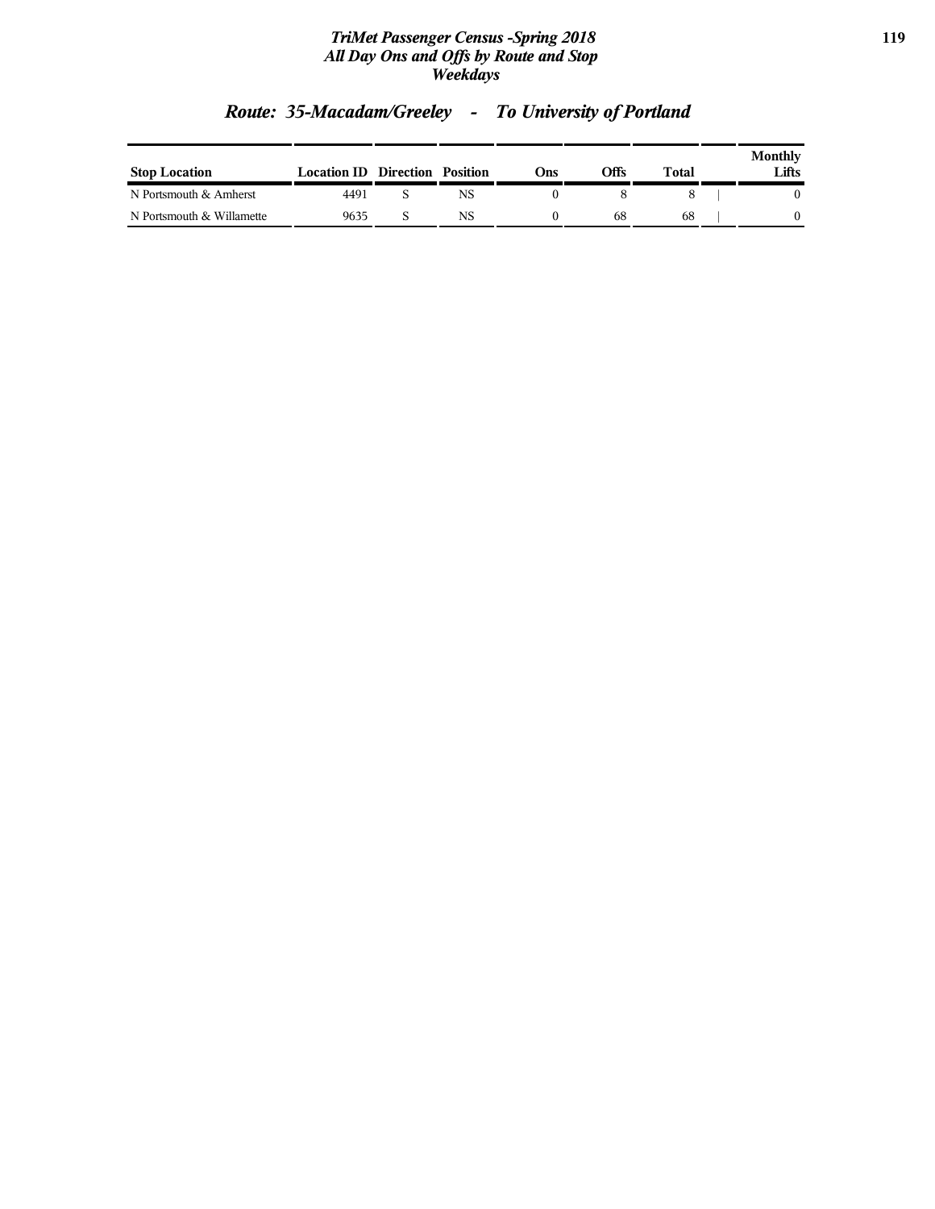## Route: 35-Macadam/Greeley - To University of Portland

| Stop Location | Location ID | Direction | Position | Ons | Offs | Total | Monthly Lifts |
|---|---|---|---|---|---|---|---|
| N Portsmouth & Amherst | 4491 | S | NS | 0 | 8 | 8 | 0 |
| N Portsmouth & Willamette | 9635 | S | NS | 0 | 68 | 68 | 0 |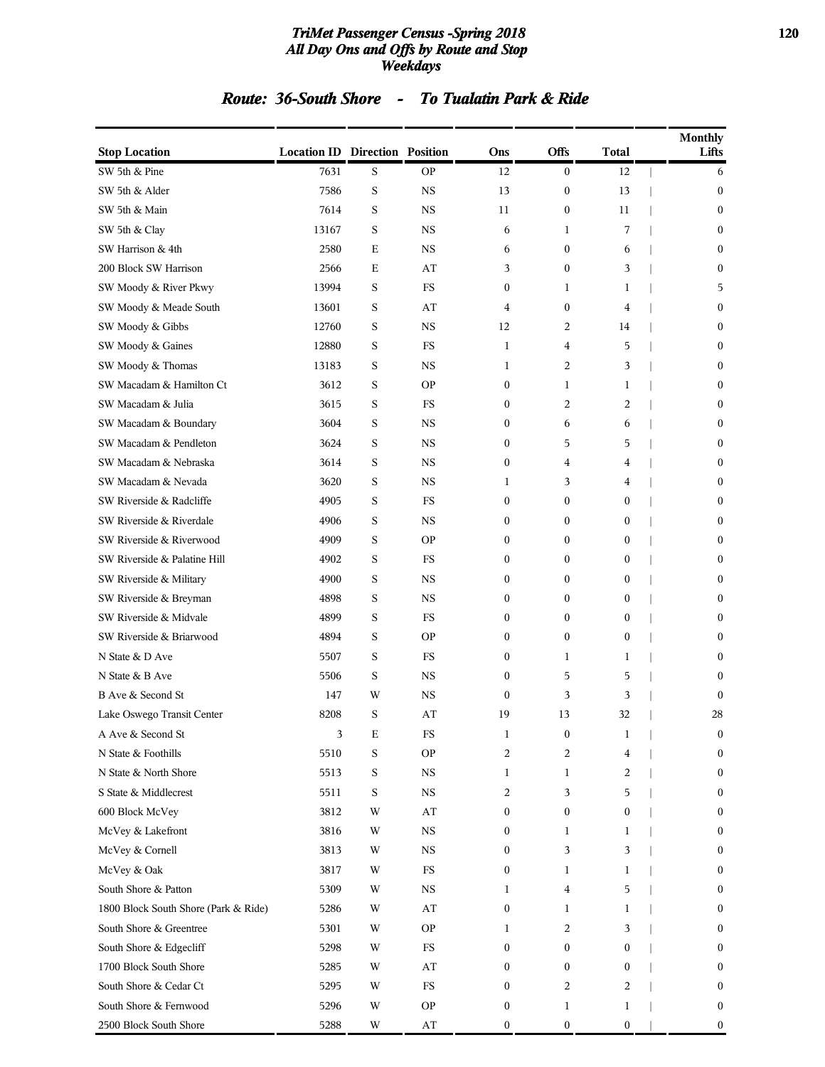# TriMet Passenger Census -Spring 2018
## All Day Ons and Offs by Route and Stop
## Weekdays

### Route: 36-South Shore - To Tualatin Park & Ride

| Stop Location | Location ID | Direction | Position | Ons | Offs | Total | Monthly Lifts |
|---|---|---|---|---|---|---|---|
| SW 5th & Pine | 7631 | S | OP | 12 | 0 | 12 | 6 |
| SW 5th & Alder | 7586 | S | NS | 13 | 0 | 13 | 0 |
| SW 5th & Main | 7614 | S | NS | 11 | 0 | 11 | 0 |
| SW 5th & Clay | 13167 | S | NS | 6 | 1 | 7 | 0 |
| SW Harrison & 4th | 2580 | E | NS | 6 | 0 | 6 | 0 |
| 200 Block SW Harrison | 2566 | E | AT | 3 | 0 | 3 | 0 |
| SW Moody & River Pkwy | 13994 | S | FS | 0 | 1 | 1 | 5 |
| SW Moody & Meade South | 13601 | S | AT | 4 | 0 | 4 | 0 |
| SW Moody & Gibbs | 12760 | S | NS | 12 | 2 | 14 | 0 |
| SW Moody & Gaines | 12880 | S | FS | 1 | 4 | 5 | 0 |
| SW Moody & Thomas | 13183 | S | NS | 1 | 2 | 3 | 0 |
| SW Macadam & Hamilton Ct | 3612 | S | OP | 0 | 1 | 1 | 0 |
| SW Macadam & Julia | 3615 | S | FS | 0 | 2 | 2 | 0 |
| SW Macadam & Boundary | 3604 | S | NS | 0 | 6 | 6 | 0 |
| SW Macadam & Pendleton | 3624 | S | NS | 0 | 5 | 5 | 0 |
| SW Macadam & Nebraska | 3614 | S | NS | 0 | 4 | 4 | 0 |
| SW Macadam & Nevada | 3620 | S | NS | 1 | 3 | 4 | 0 |
| SW Riverside & Radcliffe | 4905 | S | FS | 0 | 0 | 0 | 0 |
| SW Riverside & Riverdale | 4906 | S | NS | 0 | 0 | 0 | 0 |
| SW Riverside & Riverwood | 4909 | S | OP | 0 | 0 | 0 | 0 |
| SW Riverside & Palatine Hill | 4902 | S | FS | 0 | 0 | 0 | 0 |
| SW Riverside & Military | 4900 | S | NS | 0 | 0 | 0 | 0 |
| SW Riverside & Breyman | 4898 | S | NS | 0 | 0 | 0 | 0 |
| SW Riverside & Midvale | 4899 | S | FS | 0 | 0 | 0 | 0 |
| SW Riverside & Briarwood | 4894 | S | OP | 0 | 0 | 0 | 0 |
| N State & D Ave | 5507 | S | FS | 0 | 1 | 1 | 0 |
| N State & B Ave | 5506 | S | NS | 0 | 5 | 5 | 0 |
| B Ave & Second St | 147 | W | NS | 0 | 3 | 3 | 0 |
| Lake Oswego Transit Center | 8208 | S | AT | 19 | 13 | 32 | 28 |
| A Ave & Second St | 3 | E | FS | 1 | 0 | 1 | 0 |
| N State & Foothills | 5510 | S | OP | 2 | 2 | 4 | 0 |
| N State & North Shore | 5513 | S | NS | 1 | 1 | 2 | 0 |
| S State & Middlecrest | 5511 | S | NS | 2 | 3 | 5 | 0 |
| 600 Block McVey | 3812 | W | AT | 0 | 0 | 0 | 0 |
| McVey & Lakefront | 3816 | W | NS | 0 | 1 | 1 | 0 |
| McVey & Cornell | 3813 | W | NS | 0 | 3 | 3 | 0 |
| McVey & Oak | 3817 | W | FS | 0 | 1 | 1 | 0 |
| South Shore & Patton | 5309 | W | NS | 1 | 4 | 5 | 0 |
| 1800 Block South Shore (Park & Ride) | 5286 | W | AT | 0 | 1 | 1 | 0 |
| South Shore & Greentree | 5301 | W | OP | 1 | 2 | 3 | 0 |
| South Shore & Edgecliff | 5298 | W | FS | 0 | 0 | 0 | 0 |
| 1700 Block South Shore | 5285 | W | AT | 0 | 0 | 0 | 0 |
| South Shore & Cedar Ct | 5295 | W | FS | 0 | 2 | 2 | 0 |
| South Shore & Fernwood | 5296 | W | OP | 0 | 1 | 1 | 0 |
| 2500 Block South Shore | 5288 | W | AT | 0 | 0 | 0 | 0 |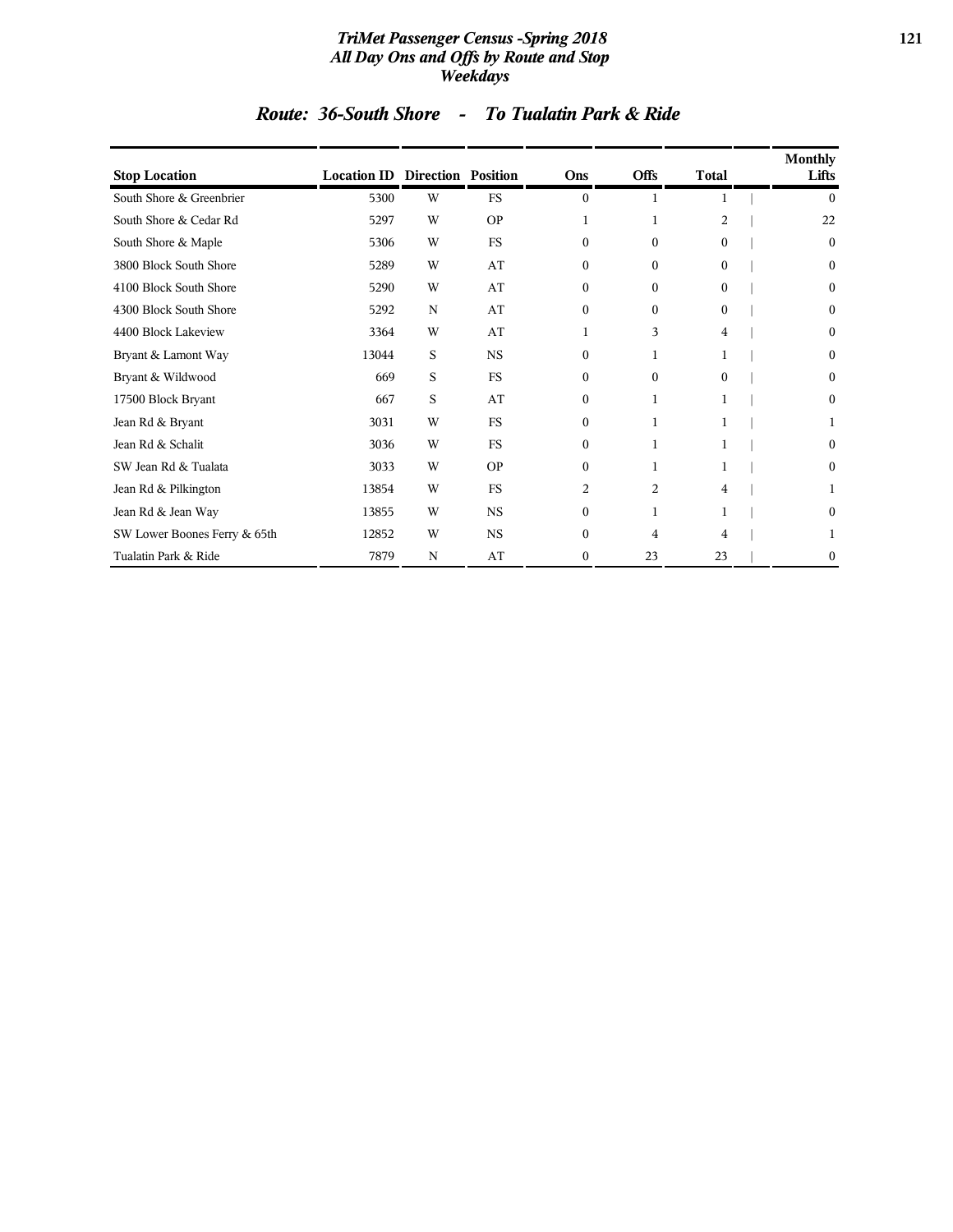## Route: 36-South Shore - To Tualatin Park & Ride

| Stop Location | Location ID | Direction | Position | Ons | Offs | Total | Monthly Lifts |
|---|---|---|---|---|---|---|---|
| South Shore & Greenbrier | 5300 | W | FS | 0 | 1 | 1 | 0 |
| South Shore & Cedar Rd | 5297 | W | OP | 1 | 1 | 2 | 22 |
| South Shore & Maple | 5306 | W | FS | 0 | 0 | 0 | 0 |
| 3800 Block South Shore | 5289 | W | AT | 0 | 0 | 0 | 0 |
| 4100 Block South Shore | 5290 | W | AT | 0 | 0 | 0 | 0 |
| 4300 Block South Shore | 5292 | N | AT | 0 | 0 | 0 | 0 |
| 4400 Block Lakeview | 3364 | W | AT | 1 | 3 | 4 | 0 |
| Bryant & Lamont Way | 13044 | S | NS | 0 | 1 | 1 | 0 |
| Bryant & Wildwood | 669 | S | FS | 0 | 0 | 0 | 0 |
| 17500 Block Bryant | 667 | S | AT | 0 | 1 | 1 | 0 |
| Jean Rd & Bryant | 3031 | W | FS | 0 | 1 | 1 | 1 |
| Jean Rd & Schalit | 3036 | W | FS | 0 | 1 | 1 | 0 |
| SW Jean Rd & Tualata | 3033 | W | OP | 0 | 1 | 1 | 0 |
| Jean Rd & Pilkington | 13854 | W | FS | 2 | 2 | 4 | 1 |
| Jean Rd & Jean Way | 13855 | W | NS | 0 | 1 | 1 | 0 |
| SW Lower Boones Ferry & 65th | 12852 | W | NS | 0 | 4 | 4 | 1 |
| Tualatin Park & Ride | 7879 | N | AT | 0 | 23 | 23 | 0 |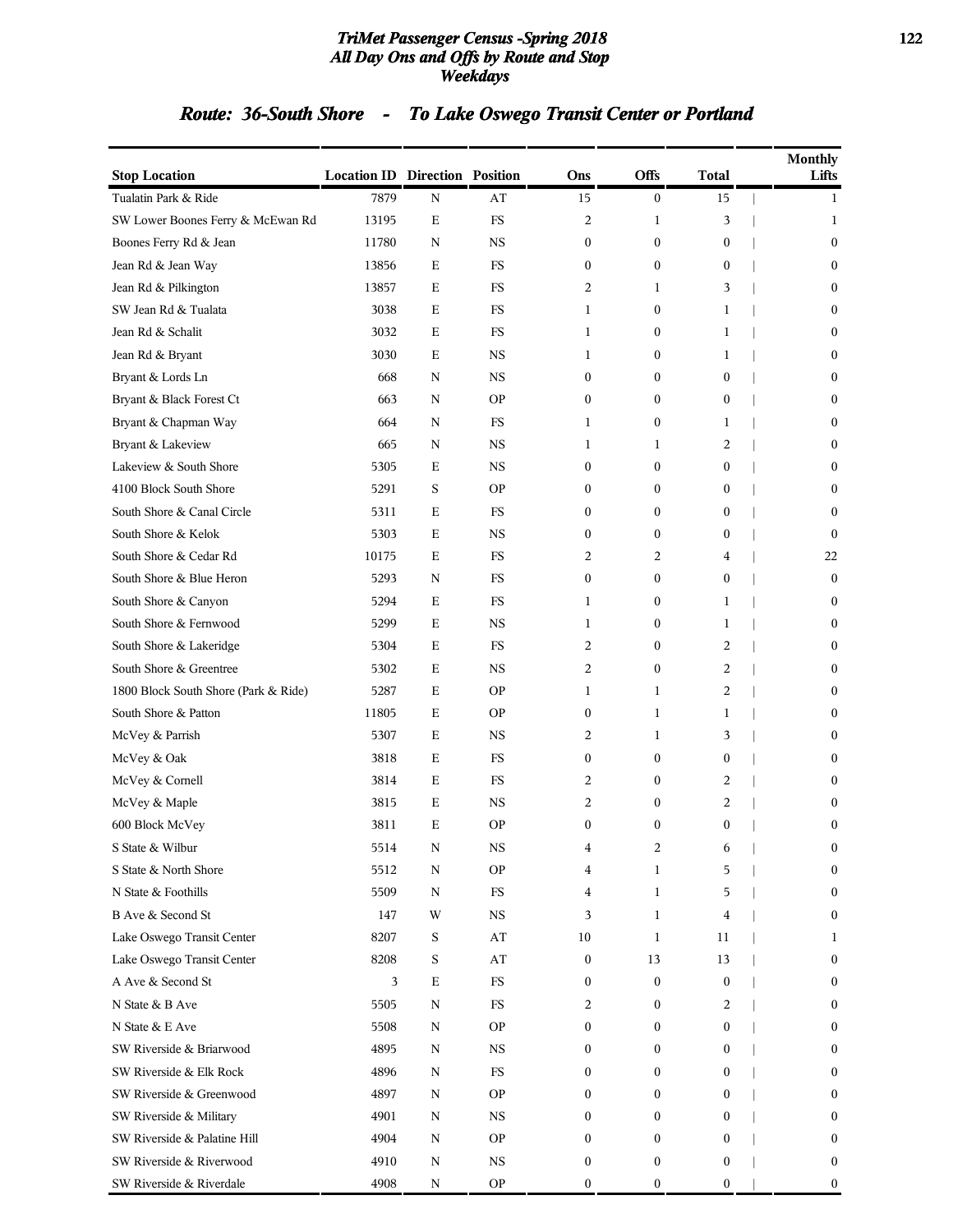## Route: 36-South Shore - To Lake Oswego Transit Center or Portland

| Stop Location | Location ID | Direction | Position | Ons | Offs | Total | Monthly Lifts |
|---|---|---|---|---|---|---|---|
| Tualatin Park & Ride | 7879 | N | AT | 15 | 0 | 15 | 1 |
| SW Lower Boones Ferry & McEwan Rd | 13195 | E | FS | 2 | 1 | 3 | 1 |
| Boones Ferry Rd & Jean | 11780 | N | NS | 0 | 0 | 0 | 0 |
| Jean Rd & Jean Way | 13856 | E | FS | 0 | 0 | 0 | 0 |
| Jean Rd & Pilkington | 13857 | E | FS | 2 | 1 | 3 | 0 |
| SW Jean Rd & Tualata | 3038 | E | FS | 1 | 0 | 1 | 0 |
| Jean Rd & Schalit | 3032 | E | FS | 1 | 0 | 1 | 0 |
| Jean Rd & Bryant | 3030 | E | NS | 1 | 0 | 1 | 0 |
| Bryant & Lords Ln | 668 | N | NS | 0 | 0 | 0 | 0 |
| Bryant & Black Forest Ct | 663 | N | OP | 0 | 0 | 0 | 0 |
| Bryant & Chapman Way | 664 | N | FS | 1 | 0 | 1 | 0 |
| Bryant & Lakeview | 665 | N | NS | 1 | 1 | 2 | 0 |
| Lakeview & South Shore | 5305 | E | NS | 0 | 0 | 0 | 0 |
| 4100 Block South Shore | 5291 | S | OP | 0 | 0 | 0 | 0 |
| South Shore & Canal Circle | 5311 | E | FS | 0 | 0 | 0 | 0 |
| South Shore & Kelok | 5303 | E | NS | 0 | 0 | 0 | 0 |
| South Shore & Cedar Rd | 10175 | E | FS | 2 | 2 | 4 | 22 |
| South Shore & Blue Heron | 5293 | N | FS | 0 | 0 | 0 | 0 |
| South Shore & Canyon | 5294 | E | FS | 1 | 0 | 1 | 0 |
| South Shore & Fernwood | 5299 | E | NS | 1 | 0 | 1 | 0 |
| South Shore & Lakeridge | 5304 | E | FS | 2 | 0 | 2 | 0 |
| South Shore & Greentree | 5302 | E | NS | 2 | 0 | 2 | 0 |
| 1800 Block South Shore (Park & Ride) | 5287 | E | OP | 1 | 1 | 2 | 0 |
| South Shore & Patton | 11805 | E | OP | 0 | 1 | 1 | 0 |
| McVey & Parrish | 5307 | E | NS | 2 | 1 | 3 | 0 |
| McVey & Oak | 3818 | E | FS | 0 | 0 | 0 | 0 |
| McVey & Cornell | 3814 | E | FS | 2 | 0 | 2 | 0 |
| McVey & Maple | 3815 | E | NS | 2 | 0 | 2 | 0 |
| 600 Block McVey | 3811 | E | OP | 0 | 0 | 0 | 0 |
| S State & Wilbur | 5514 | N | NS | 4 | 2 | 6 | 0 |
| S State & North Shore | 5512 | N | OP | 4 | 1 | 5 | 0 |
| N State & Foothills | 5509 | N | FS | 4 | 1 | 5 | 0 |
| B Ave & Second St | 147 | W | NS | 3 | 1 | 4 | 0 |
| Lake Oswego Transit Center | 8207 | S | AT | 10 | 1 | 11 | 1 |
| Lake Oswego Transit Center | 8208 | S | AT | 0 | 13 | 13 | 0 |
| A Ave & Second St | 3 | E | FS | 0 | 0 | 0 | 0 |
| N State & B Ave | 5505 | N | FS | 2 | 0 | 2 | 0 |
| N State & E Ave | 5508 | N | OP | 0 | 0 | 0 | 0 |
| SW Riverside & Briarwood | 4895 | N | NS | 0 | 0 | 0 | 0 |
| SW Riverside & Elk Rock | 4896 | N | FS | 0 | 0 | 0 | 0 |
| SW Riverside & Greenwood | 4897 | N | OP | 0 | 0 | 0 | 0 |
| SW Riverside & Military | 4901 | N | NS | 0 | 0 | 0 | 0 |
| SW Riverside & Palatine Hill | 4904 | N | OP | 0 | 0 | 0 | 0 |
| SW Riverside & Riverwood | 4910 | N | NS | 0 | 0 | 0 | 0 |
| SW Riverside & Riverdale | 4908 | N | OP | 0 | 0 | 0 | 0 |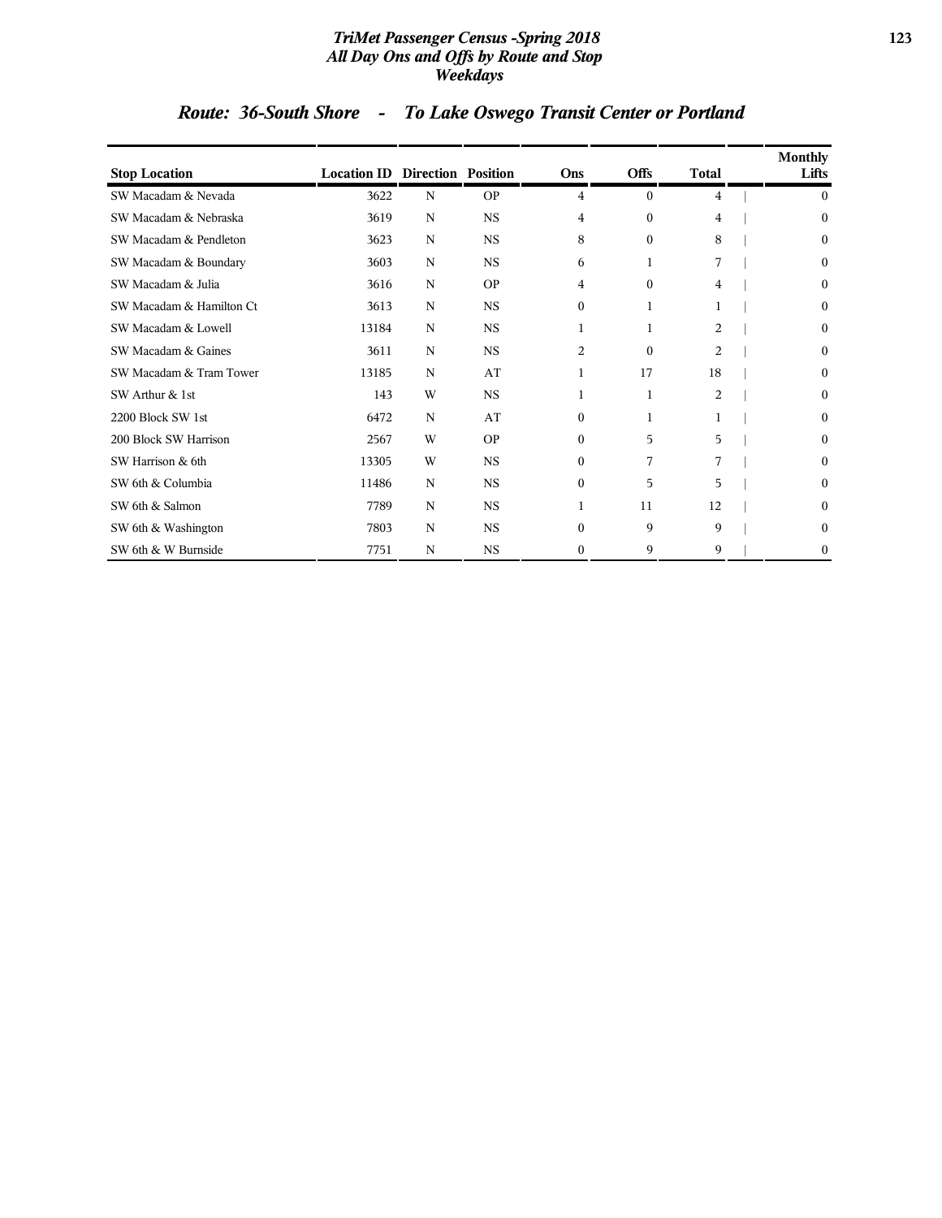## Route: 36-South Shore - To Lake Oswego Transit Center or Portland

| Stop Location | Location ID | Direction | Position | Ons | Offs | Total | Monthly Lifts |
|---|---|---|---|---|---|---|---|
| SW Macadam & Nevada | 3622 | N | OP | 4 | 0 | 4 | 0 |
| SW Macadam & Nebraska | 3619 | N | NS | 4 | 0 | 4 | 0 |
| SW Macadam & Pendleton | 3623 | N | NS | 8 | 0 | 8 | 0 |
| SW Macadam & Boundary | 3603 | N | NS | 6 | 1 | 7 | 0 |
| SW Macadam & Julia | 3616 | N | OP | 4 | 0 | 4 | 0 |
| SW Macadam & Hamilton Ct | 3613 | N | NS | 0 | 1 | 1 | 0 |
| SW Macadam & Lowell | 13184 | N | NS | 1 | 1 | 2 | 0 |
| SW Macadam & Gaines | 3611 | N | NS | 2 | 0 | 2 | 0 |
| SW Macadam & Tram Tower | 13185 | N | AT | 1 | 17 | 18 | 0 |
| SW Arthur & 1st | 143 | W | NS | 1 | 1 | 2 | 0 |
| 2200 Block SW 1st | 6472 | N | AT | 0 | 1 | 1 | 0 |
| 200 Block SW Harrison | 2567 | W | OP | 0 | 5 | 5 | 0 |
| SW Harrison & 6th | 13305 | W | NS | 0 | 7 | 7 | 0 |
| SW 6th & Columbia | 11486 | N | NS | 0 | 5 | 5 | 0 |
| SW 6th & Salmon | 7789 | N | NS | 1 | 11 | 12 | 0 |
| SW 6th & Washington | 7803 | N | NS | 0 | 9 | 9 | 0 |
| SW 6th & W Burnside | 7751 | N | NS | 0 | 9 | 9 | 0 |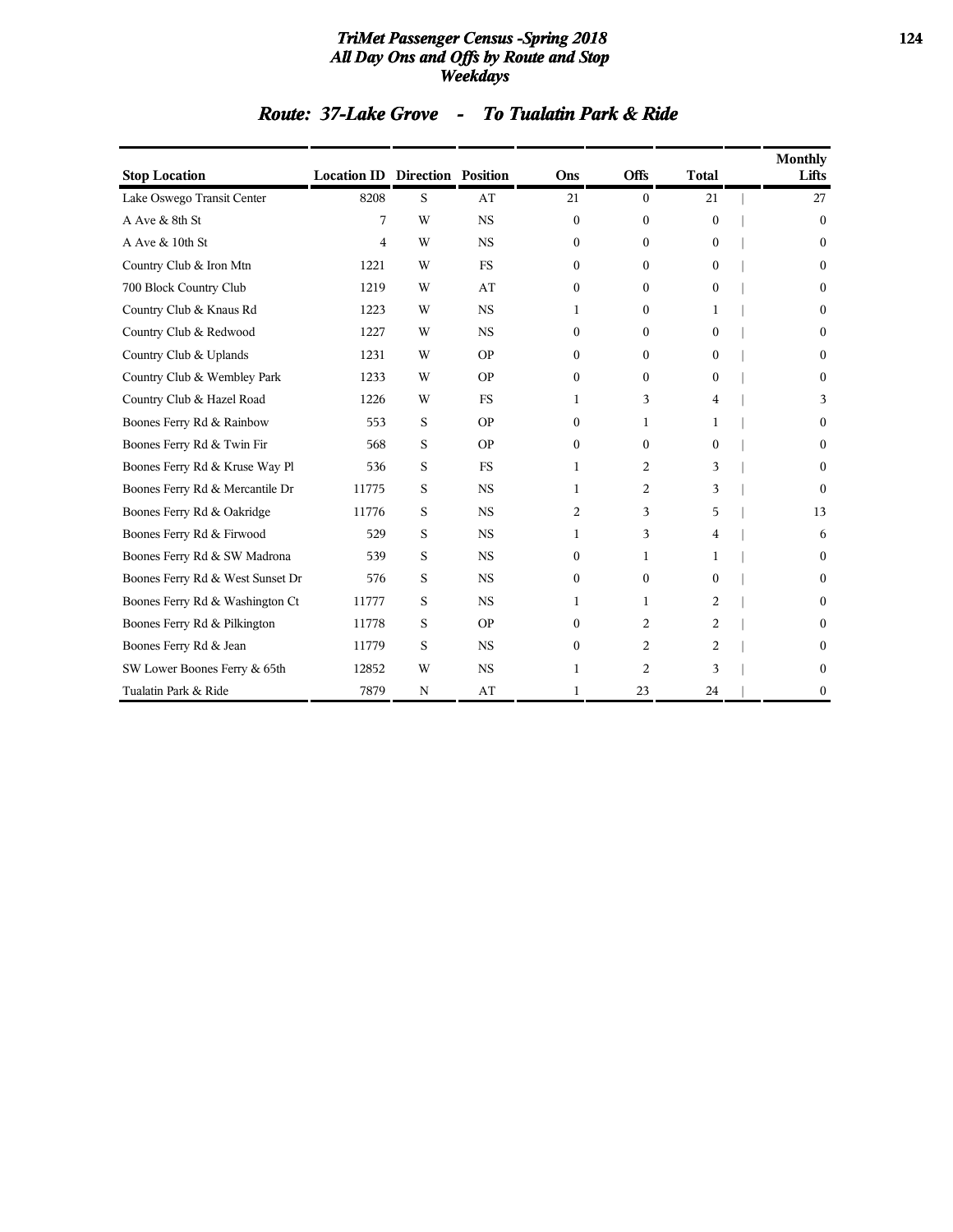# TriMet Passenger Census -Spring 2018
## All Day Ons and Offs by Route and Stop
## Weekdays

### Route: 37-Lake Grove - To Tualatin Park & Ride

| Stop Location | Location ID | Direction | Position | Ons | Offs | Total | Monthly Lifts |
|---|---|---|---|---|---|---|---|
| Lake Oswego Transit Center | 8208 | S | AT | 21 | 0 | 21 | 27 |
| A Ave & 8th St | 7 | W | NS | 0 | 0 | 0 | 0 |
| A Ave & 10th St | 4 | W | NS | 0 | 0 | 0 | 0 |
| Country Club & Iron Mtn | 1221 | W | FS | 0 | 0 | 0 | 0 |
| 700 Block Country Club | 1219 | W | AT | 0 | 0 | 0 | 0 |
| Country Club & Knaus Rd | 1223 | W | NS | 1 | 0 | 1 | 0 |
| Country Club & Redwood | 1227 | W | NS | 0 | 0 | 0 | 0 |
| Country Club & Uplands | 1231 | W | OP | 0 | 0 | 0 | 0 |
| Country Club & Wembley Park | 1233 | W | OP | 0 | 0 | 0 | 0 |
| Country Club & Hazel Road | 1226 | W | FS | 1 | 3 | 4 | 3 |
| Boones Ferry Rd & Rainbow | 553 | S | OP | 0 | 1 | 1 | 0 |
| Boones Ferry Rd & Twin Fir | 568 | S | OP | 0 | 0 | 0 | 0 |
| Boones Ferry Rd & Kruse Way Pl | 536 | S | FS | 1 | 2 | 3 | 0 |
| Boones Ferry Rd & Mercantile Dr | 11775 | S | NS | 1 | 2 | 3 | 0 |
| Boones Ferry Rd & Oakridge | 11776 | S | NS | 2 | 3 | 5 | 13 |
| Boones Ferry Rd & Firwood | 529 | S | NS | 1 | 3 | 4 | 6 |
| Boones Ferry Rd & SW Madrona | 539 | S | NS | 0 | 1 | 1 | 0 |
| Boones Ferry Rd & West Sunset Dr | 576 | S | NS | 0 | 0 | 0 | 0 |
| Boones Ferry Rd & Washington Ct | 11777 | S | NS | 1 | 1 | 2 | 0 |
| Boones Ferry Rd & Pilkington | 11778 | S | OP | 0 | 2 | 2 | 0 |
| Boones Ferry Rd & Jean | 11779 | S | NS | 0 | 2 | 2 | 0 |
| SW Lower Boones Ferry & 65th | 12852 | W | NS | 1 | 2 | 3 | 0 |
| Tualatin Park & Ride | 7879 | N | AT | 1 | 23 | 24 | 0 |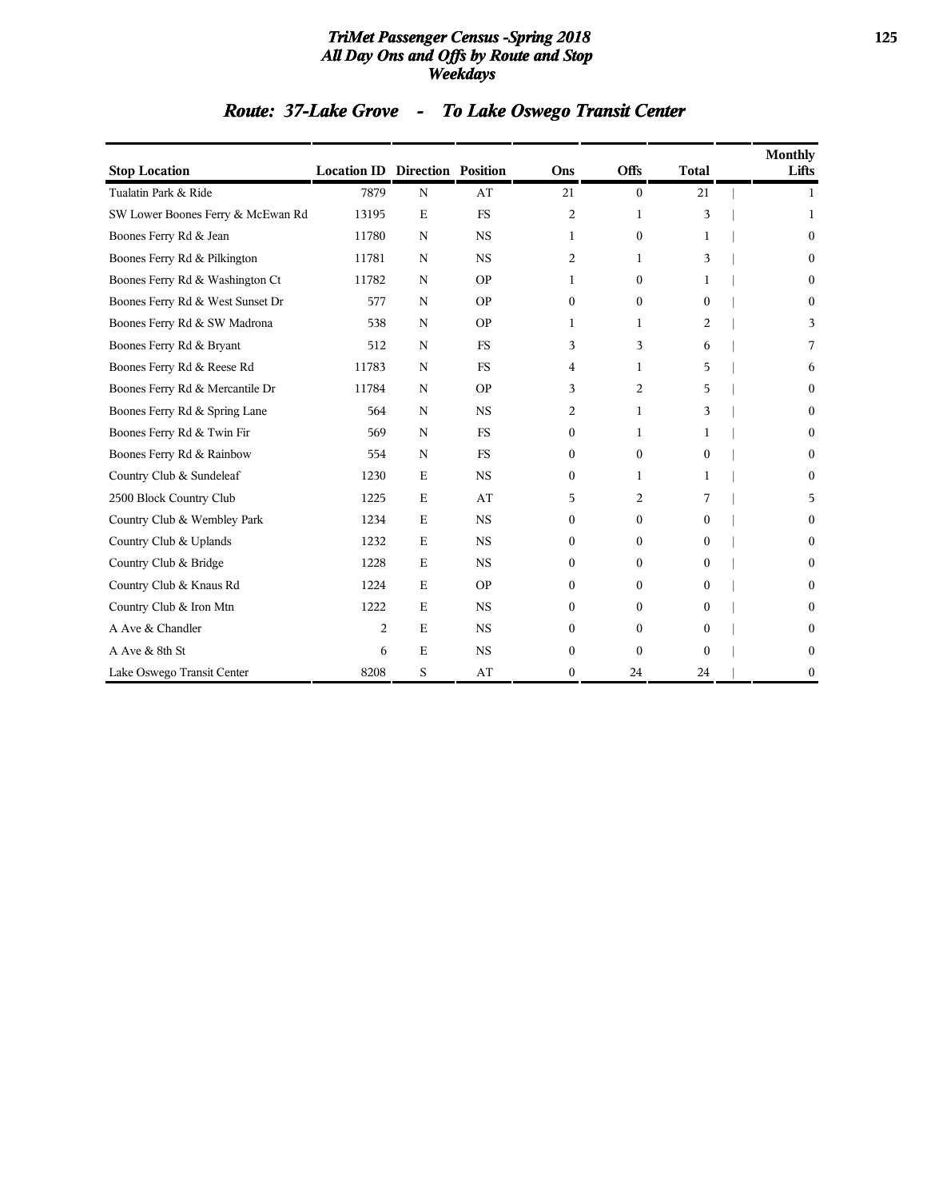# TriMet Passenger Census -Spring 2018
## All Day Ons and Offs by Route and Stop
## Weekdays

## Route: 37-Lake Grove - To Lake Oswego Transit Center

| Stop Location | Location ID | Direction | Position | Ons | Offs | Total | Monthly Lifts |
|---|---|---|---|---|---|---|---|
| Tualatin Park & Ride | 7879 | N | AT | 21 | 0 | 21 | 1 |
| SW Lower Boones Ferry & McEwan Rd | 13195 | E | FS | 2 | 1 | 3 | 1 |
| Boones Ferry Rd & Jean | 11780 | N | NS | 1 | 0 | 1 | 0 |
| Boones Ferry Rd & Pilkington | 11781 | N | NS | 2 | 1 | 3 | 0 |
| Boones Ferry Rd & Washington Ct | 11782 | N | OP | 1 | 0 | 1 | 0 |
| Boones Ferry Rd & West Sunset Dr | 577 | N | OP | 0 | 0 | 0 | 0 |
| Boones Ferry Rd & SW Madrona | 538 | N | OP | 1 | 1 | 2 | 3 |
| Boones Ferry Rd & Bryant | 512 | N | FS | 3 | 3 | 6 | 7 |
| Boones Ferry Rd & Reese Rd | 11783 | N | FS | 4 | 1 | 5 | 6 |
| Boones Ferry Rd & Mercantile Dr | 11784 | N | OP | 3 | 2 | 5 | 0 |
| Boones Ferry Rd & Spring Lane | 564 | N | NS | 2 | 1 | 3 | 0 |
| Boones Ferry Rd & Twin Fir | 569 | N | FS | 0 | 1 | 1 | 0 |
| Boones Ferry Rd & Rainbow | 554 | N | FS | 0 | 0 | 0 | 0 |
| Country Club & Sundeleaf | 1230 | E | NS | 0 | 1 | 1 | 0 |
| 2500 Block Country Club | 1225 | E | AT | 5 | 2 | 7 | 5 |
| Country Club & Wembley Park | 1234 | E | NS | 0 | 0 | 0 | 0 |
| Country Club & Uplands | 1232 | E | NS | 0 | 0 | 0 | 0 |
| Country Club & Bridge | 1228 | E | NS | 0 | 0 | 0 | 0 |
| Country Club & Knaus Rd | 1224 | E | OP | 0 | 0 | 0 | 0 |
| Country Club & Iron Mtn | 1222 | E | NS | 0 | 0 | 0 | 0 |
| A Ave & Chandler | 2 | E | NS | 0 | 0 | 0 | 0 |
| A Ave & 8th St | 6 | E | NS | 0 | 0 | 0 | 0 |
| Lake Oswego Transit Center | 8208 | S | AT | 0 | 24 | 24 | 0 |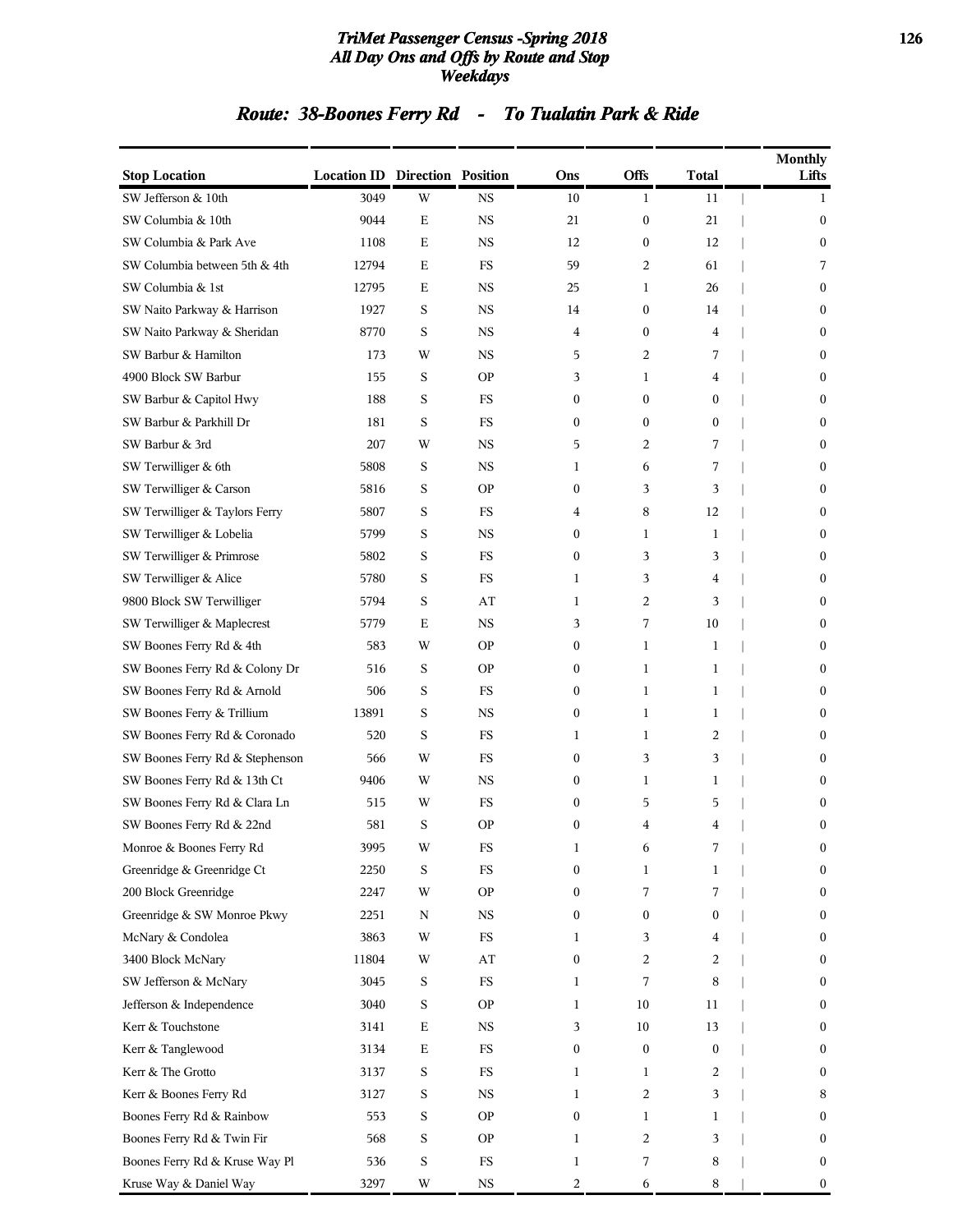### TriMet Passenger Census -Spring 2018
### All Day Ons and Offs by Route and Stop
### Weekdays

## Route: 38-Boones Ferry Rd - To Tualatin Park & Ride

| Stop Location | Location ID | Direction | Position | Ons | Offs | Total | Monthly Lifts |
|---|---|---|---|---|---|---|---|
| SW Jefferson & 10th | 3049 | W | NS | 10 | 1 | 11 | 1 |
| SW Columbia & 10th | 9044 | E | NS | 21 | 0 | 21 | 0 |
| SW Columbia & Park Ave | 1108 | E | NS | 12 | 0 | 12 | 0 |
| SW Columbia between 5th & 4th | 12794 | E | FS | 59 | 2 | 61 | 7 |
| SW Columbia & 1st | 12795 | E | NS | 25 | 1 | 26 | 0 |
| SW Naito Parkway & Harrison | 1927 | S | NS | 14 | 0 | 14 | 0 |
| SW Naito Parkway & Sheridan | 8770 | S | NS | 4 | 0 | 4 | 0 |
| SW Barbur & Hamilton | 173 | W | NS | 5 | 2 | 7 | 0 |
| 4900 Block SW Barbur | 155 | S | OP | 3 | 1 | 4 | 0 |
| SW Barbur & Capitol Hwy | 188 | S | FS | 0 | 0 | 0 | 0 |
| SW Barbur & Parkhill Dr | 181 | S | FS | 0 | 0 | 0 | 0 |
| SW Barbur & 3rd | 207 | W | NS | 5 | 2 | 7 | 0 |
| SW Terwilliger & 6th | 5808 | S | NS | 1 | 6 | 7 | 0 |
| SW Terwilliger & Carson | 5816 | S | OP | 0 | 3 | 3 | 0 |
| SW Terwilliger & Taylors Ferry | 5807 | S | FS | 4 | 8 | 12 | 0 |
| SW Terwilliger & Lobelia | 5799 | S | NS | 0 | 1 | 1 | 0 |
| SW Terwilliger & Primrose | 5802 | S | FS | 0 | 3 | 3 | 0 |
| SW Terwilliger & Alice | 5780 | S | FS | 1 | 3 | 4 | 0 |
| 9800 Block SW Terwilliger | 5794 | S | AT | 1 | 2 | 3 | 0 |
| SW Terwilliger & Maplecrest | 5779 | E | NS | 3 | 7 | 10 | 0 |
| SW Boones Ferry Rd & 4th | 583 | W | OP | 0 | 1 | 1 | 0 |
| SW Boones Ferry Rd & Colony Dr | 516 | S | OP | 0 | 1 | 1 | 0 |
| SW Boones Ferry Rd & Arnold | 506 | S | FS | 0 | 1 | 1 | 0 |
| SW Boones Ferry & Trillium | 13891 | S | NS | 0 | 1 | 1 | 0 |
| SW Boones Ferry Rd & Coronado | 520 | S | FS | 1 | 1 | 2 | 0 |
| SW Boones Ferry Rd & Stephenson | 566 | W | FS | 0 | 3 | 3 | 0 |
| SW Boones Ferry Rd & 13th Ct | 9406 | W | NS | 0 | 1 | 1 | 0 |
| SW Boones Ferry Rd & Clara Ln | 515 | W | FS | 0 | 5 | 5 | 0 |
| SW Boones Ferry Rd & 22nd | 581 | S | OP | 0 | 4 | 4 | 0 |
| Monroe & Boones Ferry Rd | 3995 | W | FS | 1 | 6 | 7 | 0 |
| Greenridge & Greenridge Ct | 2250 | S | FS | 0 | 1 | 1 | 0 |
| 200 Block Greenridge | 2247 | W | OP | 0 | 7 | 7 | 0 |
| Greenridge & SW Monroe Pkwy | 2251 | N | NS | 0 | 0 | 0 | 0 |
| McNary & Condolea | 3863 | W | FS | 1 | 3 | 4 | 0 |
| 3400 Block McNary | 11804 | W | AT | 0 | 2 | 2 | 0 |
| SW Jefferson & McNary | 3045 | S | FS | 1 | 7 | 8 | 0 |
| Jefferson & Independence | 3040 | S | OP | 1 | 10 | 11 | 0 |
| Kerr & Touchstone | 3141 | E | NS | 3 | 10 | 13 | 0 |
| Kerr & Tanglewood | 3134 | E | FS | 0 | 0 | 0 | 0 |
| Kerr & The Grotto | 3137 | S | FS | 1 | 1 | 2 | 0 |
| Kerr & Boones Ferry Rd | 3127 | S | NS | 1 | 2 | 3 | 8 |
| Boones Ferry Rd & Rainbow | 553 | S | OP | 0 | 1 | 1 | 0 |
| Boones Ferry Rd & Twin Fir | 568 | S | OP | 1 | 2 | 3 | 0 |
| Boones Ferry Rd & Kruse Way Pl | 536 | S | FS | 1 | 7 | 8 | 0 |
| Kruse Way & Daniel Way | 3297 | W | NS | 2 | 6 | 8 | 0 |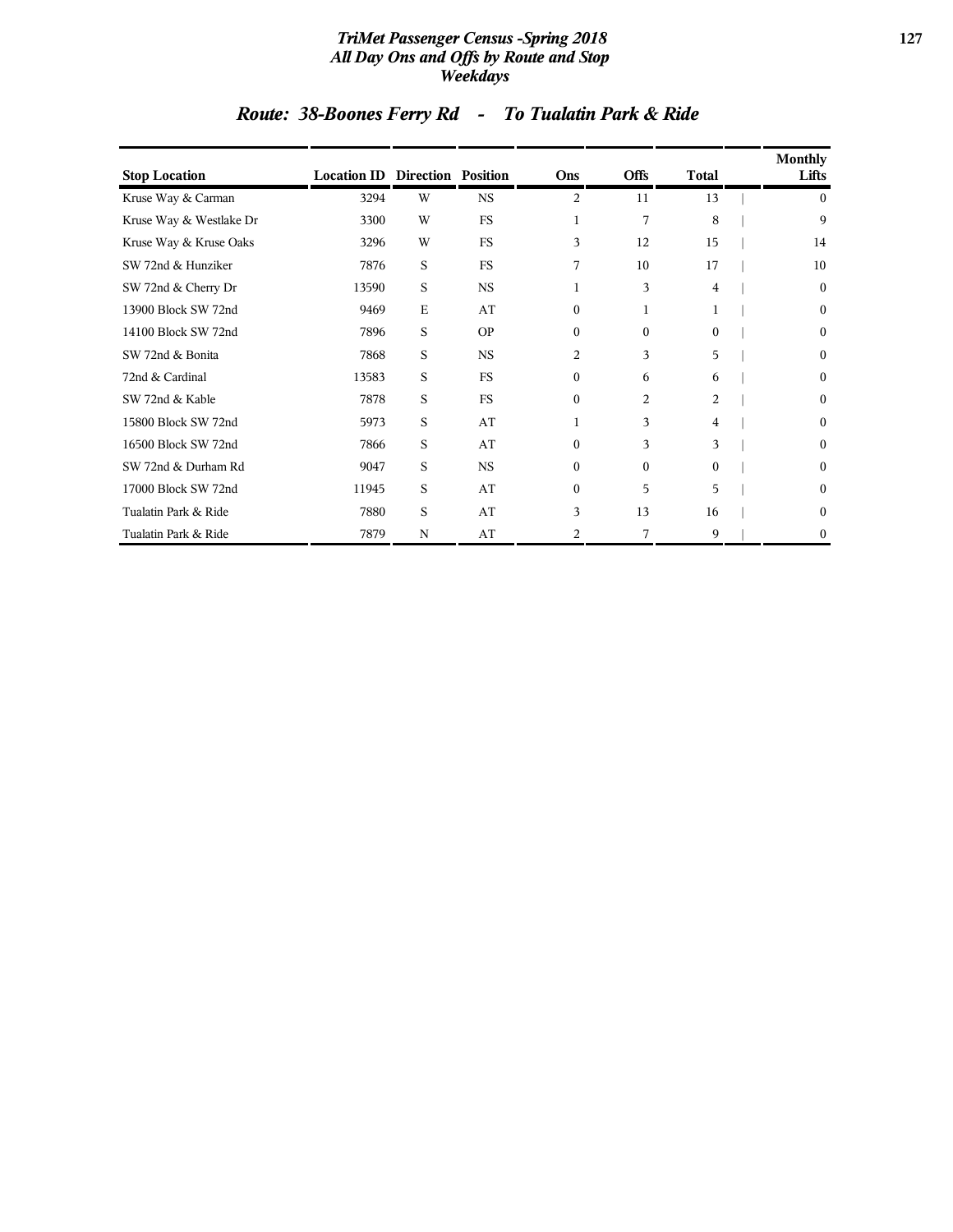*TriMet Passenger Census -Spring 2018*
*All Day Ons and Offs by Route and Stop*
*Weekdays*

## *Route: 38-Boones Ferry Rd - To Tualatin Park & Ride*

| Stop Location | Location ID | Direction | Position | Ons | Offs | Total | Monthly Lifts |
|---|---|---|---|---|---|---|---|
| Kruse Way & Carman | 3294 | W | NS | 2 | 11 | 13 | 0 |
| Kruse Way & Westlake Dr | 3300 | W | FS | 1 | 7 | 8 | 9 |
| Kruse Way & Kruse Oaks | 3296 | W | FS | 3 | 12 | 15 | 14 |
| SW 72nd & Hunziker | 7876 | S | FS | 7 | 10 | 17 | 10 |
| SW 72nd & Cherry Dr | 13590 | S | NS | 1 | 3 | 4 | 0 |
| 13900 Block SW 72nd | 9469 | E | AT | 0 | 1 | 1 | 0 |
| 14100 Block SW 72nd | 7896 | S | OP | 0 | 0 | 0 | 0 |
| SW 72nd & Bonita | 7868 | S | NS | 2 | 3 | 5 | 0 |
| 72nd & Cardinal | 13583 | S | FS | 0 | 6 | 6 | 0 |
| SW 72nd & Kable | 7878 | S | FS | 0 | 2 | 2 | 0 |
| 15800 Block SW 72nd | 5973 | S | AT | 1 | 3 | 4 | 0 |
| 16500 Block SW 72nd | 7866 | S | AT | 0 | 3 | 3 | 0 |
| SW 72nd & Durham Rd | 9047 | S | NS | 0 | 0 | 0 | 0 |
| 17000 Block SW 72nd | 11945 | S | AT | 0 | 5 | 5 | 0 |
| Tualatin Park & Ride | 7880 | S | AT | 3 | 13 | 16 | 0 |
| Tualatin Park & Ride | 7879 | N | AT | 2 | 7 | 9 | 0 |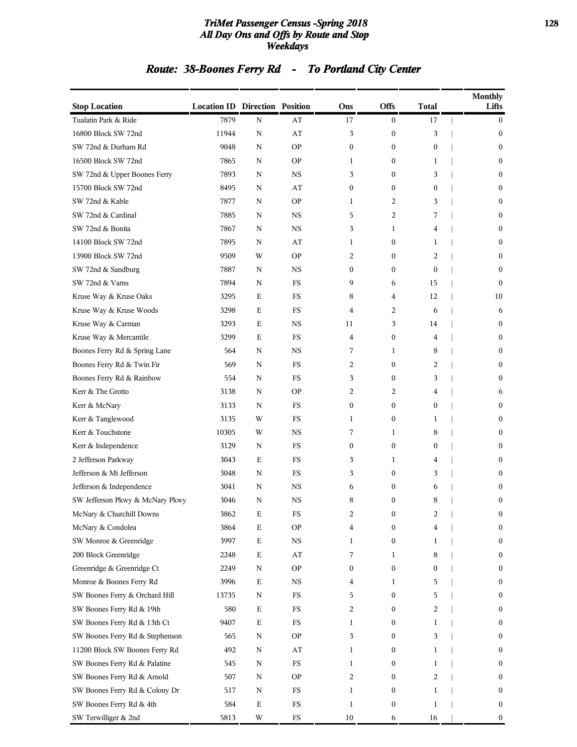# TriMet Passenger Census -Spring 2018
## All Day Ons and Offs by Route and Stop
## Weekdays

## Route: 38-Boones Ferry Rd - To Portland City Center

| Stop Location | Location ID | Direction | Position | Ons | Offs | Total | Monthly Lifts |
|---|---|---|---|---|---|---|---|
| Tualatin Park & Ride | 7879 | N | AT | 17 | 0 | 17 | 0 |
| 16800 Block SW 72nd | 11944 | N | AT | 3 | 0 | 3 | 0 |
| SW 72nd & Durham Rd | 9048 | N | OP | 0 | 0 | 0 | 0 |
| 16500 Block SW 72nd | 7865 | N | OP | 1 | 0 | 1 | 0 |
| SW 72nd & Upper Boones Ferry | 7893 | N | NS | 3 | 0 | 3 | 0 |
| 15700 Block SW 72nd | 8495 | N | AT | 0 | 0 | 0 | 0 |
| SW 72nd & Kable | 7877 | N | OP | 1 | 2 | 3 | 0 |
| SW 72nd & Cardinal | 7885 | N | NS | 5 | 2 | 7 | 0 |
| SW 72nd & Bonita | 7867 | N | NS | 3 | 1 | 4 | 0 |
| 14100 Block SW 72nd | 7895 | N | AT | 1 | 0 | 1 | 0 |
| 13900 Block SW 72nd | 9509 | W | OP | 2 | 0 | 2 | 0 |
| SW 72nd & Sandburg | 7887 | N | NS | 0 | 0 | 0 | 0 |
| SW 72nd & Varns | 7894 | N | FS | 9 | 6 | 15 | 0 |
| Kruse Way & Kruse Oaks | 3295 | E | FS | 8 | 4 | 12 | 10 |
| Kruse Way & Kruse Woods | 3298 | E | FS | 4 | 2 | 6 | 6 |
| Kruse Way & Carman | 3293 | E | NS | 11 | 3 | 14 | 0 |
| Kruse Way & Mercantile | 3299 | E | FS | 4 | 0 | 4 | 0 |
| Boones Ferry Rd & Spring Lane | 564 | N | NS | 7 | 1 | 8 | 0 |
| Boones Ferry Rd & Twin Fir | 569 | N | FS | 2 | 0 | 2 | 0 |
| Boones Ferry Rd & Rainbow | 554 | N | FS | 3 | 0 | 3 | 0 |
| Kerr & The Grotto | 3138 | N | OP | 2 | 2 | 4 | 6 |
| Kerr & McNary | 3133 | N | FS | 0 | 0 | 0 | 0 |
| Kerr & Tanglewood | 3135 | W | FS | 1 | 0 | 1 | 0 |
| Kerr & Touchstone | 10305 | W | NS | 7 | 1 | 8 | 0 |
| Kerr & Independence | 3129 | N | FS | 0 | 0 | 0 | 0 |
| 2 Jefferson Parkway | 3043 | E | FS | 3 | 1 | 4 | 0 |
| Jefferson & Mt Jefferson | 3048 | N | FS | 3 | 0 | 3 | 0 |
| Jefferson & Independence | 3041 | N | NS | 6 | 0 | 6 | 0 |
| SW Jefferson Pkwy & McNary Pkwy | 3046 | N | NS | 8 | 0 | 8 | 0 |
| McNary & Churchill Downs | 3862 | E | FS | 2 | 0 | 2 | 0 |
| McNary & Condolea | 3864 | E | OP | 4 | 0 | 4 | 0 |
| SW Monroe & Greenridge | 3997 | E | NS | 1 | 0 | 1 | 0 |
| 200 Block Greenridge | 2248 | E | AT | 7 | 1 | 8 | 0 |
| Greenridge & Greenridge Ct | 2249 | N | OP | 0 | 0 | 0 | 0 |
| Monroe & Boones Ferry Rd | 3996 | E | NS | 4 | 1 | 5 | 0 |
| SW Boones Ferry & Orchard Hill | 13735 | N | FS | 5 | 0 | 5 | 0 |
| SW Boones Ferry Rd & 19th | 580 | E | FS | 2 | 0 | 2 | 0 |
| SW Boones Ferry Rd & 13th Ct | 9407 | E | FS | 1 | 0 | 1 | 0 |
| SW Boones Ferry Rd & Stephenson | 565 | N | OP | 3 | 0 | 3 | 0 |
| 11200 Block SW Boones Ferry Rd | 492 | N | AT | 1 | 0 | 1 | 0 |
| SW Boones Ferry Rd & Palatine | 545 | N | FS | 1 | 0 | 1 | 0 |
| SW Boones Ferry Rd & Arnold | 507 | N | OP | 2 | 0 | 2 | 0 |
| SW Boones Ferry Rd & Colony Dr | 517 | N | FS | 1 | 0 | 1 | 0 |
| SW Boones Ferry Rd & 4th | 584 | E | FS | 1 | 0 | 1 | 0 |
| SW Terwilliger & 2nd | 5813 | W | FS | 10 | 6 | 16 | 0 |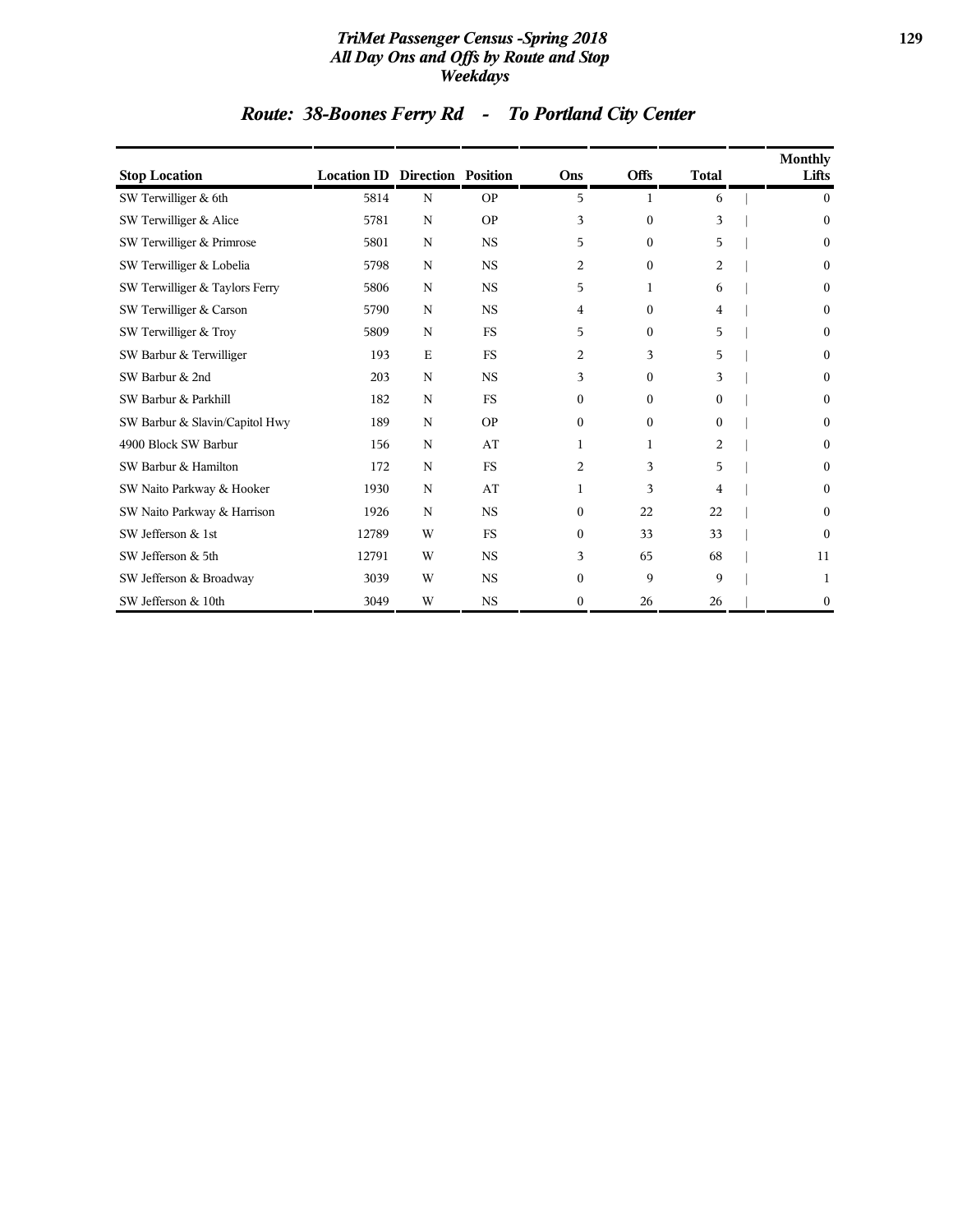## Route: 38-Boones Ferry Rd - To Portland City Center

| Stop Location | Location ID | Direction | Position | Ons | Offs | Total | Monthly Lifts |
|---|---|---|---|---|---|---|---|
| SW Terwilliger & 6th | 5814 | N | OP | 5 | 1 | 6 | 0 |
| SW Terwilliger & Alice | 5781 | N | OP | 3 | 0 | 3 | 0 |
| SW Terwilliger & Primrose | 5801 | N | NS | 5 | 0 | 5 | 0 |
| SW Terwilliger & Lobelia | 5798 | N | NS | 2 | 0 | 2 | 0 |
| SW Terwilliger & Taylors Ferry | 5806 | N | NS | 5 | 1 | 6 | 0 |
| SW Terwilliger & Carson | 5790 | N | NS | 4 | 0 | 4 | 0 |
| SW Terwilliger & Troy | 5809 | N | FS | 5 | 0 | 5 | 0 |
| SW Barbur & Terwilliger | 193 | E | FS | 2 | 3 | 5 | 0 |
| SW Barbur & 2nd | 203 | N | NS | 3 | 0 | 3 | 0 |
| SW Barbur & Parkhill | 182 | N | FS | 0 | 0 | 0 | 0 |
| SW Barbur & Slavin/Capitol Hwy | 189 | N | OP | 0 | 0 | 0 | 0 |
| 4900 Block SW Barbur | 156 | N | AT | 1 | 1 | 2 | 0 |
| SW Barbur & Hamilton | 172 | N | FS | 2 | 3 | 5 | 0 |
| SW Naito Parkway & Hooker | 1930 | N | AT | 1 | 3 | 4 | 0 |
| SW Naito Parkway & Harrison | 1926 | N | NS | 0 | 22 | 22 | 0 |
| SW Jefferson & 1st | 12789 | W | FS | 0 | 33 | 33 | 0 |
| SW Jefferson & 5th | 12791 | W | NS | 3 | 65 | 68 | 11 |
| SW Jefferson & Broadway | 3039 | W | NS | 0 | 9 | 9 | 1 |
| SW Jefferson & 10th | 3049 | W | NS | 0 | 26 | 26 | 0 |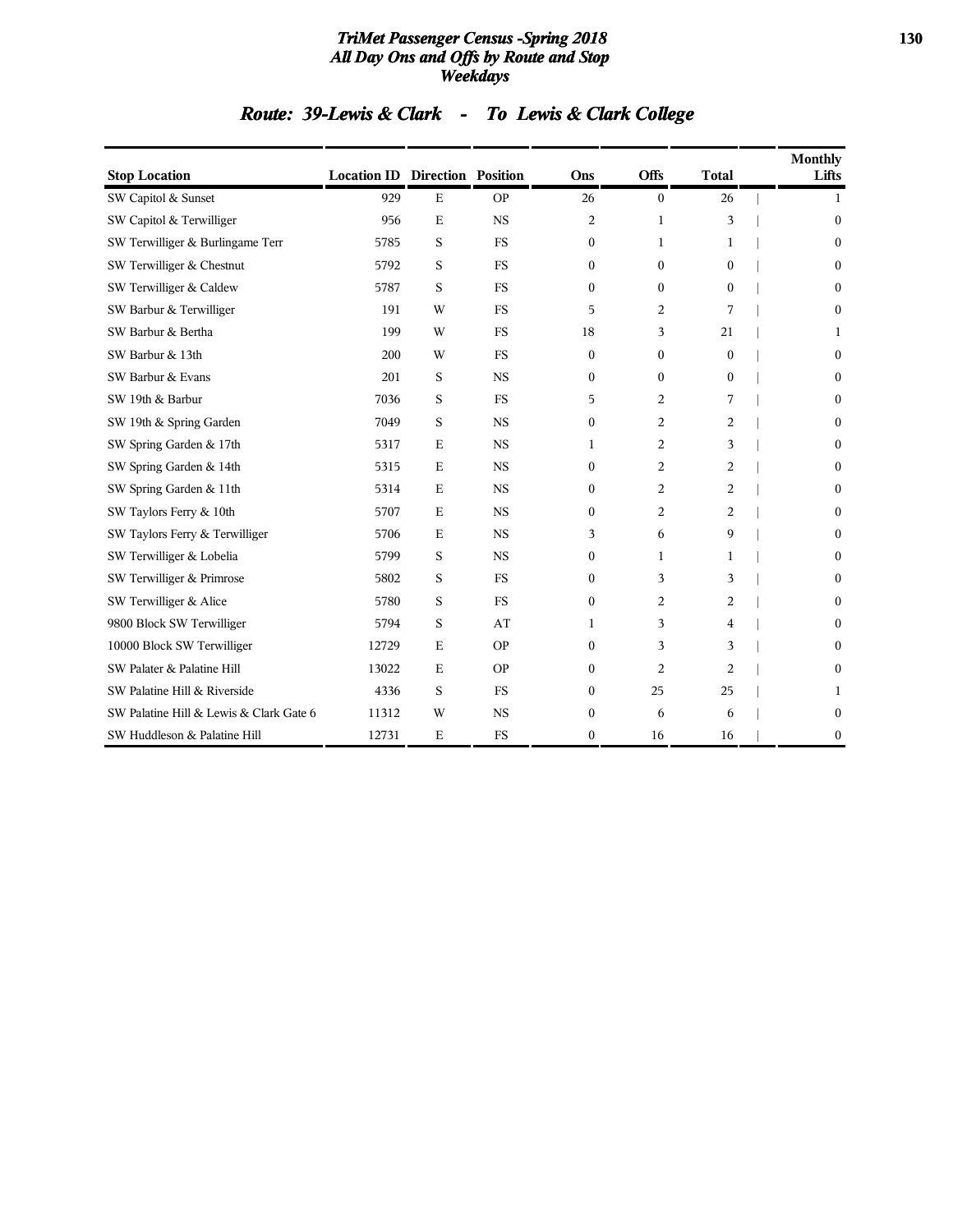# TriMet Passenger Census -Spring 2018
## All Day Ons and Offs by Route and Stop
## Weekdays

## Route: 39-Lewis & Clark - To Lewis & Clark College

| Stop Location | Location ID | Direction | Position | Ons | Offs | Total | Monthly Lifts |
|---|---|---|---|---|---|---|---|
| SW Capitol & Sunset | 929 | E | OP | 26 | 0 | 26 | 1 |
| SW Capitol & Terwilliger | 956 | E | NS | 2 | 1 | 3 | 0 |
| SW Terwilliger & Burlingame Terr | 5785 | S | FS | 0 | 1 | 1 | 0 |
| SW Terwilliger & Chestnut | 5792 | S | FS | 0 | 0 | 0 | 0 |
| SW Terwilliger & Caldew | 5787 | S | FS | 0 | 0 | 0 | 0 |
| SW Barbur & Terwilliger | 191 | W | FS | 5 | 2 | 7 | 0 |
| SW Barbur & Bertha | 199 | W | FS | 18 | 3 | 21 | 1 |
| SW Barbur & 13th | 200 | W | FS | 0 | 0 | 0 | 0 |
| SW Barbur & Evans | 201 | S | NS | 0 | 0 | 0 | 0 |
| SW 19th & Barbur | 7036 | S | FS | 5 | 2 | 7 | 0 |
| SW 19th & Spring Garden | 7049 | S | NS | 0 | 2 | 2 | 0 |
| SW Spring Garden & 17th | 5317 | E | NS | 1 | 2 | 3 | 0 |
| SW Spring Garden & 14th | 5315 | E | NS | 0 | 2 | 2 | 0 |
| SW Spring Garden & 11th | 5314 | E | NS | 0 | 2 | 2 | 0 |
| SW Taylors Ferry & 10th | 5707 | E | NS | 0 | 2 | 2 | 0 |
| SW Taylors Ferry & Terwilliger | 5706 | E | NS | 3 | 6 | 9 | 0 |
| SW Terwilliger & Lobelia | 5799 | S | NS | 0 | 1 | 1 | 0 |
| SW Terwilliger & Primrose | 5802 | S | FS | 0 | 3 | 3 | 0 |
| SW Terwilliger & Alice | 5780 | S | FS | 0 | 2 | 2 | 0 |
| 9800 Block SW Terwilliger | 5794 | S | AT | 1 | 3 | 4 | 0 |
| 10000 Block SW Terwilliger | 12729 | E | OP | 0 | 3 | 3 | 0 |
| SW Palater & Palatine Hill | 13022 | E | OP | 0 | 2 | 2 | 0 |
| SW Palatine Hill & Riverside | 4336 | S | FS | 0 | 25 | 25 | 1 |
| SW Palatine Hill & Lewis & Clark Gate 6 | 11312 | W | NS | 0 | 6 | 6 | 0 |
| SW Huddleson & Palatine Hill | 12731 | E | FS | 0 | 16 | 16 | 0 |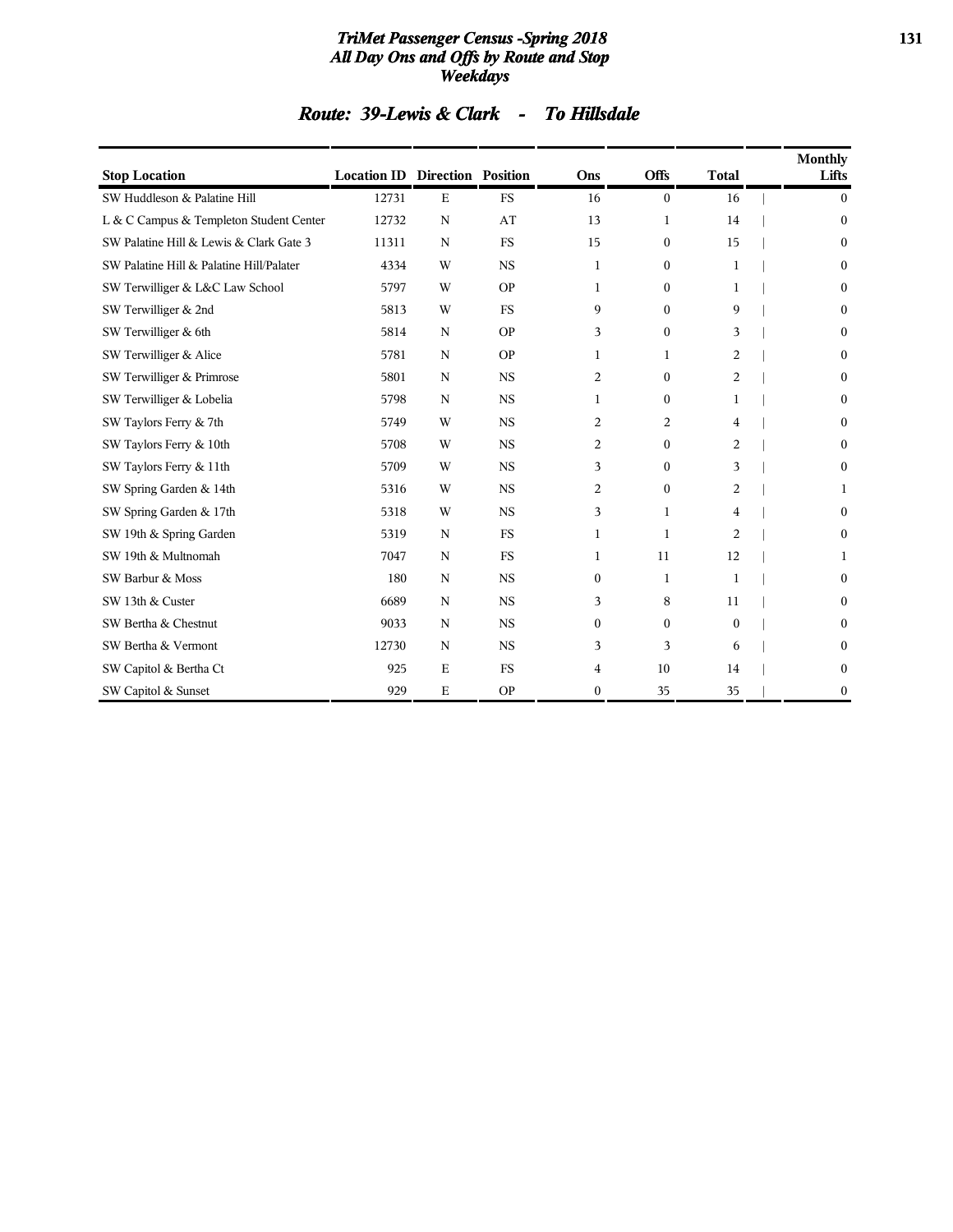## Route: 39-Lewis & Clark - To Hillsdale

| Stop Location | Location ID | Direction | Position | Ons | Offs | Total | Monthly Lifts |
|---|---|---|---|---|---|---|---|
| SW Huddleson & Palatine Hill | 12731 | E | FS | 16 | 0 | 16 | 0 |
| L & C Campus & Templeton Student Center | 12732 | N | AT | 13 | 1 | 14 | 0 |
| SW Palatine Hill & Lewis & Clark Gate 3 | 11311 | N | FS | 15 | 0 | 15 | 0 |
| SW Palatine Hill & Palatine Hill/Palater | 4334 | W | NS | 1 | 0 | 1 | 0 |
| SW Terwilliger & L&C Law School | 5797 | W | OP | 1 | 0 | 1 | 0 |
| SW Terwilliger & 2nd | 5813 | W | FS | 9 | 0 | 9 | 0 |
| SW Terwilliger & 6th | 5814 | N | OP | 3 | 0 | 3 | 0 |
| SW Terwilliger & Alice | 5781 | N | OP | 1 | 1 | 2 | 0 |
| SW Terwilliger & Primrose | 5801 | N | NS | 2 | 0 | 2 | 0 |
| SW Terwilliger & Lobelia | 5798 | N | NS | 1 | 0 | 1 | 0 |
| SW Taylors Ferry & 7th | 5749 | W | NS | 2 | 2 | 4 | 0 |
| SW Taylors Ferry & 10th | 5708 | W | NS | 2 | 0 | 2 | 0 |
| SW Taylors Ferry & 11th | 5709 | W | NS | 3 | 0 | 3 | 0 |
| SW Spring Garden & 14th | 5316 | W | NS | 2 | 0 | 2 | 1 |
| SW Spring Garden & 17th | 5318 | W | NS | 3 | 1 | 4 | 0 |
| SW 19th & Spring Garden | 5319 | N | FS | 1 | 1 | 2 | 0 |
| SW 19th & Multnomah | 7047 | N | FS | 1 | 11 | 12 | 1 |
| SW Barbur & Moss | 180 | N | NS | 0 | 1 | 1 | 0 |
| SW 13th & Custer | 6689 | N | NS | 3 | 8 | 11 | 0 |
| SW Bertha & Chestnut | 9033 | N | NS | 0 | 0 | 0 | 0 |
| SW Bertha & Vermont | 12730 | N | NS | 3 | 3 | 6 | 0 |
| SW Capitol & Bertha Ct | 925 | E | FS | 4 | 10 | 14 | 0 |
| SW Capitol & Sunset | 929 | E | OP | 0 | 35 | 35 | 0 |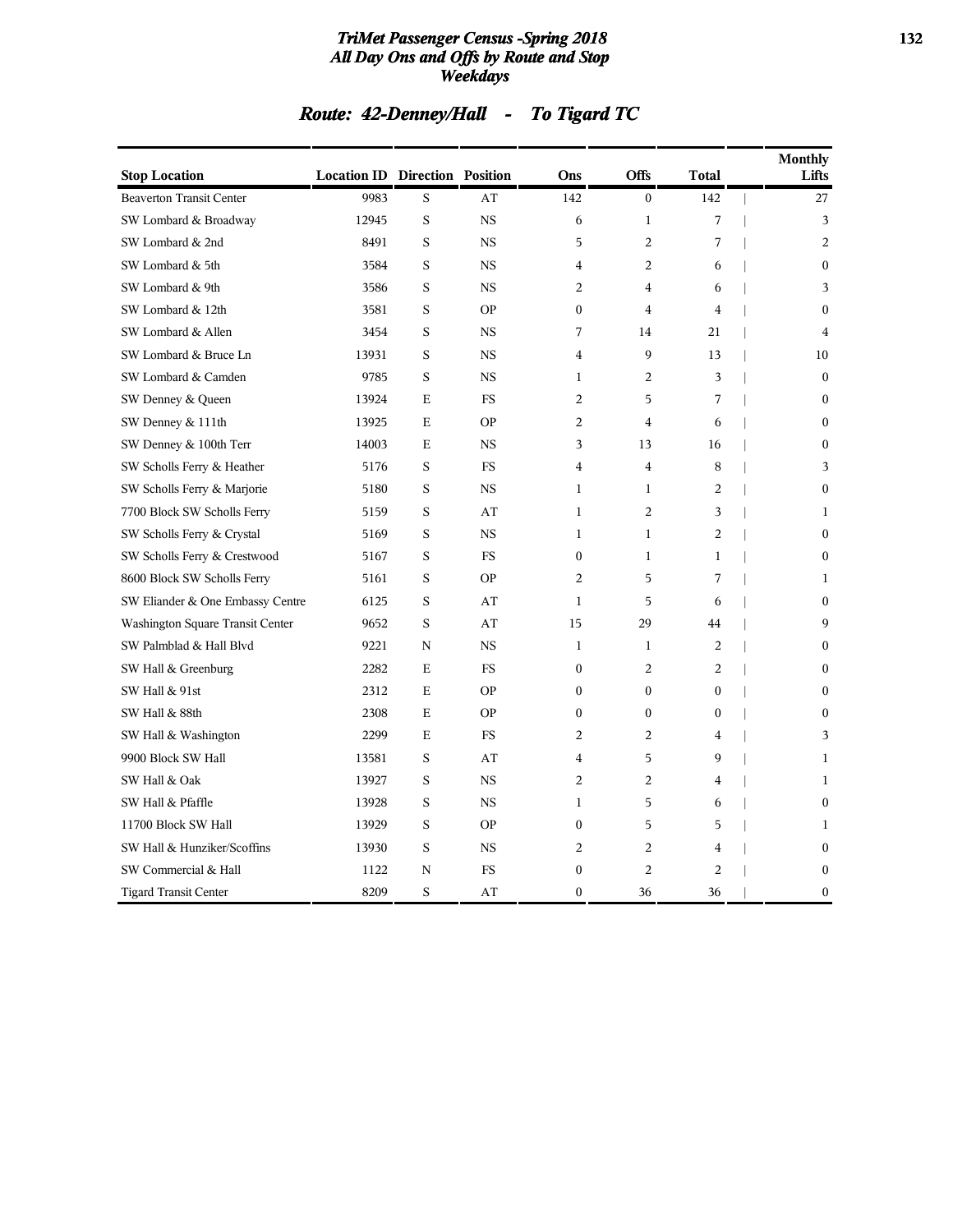# TriMet Passenger Census -Spring 2018
## All Day Ons and Offs by Route and Stop
## Weekdays

## Route: 42-Denney/Hall - To Tigard TC

| Stop Location | Location ID | Direction | Position | Ons | Offs | Total | Monthly Lifts |
|---|---|---|---|---|---|---|---|
| Beaverton Transit Center | 9983 | S | AT | 142 | 0 | 142 | 27 |
| SW Lombard & Broadway | 12945 | S | NS | 6 | 1 | 7 | 3 |
| SW Lombard & 2nd | 8491 | S | NS | 5 | 2 | 7 | 2 |
| SW Lombard & 5th | 3584 | S | NS | 4 | 2 | 6 | 0 |
| SW Lombard & 9th | 3586 | S | NS | 2 | 4 | 6 | 3 |
| SW Lombard & 12th | 3581 | S | OP | 0 | 4 | 4 | 0 |
| SW Lombard & Allen | 3454 | S | NS | 7 | 14 | 21 | 4 |
| SW Lombard & Bruce Ln | 13931 | S | NS | 4 | 9 | 13 | 10 |
| SW Lombard & Camden | 9785 | S | NS | 1 | 2 | 3 | 0 |
| SW Denney & Queen | 13924 | E | FS | 2 | 5 | 7 | 0 |
| SW Denney & 111th | 13925 | E | OP | 2 | 4 | 6 | 0 |
| SW Denney & 100th Terr | 14003 | E | NS | 3 | 13 | 16 | 0 |
| SW Scholls Ferry & Heather | 5176 | S | FS | 4 | 4 | 8 | 3 |
| SW Scholls Ferry & Marjorie | 5180 | S | NS | 1 | 1 | 2 | 0 |
| 7700 Block SW Scholls Ferry | 5159 | S | AT | 1 | 2 | 3 | 1 |
| SW Scholls Ferry & Crystal | 5169 | S | NS | 1 | 1 | 2 | 0 |
| SW Scholls Ferry & Crestwood | 5167 | S | FS | 0 | 1 | 1 | 0 |
| 8600 Block SW Scholls Ferry | 5161 | S | OP | 2 | 5 | 7 | 1 |
| SW Eliander & One Embassy Centre | 6125 | S | AT | 1 | 5 | 6 | 0 |
| Washington Square Transit Center | 9652 | S | AT | 15 | 29 | 44 | 9 |
| SW Palmblad & Hall Blvd | 9221 | N | NS | 1 | 1 | 2 | 0 |
| SW Hall & Greenburg | 2282 | E | FS | 0 | 2 | 2 | 0 |
| SW Hall & 91st | 2312 | E | OP | 0 | 0 | 0 | 0 |
| SW Hall & 88th | 2308 | E | OP | 0 | 0 | 0 | 0 |
| SW Hall & Washington | 2299 | E | FS | 2 | 2 | 4 | 3 |
| 9900 Block SW Hall | 13581 | S | AT | 4 | 5 | 9 | 1 |
| SW Hall & Oak | 13927 | S | NS | 2 | 2 | 4 | 1 |
| SW Hall & Pfaffle | 13928 | S | NS | 1 | 5 | 6 | 0 |
| 11700 Block SW Hall | 13929 | S | OP | 0 | 5 | 5 | 1 |
| SW Hall & Hunziker/Scoffins | 13930 | S | NS | 2 | 2 | 4 | 0 |
| SW Commercial & Hall | 1122 | N | FS | 0 | 2 | 2 | 0 |
| Tigard Transit Center | 8209 | S | AT | 0 | 36 | 36 | 0 |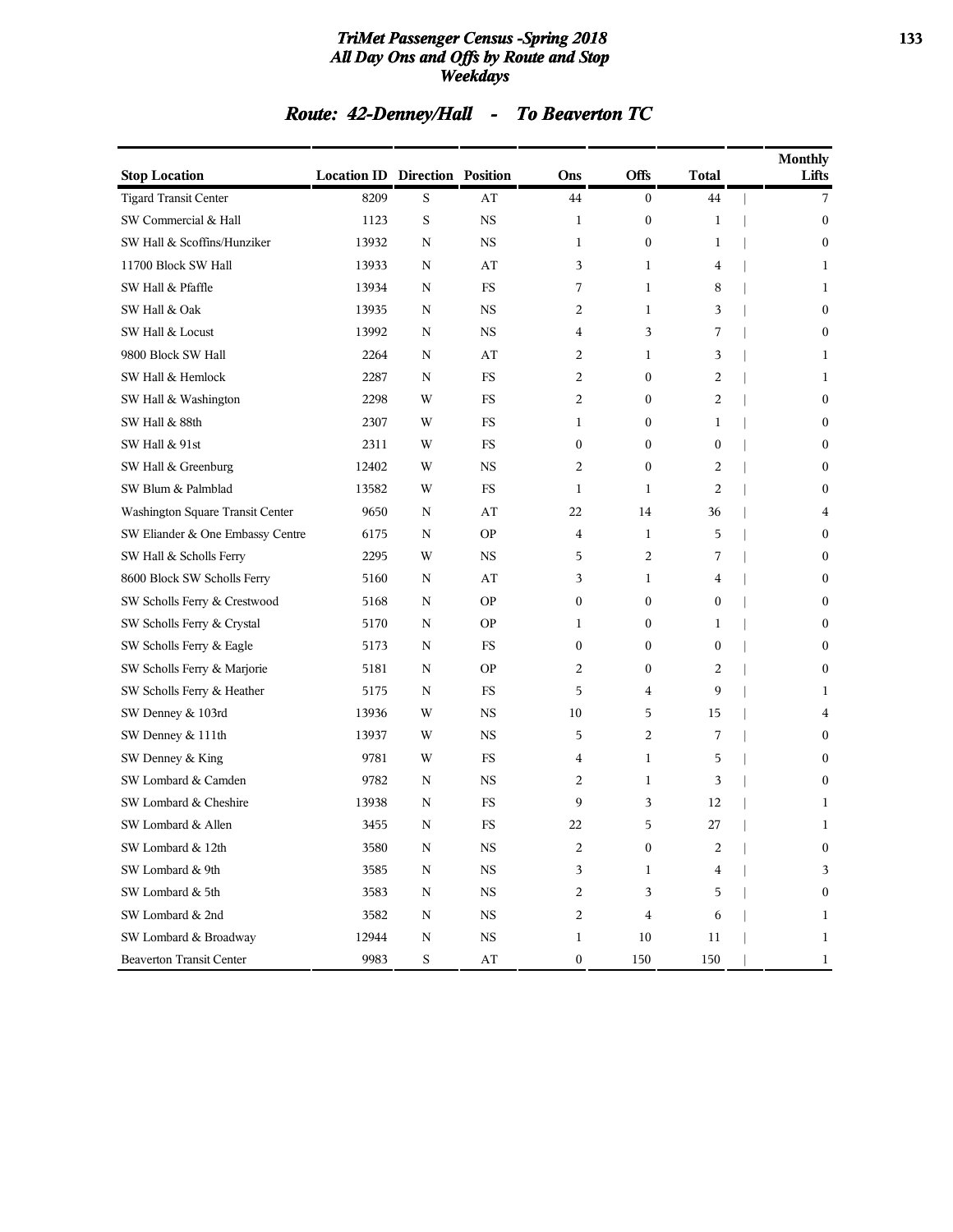# TriMet Passenger Census -Spring 2018
## All Day Ons and Offs by Route and Stop
### Weekdays

## Route: 42-Denney/Hall - To Beaverton TC

| Stop Location | Location ID | Direction | Position | Ons | Offs | Total | Monthly Lifts |
|---|---|---|---|---|---|---|---|
| Tigard Transit Center | 8209 | S | AT | 44 | 0 | 44 | 7 |
| SW Commercial & Hall | 1123 | S | NS | 1 | 0 | 1 | 0 |
| SW Hall & Scoffins/Hunziker | 13932 | N | NS | 1 | 0 | 1 | 0 |
| 11700 Block SW Hall | 13933 | N | AT | 3 | 1 | 4 | 1 |
| SW Hall & Pfaffle | 13934 | N | FS | 7 | 1 | 8 | 1 |
| SW Hall & Oak | 13935 | N | NS | 2 | 1 | 3 | 0 |
| SW Hall & Locust | 13992 | N | NS | 4 | 3 | 7 | 0 |
| 9800 Block SW Hall | 2264 | N | AT | 2 | 1 | 3 | 1 |
| SW Hall & Hemlock | 2287 | N | FS | 2 | 0 | 2 | 1 |
| SW Hall & Washington | 2298 | W | FS | 2 | 0 | 2 | 0 |
| SW Hall & 88th | 2307 | W | FS | 1 | 0 | 1 | 0 |
| SW Hall & 91st | 2311 | W | FS | 0 | 0 | 0 | 0 |
| SW Hall & Greenburg | 12402 | W | NS | 2 | 0 | 2 | 0 |
| SW Blum & Palmblad | 13582 | W | FS | 1 | 1 | 2 | 0 |
| Washington Square Transit Center | 9650 | N | AT | 22 | 14 | 36 | 4 |
| SW Eliander & One Embassy Centre | 6175 | N | OP | 4 | 1 | 5 | 0 |
| SW Hall & Scholls Ferry | 2295 | W | NS | 5 | 2 | 7 | 0 |
| 8600 Block SW Scholls Ferry | 5160 | N | AT | 3 | 1 | 4 | 0 |
| SW Scholls Ferry & Crestwood | 5168 | N | OP | 0 | 0 | 0 | 0 |
| SW Scholls Ferry & Crystal | 5170 | N | OP | 1 | 0 | 1 | 0 |
| SW Scholls Ferry & Eagle | 5173 | N | FS | 0 | 0 | 0 | 0 |
| SW Scholls Ferry & Marjorie | 5181 | N | OP | 2 | 0 | 2 | 0 |
| SW Scholls Ferry & Heather | 5175 | N | FS | 5 | 4 | 9 | 1 |
| SW Denney & 103rd | 13936 | W | NS | 10 | 5 | 15 | 4 |
| SW Denney & 111th | 13937 | W | NS | 5 | 2 | 7 | 0 |
| SW Denney & King | 9781 | W | FS | 4 | 1 | 5 | 0 |
| SW Lombard & Camden | 9782 | N | NS | 2 | 1 | 3 | 0 |
| SW Lombard & Cheshire | 13938 | N | FS | 9 | 3 | 12 | 1 |
| SW Lombard & Allen | 3455 | N | FS | 22 | 5 | 27 | 1 |
| SW Lombard & 12th | 3580 | N | NS | 2 | 0 | 2 | 0 |
| SW Lombard & 9th | 3585 | N | NS | 3 | 1 | 4 | 3 |
| SW Lombard & 5th | 3583 | N | NS | 2 | 3 | 5 | 0 |
| SW Lombard & 2nd | 3582 | N | NS | 2 | 4 | 6 | 1 |
| SW Lombard & Broadway | 12944 | N | NS | 1 | 10 | 11 | 1 |
| Beaverton Transit Center | 9983 | S | AT | 0 | 150 | 150 | 1 |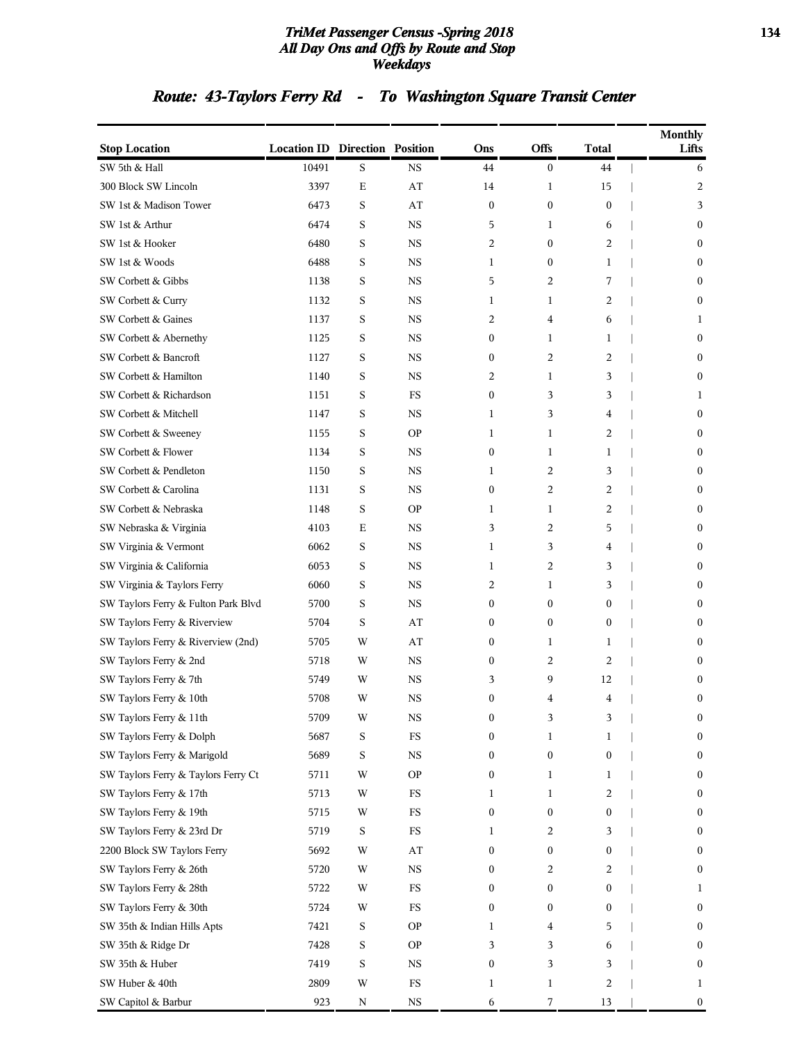# TriMet Passenger Census -Spring 2018
## All Day Ons and Offs by Route and Stop
### Weekdays

## Route: 43-Taylors Ferry Rd - To Washington Square Transit Center

| Stop Location | Location ID | Direction | Position | Ons | Offs | Total | Monthly Lifts |
|---|---|---|---|---|---|---|---|
| SW 5th & Hall | 10491 | S | NS | 44 | 0 | 44 | 6 |
| 300 Block SW Lincoln | 3397 | E | AT | 14 | 1 | 15 | 2 |
| SW 1st & Madison Tower | 6473 | S | AT | 0 | 0 | 0 | 3 |
| SW 1st & Arthur | 6474 | S | NS | 5 | 1 | 6 | 0 |
| SW 1st & Hooker | 6480 | S | NS | 2 | 0 | 2 | 0 |
| SW 1st & Woods | 6488 | S | NS | 1 | 0 | 1 | 0 |
| SW Corbett & Gibbs | 1138 | S | NS | 5 | 2 | 7 | 0 |
| SW Corbett & Curry | 1132 | S | NS | 1 | 1 | 2 | 0 |
| SW Corbett & Gaines | 1137 | S | NS | 2 | 4 | 6 | 1 |
| SW Corbett & Abernethy | 1125 | S | NS | 0 | 1 | 1 | 0 |
| SW Corbett & Bancroft | 1127 | S | NS | 0 | 2 | 2 | 0 |
| SW Corbett & Hamilton | 1140 | S | NS | 2 | 1 | 3 | 0 |
| SW Corbett & Richardson | 1151 | S | FS | 0 | 3 | 3 | 1 |
| SW Corbett & Mitchell | 1147 | S | NS | 1 | 3 | 4 | 0 |
| SW Corbett & Sweeney | 1155 | S | OP | 1 | 1 | 2 | 0 |
| SW Corbett & Flower | 1134 | S | NS | 0 | 1 | 1 | 0 |
| SW Corbett & Pendleton | 1150 | S | NS | 1 | 2 | 3 | 0 |
| SW Corbett & Carolina | 1131 | S | NS | 0 | 2 | 2 | 0 |
| SW Corbett & Nebraska | 1148 | S | OP | 1 | 1 | 2 | 0 |
| SW Nebraska & Virginia | 4103 | E | NS | 3 | 2 | 5 | 0 |
| SW Virginia & Vermont | 6062 | S | NS | 1 | 3 | 4 | 0 |
| SW Virginia & California | 6053 | S | NS | 1 | 2 | 3 | 0 |
| SW Virginia & Taylors Ferry | 6060 | S | NS | 2 | 1 | 3 | 0 |
| SW Taylors Ferry & Fulton Park Blvd | 5700 | S | NS | 0 | 0 | 0 | 0 |
| SW Taylors Ferry & Riverview | 5704 | S | AT | 0 | 0 | 0 | 0 |
| SW Taylors Ferry & Riverview (2nd) | 5705 | W | AT | 0 | 1 | 1 | 0 |
| SW Taylors Ferry & 2nd | 5718 | W | NS | 0 | 2 | 2 | 0 |
| SW Taylors Ferry & 7th | 5749 | W | NS | 3 | 9 | 12 | 0 |
| SW Taylors Ferry & 10th | 5708 | W | NS | 0 | 4 | 4 | 0 |
| SW Taylors Ferry & 11th | 5709 | W | NS | 0 | 3 | 3 | 0 |
| SW Taylors Ferry & Dolph | 5687 | S | FS | 0 | 1 | 1 | 0 |
| SW Taylors Ferry & Marigold | 5689 | S | NS | 0 | 0 | 0 | 0 |
| SW Taylors Ferry & Taylors Ferry Ct | 5711 | W | OP | 0 | 1 | 1 | 0 |
| SW Taylors Ferry & 17th | 5713 | W | FS | 1 | 1 | 2 | 0 |
| SW Taylors Ferry & 19th | 5715 | W | FS | 0 | 0 | 0 | 0 |
| SW Taylors Ferry & 23rd Dr | 5719 | S | FS | 1 | 2 | 3 | 0 |
| 2200 Block SW Taylors Ferry | 5692 | W | AT | 0 | 0 | 0 | 0 |
| SW Taylors Ferry & 26th | 5720 | W | NS | 0 | 2 | 2 | 0 |
| SW Taylors Ferry & 28th | 5722 | W | FS | 0 | 0 | 0 | 1 |
| SW Taylors Ferry & 30th | 5724 | W | FS | 0 | 0 | 0 | 0 |
| SW 35th & Indian Hills Apts | 7421 | S | OP | 1 | 4 | 5 | 0 |
| SW 35th & Ridge Dr | 7428 | S | OP | 3 | 3 | 6 | 0 |
| SW 35th & Huber | 7419 | S | NS | 0 | 3 | 3 | 0 |
| SW Huber & 40th | 2809 | W | FS | 1 | 1 | 2 | 1 |
| SW Capitol & Barbur | 923 | N | NS | 6 | 7 | 13 | 0 |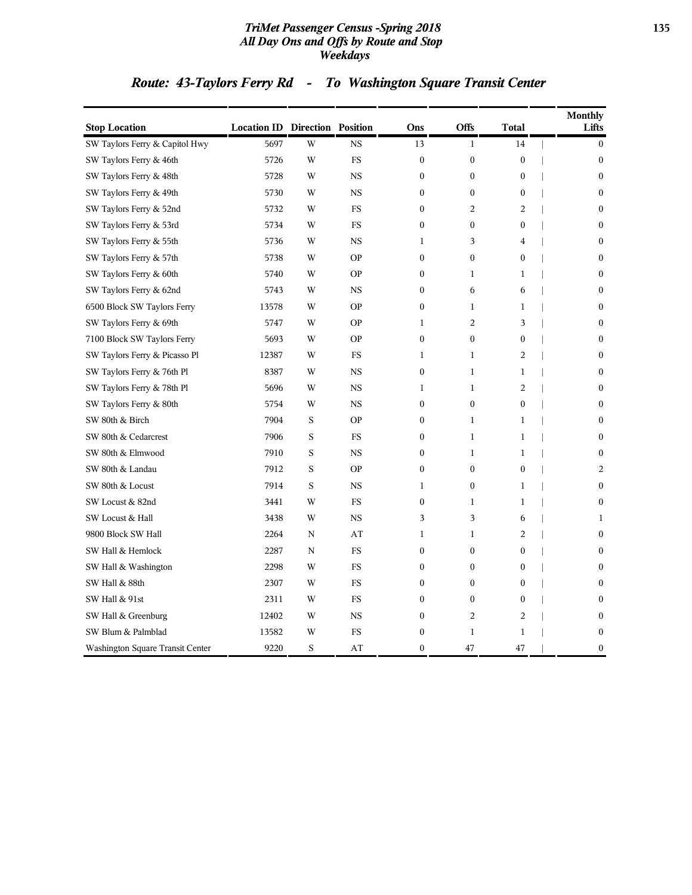# Route: 43-Taylors Ferry Rd - To Washington Square Transit Center

| Stop Location | Location ID | Direction | Position | Ons | Offs | Total | Monthly Lifts |
|---|---|---|---|---|---|---|---|
| SW Taylors Ferry & Capitol Hwy | 5697 | W | NS | 13 | 1 | 14 | 0 |
| SW Taylors Ferry & 46th | 5726 | W | FS | 0 | 0 | 0 | 0 |
| SW Taylors Ferry & 48th | 5728 | W | NS | 0 | 0 | 0 | 0 |
| SW Taylors Ferry & 49th | 5730 | W | NS | 0 | 0 | 0 | 0 |
| SW Taylors Ferry & 52nd | 5732 | W | FS | 0 | 2 | 2 | 0 |
| SW Taylors Ferry & 53rd | 5734 | W | FS | 0 | 0 | 0 | 0 |
| SW Taylors Ferry & 55th | 5736 | W | NS | 1 | 3 | 4 | 0 |
| SW Taylors Ferry & 57th | 5738 | W | OP | 0 | 0 | 0 | 0 |
| SW Taylors Ferry & 60th | 5740 | W | OP | 0 | 1 | 1 | 0 |
| SW Taylors Ferry & 62nd | 5743 | W | NS | 0 | 6 | 6 | 0 |
| 6500 Block SW Taylors Ferry | 13578 | W | OP | 0 | 1 | 1 | 0 |
| SW Taylors Ferry & 69th | 5747 | W | OP | 1 | 2 | 3 | 0 |
| 7100 Block SW Taylors Ferry | 5693 | W | OP | 0 | 0 | 0 | 0 |
| SW Taylors Ferry & Picasso Pl | 12387 | W | FS | 1 | 1 | 2 | 0 |
| SW Taylors Ferry & 76th Pl | 8387 | W | NS | 0 | 1 | 1 | 0 |
| SW Taylors Ferry & 78th Pl | 5696 | W | NS | 1 | 1 | 2 | 0 |
| SW Taylors Ferry & 80th | 5754 | W | NS | 0 | 0 | 0 | 0 |
| SW 80th & Birch | 7904 | S | OP | 0 | 1 | 1 | 0 |
| SW 80th & Cedarcrest | 7906 | S | FS | 0 | 1 | 1 | 0 |
| SW 80th & Elmwood | 7910 | S | NS | 0 | 1 | 1 | 0 |
| SW 80th & Landau | 7912 | S | OP | 0 | 0 | 0 | 2 |
| SW 80th & Locust | 7914 | S | NS | 1 | 0 | 1 | 0 |
| SW Locust & 82nd | 3441 | W | FS | 0 | 1 | 1 | 0 |
| SW Locust & Hall | 3438 | W | NS | 3 | 3 | 6 | 1 |
| 9800 Block SW Hall | 2264 | N | AT | 1 | 1 | 2 | 0 |
| SW Hall & Hemlock | 2287 | N | FS | 0 | 0 | 0 | 0 |
| SW Hall & Washington | 2298 | W | FS | 0 | 0 | 0 | 0 |
| SW Hall & 88th | 2307 | W | FS | 0 | 0 | 0 | 0 |
| SW Hall & 91st | 2311 | W | FS | 0 | 0 | 0 | 0 |
| SW Hall & Greenburg | 12402 | W | NS | 0 | 2 | 2 | 0 |
| SW Blum & Palmblad | 13582 | W | FS | 0 | 1 | 1 | 0 |
| Washington Square Transit Center | 9220 | S | AT | 0 | 47 | 47 | 0 |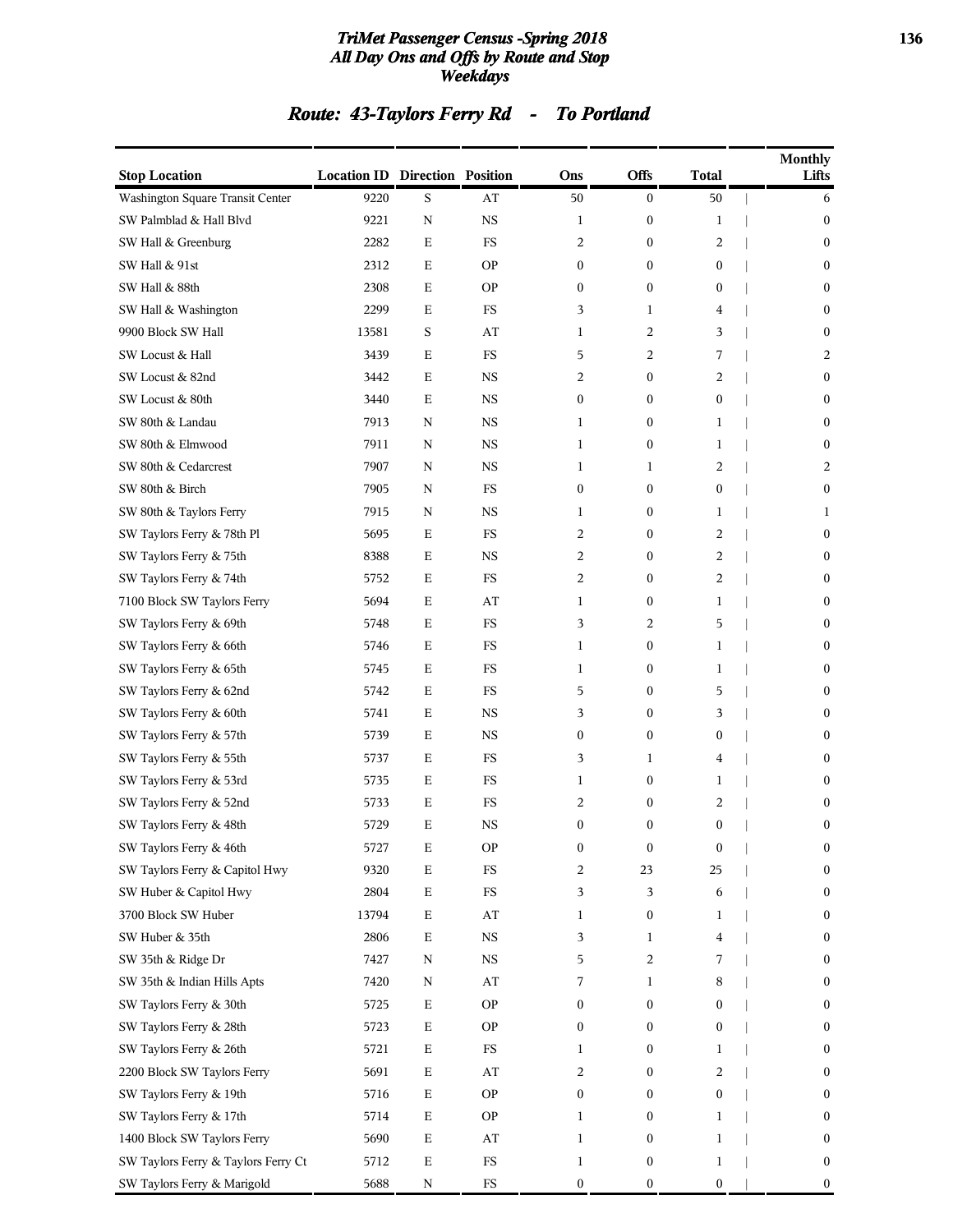# TriMet Passenger Census -Spring 2018
## All Day Ons and Offs by Route and Stop
### Weekdays

## Route: 43-Taylors Ferry Rd - To Portland

| Stop Location | Location ID | Direction | Position | Ons | Offs | Total | Monthly Lifts |
|---|---|---|---|---|---|---|---|
| Washington Square Transit Center | 9220 | S | AT | 50 | 0 | 50 | 6 |
| SW Palmblad & Hall Blvd | 9221 | N | NS | 1 | 0 | 1 | 0 |
| SW Hall & Greenburg | 2282 | E | FS | 2 | 0 | 2 | 0 |
| SW Hall & 91st | 2312 | E | OP | 0 | 0 | 0 | 0 |
| SW Hall & 88th | 2308 | E | OP | 0 | 0 | 0 | 0 |
| SW Hall & Washington | 2299 | E | FS | 3 | 1 | 4 | 0 |
| 9900 Block SW Hall | 13581 | S | AT | 1 | 2 | 3 | 0 |
| SW Locust & Hall | 3439 | E | FS | 5 | 2 | 7 | 2 |
| SW Locust & 82nd | 3442 | E | NS | 2 | 0 | 2 | 0 |
| SW Locust & 80th | 3440 | E | NS | 0 | 0 | 0 | 0 |
| SW 80th & Landau | 7913 | N | NS | 1 | 0 | 1 | 0 |
| SW 80th & Elmwood | 7911 | N | NS | 1 | 0 | 1 | 0 |
| SW 80th & Cedarcrest | 7907 | N | NS | 1 | 1 | 2 | 2 |
| SW 80th & Birch | 7905 | N | FS | 0 | 0 | 0 | 0 |
| SW 80th & Taylors Ferry | 7915 | N | NS | 1 | 0 | 1 | 1 |
| SW Taylors Ferry & 78th Pl | 5695 | E | FS | 2 | 0 | 2 | 0 |
| SW Taylors Ferry & 75th | 8388 | E | NS | 2 | 0 | 2 | 0 |
| SW Taylors Ferry & 74th | 5752 | E | FS | 2 | 0 | 2 | 0 |
| 7100 Block SW Taylors Ferry | 5694 | E | AT | 1 | 0 | 1 | 0 |
| SW Taylors Ferry & 69th | 5748 | E | FS | 3 | 2 | 5 | 0 |
| SW Taylors Ferry & 66th | 5746 | E | FS | 1 | 0 | 1 | 0 |
| SW Taylors Ferry & 65th | 5745 | E | FS | 1 | 0 | 1 | 0 |
| SW Taylors Ferry & 62nd | 5742 | E | FS | 5 | 0 | 5 | 0 |
| SW Taylors Ferry & 60th | 5741 | E | NS | 3 | 0 | 3 | 0 |
| SW Taylors Ferry & 57th | 5739 | E | NS | 0 | 0 | 0 | 0 |
| SW Taylors Ferry & 55th | 5737 | E | FS | 3 | 1 | 4 | 0 |
| SW Taylors Ferry & 53rd | 5735 | E | FS | 1 | 0 | 1 | 0 |
| SW Taylors Ferry & 52nd | 5733 | E | FS | 2 | 0 | 2 | 0 |
| SW Taylors Ferry & 48th | 5729 | E | NS | 0 | 0 | 0 | 0 |
| SW Taylors Ferry & 46th | 5727 | E | OP | 0 | 0 | 0 | 0 |
| SW Taylors Ferry & Capitol Hwy | 9320 | E | FS | 2 | 23 | 25 | 0 |
| SW Huber & Capitol Hwy | 2804 | E | FS | 3 | 3 | 6 | 0 |
| 3700 Block SW Huber | 13794 | E | AT | 1 | 0 | 1 | 0 |
| SW Huber & 35th | 2806 | E | NS | 3 | 1 | 4 | 0 |
| SW 35th & Ridge Dr | 7427 | N | NS | 5 | 2 | 7 | 0 |
| SW 35th & Indian Hills Apts | 7420 | N | AT | 7 | 1 | 8 | 0 |
| SW Taylors Ferry & 30th | 5725 | E | OP | 0 | 0 | 0 | 0 |
| SW Taylors Ferry & 28th | 5723 | E | OP | 0 | 0 | 0 | 0 |
| SW Taylors Ferry & 26th | 5721 | E | FS | 1 | 0 | 1 | 0 |
| 2200 Block SW Taylors Ferry | 5691 | E | AT | 2 | 0 | 2 | 0 |
| SW Taylors Ferry & 19th | 5716 | E | OP | 0 | 0 | 0 | 0 |
| SW Taylors Ferry & 17th | 5714 | E | OP | 1 | 0 | 1 | 0 |
| 1400 Block SW Taylors Ferry | 5690 | E | AT | 1 | 0 | 1 | 0 |
| SW Taylors Ferry & Taylors Ferry Ct | 5712 | E | FS | 1 | 0 | 1 | 0 |
| SW Taylors Ferry & Marigold | 5688 | N | FS | 0 | 0 | 0 | 0 |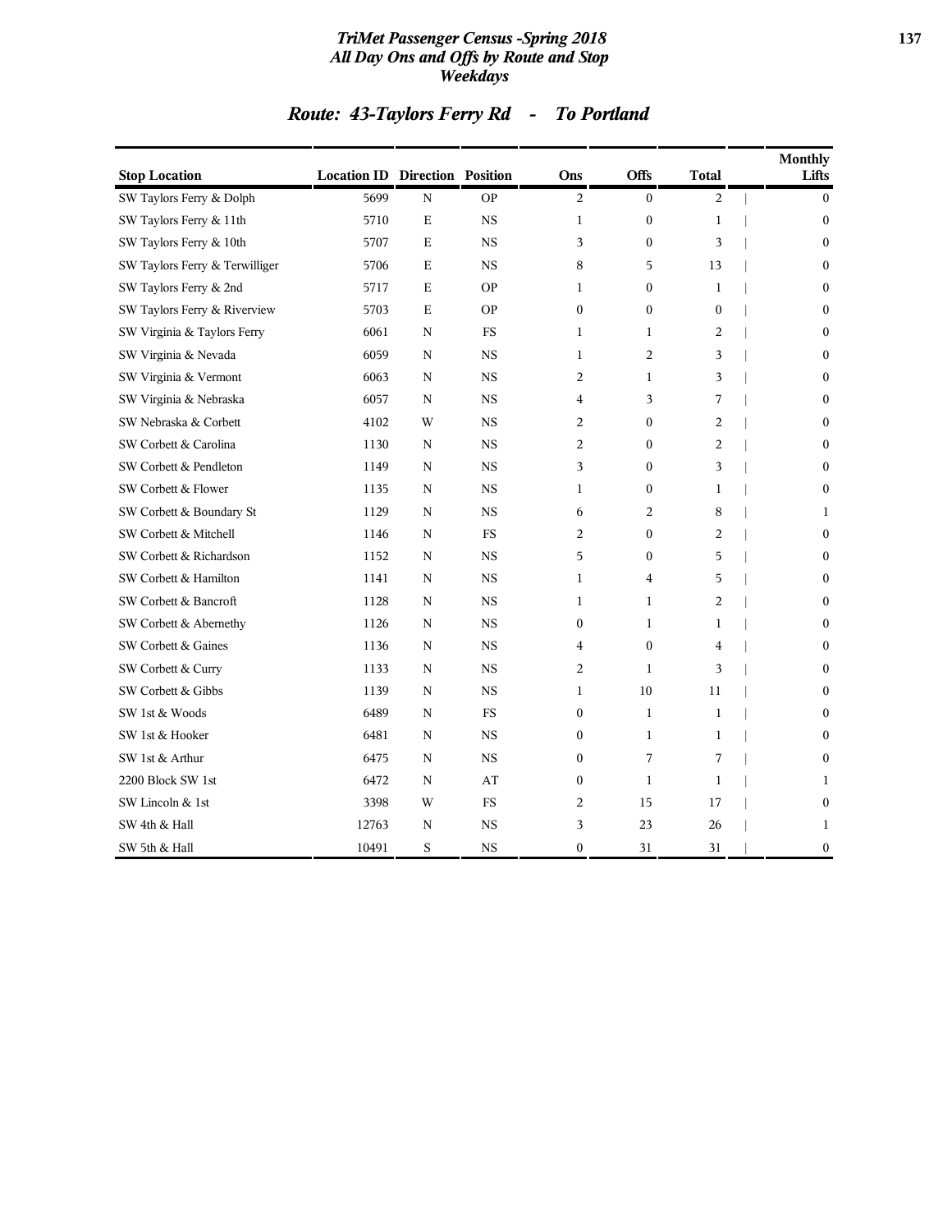## Route: 43-Taylors Ferry Rd - To Portland

| Stop Location | Location ID | Direction | Position | Ons | Offs | Total | Monthly Lifts |
|---|---|---|---|---|---|---|---|
| SW Taylors Ferry & Dolph | 5699 | N | OP | 2 | 0 | 2 | 0 |
| SW Taylors Ferry & 11th | 5710 | E | NS | 1 | 0 | 1 | 0 |
| SW Taylors Ferry & 10th | 5707 | E | NS | 3 | 0 | 3 | 0 |
| SW Taylors Ferry & Terwilliger | 5706 | E | NS | 8 | 5 | 13 | 0 |
| SW Taylors Ferry & 2nd | 5717 | E | OP | 1 | 0 | 1 | 0 |
| SW Taylors Ferry & Riverview | 5703 | E | OP | 0 | 0 | 0 | 0 |
| SW Virginia & Taylors Ferry | 6061 | N | FS | 1 | 1 | 2 | 0 |
| SW Virginia & Nevada | 6059 | N | NS | 1 | 2 | 3 | 0 |
| SW Virginia & Vermont | 6063 | N | NS | 2 | 1 | 3 | 0 |
| SW Virginia & Nebraska | 6057 | N | NS | 4 | 3 | 7 | 0 |
| SW Nebraska & Corbett | 4102 | W | NS | 2 | 0 | 2 | 0 |
| SW Corbett & Carolina | 1130 | N | NS | 2 | 0 | 2 | 0 |
| SW Corbett & Pendleton | 1149 | N | NS | 3 | 0 | 3 | 0 |
| SW Corbett & Flower | 1135 | N | NS | 1 | 0 | 1 | 0 |
| SW Corbett & Boundary St | 1129 | N | NS | 6 | 2 | 8 | 1 |
| SW Corbett & Mitchell | 1146 | N | FS | 2 | 0 | 2 | 0 |
| SW Corbett & Richardson | 1152 | N | NS | 5 | 0 | 5 | 0 |
| SW Corbett & Hamilton | 1141 | N | NS | 1 | 4 | 5 | 0 |
| SW Corbett & Bancroft | 1128 | N | NS | 1 | 1 | 2 | 0 |
| SW Corbett & Abernethy | 1126 | N | NS | 0 | 1 | 1 | 0 |
| SW Corbett & Gaines | 1136 | N | NS | 4 | 0 | 4 | 0 |
| SW Corbett & Curry | 1133 | N | NS | 2 | 1 | 3 | 0 |
| SW Corbett & Gibbs | 1139 | N | NS | 1 | 10 | 11 | 0 |
| SW 1st & Woods | 6489 | N | FS | 0 | 1 | 1 | 0 |
| SW 1st & Hooker | 6481 | N | NS | 0 | 1 | 1 | 0 |
| SW 1st & Arthur | 6475 | N | NS | 0 | 7 | 7 | 0 |
| 2200 Block SW 1st | 6472 | N | AT | 0 | 1 | 1 | 1 |
| SW Lincoln & 1st | 3398 | W | FS | 2 | 15 | 17 | 0 |
| SW 4th & Hall | 12763 | N | NS | 3 | 23 | 26 | 1 |
| SW 5th & Hall | 10491 | S | NS | 0 | 31 | 31 | 0 |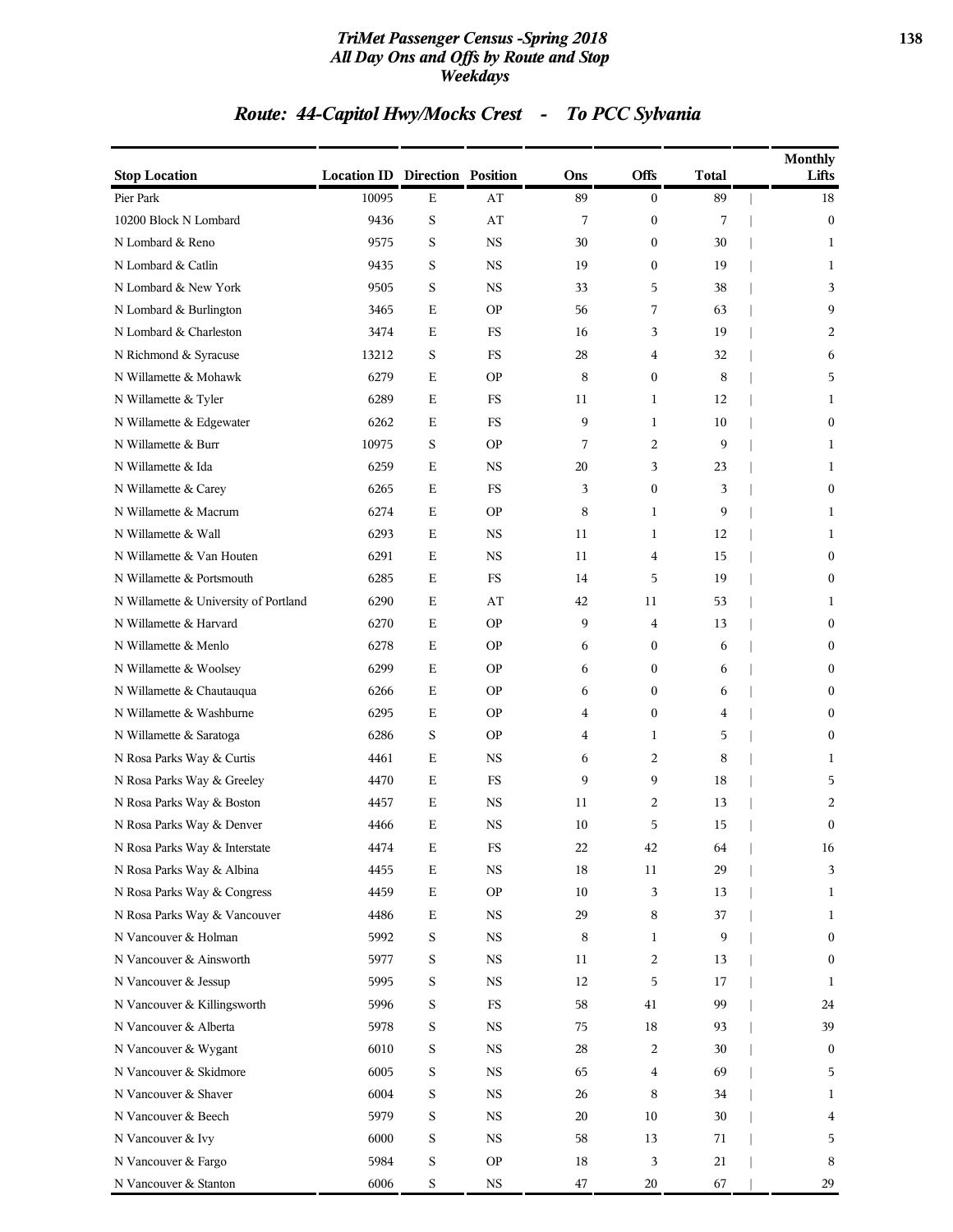## Route: 44-Capitol Hwy/Mocks Crest - To PCC Sylvania

| Stop Location | Location ID | Direction | Position | Ons | Offs | Total | Monthly Lifts |
|---|---|---|---|---|---|---|---|
| Pier Park | 10095 | E | AT | 89 | 0 | 89 | 18 |
| 10200 Block N Lombard | 9436 | S | AT | 7 | 0 | 7 | 0 |
| N Lombard & Reno | 9575 | S | NS | 30 | 0 | 30 | 1 |
| N Lombard & Catlin | 9435 | S | NS | 19 | 0 | 19 | 1 |
| N Lombard & New York | 9505 | S | NS | 33 | 5 | 38 | 3 |
| N Lombard & Burlington | 3465 | E | OP | 56 | 7 | 63 | 9 |
| N Lombard & Charleston | 3474 | E | FS | 16 | 3 | 19 | 2 |
| N Richmond & Syracuse | 13212 | S | FS | 28 | 4 | 32 | 6 |
| N Willamette & Mohawk | 6279 | E | OP | 8 | 0 | 8 | 5 |
| N Willamette & Tyler | 6289 | E | FS | 11 | 1 | 12 | 1 |
| N Willamette & Edgewater | 6262 | E | FS | 9 | 1 | 10 | 0 |
| N Willamette & Burr | 10975 | S | OP | 7 | 2 | 9 | 1 |
| N Willamette & Ida | 6259 | E | NS | 20 | 3 | 23 | 1 |
| N Willamette & Carey | 6265 | E | FS | 3 | 0 | 3 | 0 |
| N Willamette & Macrum | 6274 | E | OP | 8 | 1 | 9 | 1 |
| N Willamette & Wall | 6293 | E | NS | 11 | 1 | 12 | 1 |
| N Willamette & Van Houten | 6291 | E | NS | 11 | 4 | 15 | 0 |
| N Willamette & Portsmouth | 6285 | E | FS | 14 | 5 | 19 | 0 |
| N Willamette & University of Portland | 6290 | E | AT | 42 | 11 | 53 | 1 |
| N Willamette & Harvard | 6270 | E | OP | 9 | 4 | 13 | 0 |
| N Willamette & Menlo | 6278 | E | OP | 6 | 0 | 6 | 0 |
| N Willamette & Woolsey | 6299 | E | OP | 6 | 0 | 6 | 0 |
| N Willamette & Chautauqua | 6266 | E | OP | 6 | 0 | 6 | 0 |
| N Willamette & Washburne | 6295 | E | OP | 4 | 0 | 4 | 0 |
| N Willamette & Saratoga | 6286 | S | OP | 4 | 1 | 5 | 0 |
| N Rosa Parks Way & Curtis | 4461 | E | NS | 6 | 2 | 8 | 1 |
| N Rosa Parks Way & Greeley | 4470 | E | FS | 9 | 9 | 18 | 5 |
| N Rosa Parks Way & Boston | 4457 | E | NS | 11 | 2 | 13 | 2 |
| N Rosa Parks Way & Denver | 4466 | E | NS | 10 | 5 | 15 | 0 |
| N Rosa Parks Way & Interstate | 4474 | E | FS | 22 | 42 | 64 | 16 |
| N Rosa Parks Way & Albina | 4455 | E | NS | 18 | 11 | 29 | 3 |
| N Rosa Parks Way & Congress | 4459 | E | OP | 10 | 3 | 13 | 1 |
| N Rosa Parks Way & Vancouver | 4486 | E | NS | 29 | 8 | 37 | 1 |
| N Vancouver & Holman | 5992 | S | NS | 8 | 1 | 9 | 0 |
| N Vancouver & Ainsworth | 5977 | S | NS | 11 | 2 | 13 | 0 |
| N Vancouver & Jessup | 5995 | S | NS | 12 | 5 | 17 | 1 |
| N Vancouver & Killingsworth | 5996 | S | FS | 58 | 41 | 99 | 24 |
| N Vancouver & Alberta | 5978 | S | NS | 75 | 18 | 93 | 39 |
| N Vancouver & Wygant | 6010 | S | NS | 28 | 2 | 30 | 0 |
| N Vancouver & Skidmore | 6005 | S | NS | 65 | 4 | 69 | 5 |
| N Vancouver & Shaver | 6004 | S | NS | 26 | 8 | 34 | 1 |
| N Vancouver & Beech | 5979 | S | NS | 20 | 10 | 30 | 4 |
| N Vancouver & Ivy | 6000 | S | NS | 58 | 13 | 71 | 5 |
| N Vancouver & Fargo | 5984 | S | OP | 18 | 3 | 21 | 8 |
| N Vancouver & Stanton | 6006 | S | NS | 47 | 20 | 67 | 29 |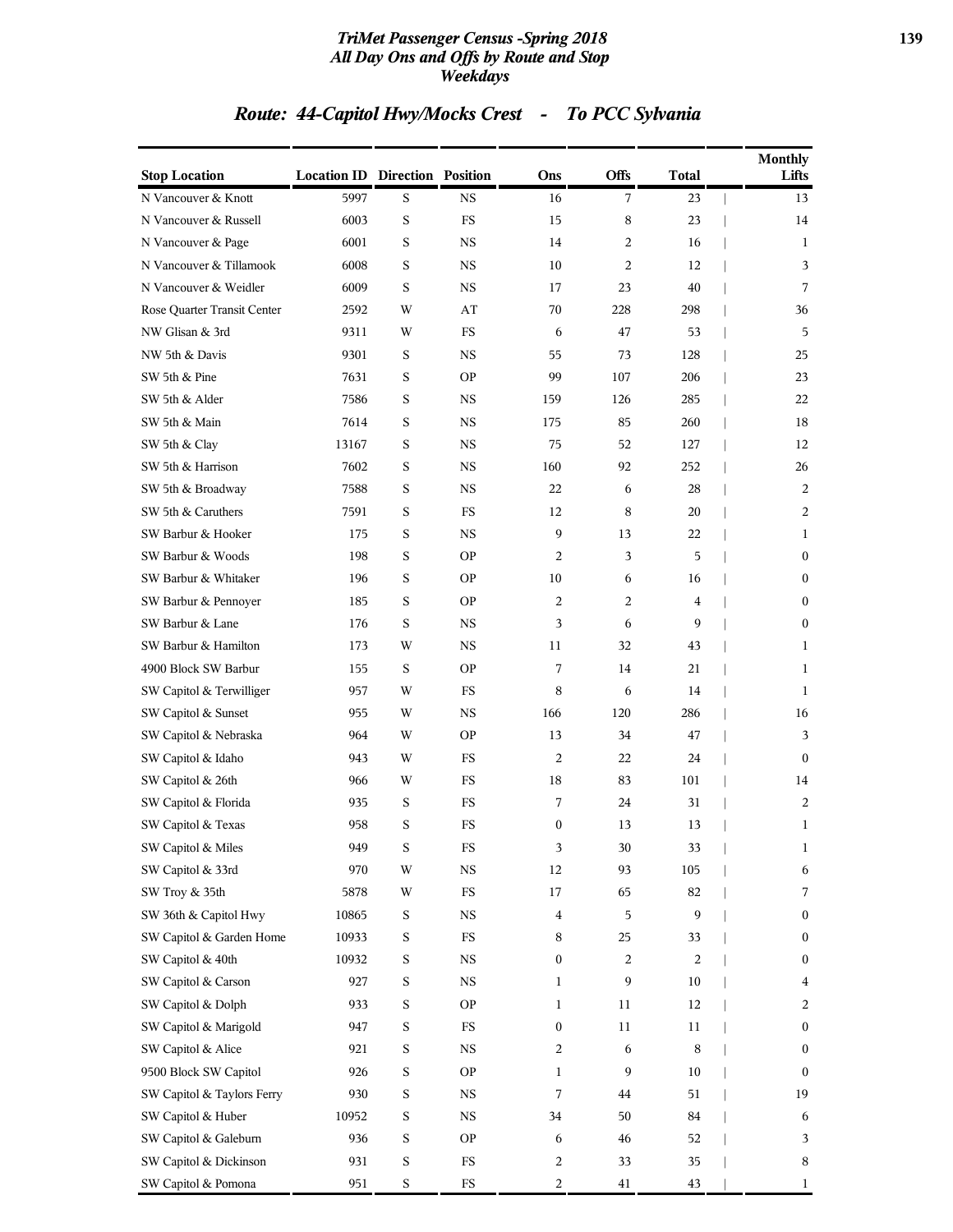# TriMet Passenger Census -Spring 2018
## All Day Ons and Offs by Route and Stop
### Weekdays

## Route: 44-Capitol Hwy/Mocks Crest - To PCC Sylvania

| Stop Location | Location ID | Direction | Position | Ons | Offs | Total | Monthly Lifts |
|---|---|---|---|---|---|---|---|
| N Vancouver & Knott | 5997 | S | NS | 16 | 7 | 23 | 13 |
| N Vancouver & Russell | 6003 | S | FS | 15 | 8 | 23 | 14 |
| N Vancouver & Page | 6001 | S | NS | 14 | 2 | 16 | 1 |
| N Vancouver & Tillamook | 6008 | S | NS | 10 | 2 | 12 | 3 |
| N Vancouver & Weidler | 6009 | S | NS | 17 | 23 | 40 | 7 |
| Rose Quarter Transit Center | 2592 | W | AT | 70 | 228 | 298 | 36 |
| NW Glisan & 3rd | 9311 | W | FS | 6 | 47 | 53 | 5 |
| NW 5th & Davis | 9301 | S | NS | 55 | 73 | 128 | 25 |
| SW 5th & Pine | 7631 | S | OP | 99 | 107 | 206 | 23 |
| SW 5th & Alder | 7586 | S | NS | 159 | 126 | 285 | 22 |
| SW 5th & Main | 7614 | S | NS | 175 | 85 | 260 | 18 |
| SW 5th & Clay | 13167 | S | NS | 75 | 52 | 127 | 12 |
| SW 5th & Harrison | 7602 | S | NS | 160 | 92 | 252 | 26 |
| SW 5th & Broadway | 7588 | S | NS | 22 | 6 | 28 | 2 |
| SW 5th & Caruthers | 7591 | S | FS | 12 | 8 | 20 | 2 |
| SW Barbur & Hooker | 175 | S | NS | 9 | 13 | 22 | 1 |
| SW Barbur & Woods | 198 | S | OP | 2 | 3 | 5 | 0 |
| SW Barbur & Whitaker | 196 | S | OP | 10 | 6 | 16 | 0 |
| SW Barbur & Pennoyer | 185 | S | OP | 2 | 2 | 4 | 0 |
| SW Barbur & Lane | 176 | S | NS | 3 | 6 | 9 | 0 |
| SW Barbur & Hamilton | 173 | W | NS | 11 | 32 | 43 | 1 |
| 4900 Block SW Barbur | 155 | S | OP | 7 | 14 | 21 | 1 |
| SW Capitol & Terwilliger | 957 | W | FS | 8 | 6 | 14 | 1 |
| SW Capitol & Sunset | 955 | W | NS | 166 | 120 | 286 | 16 |
| SW Capitol & Nebraska | 964 | W | OP | 13 | 34 | 47 | 3 |
| SW Capitol & Idaho | 943 | W | FS | 2 | 22 | 24 | 0 |
| SW Capitol & 26th | 966 | W | FS | 18 | 83 | 101 | 14 |
| SW Capitol & Florida | 935 | S | FS | 7 | 24 | 31 | 2 |
| SW Capitol & Texas | 958 | S | FS | 0 | 13 | 13 | 1 |
| SW Capitol & Miles | 949 | S | FS | 3 | 30 | 33 | 1 |
| SW Capitol & 33rd | 970 | W | NS | 12 | 93 | 105 | 6 |
| SW Troy & 35th | 5878 | W | FS | 17 | 65 | 82 | 7 |
| SW 36th & Capitol Hwy | 10865 | S | NS | 4 | 5 | 9 | 0 |
| SW Capitol & Garden Home | 10933 | S | FS | 8 | 25 | 33 | 0 |
| SW Capitol & 40th | 10932 | S | NS | 0 | 2 | 2 | 0 |
| SW Capitol & Carson | 927 | S | NS | 1 | 9 | 10 | 4 |
| SW Capitol & Dolph | 933 | S | OP | 1 | 11 | 12 | 2 |
| SW Capitol & Marigold | 947 | S | FS | 0 | 11 | 11 | 0 |
| SW Capitol & Alice | 921 | S | NS | 2 | 6 | 8 | 0 |
| 9500 Block SW Capitol | 926 | S | OP | 1 | 9 | 10 | 0 |
| SW Capitol & Taylors Ferry | 930 | S | NS | 7 | 44 | 51 | 19 |
| SW Capitol & Huber | 10952 | S | NS | 34 | 50 | 84 | 6 |
| SW Capitol & Galeburn | 936 | S | OP | 6 | 46 | 52 | 3 |
| SW Capitol & Dickinson | 931 | S | FS | 2 | 33 | 35 | 8 |
| SW Capitol & Pomona | 951 | S | FS | 2 | 41 | 43 | 1 |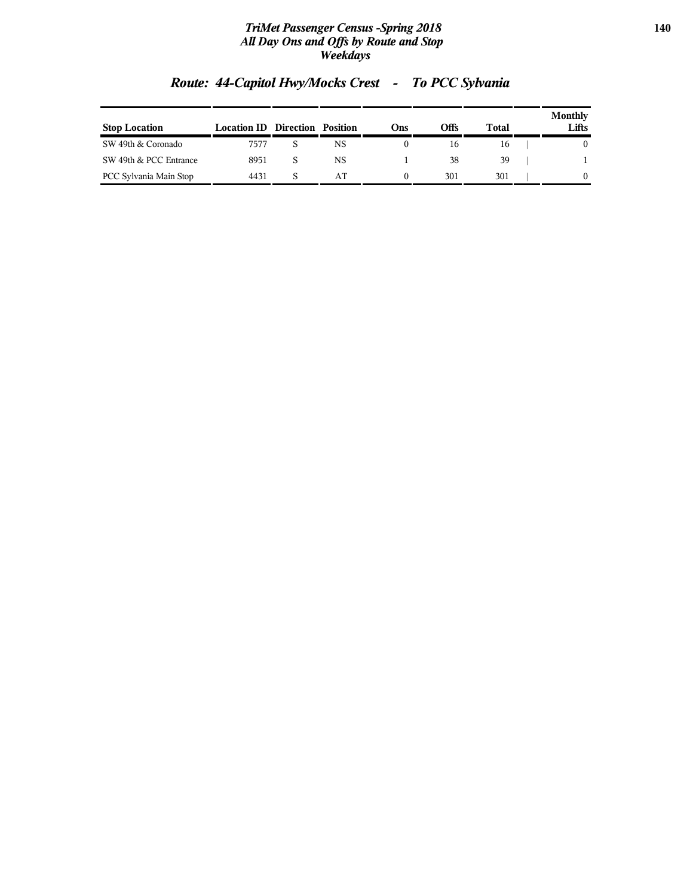## Route: 44-Capitol Hwy/Mocks Crest - To PCC Sylvania

| Stop Location | Location ID | Direction | Position | Ons | Offs | Total | Monthly Lifts |
|---|---|---|---|---|---|---|---|
| SW 49th & Coronado | 7577 | S | NS | 0 | 16 | 16 | 0 |
| SW 49th & PCC Entrance | 8951 | S | NS | 1 | 38 | 39 | 1 |
| PCC Sylvania Main Stop | 4431 | S | AT | 0 | 301 | 301 | 0 |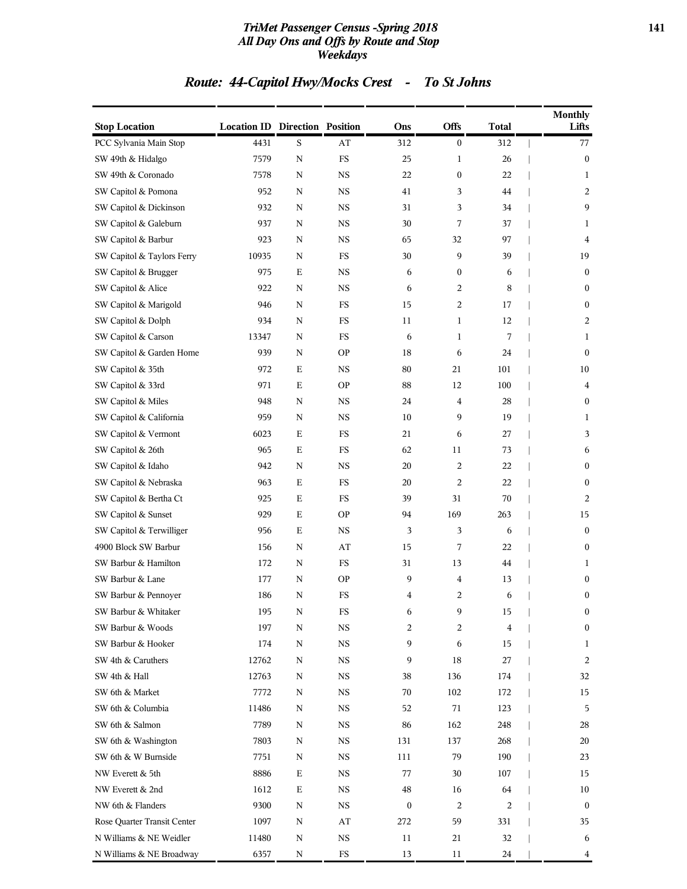# TriMet Passenger Census -Spring 2018
## All Day Ons and Offs by Route and Stop
## Weekdays

## Route: 44-Capitol Hwy/Mocks Crest - To St Johns

| Stop Location | Location ID | Direction | Position | Ons | Offs | Total | Monthly Lifts |
|---|---|---|---|---|---|---|---|
| PCC Sylvania Main Stop | 4431 | S | AT | 312 | 0 | 312 | 77 |
| SW 49th & Hidalgo | 7579 | N | FS | 25 | 1 | 26 | 0 |
| SW 49th & Coronado | 7578 | N | NS | 22 | 0 | 22 | 1 |
| SW Capitol & Pomona | 952 | N | NS | 41 | 3 | 44 | 2 |
| SW Capitol & Dickinson | 932 | N | NS | 31 | 3 | 34 | 9 |
| SW Capitol & Galeburn | 937 | N | NS | 30 | 7 | 37 | 1 |
| SW Capitol & Barbur | 923 | N | NS | 65 | 32 | 97 | 4 |
| SW Capitol & Taylors Ferry | 10935 | N | FS | 30 | 9 | 39 | 19 |
| SW Capitol & Brugger | 975 | E | NS | 6 | 0 | 6 | 0 |
| SW Capitol & Alice | 922 | N | NS | 6 | 2 | 8 | 0 |
| SW Capitol & Marigold | 946 | N | FS | 15 | 2 | 17 | 0 |
| SW Capitol & Dolph | 934 | N | FS | 11 | 1 | 12 | 2 |
| SW Capitol & Carson | 13347 | N | FS | 6 | 1 | 7 | 1 |
| SW Capitol & Garden Home | 939 | N | OP | 18 | 6 | 24 | 0 |
| SW Capitol & 35th | 972 | E | NS | 80 | 21 | 101 | 10 |
| SW Capitol & 33rd | 971 | E | OP | 88 | 12 | 100 | 4 |
| SW Capitol & Miles | 948 | N | NS | 24 | 4 | 28 | 0 |
| SW Capitol & California | 959 | N | NS | 10 | 9 | 19 | 1 |
| SW Capitol & Vermont | 6023 | E | FS | 21 | 6 | 27 | 3 |
| SW Capitol & 26th | 965 | E | FS | 62 | 11 | 73 | 6 |
| SW Capitol & Idaho | 942 | N | NS | 20 | 2 | 22 | 0 |
| SW Capitol & Nebraska | 963 | E | FS | 20 | 2 | 22 | 0 |
| SW Capitol & Bertha Ct | 925 | E | FS | 39 | 31 | 70 | 2 |
| SW Capitol & Sunset | 929 | E | OP | 94 | 169 | 263 | 15 |
| SW Capitol & Terwilliger | 956 | E | NS | 3 | 3 | 6 | 0 |
| 4900 Block SW Barbur | 156 | N | AT | 15 | 7 | 22 | 0 |
| SW Barbur & Hamilton | 172 | N | FS | 31 | 13 | 44 | 1 |
| SW Barbur & Lane | 177 | N | OP | 9 | 4 | 13 | 0 |
| SW Barbur & Pennoyer | 186 | N | FS | 4 | 2 | 6 | 0 |
| SW Barbur & Whitaker | 195 | N | FS | 6 | 9 | 15 | 0 |
| SW Barbur & Woods | 197 | N | NS | 2 | 2 | 4 | 0 |
| SW Barbur & Hooker | 174 | N | NS | 9 | 6 | 15 | 1 |
| SW 4th & Caruthers | 12762 | N | NS | 9 | 18 | 27 | 2 |
| SW 4th & Hall | 12763 | N | NS | 38 | 136 | 174 | 32 |
| SW 6th & Market | 7772 | N | NS | 70 | 102 | 172 | 15 |
| SW 6th & Columbia | 11486 | N | NS | 52 | 71 | 123 | 5 |
| SW 6th & Salmon | 7789 | N | NS | 86 | 162 | 248 | 28 |
| SW 6th & Washington | 7803 | N | NS | 131 | 137 | 268 | 20 |
| SW 6th & W Burnside | 7751 | N | NS | 111 | 79 | 190 | 23 |
| NW Everett & 5th | 8886 | E | NS | 77 | 30 | 107 | 15 |
| NW Everett & 2nd | 1612 | E | NS | 48 | 16 | 64 | 10 |
| NW 6th & Flanders | 9300 | N | NS | 0 | 2 | 2 | 0 |
| Rose Quarter Transit Center | 1097 | N | AT | 272 | 59 | 331 | 35 |
| N Williams & NE Weidler | 11480 | N | NS | 11 | 21 | 32 | 6 |
| N Williams & NE Broadway | 6357 | N | FS | 13 | 11 | 24 | 4 |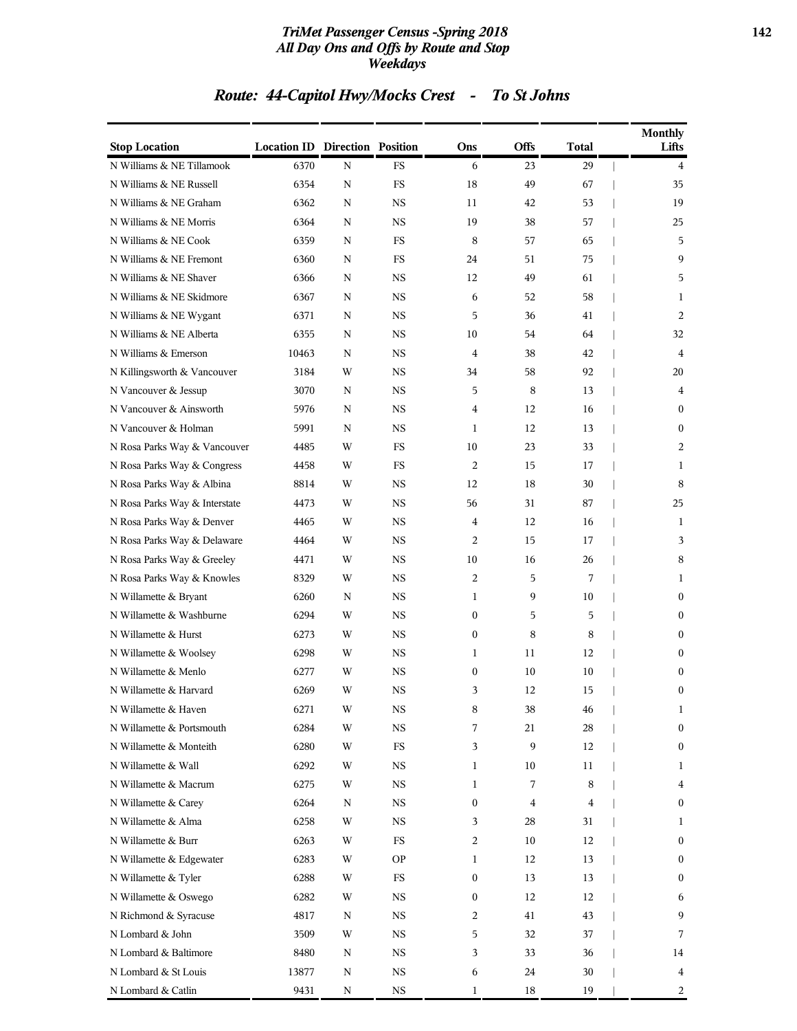## Route: 44-Capitol Hwy/Mocks Crest - To St Johns

| Stop Location | Location ID | Direction | Position | Ons | Offs | Total | Monthly Lifts |
|---|---|---|---|---|---|---|---|
| N Williams & NE Tillamook | 6370 | N | FS | 6 | 23 | 29 | 4 |
| N Williams & NE Russell | 6354 | N | FS | 18 | 49 | 67 | 35 |
| N Williams & NE Graham | 6362 | N | NS | 11 | 42 | 53 | 19 |
| N Williams & NE Morris | 6364 | N | NS | 19 | 38 | 57 | 25 |
| N Williams & NE Cook | 6359 | N | FS | 8 | 57 | 65 | 5 |
| N Williams & NE Fremont | 6360 | N | FS | 24 | 51 | 75 | 9 |
| N Williams & NE Shaver | 6366 | N | NS | 12 | 49 | 61 | 5 |
| N Williams & NE Skidmore | 6367 | N | NS | 6 | 52 | 58 | 1 |
| N Williams & NE Wygant | 6371 | N | NS | 5 | 36 | 41 | 2 |
| N Williams & NE Alberta | 6355 | N | NS | 10 | 54 | 64 | 32 |
| N Williams & Emerson | 10463 | N | NS | 4 | 38 | 42 | 4 |
| N Killingsworth & Vancouver | 3184 | W | NS | 34 | 58 | 92 | 20 |
| N Vancouver & Jessup | 3070 | N | NS | 5 | 8 | 13 | 4 |
| N Vancouver & Ainsworth | 5976 | N | NS | 4 | 12 | 16 | 0 |
| N Vancouver & Holman | 5991 | N | NS | 1 | 12 | 13 | 0 |
| N Rosa Parks Way & Vancouver | 4485 | W | FS | 10 | 23 | 33 | 2 |
| N Rosa Parks Way & Congress | 4458 | W | FS | 2 | 15 | 17 | 1 |
| N Rosa Parks Way & Albina | 8814 | W | NS | 12 | 18 | 30 | 8 |
| N Rosa Parks Way & Interstate | 4473 | W | NS | 56 | 31 | 87 | 25 |
| N Rosa Parks Way & Denver | 4465 | W | NS | 4 | 12 | 16 | 1 |
| N Rosa Parks Way & Delaware | 4464 | W | NS | 2 | 15 | 17 | 3 |
| N Rosa Parks Way & Greeley | 4471 | W | NS | 10 | 16 | 26 | 8 |
| N Rosa Parks Way & Knowles | 8329 | W | NS | 2 | 5 | 7 | 1 |
| N Willamette & Bryant | 6260 | N | NS | 1 | 9 | 10 | 0 |
| N Willamette & Washburne | 6294 | W | NS | 0 | 5 | 5 | 0 |
| N Willamette & Hurst | 6273 | W | NS | 0 | 8 | 8 | 0 |
| N Willamette & Woolsey | 6298 | W | NS | 1 | 11 | 12 | 0 |
| N Willamette & Menlo | 6277 | W | NS | 0 | 10 | 10 | 0 |
| N Willamette & Harvard | 6269 | W | NS | 3 | 12 | 15 | 0 |
| N Willamette & Haven | 6271 | W | NS | 8 | 38 | 46 | 1 |
| N Willamette & Portsmouth | 6284 | W | NS | 7 | 21 | 28 | 0 |
| N Willamette & Monteith | 6280 | W | FS | 3 | 9 | 12 | 0 |
| N Willamette & Wall | 6292 | W | NS | 1 | 10 | 11 | 1 |
| N Willamette & Macrum | 6275 | W | NS | 1 | 7 | 8 | 4 |
| N Willamette & Carey | 6264 | N | NS | 0 | 4 | 4 | 0 |
| N Willamette & Alma | 6258 | W | NS | 3 | 28 | 31 | 1 |
| N Willamette & Burr | 6263 | W | FS | 2 | 10 | 12 | 0 |
| N Willamette & Edgewater | 6283 | W | OP | 1 | 12 | 13 | 0 |
| N Willamette & Tyler | 6288 | W | FS | 0 | 13 | 13 | 0 |
| N Willamette & Oswego | 6282 | W | NS | 0 | 12 | 12 | 6 |
| N Richmond & Syracuse | 4817 | N | NS | 2 | 41 | 43 | 9 |
| N Lombard & John | 3509 | W | NS | 5 | 32 | 37 | 7 |
| N Lombard & Baltimore | 8480 | N | NS | 3 | 33 | 36 | 14 |
| N Lombard & St Louis | 13877 | N | NS | 6 | 24 | 30 | 4 |
| N Lombard & Catlin | 9431 | N | NS | 1 | 18 | 19 | 2 |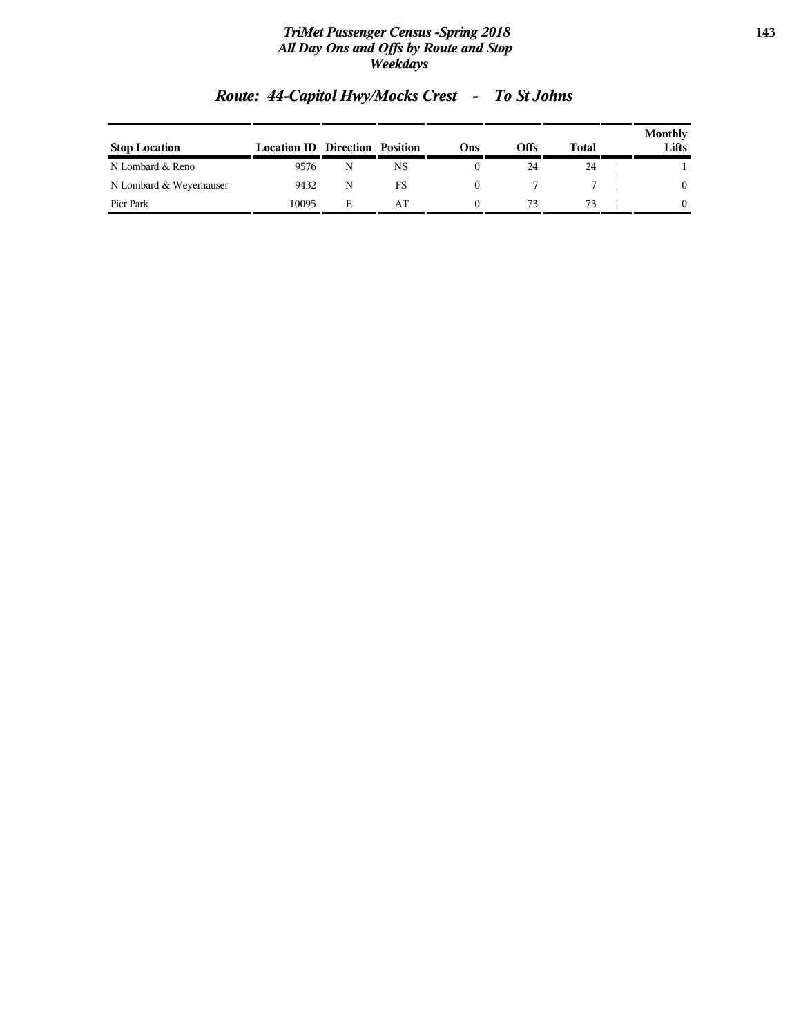## Route: 44-Capitol Hwy/Mocks Crest - To St Johns

| Stop Location | Location ID | Direction | Position | Ons | Offs | Total | Monthly Lifts |
|---|---|---|---|---|---|---|---|
| N Lombard & Reno | 9576 | N | NS | 0 | 24 | 24 | 1 |
| N Lombard & Weyerhauser | 9432 | N | FS | 0 | 7 | 7 | 0 |
| Pier Park | 10095 | E | AT | 0 | 73 | 73 | 0 |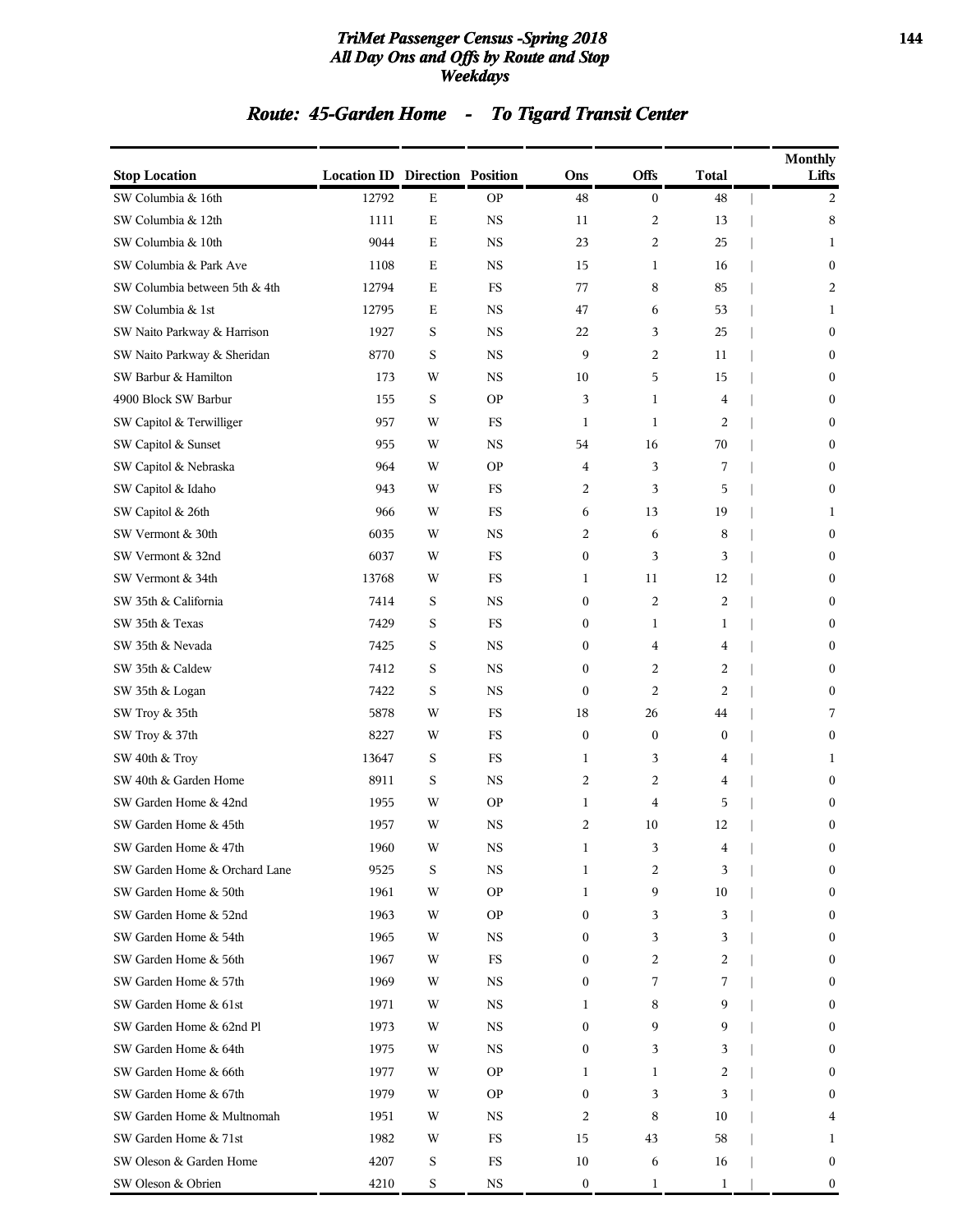## TriMet Passenger Census -Spring 2018
### All Day Ons and Offs by Route and Stop
### Weekdays

## Route: 45-Garden Home - To Tigard Transit Center

| Stop Location | Location ID | Direction | Position | Ons | Offs | Total | Monthly Lifts |
|---|---|---|---|---|---|---|---|
| SW Columbia & 16th | 12792 | E | OP | 48 | 0 | 48 | 2 |
| SW Columbia & 12th | 1111 | E | NS | 11 | 2 | 13 | 8 |
| SW Columbia & 10th | 9044 | E | NS | 23 | 2 | 25 | 1 |
| SW Columbia & Park Ave | 1108 | E | NS | 15 | 1 | 16 | 0 |
| SW Columbia between 5th & 4th | 12794 | E | FS | 77 | 8 | 85 | 2 |
| SW Columbia & 1st | 12795 | E | NS | 47 | 6 | 53 | 1 |
| SW Naito Parkway & Harrison | 1927 | S | NS | 22 | 3 | 25 | 0 |
| SW Naito Parkway & Sheridan | 8770 | S | NS | 9 | 2 | 11 | 0 |
| SW Barbur & Hamilton | 173 | W | NS | 10 | 5 | 15 | 0 |
| 4900 Block SW Barbur | 155 | S | OP | 3 | 1 | 4 | 0 |
| SW Capitol & Terwilliger | 957 | W | FS | 1 | 1 | 2 | 0 |
| SW Capitol & Sunset | 955 | W | NS | 54 | 16 | 70 | 0 |
| SW Capitol & Nebraska | 964 | W | OP | 4 | 3 | 7 | 0 |
| SW Capitol & Idaho | 943 | W | FS | 2 | 3 | 5 | 0 |
| SW Capitol & 26th | 966 | W | FS | 6 | 13 | 19 | 1 |
| SW Vermont & 30th | 6035 | W | NS | 2 | 6 | 8 | 0 |
| SW Vermont & 32nd | 6037 | W | FS | 0 | 3 | 3 | 0 |
| SW Vermont & 34th | 13768 | W | FS | 1 | 11 | 12 | 0 |
| SW 35th & California | 7414 | S | NS | 0 | 2 | 2 | 0 |
| SW 35th & Texas | 7429 | S | FS | 0 | 1 | 1 | 0 |
| SW 35th & Nevada | 7425 | S | NS | 0 | 4 | 4 | 0 |
| SW 35th & Caldew | 7412 | S | NS | 0 | 2 | 2 | 0 |
| SW 35th & Logan | 7422 | S | NS | 0 | 2 | 2 | 0 |
| SW Troy & 35th | 5878 | W | FS | 18 | 26 | 44 | 7 |
| SW Troy & 37th | 8227 | W | FS | 0 | 0 | 0 | 0 |
| SW 40th & Troy | 13647 | S | FS | 1 | 3 | 4 | 1 |
| SW 40th & Garden Home | 8911 | S | NS | 2 | 2 | 4 | 0 |
| SW Garden Home & 42nd | 1955 | W | OP | 1 | 4 | 5 | 0 |
| SW Garden Home & 45th | 1957 | W | NS | 2 | 10 | 12 | 0 |
| SW Garden Home & 47th | 1960 | W | NS | 1 | 3 | 4 | 0 |
| SW Garden Home & Orchard Lane | 9525 | S | NS | 1 | 2 | 3 | 0 |
| SW Garden Home & 50th | 1961 | W | OP | 1 | 9 | 10 | 0 |
| SW Garden Home & 52nd | 1963 | W | OP | 0 | 3 | 3 | 0 |
| SW Garden Home & 54th | 1965 | W | NS | 0 | 3 | 3 | 0 |
| SW Garden Home & 56th | 1967 | W | FS | 0 | 2 | 2 | 0 |
| SW Garden Home & 57th | 1969 | W | NS | 0 | 7 | 7 | 0 |
| SW Garden Home & 61st | 1971 | W | NS | 1 | 8 | 9 | 0 |
| SW Garden Home & 62nd Pl | 1973 | W | NS | 0 | 9 | 9 | 0 |
| SW Garden Home & 64th | 1975 | W | NS | 0 | 3 | 3 | 0 |
| SW Garden Home & 66th | 1977 | W | OP | 1 | 1 | 2 | 0 |
| SW Garden Home & 67th | 1979 | W | OP | 0 | 3 | 3 | 0 |
| SW Garden Home & Multnomah | 1951 | W | NS | 2 | 8 | 10 | 4 |
| SW Garden Home & 71st | 1982 | W | FS | 15 | 43 | 58 | 1 |
| SW Oleson & Garden Home | 4207 | S | FS | 10 | 6 | 16 | 0 |
| SW Oleson & Obrien | 4210 | S | NS | 0 | 1 | 1 | 0 |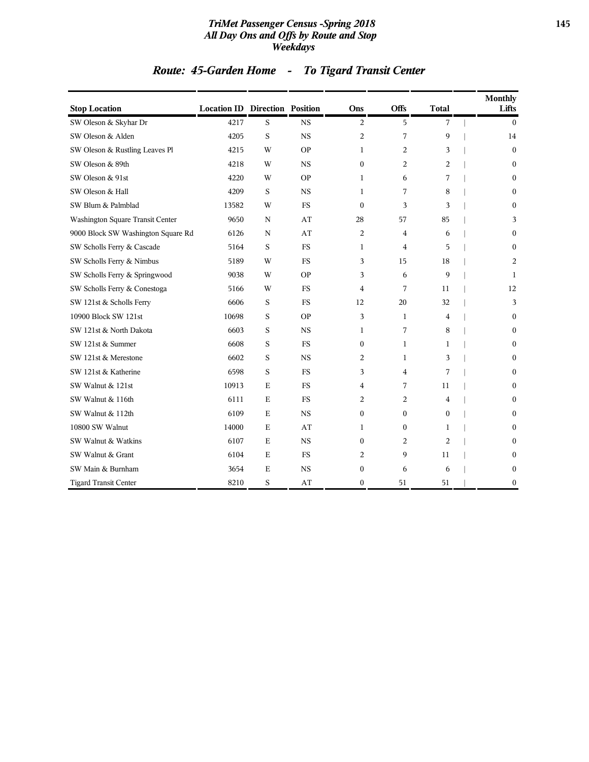# TriMet Passenger Census -Spring 2018
## All Day Ons and Offs by Route and Stop
### Weekdays

## Route: 45-Garden Home - To Tigard Transit Center

| Stop Location | Location ID | Direction | Position | Ons | Offs | Total | Monthly Lifts |
|---|---|---|---|---|---|---|---|
| SW Oleson & Skyhar Dr | 4217 | S | NS | 2 | 5 | 7 | 0 |
| SW Oleson & Alden | 4205 | S | NS | 2 | 7 | 9 | 14 |
| SW Oleson & Rustling Leaves Pl | 4215 | W | OP | 1 | 2 | 3 | 0 |
| SW Oleson & 89th | 4218 | W | NS | 0 | 2 | 2 | 0 |
| SW Oleson & 91st | 4220 | W | OP | 1 | 6 | 7 | 0 |
| SW Oleson & Hall | 4209 | S | NS | 1 | 7 | 8 | 0 |
| SW Blum & Palmblad | 13582 | W | FS | 0 | 3 | 3 | 0 |
| Washington Square Transit Center | 9650 | N | AT | 28 | 57 | 85 | 3 |
| 9000 Block SW Washington Square Rd | 6126 | N | AT | 2 | 4 | 6 | 0 |
| SW Scholls Ferry & Cascade | 5164 | S | FS | 1 | 4 | 5 | 0 |
| SW Scholls Ferry & Nimbus | 5189 | W | FS | 3 | 15 | 18 | 2 |
| SW Scholls Ferry & Springwood | 9038 | W | OP | 3 | 6 | 9 | 1 |
| SW Scholls Ferry & Conestoga | 5166 | W | FS | 4 | 7 | 11 | 12 |
| SW 121st & Scholls Ferry | 6606 | S | FS | 12 | 20 | 32 | 3 |
| 10900 Block SW 121st | 10698 | S | OP | 3 | 1 | 4 | 0 |
| SW 121st & North Dakota | 6603 | S | NS | 1 | 7 | 8 | 0 |
| SW 121st & Summer | 6608 | S | FS | 0 | 1 | 1 | 0 |
| SW 121st & Merestone | 6602 | S | NS | 2 | 1 | 3 | 0 |
| SW 121st & Katherine | 6598 | S | FS | 3 | 4 | 7 | 0 |
| SW Walnut & 121st | 10913 | E | FS | 4 | 7 | 11 | 0 |
| SW Walnut & 116th | 6111 | E | FS | 2 | 2 | 4 | 0 |
| SW Walnut & 112th | 6109 | E | NS | 0 | 0 | 0 | 0 |
| 10800 SW Walnut | 14000 | E | AT | 1 | 0 | 1 | 0 |
| SW Walnut & Watkins | 6107 | E | NS | 0 | 2 | 2 | 0 |
| SW Walnut & Grant | 6104 | E | FS | 2 | 9 | 11 | 0 |
| SW Main & Burnham | 3654 | E | NS | 0 | 6 | 6 | 0 |
| Tigard Transit Center | 8210 | S | AT | 0 | 51 | 51 | 0 |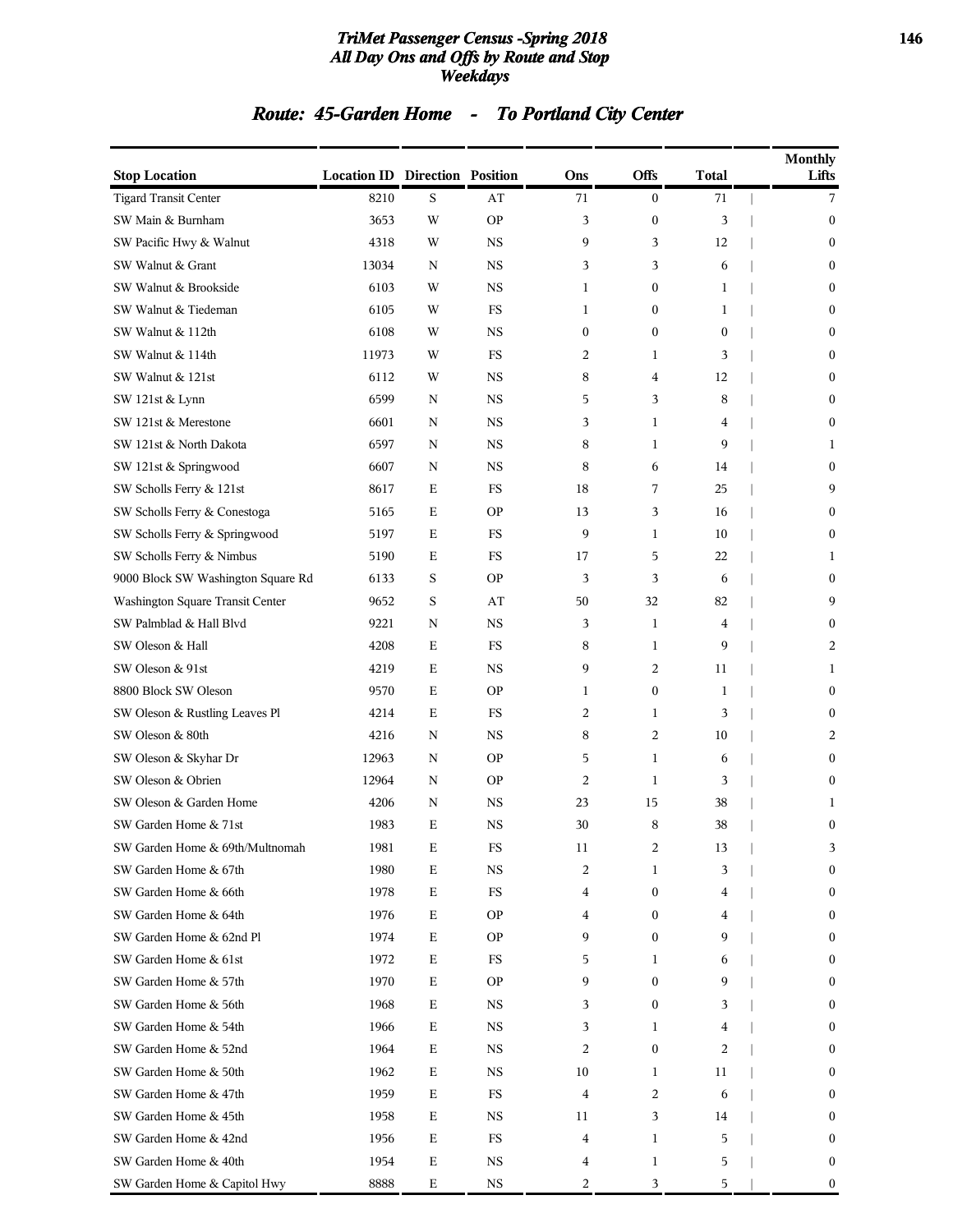# TriMet Passenger Census -Spring 2018
## All Day Ons and Offs by Route and Stop
### Weekdays

## Route: 45-Garden Home - To Portland City Center

| Stop Location | Location ID | Direction | Position | Ons | Offs | Total | Monthly Lifts |
|---|---|---|---|---|---|---|---|
| Tigard Transit Center | 8210 | S | AT | 71 | 0 | 71 | 7 |
| SW Main & Burnham | 3653 | W | OP | 3 | 0 | 3 | 0 |
| SW Pacific Hwy & Walnut | 4318 | W | NS | 9 | 3 | 12 | 0 |
| SW Walnut & Grant | 13034 | N | NS | 3 | 3 | 6 | 0 |
| SW Walnut & Brookside | 6103 | W | NS | 1 | 0 | 1 | 0 |
| SW Walnut & Tiedeman | 6105 | W | FS | 1 | 0 | 1 | 0 |
| SW Walnut & 112th | 6108 | W | NS | 0 | 0 | 0 | 0 |
| SW Walnut & 114th | 11973 | W | FS | 2 | 1 | 3 | 0 |
| SW Walnut & 121st | 6112 | W | NS | 8 | 4 | 12 | 0 |
| SW 121st & Lynn | 6599 | N | NS | 5 | 3 | 8 | 0 |
| SW 121st & Merestone | 6601 | N | NS | 3 | 1 | 4 | 0 |
| SW 121st & North Dakota | 6597 | N | NS | 8 | 1 | 9 | 1 |
| SW 121st & Springwood | 6607 | N | NS | 8 | 6 | 14 | 0 |
| SW Scholls Ferry & 121st | 8617 | E | FS | 18 | 7 | 25 | 9 |
| SW Scholls Ferry & Conestoga | 5165 | E | OP | 13 | 3 | 16 | 0 |
| SW Scholls Ferry & Springwood | 5197 | E | FS | 9 | 1 | 10 | 0 |
| SW Scholls Ferry & Nimbus | 5190 | E | FS | 17 | 5 | 22 | 1 |
| 9000 Block SW Washington Square Rd | 6133 | S | OP | 3 | 3 | 6 | 0 |
| Washington Square Transit Center | 9652 | S | AT | 50 | 32 | 82 | 9 |
| SW Palmblad & Hall Blvd | 9221 | N | NS | 3 | 1 | 4 | 0 |
| SW Oleson & Hall | 4208 | E | FS | 8 | 1 | 9 | 2 |
| SW Oleson & 91st | 4219 | E | NS | 9 | 2 | 11 | 1 |
| 8800 Block SW Oleson | 9570 | E | OP | 1 | 0 | 1 | 0 |
| SW Oleson & Rustling Leaves Pl | 4214 | E | FS | 2 | 1 | 3 | 0 |
| SW Oleson & 80th | 4216 | N | NS | 8 | 2 | 10 | 2 |
| SW Oleson & Skyhar Dr | 12963 | N | OP | 5 | 1 | 6 | 0 |
| SW Oleson & Obrien | 12964 | N | OP | 2 | 1 | 3 | 0 |
| SW Oleson & Garden Home | 4206 | N | NS | 23 | 15 | 38 | 1 |
| SW Garden Home & 71st | 1983 | E | NS | 30 | 8 | 38 | 0 |
| SW Garden Home & 69th/Multnomah | 1981 | E | FS | 11 | 2 | 13 | 3 |
| SW Garden Home & 67th | 1980 | E | NS | 2 | 1 | 3 | 0 |
| SW Garden Home & 66th | 1978 | E | FS | 4 | 0 | 4 | 0 |
| SW Garden Home & 64th | 1976 | E | OP | 4 | 0 | 4 | 0 |
| SW Garden Home & 62nd Pl | 1974 | E | OP | 9 | 0 | 9 | 0 |
| SW Garden Home & 61st | 1972 | E | FS | 5 | 1 | 6 | 0 |
| SW Garden Home & 57th | 1970 | E | OP | 9 | 0 | 9 | 0 |
| SW Garden Home & 56th | 1968 | E | NS | 3 | 0 | 3 | 0 |
| SW Garden Home & 54th | 1966 | E | NS | 3 | 1 | 4 | 0 |
| SW Garden Home & 52nd | 1964 | E | NS | 2 | 0 | 2 | 0 |
| SW Garden Home & 50th | 1962 | E | NS | 10 | 1 | 11 | 0 |
| SW Garden Home & 47th | 1959 | E | FS | 4 | 2 | 6 | 0 |
| SW Garden Home & 45th | 1958 | E | NS | 11 | 3 | 14 | 0 |
| SW Garden Home & 42nd | 1956 | E | FS | 4 | 1 | 5 | 0 |
| SW Garden Home & 40th | 1954 | E | NS | 4 | 1 | 5 | 0 |
| SW Garden Home & Capitol Hwy | 8888 | E | NS | 2 | 3 | 5 | 0 |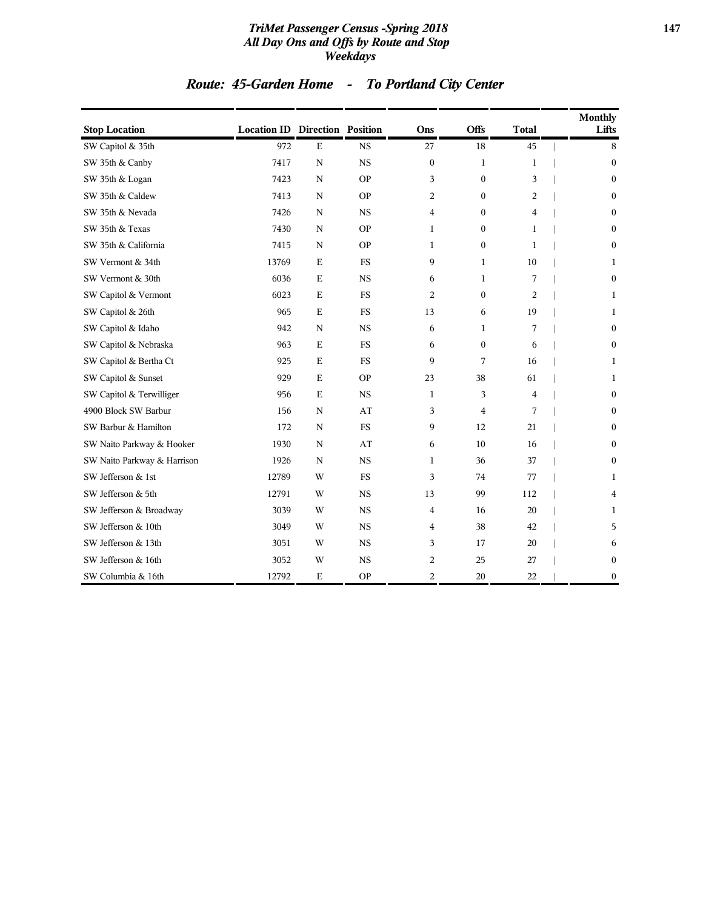# TriMet Passenger Census -Spring 2018
## All Day Ons and Offs by Route and Stop
## Weekdays

## Route: 45-Garden Home - To Portland City Center

| Stop Location | Location ID | Direction | Position | Ons | Offs | Total | Monthly Lifts |
|---|---|---|---|---|---|---|---|
| SW Capitol & 35th | 972 | E | NS | 27 | 18 | 45 | 8 |
| SW 35th & Canby | 7417 | N | NS | 0 | 1 | 1 | 0 |
| SW 35th & Logan | 7423 | N | OP | 3 | 0 | 3 | 0 |
| SW 35th & Caldew | 7413 | N | OP | 2 | 0 | 2 | 0 |
| SW 35th & Nevada | 7426 | N | NS | 4 | 0 | 4 | 0 |
| SW 35th & Texas | 7430 | N | OP | 1 | 0 | 1 | 0 |
| SW 35th & California | 7415 | N | OP | 1 | 0 | 1 | 0 |
| SW Vermont & 34th | 13769 | E | FS | 9 | 1 | 10 | 1 |
| SW Vermont & 30th | 6036 | E | NS | 6 | 1 | 7 | 0 |
| SW Capitol & Vermont | 6023 | E | FS | 2 | 0 | 2 | 1 |
| SW Capitol & 26th | 965 | E | FS | 13 | 6 | 19 | 1 |
| SW Capitol & Idaho | 942 | N | NS | 6 | 1 | 7 | 0 |
| SW Capitol & Nebraska | 963 | E | FS | 6 | 0 | 6 | 0 |
| SW Capitol & Bertha Ct | 925 | E | FS | 9 | 7 | 16 | 1 |
| SW Capitol & Sunset | 929 | E | OP | 23 | 38 | 61 | 1 |
| SW Capitol & Terwilliger | 956 | E | NS | 1 | 3 | 4 | 0 |
| 4900 Block SW Barbur | 156 | N | AT | 3 | 4 | 7 | 0 |
| SW Barbur & Hamilton | 172 | N | FS | 9 | 12 | 21 | 0 |
| SW Naito Parkway & Hooker | 1930 | N | AT | 6 | 10 | 16 | 0 |
| SW Naito Parkway & Harrison | 1926 | N | NS | 1 | 36 | 37 | 0 |
| SW Jefferson & 1st | 12789 | W | FS | 3 | 74 | 77 | 1 |
| SW Jefferson & 5th | 12791 | W | NS | 13 | 99 | 112 | 4 |
| SW Jefferson & Broadway | 3039 | W | NS | 4 | 16 | 20 | 1 |
| SW Jefferson & 10th | 3049 | W | NS | 4 | 38 | 42 | 5 |
| SW Jefferson & 13th | 3051 | W | NS | 3 | 17 | 20 | 6 |
| SW Jefferson & 16th | 3052 | W | NS | 2 | 25 | 27 | 0 |
| SW Columbia & 16th | 12792 | E | OP | 2 | 20 | 22 | 0 |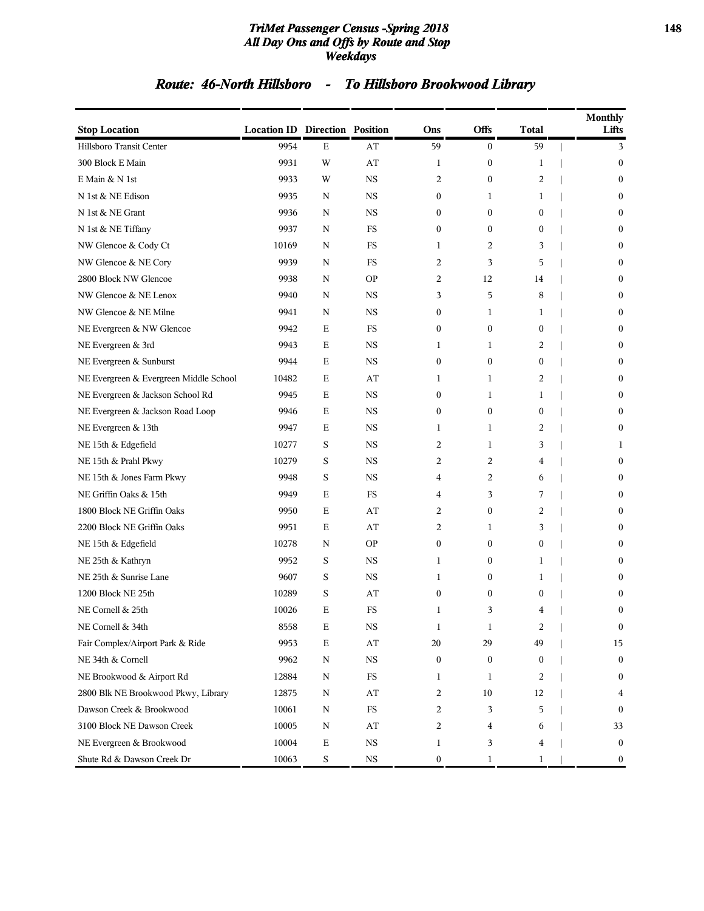# TriMet Passenger Census -Spring 2018
## All Day Ons and Offs by Route and Stop
## Weekdays

## Route: 46-North Hillsboro - To Hillsboro Brookwood Library

| Stop Location | Location ID | Direction | Position | Ons | Offs | Total | Monthly Lifts |
|---|---|---|---|---|---|---|---|
| Hillsboro Transit Center | 9954 | E | AT | 59 | 0 | 59 | 3 |
| 300 Block E Main | 9931 | W | AT | 1 | 0 | 1 | 0 |
| E Main & N 1st | 9933 | W | NS | 2 | 0 | 2 | 0 |
| N 1st & NE Edison | 9935 | N | NS | 0 | 1 | 1 | 0 |
| N 1st & NE Grant | 9936 | N | NS | 0 | 0 | 0 | 0 |
| N 1st & NE Tiffany | 9937 | N | FS | 0 | 0 | 0 | 0 |
| NW Glencoe & Cody Ct | 10169 | N | FS | 1 | 2 | 3 | 0 |
| NW Glencoe & NE Cory | 9939 | N | FS | 2 | 3 | 5 | 0 |
| 2800 Block NW Glencoe | 9938 | N | OP | 2 | 12 | 14 | 0 |
| NW Glencoe & NE Lenox | 9940 | N | NS | 3 | 5 | 8 | 0 |
| NW Glencoe & NE Milne | 9941 | N | NS | 0 | 1 | 1 | 0 |
| NE Evergreen & NW Glencoe | 9942 | E | FS | 0 | 0 | 0 | 0 |
| NE Evergreen & 3rd | 9943 | E | NS | 1 | 1 | 2 | 0 |
| NE Evergreen & Sunburst | 9944 | E | NS | 0 | 0 | 0 | 0 |
| NE Evergreen & Evergreen Middle School | 10482 | E | AT | 1 | 1 | 2 | 0 |
| NE Evergreen & Jackson School Rd | 9945 | E | NS | 0 | 1 | 1 | 0 |
| NE Evergreen & Jackson Road Loop | 9946 | E | NS | 0 | 0 | 0 | 0 |
| NE Evergreen & 13th | 9947 | E | NS | 1 | 1 | 2 | 0 |
| NE 15th & Edgefield | 10277 | S | NS | 2 | 1 | 3 | 1 |
| NE 15th & Prahl Pkwy | 10279 | S | NS | 2 | 2 | 4 | 0 |
| NE 15th & Jones Farm Pkwy | 9948 | S | NS | 4 | 2 | 6 | 0 |
| NE Griffin Oaks & 15th | 9949 | E | FS | 4 | 3 | 7 | 0 |
| 1800 Block NE Griffin Oaks | 9950 | E | AT | 2 | 0 | 2 | 0 |
| 2200 Block NE Griffin Oaks | 9951 | E | AT | 2 | 1 | 3 | 0 |
| NE 15th & Edgefield | 10278 | N | OP | 0 | 0 | 0 | 0 |
| NE 25th & Kathryn | 9952 | S | NS | 1 | 0 | 1 | 0 |
| NE 25th & Sunrise Lane | 9607 | S | NS | 1 | 0 | 1 | 0 |
| 1200 Block NE 25th | 10289 | S | AT | 0 | 0 | 0 | 0 |
| NE Cornell & 25th | 10026 | E | FS | 1 | 3 | 4 | 0 |
| NE Cornell & 34th | 8558 | E | NS | 1 | 1 | 2 | 0 |
| Fair Complex/Airport Park & Ride | 9953 | E | AT | 20 | 29 | 49 | 15 |
| NE 34th & Cornell | 9962 | N | NS | 0 | 0 | 0 | 0 |
| NE Brookwood & Airport Rd | 12884 | N | FS | 1 | 1 | 2 | 0 |
| 2800 Blk NE Brookwood Pkwy, Library | 12875 | N | AT | 2 | 10 | 12 | 4 |
| Dawson Creek & Brookwood | 10061 | N | FS | 2 | 3 | 5 | 0 |
| 3100 Block NE Dawson Creek | 10005 | N | AT | 2 | 4 | 6 | 33 |
| NE Evergreen & Brookwood | 10004 | E | NS | 1 | 3 | 4 | 0 |
| Shute Rd & Dawson Creek Dr | 10063 | S | NS | 0 | 1 | 1 | 0 |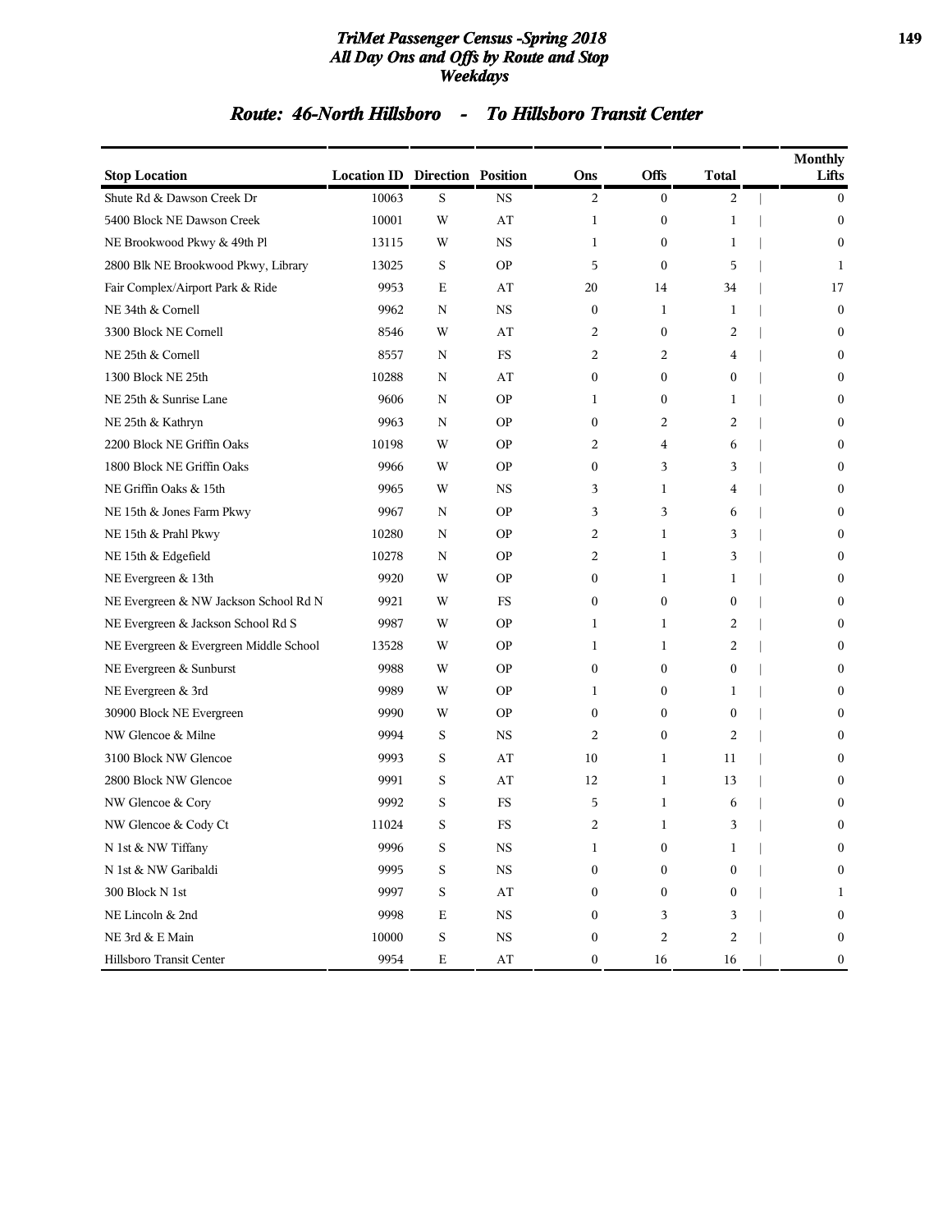# TriMet Passenger Census -Spring 2018
## All Day Ons and Offs by Route and Stop
## Weekdays

## Route: 46-North Hillsboro - To Hillsboro Transit Center

| Stop Location | Location ID | Direction | Position | Ons | Offs | Total | Monthly Lifts |
|---|---|---|---|---|---|---|---|
| Shute Rd & Dawson Creek Dr | 10063 | S | NS | 2 | 0 | 2 | 0 |
| 5400 Block NE Dawson Creek | 10001 | W | AT | 1 | 0 | 1 | 0 |
| NE Brookwood Pkwy & 49th Pl | 13115 | W | NS | 1 | 0 | 1 | 0 |
| 2800 Blk NE Brookwood Pkwy, Library | 13025 | S | OP | 5 | 0 | 5 | 1 |
| Fair Complex/Airport Park & Ride | 9953 | E | AT | 20 | 14 | 34 | 17 |
| NE 34th & Cornell | 9962 | N | NS | 0 | 1 | 1 | 0 |
| 3300 Block NE Cornell | 8546 | W | AT | 2 | 0 | 2 | 0 |
| NE 25th & Cornell | 8557 | N | FS | 2 | 2 | 4 | 0 |
| 1300 Block NE 25th | 10288 | N | AT | 0 | 0 | 0 | 0 |
| NE 25th & Sunrise Lane | 9606 | N | OP | 1 | 0 | 1 | 0 |
| NE 25th & Kathryn | 9963 | N | OP | 0 | 2 | 2 | 0 |
| 2200 Block NE Griffin Oaks | 10198 | W | OP | 2 | 4 | 6 | 0 |
| 1800 Block NE Griffin Oaks | 9966 | W | OP | 0 | 3 | 3 | 0 |
| NE Griffin Oaks & 15th | 9965 | W | NS | 3 | 1 | 4 | 0 |
| NE 15th & Jones Farm Pkwy | 9967 | N | OP | 3 | 3 | 6 | 0 |
| NE 15th & Prahl Pkwy | 10280 | N | OP | 2 | 1 | 3 | 0 |
| NE 15th & Edgefield | 10278 | N | OP | 2 | 1 | 3 | 0 |
| NE Evergreen & 13th | 9920 | W | OP | 0 | 1 | 1 | 0 |
| NE Evergreen & NW Jackson School Rd N | 9921 | W | FS | 0 | 0 | 0 | 0 |
| NE Evergreen & Jackson School Rd S | 9987 | W | OP | 1 | 1 | 2 | 0 |
| NE Evergreen & Evergreen Middle School | 13528 | W | OP | 1 | 1 | 2 | 0 |
| NE Evergreen & Sunburst | 9988 | W | OP | 0 | 0 | 0 | 0 |
| NE Evergreen & 3rd | 9989 | W | OP | 1 | 0 | 1 | 0 |
| 30900 Block NE Evergreen | 9990 | W | OP | 0 | 0 | 0 | 0 |
| NW Glencoe & Milne | 9994 | S | NS | 2 | 0 | 2 | 0 |
| 3100 Block NW Glencoe | 9993 | S | AT | 10 | 1 | 11 | 0 |
| 2800 Block NW Glencoe | 9991 | S | AT | 12 | 1 | 13 | 0 |
| NW Glencoe & Cory | 9992 | S | FS | 5 | 1 | 6 | 0 |
| NW Glencoe & Cody Ct | 11024 | S | FS | 2 | 1 | 3 | 0 |
| N 1st & NW Tiffany | 9996 | S | NS | 1 | 0 | 1 | 0 |
| N 1st & NW Garibaldi | 9995 | S | NS | 0 | 0 | 0 | 0 |
| 300 Block N 1st | 9997 | S | AT | 0 | 0 | 0 | 1 |
| NE Lincoln & 2nd | 9998 | E | NS | 0 | 3 | 3 | 0 |
| NE 3rd & E Main | 10000 | S | NS | 0 | 2 | 2 | 0 |
| Hillsboro Transit Center | 9954 | E | AT | 0 | 16 | 16 | 0 |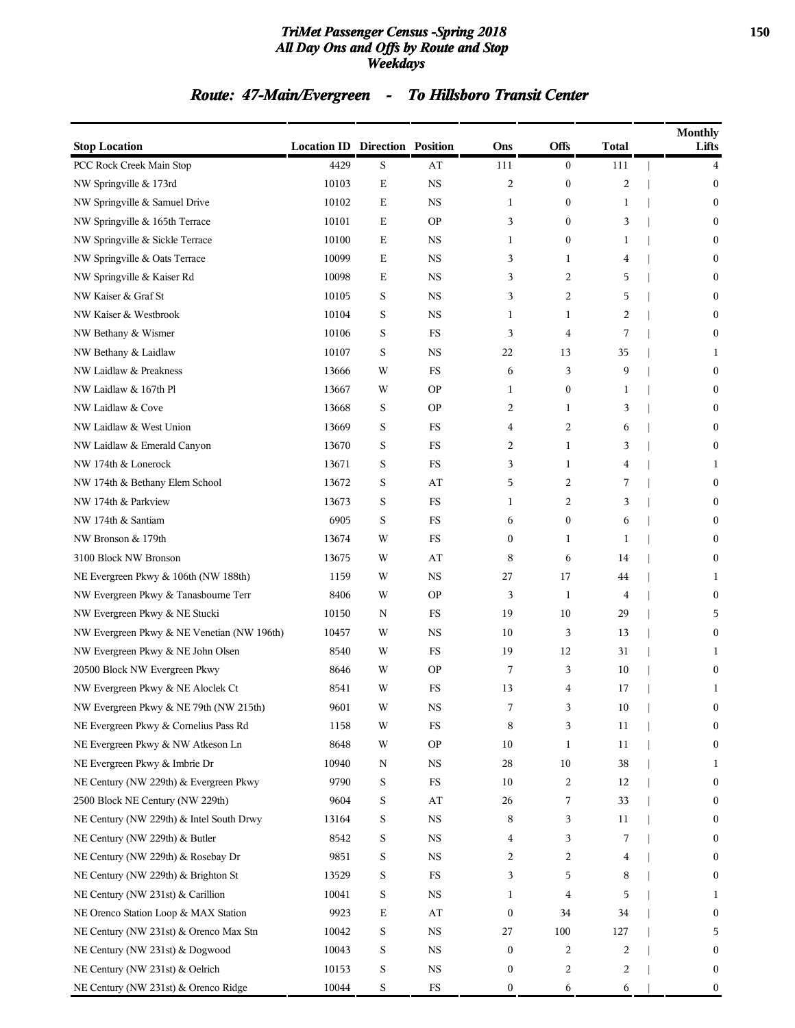# TriMet Passenger Census -Spring 2018
## All Day Ons and Offs by Route and Stop
### Weekdays

## Route: 47-Main/Evergreen - To Hillsboro Transit Center

| Stop Location | Location ID | Direction | Position | Ons | Offs | Total | Monthly Lifts |
|---|---|---|---|---|---|---|---|
| PCC Rock Creek Main Stop | 4429 | S | AT | 111 | 0 | 111 | 4 |
| NW Springville & 173rd | 10103 | E | NS | 2 | 0 | 2 | 0 |
| NW Springville & Samuel Drive | 10102 | E | NS | 1 | 0 | 1 | 0 |
| NW Springville & 165th Terrace | 10101 | E | OP | 3 | 0 | 3 | 0 |
| NW Springville & Sickle Terrace | 10100 | E | NS | 1 | 0 | 1 | 0 |
| NW Springville & Oats Terrace | 10099 | E | NS | 3 | 1 | 4 | 0 |
| NW Springville & Kaiser Rd | 10098 | E | NS | 3 | 2 | 5 | 0 |
| NW Kaiser & Graf St | 10105 | S | NS | 3 | 2 | 5 | 0 |
| NW Kaiser & Westbrook | 10104 | S | NS | 1 | 1 | 2 | 0 |
| NW Bethany & Wismer | 10106 | S | FS | 3 | 4 | 7 | 0 |
| NW Bethany & Laidlaw | 10107 | S | NS | 22 | 13 | 35 | 1 |
| NW Laidlaw & Preakness | 13666 | W | FS | 6 | 3 | 9 | 0 |
| NW Laidlaw & 167th Pl | 13667 | W | OP | 1 | 0 | 1 | 0 |
| NW Laidlaw & Cove | 13668 | S | OP | 2 | 1 | 3 | 0 |
| NW Laidlaw & West Union | 13669 | S | FS | 4 | 2 | 6 | 0 |
| NW Laidlaw & Emerald Canyon | 13670 | S | FS | 2 | 1 | 3 | 0 |
| NW 174th & Lonerock | 13671 | S | FS | 3 | 1 | 4 | 1 |
| NW 174th & Bethany Elem School | 13672 | S | AT | 5 | 2 | 7 | 0 |
| NW 174th & Parkview | 13673 | S | FS | 1 | 2 | 3 | 0 |
| NW 174th & Santiam | 6905 | S | FS | 6 | 0 | 6 | 0 |
| NW Bronson & 179th | 13674 | W | FS | 0 | 1 | 1 | 0 |
| 3100 Block NW Bronson | 13675 | W | AT | 8 | 6 | 14 | 0 |
| NE Evergreen Pkwy & 106th (NW 188th) | 1159 | W | NS | 27 | 17 | 44 | 1 |
| NW Evergreen Pkwy & Tanasbourne Terr | 8406 | W | OP | 3 | 1 | 4 | 0 |
| NW Evergreen Pkwy & NE Stucki | 10150 | N | FS | 19 | 10 | 29 | 5 |
| NW Evergreen Pkwy & NE Venetian (NW 196th) | 10457 | W | NS | 10 | 3 | 13 | 0 |
| NW Evergreen Pkwy & NE John Olsen | 8540 | W | FS | 19 | 12 | 31 | 1 |
| 20500 Block NW Evergreen Pkwy | 8646 | W | OP | 7 | 3 | 10 | 0 |
| NW Evergreen Pkwy & NE Aloclek Ct | 8541 | W | FS | 13 | 4 | 17 | 1 |
| NW Evergreen Pkwy & NE 79th (NW 215th) | 9601 | W | NS | 7 | 3 | 10 | 0 |
| NE Evergreen Pkwy & Cornelius Pass Rd | 1158 | W | FS | 8 | 3 | 11 | 0 |
| NE Evergreen Pkwy & NW Atkeson Ln | 8648 | W | OP | 10 | 1 | 11 | 0 |
| NE Evergreen Pkwy & Imbrie Dr | 10940 | N | NS | 28 | 10 | 38 | 1 |
| NE Century (NW 229th) & Evergreen Pkwy | 9790 | S | FS | 10 | 2 | 12 | 0 |
| 2500 Block NE Century (NW 229th) | 9604 | S | AT | 26 | 7 | 33 | 0 |
| NE Century (NW 229th) & Intel South Drwy | 13164 | S | NS | 8 | 3 | 11 | 0 |
| NE Century (NW 229th) & Butler | 8542 | S | NS | 4 | 3 | 7 | 0 |
| NE Century (NW 229th) & Rosebay Dr | 9851 | S | NS | 2 | 2 | 4 | 0 |
| NE Century (NW 229th) & Brighton St | 13529 | S | FS | 3 | 5 | 8 | 0 |
| NE Century (NW 231st) & Carillion | 10041 | S | NS | 1 | 4 | 5 | 1 |
| NE Orenco Station Loop & MAX Station | 9923 | E | AT | 0 | 34 | 34 | 0 |
| NE Century (NW 231st) & Orenco Max Stn | 10042 | S | NS | 27 | 100 | 127 | 5 |
| NE Century (NW 231st) & Dogwood | 10043 | S | NS | 0 | 2 | 2 | 0 |
| NE Century (NW 231st) & Oelrich | 10153 | S | NS | 0 | 2 | 2 | 0 |
| NE Century (NW 231st) & Orenco Ridge | 10044 | S | FS | 0 | 6 | 6 | 0 |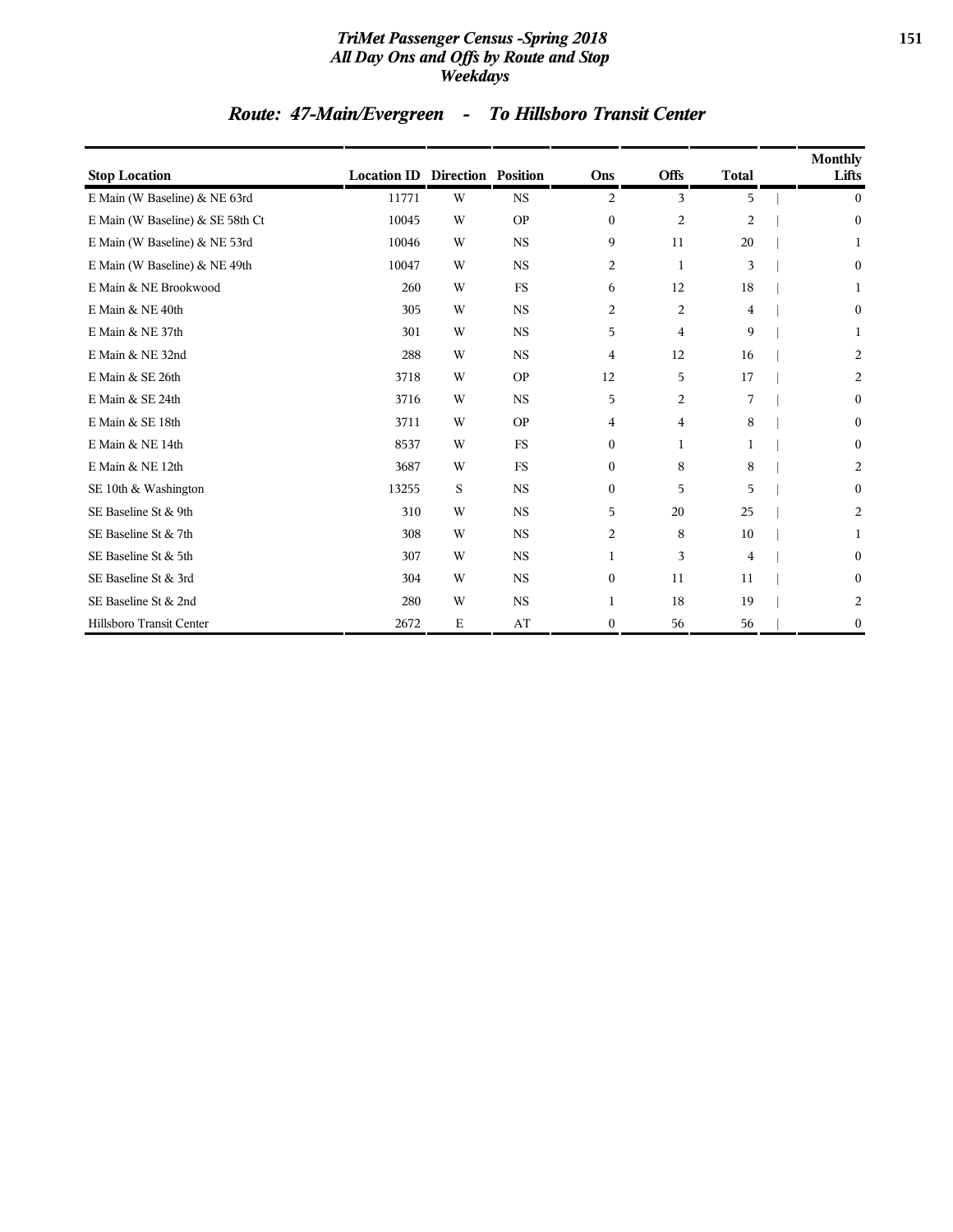## Route: 47-Main/Evergreen - To Hillsboro Transit Center

| Stop Location | Location ID | Direction | Position | Ons | Offs | Total | Monthly Lifts |
|---|---|---|---|---|---|---|---|
| E Main (W Baseline) & NE 63rd | 11771 | W | NS | 2 | 3 | 5 | 0 |
| E Main (W Baseline) & SE 58th Ct | 10045 | W | OP | 0 | 2 | 2 | 0 |
| E Main (W Baseline) & NE 53rd | 10046 | W | NS | 9 | 11 | 20 | 1 |
| E Main (W Baseline) & NE 49th | 10047 | W | NS | 2 | 1 | 3 | 0 |
| E Main & NE Brookwood | 260 | W | FS | 6 | 12 | 18 | 1 |
| E Main & NE 40th | 305 | W | NS | 2 | 2 | 4 | 0 |
| E Main & NE 37th | 301 | W | NS | 5 | 4 | 9 | 1 |
| E Main & NE 32nd | 288 | W | NS | 4 | 12 | 16 | 2 |
| E Main & SE 26th | 3718 | W | OP | 12 | 5 | 17 | 2 |
| E Main & SE 24th | 3716 | W | NS | 5 | 2 | 7 | 0 |
| E Main & SE 18th | 3711 | W | OP | 4 | 4 | 8 | 0 |
| E Main & NE 14th | 8537 | W | FS | 0 | 1 | 1 | 0 |
| E Main & NE 12th | 3687 | W | FS | 0 | 8 | 8 | 2 |
| SE 10th & Washington | 13255 | S | NS | 0 | 5 | 5 | 0 |
| SE Baseline St & 9th | 310 | W | NS | 5 | 20 | 25 | 2 |
| SE Baseline St & 7th | 308 | W | NS | 2 | 8 | 10 | 1 |
| SE Baseline St & 5th | 307 | W | NS | 1 | 3 | 4 | 0 |
| SE Baseline St & 3rd | 304 | W | NS | 0 | 11 | 11 | 0 |
| SE Baseline St & 2nd | 280 | W | NS | 1 | 18 | 19 | 2 |
| Hillsboro Transit Center | 2672 | E | AT | 0 | 56 | 56 | 0 |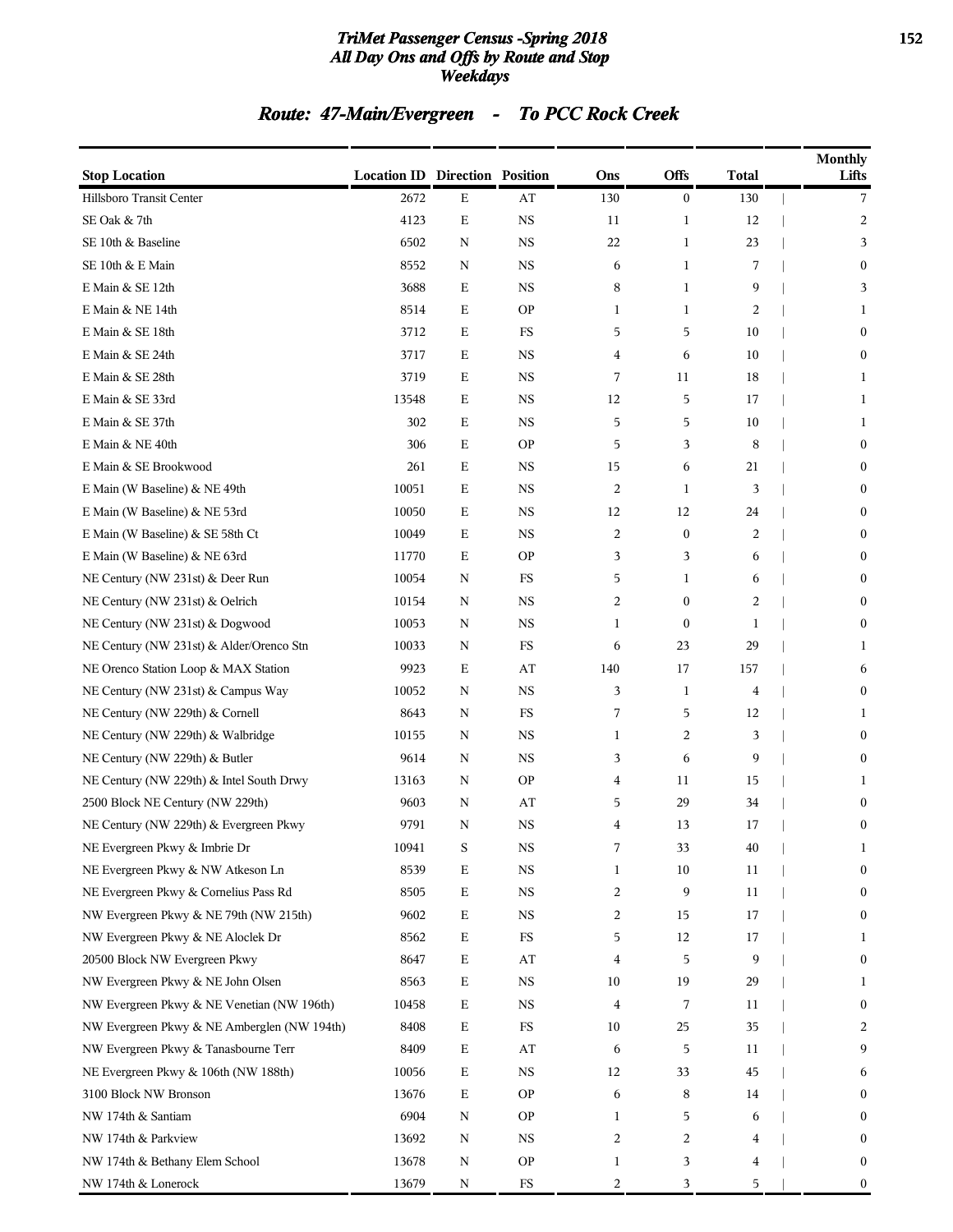## Route: 47-Main/Evergreen - To PCC Rock Creek

| Stop Location | Location ID | Direction | Position | Ons | Offs | Total | Monthly Lifts |
|---|---|---|---|---|---|---|---|
| Hillsboro Transit Center | 2672 | E | AT | 130 | 0 | 130 | 7 |
| SE Oak & 7th | 4123 | E | NS | 11 | 1 | 12 | 2 |
| SE 10th & Baseline | 6502 | N | NS | 22 | 1 | 23 | 3 |
| SE 10th & E Main | 8552 | N | NS | 6 | 1 | 7 | 0 |
| E Main & SE 12th | 3688 | E | NS | 8 | 1 | 9 | 3 |
| E Main & NE 14th | 8514 | E | OP | 1 | 1 | 2 | 1 |
| E Main & SE 18th | 3712 | E | FS | 5 | 5 | 10 | 0 |
| E Main & SE 24th | 3717 | E | NS | 4 | 6 | 10 | 0 |
| E Main & SE 28th | 3719 | E | NS | 7 | 11 | 18 | 1 |
| E Main & SE 33rd | 13548 | E | NS | 12 | 5 | 17 | 1 |
| E Main & SE 37th | 302 | E | NS | 5 | 5 | 10 | 1 |
| E Main & NE 40th | 306 | E | OP | 5 | 3 | 8 | 0 |
| E Main & SE Brookwood | 261 | E | NS | 15 | 6 | 21 | 0 |
| E Main (W Baseline) & NE 49th | 10051 | E | NS | 2 | 1 | 3 | 0 |
| E Main (W Baseline) & NE 53rd | 10050 | E | NS | 12 | 12 | 24 | 0 |
| E Main (W Baseline) & SE 58th Ct | 10049 | E | NS | 2 | 0 | 2 | 0 |
| E Main (W Baseline) & NE 63rd | 11770 | E | OP | 3 | 3 | 6 | 0 |
| NE Century (NW 231st) & Deer Run | 10054 | N | FS | 5 | 1 | 6 | 0 |
| NE Century (NW 231st) & Oelrich | 10154 | N | NS | 2 | 0 | 2 | 0 |
| NE Century (NW 231st) & Dogwood | 10053 | N | NS | 1 | 0 | 1 | 0 |
| NE Century (NW 231st) & Alder/Orenco Stn | 10033 | N | FS | 6 | 23 | 29 | 1 |
| NE Orenco Station Loop & MAX Station | 9923 | E | AT | 140 | 17 | 157 | 6 |
| NE Century (NW 231st) & Campus Way | 10052 | N | NS | 3 | 1 | 4 | 0 |
| NE Century (NW 229th) & Cornell | 8643 | N | FS | 7 | 5 | 12 | 1 |
| NE Century (NW 229th) & Walbridge | 10155 | N | NS | 1 | 2 | 3 | 0 |
| NE Century (NW 229th) & Butler | 9614 | N | NS | 3 | 6 | 9 | 0 |
| NE Century (NW 229th) & Intel South Drwy | 13163 | N | OP | 4 | 11 | 15 | 1 |
| 2500 Block NE Century (NW 229th) | 9603 | N | AT | 5 | 29 | 34 | 0 |
| NE Century (NW 229th) & Evergreen Pkwy | 9791 | N | NS | 4 | 13 | 17 | 0 |
| NE Evergreen Pkwy & Imbrie Dr | 10941 | S | NS | 7 | 33 | 40 | 1 |
| NE Evergreen Pkwy & NW Atkeson Ln | 8539 | E | NS | 1 | 10 | 11 | 0 |
| NE Evergreen Pkwy & Cornelius Pass Rd | 8505 | E | NS | 2 | 9 | 11 | 0 |
| NW Evergreen Pkwy & NE 79th (NW 215th) | 9602 | E | NS | 2 | 15 | 17 | 0 |
| NW Evergreen Pkwy & NE Aloclek Dr | 8562 | E | FS | 5 | 12 | 17 | 1 |
| 20500 Block NW Evergreen Pkwy | 8647 | E | AT | 4 | 5 | 9 | 0 |
| NW Evergreen Pkwy & NE John Olsen | 8563 | E | NS | 10 | 19 | 29 | 1 |
| NW Evergreen Pkwy & NE Venetian (NW 196th) | 10458 | E | NS | 4 | 7 | 11 | 0 |
| NW Evergreen Pkwy & NE Amberglen (NW 194th) | 8408 | E | FS | 10 | 25 | 35 | 2 |
| NW Evergreen Pkwy & Tanasbourne Terr | 8409 | E | AT | 6 | 5 | 11 | 9 |
| NE Evergreen Pkwy & 106th (NW 188th) | 10056 | E | NS | 12 | 33 | 45 | 6 |
| 3100 Block NW Bronson | 13676 | E | OP | 6 | 8 | 14 | 0 |
| NW 174th & Santiam | 6904 | N | OP | 1 | 5 | 6 | 0 |
| NW 174th & Parkview | 13692 | N | NS | 2 | 2 | 4 | 0 |
| NW 174th & Bethany Elem School | 13678 | N | OP | 1 | 3 | 4 | 0 |
| NW 174th & Lonerock | 13679 | N | FS | 2 | 3 | 5 | 0 |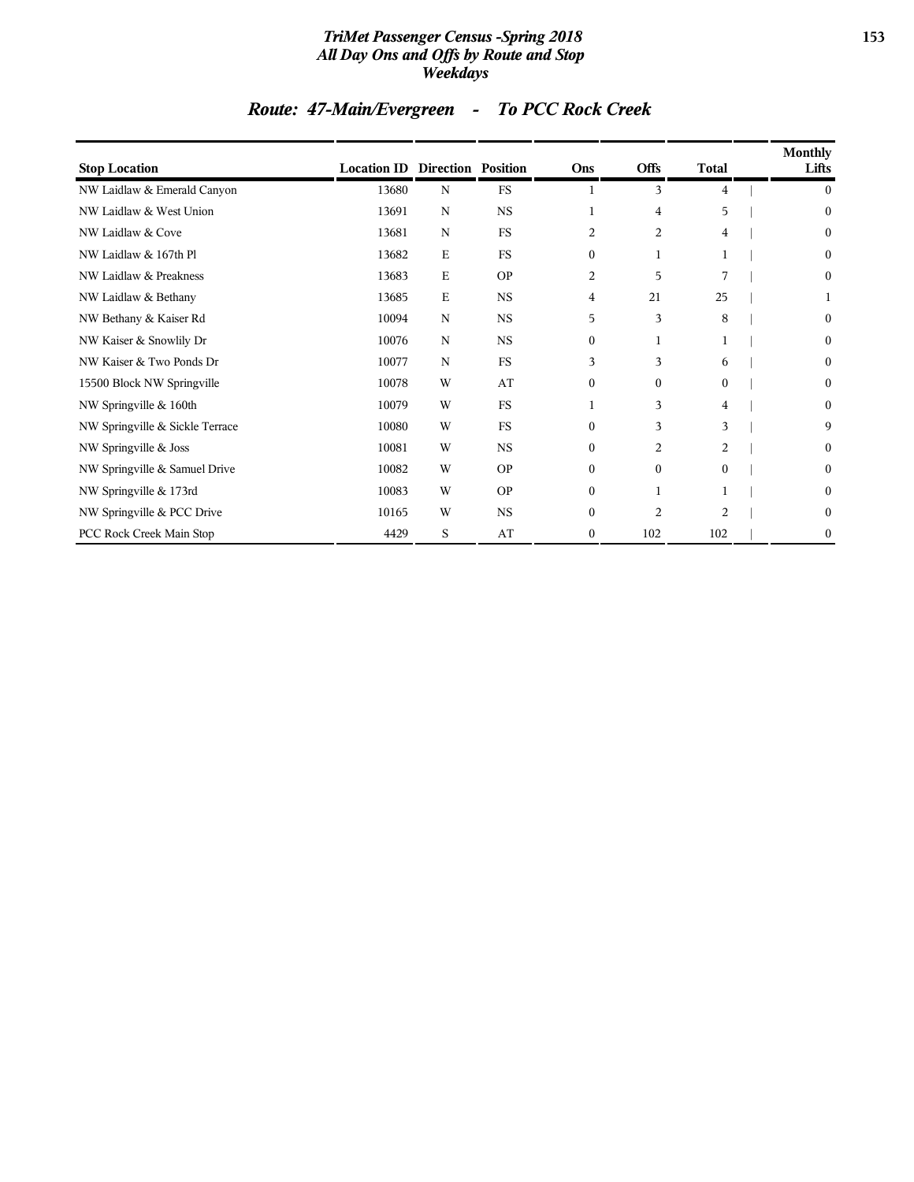## Route: 47-Main/Evergreen - To PCC Rock Creek

| Stop Location | Location ID | Direction | Position | Ons | Offs | Total | Monthly Lifts |
|---|---|---|---|---|---|---|---|
| NW Laidlaw & Emerald Canyon | 13680 | N | FS | 1 | 3 | 4 | 0 |
| NW Laidlaw & West Union | 13691 | N | NS | 1 | 4 | 5 | 0 |
| NW Laidlaw & Cove | 13681 | N | FS | 2 | 2 | 4 | 0 |
| NW Laidlaw & 167th Pl | 13682 | E | FS | 0 | 1 | 1 | 0 |
| NW Laidlaw & Preakness | 13683 | E | OP | 2 | 5 | 7 | 0 |
| NW Laidlaw & Bethany | 13685 | E | NS | 4 | 21 | 25 | 1 |
| NW Bethany & Kaiser Rd | 10094 | N | NS | 5 | 3 | 8 | 0 |
| NW Kaiser & Snowlily Dr | 10076 | N | NS | 0 | 1 | 1 | 0 |
| NW Kaiser & Two Ponds Dr | 10077 | N | FS | 3 | 3 | 6 | 0 |
| 15500 Block NW Springville | 10078 | W | AT | 0 | 0 | 0 | 0 |
| NW Springville & 160th | 10079 | W | FS | 1 | 3 | 4 | 0 |
| NW Springville & Sickle Terrace | 10080 | W | FS | 0 | 3 | 3 | 9 |
| NW Springville & Joss | 10081 | W | NS | 0 | 2 | 2 | 0 |
| NW Springville & Samuel Drive | 10082 | W | OP | 0 | 0 | 0 | 0 |
| NW Springville & 173rd | 10083 | W | OP | 0 | 1 | 1 | 0 |
| NW Springville & PCC Drive | 10165 | W | NS | 0 | 2 | 2 | 0 |
| PCC Rock Creek Main Stop | 4429 | S | AT | 0 | 102 | 102 | 0 |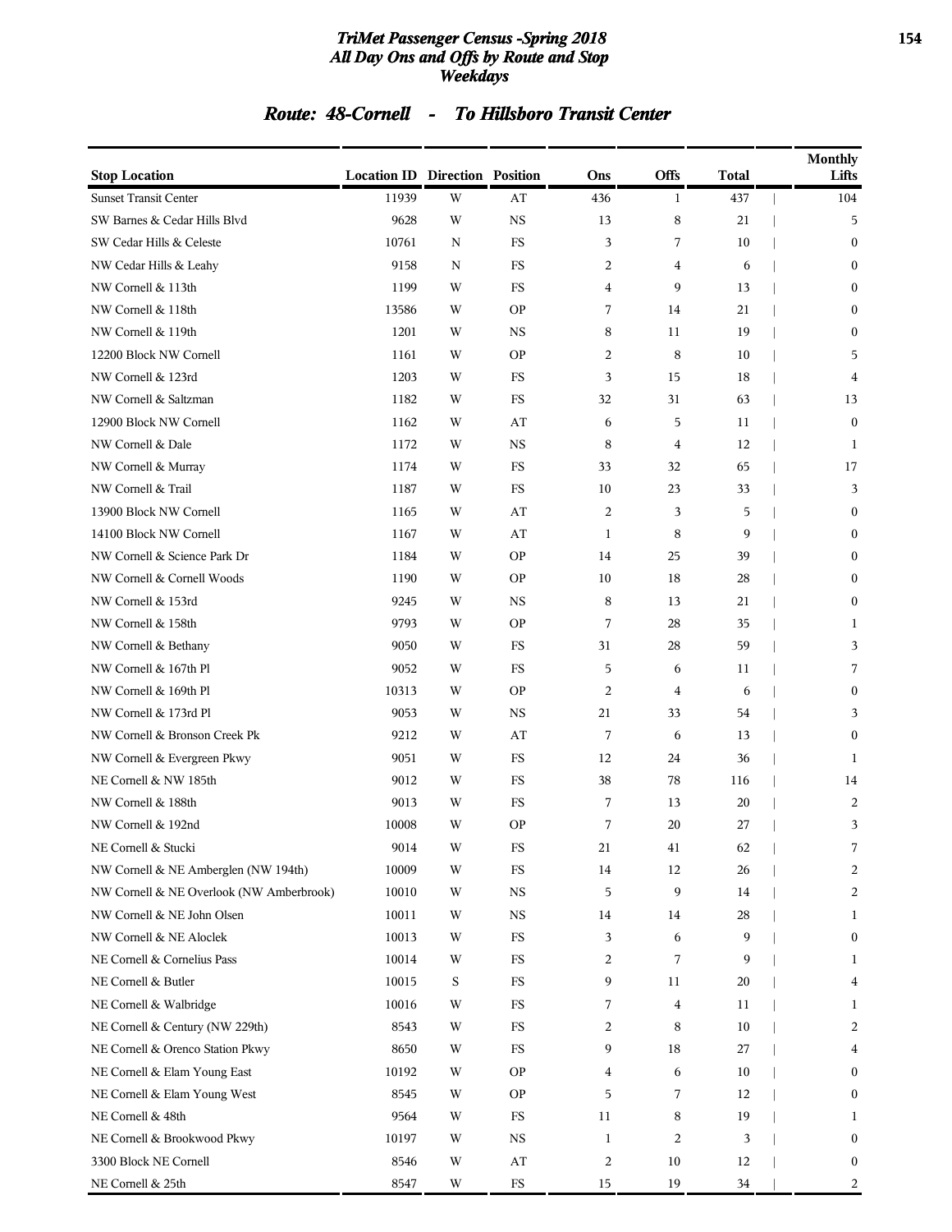# TriMet Passenger Census -Spring 2018
## All Day Ons and Offs by Route and Stop
### Weekdays

## Route: 48-Cornell - To Hillsboro Transit Center

| Stop Location | Location ID | Direction | Position | Ons | Offs | Total | Monthly Lifts |
|---|---|---|---|---|---|---|---|
| Sunset Transit Center | 11939 | W | AT | 436 | 1 | 437 | 104 |
| SW Barnes & Cedar Hills Blvd | 9628 | W | NS | 13 | 8 | 21 | 5 |
| SW Cedar Hills & Celeste | 10761 | N | FS | 3 | 7 | 10 | 0 |
| NW Cedar Hills & Leahy | 9158 | N | FS | 2 | 4 | 6 | 0 |
| NW Cornell & 113th | 1199 | W | FS | 4 | 9 | 13 | 0 |
| NW Cornell & 118th | 13586 | W | OP | 7 | 14 | 21 | 0 |
| NW Cornell & 119th | 1201 | W | NS | 8 | 11 | 19 | 0 |
| 12200 Block NW Cornell | 1161 | W | OP | 2 | 8 | 10 | 5 |
| NW Cornell & 123rd | 1203 | W | FS | 3 | 15 | 18 | 4 |
| NW Cornell & Saltzman | 1182 | W | FS | 32 | 31 | 63 | 13 |
| 12900 Block NW Cornell | 1162 | W | AT | 6 | 5 | 11 | 0 |
| NW Cornell & Dale | 1172 | W | NS | 8 | 4 | 12 | 1 |
| NW Cornell & Murray | 1174 | W | FS | 33 | 32 | 65 | 17 |
| NW Cornell & Trail | 1187 | W | FS | 10 | 23 | 33 | 3 |
| 13900 Block NW Cornell | 1165 | W | AT | 2 | 3 | 5 | 0 |
| 14100 Block NW Cornell | 1167 | W | AT | 1 | 8 | 9 | 0 |
| NW Cornell & Science Park Dr | 1184 | W | OP | 14 | 25 | 39 | 0 |
| NW Cornell & Cornell Woods | 1190 | W | OP | 10 | 18 | 28 | 0 |
| NW Cornell & 153rd | 9245 | W | NS | 8 | 13 | 21 | 0 |
| NW Cornell & 158th | 9793 | W | OP | 7 | 28 | 35 | 1 |
| NW Cornell & Bethany | 9050 | W | FS | 31 | 28 | 59 | 3 |
| NW Cornell & 167th Pl | 9052 | W | FS | 5 | 6 | 11 | 7 |
| NW Cornell & 169th Pl | 10313 | W | OP | 2 | 4 | 6 | 0 |
| NW Cornell & 173rd Pl | 9053 | W | NS | 21 | 33 | 54 | 3 |
| NW Cornell & Bronson Creek Pk | 9212 | W | AT | 7 | 6 | 13 | 0 |
| NW Cornell & Evergreen Pkwy | 9051 | W | FS | 12 | 24 | 36 | 1 |
| NE Cornell & NW 185th | 9012 | W | FS | 38 | 78 | 116 | 14 |
| NW Cornell & 188th | 9013 | W | FS | 7 | 13 | 20 | 2 |
| NW Cornell & 192nd | 10008 | W | OP | 7 | 20 | 27 | 3 |
| NE Cornell & Stucki | 9014 | W | FS | 21 | 41 | 62 | 7 |
| NW Cornell & NE Amberglen (NW 194th) | 10009 | W | FS | 14 | 12 | 26 | 2 |
| NW Cornell & NE Overlook (NW Amberbrook) | 10010 | W | NS | 5 | 9 | 14 | 2 |
| NW Cornell & NE John Olsen | 10011 | W | NS | 14 | 14 | 28 | 1 |
| NW Cornell & NE Aloclek | 10013 | W | FS | 3 | 6 | 9 | 0 |
| NE Cornell & Cornelius Pass | 10014 | W | FS | 2 | 7 | 9 | 1 |
| NE Cornell & Butler | 10015 | S | FS | 9 | 11 | 20 | 4 |
| NE Cornell & Walbridge | 10016 | W | FS | 7 | 4 | 11 | 1 |
| NE Cornell & Century (NW 229th) | 8543 | W | FS | 2 | 8 | 10 | 2 |
| NE Cornell & Orenco Station Pkwy | 8650 | W | FS | 9 | 18 | 27 | 4 |
| NE Cornell & Elam Young East | 10192 | W | OP | 4 | 6 | 10 | 0 |
| NE Cornell & Elam Young West | 8545 | W | OP | 5 | 7 | 12 | 0 |
| NE Cornell & 48th | 9564 | W | FS | 11 | 8 | 19 | 1 |
| NE Cornell & Brookwood Pkwy | 10197 | W | NS | 1 | 2 | 3 | 0 |
| 3300 Block NE Cornell | 8546 | W | AT | 2 | 10 | 12 | 0 |
| NE Cornell & 25th | 8547 | W | FS | 15 | 19 | 34 | 2 |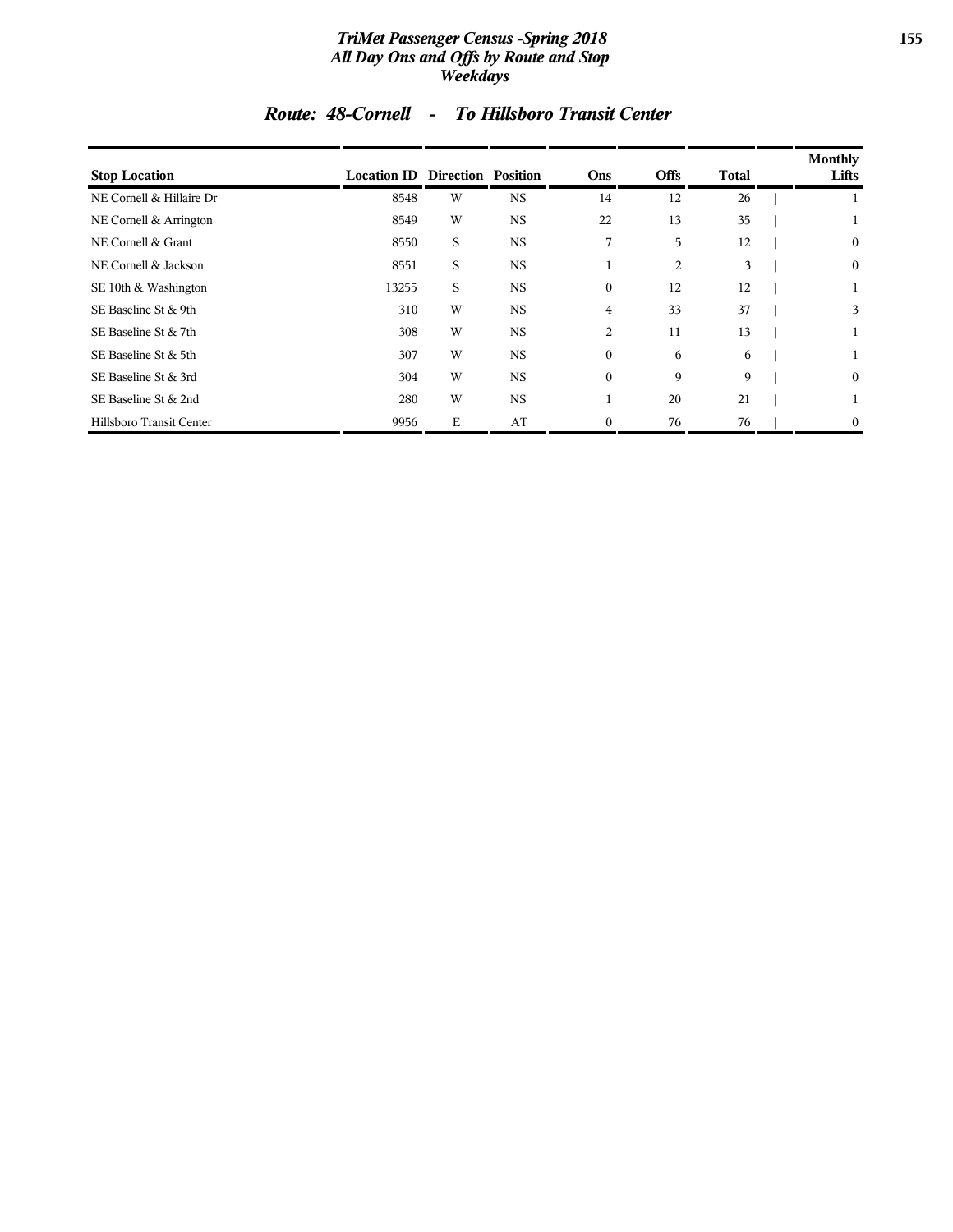## Route: 48-Cornell - To Hillsboro Transit Center

| Stop Location | Location ID | Direction | Position | Ons | Offs | Total | Monthly Lifts |
|---|---|---|---|---|---|---|---|
| NE Cornell & Hillaire Dr | 8548 | W | NS | 14 | 12 | 26 | 1 |
| NE Cornell & Arrington | 8549 | W | NS | 22 | 13 | 35 | 1 |
| NE Cornell & Grant | 8550 | S | NS | 7 | 5 | 12 | 0 |
| NE Cornell & Jackson | 8551 | S | NS | 1 | 2 | 3 | 0 |
| SE 10th & Washington | 13255 | S | NS | 0 | 12 | 12 | 1 |
| SE Baseline St & 9th | 310 | W | NS | 4 | 33 | 37 | 3 |
| SE Baseline St & 7th | 308 | W | NS | 2 | 11 | 13 | 1 |
| SE Baseline St & 5th | 307 | W | NS | 0 | 6 | 6 | 1 |
| SE Baseline St & 3rd | 304 | W | NS | 0 | 9 | 9 | 0 |
| SE Baseline St & 2nd | 280 | W | NS | 1 | 20 | 21 | 1 |
| Hillsboro Transit Center | 9956 | E | AT | 0 | 76 | 76 | 0 |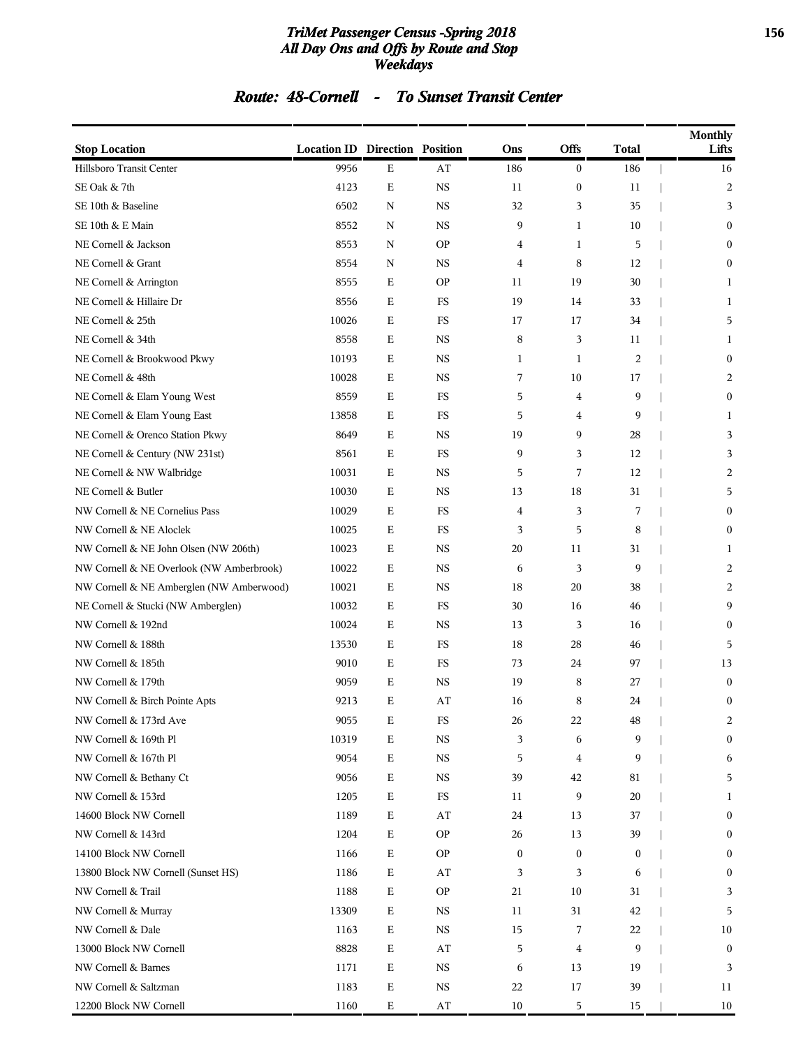# TriMet Passenger Census -Spring 2018
## All Day Ons and Offs by Route and Stop
### Weekdays

## Route: 48-Cornell - To Sunset Transit Center

| Stop Location | Location ID | Direction | Position | Ons | Offs | Total | Monthly Lifts |
|---|---|---|---|---|---|---|---|
| Hillsboro Transit Center | 9956 | E | AT | 186 | 0 | 186 | 16 |
| SE Oak & 7th | 4123 | E | NS | 11 | 0 | 11 | 2 |
| SE 10th & Baseline | 6502 | N | NS | 32 | 3 | 35 | 3 |
| SE 10th & E Main | 8552 | N | NS | 9 | 1 | 10 | 0 |
| NE Cornell & Jackson | 8553 | N | OP | 4 | 1 | 5 | 0 |
| NE Cornell & Grant | 8554 | N | NS | 4 | 8 | 12 | 0 |
| NE Cornell & Arrington | 8555 | E | OP | 11 | 19 | 30 | 1 |
| NE Cornell & Hillaire Dr | 8556 | E | FS | 19 | 14 | 33 | 1 |
| NE Cornell & 25th | 10026 | E | FS | 17 | 17 | 34 | 5 |
| NE Cornell & 34th | 8558 | E | NS | 8 | 3 | 11 | 1 |
| NE Cornell & Brookwood Pkwy | 10193 | E | NS | 1 | 1 | 2 | 0 |
| NE Cornell & 48th | 10028 | E | NS | 7 | 10 | 17 | 2 |
| NE Cornell & Elam Young West | 8559 | E | FS | 5 | 4 | 9 | 0 |
| NE Cornell & Elam Young East | 13858 | E | FS | 5 | 4 | 9 | 1 |
| NE Cornell & Orenco Station Pkwy | 8649 | E | NS | 19 | 9 | 28 | 3 |
| NE Cornell & Century (NW 231st) | 8561 | E | FS | 9 | 3 | 12 | 3 |
| NE Cornell & NW Walbridge | 10031 | E | NS | 5 | 7 | 12 | 2 |
| NE Cornell & Butler | 10030 | E | NS | 13 | 18 | 31 | 5 |
| NW Cornell & NE Cornelius Pass | 10029 | E | FS | 4 | 3 | 7 | 0 |
| NW Cornell & NE Aloclek | 10025 | E | FS | 3 | 5 | 8 | 0 |
| NW Cornell & NE John Olsen (NW 206th) | 10023 | E | NS | 20 | 11 | 31 | 1 |
| NW Cornell & NE Overlook (NW Amberbrook) | 10022 | E | NS | 6 | 3 | 9 | 2 |
| NW Cornell & NE Amberglen (NW Amberwood) | 10021 | E | NS | 18 | 20 | 38 | 2 |
| NE Cornell & Stucki (NW Amberglen) | 10032 | E | FS | 30 | 16 | 46 | 9 |
| NW Cornell & 192nd | 10024 | E | NS | 13 | 3 | 16 | 0 |
| NW Cornell & 188th | 13530 | E | FS | 18 | 28 | 46 | 5 |
| NW Cornell & 185th | 9010 | E | FS | 73 | 24 | 97 | 13 |
| NW Cornell & 179th | 9059 | E | NS | 19 | 8 | 27 | 0 |
| NW Cornell & Birch Pointe Apts | 9213 | E | AT | 16 | 8 | 24 | 0 |
| NW Cornell & 173rd Ave | 9055 | E | FS | 26 | 22 | 48 | 2 |
| NW Cornell & 169th Pl | 10319 | E | NS | 3 | 6 | 9 | 0 |
| NW Cornell & 167th Pl | 9054 | E | NS | 5 | 4 | 9 | 6 |
| NW Cornell & Bethany Ct | 9056 | E | NS | 39 | 42 | 81 | 5 |
| NW Cornell & 153rd | 1205 | E | FS | 11 | 9 | 20 | 1 |
| 14600 Block NW Cornell | 1189 | E | AT | 24 | 13 | 37 | 0 |
| NW Cornell & 143rd | 1204 | E | OP | 26 | 13 | 39 | 0 |
| 14100 Block NW Cornell | 1166 | E | OP | 0 | 0 | 0 | 0 |
| 13800 Block NW Cornell (Sunset HS) | 1186 | E | AT | 3 | 3 | 6 | 0 |
| NW Cornell & Trail | 1188 | E | OP | 21 | 10 | 31 | 3 |
| NW Cornell & Murray | 13309 | E | NS | 11 | 31 | 42 | 5 |
| NW Cornell & Dale | 1163 | E | NS | 15 | 7 | 22 | 10 |
| 13000 Block NW Cornell | 8828 | E | AT | 5 | 4 | 9 | 0 |
| NW Cornell & Barnes | 1171 | E | NS | 6 | 13 | 19 | 3 |
| NW Cornell & Saltzman | 1183 | E | NS | 22 | 17 | 39 | 11 |
| 12200 Block NW Cornell | 1160 | E | AT | 10 | 5 | 15 | 10 |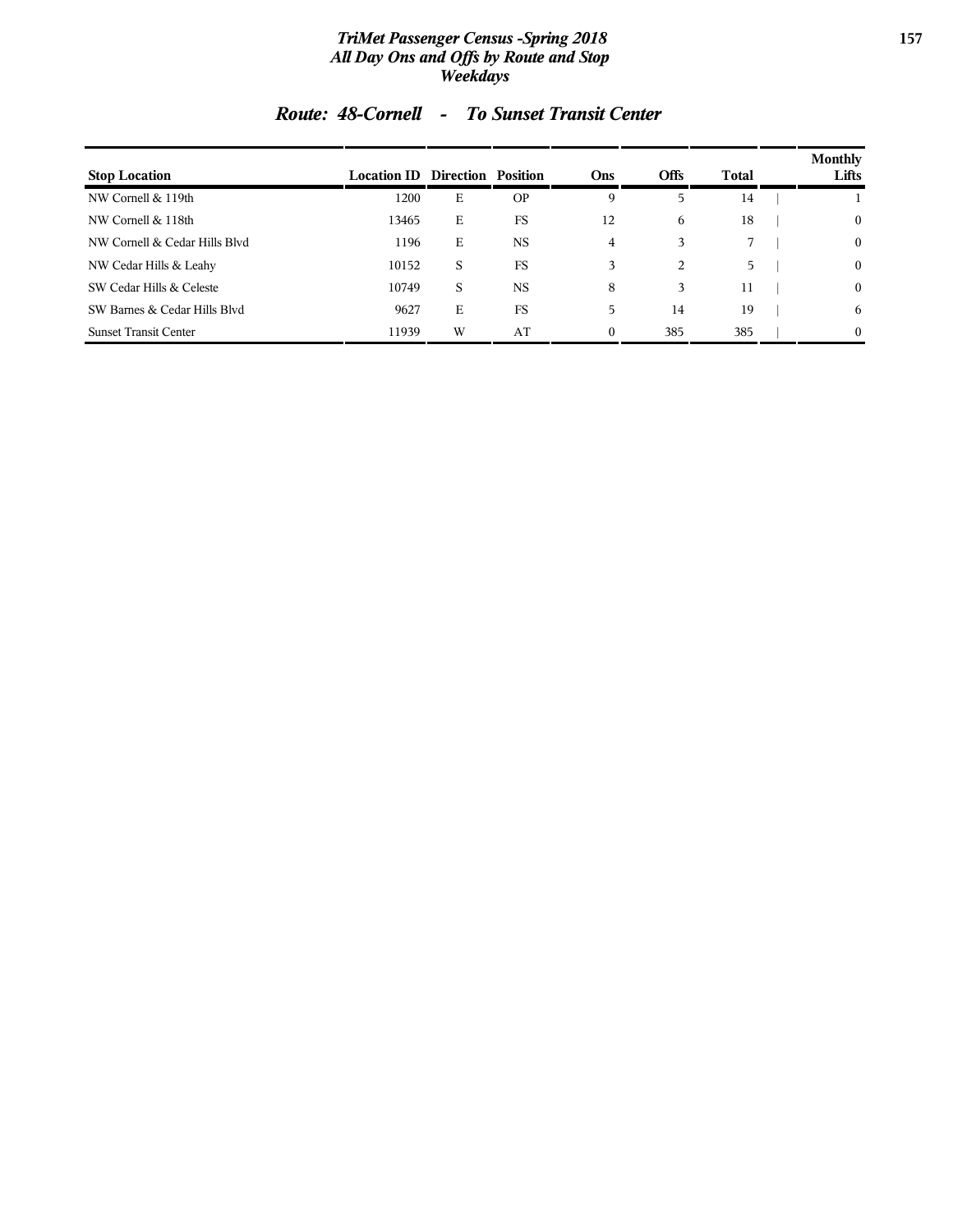# TriMet Passenger Census -Spring 2018
## All Day Ons and Offs by Route and Stop
## Weekdays

### Route: 48-Cornell - To Sunset Transit Center

| Stop Location | Location ID | Direction | Position | Ons | Offs | Total | Monthly Lifts |
|---|---|---|---|---|---|---|---|
| NW Cornell & 119th | 1200 | E | OP | 9 | 5 | 14 | 1 |
| NW Cornell & 118th | 13465 | E | FS | 12 | 6 | 18 | 0 |
| NW Cornell & Cedar Hills Blvd | 1196 | E | NS | 4 | 3 | 7 | 0 |
| NW Cedar Hills & Leahy | 10152 | S | FS | 3 | 2 | 5 | 0 |
| SW Cedar Hills & Celeste | 10749 | S | NS | 8 | 3 | 11 | 0 |
| SW Barnes & Cedar Hills Blvd | 9627 | E | FS | 5 | 14 | 19 | 6 |
| Sunset Transit Center | 11939 | W | AT | 0 | 385 | 385 | 0 |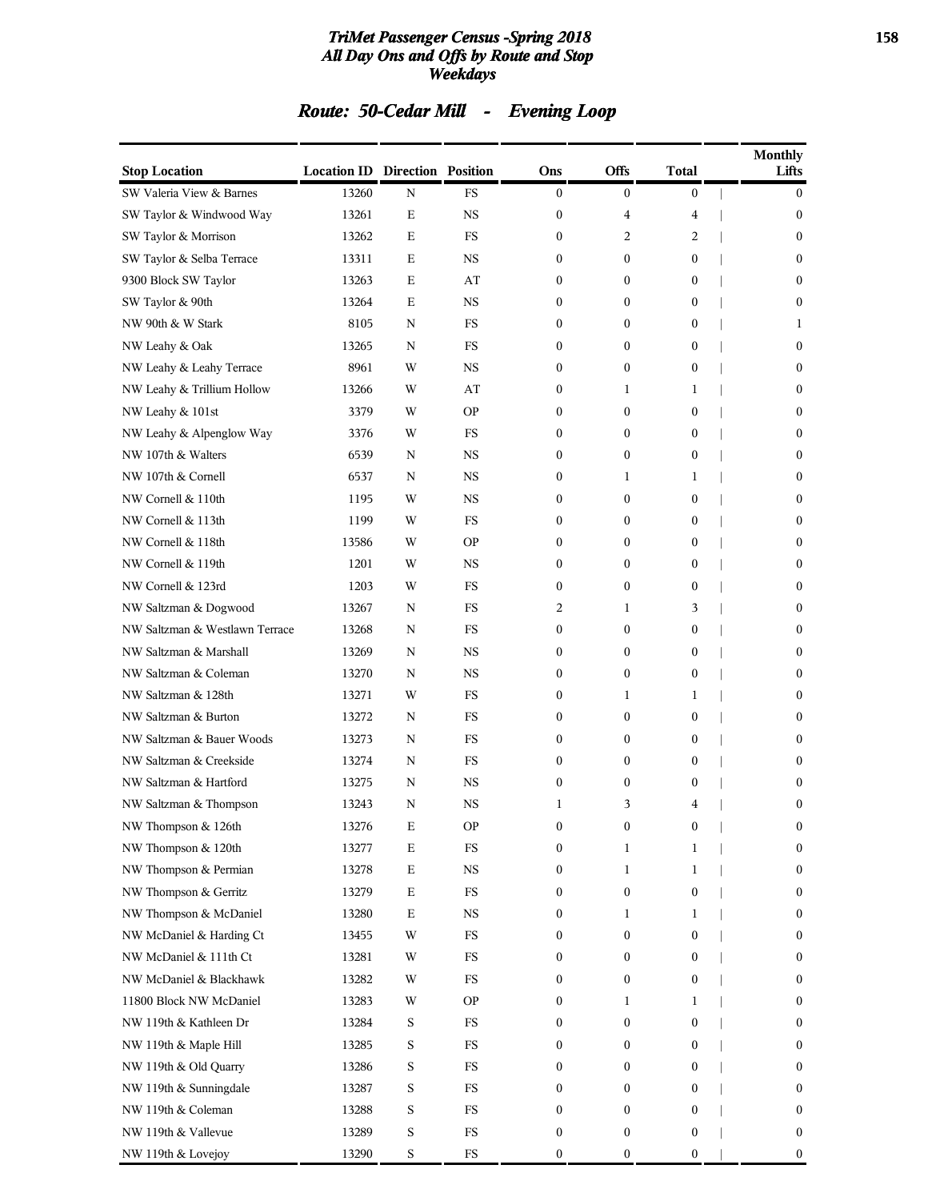## Route: 50-Cedar Mill - Evening Loop

| Stop Location | Location ID | Direction | Position | Ons | Offs | Total | Monthly Lifts |
|---|---|---|---|---|---|---|---|
| SW Valeria View & Barnes | 13260 | N | FS | 0 | 0 | 0 | 0 |
| SW Taylor & Windwood Way | 13261 | E | NS | 0 | 4 | 4 | 0 |
| SW Taylor & Morrison | 13262 | E | FS | 0 | 2 | 2 | 0 |
| SW Taylor & Selba Terrace | 13311 | E | NS | 0 | 0 | 0 | 0 |
| 9300 Block SW Taylor | 13263 | E | AT | 0 | 0 | 0 | 0 |
| SW Taylor & 90th | 13264 | E | NS | 0 | 0 | 0 | 0 |
| NW 90th & W Stark | 8105 | N | FS | 0 | 0 | 0 | 1 |
| NW Leahy & Oak | 13265 | N | FS | 0 | 0 | 0 | 0 |
| NW Leahy & Leahy Terrace | 8961 | W | NS | 0 | 0 | 0 | 0 |
| NW Leahy & Trillium Hollow | 13266 | W | AT | 0 | 1 | 1 | 0 |
| NW Leahy & 101st | 3379 | W | OP | 0 | 0 | 0 | 0 |
| NW Leahy & Alpenglow Way | 3376 | W | FS | 0 | 0 | 0 | 0 |
| NW 107th & Walters | 6539 | N | NS | 0 | 0 | 0 | 0 |
| NW 107th & Cornell | 6537 | N | NS | 0 | 1 | 1 | 0 |
| NW Cornell & 110th | 1195 | W | NS | 0 | 0 | 0 | 0 |
| NW Cornell & 113th | 1199 | W | FS | 0 | 0 | 0 | 0 |
| NW Cornell & 118th | 13586 | W | OP | 0 | 0 | 0 | 0 |
| NW Cornell & 119th | 1201 | W | NS | 0 | 0 | 0 | 0 |
| NW Cornell & 123rd | 1203 | W | FS | 0 | 0 | 0 | 0 |
| NW Saltzman & Dogwood | 13267 | N | FS | 2 | 1 | 3 | 0 |
| NW Saltzman & Westlawn Terrace | 13268 | N | FS | 0 | 0 | 0 | 0 |
| NW Saltzman & Marshall | 13269 | N | NS | 0 | 0 | 0 | 0 |
| NW Saltzman & Coleman | 13270 | N | NS | 0 | 0 | 0 | 0 |
| NW Saltzman & 128th | 13271 | W | FS | 0 | 1 | 1 | 0 |
| NW Saltzman & Burton | 13272 | N | FS | 0 | 0 | 0 | 0 |
| NW Saltzman & Bauer Woods | 13273 | N | FS | 0 | 0 | 0 | 0 |
| NW Saltzman & Creekside | 13274 | N | FS | 0 | 0 | 0 | 0 |
| NW Saltzman & Hartford | 13275 | N | NS | 0 | 0 | 0 | 0 |
| NW Saltzman & Thompson | 13243 | N | NS | 1 | 3 | 4 | 0 |
| NW Thompson & 126th | 13276 | E | OP | 0 | 0 | 0 | 0 |
| NW Thompson & 120th | 13277 | E | FS | 0 | 1 | 1 | 0 |
| NW Thompson & Permian | 13278 | E | NS | 0 | 1 | 1 | 0 |
| NW Thompson & Gerritz | 13279 | E | FS | 0 | 0 | 0 | 0 |
| NW Thompson & McDaniel | 13280 | E | NS | 0 | 1 | 1 | 0 |
| NW McDaniel & Harding Ct | 13455 | W | FS | 0 | 0 | 0 | 0 |
| NW McDaniel & 111th Ct | 13281 | W | FS | 0 | 0 | 0 | 0 |
| NW McDaniel & Blackhawk | 13282 | W | FS | 0 | 0 | 0 | 0 |
| 11800 Block NW McDaniel | 13283 | W | OP | 0 | 1 | 1 | 0 |
| NW 119th & Kathleen Dr | 13284 | S | FS | 0 | 0 | 0 | 0 |
| NW 119th & Maple Hill | 13285 | S | FS | 0 | 0 | 0 | 0 |
| NW 119th & Old Quarry | 13286 | S | FS | 0 | 0 | 0 | 0 |
| NW 119th & Sunningdale | 13287 | S | FS | 0 | 0 | 0 | 0 |
| NW 119th & Coleman | 13288 | S | FS | 0 | 0 | 0 | 0 |
| NW 119th & Vallevue | 13289 | S | FS | 0 | 0 | 0 | 0 |
| NW 119th & Lovejoy | 13290 | S | FS | 0 | 0 | 0 | 0 |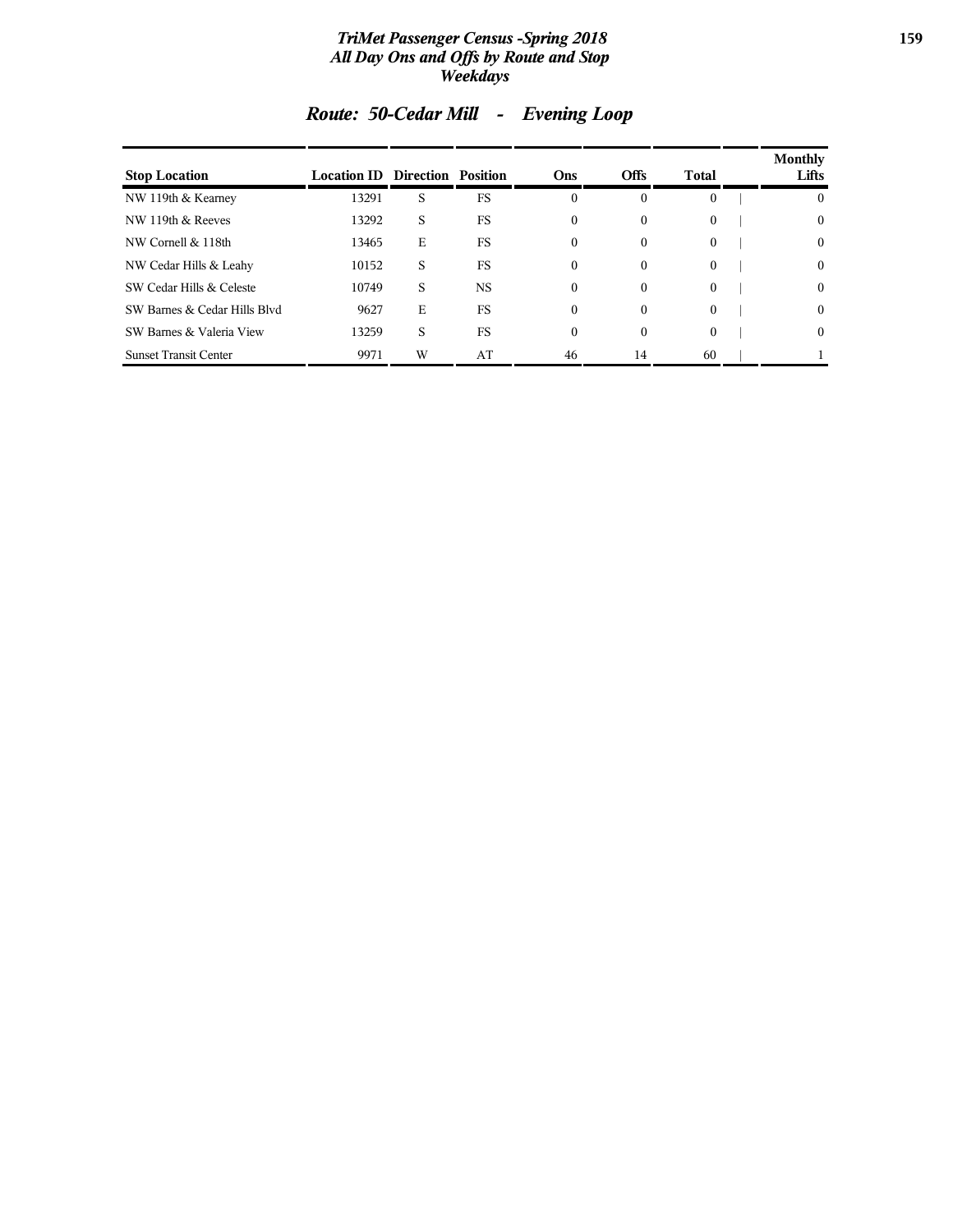# TriMet Passenger Census -Spring 2018
## All Day Ons and Offs by Route and Stop
### Weekdays

## Route: 50-Cedar Mill - Evening Loop

| Stop Location | Location ID | Direction | Position | Ons | Offs | Total | Monthly Lifts |
|---|---|---|---|---|---|---|---|
| NW 119th & Kearney | 13291 | S | FS | 0 | 0 | 0 | 0 |
| NW 119th & Reeves | 13292 | S | FS | 0 | 0 | 0 | 0 |
| NW Cornell & 118th | 13465 | E | FS | 0 | 0 | 0 | 0 |
| NW Cedar Hills & Leahy | 10152 | S | FS | 0 | 0 | 0 | 0 |
| SW Cedar Hills & Celeste | 10749 | S | NS | 0 | 0 | 0 | 0 |
| SW Barnes & Cedar Hills Blvd | 9627 | E | FS | 0 | 0 | 0 | 0 |
| SW Barnes & Valeria View | 13259 | S | FS | 0 | 0 | 0 | 0 |
| Sunset Transit Center | 9971 | W | AT | 46 | 14 | 60 | 1 |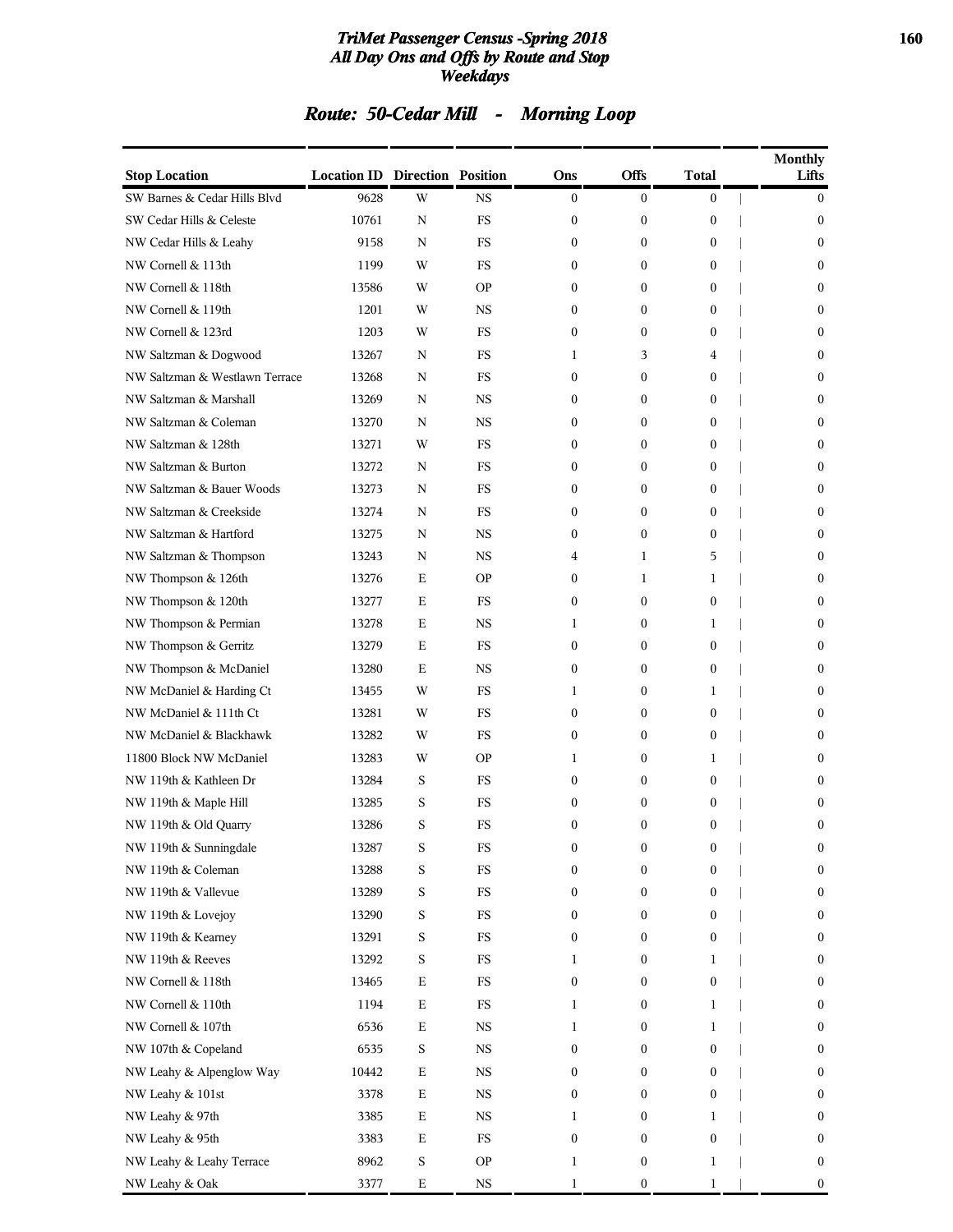## Route: 50-Cedar Mill - Morning Loop

| Stop Location | Location ID | Direction | Position | Ons | Offs | Total | Monthly Lifts |
|---|---|---|---|---|---|---|---|
| SW Barnes & Cedar Hills Blvd | 9628 | W | NS | 0 | 0 | 0 | 0 |
| SW Cedar Hills & Celeste | 10761 | N | FS | 0 | 0 | 0 | 0 |
| NW Cedar Hills & Leahy | 9158 | N | FS | 0 | 0 | 0 | 0 |
| NW Cornell & 113th | 1199 | W | FS | 0 | 0 | 0 | 0 |
| NW Cornell & 118th | 13586 | W | OP | 0 | 0 | 0 | 0 |
| NW Cornell & 119th | 1201 | W | NS | 0 | 0 | 0 | 0 |
| NW Cornell & 123rd | 1203 | W | FS | 0 | 0 | 0 | 0 |
| NW Saltzman & Dogwood | 13267 | N | FS | 1 | 3 | 4 | 0 |
| NW Saltzman & Westlawn Terrace | 13268 | N | FS | 0 | 0 | 0 | 0 |
| NW Saltzman & Marshall | 13269 | N | NS | 0 | 0 | 0 | 0 |
| NW Saltzman & Coleman | 13270 | N | NS | 0 | 0 | 0 | 0 |
| NW Saltzman & 128th | 13271 | W | FS | 0 | 0 | 0 | 0 |
| NW Saltzman & Burton | 13272 | N | FS | 0 | 0 | 0 | 0 |
| NW Saltzman & Bauer Woods | 13273 | N | FS | 0 | 0 | 0 | 0 |
| NW Saltzman & Creekside | 13274 | N | FS | 0 | 0 | 0 | 0 |
| NW Saltzman & Hartford | 13275 | N | NS | 0 | 0 | 0 | 0 |
| NW Saltzman & Thompson | 13243 | N | NS | 4 | 1 | 5 | 0 |
| NW Thompson & 126th | 13276 | E | OP | 0 | 1 | 1 | 0 |
| NW Thompson & 120th | 13277 | E | FS | 0 | 0 | 0 | 0 |
| NW Thompson & Permian | 13278 | E | NS | 1 | 0 | 1 | 0 |
| NW Thompson & Gerritz | 13279 | E | FS | 0 | 0 | 0 | 0 |
| NW Thompson & McDaniel | 13280 | E | NS | 0 | 0 | 0 | 0 |
| NW McDaniel & Harding Ct | 13455 | W | FS | 1 | 0 | 1 | 0 |
| NW McDaniel & 111th Ct | 13281 | W | FS | 0 | 0 | 0 | 0 |
| NW McDaniel & Blackhawk | 13282 | W | FS | 0 | 0 | 0 | 0 |
| 11800 Block NW McDaniel | 13283 | W | OP | 1 | 0 | 1 | 0 |
| NW 119th & Kathleen Dr | 13284 | S | FS | 0 | 0 | 0 | 0 |
| NW 119th & Maple Hill | 13285 | S | FS | 0 | 0 | 0 | 0 |
| NW 119th & Old Quarry | 13286 | S | FS | 0 | 0 | 0 | 0 |
| NW 119th & Sunningdale | 13287 | S | FS | 0 | 0 | 0 | 0 |
| NW 119th & Coleman | 13288 | S | FS | 0 | 0 | 0 | 0 |
| NW 119th & Vallevue | 13289 | S | FS | 0 | 0 | 0 | 0 |
| NW 119th & Lovejoy | 13290 | S | FS | 0 | 0 | 0 | 0 |
| NW 119th & Kearney | 13291 | S | FS | 0 | 0 | 0 | 0 |
| NW 119th & Reeves | 13292 | S | FS | 1 | 0 | 1 | 0 |
| NW Cornell & 118th | 13465 | E | FS | 0 | 0 | 0 | 0 |
| NW Cornell & 110th | 1194 | E | FS | 1 | 0 | 1 | 0 |
| NW Cornell & 107th | 6536 | E | NS | 1 | 0 | 1 | 0 |
| NW 107th & Copeland | 6535 | S | NS | 0 | 0 | 0 | 0 |
| NW Leahy & Alpenglow Way | 10442 | E | NS | 0 | 0 | 0 | 0 |
| NW Leahy & 101st | 3378 | E | NS | 0 | 0 | 0 | 0 |
| NW Leahy & 97th | 3385 | E | NS | 1 | 0 | 1 | 0 |
| NW Leahy & 95th | 3383 | E | FS | 0 | 0 | 0 | 0 |
| NW Leahy & Leahy Terrace | 8962 | S | OP | 1 | 0 | 1 | 0 |
| NW Leahy & Oak | 3377 | E | NS | 1 | 0 | 1 | 0 |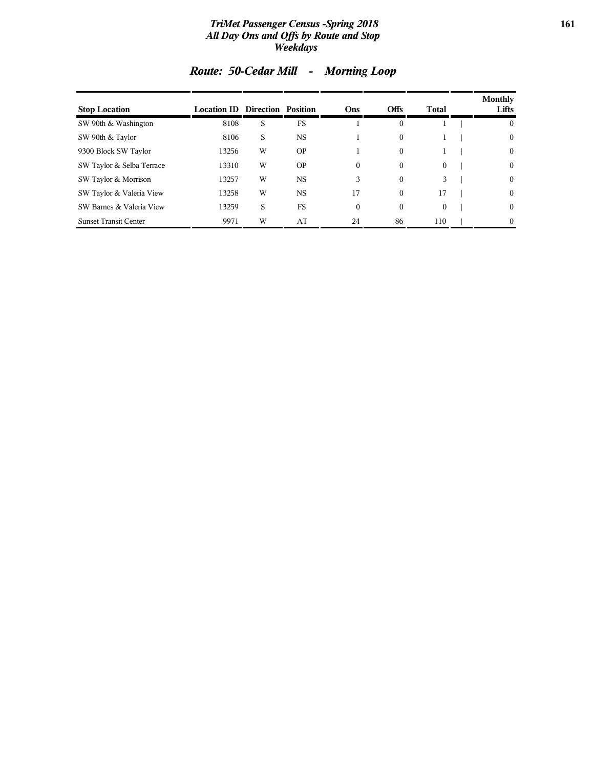## Route: 50-Cedar Mill - Morning Loop

| Stop Location | Location ID | Direction | Position | Ons | Offs | Total | Monthly Lifts |
|---|---|---|---|---|---|---|---|
| SW 90th & Washington | 8108 | S | FS | 1 | 0 | 1 | 0 |
| SW 90th & Taylor | 8106 | S | NS | 1 | 0 | 1 | 0 |
| 9300 Block SW Taylor | 13256 | W | OP | 1 | 0 | 1 | 0 |
| SW Taylor & Selba Terrace | 13310 | W | OP | 0 | 0 | 0 | 0 |
| SW Taylor & Morrison | 13257 | W | NS | 3 | 0 | 3 | 0 |
| SW Taylor & Valeria View | 13258 | W | NS | 17 | 0 | 17 | 0 |
| SW Barnes & Valeria View | 13259 | S | FS | 0 | 0 | 0 | 0 |
| Sunset Transit Center | 9971 | W | AT | 24 | 86 | 110 | 0 |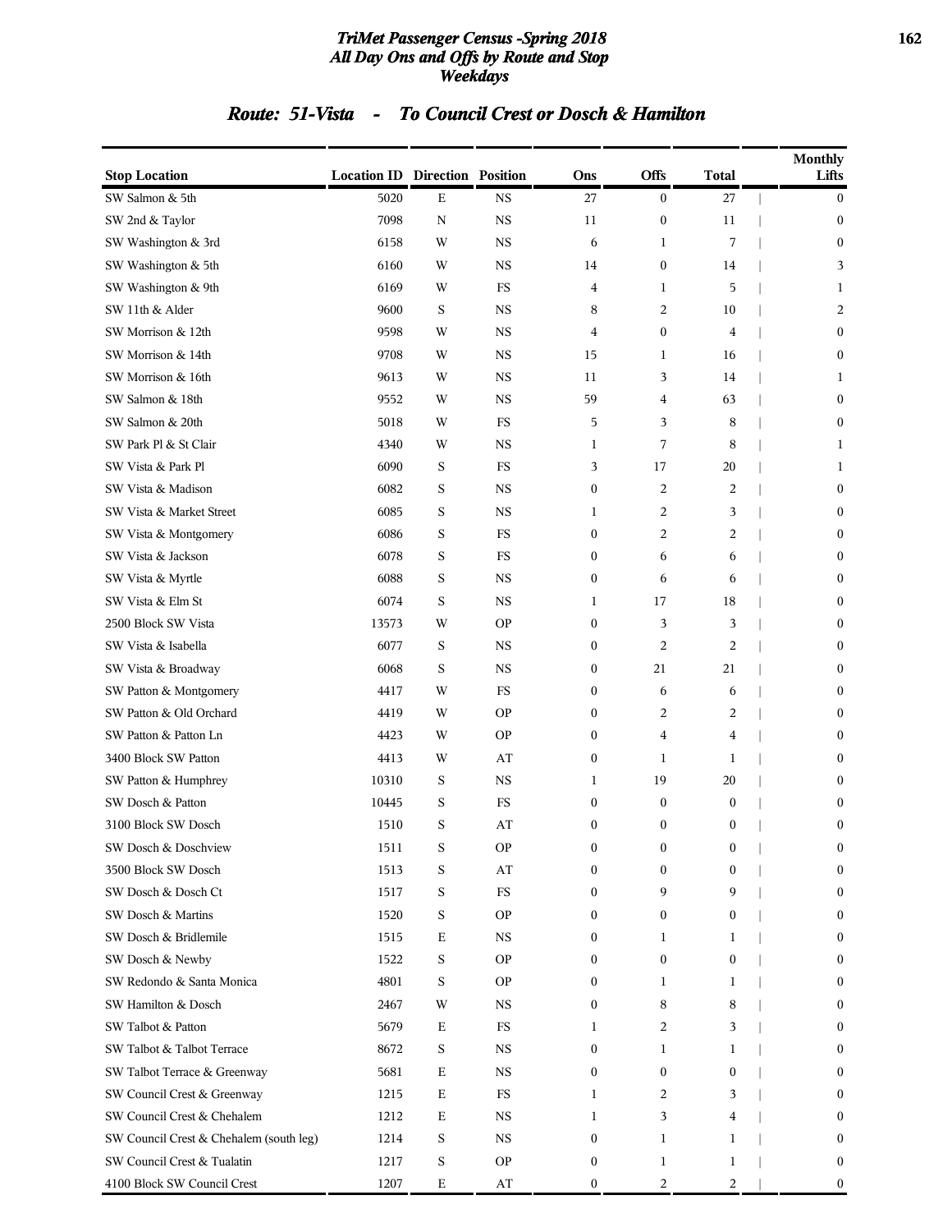# TriMet Passenger Census -Spring 2018
## All Day Ons and Offs by Route and Stop
### Weekdays

## Route: 51-Vista - To Council Crest or Dosch & Hamilton

| Stop Location | Location ID | Direction | Position | Ons | Offs | Total | Monthly Lifts |
|---|---|---|---|---|---|---|---|
| SW Salmon & 5th | 5020 | E | NS | 27 | 0 | 27 | 0 |
| SW 2nd & Taylor | 7098 | N | NS | 11 | 0 | 11 | 0 |
| SW Washington & 3rd | 6158 | W | NS | 6 | 1 | 7 | 0 |
| SW Washington & 5th | 6160 | W | NS | 14 | 0 | 14 | 3 |
| SW Washington & 9th | 6169 | W | FS | 4 | 1 | 5 | 1 |
| SW 11th & Alder | 9600 | S | NS | 8 | 2 | 10 | 2 |
| SW Morrison & 12th | 9598 | W | NS | 4 | 0 | 4 | 0 |
| SW Morrison & 14th | 9708 | W | NS | 15 | 1 | 16 | 0 |
| SW Morrison & 16th | 9613 | W | NS | 11 | 3 | 14 | 1 |
| SW Salmon & 18th | 9552 | W | NS | 59 | 4 | 63 | 0 |
| SW Salmon & 20th | 5018 | W | FS | 5 | 3 | 8 | 0 |
| SW Park Pl & St Clair | 4340 | W | NS | 1 | 7 | 8 | 1 |
| SW Vista & Park Pl | 6090 | S | FS | 3 | 17 | 20 | 1 |
| SW Vista & Madison | 6082 | S | NS | 0 | 2 | 2 | 0 |
| SW Vista & Market Street | 6085 | S | NS | 1 | 2 | 3 | 0 |
| SW Vista & Montgomery | 6086 | S | FS | 0 | 2 | 2 | 0 |
| SW Vista & Jackson | 6078 | S | FS | 0 | 6 | 6 | 0 |
| SW Vista & Myrtle | 6088 | S | NS | 0 | 6 | 6 | 0 |
| SW Vista & Elm St | 6074 | S | NS | 1 | 17 | 18 | 0 |
| 2500 Block SW Vista | 13573 | W | OP | 0 | 3 | 3 | 0 |
| SW Vista & Isabella | 6077 | S | NS | 0 | 2 | 2 | 0 |
| SW Vista & Broadway | 6068 | S | NS | 0 | 21 | 21 | 0 |
| SW Patton & Montgomery | 4417 | W | FS | 0 | 6 | 6 | 0 |
| SW Patton & Old Orchard | 4419 | W | OP | 0 | 2 | 2 | 0 |
| SW Patton & Patton Ln | 4423 | W | OP | 0 | 4 | 4 | 0 |
| 3400 Block SW Patton | 4413 | W | AT | 0 | 1 | 1 | 0 |
| SW Patton & Humphrey | 10310 | S | NS | 1 | 19 | 20 | 0 |
| SW Dosch & Patton | 10445 | S | FS | 0 | 0 | 0 | 0 |
| 3100 Block SW Dosch | 1510 | S | AT | 0 | 0 | 0 | 0 |
| SW Dosch & Doschview | 1511 | S | OP | 0 | 0 | 0 | 0 |
| 3500 Block SW Dosch | 1513 | S | AT | 0 | 0 | 0 | 0 |
| SW Dosch & Dosch Ct | 1517 | S | FS | 0 | 9 | 9 | 0 |
| SW Dosch & Martins | 1520 | S | OP | 0 | 0 | 0 | 0 |
| SW Dosch & Bridlemile | 1515 | E | NS | 0 | 1 | 1 | 0 |
| SW Dosch & Newby | 1522 | S | OP | 0 | 0 | 0 | 0 |
| SW Redondo & Santa Monica | 4801 | S | OP | 0 | 1 | 1 | 0 |
| SW Hamilton & Dosch | 2467 | W | NS | 0 | 8 | 8 | 0 |
| SW Talbot & Patton | 5679 | E | FS | 1 | 2 | 3 | 0 |
| SW Talbot & Talbot Terrace | 8672 | S | NS | 0 | 1 | 1 | 0 |
| SW Talbot Terrace & Greenway | 5681 | E | NS | 0 | 0 | 0 | 0 |
| SW Council Crest & Greenway | 1215 | E | FS | 1 | 2 | 3 | 0 |
| SW Council Crest & Chehalem | 1212 | E | NS | 1 | 3 | 4 | 0 |
| SW Council Crest & Chehalem (south leg) | 1214 | S | NS | 0 | 1 | 1 | 0 |
| SW Council Crest & Tualatin | 1217 | S | OP | 0 | 1 | 1 | 0 |
| 4100 Block SW Council Crest | 1207 | E | AT | 0 | 2 | 2 | 0 |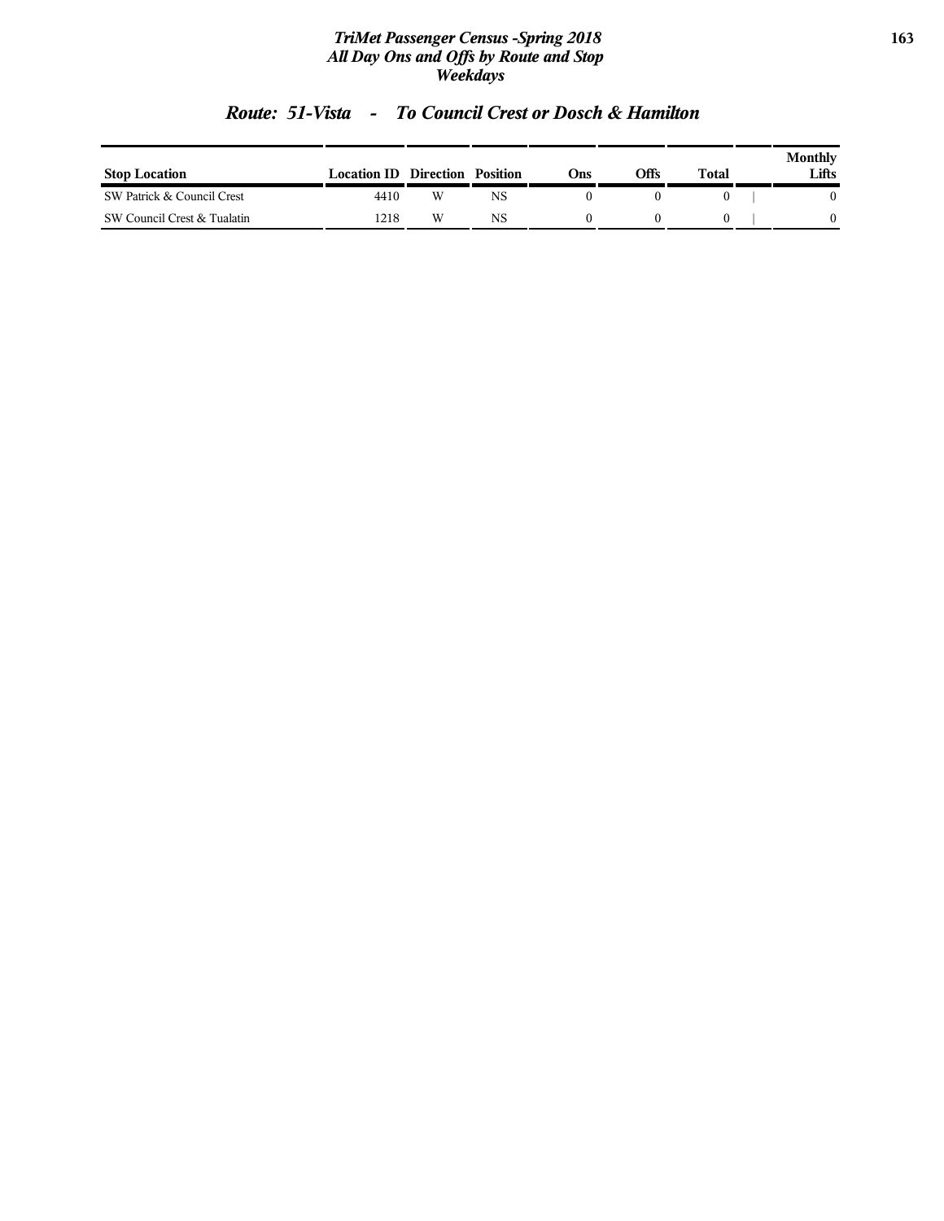## Route: 51-Vista - To Council Crest or Dosch & Hamilton

| Stop Location | Location ID | Direction | Position | Ons | Offs | Total | Monthly Lifts |
|---|---|---|---|---|---|---|---|
| SW Patrick & Council Crest | 4410 | W | NS | 0 | 0 | 0 | 0 |
| SW Council Crest & Tualatin | 1218 | W | NS | 0 | 0 | 0 | 0 |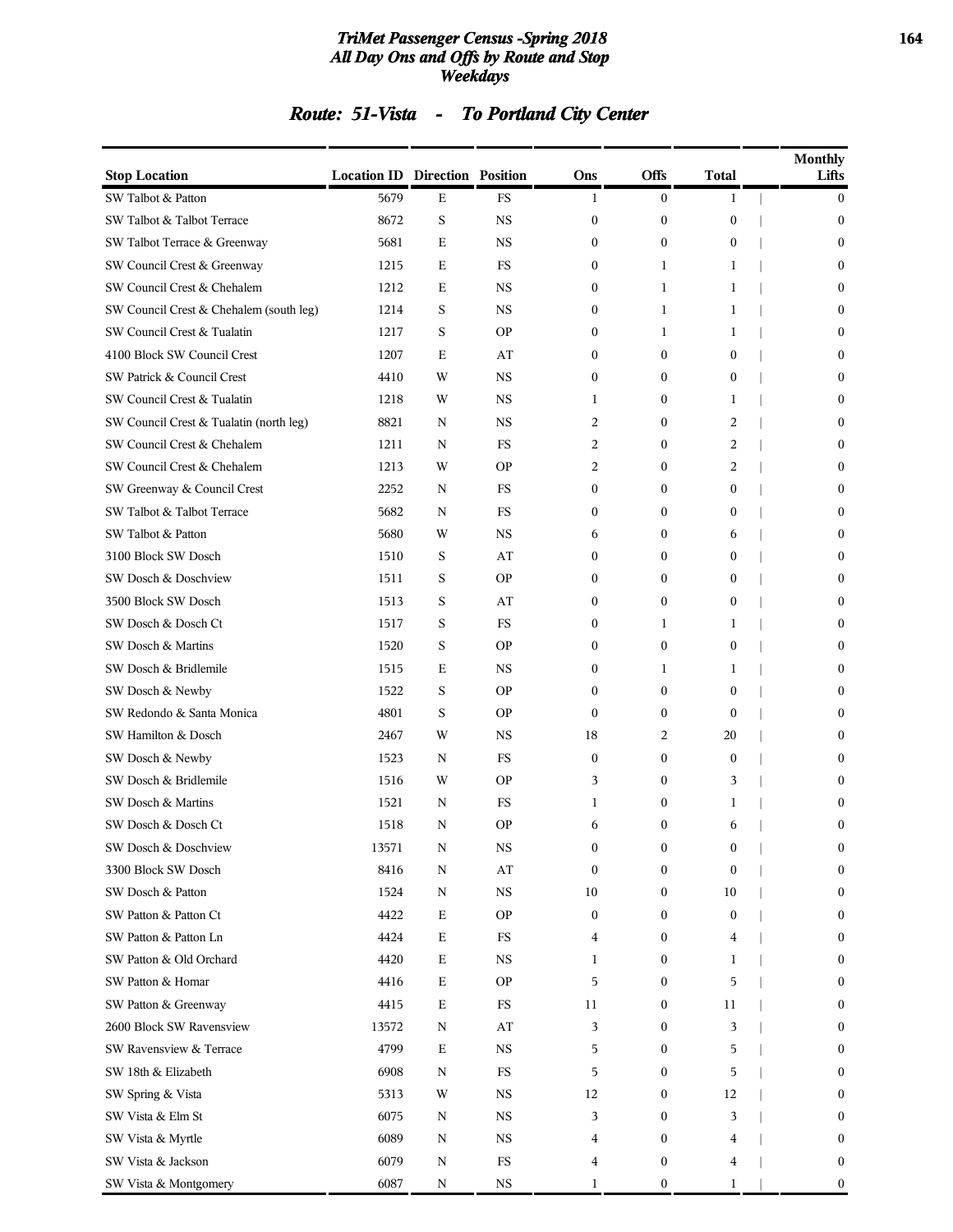# TriMet Passenger Census -Spring 2018
## All Day Ons and Offs by Route and Stop
### Weekdays

## Route: 51-Vista - To Portland City Center

| Stop Location | Location ID | Direction | Position | Ons | Offs | Total | Monthly Lifts |
|---|---|---|---|---|---|---|---|
| SW Talbot & Patton | 5679 | E | FS | 1 | 0 | 1 | 0 |
| SW Talbot & Talbot Terrace | 8672 | S | NS | 0 | 0 | 0 | 0 |
| SW Talbot Terrace & Greenway | 5681 | E | NS | 0 | 0 | 0 | 0 |
| SW Council Crest & Greenway | 1215 | E | FS | 0 | 1 | 1 | 0 |
| SW Council Crest & Chehalem | 1212 | E | NS | 0 | 1 | 1 | 0 |
| SW Council Crest & Chehalem (south leg) | 1214 | S | NS | 0 | 1 | 1 | 0 |
| SW Council Crest & Tualatin | 1217 | S | OP | 0 | 1 | 1 | 0 |
| 4100 Block SW Council Crest | 1207 | E | AT | 0 | 0 | 0 | 0 |
| SW Patrick & Council Crest | 4410 | W | NS | 0 | 0 | 0 | 0 |
| SW Council Crest & Tualatin | 1218 | W | NS | 1 | 0 | 1 | 0 |
| SW Council Crest & Tualatin (north leg) | 8821 | N | NS | 2 | 0 | 2 | 0 |
| SW Council Crest & Chehalem | 1211 | N | FS | 2 | 0 | 2 | 0 |
| SW Council Crest & Chehalem | 1213 | W | OP | 2 | 0 | 2 | 0 |
| SW Greenway & Council Crest | 2252 | N | FS | 0 | 0 | 0 | 0 |
| SW Talbot & Talbot Terrace | 5682 | N | FS | 0 | 0 | 0 | 0 |
| SW Talbot & Patton | 5680 | W | NS | 6 | 0 | 6 | 0 |
| 3100 Block SW Dosch | 1510 | S | AT | 0 | 0 | 0 | 0 |
| SW Dosch & Doschview | 1511 | S | OP | 0 | 0 | 0 | 0 |
| 3500 Block SW Dosch | 1513 | S | AT | 0 | 0 | 0 | 0 |
| SW Dosch & Dosch Ct | 1517 | S | FS | 0 | 1 | 1 | 0 |
| SW Dosch & Martins | 1520 | S | OP | 0 | 0 | 0 | 0 |
| SW Dosch & Bridlemile | 1515 | E | NS | 0 | 1 | 1 | 0 |
| SW Dosch & Newby | 1522 | S | OP | 0 | 0 | 0 | 0 |
| SW Redondo & Santa Monica | 4801 | S | OP | 0 | 0 | 0 | 0 |
| SW Hamilton & Dosch | 2467 | W | NS | 18 | 2 | 20 | 0 |
| SW Dosch & Newby | 1523 | N | FS | 0 | 0 | 0 | 0 |
| SW Dosch & Bridlemile | 1516 | W | OP | 3 | 0 | 3 | 0 |
| SW Dosch & Martins | 1521 | N | FS | 1 | 0 | 1 | 0 |
| SW Dosch & Dosch Ct | 1518 | N | OP | 6 | 0 | 6 | 0 |
| SW Dosch & Doschview | 13571 | N | NS | 0 | 0 | 0 | 0 |
| 3300 Block SW Dosch | 8416 | N | AT | 0 | 0 | 0 | 0 |
| SW Dosch & Patton | 1524 | N | NS | 10 | 0 | 10 | 0 |
| SW Patton & Patton Ct | 4422 | E | OP | 0 | 0 | 0 | 0 |
| SW Patton & Patton Ln | 4424 | E | FS | 4 | 0 | 4 | 0 |
| SW Patton & Old Orchard | 4420 | E | NS | 1 | 0 | 1 | 0 |
| SW Patton & Homar | 4416 | E | OP | 5 | 0 | 5 | 0 |
| SW Patton & Greenway | 4415 | E | FS | 11 | 0 | 11 | 0 |
| 2600 Block SW Ravensview | 13572 | N | AT | 3 | 0 | 3 | 0 |
| SW Ravensview & Terrace | 4799 | E | NS | 5 | 0 | 5 | 0 |
| SW 18th & Elizabeth | 6908 | N | FS | 5 | 0 | 5 | 0 |
| SW Spring & Vista | 5313 | W | NS | 12 | 0 | 12 | 0 |
| SW Vista & Elm St | 6075 | N | NS | 3 | 0 | 3 | 0 |
| SW Vista & Myrtle | 6089 | N | NS | 4 | 0 | 4 | 0 |
| SW Vista & Jackson | 6079 | N | FS | 4 | 0 | 4 | 0 |
| SW Vista & Montgomery | 6087 | N | NS | 1 | 0 | 1 | 0 |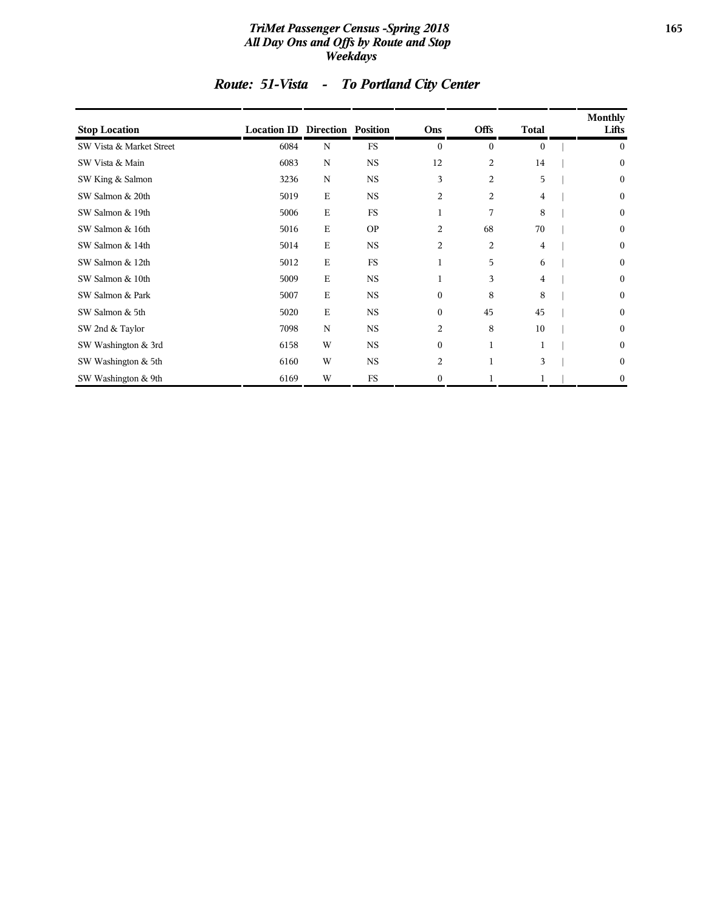## Route: 51-Vista - To Portland City Center

| Stop Location | Location ID | Direction | Position | Ons | Offs | Total | Monthly Lifts |
|---|---|---|---|---|---|---|---|
| SW Vista & Market Street | 6084 | N | FS | 0 | 0 | 0 | 0 |
| SW Vista & Main | 6083 | N | NS | 12 | 2 | 14 | 0 |
| SW King & Salmon | 3236 | N | NS | 3 | 2 | 5 | 0 |
| SW Salmon & 20th | 5019 | E | NS | 2 | 2 | 4 | 0 |
| SW Salmon & 19th | 5006 | E | FS | 1 | 7 | 8 | 0 |
| SW Salmon & 16th | 5016 | E | OP | 2 | 68 | 70 | 0 |
| SW Salmon & 14th | 5014 | E | NS | 2 | 2 | 4 | 0 |
| SW Salmon & 12th | 5012 | E | FS | 1 | 5 | 6 | 0 |
| SW Salmon & 10th | 5009 | E | NS | 1 | 3 | 4 | 0 |
| SW Salmon & Park | 5007 | E | NS | 0 | 8 | 8 | 0 |
| SW Salmon & 5th | 5020 | E | NS | 0 | 45 | 45 | 0 |
| SW 2nd & Taylor | 7098 | N | NS | 2 | 8 | 10 | 0 |
| SW Washington & 3rd | 6158 | W | NS | 0 | 1 | 1 | 0 |
| SW Washington & 5th | 6160 | W | NS | 2 | 1 | 3 | 0 |
| SW Washington & 9th | 6169 | W | FS | 0 | 1 | 1 | 0 |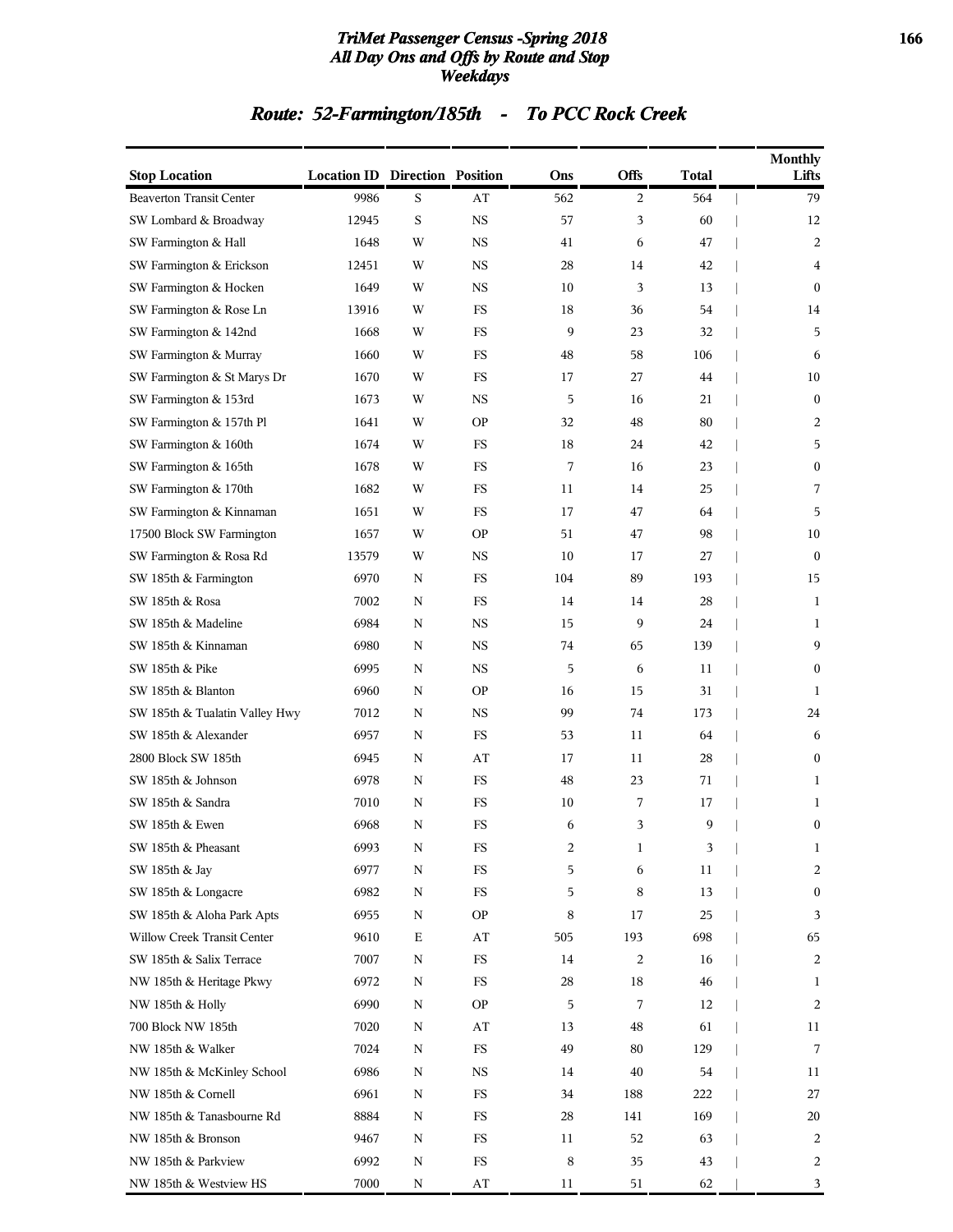# TriMet Passenger Census -Spring 2018
## All Day Ons and Offs by Route and Stop
### Weekdays

## Route: 52-Farmington/185th - To PCC Rock Creek

| Stop Location | Location ID | Direction | Position | Ons | Offs | Total | Monthly Lifts |
|---|---|---|---|---|---|---|---|
| Beaverton Transit Center | 9986 | S | AT | 562 | 2 | 564 | 79 |
| SW Lombard & Broadway | 12945 | S | NS | 57 | 3 | 60 | 12 |
| SW Farmington & Hall | 1648 | W | NS | 41 | 6 | 47 | 2 |
| SW Farmington & Erickson | 12451 | W | NS | 28 | 14 | 42 | 4 |
| SW Farmington & Hocken | 1649 | W | NS | 10 | 3 | 13 | 0 |
| SW Farmington & Rose Ln | 13916 | W | FS | 18 | 36 | 54 | 14 |
| SW Farmington & 142nd | 1668 | W | FS | 9 | 23 | 32 | 5 |
| SW Farmington & Murray | 1660 | W | FS | 48 | 58 | 106 | 6 |
| SW Farmington & St Marys Dr | 1670 | W | FS | 17 | 27 | 44 | 10 |
| SW Farmington & 153rd | 1673 | W | NS | 5 | 16 | 21 | 0 |
| SW Farmington & 157th Pl | 1641 | W | OP | 32 | 48 | 80 | 2 |
| SW Farmington & 160th | 1674 | W | FS | 18 | 24 | 42 | 5 |
| SW Farmington & 165th | 1678 | W | FS | 7 | 16 | 23 | 0 |
| SW Farmington & 170th | 1682 | W | FS | 11 | 14 | 25 | 7 |
| SW Farmington & Kinnaman | 1651 | W | FS | 17 | 47 | 64 | 5 |
| 17500 Block SW Farmington | 1657 | W | OP | 51 | 47 | 98 | 10 |
| SW Farmington & Rosa Rd | 13579 | W | NS | 10 | 17 | 27 | 0 |
| SW 185th & Farmington | 6970 | N | FS | 104 | 89 | 193 | 15 |
| SW 185th & Rosa | 7002 | N | FS | 14 | 14 | 28 | 1 |
| SW 185th & Madeline | 6984 | N | NS | 15 | 9 | 24 | 1 |
| SW 185th & Kinnaman | 6980 | N | NS | 74 | 65 | 139 | 9 |
| SW 185th & Pike | 6995 | N | NS | 5 | 6 | 11 | 0 |
| SW 185th & Blanton | 6960 | N | OP | 16 | 15 | 31 | 1 |
| SW 185th & Tualatin Valley Hwy | 7012 | N | NS | 99 | 74 | 173 | 24 |
| SW 185th & Alexander | 6957 | N | FS | 53 | 11 | 64 | 6 |
| 2800 Block SW 185th | 6945 | N | AT | 17 | 11 | 28 | 0 |
| SW 185th & Johnson | 6978 | N | FS | 48 | 23 | 71 | 1 |
| SW 185th & Sandra | 7010 | N | FS | 10 | 7 | 17 | 1 |
| SW 185th & Ewen | 6968 | N | FS | 6 | 3 | 9 | 0 |
| SW 185th & Pheasant | 6993 | N | FS | 2 | 1 | 3 | 1 |
| SW 185th & Jay | 6977 | N | FS | 5 | 6 | 11 | 2 |
| SW 185th & Longacre | 6982 | N | FS | 5 | 8 | 13 | 0 |
| SW 185th & Aloha Park Apts | 6955 | N | OP | 8 | 17 | 25 | 3 |
| Willow Creek Transit Center | 9610 | E | AT | 505 | 193 | 698 | 65 |
| SW 185th & Salix Terrace | 7007 | N | FS | 14 | 2 | 16 | 2 |
| NW 185th & Heritage Pkwy | 6972 | N | FS | 28 | 18 | 46 | 1 |
| NW 185th & Holly | 6990 | N | OP | 5 | 7 | 12 | 2 |
| 700 Block NW 185th | 7020 | N | AT | 13 | 48 | 61 | 11 |
| NW 185th & Walker | 7024 | N | FS | 49 | 80 | 129 | 7 |
| NW 185th & McKinley School | 6986 | N | NS | 14 | 40 | 54 | 11 |
| NW 185th & Cornell | 6961 | N | FS | 34 | 188 | 222 | 27 |
| NW 185th & Tanasbourne Rd | 8884 | N | FS | 28 | 141 | 169 | 20 |
| NW 185th & Bronson | 9467 | N | FS | 11 | 52 | 63 | 2 |
| NW 185th & Parkview | 6992 | N | FS | 8 | 35 | 43 | 2 |
| NW 185th & Westview HS | 7000 | N | AT | 11 | 51 | 62 | 3 |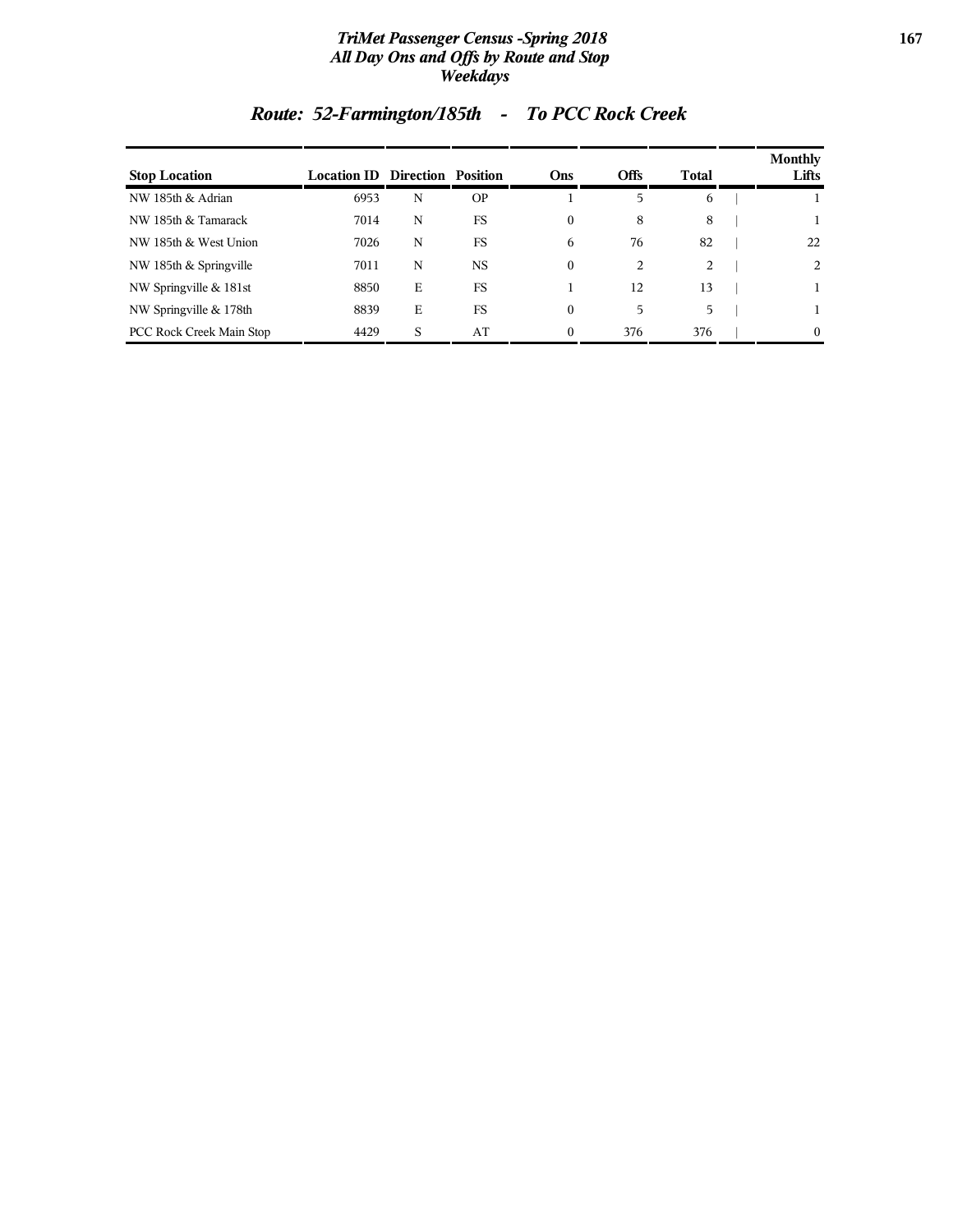## *Route: 52-Farmington/185th - To PCC Rock Creek*

| Stop Location | Location ID | Direction | Position | Ons | Offs | Total | Monthly Lifts |
|---|---|---|---|---|---|---|---|
| NW 185th & Adrian | 6953 | N | OP | 1 | 5 | 6 | 1 |
| NW 185th & Tamarack | 7014 | N | FS | 0 | 8 | 8 | 1 |
| NW 185th & West Union | 7026 | N | FS | 6 | 76 | 82 | 22 |
| NW 185th & Springville | 7011 | N | NS | 0 | 2 | 2 | 2 |
| NW Springville & 181st | 8850 | E | FS | 1 | 12 | 13 | 1 |
| NW Springville & 178th | 8839 | E | FS | 0 | 5 | 5 | 1 |
| PCC Rock Creek Main Stop | 4429 | S | AT | 0 | 376 | 376 | 0 |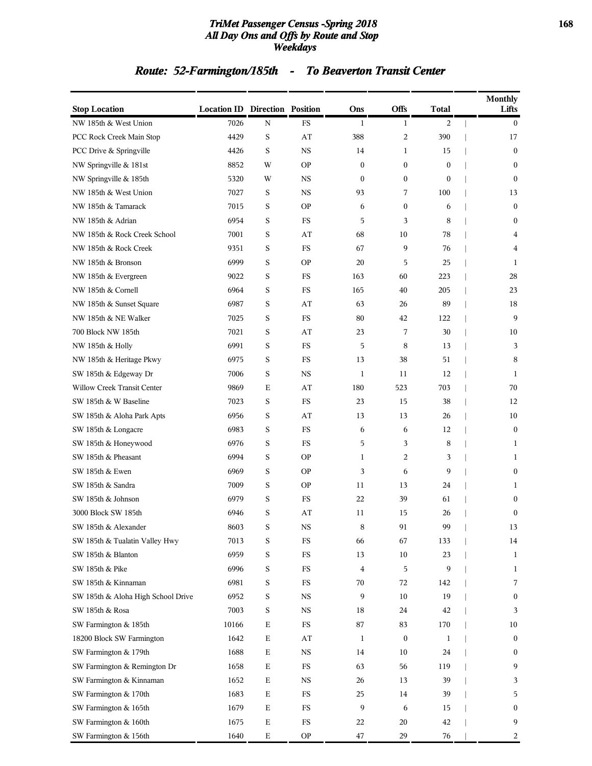# TriMet Passenger Census -Spring 2018
# All Day Ons and Offs by Route and Stop
# Weekdays

## Route: 52-Farmington/185th - To Beaverton Transit Center

| Stop Location | Location ID | Direction | Position | Ons | Offs | Total | Monthly Lifts |
|---|---|---|---|---|---|---|---|
| NW 185th & West Union | 7026 | N | FS | 1 | 1 | 2 | 0 |
| PCC Rock Creek Main Stop | 4429 | S | AT | 388 | 2 | 390 | 17 |
| PCC Drive & Springville | 4426 | S | NS | 14 | 1 | 15 | 0 |
| NW Springville & 181st | 8852 | W | OP | 0 | 0 | 0 | 0 |
| NW Springville & 185th | 5320 | W | NS | 0 | 0 | 0 | 0 |
| NW 185th & West Union | 7027 | S | NS | 93 | 7 | 100 | 13 |
| NW 185th & Tamarack | 7015 | S | OP | 6 | 0 | 6 | 0 |
| NW 185th & Adrian | 6954 | S | FS | 5 | 3 | 8 | 0 |
| NW 185th & Rock Creek School | 7001 | S | AT | 68 | 10 | 78 | 4 |
| NW 185th & Rock Creek | 9351 | S | FS | 67 | 9 | 76 | 4 |
| NW 185th & Bronson | 6999 | S | OP | 20 | 5 | 25 | 1 |
| NW 185th & Evergreen | 9022 | S | FS | 163 | 60 | 223 | 28 |
| NW 185th & Cornell | 6964 | S | FS | 165 | 40 | 205 | 23 |
| NW 185th & Sunset Square | 6987 | S | AT | 63 | 26 | 89 | 18 |
| NW 185th & NE Walker | 7025 | S | FS | 80 | 42 | 122 | 9 |
| 700 Block NW 185th | 7021 | S | AT | 23 | 7 | 30 | 10 |
| NW 185th & Holly | 6991 | S | FS | 5 | 8 | 13 | 3 |
| NW 185th & Heritage Pkwy | 6975 | S | FS | 13 | 38 | 51 | 8 |
| SW 185th & Edgeway Dr | 7006 | S | NS | 1 | 11 | 12 | 1 |
| Willow Creek Transit Center | 9869 | E | AT | 180 | 523 | 703 | 70 |
| SW 185th & W Baseline | 7023 | S | FS | 23 | 15 | 38 | 12 |
| SW 185th & Aloha Park Apts | 6956 | S | AT | 13 | 13 | 26 | 10 |
| SW 185th & Longacre | 6983 | S | FS | 6 | 6 | 12 | 0 |
| SW 185th & Honeywood | 6976 | S | FS | 5 | 3 | 8 | 1 |
| SW 185th & Pheasant | 6994 | S | OP | 1 | 2 | 3 | 1 |
| SW 185th & Ewen | 6969 | S | OP | 3 | 6 | 9 | 0 |
| SW 185th & Sandra | 7009 | S | OP | 11 | 13 | 24 | 1 |
| SW 185th & Johnson | 6979 | S | FS | 22 | 39 | 61 | 0 |
| 3000 Block SW 185th | 6946 | S | AT | 11 | 15 | 26 | 0 |
| SW 185th & Alexander | 8603 | S | NS | 8 | 91 | 99 | 13 |
| SW 185th & Tualatin Valley Hwy | 7013 | S | FS | 66 | 67 | 133 | 14 |
| SW 185th & Blanton | 6959 | S | FS | 13 | 10 | 23 | 1 |
| SW 185th & Pike | 6996 | S | FS | 4 | 5 | 9 | 1 |
| SW 185th & Kinnaman | 6981 | S | FS | 70 | 72 | 142 | 7 |
| SW 185th & Aloha High School Drive | 6952 | S | NS | 9 | 10 | 19 | 0 |
| SW 185th & Rosa | 7003 | S | NS | 18 | 24 | 42 | 3 |
| SW Farmington & 185th | 10166 | E | FS | 87 | 83 | 170 | 10 |
| 18200 Block SW Farmington | 1642 | E | AT | 1 | 0 | 1 | 0 |
| SW Farmington & 179th | 1688 | E | NS | 14 | 10 | 24 | 0 |
| SW Farmington & Remington Dr | 1658 | E | FS | 63 | 56 | 119 | 9 |
| SW Farmington & Kinnaman | 1652 | E | NS | 26 | 13 | 39 | 3 |
| SW Farmington & 170th | 1683 | E | FS | 25 | 14 | 39 | 5 |
| SW Farmington & 165th | 1679 | E | FS | 9 | 6 | 15 | 0 |
| SW Farmington & 160th | 1675 | E | FS | 22 | 20 | 42 | 9 |
| SW Farmington & 156th | 1640 | E | OP | 47 | 29 | 76 | 2 |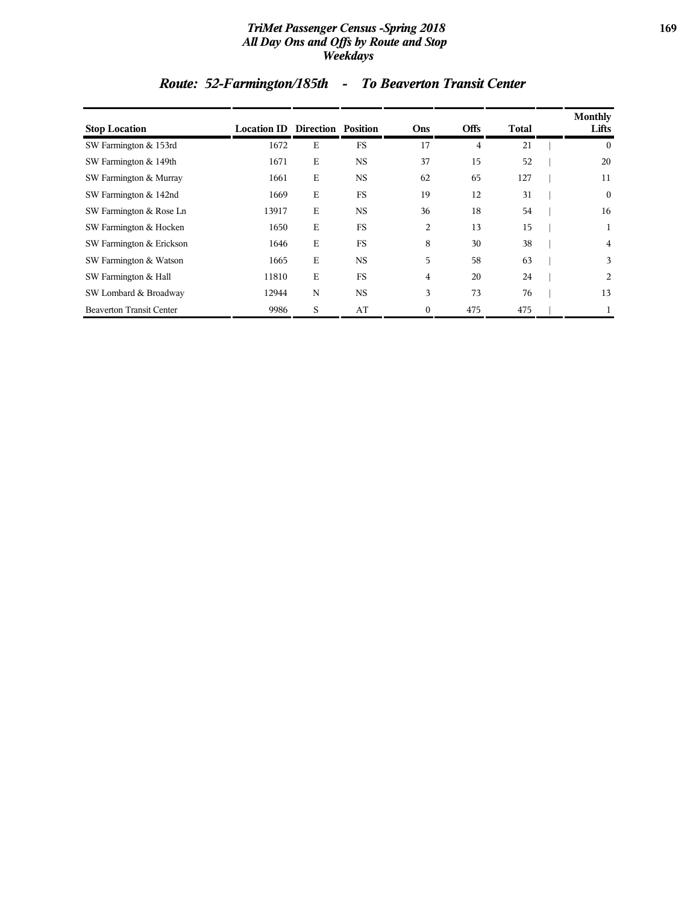## Route: 52-Farmington/185th - To Beaverton Transit Center

| Stop Location | Location ID | Direction | Position | Ons | Offs | Total | Monthly Lifts |
|---|---|---|---|---|---|---|---|
| SW Farmington & 153rd | 1672 | E | FS | 17 | 4 | 21 | 0 |
| SW Farmington & 149th | 1671 | E | NS | 37 | 15 | 52 | 20 |
| SW Farmington & Murray | 1661 | E | NS | 62 | 65 | 127 | 11 |
| SW Farmington & 142nd | 1669 | E | FS | 19 | 12 | 31 | 0 |
| SW Farmington & Rose Ln | 13917 | E | NS | 36 | 18 | 54 | 16 |
| SW Farmington & Hocken | 1650 | E | FS | 2 | 13 | 15 | 1 |
| SW Farmington & Erickson | 1646 | E | FS | 8 | 30 | 38 | 4 |
| SW Farmington & Watson | 1665 | E | NS | 5 | 58 | 63 | 3 |
| SW Farmington & Hall | 11810 | E | FS | 4 | 20 | 24 | 2 |
| SW Lombard & Broadway | 12944 | N | NS | 3 | 73 | 76 | 13 |
| Beaverton Transit Center | 9986 | S | AT | 0 | 475 | 475 | 1 |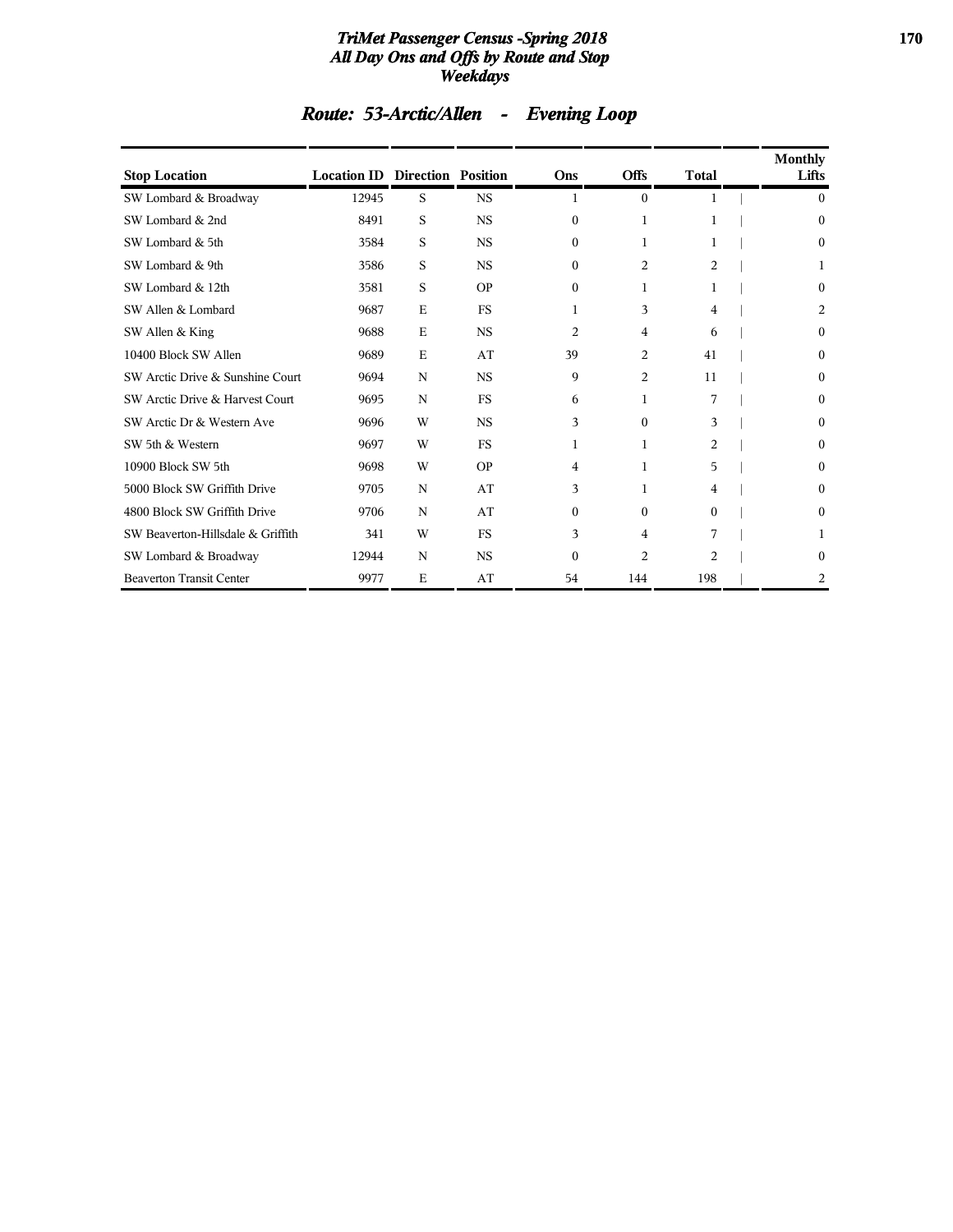## Route: 53-Arctic/Allen - Evening Loop

| Stop Location | Location ID | Direction | Position | Ons | Offs | Total | Monthly Lifts |
|---|---|---|---|---|---|---|---|
| SW Lombard & Broadway | 12945 | S | NS | 1 | 0 | 1 | 0 |
| SW Lombard & 2nd | 8491 | S | NS | 0 | 1 | 1 | 0 |
| SW Lombard & 5th | 3584 | S | NS | 0 | 1 | 1 | 0 |
| SW Lombard & 9th | 3586 | S | NS | 0 | 2 | 2 | 1 |
| SW Lombard & 12th | 3581 | S | OP | 0 | 1 | 1 | 0 |
| SW Allen & Lombard | 9687 | E | FS | 1 | 3 | 4 | 2 |
| SW Allen & King | 9688 | E | NS | 2 | 4 | 6 | 0 |
| 10400 Block SW Allen | 9689 | E | AT | 39 | 2 | 41 | 0 |
| SW Arctic Drive & Sunshine Court | 9694 | N | NS | 9 | 2 | 11 | 0 |
| SW Arctic Drive & Harvest Court | 9695 | N | FS | 6 | 1 | 7 | 0 |
| SW Arctic Dr & Western Ave | 9696 | W | NS | 3 | 0 | 3 | 0 |
| SW 5th & Western | 9697 | W | FS | 1 | 1 | 2 | 0 |
| 10900 Block SW 5th | 9698 | W | OP | 4 | 1 | 5 | 0 |
| 5000 Block SW Griffith Drive | 9705 | N | AT | 3 | 1 | 4 | 0 |
| 4800 Block SW Griffith Drive | 9706 | N | AT | 0 | 0 | 0 | 0 |
| SW Beaverton-Hillsdale & Griffith | 341 | W | FS | 3 | 4 | 7 | 1 |
| SW Lombard & Broadway | 12944 | N | NS | 0 | 2 | 2 | 0 |
| Beaverton Transit Center | 9977 | E | AT | 54 | 144 | 198 | 2 |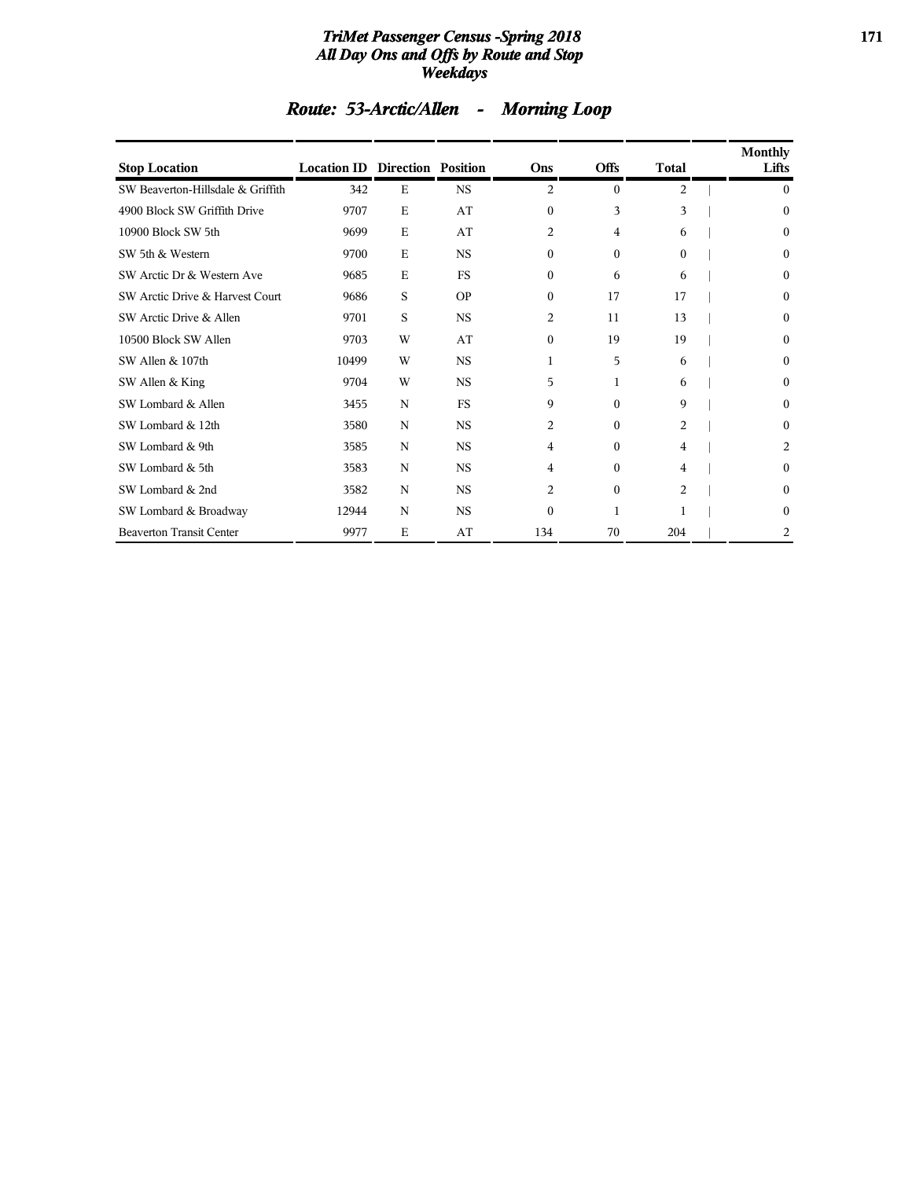# TriMet Passenger Census -Spring 2018
## All Day Ons and Offs by Route and Stop
## Weekdays

## Route: 53-Arctic/Allen - Morning Loop

| Stop Location | Location ID | Direction | Position | Ons | Offs | Total | Monthly Lifts |
|---|---|---|---|---|---|---|---|
| SW Beaverton-Hillsdale & Griffith | 342 | E | NS | 2 | 0 | 2 | 0 |
| 4900 Block SW Griffith Drive | 9707 | E | AT | 0 | 3 | 3 | 0 |
| 10900 Block SW 5th | 9699 | E | AT | 2 | 4 | 6 | 0 |
| SW 5th & Western | 9700 | E | NS | 0 | 0 | 0 | 0 |
| SW Arctic Dr & Western Ave | 9685 | E | FS | 0 | 6 | 6 | 0 |
| SW Arctic Drive & Harvest Court | 9686 | S | OP | 0 | 17 | 17 | 0 |
| SW Arctic Drive & Allen | 9701 | S | NS | 2 | 11 | 13 | 0 |
| 10500 Block SW Allen | 9703 | W | AT | 0 | 19 | 19 | 0 |
| SW Allen & 107th | 10499 | W | NS | 1 | 5 | 6 | 0 |
| SW Allen & King | 9704 | W | NS | 5 | 1 | 6 | 0 |
| SW Lombard & Allen | 3455 | N | FS | 9 | 0 | 9 | 0 |
| SW Lombard & 12th | 3580 | N | NS | 2 | 0 | 2 | 0 |
| SW Lombard & 9th | 3585 | N | NS | 4 | 0 | 4 | 2 |
| SW Lombard & 5th | 3583 | N | NS | 4 | 0 | 4 | 0 |
| SW Lombard & 2nd | 3582 | N | NS | 2 | 0 | 2 | 0 |
| SW Lombard & Broadway | 12944 | N | NS | 0 | 1 | 1 | 0 |
| Beaverton Transit Center | 9977 | E | AT | 134 | 70 | 204 | 2 |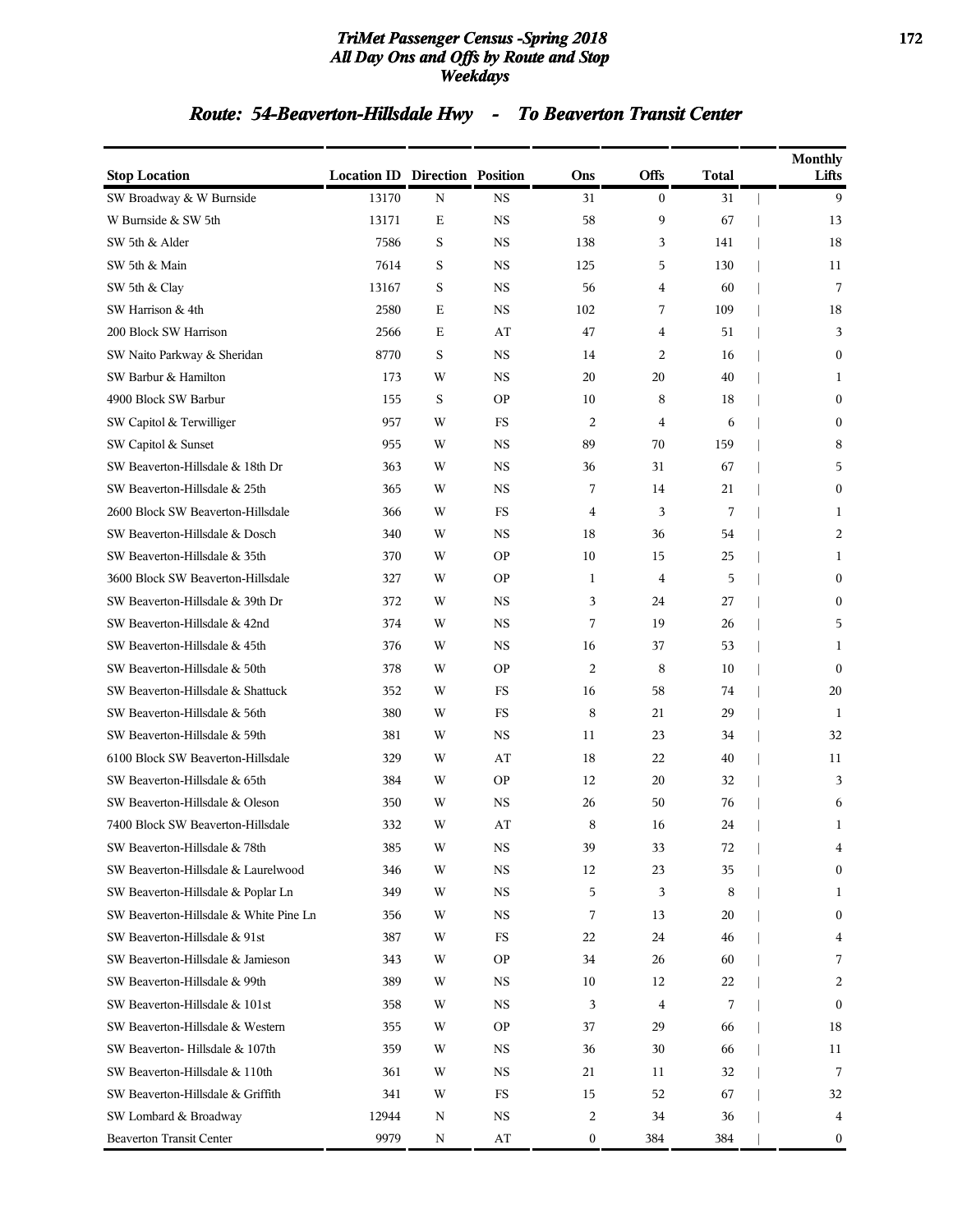# TriMet Passenger Census -Spring 2018
## All Day Ons and Offs by Route and Stop
### Weekdays

## Route: 54-Beaverton-Hillsdale Hwy - To Beaverton Transit Center

| Stop Location | Location ID | Direction | Position | Ons | Offs | Total | Monthly Lifts |
|---|---|---|---|---|---|---|---|
| SW Broadway & W Burnside | 13170 | N | NS | 31 | 0 | 31 | 9 |
| W Burnside & SW 5th | 13171 | E | NS | 58 | 9 | 67 | 13 |
| SW 5th & Alder | 7586 | S | NS | 138 | 3 | 141 | 18 |
| SW 5th & Main | 7614 | S | NS | 125 | 5 | 130 | 11 |
| SW 5th & Clay | 13167 | S | NS | 56 | 4 | 60 | 7 |
| SW Harrison & 4th | 2580 | E | NS | 102 | 7 | 109 | 18 |
| 200 Block SW Harrison | 2566 | E | AT | 47 | 4 | 51 | 3 |
| SW Naito Parkway & Sheridan | 8770 | S | NS | 14 | 2 | 16 | 0 |
| SW Barbur & Hamilton | 173 | W | NS | 20 | 20 | 40 | 1 |
| 4900 Block SW Barbur | 155 | S | OP | 10 | 8 | 18 | 0 |
| SW Capitol & Terwilliger | 957 | W | FS | 2 | 4 | 6 | 0 |
| SW Capitol & Sunset | 955 | W | NS | 89 | 70 | 159 | 8 |
| SW Beaverton-Hillsdale & 18th Dr | 363 | W | NS | 36 | 31 | 67 | 5 |
| SW Beaverton-Hillsdale & 25th | 365 | W | NS | 7 | 14 | 21 | 0 |
| 2600 Block SW Beaverton-Hillsdale | 366 | W | FS | 4 | 3 | 7 | 1 |
| SW Beaverton-Hillsdale & Dosch | 340 | W | NS | 18 | 36 | 54 | 2 |
| SW Beaverton-Hillsdale & 35th | 370 | W | OP | 10 | 15 | 25 | 1 |
| 3600 Block SW Beaverton-Hillsdale | 327 | W | OP | 1 | 4 | 5 | 0 |
| SW Beaverton-Hillsdale & 39th Dr | 372 | W | NS | 3 | 24 | 27 | 0 |
| SW Beaverton-Hillsdale & 42nd | 374 | W | NS | 7 | 19 | 26 | 5 |
| SW Beaverton-Hillsdale & 45th | 376 | W | NS | 16 | 37 | 53 | 1 |
| SW Beaverton-Hillsdale & 50th | 378 | W | OP | 2 | 8 | 10 | 0 |
| SW Beaverton-Hillsdale & Shattuck | 352 | W | FS | 16 | 58 | 74 | 20 |
| SW Beaverton-Hillsdale & 56th | 380 | W | FS | 8 | 21 | 29 | 1 |
| SW Beaverton-Hillsdale & 59th | 381 | W | NS | 11 | 23 | 34 | 32 |
| 6100 Block SW Beaverton-Hillsdale | 329 | W | AT | 18 | 22 | 40 | 11 |
| SW Beaverton-Hillsdale & 65th | 384 | W | OP | 12 | 20 | 32 | 3 |
| SW Beaverton-Hillsdale & Oleson | 350 | W | NS | 26 | 50 | 76 | 6 |
| 7400 Block SW Beaverton-Hillsdale | 332 | W | AT | 8 | 16 | 24 | 1 |
| SW Beaverton-Hillsdale & 78th | 385 | W | NS | 39 | 33 | 72 | 4 |
| SW Beaverton-Hillsdale & Laurelwood | 346 | W | NS | 12 | 23 | 35 | 0 |
| SW Beaverton-Hillsdale & Poplar Ln | 349 | W | NS | 5 | 3 | 8 | 1 |
| SW Beaverton-Hillsdale & White Pine Ln | 356 | W | NS | 7 | 13 | 20 | 0 |
| SW Beaverton-Hillsdale & 91st | 387 | W | FS | 22 | 24 | 46 | 4 |
| SW Beaverton-Hillsdale & Jamieson | 343 | W | OP | 34 | 26 | 60 | 7 |
| SW Beaverton-Hillsdale & 99th | 389 | W | NS | 10 | 12 | 22 | 2 |
| SW Beaverton-Hillsdale & 101st | 358 | W | NS | 3 | 4 | 7 | 0 |
| SW Beaverton-Hillsdale & Western | 355 | W | OP | 37 | 29 | 66 | 18 |
| SW Beaverton- Hillsdale & 107th | 359 | W | NS | 36 | 30 | 66 | 11 |
| SW Beaverton-Hillsdale & 110th | 361 | W | NS | 21 | 11 | 32 | 7 |
| SW Beaverton-Hillsdale & Griffith | 341 | W | FS | 15 | 52 | 67 | 32 |
| SW Lombard & Broadway | 12944 | N | NS | 2 | 34 | 36 | 4 |
| Beaverton Transit Center | 9979 | N | AT | 0 | 384 | 384 | 0 |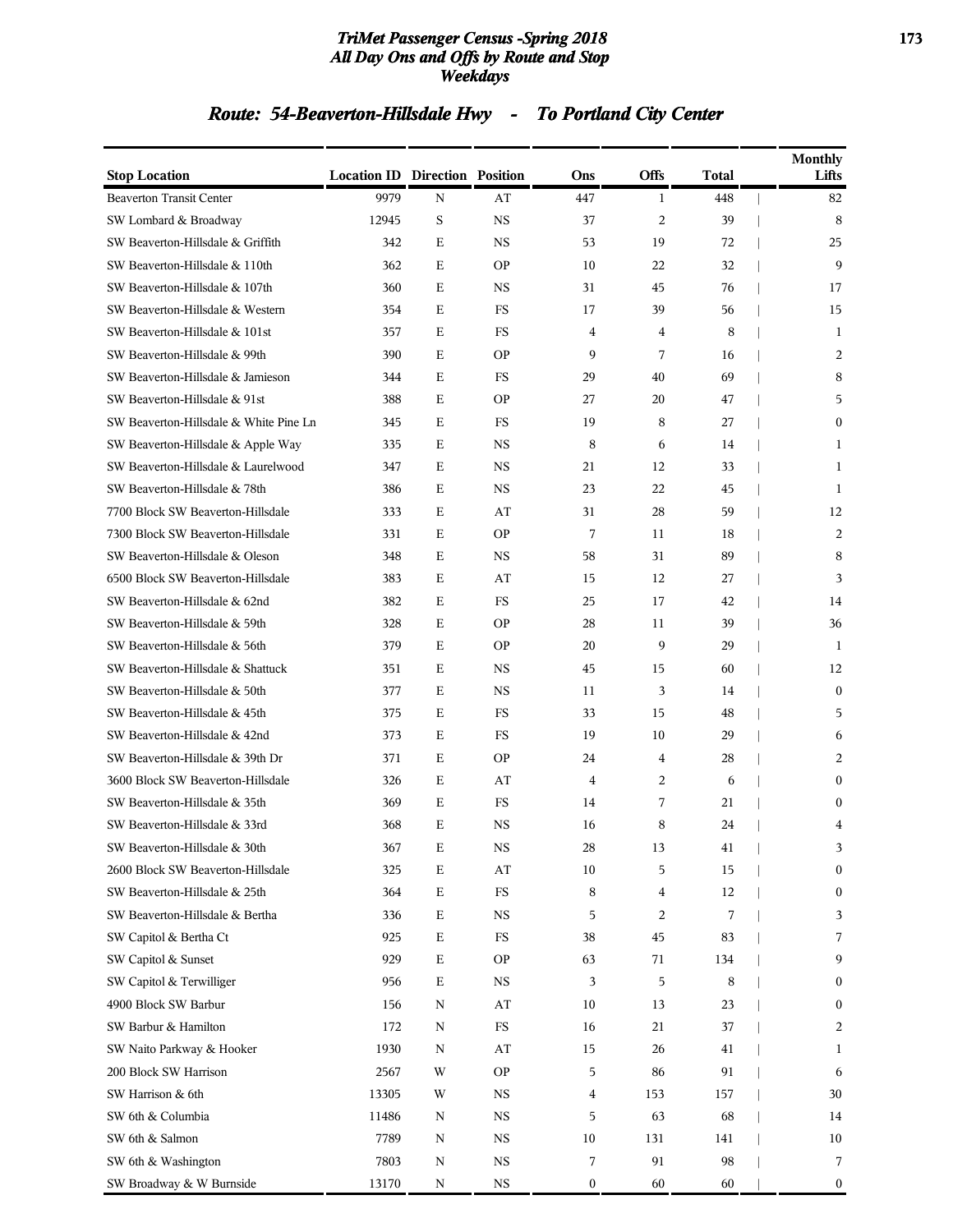# TriMet Passenger Census -Spring 2018
## All Day Ons and Offs by Route and Stop
### Weekdays

## Route: 54-Beaverton-Hillsdale Hwy - To Portland City Center

| Stop Location | Location ID | Direction | Position | Ons | Offs | Total | Monthly Lifts |
|---|---|---|---|---|---|---|---|
| Beaverton Transit Center | 9979 | N | AT | 447 | 1 | 448 | 82 |
| SW Lombard & Broadway | 12945 | S | NS | 37 | 2 | 39 | 8 |
| SW Beaverton-Hillsdale & Griffith | 342 | E | NS | 53 | 19 | 72 | 25 |
| SW Beaverton-Hillsdale & 110th | 362 | E | OP | 10 | 22 | 32 | 9 |
| SW Beaverton-Hillsdale & 107th | 360 | E | NS | 31 | 45 | 76 | 17 |
| SW Beaverton-Hillsdale & Western | 354 | E | FS | 17 | 39 | 56 | 15 |
| SW Beaverton-Hillsdale & 101st | 357 | E | FS | 4 | 4 | 8 | 1 |
| SW Beaverton-Hillsdale & 99th | 390 | E | OP | 9 | 7 | 16 | 2 |
| SW Beaverton-Hillsdale & Jamieson | 344 | E | FS | 29 | 40 | 69 | 8 |
| SW Beaverton-Hillsdale & 91st | 388 | E | OP | 27 | 20 | 47 | 5 |
| SW Beaverton-Hillsdale & White Pine Ln | 345 | E | FS | 19 | 8 | 27 | 0 |
| SW Beaverton-Hillsdale & Apple Way | 335 | E | NS | 8 | 6 | 14 | 1 |
| SW Beaverton-Hillsdale & Laurelwood | 347 | E | NS | 21 | 12 | 33 | 1 |
| SW Beaverton-Hillsdale & 78th | 386 | E | NS | 23 | 22 | 45 | 1 |
| 7700 Block SW Beaverton-Hillsdale | 333 | E | AT | 31 | 28 | 59 | 12 |
| 7300 Block SW Beaverton-Hillsdale | 331 | E | OP | 7 | 11 | 18 | 2 |
| SW Beaverton-Hillsdale & Oleson | 348 | E | NS | 58 | 31 | 89 | 8 |
| 6500 Block SW Beaverton-Hillsdale | 383 | E | AT | 15 | 12 | 27 | 3 |
| SW Beaverton-Hillsdale & 62nd | 382 | E | FS | 25 | 17 | 42 | 14 |
| SW Beaverton-Hillsdale & 59th | 328 | E | OP | 28 | 11 | 39 | 36 |
| SW Beaverton-Hillsdale & 56th | 379 | E | OP | 20 | 9 | 29 | 1 |
| SW Beaverton-Hillsdale & Shattuck | 351 | E | NS | 45 | 15 | 60 | 12 |
| SW Beaverton-Hillsdale & 50th | 377 | E | NS | 11 | 3 | 14 | 0 |
| SW Beaverton-Hillsdale & 45th | 375 | E | FS | 33 | 15 | 48 | 5 |
| SW Beaverton-Hillsdale & 42nd | 373 | E | FS | 19 | 10 | 29 | 6 |
| SW Beaverton-Hillsdale & 39th Dr | 371 | E | OP | 24 | 4 | 28 | 2 |
| 3600 Block SW Beaverton-Hillsdale | 326 | E | AT | 4 | 2 | 6 | 0 |
| SW Beaverton-Hillsdale & 35th | 369 | E | FS | 14 | 7 | 21 | 0 |
| SW Beaverton-Hillsdale & 33rd | 368 | E | NS | 16 | 8 | 24 | 4 |
| SW Beaverton-Hillsdale & 30th | 367 | E | NS | 28 | 13 | 41 | 3 |
| 2600 Block SW Beaverton-Hillsdale | 325 | E | AT | 10 | 5 | 15 | 0 |
| SW Beaverton-Hillsdale & 25th | 364 | E | FS | 8 | 4 | 12 | 0 |
| SW Beaverton-Hillsdale & Bertha | 336 | E | NS | 5 | 2 | 7 | 3 |
| SW Capitol & Bertha Ct | 925 | E | FS | 38 | 45 | 83 | 7 |
| SW Capitol & Sunset | 929 | E | OP | 63 | 71 | 134 | 9 |
| SW Capitol & Terwilliger | 956 | E | NS | 3 | 5 | 8 | 0 |
| 4900 Block SW Barbur | 156 | N | AT | 10 | 13 | 23 | 0 |
| SW Barbur & Hamilton | 172 | N | FS | 16 | 21 | 37 | 2 |
| SW Naito Parkway & Hooker | 1930 | N | AT | 15 | 26 | 41 | 1 |
| 200 Block SW Harrison | 2567 | W | OP | 5 | 86 | 91 | 6 |
| SW Harrison & 6th | 13305 | W | NS | 4 | 153 | 157 | 30 |
| SW 6th & Columbia | 11486 | N | NS | 5 | 63 | 68 | 14 |
| SW 6th & Salmon | 7789 | N | NS | 10 | 131 | 141 | 10 |
| SW 6th & Washington | 7803 | N | NS | 7 | 91 | 98 | 7 |
| SW Broadway & W Burnside | 13170 | N | NS | 0 | 60 | 60 | 0 |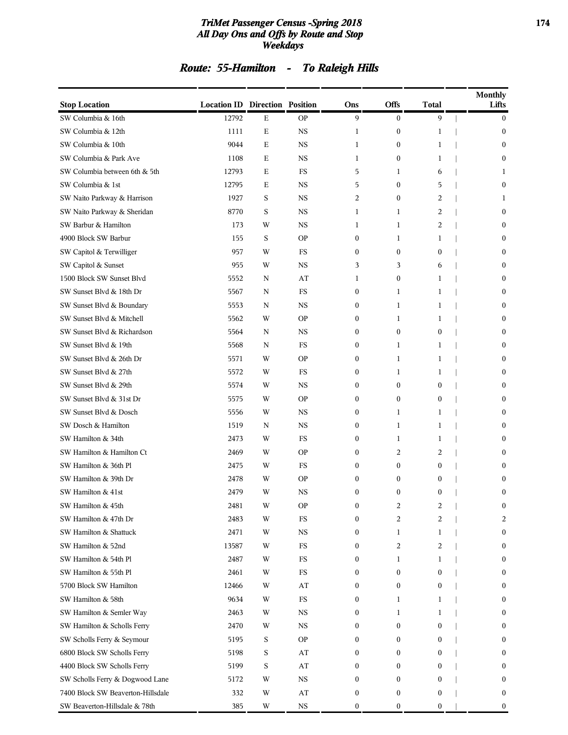# TriMet Passenger Census -Spring 2018
## All Day Ons and Offs by Route and Stop
### Weekdays

## Route: 55-Hamilton - To Raleigh Hills

| Stop Location | Location ID | Direction | Position | Ons | Offs | Total | Monthly Lifts |
|---|---|---|---|---|---|---|---|
| SW Columbia & 16th | 12792 | E | OP | 9 | 0 | 9 | 0 |
| SW Columbia & 12th | 1111 | E | NS | 1 | 0 | 1 | 0 |
| SW Columbia & 10th | 9044 | E | NS | 1 | 0 | 1 | 0 |
| SW Columbia & Park Ave | 1108 | E | NS | 1 | 0 | 1 | 0 |
| SW Columbia between 6th & 5th | 12793 | E | FS | 5 | 1 | 6 | 1 |
| SW Columbia & 1st | 12795 | E | NS | 5 | 0 | 5 | 0 |
| SW Naito Parkway & Harrison | 1927 | S | NS | 2 | 0 | 2 | 1 |
| SW Naito Parkway & Sheridan | 8770 | S | NS | 1 | 1 | 2 | 0 |
| SW Barbur & Hamilton | 173 | W | NS | 1 | 1 | 2 | 0 |
| 4900 Block SW Barbur | 155 | S | OP | 0 | 1 | 1 | 0 |
| SW Capitol & Terwilliger | 957 | W | FS | 0 | 0 | 0 | 0 |
| SW Capitol & Sunset | 955 | W | NS | 3 | 3 | 6 | 0 |
| 1500 Block SW Sunset Blvd | 5552 | N | AT | 1 | 0 | 1 | 0 |
| SW Sunset Blvd & 18th Dr | 5567 | N | FS | 0 | 1 | 1 | 0 |
| SW Sunset Blvd & Boundary | 5553 | N | NS | 0 | 1 | 1 | 0 |
| SW Sunset Blvd & Mitchell | 5562 | W | OP | 0 | 1 | 1 | 0 |
| SW Sunset Blvd & Richardson | 5564 | N | NS | 0 | 0 | 0 | 0 |
| SW Sunset Blvd & 19th | 5568 | N | FS | 0 | 1 | 1 | 0 |
| SW Sunset Blvd & 26th Dr | 5571 | W | OP | 0 | 1 | 1 | 0 |
| SW Sunset Blvd & 27th | 5572 | W | FS | 0 | 1 | 1 | 0 |
| SW Sunset Blvd & 29th | 5574 | W | NS | 0 | 0 | 0 | 0 |
| SW Sunset Blvd & 31st Dr | 5575 | W | OP | 0 | 0 | 0 | 0 |
| SW Sunset Blvd & Dosch | 5556 | W | NS | 0 | 1 | 1 | 0 |
| SW Dosch & Hamilton | 1519 | N | NS | 0 | 1 | 1 | 0 |
| SW Hamilton & 34th | 2473 | W | FS | 0 | 1 | 1 | 0 |
| SW Hamilton & Hamilton Ct | 2469 | W | OP | 0 | 2 | 2 | 0 |
| SW Hamilton & 36th Pl | 2475 | W | FS | 0 | 0 | 0 | 0 |
| SW Hamilton & 39th Dr | 2478 | W | OP | 0 | 0 | 0 | 0 |
| SW Hamilton & 41st | 2479 | W | NS | 0 | 0 | 0 | 0 |
| SW Hamilton & 45th | 2481 | W | OP | 0 | 2 | 2 | 0 |
| SW Hamilton & 47th Dr | 2483 | W | FS | 0 | 2 | 2 | 2 |
| SW Hamilton & Shattuck | 2471 | W | NS | 0 | 1 | 1 | 0 |
| SW Hamilton & 52nd | 13587 | W | FS | 0 | 2 | 2 | 0 |
| SW Hamilton & 54th Pl | 2487 | W | FS | 0 | 1 | 1 | 0 |
| SW Hamilton & 55th Pl | 2461 | W | FS | 0 | 0 | 0 | 0 |
| 5700 Block SW Hamilton | 12466 | W | AT | 0 | 0 | 0 | 0 |
| SW Hamilton & 58th | 9634 | W | FS | 0 | 1 | 1 | 0 |
| SW Hamilton & Semler Way | 2463 | W | NS | 0 | 1 | 1 | 0 |
| SW Hamilton & Scholls Ferry | 2470 | W | NS | 0 | 0 | 0 | 0 |
| SW Scholls Ferry & Seymour | 5195 | S | OP | 0 | 0 | 0 | 0 |
| 6800 Block SW Scholls Ferry | 5198 | S | AT | 0 | 0 | 0 | 0 |
| 4400 Block SW Scholls Ferry | 5199 | S | AT | 0 | 0 | 0 | 0 |
| SW Scholls Ferry & Dogwood Lane | 5172 | W | NS | 0 | 0 | 0 | 0 |
| 7400 Block SW Beaverton-Hillsdale | 332 | W | AT | 0 | 0 | 0 | 0 |
| SW Beaverton-Hillsdale & 78th | 385 | W | NS | 0 | 0 | 0 | 0 |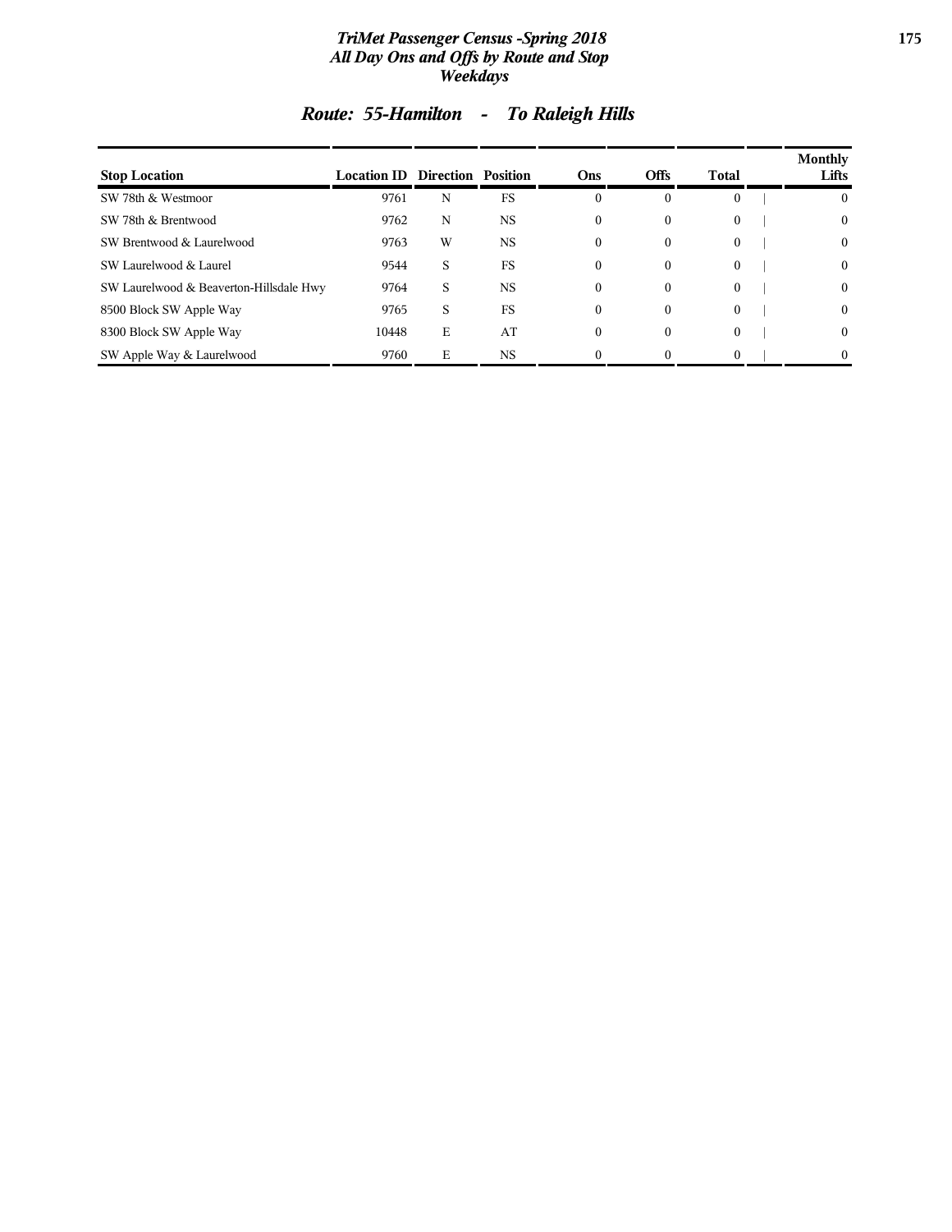## Route: 55-Hamilton - To Raleigh Hills

| Stop Location | Location ID | Direction | Position | Ons | Offs | Total | Monthly Lifts |
|---|---|---|---|---|---|---|---|
| SW 78th & Westmoor | 9761 | N | FS | 0 | 0 | 0 | 0 |
| SW 78th & Brentwood | 9762 | N | NS | 0 | 0 | 0 | 0 |
| SW Brentwood & Laurelwood | 9763 | W | NS | 0 | 0 | 0 | 0 |
| SW Laurelwood & Laurel | 9544 | S | FS | 0 | 0 | 0 | 0 |
| SW Laurelwood & Beaverton-Hillsdale Hwy | 9764 | S | NS | 0 | 0 | 0 | 0 |
| 8500 Block SW Apple Way | 9765 | S | FS | 0 | 0 | 0 | 0 |
| 8300 Block SW Apple Way | 10448 | E | AT | 0 | 0 | 0 | 0 |
| SW Apple Way & Laurelwood | 9760 | E | NS | 0 | 0 | 0 | 0 |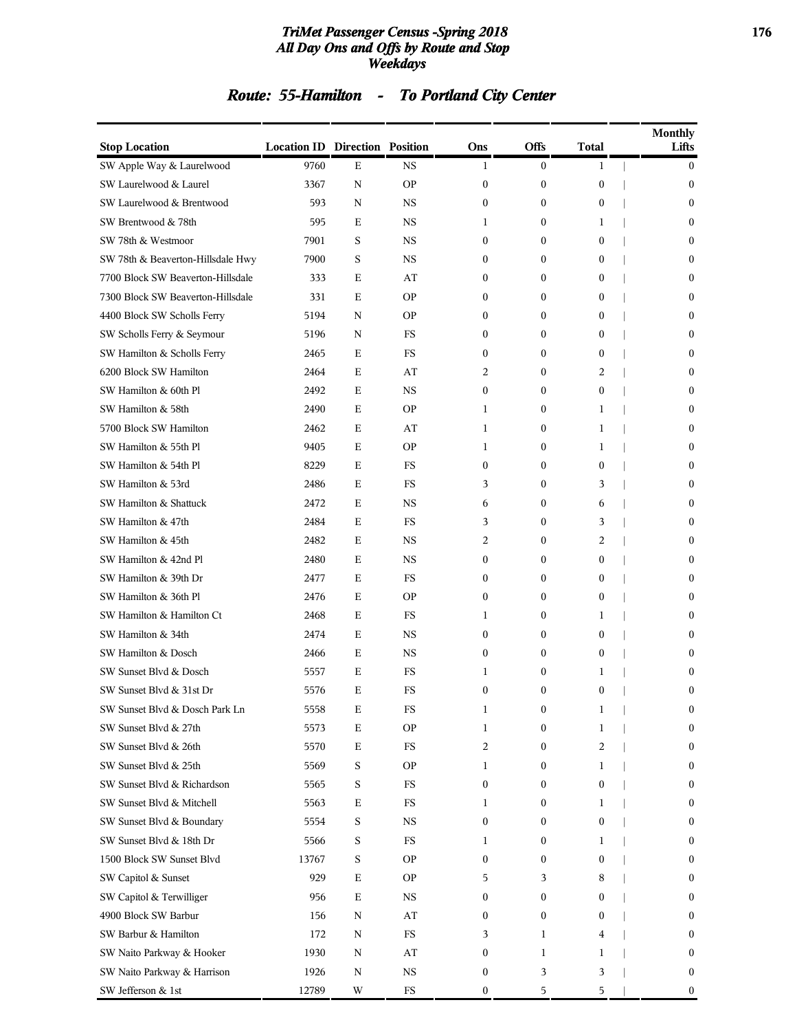# TriMet Passenger Census -Spring 2018
## All Day Ons and Offs by Route and Stop
## Weekdays

### Route: 55-Hamilton - To Portland City Center

| Stop Location | Location ID | Direction | Position | Ons | Offs | Total | Monthly Lifts |
|---|---|---|---|---|---|---|---|
| SW Apple Way & Laurelwood | 9760 | E | NS | 1 | 0 | 1 | 0 |
| SW Laurelwood & Laurel | 3367 | N | OP | 0 | 0 | 0 | 0 |
| SW Laurelwood & Brentwood | 593 | N | NS | 0 | 0 | 0 | 0 |
| SW Brentwood & 78th | 595 | E | NS | 1 | 0 | 1 | 0 |
| SW 78th & Westmoor | 7901 | S | NS | 0 | 0 | 0 | 0 |
| SW 78th & Beaverton-Hillsdale Hwy | 7900 | S | NS | 0 | 0 | 0 | 0 |
| 7700 Block SW Beaverton-Hillsdale | 333 | E | AT | 0 | 0 | 0 | 0 |
| 7300 Block SW Beaverton-Hillsdale | 331 | E | OP | 0 | 0 | 0 | 0 |
| 4400 Block SW Scholls Ferry | 5194 | N | OP | 0 | 0 | 0 | 0 |
| SW Scholls Ferry & Seymour | 5196 | N | FS | 0 | 0 | 0 | 0 |
| SW Hamilton & Scholls Ferry | 2465 | E | FS | 0 | 0 | 0 | 0 |
| 6200 Block SW Hamilton | 2464 | E | AT | 2 | 0 | 2 | 0 |
| SW Hamilton & 60th Pl | 2492 | E | NS | 0 | 0 | 0 | 0 |
| SW Hamilton & 58th | 2490 | E | OP | 1 | 0 | 1 | 0 |
| 5700 Block SW Hamilton | 2462 | E | AT | 1 | 0 | 1 | 0 |
| SW Hamilton & 55th Pl | 9405 | E | OP | 1 | 0 | 1 | 0 |
| SW Hamilton & 54th Pl | 8229 | E | FS | 0 | 0 | 0 | 0 |
| SW Hamilton & 53rd | 2486 | E | FS | 3 | 0 | 3 | 0 |
| SW Hamilton & Shattuck | 2472 | E | NS | 6 | 0 | 6 | 0 |
| SW Hamilton & 47th | 2484 | E | FS | 3 | 0 | 3 | 0 |
| SW Hamilton & 45th | 2482 | E | NS | 2 | 0 | 2 | 0 |
| SW Hamilton & 42nd Pl | 2480 | E | NS | 0 | 0 | 0 | 0 |
| SW Hamilton & 39th Dr | 2477 | E | FS | 0 | 0 | 0 | 0 |
| SW Hamilton & 36th Pl | 2476 | E | OP | 0 | 0 | 0 | 0 |
| SW Hamilton & Hamilton Ct | 2468 | E | FS | 1 | 0 | 1 | 0 |
| SW Hamilton & 34th | 2474 | E | NS | 0 | 0 | 0 | 0 |
| SW Hamilton & Dosch | 2466 | E | NS | 0 | 0 | 0 | 0 |
| SW Sunset Blvd & Dosch | 5557 | E | FS | 1 | 0 | 1 | 0 |
| SW Sunset Blvd & 31st Dr | 5576 | E | FS | 0 | 0 | 0 | 0 |
| SW Sunset Blvd & Dosch Park Ln | 5558 | E | FS | 1 | 0 | 1 | 0 |
| SW Sunset Blvd & 27th | 5573 | E | OP | 1 | 0 | 1 | 0 |
| SW Sunset Blvd & 26th | 5570 | E | FS | 2 | 0 | 2 | 0 |
| SW Sunset Blvd & 25th | 5569 | S | OP | 1 | 0 | 1 | 0 |
| SW Sunset Blvd & Richardson | 5565 | S | FS | 0 | 0 | 0 | 0 |
| SW Sunset Blvd & Mitchell | 5563 | E | FS | 1 | 0 | 1 | 0 |
| SW Sunset Blvd & Boundary | 5554 | S | NS | 0 | 0 | 0 | 0 |
| SW Sunset Blvd & 18th Dr | 5566 | S | FS | 1 | 0 | 1 | 0 |
| 1500 Block SW Sunset Blvd | 13767 | S | OP | 0 | 0 | 0 | 0 |
| SW Capitol & Sunset | 929 | E | OP | 5 | 3 | 8 | 0 |
| SW Capitol & Terwilliger | 956 | E | NS | 0 | 0 | 0 | 0 |
| 4900 Block SW Barbur | 156 | N | AT | 0 | 0 | 0 | 0 |
| SW Barbur & Hamilton | 172 | N | FS | 3 | 1 | 4 | 0 |
| SW Naito Parkway & Hooker | 1930 | N | AT | 0 | 1 | 1 | 0 |
| SW Naito Parkway & Harrison | 1926 | N | NS | 0 | 3 | 3 | 0 |
| SW Jefferson & 1st | 12789 | W | FS | 0 | 5 | 5 | 0 |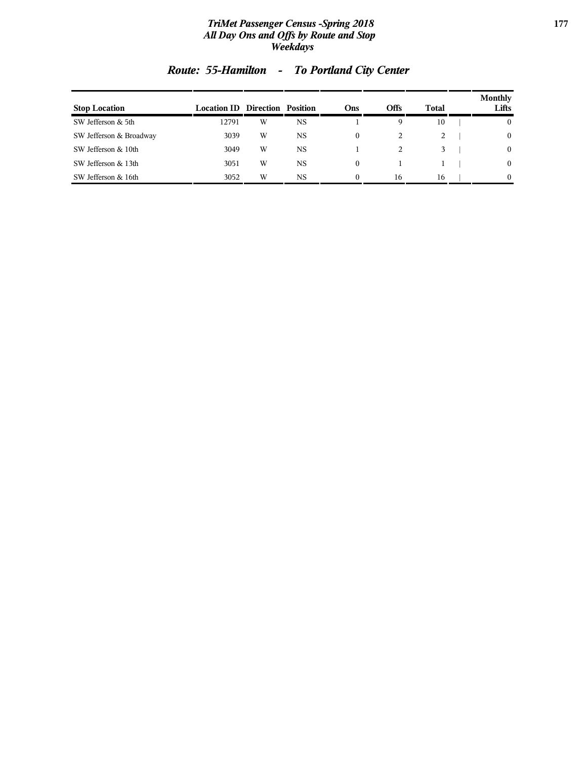## Route: 55-Hamilton - To Portland City Center

| Stop Location | Location ID | Direction | Position | Ons | Offs | Total | Monthly Lifts |
|---|---|---|---|---|---|---|---|
| SW Jefferson & 5th | 12791 | W | NS | 1 | 9 | 10 | 0 |
| SW Jefferson & Broadway | 3039 | W | NS | 0 | 2 | 2 | 0 |
| SW Jefferson & 10th | 3049 | W | NS | 1 | 2 | 3 | 0 |
| SW Jefferson & 13th | 3051 | W | NS | 0 | 1 | 1 | 0 |
| SW Jefferson & 16th | 3052 | W | NS | 0 | 16 | 16 | 0 |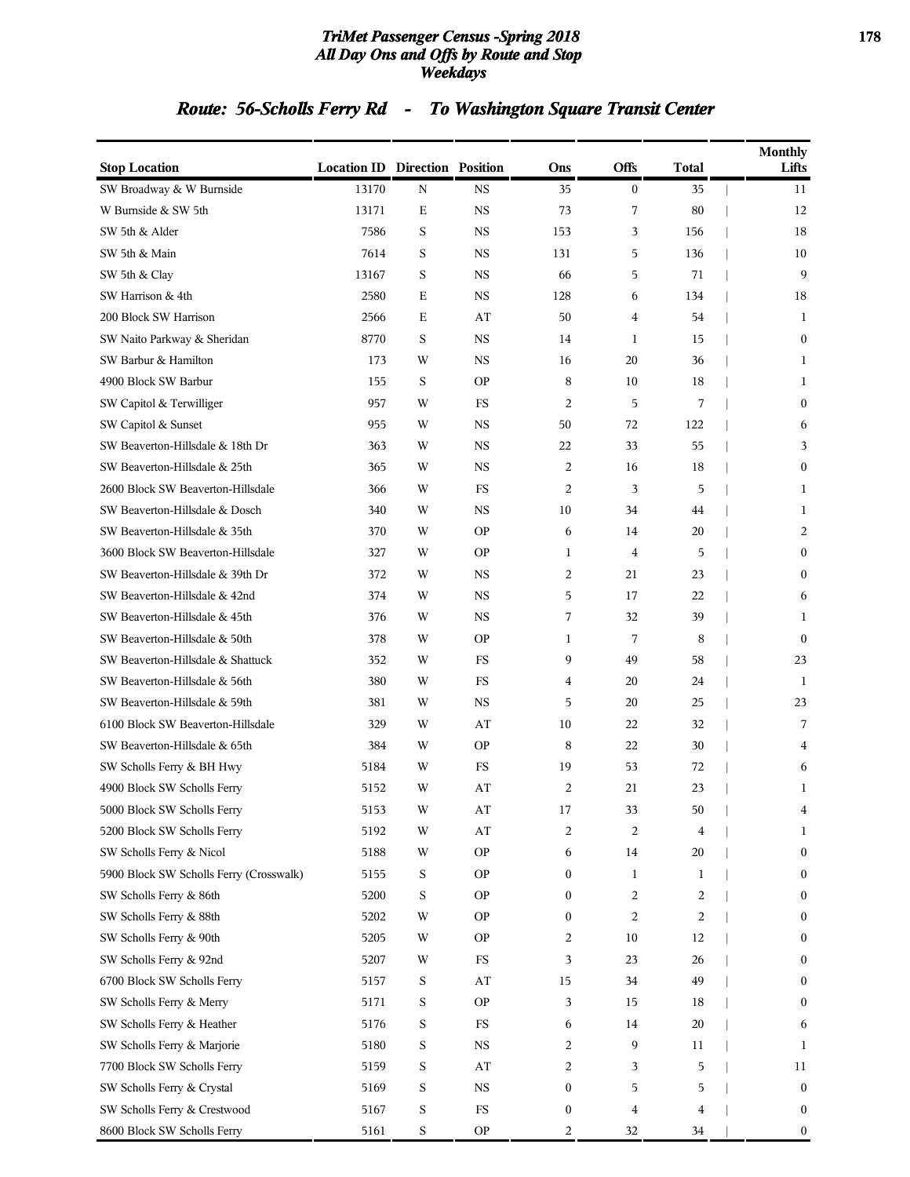# TriMet Passenger Census -Spring 2018
## All Day Ons and Offs by Route and Stop
### Weekdays

## Route: 56-Scholls Ferry Rd - To Washington Square Transit Center

| Stop Location | Location ID | Direction | Position | Ons | Offs | Total | Monthly Lifts |
|---|---|---|---|---|---|---|---|
| SW Broadway & W Burnside | 13170 | N | NS | 35 | 0 | 35 | 11 |
| W Burnside & SW 5th | 13171 | E | NS | 73 | 7 | 80 | 12 |
| SW 5th & Alder | 7586 | S | NS | 153 | 3 | 156 | 18 |
| SW 5th & Main | 7614 | S | NS | 131 | 5 | 136 | 10 |
| SW 5th & Clay | 13167 | S | NS | 66 | 5 | 71 | 9 |
| SW Harrison & 4th | 2580 | E | NS | 128 | 6 | 134 | 18 |
| 200 Block SW Harrison | 2566 | E | AT | 50 | 4 | 54 | 1 |
| SW Naito Parkway & Sheridan | 8770 | S | NS | 14 | 1 | 15 | 0 |
| SW Barbur & Hamilton | 173 | W | NS | 16 | 20 | 36 | 1 |
| 4900 Block SW Barbur | 155 | S | OP | 8 | 10 | 18 | 1 |
| SW Capitol & Terwilliger | 957 | W | FS | 2 | 5 | 7 | 0 |
| SW Capitol & Sunset | 955 | W | NS | 50 | 72 | 122 | 6 |
| SW Beaverton-Hillsdale & 18th Dr | 363 | W | NS | 22 | 33 | 55 | 3 |
| SW Beaverton-Hillsdale & 25th | 365 | W | NS | 2 | 16 | 18 | 0 |
| 2600 Block SW Beaverton-Hillsdale | 366 | W | FS | 2 | 3 | 5 | 1 |
| SW Beaverton-Hillsdale & Dosch | 340 | W | NS | 10 | 34 | 44 | 1 |
| SW Beaverton-Hillsdale & 35th | 370 | W | OP | 6 | 14 | 20 | 2 |
| 3600 Block SW Beaverton-Hillsdale | 327 | W | OP | 1 | 4 | 5 | 0 |
| SW Beaverton-Hillsdale & 39th Dr | 372 | W | NS | 2 | 21 | 23 | 0 |
| SW Beaverton-Hillsdale & 42nd | 374 | W | NS | 5 | 17 | 22 | 6 |
| SW Beaverton-Hillsdale & 45th | 376 | W | NS | 7 | 32 | 39 | 1 |
| SW Beaverton-Hillsdale & 50th | 378 | W | OP | 1 | 7 | 8 | 0 |
| SW Beaverton-Hillsdale & Shattuck | 352 | W | FS | 9 | 49 | 58 | 23 |
| SW Beaverton-Hillsdale & 56th | 380 | W | FS | 4 | 20 | 24 | 1 |
| SW Beaverton-Hillsdale & 59th | 381 | W | NS | 5 | 20 | 25 | 23 |
| 6100 Block SW Beaverton-Hillsdale | 329 | W | AT | 10 | 22 | 32 | 7 |
| SW Beaverton-Hillsdale & 65th | 384 | W | OP | 8 | 22 | 30 | 4 |
| SW Scholls Ferry & BH Hwy | 5184 | W | FS | 19 | 53 | 72 | 6 |
| 4900 Block SW Scholls Ferry | 5152 | W | AT | 2 | 21 | 23 | 1 |
| 5000 Block SW Scholls Ferry | 5153 | W | AT | 17 | 33 | 50 | 4 |
| 5200 Block SW Scholls Ferry | 5192 | W | AT | 2 | 2 | 4 | 1 |
| SW Scholls Ferry & Nicol | 5188 | W | OP | 6 | 14 | 20 | 0 |
| 5900 Block SW Scholls Ferry (Crosswalk) | 5155 | S | OP | 0 | 1 | 1 | 0 |
| SW Scholls Ferry & 86th | 5200 | S | OP | 0 | 2 | 2 | 0 |
| SW Scholls Ferry & 88th | 5202 | W | OP | 0 | 2 | 2 | 0 |
| SW Scholls Ferry & 90th | 5205 | W | OP | 2 | 10 | 12 | 0 |
| SW Scholls Ferry & 92nd | 5207 | W | FS | 3 | 23 | 26 | 0 |
| 6700 Block SW Scholls Ferry | 5157 | S | AT | 15 | 34 | 49 | 0 |
| SW Scholls Ferry & Merry | 5171 | S | OP | 3 | 15 | 18 | 0 |
| SW Scholls Ferry & Heather | 5176 | S | FS | 6 | 14 | 20 | 6 |
| SW Scholls Ferry & Marjorie | 5180 | S | NS | 2 | 9 | 11 | 1 |
| 7700 Block SW Scholls Ferry | 5159 | S | AT | 2 | 3 | 5 | 11 |
| SW Scholls Ferry & Crystal | 5169 | S | NS | 0 | 5 | 5 | 0 |
| SW Scholls Ferry & Crestwood | 5167 | S | FS | 0 | 4 | 4 | 0 |
| 8600 Block SW Scholls Ferry | 5161 | S | OP | 2 | 32 | 34 | 0 |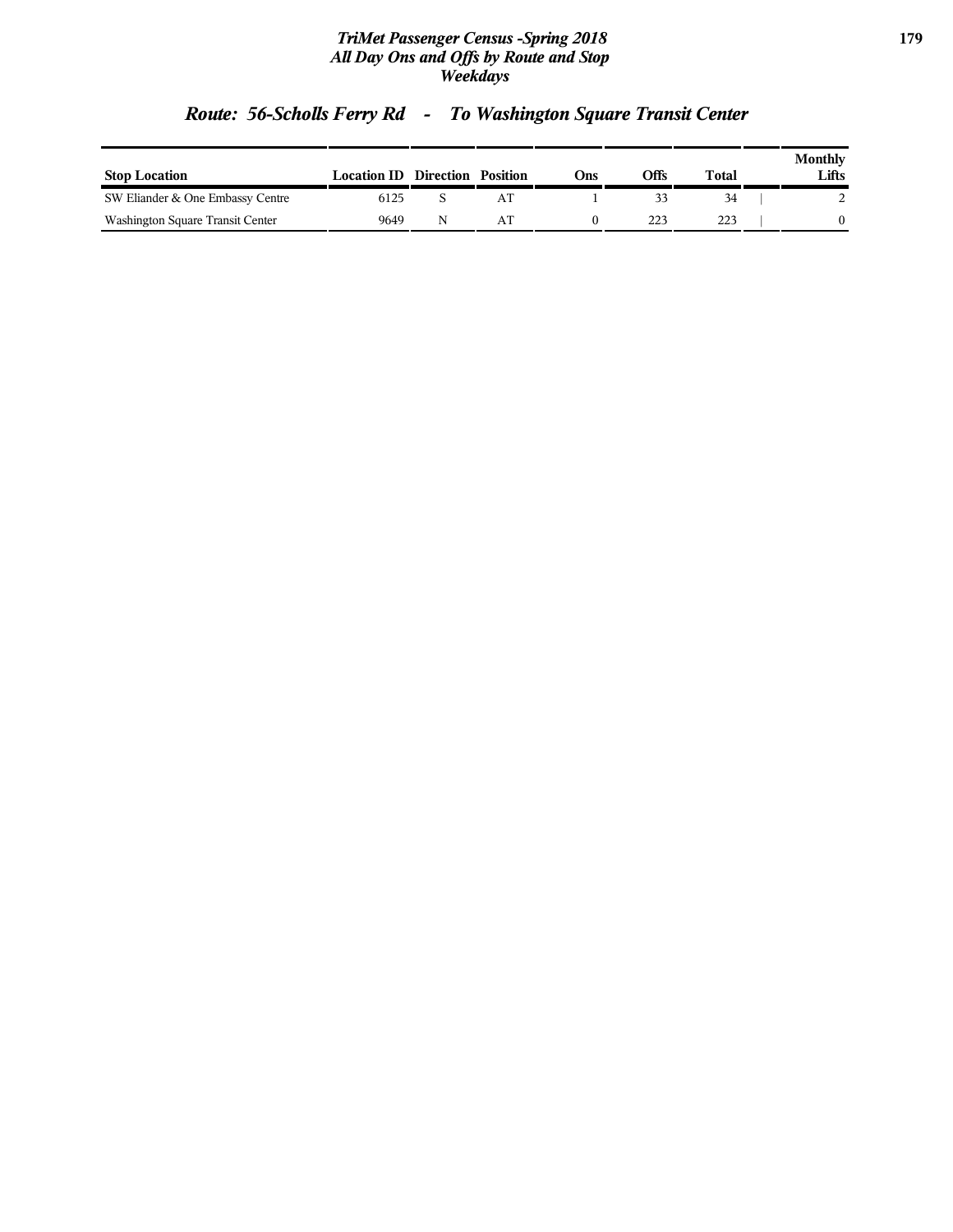## Route: 56-Scholls Ferry Rd - To Washington Square Transit Center

| Stop Location | Location ID | Direction | Position | Ons | Offs | Total | Monthly Lifts |
|---|---|---|---|---|---|---|---|
| SW Eliander & One Embassy Centre | 6125 | S | AT | 1 | 33 | 34 | 2 |
| Washington Square Transit Center | 9649 | N | AT | 0 | 223 | 223 | 0 |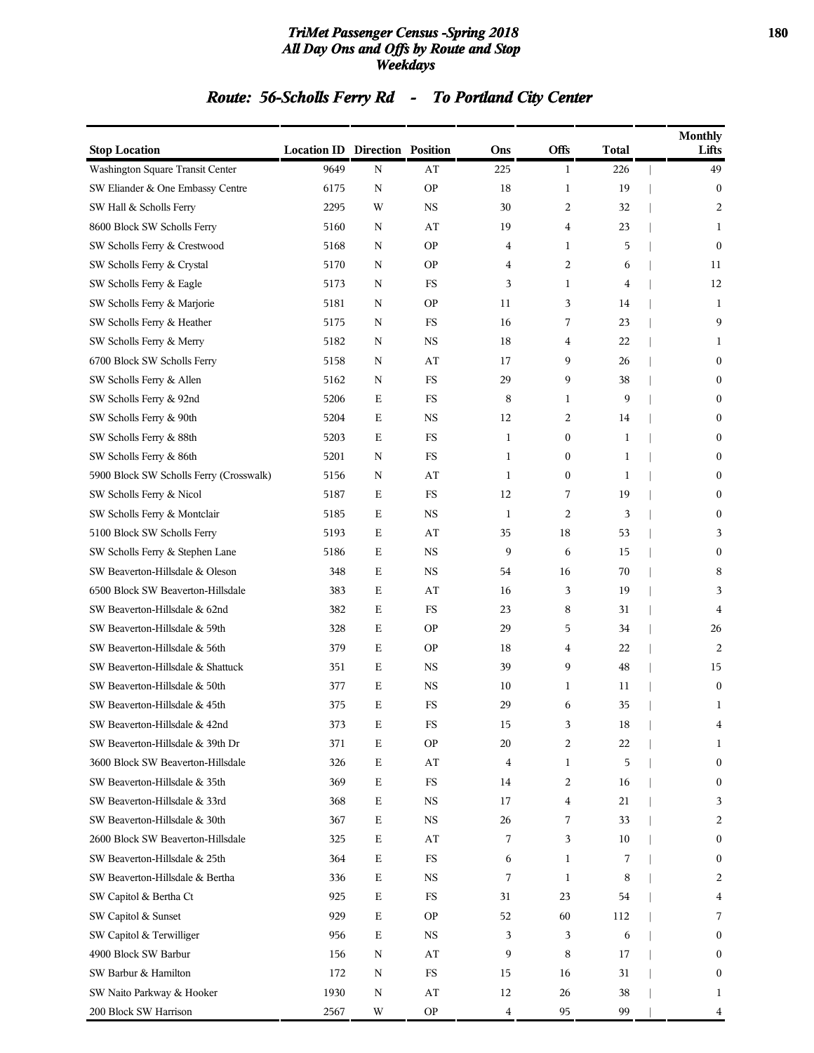# TriMet Passenger Census -Spring 2018
## All Day Ons and Offs by Route and Stop
### Weekdays

## Route: 56-Scholls Ferry Rd - To Portland City Center

| Stop Location | Location ID | Direction | Position | Ons | Offs | Total | Monthly Lifts |
|---|---|---|---|---|---|---|---|
| Washington Square Transit Center | 9649 | N | AT | 225 | 1 | 226 | 49 |
| SW Eliander & One Embassy Centre | 6175 | N | OP | 18 | 1 | 19 | 0 |
| SW Hall & Scholls Ferry | 2295 | W | NS | 30 | 2 | 32 | 2 |
| 8600 Block SW Scholls Ferry | 5160 | N | AT | 19 | 4 | 23 | 1 |
| SW Scholls Ferry & Crestwood | 5168 | N | OP | 4 | 1 | 5 | 0 |
| SW Scholls Ferry & Crystal | 5170 | N | OP | 4 | 2 | 6 | 11 |
| SW Scholls Ferry & Eagle | 5173 | N | FS | 3 | 1 | 4 | 12 |
| SW Scholls Ferry & Marjorie | 5181 | N | OP | 11 | 3 | 14 | 1 |
| SW Scholls Ferry & Heather | 5175 | N | FS | 16 | 7 | 23 | 9 |
| SW Scholls Ferry & Merry | 5182 | N | NS | 18 | 4 | 22 | 1 |
| 6700 Block SW Scholls Ferry | 5158 | N | AT | 17 | 9 | 26 | 0 |
| SW Scholls Ferry & Allen | 5162 | N | FS | 29 | 9 | 38 | 0 |
| SW Scholls Ferry & 92nd | 5206 | E | FS | 8 | 1 | 9 | 0 |
| SW Scholls Ferry & 90th | 5204 | E | NS | 12 | 2 | 14 | 0 |
| SW Scholls Ferry & 88th | 5203 | E | FS | 1 | 0 | 1 | 0 |
| SW Scholls Ferry & 86th | 5201 | N | FS | 1 | 0 | 1 | 0 |
| 5900 Block SW Scholls Ferry (Crosswalk) | 5156 | N | AT | 1 | 0 | 1 | 0 |
| SW Scholls Ferry & Nicol | 5187 | E | FS | 12 | 7 | 19 | 0 |
| SW Scholls Ferry & Montclair | 5185 | E | NS | 1 | 2 | 3 | 0 |
| 5100 Block SW Scholls Ferry | 5193 | E | AT | 35 | 18 | 53 | 3 |
| SW Scholls Ferry & Stephen Lane | 5186 | E | NS | 9 | 6 | 15 | 0 |
| SW Beaverton-Hillsdale & Oleson | 348 | E | NS | 54 | 16 | 70 | 8 |
| 6500 Block SW Beaverton-Hillsdale | 383 | E | AT | 16 | 3 | 19 | 3 |
| SW Beaverton-Hillsdale & 62nd | 382 | E | FS | 23 | 8 | 31 | 4 |
| SW Beaverton-Hillsdale & 59th | 328 | E | OP | 29 | 5 | 34 | 26 |
| SW Beaverton-Hillsdale & 56th | 379 | E | OP | 18 | 4 | 22 | 2 |
| SW Beaverton-Hillsdale & Shattuck | 351 | E | NS | 39 | 9 | 48 | 15 |
| SW Beaverton-Hillsdale & 50th | 377 | E | NS | 10 | 1 | 11 | 0 |
| SW Beaverton-Hillsdale & 45th | 375 | E | FS | 29 | 6 | 35 | 1 |
| SW Beaverton-Hillsdale & 42nd | 373 | E | FS | 15 | 3 | 18 | 4 |
| SW Beaverton-Hillsdale & 39th Dr | 371 | E | OP | 20 | 2 | 22 | 1 |
| 3600 Block SW Beaverton-Hillsdale | 326 | E | AT | 4 | 1 | 5 | 0 |
| SW Beaverton-Hillsdale & 35th | 369 | E | FS | 14 | 2 | 16 | 0 |
| SW Beaverton-Hillsdale & 33rd | 368 | E | NS | 17 | 4 | 21 | 3 |
| SW Beaverton-Hillsdale & 30th | 367 | E | NS | 26 | 7 | 33 | 2 |
| 2600 Block SW Beaverton-Hillsdale | 325 | E | AT | 7 | 3 | 10 | 0 |
| SW Beaverton-Hillsdale & 25th | 364 | E | FS | 6 | 1 | 7 | 0 |
| SW Beaverton-Hillsdale & Bertha | 336 | E | NS | 7 | 1 | 8 | 2 |
| SW Capitol & Bertha Ct | 925 | E | FS | 31 | 23 | 54 | 4 |
| SW Capitol & Sunset | 929 | E | OP | 52 | 60 | 112 | 7 |
| SW Capitol & Terwilliger | 956 | E | NS | 3 | 3 | 6 | 0 |
| 4900 Block SW Barbur | 156 | N | AT | 9 | 8 | 17 | 0 |
| SW Barbur & Hamilton | 172 | N | FS | 15 | 16 | 31 | 0 |
| SW Naito Parkway & Hooker | 1930 | N | AT | 12 | 26 | 38 | 1 |
| 200 Block SW Harrison | 2567 | W | OP | 4 | 95 | 99 | 4 |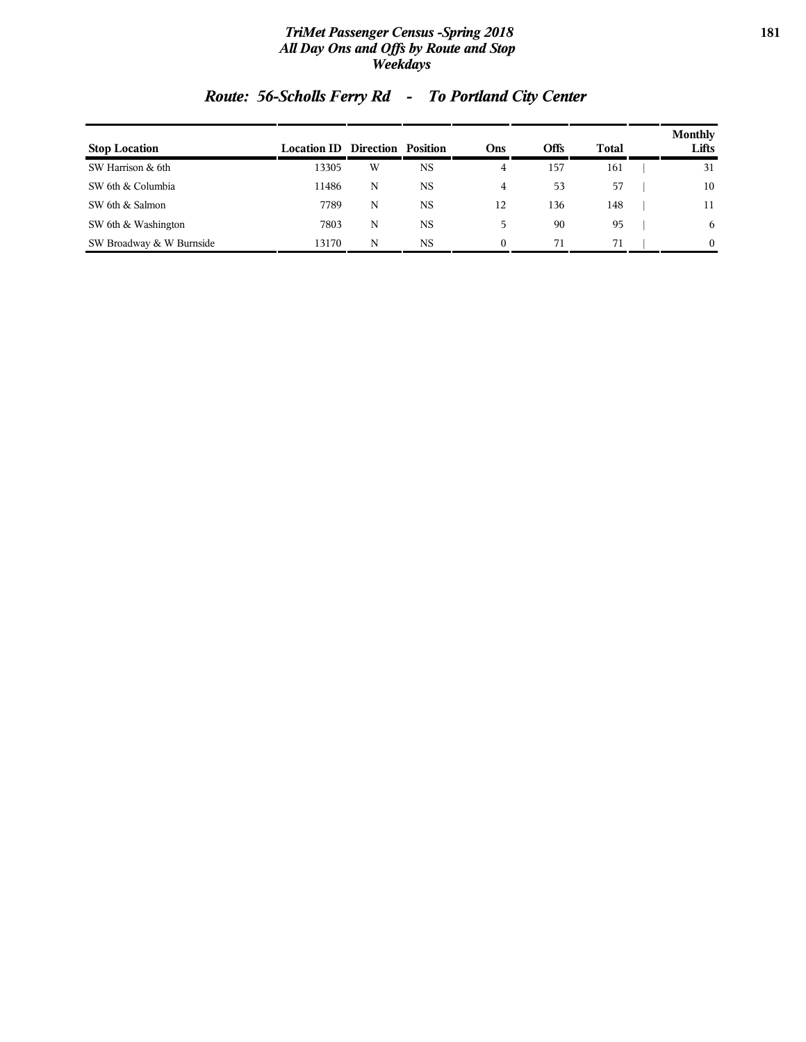## Route: 56-Scholls Ferry Rd - To Portland City Center

| Stop Location | Location ID | Direction | Position | Ons | Offs | Total | Monthly Lifts |
|---|---|---|---|---|---|---|---|
| SW Harrison & 6th | 13305 | W | NS | 4 | 157 | 161 | 31 |
| SW 6th & Columbia | 11486 | N | NS | 4 | 53 | 57 | 10 |
| SW 6th & Salmon | 7789 | N | NS | 12 | 136 | 148 | 11 |
| SW 6th & Washington | 7803 | N | NS | 5 | 90 | 95 | 6 |
| SW Broadway & W Burnside | 13170 | N | NS | 0 | 71 | 71 | 0 |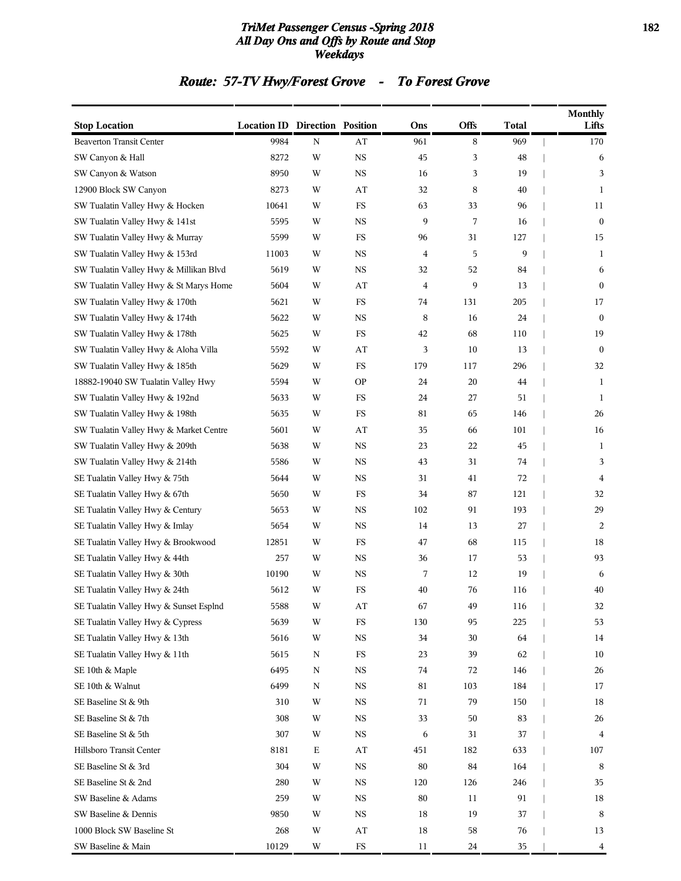## TriMet Passenger Census -Spring 2018
## All Day Ons and Offs by Route and Stop
## Weekdays

### Route: 57-TV Hwy/Forest Grove - To Forest Grove

| Stop Location | Location ID | Direction | Position | Ons | Offs | Total | Monthly Lifts |
|---|---|---|---|---|---|---|---|
| Beaverton Transit Center | 9984 | N | AT | 961 | 8 | 969 | 170 |
| SW Canyon & Hall | 8272 | W | NS | 45 | 3 | 48 | 6 |
| SW Canyon & Watson | 8950 | W | NS | 16 | 3 | 19 | 3 |
| 12900 Block SW Canyon | 8273 | W | AT | 32 | 8 | 40 | 1 |
| SW Tualatin Valley Hwy & Hocken | 10641 | W | FS | 63 | 33 | 96 | 11 |
| SW Tualatin Valley Hwy & 141st | 5595 | W | NS | 9 | 7 | 16 | 0 |
| SW Tualatin Valley Hwy & Murray | 5599 | W | FS | 96 | 31 | 127 | 15 |
| SW Tualatin Valley Hwy & 153rd | 11003 | W | NS | 4 | 5 | 9 | 1 |
| SW Tualatin Valley Hwy & Millikan Blvd | 5619 | W | NS | 32 | 52 | 84 | 6 |
| SW Tualatin Valley Hwy & St Marys Home | 5604 | W | AT | 4 | 9 | 13 | 0 |
| SW Tualatin Valley Hwy & 170th | 5621 | W | FS | 74 | 131 | 205 | 17 |
| SW Tualatin Valley Hwy & 174th | 5622 | W | NS | 8 | 16 | 24 | 0 |
| SW Tualatin Valley Hwy & 178th | 5625 | W | FS | 42 | 68 | 110 | 19 |
| SW Tualatin Valley Hwy & Aloha Villa | 5592 | W | AT | 3 | 10 | 13 | 0 |
| SW Tualatin Valley Hwy & 185th | 5629 | W | FS | 179 | 117 | 296 | 32 |
| 18882-19040 SW Tualatin Valley Hwy | 5594 | W | OP | 24 | 20 | 44 | 1 |
| SW Tualatin Valley Hwy & 192nd | 5633 | W | FS | 24 | 27 | 51 | 1 |
| SW Tualatin Valley Hwy & 198th | 5635 | W | FS | 81 | 65 | 146 | 26 |
| SW Tualatin Valley Hwy & Market Centre | 5601 | W | AT | 35 | 66 | 101 | 16 |
| SW Tualatin Valley Hwy & 209th | 5638 | W | NS | 23 | 22 | 45 | 1 |
| SW Tualatin Valley Hwy & 214th | 5586 | W | NS | 43 | 31 | 74 | 3 |
| SE Tualatin Valley Hwy & 75th | 5644 | W | NS | 31 | 41 | 72 | 4 |
| SE Tualatin Valley Hwy & 67th | 5650 | W | FS | 34 | 87 | 121 | 32 |
| SE Tualatin Valley Hwy & Century | 5653 | W | NS | 102 | 91 | 193 | 29 |
| SE Tualatin Valley Hwy & Imlay | 5654 | W | NS | 14 | 13 | 27 | 2 |
| SE Tualatin Valley Hwy & Brookwood | 12851 | W | FS | 47 | 68 | 115 | 18 |
| SE Tualatin Valley Hwy & 44th | 257 | W | NS | 36 | 17 | 53 | 93 |
| SE Tualatin Valley Hwy & 30th | 10190 | W | NS | 7 | 12 | 19 | 6 |
| SE Tualatin Valley Hwy & 24th | 5612 | W | FS | 40 | 76 | 116 | 40 |
| SE Tualatin Valley Hwy & Sunset Esplnd | 5588 | W | AT | 67 | 49 | 116 | 32 |
| SE Tualatin Valley Hwy & Cypress | 5639 | W | FS | 130 | 95 | 225 | 53 |
| SE Tualatin Valley Hwy & 13th | 5616 | W | NS | 34 | 30 | 64 | 14 |
| SE Tualatin Valley Hwy & 11th | 5615 | N | FS | 23 | 39 | 62 | 10 |
| SE 10th & Maple | 6495 | N | NS | 74 | 72 | 146 | 26 |
| SE 10th & Walnut | 6499 | N | NS | 81 | 103 | 184 | 17 |
| SE Baseline St & 9th | 310 | W | NS | 71 | 79 | 150 | 18 |
| SE Baseline St & 7th | 308 | W | NS | 33 | 50 | 83 | 26 |
| SE Baseline St & 5th | 307 | W | NS | 6 | 31 | 37 | 4 |
| Hillsboro Transit Center | 8181 | E | AT | 451 | 182 | 633 | 107 |
| SE Baseline St & 3rd | 304 | W | NS | 80 | 84 | 164 | 8 |
| SE Baseline St & 2nd | 280 | W | NS | 120 | 126 | 246 | 35 |
| SW Baseline & Adams | 259 | W | NS | 80 | 11 | 91 | 18 |
| SW Baseline & Dennis | 9850 | W | NS | 18 | 19 | 37 | 8 |
| 1000 Block SW Baseline St | 268 | W | AT | 18 | 58 | 76 | 13 |
| SW Baseline & Main | 10129 | W | FS | 11 | 24 | 35 | 4 |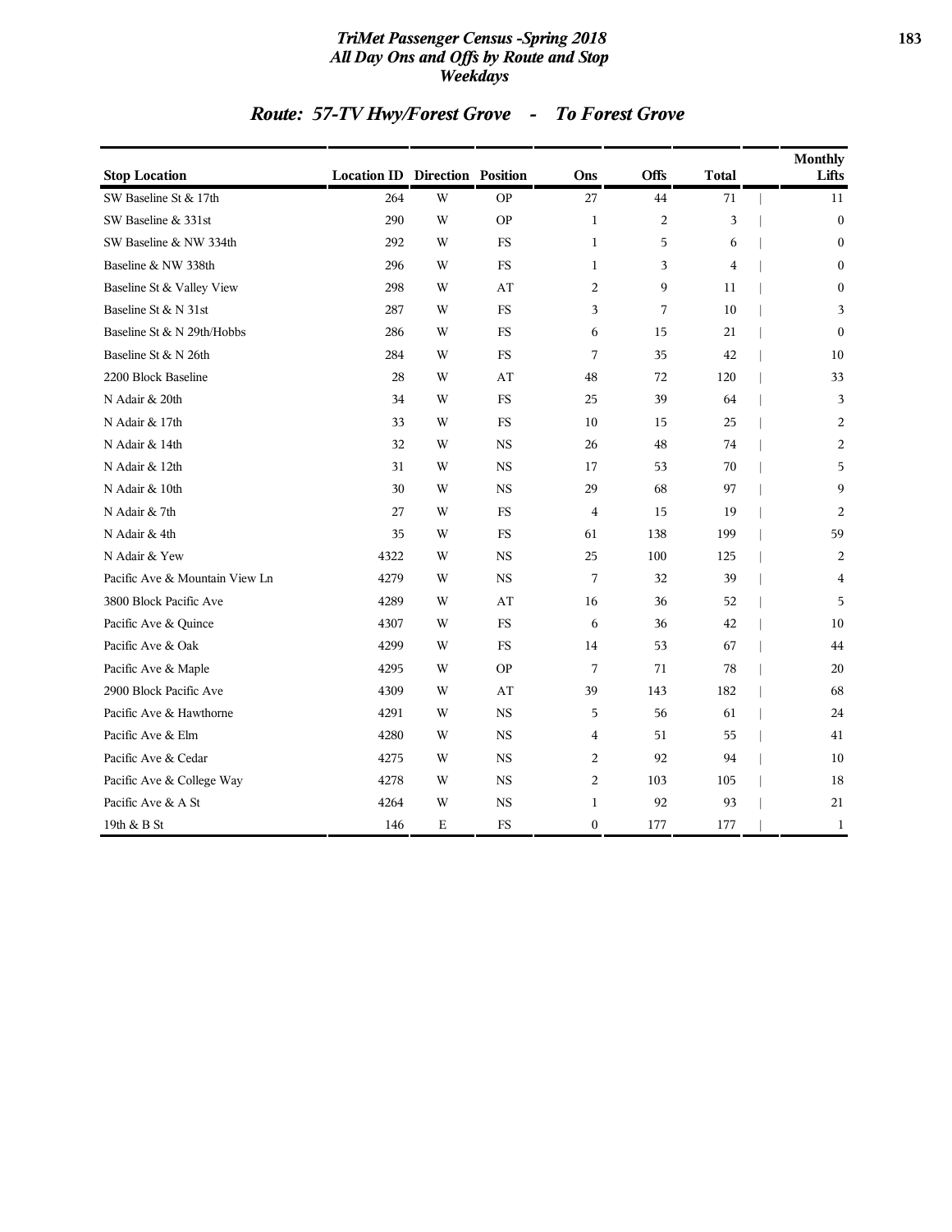## Route: 57-TV Hwy/Forest Grove - To Forest Grove

| Stop Location | Location ID | Direction | Position | Ons | Offs | Total | Monthly Lifts |
|---|---|---|---|---|---|---|---|
| SW Baseline St & 17th | 264 | W | OP | 27 | 44 | 71 | 11 |
| SW Baseline & 331st | 290 | W | OP | 1 | 2 | 3 | 0 |
| SW Baseline & NW 334th | 292 | W | FS | 1 | 5 | 6 | 0 |
| Baseline & NW 338th | 296 | W | FS | 1 | 3 | 4 | 0 |
| Baseline St & Valley View | 298 | W | AT | 2 | 9 | 11 | 0 |
| Baseline St & N 31st | 287 | W | FS | 3 | 7 | 10 | 3 |
| Baseline St & N 29th/Hobbs | 286 | W | FS | 6 | 15 | 21 | 0 |
| Baseline St & N 26th | 284 | W | FS | 7 | 35 | 42 | 10 |
| 2200 Block Baseline | 28 | W | AT | 48 | 72 | 120 | 33 |
| N Adair & 20th | 34 | W | FS | 25 | 39 | 64 | 3 |
| N Adair & 17th | 33 | W | FS | 10 | 15 | 25 | 2 |
| N Adair & 14th | 32 | W | NS | 26 | 48 | 74 | 2 |
| N Adair & 12th | 31 | W | NS | 17 | 53 | 70 | 5 |
| N Adair & 10th | 30 | W | NS | 29 | 68 | 97 | 9 |
| N Adair & 7th | 27 | W | FS | 4 | 15 | 19 | 2 |
| N Adair & 4th | 35 | W | FS | 61 | 138 | 199 | 59 |
| N Adair & Yew | 4322 | W | NS | 25 | 100 | 125 | 2 |
| Pacific Ave & Mountain View Ln | 4279 | W | NS | 7 | 32 | 39 | 4 |
| 3800 Block Pacific Ave | 4289 | W | AT | 16 | 36 | 52 | 5 |
| Pacific Ave & Quince | 4307 | W | FS | 6 | 36 | 42 | 10 |
| Pacific Ave & Oak | 4299 | W | FS | 14 | 53 | 67 | 44 |
| Pacific Ave & Maple | 4295 | W | OP | 7 | 71 | 78 | 20 |
| 2900 Block Pacific Ave | 4309 | W | AT | 39 | 143 | 182 | 68 |
| Pacific Ave & Hawthorne | 4291 | W | NS | 5 | 56 | 61 | 24 |
| Pacific Ave & Elm | 4280 | W | NS | 4 | 51 | 55 | 41 |
| Pacific Ave & Cedar | 4275 | W | NS | 2 | 92 | 94 | 10 |
| Pacific Ave & College Way | 4278 | W | NS | 2 | 103 | 105 | 18 |
| Pacific Ave & A St | 4264 | W | NS | 1 | 92 | 93 | 21 |
| 19th & B St | 146 | E | FS | 0 | 177 | 177 | 1 |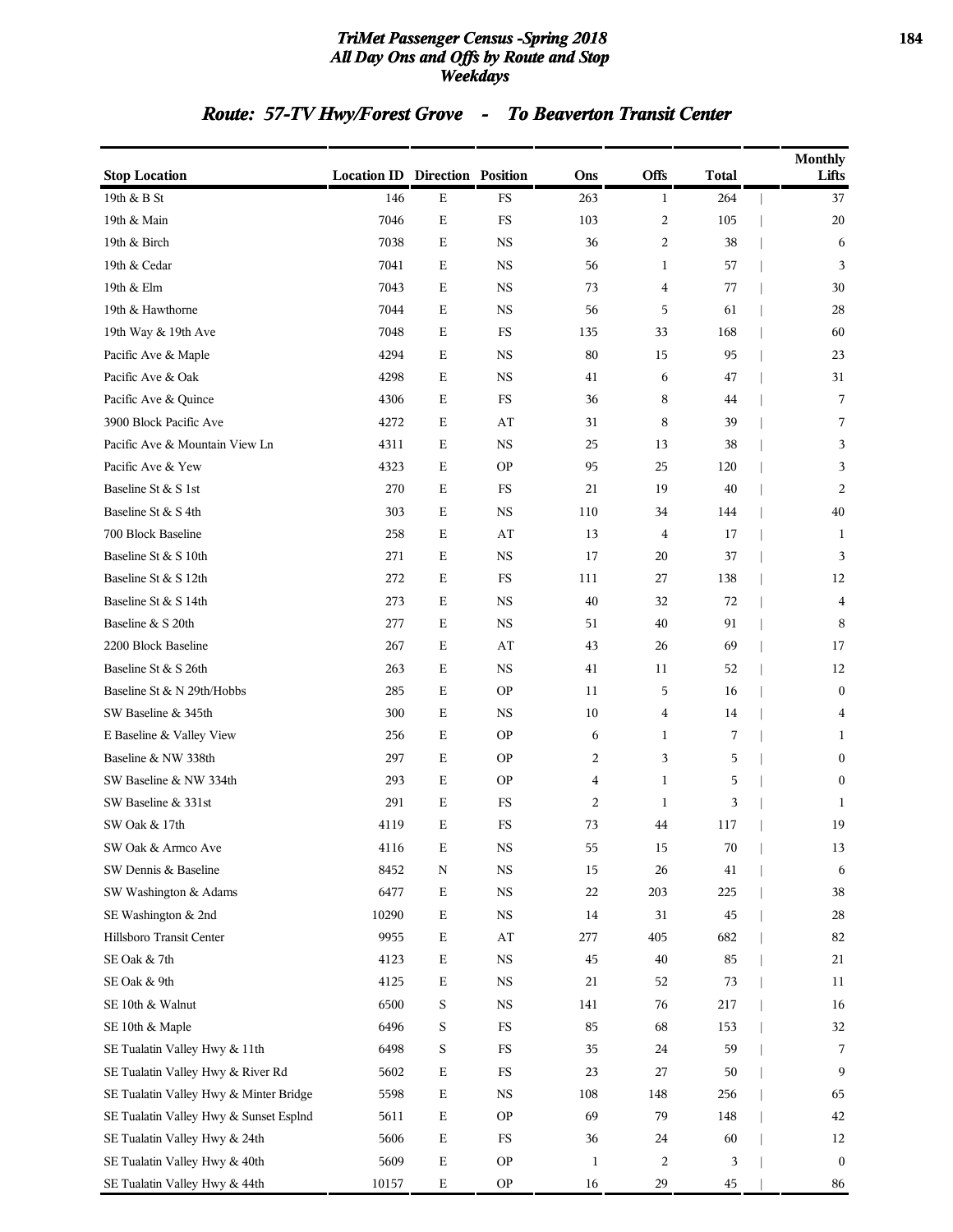## TriMet Passenger Census -Spring 2018
## All Day Ons and Offs by Route and Stop
## Weekdays

### Route: 57-TV Hwy/Forest Grove - To Beaverton Transit Center

| Stop Location | Location ID | Direction | Position | Ons | Offs | Total | Monthly Lifts |
|---|---|---|---|---|---|---|---|
| 19th & B St | 146 | E | FS | 263 | 1 | 264 | 37 |
| 19th & Main | 7046 | E | FS | 103 | 2 | 105 | 20 |
| 19th & Birch | 7038 | E | NS | 36 | 2 | 38 | 6 |
| 19th & Cedar | 7041 | E | NS | 56 | 1 | 57 | 3 |
| 19th & Elm | 7043 | E | NS | 73 | 4 | 77 | 30 |
| 19th & Hawthorne | 7044 | E | NS | 56 | 5 | 61 | 28 |
| 19th Way & 19th Ave | 7048 | E | FS | 135 | 33 | 168 | 60 |
| Pacific Ave & Maple | 4294 | E | NS | 80 | 15 | 95 | 23 |
| Pacific Ave & Oak | 4298 | E | NS | 41 | 6 | 47 | 31 |
| Pacific Ave & Quince | 4306 | E | FS | 36 | 8 | 44 | 7 |
| 3900 Block Pacific Ave | 4272 | E | AT | 31 | 8 | 39 | 7 |
| Pacific Ave & Mountain View Ln | 4311 | E | NS | 25 | 13 | 38 | 3 |
| Pacific Ave & Yew | 4323 | E | OP | 95 | 25 | 120 | 3 |
| Baseline St & S 1st | 270 | E | FS | 21 | 19 | 40 | 2 |
| Baseline St & S 4th | 303 | E | NS | 110 | 34 | 144 | 40 |
| 700 Block Baseline | 258 | E | AT | 13 | 4 | 17 | 1 |
| Baseline St & S 10th | 271 | E | NS | 17 | 20 | 37 | 3 |
| Baseline St & S 12th | 272 | E | FS | 111 | 27 | 138 | 12 |
| Baseline St & S 14th | 273 | E | NS | 40 | 32 | 72 | 4 |
| Baseline & S 20th | 277 | E | NS | 51 | 40 | 91 | 8 |
| 2200 Block Baseline | 267 | E | AT | 43 | 26 | 69 | 17 |
| Baseline St & S 26th | 263 | E | NS | 41 | 11 | 52 | 12 |
| Baseline St & N 29th/Hobbs | 285 | E | OP | 11 | 5 | 16 | 0 |
| SW Baseline & 345th | 300 | E | NS | 10 | 4 | 14 | 4 |
| E Baseline & Valley View | 256 | E | OP | 6 | 1 | 7 | 1 |
| Baseline & NW 338th | 297 | E | OP | 2 | 3 | 5 | 0 |
| SW Baseline & NW 334th | 293 | E | OP | 4 | 1 | 5 | 0 |
| SW Baseline & 331st | 291 | E | FS | 2 | 1 | 3 | 1 |
| SW Oak & 17th | 4119 | E | FS | 73 | 44 | 117 | 19 |
| SW Oak & Armco Ave | 4116 | E | NS | 55 | 15 | 70 | 13 |
| SW Dennis & Baseline | 8452 | N | NS | 15 | 26 | 41 | 6 |
| SW Washington & Adams | 6477 | E | NS | 22 | 203 | 225 | 38 |
| SE Washington & 2nd | 10290 | E | NS | 14 | 31 | 45 | 28 |
| Hillsboro Transit Center | 9955 | E | AT | 277 | 405 | 682 | 82 |
| SE Oak & 7th | 4123 | E | NS | 45 | 40 | 85 | 21 |
| SE Oak & 9th | 4125 | E | NS | 21 | 52 | 73 | 11 |
| SE 10th & Walnut | 6500 | S | NS | 141 | 76 | 217 | 16 |
| SE 10th & Maple | 6496 | S | FS | 85 | 68 | 153 | 32 |
| SE Tualatin Valley Hwy & 11th | 6498 | S | FS | 35 | 24 | 59 | 7 |
| SE Tualatin Valley Hwy & River Rd | 5602 | E | FS | 23 | 27 | 50 | 9 |
| SE Tualatin Valley Hwy & Minter Bridge | 5598 | E | NS | 108 | 148 | 256 | 65 |
| SE Tualatin Valley Hwy & Sunset Esplnd | 5611 | E | OP | 69 | 79 | 148 | 42 |
| SE Tualatin Valley Hwy & 24th | 5606 | E | FS | 36 | 24 | 60 | 12 |
| SE Tualatin Valley Hwy & 40th | 5609 | E | OP | 1 | 2 | 3 | 0 |
| SE Tualatin Valley Hwy & 44th | 10157 | E | OP | 16 | 29 | 45 | 86 |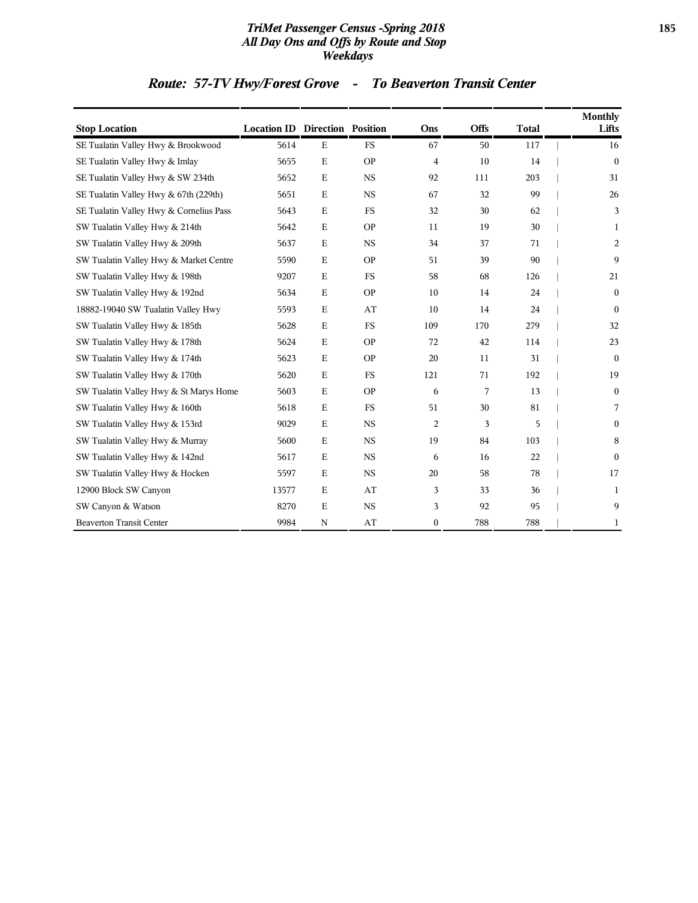## Route: 57-TV Hwy/Forest Grove - To Beaverton Transit Center

| Stop Location | Location ID | Direction | Position | Ons | Offs | Total | Monthly Lifts |
|---|---|---|---|---|---|---|---|
| SE Tualatin Valley Hwy & Brookwood | 5614 | E | FS | 67 | 50 | 117 | 16 |
| SE Tualatin Valley Hwy & Imlay | 5655 | E | OP | 4 | 10 | 14 | 0 |
| SE Tualatin Valley Hwy & SW 234th | 5652 | E | NS | 92 | 111 | 203 | 31 |
| SE Tualatin Valley Hwy & 67th (229th) | 5651 | E | NS | 67 | 32 | 99 | 26 |
| SE Tualatin Valley Hwy & Cornelius Pass | 5643 | E | FS | 32 | 30 | 62 | 3 |
| SW Tualatin Valley Hwy & 214th | 5642 | E | OP | 11 | 19 | 30 | 1 |
| SW Tualatin Valley Hwy & 209th | 5637 | E | NS | 34 | 37 | 71 | 2 |
| SW Tualatin Valley Hwy & Market Centre | 5590 | E | OP | 51 | 39 | 90 | 9 |
| SW Tualatin Valley Hwy & 198th | 9207 | E | FS | 58 | 68 | 126 | 21 |
| SW Tualatin Valley Hwy & 192nd | 5634 | E | OP | 10 | 14 | 24 | 0 |
| 18882-19040 SW Tualatin Valley Hwy | 5593 | E | AT | 10 | 14 | 24 | 0 |
| SW Tualatin Valley Hwy & 185th | 5628 | E | FS | 109 | 170 | 279 | 32 |
| SW Tualatin Valley Hwy & 178th | 5624 | E | OP | 72 | 42 | 114 | 23 |
| SW Tualatin Valley Hwy & 174th | 5623 | E | OP | 20 | 11 | 31 | 0 |
| SW Tualatin Valley Hwy & 170th | 5620 | E | FS | 121 | 71 | 192 | 19 |
| SW Tualatin Valley Hwy & St Marys Home | 5603 | E | OP | 6 | 7 | 13 | 0 |
| SW Tualatin Valley Hwy & 160th | 5618 | E | FS | 51 | 30 | 81 | 7 |
| SW Tualatin Valley Hwy & 153rd | 9029 | E | NS | 2 | 3 | 5 | 0 |
| SW Tualatin Valley Hwy & Murray | 5600 | E | NS | 19 | 84 | 103 | 8 |
| SW Tualatin Valley Hwy & 142nd | 5617 | E | NS | 6 | 16 | 22 | 0 |
| SW Tualatin Valley Hwy & Hocken | 5597 | E | NS | 20 | 58 | 78 | 17 |
| 12900 Block SW Canyon | 13577 | E | AT | 3 | 33 | 36 | 1 |
| SW Canyon & Watson | 8270 | E | NS | 3 | 92 | 95 | 9 |
| Beaverton Transit Center | 9984 | N | AT | 0 | 788 | 788 | 1 |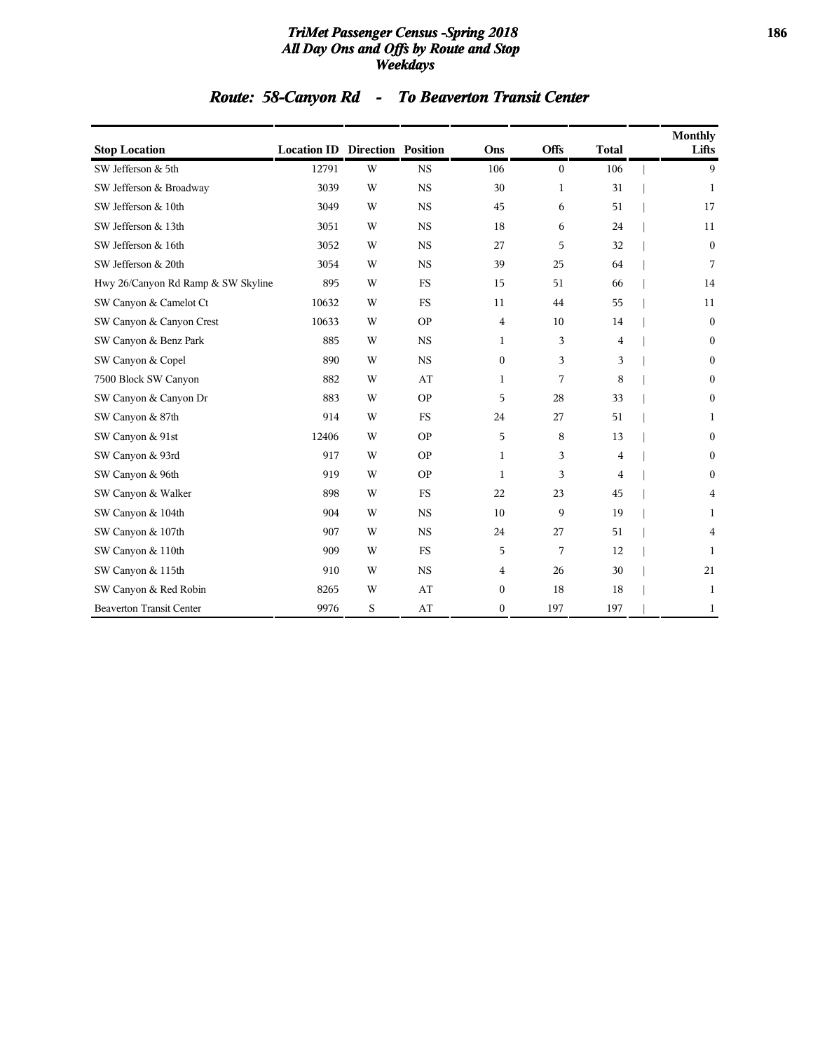# TriMet Passenger Census -Spring 2018
## All Day Ons and Offs by Route and Stop
## Weekdays

## Route: 58-Canyon Rd - To Beaverton Transit Center

| Stop Location | Location ID | Direction | Position | Ons | Offs | Total | Monthly Lifts |
|---|---|---|---|---|---|---|---|
| SW Jefferson & 5th | 12791 | W | NS | 106 | 0 | 106 | 9 |
| SW Jefferson & Broadway | 3039 | W | NS | 30 | 1 | 31 | 1 |
| SW Jefferson & 10th | 3049 | W | NS | 45 | 6 | 51 | 17 |
| SW Jefferson & 13th | 3051 | W | NS | 18 | 6 | 24 | 11 |
| SW Jefferson & 16th | 3052 | W | NS | 27 | 5 | 32 | 0 |
| SW Jefferson & 20th | 3054 | W | NS | 39 | 25 | 64 | 7 |
| Hwy 26/Canyon Rd Ramp & SW Skyline | 895 | W | FS | 15 | 51 | 66 | 14 |
| SW Canyon & Camelot Ct | 10632 | W | FS | 11 | 44 | 55 | 11 |
| SW Canyon & Canyon Crest | 10633 | W | OP | 4 | 10 | 14 | 0 |
| SW Canyon & Benz Park | 885 | W | NS | 1 | 3 | 4 | 0 |
| SW Canyon & Copel | 890 | W | NS | 0 | 3 | 3 | 0 |
| 7500 Block SW Canyon | 882 | W | AT | 1 | 7 | 8 | 0 |
| SW Canyon & Canyon Dr | 883 | W | OP | 5 | 28 | 33 | 0 |
| SW Canyon & 87th | 914 | W | FS | 24 | 27 | 51 | 1 |
| SW Canyon & 91st | 12406 | W | OP | 5 | 8 | 13 | 0 |
| SW Canyon & 93rd | 917 | W | OP | 1 | 3 | 4 | 0 |
| SW Canyon & 96th | 919 | W | OP | 1 | 3 | 4 | 0 |
| SW Canyon & Walker | 898 | W | FS | 22 | 23 | 45 | 4 |
| SW Canyon & 104th | 904 | W | NS | 10 | 9 | 19 | 1 |
| SW Canyon & 107th | 907 | W | NS | 24 | 27 | 51 | 4 |
| SW Canyon & 110th | 909 | W | FS | 5 | 7 | 12 | 1 |
| SW Canyon & 115th | 910 | W | NS | 4 | 26 | 30 | 21 |
| SW Canyon & Red Robin | 8265 | W | AT | 0 | 18 | 18 | 1 |
| Beaverton Transit Center | 9976 | S | AT | 0 | 197 | 197 | 1 |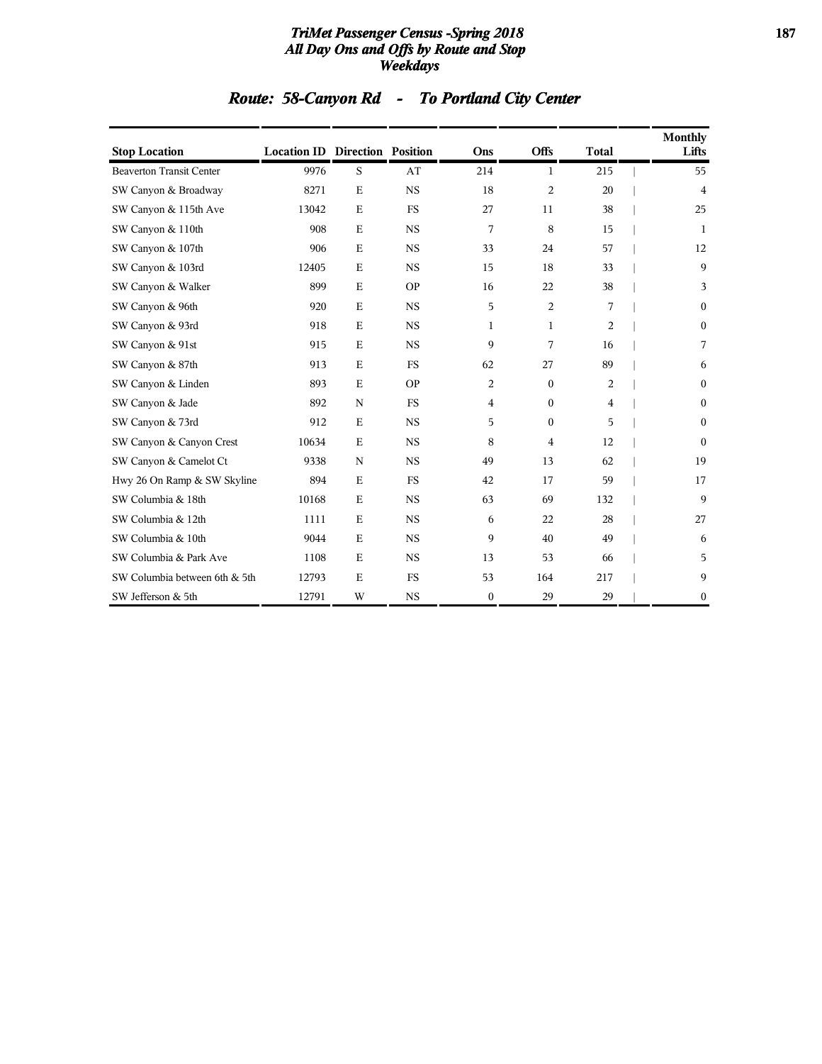# TriMet Passenger Census -Spring 2018
## All Day Ons and Offs by Route and Stop
## Weekdays

## Route: 58-Canyon Rd - To Portland City Center

| Stop Location | Location ID | Direction | Position | Ons | Offs | Total | Monthly Lifts |
|---|---|---|---|---|---|---|---|
| Beaverton Transit Center | 9976 | S | AT | 214 | 1 | 215 | 55 |
| SW Canyon & Broadway | 8271 | E | NS | 18 | 2 | 20 | 4 |
| SW Canyon & 115th Ave | 13042 | E | FS | 27 | 11 | 38 | 25 |
| SW Canyon & 110th | 908 | E | NS | 7 | 8 | 15 | 1 |
| SW Canyon & 107th | 906 | E | NS | 33 | 24 | 57 | 12 |
| SW Canyon & 103rd | 12405 | E | NS | 15 | 18 | 33 | 9 |
| SW Canyon & Walker | 899 | E | OP | 16 | 22 | 38 | 3 |
| SW Canyon & 96th | 920 | E | NS | 5 | 2 | 7 | 0 |
| SW Canyon & 93rd | 918 | E | NS | 1 | 1 | 2 | 0 |
| SW Canyon & 91st | 915 | E | NS | 9 | 7 | 16 | 7 |
| SW Canyon & 87th | 913 | E | FS | 62 | 27 | 89 | 6 |
| SW Canyon & Linden | 893 | E | OP | 2 | 0 | 2 | 0 |
| SW Canyon & Jade | 892 | N | FS | 4 | 0 | 4 | 0 |
| SW Canyon & 73rd | 912 | E | NS | 5 | 0 | 5 | 0 |
| SW Canyon & Canyon Crest | 10634 | E | NS | 8 | 4 | 12 | 0 |
| SW Canyon & Camelot Ct | 9338 | N | NS | 49 | 13 | 62 | 19 |
| Hwy 26 On Ramp & SW Skyline | 894 | E | FS | 42 | 17 | 59 | 17 |
| SW Columbia & 18th | 10168 | E | NS | 63 | 69 | 132 | 9 |
| SW Columbia & 12th | 1111 | E | NS | 6 | 22 | 28 | 27 |
| SW Columbia & 10th | 9044 | E | NS | 9 | 40 | 49 | 6 |
| SW Columbia & Park Ave | 1108 | E | NS | 13 | 53 | 66 | 5 |
| SW Columbia between 6th & 5th | 12793 | E | FS | 53 | 164 | 217 | 9 |
| SW Jefferson & 5th | 12791 | W | NS | 0 | 29 | 29 | 0 |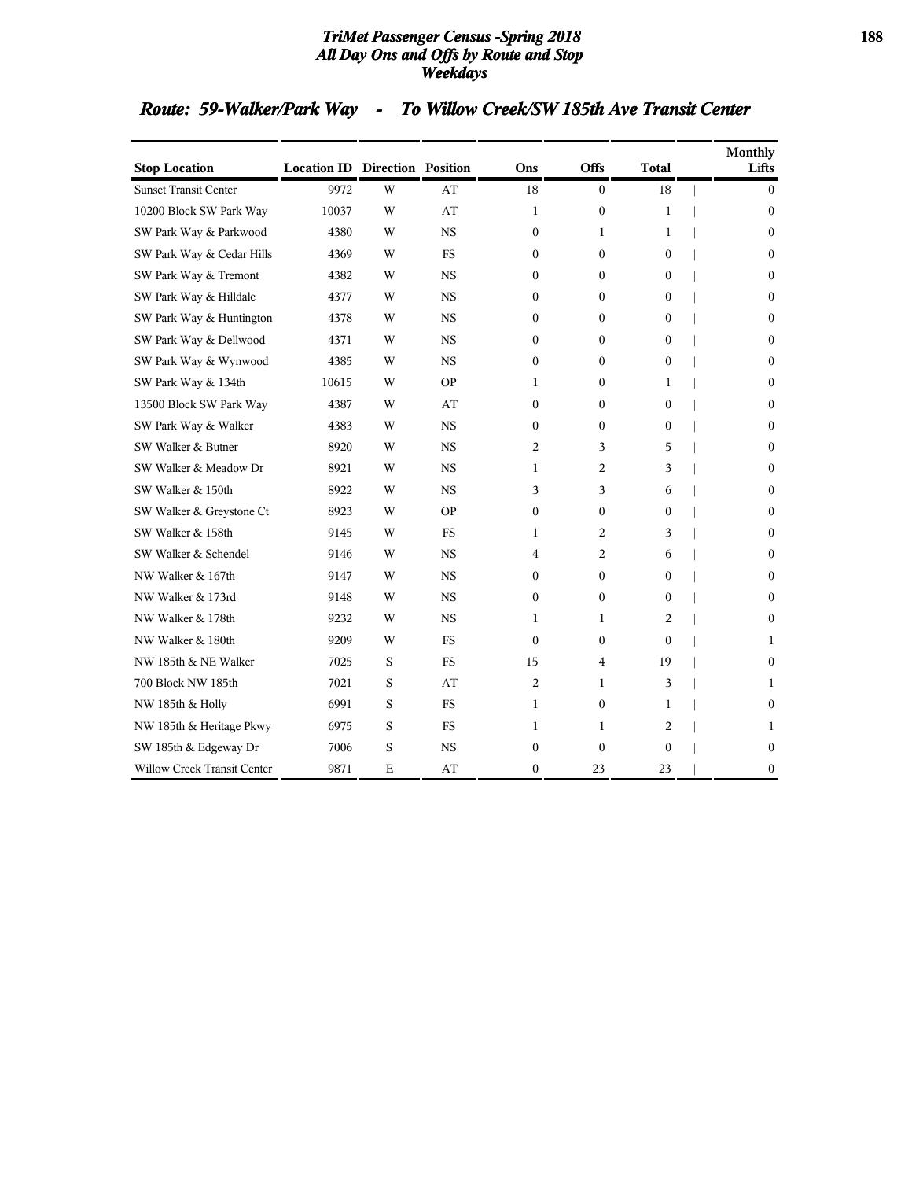## Route: 59-Walker/Park Way - To Willow Creek/SW 185th Ave Transit Center

| Stop Location | Location ID | Direction | Position | Ons | Offs | Total | Monthly Lifts |
|---|---|---|---|---|---|---|---|
| Sunset Transit Center | 9972 | W | AT | 18 | 0 | 18 | 0 |
| 10200 Block SW Park Way | 10037 | W | AT | 1 | 0 | 1 | 0 |
| SW Park Way & Parkwood | 4380 | W | NS | 0 | 1 | 1 | 0 |
| SW Park Way & Cedar Hills | 4369 | W | FS | 0 | 0 | 0 | 0 |
| SW Park Way & Tremont | 4382 | W | NS | 0 | 0 | 0 | 0 |
| SW Park Way & Hilldale | 4377 | W | NS | 0 | 0 | 0 | 0 |
| SW Park Way & Huntington | 4378 | W | NS | 0 | 0 | 0 | 0 |
| SW Park Way & Dellwood | 4371 | W | NS | 0 | 0 | 0 | 0 |
| SW Park Way & Wynwood | 4385 | W | NS | 0 | 0 | 0 | 0 |
| SW Park Way & 134th | 10615 | W | OP | 1 | 0 | 1 | 0 |
| 13500 Block SW Park Way | 4387 | W | AT | 0 | 0 | 0 | 0 |
| SW Park Way & Walker | 4383 | W | NS | 0 | 0 | 0 | 0 |
| SW Walker & Butner | 8920 | W | NS | 2 | 3 | 5 | 0 |
| SW Walker & Meadow Dr | 8921 | W | NS | 1 | 2 | 3 | 0 |
| SW Walker & 150th | 8922 | W | NS | 3 | 3 | 6 | 0 |
| SW Walker & Greystone Ct | 8923 | W | OP | 0 | 0 | 0 | 0 |
| SW Walker & 158th | 9145 | W | FS | 1 | 2 | 3 | 0 |
| SW Walker & Schendel | 9146 | W | NS | 4 | 2 | 6 | 0 |
| NW Walker & 167th | 9147 | W | NS | 0 | 0 | 0 | 0 |
| NW Walker & 173rd | 9148 | W | NS | 0 | 0 | 0 | 0 |
| NW Walker & 178th | 9232 | W | NS | 1 | 1 | 2 | 0 |
| NW Walker & 180th | 9209 | W | FS | 0 | 0 | 0 | 1 |
| NW 185th & NE Walker | 7025 | S | FS | 15 | 4 | 19 | 0 |
| 700 Block NW 185th | 7021 | S | AT | 2 | 1 | 3 | 1 |
| NW 185th & Holly | 6991 | S | FS | 1 | 0 | 1 | 0 |
| NW 185th & Heritage Pkwy | 6975 | S | FS | 1 | 1 | 2 | 1 |
| SW 185th & Edgeway Dr | 7006 | S | NS | 0 | 0 | 0 | 0 |
| Willow Creek Transit Center | 9871 | E | AT | 0 | 23 | 23 | 0 |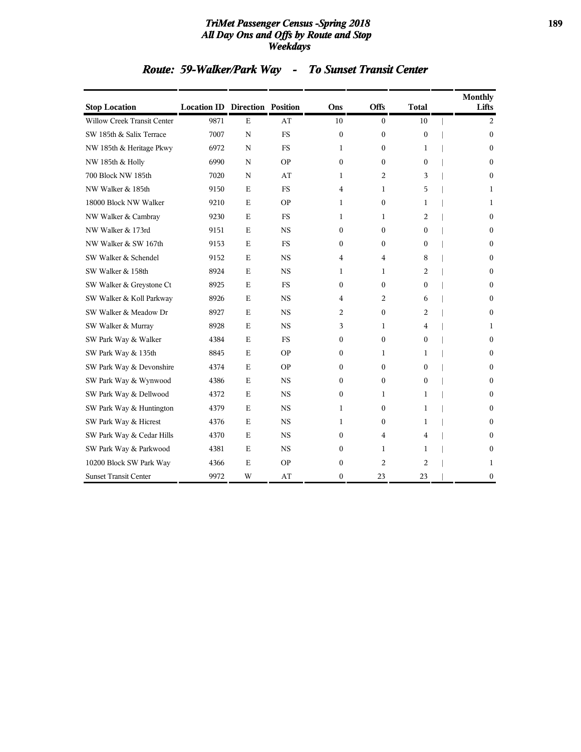# TriMet Passenger Census -Spring 2018
# All Day Ons and Offs by Route and Stop
# Weekdays

## Route: 59-Walker/Park Way - To Sunset Transit Center

| Stop Location | Location ID | Direction | Position | Ons | Offs | Total | Monthly Lifts |
|---|---|---|---|---|---|---|---|
| Willow Creek Transit Center | 9871 | E | AT | 10 | 0 | 10 | 2 |
| SW 185th & Salix Terrace | 7007 | N | FS | 0 | 0 | 0 | 0 |
| NW 185th & Heritage Pkwy | 6972 | N | FS | 1 | 0 | 1 | 0 |
| NW 185th & Holly | 6990 | N | OP | 0 | 0 | 0 | 0 |
| 700 Block NW 185th | 7020 | N | AT | 1 | 2 | 3 | 0 |
| NW Walker & 185th | 9150 | E | FS | 4 | 1 | 5 | 1 |
| 18000 Block NW Walker | 9210 | E | OP | 1 | 0 | 1 | 1 |
| NW Walker & Cambray | 9230 | E | FS | 1 | 1 | 2 | 0 |
| NW Walker & 173rd | 9151 | E | NS | 0 | 0 | 0 | 0 |
| NW Walker & SW 167th | 9153 | E | FS | 0 | 0 | 0 | 0 |
| SW Walker & Schendel | 9152 | E | NS | 4 | 4 | 8 | 0 |
| SW Walker & 158th | 8924 | E | NS | 1 | 1 | 2 | 0 |
| SW Walker & Greystone Ct | 8925 | E | FS | 0 | 0 | 0 | 0 |
| SW Walker & Koll Parkway | 8926 | E | NS | 4 | 2 | 6 | 0 |
| SW Walker & Meadow Dr | 8927 | E | NS | 2 | 0 | 2 | 0 |
| SW Walker & Murray | 8928 | E | NS | 3 | 1 | 4 | 1 |
| SW Park Way & Walker | 4384 | E | FS | 0 | 0 | 0 | 0 |
| SW Park Way & 135th | 8845 | E | OP | 0 | 1 | 1 | 0 |
| SW Park Way & Devonshire | 4374 | E | OP | 0 | 0 | 0 | 0 |
| SW Park Way & Wynwood | 4386 | E | NS | 0 | 0 | 0 | 0 |
| SW Park Way & Dellwood | 4372 | E | NS | 0 | 1 | 1 | 0 |
| SW Park Way & Huntington | 4379 | E | NS | 1 | 0 | 1 | 0 |
| SW Park Way & Hicrest | 4376 | E | NS | 1 | 0 | 1 | 0 |
| SW Park Way & Cedar Hills | 4370 | E | NS | 0 | 4 | 4 | 0 |
| SW Park Way & Parkwood | 4381 | E | NS | 0 | 1 | 1 | 0 |
| 10200 Block SW Park Way | 4366 | E | OP | 0 | 2 | 2 | 1 |
| Sunset Transit Center | 9972 | W | AT | 0 | 23 | 23 | 0 |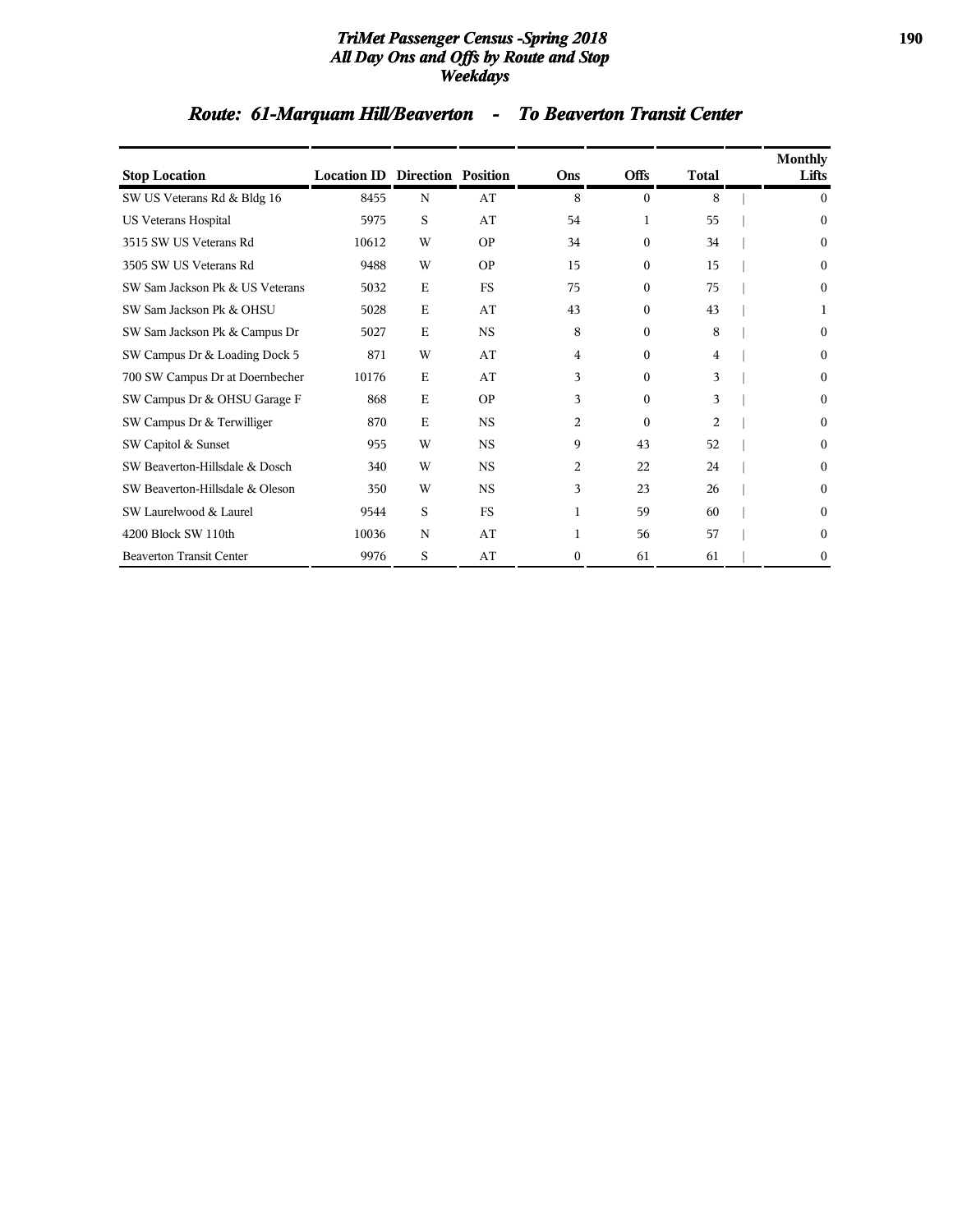## Route: 61-Marquam Hill/Beaverton - To Beaverton Transit Center

| Stop Location | Location ID | Direction | Position | Ons | Offs | Total | Monthly Lifts |
|---|---|---|---|---|---|---|---|
| SW US Veterans Rd & Bldg 16 | 8455 | N | AT | 8 | 0 | 8 | 0 |
| US Veterans Hospital | 5975 | S | AT | 54 | 1 | 55 | 0 |
| 3515 SW US Veterans Rd | 10612 | W | OP | 34 | 0 | 34 | 0 |
| 3505 SW US Veterans Rd | 9488 | W | OP | 15 | 0 | 15 | 0 |
| SW Sam Jackson Pk & US Veterans | 5032 | E | FS | 75 | 0 | 75 | 0 |
| SW Sam Jackson Pk & OHSU | 5028 | E | AT | 43 | 0 | 43 | 1 |
| SW Sam Jackson Pk & Campus Dr | 5027 | E | NS | 8 | 0 | 8 | 0 |
| SW Campus Dr & Loading Dock 5 | 871 | W | AT | 4 | 0 | 4 | 0 |
| 700 SW Campus Dr at Doernbecher | 10176 | E | AT | 3 | 0 | 3 | 0 |
| SW Campus Dr & OHSU Garage F | 868 | E | OP | 3 | 0 | 3 | 0 |
| SW Campus Dr & Terwilliger | 870 | E | NS | 2 | 0 | 2 | 0 |
| SW Capitol & Sunset | 955 | W | NS | 9 | 43 | 52 | 0 |
| SW Beaverton-Hillsdale & Dosch | 340 | W | NS | 2 | 22 | 24 | 0 |
| SW Beaverton-Hillsdale & Oleson | 350 | W | NS | 3 | 23 | 26 | 0 |
| SW Laurelwood & Laurel | 9544 | S | FS | 1 | 59 | 60 | 0 |
| 4200 Block SW 110th | 10036 | N | AT | 1 | 56 | 57 | 0 |
| Beaverton Transit Center | 9976 | S | AT | 0 | 61 | 61 | 0 |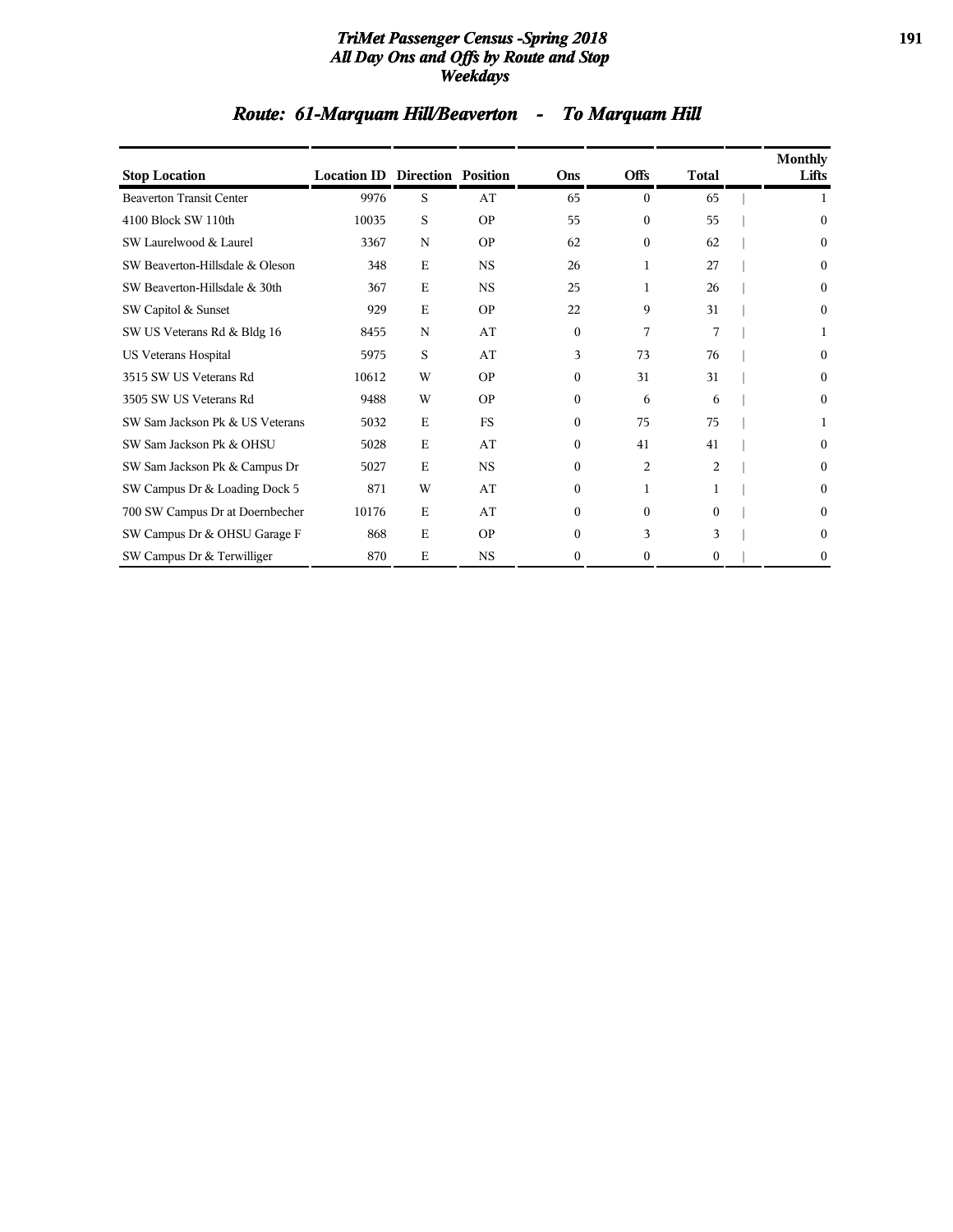# TriMet Passenger Census -Spring 2018
## All Day Ons and Offs by Route and Stop
## Weekdays

## Route: 61-Marquam Hill/Beaverton - To Marquam Hill

| Stop Location | Location ID | Direction | Position | Ons | Offs | Total | Monthly Lifts |
|---|---|---|---|---|---|---|---|
| Beaverton Transit Center | 9976 | S | AT | 65 | 0 | 65 | 1 |
| 4100 Block SW 110th | 10035 | S | OP | 55 | 0 | 55 | 0 |
| SW Laurelwood & Laurel | 3367 | N | OP | 62 | 0 | 62 | 0 |
| SW Beaverton-Hillsdale & Oleson | 348 | E | NS | 26 | 1 | 27 | 0 |
| SW Beaverton-Hillsdale & 30th | 367 | E | NS | 25 | 1 | 26 | 0 |
| SW Capitol & Sunset | 929 | E | OP | 22 | 9 | 31 | 0 |
| SW US Veterans Rd & Bldg 16 | 8455 | N | AT | 0 | 7 | 7 | 1 |
| US Veterans Hospital | 5975 | S | AT | 3 | 73 | 76 | 0 |
| 3515 SW US Veterans Rd | 10612 | W | OP | 0 | 31 | 31 | 0 |
| 3505 SW US Veterans Rd | 9488 | W | OP | 0 | 6 | 6 | 0 |
| SW Sam Jackson Pk & US Veterans | 5032 | E | FS | 0 | 75 | 75 | 1 |
| SW Sam Jackson Pk & OHSU | 5028 | E | AT | 0 | 41 | 41 | 0 |
| SW Sam Jackson Pk & Campus Dr | 5027 | E | NS | 0 | 2 | 2 | 0 |
| SW Campus Dr & Loading Dock 5 | 871 | W | AT | 0 | 1 | 1 | 0 |
| 700 SW Campus Dr at Doernbecher | 10176 | E | AT | 0 | 0 | 0 | 0 |
| SW Campus Dr & OHSU Garage F | 868 | E | OP | 0 | 3 | 3 | 0 |
| SW Campus Dr & Terwilliger | 870 | E | NS | 0 | 0 | 0 | 0 |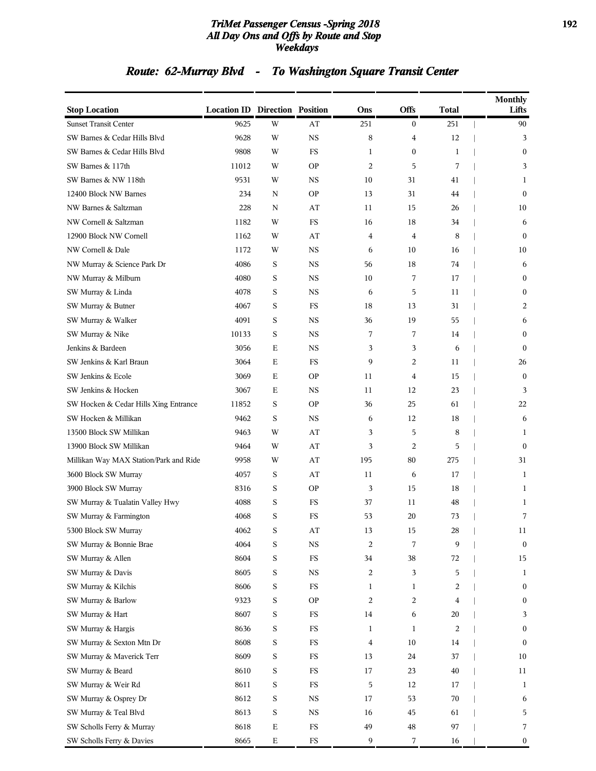## TriMet Passenger Census -Spring 2018
## All Day Ons and Offs by Route and Stop
## Weekdays

### Route: 62-Murray Blvd - To Washington Square Transit Center

| Stop Location | Location ID | Direction | Position | Ons | Offs | Total | Monthly Lifts |
|---|---|---|---|---|---|---|---|
| Sunset Transit Center | 9625 | W | AT | 251 | 0 | 251 | 90 |
| SW Barnes & Cedar Hills Blvd | 9628 | W | NS | 8 | 4 | 12 | 3 |
| SW Barnes & Cedar Hills Blvd | 9808 | W | FS | 1 | 0 | 1 | 0 |
| SW Barnes & 117th | 11012 | W | OP | 2 | 5 | 7 | 3 |
| SW Barnes & NW 118th | 9531 | W | NS | 10 | 31 | 41 | 1 |
| 12400 Block NW Barnes | 234 | N | OP | 13 | 31 | 44 | 0 |
| NW Barnes & Saltzman | 228 | N | AT | 11 | 15 | 26 | 10 |
| NW Cornell & Saltzman | 1182 | W | FS | 16 | 18 | 34 | 6 |
| 12900 Block NW Cornell | 1162 | W | AT | 4 | 4 | 8 | 0 |
| NW Cornell & Dale | 1172 | W | NS | 6 | 10 | 16 | 10 |
| NW Murray & Science Park Dr | 4086 | S | NS | 56 | 18 | 74 | 6 |
| NW Murray & Milburn | 4080 | S | NS | 10 | 7 | 17 | 0 |
| SW Murray & Linda | 4078 | S | NS | 6 | 5 | 11 | 0 |
| SW Murray & Butner | 4067 | S | FS | 18 | 13 | 31 | 2 |
| SW Murray & Walker | 4091 | S | NS | 36 | 19 | 55 | 6 |
| SW Murray & Nike | 10133 | S | NS | 7 | 7 | 14 | 0 |
| Jenkins & Bardeen | 3056 | E | NS | 3 | 3 | 6 | 0 |
| SW Jenkins & Karl Braun | 3064 | E | FS | 9 | 2 | 11 | 26 |
| SW Jenkins & Ecole | 3069 | E | OP | 11 | 4 | 15 | 0 |
| SW Jenkins & Hocken | 3067 | E | NS | 11 | 12 | 23 | 3 |
| SW Hocken & Cedar Hills Xing Entrance | 11852 | S | OP | 36 | 25 | 61 | 22 |
| SW Hocken & Millikan | 9462 | S | NS | 6 | 12 | 18 | 6 |
| 13500 Block SW Millikan | 9463 | W | AT | 3 | 5 | 8 | 1 |
| 13900 Block SW Millikan | 9464 | W | AT | 3 | 2 | 5 | 0 |
| Millikan Way MAX Station/Park and Ride | 9958 | W | AT | 195 | 80 | 275 | 31 |
| 3600 Block SW Murray | 4057 | S | AT | 11 | 6 | 17 | 1 |
| 3900 Block SW Murray | 8316 | S | OP | 3 | 15 | 18 | 1 |
| SW Murray & Tualatin Valley Hwy | 4088 | S | FS | 37 | 11 | 48 | 1 |
| SW Murray & Farmington | 4068 | S | FS | 53 | 20 | 73 | 7 |
| 5300 Block SW Murray | 4062 | S | AT | 13 | 15 | 28 | 11 |
| SW Murray & Bonnie Brae | 4064 | S | NS | 2 | 7 | 9 | 0 |
| SW Murray & Allen | 8604 | S | FS | 34 | 38 | 72 | 15 |
| SW Murray & Davis | 8605 | S | NS | 2 | 3 | 5 | 1 |
| SW Murray & Kilchis | 8606 | S | FS | 1 | 1 | 2 | 0 |
| SW Murray & Barlow | 9323 | S | OP | 2 | 2 | 4 | 0 |
| SW Murray & Hart | 8607 | S | FS | 14 | 6 | 20 | 3 |
| SW Murray & Hargis | 8636 | S | FS | 1 | 1 | 2 | 0 |
| SW Murray & Sexton Mtn Dr | 8608 | S | FS | 4 | 10 | 14 | 0 |
| SW Murray & Maverick Terr | 8609 | S | FS | 13 | 24 | 37 | 10 |
| SW Murray & Beard | 8610 | S | FS | 17 | 23 | 40 | 11 |
| SW Murray & Weir Rd | 8611 | S | FS | 5 | 12 | 17 | 1 |
| SW Murray & Osprey Dr | 8612 | S | NS | 17 | 53 | 70 | 6 |
| SW Murray & Teal Blvd | 8613 | S | NS | 16 | 45 | 61 | 5 |
| SW Scholls Ferry & Murray | 8618 | E | FS | 49 | 48 | 97 | 7 |
| SW Scholls Ferry & Davies | 8665 | E | FS | 9 | 7 | 16 | 0 |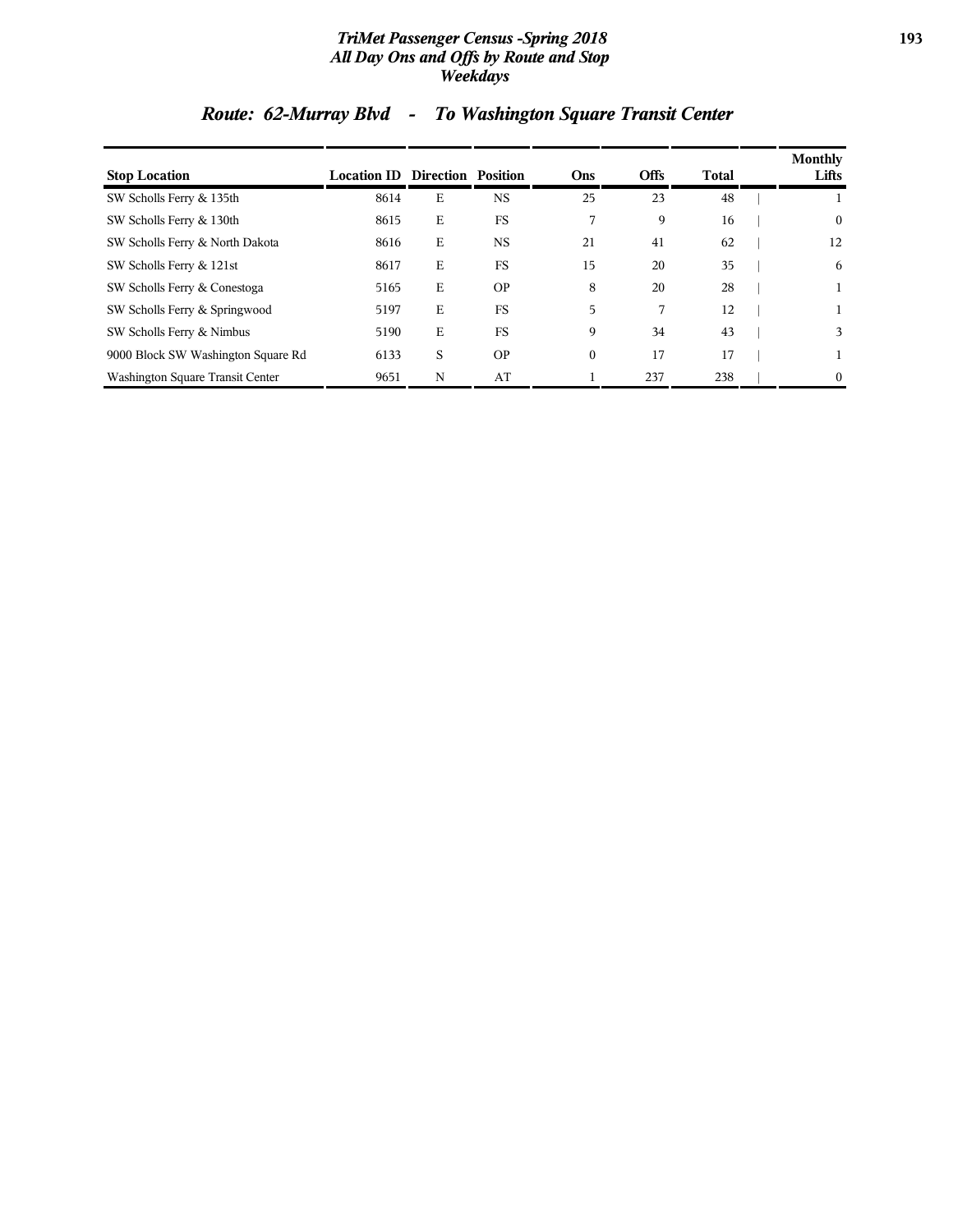## Route: 62-Murray Blvd - To Washington Square Transit Center

| Stop Location | Location ID | Direction | Position | Ons | Offs | Total | Monthly Lifts |
|---|---|---|---|---|---|---|---|
| SW Scholls Ferry & 135th | 8614 | E | NS | 25 | 23 | 48 | 1 |
| SW Scholls Ferry & 130th | 8615 | E | FS | 7 | 9 | 16 | 0 |
| SW Scholls Ferry & North Dakota | 8616 | E | NS | 21 | 41 | 62 | 12 |
| SW Scholls Ferry & 121st | 8617 | E | FS | 15 | 20 | 35 | 6 |
| SW Scholls Ferry & Conestoga | 5165 | E | OP | 8 | 20 | 28 | 1 |
| SW Scholls Ferry & Springwood | 5197 | E | FS | 5 | 7 | 12 | 1 |
| SW Scholls Ferry & Nimbus | 5190 | E | FS | 9 | 34 | 43 | 3 |
| 9000 Block SW Washington Square Rd | 6133 | S | OP | 0 | 17 | 17 | 1 |
| Washington Square Transit Center | 9651 | N | AT | 1 | 237 | 238 | 0 |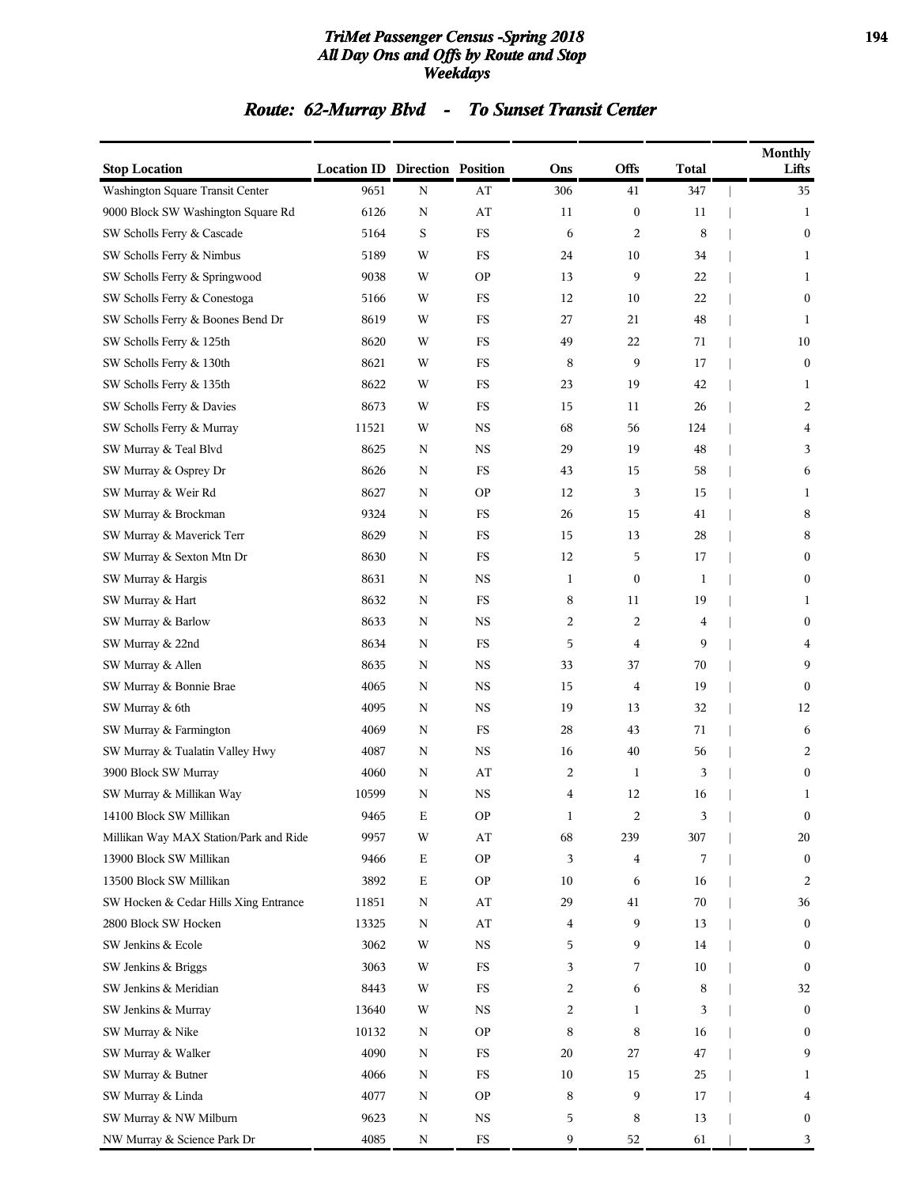# TriMet Passenger Census -Spring 2018
## All Day Ons and Offs by Route and Stop
### Weekdays

## Route: 62-Murray Blvd - To Sunset Transit Center

| Stop Location | Location ID | Direction | Position | Ons | Offs | Total | Monthly Lifts |
|---|---|---|---|---|---|---|---|
| Washington Square Transit Center | 9651 | N | AT | 306 | 41 | 347 | 35 |
| 9000 Block SW Washington Square Rd | 6126 | N | AT | 11 | 0 | 11 | 1 |
| SW Scholls Ferry & Cascade | 5164 | S | FS | 6 | 2 | 8 | 0 |
| SW Scholls Ferry & Nimbus | 5189 | W | FS | 24 | 10 | 34 | 1 |
| SW Scholls Ferry & Springwood | 9038 | W | OP | 13 | 9 | 22 | 1 |
| SW Scholls Ferry & Conestoga | 5166 | W | FS | 12 | 10 | 22 | 0 |
| SW Scholls Ferry & Boones Bend Dr | 8619 | W | FS | 27 | 21 | 48 | 1 |
| SW Scholls Ferry & 125th | 8620 | W | FS | 49 | 22 | 71 | 10 |
| SW Scholls Ferry & 130th | 8621 | W | FS | 8 | 9 | 17 | 0 |
| SW Scholls Ferry & 135th | 8622 | W | FS | 23 | 19 | 42 | 1 |
| SW Scholls Ferry & Davies | 8673 | W | FS | 15 | 11 | 26 | 2 |
| SW Scholls Ferry & Murray | 11521 | W | NS | 68 | 56 | 124 | 4 |
| SW Murray & Teal Blvd | 8625 | N | NS | 29 | 19 | 48 | 3 |
| SW Murray & Osprey Dr | 8626 | N | FS | 43 | 15 | 58 | 6 |
| SW Murray & Weir Rd | 8627 | N | OP | 12 | 3 | 15 | 1 |
| SW Murray & Brockman | 9324 | N | FS | 26 | 15 | 41 | 8 |
| SW Murray & Maverick Terr | 8629 | N | FS | 15 | 13 | 28 | 8 |
| SW Murray & Sexton Mtn Dr | 8630 | N | FS | 12 | 5 | 17 | 0 |
| SW Murray & Hargis | 8631 | N | NS | 1 | 0 | 1 | 0 |
| SW Murray & Hart | 8632 | N | FS | 8 | 11 | 19 | 1 |
| SW Murray & Barlow | 8633 | N | NS | 2 | 2 | 4 | 0 |
| SW Murray & 22nd | 8634 | N | FS | 5 | 4 | 9 | 4 |
| SW Murray & Allen | 8635 | N | NS | 33 | 37 | 70 | 9 |
| SW Murray & Bonnie Brae | 4065 | N | NS | 15 | 4 | 19 | 0 |
| SW Murray & 6th | 4095 | N | NS | 19 | 13 | 32 | 12 |
| SW Murray & Farmington | 4069 | N | FS | 28 | 43 | 71 | 6 |
| SW Murray & Tualatin Valley Hwy | 4087 | N | NS | 16 | 40 | 56 | 2 |
| 3900 Block SW Murray | 4060 | N | AT | 2 | 1 | 3 | 0 |
| SW Murray & Millikan Way | 10599 | N | NS | 4 | 12 | 16 | 1 |
| 14100 Block SW Millikan | 9465 | E | OP | 1 | 2 | 3 | 0 |
| Millikan Way MAX Station/Park and Ride | 9957 | W | AT | 68 | 239 | 307 | 20 |
| 13900 Block SW Millikan | 9466 | E | OP | 3 | 4 | 7 | 0 |
| 13500 Block SW Millikan | 3892 | E | OP | 10 | 6 | 16 | 2 |
| SW Hocken & Cedar Hills Xing Entrance | 11851 | N | AT | 29 | 41 | 70 | 36 |
| 2800 Block SW Hocken | 13325 | N | AT | 4 | 9 | 13 | 0 |
| SW Jenkins & Ecole | 3062 | W | NS | 5 | 9 | 14 | 0 |
| SW Jenkins & Briggs | 3063 | W | FS | 3 | 7 | 10 | 0 |
| SW Jenkins & Meridian | 8443 | W | FS | 2 | 6 | 8 | 32 |
| SW Jenkins & Murray | 13640 | W | NS | 2 | 1 | 3 | 0 |
| SW Murray & Nike | 10132 | N | OP | 8 | 8 | 16 | 0 |
| SW Murray & Walker | 4090 | N | FS | 20 | 27 | 47 | 9 |
| SW Murray & Butner | 4066 | N | FS | 10 | 15 | 25 | 1 |
| SW Murray & Linda | 4077 | N | OP | 8 | 9 | 17 | 4 |
| SW Murray & NW Milburn | 9623 | N | NS | 5 | 8 | 13 | 0 |
| NW Murray & Science Park Dr | 4085 | N | FS | 9 | 52 | 61 | 3 |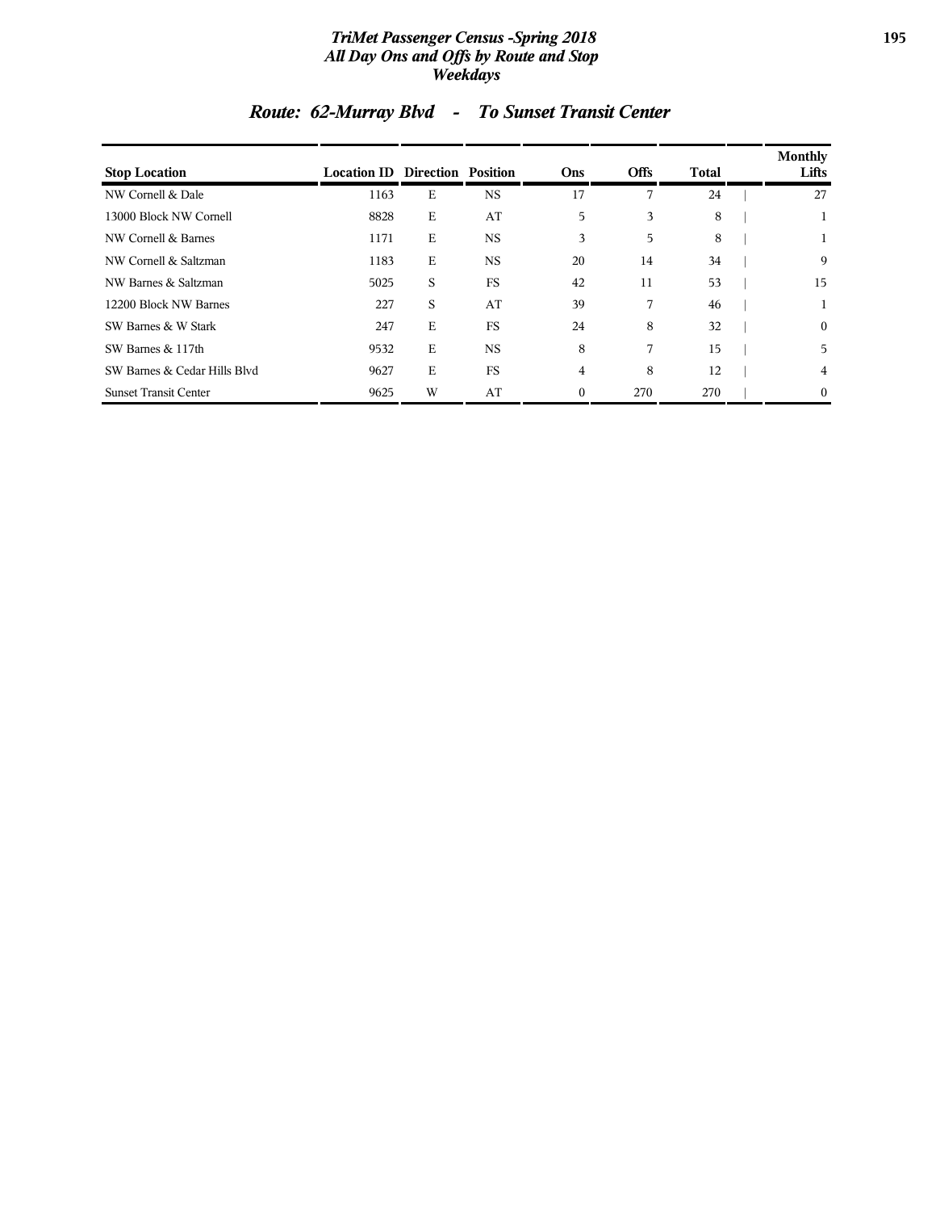## Route: 62-Murray Blvd - To Sunset Transit Center

| Stop Location | Location ID | Direction | Position | Ons | Offs | Total | Monthly Lifts |
|---|---|---|---|---|---|---|---|
| NW Cornell & Dale | 1163 | E | NS | 17 | 7 | 24 | 27 |
| 13000 Block NW Cornell | 8828 | E | AT | 5 | 3 | 8 | 1 |
| NW Cornell & Barnes | 1171 | E | NS | 3 | 5 | 8 | 1 |
| NW Cornell & Saltzman | 1183 | E | NS | 20 | 14 | 34 | 9 |
| NW Barnes & Saltzman | 5025 | S | FS | 42 | 11 | 53 | 15 |
| 12200 Block NW Barnes | 227 | S | AT | 39 | 7 | 46 | 1 |
| SW Barnes & W Stark | 247 | E | FS | 24 | 8 | 32 | 0 |
| SW Barnes & 117th | 9532 | E | NS | 8 | 7 | 15 | 5 |
| SW Barnes & Cedar Hills Blvd | 9627 | E | FS | 4 | 8 | 12 | 4 |
| Sunset Transit Center | 9625 | W | AT | 0 | 270 | 270 | 0 |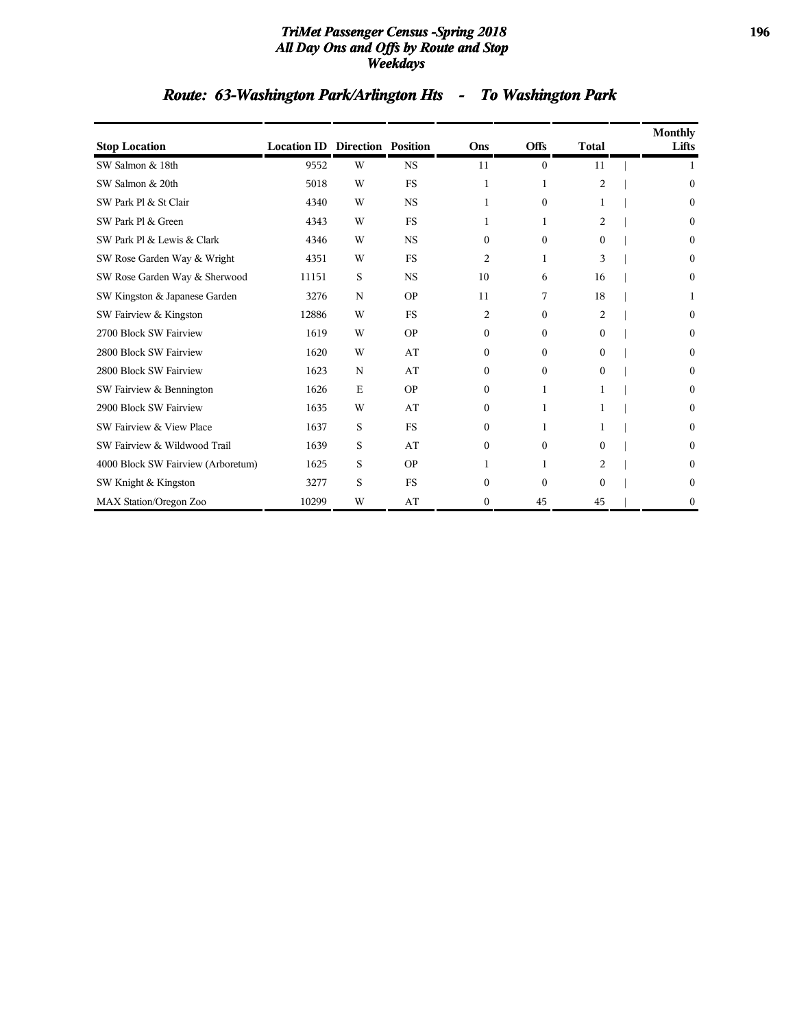# TriMet Passenger Census -Spring 2018
# All Day Ons and Offs by Route and Stop
# Weekdays

## Route: 63-Washington Park/Arlington Hts - To Washington Park

| Stop Location | Location ID | Direction | Position | Ons | Offs | Total | Monthly Lifts |
|---|---|---|---|---|---|---|---|
| SW Salmon & 18th | 9552 | W | NS | 11 | 0 | 11 | 1 |
| SW Salmon & 20th | 5018 | W | FS | 1 | 1 | 2 | 0 |
| SW Park Pl & St Clair | 4340 | W | NS | 1 | 0 | 1 | 0 |
| SW Park Pl & Green | 4343 | W | FS | 1 | 1 | 2 | 0 |
| SW Park Pl & Lewis & Clark | 4346 | W | NS | 0 | 0 | 0 | 0 |
| SW Rose Garden Way & Wright | 4351 | W | FS | 2 | 1 | 3 | 0 |
| SW Rose Garden Way & Sherwood | 11151 | S | NS | 10 | 6 | 16 | 0 |
| SW Kingston & Japanese Garden | 3276 | N | OP | 11 | 7 | 18 | 1 |
| SW Fairview & Kingston | 12886 | W | FS | 2 | 0 | 2 | 0 |
| 2700 Block SW Fairview | 1619 | W | OP | 0 | 0 | 0 | 0 |
| 2800 Block SW Fairview | 1620 | W | AT | 0 | 0 | 0 | 0 |
| 2800 Block SW Fairview | 1623 | N | AT | 0 | 0 | 0 | 0 |
| SW Fairview & Bennington | 1626 | E | OP | 0 | 1 | 1 | 0 |
| 2900 Block SW Fairview | 1635 | W | AT | 0 | 1 | 1 | 0 |
| SW Fairview & View Place | 1637 | S | FS | 0 | 1 | 1 | 0 |
| SW Fairview & Wildwood Trail | 1639 | S | AT | 0 | 0 | 0 | 0 |
| 4000 Block SW Fairview (Arboretum) | 1625 | S | OP | 1 | 1 | 2 | 0 |
| SW Knight & Kingston | 3277 | S | FS | 0 | 0 | 0 | 0 |
| MAX Station/Oregon Zoo | 10299 | W | AT | 0 | 45 | 45 | 0 |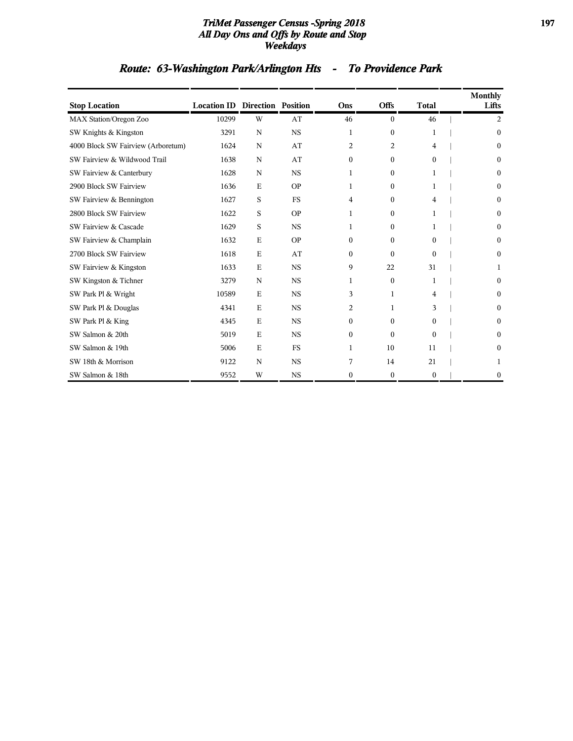# TriMet Passenger Census -Spring 2018
## All Day Ons and Offs by Route and Stop
## Weekdays

## Route: 63-Washington Park/Arlington Hts - To Providence Park

| Stop Location | Location ID | Direction | Position | Ons | Offs | Total | Monthly Lifts |
|---|---|---|---|---|---|---|---|
| MAX Station/Oregon Zoo | 10299 | W | AT | 46 | 0 | 46 | 2 |
| SW Knights & Kingston | 3291 | N | NS | 1 | 0 | 1 | 0 |
| 4000 Block SW Fairview (Arboretum) | 1624 | N | AT | 2 | 2 | 4 | 0 |
| SW Fairview & Wildwood Trail | 1638 | N | AT | 0 | 0 | 0 | 0 |
| SW Fairview & Canterbury | 1628 | N | NS | 1 | 0 | 1 | 0 |
| 2900 Block SW Fairview | 1636 | E | OP | 1 | 0 | 1 | 0 |
| SW Fairview & Bennington | 1627 | S | FS | 4 | 0 | 4 | 0 |
| 2800 Block SW Fairview | 1622 | S | OP | 1 | 0 | 1 | 0 |
| SW Fairview & Cascade | 1629 | S | NS | 1 | 0 | 1 | 0 |
| SW Fairview & Champlain | 1632 | E | OP | 0 | 0 | 0 | 0 |
| 2700 Block SW Fairview | 1618 | E | AT | 0 | 0 | 0 | 0 |
| SW Fairview & Kingston | 1633 | E | NS | 9 | 22 | 31 | 1 |
| SW Kingston & Tichner | 3279 | N | NS | 1 | 0 | 1 | 0 |
| SW Park Pl & Wright | 10589 | E | NS | 3 | 1 | 4 | 0 |
| SW Park Pl & Douglas | 4341 | E | NS | 2 | 1 | 3 | 0 |
| SW Park Pl & King | 4345 | E | NS | 0 | 0 | 0 | 0 |
| SW Salmon & 20th | 5019 | E | NS | 0 | 0 | 0 | 0 |
| SW Salmon & 19th | 5006 | E | FS | 1 | 10 | 11 | 0 |
| SW 18th & Morrison | 9122 | N | NS | 7 | 14 | 21 | 1 |
| SW Salmon & 18th | 9552 | W | NS | 0 | 0 | 0 | 0 |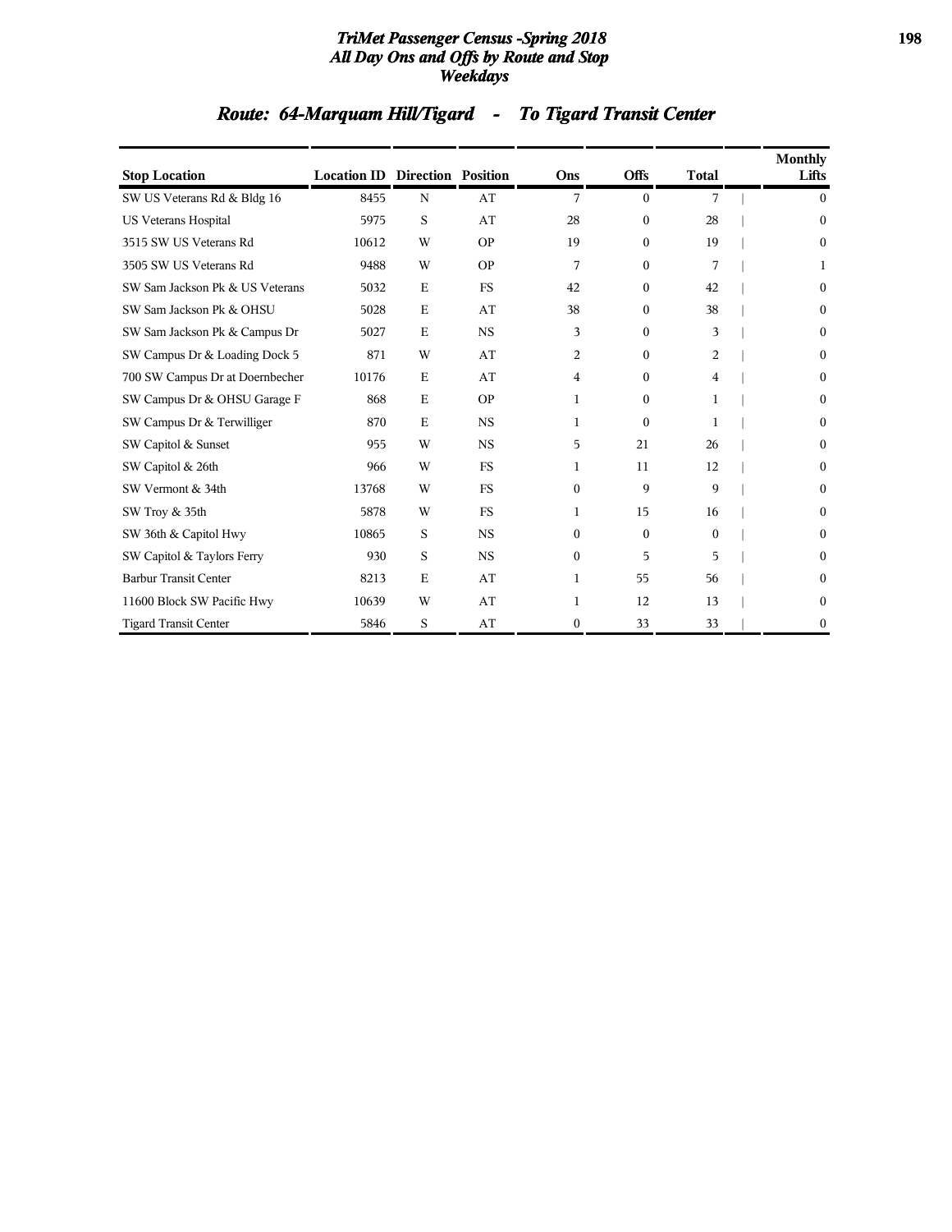## Route: 64-Marquam Hill/Tigard - To Tigard Transit Center

| Stop Location | Location ID | Direction | Position | Ons | Offs | Total | Monthly Lifts |
|---|---|---|---|---|---|---|---|
| SW US Veterans Rd & Bldg 16 | 8455 | N | AT | 7 | 0 | 7 | 0 |
| US Veterans Hospital | 5975 | S | AT | 28 | 0 | 28 | 0 |
| 3515 SW US Veterans Rd | 10612 | W | OP | 19 | 0 | 19 | 0 |
| 3505 SW US Veterans Rd | 9488 | W | OP | 7 | 0 | 7 | 1 |
| SW Sam Jackson Pk & US Veterans | 5032 | E | FS | 42 | 0 | 42 | 0 |
| SW Sam Jackson Pk & OHSU | 5028 | E | AT | 38 | 0 | 38 | 0 |
| SW Sam Jackson Pk & Campus Dr | 5027 | E | NS | 3 | 0 | 3 | 0 |
| SW Campus Dr & Loading Dock 5 | 871 | W | AT | 2 | 0 | 2 | 0 |
| 700 SW Campus Dr at Doernbecher | 10176 | E | AT | 4 | 0 | 4 | 0 |
| SW Campus Dr & OHSU Garage F | 868 | E | OP | 1 | 0 | 1 | 0 |
| SW Campus Dr & Terwilliger | 870 | E | NS | 1 | 0 | 1 | 0 |
| SW Capitol & Sunset | 955 | W | NS | 5 | 21 | 26 | 0 |
| SW Capitol & 26th | 966 | W | FS | 1 | 11 | 12 | 0 |
| SW Vermont & 34th | 13768 | W | FS | 0 | 9 | 9 | 0 |
| SW Troy & 35th | 5878 | W | FS | 1 | 15 | 16 | 0 |
| SW 36th & Capitol Hwy | 10865 | S | NS | 0 | 0 | 0 | 0 |
| SW Capitol & Taylors Ferry | 930 | S | NS | 0 | 5 | 5 | 0 |
| Barbur Transit Center | 8213 | E | AT | 1 | 55 | 56 | 0 |
| 11600 Block SW Pacific Hwy | 10639 | W | AT | 1 | 12 | 13 | 0 |
| Tigard Transit Center | 5846 | S | AT | 0 | 33 | 33 | 0 |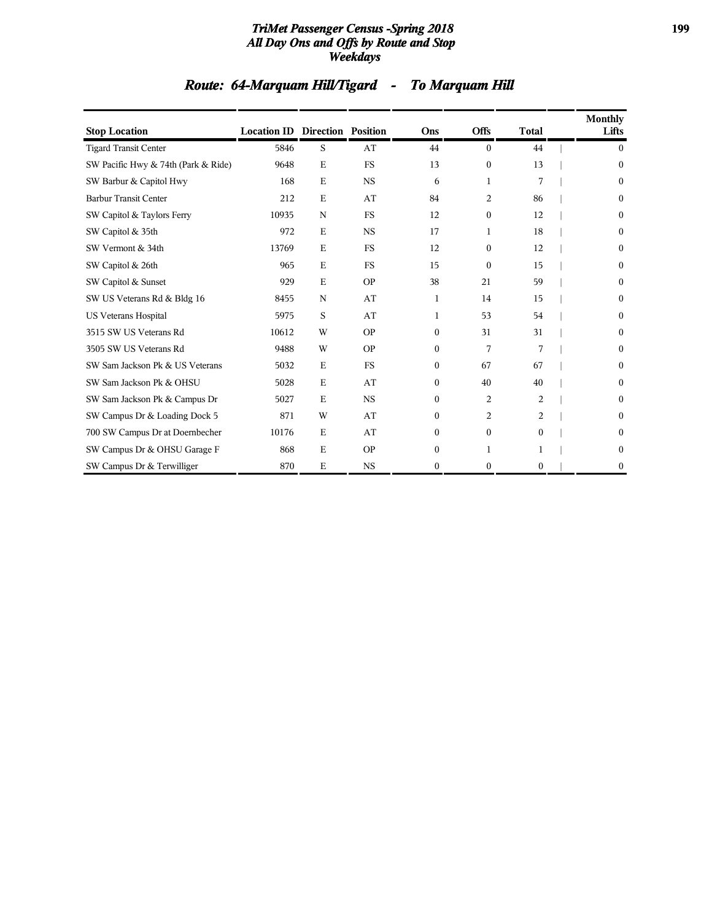# TriMet Passenger Census -Spring 2018
# All Day Ons and Offs by Route and Stop
# Weekdays

## Route: 64-Marquam Hill/Tigard - To Marquam Hill

| Stop Location | Location ID | Direction | Position | Ons | Offs | Total | Monthly Lifts |
|---|---|---|---|---|---|---|---|
| Tigard Transit Center | 5846 | S | AT | 44 | 0 | 44 | 0 |
| SW Pacific Hwy & 74th (Park & Ride) | 9648 | E | FS | 13 | 0 | 13 | 0 |
| SW Barbur & Capitol Hwy | 168 | E | NS | 6 | 1 | 7 | 0 |
| Barbur Transit Center | 212 | E | AT | 84 | 2 | 86 | 0 |
| SW Capitol & Taylors Ferry | 10935 | N | FS | 12 | 0 | 12 | 0 |
| SW Capitol & 35th | 972 | E | NS | 17 | 1 | 18 | 0 |
| SW Vermont & 34th | 13769 | E | FS | 12 | 0 | 12 | 0 |
| SW Capitol & 26th | 965 | E | FS | 15 | 0 | 15 | 0 |
| SW Capitol & Sunset | 929 | E | OP | 38 | 21 | 59 | 0 |
| SW US Veterans Rd & Bldg 16 | 8455 | N | AT | 1 | 14 | 15 | 0 |
| US Veterans Hospital | 5975 | S | AT | 1 | 53 | 54 | 0 |
| 3515 SW US Veterans Rd | 10612 | W | OP | 0 | 31 | 31 | 0 |
| 3505 SW US Veterans Rd | 9488 | W | OP | 0 | 7 | 7 | 0 |
| SW Sam Jackson Pk & US Veterans | 5032 | E | FS | 0 | 67 | 67 | 0 |
| SW Sam Jackson Pk & OHSU | 5028 | E | AT | 0 | 40 | 40 | 0 |
| SW Sam Jackson Pk & Campus Dr | 5027 | E | NS | 0 | 2 | 2 | 0 |
| SW Campus Dr & Loading Dock 5 | 871 | W | AT | 0 | 2 | 2 | 0 |
| 700 SW Campus Dr at Doernbecher | 10176 | E | AT | 0 | 0 | 0 | 0 |
| SW Campus Dr & OHSU Garage F | 868 | E | OP | 0 | 1 | 1 | 0 |
| SW Campus Dr & Terwilliger | 870 | E | NS | 0 | 0 | 0 | 0 |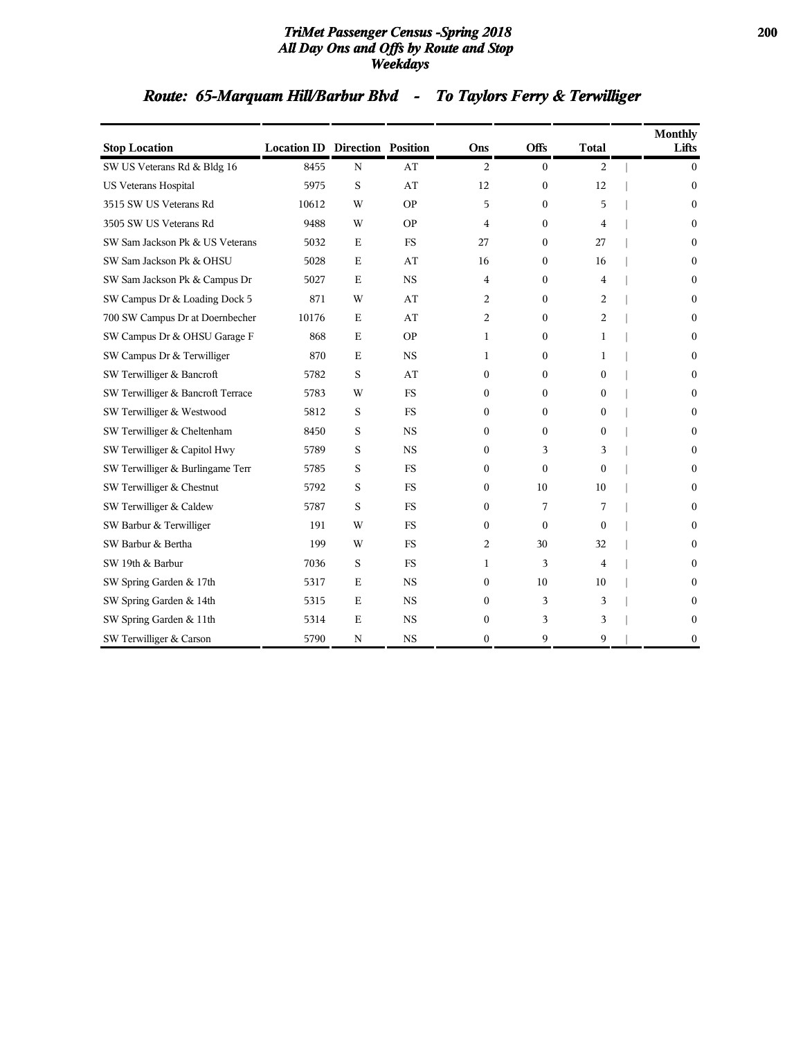# TriMet Passenger Census -Spring 2018
## All Day Ons and Offs by Route and Stop
## Weekdays

## Route: 65-Marquam Hill/Barbur Blvd - To Taylors Ferry & Terwilliger

| Stop Location | Location ID | Direction | Position | Ons | Offs | Total | Monthly Lifts |
|---|---|---|---|---|---|---|---|
| SW US Veterans Rd & Bldg 16 | 8455 | N | AT | 2 | 0 | 2 | 0 |
| US Veterans Hospital | 5975 | S | AT | 12 | 0 | 12 | 0 |
| 3515 SW US Veterans Rd | 10612 | W | OP | 5 | 0 | 5 | 0 |
| 3505 SW US Veterans Rd | 9488 | W | OP | 4 | 0 | 4 | 0 |
| SW Sam Jackson Pk & US Veterans | 5032 | E | FS | 27 | 0 | 27 | 0 |
| SW Sam Jackson Pk & OHSU | 5028 | E | AT | 16 | 0 | 16 | 0 |
| SW Sam Jackson Pk & Campus Dr | 5027 | E | NS | 4 | 0 | 4 | 0 |
| SW Campus Dr & Loading Dock 5 | 871 | W | AT | 2 | 0 | 2 | 0 |
| 700 SW Campus Dr at Doernbecher | 10176 | E | AT | 2 | 0 | 2 | 0 |
| SW Campus Dr & OHSU Garage F | 868 | E | OP | 1 | 0 | 1 | 0 |
| SW Campus Dr & Terwilliger | 870 | E | NS | 1 | 0 | 1 | 0 |
| SW Terwilliger & Bancroft | 5782 | S | AT | 0 | 0 | 0 | 0 |
| SW Terwilliger & Bancroft Terrace | 5783 | W | FS | 0 | 0 | 0 | 0 |
| SW Terwilliger & Westwood | 5812 | S | FS | 0 | 0 | 0 | 0 |
| SW Terwilliger & Cheltenham | 8450 | S | NS | 0 | 0 | 0 | 0 |
| SW Terwilliger & Capitol Hwy | 5789 | S | NS | 0 | 3 | 3 | 0 |
| SW Terwilliger & Burlingame Terr | 5785 | S | FS | 0 | 0 | 0 | 0 |
| SW Terwilliger & Chestnut | 5792 | S | FS | 0 | 10 | 10 | 0 |
| SW Terwilliger & Caldew | 5787 | S | FS | 0 | 7 | 7 | 0 |
| SW Barbur & Terwilliger | 191 | W | FS | 0 | 0 | 0 | 0 |
| SW Barbur & Bertha | 199 | W | FS | 2 | 30 | 32 | 0 |
| SW 19th & Barbur | 7036 | S | FS | 1 | 3 | 4 | 0 |
| SW Spring Garden & 17th | 5317 | E | NS | 0 | 10 | 10 | 0 |
| SW Spring Garden & 14th | 5315 | E | NS | 0 | 3 | 3 | 0 |
| SW Spring Garden & 11th | 5314 | E | NS | 0 | 3 | 3 | 0 |
| SW Terwilliger & Carson | 5790 | N | NS | 0 | 9 | 9 | 0 |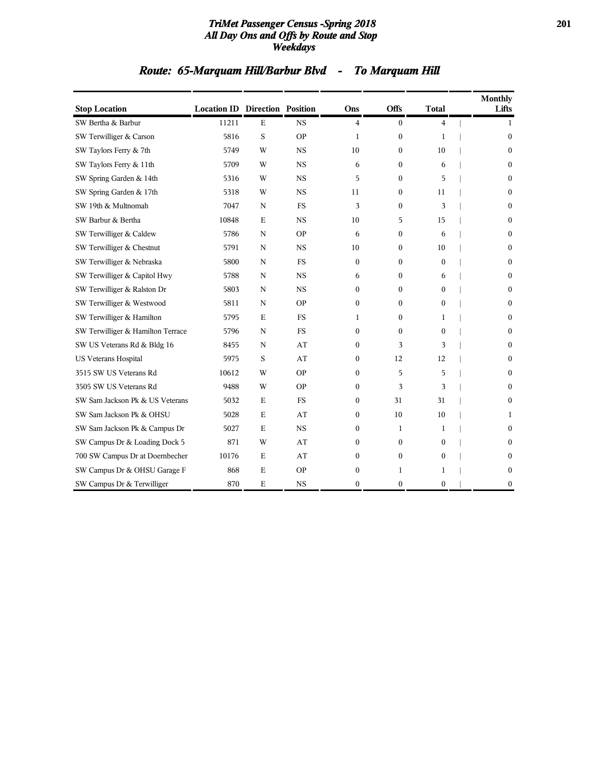# TriMet Passenger Census -Spring 2018
## All Day Ons and Offs by Route and Stop
### Weekdays

## Route: 65-Marquam Hill/Barbur Blvd - To Marquam Hill

| Stop Location | Location ID | Direction | Position | Ons | Offs | Total | Monthly Lifts |
|---|---|---|---|---|---|---|---|
| SW Bertha & Barbur | 11211 | E | NS | 4 | 0 | 4 | 1 |
| SW Terwilliger & Carson | 5816 | S | OP | 1 | 0 | 1 | 0 |
| SW Taylors Ferry & 7th | 5749 | W | NS | 10 | 0 | 10 | 0 |
| SW Taylors Ferry & 11th | 5709 | W | NS | 6 | 0 | 6 | 0 |
| SW Spring Garden & 14th | 5316 | W | NS | 5 | 0 | 5 | 0 |
| SW Spring Garden & 17th | 5318 | W | NS | 11 | 0 | 11 | 0 |
| SW 19th & Multnomah | 7047 | N | FS | 3 | 0 | 3 | 0 |
| SW Barbur & Bertha | 10848 | E | NS | 10 | 5 | 15 | 0 |
| SW Terwilliger & Caldew | 5786 | N | OP | 6 | 0 | 6 | 0 |
| SW Terwilliger & Chestnut | 5791 | N | NS | 10 | 0 | 10 | 0 |
| SW Terwilliger & Nebraska | 5800 | N | FS | 0 | 0 | 0 | 0 |
| SW Terwilliger & Capitol Hwy | 5788 | N | NS | 6 | 0 | 6 | 0 |
| SW Terwilliger & Ralston Dr | 5803 | N | NS | 0 | 0 | 0 | 0 |
| SW Terwilliger & Westwood | 5811 | N | OP | 0 | 0 | 0 | 0 |
| SW Terwilliger & Hamilton | 5795 | E | FS | 1 | 0 | 1 | 0 |
| SW Terwilliger & Hamilton Terrace | 5796 | N | FS | 0 | 0 | 0 | 0 |
| SW US Veterans Rd & Bldg 16 | 8455 | N | AT | 0 | 3 | 3 | 0 |
| US Veterans Hospital | 5975 | S | AT | 0 | 12 | 12 | 0 |
| 3515 SW US Veterans Rd | 10612 | W | OP | 0 | 5 | 5 | 0 |
| 3505 SW US Veterans Rd | 9488 | W | OP | 0 | 3 | 3 | 0 |
| SW Sam Jackson Pk & US Veterans | 5032 | E | FS | 0 | 31 | 31 | 0 |
| SW Sam Jackson Pk & OHSU | 5028 | E | AT | 0 | 10 | 10 | 1 |
| SW Sam Jackson Pk & Campus Dr | 5027 | E | NS | 0 | 1 | 1 | 0 |
| SW Campus Dr & Loading Dock 5 | 871 | W | AT | 0 | 0 | 0 | 0 |
| 700 SW Campus Dr at Doernbecher | 10176 | E | AT | 0 | 0 | 0 | 0 |
| SW Campus Dr & OHSU Garage F | 868 | E | OP | 0 | 1 | 1 | 0 |
| SW Campus Dr & Terwilliger | 870 | E | NS | 0 | 0 | 0 | 0 |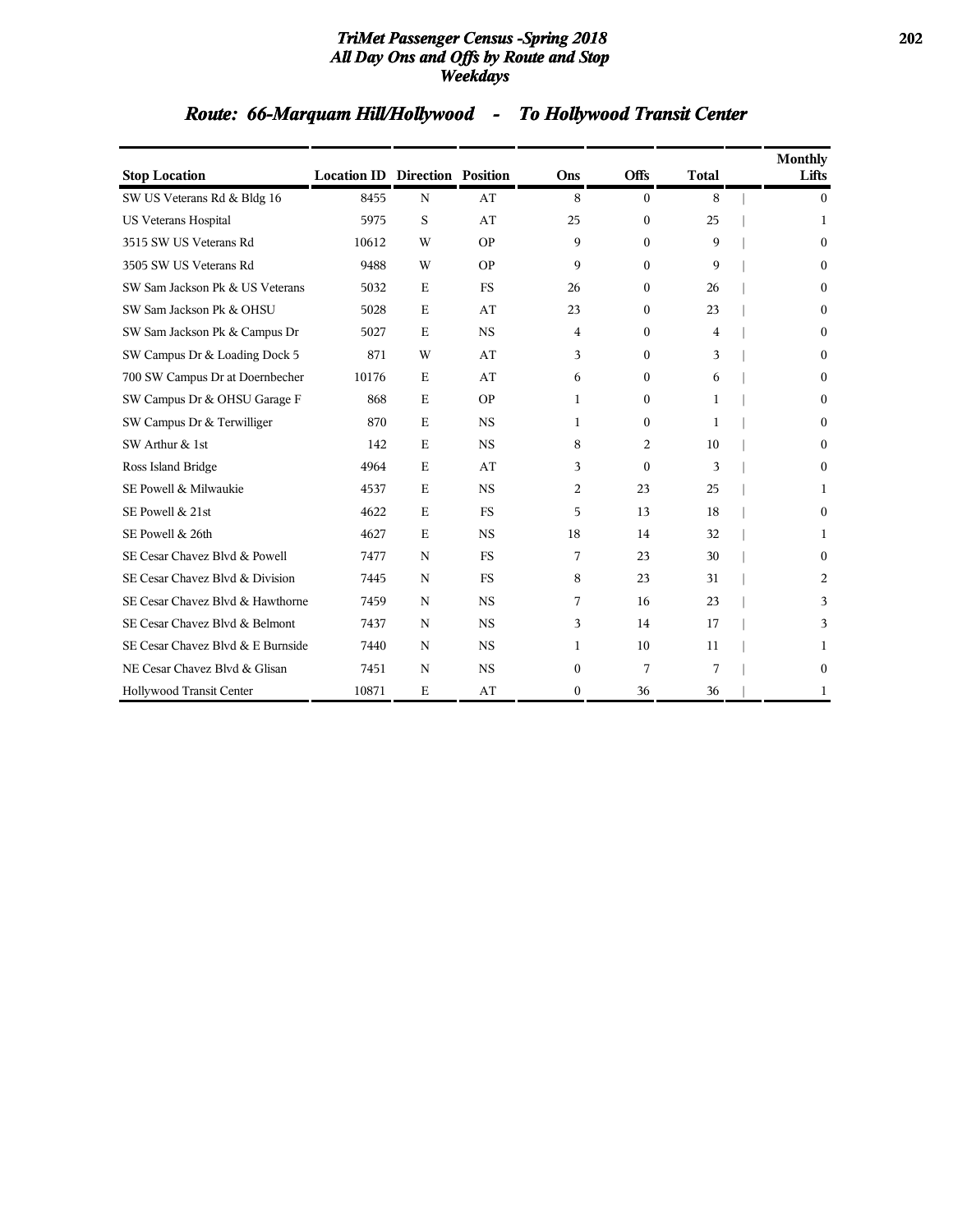# TriMet Passenger Census -Spring 2018
## All Day Ons and Offs by Route and Stop
## Weekdays

## Route: 66-Marquam Hill/Hollywood - To Hollywood Transit Center

| Stop Location | Location ID | Direction | Position | Ons | Offs | Total | Monthly Lifts |
|---|---|---|---|---|---|---|---|
| SW US Veterans Rd & Bldg 16 | 8455 | N | AT | 8 | 0 | 8 | 0 |
| US Veterans Hospital | 5975 | S | AT | 25 | 0 | 25 | 1 |
| 3515 SW US Veterans Rd | 10612 | W | OP | 9 | 0 | 9 | 0 |
| 3505 SW US Veterans Rd | 9488 | W | OP | 9 | 0 | 9 | 0 |
| SW Sam Jackson Pk & US Veterans | 5032 | E | FS | 26 | 0 | 26 | 0 |
| SW Sam Jackson Pk & OHSU | 5028 | E | AT | 23 | 0 | 23 | 0 |
| SW Sam Jackson Pk & Campus Dr | 5027 | E | NS | 4 | 0 | 4 | 0 |
| SW Campus Dr & Loading Dock 5 | 871 | W | AT | 3 | 0 | 3 | 0 |
| 700 SW Campus Dr at Doernbecher | 10176 | E | AT | 6 | 0 | 6 | 0 |
| SW Campus Dr & OHSU Garage F | 868 | E | OP | 1 | 0 | 1 | 0 |
| SW Campus Dr & Terwilliger | 870 | E | NS | 1 | 0 | 1 | 0 |
| SW Arthur & 1st | 142 | E | NS | 8 | 2 | 10 | 0 |
| Ross Island Bridge | 4964 | E | AT | 3 | 0 | 3 | 0 |
| SE Powell & Milwaukie | 4537 | E | NS | 2 | 23 | 25 | 1 |
| SE Powell & 21st | 4622 | E | FS | 5 | 13 | 18 | 0 |
| SE Powell & 26th | 4627 | E | NS | 18 | 14 | 32 | 1 |
| SE Cesar Chavez Blvd & Powell | 7477 | N | FS | 7 | 23 | 30 | 0 |
| SE Cesar Chavez Blvd & Division | 7445 | N | FS | 8 | 23 | 31 | 2 |
| SE Cesar Chavez Blvd & Hawthorne | 7459 | N | NS | 7 | 16 | 23 | 3 |
| SE Cesar Chavez Blvd & Belmont | 7437 | N | NS | 3 | 14 | 17 | 3 |
| SE Cesar Chavez Blvd & E Burnside | 7440 | N | NS | 1 | 10 | 11 | 1 |
| NE Cesar Chavez Blvd & Glisan | 7451 | N | NS | 0 | 7 | 7 | 0 |
| Hollywood Transit Center | 10871 | E | AT | 0 | 36 | 36 | 1 |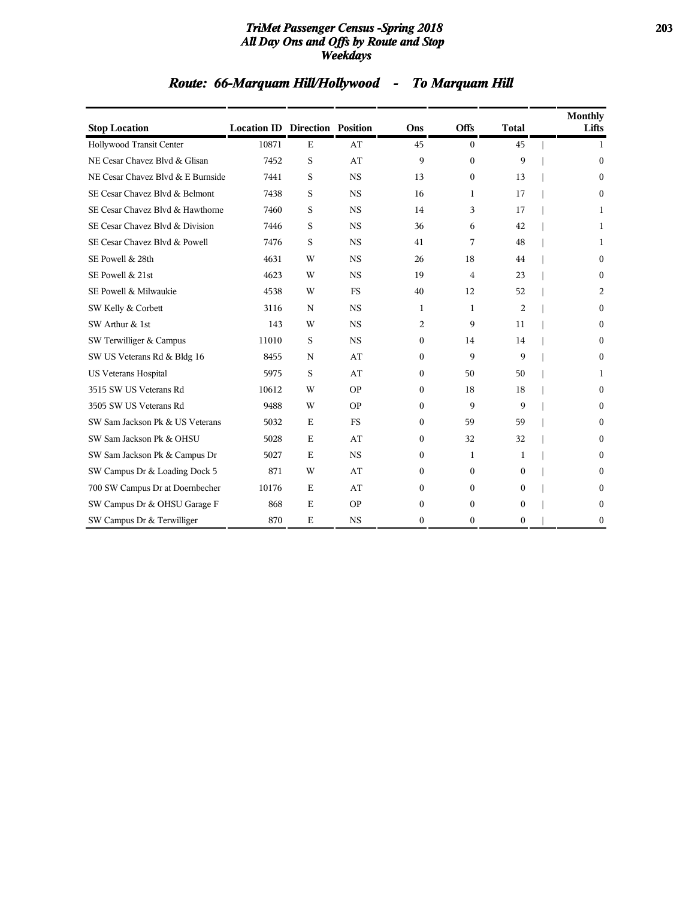## Route: 66-Marquam Hill/Hollywood - To Marquam Hill

| Stop Location | Location ID | Direction | Position | Ons | Offs | Total | Monthly Lifts |
|---|---|---|---|---|---|---|---|
| Hollywood Transit Center | 10871 | E | AT | 45 | 0 | 45 | 1 |
| NE Cesar Chavez Blvd & Glisan | 7452 | S | AT | 9 | 0 | 9 | 0 |
| NE Cesar Chavez Blvd & E Burnside | 7441 | S | NS | 13 | 0 | 13 | 0 |
| SE Cesar Chavez Blvd & Belmont | 7438 | S | NS | 16 | 1 | 17 | 0 |
| SE Cesar Chavez Blvd & Hawthorne | 7460 | S | NS | 14 | 3 | 17 | 1 |
| SE Cesar Chavez Blvd & Division | 7446 | S | NS | 36 | 6 | 42 | 1 |
| SE Cesar Chavez Blvd & Powell | 7476 | S | NS | 41 | 7 | 48 | 1 |
| SE Powell & 28th | 4631 | W | NS | 26 | 18 | 44 | 0 |
| SE Powell & 21st | 4623 | W | NS | 19 | 4 | 23 | 0 |
| SE Powell & Milwaukie | 4538 | W | FS | 40 | 12 | 52 | 2 |
| SW Kelly & Corbett | 3116 | N | NS | 1 | 1 | 2 | 0 |
| SW Arthur & 1st | 143 | W | NS | 2 | 9 | 11 | 0 |
| SW Terwilliger & Campus | 11010 | S | NS | 0 | 14 | 14 | 0 |
| SW US Veterans Rd & Bldg 16 | 8455 | N | AT | 0 | 9 | 9 | 0 |
| US Veterans Hospital | 5975 | S | AT | 0 | 50 | 50 | 1 |
| 3515 SW US Veterans Rd | 10612 | W | OP | 0 | 18 | 18 | 0 |
| 3505 SW US Veterans Rd | 9488 | W | OP | 0 | 9 | 9 | 0 |
| SW Sam Jackson Pk & US Veterans | 5032 | E | FS | 0 | 59 | 59 | 0 |
| SW Sam Jackson Pk & OHSU | 5028 | E | AT | 0 | 32 | 32 | 0 |
| SW Sam Jackson Pk & Campus Dr | 5027 | E | NS | 0 | 1 | 1 | 0 |
| SW Campus Dr & Loading Dock 5 | 871 | W | AT | 0 | 0 | 0 | 0 |
| 700 SW Campus Dr at Doernbecher | 10176 | E | AT | 0 | 0 | 0 | 0 |
| SW Campus Dr & OHSU Garage F | 868 | E | OP | 0 | 0 | 0 | 0 |
| SW Campus Dr & Terwilliger | 870 | E | NS | 0 | 0 | 0 | 0 |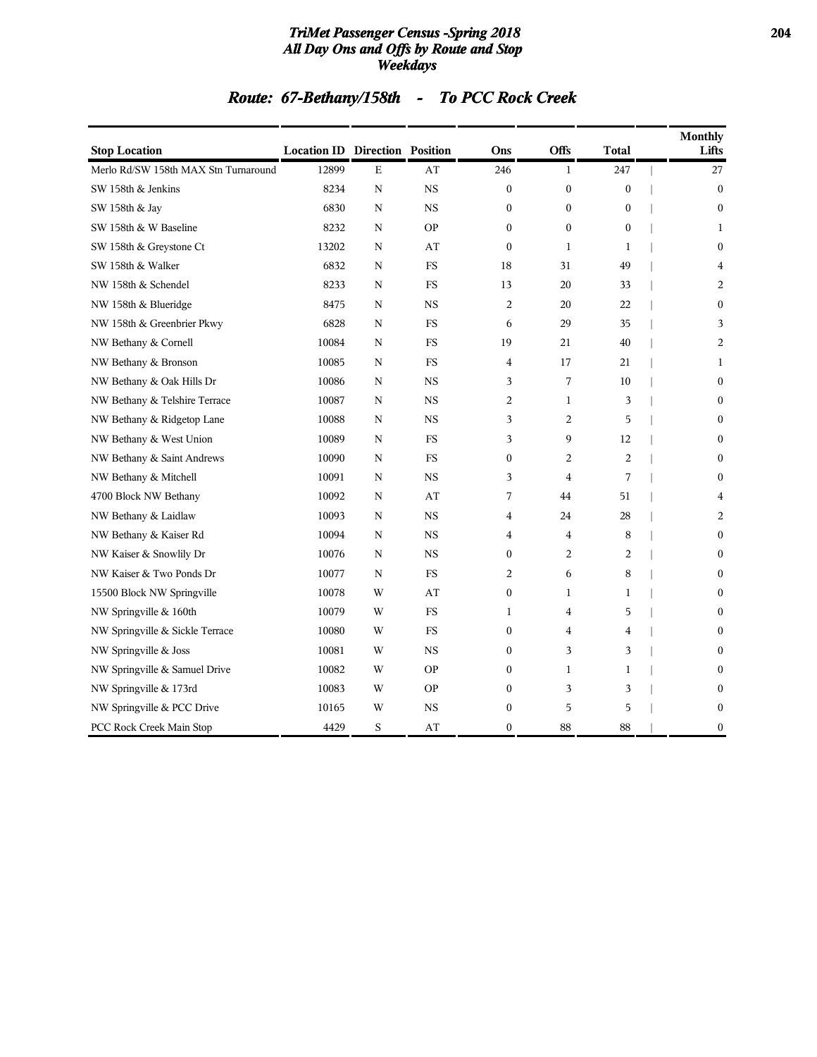# TriMet Passenger Census -Spring 2018
## All Day Ons and Offs by Route and Stop
## Weekdays

## Route: 67-Bethany/158th - To PCC Rock Creek

| Stop Location | Location ID | Direction | Position | Ons | Offs | Total | Monthly Lifts |
|---|---|---|---|---|---|---|---|
| Merlo Rd/SW 158th MAX Stn Turnaround | 12899 | E | AT | 246 | 1 | 247 | 27 |
| SW 158th & Jenkins | 8234 | N | NS | 0 | 0 | 0 | 0 |
| SW 158th & Jay | 6830 | N | NS | 0 | 0 | 0 | 0 |
| SW 158th & W Baseline | 8232 | N | OP | 0 | 0 | 0 | 1 |
| SW 158th & Greystone Ct | 13202 | N | AT | 0 | 1 | 1 | 0 |
| SW 158th & Walker | 6832 | N | FS | 18 | 31 | 49 | 4 |
| NW 158th & Schendel | 8233 | N | FS | 13 | 20 | 33 | 2 |
| NW 158th & Blueridge | 8475 | N | NS | 2 | 20 | 22 | 0 |
| NW 158th & Greenbrier Pkwy | 6828 | N | FS | 6 | 29 | 35 | 3 |
| NW Bethany & Cornell | 10084 | N | FS | 19 | 21 | 40 | 2 |
| NW Bethany & Bronson | 10085 | N | FS | 4 | 17 | 21 | 1 |
| NW Bethany & Oak Hills Dr | 10086 | N | NS | 3 | 7 | 10 | 0 |
| NW Bethany & Telshire Terrace | 10087 | N | NS | 2 | 1 | 3 | 0 |
| NW Bethany & Ridgetop Lane | 10088 | N | NS | 3 | 2 | 5 | 0 |
| NW Bethany & West Union | 10089 | N | FS | 3 | 9 | 12 | 0 |
| NW Bethany & Saint Andrews | 10090 | N | FS | 0 | 2 | 2 | 0 |
| NW Bethany & Mitchell | 10091 | N | NS | 3 | 4 | 7 | 0 |
| 4700 Block NW Bethany | 10092 | N | AT | 7 | 44 | 51 | 4 |
| NW Bethany & Laidlaw | 10093 | N | NS | 4 | 24 | 28 | 2 |
| NW Bethany & Kaiser Rd | 10094 | N | NS | 4 | 4 | 8 | 0 |
| NW Kaiser & Snowlily Dr | 10076 | N | NS | 0 | 2 | 2 | 0 |
| NW Kaiser & Two Ponds Dr | 10077 | N | FS | 2 | 6 | 8 | 0 |
| 15500 Block NW Springville | 10078 | W | AT | 0 | 1 | 1 | 0 |
| NW Springville & 160th | 10079 | W | FS | 1 | 4 | 5 | 0 |
| NW Springville & Sickle Terrace | 10080 | W | FS | 0 | 4 | 4 | 0 |
| NW Springville & Joss | 10081 | W | NS | 0 | 3 | 3 | 0 |
| NW Springville & Samuel Drive | 10082 | W | OP | 0 | 1 | 1 | 0 |
| NW Springville & 173rd | 10083 | W | OP | 0 | 3 | 3 | 0 |
| NW Springville & PCC Drive | 10165 | W | NS | 0 | 5 | 5 | 0 |
| PCC Rock Creek Main Stop | 4429 | S | AT | 0 | 88 | 88 | 0 |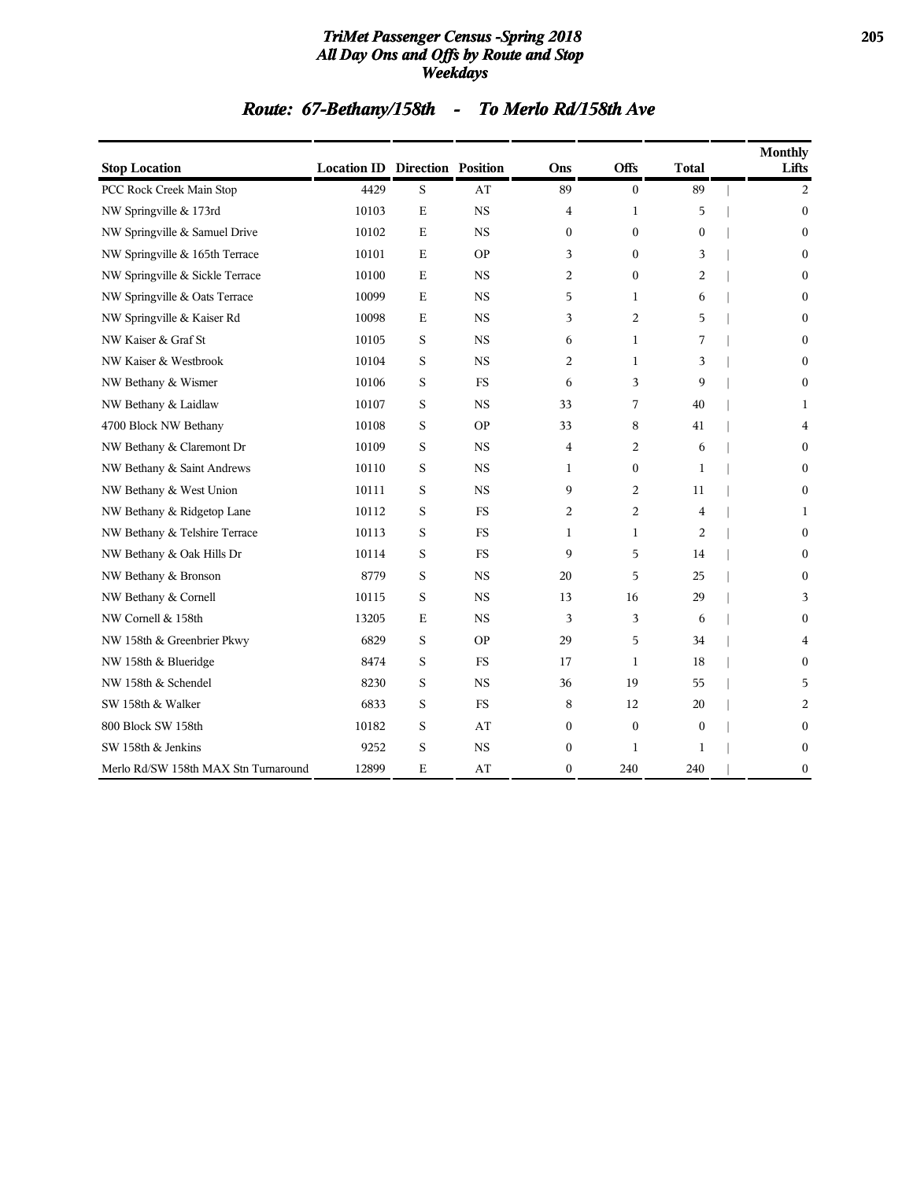# TriMet Passenger Census -Spring 2018
## All Day Ons and Offs by Route and Stop
## Weekdays

## Route: 67-Bethany/158th - To Merlo Rd/158th Ave

| Stop Location | Location ID | Direction | Position | Ons | Offs | Total | Monthly Lifts |
|---|---|---|---|---|---|---|---|
| PCC Rock Creek Main Stop | 4429 | S | AT | 89 | 0 | 89 | 2 |
| NW Springville & 173rd | 10103 | E | NS | 4 | 1 | 5 | 0 |
| NW Springville & Samuel Drive | 10102 | E | NS | 0 | 0 | 0 | 0 |
| NW Springville & 165th Terrace | 10101 | E | OP | 3 | 0 | 3 | 0 |
| NW Springville & Sickle Terrace | 10100 | E | NS | 2 | 0 | 2 | 0 |
| NW Springville & Oats Terrace | 10099 | E | NS | 5 | 1 | 6 | 0 |
| NW Springville & Kaiser Rd | 10098 | E | NS | 3 | 2 | 5 | 0 |
| NW Kaiser & Graf St | 10105 | S | NS | 6 | 1 | 7 | 0 |
| NW Kaiser & Westbrook | 10104 | S | NS | 2 | 1 | 3 | 0 |
| NW Bethany & Wismer | 10106 | S | FS | 6 | 3 | 9 | 0 |
| NW Bethany & Laidlaw | 10107 | S | NS | 33 | 7 | 40 | 1 |
| 4700 Block NW Bethany | 10108 | S | OP | 33 | 8 | 41 | 4 |
| NW Bethany & Claremont Dr | 10109 | S | NS | 4 | 2 | 6 | 0 |
| NW Bethany & Saint Andrews | 10110 | S | NS | 1 | 0 | 1 | 0 |
| NW Bethany & West Union | 10111 | S | NS | 9 | 2 | 11 | 0 |
| NW Bethany & Ridgetop Lane | 10112 | S | FS | 2 | 2 | 4 | 1 |
| NW Bethany & Telshire Terrace | 10113 | S | FS | 1 | 1 | 2 | 0 |
| NW Bethany & Oak Hills Dr | 10114 | S | FS | 9 | 5 | 14 | 0 |
| NW Bethany & Bronson | 8779 | S | NS | 20 | 5 | 25 | 0 |
| NW Bethany & Cornell | 10115 | S | NS | 13 | 16 | 29 | 3 |
| NW Cornell & 158th | 13205 | E | NS | 3 | 3 | 6 | 0 |
| NW 158th & Greenbrier Pkwy | 6829 | S | OP | 29 | 5 | 34 | 4 |
| NW 158th & Blueridge | 8474 | S | FS | 17 | 1 | 18 | 0 |
| NW 158th & Schendel | 8230 | S | NS | 36 | 19 | 55 | 5 |
| SW 158th & Walker | 6833 | S | FS | 8 | 12 | 20 | 2 |
| 800 Block SW 158th | 10182 | S | AT | 0 | 0 | 0 | 0 |
| SW 158th & Jenkins | 9252 | S | NS | 0 | 1 | 1 | 0 |
| Merlo Rd/SW 158th MAX Stn Turnaround | 12899 | E | AT | 0 | 240 | 240 | 0 |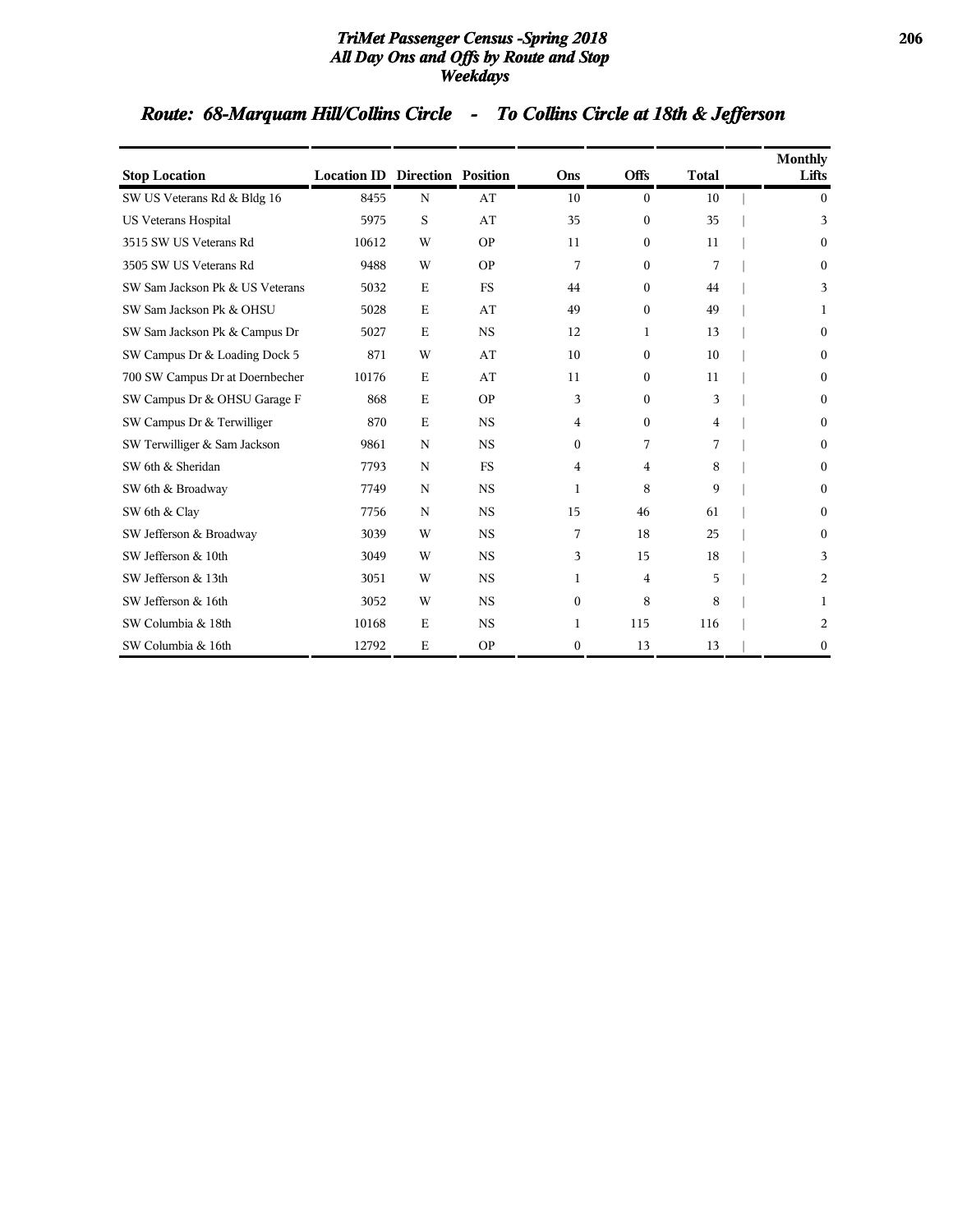# Route: 68-Marquam Hill/Collins Circle - To Collins Circle at 18th & Jefferson

| Stop Location | Location ID | Direction | Position | Ons | Offs | Total | Monthly Lifts |
|---|---|---|---|---|---|---|---|
| SW US Veterans Rd & Bldg 16 | 8455 | N | AT | 10 | 0 | 10 | 0 |
| US Veterans Hospital | 5975 | S | AT | 35 | 0 | 35 | 3 |
| 3515 SW US Veterans Rd | 10612 | W | OP | 11 | 0 | 11 | 0 |
| 3505 SW US Veterans Rd | 9488 | W | OP | 7 | 0 | 7 | 0 |
| SW Sam Jackson Pk & US Veterans | 5032 | E | FS | 44 | 0 | 44 | 3 |
| SW Sam Jackson Pk & OHSU | 5028 | E | AT | 49 | 0 | 49 | 1 |
| SW Sam Jackson Pk & Campus Dr | 5027 | E | NS | 12 | 1 | 13 | 0 |
| SW Campus Dr & Loading Dock 5 | 871 | W | AT | 10 | 0 | 10 | 0 |
| 700 SW Campus Dr at Doernbecher | 10176 | E | AT | 11 | 0 | 11 | 0 |
| SW Campus Dr & OHSU Garage F | 868 | E | OP | 3 | 0 | 3 | 0 |
| SW Campus Dr & Terwilliger | 870 | E | NS | 4 | 0 | 4 | 0 |
| SW Terwilliger & Sam Jackson | 9861 | N | NS | 0 | 7 | 7 | 0 |
| SW 6th & Sheridan | 7793 | N | FS | 4 | 4 | 8 | 0 |
| SW 6th & Broadway | 7749 | N | NS | 1 | 8 | 9 | 0 |
| SW 6th & Clay | 7756 | N | NS | 15 | 46 | 61 | 0 |
| SW Jefferson & Broadway | 3039 | W | NS | 7 | 18 | 25 | 0 |
| SW Jefferson & 10th | 3049 | W | NS | 3 | 15 | 18 | 3 |
| SW Jefferson & 13th | 3051 | W | NS | 1 | 4 | 5 | 2 |
| SW Jefferson & 16th | 3052 | W | NS | 0 | 8 | 8 | 1 |
| SW Columbia & 18th | 10168 | E | NS | 1 | 115 | 116 | 2 |
| SW Columbia & 16th | 12792 | E | OP | 0 | 13 | 13 | 0 |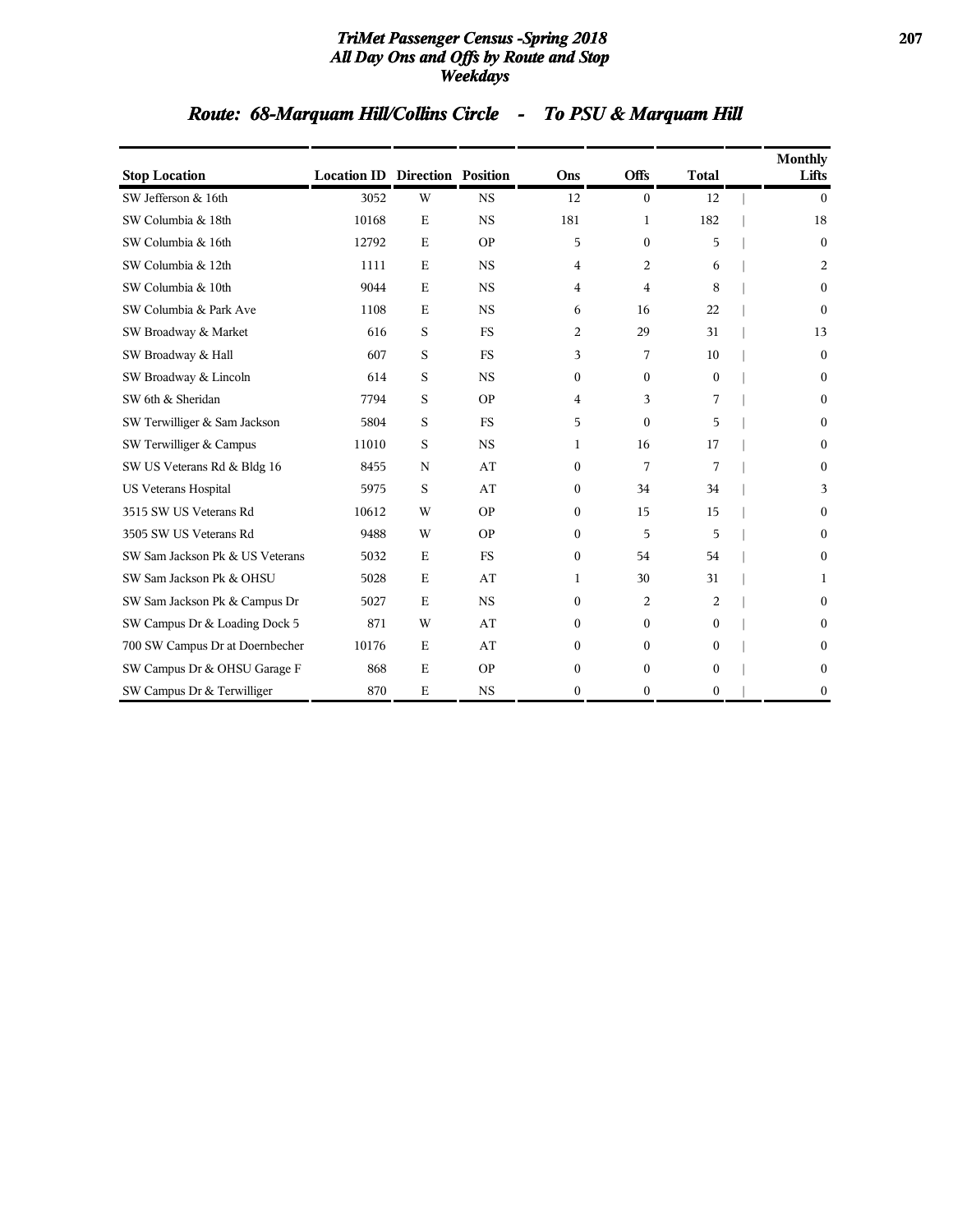## Route: 68-Marquam Hill/Collins Circle - To PSU & Marquam Hill

| Stop Location | Location ID | Direction | Position | Ons | Offs | Total | Monthly Lifts |
|---|---|---|---|---|---|---|---|
| SW Jefferson & 16th | 3052 | W | NS | 12 | 0 | 12 | 0 |
| SW Columbia & 18th | 10168 | E | NS | 181 | 1 | 182 | 18 |
| SW Columbia & 16th | 12792 | E | OP | 5 | 0 | 5 | 0 |
| SW Columbia & 12th | 1111 | E | NS | 4 | 2 | 6 | 2 |
| SW Columbia & 10th | 9044 | E | NS | 4 | 4 | 8 | 0 |
| SW Columbia & Park Ave | 1108 | E | NS | 6 | 16 | 22 | 0 |
| SW Broadway & Market | 616 | S | FS | 2 | 29 | 31 | 13 |
| SW Broadway & Hall | 607 | S | FS | 3 | 7 | 10 | 0 |
| SW Broadway & Lincoln | 614 | S | NS | 0 | 0 | 0 | 0 |
| SW 6th & Sheridan | 7794 | S | OP | 4 | 3 | 7 | 0 |
| SW Terwilliger & Sam Jackson | 5804 | S | FS | 5 | 0 | 5 | 0 |
| SW Terwilliger & Campus | 11010 | S | NS | 1 | 16 | 17 | 0 |
| SW US Veterans Rd & Bldg 16 | 8455 | N | AT | 0 | 7 | 7 | 0 |
| US Veterans Hospital | 5975 | S | AT | 0 | 34 | 34 | 3 |
| 3515 SW US Veterans Rd | 10612 | W | OP | 0 | 15 | 15 | 0 |
| 3505 SW US Veterans Rd | 9488 | W | OP | 0 | 5 | 5 | 0 |
| SW Sam Jackson Pk & US Veterans | 5032 | E | FS | 0 | 54 | 54 | 0 |
| SW Sam Jackson Pk & OHSU | 5028 | E | AT | 1 | 30 | 31 | 1 |
| SW Sam Jackson Pk & Campus Dr | 5027 | E | NS | 0 | 2 | 2 | 0 |
| SW Campus Dr & Loading Dock 5 | 871 | W | AT | 0 | 0 | 0 | 0 |
| 700 SW Campus Dr at Doernbecher | 10176 | E | AT | 0 | 0 | 0 | 0 |
| SW Campus Dr & OHSU Garage F | 868 | E | OP | 0 | 0 | 0 | 0 |
| SW Campus Dr & Terwilliger | 870 | E | NS | 0 | 0 | 0 | 0 |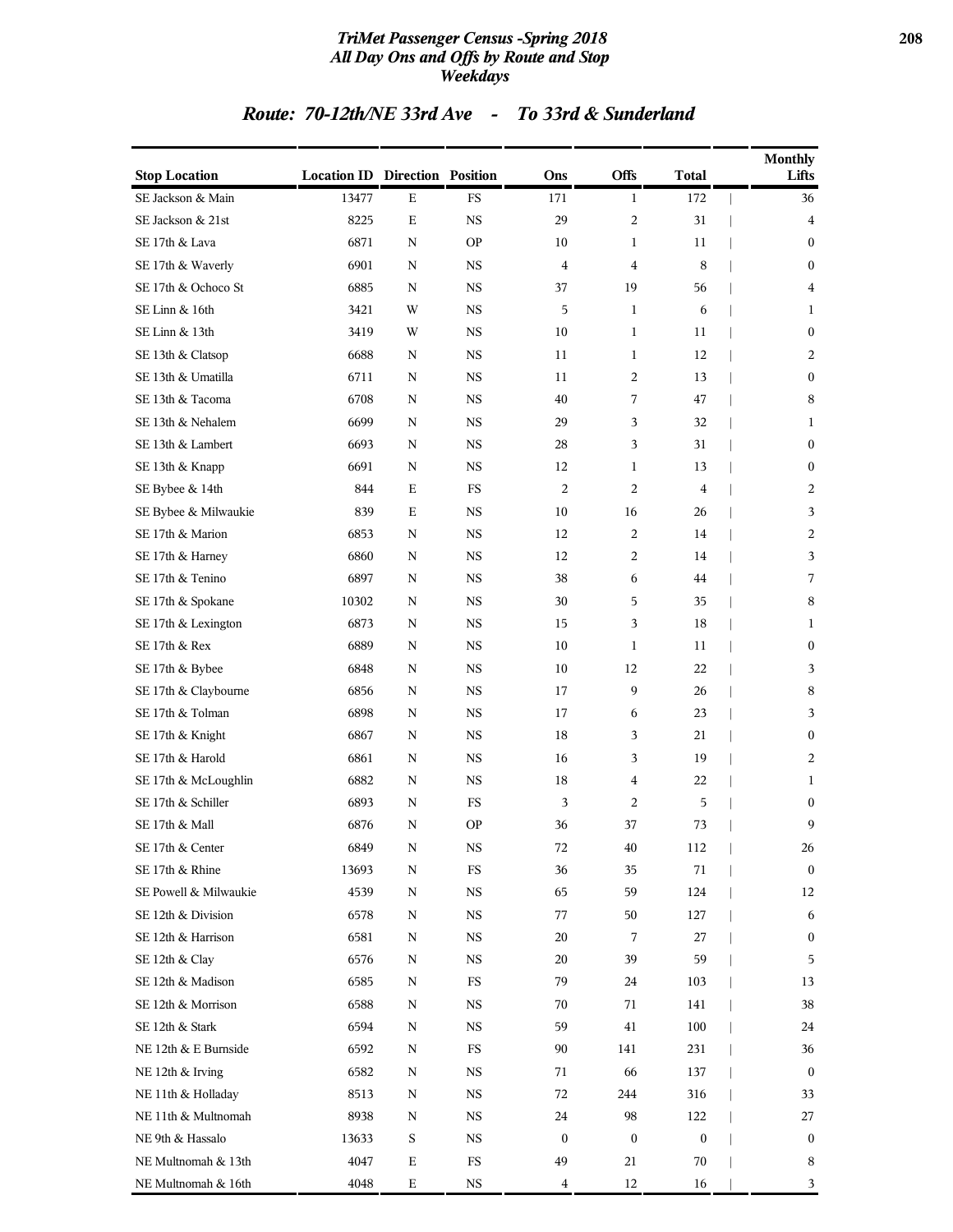## Route: 70-12th/NE 33rd Ave - To 33rd & Sunderland

| Stop Location | Location ID | Direction | Position | Ons | Offs | Total | Monthly Lifts |
|---|---|---|---|---|---|---|---|
| SE Jackson & Main | 13477 | E | FS | 171 | 1 | 172 | 36 |
| SE Jackson & 21st | 8225 | E | NS | 29 | 2 | 31 | 4 |
| SE 17th & Lava | 6871 | N | OP | 10 | 1 | 11 | 0 |
| SE 17th & Waverly | 6901 | N | NS | 4 | 4 | 8 | 0 |
| SE 17th & Ochoco St | 6885 | N | NS | 37 | 19 | 56 | 4 |
| SE Linn & 16th | 3421 | W | NS | 5 | 1 | 6 | 1 |
| SE Linn & 13th | 3419 | W | NS | 10 | 1 | 11 | 0 |
| SE 13th & Clatsop | 6688 | N | NS | 11 | 1 | 12 | 2 |
| SE 13th & Umatilla | 6711 | N | NS | 11 | 2 | 13 | 0 |
| SE 13th & Tacoma | 6708 | N | NS | 40 | 7 | 47 | 8 |
| SE 13th & Nehalem | 6699 | N | NS | 29 | 3 | 32 | 1 |
| SE 13th & Lambert | 6693 | N | NS | 28 | 3 | 31 | 0 |
| SE 13th & Knapp | 6691 | N | NS | 12 | 1 | 13 | 0 |
| SE Bybee & 14th | 844 | E | FS | 2 | 2 | 4 | 2 |
| SE Bybee & Milwaukie | 839 | E | NS | 10 | 16 | 26 | 3 |
| SE 17th & Marion | 6853 | N | NS | 12 | 2 | 14 | 2 |
| SE 17th & Harney | 6860 | N | NS | 12 | 2 | 14 | 3 |
| SE 17th & Tenino | 6897 | N | NS | 38 | 6 | 44 | 7 |
| SE 17th & Spokane | 10302 | N | NS | 30 | 5 | 35 | 8 |
| SE 17th & Lexington | 6873 | N | NS | 15 | 3 | 18 | 1 |
| SE 17th & Rex | 6889 | N | NS | 10 | 1 | 11 | 0 |
| SE 17th & Bybee | 6848 | N | NS | 10 | 12 | 22 | 3 |
| SE 17th & Claybourne | 6856 | N | NS | 17 | 9 | 26 | 8 |
| SE 17th & Tolman | 6898 | N | NS | 17 | 6 | 23 | 3 |
| SE 17th & Knight | 6867 | N | NS | 18 | 3 | 21 | 0 |
| SE 17th & Harold | 6861 | N | NS | 16 | 3 | 19 | 2 |
| SE 17th & McLoughlin | 6882 | N | NS | 18 | 4 | 22 | 1 |
| SE 17th & Schiller | 6893 | N | FS | 3 | 2 | 5 | 0 |
| SE 17th & Mall | 6876 | N | OP | 36 | 37 | 73 | 9 |
| SE 17th & Center | 6849 | N | NS | 72 | 40 | 112 | 26 |
| SE 17th & Rhine | 13693 | N | FS | 36 | 35 | 71 | 0 |
| SE Powell & Milwaukie | 4539 | N | NS | 65 | 59 | 124 | 12 |
| SE 12th & Division | 6578 | N | NS | 77 | 50 | 127 | 6 |
| SE 12th & Harrison | 6581 | N | NS | 20 | 7 | 27 | 0 |
| SE 12th & Clay | 6576 | N | NS | 20 | 39 | 59 | 5 |
| SE 12th & Madison | 6585 | N | FS | 79 | 24 | 103 | 13 |
| SE 12th & Morrison | 6588 | N | NS | 70 | 71 | 141 | 38 |
| SE 12th & Stark | 6594 | N | NS | 59 | 41 | 100 | 24 |
| NE 12th & E Burnside | 6592 | N | FS | 90 | 141 | 231 | 36 |
| NE 12th & Irving | 6582 | N | NS | 71 | 66 | 137 | 0 |
| NE 11th & Holladay | 8513 | N | NS | 72 | 244 | 316 | 33 |
| NE 11th & Multnomah | 8938 | N | NS | 24 | 98 | 122 | 27 |
| NE 9th & Hassalo | 13633 | S | NS | 0 | 0 | 0 | 0 |
| NE Multnomah & 13th | 4047 | E | FS | 49 | 21 | 70 | 8 |
| NE Multnomah & 16th | 4048 | E | NS | 4 | 12 | 16 | 3 |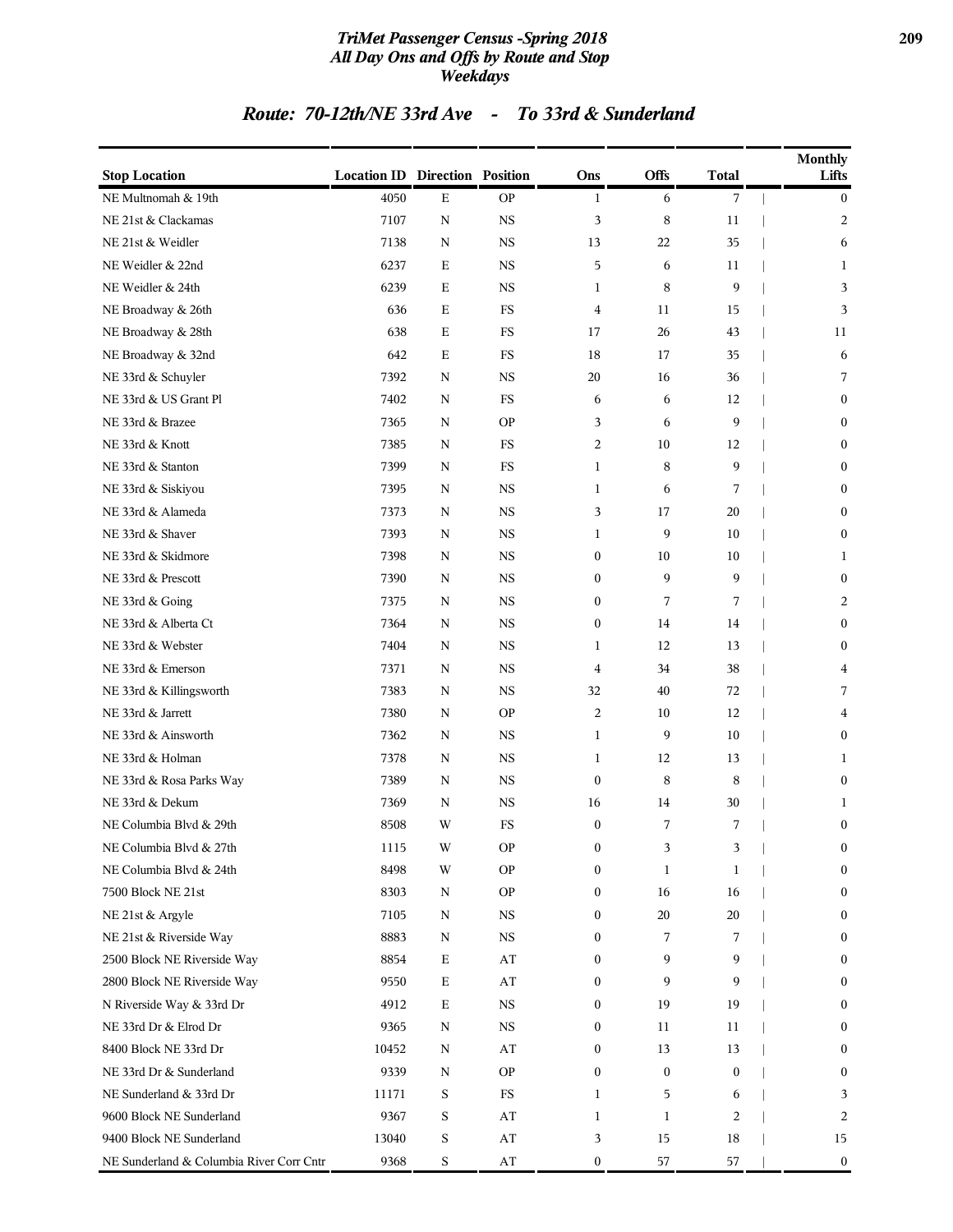## Route: 70-12th/NE 33rd Ave - To 33rd & Sunderland

| Stop Location | Location ID | Direction | Position | Ons | Offs | Total | Monthly Lifts |
|---|---|---|---|---|---|---|---|
| NE Multnomah & 19th | 4050 | E | OP | 1 | 6 | 7 | 0 |
| NE 21st & Clackamas | 7107 | N | NS | 3 | 8 | 11 | 2 |
| NE 21st & Weidler | 7138 | N | NS | 13 | 22 | 35 | 6 |
| NE Weidler & 22nd | 6237 | E | NS | 5 | 6 | 11 | 1 |
| NE Weidler & 24th | 6239 | E | NS | 1 | 8 | 9 | 3 |
| NE Broadway & 26th | 636 | E | FS | 4 | 11 | 15 | 3 |
| NE Broadway & 28th | 638 | E | FS | 17 | 26 | 43 | 11 |
| NE Broadway & 32nd | 642 | E | FS | 18 | 17 | 35 | 6 |
| NE 33rd & Schuyler | 7392 | N | NS | 20 | 16 | 36 | 7 |
| NE 33rd & US Grant Pl | 7402 | N | FS | 6 | 6 | 12 | 0 |
| NE 33rd & Brazee | 7365 | N | OP | 3 | 6 | 9 | 0 |
| NE 33rd & Knott | 7385 | N | FS | 2 | 10 | 12 | 0 |
| NE 33rd & Stanton | 7399 | N | FS | 1 | 8 | 9 | 0 |
| NE 33rd & Siskiyou | 7395 | N | NS | 1 | 6 | 7 | 0 |
| NE 33rd & Alameda | 7373 | N | NS | 3 | 17 | 20 | 0 |
| NE 33rd & Shaver | 7393 | N | NS | 1 | 9 | 10 | 0 |
| NE 33rd & Skidmore | 7398 | N | NS | 0 | 10 | 10 | 1 |
| NE 33rd & Prescott | 7390 | N | NS | 0 | 9 | 9 | 0 |
| NE 33rd & Going | 7375 | N | NS | 0 | 7 | 7 | 2 |
| NE 33rd & Alberta Ct | 7364 | N | NS | 0 | 14 | 14 | 0 |
| NE 33rd & Webster | 7404 | N | NS | 1 | 12 | 13 | 0 |
| NE 33rd & Emerson | 7371 | N | NS | 4 | 34 | 38 | 4 |
| NE 33rd & Killingsworth | 7383 | N | NS | 32 | 40 | 72 | 7 |
| NE 33rd & Jarrett | 7380 | N | OP | 2 | 10 | 12 | 4 |
| NE 33rd & Ainsworth | 7362 | N | NS | 1 | 9 | 10 | 0 |
| NE 33rd & Holman | 7378 | N | NS | 1 | 12 | 13 | 1 |
| NE 33rd & Rosa Parks Way | 7389 | N | NS | 0 | 8 | 8 | 0 |
| NE 33rd & Dekum | 7369 | N | NS | 16 | 14 | 30 | 1 |
| NE Columbia Blvd & 29th | 8508 | W | FS | 0 | 7 | 7 | 0 |
| NE Columbia Blvd & 27th | 1115 | W | OP | 0 | 3 | 3 | 0 |
| NE Columbia Blvd & 24th | 8498 | W | OP | 0 | 1 | 1 | 0 |
| 7500 Block NE 21st | 8303 | N | OP | 0 | 16 | 16 | 0 |
| NE 21st & Argyle | 7105 | N | NS | 0 | 20 | 20 | 0 |
| NE 21st & Riverside Way | 8883 | N | NS | 0 | 7 | 7 | 0 |
| 2500 Block NE Riverside Way | 8854 | E | AT | 0 | 9 | 9 | 0 |
| 2800 Block NE Riverside Way | 9550 | E | AT | 0 | 9 | 9 | 0 |
| N Riverside Way & 33rd Dr | 4912 | E | NS | 0 | 19 | 19 | 0 |
| NE 33rd Dr & Elrod Dr | 9365 | N | NS | 0 | 11 | 11 | 0 |
| 8400 Block NE 33rd Dr | 10452 | N | AT | 0 | 13 | 13 | 0 |
| NE 33rd Dr & Sunderland | 9339 | N | OP | 0 | 0 | 0 | 0 |
| NE Sunderland & 33rd Dr | 11171 | S | FS | 1 | 5 | 6 | 3 |
| 9600 Block NE Sunderland | 9367 | S | AT | 1 | 1 | 2 | 2 |
| 9400 Block NE Sunderland | 13040 | S | AT | 3 | 15 | 18 | 15 |
| NE Sunderland & Columbia River Corr Cntr | 9368 | S | AT | 0 | 57 | 57 | 0 |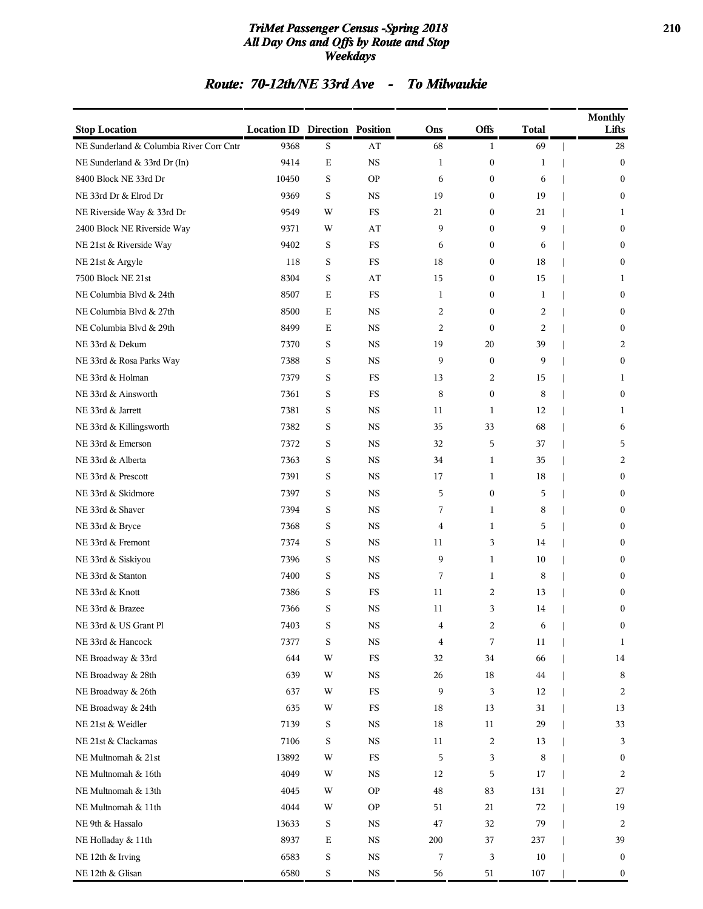## Route: 70-12th/NE 33rd Ave - To Milwaukie

| Stop Location | Location ID | Direction | Position | Ons | Offs | Total | Monthly Lifts |
|---|---|---|---|---|---|---|---|
| NE Sunderland & Columbia River Corr Cntr | 9368 | S | AT | 68 | 1 | 69 | 28 |
| NE Sunderland & 33rd Dr (In) | 9414 | E | NS | 1 | 0 | 1 | 0 |
| 8400 Block NE 33rd Dr | 10450 | S | OP | 6 | 0 | 6 | 0 |
| NE 33rd Dr & Elrod Dr | 9369 | S | NS | 19 | 0 | 19 | 0 |
| NE Riverside Way & 33rd Dr | 9549 | W | FS | 21 | 0 | 21 | 1 |
| 2400 Block NE Riverside Way | 9371 | W | AT | 9 | 0 | 9 | 0 |
| NE 21st & Riverside Way | 9402 | S | FS | 6 | 0 | 6 | 0 |
| NE 21st & Argyle | 118 | S | FS | 18 | 0 | 18 | 0 |
| 7500 Block NE 21st | 8304 | S | AT | 15 | 0 | 15 | 1 |
| NE Columbia Blvd & 24th | 8507 | E | FS | 1 | 0 | 1 | 0 |
| NE Columbia Blvd & 27th | 8500 | E | NS | 2 | 0 | 2 | 0 |
| NE Columbia Blvd & 29th | 8499 | E | NS | 2 | 0 | 2 | 0 |
| NE 33rd & Dekum | 7370 | S | NS | 19 | 20 | 39 | 2 |
| NE 33rd & Rosa Parks Way | 7388 | S | NS | 9 | 0 | 9 | 0 |
| NE 33rd & Holman | 7379 | S | FS | 13 | 2 | 15 | 1 |
| NE 33rd & Ainsworth | 7361 | S | FS | 8 | 0 | 8 | 0 |
| NE 33rd & Jarrett | 7381 | S | NS | 11 | 1 | 12 | 1 |
| NE 33rd & Killingsworth | 7382 | S | NS | 35 | 33 | 68 | 6 |
| NE 33rd & Emerson | 7372 | S | NS | 32 | 5 | 37 | 5 |
| NE 33rd & Alberta | 7363 | S | NS | 34 | 1 | 35 | 2 |
| NE 33rd & Prescott | 7391 | S | NS | 17 | 1 | 18 | 0 |
| NE 33rd & Skidmore | 7397 | S | NS | 5 | 0 | 5 | 0 |
| NE 33rd & Shaver | 7394 | S | NS | 7 | 1 | 8 | 0 |
| NE 33rd & Bryce | 7368 | S | NS | 4 | 1 | 5 | 0 |
| NE 33rd & Fremont | 7374 | S | NS | 11 | 3 | 14 | 0 |
| NE 33rd & Siskiyou | 7396 | S | NS | 9 | 1 | 10 | 0 |
| NE 33rd & Stanton | 7400 | S | NS | 7 | 1 | 8 | 0 |
| NE 33rd & Knott | 7386 | S | FS | 11 | 2 | 13 | 0 |
| NE 33rd & Brazee | 7366 | S | NS | 11 | 3 | 14 | 0 |
| NE 33rd & US Grant Pl | 7403 | S | NS | 4 | 2 | 6 | 0 |
| NE 33rd & Hancock | 7377 | S | NS | 4 | 7 | 11 | 1 |
| NE Broadway & 33rd | 644 | W | FS | 32 | 34 | 66 | 14 |
| NE Broadway & 28th | 639 | W | NS | 26 | 18 | 44 | 8 |
| NE Broadway & 26th | 637 | W | FS | 9 | 3 | 12 | 2 |
| NE Broadway & 24th | 635 | W | FS | 18 | 13 | 31 | 13 |
| NE 21st & Weidler | 7139 | S | NS | 18 | 11 | 29 | 33 |
| NE 21st & Clackamas | 7106 | S | NS | 11 | 2 | 13 | 3 |
| NE Multnomah & 21st | 13892 | W | FS | 5 | 3 | 8 | 0 |
| NE Multnomah & 16th | 4049 | W | NS | 12 | 5 | 17 | 2 |
| NE Multnomah & 13th | 4045 | W | OP | 48 | 83 | 131 | 27 |
| NE Multnomah & 11th | 4044 | W | OP | 51 | 21 | 72 | 19 |
| NE 9th & Hassalo | 13633 | S | NS | 47 | 32 | 79 | 2 |
| NE Holladay & 11th | 8937 | E | NS | 200 | 37 | 237 | 39 |
| NE 12th & Irving | 6583 | S | NS | 7 | 3 | 10 | 0 |
| NE 12th & Glisan | 6580 | S | NS | 56 | 51 | 107 | 0 |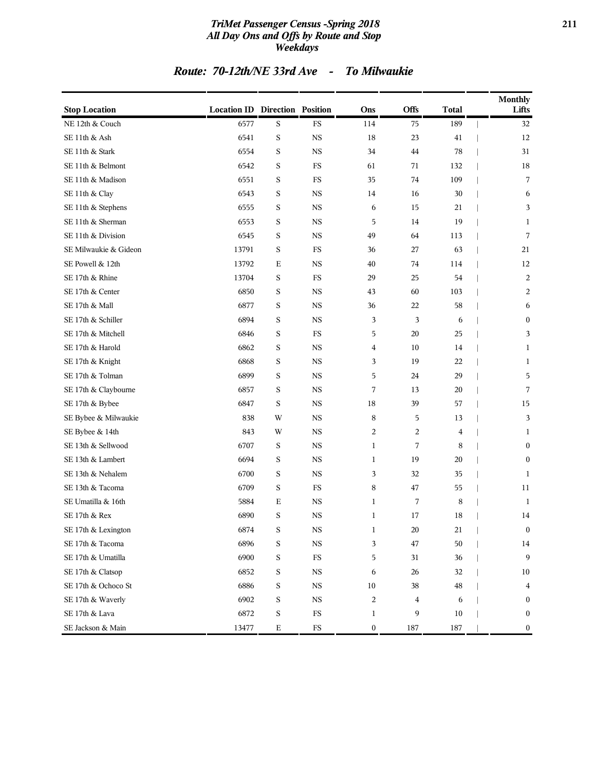## Route: 70-12th/NE 33rd Ave - To Milwaukie

| Stop Location | Location ID | Direction | Position | Ons | Offs | Total | Monthly Lifts |
|---|---|---|---|---|---|---|---|
| NE 12th & Couch | 6577 | S | FS | 114 | 75 | 189 | 32 |
| SE 11th & Ash | 6541 | S | NS | 18 | 23 | 41 | 12 |
| SE 11th & Stark | 6554 | S | NS | 34 | 44 | 78 | 31 |
| SE 11th & Belmont | 6542 | S | FS | 61 | 71 | 132 | 18 |
| SE 11th & Madison | 6551 | S | FS | 35 | 74 | 109 | 7 |
| SE 11th & Clay | 6543 | S | NS | 14 | 16 | 30 | 6 |
| SE 11th & Stephens | 6555 | S | NS | 6 | 15 | 21 | 3 |
| SE 11th & Sherman | 6553 | S | NS | 5 | 14 | 19 | 1 |
| SE 11th & Division | 6545 | S | NS | 49 | 64 | 113 | 7 |
| SE Milwaukie & Gideon | 13791 | S | FS | 36 | 27 | 63 | 21 |
| SE Powell & 12th | 13792 | E | NS | 40 | 74 | 114 | 12 |
| SE 17th & Rhine | 13704 | S | FS | 29 | 25 | 54 | 2 |
| SE 17th & Center | 6850 | S | NS | 43 | 60 | 103 | 2 |
| SE 17th & Mall | 6877 | S | NS | 36 | 22 | 58 | 6 |
| SE 17th & Schiller | 6894 | S | NS | 3 | 3 | 6 | 0 |
| SE 17th & Mitchell | 6846 | S | FS | 5 | 20 | 25 | 3 |
| SE 17th & Harold | 6862 | S | NS | 4 | 10 | 14 | 1 |
| SE 17th & Knight | 6868 | S | NS | 3 | 19 | 22 | 1 |
| SE 17th & Tolman | 6899 | S | NS | 5 | 24 | 29 | 5 |
| SE 17th & Claybourne | 6857 | S | NS | 7 | 13 | 20 | 7 |
| SE 17th & Bybee | 6847 | S | NS | 18 | 39 | 57 | 15 |
| SE Bybee & Milwaukie | 838 | W | NS | 8 | 5 | 13 | 3 |
| SE Bybee & 14th | 843 | W | NS | 2 | 2 | 4 | 1 |
| SE 13th & Sellwood | 6707 | S | NS | 1 | 7 | 8 | 0 |
| SE 13th & Lambert | 6694 | S | NS | 1 | 19 | 20 | 0 |
| SE 13th & Nehalem | 6700 | S | NS | 3 | 32 | 35 | 1 |
| SE 13th & Tacoma | 6709 | S | FS | 8 | 47 | 55 | 11 |
| SE Umatilla & 16th | 5884 | E | NS | 1 | 7 | 8 | 1 |
| SE 17th & Rex | 6890 | S | NS | 1 | 17 | 18 | 14 |
| SE 17th & Lexington | 6874 | S | NS | 1 | 20 | 21 | 0 |
| SE 17th & Tacoma | 6896 | S | NS | 3 | 47 | 50 | 14 |
| SE 17th & Umatilla | 6900 | S | FS | 5 | 31 | 36 | 9 |
| SE 17th & Clatsop | 6852 | S | NS | 6 | 26 | 32 | 10 |
| SE 17th & Ochoco St | 6886 | S | NS | 10 | 38 | 48 | 4 |
| SE 17th & Waverly | 6902 | S | NS | 2 | 4 | 6 | 0 |
| SE 17th & Lava | 6872 | S | FS | 1 | 9 | 10 | 0 |
| SE Jackson & Main | 13477 | E | FS | 0 | 187 | 187 | 0 |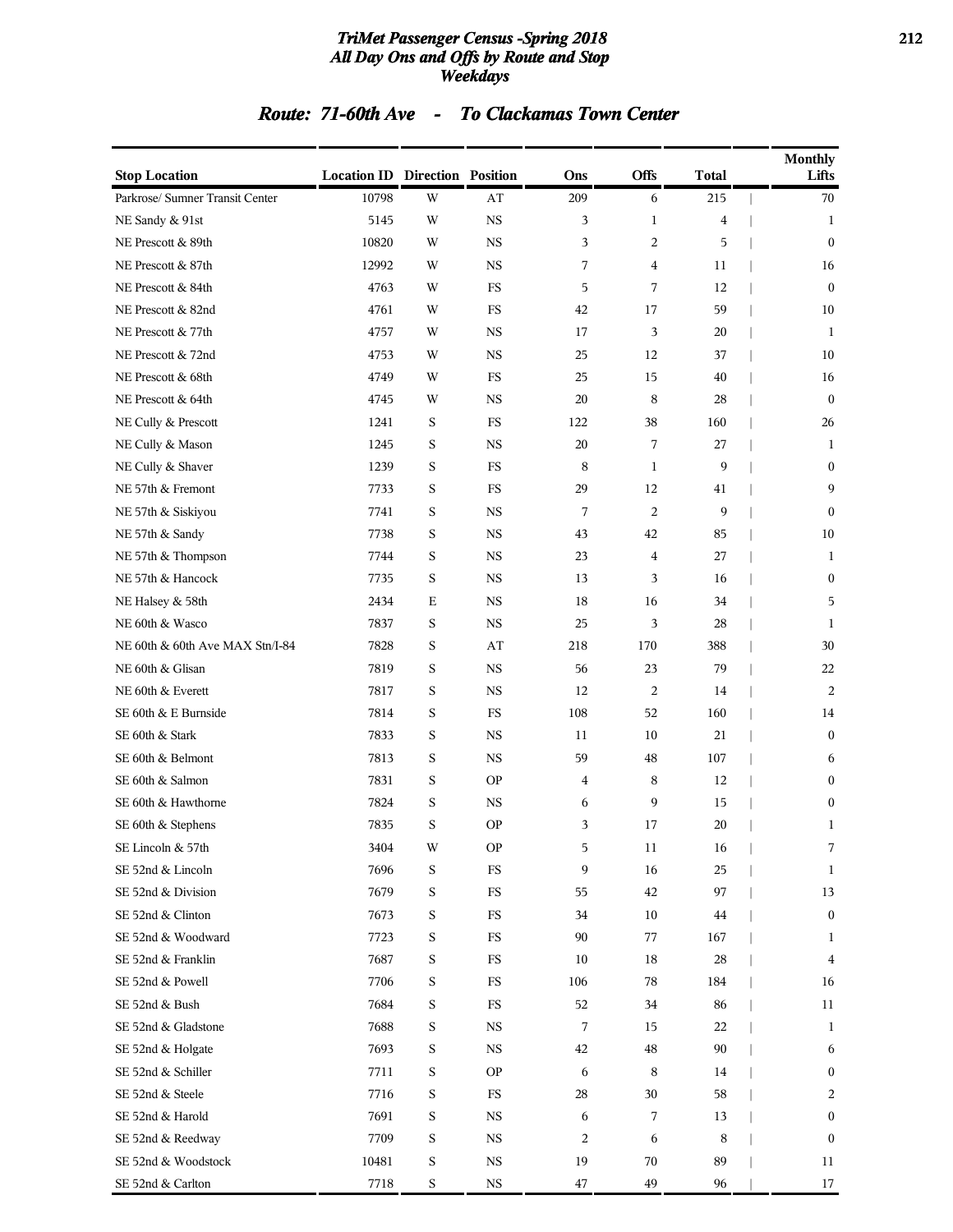# TriMet Passenger Census -Spring 2018
## All Day Ons and Offs by Route and Stop
### Weekdays

## Route: 71-60th Ave - To Clackamas Town Center

| Stop Location | Location ID | Direction | Position | Ons | Offs | Total | Monthly Lifts |
|---|---|---|---|---|---|---|---|
| Parkrose/ Sumner Transit Center | 10798 | W | AT | 209 | 6 | 215 | 70 |
| NE Sandy & 91st | 5145 | W | NS | 3 | 1 | 4 | 1 |
| NE Prescott & 89th | 10820 | W | NS | 3 | 2 | 5 | 0 |
| NE Prescott & 87th | 12992 | W | NS | 7 | 4 | 11 | 16 |
| NE Prescott & 84th | 4763 | W | FS | 5 | 7 | 12 | 0 |
| NE Prescott & 82nd | 4761 | W | FS | 42 | 17 | 59 | 10 |
| NE Prescott & 77th | 4757 | W | NS | 17 | 3 | 20 | 1 |
| NE Prescott & 72nd | 4753 | W | NS | 25 | 12 | 37 | 10 |
| NE Prescott & 68th | 4749 | W | FS | 25 | 15 | 40 | 16 |
| NE Prescott & 64th | 4745 | W | NS | 20 | 8 | 28 | 0 |
| NE Cully & Prescott | 1241 | S | FS | 122 | 38 | 160 | 26 |
| NE Cully & Mason | 1245 | S | NS | 20 | 7 | 27 | 1 |
| NE Cully & Shaver | 1239 | S | FS | 8 | 1 | 9 | 0 |
| NE 57th & Fremont | 7733 | S | FS | 29 | 12 | 41 | 9 |
| NE 57th & Siskiyou | 7741 | S | NS | 7 | 2 | 9 | 0 |
| NE 57th & Sandy | 7738 | S | NS | 43 | 42 | 85 | 10 |
| NE 57th & Thompson | 7744 | S | NS | 23 | 4 | 27 | 1 |
| NE 57th & Hancock | 7735 | S | NS | 13 | 3 | 16 | 0 |
| NE Halsey & 58th | 2434 | E | NS | 18 | 16 | 34 | 5 |
| NE 60th & Wasco | 7837 | S | NS | 25 | 3 | 28 | 1 |
| NE 60th & 60th Ave MAX Stn/I-84 | 7828 | S | AT | 218 | 170 | 388 | 30 |
| NE 60th & Glisan | 7819 | S | NS | 56 | 23 | 79 | 22 |
| NE 60th & Everett | 7817 | S | NS | 12 | 2 | 14 | 2 |
| SE 60th & E Burnside | 7814 | S | FS | 108 | 52 | 160 | 14 |
| SE 60th & Stark | 7833 | S | NS | 11 | 10 | 21 | 0 |
| SE 60th & Belmont | 7813 | S | NS | 59 | 48 | 107 | 6 |
| SE 60th & Salmon | 7831 | S | OP | 4 | 8 | 12 | 0 |
| SE 60th & Hawthorne | 7824 | S | NS | 6 | 9 | 15 | 0 |
| SE 60th & Stephens | 7835 | S | OP | 3 | 17 | 20 | 1 |
| SE Lincoln & 57th | 3404 | W | OP | 5 | 11 | 16 | 7 |
| SE 52nd & Lincoln | 7696 | S | FS | 9 | 16 | 25 | 1 |
| SE 52nd & Division | 7679 | S | FS | 55 | 42 | 97 | 13 |
| SE 52nd & Clinton | 7673 | S | FS | 34 | 10 | 44 | 0 |
| SE 52nd & Woodward | 7723 | S | FS | 90 | 77 | 167 | 1 |
| SE 52nd & Franklin | 7687 | S | FS | 10 | 18 | 28 | 4 |
| SE 52nd & Powell | 7706 | S | FS | 106 | 78 | 184 | 16 |
| SE 52nd & Bush | 7684 | S | FS | 52 | 34 | 86 | 11 |
| SE 52nd & Gladstone | 7688 | S | NS | 7 | 15 | 22 | 1 |
| SE 52nd & Holgate | 7693 | S | NS | 42 | 48 | 90 | 6 |
| SE 52nd & Schiller | 7711 | S | OP | 6 | 8 | 14 | 0 |
| SE 52nd & Steele | 7716 | S | FS | 28 | 30 | 58 | 2 |
| SE 52nd & Harold | 7691 | S | NS | 6 | 7 | 13 | 0 |
| SE 52nd & Reedway | 7709 | S | NS | 2 | 6 | 8 | 0 |
| SE 52nd & Woodstock | 10481 | S | NS | 19 | 70 | 89 | 11 |
| SE 52nd & Carlton | 7718 | S | NS | 47 | 49 | 96 | 17 |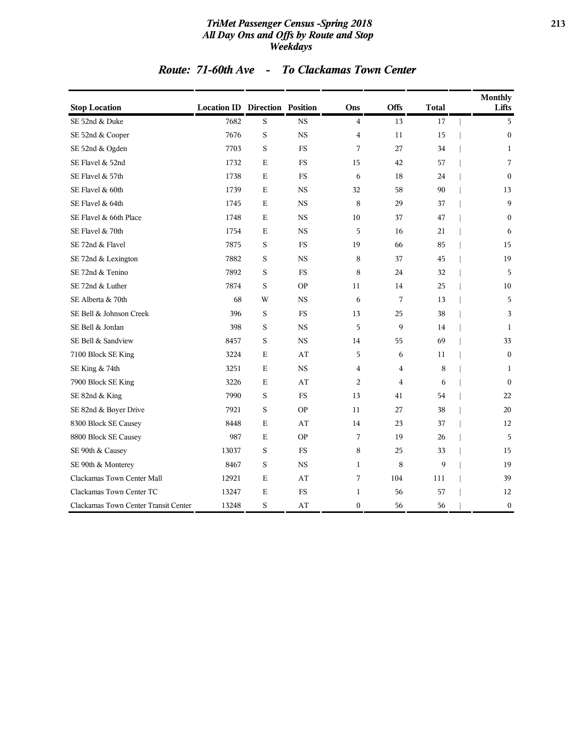## TriMet Passenger Census -Spring 2018
## All Day Ons and Offs by Route and Stop
## Weekdays

### Route: 71-60th Ave - To Clackamas Town Center

| Stop Location | Location ID | Direction | Position | Ons | Offs | Total | Monthly Lifts |
|---|---|---|---|---|---|---|---|
| SE 52nd & Duke | 7682 | S | NS | 4 | 13 | 17 | 5 |
| SE 52nd & Cooper | 7676 | S | NS | 4 | 11 | 15 | 0 |
| SE 52nd & Ogden | 7703 | S | FS | 7 | 27 | 34 | 1 |
| SE Flavel & 52nd | 1732 | E | FS | 15 | 42 | 57 | 7 |
| SE Flavel & 57th | 1738 | E | FS | 6 | 18 | 24 | 0 |
| SE Flavel & 60th | 1739 | E | NS | 32 | 58 | 90 | 13 |
| SE Flavel & 64th | 1745 | E | NS | 8 | 29 | 37 | 9 |
| SE Flavel & 66th Place | 1748 | E | NS | 10 | 37 | 47 | 0 |
| SE Flavel & 70th | 1754 | E | NS | 5 | 16 | 21 | 6 |
| SE 72nd & Flavel | 7875 | S | FS | 19 | 66 | 85 | 15 |
| SE 72nd & Lexington | 7882 | S | NS | 8 | 37 | 45 | 19 |
| SE 72nd & Tenino | 7892 | S | FS | 8 | 24 | 32 | 5 |
| SE 72nd & Luther | 7874 | S | OP | 11 | 14 | 25 | 10 |
| SE Alberta & 70th | 68 | W | NS | 6 | 7 | 13 | 5 |
| SE Bell & Johnson Creek | 396 | S | FS | 13 | 25 | 38 | 3 |
| SE Bell & Jordan | 398 | S | NS | 5 | 9 | 14 | 1 |
| SE Bell & Sandview | 8457 | S | NS | 14 | 55 | 69 | 33 |
| 7100 Block SE King | 3224 | E | AT | 5 | 6 | 11 | 0 |
| SE King & 74th | 3251 | E | NS | 4 | 4 | 8 | 1 |
| 7900 Block SE King | 3226 | E | AT | 2 | 4 | 6 | 0 |
| SE 82nd & King | 7990 | S | FS | 13 | 41 | 54 | 22 |
| SE 82nd & Boyer Drive | 7921 | S | OP | 11 | 27 | 38 | 20 |
| 8300 Block SE Causey | 8448 | E | AT | 14 | 23 | 37 | 12 |
| 8800 Block SE Causey | 987 | E | OP | 7 | 19 | 26 | 5 |
| SE 90th & Causey | 13037 | S | FS | 8 | 25 | 33 | 15 |
| SE 90th & Monterey | 8467 | S | NS | 1 | 8 | 9 | 19 |
| Clackamas Town Center Mall | 12921 | E | AT | 7 | 104 | 111 | 39 |
| Clackamas Town Center TC | 13247 | E | FS | 1 | 56 | 57 | 12 |
| Clackamas Town Center Transit Center | 13248 | S | AT | 0 | 56 | 56 | 0 |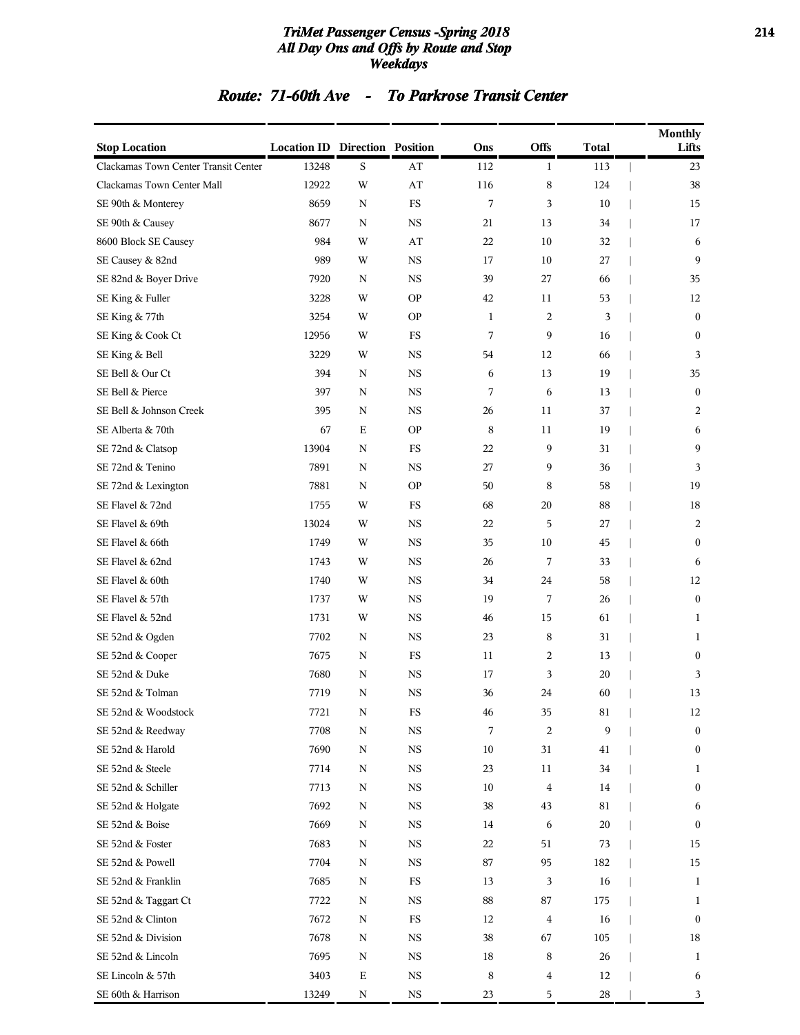# TriMet Passenger Census -Spring 2018
## All Day Ons and Offs by Route and Stop
### Weekdays

## Route: 71-60th Ave - To Parkrose Transit Center

| Stop Location | Location ID | Direction | Position | Ons | Offs | Total | Monthly Lifts |
|---|---|---|---|---|---|---|---|
| Clackamas Town Center Transit Center | 13248 | S | AT | 112 | 1 | 113 | 23 |
| Clackamas Town Center Mall | 12922 | W | AT | 116 | 8 | 124 | 38 |
| SE 90th & Monterey | 8659 | N | FS | 7 | 3 | 10 | 15 |
| SE 90th & Causey | 8677 | N | NS | 21 | 13 | 34 | 17 |
| 8600 Block SE Causey | 984 | W | AT | 22 | 10 | 32 | 6 |
| SE Causey & 82nd | 989 | W | NS | 17 | 10 | 27 | 9 |
| SE 82nd & Boyer Drive | 7920 | N | NS | 39 | 27 | 66 | 35 |
| SE King & Fuller | 3228 | W | OP | 42 | 11 | 53 | 12 |
| SE King & 77th | 3254 | W | OP | 1 | 2 | 3 | 0 |
| SE King & Cook Ct | 12956 | W | FS | 7 | 9 | 16 | 0 |
| SE King & Bell | 3229 | W | NS | 54 | 12 | 66 | 3 |
| SE Bell & Our Ct | 394 | N | NS | 6 | 13 | 19 | 35 |
| SE Bell & Pierce | 397 | N | NS | 7 | 6 | 13 | 0 |
| SE Bell & Johnson Creek | 395 | N | NS | 26 | 11 | 37 | 2 |
| SE Alberta & 70th | 67 | E | OP | 8 | 11 | 19 | 6 |
| SE 72nd & Clatsop | 13904 | N | FS | 22 | 9 | 31 | 9 |
| SE 72nd & Tenino | 7891 | N | NS | 27 | 9 | 36 | 3 |
| SE 72nd & Lexington | 7881 | N | OP | 50 | 8 | 58 | 19 |
| SE Flavel & 72nd | 1755 | W | FS | 68 | 20 | 88 | 18 |
| SE Flavel & 69th | 13024 | W | NS | 22 | 5 | 27 | 2 |
| SE Flavel & 66th | 1749 | W | NS | 35 | 10 | 45 | 0 |
| SE Flavel & 62nd | 1743 | W | NS | 26 | 7 | 33 | 6 |
| SE Flavel & 60th | 1740 | W | NS | 34 | 24 | 58 | 12 |
| SE Flavel & 57th | 1737 | W | NS | 19 | 7 | 26 | 0 |
| SE Flavel & 52nd | 1731 | W | NS | 46 | 15 | 61 | 1 |
| SE 52nd & Ogden | 7702 | N | NS | 23 | 8 | 31 | 1 |
| SE 52nd & Cooper | 7675 | N | FS | 11 | 2 | 13 | 0 |
| SE 52nd & Duke | 7680 | N | NS | 17 | 3 | 20 | 3 |
| SE 52nd & Tolman | 7719 | N | NS | 36 | 24 | 60 | 13 |
| SE 52nd & Woodstock | 7721 | N | FS | 46 | 35 | 81 | 12 |
| SE 52nd & Reedway | 7708 | N | NS | 7 | 2 | 9 | 0 |
| SE 52nd & Harold | 7690 | N | NS | 10 | 31 | 41 | 0 |
| SE 52nd & Steele | 7714 | N | NS | 23 | 11 | 34 | 1 |
| SE 52nd & Schiller | 7713 | N | NS | 10 | 4 | 14 | 0 |
| SE 52nd & Holgate | 7692 | N | NS | 38 | 43 | 81 | 6 |
| SE 52nd & Boise | 7669 | N | NS | 14 | 6 | 20 | 0 |
| SE 52nd & Foster | 7683 | N | NS | 22 | 51 | 73 | 15 |
| SE 52nd & Powell | 7704 | N | NS | 87 | 95 | 182 | 15 |
| SE 52nd & Franklin | 7685 | N | FS | 13 | 3 | 16 | 1 |
| SE 52nd & Taggart Ct | 7722 | N | NS | 88 | 87 | 175 | 1 |
| SE 52nd & Clinton | 7672 | N | FS | 12 | 4 | 16 | 0 |
| SE 52nd & Division | 7678 | N | NS | 38 | 67 | 105 | 18 |
| SE 52nd & Lincoln | 7695 | N | NS | 18 | 8 | 26 | 1 |
| SE Lincoln & 57th | 3403 | E | NS | 8 | 4 | 12 | 6 |
| SE 60th & Harrison | 13249 | N | NS | 23 | 5 | 28 | 3 |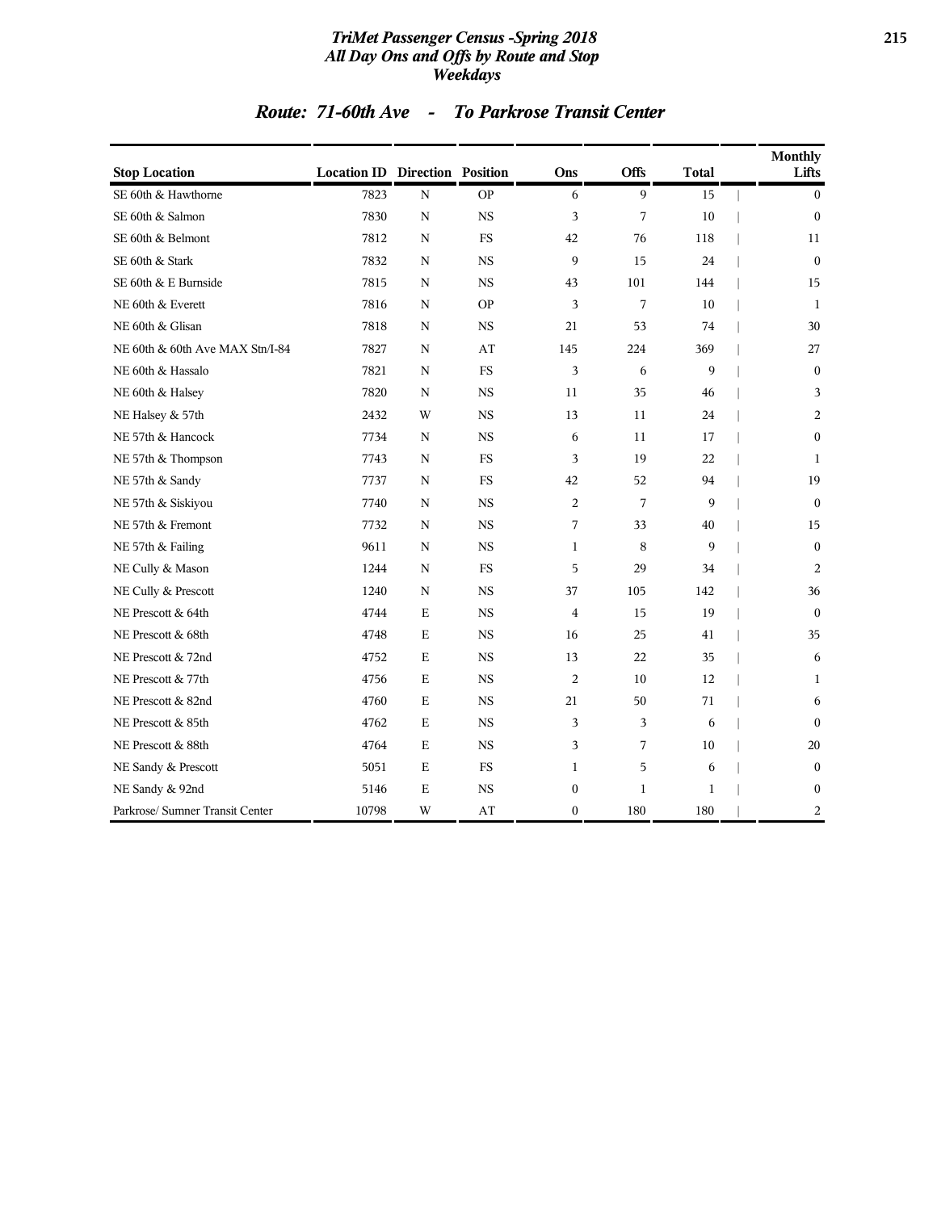# TriMet Passenger Census -Spring 2018
## All Day Ons and Offs by Route and Stop
## Weekdays

## Route: 71-60th Ave - To Parkrose Transit Center

| Stop Location | Location ID | Direction | Position | Ons | Offs | Total | Monthly Lifts |
|---|---|---|---|---|---|---|---|
| SE 60th & Hawthorne | 7823 | N | OP | 6 | 9 | 15 | 0 |
| SE 60th & Salmon | 7830 | N | NS | 3 | 7 | 10 | 0 |
| SE 60th & Belmont | 7812 | N | FS | 42 | 76 | 118 | 11 |
| SE 60th & Stark | 7832 | N | NS | 9 | 15 | 24 | 0 |
| SE 60th & E Burnside | 7815 | N | NS | 43 | 101 | 144 | 15 |
| NE 60th & Everett | 7816 | N | OP | 3 | 7 | 10 | 1 |
| NE 60th & Glisan | 7818 | N | NS | 21 | 53 | 74 | 30 |
| NE 60th & 60th Ave MAX Stn/I-84 | 7827 | N | AT | 145 | 224 | 369 | 27 |
| NE 60th & Hassalo | 7821 | N | FS | 3 | 6 | 9 | 0 |
| NE 60th & Halsey | 7820 | N | NS | 11 | 35 | 46 | 3 |
| NE Halsey & 57th | 2432 | W | NS | 13 | 11 | 24 | 2 |
| NE 57th & Hancock | 7734 | N | NS | 6 | 11 | 17 | 0 |
| NE 57th & Thompson | 7743 | N | FS | 3 | 19 | 22 | 1 |
| NE 57th & Sandy | 7737 | N | FS | 42 | 52 | 94 | 19 |
| NE 57th & Siskiyou | 7740 | N | NS | 2 | 7 | 9 | 0 |
| NE 57th & Fremont | 7732 | N | NS | 7 | 33 | 40 | 15 |
| NE 57th & Failing | 9611 | N | NS | 1 | 8 | 9 | 0 |
| NE Cully & Mason | 1244 | N | FS | 5 | 29 | 34 | 2 |
| NE Cully & Prescott | 1240 | N | NS | 37 | 105 | 142 | 36 |
| NE Prescott & 64th | 4744 | E | NS | 4 | 15 | 19 | 0 |
| NE Prescott & 68th | 4748 | E | NS | 16 | 25 | 41 | 35 |
| NE Prescott & 72nd | 4752 | E | NS | 13 | 22 | 35 | 6 |
| NE Prescott & 77th | 4756 | E | NS | 2 | 10 | 12 | 1 |
| NE Prescott & 82nd | 4760 | E | NS | 21 | 50 | 71 | 6 |
| NE Prescott & 85th | 4762 | E | NS | 3 | 3 | 6 | 0 |
| NE Prescott & 88th | 4764 | E | NS | 3 | 7 | 10 | 20 |
| NE Sandy & Prescott | 5051 | E | FS | 1 | 5 | 6 | 0 |
| NE Sandy & 92nd | 5146 | E | NS | 0 | 1 | 1 | 0 |
| Parkrose/ Sumner Transit Center | 10798 | W | AT | 0 | 180 | 180 | 2 |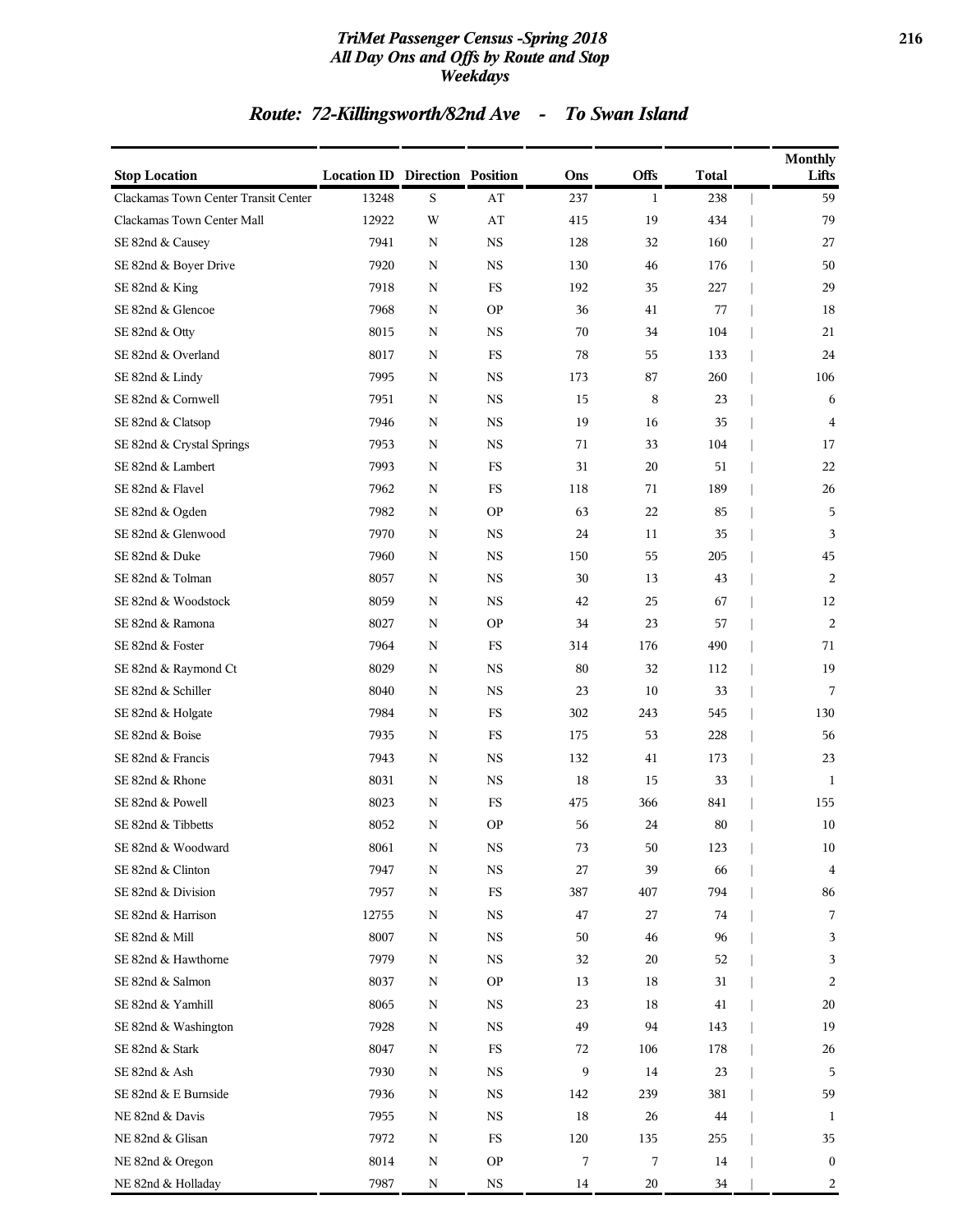## Route: 72-Killingsworth/82nd Ave - To Swan Island

| Stop Location | Location ID | Direction | Position | Ons | Offs | Total | Monthly Lifts |
|---|---|---|---|---|---|---|---|
| Clackamas Town Center Transit Center | 13248 | S | AT | 237 | 1 | 238 | 59 |
| Clackamas Town Center Mall | 12922 | W | AT | 415 | 19 | 434 | 79 |
| SE 82nd & Causey | 7941 | N | NS | 128 | 32 | 160 | 27 |
| SE 82nd & Boyer Drive | 7920 | N | NS | 130 | 46 | 176 | 50 |
| SE 82nd & King | 7918 | N | FS | 192 | 35 | 227 | 29 |
| SE 82nd & Glencoe | 7968 | N | OP | 36 | 41 | 77 | 18 |
| SE 82nd & Otty | 8015 | N | NS | 70 | 34 | 104 | 21 |
| SE 82nd & Overland | 8017 | N | FS | 78 | 55 | 133 | 24 |
| SE 82nd & Lindy | 7995 | N | NS | 173 | 87 | 260 | 106 |
| SE 82nd & Cornwell | 7951 | N | NS | 15 | 8 | 23 | 6 |
| SE 82nd & Clatsop | 7946 | N | NS | 19 | 16 | 35 | 4 |
| SE 82nd & Crystal Springs | 7953 | N | NS | 71 | 33 | 104 | 17 |
| SE 82nd & Lambert | 7993 | N | FS | 31 | 20 | 51 | 22 |
| SE 82nd & Flavel | 7962 | N | FS | 118 | 71 | 189 | 26 |
| SE 82nd & Ogden | 7982 | N | OP | 63 | 22 | 85 | 5 |
| SE 82nd & Glenwood | 7970 | N | NS | 24 | 11 | 35 | 3 |
| SE 82nd & Duke | 7960 | N | NS | 150 | 55 | 205 | 45 |
| SE 82nd & Tolman | 8057 | N | NS | 30 | 13 | 43 | 2 |
| SE 82nd & Woodstock | 8059 | N | NS | 42 | 25 | 67 | 12 |
| SE 82nd & Ramona | 8027 | N | OP | 34 | 23 | 57 | 2 |
| SE 82nd & Foster | 7964 | N | FS | 314 | 176 | 490 | 71 |
| SE 82nd & Raymond Ct | 8029 | N | NS | 80 | 32 | 112 | 19 |
| SE 82nd & Schiller | 8040 | N | NS | 23 | 10 | 33 | 7 |
| SE 82nd & Holgate | 7984 | N | FS | 302 | 243 | 545 | 130 |
| SE 82nd & Boise | 7935 | N | FS | 175 | 53 | 228 | 56 |
| SE 82nd & Francis | 7943 | N | NS | 132 | 41 | 173 | 23 |
| SE 82nd & Rhone | 8031 | N | NS | 18 | 15 | 33 | 1 |
| SE 82nd & Powell | 8023 | N | FS | 475 | 366 | 841 | 155 |
| SE 82nd & Tibbetts | 8052 | N | OP | 56 | 24 | 80 | 10 |
| SE 82nd & Woodward | 8061 | N | NS | 73 | 50 | 123 | 10 |
| SE 82nd & Clinton | 7947 | N | NS | 27 | 39 | 66 | 4 |
| SE 82nd & Division | 7957 | N | FS | 387 | 407 | 794 | 86 |
| SE 82nd & Harrison | 12755 | N | NS | 47 | 27 | 74 | 7 |
| SE 82nd & Mill | 8007 | N | NS | 50 | 46 | 96 | 3 |
| SE 82nd & Hawthorne | 7979 | N | NS | 32 | 20 | 52 | 3 |
| SE 82nd & Salmon | 8037 | N | OP | 13 | 18 | 31 | 2 |
| SE 82nd & Yamhill | 8065 | N | NS | 23 | 18 | 41 | 20 |
| SE 82nd & Washington | 7928 | N | NS | 49 | 94 | 143 | 19 |
| SE 82nd & Stark | 8047 | N | FS | 72 | 106 | 178 | 26 |
| SE 82nd & Ash | 7930 | N | NS | 9 | 14 | 23 | 5 |
| SE 82nd & E Burnside | 7936 | N | NS | 142 | 239 | 381 | 59 |
| NE 82nd & Davis | 7955 | N | NS | 18 | 26 | 44 | 1 |
| NE 82nd & Glisan | 7972 | N | FS | 120 | 135 | 255 | 35 |
| NE 82nd & Oregon | 8014 | N | OP | 7 | 7 | 14 | 0 |
| NE 82nd & Holladay | 7987 | N | NS | 14 | 20 | 34 | 2 |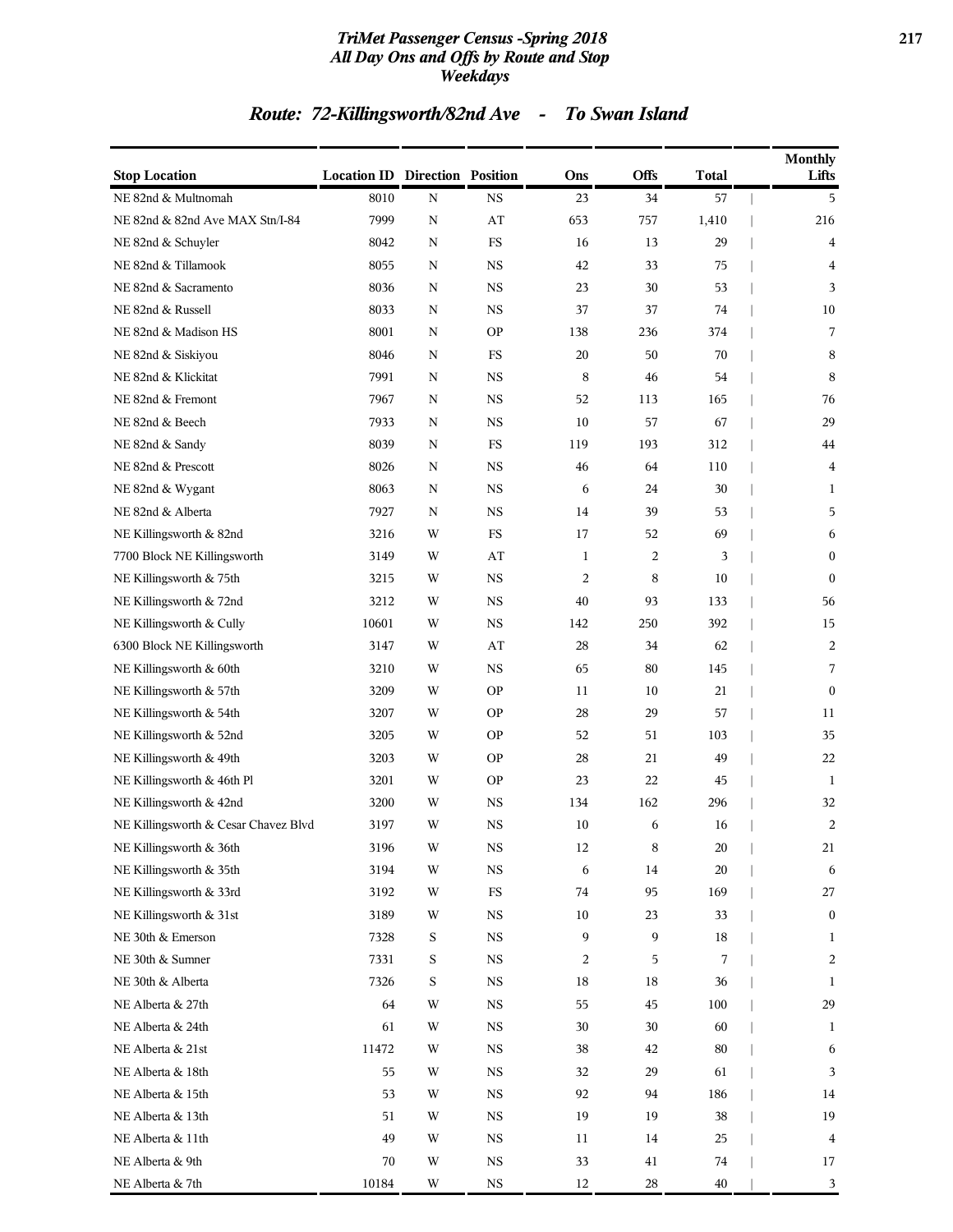## Route: 72-Killingsworth/82nd Ave - To Swan Island

| Stop Location | Location ID | Direction | Position | Ons | Offs | Total | Monthly Lifts |
|---|---|---|---|---|---|---|---|
| NE 82nd & Multnomah | 8010 | N | NS | 23 | 34 | 57 | 5 |
| NE 82nd & 82nd Ave MAX Stn/I-84 | 7999 | N | AT | 653 | 757 | 1,410 | 216 |
| NE 82nd & Schuyler | 8042 | N | FS | 16 | 13 | 29 | 4 |
| NE 82nd & Tillamook | 8055 | N | NS | 42 | 33 | 75 | 4 |
| NE 82nd & Sacramento | 8036 | N | NS | 23 | 30 | 53 | 3 |
| NE 82nd & Russell | 8033 | N | NS | 37 | 37 | 74 | 10 |
| NE 82nd & Madison HS | 8001 | N | OP | 138 | 236 | 374 | 7 |
| NE 82nd & Siskiyou | 8046 | N | FS | 20 | 50 | 70 | 8 |
| NE 82nd & Klickitat | 7991 | N | NS | 8 | 46 | 54 | 8 |
| NE 82nd & Fremont | 7967 | N | NS | 52 | 113 | 165 | 76 |
| NE 82nd & Beech | 7933 | N | NS | 10 | 57 | 67 | 29 |
| NE 82nd & Sandy | 8039 | N | FS | 119 | 193 | 312 | 44 |
| NE 82nd & Prescott | 8026 | N | NS | 46 | 64 | 110 | 4 |
| NE 82nd & Wygant | 8063 | N | NS | 6 | 24 | 30 | 1 |
| NE 82nd & Alberta | 7927 | N | NS | 14 | 39 | 53 | 5 |
| NE Killingsworth & 82nd | 3216 | W | FS | 17 | 52 | 69 | 6 |
| 7700 Block NE Killingsworth | 3149 | W | AT | 1 | 2 | 3 | 0 |
| NE Killingsworth & 75th | 3215 | W | NS | 2 | 8 | 10 | 0 |
| NE Killingsworth & 72nd | 3212 | W | NS | 40 | 93 | 133 | 56 |
| NE Killingsworth & Cully | 10601 | W | NS | 142 | 250 | 392 | 15 |
| 6300 Block NE Killingsworth | 3147 | W | AT | 28 | 34 | 62 | 2 |
| NE Killingsworth & 60th | 3210 | W | NS | 65 | 80 | 145 | 7 |
| NE Killingsworth & 57th | 3209 | W | OP | 11 | 10 | 21 | 0 |
| NE Killingsworth & 54th | 3207 | W | OP | 28 | 29 | 57 | 11 |
| NE Killingsworth & 52nd | 3205 | W | OP | 52 | 51 | 103 | 35 |
| NE Killingsworth & 49th | 3203 | W | OP | 28 | 21 | 49 | 22 |
| NE Killingsworth & 46th Pl | 3201 | W | OP | 23 | 22 | 45 | 1 |
| NE Killingsworth & 42nd | 3200 | W | NS | 134 | 162 | 296 | 32 |
| NE Killingsworth & Cesar Chavez Blvd | 3197 | W | NS | 10 | 6 | 16 | 2 |
| NE Killingsworth & 36th | 3196 | W | NS | 12 | 8 | 20 | 21 |
| NE Killingsworth & 35th | 3194 | W | NS | 6 | 14 | 20 | 6 |
| NE Killingsworth & 33rd | 3192 | W | FS | 74 | 95 | 169 | 27 |
| NE Killingsworth & 31st | 3189 | W | NS | 10 | 23 | 33 | 0 |
| NE 30th & Emerson | 7328 | S | NS | 9 | 9 | 18 | 1 |
| NE 30th & Sumner | 7331 | S | NS | 2 | 5 | 7 | 2 |
| NE 30th & Alberta | 7326 | S | NS | 18 | 18 | 36 | 1 |
| NE Alberta & 27th | 64 | W | NS | 55 | 45 | 100 | 29 |
| NE Alberta & 24th | 61 | W | NS | 30 | 30 | 60 | 1 |
| NE Alberta & 21st | 11472 | W | NS | 38 | 42 | 80 | 6 |
| NE Alberta & 18th | 55 | W | NS | 32 | 29 | 61 | 3 |
| NE Alberta & 15th | 53 | W | NS | 92 | 94 | 186 | 14 |
| NE Alberta & 13th | 51 | W | NS | 19 | 19 | 38 | 19 |
| NE Alberta & 11th | 49 | W | NS | 11 | 14 | 25 | 4 |
| NE Alberta & 9th | 70 | W | NS | 33 | 41 | 74 | 17 |
| NE Alberta & 7th | 10184 | W | NS | 12 | 28 | 40 | 3 |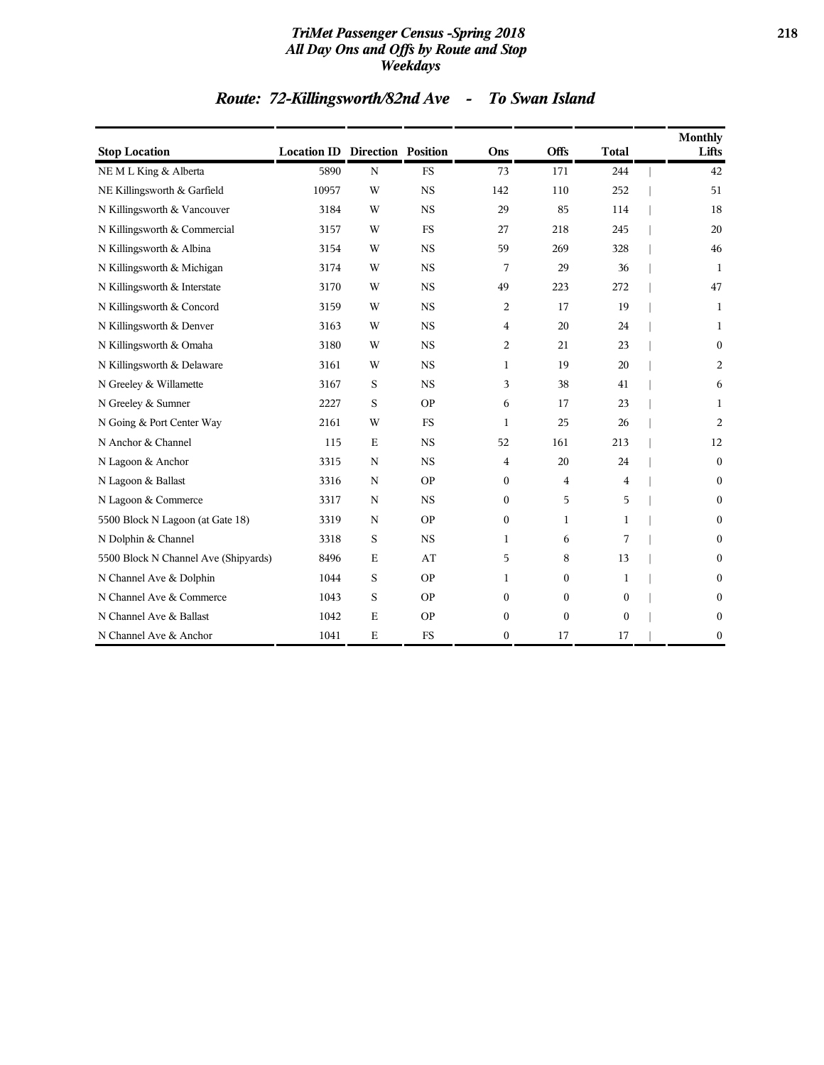# Route: 72-Killingsworth/82nd Ave - To Swan Island

| Stop Location | Location ID | Direction | Position | Ons | Offs | Total | Monthly Lifts |
|---|---|---|---|---|---|---|---|
| NE M L King & Alberta | 5890 | N | FS | 73 | 171 | 244 | 42 |
| NE Killingsworth & Garfield | 10957 | W | NS | 142 | 110 | 252 | 51 |
| N Killingsworth & Vancouver | 3184 | W | NS | 29 | 85 | 114 | 18 |
| N Killingsworth & Commercial | 3157 | W | FS | 27 | 218 | 245 | 20 |
| N Killingsworth & Albina | 3154 | W | NS | 59 | 269 | 328 | 46 |
| N Killingsworth & Michigan | 3174 | W | NS | 7 | 29 | 36 | 1 |
| N Killingsworth & Interstate | 3170 | W | NS | 49 | 223 | 272 | 47 |
| N Killingsworth & Concord | 3159 | W | NS | 2 | 17 | 19 | 1 |
| N Killingsworth & Denver | 3163 | W | NS | 4 | 20 | 24 | 1 |
| N Killingsworth & Omaha | 3180 | W | NS | 2 | 21 | 23 | 0 |
| N Killingsworth & Delaware | 3161 | W | NS | 1 | 19 | 20 | 2 |
| N Greeley & Willamette | 3167 | S | NS | 3 | 38 | 41 | 6 |
| N Greeley & Sumner | 2227 | S | OP | 6 | 17 | 23 | 1 |
| N Going & Port Center Way | 2161 | W | FS | 1 | 25 | 26 | 2 |
| N Anchor & Channel | 115 | E | NS | 52 | 161 | 213 | 12 |
| N Lagoon & Anchor | 3315 | N | NS | 4 | 20 | 24 | 0 |
| N Lagoon & Ballast | 3316 | N | OP | 0 | 4 | 4 | 0 |
| N Lagoon & Commerce | 3317 | N | NS | 0 | 5 | 5 | 0 |
| 5500 Block N Lagoon (at Gate 18) | 3319 | N | OP | 0 | 1 | 1 | 0 |
| N Dolphin & Channel | 3318 | S | NS | 1 | 6 | 7 | 0 |
| 5500 Block N Channel Ave (Shipyards) | 8496 | E | AT | 5 | 8 | 13 | 0 |
| N Channel Ave & Dolphin | 1044 | S | OP | 1 | 0 | 1 | 0 |
| N Channel Ave & Commerce | 1043 | S | OP | 0 | 0 | 0 | 0 |
| N Channel Ave & Ballast | 1042 | E | OP | 0 | 0 | 0 | 0 |
| N Channel Ave & Anchor | 1041 | E | FS | 0 | 17 | 17 | 0 |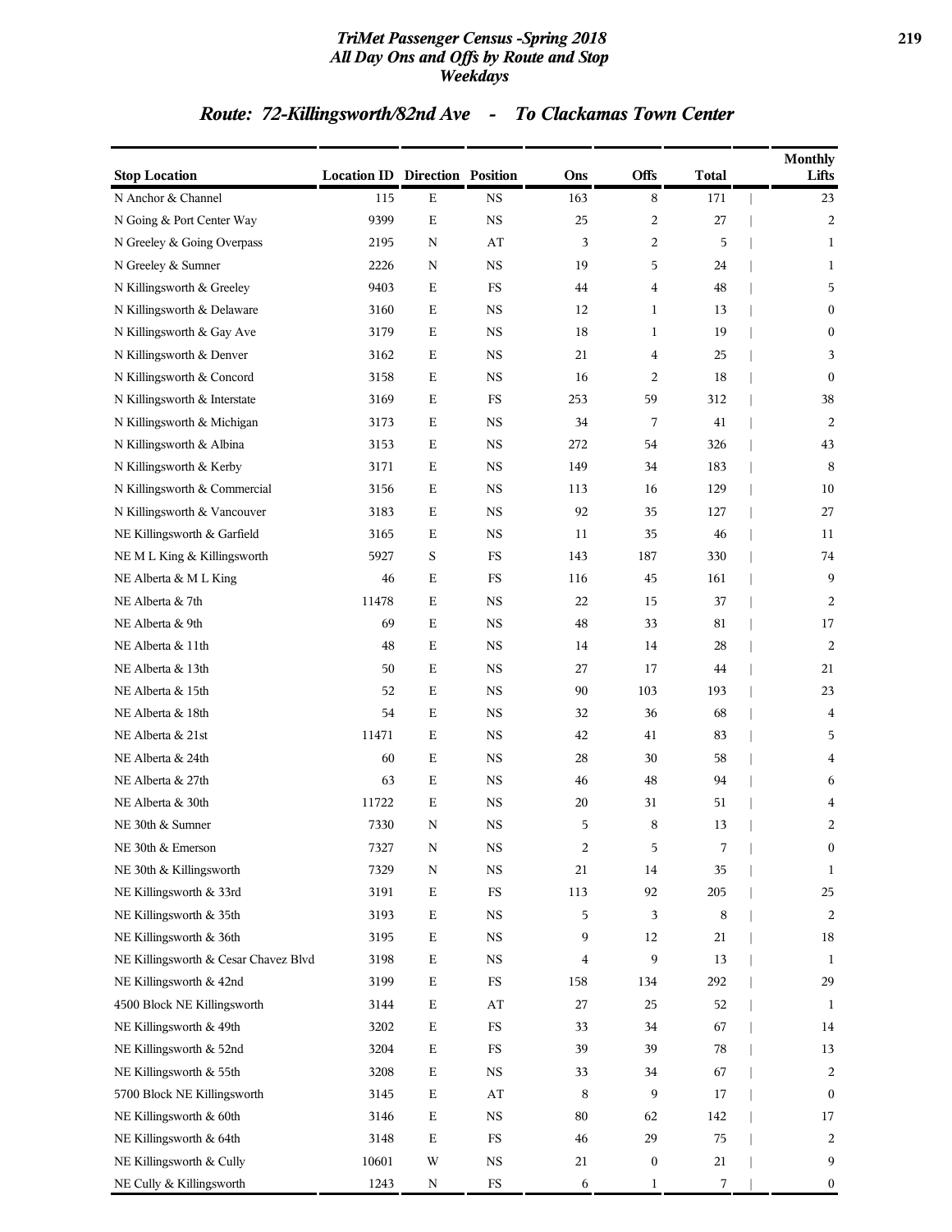# TriMet Passenger Census -Spring 2018
## All Day Ons and Offs by Route and Stop
### Weekdays

## Route: 72-Killingsworth/82nd Ave - To Clackamas Town Center

| Stop Location | Location ID | Direction | Position | Ons | Offs | Total | Monthly Lifts |
|---|---|---|---|---|---|---|---|
| N Anchor & Channel | 115 | E | NS | 163 | 8 | 171 | 23 |
| N Going & Port Center Way | 9399 | E | NS | 25 | 2 | 27 | 2 |
| N Greeley & Going Overpass | 2195 | N | AT | 3 | 2 | 5 | 1 |
| N Greeley & Sumner | 2226 | N | NS | 19 | 5 | 24 | 1 |
| N Killingsworth & Greeley | 9403 | E | FS | 44 | 4 | 48 | 5 |
| N Killingsworth & Delaware | 3160 | E | NS | 12 | 1 | 13 | 0 |
| N Killingsworth & Gay Ave | 3179 | E | NS | 18 | 1 | 19 | 0 |
| N Killingsworth & Denver | 3162 | E | NS | 21 | 4 | 25 | 3 |
| N Killingsworth & Concord | 3158 | E | NS | 16 | 2 | 18 | 0 |
| N Killingsworth & Interstate | 3169 | E | FS | 253 | 59 | 312 | 38 |
| N Killingsworth & Michigan | 3173 | E | NS | 34 | 7 | 41 | 2 |
| N Killingsworth & Albina | 3153 | E | NS | 272 | 54 | 326 | 43 |
| N Killingsworth & Kerby | 3171 | E | NS | 149 | 34 | 183 | 8 |
| N Killingsworth & Commercial | 3156 | E | NS | 113 | 16 | 129 | 10 |
| N Killingsworth & Vancouver | 3183 | E | NS | 92 | 35 | 127 | 27 |
| NE Killingsworth & Garfield | 3165 | E | NS | 11 | 35 | 46 | 11 |
| NE M L King & Killingsworth | 5927 | S | FS | 143 | 187 | 330 | 74 |
| NE Alberta & M L King | 46 | E | FS | 116 | 45 | 161 | 9 |
| NE Alberta & 7th | 11478 | E | NS | 22 | 15 | 37 | 2 |
| NE Alberta & 9th | 69 | E | NS | 48 | 33 | 81 | 17 |
| NE Alberta & 11th | 48 | E | NS | 14 | 14 | 28 | 2 |
| NE Alberta & 13th | 50 | E | NS | 27 | 17 | 44 | 21 |
| NE Alberta & 15th | 52 | E | NS | 90 | 103 | 193 | 23 |
| NE Alberta & 18th | 54 | E | NS | 32 | 36 | 68 | 4 |
| NE Alberta & 21st | 11471 | E | NS | 42 | 41 | 83 | 5 |
| NE Alberta & 24th | 60 | E | NS | 28 | 30 | 58 | 4 |
| NE Alberta & 27th | 63 | E | NS | 46 | 48 | 94 | 6 |
| NE Alberta & 30th | 11722 | E | NS | 20 | 31 | 51 | 4 |
| NE 30th & Sumner | 7330 | N | NS | 5 | 8 | 13 | 2 |
| NE 30th & Emerson | 7327 | N | NS | 2 | 5 | 7 | 0 |
| NE 30th & Killingsworth | 7329 | N | NS | 21 | 14 | 35 | 1 |
| NE Killingsworth & 33rd | 3191 | E | FS | 113 | 92 | 205 | 25 |
| NE Killingsworth & 35th | 3193 | E | NS | 5 | 3 | 8 | 2 |
| NE Killingsworth & 36th | 3195 | E | NS | 9 | 12 | 21 | 18 |
| NE Killingsworth & Cesar Chavez Blvd | 3198 | E | NS | 4 | 9 | 13 | 1 |
| NE Killingsworth & 42nd | 3199 | E | FS | 158 | 134 | 292 | 29 |
| 4500 Block NE Killingsworth | 3144 | E | AT | 27 | 25 | 52 | 1 |
| NE Killingsworth & 49th | 3202 | E | FS | 33 | 34 | 67 | 14 |
| NE Killingsworth & 52nd | 3204 | E | FS | 39 | 39 | 78 | 13 |
| NE Killingsworth & 55th | 3208 | E | NS | 33 | 34 | 67 | 2 |
| 5700 Block NE Killingsworth | 3145 | E | AT | 8 | 9 | 17 | 0 |
| NE Killingsworth & 60th | 3146 | E | NS | 80 | 62 | 142 | 17 |
| NE Killingsworth & 64th | 3148 | E | FS | 46 | 29 | 75 | 2 |
| NE Killingsworth & Cully | 10601 | W | NS | 21 | 0 | 21 | 9 |
| NE Cully & Killingsworth | 1243 | N | FS | 6 | 1 | 7 | 0 |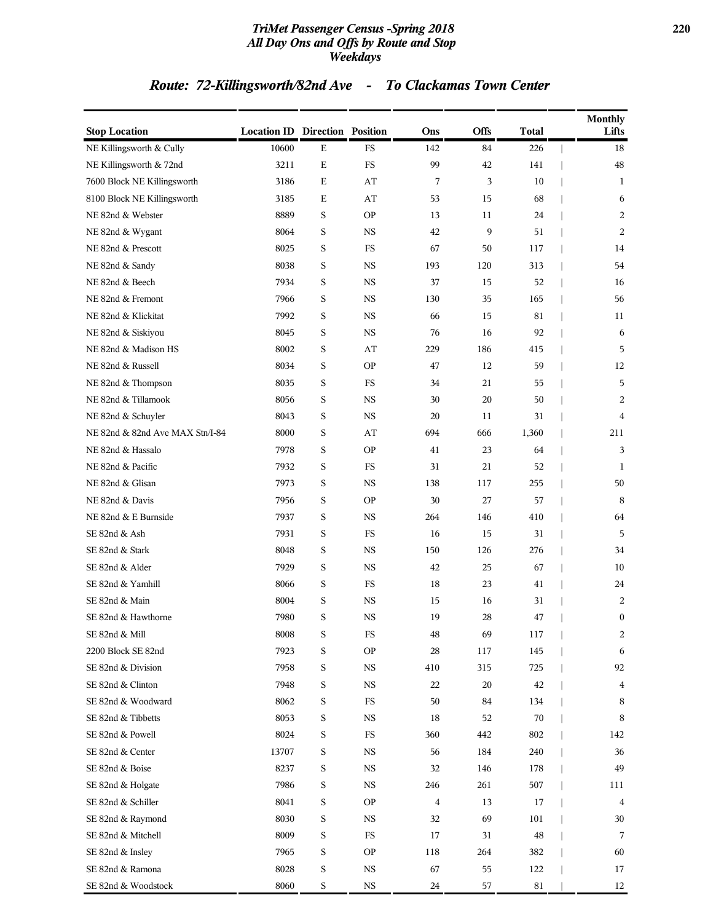## TriMet Passenger Census -Spring 2018
## All Day Ons and Offs by Route and Stop
## Weekdays

### Route: 72-Killingsworth/82nd Ave - To Clackamas Town Center

| Stop Location | Location ID | Direction | Position | Ons | Offs | Total | Monthly Lifts |
|---|---|---|---|---|---|---|---|
| NE Killingsworth & Cully | 10600 | E | FS | 142 | 84 | 226 | 18 |
| NE Killingsworth & 72nd | 3211 | E | FS | 99 | 42 | 141 | 48 |
| 7600 Block NE Killingsworth | 3186 | E | AT | 7 | 3 | 10 | 1 |
| 8100 Block NE Killingsworth | 3185 | E | AT | 53 | 15 | 68 | 6 |
| NE 82nd & Webster | 8889 | S | OP | 13 | 11 | 24 | 2 |
| NE 82nd & Wygant | 8064 | S | NS | 42 | 9 | 51 | 2 |
| NE 82nd & Prescott | 8025 | S | FS | 67 | 50 | 117 | 14 |
| NE 82nd & Sandy | 8038 | S | NS | 193 | 120 | 313 | 54 |
| NE 82nd & Beech | 7934 | S | NS | 37 | 15 | 52 | 16 |
| NE 82nd & Fremont | 7966 | S | NS | 130 | 35 | 165 | 56 |
| NE 82nd & Klickitat | 7992 | S | NS | 66 | 15 | 81 | 11 |
| NE 82nd & Siskiyou | 8045 | S | NS | 76 | 16 | 92 | 6 |
| NE 82nd & Madison HS | 8002 | S | AT | 229 | 186 | 415 | 5 |
| NE 82nd & Russell | 8034 | S | OP | 47 | 12 | 59 | 12 |
| NE 82nd & Thompson | 8035 | S | FS | 34 | 21 | 55 | 5 |
| NE 82nd & Tillamook | 8056 | S | NS | 30 | 20 | 50 | 2 |
| NE 82nd & Schuyler | 8043 | S | NS | 20 | 11 | 31 | 4 |
| NE 82nd & 82nd Ave MAX Stn/I-84 | 8000 | S | AT | 694 | 666 | 1,360 | 211 |
| NE 82nd & Hassalo | 7978 | S | OP | 41 | 23 | 64 | 3 |
| NE 82nd & Pacific | 7932 | S | FS | 31 | 21 | 52 | 1 |
| NE 82nd & Glisan | 7973 | S | NS | 138 | 117 | 255 | 50 |
| NE 82nd & Davis | 7956 | S | OP | 30 | 27 | 57 | 8 |
| NE 82nd & E Burnside | 7937 | S | NS | 264 | 146 | 410 | 64 |
| SE 82nd & Ash | 7931 | S | FS | 16 | 15 | 31 | 5 |
| SE 82nd & Stark | 8048 | S | NS | 150 | 126 | 276 | 34 |
| SE 82nd & Alder | 7929 | S | NS | 42 | 25 | 67 | 10 |
| SE 82nd & Yamhill | 8066 | S | FS | 18 | 23 | 41 | 24 |
| SE 82nd & Main | 8004 | S | NS | 15 | 16 | 31 | 2 |
| SE 82nd & Hawthorne | 7980 | S | NS | 19 | 28 | 47 | 0 |
| SE 82nd & Mill | 8008 | S | FS | 48 | 69 | 117 | 2 |
| 2200 Block SE 82nd | 7923 | S | OP | 28 | 117 | 145 | 6 |
| SE 82nd & Division | 7958 | S | NS | 410 | 315 | 725 | 92 |
| SE 82nd & Clinton | 7948 | S | NS | 22 | 20 | 42 | 4 |
| SE 82nd & Woodward | 8062 | S | FS | 50 | 84 | 134 | 8 |
| SE 82nd & Tibbetts | 8053 | S | NS | 18 | 52 | 70 | 8 |
| SE 82nd & Powell | 8024 | S | FS | 360 | 442 | 802 | 142 |
| SE 82nd & Center | 13707 | S | NS | 56 | 184 | 240 | 36 |
| SE 82nd & Boise | 8237 | S | NS | 32 | 146 | 178 | 49 |
| SE 82nd & Holgate | 7986 | S | NS | 246 | 261 | 507 | 111 |
| SE 82nd & Schiller | 8041 | S | OP | 4 | 13 | 17 | 4 |
| SE 82nd & Raymond | 8030 | S | NS | 32 | 69 | 101 | 30 |
| SE 82nd & Mitchell | 8009 | S | FS | 17 | 31 | 48 | 7 |
| SE 82nd & Insley | 7965 | S | OP | 118 | 264 | 382 | 60 |
| SE 82nd & Ramona | 8028 | S | NS | 67 | 55 | 122 | 17 |
| SE 82nd & Woodstock | 8060 | S | NS | 24 | 57 | 81 | 12 |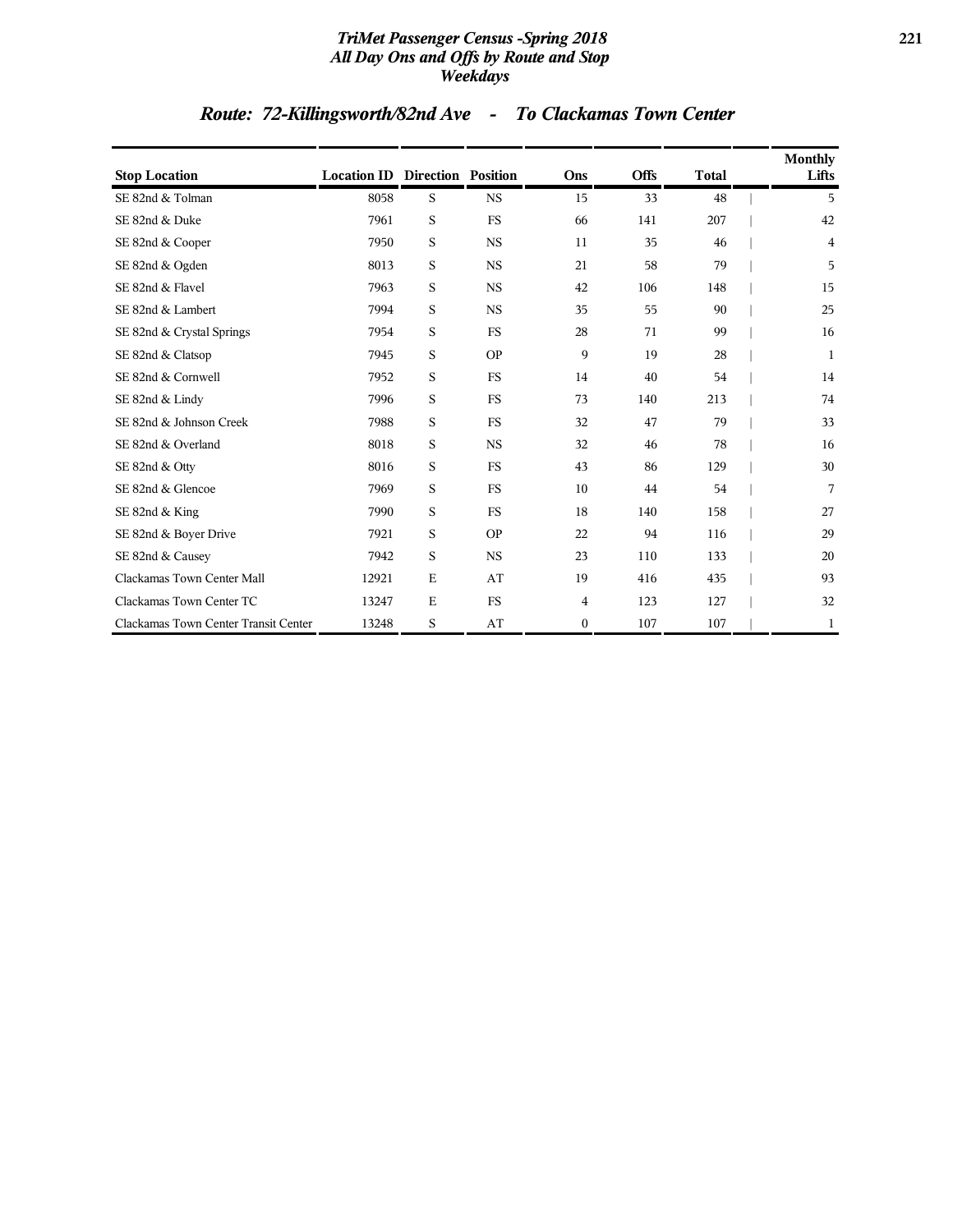## Route: 72-Killingsworth/82nd Ave - To Clackamas Town Center

| Stop Location | Location ID | Direction | Position | Ons | Offs | Total | Monthly Lifts |
|---|---|---|---|---|---|---|---|
| SE 82nd & Tolman | 8058 | S | NS | 15 | 33 | 48 | 5 |
| SE 82nd & Duke | 7961 | S | FS | 66 | 141 | 207 | 42 |
| SE 82nd & Cooper | 7950 | S | NS | 11 | 35 | 46 | 4 |
| SE 82nd & Ogden | 8013 | S | NS | 21 | 58 | 79 | 5 |
| SE 82nd & Flavel | 7963 | S | NS | 42 | 106 | 148 | 15 |
| SE 82nd & Lambert | 7994 | S | NS | 35 | 55 | 90 | 25 |
| SE 82nd & Crystal Springs | 7954 | S | FS | 28 | 71 | 99 | 16 |
| SE 82nd & Clatsop | 7945 | S | OP | 9 | 19 | 28 | 1 |
| SE 82nd & Cornwell | 7952 | S | FS | 14 | 40 | 54 | 14 |
| SE 82nd & Lindy | 7996 | S | FS | 73 | 140 | 213 | 74 |
| SE 82nd & Johnson Creek | 7988 | S | FS | 32 | 47 | 79 | 33 |
| SE 82nd & Overland | 8018 | S | NS | 32 | 46 | 78 | 16 |
| SE 82nd & Otty | 8016 | S | FS | 43 | 86 | 129 | 30 |
| SE 82nd & Glencoe | 7969 | S | FS | 10 | 44 | 54 | 7 |
| SE 82nd & King | 7990 | S | FS | 18 | 140 | 158 | 27 |
| SE 82nd & Boyer Drive | 7921 | S | OP | 22 | 94 | 116 | 29 |
| SE 82nd & Causey | 7942 | S | NS | 23 | 110 | 133 | 20 |
| Clackamas Town Center Mall | 12921 | E | AT | 19 | 416 | 435 | 93 |
| Clackamas Town Center TC | 13247 | E | FS | 4 | 123 | 127 | 32 |
| Clackamas Town Center Transit Center | 13248 | S | AT | 0 | 107 | 107 | 1 |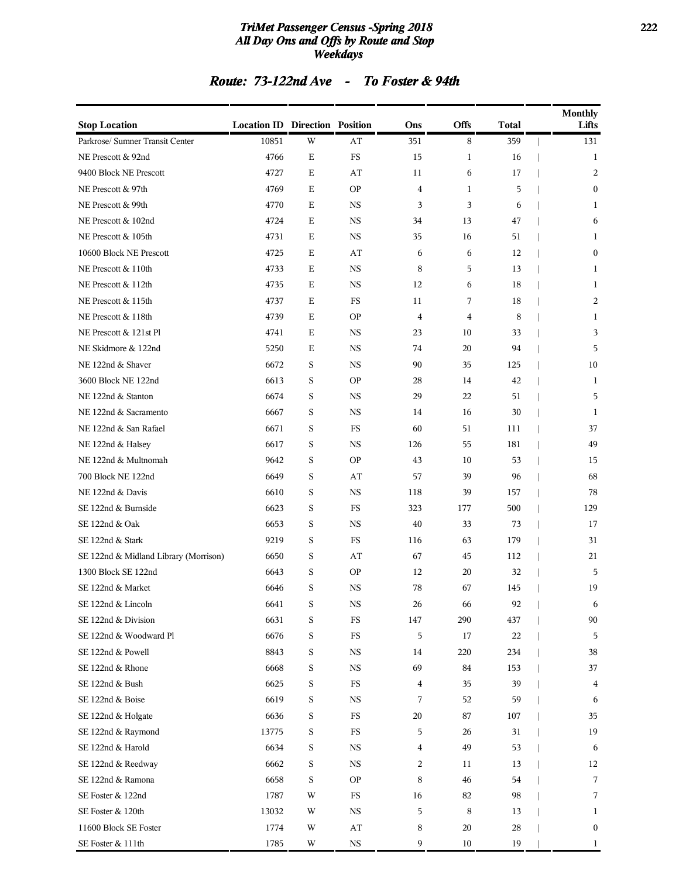# TriMet Passenger Census -Spring 2018
## All Day Ons and Offs by Route and Stop
## Weekdays

### Route: 73-122nd Ave - To Foster & 94th

| Stop Location | Location ID | Direction | Position | Ons | Offs | Total | Monthly Lifts |
|---|---|---|---|---|---|---|---|
| Parkrose/ Sumner Transit Center | 10851 | W | AT | 351 | 8 | 359 | 131 |
| NE Prescott & 92nd | 4766 | E | FS | 15 | 1 | 16 | 1 |
| 9400 Block NE Prescott | 4727 | E | AT | 11 | 6 | 17 | 2 |
| NE Prescott & 97th | 4769 | E | OP | 4 | 1 | 5 | 0 |
| NE Prescott & 99th | 4770 | E | NS | 3 | 3 | 6 | 1 |
| NE Prescott & 102nd | 4724 | E | NS | 34 | 13 | 47 | 6 |
| NE Prescott & 105th | 4731 | E | NS | 35 | 16 | 51 | 1 |
| 10600 Block NE Prescott | 4725 | E | AT | 6 | 6 | 12 | 0 |
| NE Prescott & 110th | 4733 | E | NS | 8 | 5 | 13 | 1 |
| NE Prescott & 112th | 4735 | E | NS | 12 | 6 | 18 | 1 |
| NE Prescott & 115th | 4737 | E | FS | 11 | 7 | 18 | 2 |
| NE Prescott & 118th | 4739 | E | OP | 4 | 4 | 8 | 1 |
| NE Prescott & 121st Pl | 4741 | E | NS | 23 | 10 | 33 | 3 |
| NE Skidmore & 122nd | 5250 | E | NS | 74 | 20 | 94 | 5 |
| NE 122nd & Shaver | 6672 | S | NS | 90 | 35 | 125 | 10 |
| 3600 Block NE 122nd | 6613 | S | OP | 28 | 14 | 42 | 1 |
| NE 122nd & Stanton | 6674 | S | NS | 29 | 22 | 51 | 5 |
| NE 122nd & Sacramento | 6667 | S | NS | 14 | 16 | 30 | 1 |
| NE 122nd & San Rafael | 6671 | S | FS | 60 | 51 | 111 | 37 |
| NE 122nd & Halsey | 6617 | S | NS | 126 | 55 | 181 | 49 |
| NE 122nd & Multnomah | 9642 | S | OP | 43 | 10 | 53 | 15 |
| 700 Block NE 122nd | 6649 | S | AT | 57 | 39 | 96 | 68 |
| NE 122nd & Davis | 6610 | S | NS | 118 | 39 | 157 | 78 |
| SE 122nd & Burnside | 6623 | S | FS | 323 | 177 | 500 | 129 |
| SE 122nd & Oak | 6653 | S | NS | 40 | 33 | 73 | 17 |
| SE 122nd & Stark | 9219 | S | FS | 116 | 63 | 179 | 31 |
| SE 122nd & Midland Library (Morrison) | 6650 | S | AT | 67 | 45 | 112 | 21 |
| 1300 Block SE 122nd | 6643 | S | OP | 12 | 20 | 32 | 5 |
| SE 122nd & Market | 6646 | S | NS | 78 | 67 | 145 | 19 |
| SE 122nd & Lincoln | 6641 | S | NS | 26 | 66 | 92 | 6 |
| SE 122nd & Division | 6631 | S | FS | 147 | 290 | 437 | 90 |
| SE 122nd & Woodward Pl | 6676 | S | FS | 5 | 17 | 22 | 5 |
| SE 122nd & Powell | 8843 | S | NS | 14 | 220 | 234 | 38 |
| SE 122nd & Rhone | 6668 | S | NS | 69 | 84 | 153 | 37 |
| SE 122nd & Bush | 6625 | S | FS | 4 | 35 | 39 | 4 |
| SE 122nd & Boise | 6619 | S | NS | 7 | 52 | 59 | 6 |
| SE 122nd & Holgate | 6636 | S | FS | 20 | 87 | 107 | 35 |
| SE 122nd & Raymond | 13775 | S | FS | 5 | 26 | 31 | 19 |
| SE 122nd & Harold | 6634 | S | NS | 4 | 49 | 53 | 6 |
| SE 122nd & Reedway | 6662 | S | NS | 2 | 11 | 13 | 12 |
| SE 122nd & Ramona | 6658 | S | OP | 8 | 46 | 54 | 7 |
| SE Foster & 122nd | 1787 | W | FS | 16 | 82 | 98 | 7 |
| SE Foster & 120th | 13032 | W | NS | 5 | 8 | 13 | 1 |
| 11600 Block SE Foster | 1774 | W | AT | 8 | 20 | 28 | 0 |
| SE Foster & 111th | 1785 | W | NS | 9 | 10 | 19 | 1 |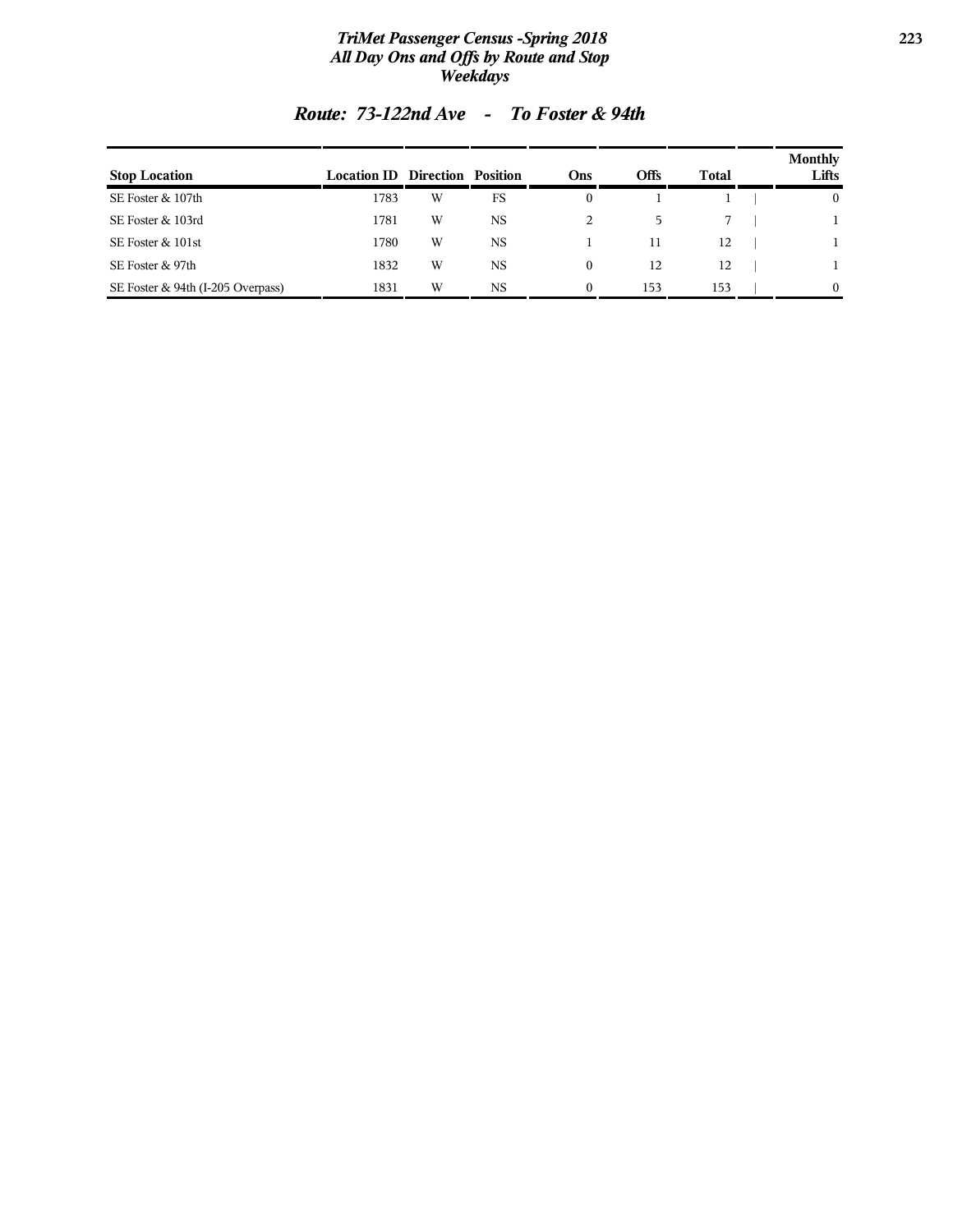## Route: 73-122nd Ave - To Foster & 94th

| Stop Location | Location ID | Direction | Position | Ons | Offs | Total | Monthly Lifts |
|---|---|---|---|---|---|---|---|
| SE Foster & 107th | 1783 | W | FS | 0 | 1 | 1 | 0 |
| SE Foster & 103rd | 1781 | W | NS | 2 | 5 | 7 | 1 |
| SE Foster & 101st | 1780 | W | NS | 1 | 11 | 12 | 1 |
| SE Foster & 97th | 1832 | W | NS | 0 | 12 | 12 | 1 |
| SE Foster & 94th (I-205 Overpass) | 1831 | W | NS | 0 | 153 | 153 | 0 |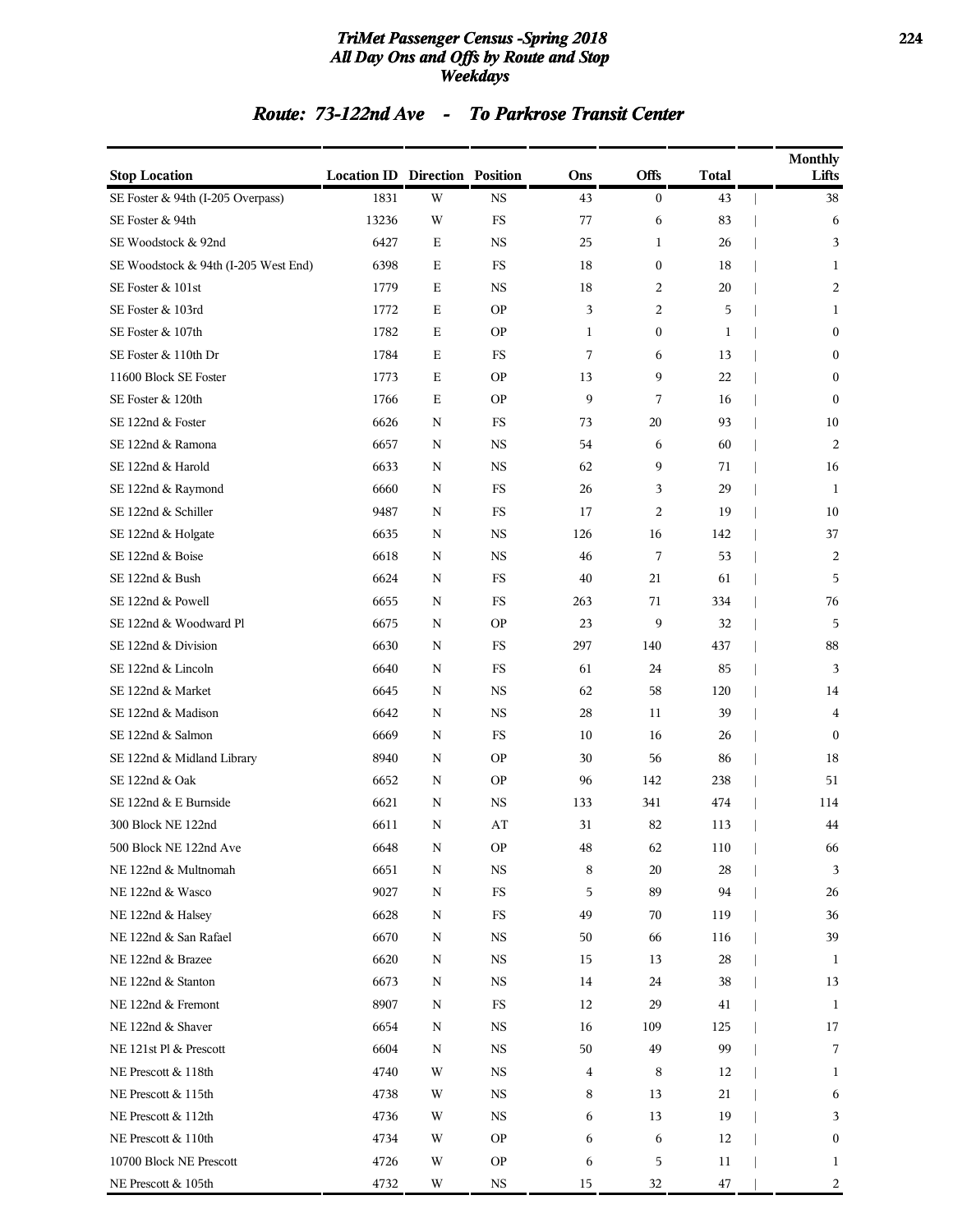# TriMet Passenger Census -Spring 2018
## All Day Ons and Offs by Route and Stop
## Weekdays

### Route: 73-122nd Ave - To Parkrose Transit Center

| Stop Location | Location ID | Direction | Position | Ons | Offs | Total | Monthly Lifts |
|---|---|---|---|---|---|---|---|
| SE Foster & 94th (I-205 Overpass) | 1831 | W | NS | 43 | 0 | 43 | 38 |
| SE Foster & 94th | 13236 | W | FS | 77 | 6 | 83 | 6 |
| SE Woodstock & 92nd | 6427 | E | NS | 25 | 1 | 26 | 3 |
| SE Woodstock & 94th (I-205 West End) | 6398 | E | FS | 18 | 0 | 18 | 1 |
| SE Foster & 101st | 1779 | E | NS | 18 | 2 | 20 | 2 |
| SE Foster & 103rd | 1772 | E | OP | 3 | 2 | 5 | 1 |
| SE Foster & 107th | 1782 | E | OP | 1 | 0 | 1 | 0 |
| SE Foster & 110th Dr | 1784 | E | FS | 7 | 6 | 13 | 0 |
| 11600 Block SE Foster | 1773 | E | OP | 13 | 9 | 22 | 0 |
| SE Foster & 120th | 1766 | E | OP | 9 | 7 | 16 | 0 |
| SE 122nd & Foster | 6626 | N | FS | 73 | 20 | 93 | 10 |
| SE 122nd & Ramona | 6657 | N | NS | 54 | 6 | 60 | 2 |
| SE 122nd & Harold | 6633 | N | NS | 62 | 9 | 71 | 16 |
| SE 122nd & Raymond | 6660 | N | FS | 26 | 3 | 29 | 1 |
| SE 122nd & Schiller | 9487 | N | FS | 17 | 2 | 19 | 10 |
| SE 122nd & Holgate | 6635 | N | NS | 126 | 16 | 142 | 37 |
| SE 122nd & Boise | 6618 | N | NS | 46 | 7 | 53 | 2 |
| SE 122nd & Bush | 6624 | N | FS | 40 | 21 | 61 | 5 |
| SE 122nd & Powell | 6655 | N | FS | 263 | 71 | 334 | 76 |
| SE 122nd & Woodward Pl | 6675 | N | OP | 23 | 9 | 32 | 5 |
| SE 122nd & Division | 6630 | N | FS | 297 | 140 | 437 | 88 |
| SE 122nd & Lincoln | 6640 | N | FS | 61 | 24 | 85 | 3 |
| SE 122nd & Market | 6645 | N | NS | 62 | 58 | 120 | 14 |
| SE 122nd & Madison | 6642 | N | NS | 28 | 11 | 39 | 4 |
| SE 122nd & Salmon | 6669 | N | FS | 10 | 16 | 26 | 0 |
| SE 122nd & Midland Library | 8940 | N | OP | 30 | 56 | 86 | 18 |
| SE 122nd & Oak | 6652 | N | OP | 96 | 142 | 238 | 51 |
| SE 122nd & E Burnside | 6621 | N | NS | 133 | 341 | 474 | 114 |
| 300 Block NE 122nd | 6611 | N | AT | 31 | 82 | 113 | 44 |
| 500 Block NE 122nd Ave | 6648 | N | OP | 48 | 62 | 110 | 66 |
| NE 122nd & Multnomah | 6651 | N | NS | 8 | 20 | 28 | 3 |
| NE 122nd & Wasco | 9027 | N | FS | 5 | 89 | 94 | 26 |
| NE 122nd & Halsey | 6628 | N | FS | 49 | 70 | 119 | 36 |
| NE 122nd & San Rafael | 6670 | N | NS | 50 | 66 | 116 | 39 |
| NE 122nd & Brazee | 6620 | N | NS | 15 | 13 | 28 | 1 |
| NE 122nd & Stanton | 6673 | N | NS | 14 | 24 | 38 | 13 |
| NE 122nd & Fremont | 8907 | N | FS | 12 | 29 | 41 | 1 |
| NE 122nd & Shaver | 6654 | N | NS | 16 | 109 | 125 | 17 |
| NE 121st Pl & Prescott | 6604 | N | NS | 50 | 49 | 99 | 7 |
| NE Prescott & 118th | 4740 | W | NS | 4 | 8 | 12 | 1 |
| NE Prescott & 115th | 4738 | W | NS | 8 | 13 | 21 | 6 |
| NE Prescott & 112th | 4736 | W | NS | 6 | 13 | 19 | 3 |
| NE Prescott & 110th | 4734 | W | OP | 6 | 6 | 12 | 0 |
| 10700 Block NE Prescott | 4726 | W | OP | 6 | 5 | 11 | 1 |
| NE Prescott & 105th | 4732 | W | NS | 15 | 32 | 47 | 2 |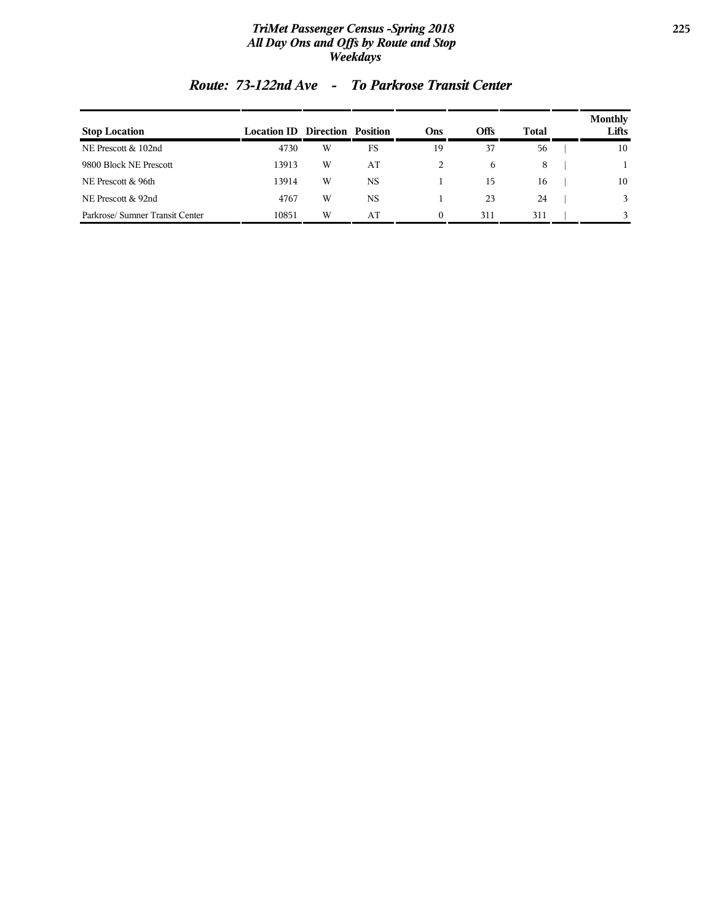## Route: 73-122nd Ave - To Parkrose Transit Center

| Stop Location | Location ID | Direction | Position | Ons | Offs | Total | Monthly Lifts |
|---|---|---|---|---|---|---|---|
| NE Prescott & 102nd | 4730 | W | FS | 19 | 37 | 56 | 10 |
| 9800 Block NE Prescott | 13913 | W | AT | 2 | 6 | 8 | 1 |
| NE Prescott & 96th | 13914 | W | NS | 1 | 15 | 16 | 10 |
| NE Prescott & 92nd | 4767 | W | NS | 1 | 23 | 24 | 3 |
| Parkrose/ Sumner Transit Center | 10851 | W | AT | 0 | 311 | 311 | 3 |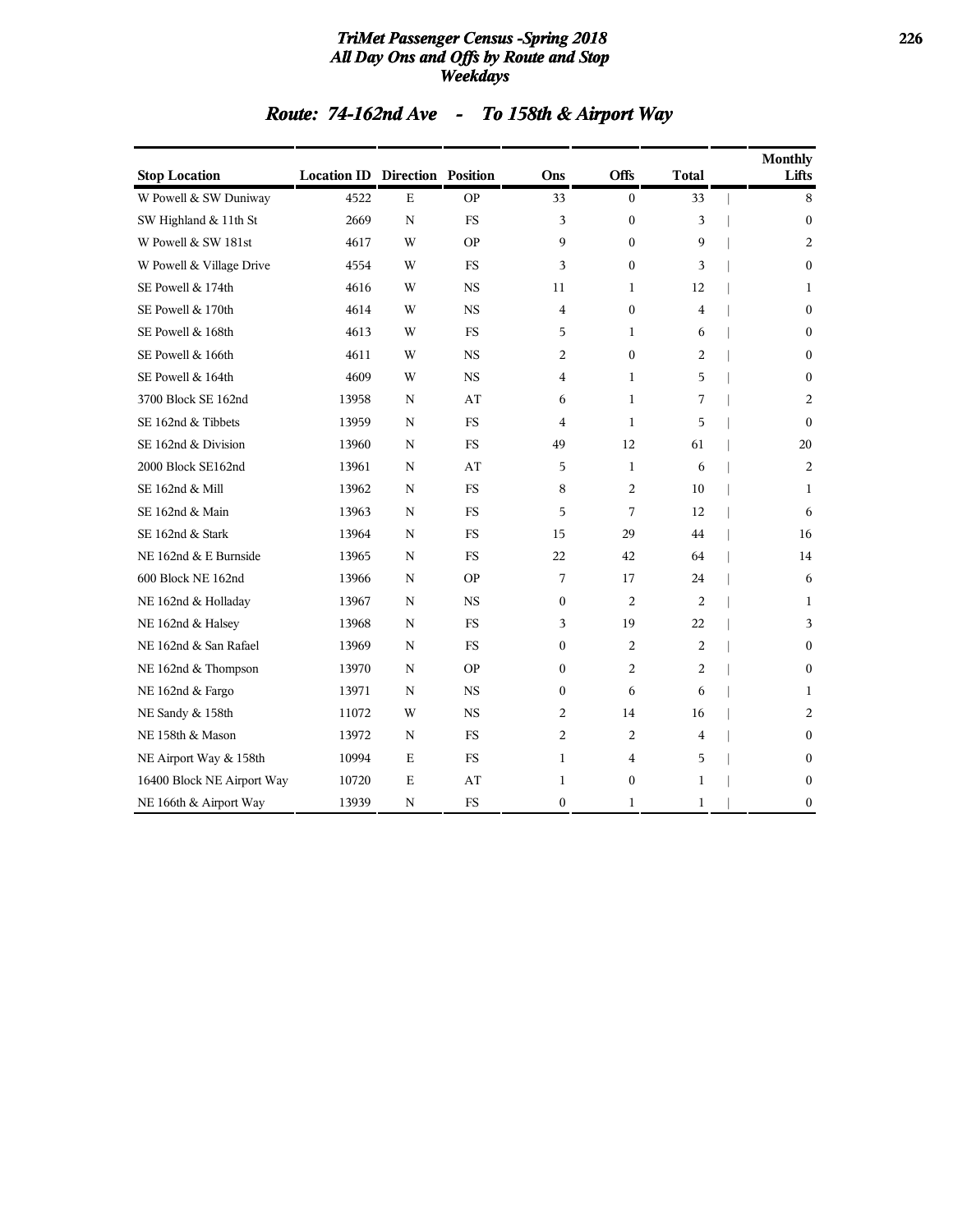# TriMet Passenger Census -Spring 2018
## All Day Ons and Offs by Route and Stop
## Weekdays

## Route: 74-162nd Ave - To 158th & Airport Way

| Stop Location | Location ID | Direction | Position | Ons | Offs | Total | Monthly Lifts |
|---|---|---|---|---|---|---|---|
| W Powell & SW Duniway | 4522 | E | OP | 33 | 0 | 33 | 8 |
| SW Highland & 11th St | 2669 | N | FS | 3 | 0 | 3 | 0 |
| W Powell & SW 181st | 4617 | W | OP | 9 | 0 | 9 | 2 |
| W Powell & Village Drive | 4554 | W | FS | 3 | 0 | 3 | 0 |
| SE Powell & 174th | 4616 | W | NS | 11 | 1 | 12 | 1 |
| SE Powell & 170th | 4614 | W | NS | 4 | 0 | 4 | 0 |
| SE Powell & 168th | 4613 | W | FS | 5 | 1 | 6 | 0 |
| SE Powell & 166th | 4611 | W | NS | 2 | 0 | 2 | 0 |
| SE Powell & 164th | 4609 | W | NS | 4 | 1 | 5 | 0 |
| 3700 Block SE 162nd | 13958 | N | AT | 6 | 1 | 7 | 2 |
| SE 162nd & Tibbets | 13959 | N | FS | 4 | 1 | 5 | 0 |
| SE 162nd & Division | 13960 | N | FS | 49 | 12 | 61 | 20 |
| 2000 Block SE162nd | 13961 | N | AT | 5 | 1 | 6 | 2 |
| SE 162nd & Mill | 13962 | N | FS | 8 | 2 | 10 | 1 |
| SE 162nd & Main | 13963 | N | FS | 5 | 7 | 12 | 6 |
| SE 162nd & Stark | 13964 | N | FS | 15 | 29 | 44 | 16 |
| NE 162nd & E Burnside | 13965 | N | FS | 22 | 42 | 64 | 14 |
| 600 Block NE 162nd | 13966 | N | OP | 7 | 17 | 24 | 6 |
| NE 162nd & Holladay | 13967 | N | NS | 0 | 2 | 2 | 1 |
| NE 162nd & Halsey | 13968 | N | FS | 3 | 19 | 22 | 3 |
| NE 162nd & San Rafael | 13969 | N | FS | 0 | 2 | 2 | 0 |
| NE 162nd & Thompson | 13970 | N | OP | 0 | 2 | 2 | 0 |
| NE 162nd & Fargo | 13971 | N | NS | 0 | 6 | 6 | 1 |
| NE Sandy & 158th | 11072 | W | NS | 2 | 14 | 16 | 2 |
| NE 158th & Mason | 13972 | N | FS | 2 | 2 | 4 | 0 |
| NE Airport Way & 158th | 10994 | E | FS | 1 | 4 | 5 | 0 |
| 16400 Block NE Airport Way | 10720 | E | AT | 1 | 0 | 1 | 0 |
| NE 166th & Airport Way | 13939 | N | FS | 0 | 1 | 1 | 0 |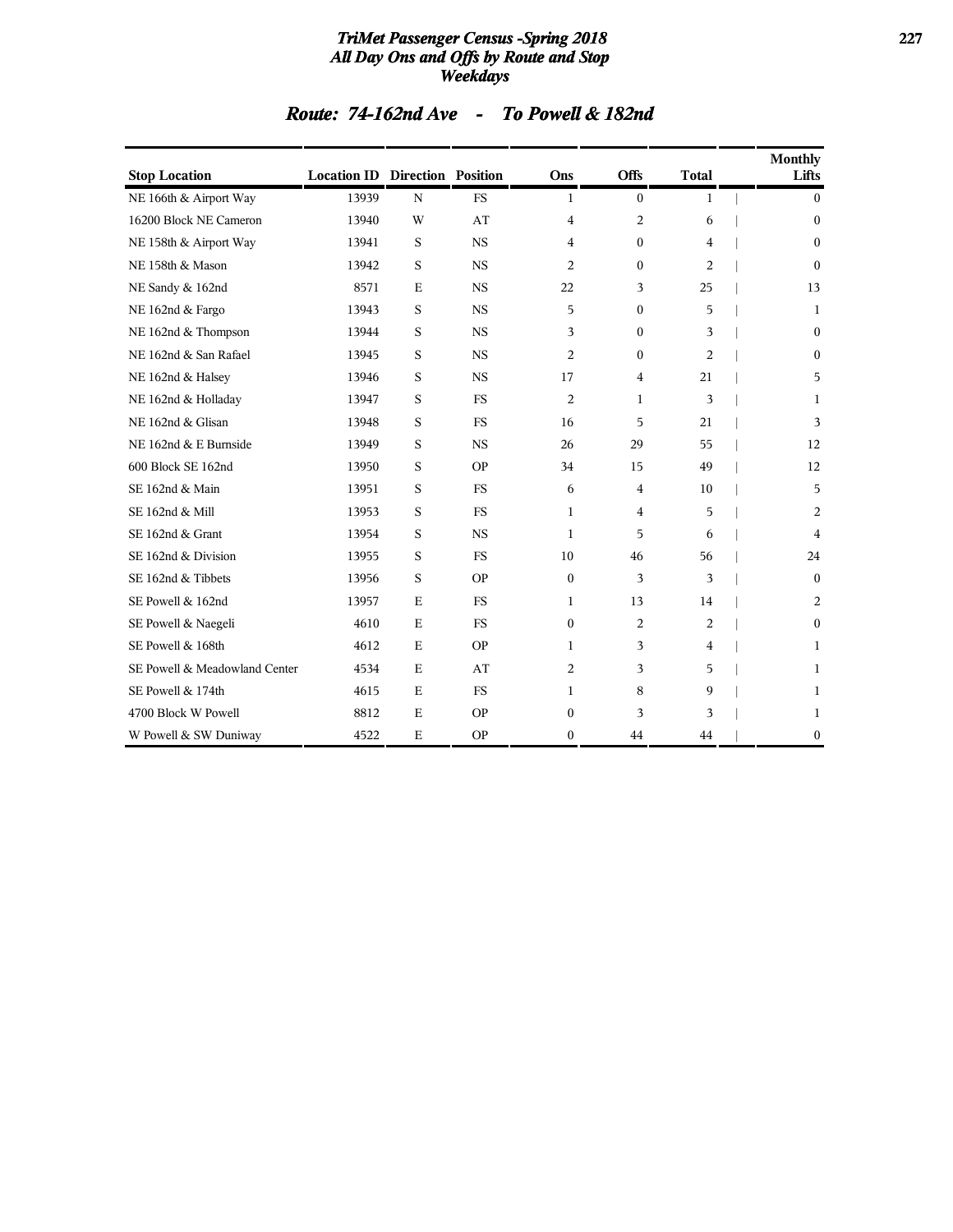## Route: 74-162nd Ave - To Powell & 182nd

| Stop Location | Location ID | Direction | Position | Ons | Offs | Total | Monthly Lifts |
|---|---|---|---|---|---|---|---|
| NE 166th & Airport Way | 13939 | N | FS | 1 | 0 | 1 | 0 |
| 16200 Block NE Cameron | 13940 | W | AT | 4 | 2 | 6 | 0 |
| NE 158th & Airport Way | 13941 | S | NS | 4 | 0 | 4 | 0 |
| NE 158th & Mason | 13942 | S | NS | 2 | 0 | 2 | 0 |
| NE Sandy & 162nd | 8571 | E | NS | 22 | 3 | 25 | 13 |
| NE 162nd & Fargo | 13943 | S | NS | 5 | 0 | 5 | 1 |
| NE 162nd & Thompson | 13944 | S | NS | 3 | 0 | 3 | 0 |
| NE 162nd & San Rafael | 13945 | S | NS | 2 | 0 | 2 | 0 |
| NE 162nd & Halsey | 13946 | S | NS | 17 | 4 | 21 | 5 |
| NE 162nd & Holladay | 13947 | S | FS | 2 | 1 | 3 | 1 |
| NE 162nd & Glisan | 13948 | S | FS | 16 | 5 | 21 | 3 |
| NE 162nd & E Burnside | 13949 | S | NS | 26 | 29 | 55 | 12 |
| 600 Block SE 162nd | 13950 | S | OP | 34 | 15 | 49 | 12 |
| SE 162nd & Main | 13951 | S | FS | 6 | 4 | 10 | 5 |
| SE 162nd & Mill | 13953 | S | FS | 1 | 4 | 5 | 2 |
| SE 162nd & Grant | 13954 | S | NS | 1 | 5 | 6 | 4 |
| SE 162nd & Division | 13955 | S | FS | 10 | 46 | 56 | 24 |
| SE 162nd & Tibbets | 13956 | S | OP | 0 | 3 | 3 | 0 |
| SE Powell & 162nd | 13957 | E | FS | 1 | 13 | 14 | 2 |
| SE Powell & Naegeli | 4610 | E | FS | 0 | 2 | 2 | 0 |
| SE Powell & 168th | 4612 | E | OP | 1 | 3 | 4 | 1 |
| SE Powell & Meadowland Center | 4534 | E | AT | 2 | 3 | 5 | 1 |
| SE Powell & 174th | 4615 | E | FS | 1 | 8 | 9 | 1 |
| 4700 Block W Powell | 8812 | E | OP | 0 | 3 | 3 | 1 |
| W Powell & SW Duniway | 4522 | E | OP | 0 | 44 | 44 | 0 |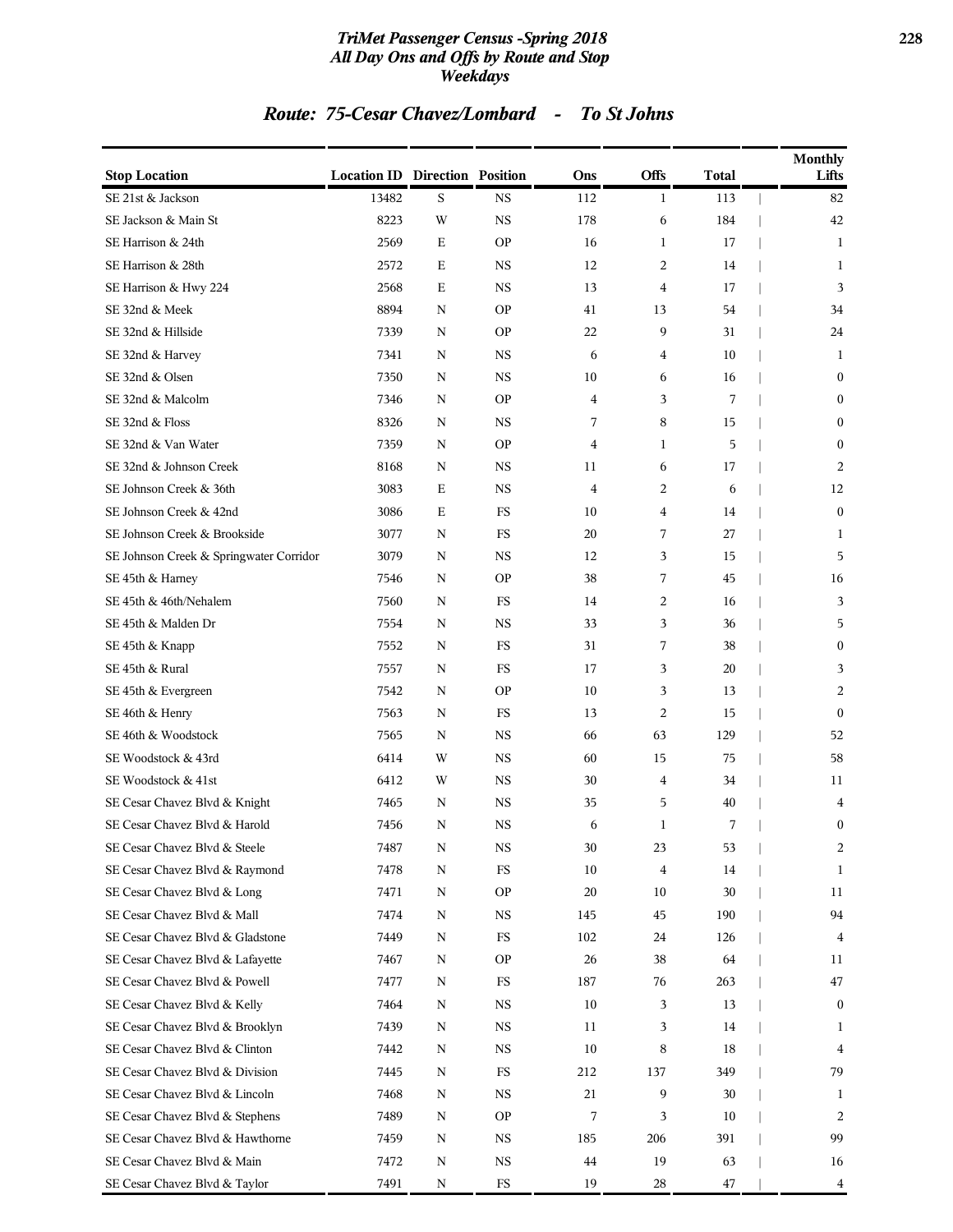## Route: 75-Cesar Chavez/Lombard - To St Johns

| Stop Location | Location ID | Direction | Position | Ons | Offs | Total | Monthly Lifts |
|---|---|---|---|---|---|---|---|
| SE 21st & Jackson | 13482 | S | NS | 112 | 1 | 113 | 82 |
| SE Jackson & Main St | 8223 | W | NS | 178 | 6 | 184 | 42 |
| SE Harrison & 24th | 2569 | E | OP | 16 | 1 | 17 | 1 |
| SE Harrison & 28th | 2572 | E | NS | 12 | 2 | 14 | 1 |
| SE Harrison & Hwy 224 | 2568 | E | NS | 13 | 4 | 17 | 3 |
| SE 32nd & Meek | 8894 | N | OP | 41 | 13 | 54 | 34 |
| SE 32nd & Hillside | 7339 | N | OP | 22 | 9 | 31 | 24 |
| SE 32nd & Harvey | 7341 | N | NS | 6 | 4 | 10 | 1 |
| SE 32nd & Olsen | 7350 | N | NS | 10 | 6 | 16 | 0 |
| SE 32nd & Malcolm | 7346 | N | OP | 4 | 3 | 7 | 0 |
| SE 32nd & Floss | 8326 | N | NS | 7 | 8 | 15 | 0 |
| SE 32nd & Van Water | 7359 | N | OP | 4 | 1 | 5 | 0 |
| SE 32nd & Johnson Creek | 8168 | N | NS | 11 | 6 | 17 | 2 |
| SE Johnson Creek & 36th | 3083 | E | NS | 4 | 2 | 6 | 12 |
| SE Johnson Creek & 42nd | 3086 | E | FS | 10 | 4 | 14 | 0 |
| SE Johnson Creek & Brookside | 3077 | N | FS | 20 | 7 | 27 | 1 |
| SE Johnson Creek & Springwater Corridor | 3079 | N | NS | 12 | 3 | 15 | 5 |
| SE 45th & Harney | 7546 | N | OP | 38 | 7 | 45 | 16 |
| SE 45th & 46th/Nehalem | 7560 | N | FS | 14 | 2 | 16 | 3 |
| SE 45th & Malden Dr | 7554 | N | NS | 33 | 3 | 36 | 5 |
| SE 45th & Knapp | 7552 | N | FS | 31 | 7 | 38 | 0 |
| SE 45th & Rural | 7557 | N | FS | 17 | 3 | 20 | 3 |
| SE 45th & Evergreen | 7542 | N | OP | 10 | 3 | 13 | 2 |
| SE 46th & Henry | 7563 | N | FS | 13 | 2 | 15 | 0 |
| SE 46th & Woodstock | 7565 | N | NS | 66 | 63 | 129 | 52 |
| SE Woodstock & 43rd | 6414 | W | NS | 60 | 15 | 75 | 58 |
| SE Woodstock & 41st | 6412 | W | NS | 30 | 4 | 34 | 11 |
| SE Cesar Chavez Blvd & Knight | 7465 | N | NS | 35 | 5 | 40 | 4 |
| SE Cesar Chavez Blvd & Harold | 7456 | N | NS | 6 | 1 | 7 | 0 |
| SE Cesar Chavez Blvd & Steele | 7487 | N | NS | 30 | 23 | 53 | 2 |
| SE Cesar Chavez Blvd & Raymond | 7478 | N | FS | 10 | 4 | 14 | 1 |
| SE Cesar Chavez Blvd & Long | 7471 | N | OP | 20 | 10 | 30 | 11 |
| SE Cesar Chavez Blvd & Mall | 7474 | N | NS | 145 | 45 | 190 | 94 |
| SE Cesar Chavez Blvd & Gladstone | 7449 | N | FS | 102 | 24 | 126 | 4 |
| SE Cesar Chavez Blvd & Lafayette | 7467 | N | OP | 26 | 38 | 64 | 11 |
| SE Cesar Chavez Blvd & Powell | 7477 | N | FS | 187 | 76 | 263 | 47 |
| SE Cesar Chavez Blvd & Kelly | 7464 | N | NS | 10 | 3 | 13 | 0 |
| SE Cesar Chavez Blvd & Brooklyn | 7439 | N | NS | 11 | 3 | 14 | 1 |
| SE Cesar Chavez Blvd & Clinton | 7442 | N | NS | 10 | 8 | 18 | 4 |
| SE Cesar Chavez Blvd & Division | 7445 | N | FS | 212 | 137 | 349 | 79 |
| SE Cesar Chavez Blvd & Lincoln | 7468 | N | NS | 21 | 9 | 30 | 1 |
| SE Cesar Chavez Blvd & Stephens | 7489 | N | OP | 7 | 3 | 10 | 2 |
| SE Cesar Chavez Blvd & Hawthorne | 7459 | N | NS | 185 | 206 | 391 | 99 |
| SE Cesar Chavez Blvd & Main | 7472 | N | NS | 44 | 19 | 63 | 16 |
| SE Cesar Chavez Blvd & Taylor | 7491 | N | FS | 19 | 28 | 47 | 4 |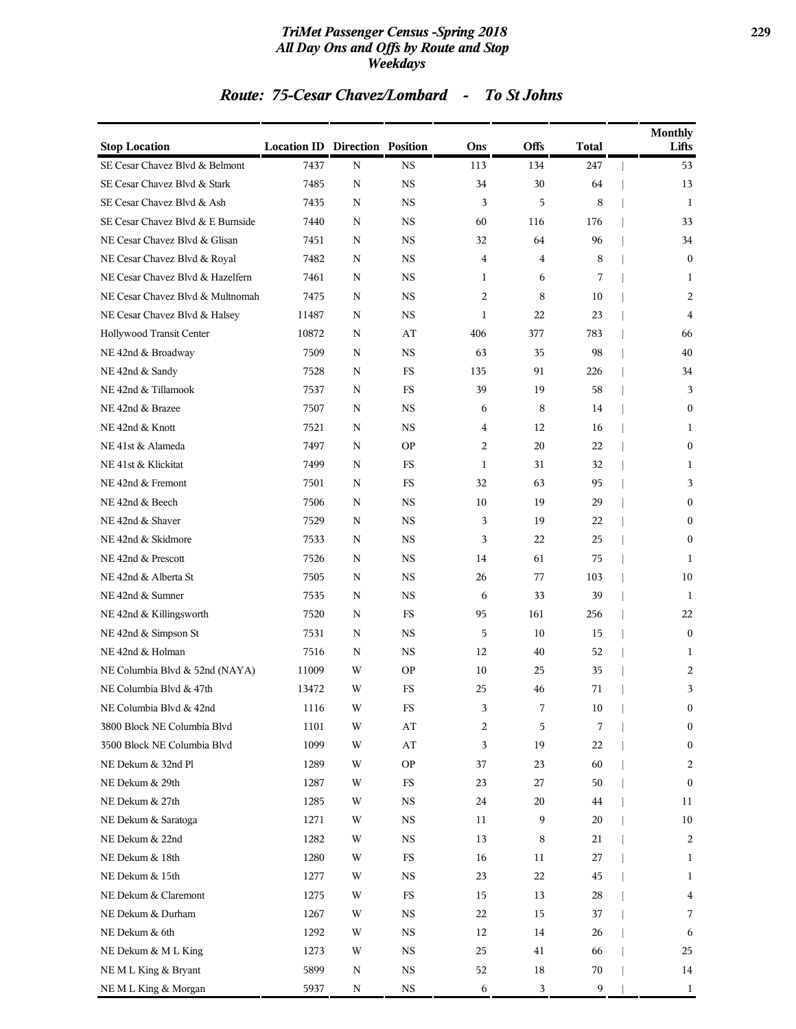## Route: 75-Cesar Chavez/Lombard - To St Johns

| Stop Location | Location ID | Direction | Position | Ons | Offs | Total | Monthly Lifts |
|---|---|---|---|---|---|---|---|
| SE Cesar Chavez Blvd & Belmont | 7437 | N | NS | 113 | 134 | 247 | 53 |
| SE Cesar Chavez Blvd & Stark | 7485 | N | NS | 34 | 30 | 64 | 13 |
| SE Cesar Chavez Blvd & Ash | 7435 | N | NS | 3 | 5 | 8 | 1 |
| SE Cesar Chavez Blvd & E Burnside | 7440 | N | NS | 60 | 116 | 176 | 33 |
| NE Cesar Chavez Blvd & Glisan | 7451 | N | NS | 32 | 64 | 96 | 34 |
| NE Cesar Chavez Blvd & Royal | 7482 | N | NS | 4 | 4 | 8 | 0 |
| NE Cesar Chavez Blvd & Hazelfern | 7461 | N | NS | 1 | 6 | 7 | 1 |
| NE Cesar Chavez Blvd & Multnomah | 7475 | N | NS | 2 | 8 | 10 | 2 |
| NE Cesar Chavez Blvd & Halsey | 11487 | N | NS | 1 | 22 | 23 | 4 |
| Hollywood Transit Center | 10872 | N | AT | 406 | 377 | 783 | 66 |
| NE 42nd & Broadway | 7509 | N | NS | 63 | 35 | 98 | 40 |
| NE 42nd & Sandy | 7528 | N | FS | 135 | 91 | 226 | 34 |
| NE 42nd & Tillamook | 7537 | N | FS | 39 | 19 | 58 | 3 |
| NE 42nd & Brazee | 7507 | N | NS | 6 | 8 | 14 | 0 |
| NE 42nd & Knott | 7521 | N | NS | 4 | 12 | 16 | 1 |
| NE 41st & Alameda | 7497 | N | OP | 2 | 20 | 22 | 0 |
| NE 41st & Klickitat | 7499 | N | FS | 1 | 31 | 32 | 1 |
| NE 42nd & Fremont | 7501 | N | FS | 32 | 63 | 95 | 3 |
| NE 42nd & Beech | 7506 | N | NS | 10 | 19 | 29 | 0 |
| NE 42nd & Shaver | 7529 | N | NS | 3 | 19 | 22 | 0 |
| NE 42nd & Skidmore | 7533 | N | NS | 3 | 22 | 25 | 0 |
| NE 42nd & Prescott | 7526 | N | NS | 14 | 61 | 75 | 1 |
| NE 42nd & Alberta St | 7505 | N | NS | 26 | 77 | 103 | 10 |
| NE 42nd & Sumner | 7535 | N | NS | 6 | 33 | 39 | 1 |
| NE 42nd & Killingsworth | 7520 | N | FS | 95 | 161 | 256 | 22 |
| NE 42nd & Simpson St | 7531 | N | NS | 5 | 10 | 15 | 0 |
| NE 42nd & Holman | 7516 | N | NS | 12 | 40 | 52 | 1 |
| NE Columbia Blvd & 52nd (NAYA) | 11009 | W | OP | 10 | 25 | 35 | 2 |
| NE Columbia Blvd & 47th | 13472 | W | FS | 25 | 46 | 71 | 3 |
| NE Columbia Blvd & 42nd | 1116 | W | FS | 3 | 7 | 10 | 0 |
| 3800 Block NE Columbia Blvd | 1101 | W | AT | 2 | 5 | 7 | 0 |
| 3500 Block NE Columbia Blvd | 1099 | W | AT | 3 | 19 | 22 | 0 |
| NE Dekum & 32nd Pl | 1289 | W | OP | 37 | 23 | 60 | 2 |
| NE Dekum & 29th | 1287 | W | FS | 23 | 27 | 50 | 0 |
| NE Dekum & 27th | 1285 | W | NS | 24 | 20 | 44 | 11 |
| NE Dekum & Saratoga | 1271 | W | NS | 11 | 9 | 20 | 10 |
| NE Dekum & 22nd | 1282 | W | NS | 13 | 8 | 21 | 2 |
| NE Dekum & 18th | 1280 | W | FS | 16 | 11 | 27 | 1 |
| NE Dekum & 15th | 1277 | W | NS | 23 | 22 | 45 | 1 |
| NE Dekum & Claremont | 1275 | W | FS | 15 | 13 | 28 | 4 |
| NE Dekum & Durham | 1267 | W | NS | 22 | 15 | 37 | 7 |
| NE Dekum & 6th | 1292 | W | NS | 12 | 14 | 26 | 6 |
| NE Dekum & M L King | 1273 | W | NS | 25 | 41 | 66 | 25 |
| NE M L King & Bryant | 5899 | N | NS | 52 | 18 | 70 | 14 |
| NE M L King & Morgan | 5937 | N | NS | 6 | 3 | 9 | 1 |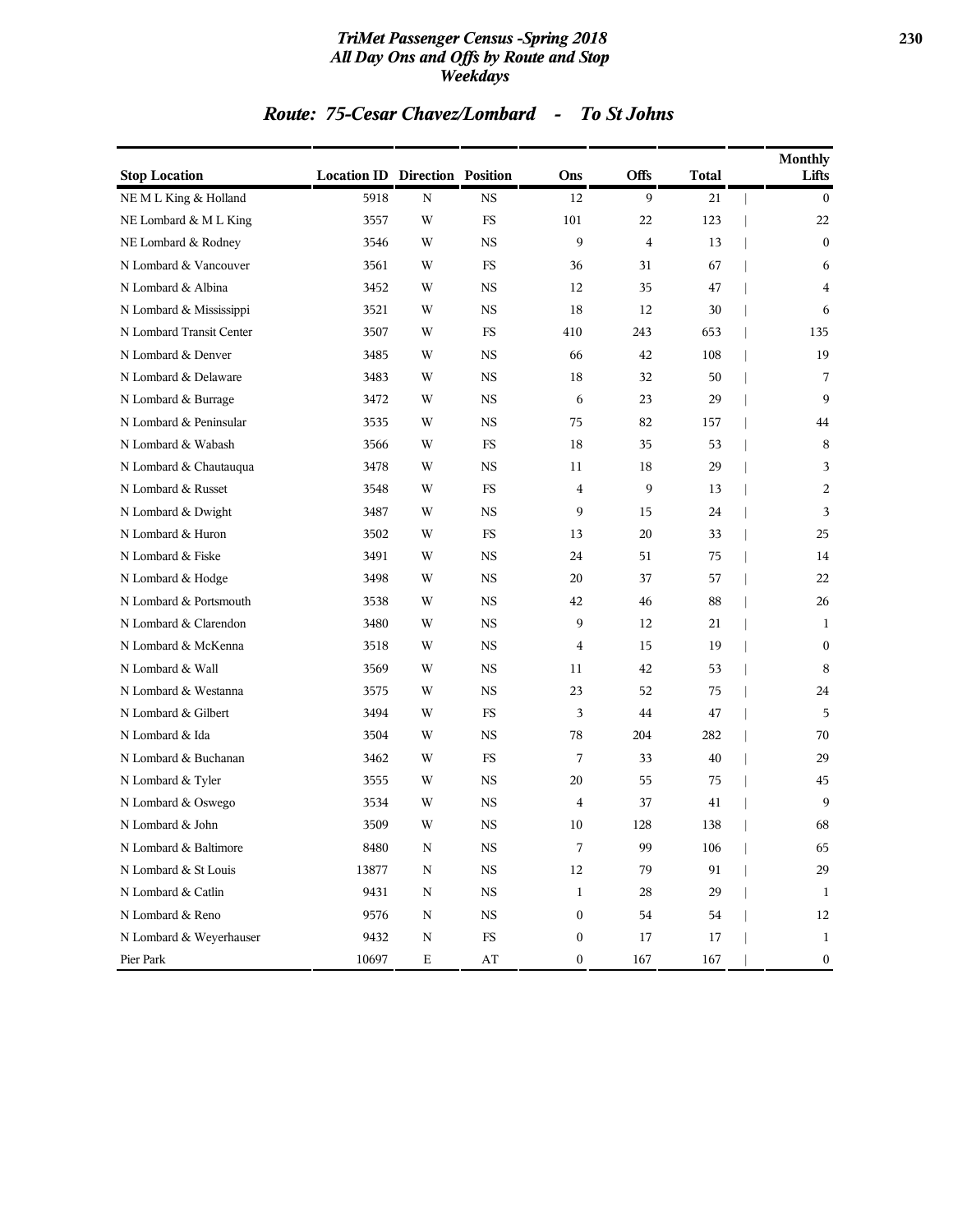## Route: 75-Cesar Chavez/Lombard - To St Johns

| Stop Location | Location ID | Direction | Position | Ons | Offs | Total | Monthly Lifts |
|---|---|---|---|---|---|---|---|
| NE M L King & Holland | 5918 | N | NS | 12 | 9 | 21 | 0 |
| NE Lombard & M L King | 3557 | W | FS | 101 | 22 | 123 | 22 |
| NE Lombard & Rodney | 3546 | W | NS | 9 | 4 | 13 | 0 |
| N Lombard & Vancouver | 3561 | W | FS | 36 | 31 | 67 | 6 |
| N Lombard & Albina | 3452 | W | NS | 12 | 35 | 47 | 4 |
| N Lombard & Mississippi | 3521 | W | NS | 18 | 12 | 30 | 6 |
| N Lombard Transit Center | 3507 | W | FS | 410 | 243 | 653 | 135 |
| N Lombard & Denver | 3485 | W | NS | 66 | 42 | 108 | 19 |
| N Lombard & Delaware | 3483 | W | NS | 18 | 32 | 50 | 7 |
| N Lombard & Burrage | 3472 | W | NS | 6 | 23 | 29 | 9 |
| N Lombard & Peninsular | 3535 | W | NS | 75 | 82 | 157 | 44 |
| N Lombard & Wabash | 3566 | W | FS | 18 | 35 | 53 | 8 |
| N Lombard & Chautauqua | 3478 | W | NS | 11 | 18 | 29 | 3 |
| N Lombard & Russet | 3548 | W | FS | 4 | 9 | 13 | 2 |
| N Lombard & Dwight | 3487 | W | NS | 9 | 15 | 24 | 3 |
| N Lombard & Huron | 3502 | W | FS | 13 | 20 | 33 | 25 |
| N Lombard & Fiske | 3491 | W | NS | 24 | 51 | 75 | 14 |
| N Lombard & Hodge | 3498 | W | NS | 20 | 37 | 57 | 22 |
| N Lombard & Portsmouth | 3538 | W | NS | 42 | 46 | 88 | 26 |
| N Lombard & Clarendon | 3480 | W | NS | 9 | 12 | 21 | 1 |
| N Lombard & McKenna | 3518 | W | NS | 4 | 15 | 19 | 0 |
| N Lombard & Wall | 3569 | W | NS | 11 | 42 | 53 | 8 |
| N Lombard & Westanna | 3575 | W | NS | 23 | 52 | 75 | 24 |
| N Lombard & Gilbert | 3494 | W | FS | 3 | 44 | 47 | 5 |
| N Lombard & Ida | 3504 | W | NS | 78 | 204 | 282 | 70 |
| N Lombard & Buchanan | 3462 | W | FS | 7 | 33 | 40 | 29 |
| N Lombard & Tyler | 3555 | W | NS | 20 | 55 | 75 | 45 |
| N Lombard & Oswego | 3534 | W | NS | 4 | 37 | 41 | 9 |
| N Lombard & John | 3509 | W | NS | 10 | 128 | 138 | 68 |
| N Lombard & Baltimore | 8480 | N | NS | 7 | 99 | 106 | 65 |
| N Lombard & St Louis | 13877 | N | NS | 12 | 79 | 91 | 29 |
| N Lombard & Catlin | 9431 | N | NS | 1 | 28 | 29 | 1 |
| N Lombard & Reno | 9576 | N | NS | 0 | 54 | 54 | 12 |
| N Lombard & Weyerhauser | 9432 | N | FS | 0 | 17 | 17 | 1 |
| Pier Park | 10697 | E | AT | 0 | 167 | 167 | 0 |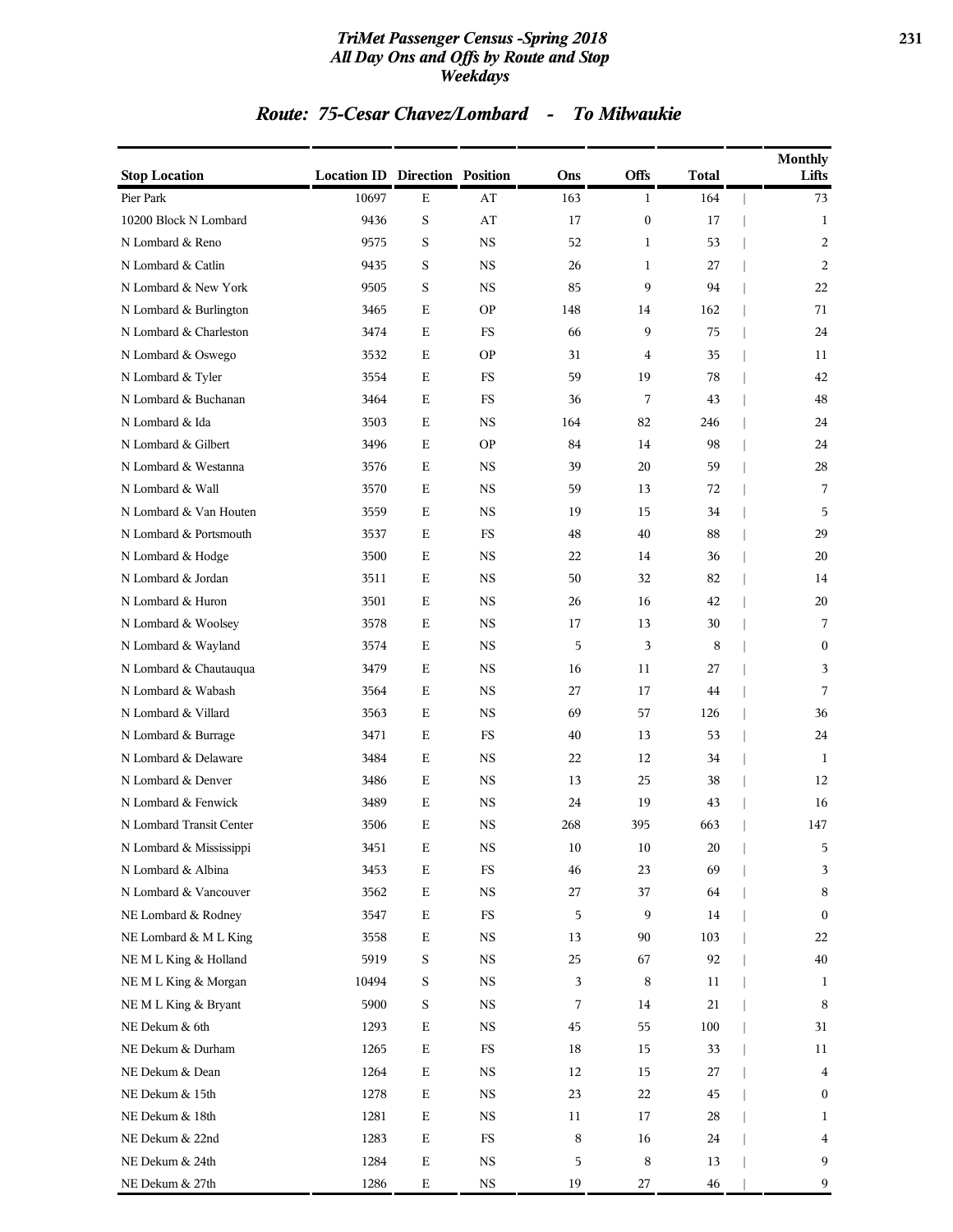## TriMet Passenger Census -Spring 2018
## All Day Ons and Offs by Route and Stop
## Weekdays

### Route: 75-Cesar Chavez/Lombard - To Milwaukie

| Stop Location | Location ID | Direction | Position | Ons | Offs | Total | Monthly Lifts |
|---|---|---|---|---|---|---|---|
| Pier Park | 10697 | E | AT | 163 | 1 | 164 | 73 |
| 10200 Block N Lombard | 9436 | S | AT | 17 | 0 | 17 | 1 |
| N Lombard & Reno | 9575 | S | NS | 52 | 1 | 53 | 2 |
| N Lombard & Catlin | 9435 | S | NS | 26 | 1 | 27 | 2 |
| N Lombard & New York | 9505 | S | NS | 85 | 9 | 94 | 22 |
| N Lombard & Burlington | 3465 | E | OP | 148 | 14 | 162 | 71 |
| N Lombard & Charleston | 3474 | E | FS | 66 | 9 | 75 | 24 |
| N Lombard & Oswego | 3532 | E | OP | 31 | 4 | 35 | 11 |
| N Lombard & Tyler | 3554 | E | FS | 59 | 19 | 78 | 42 |
| N Lombard & Buchanan | 3464 | E | FS | 36 | 7 | 43 | 48 |
| N Lombard & Ida | 3503 | E | NS | 164 | 82 | 246 | 24 |
| N Lombard & Gilbert | 3496 | E | OP | 84 | 14 | 98 | 24 |
| N Lombard & Westanna | 3576 | E | NS | 39 | 20 | 59 | 28 |
| N Lombard & Wall | 3570 | E | NS | 59 | 13 | 72 | 7 |
| N Lombard & Van Houten | 3559 | E | NS | 19 | 15 | 34 | 5 |
| N Lombard & Portsmouth | 3537 | E | FS | 48 | 40 | 88 | 29 |
| N Lombard & Hodge | 3500 | E | NS | 22 | 14 | 36 | 20 |
| N Lombard & Jordan | 3511 | E | NS | 50 | 32 | 82 | 14 |
| N Lombard & Huron | 3501 | E | NS | 26 | 16 | 42 | 20 |
| N Lombard & Woolsey | 3578 | E | NS | 17 | 13 | 30 | 7 |
| N Lombard & Wayland | 3574 | E | NS | 5 | 3 | 8 | 0 |
| N Lombard & Chautauqua | 3479 | E | NS | 16 | 11 | 27 | 3 |
| N Lombard & Wabash | 3564 | E | NS | 27 | 17 | 44 | 7 |
| N Lombard & Villard | 3563 | E | NS | 69 | 57 | 126 | 36 |
| N Lombard & Burrage | 3471 | E | FS | 40 | 13 | 53 | 24 |
| N Lombard & Delaware | 3484 | E | NS | 22 | 12 | 34 | 1 |
| N Lombard & Denver | 3486 | E | NS | 13 | 25 | 38 | 12 |
| N Lombard & Fenwick | 3489 | E | NS | 24 | 19 | 43 | 16 |
| N Lombard Transit Center | 3506 | E | NS | 268 | 395 | 663 | 147 |
| N Lombard & Mississippi | 3451 | E | NS | 10 | 10 | 20 | 5 |
| N Lombard & Albina | 3453 | E | FS | 46 | 23 | 69 | 3 |
| N Lombard & Vancouver | 3562 | E | NS | 27 | 37 | 64 | 8 |
| NE Lombard & Rodney | 3547 | E | FS | 5 | 9 | 14 | 0 |
| NE Lombard & M L King | 3558 | E | NS | 13 | 90 | 103 | 22 |
| NE M L King & Holland | 5919 | S | NS | 25 | 67 | 92 | 40 |
| NE M L King & Morgan | 10494 | S | NS | 3 | 8 | 11 | 1 |
| NE M L King & Bryant | 5900 | S | NS | 7 | 14 | 21 | 8 |
| NE Dekum & 6th | 1293 | E | NS | 45 | 55 | 100 | 31 |
| NE Dekum & Durham | 1265 | E | FS | 18 | 15 | 33 | 11 |
| NE Dekum & Dean | 1264 | E | NS | 12 | 15 | 27 | 4 |
| NE Dekum & 15th | 1278 | E | NS | 23 | 22 | 45 | 0 |
| NE Dekum & 18th | 1281 | E | NS | 11 | 17 | 28 | 1 |
| NE Dekum & 22nd | 1283 | E | FS | 8 | 16 | 24 | 4 |
| NE Dekum & 24th | 1284 | E | NS | 5 | 8 | 13 | 9 |
| NE Dekum & 27th | 1286 | E | NS | 19 | 27 | 46 | 9 |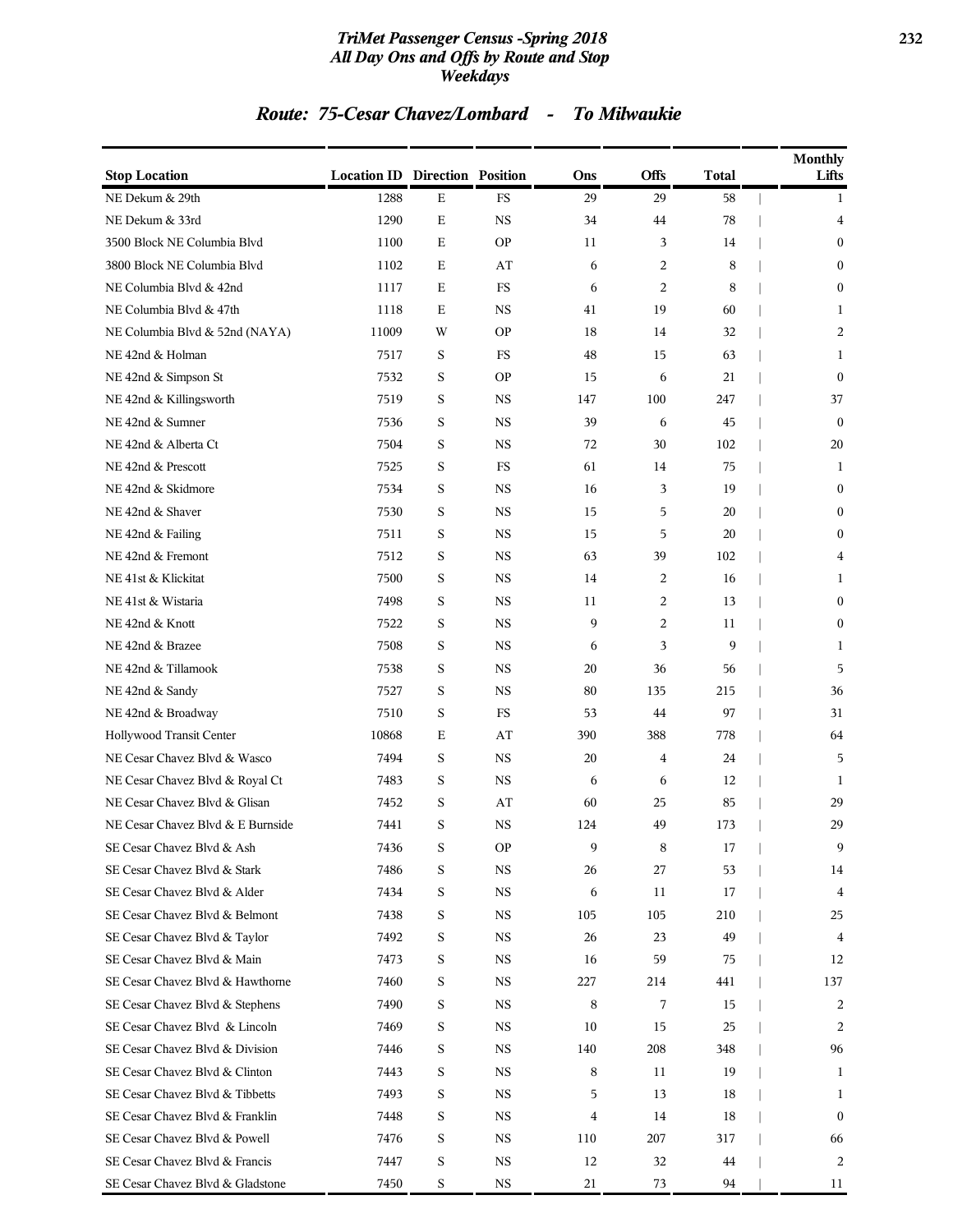## Route: 75-Cesar Chavez/Lombard - To Milwaukie

| Stop Location | Location ID | Direction | Position | Ons | Offs | Total | Monthly Lifts |
|---|---|---|---|---|---|---|---|
| NE Dekum & 29th | 1288 | E | FS | 29 | 29 | 58 | 1 |
| NE Dekum & 33rd | 1290 | E | NS | 34 | 44 | 78 | 4 |
| 3500 Block NE Columbia Blvd | 1100 | E | OP | 11 | 3 | 14 | 0 |
| 3800 Block NE Columbia Blvd | 1102 | E | AT | 6 | 2 | 8 | 0 |
| NE Columbia Blvd & 42nd | 1117 | E | FS | 6 | 2 | 8 | 0 |
| NE Columbia Blvd & 47th | 1118 | E | NS | 41 | 19 | 60 | 1 |
| NE Columbia Blvd & 52nd (NAYA) | 11009 | W | OP | 18 | 14 | 32 | 2 |
| NE 42nd & Holman | 7517 | S | FS | 48 | 15 | 63 | 1 |
| NE 42nd & Simpson St | 7532 | S | OP | 15 | 6 | 21 | 0 |
| NE 42nd & Killingsworth | 7519 | S | NS | 147 | 100 | 247 | 37 |
| NE 42nd & Sumner | 7536 | S | NS | 39 | 6 | 45 | 0 |
| NE 42nd & Alberta Ct | 7504 | S | NS | 72 | 30 | 102 | 20 |
| NE 42nd & Prescott | 7525 | S | FS | 61 | 14 | 75 | 1 |
| NE 42nd & Skidmore | 7534 | S | NS | 16 | 3 | 19 | 0 |
| NE 42nd & Shaver | 7530 | S | NS | 15 | 5 | 20 | 0 |
| NE 42nd & Failing | 7511 | S | NS | 15 | 5 | 20 | 0 |
| NE 42nd & Fremont | 7512 | S | NS | 63 | 39 | 102 | 4 |
| NE 41st & Klickitat | 7500 | S | NS | 14 | 2 | 16 | 1 |
| NE 41st & Wistaria | 7498 | S | NS | 11 | 2 | 13 | 0 |
| NE 42nd & Knott | 7522 | S | NS | 9 | 2 | 11 | 0 |
| NE 42nd & Brazee | 7508 | S | NS | 6 | 3 | 9 | 1 |
| NE 42nd & Tillamook | 7538 | S | NS | 20 | 36 | 56 | 5 |
| NE 42nd & Sandy | 7527 | S | NS | 80 | 135 | 215 | 36 |
| NE 42nd & Broadway | 7510 | S | FS | 53 | 44 | 97 | 31 |
| Hollywood Transit Center | 10868 | E | AT | 390 | 388 | 778 | 64 |
| NE Cesar Chavez Blvd & Wasco | 7494 | S | NS | 20 | 4 | 24 | 5 |
| NE Cesar Chavez Blvd & Royal Ct | 7483 | S | NS | 6 | 6 | 12 | 1 |
| NE Cesar Chavez Blvd & Glisan | 7452 | S | AT | 60 | 25 | 85 | 29 |
| NE Cesar Chavez Blvd & E Burnside | 7441 | S | NS | 124 | 49 | 173 | 29 |
| SE Cesar Chavez Blvd & Ash | 7436 | S | OP | 9 | 8 | 17 | 9 |
| SE Cesar Chavez Blvd & Stark | 7486 | S | NS | 26 | 27 | 53 | 14 |
| SE Cesar Chavez Blvd & Alder | 7434 | S | NS | 6 | 11 | 17 | 4 |
| SE Cesar Chavez Blvd & Belmont | 7438 | S | NS | 105 | 105 | 210 | 25 |
| SE Cesar Chavez Blvd & Taylor | 7492 | S | NS | 26 | 23 | 49 | 4 |
| SE Cesar Chavez Blvd & Main | 7473 | S | NS | 16 | 59 | 75 | 12 |
| SE Cesar Chavez Blvd & Hawthorne | 7460 | S | NS | 227 | 214 | 441 | 137 |
| SE Cesar Chavez Blvd & Stephens | 7490 | S | NS | 8 | 7 | 15 | 2 |
| SE Cesar Chavez Blvd & Lincoln | 7469 | S | NS | 10 | 15 | 25 | 2 |
| SE Cesar Chavez Blvd & Division | 7446 | S | NS | 140 | 208 | 348 | 96 |
| SE Cesar Chavez Blvd & Clinton | 7443 | S | NS | 8 | 11 | 19 | 1 |
| SE Cesar Chavez Blvd & Tibbetts | 7493 | S | NS | 5 | 13 | 18 | 1 |
| SE Cesar Chavez Blvd & Franklin | 7448 | S | NS | 4 | 14 | 18 | 0 |
| SE Cesar Chavez Blvd & Powell | 7476 | S | NS | 110 | 207 | 317 | 66 |
| SE Cesar Chavez Blvd & Francis | 7447 | S | NS | 12 | 32 | 44 | 2 |
| SE Cesar Chavez Blvd & Gladstone | 7450 | S | NS | 21 | 73 | 94 | 11 |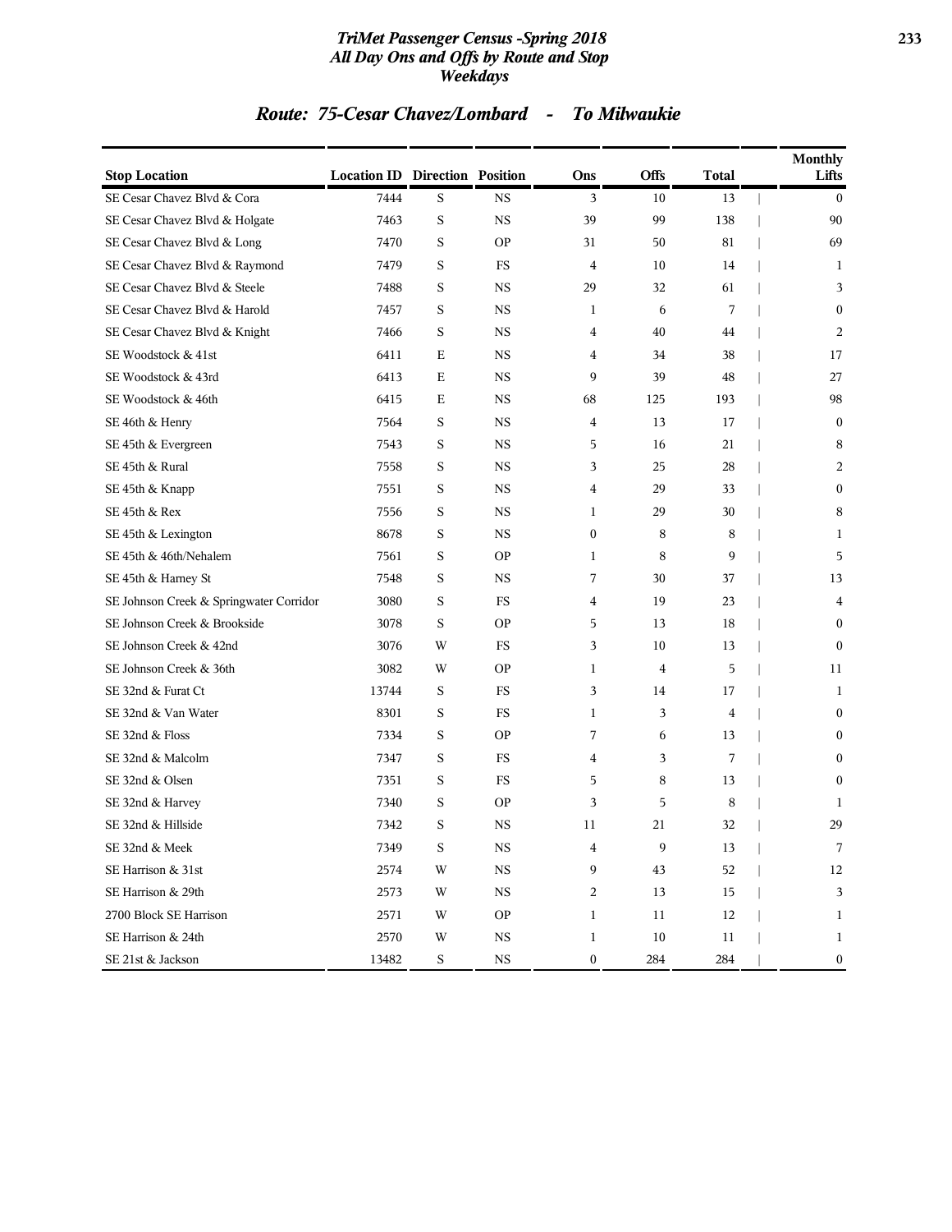## Route: 75-Cesar Chavez/Lombard - To Milwaukie

| Stop Location | Location ID | Direction | Position | Ons | Offs | Total | Monthly Lifts |
|---|---|---|---|---|---|---|---|
| SE Cesar Chavez Blvd & Cora | 7444 | S | NS | 3 | 10 | 13 | 0 |
| SE Cesar Chavez Blvd & Holgate | 7463 | S | NS | 39 | 99 | 138 | 90 |
| SE Cesar Chavez Blvd & Long | 7470 | S | OP | 31 | 50 | 81 | 69 |
| SE Cesar Chavez Blvd & Raymond | 7479 | S | FS | 4 | 10 | 14 | 1 |
| SE Cesar Chavez Blvd & Steele | 7488 | S | NS | 29 | 32 | 61 | 3 |
| SE Cesar Chavez Blvd & Harold | 7457 | S | NS | 1 | 6 | 7 | 0 |
| SE Cesar Chavez Blvd & Knight | 7466 | S | NS | 4 | 40 | 44 | 2 |
| SE Woodstock & 41st | 6411 | E | NS | 4 | 34 | 38 | 17 |
| SE Woodstock & 43rd | 6413 | E | NS | 9 | 39 | 48 | 27 |
| SE Woodstock & 46th | 6415 | E | NS | 68 | 125 | 193 | 98 |
| SE 46th & Henry | 7564 | S | NS | 4 | 13 | 17 | 0 |
| SE 45th & Evergreen | 7543 | S | NS | 5 | 16 | 21 | 8 |
| SE 45th & Rural | 7558 | S | NS | 3 | 25 | 28 | 2 |
| SE 45th & Knapp | 7551 | S | NS | 4 | 29 | 33 | 0 |
| SE 45th & Rex | 7556 | S | NS | 1 | 29 | 30 | 8 |
| SE 45th & Lexington | 8678 | S | NS | 0 | 8 | 8 | 1 |
| SE 45th & 46th/Nehalem | 7561 | S | OP | 1 | 8 | 9 | 5 |
| SE 45th & Harney St | 7548 | S | NS | 7 | 30 | 37 | 13 |
| SE Johnson Creek & Springwater Corridor | 3080 | S | FS | 4 | 19 | 23 | 4 |
| SE Johnson Creek & Brookside | 3078 | S | OP | 5 | 13 | 18 | 0 |
| SE Johnson Creek & 42nd | 3076 | W | FS | 3 | 10 | 13 | 0 |
| SE Johnson Creek & 36th | 3082 | W | OP | 1 | 4 | 5 | 11 |
| SE 32nd & Furat Ct | 13744 | S | FS | 3 | 14 | 17 | 1 |
| SE 32nd & Van Water | 8301 | S | FS | 1 | 3 | 4 | 0 |
| SE 32nd & Floss | 7334 | S | OP | 7 | 6 | 13 | 0 |
| SE 32nd & Malcolm | 7347 | S | FS | 4 | 3 | 7 | 0 |
| SE 32nd & Olsen | 7351 | S | FS | 5 | 8 | 13 | 0 |
| SE 32nd & Harvey | 7340 | S | OP | 3 | 5 | 8 | 1 |
| SE 32nd & Hillside | 7342 | S | NS | 11 | 21 | 32 | 29 |
| SE 32nd & Meek | 7349 | S | NS | 4 | 9 | 13 | 7 |
| SE Harrison & 31st | 2574 | W | NS | 9 | 43 | 52 | 12 |
| SE Harrison & 29th | 2573 | W | NS | 2 | 13 | 15 | 3 |
| 2700 Block SE Harrison | 2571 | W | OP | 1 | 11 | 12 | 1 |
| SE Harrison & 24th | 2570 | W | NS | 1 | 10 | 11 | 1 |
| SE 21st & Jackson | 13482 | S | NS | 0 | 284 | 284 | 0 |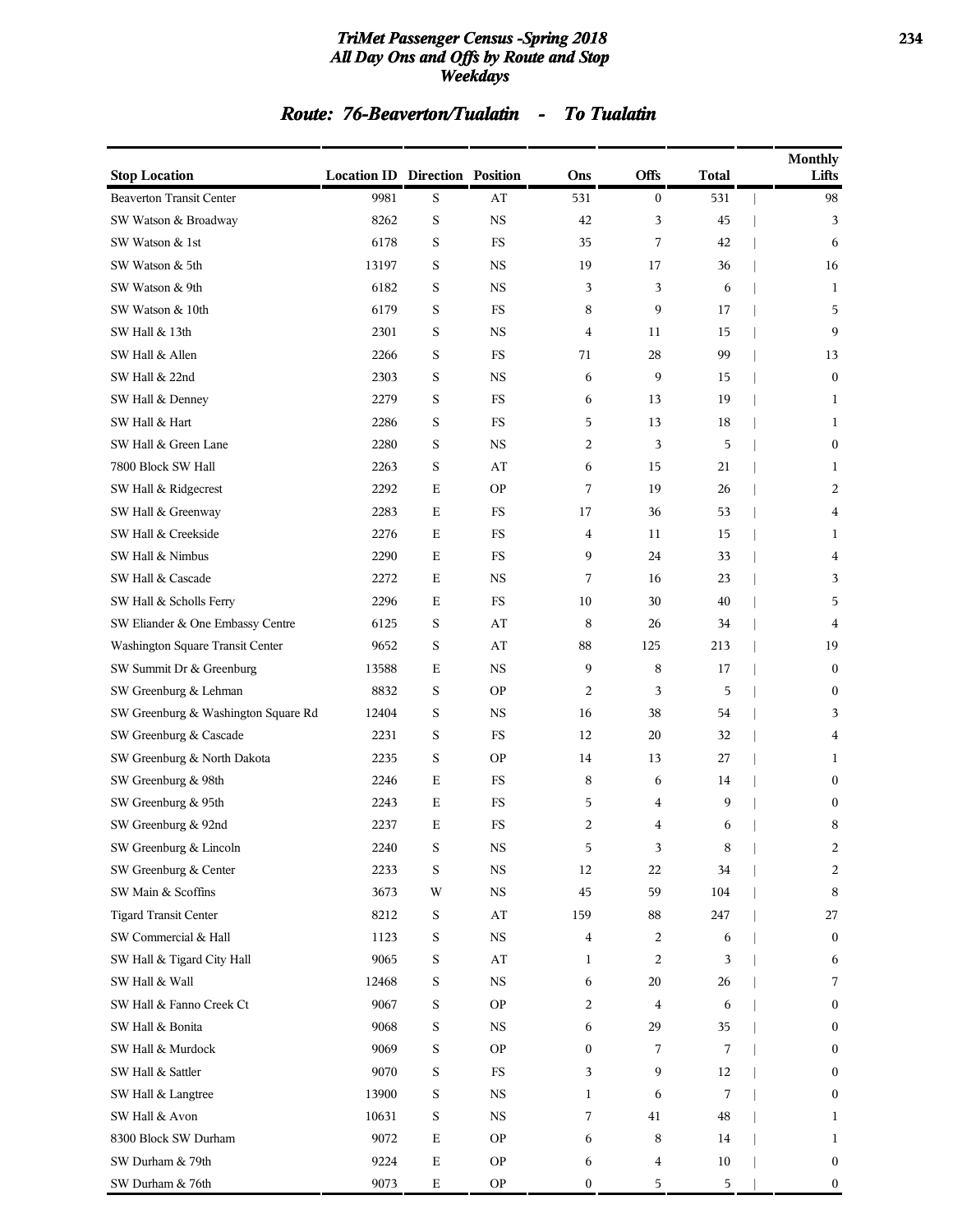# TriMet Passenger Census -Spring 2018
## All Day Ons and Offs by Route and Stop
### Weekdays

## Route: 76-Beaverton/Tualatin - To Tualatin

| Stop Location | Location ID | Direction | Position | Ons | Offs | Total | Monthly Lifts |
|---|---|---|---|---|---|---|---|
| Beaverton Transit Center | 9981 | S | AT | 531 | 0 | 531 | 98 |
| SW Watson & Broadway | 8262 | S | NS | 42 | 3 | 45 | 3 |
| SW Watson & 1st | 6178 | S | FS | 35 | 7 | 42 | 6 |
| SW Watson & 5th | 13197 | S | NS | 19 | 17 | 36 | 16 |
| SW Watson & 9th | 6182 | S | NS | 3 | 3 | 6 | 1 |
| SW Watson & 10th | 6179 | S | FS | 8 | 9 | 17 | 5 |
| SW Hall & 13th | 2301 | S | NS | 4 | 11 | 15 | 9 |
| SW Hall & Allen | 2266 | S | FS | 71 | 28 | 99 | 13 |
| SW Hall & 22nd | 2303 | S | NS | 6 | 9 | 15 | 0 |
| SW Hall & Denney | 2279 | S | FS | 6 | 13 | 19 | 1 |
| SW Hall & Hart | 2286 | S | FS | 5 | 13 | 18 | 1 |
| SW Hall & Green Lane | 2280 | S | NS | 2 | 3 | 5 | 0 |
| 7800 Block SW Hall | 2263 | S | AT | 6 | 15 | 21 | 1 |
| SW Hall & Ridgecrest | 2292 | E | OP | 7 | 19 | 26 | 2 |
| SW Hall & Greenway | 2283 | E | FS | 17 | 36 | 53 | 4 |
| SW Hall & Creekside | 2276 | E | FS | 4 | 11 | 15 | 1 |
| SW Hall & Nimbus | 2290 | E | FS | 9 | 24 | 33 | 4 |
| SW Hall & Cascade | 2272 | E | NS | 7 | 16 | 23 | 3 |
| SW Hall & Scholls Ferry | 2296 | E | FS | 10 | 30 | 40 | 5 |
| SW Eliander & One Embassy Centre | 6125 | S | AT | 8 | 26 | 34 | 4 |
| Washington Square Transit Center | 9652 | S | AT | 88 | 125 | 213 | 19 |
| SW Summit Dr & Greenburg | 13588 | E | NS | 9 | 8 | 17 | 0 |
| SW Greenburg & Lehman | 8832 | S | OP | 2 | 3 | 5 | 0 |
| SW Greenburg & Washington Square Rd | 12404 | S | NS | 16 | 38 | 54 | 3 |
| SW Greenburg & Cascade | 2231 | S | FS | 12 | 20 | 32 | 4 |
| SW Greenburg & North Dakota | 2235 | S | OP | 14 | 13 | 27 | 1 |
| SW Greenburg & 98th | 2246 | E | FS | 8 | 6 | 14 | 0 |
| SW Greenburg & 95th | 2243 | E | FS | 5 | 4 | 9 | 0 |
| SW Greenburg & 92nd | 2237 | E | FS | 2 | 4 | 6 | 8 |
| SW Greenburg & Lincoln | 2240 | S | NS | 5 | 3 | 8 | 2 |
| SW Greenburg & Center | 2233 | S | NS | 12 | 22 | 34 | 2 |
| SW Main & Scoffins | 3673 | W | NS | 45 | 59 | 104 | 8 |
| Tigard Transit Center | 8212 | S | AT | 159 | 88 | 247 | 27 |
| SW Commercial & Hall | 1123 | S | NS | 4 | 2 | 6 | 0 |
| SW Hall & Tigard City Hall | 9065 | S | AT | 1 | 2 | 3 | 6 |
| SW Hall & Wall | 12468 | S | NS | 6 | 20 | 26 | 7 |
| SW Hall & Fanno Creek Ct | 9067 | S | OP | 2 | 4 | 6 | 0 |
| SW Hall & Bonita | 9068 | S | NS | 6 | 29 | 35 | 0 |
| SW Hall & Murdock | 9069 | S | OP | 0 | 7 | 7 | 0 |
| SW Hall & Sattler | 9070 | S | FS | 3 | 9 | 12 | 0 |
| SW Hall & Langtree | 13900 | S | NS | 1 | 6 | 7 | 0 |
| SW Hall & Avon | 10631 | S | NS | 7 | 41 | 48 | 1 |
| 8300 Block SW Durham | 9072 | E | OP | 6 | 8 | 14 | 1 |
| SW Durham & 79th | 9224 | E | OP | 6 | 4 | 10 | 0 |
| SW Durham & 76th | 9073 | E | OP | 0 | 5 | 5 | 0 |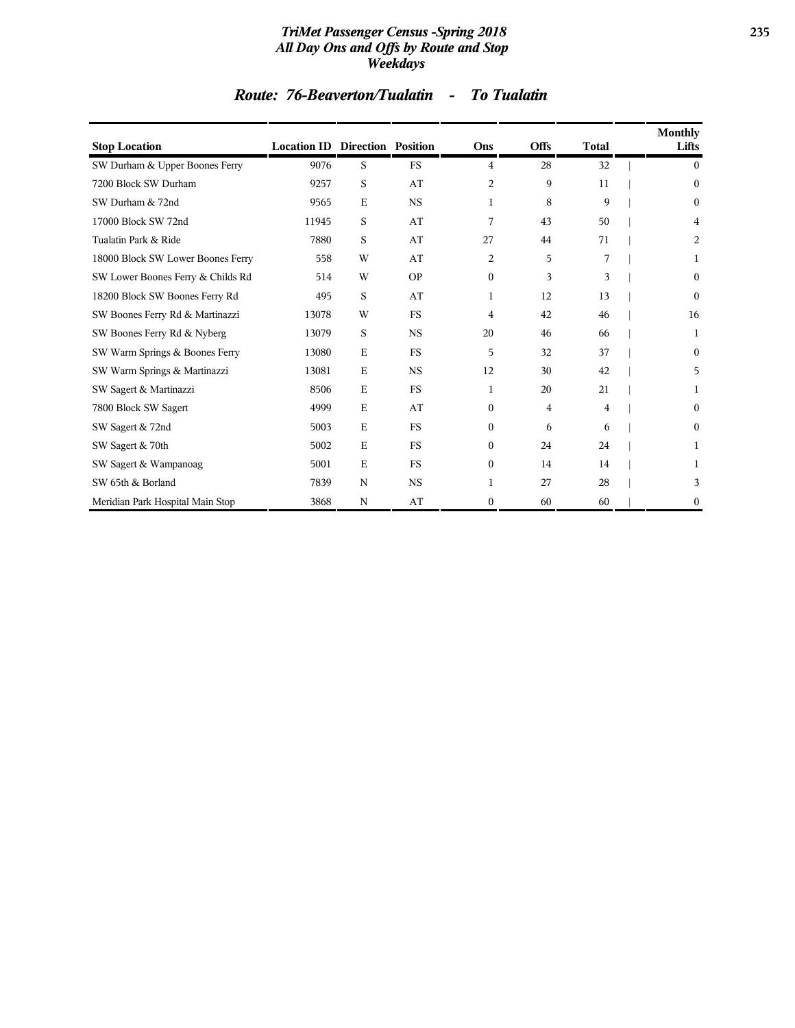# TriMet Passenger Census -Spring 2018
## All Day Ons and Offs by Route and Stop
### Weekdays

## Route: 76-Beaverton/Tualatin - To Tualatin

| Stop Location | Location ID | Direction | Position | Ons | Offs | Total | Monthly Lifts |
|---|---|---|---|---|---|---|---|
| SW Durham & Upper Boones Ferry | 9076 | S | FS | 4 | 28 | 32 | 0 |
| 7200 Block SW Durham | 9257 | S | AT | 2 | 9 | 11 | 0 |
| SW Durham & 72nd | 9565 | E | NS | 1 | 8 | 9 | 0 |
| 17000 Block SW 72nd | 11945 | S | AT | 7 | 43 | 50 | 4 |
| Tualatin Park & Ride | 7880 | S | AT | 27 | 44 | 71 | 2 |
| 18000 Block SW Lower Boones Ferry | 558 | W | AT | 2 | 5 | 7 | 1 |
| SW Lower Boones Ferry & Childs Rd | 514 | W | OP | 0 | 3 | 3 | 0 |
| 18200 Block SW Boones Ferry Rd | 495 | S | AT | 1 | 12 | 13 | 0 |
| SW Boones Ferry Rd & Martinazzi | 13078 | W | FS | 4 | 42 | 46 | 16 |
| SW Boones Ferry Rd & Nyberg | 13079 | S | NS | 20 | 46 | 66 | 1 |
| SW Warm Springs & Boones Ferry | 13080 | E | FS | 5 | 32 | 37 | 0 |
| SW Warm Springs & Martinazzi | 13081 | E | NS | 12 | 30 | 42 | 5 |
| SW Sagert & Martinazzi | 8506 | E | FS | 1 | 20 | 21 | 1 |
| 7800 Block SW Sagert | 4999 | E | AT | 0 | 4 | 4 | 0 |
| SW Sagert & 72nd | 5003 | E | FS | 0 | 6 | 6 | 0 |
| SW Sagert & 70th | 5002 | E | FS | 0 | 24 | 24 | 1 |
| SW Sagert & Wampanoag | 5001 | E | FS | 0 | 14 | 14 | 1 |
| SW 65th & Borland | 7839 | N | NS | 1 | 27 | 28 | 3 |
| Meridian Park Hospital Main Stop | 3868 | N | AT | 0 | 60 | 60 | 0 |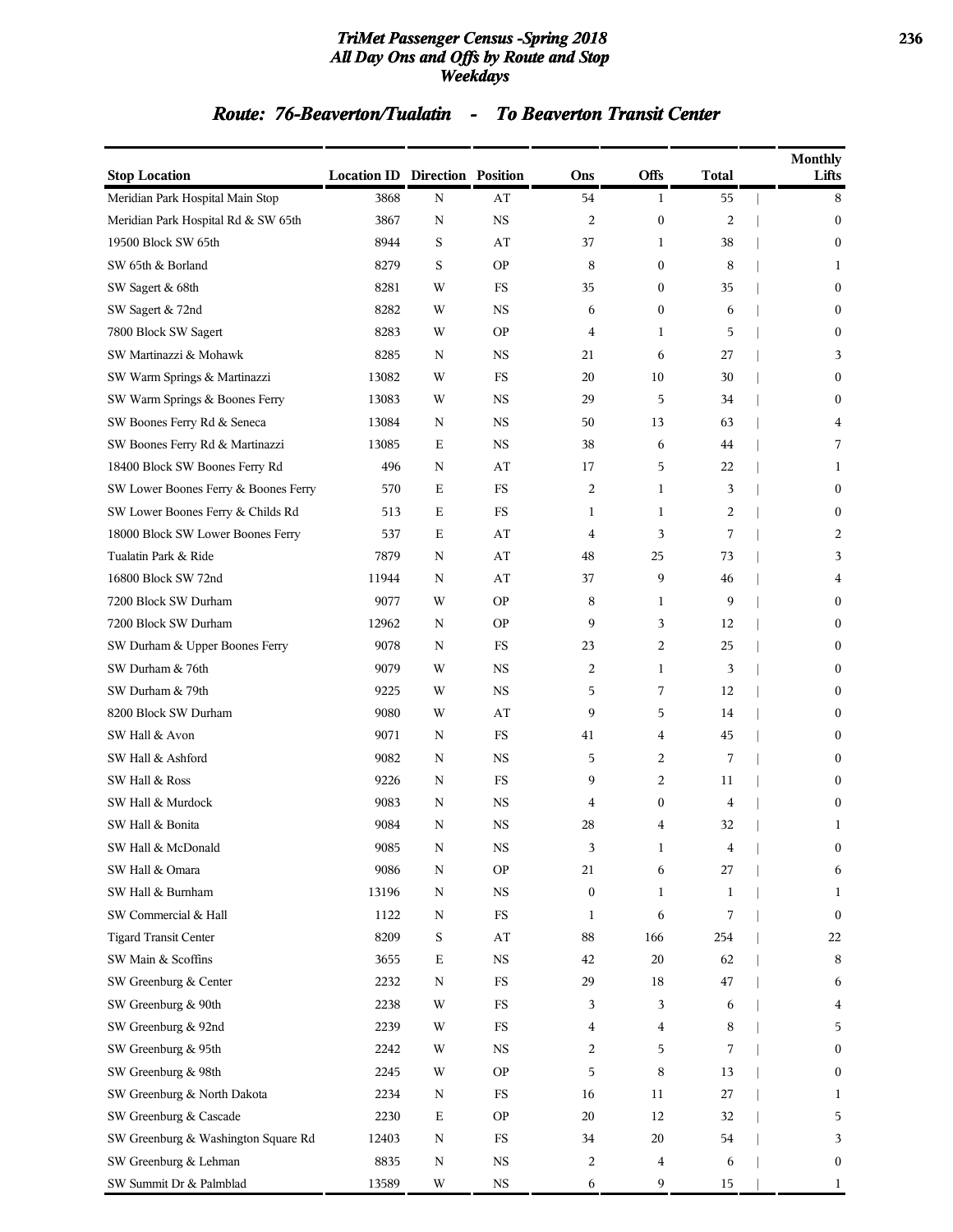# TriMet Passenger Census -Spring 2018
## All Day Ons and Offs by Route and Stop
### Weekdays

## Route: 76-Beaverton/Tualatin - To Beaverton Transit Center

| Stop Location | Location ID | Direction | Position | Ons | Offs | Total | Monthly Lifts |
|---|---|---|---|---|---|---|---|
| Meridian Park Hospital Main Stop | 3868 | N | AT | 54 | 1 | 55 | 8 |
| Meridian Park Hospital Rd & SW 65th | 3867 | N | NS | 2 | 0 | 2 | 0 |
| 19500 Block SW 65th | 8944 | S | AT | 37 | 1 | 38 | 0 |
| SW 65th & Borland | 8279 | S | OP | 8 | 0 | 8 | 1 |
| SW Sagert & 68th | 8281 | W | FS | 35 | 0 | 35 | 0 |
| SW Sagert & 72nd | 8282 | W | NS | 6 | 0 | 6 | 0 |
| 7800 Block SW Sagert | 8283 | W | OP | 4 | 1 | 5 | 0 |
| SW Martinazzi & Mohawk | 8285 | N | NS | 21 | 6 | 27 | 3 |
| SW Warm Springs & Martinazzi | 13082 | W | FS | 20 | 10 | 30 | 0 |
| SW Warm Springs & Boones Ferry | 13083 | W | NS | 29 | 5 | 34 | 0 |
| SW Boones Ferry Rd & Seneca | 13084 | N | NS | 50 | 13 | 63 | 4 |
| SW Boones Ferry Rd & Martinazzi | 13085 | E | NS | 38 | 6 | 44 | 7 |
| 18400 Block SW Boones Ferry Rd | 496 | N | AT | 17 | 5 | 22 | 1 |
| SW Lower Boones Ferry & Boones Ferry | 570 | E | FS | 2 | 1 | 3 | 0 |
| SW Lower Boones Ferry & Childs Rd | 513 | E | FS | 1 | 1 | 2 | 0 |
| 18000 Block SW Lower Boones Ferry | 537 | E | AT | 4 | 3 | 7 | 2 |
| Tualatin Park & Ride | 7879 | N | AT | 48 | 25 | 73 | 3 |
| 16800 Block SW 72nd | 11944 | N | AT | 37 | 9 | 46 | 4 |
| 7200 Block SW Durham | 9077 | W | OP | 8 | 1 | 9 | 0 |
| 7200 Block SW Durham | 12962 | N | OP | 9 | 3 | 12 | 0 |
| SW Durham & Upper Boones Ferry | 9078 | N | FS | 23 | 2 | 25 | 0 |
| SW Durham & 76th | 9079 | W | NS | 2 | 1 | 3 | 0 |
| SW Durham & 79th | 9225 | W | NS | 5 | 7 | 12 | 0 |
| 8200 Block SW Durham | 9080 | W | AT | 9 | 5 | 14 | 0 |
| SW Hall & Avon | 9071 | N | FS | 41 | 4 | 45 | 0 |
| SW Hall & Ashford | 9082 | N | NS | 5 | 2 | 7 | 0 |
| SW Hall & Ross | 9226 | N | FS | 9 | 2 | 11 | 0 |
| SW Hall & Murdock | 9083 | N | NS | 4 | 0 | 4 | 0 |
| SW Hall & Bonita | 9084 | N | NS | 28 | 4 | 32 | 1 |
| SW Hall & McDonald | 9085 | N | NS | 3 | 1 | 4 | 0 |
| SW Hall & Omara | 9086 | N | OP | 21 | 6 | 27 | 6 |
| SW Hall & Burnham | 13196 | N | NS | 0 | 1 | 1 | 1 |
| SW Commercial & Hall | 1122 | N | FS | 1 | 6 | 7 | 0 |
| Tigard Transit Center | 8209 | S | AT | 88 | 166 | 254 | 22 |
| SW Main & Scoffins | 3655 | E | NS | 42 | 20 | 62 | 8 |
| SW Greenburg & Center | 2232 | N | FS | 29 | 18 | 47 | 6 |
| SW Greenburg & 90th | 2238 | W | FS | 3 | 3 | 6 | 4 |
| SW Greenburg & 92nd | 2239 | W | FS | 4 | 4 | 8 | 5 |
| SW Greenburg & 95th | 2242 | W | NS | 2 | 5 | 7 | 0 |
| SW Greenburg & 98th | 2245 | W | OP | 5 | 8 | 13 | 0 |
| SW Greenburg & North Dakota | 2234 | N | FS | 16 | 11 | 27 | 1 |
| SW Greenburg & Cascade | 2230 | E | OP | 20 | 12 | 32 | 5 |
| SW Greenburg & Washington Square Rd | 12403 | N | FS | 34 | 20 | 54 | 3 |
| SW Greenburg & Lehman | 8835 | N | NS | 2 | 4 | 6 | 0 |
| SW Summit Dr & Palmblad | 13589 | W | NS | 6 | 9 | 15 | 1 |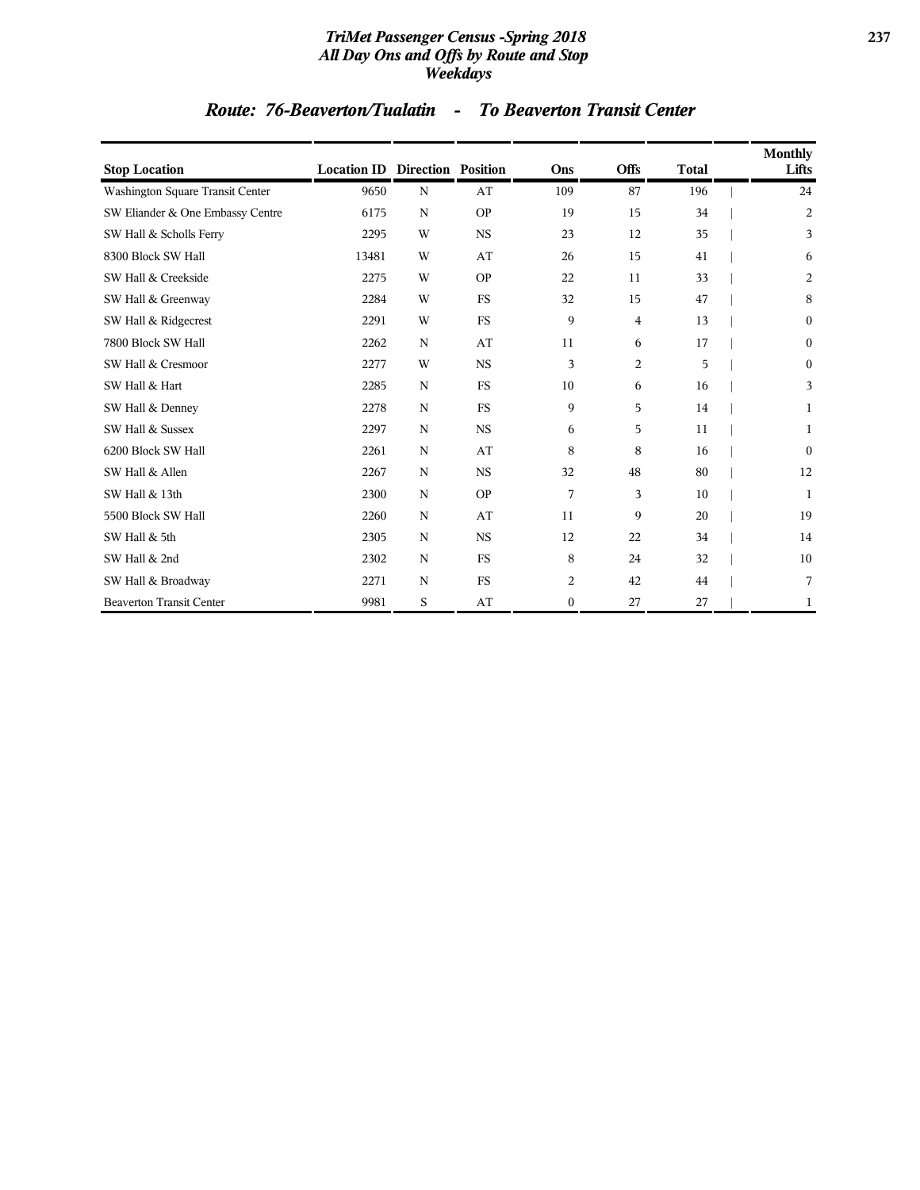## Route: 76-Beaverton/Tualatin - To Beaverton Transit Center

| Stop Location | Location ID | Direction | Position | Ons | Offs | Total | Monthly Lifts |
|---|---|---|---|---|---|---|---|
| Washington Square Transit Center | 9650 | N | AT | 109 | 87 | 196 | 24 |
| SW Eliander & One Embassy Centre | 6175 | N | OP | 19 | 15 | 34 | 2 |
| SW Hall & Scholls Ferry | 2295 | W | NS | 23 | 12 | 35 | 3 |
| 8300 Block SW Hall | 13481 | W | AT | 26 | 15 | 41 | 6 |
| SW Hall & Creekside | 2275 | W | OP | 22 | 11 | 33 | 2 |
| SW Hall & Greenway | 2284 | W | FS | 32 | 15 | 47 | 8 |
| SW Hall & Ridgecrest | 2291 | W | FS | 9 | 4 | 13 | 0 |
| 7800 Block SW Hall | 2262 | N | AT | 11 | 6 | 17 | 0 |
| SW Hall & Cresmoor | 2277 | W | NS | 3 | 2 | 5 | 0 |
| SW Hall & Hart | 2285 | N | FS | 10 | 6 | 16 | 3 |
| SW Hall & Denney | 2278 | N | FS | 9 | 5 | 14 | 1 |
| SW Hall & Sussex | 2297 | N | NS | 6 | 5 | 11 | 1 |
| 6200 Block SW Hall | 2261 | N | AT | 8 | 8 | 16 | 0 |
| SW Hall & Allen | 2267 | N | NS | 32 | 48 | 80 | 12 |
| SW Hall & 13th | 2300 | N | OP | 7 | 3 | 10 | 1 |
| 5500 Block SW Hall | 2260 | N | AT | 11 | 9 | 20 | 19 |
| SW Hall & 5th | 2305 | N | NS | 12 | 22 | 34 | 14 |
| SW Hall & 2nd | 2302 | N | FS | 8 | 24 | 32 | 10 |
| SW Hall & Broadway | 2271 | N | FS | 2 | 42 | 44 | 7 |
| Beaverton Transit Center | 9981 | S | AT | 0 | 27 | 27 | 1 |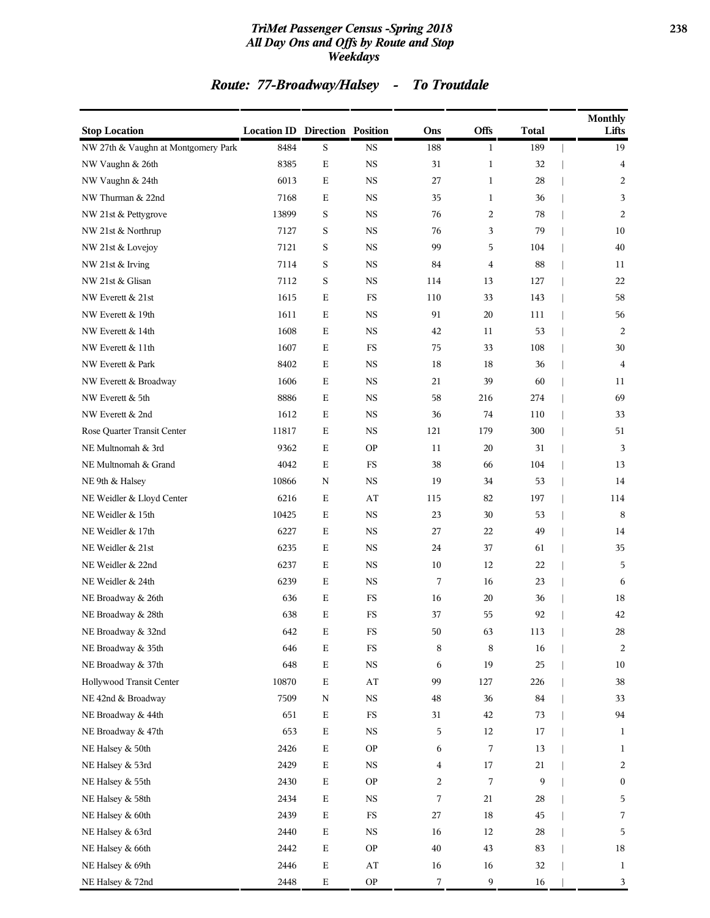## TriMet Passenger Census -Spring 2018
## All Day Ons and Offs by Route and Stop
## Weekdays

## Route: 77-Broadway/Halsey - To Troutdale

| Stop Location | Location ID | Direction | Position | Ons | Offs | Total | Monthly Lifts |
|---|---|---|---|---|---|---|---|
| NW 27th & Vaughn at Montgomery Park | 8484 | S | NS | 188 | 1 | 189 | 19 |
| NW Vaughn & 26th | 8385 | E | NS | 31 | 1 | 32 | 4 |
| NW Vaughn & 24th | 6013 | E | NS | 27 | 1 | 28 | 2 |
| NW Thurman & 22nd | 7168 | E | NS | 35 | 1 | 36 | 3 |
| NW 21st & Pettygrove | 13899 | S | NS | 76 | 2 | 78 | 2 |
| NW 21st & Northrup | 7127 | S | NS | 76 | 3 | 79 | 10 |
| NW 21st & Lovejoy | 7121 | S | NS | 99 | 5 | 104 | 40 |
| NW 21st & Irving | 7114 | S | NS | 84 | 4 | 88 | 11 |
| NW 21st & Glisan | 7112 | S | NS | 114 | 13 | 127 | 22 |
| NW Everett & 21st | 1615 | E | FS | 110 | 33 | 143 | 58 |
| NW Everett & 19th | 1611 | E | NS | 91 | 20 | 111 | 56 |
| NW Everett & 14th | 1608 | E | NS | 42 | 11 | 53 | 2 |
| NW Everett & 11th | 1607 | E | FS | 75 | 33 | 108 | 30 |
| NW Everett & Park | 8402 | E | NS | 18 | 18 | 36 | 4 |
| NW Everett & Broadway | 1606 | E | NS | 21 | 39 | 60 | 11 |
| NW Everett & 5th | 8886 | E | NS | 58 | 216 | 274 | 69 |
| NW Everett & 2nd | 1612 | E | NS | 36 | 74 | 110 | 33 |
| Rose Quarter Transit Center | 11817 | E | NS | 121 | 179 | 300 | 51 |
| NE Multnomah & 3rd | 9362 | E | OP | 11 | 20 | 31 | 3 |
| NE Multnomah & Grand | 4042 | E | FS | 38 | 66 | 104 | 13 |
| NE 9th & Halsey | 10866 | N | NS | 19 | 34 | 53 | 14 |
| NE Weidler & Lloyd Center | 6216 | E | AT | 115 | 82 | 197 | 114 |
| NE Weidler & 15th | 10425 | E | NS | 23 | 30 | 53 | 8 |
| NE Weidler & 17th | 6227 | E | NS | 27 | 22 | 49 | 14 |
| NE Weidler & 21st | 6235 | E | NS | 24 | 37 | 61 | 35 |
| NE Weidler & 22nd | 6237 | E | NS | 10 | 12 | 22 | 5 |
| NE Weidler & 24th | 6239 | E | NS | 7 | 16 | 23 | 6 |
| NE Broadway & 26th | 636 | E | FS | 16 | 20 | 36 | 18 |
| NE Broadway & 28th | 638 | E | FS | 37 | 55 | 92 | 42 |
| NE Broadway & 32nd | 642 | E | FS | 50 | 63 | 113 | 28 |
| NE Broadway & 35th | 646 | E | FS | 8 | 8 | 16 | 2 |
| NE Broadway & 37th | 648 | E | NS | 6 | 19 | 25 | 10 |
| Hollywood Transit Center | 10870 | E | AT | 99 | 127 | 226 | 38 |
| NE 42nd & Broadway | 7509 | N | NS | 48 | 36 | 84 | 33 |
| NE Broadway & 44th | 651 | E | FS | 31 | 42 | 73 | 94 |
| NE Broadway & 47th | 653 | E | NS | 5 | 12 | 17 | 1 |
| NE Halsey & 50th | 2426 | E | OP | 6 | 7 | 13 | 1 |
| NE Halsey & 53rd | 2429 | E | NS | 4 | 17 | 21 | 2 |
| NE Halsey & 55th | 2430 | E | OP | 2 | 7 | 9 | 0 |
| NE Halsey & 58th | 2434 | E | NS | 7 | 21 | 28 | 5 |
| NE Halsey & 60th | 2439 | E | FS | 27 | 18 | 45 | 7 |
| NE Halsey & 63rd | 2440 | E | NS | 16 | 12 | 28 | 5 |
| NE Halsey & 66th | 2442 | E | OP | 40 | 43 | 83 | 18 |
| NE Halsey & 69th | 2446 | E | AT | 16 | 16 | 32 | 1 |
| NE Halsey & 72nd | 2448 | E | OP | 7 | 9 | 16 | 3 |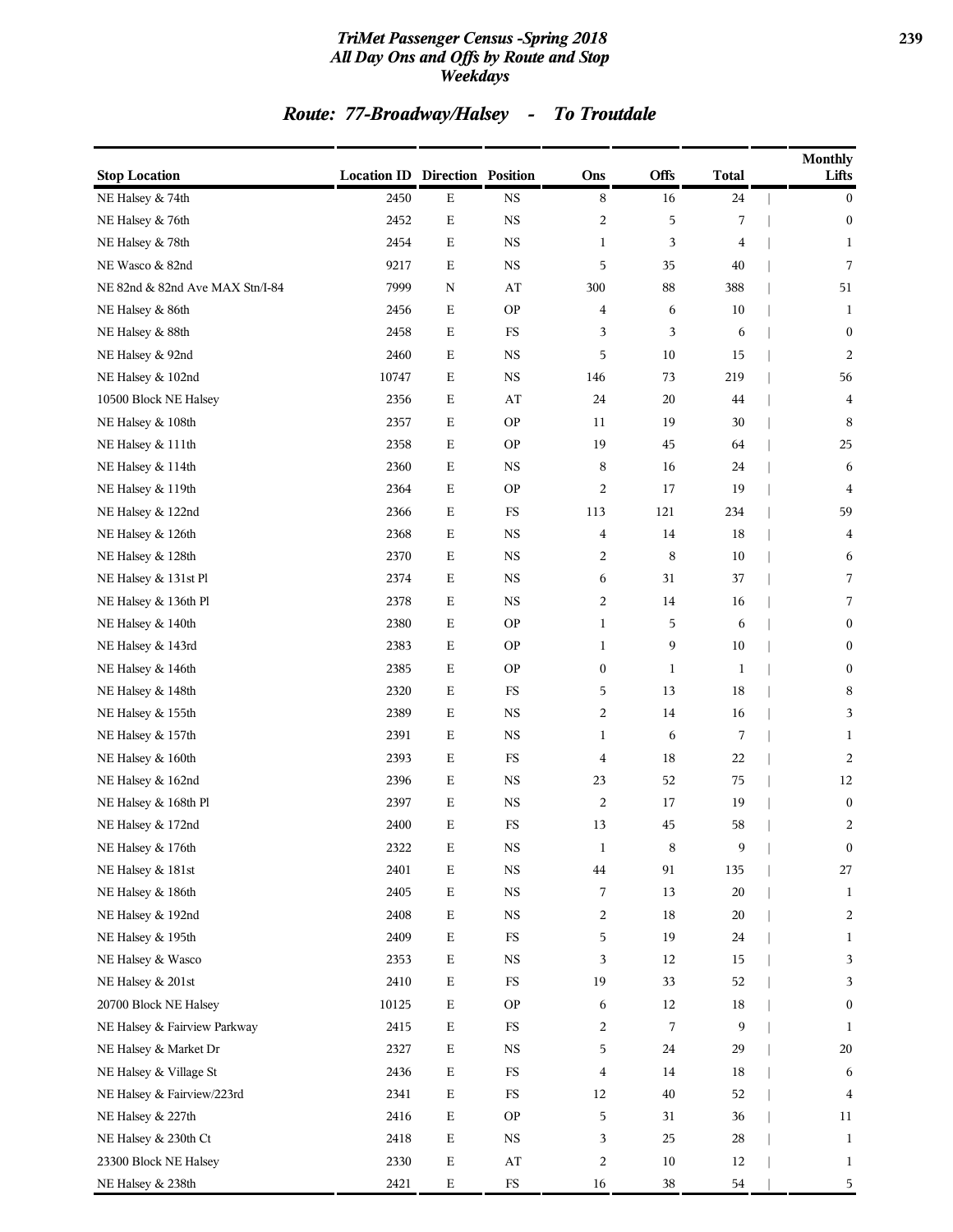# TriMet Passenger Census -Spring 2018
## All Day Ons and Offs by Route and Stop
### Weekdays

## Route: 77-Broadway/Halsey - To Troutdale

| Stop Location | Location ID | Direction | Position | Ons | Offs | Total | Monthly Lifts |
|---|---|---|---|---|---|---|---|
| NE Halsey & 74th | 2450 | E | NS | 8 | 16 | 24 | 0 |
| NE Halsey & 76th | 2452 | E | NS | 2 | 5 | 7 | 0 |
| NE Halsey & 78th | 2454 | E | NS | 1 | 3 | 4 | 1 |
| NE Wasco & 82nd | 9217 | E | NS | 5 | 35 | 40 | 7 |
| NE 82nd & 82nd Ave MAX Stn/I-84 | 7999 | N | AT | 300 | 88 | 388 | 51 |
| NE Halsey & 86th | 2456 | E | OP | 4 | 6 | 10 | 1 |
| NE Halsey & 88th | 2458 | E | FS | 3 | 3 | 6 | 0 |
| NE Halsey & 92nd | 2460 | E | NS | 5 | 10 | 15 | 2 |
| NE Halsey & 102nd | 10747 | E | NS | 146 | 73 | 219 | 56 |
| 10500 Block NE Halsey | 2356 | E | AT | 24 | 20 | 44 | 4 |
| NE Halsey & 108th | 2357 | E | OP | 11 | 19 | 30 | 8 |
| NE Halsey & 111th | 2358 | E | OP | 19 | 45 | 64 | 25 |
| NE Halsey & 114th | 2360 | E | NS | 8 | 16 | 24 | 6 |
| NE Halsey & 119th | 2364 | E | OP | 2 | 17 | 19 | 4 |
| NE Halsey & 122nd | 2366 | E | FS | 113 | 121 | 234 | 59 |
| NE Halsey & 126th | 2368 | E | NS | 4 | 14 | 18 | 4 |
| NE Halsey & 128th | 2370 | E | NS | 2 | 8 | 10 | 6 |
| NE Halsey & 131st Pl | 2374 | E | NS | 6 | 31 | 37 | 7 |
| NE Halsey & 136th Pl | 2378 | E | NS | 2 | 14 | 16 | 7 |
| NE Halsey & 140th | 2380 | E | OP | 1 | 5 | 6 | 0 |
| NE Halsey & 143rd | 2383 | E | OP | 1 | 9 | 10 | 0 |
| NE Halsey & 146th | 2385 | E | OP | 0 | 1 | 1 | 0 |
| NE Halsey & 148th | 2320 | E | FS | 5 | 13 | 18 | 8 |
| NE Halsey & 155th | 2389 | E | NS | 2 | 14 | 16 | 3 |
| NE Halsey & 157th | 2391 | E | NS | 1 | 6 | 7 | 1 |
| NE Halsey & 160th | 2393 | E | FS | 4 | 18 | 22 | 2 |
| NE Halsey & 162nd | 2396 | E | NS | 23 | 52 | 75 | 12 |
| NE Halsey & 168th Pl | 2397 | E | NS | 2 | 17 | 19 | 0 |
| NE Halsey & 172nd | 2400 | E | FS | 13 | 45 | 58 | 2 |
| NE Halsey & 176th | 2322 | E | NS | 1 | 8 | 9 | 0 |
| NE Halsey & 181st | 2401 | E | NS | 44 | 91 | 135 | 27 |
| NE Halsey & 186th | 2405 | E | NS | 7 | 13 | 20 | 1 |
| NE Halsey & 192nd | 2408 | E | NS | 2 | 18 | 20 | 2 |
| NE Halsey & 195th | 2409 | E | FS | 5 | 19 | 24 | 1 |
| NE Halsey & Wasco | 2353 | E | NS | 3 | 12 | 15 | 3 |
| NE Halsey & 201st | 2410 | E | FS | 19 | 33 | 52 | 3 |
| 20700 Block NE Halsey | 10125 | E | OP | 6 | 12 | 18 | 0 |
| NE Halsey & Fairview Parkway | 2415 | E | FS | 2 | 7 | 9 | 1 |
| NE Halsey & Market Dr | 2327 | E | NS | 5 | 24 | 29 | 20 |
| NE Halsey & Village St | 2436 | E | FS | 4 | 14 | 18 | 6 |
| NE Halsey & Fairview/223rd | 2341 | E | FS | 12 | 40 | 52 | 4 |
| NE Halsey & 227th | 2416 | E | OP | 5 | 31 | 36 | 11 |
| NE Halsey & 230th Ct | 2418 | E | NS | 3 | 25 | 28 | 1 |
| 23300 Block NE Halsey | 2330 | E | AT | 2 | 10 | 12 | 1 |
| NE Halsey & 238th | 2421 | E | FS | 16 | 38 | 54 | 5 |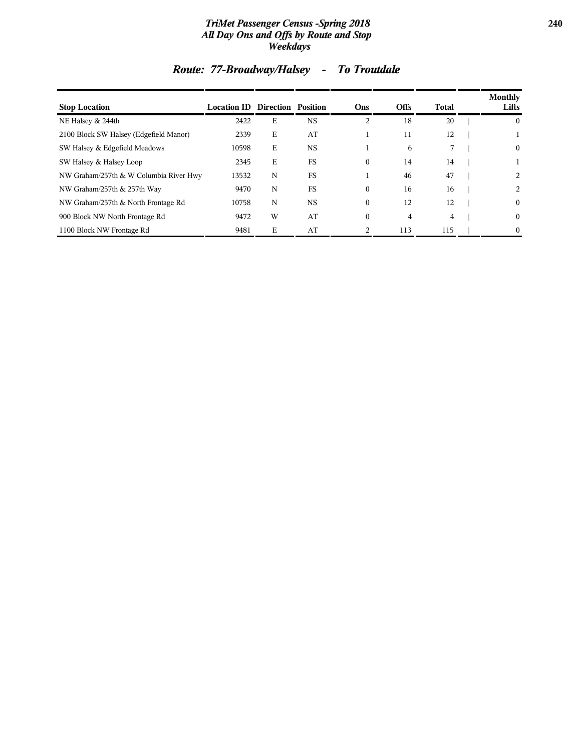## Route: 77-Broadway/Halsey - To Troutdale

| Stop Location | Location ID | Direction | Position | Ons | Offs | Total | Monthly Lifts |
|---|---|---|---|---|---|---|---|
| NE Halsey & 244th | 2422 | E | NS | 2 | 18 | 20 | 0 |
| 2100 Block SW Halsey (Edgefield Manor) | 2339 | E | AT | 1 | 11 | 12 | 1 |
| SW Halsey & Edgefield Meadows | 10598 | E | NS | 1 | 6 | 7 | 0 |
| SW Halsey & Halsey Loop | 2345 | E | FS | 0 | 14 | 14 | 1 |
| NW Graham/257th & W Columbia River Hwy | 13532 | N | FS | 1 | 46 | 47 | 2 |
| NW Graham/257th & 257th Way | 9470 | N | FS | 0 | 16 | 16 | 2 |
| NW Graham/257th & North Frontage Rd | 10758 | N | NS | 0 | 12 | 12 | 0 |
| 900 Block NW North Frontage Rd | 9472 | W | AT | 0 | 4 | 4 | 0 |
| 1100 Block NW Frontage Rd | 9481 | E | AT | 2 | 113 | 115 | 0 |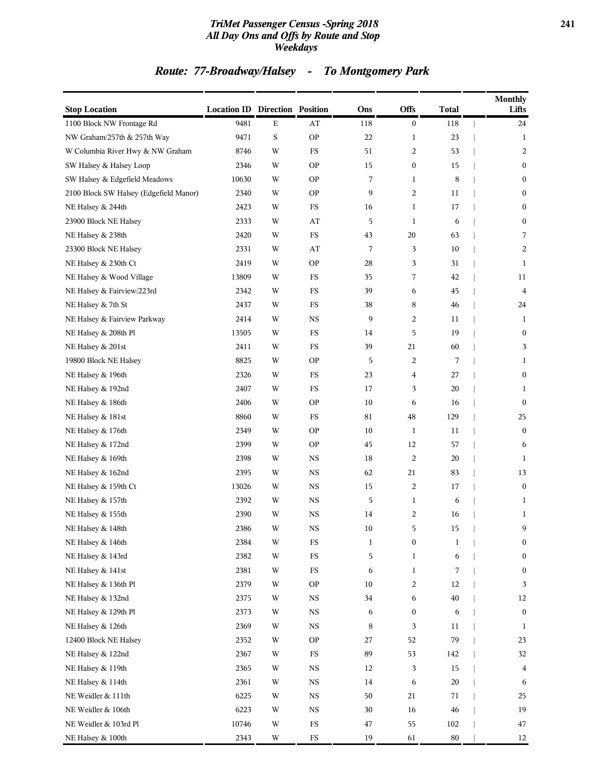# TriMet Passenger Census -Spring 2018
## All Day Ons and Offs by Route and Stop
### Weekdays

## Route: 77-Broadway/Halsey - To Montgomery Park

| Stop Location | Location ID | Direction | Position | Ons | Offs | Total | Monthly Lifts |
|---|---|---|---|---|---|---|---|
| 1100 Block NW Frontage Rd | 9481 | E | AT | 118 | 0 | 118 | 24 |
| NW Graham/257th & 257th Way | 9471 | S | OP | 22 | 1 | 23 | 1 |
| W Columbia River Hwy & NW Graham | 8746 | W | FS | 51 | 2 | 53 | 2 |
| SW Halsey & Halsey Loop | 2346 | W | OP | 15 | 0 | 15 | 0 |
| SW Halsey & Edgefield Meadows | 10630 | W | OP | 7 | 1 | 8 | 0 |
| 2100 Block SW Halsey (Edgefield Manor) | 2340 | W | OP | 9 | 2 | 11 | 0 |
| NE Halsey & 244th | 2423 | W | FS | 16 | 1 | 17 | 0 |
| 23900 Block NE Halsey | 2333 | W | AT | 5 | 1 | 6 | 0 |
| NE Halsey & 238th | 2420 | W | FS | 43 | 20 | 63 | 7 |
| 23300 Block NE Halsey | 2331 | W | AT | 7 | 3 | 10 | 2 |
| NE Halsey & 230th Ct | 2419 | W | OP | 28 | 3 | 31 | 1 |
| NE Halsey & Wood Village | 13809 | W | FS | 35 | 7 | 42 | 11 |
| NE Halsey & Fairview/223rd | 2342 | W | FS | 39 | 6 | 45 | 4 |
| NE Halsey & 7th St | 2437 | W | FS | 38 | 8 | 46 | 24 |
| NE Halsey & Fairview Parkway | 2414 | W | NS | 9 | 2 | 11 | 1 |
| NE Halsey & 208th Pl | 13505 | W | FS | 14 | 5 | 19 | 0 |
| NE Halsey & 201st | 2411 | W | FS | 39 | 21 | 60 | 3 |
| 19800 Block NE Halsey | 8825 | W | OP | 5 | 2 | 7 | 1 |
| NE Halsey & 196th | 2326 | W | FS | 23 | 4 | 27 | 0 |
| NE Halsey & 192nd | 2407 | W | FS | 17 | 3 | 20 | 1 |
| NE Halsey & 186th | 2406 | W | OP | 10 | 6 | 16 | 0 |
| NE Halsey & 181st | 8860 | W | FS | 81 | 48 | 129 | 25 |
| NE Halsey & 176th | 2349 | W | OP | 10 | 1 | 11 | 0 |
| NE Halsey & 172nd | 2399 | W | OP | 45 | 12 | 57 | 6 |
| NE Halsey & 169th | 2398 | W | NS | 18 | 2 | 20 | 1 |
| NE Halsey & 162nd | 2395 | W | NS | 62 | 21 | 83 | 13 |
| NE Halsey & 159th Ct | 13026 | W | NS | 15 | 2 | 17 | 0 |
| NE Halsey & 157th | 2392 | W | NS | 5 | 1 | 6 | 1 |
| NE Halsey & 155th | 2390 | W | NS | 14 | 2 | 16 | 1 |
| NE Halsey & 148th | 2386 | W | NS | 10 | 5 | 15 | 9 |
| NE Halsey & 146th | 2384 | W | FS | 1 | 0 | 1 | 0 |
| NE Halsey & 143rd | 2382 | W | FS | 5 | 1 | 6 | 0 |
| NE Halsey & 141st | 2381 | W | FS | 6 | 1 | 7 | 0 |
| NE Halsey & 136th Pl | 2379 | W | OP | 10 | 2 | 12 | 3 |
| NE Halsey & 132nd | 2375 | W | NS | 34 | 6 | 40 | 12 |
| NE Halsey & 129th Pl | 2373 | W | NS | 6 | 0 | 6 | 0 |
| NE Halsey & 126th | 2369 | W | NS | 8 | 3 | 11 | 1 |
| 12400 Block NE Halsey | 2352 | W | OP | 27 | 52 | 79 | 23 |
| NE Halsey & 122nd | 2367 | W | FS | 89 | 53 | 142 | 32 |
| NE Halsey & 119th | 2365 | W | NS | 12 | 3 | 15 | 4 |
| NE Halsey & 114th | 2361 | W | NS | 14 | 6 | 20 | 6 |
| NE Weidler & 111th | 6225 | W | NS | 50 | 21 | 71 | 25 |
| NE Weidler & 106th | 6223 | W | NS | 30 | 16 | 46 | 19 |
| NE Weidler & 103rd Pl | 10746 | W | FS | 47 | 55 | 102 | 47 |
| NE Halsey & 100th | 2343 | W | FS | 19 | 61 | 80 | 12 |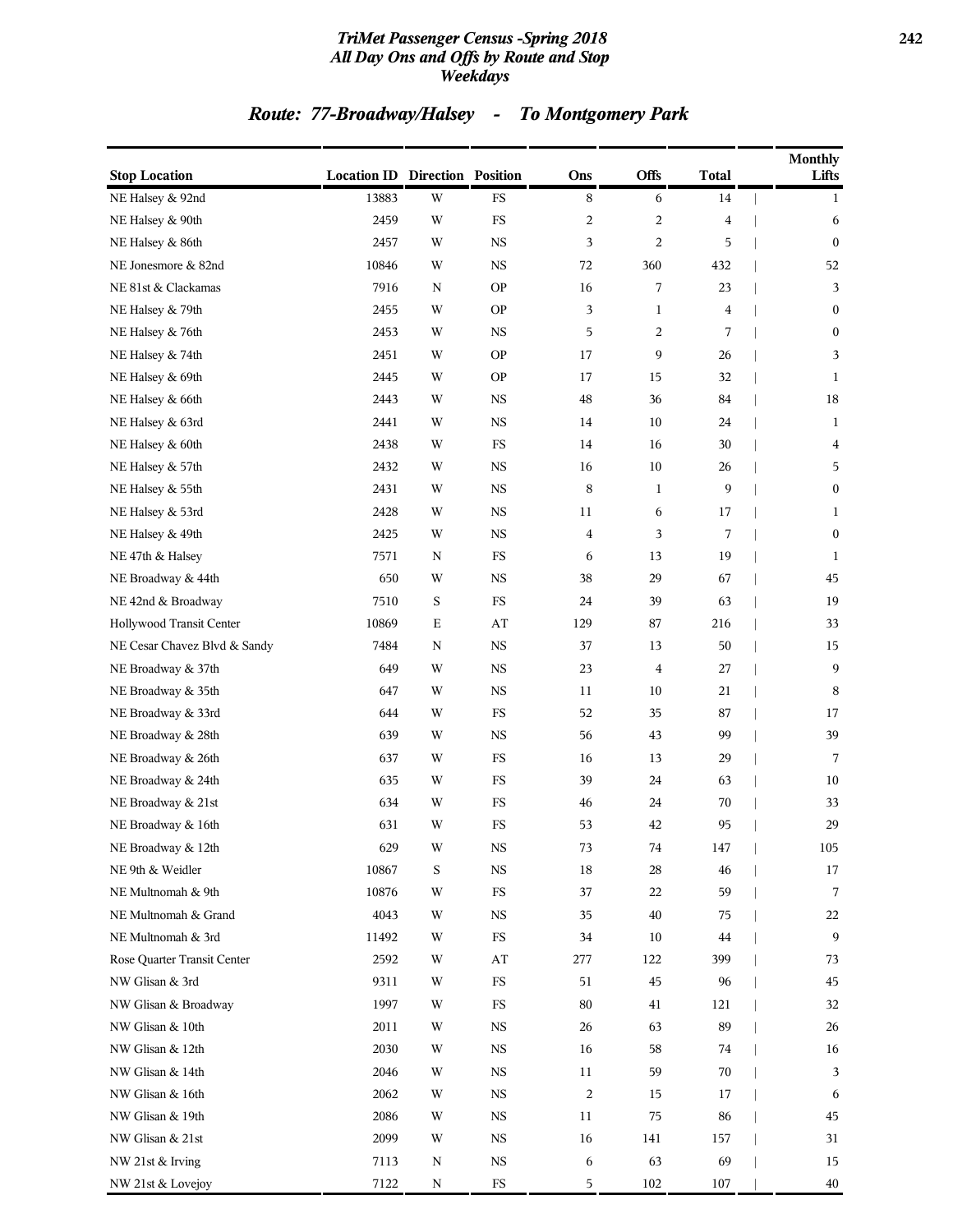## TriMet Passenger Census -Spring 2018
## All Day Ons and Offs by Route and Stop
## Weekdays

# Route: 77-Broadway/Halsey - To Montgomery Park

| Stop Location | Location ID | Direction | Position | Ons | Offs | Total | Monthly Lifts |
|---|---|---|---|---|---|---|---|
| NE Halsey & 92nd | 13883 | W | FS | 8 | 6 | 14 | 1 |
| NE Halsey & 90th | 2459 | W | FS | 2 | 2 | 4 | 6 |
| NE Halsey & 86th | 2457 | W | NS | 3 | 2 | 5 | 0 |
| NE Jonesmore & 82nd | 10846 | W | NS | 72 | 360 | 432 | 52 |
| NE 81st & Clackamas | 7916 | N | OP | 16 | 7 | 23 | 3 |
| NE Halsey & 79th | 2455 | W | OP | 3 | 1 | 4 | 0 |
| NE Halsey & 76th | 2453 | W | NS | 5 | 2 | 7 | 0 |
| NE Halsey & 74th | 2451 | W | OP | 17 | 9 | 26 | 3 |
| NE Halsey & 69th | 2445 | W | OP | 17 | 15 | 32 | 1 |
| NE Halsey & 66th | 2443 | W | NS | 48 | 36 | 84 | 18 |
| NE Halsey & 63rd | 2441 | W | NS | 14 | 10 | 24 | 1 |
| NE Halsey & 60th | 2438 | W | FS | 14 | 16 | 30 | 4 |
| NE Halsey & 57th | 2432 | W | NS | 16 | 10 | 26 | 5 |
| NE Halsey & 55th | 2431 | W | NS | 8 | 1 | 9 | 0 |
| NE Halsey & 53rd | 2428 | W | NS | 11 | 6 | 17 | 1 |
| NE Halsey & 49th | 2425 | W | NS | 4 | 3 | 7 | 0 |
| NE 47th & Halsey | 7571 | N | FS | 6 | 13 | 19 | 1 |
| NE Broadway & 44th | 650 | W | NS | 38 | 29 | 67 | 45 |
| NE 42nd & Broadway | 7510 | S | FS | 24 | 39 | 63 | 19 |
| Hollywood Transit Center | 10869 | E | AT | 129 | 87 | 216 | 33 |
| NE Cesar Chavez Blvd & Sandy | 7484 | N | NS | 37 | 13 | 50 | 15 |
| NE Broadway & 37th | 649 | W | NS | 23 | 4 | 27 | 9 |
| NE Broadway & 35th | 647 | W | NS | 11 | 10 | 21 | 8 |
| NE Broadway & 33rd | 644 | W | FS | 52 | 35 | 87 | 17 |
| NE Broadway & 28th | 639 | W | NS | 56 | 43 | 99 | 39 |
| NE Broadway & 26th | 637 | W | FS | 16 | 13 | 29 | 7 |
| NE Broadway & 24th | 635 | W | FS | 39 | 24 | 63 | 10 |
| NE Broadway & 21st | 634 | W | FS | 46 | 24 | 70 | 33 |
| NE Broadway & 16th | 631 | W | FS | 53 | 42 | 95 | 29 |
| NE Broadway & 12th | 629 | W | NS | 73 | 74 | 147 | 105 |
| NE 9th & Weidler | 10867 | S | NS | 18 | 28 | 46 | 17 |
| NE Multnomah & 9th | 10876 | W | FS | 37 | 22 | 59 | 7 |
| NE Multnomah & Grand | 4043 | W | NS | 35 | 40 | 75 | 22 |
| NE Multnomah & 3rd | 11492 | W | FS | 34 | 10 | 44 | 9 |
| Rose Quarter Transit Center | 2592 | W | AT | 277 | 122 | 399 | 73 |
| NW Glisan & 3rd | 9311 | W | FS | 51 | 45 | 96 | 45 |
| NW Glisan & Broadway | 1997 | W | FS | 80 | 41 | 121 | 32 |
| NW Glisan & 10th | 2011 | W | NS | 26 | 63 | 89 | 26 |
| NW Glisan & 12th | 2030 | W | NS | 16 | 58 | 74 | 16 |
| NW Glisan & 14th | 2046 | W | NS | 11 | 59 | 70 | 3 |
| NW Glisan & 16th | 2062 | W | NS | 2 | 15 | 17 | 6 |
| NW Glisan & 19th | 2086 | W | NS | 11 | 75 | 86 | 45 |
| NW Glisan & 21st | 2099 | W | NS | 16 | 141 | 157 | 31 |
| NW 21st & Irving | 7113 | N | NS | 6 | 63 | 69 | 15 |
| NW 21st & Lovejoy | 7122 | N | FS | 5 | 102 | 107 | 40 |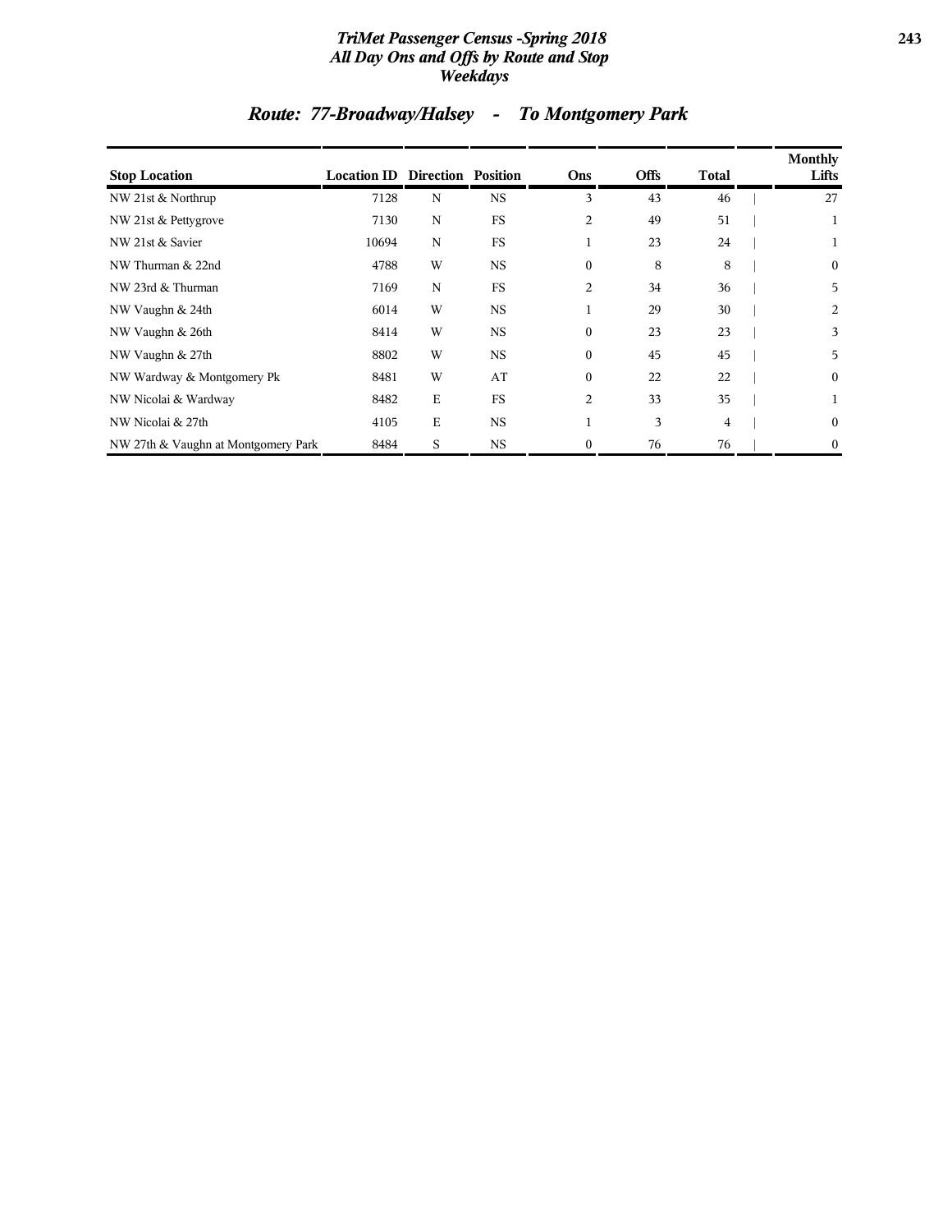# TriMet Passenger Census -Spring 2018
## All Day Ons and Offs by Route and Stop
### Weekdays

## Route: 77-Broadway/Halsey - To Montgomery Park

| Stop Location | Location ID | Direction | Position | Ons | Offs | Total | Monthly Lifts |
|---|---|---|---|---|---|---|---|
| NW 21st & Northrup | 7128 | N | NS | 3 | 43 | 46 | 27 |
| NW 21st & Pettygrove | 7130 | N | FS | 2 | 49 | 51 | 1 |
| NW 21st & Savier | 10694 | N | FS | 1 | 23 | 24 | 1 |
| NW Thurman & 22nd | 4788 | W | NS | 0 | 8 | 8 | 0 |
| NW 23rd & Thurman | 7169 | N | FS | 2 | 34 | 36 | 5 |
| NW Vaughn & 24th | 6014 | W | NS | 1 | 29 | 30 | 2 |
| NW Vaughn & 26th | 8414 | W | NS | 0 | 23 | 23 | 3 |
| NW Vaughn & 27th | 8802 | W | NS | 0 | 45 | 45 | 5 |
| NW Wardway & Montgomery Pk | 8481 | W | AT | 0 | 22 | 22 | 0 |
| NW Nicolai & Wardway | 8482 | E | FS | 2 | 33 | 35 | 1 |
| NW Nicolai & 27th | 4105 | E | NS | 1 | 3 | 4 | 0 |
| NW 27th & Vaughn at Montgomery Park | 8484 | S | NS | 0 | 76 | 76 | 0 |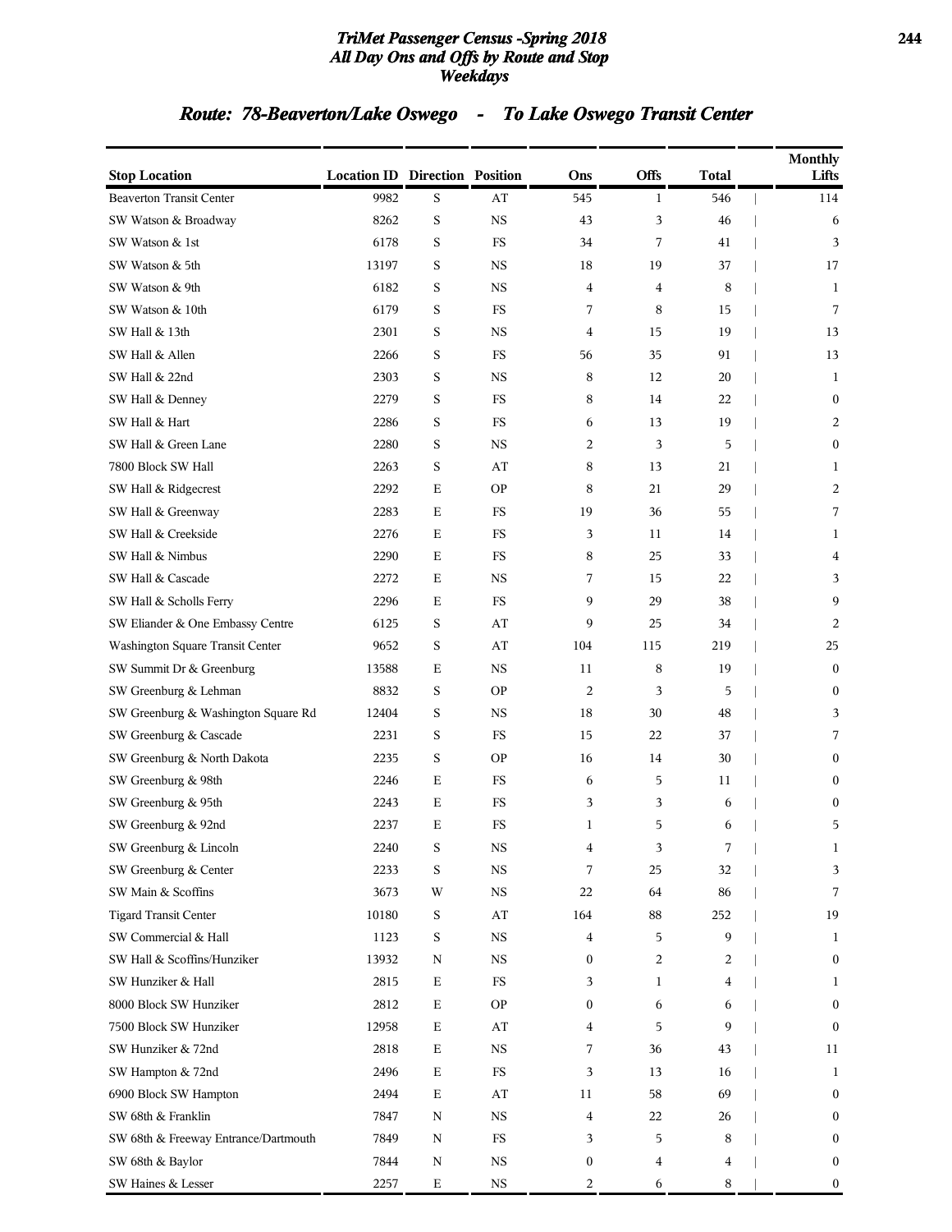# TriMet Passenger Census -Spring 2018
## All Day Ons and Offs by Route and Stop
### Weekdays

## Route: 78-Beaverton/Lake Oswego - To Lake Oswego Transit Center

| Stop Location | Location ID | Direction | Position | Ons | Offs | Total | Monthly Lifts |
|---|---|---|---|---|---|---|---|
| Beaverton Transit Center | 9982 | S | AT | 545 | 1 | 546 | 114 |
| SW Watson & Broadway | 8262 | S | NS | 43 | 3 | 46 | 6 |
| SW Watson & 1st | 6178 | S | FS | 34 | 7 | 41 | 3 |
| SW Watson & 5th | 13197 | S | NS | 18 | 19 | 37 | 17 |
| SW Watson & 9th | 6182 | S | NS | 4 | 4 | 8 | 1 |
| SW Watson & 10th | 6179 | S | FS | 7 | 8 | 15 | 7 |
| SW Hall & 13th | 2301 | S | NS | 4 | 15 | 19 | 13 |
| SW Hall & Allen | 2266 | S | FS | 56 | 35 | 91 | 13 |
| SW Hall & 22nd | 2303 | S | NS | 8 | 12 | 20 | 1 |
| SW Hall & Denney | 2279 | S | FS | 8 | 14 | 22 | 0 |
| SW Hall & Hart | 2286 | S | FS | 6 | 13 | 19 | 2 |
| SW Hall & Green Lane | 2280 | S | NS | 2 | 3 | 5 | 0 |
| 7800 Block SW Hall | 2263 | S | AT | 8 | 13 | 21 | 1 |
| SW Hall & Ridgecrest | 2292 | E | OP | 8 | 21 | 29 | 2 |
| SW Hall & Greenway | 2283 | E | FS | 19 | 36 | 55 | 7 |
| SW Hall & Creekside | 2276 | E | FS | 3 | 11 | 14 | 1 |
| SW Hall & Nimbus | 2290 | E | FS | 8 | 25 | 33 | 4 |
| SW Hall & Cascade | 2272 | E | NS | 7 | 15 | 22 | 3 |
| SW Hall & Scholls Ferry | 2296 | E | FS | 9 | 29 | 38 | 9 |
| SW Eliander & One Embassy Centre | 6125 | S | AT | 9 | 25 | 34 | 2 |
| Washington Square Transit Center | 9652 | S | AT | 104 | 115 | 219 | 25 |
| SW Summit Dr & Greenburg | 13588 | E | NS | 11 | 8 | 19 | 0 |
| SW Greenburg & Lehman | 8832 | S | OP | 2 | 3 | 5 | 0 |
| SW Greenburg & Washington Square Rd | 12404 | S | NS | 18 | 30 | 48 | 3 |
| SW Greenburg & Cascade | 2231 | S | FS | 15 | 22 | 37 | 7 |
| SW Greenburg & North Dakota | 2235 | S | OP | 16 | 14 | 30 | 0 |
| SW Greenburg & 98th | 2246 | E | FS | 6 | 5 | 11 | 0 |
| SW Greenburg & 95th | 2243 | E | FS | 3 | 3 | 6 | 0 |
| SW Greenburg & 92nd | 2237 | E | FS | 1 | 5 | 6 | 5 |
| SW Greenburg & Lincoln | 2240 | S | NS | 4 | 3 | 7 | 1 |
| SW Greenburg & Center | 2233 | S | NS | 7 | 25 | 32 | 3 |
| SW Main & Scoffins | 3673 | W | NS | 22 | 64 | 86 | 7 |
| Tigard Transit Center | 10180 | S | AT | 164 | 88 | 252 | 19 |
| SW Commercial & Hall | 1123 | S | NS | 4 | 5 | 9 | 1 |
| SW Hall & Scoffins/Hunziker | 13932 | N | NS | 0 | 2 | 2 | 0 |
| SW Hunziker & Hall | 2815 | E | FS | 3 | 1 | 4 | 1 |
| 8000 Block SW Hunziker | 2812 | E | OP | 0 | 6 | 6 | 0 |
| 7500 Block SW Hunziker | 12958 | E | AT | 4 | 5 | 9 | 0 |
| SW Hunziker & 72nd | 2818 | E | NS | 7 | 36 | 43 | 11 |
| SW Hampton & 72nd | 2496 | E | FS | 3 | 13 | 16 | 1 |
| 6900 Block SW Hampton | 2494 | E | AT | 11 | 58 | 69 | 0 |
| SW 68th & Franklin | 7847 | N | NS | 4 | 22 | 26 | 0 |
| SW 68th & Freeway Entrance/Dartmouth | 7849 | N | FS | 3 | 5 | 8 | 0 |
| SW 68th & Baylor | 7844 | N | NS | 0 | 4 | 4 | 0 |
| SW Haines & Lesser | 2257 | E | NS | 2 | 6 | 8 | 0 |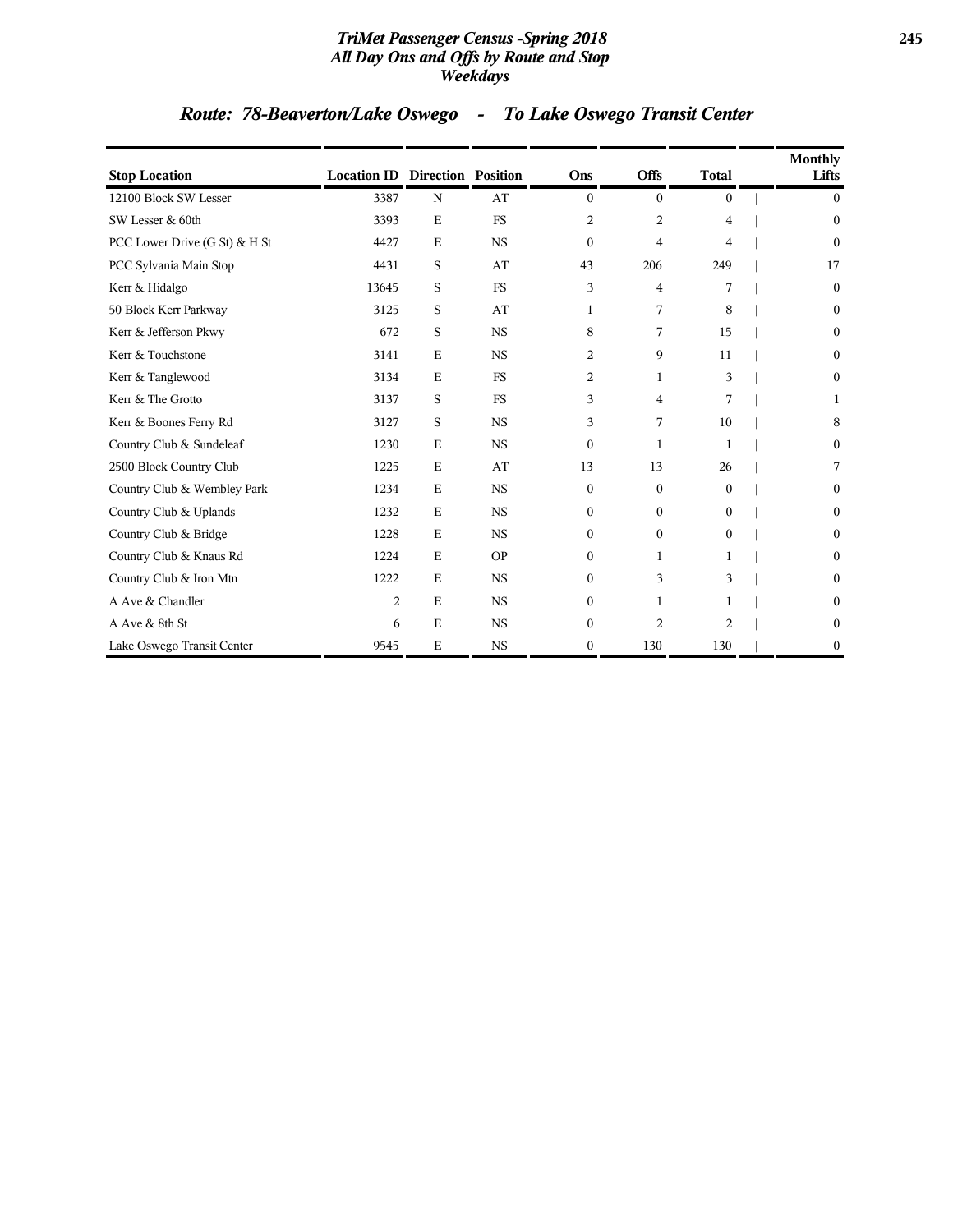## Route: 78-Beaverton/Lake Oswego - To Lake Oswego Transit Center

| Stop Location | Location ID | Direction | Position | Ons | Offs | Total | Monthly Lifts |
|---|---|---|---|---|---|---|---|
| 12100 Block SW Lesser | 3387 | N | AT | 0 | 0 | 0 | 0 |
| SW Lesser & 60th | 3393 | E | FS | 2 | 2 | 4 | 0 |
| PCC Lower Drive (G St) & H St | 4427 | E | NS | 0 | 4 | 4 | 0 |
| PCC Sylvania Main Stop | 4431 | S | AT | 43 | 206 | 249 | 17 |
| Kerr & Hidalgo | 13645 | S | FS | 3 | 4 | 7 | 0 |
| 50 Block Kerr Parkway | 3125 | S | AT | 1 | 7 | 8 | 0 |
| Kerr & Jefferson Pkwy | 672 | S | NS | 8 | 7 | 15 | 0 |
| Kerr & Touchstone | 3141 | E | NS | 2 | 9 | 11 | 0 |
| Kerr & Tanglewood | 3134 | E | FS | 2 | 1 | 3 | 0 |
| Kerr & The Grotto | 3137 | S | FS | 3 | 4 | 7 | 1 |
| Kerr & Boones Ferry Rd | 3127 | S | NS | 3 | 7 | 10 | 8 |
| Country Club & Sundeleaf | 1230 | E | NS | 0 | 1 | 1 | 0 |
| 2500 Block Country Club | 1225 | E | AT | 13 | 13 | 26 | 7 |
| Country Club & Wembley Park | 1234 | E | NS | 0 | 0 | 0 | 0 |
| Country Club & Uplands | 1232 | E | NS | 0 | 0 | 0 | 0 |
| Country Club & Bridge | 1228 | E | NS | 0 | 0 | 0 | 0 |
| Country Club & Knaus Rd | 1224 | E | OP | 0 | 1 | 1 | 0 |
| Country Club & Iron Mtn | 1222 | E | NS | 0 | 3 | 3 | 0 |
| A Ave & Chandler | 2 | E | NS | 0 | 1 | 1 | 0 |
| A Ave & 8th St | 6 | E | NS | 0 | 2 | 2 | 0 |
| Lake Oswego Transit Center | 9545 | E | NS | 0 | 130 | 130 | 0 |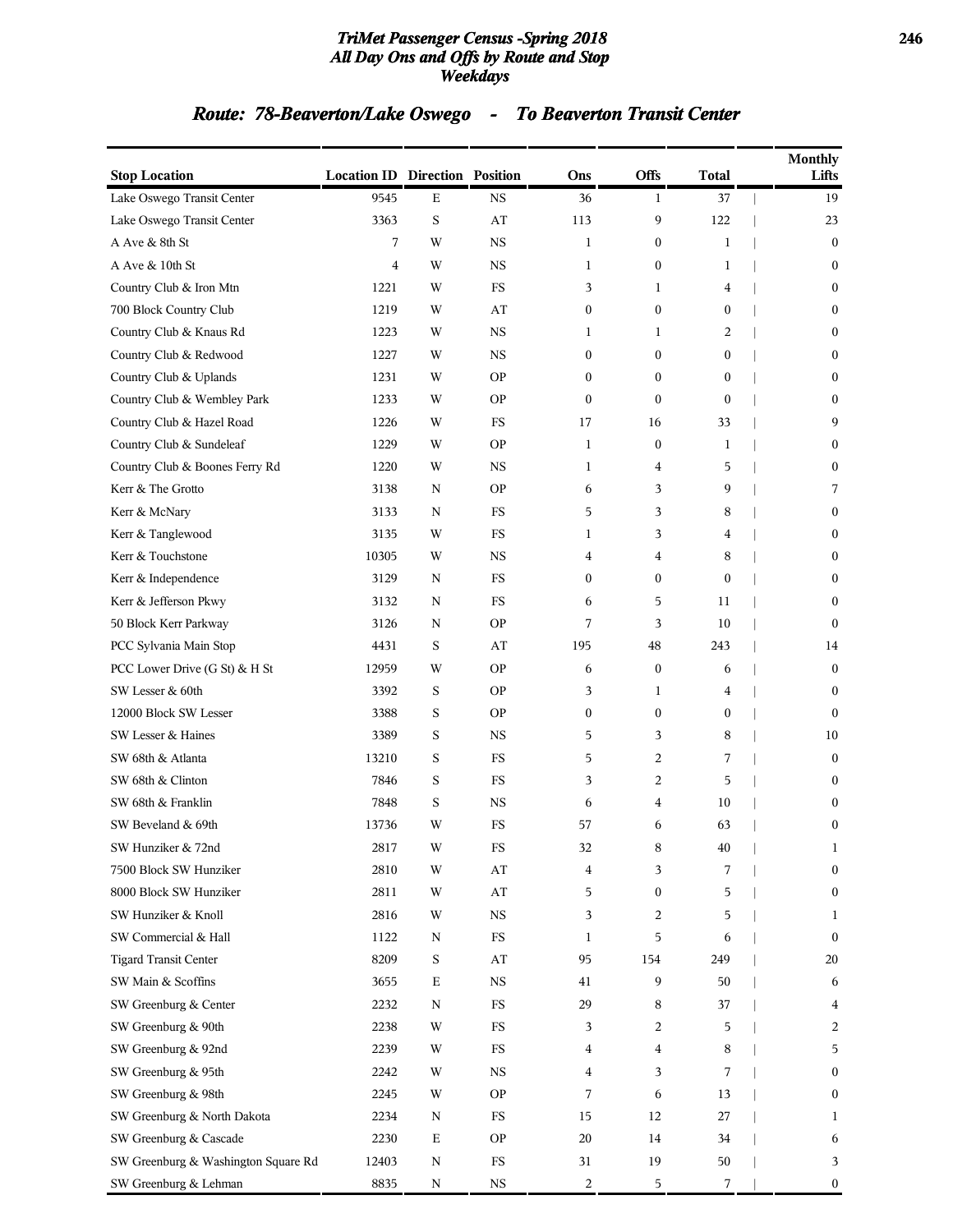## Route: 78-Beaverton/Lake Oswego - To Beaverton Transit Center

| Stop Location | Location ID | Direction | Position | Ons | Offs | Total | Monthly Lifts |
|---|---|---|---|---|---|---|---|
| Lake Oswego Transit Center | 9545 | E | NS | 36 | 1 | 37 | 19 |
| Lake Oswego Transit Center | 3363 | S | AT | 113 | 9 | 122 | 23 |
| A Ave & 8th St | 7 | W | NS | 1 | 0 | 1 | 0 |
| A Ave & 10th St | 4 | W | NS | 1 | 0 | 1 | 0 |
| Country Club & Iron Mtn | 1221 | W | FS | 3 | 1 | 4 | 0 |
| 700 Block Country Club | 1219 | W | AT | 0 | 0 | 0 | 0 |
| Country Club & Knaus Rd | 1223 | W | NS | 1 | 1 | 2 | 0 |
| Country Club & Redwood | 1227 | W | NS | 0 | 0 | 0 | 0 |
| Country Club & Uplands | 1231 | W | OP | 0 | 0 | 0 | 0 |
| Country Club & Wembley Park | 1233 | W | OP | 0 | 0 | 0 | 0 |
| Country Club & Hazel Road | 1226 | W | FS | 17 | 16 | 33 | 9 |
| Country Club & Sundeleaf | 1229 | W | OP | 1 | 0 | 1 | 0 |
| Country Club & Boones Ferry Rd | 1220 | W | NS | 1 | 4 | 5 | 0 |
| Kerr & The Grotto | 3138 | N | OP | 6 | 3 | 9 | 7 |
| Kerr & McNary | 3133 | N | FS | 5 | 3 | 8 | 0 |
| Kerr & Tanglewood | 3135 | W | FS | 1 | 3 | 4 | 0 |
| Kerr & Touchstone | 10305 | W | NS | 4 | 4 | 8 | 0 |
| Kerr & Independence | 3129 | N | FS | 0 | 0 | 0 | 0 |
| Kerr & Jefferson Pkwy | 3132 | N | FS | 6 | 5 | 11 | 0 |
| 50 Block Kerr Parkway | 3126 | N | OP | 7 | 3 | 10 | 0 |
| PCC Sylvania Main Stop | 4431 | S | AT | 195 | 48 | 243 | 14 |
| PCC Lower Drive (G St) & H St | 12959 | W | OP | 6 | 0 | 6 | 0 |
| SW Lesser & 60th | 3392 | S | OP | 3 | 1 | 4 | 0 |
| 12000 Block SW Lesser | 3388 | S | OP | 0 | 0 | 0 | 0 |
| SW Lesser & Haines | 3389 | S | NS | 5 | 3 | 8 | 10 |
| SW 68th & Atlanta | 13210 | S | FS | 5 | 2 | 7 | 0 |
| SW 68th & Clinton | 7846 | S | FS | 3 | 2 | 5 | 0 |
| SW 68th & Franklin | 7848 | S | NS | 6 | 4 | 10 | 0 |
| SW Beveland & 69th | 13736 | W | FS | 57 | 6 | 63 | 0 |
| SW Hunziker & 72nd | 2817 | W | FS | 32 | 8 | 40 | 1 |
| 7500 Block SW Hunziker | 2810 | W | AT | 4 | 3 | 7 | 0 |
| 8000 Block SW Hunziker | 2811 | W | AT | 5 | 0 | 5 | 0 |
| SW Hunziker & Knoll | 2816 | W | NS | 3 | 2 | 5 | 1 |
| SW Commercial & Hall | 1122 | N | FS | 1 | 5 | 6 | 0 |
| Tigard Transit Center | 8209 | S | AT | 95 | 154 | 249 | 20 |
| SW Main & Scoffins | 3655 | E | NS | 41 | 9 | 50 | 6 |
| SW Greenburg & Center | 2232 | N | FS | 29 | 8 | 37 | 4 |
| SW Greenburg & 90th | 2238 | W | FS | 3 | 2 | 5 | 2 |
| SW Greenburg & 92nd | 2239 | W | FS | 4 | 4 | 8 | 5 |
| SW Greenburg & 95th | 2242 | W | NS | 4 | 3 | 7 | 0 |
| SW Greenburg & 98th | 2245 | W | OP | 7 | 6 | 13 | 0 |
| SW Greenburg & North Dakota | 2234 | N | FS | 15 | 12 | 27 | 1 |
| SW Greenburg & Cascade | 2230 | E | OP | 20 | 14 | 34 | 6 |
| SW Greenburg & Washington Square Rd | 12403 | N | FS | 31 | 19 | 50 | 3 |
| SW Greenburg & Lehman | 8835 | N | NS | 2 | 5 | 7 | 0 |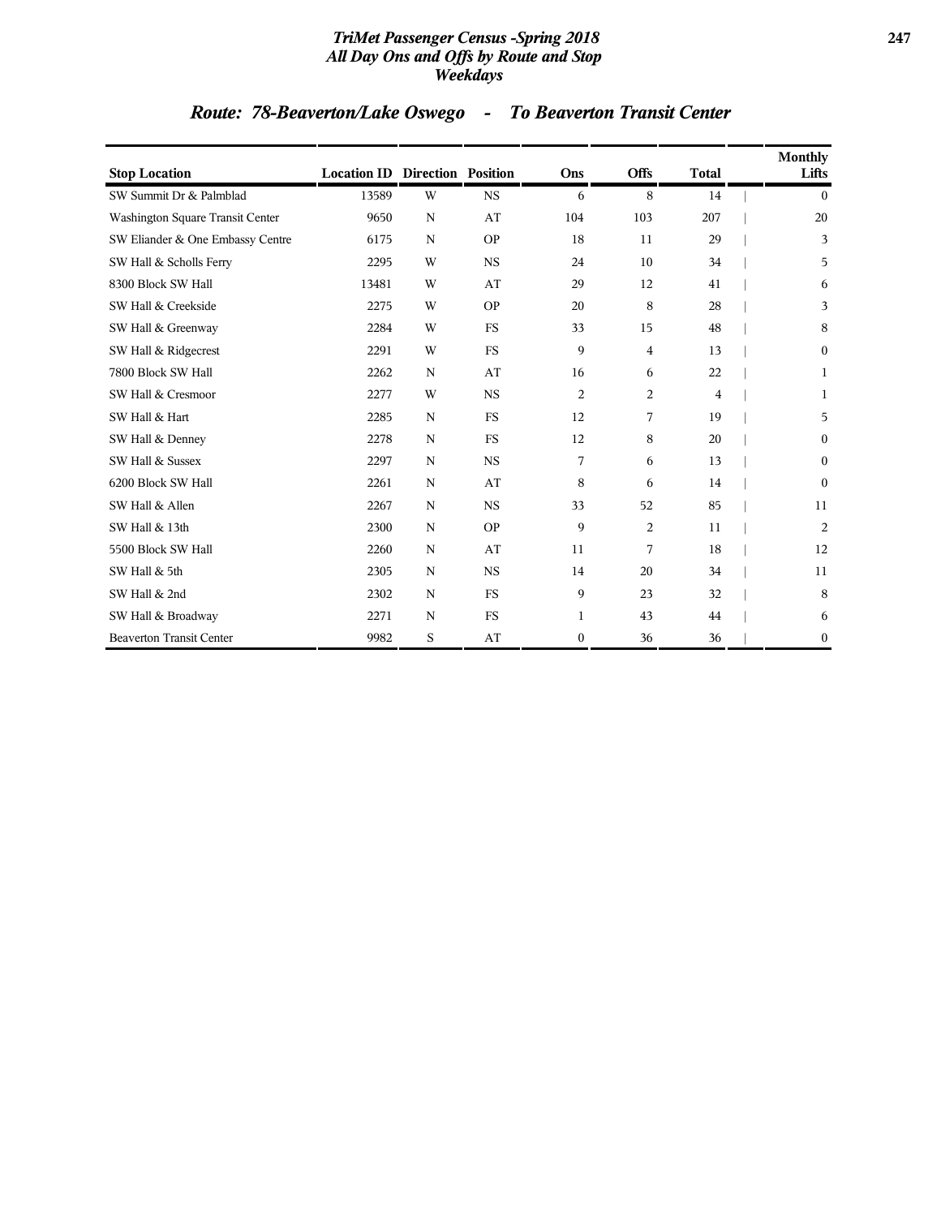# TriMet Passenger Census -Spring 2018
## All Day Ons and Offs by Route and Stop
## Weekdays

## Route: 78-Beaverton/Lake Oswego - To Beaverton Transit Center

| Stop Location | Location ID | Direction | Position | Ons | Offs | Total | Monthly Lifts |
|---|---|---|---|---|---|---|---|
| SW Summit Dr & Palmblad | 13589 | W | NS | 6 | 8 | 14 | 0 |
| Washington Square Transit Center | 9650 | N | AT | 104 | 103 | 207 | 20 |
| SW Eliander & One Embassy Centre | 6175 | N | OP | 18 | 11 | 29 | 3 |
| SW Hall & Scholls Ferry | 2295 | W | NS | 24 | 10 | 34 | 5 |
| 8300 Block SW Hall | 13481 | W | AT | 29 | 12 | 41 | 6 |
| SW Hall & Creekside | 2275 | W | OP | 20 | 8 | 28 | 3 |
| SW Hall & Greenway | 2284 | W | FS | 33 | 15 | 48 | 8 |
| SW Hall & Ridgecrest | 2291 | W | FS | 9 | 4 | 13 | 0 |
| 7800 Block SW Hall | 2262 | N | AT | 16 | 6 | 22 | 1 |
| SW Hall & Cresmoor | 2277 | W | NS | 2 | 2 | 4 | 1 |
| SW Hall & Hart | 2285 | N | FS | 12 | 7 | 19 | 5 |
| SW Hall & Denney | 2278 | N | FS | 12 | 8 | 20 | 0 |
| SW Hall & Sussex | 2297 | N | NS | 7 | 6 | 13 | 0 |
| 6200 Block SW Hall | 2261 | N | AT | 8 | 6 | 14 | 0 |
| SW Hall & Allen | 2267 | N | NS | 33 | 52 | 85 | 11 |
| SW Hall & 13th | 2300 | N | OP | 9 | 2 | 11 | 2 |
| 5500 Block SW Hall | 2260 | N | AT | 11 | 7 | 18 | 12 |
| SW Hall & 5th | 2305 | N | NS | 14 | 20 | 34 | 11 |
| SW Hall & 2nd | 2302 | N | FS | 9 | 23 | 32 | 8 |
| SW Hall & Broadway | 2271 | N | FS | 1 | 43 | 44 | 6 |
| Beaverton Transit Center | 9982 | S | AT | 0 | 36 | 36 | 0 |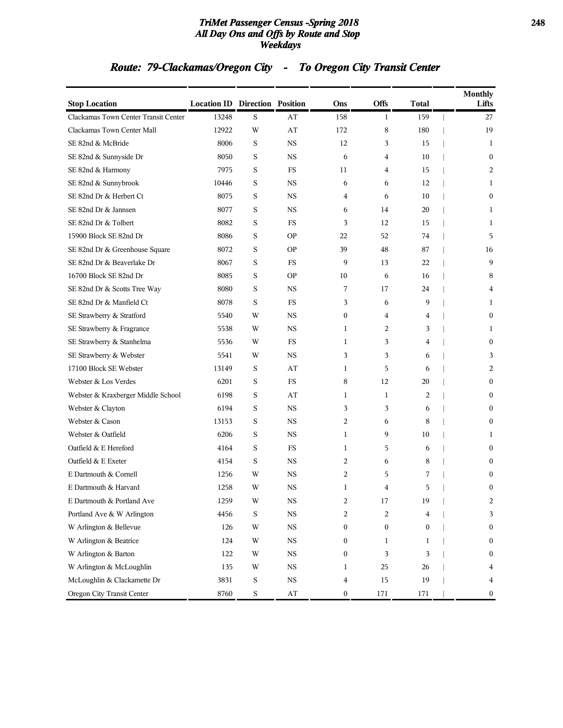# TriMet Passenger Census -Spring 2018
## All Day Ons and Offs by Route and Stop
## Weekdays

## Route: 79-Clackamas/Oregon City - To Oregon City Transit Center

| Stop Location | Location ID | Direction | Position | Ons | Offs | Total | Monthly Lifts |
|---|---|---|---|---|---|---|---|
| Clackamas Town Center Transit Center | 13248 | S | AT | 158 | 1 | 159 | 27 |
| Clackamas Town Center Mall | 12922 | W | AT | 172 | 8 | 180 | 19 |
| SE 82nd & McBride | 8006 | S | NS | 12 | 3 | 15 | 1 |
| SE 82nd & Sunnyside Dr | 8050 | S | NS | 6 | 4 | 10 | 0 |
| SE 82nd & Harmony | 7975 | S | FS | 11 | 4 | 15 | 2 |
| SE 82nd & Sunnybrook | 10446 | S | NS | 6 | 6 | 12 | 1 |
| SE 82nd Dr & Herbert Ct | 8075 | S | NS | 4 | 6 | 10 | 0 |
| SE 82nd Dr & Jannsen | 8077 | S | NS | 6 | 14 | 20 | 1 |
| SE 82nd Dr & Tolbert | 8082 | S | FS | 3 | 12 | 15 | 1 |
| 15900 Block SE 82nd Dr | 8086 | S | OP | 22 | 52 | 74 | 5 |
| SE 82nd Dr & Greenhouse Square | 8072 | S | OP | 39 | 48 | 87 | 16 |
| SE 82nd Dr & Beaverlake Dr | 8067 | S | FS | 9 | 13 | 22 | 9 |
| 16700 Block SE 82nd Dr | 8085 | S | OP | 10 | 6 | 16 | 8 |
| SE 82nd Dr & Scotts Tree Way | 8080 | S | NS | 7 | 17 | 24 | 4 |
| SE 82nd Dr & Manfield Ct | 8078 | S | FS | 3 | 6 | 9 | 1 |
| SE Strawberry & Stratford | 5540 | W | NS | 0 | 4 | 4 | 0 |
| SE Strawberry & Fragrance | 5538 | W | NS | 1 | 2 | 3 | 1 |
| SE Strawberry & Stanhelma | 5536 | W | FS | 1 | 3 | 4 | 0 |
| SE Strawberry & Webster | 5541 | W | NS | 3 | 3 | 6 | 3 |
| 17100 Block SE Webster | 13149 | S | AT | 1 | 5 | 6 | 2 |
| Webster & Los Verdes | 6201 | S | FS | 8 | 12 | 20 | 0 |
| Webster & Kraxberger Middle School | 6198 | S | AT | 1 | 1 | 2 | 0 |
| Webster & Clayton | 6194 | S | NS | 3 | 3 | 6 | 0 |
| Webster & Cason | 13153 | S | NS | 2 | 6 | 8 | 0 |
| Webster & Oatfield | 6206 | S | NS | 1 | 9 | 10 | 1 |
| Oatfield & E Hereford | 4164 | S | FS | 1 | 5 | 6 | 0 |
| Oatfield & E Exeter | 4154 | S | NS | 2 | 6 | 8 | 0 |
| E Dartmouth & Cornell | 1256 | W | NS | 2 | 5 | 7 | 0 |
| E Dartmouth & Harvard | 1258 | W | NS | 1 | 4 | 5 | 0 |
| E Dartmouth & Portland Ave | 1259 | W | NS | 2 | 17 | 19 | 2 |
| Portland Ave & W Arlington | 4456 | S | NS | 2 | 2 | 4 | 3 |
| W Arlington & Bellevue | 126 | W | NS | 0 | 0 | 0 | 0 |
| W Arlington & Beatrice | 124 | W | NS | 0 | 1 | 1 | 0 |
| W Arlington & Barton | 122 | W | NS | 0 | 3 | 3 | 0 |
| W Arlington & McLoughlin | 135 | W | NS | 1 | 25 | 26 | 4 |
| McLoughlin & Clackamette Dr | 3831 | S | NS | 4 | 15 | 19 | 4 |
| Oregon City Transit Center | 8760 | S | AT | 0 | 171 | 171 | 0 |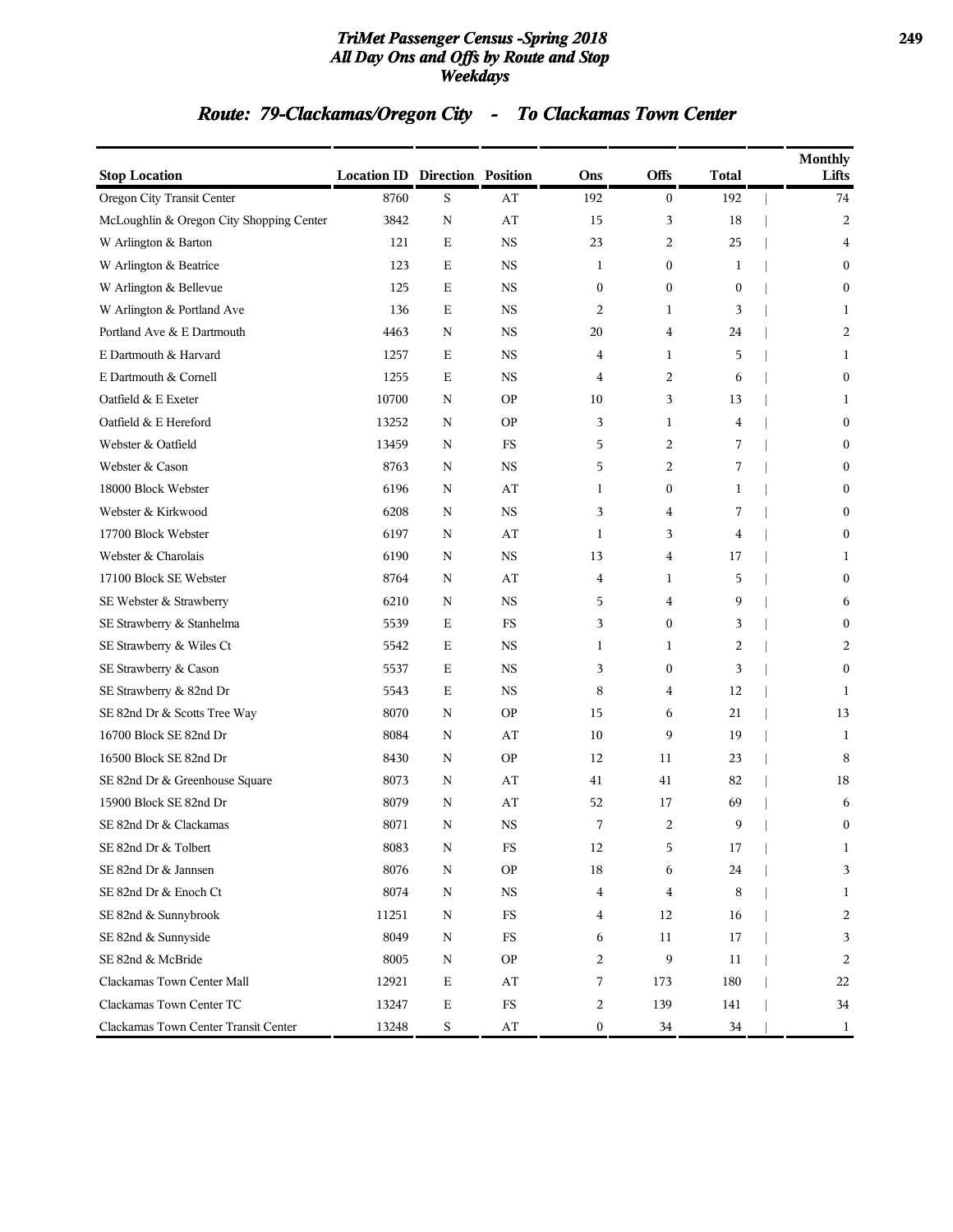## Route: 79-Clackamas/Oregon City - To Clackamas Town Center

| Stop Location | Location ID | Direction | Position | Ons | Offs | Total | Monthly Lifts |
|---|---|---|---|---|---|---|---|
| Oregon City Transit Center | 8760 | S | AT | 192 | 0 | 192 | 74 |
| McLoughlin & Oregon City Shopping Center | 3842 | N | AT | 15 | 3 | 18 | 2 |
| W Arlington & Barton | 121 | E | NS | 23 | 2 | 25 | 4 |
| W Arlington & Beatrice | 123 | E | NS | 1 | 0 | 1 | 0 |
| W Arlington & Bellevue | 125 | E | NS | 0 | 0 | 0 | 0 |
| W Arlington & Portland Ave | 136 | E | NS | 2 | 1 | 3 | 1 |
| Portland Ave & E Dartmouth | 4463 | N | NS | 20 | 4 | 24 | 2 |
| E Dartmouth & Harvard | 1257 | E | NS | 4 | 1 | 5 | 1 |
| E Dartmouth & Cornell | 1255 | E | NS | 4 | 2 | 6 | 0 |
| Oatfield & E Exeter | 10700 | N | OP | 10 | 3 | 13 | 1 |
| Oatfield & E Hereford | 13252 | N | OP | 3 | 1 | 4 | 0 |
| Webster & Oatfield | 13459 | N | FS | 5 | 2 | 7 | 0 |
| Webster & Cason | 8763 | N | NS | 5 | 2 | 7 | 0 |
| 18000 Block Webster | 6196 | N | AT | 1 | 0 | 1 | 0 |
| Webster & Kirkwood | 6208 | N | NS | 3 | 4 | 7 | 0 |
| 17700 Block Webster | 6197 | N | AT | 1 | 3 | 4 | 0 |
| Webster & Charolais | 6190 | N | NS | 13 | 4 | 17 | 1 |
| 17100 Block SE Webster | 8764 | N | AT | 4 | 1 | 5 | 0 |
| SE Webster & Strawberry | 6210 | N | NS | 5 | 4 | 9 | 6 |
| SE Strawberry & Stanhelma | 5539 | E | FS | 3 | 0 | 3 | 0 |
| SE Strawberry & Wiles Ct | 5542 | E | NS | 1 | 1 | 2 | 2 |
| SE Strawberry & Cason | 5537 | E | NS | 3 | 0 | 3 | 0 |
| SE Strawberry & 82nd Dr | 5543 | E | NS | 8 | 4 | 12 | 1 |
| SE 82nd Dr & Scotts Tree Way | 8070 | N | OP | 15 | 6 | 21 | 13 |
| 16700 Block SE 82nd Dr | 8084 | N | AT | 10 | 9 | 19 | 1 |
| 16500 Block SE 82nd Dr | 8430 | N | OP | 12 | 11 | 23 | 8 |
| SE 82nd Dr & Greenhouse Square | 8073 | N | AT | 41 | 41 | 82 | 18 |
| 15900 Block SE 82nd Dr | 8079 | N | AT | 52 | 17 | 69 | 6 |
| SE 82nd Dr & Clackamas | 8071 | N | NS | 7 | 2 | 9 | 0 |
| SE 82nd Dr & Tolbert | 8083 | N | FS | 12 | 5 | 17 | 1 |
| SE 82nd Dr & Jannsen | 8076 | N | OP | 18 | 6 | 24 | 3 |
| SE 82nd Dr & Enoch Ct | 8074 | N | NS | 4 | 4 | 8 | 1 |
| SE 82nd & Sunnybrook | 11251 | N | FS | 4 | 12 | 16 | 2 |
| SE 82nd & Sunnyside | 8049 | N | FS | 6 | 11 | 17 | 3 |
| SE 82nd & McBride | 8005 | N | OP | 2 | 9 | 11 | 2 |
| Clackamas Town Center Mall | 12921 | E | AT | 7 | 173 | 180 | 22 |
| Clackamas Town Center TC | 13247 | E | FS | 2 | 139 | 141 | 34 |
| Clackamas Town Center Transit Center | 13248 | S | AT | 0 | 34 | 34 | 1 |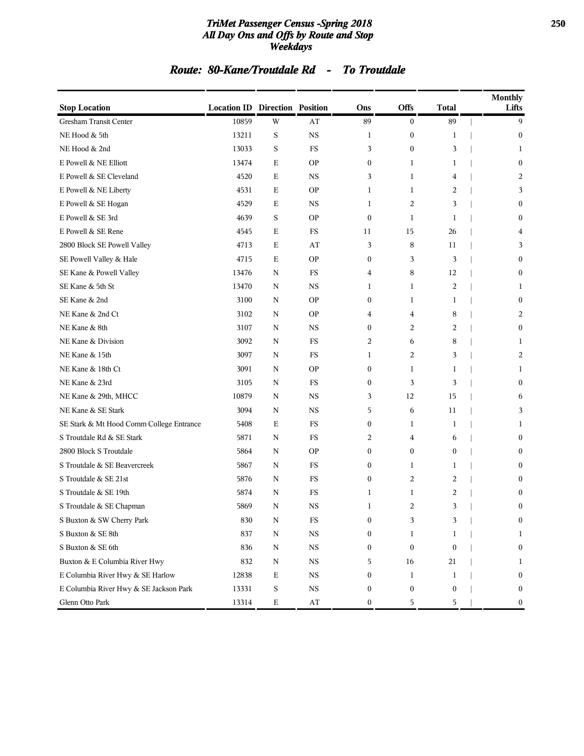# TriMet Passenger Census -Spring 2018
## All Day Ons and Offs by Route and Stop
### Weekdays

## Route: 80-Kane/Troutdale Rd - To Troutdale

| Stop Location | Location ID | Direction | Position | Ons | Offs | Total | Monthly Lifts |
|---|---|---|---|---|---|---|---|
| Gresham Transit Center | 10859 | W | AT | 89 | 0 | 89 | 9 |
| NE Hood & 5th | 13211 | S | NS | 1 | 0 | 1 | 0 |
| NE Hood & 2nd | 13033 | S | FS | 3 | 0 | 3 | 1 |
| E Powell & NE Elliott | 13474 | E | OP | 0 | 1 | 1 | 0 |
| E Powell & SE Cleveland | 4520 | E | NS | 3 | 1 | 4 | 2 |
| E Powell & NE Liberty | 4531 | E | OP | 1 | 1 | 2 | 3 |
| E Powell & SE Hogan | 4529 | E | NS | 1 | 2 | 3 | 0 |
| E Powell & SE 3rd | 4639 | S | OP | 0 | 1 | 1 | 0 |
| E Powell & SE Rene | 4545 | E | FS | 11 | 15 | 26 | 4 |
| 2800 Block SE Powell Valley | 4713 | E | AT | 3 | 8 | 11 | 3 |
| SE Powell Valley & Hale | 4715 | E | OP | 0 | 3 | 3 | 0 |
| SE Kane & Powell Valley | 13476 | N | FS | 4 | 8 | 12 | 0 |
| SE Kane & 5th St | 13470 | N | NS | 1 | 1 | 2 | 1 |
| SE Kane & 2nd | 3100 | N | OP | 0 | 1 | 1 | 0 |
| NE Kane & 2nd Ct | 3102 | N | OP | 4 | 4 | 8 | 2 |
| NE Kane & 8th | 3107 | N | NS | 0 | 2 | 2 | 0 |
| NE Kane & Division | 3092 | N | FS | 2 | 6 | 8 | 1 |
| NE Kane & 15th | 3097 | N | FS | 1 | 2 | 3 | 2 |
| NE Kane & 18th Ct | 3091 | N | OP | 0 | 1 | 1 | 1 |
| NE Kane & 23rd | 3105 | N | FS | 0 | 3 | 3 | 0 |
| NE Kane & 29th, MHCC | 10879 | N | NS | 3 | 12 | 15 | 6 |
| NE Kane & SE Stark | 3094 | N | NS | 5 | 6 | 11 | 3 |
| SE Stark & Mt Hood Comm College Entrance | 5408 | E | FS | 0 | 1 | 1 | 1 |
| S Troutdale Rd & SE Stark | 5871 | N | FS | 2 | 4 | 6 | 0 |
| 2800 Block S Troutdale | 5864 | N | OP | 0 | 0 | 0 | 0 |
| S Troutdale & SE Beavercreek | 5867 | N | FS | 0 | 1 | 1 | 0 |
| S Troutdale & SE 21st | 5876 | N | FS | 0 | 2 | 2 | 0 |
| S Troutdale & SE 19th | 5874 | N | FS | 1 | 1 | 2 | 0 |
| S Troutdale & SE Chapman | 5869 | N | NS | 1 | 2 | 3 | 0 |
| S Buxton & SW Cherry Park | 830 | N | FS | 0 | 3 | 3 | 0 |
| S Buxton & SE 8th | 837 | N | NS | 0 | 1 | 1 | 1 |
| S Buxton & SE 6th | 836 | N | NS | 0 | 0 | 0 | 0 |
| Buxton & E Columbia River Hwy | 832 | N | NS | 5 | 16 | 21 | 1 |
| E Columbia River Hwy & SE Harlow | 12838 | E | NS | 0 | 1 | 1 | 0 |
| E Columbia River Hwy & SE Jackson Park | 13331 | S | NS | 0 | 0 | 0 | 0 |
| Glenn Otto Park | 13314 | E | AT | 0 | 5 | 5 | 0 |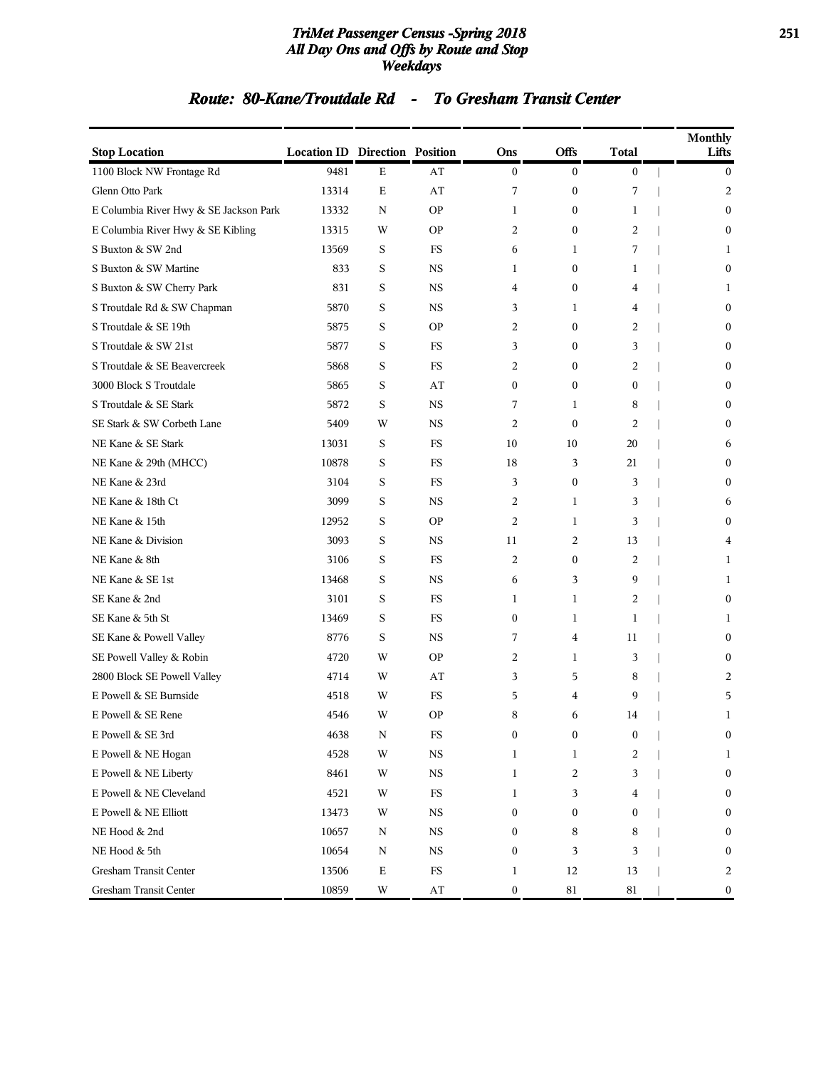## Route: 80-Kane/Troutdale Rd - To Gresham Transit Center

| Stop Location | Location ID | Direction | Position | Ons | Offs | Total | Monthly Lifts |
|---|---|---|---|---|---|---|---|
| 1100 Block NW Frontage Rd | 9481 | E | AT | 0 | 0 | 0 | 0 |
| Glenn Otto Park | 13314 | E | AT | 7 | 0 | 7 | 2 |
| E Columbia River Hwy & SE Jackson Park | 13332 | N | OP | 1 | 0 | 1 | 0 |
| E Columbia River Hwy & SE Kibling | 13315 | W | OP | 2 | 0 | 2 | 0 |
| S Buxton & SW 2nd | 13569 | S | FS | 6 | 1 | 7 | 1 |
| S Buxton & SW Martine | 833 | S | NS | 1 | 0 | 1 | 0 |
| S Buxton & SW Cherry Park | 831 | S | NS | 4 | 0 | 4 | 1 |
| S Troutdale Rd & SW Chapman | 5870 | S | NS | 3 | 1 | 4 | 0 |
| S Troutdale & SE 19th | 5875 | S | OP | 2 | 0 | 2 | 0 |
| S Troutdale & SW 21st | 5877 | S | FS | 3 | 0 | 3 | 0 |
| S Troutdale & SE Beavercreek | 5868 | S | FS | 2 | 0 | 2 | 0 |
| 3000 Block S Troutdale | 5865 | S | AT | 0 | 0 | 0 | 0 |
| S Troutdale & SE Stark | 5872 | S | NS | 7 | 1 | 8 | 0 |
| SE Stark & SW Corbeth Lane | 5409 | W | NS | 2 | 0 | 2 | 0 |
| NE Kane & SE Stark | 13031 | S | FS | 10 | 10 | 20 | 6 |
| NE Kane & 29th (MHCC) | 10878 | S | FS | 18 | 3 | 21 | 0 |
| NE Kane & 23rd | 3104 | S | FS | 3 | 0 | 3 | 0 |
| NE Kane & 18th Ct | 3099 | S | NS | 2 | 1 | 3 | 6 |
| NE Kane & 15th | 12952 | S | OP | 2 | 1 | 3 | 0 |
| NE Kane & Division | 3093 | S | NS | 11 | 2 | 13 | 4 |
| NE Kane & 8th | 3106 | S | FS | 2 | 0 | 2 | 1 |
| NE Kane & SE 1st | 13468 | S | NS | 6 | 3 | 9 | 1 |
| SE Kane & 2nd | 3101 | S | FS | 1 | 1 | 2 | 0 |
| SE Kane & 5th St | 13469 | S | FS | 0 | 1 | 1 | 1 |
| SE Kane & Powell Valley | 8776 | S | NS | 7 | 4 | 11 | 0 |
| SE Powell Valley & Robin | 4720 | W | OP | 2 | 1 | 3 | 0 |
| 2800 Block SE Powell Valley | 4714 | W | AT | 3 | 5 | 8 | 2 |
| E Powell & SE Burnside | 4518 | W | FS | 5 | 4 | 9 | 5 |
| E Powell & SE Rene | 4546 | W | OP | 8 | 6 | 14 | 1 |
| E Powell & SE 3rd | 4638 | N | FS | 0 | 0 | 0 | 0 |
| E Powell & NE Hogan | 4528 | W | NS | 1 | 1 | 2 | 1 |
| E Powell & NE Liberty | 8461 | W | NS | 1 | 2 | 3 | 0 |
| E Powell & NE Cleveland | 4521 | W | FS | 1 | 3 | 4 | 0 |
| E Powell & NE Elliott | 13473 | W | NS | 0 | 0 | 0 | 0 |
| NE Hood & 2nd | 10657 | N | NS | 0 | 8 | 8 | 0 |
| NE Hood & 5th | 10654 | N | NS | 0 | 3 | 3 | 0 |
| Gresham Transit Center | 13506 | E | FS | 1 | 12 | 13 | 2 |
| Gresham Transit Center | 10859 | W | AT | 0 | 81 | 81 | 0 |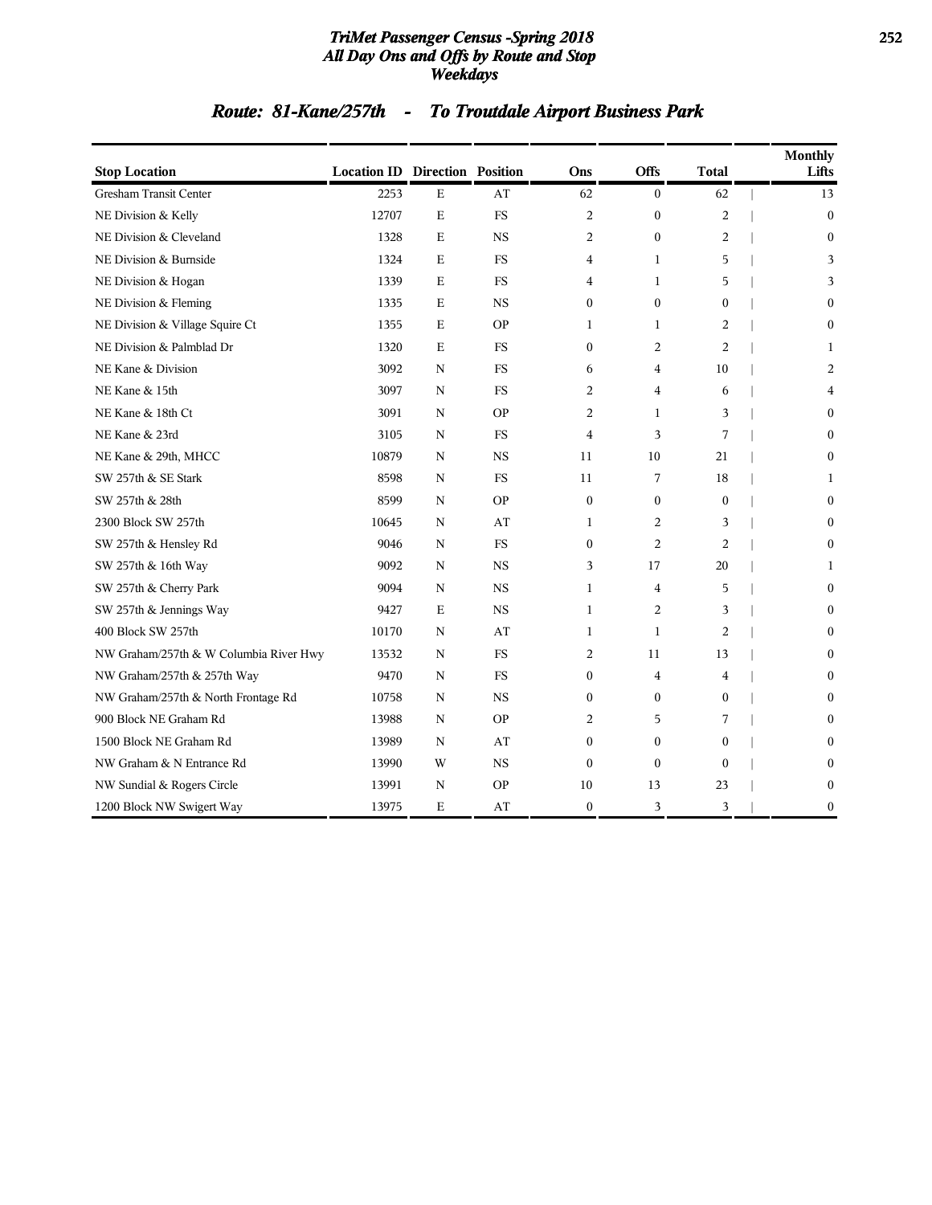# TriMet Passenger Census -Spring 2018
## All Day Ons and Offs by Route and Stop
### Weekdays

## Route: 81-Kane/257th - To Troutdale Airport Business Park

| Stop Location | Location ID | Direction | Position | Ons | Offs | Total | Monthly Lifts |
|---|---|---|---|---|---|---|---|
| Gresham Transit Center | 2253 | E | AT | 62 | 0 | 62 | 13 |
| NE Division & Kelly | 12707 | E | FS | 2 | 0 | 2 | 0 |
| NE Division & Cleveland | 1328 | E | NS | 2 | 0 | 2 | 0 |
| NE Division & Burnside | 1324 | E | FS | 4 | 1 | 5 | 3 |
| NE Division & Hogan | 1339 | E | FS | 4 | 1 | 5 | 3 |
| NE Division & Fleming | 1335 | E | NS | 0 | 0 | 0 | 0 |
| NE Division & Village Squire Ct | 1355 | E | OP | 1 | 1 | 2 | 0 |
| NE Division & Palmblad Dr | 1320 | E | FS | 0 | 2 | 2 | 1 |
| NE Kane & Division | 3092 | N | FS | 6 | 4 | 10 | 2 |
| NE Kane & 15th | 3097 | N | FS | 2 | 4 | 6 | 4 |
| NE Kane & 18th Ct | 3091 | N | OP | 2 | 1 | 3 | 0 |
| NE Kane & 23rd | 3105 | N | FS | 4 | 3 | 7 | 0 |
| NE Kane & 29th, MHCC | 10879 | N | NS | 11 | 10 | 21 | 0 |
| SW 257th & SE Stark | 8598 | N | FS | 11 | 7 | 18 | 1 |
| SW 257th & 28th | 8599 | N | OP | 0 | 0 | 0 | 0 |
| 2300 Block SW 257th | 10645 | N | AT | 1 | 2 | 3 | 0 |
| SW 257th & Hensley Rd | 9046 | N | FS | 0 | 2 | 2 | 0 |
| SW 257th & 16th Way | 9092 | N | NS | 3 | 17 | 20 | 1 |
| SW 257th & Cherry Park | 9094 | N | NS | 1 | 4 | 5 | 0 |
| SW 257th & Jennings Way | 9427 | E | NS | 1 | 2 | 3 | 0 |
| 400 Block SW 257th | 10170 | N | AT | 1 | 1 | 2 | 0 |
| NW Graham/257th & W Columbia River Hwy | 13532 | N | FS | 2 | 11 | 13 | 0 |
| NW Graham/257th & 257th Way | 9470 | N | FS | 0 | 4 | 4 | 0 |
| NW Graham/257th & North Frontage Rd | 10758 | N | NS | 0 | 0 | 0 | 0 |
| 900 Block NE Graham Rd | 13988 | N | OP | 2 | 5 | 7 | 0 |
| 1500 Block NE Graham Rd | 13989 | N | AT | 0 | 0 | 0 | 0 |
| NW Graham & N Entrance Rd | 13990 | W | NS | 0 | 0 | 0 | 0 |
| NW Sundial & Rogers Circle | 13991 | N | OP | 10 | 13 | 23 | 0 |
| 1200 Block NW Swigert Way | 13975 | E | AT | 0 | 3 | 3 | 0 |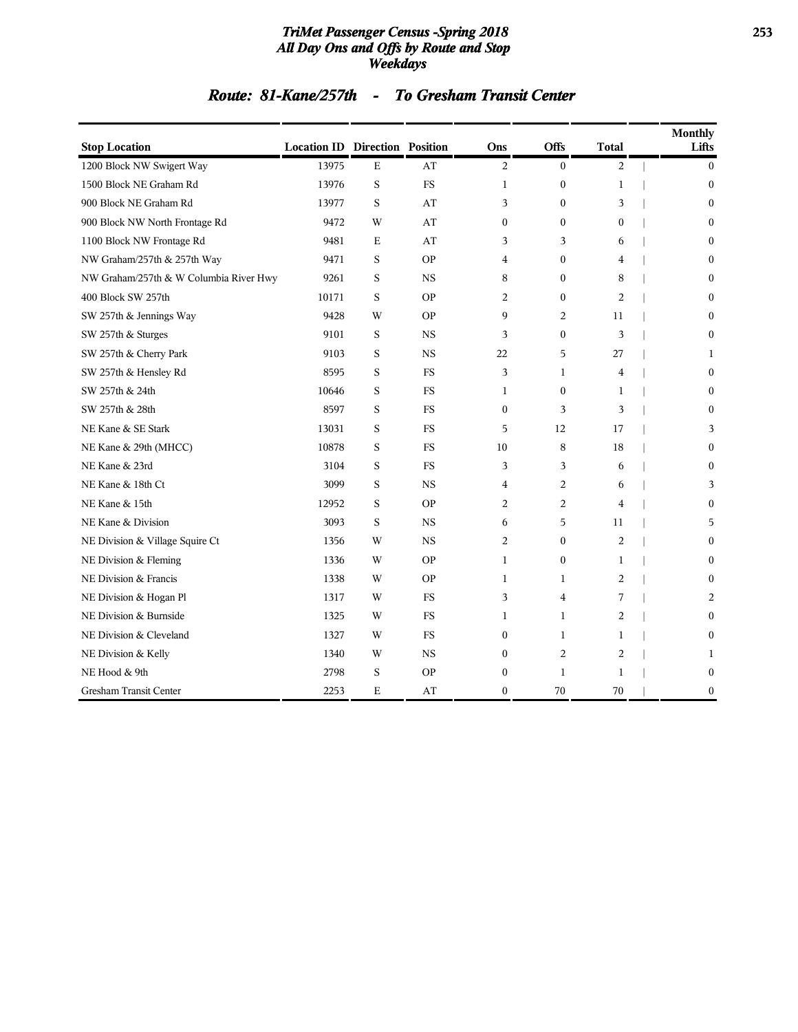# TriMet Passenger Census -Spring 2018
## All Day Ons and Offs by Route and Stop
## Weekdays

## Route: 81-Kane/257th - To Gresham Transit Center

| Stop Location | Location ID | Direction | Position | Ons | Offs | Total | Monthly Lifts |
|---|---|---|---|---|---|---|---|
| 1200 Block NW Swigert Way | 13975 | E | AT | 2 | 0 | 2 | 0 |
| 1500 Block NE Graham Rd | 13976 | S | FS | 1 | 0 | 1 | 0 |
| 900 Block NE Graham Rd | 13977 | S | AT | 3 | 0 | 3 | 0 |
| 900 Block NW North Frontage Rd | 9472 | W | AT | 0 | 0 | 0 | 0 |
| 1100 Block NW Frontage Rd | 9481 | E | AT | 3 | 3 | 6 | 0 |
| NW Graham/257th & 257th Way | 9471 | S | OP | 4 | 0 | 4 | 0 |
| NW Graham/257th & W Columbia River Hwy | 9261 | S | NS | 8 | 0 | 8 | 0 |
| 400 Block SW 257th | 10171 | S | OP | 2 | 0 | 2 | 0 |
| SW 257th & Jennings Way | 9428 | W | OP | 9 | 2 | 11 | 0 |
| SW 257th & Sturges | 9101 | S | NS | 3 | 0 | 3 | 0 |
| SW 257th & Cherry Park | 9103 | S | NS | 22 | 5 | 27 | 1 |
| SW 257th & Hensley Rd | 8595 | S | FS | 3 | 1 | 4 | 0 |
| SW 257th & 24th | 10646 | S | FS | 1 | 0 | 1 | 0 |
| SW 257th & 28th | 8597 | S | FS | 0 | 3 | 3 | 0 |
| NE Kane & SE Stark | 13031 | S | FS | 5 | 12 | 17 | 3 |
| NE Kane & 29th (MHCC) | 10878 | S | FS | 10 | 8 | 18 | 0 |
| NE Kane & 23rd | 3104 | S | FS | 3 | 3 | 6 | 0 |
| NE Kane & 18th Ct | 3099 | S | NS | 4 | 2 | 6 | 3 |
| NE Kane & 15th | 12952 | S | OP | 2 | 2 | 4 | 0 |
| NE Kane & Division | 3093 | S | NS | 6 | 5 | 11 | 5 |
| NE Division & Village Squire Ct | 1356 | W | NS | 2 | 0 | 2 | 0 |
| NE Division & Fleming | 1336 | W | OP | 1 | 0 | 1 | 0 |
| NE Division & Francis | 1338 | W | OP | 1 | 1 | 2 | 0 |
| NE Division & Hogan Pl | 1317 | W | FS | 3 | 4 | 7 | 2 |
| NE Division & Burnside | 1325 | W | FS | 1 | 1 | 2 | 0 |
| NE Division & Cleveland | 1327 | W | FS | 0 | 1 | 1 | 0 |
| NE Division & Kelly | 1340 | W | NS | 0 | 2 | 2 | 1 |
| NE Hood & 9th | 2798 | S | OP | 0 | 1 | 1 | 0 |
| Gresham Transit Center | 2253 | E | AT | 0 | 70 | 70 | 0 |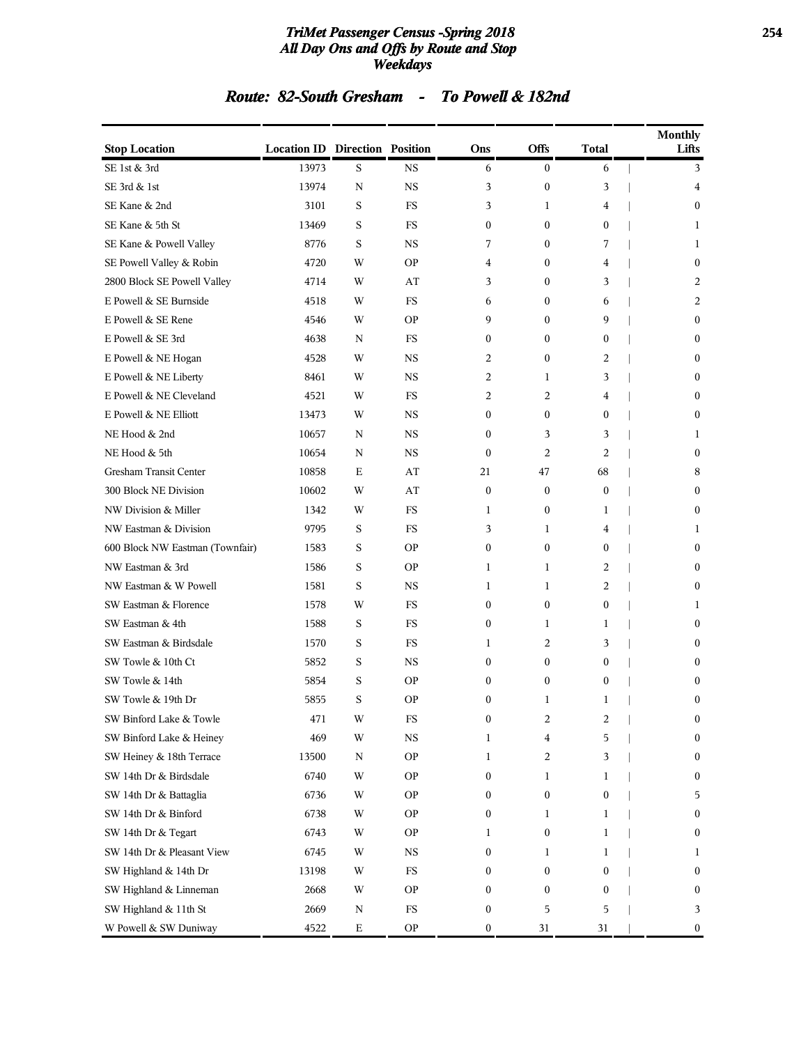# TriMet Passenger Census -Spring 2018
## All Day Ons and Offs by Route and Stop
### Weekdays

## Route: 82-South Gresham - To Powell & 182nd

| Stop Location | Location ID | Direction | Position | Ons | Offs | Total | Monthly Lifts |
|---|---|---|---|---|---|---|---|
| SE 1st & 3rd | 13973 | S | NS | 6 | 0 | 6 | 3 |
| SE 3rd & 1st | 13974 | N | NS | 3 | 0 | 3 | 4 |
| SE Kane & 2nd | 3101 | S | FS | 3 | 1 | 4 | 0 |
| SE Kane & 5th St | 13469 | S | FS | 0 | 0 | 0 | 1 |
| SE Kane & Powell Valley | 8776 | S | NS | 7 | 0 | 7 | 1 |
| SE Powell Valley & Robin | 4720 | W | OP | 4 | 0 | 4 | 0 |
| 2800 Block SE Powell Valley | 4714 | W | AT | 3 | 0 | 3 | 2 |
| E Powell & SE Burnside | 4518 | W | FS | 6 | 0 | 6 | 2 |
| E Powell & SE Rene | 4546 | W | OP | 9 | 0 | 9 | 0 |
| E Powell & SE 3rd | 4638 | N | FS | 0 | 0 | 0 | 0 |
| E Powell & NE Hogan | 4528 | W | NS | 2 | 0 | 2 | 0 |
| E Powell & NE Liberty | 8461 | W | NS | 2 | 1 | 3 | 0 |
| E Powell & NE Cleveland | 4521 | W | FS | 2 | 2 | 4 | 0 |
| E Powell & NE Elliott | 13473 | W | NS | 0 | 0 | 0 | 0 |
| NE Hood & 2nd | 10657 | N | NS | 0 | 3 | 3 | 1 |
| NE Hood & 5th | 10654 | N | NS | 0 | 2 | 2 | 0 |
| Gresham Transit Center | 10858 | E | AT | 21 | 47 | 68 | 8 |
| 300 Block NE Division | 10602 | W | AT | 0 | 0 | 0 | 0 |
| NW Division & Miller | 1342 | W | FS | 1 | 0 | 1 | 0 |
| NW Eastman & Division | 9795 | S | FS | 3 | 1 | 4 | 1 |
| 600 Block NW Eastman (Townfair) | 1583 | S | OP | 0 | 0 | 0 | 0 |
| NW Eastman & 3rd | 1586 | S | OP | 1 | 1 | 2 | 0 |
| NW Eastman & W Powell | 1581 | S | NS | 1 | 1 | 2 | 0 |
| SW Eastman & Florence | 1578 | W | FS | 0 | 0 | 0 | 1 |
| SW Eastman & 4th | 1588 | S | FS | 0 | 1 | 1 | 0 |
| SW Eastman & Birdsdale | 1570 | S | FS | 1 | 2 | 3 | 0 |
| SW Towle & 10th Ct | 5852 | S | NS | 0 | 0 | 0 | 0 |
| SW Towle & 14th | 5854 | S | OP | 0 | 0 | 0 | 0 |
| SW Towle & 19th Dr | 5855 | S | OP | 0 | 1 | 1 | 0 |
| SW Binford Lake & Towle | 471 | W | FS | 0 | 2 | 2 | 0 |
| SW Binford Lake & Heiney | 469 | W | NS | 1 | 4 | 5 | 0 |
| SW Heiney & 18th Terrace | 13500 | N | OP | 1 | 2 | 3 | 0 |
| SW 14th Dr & Birdsdale | 6740 | W | OP | 0 | 1 | 1 | 0 |
| SW 14th Dr & Battaglia | 6736 | W | OP | 0 | 0 | 0 | 5 |
| SW 14th Dr & Binford | 6738 | W | OP | 0 | 1 | 1 | 0 |
| SW 14th Dr & Tegart | 6743 | W | OP | 1 | 0 | 1 | 0 |
| SW 14th Dr & Pleasant View | 6745 | W | NS | 0 | 1 | 1 | 1 |
| SW Highland & 14th Dr | 13198 | W | FS | 0 | 0 | 0 | 0 |
| SW Highland & Linneman | 2668 | W | OP | 0 | 0 | 0 | 0 |
| SW Highland & 11th St | 2669 | N | FS | 0 | 5 | 5 | 3 |
| W Powell & SW Duniway | 4522 | E | OP | 0 | 31 | 31 | 0 |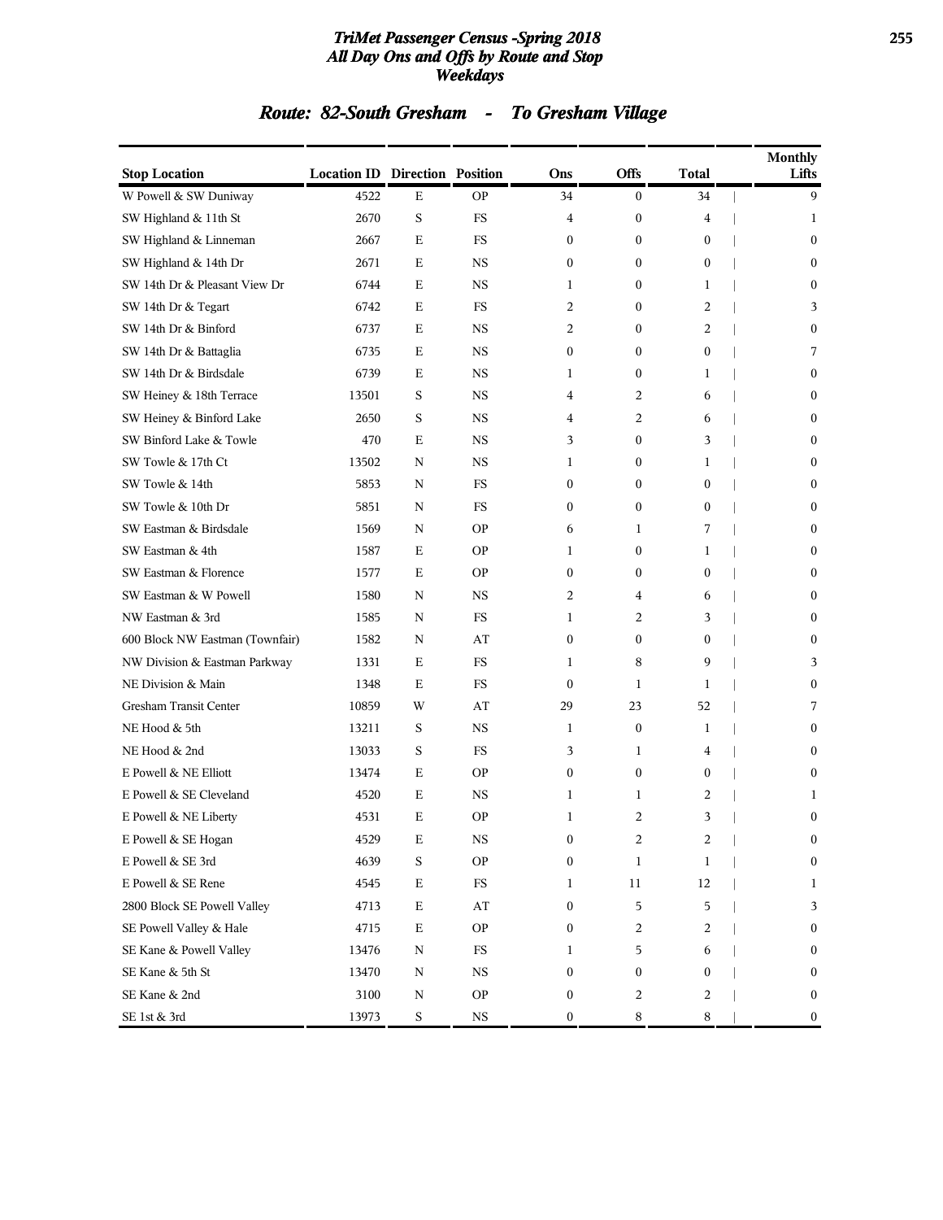## Route: 82-South Gresham - To Gresham Village

| Stop Location | Location ID | Direction | Position | Ons | Offs | Total | Monthly Lifts |
|---|---|---|---|---|---|---|---|
| W Powell & SW Duniway | 4522 | E | OP | 34 | 0 | 34 | 9 |
| SW Highland & 11th St | 2670 | S | FS | 4 | 0 | 4 | 1 |
| SW Highland & Linneman | 2667 | E | FS | 0 | 0 | 0 | 0 |
| SW Highland & 14th Dr | 2671 | E | NS | 0 | 0 | 0 | 0 |
| SW 14th Dr & Pleasant View Dr | 6744 | E | NS | 1 | 0 | 1 | 0 |
| SW 14th Dr & Tegart | 6742 | E | FS | 2 | 0 | 2 | 3 |
| SW 14th Dr & Binford | 6737 | E | NS | 2 | 0 | 2 | 0 |
| SW 14th Dr & Battaglia | 6735 | E | NS | 0 | 0 | 0 | 7 |
| SW 14th Dr & Birdsdale | 6739 | E | NS | 1 | 0 | 1 | 0 |
| SW Heiney & 18th Terrace | 13501 | S | NS | 4 | 2 | 6 | 0 |
| SW Heiney & Binford Lake | 2650 | S | NS | 4 | 2 | 6 | 0 |
| SW Binford Lake & Towle | 470 | E | NS | 3 | 0 | 3 | 0 |
| SW Towle & 17th Ct | 13502 | N | NS | 1 | 0 | 1 | 0 |
| SW Towle & 14th | 5853 | N | FS | 0 | 0 | 0 | 0 |
| SW Towle & 10th Dr | 5851 | N | FS | 0 | 0 | 0 | 0 |
| SW Eastman & Birdsdale | 1569 | N | OP | 6 | 1 | 7 | 0 |
| SW Eastman & 4th | 1587 | E | OP | 1 | 0 | 1 | 0 |
| SW Eastman & Florence | 1577 | E | OP | 0 | 0 | 0 | 0 |
| SW Eastman & W Powell | 1580 | N | NS | 2 | 4 | 6 | 0 |
| NW Eastman & 3rd | 1585 | N | FS | 1 | 2 | 3 | 0 |
| 600 Block NW Eastman (Townfair) | 1582 | N | AT | 0 | 0 | 0 | 0 |
| NW Division & Eastman Parkway | 1331 | E | FS | 1 | 8 | 9 | 3 |
| NE Division & Main | 1348 | E | FS | 0 | 1 | 1 | 0 |
| Gresham Transit Center | 10859 | W | AT | 29 | 23 | 52 | 7 |
| NE Hood & 5th | 13211 | S | NS | 1 | 0 | 1 | 0 |
| NE Hood & 2nd | 13033 | S | FS | 3 | 1 | 4 | 0 |
| E Powell & NE Elliott | 13474 | E | OP | 0 | 0 | 0 | 0 |
| E Powell & SE Cleveland | 4520 | E | NS | 1 | 1 | 2 | 1 |
| E Powell & NE Liberty | 4531 | E | OP | 1 | 2 | 3 | 0 |
| E Powell & SE Hogan | 4529 | E | NS | 0 | 2 | 2 | 0 |
| E Powell & SE 3rd | 4639 | S | OP | 0 | 1 | 1 | 0 |
| E Powell & SE Rene | 4545 | E | FS | 1 | 11 | 12 | 1 |
| 2800 Block SE Powell Valley | 4713 | E | AT | 0 | 5 | 5 | 3 |
| SE Powell Valley & Hale | 4715 | E | OP | 0 | 2 | 2 | 0 |
| SE Kane & Powell Valley | 13476 | N | FS | 1 | 5 | 6 | 0 |
| SE Kane & 5th St | 13470 | N | NS | 0 | 0 | 0 | 0 |
| SE Kane & 2nd | 3100 | N | OP | 0 | 2 | 2 | 0 |
| SE 1st & 3rd | 13973 | S | NS | 0 | 8 | 8 | 0 |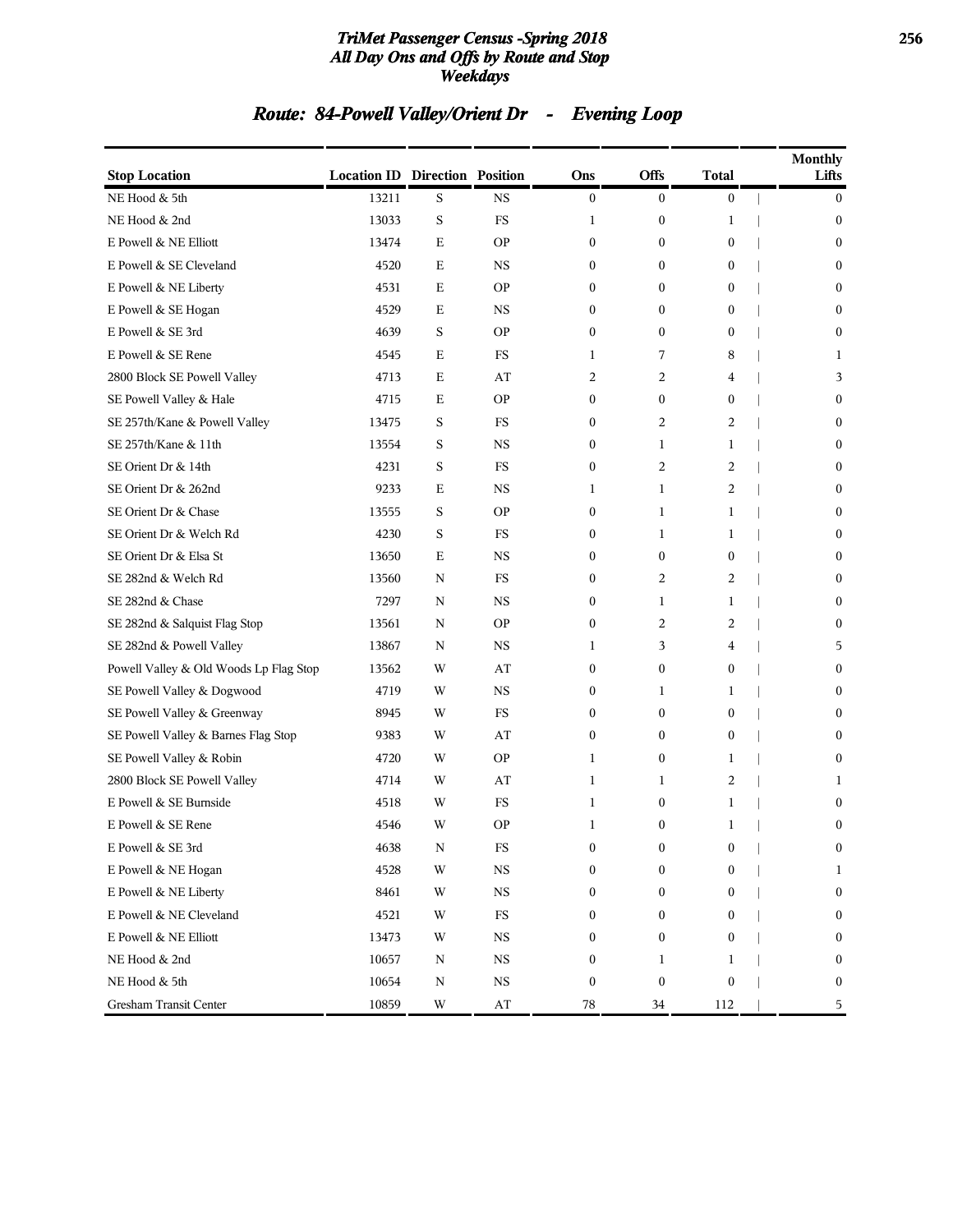## Route: 84-Powell Valley/Orient Dr - Evening Loop

| Stop Location | Location ID | Direction | Position | Ons | Offs | Total | Monthly Lifts |
|---|---|---|---|---|---|---|---|
| NE Hood & 5th | 13211 | S | NS | 0 | 0 | 0 | 0 |
| NE Hood & 2nd | 13033 | S | FS | 1 | 0 | 1 | 0 |
| E Powell & NE Elliott | 13474 | E | OP | 0 | 0 | 0 | 0 |
| E Powell & SE Cleveland | 4520 | E | NS | 0 | 0 | 0 | 0 |
| E Powell & NE Liberty | 4531 | E | OP | 0 | 0 | 0 | 0 |
| E Powell & SE Hogan | 4529 | E | NS | 0 | 0 | 0 | 0 |
| E Powell & SE 3rd | 4639 | S | OP | 0 | 0 | 0 | 0 |
| E Powell & SE Rene | 4545 | E | FS | 1 | 7 | 8 | 1 |
| 2800 Block SE Powell Valley | 4713 | E | AT | 2 | 2 | 4 | 3 |
| SE Powell Valley & Hale | 4715 | E | OP | 0 | 0 | 0 | 0 |
| SE 257th/Kane & Powell Valley | 13475 | S | FS | 0 | 2 | 2 | 0 |
| SE 257th/Kane & 11th | 13554 | S | NS | 0 | 1 | 1 | 0 |
| SE Orient Dr & 14th | 4231 | S | FS | 0 | 2 | 2 | 0 |
| SE Orient Dr & 262nd | 9233 | E | NS | 1 | 1 | 2 | 0 |
| SE Orient Dr & Chase | 13555 | S | OP | 0 | 1 | 1 | 0 |
| SE Orient Dr & Welch Rd | 4230 | S | FS | 0 | 1 | 1 | 0 |
| SE Orient Dr & Elsa St | 13650 | E | NS | 0 | 0 | 0 | 0 |
| SE 282nd & Welch Rd | 13560 | N | FS | 0 | 2 | 2 | 0 |
| SE 282nd & Chase | 7297 | N | NS | 0 | 1 | 1 | 0 |
| SE 282nd & Salquist Flag Stop | 13561 | N | OP | 0 | 2 | 2 | 0 |
| SE 282nd & Powell Valley | 13867 | N | NS | 1 | 3 | 4 | 5 |
| Powell Valley & Old Woods Lp Flag Stop | 13562 | W | AT | 0 | 0 | 0 | 0 |
| SE Powell Valley & Dogwood | 4719 | W | NS | 0 | 1 | 1 | 0 |
| SE Powell Valley & Greenway | 8945 | W | FS | 0 | 0 | 0 | 0 |
| SE Powell Valley & Barnes Flag Stop | 9383 | W | AT | 0 | 0 | 0 | 0 |
| SE Powell Valley & Robin | 4720 | W | OP | 1 | 0 | 1 | 0 |
| 2800 Block SE Powell Valley | 4714 | W | AT | 1 | 1 | 2 | 1 |
| E Powell & SE Burnside | 4518 | W | FS | 1 | 0 | 1 | 0 |
| E Powell & SE Rene | 4546 | W | OP | 1 | 0 | 1 | 0 |
| E Powell & SE 3rd | 4638 | N | FS | 0 | 0 | 0 | 0 |
| E Powell & NE Hogan | 4528 | W | NS | 0 | 0 | 0 | 1 |
| E Powell & NE Liberty | 8461 | W | NS | 0 | 0 | 0 | 0 |
| E Powell & NE Cleveland | 4521 | W | FS | 0 | 0 | 0 | 0 |
| E Powell & NE Elliott | 13473 | W | NS | 0 | 0 | 0 | 0 |
| NE Hood & 2nd | 10657 | N | NS | 0 | 1 | 1 | 0 |
| NE Hood & 5th | 10654 | N | NS | 0 | 0 | 0 | 0 |
| Gresham Transit Center | 10859 | W | AT | 78 | 34 | 112 | 5 |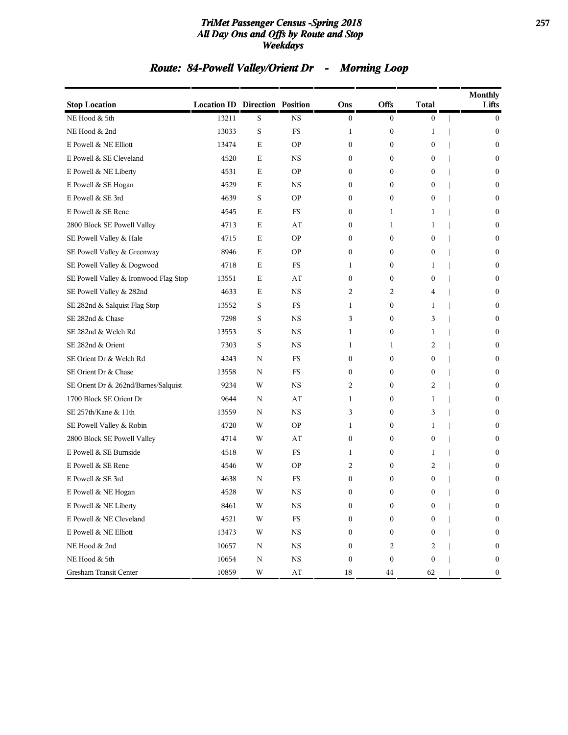## Route: 84-Powell Valley/Orient Dr - Morning Loop

| Stop Location | Location ID | Direction | Position | Ons | Offs | Total | Monthly Lifts |
|---|---|---|---|---|---|---|---|
| NE Hood & 5th | 13211 | S | NS | 0 | 0 | 0 | 0 |
| NE Hood & 2nd | 13033 | S | FS | 1 | 0 | 1 | 0 |
| E Powell & NE Elliott | 13474 | E | OP | 0 | 0 | 0 | 0 |
| E Powell & SE Cleveland | 4520 | E | NS | 0 | 0 | 0 | 0 |
| E Powell & NE Liberty | 4531 | E | OP | 0 | 0 | 0 | 0 |
| E Powell & SE Hogan | 4529 | E | NS | 0 | 0 | 0 | 0 |
| E Powell & SE 3rd | 4639 | S | OP | 0 | 0 | 0 | 0 |
| E Powell & SE Rene | 4545 | E | FS | 0 | 1 | 1 | 0 |
| 2800 Block SE Powell Valley | 4713 | E | AT | 0 | 1 | 1 | 0 |
| SE Powell Valley & Hale | 4715 | E | OP | 0 | 0 | 0 | 0 |
| SE Powell Valley & Greenway | 8946 | E | OP | 0 | 0 | 0 | 0 |
| SE Powell Valley & Dogwood | 4718 | E | FS | 1 | 0 | 1 | 0 |
| SE Powell Valley & Ironwood Flag Stop | 13551 | E | AT | 0 | 0 | 0 | 0 |
| SE Powell Valley & 282nd | 4633 | E | NS | 2 | 2 | 4 | 0 |
| SE 282nd & Salquist Flag Stop | 13552 | S | FS | 1 | 0 | 1 | 0 |
| SE 282nd & Chase | 7298 | S | NS | 3 | 0 | 3 | 0 |
| SE 282nd & Welch Rd | 13553 | S | NS | 1 | 0 | 1 | 0 |
| SE 282nd & Orient | 7303 | S | NS | 1 | 1 | 2 | 0 |
| SE Orient Dr & Welch Rd | 4243 | N | FS | 0 | 0 | 0 | 0 |
| SE Orient Dr & Chase | 13558 | N | FS | 0 | 0 | 0 | 0 |
| SE Orient Dr & 262nd/Barnes/Salquist | 9234 | W | NS | 2 | 0 | 2 | 0 |
| 1700 Block SE Orient Dr | 9644 | N | AT | 1 | 0 | 1 | 0 |
| SE 257th/Kane & 11th | 13559 | N | NS | 3 | 0 | 3 | 0 |
| SE Powell Valley & Robin | 4720 | W | OP | 1 | 0 | 1 | 0 |
| 2800 Block SE Powell Valley | 4714 | W | AT | 0 | 0 | 0 | 0 |
| E Powell & SE Burnside | 4518 | W | FS | 1 | 0 | 1 | 0 |
| E Powell & SE Rene | 4546 | W | OP | 2 | 0 | 2 | 0 |
| E Powell & SE 3rd | 4638 | N | FS | 0 | 0 | 0 | 0 |
| E Powell & NE Hogan | 4528 | W | NS | 0 | 0 | 0 | 0 |
| E Powell & NE Liberty | 8461 | W | NS | 0 | 0 | 0 | 0 |
| E Powell & NE Cleveland | 4521 | W | FS | 0 | 0 | 0 | 0 |
| E Powell & NE Elliott | 13473 | W | NS | 0 | 0 | 0 | 0 |
| NE Hood & 2nd | 10657 | N | NS | 0 | 2 | 2 | 0 |
| NE Hood & 5th | 10654 | N | NS | 0 | 0 | 0 | 0 |
| Gresham Transit Center | 10859 | W | AT | 18 | 44 | 62 | 0 |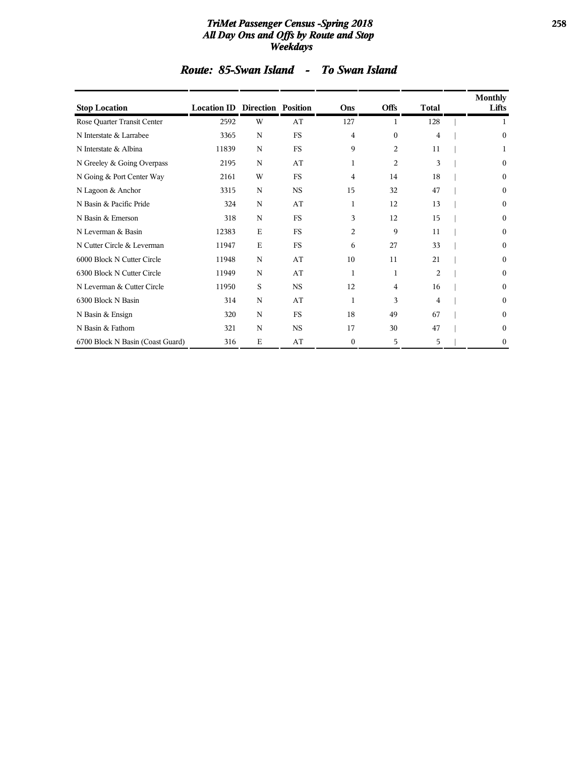## Route: 85-Swan Island - To Swan Island

| Stop Location | Location ID | Direction | Position | Ons | Offs | Total | Monthly Lifts |
|---|---|---|---|---|---|---|---|
| Rose Quarter Transit Center | 2592 | W | AT | 127 | 1 | 128 | 1 |
| N Interstate & Larrabee | 3365 | N | FS | 4 | 0 | 4 | 0 |
| N Interstate & Albina | 11839 | N | FS | 9 | 2 | 11 | 1 |
| N Greeley & Going Overpass | 2195 | N | AT | 1 | 2 | 3 | 0 |
| N Going & Port Center Way | 2161 | W | FS | 4 | 14 | 18 | 0 |
| N Lagoon & Anchor | 3315 | N | NS | 15 | 32 | 47 | 0 |
| N Basin & Pacific Pride | 324 | N | AT | 1 | 12 | 13 | 0 |
| N Basin & Emerson | 318 | N | FS | 3 | 12 | 15 | 0 |
| N Leverman & Basin | 12383 | E | FS | 2 | 9 | 11 | 0 |
| N Cutter Circle & Leverman | 11947 | E | FS | 6 | 27 | 33 | 0 |
| 6000 Block N Cutter Circle | 11948 | N | AT | 10 | 11 | 21 | 0 |
| 6300 Block N Cutter Circle | 11949 | N | AT | 1 | 1 | 2 | 0 |
| N Leverman & Cutter Circle | 11950 | S | NS | 12 | 4 | 16 | 0 |
| 6300 Block N Basin | 314 | N | AT | 1 | 3 | 4 | 0 |
| N Basin & Ensign | 320 | N | FS | 18 | 49 | 67 | 0 |
| N Basin & Fathom | 321 | N | NS | 17 | 30 | 47 | 0 |
| 6700 Block N Basin (Coast Guard) | 316 | E | AT | 0 | 5 | 5 | 0 |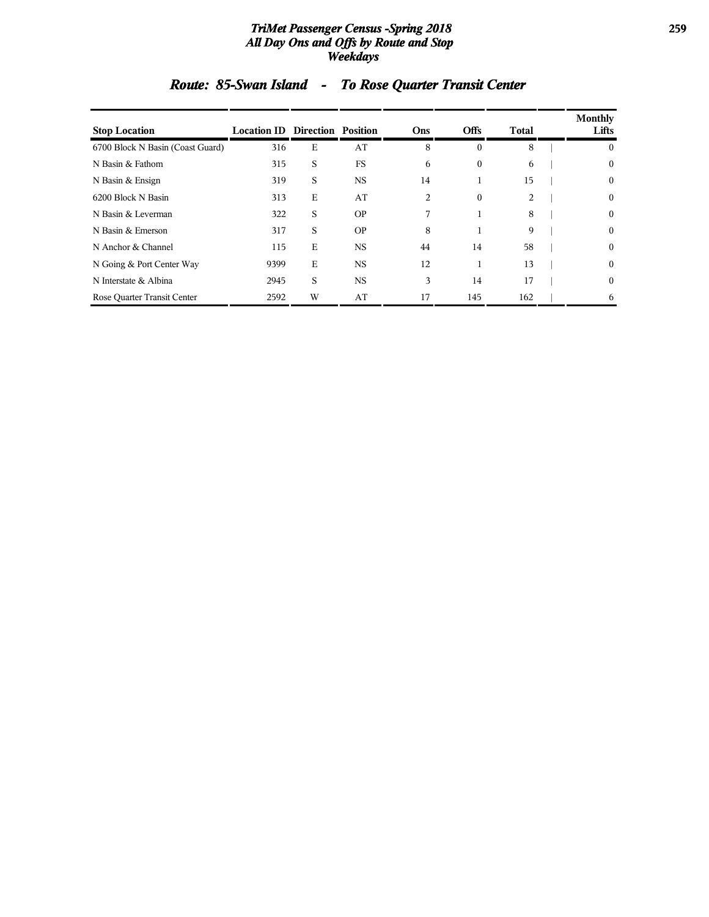## Route: 85-Swan Island - To Rose Quarter Transit Center

| Stop Location | Location ID | Direction | Position | Ons | Offs | Total | Monthly Lifts |
|---|---|---|---|---|---|---|---|
| 6700 Block N Basin (Coast Guard) | 316 | E | AT | 8 | 0 | 8 | 0 |
| N Basin & Fathom | 315 | S | FS | 6 | 0 | 6 | 0 |
| N Basin & Ensign | 319 | S | NS | 14 | 1 | 15 | 0 |
| 6200 Block N Basin | 313 | E | AT | 2 | 0 | 2 | 0 |
| N Basin & Leverman | 322 | S | OP | 7 | 1 | 8 | 0 |
| N Basin & Emerson | 317 | S | OP | 8 | 1 | 9 | 0 |
| N Anchor & Channel | 115 | E | NS | 44 | 14 | 58 | 0 |
| N Going & Port Center Way | 9399 | E | NS | 12 | 1 | 13 | 0 |
| N Interstate & Albina | 2945 | S | NS | 3 | 14 | 17 | 0 |
| Rose Quarter Transit Center | 2592 | W | AT | 17 | 145 | 162 | 6 |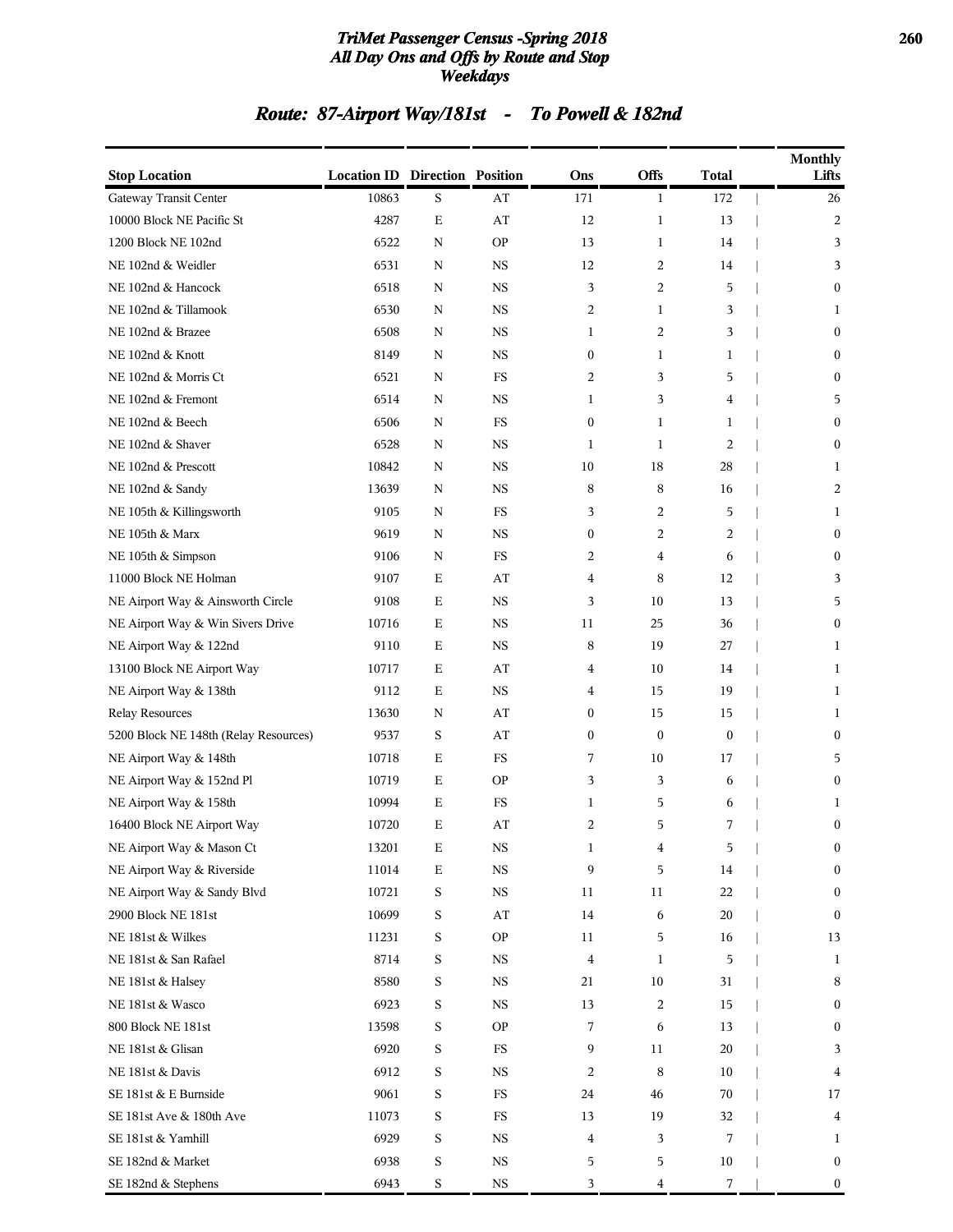## Route: 87-Airport Way/181st - To Powell & 182nd

| Stop Location | Location ID | Direction | Position | Ons | Offs | Total | Monthly Lifts |
|---|---|---|---|---|---|---|---|
| Gateway Transit Center | 10863 | S | AT | 171 | 1 | 172 | 26 |
| 10000 Block NE Pacific St | 4287 | E | AT | 12 | 1 | 13 | 2 |
| 1200 Block NE 102nd | 6522 | N | OP | 13 | 1 | 14 | 3 |
| NE 102nd & Weidler | 6531 | N | NS | 12 | 2 | 14 | 3 |
| NE 102nd & Hancock | 6518 | N | NS | 3 | 2 | 5 | 0 |
| NE 102nd & Tillamook | 6530 | N | NS | 2 | 1 | 3 | 1 |
| NE 102nd & Brazee | 6508 | N | NS | 1 | 2 | 3 | 0 |
| NE 102nd & Knott | 8149 | N | NS | 0 | 1 | 1 | 0 |
| NE 102nd & Morris Ct | 6521 | N | FS | 2 | 3 | 5 | 0 |
| NE 102nd & Fremont | 6514 | N | NS | 1 | 3 | 4 | 5 |
| NE 102nd & Beech | 6506 | N | FS | 0 | 1 | 1 | 0 |
| NE 102nd & Shaver | 6528 | N | NS | 1 | 1 | 2 | 0 |
| NE 102nd & Prescott | 10842 | N | NS | 10 | 18 | 28 | 1 |
| NE 102nd & Sandy | 13639 | N | NS | 8 | 8 | 16 | 2 |
| NE 105th & Killingsworth | 9105 | N | FS | 3 | 2 | 5 | 1 |
| NE 105th & Marx | 9619 | N | NS | 0 | 2 | 2 | 0 |
| NE 105th & Simpson | 9106 | N | FS | 2 | 4 | 6 | 0 |
| 11000 Block NE Holman | 9107 | E | AT | 4 | 8 | 12 | 3 |
| NE Airport Way & Ainsworth Circle | 9108 | E | NS | 3 | 10 | 13 | 5 |
| NE Airport Way & Win Sivers Drive | 10716 | E | NS | 11 | 25 | 36 | 0 |
| NE Airport Way & 122nd | 9110 | E | NS | 8 | 19 | 27 | 1 |
| 13100 Block NE Airport Way | 10717 | E | AT | 4 | 10 | 14 | 1 |
| NE Airport Way & 138th | 9112 | E | NS | 4 | 15 | 19 | 1 |
| Relay Resources | 13630 | N | AT | 0 | 15 | 15 | 1 |
| 5200 Block NE 148th (Relay Resources) | 9537 | S | AT | 0 | 0 | 0 | 0 |
| NE Airport Way & 148th | 10718 | E | FS | 7 | 10 | 17 | 5 |
| NE Airport Way & 152nd Pl | 10719 | E | OP | 3 | 3 | 6 | 0 |
| NE Airport Way & 158th | 10994 | E | FS | 1 | 5 | 6 | 1 |
| 16400 Block NE Airport Way | 10720 | E | AT | 2 | 5 | 7 | 0 |
| NE Airport Way & Mason Ct | 13201 | E | NS | 1 | 4 | 5 | 0 |
| NE Airport Way & Riverside | 11014 | E | NS | 9 | 5 | 14 | 0 |
| NE Airport Way & Sandy Blvd | 10721 | S | NS | 11 | 11 | 22 | 0 |
| 2900 Block NE 181st | 10699 | S | AT | 14 | 6 | 20 | 0 |
| NE 181st & Wilkes | 11231 | S | OP | 11 | 5 | 16 | 13 |
| NE 181st & San Rafael | 8714 | S | NS | 4 | 1 | 5 | 1 |
| NE 181st & Halsey | 8580 | S | NS | 21 | 10 | 31 | 8 |
| NE 181st & Wasco | 6923 | S | NS | 13 | 2 | 15 | 0 |
| 800 Block NE 181st | 13598 | S | OP | 7 | 6 | 13 | 0 |
| NE 181st & Glisan | 6920 | S | FS | 9 | 11 | 20 | 3 |
| NE 181st & Davis | 6912 | S | NS | 2 | 8 | 10 | 4 |
| SE 181st & E Burnside | 9061 | S | FS | 24 | 46 | 70 | 17 |
| SE 181st Ave & 180th Ave | 11073 | S | FS | 13 | 19 | 32 | 4 |
| SE 181st & Yamhill | 6929 | S | NS | 4 | 3 | 7 | 1 |
| SE 182nd & Market | 6938 | S | NS | 5 | 5 | 10 | 0 |
| SE 182nd & Stephens | 6943 | S | NS | 3 | 4 | 7 | 0 |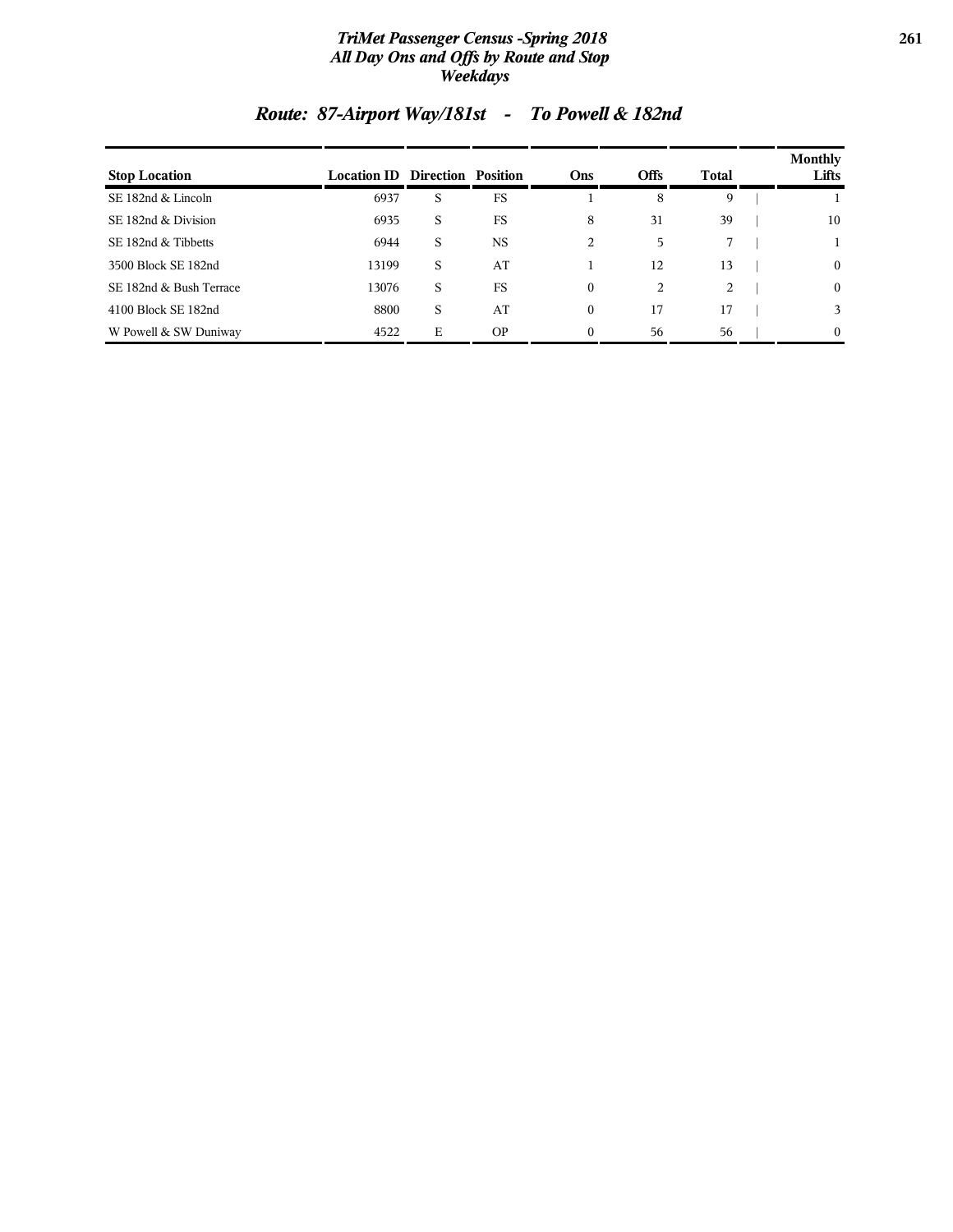## Route: 87-Airport Way/181st - To Powell & 182nd

| Stop Location | Location ID | Direction | Position | Ons | Offs | Total | Monthly Lifts |
|---|---|---|---|---|---|---|---|
| SE 182nd & Lincoln | 6937 | S | FS | 1 | 8 | 9 | 1 |
| SE 182nd & Division | 6935 | S | FS | 8 | 31 | 39 | 10 |
| SE 182nd & Tibbetts | 6944 | S | NS | 2 | 5 | 7 | 1 |
| 3500 Block SE 182nd | 13199 | S | AT | 1 | 12 | 13 | 0 |
| SE 182nd & Bush Terrace | 13076 | S | FS | 0 | 2 | 2 | 0 |
| 4100 Block SE 182nd | 8800 | S | AT | 0 | 17 | 17 | 3 |
| W Powell & SW Duniway | 4522 | E | OP | 0 | 56 | 56 | 0 |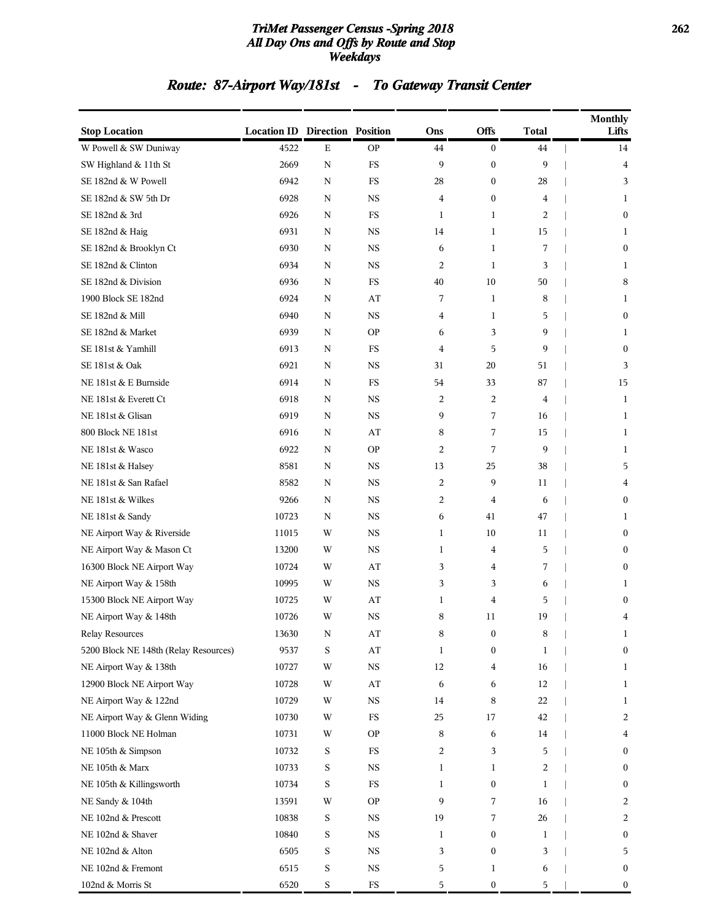# TriMet Passenger Census -Spring 2018
## All Day Ons and Offs by Route and Stop
### Weekdays

## Route: 87-Airport Way/181st - To Gateway Transit Center

| Stop Location | Location ID | Direction | Position | Ons | Offs | Total | Monthly Lifts |
|---|---|---|---|---|---|---|---|
| W Powell & SW Duniway | 4522 | E | OP | 44 | 0 | 44 | 14 |
| SW Highland & 11th St | 2669 | N | FS | 9 | 0 | 9 | 4 |
| SE 182nd & W Powell | 6942 | N | FS | 28 | 0 | 28 | 3 |
| SE 182nd & SW 5th Dr | 6928 | N | NS | 4 | 0 | 4 | 1 |
| SE 182nd & 3rd | 6926 | N | FS | 1 | 1 | 2 | 0 |
| SE 182nd & Haig | 6931 | N | NS | 14 | 1 | 15 | 1 |
| SE 182nd & Brooklyn Ct | 6930 | N | NS | 6 | 1 | 7 | 0 |
| SE 182nd & Clinton | 6934 | N | NS | 2 | 1 | 3 | 1 |
| SE 182nd & Division | 6936 | N | FS | 40 | 10 | 50 | 8 |
| 1900 Block SE 182nd | 6924 | N | AT | 7 | 1 | 8 | 1 |
| SE 182nd & Mill | 6940 | N | NS | 4 | 1 | 5 | 0 |
| SE 182nd & Market | 6939 | N | OP | 6 | 3 | 9 | 1 |
| SE 181st & Yamhill | 6913 | N | FS | 4 | 5 | 9 | 0 |
| SE 181st & Oak | 6921 | N | NS | 31 | 20 | 51 | 3 |
| NE 181st & E Burnside | 6914 | N | FS | 54 | 33 | 87 | 15 |
| NE 181st & Everett Ct | 6918 | N | NS | 2 | 2 | 4 | 1 |
| NE 181st & Glisan | 6919 | N | NS | 9 | 7 | 16 | 1 |
| 800 Block NE 181st | 6916 | N | AT | 8 | 7 | 15 | 1 |
| NE 181st & Wasco | 6922 | N | OP | 2 | 7 | 9 | 1 |
| NE 181st & Halsey | 8581 | N | NS | 13 | 25 | 38 | 5 |
| NE 181st & San Rafael | 8582 | N | NS | 2 | 9 | 11 | 4 |
| NE 181st & Wilkes | 9266 | N | NS | 2 | 4 | 6 | 0 |
| NE 181st & Sandy | 10723 | N | NS | 6 | 41 | 47 | 1 |
| NE Airport Way & Riverside | 11015 | W | NS | 1 | 10 | 11 | 0 |
| NE Airport Way & Mason Ct | 13200 | W | NS | 1 | 4 | 5 | 0 |
| 16300 Block NE Airport Way | 10724 | W | AT | 3 | 4 | 7 | 0 |
| NE Airport Way & 158th | 10995 | W | NS | 3 | 3 | 6 | 1 |
| 15300 Block NE Airport Way | 10725 | W | AT | 1 | 4 | 5 | 0 |
| NE Airport Way & 148th | 10726 | W | NS | 8 | 11 | 19 | 4 |
| Relay Resources | 13630 | N | AT | 8 | 0 | 8 | 1 |
| 5200 Block NE 148th (Relay Resources) | 9537 | S | AT | 1 | 0 | 1 | 0 |
| NE Airport Way & 138th | 10727 | W | NS | 12 | 4 | 16 | 1 |
| 12900 Block NE Airport Way | 10728 | W | AT | 6 | 6 | 12 | 1 |
| NE Airport Way & 122nd | 10729 | W | NS | 14 | 8 | 22 | 1 |
| NE Airport Way & Glenn Widing | 10730 | W | FS | 25 | 17 | 42 | 2 |
| 11000 Block NE Holman | 10731 | W | OP | 8 | 6 | 14 | 4 |
| NE 105th & Simpson | 10732 | S | FS | 2 | 3 | 5 | 0 |
| NE 105th & Marx | 10733 | S | NS | 1 | 1 | 2 | 0 |
| NE 105th & Killingsworth | 10734 | S | FS | 1 | 0 | 1 | 0 |
| NE Sandy & 104th | 13591 | W | OP | 9 | 7 | 16 | 2 |
| NE 102nd & Prescott | 10838 | S | NS | 19 | 7 | 26 | 2 |
| NE 102nd & Shaver | 10840 | S | NS | 1 | 0 | 1 | 0 |
| NE 102nd & Alton | 6505 | S | NS | 3 | 0 | 3 | 5 |
| NE 102nd & Fremont | 6515 | S | NS | 5 | 1 | 6 | 0 |
| 102nd & Morris St | 6520 | S | FS | 5 | 0 | 5 | 0 |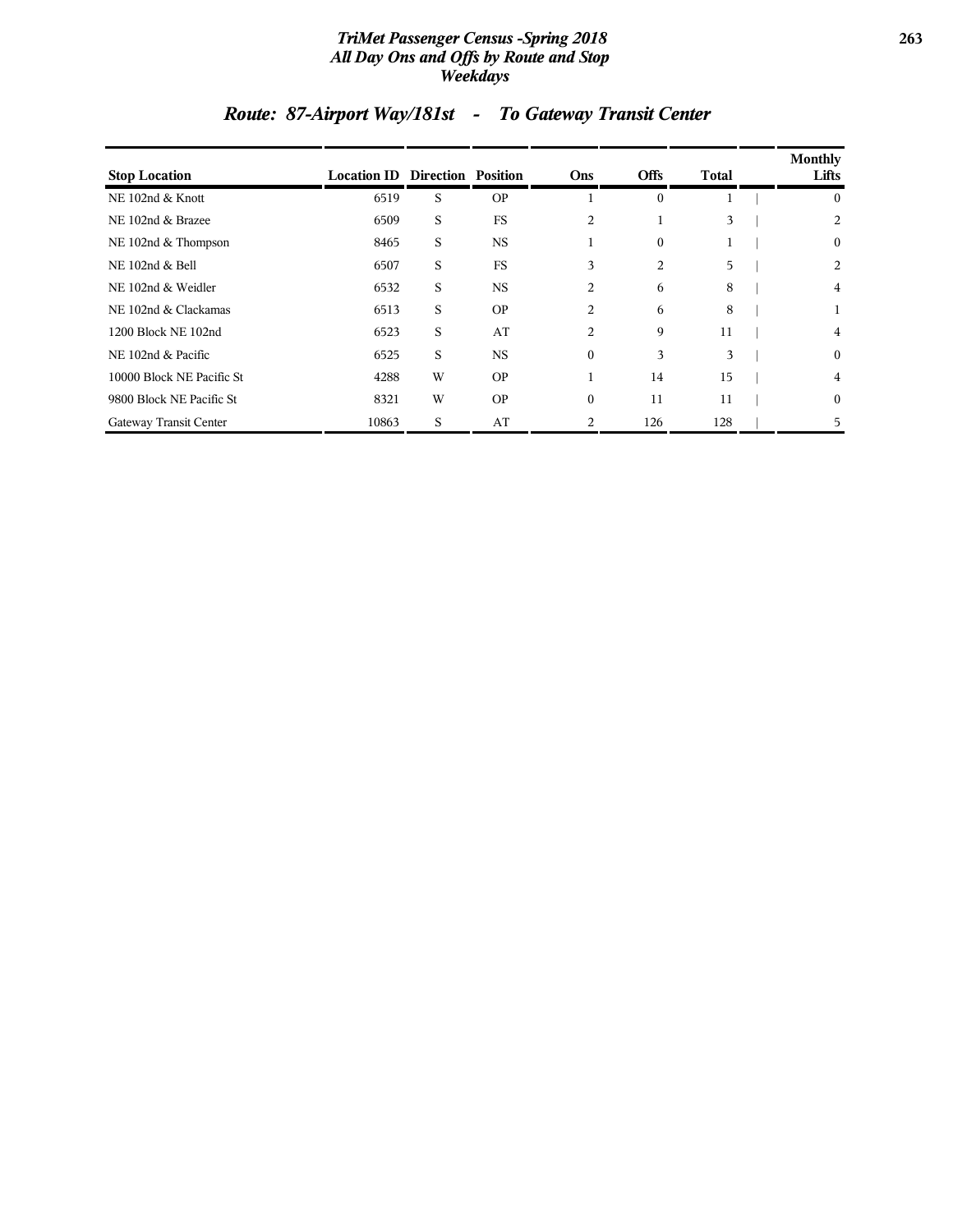# TriMet Passenger Census -Spring 2018
## All Day Ons and Offs by Route and Stop
### Weekdays

## Route: 87-Airport Way/181st - To Gateway Transit Center

| Stop Location | Location ID | Direction | Position | Ons | Offs | Total | Monthly Lifts |
|---|---|---|---|---|---|---|---|
| NE 102nd & Knott | 6519 | S | OP | 1 | 0 | 1 | 0 |
| NE 102nd & Brazee | 6509 | S | FS | 2 | 1 | 3 | 2 |
| NE 102nd & Thompson | 8465 | S | NS | 1 | 0 | 1 | 0 |
| NE 102nd & Bell | 6507 | S | FS | 3 | 2 | 5 | 2 |
| NE 102nd & Weidler | 6532 | S | NS | 2 | 6 | 8 | 4 |
| NE 102nd & Clackamas | 6513 | S | OP | 2 | 6 | 8 | 1 |
| 1200 Block NE 102nd | 6523 | S | AT | 2 | 9 | 11 | 4 |
| NE 102nd & Pacific | 6525 | S | NS | 0 | 3 | 3 | 0 |
| 10000 Block NE Pacific St | 4288 | W | OP | 1 | 14 | 15 | 4 |
| 9800 Block NE Pacific St | 8321 | W | OP | 0 | 11 | 11 | 0 |
| Gateway Transit Center | 10863 | S | AT | 2 | 126 | 128 | 5 |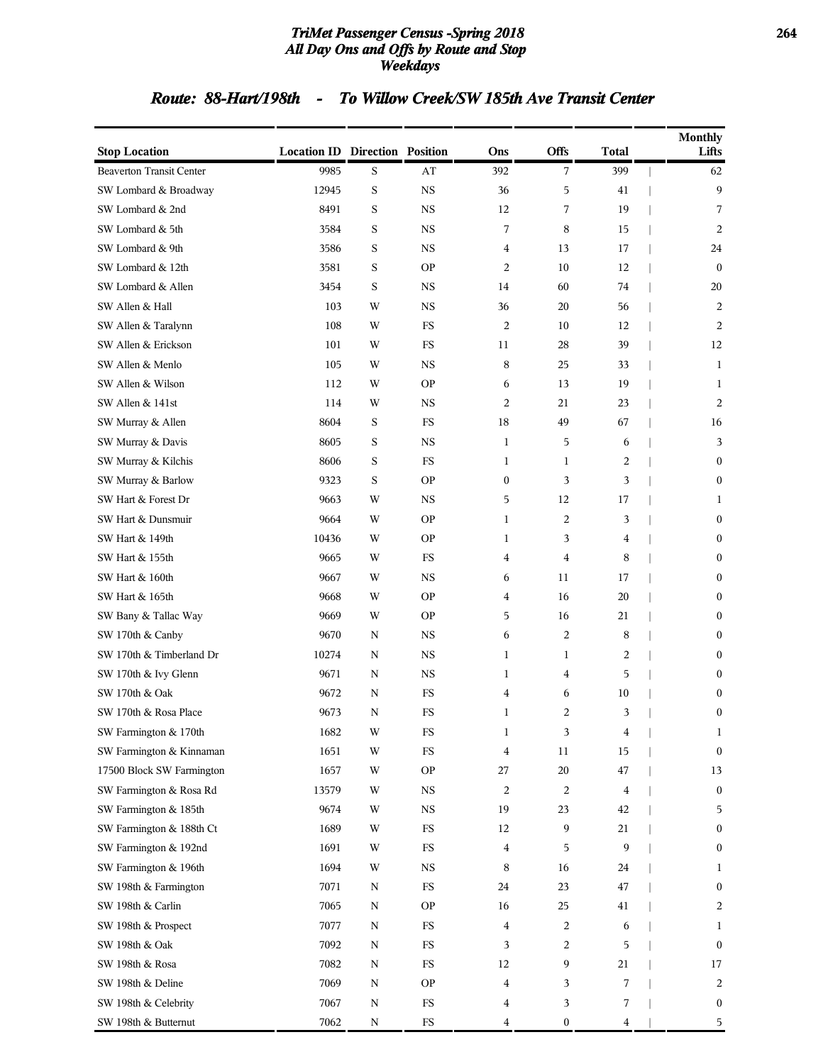# TriMet Passenger Census -Spring 2018
## All Day Ons and Offs by Route and Stop
## Weekdays

### Route: 88-Hart/198th - To Willow Creek/SW 185th Ave Transit Center

| Stop Location | Location ID | Direction | Position | Ons | Offs | Total | Monthly Lifts |
|---|---|---|---|---|---|---|---|
| Beaverton Transit Center | 9985 | S | AT | 392 | 7 | 399 | 62 |
| SW Lombard & Broadway | 12945 | S | NS | 36 | 5 | 41 | 9 |
| SW Lombard & 2nd | 8491 | S | NS | 12 | 7 | 19 | 7 |
| SW Lombard & 5th | 3584 | S | NS | 7 | 8 | 15 | 2 |
| SW Lombard & 9th | 3586 | S | NS | 4 | 13 | 17 | 24 |
| SW Lombard & 12th | 3581 | S | OP | 2 | 10 | 12 | 0 |
| SW Lombard & Allen | 3454 | S | NS | 14 | 60 | 74 | 20 |
| SW Allen & Hall | 103 | W | NS | 36 | 20 | 56 | 2 |
| SW Allen & Taralynn | 108 | W | FS | 2 | 10 | 12 | 2 |
| SW Allen & Erickson | 101 | W | FS | 11 | 28 | 39 | 12 |
| SW Allen & Menlo | 105 | W | NS | 8 | 25 | 33 | 1 |
| SW Allen & Wilson | 112 | W | OP | 6 | 13 | 19 | 1 |
| SW Allen & 141st | 114 | W | NS | 2 | 21 | 23 | 2 |
| SW Murray & Allen | 8604 | S | FS | 18 | 49 | 67 | 16 |
| SW Murray & Davis | 8605 | S | NS | 1 | 5 | 6 | 3 |
| SW Murray & Kilchis | 8606 | S | FS | 1 | 1 | 2 | 0 |
| SW Murray & Barlow | 9323 | S | OP | 0 | 3 | 3 | 0 |
| SW Hart & Forest Dr | 9663 | W | NS | 5 | 12 | 17 | 1 |
| SW Hart & Dunsmuir | 9664 | W | OP | 1 | 2 | 3 | 0 |
| SW Hart & 149th | 10436 | W | OP | 1 | 3 | 4 | 0 |
| SW Hart & 155th | 9665 | W | FS | 4 | 4 | 8 | 0 |
| SW Hart & 160th | 9667 | W | NS | 6 | 11 | 17 | 0 |
| SW Hart & 165th | 9668 | W | OP | 4 | 16 | 20 | 0 |
| SW Bany & Tallac Way | 9669 | W | OP | 5 | 16 | 21 | 0 |
| SW 170th & Canby | 9670 | N | NS | 6 | 2 | 8 | 0 |
| SW 170th & Timberland Dr | 10274 | N | NS | 1 | 1 | 2 | 0 |
| SW 170th & Ivy Glenn | 9671 | N | NS | 1 | 4 | 5 | 0 |
| SW 170th & Oak | 9672 | N | FS | 4 | 6 | 10 | 0 |
| SW 170th & Rosa Place | 9673 | N | FS | 1 | 2 | 3 | 0 |
| SW Farmington & 170th | 1682 | W | FS | 1 | 3 | 4 | 1 |
| SW Farmington & Kinnaman | 1651 | W | FS | 4 | 11 | 15 | 0 |
| 17500 Block SW Farmington | 1657 | W | OP | 27 | 20 | 47 | 13 |
| SW Farmington & Rosa Rd | 13579 | W | NS | 2 | 2 | 4 | 0 |
| SW Farmington & 185th | 9674 | W | NS | 19 | 23 | 42 | 5 |
| SW Farmington & 188th Ct | 1689 | W | FS | 12 | 9 | 21 | 0 |
| SW Farmington & 192nd | 1691 | W | FS | 4 | 5 | 9 | 0 |
| SW Farmington & 196th | 1694 | W | NS | 8 | 16 | 24 | 1 |
| SW 198th & Farmington | 7071 | N | FS | 24 | 23 | 47 | 0 |
| SW 198th & Carlin | 7065 | N | OP | 16 | 25 | 41 | 2 |
| SW 198th & Prospect | 7077 | N | FS | 4 | 2 | 6 | 1 |
| SW 198th & Oak | 7092 | N | FS | 3 | 2 | 5 | 0 |
| SW 198th & Rosa | 7082 | N | FS | 12 | 9 | 21 | 17 |
| SW 198th & Deline | 7069 | N | OP | 4 | 3 | 7 | 2 |
| SW 198th & Celebrity | 7067 | N | FS | 4 | 3 | 7 | 0 |
| SW 198th & Butternut | 7062 | N | FS | 4 | 0 | 4 | 5 |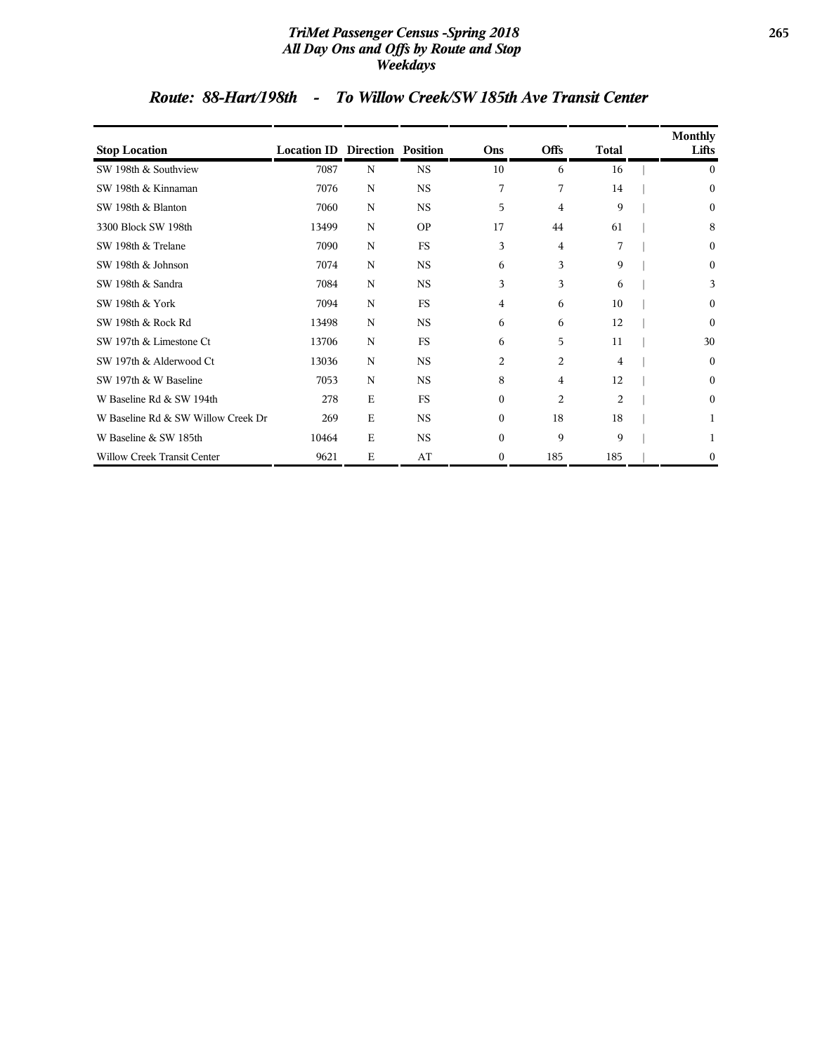## Route: 88-Hart/198th - To Willow Creek/SW 185th Ave Transit Center

| Stop Location | Location ID | Direction | Position | Ons | Offs | Total | Monthly Lifts |
|---|---|---|---|---|---|---|---|
| SW 198th & Southview | 7087 | N | NS | 10 | 6 | 16 | 0 |
| SW 198th & Kinnaman | 7076 | N | NS | 7 | 7 | 14 | 0 |
| SW 198th & Blanton | 7060 | N | NS | 5 | 4 | 9 | 0 |
| 3300 Block SW 198th | 13499 | N | OP | 17 | 44 | 61 | 8 |
| SW 198th & Trelane | 7090 | N | FS | 3 | 4 | 7 | 0 |
| SW 198th & Johnson | 7074 | N | NS | 6 | 3 | 9 | 0 |
| SW 198th & Sandra | 7084 | N | NS | 3 | 3 | 6 | 3 |
| SW 198th & York | 7094 | N | FS | 4 | 6 | 10 | 0 |
| SW 198th & Rock Rd | 13498 | N | NS | 6 | 6 | 12 | 0 |
| SW 197th & Limestone Ct | 13706 | N | FS | 6 | 5 | 11 | 30 |
| SW 197th & Alderwood Ct | 13036 | N | NS | 2 | 2 | 4 | 0 |
| SW 197th & W Baseline | 7053 | N | NS | 8 | 4 | 12 | 0 |
| W Baseline Rd & SW 194th | 278 | E | FS | 0 | 2 | 2 | 0 |
| W Baseline Rd & SW Willow Creek Dr | 269 | E | NS | 0 | 18 | 18 | 1 |
| W Baseline & SW 185th | 10464 | E | NS | 0 | 9 | 9 | 1 |
| Willow Creek Transit Center | 9621 | E | AT | 0 | 185 | 185 | 0 |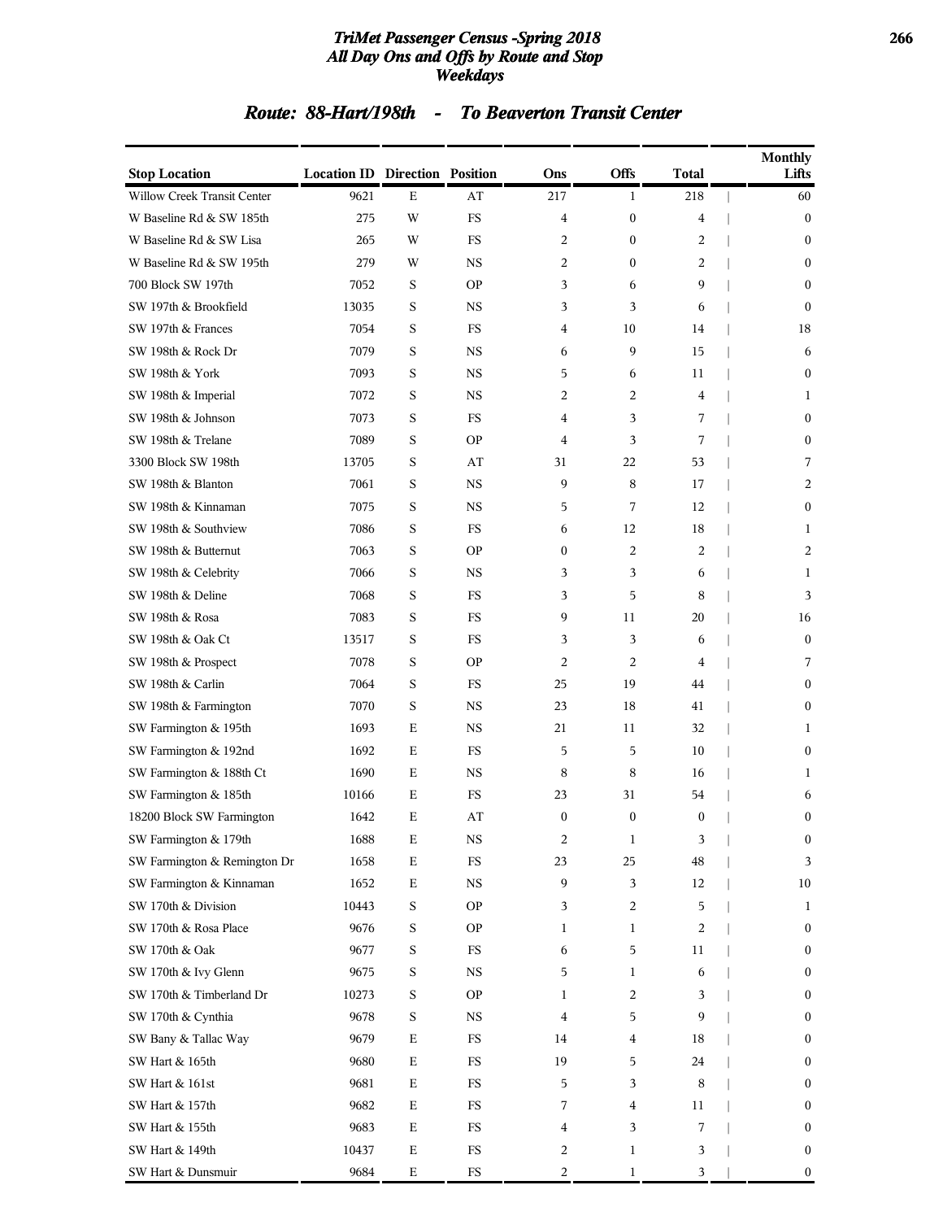# TriMet Passenger Census -Spring 2018
## All Day Ons and Offs by Route and Stop
### Weekdays

## Route: 88-Hart/198th - To Beaverton Transit Center

| Stop Location | Location ID | Direction | Position | Ons | Offs | Total | Monthly Lifts |
|---|---|---|---|---|---|---|---|
| Willow Creek Transit Center | 9621 | E | AT | 217 | 1 | 218 | 60 |
| W Baseline Rd & SW 185th | 275 | W | FS | 4 | 0 | 4 | 0 |
| W Baseline Rd & SW Lisa | 265 | W | FS | 2 | 0 | 2 | 0 |
| W Baseline Rd & SW 195th | 279 | W | NS | 2 | 0 | 2 | 0 |
| 700 Block SW 197th | 7052 | S | OP | 3 | 6 | 9 | 0 |
| SW 197th & Brookfield | 13035 | S | NS | 3 | 3 | 6 | 0 |
| SW 197th & Frances | 7054 | S | FS | 4 | 10 | 14 | 18 |
| SW 198th & Rock Dr | 7079 | S | NS | 6 | 9 | 15 | 6 |
| SW 198th & York | 7093 | S | NS | 5 | 6 | 11 | 0 |
| SW 198th & Imperial | 7072 | S | NS | 2 | 2 | 4 | 1 |
| SW 198th & Johnson | 7073 | S | FS | 4 | 3 | 7 | 0 |
| SW 198th & Trelane | 7089 | S | OP | 4 | 3 | 7 | 0 |
| 3300 Block SW 198th | 13705 | S | AT | 31 | 22 | 53 | 7 |
| SW 198th & Blanton | 7061 | S | NS | 9 | 8 | 17 | 2 |
| SW 198th & Kinnaman | 7075 | S | NS | 5 | 7 | 12 | 0 |
| SW 198th & Southview | 7086 | S | FS | 6 | 12 | 18 | 1 |
| SW 198th & Butternut | 7063 | S | OP | 0 | 2 | 2 | 2 |
| SW 198th & Celebrity | 7066 | S | NS | 3 | 3 | 6 | 1 |
| SW 198th & Deline | 7068 | S | FS | 3 | 5 | 8 | 3 |
| SW 198th & Rosa | 7083 | S | FS | 9 | 11 | 20 | 16 |
| SW 198th & Oak Ct | 13517 | S | FS | 3 | 3 | 6 | 0 |
| SW 198th & Prospect | 7078 | S | OP | 2 | 2 | 4 | 7 |
| SW 198th & Carlin | 7064 | S | FS | 25 | 19 | 44 | 0 |
| SW 198th & Farmington | 7070 | S | NS | 23 | 18 | 41 | 0 |
| SW Farmington & 195th | 1693 | E | NS | 21 | 11 | 32 | 1 |
| SW Farmington & 192nd | 1692 | E | FS | 5 | 5 | 10 | 0 |
| SW Farmington & 188th Ct | 1690 | E | NS | 8 | 8 | 16 | 1 |
| SW Farmington & 185th | 10166 | E | FS | 23 | 31 | 54 | 6 |
| 18200 Block SW Farmington | 1642 | E | AT | 0 | 0 | 0 | 0 |
| SW Farmington & 179th | 1688 | E | NS | 2 | 1 | 3 | 0 |
| SW Farmington & Remington Dr | 1658 | E | FS | 23 | 25 | 48 | 3 |
| SW Farmington & Kinnaman | 1652 | E | NS | 9 | 3 | 12 | 10 |
| SW 170th & Division | 10443 | S | OP | 3 | 2 | 5 | 1 |
| SW 170th & Rosa Place | 9676 | S | OP | 1 | 1 | 2 | 0 |
| SW 170th & Oak | 9677 | S | FS | 6 | 5 | 11 | 0 |
| SW 170th & Ivy Glenn | 9675 | S | NS | 5 | 1 | 6 | 0 |
| SW 170th & Timberland Dr | 10273 | S | OP | 1 | 2 | 3 | 0 |
| SW 170th & Cynthia | 9678 | S | NS | 4 | 5 | 9 | 0 |
| SW Bany & Tallac Way | 9679 | E | FS | 14 | 4 | 18 | 0 |
| SW Hart & 165th | 9680 | E | FS | 19 | 5 | 24 | 0 |
| SW Hart & 161st | 9681 | E | FS | 5 | 3 | 8 | 0 |
| SW Hart & 157th | 9682 | E | FS | 7 | 4 | 11 | 0 |
| SW Hart & 155th | 9683 | E | FS | 4 | 3 | 7 | 0 |
| SW Hart & 149th | 10437 | E | FS | 2 | 1 | 3 | 0 |
| SW Hart & Dunsmuir | 9684 | E | FS | 2 | 1 | 3 | 0 |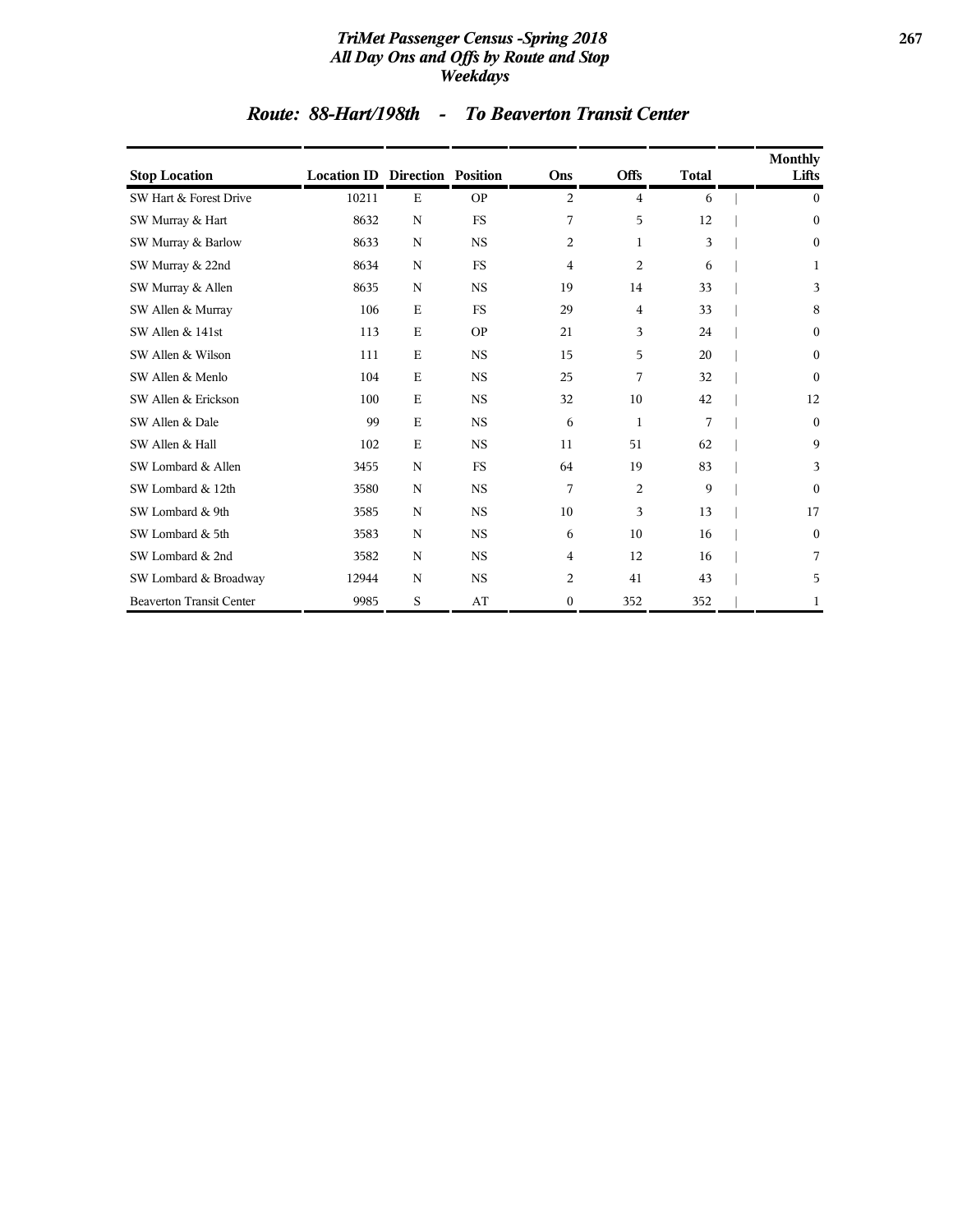## Route: 88-Hart/198th - To Beaverton Transit Center

| Stop Location | Location ID | Direction | Position | Ons | Offs | Total | Monthly Lifts |
|---|---|---|---|---|---|---|---|
| SW Hart & Forest Drive | 10211 | E | OP | 2 | 4 | 6 | 0 |
| SW Murray & Hart | 8632 | N | FS | 7 | 5 | 12 | 0 |
| SW Murray & Barlow | 8633 | N | NS | 2 | 1 | 3 | 0 |
| SW Murray & 22nd | 8634 | N | FS | 4 | 2 | 6 | 1 |
| SW Murray & Allen | 8635 | N | NS | 19 | 14 | 33 | 3 |
| SW Allen & Murray | 106 | E | FS | 29 | 4 | 33 | 8 |
| SW Allen & 141st | 113 | E | OP | 21 | 3 | 24 | 0 |
| SW Allen & Wilson | 111 | E | NS | 15 | 5 | 20 | 0 |
| SW Allen & Menlo | 104 | E | NS | 25 | 7 | 32 | 0 |
| SW Allen & Erickson | 100 | E | NS | 32 | 10 | 42 | 12 |
| SW Allen & Dale | 99 | E | NS | 6 | 1 | 7 | 0 |
| SW Allen & Hall | 102 | E | NS | 11 | 51 | 62 | 9 |
| SW Lombard & Allen | 3455 | N | FS | 64 | 19 | 83 | 3 |
| SW Lombard & 12th | 3580 | N | NS | 7 | 2 | 9 | 0 |
| SW Lombard & 9th | 3585 | N | NS | 10 | 3 | 13 | 17 |
| SW Lombard & 5th | 3583 | N | NS | 6 | 10 | 16 | 0 |
| SW Lombard & 2nd | 3582 | N | NS | 4 | 12 | 16 | 7 |
| SW Lombard & Broadway | 12944 | N | NS | 2 | 41 | 43 | 5 |
| Beaverton Transit Center | 9985 | S | AT | 0 | 352 | 352 | 1 |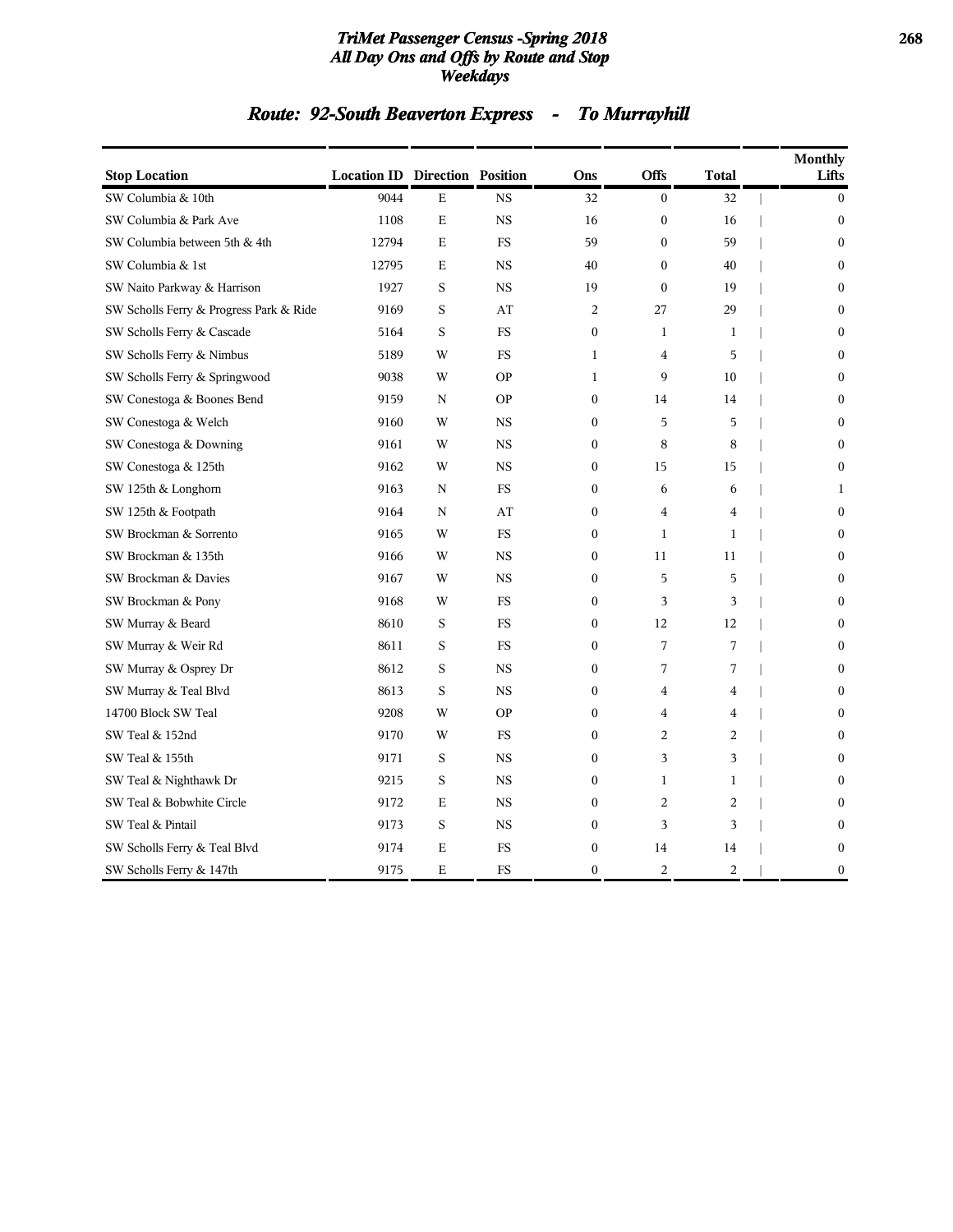# TriMet Passenger Census -Spring 2018
## All Day Ons and Offs by Route and Stop
## Weekdays

## Route: 92-South Beaverton Express - To Murrayhill

| Stop Location | Location ID | Direction | Position | Ons | Offs | Total | Monthly Lifts |
|---|---|---|---|---|---|---|---|
| SW Columbia & 10th | 9044 | E | NS | 32 | 0 | 32 | 0 |
| SW Columbia & Park Ave | 1108 | E | NS | 16 | 0 | 16 | 0 |
| SW Columbia between 5th & 4th | 12794 | E | FS | 59 | 0 | 59 | 0 |
| SW Columbia & 1st | 12795 | E | NS | 40 | 0 | 40 | 0 |
| SW Naito Parkway & Harrison | 1927 | S | NS | 19 | 0 | 19 | 0 |
| SW Scholls Ferry & Progress Park & Ride | 9169 | S | AT | 2 | 27 | 29 | 0 |
| SW Scholls Ferry & Cascade | 5164 | S | FS | 0 | 1 | 1 | 0 |
| SW Scholls Ferry & Nimbus | 5189 | W | FS | 1 | 4 | 5 | 0 |
| SW Scholls Ferry & Springwood | 9038 | W | OP | 1 | 9 | 10 | 0 |
| SW Conestoga & Boones Bend | 9159 | N | OP | 0 | 14 | 14 | 0 |
| SW Conestoga & Welch | 9160 | W | NS | 0 | 5 | 5 | 0 |
| SW Conestoga & Downing | 9161 | W | NS | 0 | 8 | 8 | 0 |
| SW Conestoga & 125th | 9162 | W | NS | 0 | 15 | 15 | 0 |
| SW 125th & Longhorn | 9163 | N | FS | 0 | 6 | 6 | 1 |
| SW 125th & Footpath | 9164 | N | AT | 0 | 4 | 4 | 0 |
| SW Brockman & Sorrento | 9165 | W | FS | 0 | 1 | 1 | 0 |
| SW Brockman & 135th | 9166 | W | NS | 0 | 11 | 11 | 0 |
| SW Brockman & Davies | 9167 | W | NS | 0 | 5 | 5 | 0 |
| SW Brockman & Pony | 9168 | W | FS | 0 | 3 | 3 | 0 |
| SW Murray & Beard | 8610 | S | FS | 0 | 12 | 12 | 0 |
| SW Murray & Weir Rd | 8611 | S | FS | 0 | 7 | 7 | 0 |
| SW Murray & Osprey Dr | 8612 | S | NS | 0 | 7 | 7 | 0 |
| SW Murray & Teal Blvd | 8613 | S | NS | 0 | 4 | 4 | 0 |
| 14700 Block SW Teal | 9208 | W | OP | 0 | 4 | 4 | 0 |
| SW Teal & 152nd | 9170 | W | FS | 0 | 2 | 2 | 0 |
| SW Teal & 155th | 9171 | S | NS | 0 | 3 | 3 | 0 |
| SW Teal & Nighthawk Dr | 9215 | S | NS | 0 | 1 | 1 | 0 |
| SW Teal & Bobwhite Circle | 9172 | E | NS | 0 | 2 | 2 | 0 |
| SW Teal & Pintail | 9173 | S | NS | 0 | 3 | 3 | 0 |
| SW Scholls Ferry & Teal Blvd | 9174 | E | FS | 0 | 14 | 14 | 0 |
| SW Scholls Ferry & 147th | 9175 | E | FS | 0 | 2 | 2 | 0 |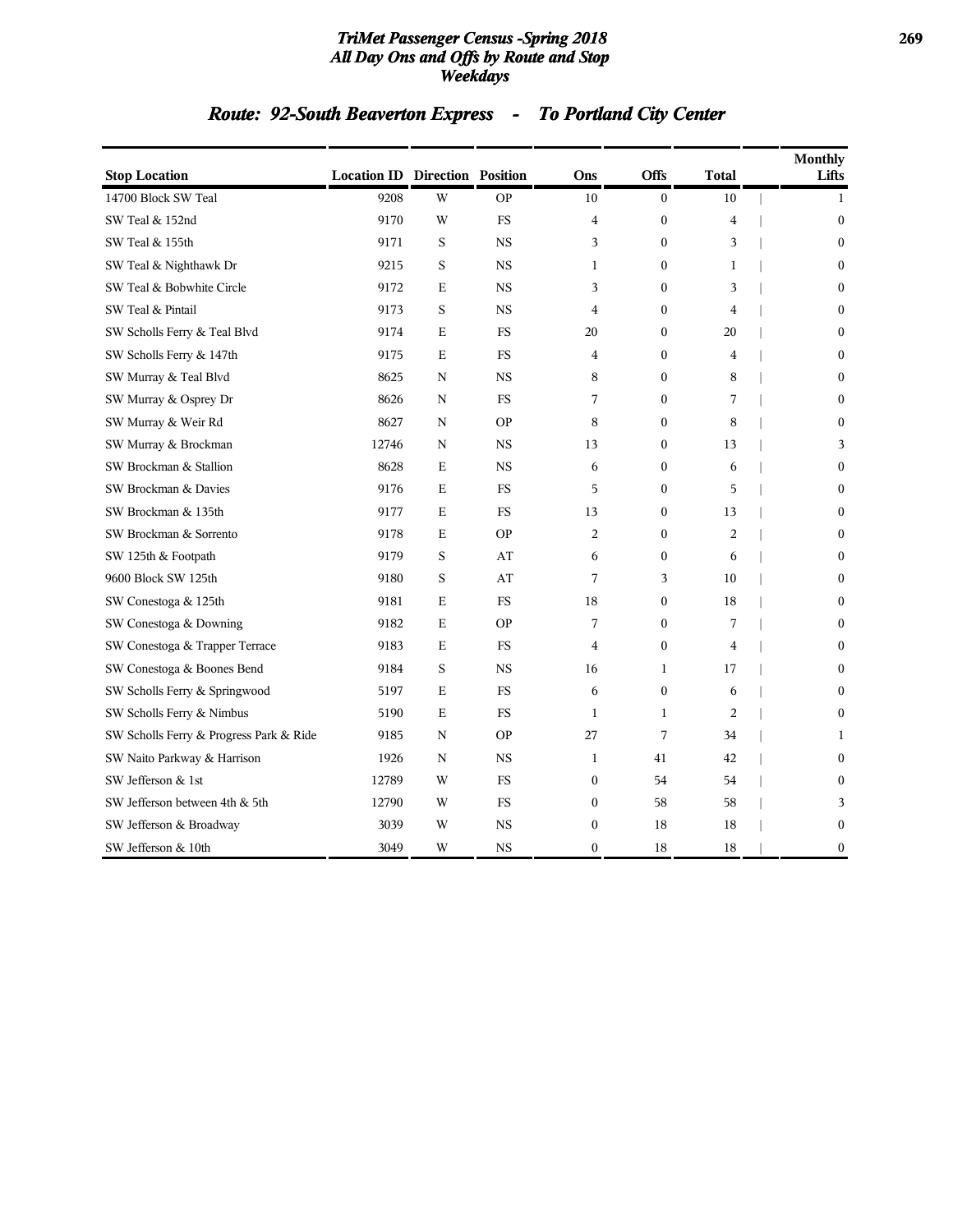# TriMet Passenger Census -Spring 2018
## All Day Ons and Offs by Route and Stop
## Weekdays

## Route: 92-South Beaverton Express - To Portland City Center

| Stop Location | Location ID | Direction | Position | Ons | Offs | Total | Monthly Lifts |
|---|---|---|---|---|---|---|---|
| 14700 Block SW Teal | 9208 | W | OP | 10 | 0 | 10 | 1 |
| SW Teal & 152nd | 9170 | W | FS | 4 | 0 | 4 | 0 |
| SW Teal & 155th | 9171 | S | NS | 3 | 0 | 3 | 0 |
| SW Teal & Nighthawk Dr | 9215 | S | NS | 1 | 0 | 1 | 0 |
| SW Teal & Bobwhite Circle | 9172 | E | NS | 3 | 0 | 3 | 0 |
| SW Teal & Pintail | 9173 | S | NS | 4 | 0 | 4 | 0 |
| SW Scholls Ferry & Teal Blvd | 9174 | E | FS | 20 | 0 | 20 | 0 |
| SW Scholls Ferry & 147th | 9175 | E | FS | 4 | 0 | 4 | 0 |
| SW Murray & Teal Blvd | 8625 | N | NS | 8 | 0 | 8 | 0 |
| SW Murray & Osprey Dr | 8626 | N | FS | 7 | 0 | 7 | 0 |
| SW Murray & Weir Rd | 8627 | N | OP | 8 | 0 | 8 | 0 |
| SW Murray & Brockman | 12746 | N | NS | 13 | 0 | 13 | 3 |
| SW Brockman & Stallion | 8628 | E | NS | 6 | 0 | 6 | 0 |
| SW Brockman & Davies | 9176 | E | FS | 5 | 0 | 5 | 0 |
| SW Brockman & 135th | 9177 | E | FS | 13 | 0 | 13 | 0 |
| SW Brockman & Sorrento | 9178 | E | OP | 2 | 0 | 2 | 0 |
| SW 125th & Footpath | 9179 | S | AT | 6 | 0 | 6 | 0 |
| 9600 Block SW 125th | 9180 | S | AT | 7 | 3 | 10 | 0 |
| SW Conestoga & 125th | 9181 | E | FS | 18 | 0 | 18 | 0 |
| SW Conestoga & Downing | 9182 | E | OP | 7 | 0 | 7 | 0 |
| SW Conestoga & Trapper Terrace | 9183 | E | FS | 4 | 0 | 4 | 0 |
| SW Conestoga & Boones Bend | 9184 | S | NS | 16 | 1 | 17 | 0 |
| SW Scholls Ferry & Springwood | 5197 | E | FS | 6 | 0 | 6 | 0 |
| SW Scholls Ferry & Nimbus | 5190 | E | FS | 1 | 1 | 2 | 0 |
| SW Scholls Ferry & Progress Park & Ride | 9185 | N | OP | 27 | 7 | 34 | 1 |
| SW Naito Parkway & Harrison | 1926 | N | NS | 1 | 41 | 42 | 0 |
| SW Jefferson & 1st | 12789 | W | FS | 0 | 54 | 54 | 0 |
| SW Jefferson between 4th & 5th | 12790 | W | FS | 0 | 58 | 58 | 3 |
| SW Jefferson & Broadway | 3039 | W | NS | 0 | 18 | 18 | 0 |
| SW Jefferson & 10th | 3049 | W | NS | 0 | 18 | 18 | 0 |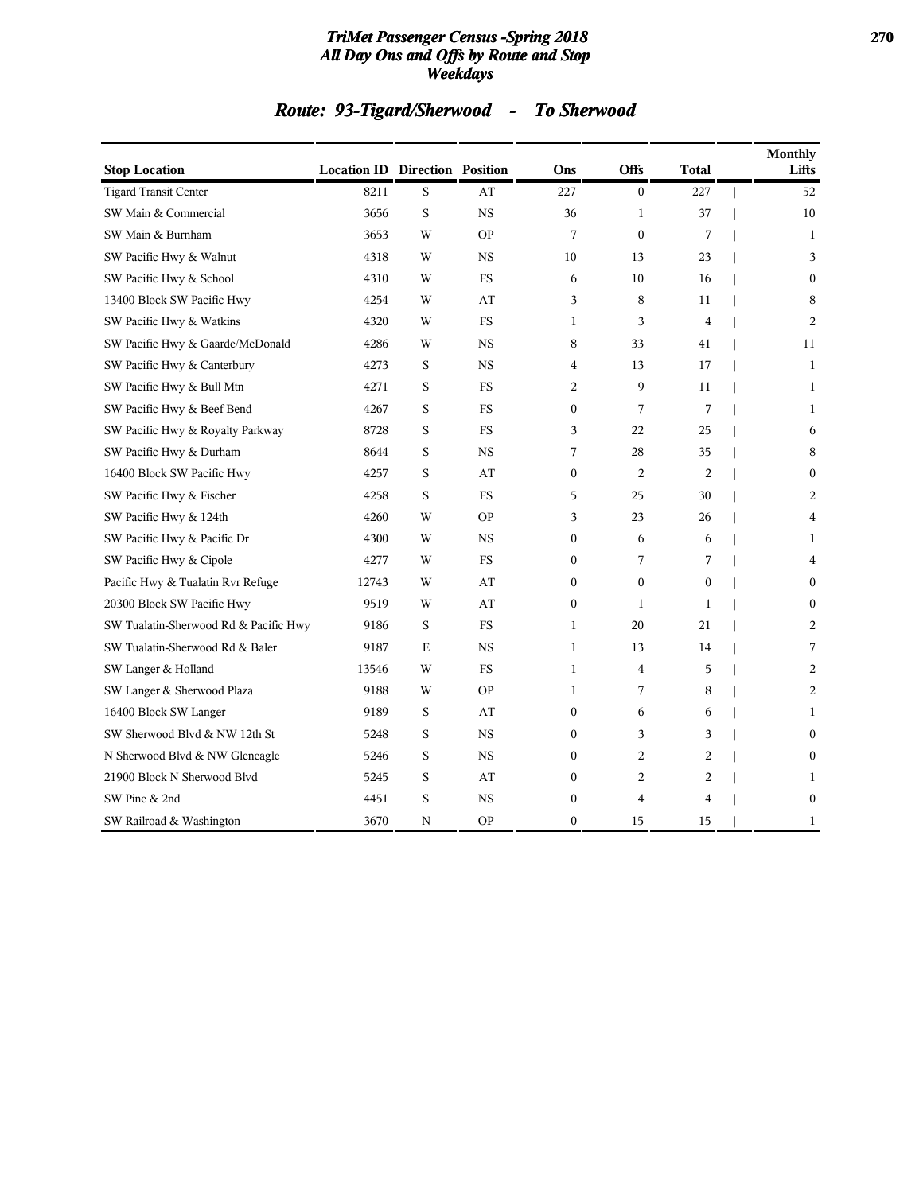# TriMet Passenger Census -Spring 2018
## All Day Ons and Offs by Route and Stop
## Weekdays

## Route: 93-Tigard/Sherwood - To Sherwood

| Stop Location | Location ID | Direction | Position | Ons | Offs | Total | Monthly Lifts |
|---|---|---|---|---|---|---|---|
| Tigard Transit Center | 8211 | S | AT | 227 | 0 | 227 | 52 |
| SW Main & Commercial | 3656 | S | NS | 36 | 1 | 37 | 10 |
| SW Main & Burnham | 3653 | W | OP | 7 | 0 | 7 | 1 |
| SW Pacific Hwy & Walnut | 4318 | W | NS | 10 | 13 | 23 | 3 |
| SW Pacific Hwy & School | 4310 | W | FS | 6 | 10 | 16 | 0 |
| 13400 Block SW Pacific Hwy | 4254 | W | AT | 3 | 8 | 11 | 8 |
| SW Pacific Hwy & Watkins | 4320 | W | FS | 1 | 3 | 4 | 2 |
| SW Pacific Hwy & Gaarde/McDonald | 4286 | W | NS | 8 | 33 | 41 | 11 |
| SW Pacific Hwy & Canterbury | 4273 | S | NS | 4 | 13 | 17 | 1 |
| SW Pacific Hwy & Bull Mtn | 4271 | S | FS | 2 | 9 | 11 | 1 |
| SW Pacific Hwy & Beef Bend | 4267 | S | FS | 0 | 7 | 7 | 1 |
| SW Pacific Hwy & Royalty Parkway | 8728 | S | FS | 3 | 22 | 25 | 6 |
| SW Pacific Hwy & Durham | 8644 | S | NS | 7 | 28 | 35 | 8 |
| 16400 Block SW Pacific Hwy | 4257 | S | AT | 0 | 2 | 2 | 0 |
| SW Pacific Hwy & Fischer | 4258 | S | FS | 5 | 25 | 30 | 2 |
| SW Pacific Hwy & 124th | 4260 | W | OP | 3 | 23 | 26 | 4 |
| SW Pacific Hwy & Pacific Dr | 4300 | W | NS | 0 | 6 | 6 | 1 |
| SW Pacific Hwy & Cipole | 4277 | W | FS | 0 | 7 | 7 | 4 |
| Pacific Hwy & Tualatin Rvr Refuge | 12743 | W | AT | 0 | 0 | 0 | 0 |
| 20300 Block SW Pacific Hwy | 9519 | W | AT | 0 | 1 | 1 | 0 |
| SW Tualatin-Sherwood Rd & Pacific Hwy | 9186 | S | FS | 1 | 20 | 21 | 2 |
| SW Tualatin-Sherwood Rd & Baler | 9187 | E | NS | 1 | 13 | 14 | 7 |
| SW Langer & Holland | 13546 | W | FS | 1 | 4 | 5 | 2 |
| SW Langer & Sherwood Plaza | 9188 | W | OP | 1 | 7 | 8 | 2 |
| 16400 Block SW Langer | 9189 | S | AT | 0 | 6 | 6 | 1 |
| SW Sherwood Blvd & NW 12th St | 5248 | S | NS | 0 | 3 | 3 | 0 |
| N Sherwood Blvd & NW Gleneagle | 5246 | S | NS | 0 | 2 | 2 | 0 |
| 21900 Block N Sherwood Blvd | 5245 | S | AT | 0 | 2 | 2 | 1 |
| SW Pine & 2nd | 4451 | S | NS | 0 | 4 | 4 | 0 |
| SW Railroad & Washington | 3670 | N | OP | 0 | 15 | 15 | 1 |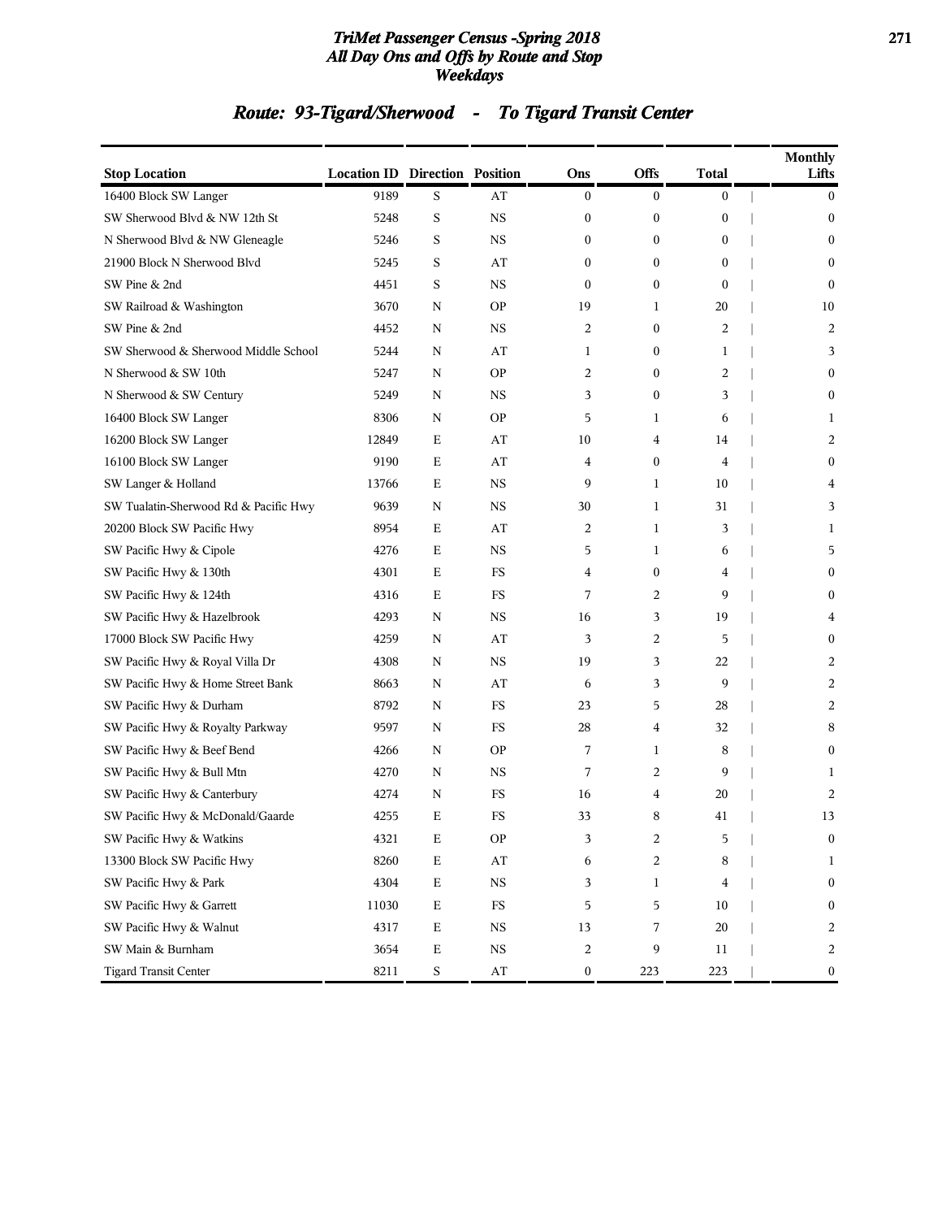## Route: 93-Tigard/Sherwood - To Tigard Transit Center

| Stop Location | Location ID | Direction | Position | Ons | Offs | Total | Monthly Lifts |
|---|---|---|---|---|---|---|---|
| 16400 Block SW Langer | 9189 | S | AT | 0 | 0 | 0 | 0 |
| SW Sherwood Blvd & NW 12th St | 5248 | S | NS | 0 | 0 | 0 | 0 |
| N Sherwood Blvd & NW Gleneagle | 5246 | S | NS | 0 | 0 | 0 | 0 |
| 21900 Block N Sherwood Blvd | 5245 | S | AT | 0 | 0 | 0 | 0 |
| SW Pine & 2nd | 4451 | S | NS | 0 | 0 | 0 | 0 |
| SW Railroad & Washington | 3670 | N | OP | 19 | 1 | 20 | 10 |
| SW Pine & 2nd | 4452 | N | NS | 2 | 0 | 2 | 2 |
| SW Sherwood & Sherwood Middle School | 5244 | N | AT | 1 | 0 | 1 | 3 |
| N Sherwood & SW 10th | 5247 | N | OP | 2 | 0 | 2 | 0 |
| N Sherwood & SW Century | 5249 | N | NS | 3 | 0 | 3 | 0 |
| 16400 Block SW Langer | 8306 | N | OP | 5 | 1 | 6 | 1 |
| 16200 Block SW Langer | 12849 | E | AT | 10 | 4 | 14 | 2 |
| 16100 Block SW Langer | 9190 | E | AT | 4 | 0 | 4 | 0 |
| SW Langer & Holland | 13766 | E | NS | 9 | 1 | 10 | 4 |
| SW Tualatin-Sherwood Rd & Pacific Hwy | 9639 | N | NS | 30 | 1 | 31 | 3 |
| 20200 Block SW Pacific Hwy | 8954 | E | AT | 2 | 1 | 3 | 1 |
| SW Pacific Hwy & Cipole | 4276 | E | NS | 5 | 1 | 6 | 5 |
| SW Pacific Hwy & 130th | 4301 | E | FS | 4 | 0 | 4 | 0 |
| SW Pacific Hwy & 124th | 4316 | E | FS | 7 | 2 | 9 | 0 |
| SW Pacific Hwy & Hazelbrook | 4293 | N | NS | 16 | 3 | 19 | 4 |
| 17000 Block SW Pacific Hwy | 4259 | N | AT | 3 | 2 | 5 | 0 |
| SW Pacific Hwy & Royal Villa Dr | 4308 | N | NS | 19 | 3 | 22 | 2 |
| SW Pacific Hwy & Home Street Bank | 8663 | N | AT | 6 | 3 | 9 | 2 |
| SW Pacific Hwy & Durham | 8792 | N | FS | 23 | 5 | 28 | 2 |
| SW Pacific Hwy & Royalty Parkway | 9597 | N | FS | 28 | 4 | 32 | 8 |
| SW Pacific Hwy & Beef Bend | 4266 | N | OP | 7 | 1 | 8 | 0 |
| SW Pacific Hwy & Bull Mtn | 4270 | N | NS | 7 | 2 | 9 | 1 |
| SW Pacific Hwy & Canterbury | 4274 | N | FS | 16 | 4 | 20 | 2 |
| SW Pacific Hwy & McDonald/Gaarde | 4255 | E | FS | 33 | 8 | 41 | 13 |
| SW Pacific Hwy & Watkins | 4321 | E | OP | 3 | 2 | 5 | 0 |
| 13300 Block SW Pacific Hwy | 8260 | E | AT | 6 | 2 | 8 | 1 |
| SW Pacific Hwy & Park | 4304 | E | NS | 3 | 1 | 4 | 0 |
| SW Pacific Hwy & Garrett | 11030 | E | FS | 5 | 5 | 10 | 0 |
| SW Pacific Hwy & Walnut | 4317 | E | NS | 13 | 7 | 20 | 2 |
| SW Main & Burnham | 3654 | E | NS | 2 | 9 | 11 | 2 |
| Tigard Transit Center | 8211 | S | AT | 0 | 223 | 223 | 0 |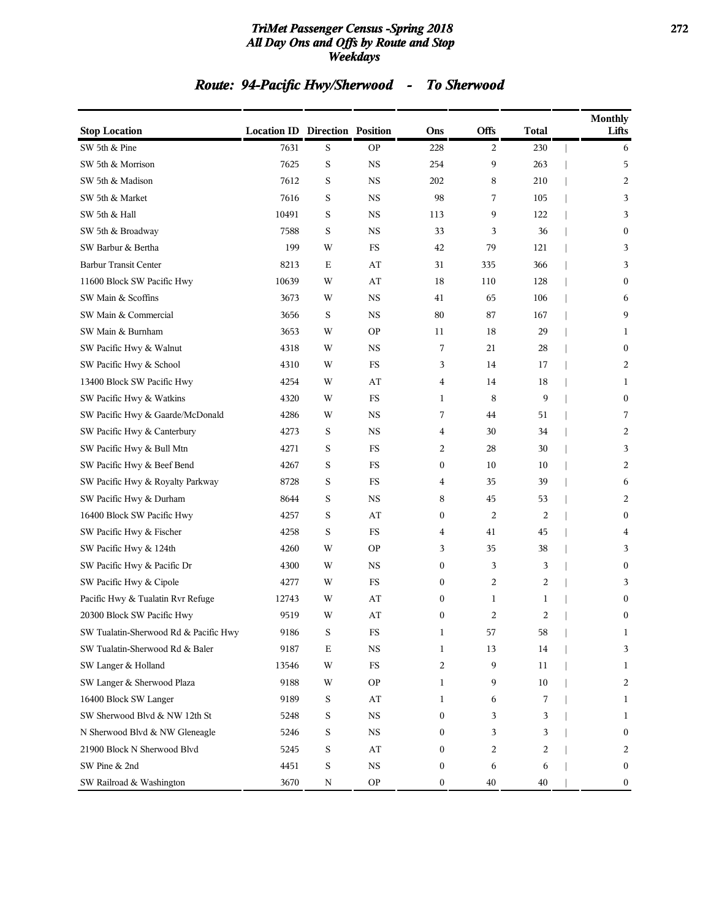## Route: 94-Pacific Hwy/Sherwood - To Sherwood

| Stop Location | Location ID | Direction | Position | Ons | Offs | Total | Monthly Lifts |
|---|---|---|---|---|---|---|---|
| SW 5th & Pine | 7631 | S | OP | 228 | 2 | 230 | 6 |
| SW 5th & Morrison | 7625 | S | NS | 254 | 9 | 263 | 5 |
| SW 5th & Madison | 7612 | S | NS | 202 | 8 | 210 | 2 |
| SW 5th & Market | 7616 | S | NS | 98 | 7 | 105 | 3 |
| SW 5th & Hall | 10491 | S | NS | 113 | 9 | 122 | 3 |
| SW 5th & Broadway | 7588 | S | NS | 33 | 3 | 36 | 0 |
| SW Barbur & Bertha | 199 | W | FS | 42 | 79 | 121 | 3 |
| Barbur Transit Center | 8213 | E | AT | 31 | 335 | 366 | 3 |
| 11600 Block SW Pacific Hwy | 10639 | W | AT | 18 | 110 | 128 | 0 |
| SW Main & Scoffins | 3673 | W | NS | 41 | 65 | 106 | 6 |
| SW Main & Commercial | 3656 | S | NS | 80 | 87 | 167 | 9 |
| SW Main & Burnham | 3653 | W | OP | 11 | 18 | 29 | 1 |
| SW Pacific Hwy & Walnut | 4318 | W | NS | 7 | 21 | 28 | 0 |
| SW Pacific Hwy & School | 4310 | W | FS | 3 | 14 | 17 | 2 |
| 13400 Block SW Pacific Hwy | 4254 | W | AT | 4 | 14 | 18 | 1 |
| SW Pacific Hwy & Watkins | 4320 | W | FS | 1 | 8 | 9 | 0 |
| SW Pacific Hwy & Gaarde/McDonald | 4286 | W | NS | 7 | 44 | 51 | 7 |
| SW Pacific Hwy & Canterbury | 4273 | S | NS | 4 | 30 | 34 | 2 |
| SW Pacific Hwy & Bull Mtn | 4271 | S | FS | 2 | 28 | 30 | 3 |
| SW Pacific Hwy & Beef Bend | 4267 | S | FS | 0 | 10 | 10 | 2 |
| SW Pacific Hwy & Royalty Parkway | 8728 | S | FS | 4 | 35 | 39 | 6 |
| SW Pacific Hwy & Durham | 8644 | S | NS | 8 | 45 | 53 | 2 |
| 16400 Block SW Pacific Hwy | 4257 | S | AT | 0 | 2 | 2 | 0 |
| SW Pacific Hwy & Fischer | 4258 | S | FS | 4 | 41 | 45 | 4 |
| SW Pacific Hwy & 124th | 4260 | W | OP | 3 | 35 | 38 | 3 |
| SW Pacific Hwy & Pacific Dr | 4300 | W | NS | 0 | 3 | 3 | 0 |
| SW Pacific Hwy & Cipole | 4277 | W | FS | 0 | 2 | 2 | 3 |
| Pacific Hwy & Tualatin Rvr Refuge | 12743 | W | AT | 0 | 1 | 1 | 0 |
| 20300 Block SW Pacific Hwy | 9519 | W | AT | 0 | 2 | 2 | 0 |
| SW Tualatin-Sherwood Rd & Pacific Hwy | 9186 | S | FS | 1 | 57 | 58 | 1 |
| SW Tualatin-Sherwood Rd & Baler | 9187 | E | NS | 1 | 13 | 14 | 3 |
| SW Langer & Holland | 13546 | W | FS | 2 | 9 | 11 | 1 |
| SW Langer & Sherwood Plaza | 9188 | W | OP | 1 | 9 | 10 | 2 |
| 16400 Block SW Langer | 9189 | S | AT | 1 | 6 | 7 | 1 |
| SW Sherwood Blvd & NW 12th St | 5248 | S | NS | 0 | 3 | 3 | 1 |
| N Sherwood Blvd & NW Gleneagle | 5246 | S | NS | 0 | 3 | 3 | 0 |
| 21900 Block N Sherwood Blvd | 5245 | S | AT | 0 | 2 | 2 | 2 |
| SW Pine & 2nd | 4451 | S | NS | 0 | 6 | 6 | 0 |
| SW Railroad & Washington | 3670 | N | OP | 0 | 40 | 40 | 0 |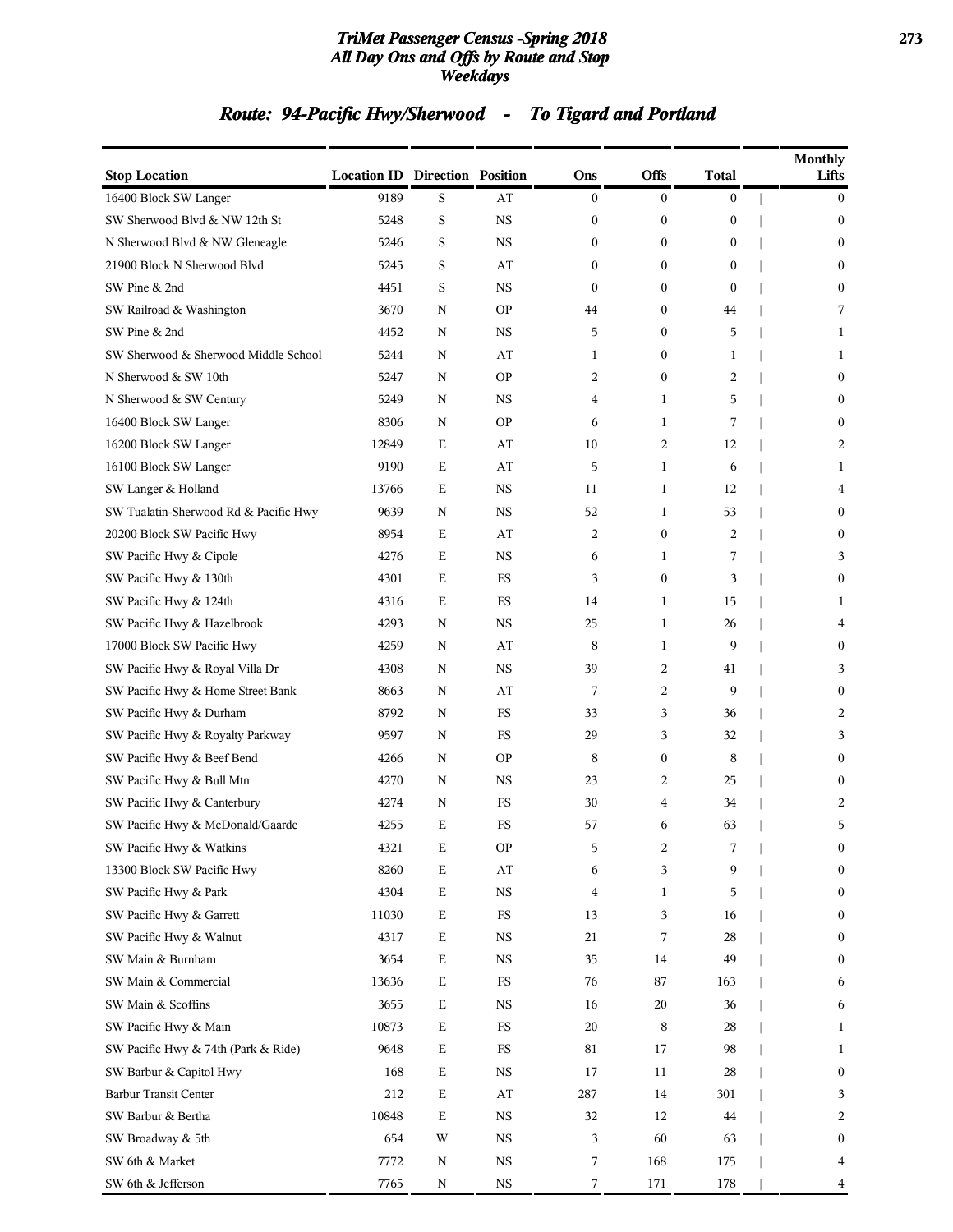# TriMet Passenger Census -Spring 2018
## All Day Ons and Offs by Route and Stop
### Weekdays

## Route: 94-Pacific Hwy/Sherwood - To Tigard and Portland

| Stop Location | Location ID | Direction | Position | Ons | Offs | Total | Monthly Lifts |
|---|---|---|---|---|---|---|---|
| 16400 Block SW Langer | 9189 | S | AT | 0 | 0 | 0 | 0 |
| SW Sherwood Blvd & NW 12th St | 5248 | S | NS | 0 | 0 | 0 | 0 |
| N Sherwood Blvd & NW Gleneagle | 5246 | S | NS | 0 | 0 | 0 | 0 |
| 21900 Block N Sherwood Blvd | 5245 | S | AT | 0 | 0 | 0 | 0 |
| SW Pine & 2nd | 4451 | S | NS | 0 | 0 | 0 | 0 |
| SW Railroad & Washington | 3670 | N | OP | 44 | 0 | 44 | 7 |
| SW Pine & 2nd | 4452 | N | NS | 5 | 0 | 5 | 1 |
| SW Sherwood & Sherwood Middle School | 5244 | N | AT | 1 | 0 | 1 | 1 |
| N Sherwood & SW 10th | 5247 | N | OP | 2 | 0 | 2 | 0 |
| N Sherwood & SW Century | 5249 | N | NS | 4 | 1 | 5 | 0 |
| 16400 Block SW Langer | 8306 | N | OP | 6 | 1 | 7 | 0 |
| 16200 Block SW Langer | 12849 | E | AT | 10 | 2 | 12 | 2 |
| 16100 Block SW Langer | 9190 | E | AT | 5 | 1 | 6 | 1 |
| SW Langer & Holland | 13766 | E | NS | 11 | 1 | 12 | 4 |
| SW Tualatin-Sherwood Rd & Pacific Hwy | 9639 | N | NS | 52 | 1 | 53 | 0 |
| 20200 Block SW Pacific Hwy | 8954 | E | AT | 2 | 0 | 2 | 0 |
| SW Pacific Hwy & Cipole | 4276 | E | NS | 6 | 1 | 7 | 3 |
| SW Pacific Hwy & 130th | 4301 | E | FS | 3 | 0 | 3 | 0 |
| SW Pacific Hwy & 124th | 4316 | E | FS | 14 | 1 | 15 | 1 |
| SW Pacific Hwy & Hazelbrook | 4293 | N | NS | 25 | 1 | 26 | 4 |
| 17000 Block SW Pacific Hwy | 4259 | N | AT | 8 | 1 | 9 | 0 |
| SW Pacific Hwy & Royal Villa Dr | 4308 | N | NS | 39 | 2 | 41 | 3 |
| SW Pacific Hwy & Home Street Bank | 8663 | N | AT | 7 | 2 | 9 | 0 |
| SW Pacific Hwy & Durham | 8792 | N | FS | 33 | 3 | 36 | 2 |
| SW Pacific Hwy & Royalty Parkway | 9597 | N | FS | 29 | 3 | 32 | 3 |
| SW Pacific Hwy & Beef Bend | 4266 | N | OP | 8 | 0 | 8 | 0 |
| SW Pacific Hwy & Bull Mtn | 4270 | N | NS | 23 | 2 | 25 | 0 |
| SW Pacific Hwy & Canterbury | 4274 | N | FS | 30 | 4 | 34 | 2 |
| SW Pacific Hwy & McDonald/Gaarde | 4255 | E | FS | 57 | 6 | 63 | 5 |
| SW Pacific Hwy & Watkins | 4321 | E | OP | 5 | 2 | 7 | 0 |
| 13300 Block SW Pacific Hwy | 8260 | E | AT | 6 | 3 | 9 | 0 |
| SW Pacific Hwy & Park | 4304 | E | NS | 4 | 1 | 5 | 0 |
| SW Pacific Hwy & Garrett | 11030 | E | FS | 13 | 3 | 16 | 0 |
| SW Pacific Hwy & Walnut | 4317 | E | NS | 21 | 7 | 28 | 0 |
| SW Main & Burnham | 3654 | E | NS | 35 | 14 | 49 | 0 |
| SW Main & Commercial | 13636 | E | FS | 76 | 87 | 163 | 6 |
| SW Main & Scoffins | 3655 | E | NS | 16 | 20 | 36 | 6 |
| SW Pacific Hwy & Main | 10873 | E | FS | 20 | 8 | 28 | 1 |
| SW Pacific Hwy & 74th (Park & Ride) | 9648 | E | FS | 81 | 17 | 98 | 1 |
| SW Barbur & Capitol Hwy | 168 | E | NS | 17 | 11 | 28 | 0 |
| Barbur Transit Center | 212 | E | AT | 287 | 14 | 301 | 3 |
| SW Barbur & Bertha | 10848 | E | NS | 32 | 12 | 44 | 2 |
| SW Broadway & 5th | 654 | W | NS | 3 | 60 | 63 | 0 |
| SW 6th & Market | 7772 | N | NS | 7 | 168 | 175 | 4 |
| SW 6th & Jefferson | 7765 | N | NS | 7 | 171 | 178 | 4 |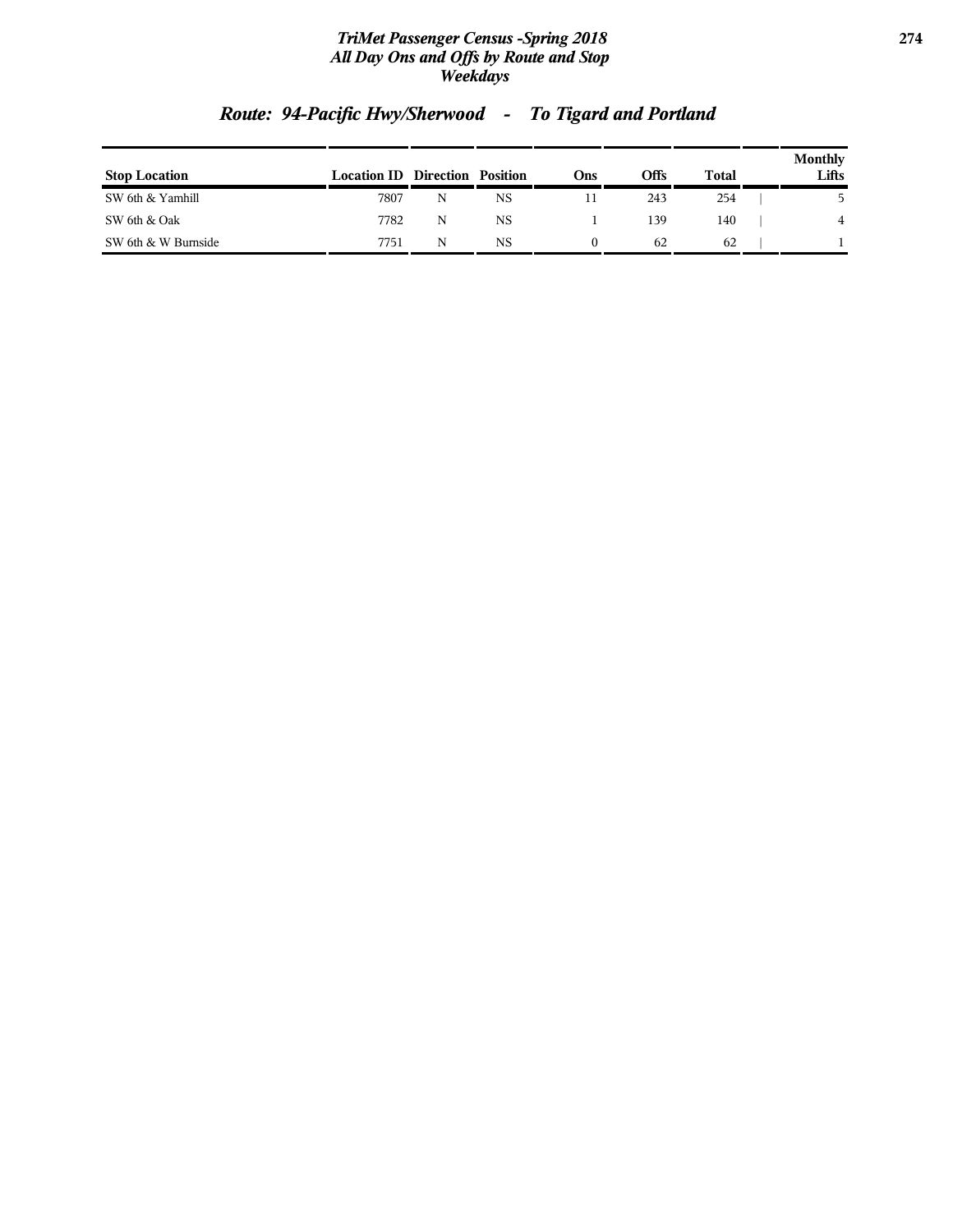## Route: 94-Pacific Hwy/Sherwood - To Tigard and Portland

| Stop Location | Location ID | Direction | Position | Ons | Offs | Total | Monthly Lifts |
|---|---|---|---|---|---|---|---|
| SW 6th & Yamhill | 7807 | N | NS | 11 | 243 | 254 | 5 |
| SW 6th & Oak | 7782 | N | NS | 1 | 139 | 140 | 4 |
| SW 6th & W Burnside | 7751 | N | NS | 0 | 62 | 62 | 1 |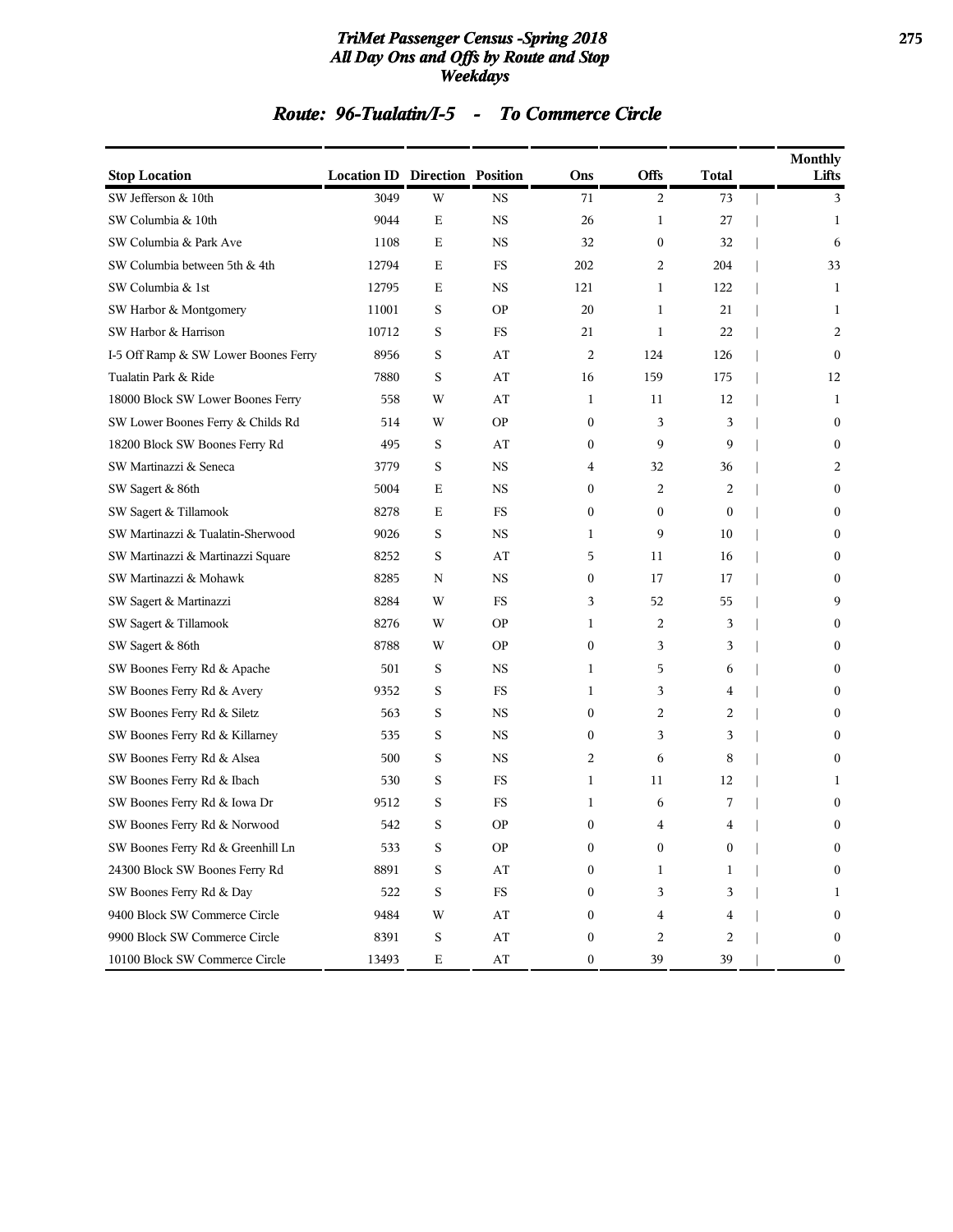# TriMet Passenger Census -Spring 2018
## All Day Ons and Offs by Route and Stop
## Weekdays

## Route: 96-Tualatin/I-5 - To Commerce Circle

| Stop Location | Location ID | Direction | Position | Ons | Offs | Total | Monthly Lifts |
|---|---|---|---|---|---|---|---|
| SW Jefferson & 10th | 3049 | W | NS | 71 | 2 | 73 | 3 |
| SW Columbia & 10th | 9044 | E | NS | 26 | 1 | 27 | 1 |
| SW Columbia & Park Ave | 1108 | E | NS | 32 | 0 | 32 | 6 |
| SW Columbia between 5th & 4th | 12794 | E | FS | 202 | 2 | 204 | 33 |
| SW Columbia & 1st | 12795 | E | NS | 121 | 1 | 122 | 1 |
| SW Harbor & Montgomery | 11001 | S | OP | 20 | 1 | 21 | 1 |
| SW Harbor & Harrison | 10712 | S | FS | 21 | 1 | 22 | 2 |
| I-5 Off Ramp & SW Lower Boones Ferry | 8956 | S | AT | 2 | 124 | 126 | 0 |
| Tualatin Park & Ride | 7880 | S | AT | 16 | 159 | 175 | 12 |
| 18000 Block SW Lower Boones Ferry | 558 | W | AT | 1 | 11 | 12 | 1 |
| SW Lower Boones Ferry & Childs Rd | 514 | W | OP | 0 | 3 | 3 | 0 |
| 18200 Block SW Boones Ferry Rd | 495 | S | AT | 0 | 9 | 9 | 0 |
| SW Martinazzi & Seneca | 3779 | S | NS | 4 | 32 | 36 | 2 |
| SW Sagert & 86th | 5004 | E | NS | 0 | 2 | 2 | 0 |
| SW Sagert & Tillamook | 8278 | E | FS | 0 | 0 | 0 | 0 |
| SW Martinazzi & Tualatin-Sherwood | 9026 | S | NS | 1 | 9 | 10 | 0 |
| SW Martinazzi & Martinazzi Square | 8252 | S | AT | 5 | 11 | 16 | 0 |
| SW Martinazzi & Mohawk | 8285 | N | NS | 0 | 17 | 17 | 0 |
| SW Sagert & Martinazzi | 8284 | W | FS | 3 | 52 | 55 | 9 |
| SW Sagert & Tillamook | 8276 | W | OP | 1 | 2 | 3 | 0 |
| SW Sagert & 86th | 8788 | W | OP | 0 | 3 | 3 | 0 |
| SW Boones Ferry Rd & Apache | 501 | S | NS | 1 | 5 | 6 | 0 |
| SW Boones Ferry Rd & Avery | 9352 | S | FS | 1 | 3 | 4 | 0 |
| SW Boones Ferry Rd & Siletz | 563 | S | NS | 0 | 2 | 2 | 0 |
| SW Boones Ferry Rd & Killarney | 535 | S | NS | 0 | 3 | 3 | 0 |
| SW Boones Ferry Rd & Alsea | 500 | S | NS | 2 | 6 | 8 | 0 |
| SW Boones Ferry Rd & Ibach | 530 | S | FS | 1 | 11 | 12 | 1 |
| SW Boones Ferry Rd & Iowa Dr | 9512 | S | FS | 1 | 6 | 7 | 0 |
| SW Boones Ferry Rd & Norwood | 542 | S | OP | 0 | 4 | 4 | 0 |
| SW Boones Ferry Rd & Greenhill Ln | 533 | S | OP | 0 | 0 | 0 | 0 |
| 24300 Block SW Boones Ferry Rd | 8891 | S | AT | 0 | 1 | 1 | 0 |
| SW Boones Ferry Rd & Day | 522 | S | FS | 0 | 3 | 3 | 1 |
| 9400 Block SW Commerce Circle | 9484 | W | AT | 0 | 4 | 4 | 0 |
| 9900 Block SW Commerce Circle | 8391 | S | AT | 0 | 2 | 2 | 0 |
| 10100 Block SW Commerce Circle | 13493 | E | AT | 0 | 39 | 39 | 0 |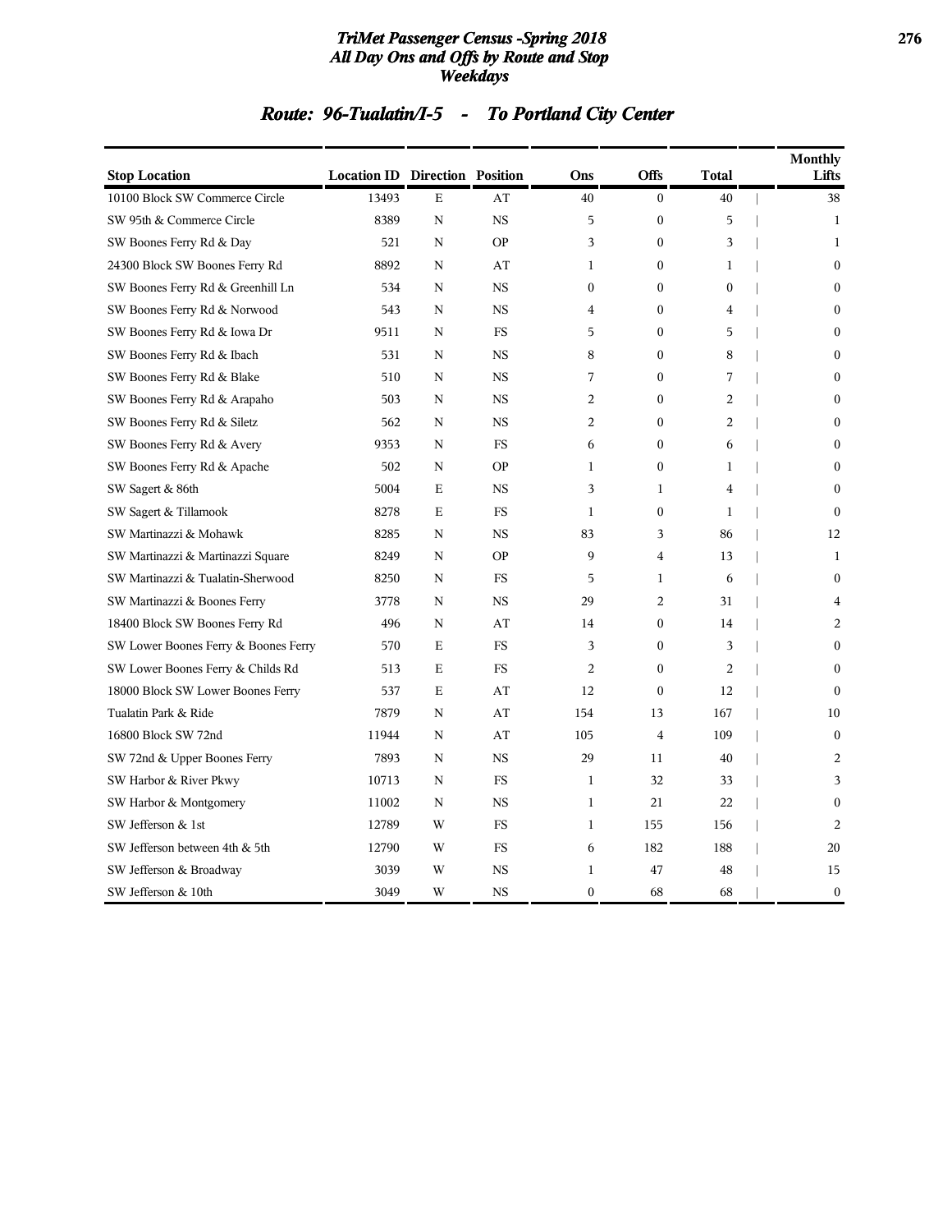# TriMet Passenger Census -Spring 2018
## All Day Ons and Offs by Route and Stop
## Weekdays

## Route: 96-Tualatin/I-5 - To Portland City Center

| Stop Location | Location ID | Direction | Position | Ons | Offs | Total | Monthly Lifts |
|---|---|---|---|---|---|---|---|
| 10100 Block SW Commerce Circle | 13493 | E | AT | 40 | 0 | 40 | 38 |
| SW 95th & Commerce Circle | 8389 | N | NS | 5 | 0 | 5 | 1 |
| SW Boones Ferry Rd & Day | 521 | N | OP | 3 | 0 | 3 | 1 |
| 24300 Block SW Boones Ferry Rd | 8892 | N | AT | 1 | 0 | 1 | 0 |
| SW Boones Ferry Rd & Greenhill Ln | 534 | N | NS | 0 | 0 | 0 | 0 |
| SW Boones Ferry Rd & Norwood | 543 | N | NS | 4 | 0 | 4 | 0 |
| SW Boones Ferry Rd & Iowa Dr | 9511 | N | FS | 5 | 0 | 5 | 0 |
| SW Boones Ferry Rd & Ibach | 531 | N | NS | 8 | 0 | 8 | 0 |
| SW Boones Ferry Rd & Blake | 510 | N | NS | 7 | 0 | 7 | 0 |
| SW Boones Ferry Rd & Arapaho | 503 | N | NS | 2 | 0 | 2 | 0 |
| SW Boones Ferry Rd & Siletz | 562 | N | NS | 2 | 0 | 2 | 0 |
| SW Boones Ferry Rd & Avery | 9353 | N | FS | 6 | 0 | 6 | 0 |
| SW Boones Ferry Rd & Apache | 502 | N | OP | 1 | 0 | 1 | 0 |
| SW Sagert & 86th | 5004 | E | NS | 3 | 1 | 4 | 0 |
| SW Sagert & Tillamook | 8278 | E | FS | 1 | 0 | 1 | 0 |
| SW Martinazzi & Mohawk | 8285 | N | NS | 83 | 3 | 86 | 12 |
| SW Martinazzi & Martinazzi Square | 8249 | N | OP | 9 | 4 | 13 | 1 |
| SW Martinazzi & Tualatin-Sherwood | 8250 | N | FS | 5 | 1 | 6 | 0 |
| SW Martinazzi & Boones Ferry | 3778 | N | NS | 29 | 2 | 31 | 4 |
| 18400 Block SW Boones Ferry Rd | 496 | N | AT | 14 | 0 | 14 | 2 |
| SW Lower Boones Ferry & Boones Ferry | 570 | E | FS | 3 | 0 | 3 | 0 |
| SW Lower Boones Ferry & Childs Rd | 513 | E | FS | 2 | 0 | 2 | 0 |
| 18000 Block SW Lower Boones Ferry | 537 | E | AT | 12 | 0 | 12 | 0 |
| Tualatin Park & Ride | 7879 | N | AT | 154 | 13 | 167 | 10 |
| 16800 Block SW 72nd | 11944 | N | AT | 105 | 4 | 109 | 0 |
| SW 72nd & Upper Boones Ferry | 7893 | N | NS | 29 | 11 | 40 | 2 |
| SW Harbor & River Pkwy | 10713 | N | FS | 1 | 32 | 33 | 3 |
| SW Harbor & Montgomery | 11002 | N | NS | 1 | 21 | 22 | 0 |
| SW Jefferson & 1st | 12789 | W | FS | 1 | 155 | 156 | 2 |
| SW Jefferson between 4th & 5th | 12790 | W | FS | 6 | 182 | 188 | 20 |
| SW Jefferson & Broadway | 3039 | W | NS | 1 | 47 | 48 | 15 |
| SW Jefferson & 10th | 3049 | W | NS | 0 | 68 | 68 | 0 |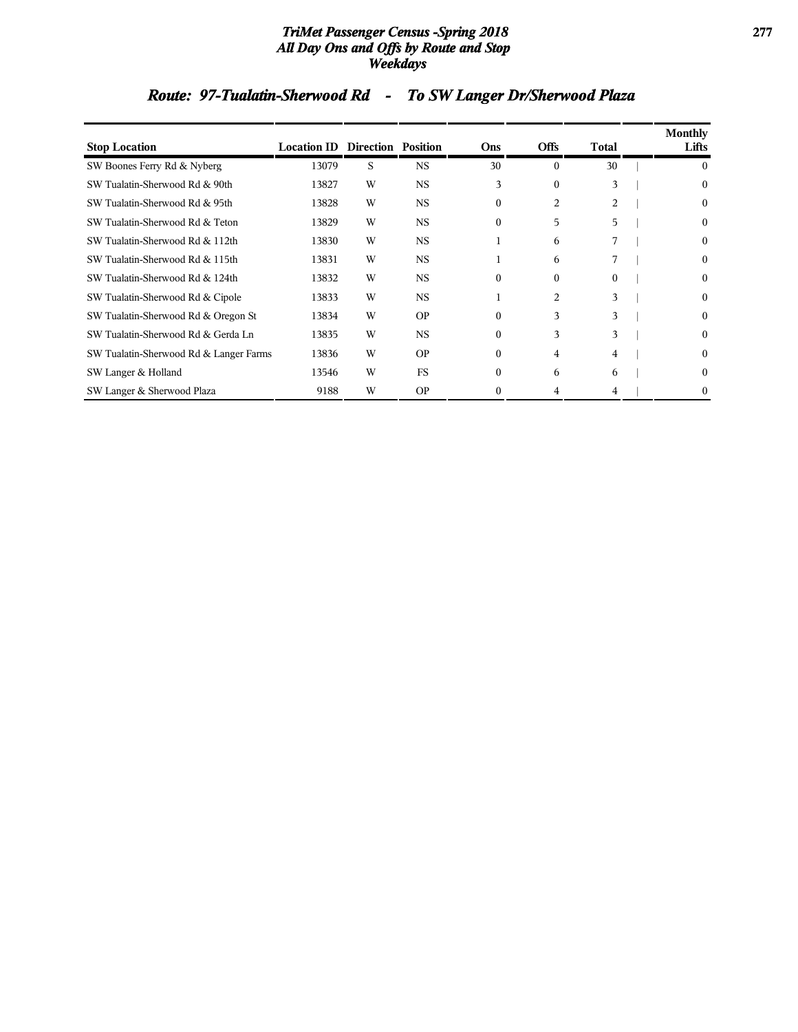## Route: 97-Tualatin-Sherwood Rd - To SW Langer Dr/Sherwood Plaza

| Stop Location | Location ID | Direction | Position | Ons | Offs | Total | Monthly Lifts |
|---|---|---|---|---|---|---|---|
| SW Boones Ferry Rd & Nyberg | 13079 | S | NS | 30 | 0 | 30 | 0 |
| SW Tualatin-Sherwood Rd & 90th | 13827 | W | NS | 3 | 0 | 3 | 0 |
| SW Tualatin-Sherwood Rd & 95th | 13828 | W | NS | 0 | 2 | 2 | 0 |
| SW Tualatin-Sherwood Rd & Teton | 13829 | W | NS | 0 | 5 | 5 | 0 |
| SW Tualatin-Sherwood Rd & 112th | 13830 | W | NS | 1 | 6 | 7 | 0 |
| SW Tualatin-Sherwood Rd & 115th | 13831 | W | NS | 1 | 6 | 7 | 0 |
| SW Tualatin-Sherwood Rd & 124th | 13832 | W | NS | 0 | 0 | 0 | 0 |
| SW Tualatin-Sherwood Rd & Cipole | 13833 | W | NS | 1 | 2 | 3 | 0 |
| SW Tualatin-Sherwood Rd & Oregon St | 13834 | W | OP | 0 | 3 | 3 | 0 |
| SW Tualatin-Sherwood Rd & Gerda Ln | 13835 | W | NS | 0 | 3 | 3 | 0 |
| SW Tualatin-Sherwood Rd & Langer Farms | 13836 | W | OP | 0 | 4 | 4 | 0 |
| SW Langer & Holland | 13546 | W | FS | 0 | 6 | 6 | 0 |
| SW Langer & Sherwood Plaza | 9188 | W | OP | 0 | 4 | 4 | 0 |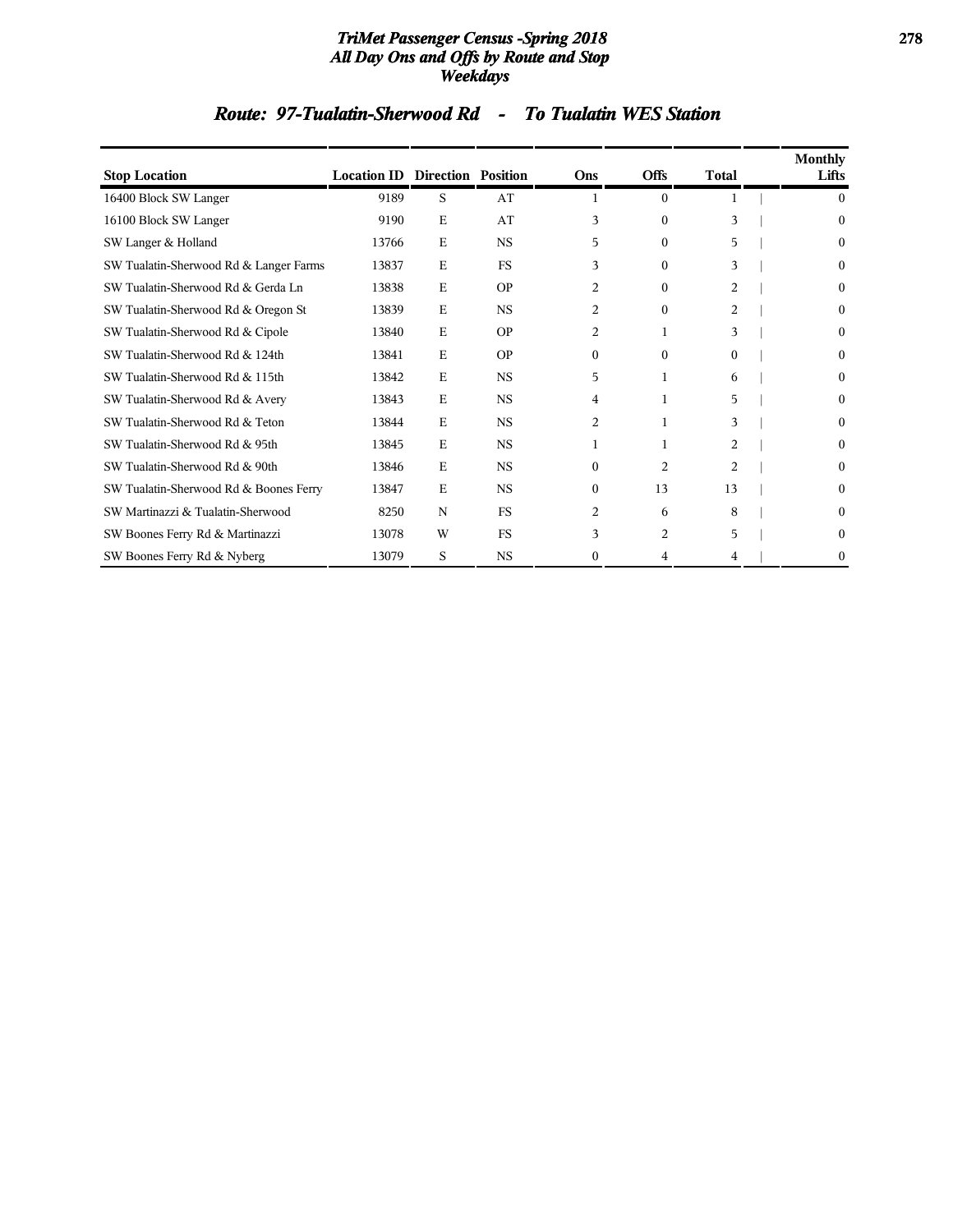## Route: 97-Tualatin-Sherwood Rd - To Tualatin WES Station

| Stop Location | Location ID | Direction | Position | Ons | Offs | Total | Monthly Lifts |
|---|---|---|---|---|---|---|---|
| 16400 Block SW Langer | 9189 | S | AT | 1 | 0 | 1 | 0 |
| 16100 Block SW Langer | 9190 | E | AT | 3 | 0 | 3 | 0 |
| SW Langer & Holland | 13766 | E | NS | 5 | 0 | 5 | 0 |
| SW Tualatin-Sherwood Rd & Langer Farms | 13837 | E | FS | 3 | 0 | 3 | 0 |
| SW Tualatin-Sherwood Rd & Gerda Ln | 13838 | E | OP | 2 | 0 | 2 | 0 |
| SW Tualatin-Sherwood Rd & Oregon St | 13839 | E | NS | 2 | 0 | 2 | 0 |
| SW Tualatin-Sherwood Rd & Cipole | 13840 | E | OP | 2 | 1 | 3 | 0 |
| SW Tualatin-Sherwood Rd & 124th | 13841 | E | OP | 0 | 0 | 0 | 0 |
| SW Tualatin-Sherwood Rd & 115th | 13842 | E | NS | 5 | 1 | 6 | 0 |
| SW Tualatin-Sherwood Rd & Avery | 13843 | E | NS | 4 | 1 | 5 | 0 |
| SW Tualatin-Sherwood Rd & Teton | 13844 | E | NS | 2 | 1 | 3 | 0 |
| SW Tualatin-Sherwood Rd & 95th | 13845 | E | NS | 1 | 1 | 2 | 0 |
| SW Tualatin-Sherwood Rd & 90th | 13846 | E | NS | 0 | 2 | 2 | 0 |
| SW Tualatin-Sherwood Rd & Boones Ferry | 13847 | E | NS | 0 | 13 | 13 | 0 |
| SW Martinazzi & Tualatin-Sherwood | 8250 | N | FS | 2 | 6 | 8 | 0 |
| SW Boones Ferry Rd & Martinazzi | 13078 | W | FS | 3 | 2 | 5 | 0 |
| SW Boones Ferry Rd & Nyberg | 13079 | S | NS | 0 | 4 | 4 | 0 |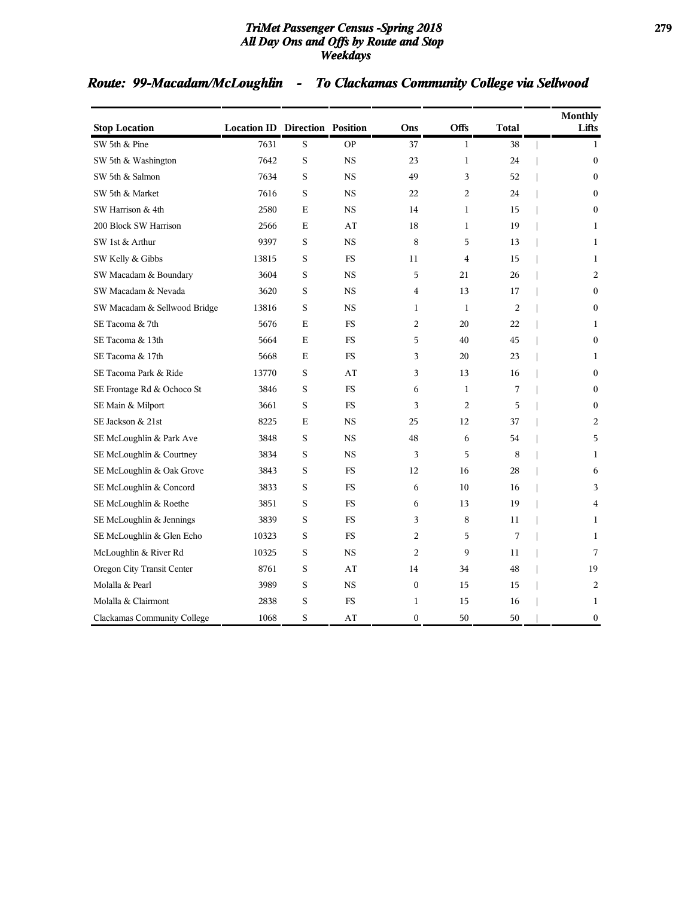## Route: 99-Macadam/McLoughlin - To Clackamas Community College via Sellwood

| Stop Location | Location ID | Direction | Position | Ons | Offs | Total | Monthly Lifts |
|---|---|---|---|---|---|---|---|
| SW 5th & Pine | 7631 | S | OP | 37 | 1 | 38 | 1 |
| SW 5th & Washington | 7642 | S | NS | 23 | 1 | 24 | 0 |
| SW 5th & Salmon | 7634 | S | NS | 49 | 3 | 52 | 0 |
| SW 5th & Market | 7616 | S | NS | 22 | 2 | 24 | 0 |
| SW Harrison & 4th | 2580 | E | NS | 14 | 1 | 15 | 0 |
| 200 Block SW Harrison | 2566 | E | AT | 18 | 1 | 19 | 1 |
| SW 1st & Arthur | 9397 | S | NS | 8 | 5 | 13 | 1 |
| SW Kelly & Gibbs | 13815 | S | FS | 11 | 4 | 15 | 1 |
| SW Macadam & Boundary | 3604 | S | NS | 5 | 21 | 26 | 2 |
| SW Macadam & Nevada | 3620 | S | NS | 4 | 13 | 17 | 0 |
| SW Macadam & Sellwood Bridge | 13816 | S | NS | 1 | 1 | 2 | 0 |
| SE Tacoma & 7th | 5676 | E | FS | 2 | 20 | 22 | 1 |
| SE Tacoma & 13th | 5664 | E | FS | 5 | 40 | 45 | 0 |
| SE Tacoma & 17th | 5668 | E | FS | 3 | 20 | 23 | 1 |
| SE Tacoma Park & Ride | 13770 | S | AT | 3 | 13 | 16 | 0 |
| SE Frontage Rd & Ochoco St | 3846 | S | FS | 6 | 1 | 7 | 0 |
| SE Main & Milport | 3661 | S | FS | 3 | 2 | 5 | 0 |
| SE Jackson & 21st | 8225 | E | NS | 25 | 12 | 37 | 2 |
| SE McLoughlin & Park Ave | 3848 | S | NS | 48 | 6 | 54 | 5 |
| SE McLoughlin & Courtney | 3834 | S | NS | 3 | 5 | 8 | 1 |
| SE McLoughlin & Oak Grove | 3843 | S | FS | 12 | 16 | 28 | 6 |
| SE McLoughlin & Concord | 3833 | S | FS | 6 | 10 | 16 | 3 |
| SE McLoughlin & Roethe | 3851 | S | FS | 6 | 13 | 19 | 4 |
| SE McLoughlin & Jennings | 3839 | S | FS | 3 | 8 | 11 | 1 |
| SE McLoughlin & Glen Echo | 10323 | S | FS | 2 | 5 | 7 | 1 |
| McLoughlin & River Rd | 10325 | S | NS | 2 | 9 | 11 | 7 |
| Oregon City Transit Center | 8761 | S | AT | 14 | 34 | 48 | 19 |
| Molalla & Pearl | 3989 | S | NS | 0 | 15 | 15 | 2 |
| Molalla & Clairmont | 2838 | S | FS | 1 | 15 | 16 | 1 |
| Clackamas Community College | 1068 | S | AT | 0 | 50 | 50 | 0 |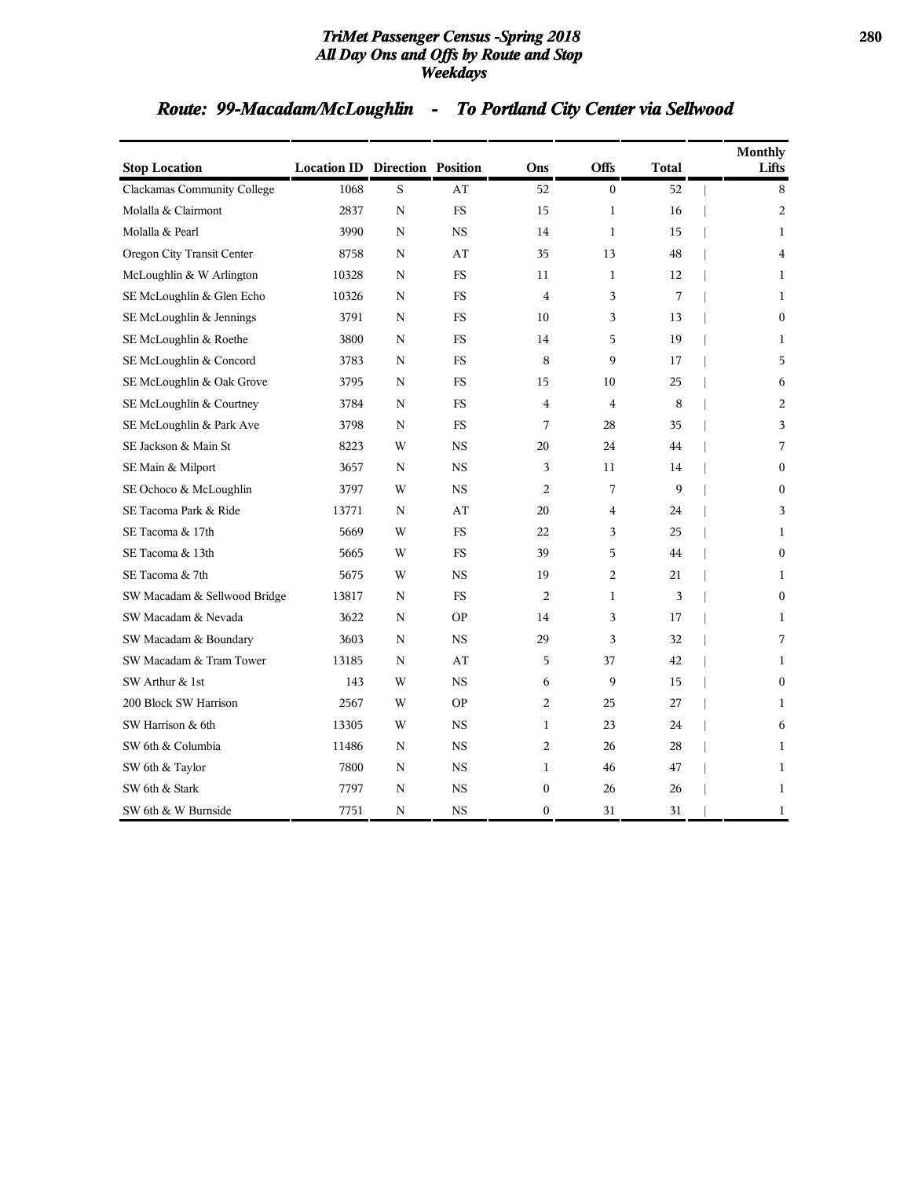## Route: 99-Macadam/McLoughlin - To Portland City Center via Sellwood

| Stop Location | Location ID | Direction | Position | Ons | Offs | Total | Monthly Lifts |
|---|---|---|---|---|---|---|---|
| Clackamas Community College | 1068 | S | AT | 52 | 0 | 52 | 8 |
| Molalla & Clairmont | 2837 | N | FS | 15 | 1 | 16 | 2 |
| Molalla & Pearl | 3990 | N | NS | 14 | 1 | 15 | 1 |
| Oregon City Transit Center | 8758 | N | AT | 35 | 13 | 48 | 4 |
| McLoughlin & W Arlington | 10328 | N | FS | 11 | 1 | 12 | 1 |
| SE McLoughlin & Glen Echo | 10326 | N | FS | 4 | 3 | 7 | 1 |
| SE McLoughlin & Jennings | 3791 | N | FS | 10 | 3 | 13 | 0 |
| SE McLoughlin & Roethe | 3800 | N | FS | 14 | 5 | 19 | 1 |
| SE McLoughlin & Concord | 3783 | N | FS | 8 | 9 | 17 | 5 |
| SE McLoughlin & Oak Grove | 3795 | N | FS | 15 | 10 | 25 | 6 |
| SE McLoughlin & Courtney | 3784 | N | FS | 4 | 4 | 8 | 2 |
| SE McLoughlin & Park Ave | 3798 | N | FS | 7 | 28 | 35 | 3 |
| SE Jackson & Main St | 8223 | W | NS | 20 | 24 | 44 | 7 |
| SE Main & Milport | 3657 | N | NS | 3 | 11 | 14 | 0 |
| SE Ochoco & McLoughlin | 3797 | W | NS | 2 | 7 | 9 | 0 |
| SE Tacoma Park & Ride | 13771 | N | AT | 20 | 4 | 24 | 3 |
| SE Tacoma & 17th | 5669 | W | FS | 22 | 3 | 25 | 1 |
| SE Tacoma & 13th | 5665 | W | FS | 39 | 5 | 44 | 0 |
| SE Tacoma & 7th | 5675 | W | NS | 19 | 2 | 21 | 1 |
| SW Macadam & Sellwood Bridge | 13817 | N | FS | 2 | 1 | 3 | 0 |
| SW Macadam & Nevada | 3622 | N | OP | 14 | 3 | 17 | 1 |
| SW Macadam & Boundary | 3603 | N | NS | 29 | 3 | 32 | 7 |
| SW Macadam & Tram Tower | 13185 | N | AT | 5 | 37 | 42 | 1 |
| SW Arthur & 1st | 143 | W | NS | 6 | 9 | 15 | 0 |
| 200 Block SW Harrison | 2567 | W | OP | 2 | 25 | 27 | 1 |
| SW Harrison & 6th | 13305 | W | NS | 1 | 23 | 24 | 6 |
| SW 6th & Columbia | 11486 | N | NS | 2 | 26 | 28 | 1 |
| SW 6th & Taylor | 7800 | N | NS | 1 | 46 | 47 | 1 |
| SW 6th & Stark | 7797 | N | NS | 0 | 26 | 26 | 1 |
| SW 6th & W Burnside | 7751 | N | NS | 0 | 31 | 31 | 1 |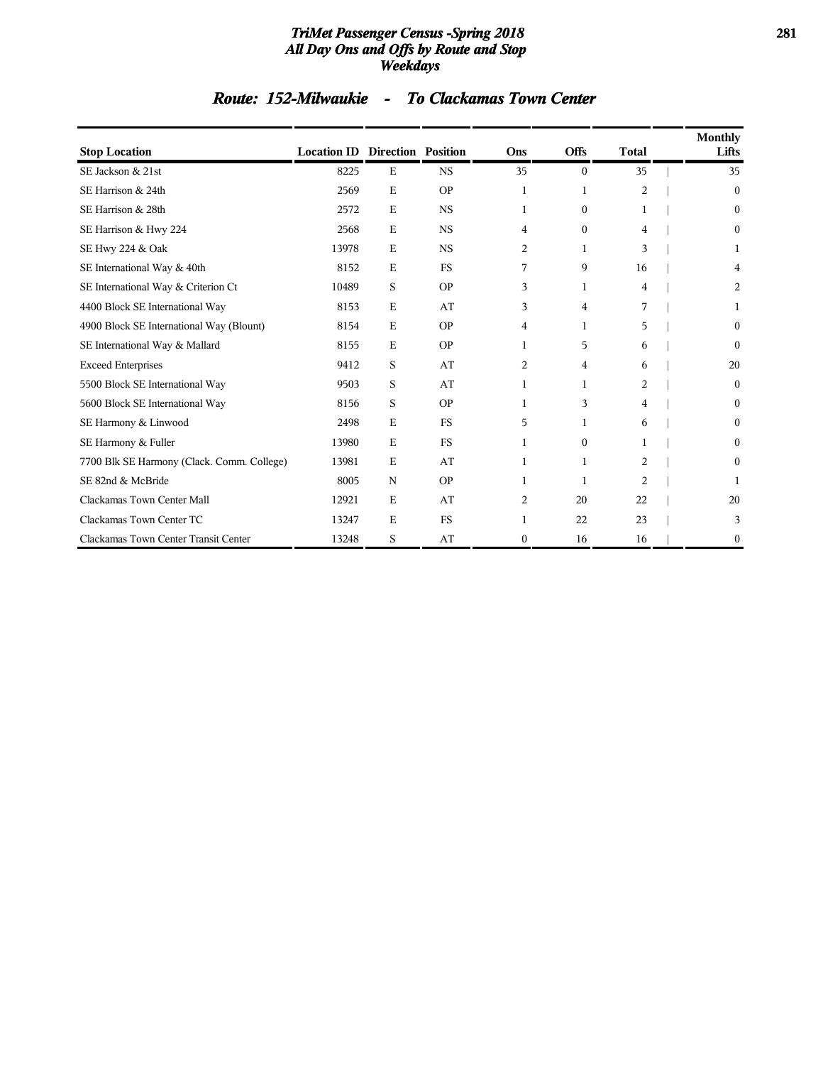## Route: 152-Milwaukie - To Clackamas Town Center

| Stop Location | Location ID | Direction | Position | Ons | Offs | Total | Monthly Lifts |
|---|---|---|---|---|---|---|---|
| SE Jackson & 21st | 8225 | E | NS | 35 | 0 | 35 | 35 |
| SE Harrison & 24th | 2569 | E | OP | 1 | 1 | 2 | 0 |
| SE Harrison & 28th | 2572 | E | NS | 1 | 0 | 1 | 0 |
| SE Harrison & Hwy 224 | 2568 | E | NS | 4 | 0 | 4 | 0 |
| SE Hwy 224 & Oak | 13978 | E | NS | 2 | 1 | 3 | 1 |
| SE International Way & 40th | 8152 | E | FS | 7 | 9 | 16 | 4 |
| SE International Way & Criterion Ct | 10489 | S | OP | 3 | 1 | 4 | 2 |
| 4400 Block SE International Way | 8153 | E | AT | 3 | 4 | 7 | 1 |
| 4900 Block SE International Way (Blount) | 8154 | E | OP | 4 | 1 | 5 | 0 |
| SE International Way & Mallard | 8155 | E | OP | 1 | 5 | 6 | 0 |
| Exceed Enterprises | 9412 | S | AT | 2 | 4 | 6 | 20 |
| 5500 Block SE International Way | 9503 | S | AT | 1 | 1 | 2 | 0 |
| 5600 Block SE International Way | 8156 | S | OP | 1 | 3 | 4 | 0 |
| SE Harmony & Linwood | 2498 | E | FS | 5 | 1 | 6 | 0 |
| SE Harmony & Fuller | 13980 | E | FS | 1 | 0 | 1 | 0 |
| 7700 Blk SE Harmony (Clack. Comm. College) | 13981 | E | AT | 1 | 1 | 2 | 0 |
| SE 82nd & McBride | 8005 | N | OP | 1 | 1 | 2 | 1 |
| Clackamas Town Center Mall | 12921 | E | AT | 2 | 20 | 22 | 20 |
| Clackamas Town Center TC | 13247 | E | FS | 1 | 22 | 23 | 3 |
| Clackamas Town Center Transit Center | 13248 | S | AT | 0 | 16 | 16 | 0 |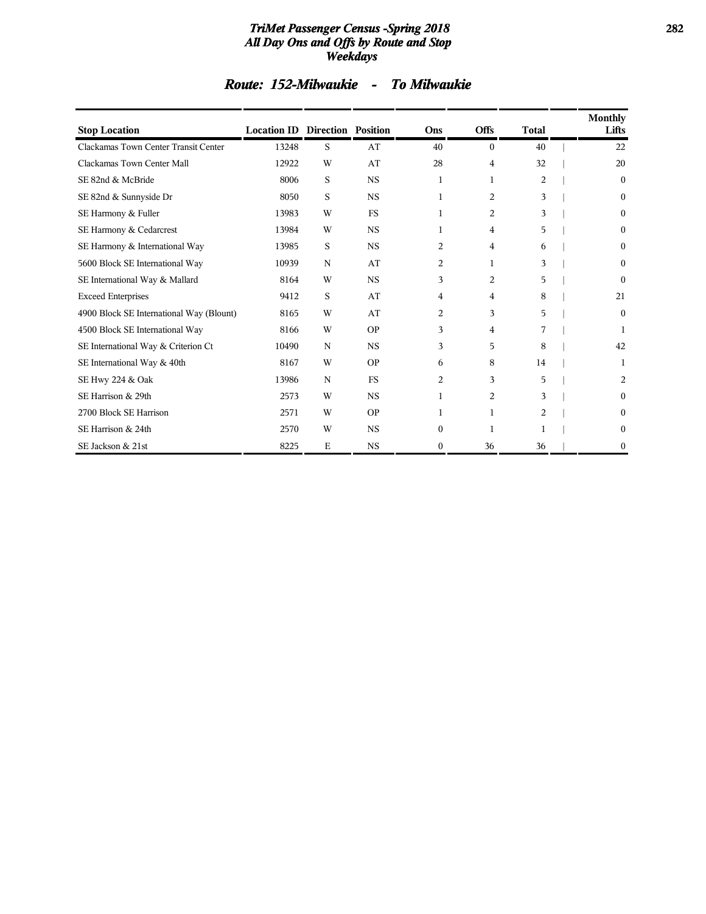# TriMet Passenger Census -Spring 2018
## All Day Ons and Offs by Route and Stop
## Weekdays

## Route: 152-Milwaukie - To Milwaukie

| Stop Location | Location ID | Direction | Position | Ons | Offs | Total | Monthly Lifts |
|---|---|---|---|---|---|---|---|
| Clackamas Town Center Transit Center | 13248 | S | AT | 40 | 0 | 40 | 22 |
| Clackamas Town Center Mall | 12922 | W | AT | 28 | 4 | 32 | 20 |
| SE 82nd & McBride | 8006 | S | NS | 1 | 1 | 2 | 0 |
| SE 82nd & Sunnyside Dr | 8050 | S | NS | 1 | 2 | 3 | 0 |
| SE Harmony & Fuller | 13983 | W | FS | 1 | 2 | 3 | 0 |
| SE Harmony & Cedarcrest | 13984 | W | NS | 1 | 4 | 5 | 0 |
| SE Harmony & International Way | 13985 | S | NS | 2 | 4 | 6 | 0 |
| 5600 Block SE International Way | 10939 | N | AT | 2 | 1 | 3 | 0 |
| SE International Way & Mallard | 8164 | W | NS | 3 | 2 | 5 | 0 |
| Exceed Enterprises | 9412 | S | AT | 4 | 4 | 8 | 21 |
| 4900 Block SE International Way (Blount) | 8165 | W | AT | 2 | 3 | 5 | 0 |
| 4500 Block SE International Way | 8166 | W | OP | 3 | 4 | 7 | 1 |
| SE International Way & Criterion Ct | 10490 | N | NS | 3 | 5 | 8 | 42 |
| SE International Way & 40th | 8167 | W | OP | 6 | 8 | 14 | 1 |
| SE Hwy 224 & Oak | 13986 | N | FS | 2 | 3 | 5 | 2 |
| SE Harrison & 29th | 2573 | W | NS | 1 | 2 | 3 | 0 |
| 2700 Block SE Harrison | 2571 | W | OP | 1 | 1 | 2 | 0 |
| SE Harrison & 24th | 2570 | W | NS | 0 | 1 | 1 | 0 |
| SE Jackson & 21st | 8225 | E | NS | 0 | 36 | 36 | 0 |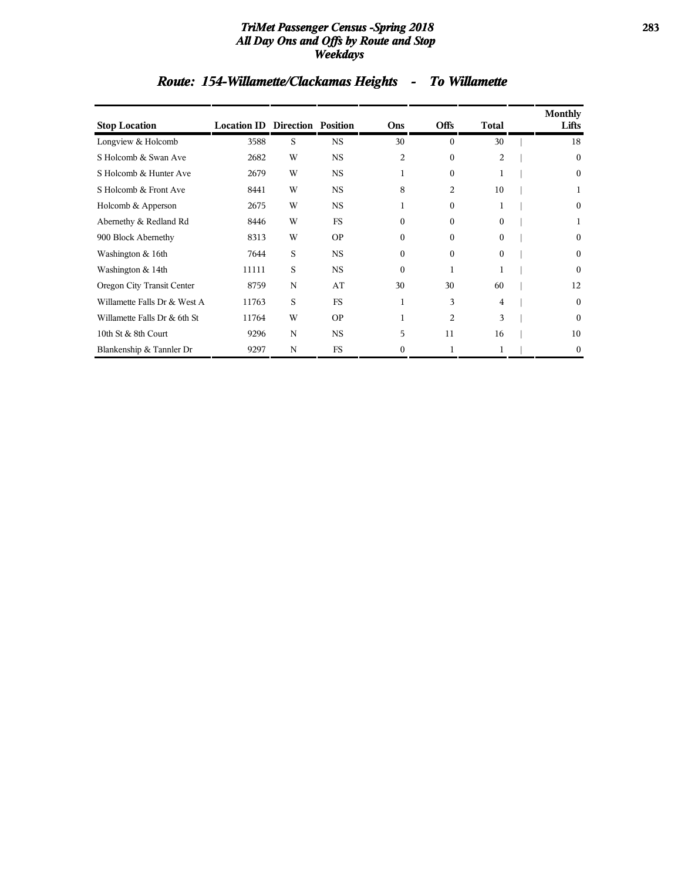## Route: 154-Willamette/Clackamas Heights - To Willamette

| Stop Location | Location ID | Direction | Position | Ons | Offs | Total | Monthly Lifts |
|---|---|---|---|---|---|---|---|
| Longview & Holcomb | 3588 | S | NS | 30 | 0 | 30 | 18 |
| S Holcomb & Swan Ave | 2682 | W | NS | 2 | 0 | 2 | 0 |
| S Holcomb & Hunter Ave | 2679 | W | NS | 1 | 0 | 1 | 0 |
| S Holcomb & Front Ave | 8441 | W | NS | 8 | 2 | 10 | 1 |
| Holcomb & Apperson | 2675 | W | NS | 1 | 0 | 1 | 0 |
| Abernethy & Redland Rd | 8446 | W | FS | 0 | 0 | 0 | 1 |
| 900 Block Abernethy | 8313 | W | OP | 0 | 0 | 0 | 0 |
| Washington & 16th | 7644 | S | NS | 0 | 0 | 0 | 0 |
| Washington & 14th | 11111 | S | NS | 0 | 1 | 1 | 0 |
| Oregon City Transit Center | 8759 | N | AT | 30 | 30 | 60 | 12 |
| Willamette Falls Dr & West A | 11763 | S | FS | 1 | 3 | 4 | 0 |
| Willamette Falls Dr & 6th St | 11764 | W | OP | 1 | 2 | 3 | 0 |
| 10th St & 8th Court | 9296 | N | NS | 5 | 11 | 16 | 10 |
| Blankenship & Tannler Dr | 9297 | N | FS | 0 | 1 | 1 | 0 |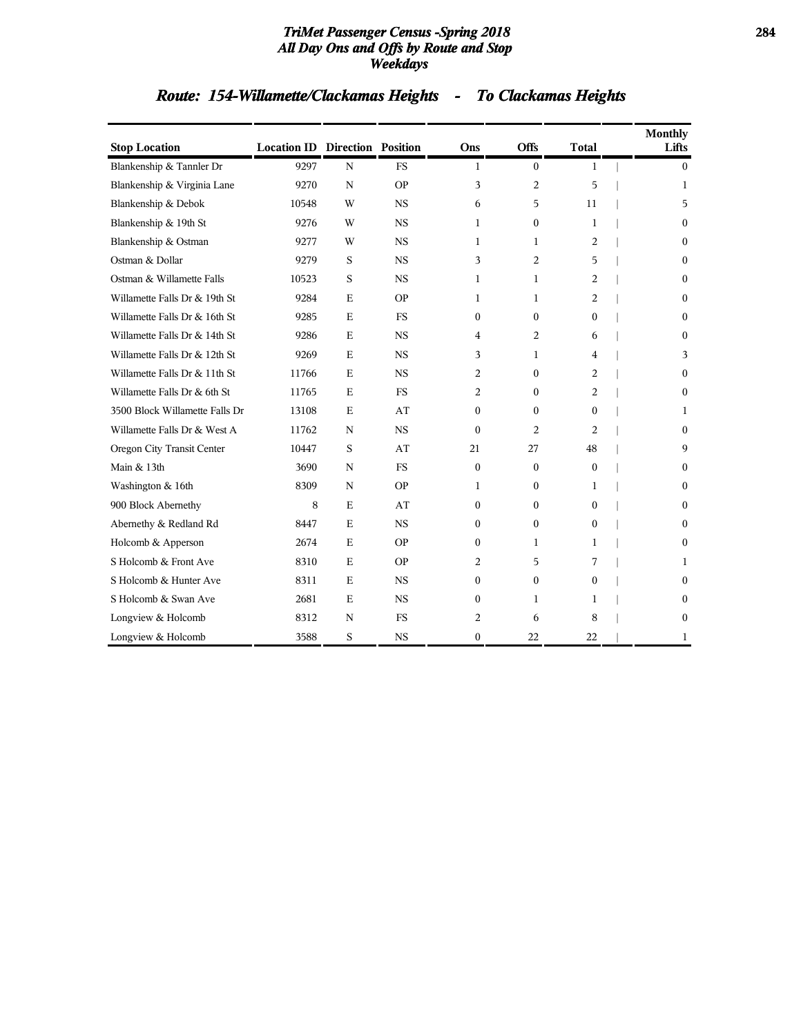# TriMet Passenger Census -Spring 2018
# All Day Ons and Offs by Route and Stop
# Weekdays

## Route: 154-Willamette/Clackamas Heights - To Clackamas Heights

| Stop Location | Location ID | Direction | Position | Ons | Offs | Total | Monthly Lifts |
|---|---|---|---|---|---|---|---|
| Blankenship & Tannler Dr | 9297 | N | FS | 1 | 0 | 1 | 0 |
| Blankenship & Virginia Lane | 9270 | N | OP | 3 | 2 | 5 | 1 |
| Blankenship & Debok | 10548 | W | NS | 6 | 5 | 11 | 5 |
| Blankenship & 19th St | 9276 | W | NS | 1 | 0 | 1 | 0 |
| Blankenship & Ostman | 9277 | W | NS | 1 | 1 | 2 | 0 |
| Ostman & Dollar | 9279 | S | NS | 3 | 2 | 5 | 0 |
| Ostman & Willamette Falls | 10523 | S | NS | 1 | 1 | 2 | 0 |
| Willamette Falls Dr & 19th St | 9284 | E | OP | 1 | 1 | 2 | 0 |
| Willamette Falls Dr & 16th St | 9285 | E | FS | 0 | 0 | 0 | 0 |
| Willamette Falls Dr & 14th St | 9286 | E | NS | 4 | 2 | 6 | 0 |
| Willamette Falls Dr & 12th St | 9269 | E | NS | 3 | 1 | 4 | 3 |
| Willamette Falls Dr & 11th St | 11766 | E | NS | 2 | 0 | 2 | 0 |
| Willamette Falls Dr & 6th St | 11765 | E | FS | 2 | 0 | 2 | 0 |
| 3500 Block Willamette Falls Dr | 13108 | E | AT | 0 | 0 | 0 | 1 |
| Willamette Falls Dr & West A | 11762 | N | NS | 0 | 2 | 2 | 0 |
| Oregon City Transit Center | 10447 | S | AT | 21 | 27 | 48 | 9 |
| Main & 13th | 3690 | N | FS | 0 | 0 | 0 | 0 |
| Washington & 16th | 8309 | N | OP | 1 | 0 | 1 | 0 |
| 900 Block Abernethy | 8 | E | AT | 0 | 0 | 0 | 0 |
| Abernethy & Redland Rd | 8447 | E | NS | 0 | 0 | 0 | 0 |
| Holcomb & Apperson | 2674 | E | OP | 0 | 1 | 1 | 0 |
| S Holcomb & Front Ave | 8310 | E | OP | 2 | 5 | 7 | 1 |
| S Holcomb & Hunter Ave | 8311 | E | NS | 0 | 0 | 0 | 0 |
| S Holcomb & Swan Ave | 2681 | E | NS | 0 | 1 | 1 | 0 |
| Longview & Holcomb | 8312 | N | FS | 2 | 6 | 8 | 0 |
| Longview & Holcomb | 3588 | S | NS | 0 | 22 | 22 | 1 |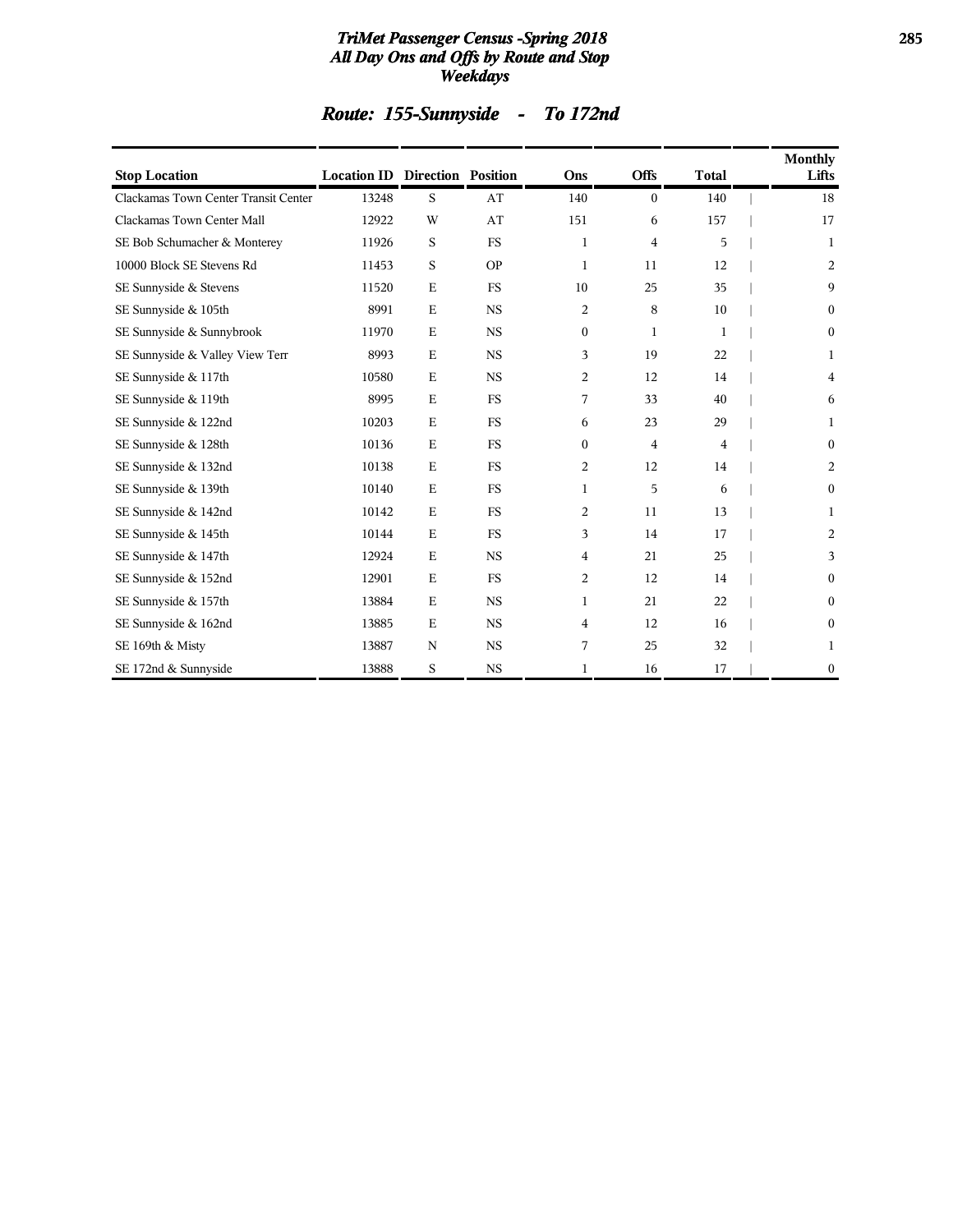# TriMet Passenger Census -Spring 2018
## All Day Ons and Offs by Route and Stop
## Weekdays

## Route: 155-Sunnyside - To 172nd

| Stop Location | Location ID | Direction | Position | Ons | Offs | Total | Monthly Lifts |
|---|---|---|---|---|---|---|---|
| Clackamas Town Center Transit Center | 13248 | S | AT | 140 | 0 | 140 | 18 |
| Clackamas Town Center Mall | 12922 | W | AT | 151 | 6 | 157 | 17 |
| SE Bob Schumacher & Monterey | 11926 | S | FS | 1 | 4 | 5 | 1 |
| 10000 Block SE Stevens Rd | 11453 | S | OP | 1 | 11 | 12 | 2 |
| SE Sunnyside & Stevens | 11520 | E | FS | 10 | 25 | 35 | 9 |
| SE Sunnyside & 105th | 8991 | E | NS | 2 | 8 | 10 | 0 |
| SE Sunnyside & Sunnybrook | 11970 | E | NS | 0 | 1 | 1 | 0 |
| SE Sunnyside & Valley View Terr | 8993 | E | NS | 3 | 19 | 22 | 1 |
| SE Sunnyside & 117th | 10580 | E | NS | 2 | 12 | 14 | 4 |
| SE Sunnyside & 119th | 8995 | E | FS | 7 | 33 | 40 | 6 |
| SE Sunnyside & 122nd | 10203 | E | FS | 6 | 23 | 29 | 1 |
| SE Sunnyside & 128th | 10136 | E | FS | 0 | 4 | 4 | 0 |
| SE Sunnyside & 132nd | 10138 | E | FS | 2 | 12 | 14 | 2 |
| SE Sunnyside & 139th | 10140 | E | FS | 1 | 5 | 6 | 0 |
| SE Sunnyside & 142nd | 10142 | E | FS | 2 | 11 | 13 | 1 |
| SE Sunnyside & 145th | 10144 | E | FS | 3 | 14 | 17 | 2 |
| SE Sunnyside & 147th | 12924 | E | NS | 4 | 21 | 25 | 3 |
| SE Sunnyside & 152nd | 12901 | E | FS | 2 | 12 | 14 | 0 |
| SE Sunnyside & 157th | 13884 | E | NS | 1 | 21 | 22 | 0 |
| SE Sunnyside & 162nd | 13885 | E | NS | 4 | 12 | 16 | 0 |
| SE 169th & Misty | 13887 | N | NS | 7 | 25 | 32 | 1 |
| SE 172nd & Sunnyside | 13888 | S | NS | 1 | 16 | 17 | 0 |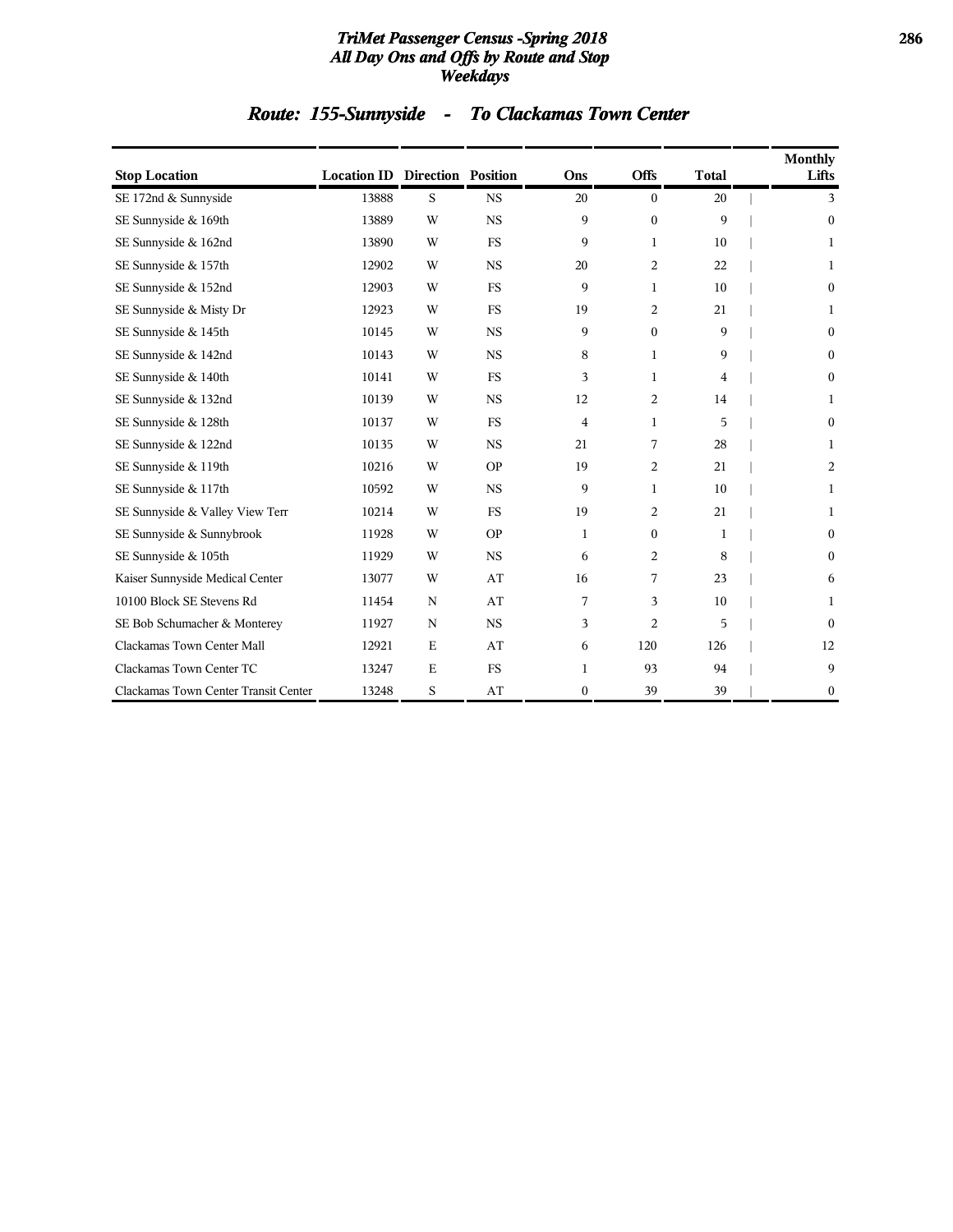# TriMet Passenger Census -Spring 2018
## All Day Ons and Offs by Route and Stop
## Weekdays

## Route: 155-Sunnyside - To Clackamas Town Center

| Stop Location | Location ID | Direction | Position | Ons | Offs | Total | Monthly Lifts |
|---|---|---|---|---|---|---|---|
| SE 172nd & Sunnyside | 13888 | S | NS | 20 | 0 | 20 | 3 |
| SE Sunnyside & 169th | 13889 | W | NS | 9 | 0 | 9 | 0 |
| SE Sunnyside & 162nd | 13890 | W | FS | 9 | 1 | 10 | 1 |
| SE Sunnyside & 157th | 12902 | W | NS | 20 | 2 | 22 | 1 |
| SE Sunnyside & 152nd | 12903 | W | FS | 9 | 1 | 10 | 0 |
| SE Sunnyside & Misty Dr | 12923 | W | FS | 19 | 2 | 21 | 1 |
| SE Sunnyside & 145th | 10145 | W | NS | 9 | 0 | 9 | 0 |
| SE Sunnyside & 142nd | 10143 | W | NS | 8 | 1 | 9 | 0 |
| SE Sunnyside & 140th | 10141 | W | FS | 3 | 1 | 4 | 0 |
| SE Sunnyside & 132nd | 10139 | W | NS | 12 | 2 | 14 | 1 |
| SE Sunnyside & 128th | 10137 | W | FS | 4 | 1 | 5 | 0 |
| SE Sunnyside & 122nd | 10135 | W | NS | 21 | 7 | 28 | 1 |
| SE Sunnyside & 119th | 10216 | W | OP | 19 | 2 | 21 | 2 |
| SE Sunnyside & 117th | 10592 | W | NS | 9 | 1 | 10 | 1 |
| SE Sunnyside & Valley View Terr | 10214 | W | FS | 19 | 2 | 21 | 1 |
| SE Sunnyside & Sunnybrook | 11928 | W | OP | 1 | 0 | 1 | 0 |
| SE Sunnyside & 105th | 11929 | W | NS | 6 | 2 | 8 | 0 |
| Kaiser Sunnyside Medical Center | 13077 | W | AT | 16 | 7 | 23 | 6 |
| 10100 Block SE Stevens Rd | 11454 | N | AT | 7 | 3 | 10 | 1 |
| SE Bob Schumacher & Monterey | 11927 | N | NS | 3 | 2 | 5 | 0 |
| Clackamas Town Center Mall | 12921 | E | AT | 6 | 120 | 126 | 12 |
| Clackamas Town Center TC | 13247 | E | FS | 1 | 93 | 94 | 9 |
| Clackamas Town Center Transit Center | 13248 | S | AT | 0 | 39 | 39 | 0 |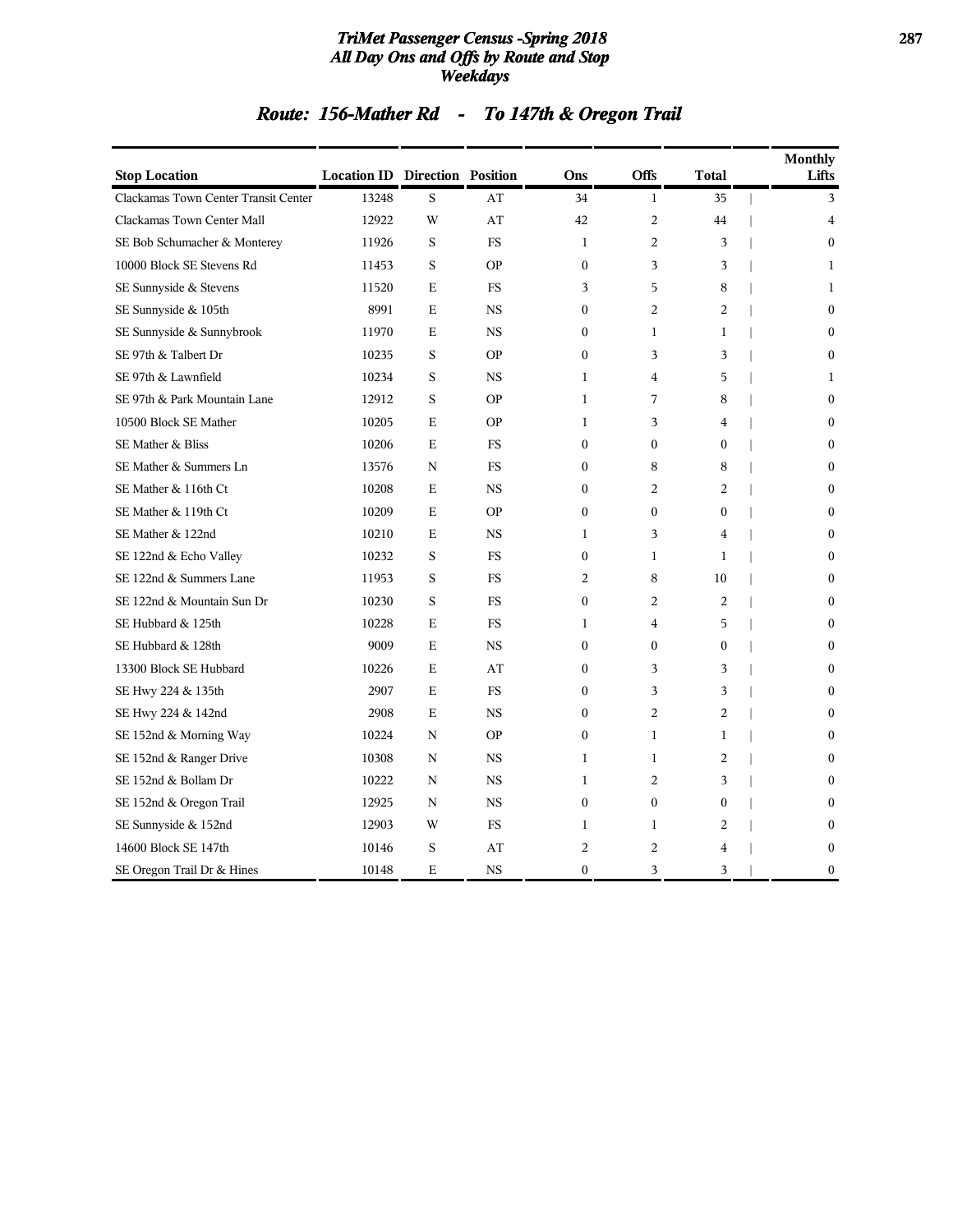# TriMet Passenger Census -Spring 2018
## All Day Ons and Offs by Route and Stop
## Weekdays

## Route: 156-Mather Rd - To 147th & Oregon Trail

| Stop Location | Location ID | Direction | Position | Ons | Offs | Total | Monthly Lifts |
|---|---|---|---|---|---|---|---|
| Clackamas Town Center Transit Center | 13248 | S | AT | 34 | 1 | 35 | 3 |
| Clackamas Town Center Mall | 12922 | W | AT | 42 | 2 | 44 | 4 |
| SE Bob Schumacher & Monterey | 11926 | S | FS | 1 | 2 | 3 | 0 |
| 10000 Block SE Stevens Rd | 11453 | S | OP | 0 | 3 | 3 | 1 |
| SE Sunnyside & Stevens | 11520 | E | FS | 3 | 5 | 8 | 1 |
| SE Sunnyside & 105th | 8991 | E | NS | 0 | 2 | 2 | 0 |
| SE Sunnyside & Sunnybrook | 11970 | E | NS | 0 | 1 | 1 | 0 |
| SE 97th & Talbert Dr | 10235 | S | OP | 0 | 3 | 3 | 0 |
| SE 97th & Lawnfield | 10234 | S | NS | 1 | 4 | 5 | 1 |
| SE 97th & Park Mountain Lane | 12912 | S | OP | 1 | 7 | 8 | 0 |
| 10500 Block SE Mather | 10205 | E | OP | 1 | 3 | 4 | 0 |
| SE Mather & Bliss | 10206 | E | FS | 0 | 0 | 0 | 0 |
| SE Mather & Summers Ln | 13576 | N | FS | 0 | 8 | 8 | 0 |
| SE Mather & 116th Ct | 10208 | E | NS | 0 | 2 | 2 | 0 |
| SE Mather & 119th Ct | 10209 | E | OP | 0 | 0 | 0 | 0 |
| SE Mather & 122nd | 10210 | E | NS | 1 | 3 | 4 | 0 |
| SE 122nd & Echo Valley | 10232 | S | FS | 0 | 1 | 1 | 0 |
| SE 122nd & Summers Lane | 11953 | S | FS | 2 | 8 | 10 | 0 |
| SE 122nd & Mountain Sun Dr | 10230 | S | FS | 0 | 2 | 2 | 0 |
| SE Hubbard & 125th | 10228 | E | FS | 1 | 4 | 5 | 0 |
| SE Hubbard & 128th | 9009 | E | NS | 0 | 0 | 0 | 0 |
| 13300 Block SE Hubbard | 10226 | E | AT | 0 | 3 | 3 | 0 |
| SE Hwy 224 & 135th | 2907 | E | FS | 0 | 3 | 3 | 0 |
| SE Hwy 224 & 142nd | 2908 | E | NS | 0 | 2 | 2 | 0 |
| SE 152nd & Morning Way | 10224 | N | OP | 0 | 1 | 1 | 0 |
| SE 152nd & Ranger Drive | 10308 | N | NS | 1 | 1 | 2 | 0 |
| SE 152nd & Bollam Dr | 10222 | N | NS | 1 | 2 | 3 | 0 |
| SE 152nd & Oregon Trail | 12925 | N | NS | 0 | 0 | 0 | 0 |
| SE Sunnyside & 152nd | 12903 | W | FS | 1 | 1 | 2 | 0 |
| 14600 Block SE 147th | 10146 | S | AT | 2 | 2 | 4 | 0 |
| SE Oregon Trail Dr & Hines | 10148 | E | NS | 0 | 3 | 3 | 0 |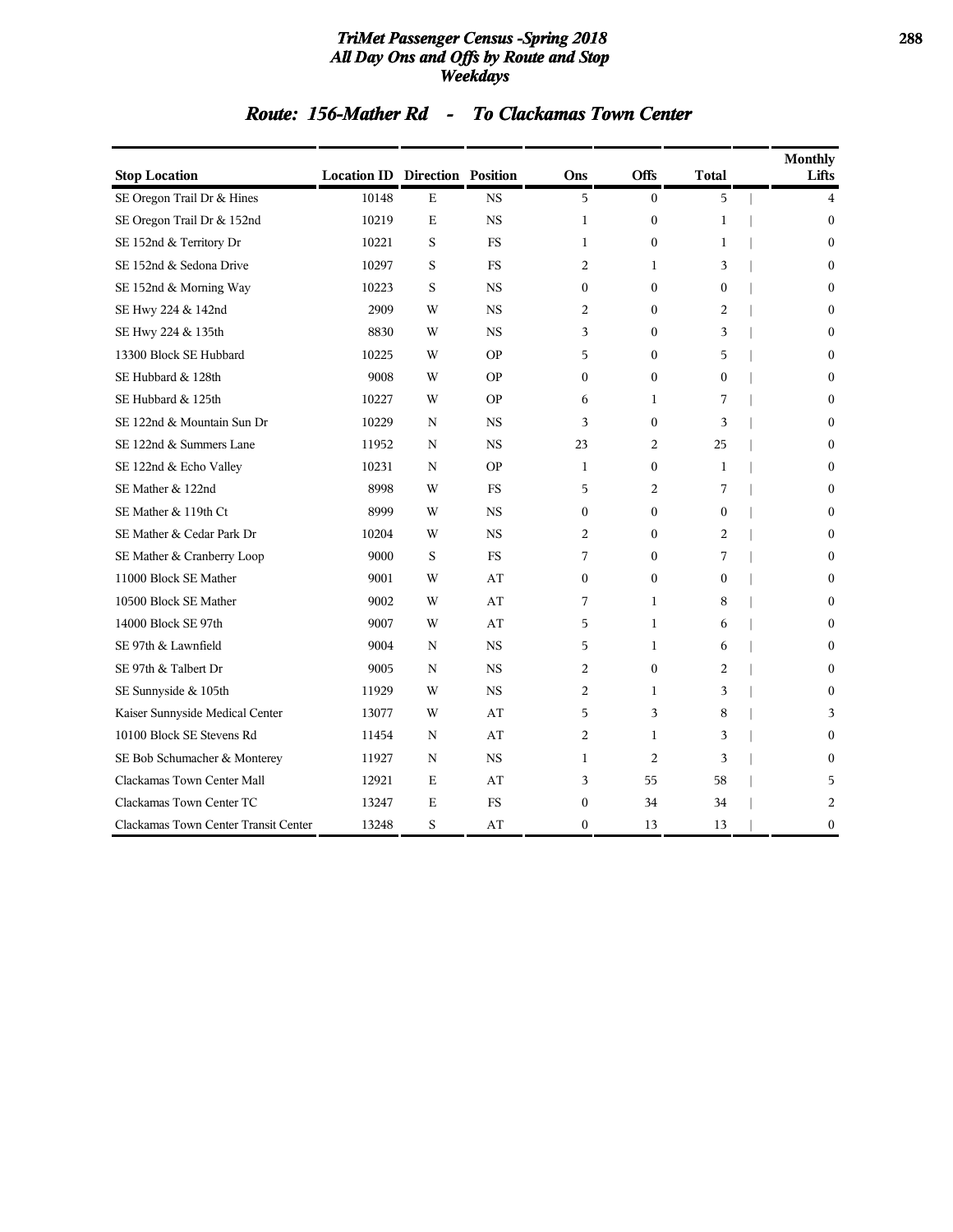# TriMet Passenger Census -Spring 2018
## All Day Ons and Offs by Route and Stop
### Weekdays

## Route: 156-Mather Rd - To Clackamas Town Center

| Stop Location | Location ID | Direction | Position | Ons | Offs | Total | Monthly Lifts |
|---|---|---|---|---|---|---|---|
| SE Oregon Trail Dr & Hines | 10148 | E | NS | 5 | 0 | 5 | 4 |
| SE Oregon Trail Dr & 152nd | 10219 | E | NS | 1 | 0 | 1 | 0 |
| SE 152nd & Territory Dr | 10221 | S | FS | 1 | 0 | 1 | 0 |
| SE 152nd & Sedona Drive | 10297 | S | FS | 2 | 1 | 3 | 0 |
| SE 152nd & Morning Way | 10223 | S | NS | 0 | 0 | 0 | 0 |
| SE Hwy 224 & 142nd | 2909 | W | NS | 2 | 0 | 2 | 0 |
| SE Hwy 224 & 135th | 8830 | W | NS | 3 | 0 | 3 | 0 |
| 13300 Block SE Hubbard | 10225 | W | OP | 5 | 0 | 5 | 0 |
| SE Hubbard & 128th | 9008 | W | OP | 0 | 0 | 0 | 0 |
| SE Hubbard & 125th | 10227 | W | OP | 6 | 1 | 7 | 0 |
| SE 122nd & Mountain Sun Dr | 10229 | N | NS | 3 | 0 | 3 | 0 |
| SE 122nd & Summers Lane | 11952 | N | NS | 23 | 2 | 25 | 0 |
| SE 122nd & Echo Valley | 10231 | N | OP | 1 | 0 | 1 | 0 |
| SE Mather & 122nd | 8998 | W | FS | 5 | 2 | 7 | 0 |
| SE Mather & 119th Ct | 8999 | W | NS | 0 | 0 | 0 | 0 |
| SE Mather & Cedar Park Dr | 10204 | W | NS | 2 | 0 | 2 | 0 |
| SE Mather & Cranberry Loop | 9000 | S | FS | 7 | 0 | 7 | 0 |
| 11000 Block SE Mather | 9001 | W | AT | 0 | 0 | 0 | 0 |
| 10500 Block SE Mather | 9002 | W | AT | 7 | 1 | 8 | 0 |
| 14000 Block SE 97th | 9007 | W | AT | 5 | 1 | 6 | 0 |
| SE 97th & Lawnfield | 9004 | N | NS | 5 | 1 | 6 | 0 |
| SE 97th & Talbert Dr | 9005 | N | NS | 2 | 0 | 2 | 0 |
| SE Sunnyside & 105th | 11929 | W | NS | 2 | 1 | 3 | 0 |
| Kaiser Sunnyside Medical Center | 13077 | W | AT | 5 | 3 | 8 | 3 |
| 10100 Block SE Stevens Rd | 11454 | N | AT | 2 | 1 | 3 | 0 |
| SE Bob Schumacher & Monterey | 11927 | N | NS | 1 | 2 | 3 | 0 |
| Clackamas Town Center Mall | 12921 | E | AT | 3 | 55 | 58 | 5 |
| Clackamas Town Center TC | 13247 | E | FS | 0 | 34 | 34 | 2 |
| Clackamas Town Center Transit Center | 13248 | S | AT | 0 | 13 | 13 | 0 |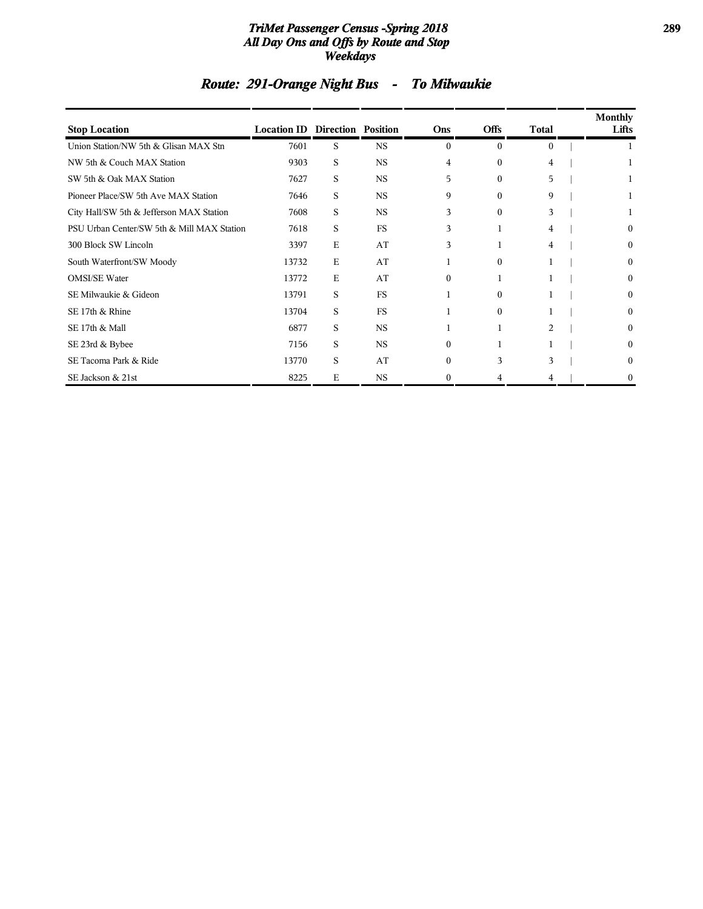## Route: 291-Orange Night Bus - To Milwaukie

| Stop Location | Location ID | Direction | Position | Ons | Offs | Total | Monthly Lifts |
|---|---|---|---|---|---|---|---|
| Union Station/NW 5th & Glisan MAX Stn | 7601 | S | NS | 0 | 0 | 0 | 1 |
| NW 5th & Couch MAX Station | 9303 | S | NS | 4 | 0 | 4 | 1 |
| SW 5th & Oak MAX Station | 7627 | S | NS | 5 | 0 | 5 | 1 |
| Pioneer Place/SW 5th Ave MAX Station | 7646 | S | NS | 9 | 0 | 9 | 1 |
| City Hall/SW 5th & Jefferson MAX Station | 7608 | S | NS | 3 | 0 | 3 | 1 |
| PSU Urban Center/SW 5th & Mill MAX Station | 7618 | S | FS | 3 | 1 | 4 | 0 |
| 300 Block SW Lincoln | 3397 | E | AT | 3 | 1 | 4 | 0 |
| South Waterfront/SW Moody | 13732 | E | AT | 1 | 0 | 1 | 0 |
| OMSI/SE Water | 13772 | E | AT | 0 | 1 | 1 | 0 |
| SE Milwaukie & Gideon | 13791 | S | FS | 1 | 0 | 1 | 0 |
| SE 17th & Rhine | 13704 | S | FS | 1 | 0 | 1 | 0 |
| SE 17th & Mall | 6877 | S | NS | 1 | 1 | 2 | 0 |
| SE 23rd & Bybee | 7156 | S | NS | 0 | 1 | 1 | 0 |
| SE Tacoma Park & Ride | 13770 | S | AT | 0 | 3 | 3 | 0 |
| SE Jackson & 21st | 8225 | E | NS | 0 | 4 | 4 | 0 |